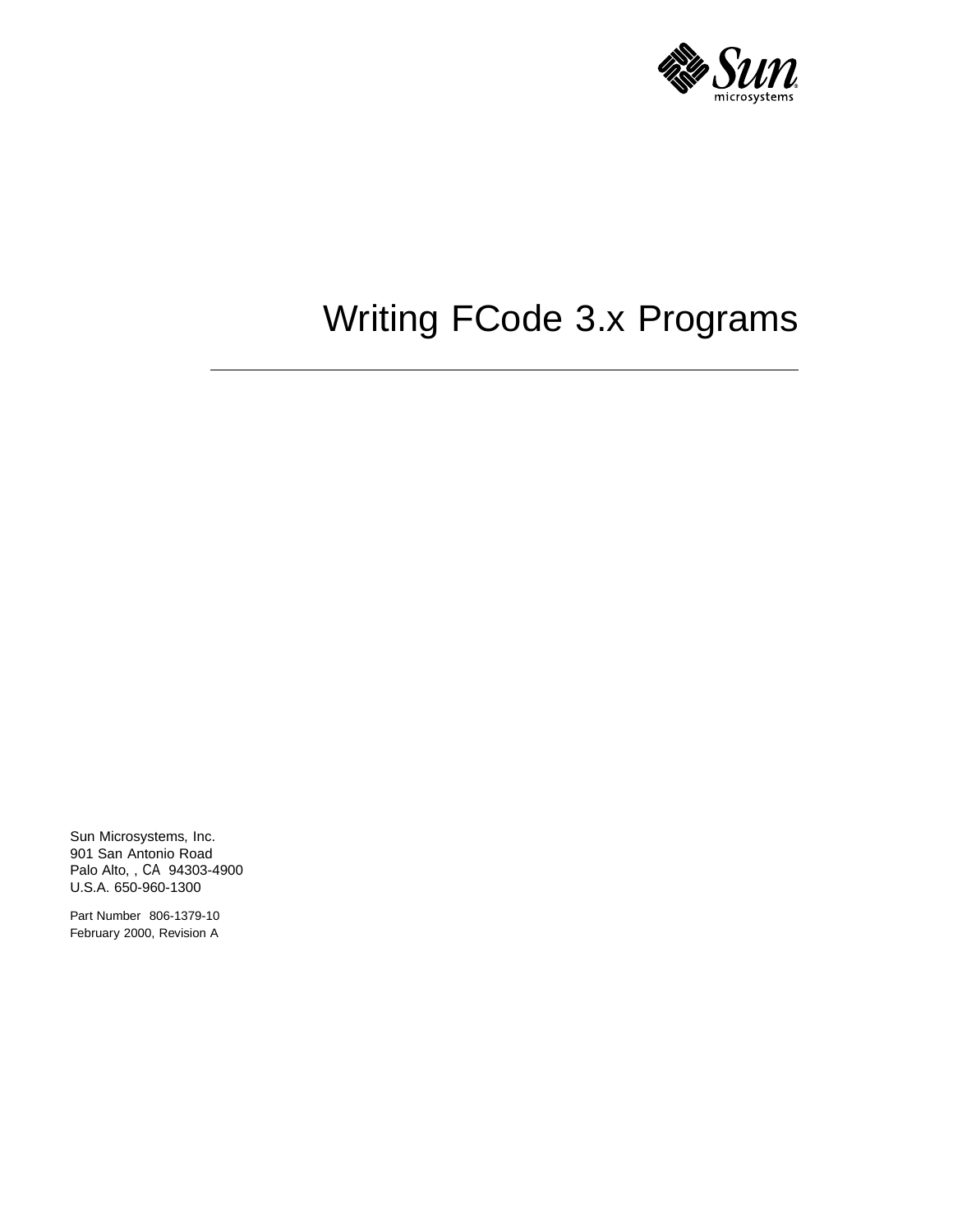# Writing FCode 3.x Programs

Sun Microsystems, Inc.
901 San Antonio Road
Palo Alto, , CA 94303-4900
U.S.A. 650-960-1300

Part Number 806-1379-10
February 2000, Revision A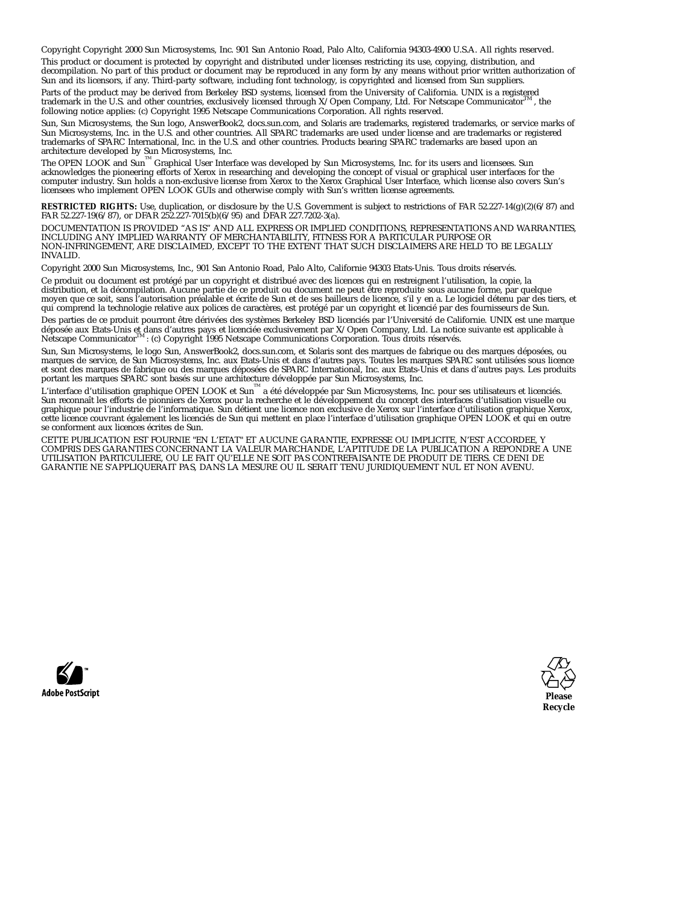Copyright Copyright 2000 Sun Microsystems, Inc. 901 San Antonio Road, Palo Alto, California 94303-4900 U.S.A. All rights reserved.

This product or document is protected by copyright and distributed under licenses restricting its use, copying, distribution, and decompilation. No part of this product or document may be reproduced in any form by any means without prior written authorization of Sun and its licensors, if any. Third-party software, including font technology, is copyrighted and licensed from Sun suppliers.

Parts of the product may be derived from Berkeley BSD systems, licensed from the University of California. UNIX is a registered trademark in the U.S. and other countries, exclusively licensed through X/Open Company, Ltd. For Netscape Communicator™, the following notice applies: (c) Copyright 1995 Netscape Communications Corporation. All rights reserved.

Sun, Sun Microsystems, the Sun logo, AnswerBook2, docs.sun.com, and Solaris are trademarks, registered trademarks, or service marks of Sun Microsystems, Inc. in the U.S. and other countries. All SPARC trademarks are used under license and are trademarks or registered trademarks of SPARC International, Inc. in the U.S. and other countries. Products bearing SPARC trademarks are based upon an architecture developed by Sun Microsystems, Inc.

The OPEN LOOK and Sun™ Graphical User Interface was developed by Sun Microsystems, Inc. for its users and licensees. Sun acknowledges the pioneering efforts of Xerox in researching and developing the concept of visual or graphical user interfaces for the computer industry. Sun holds a non-exclusive license from Xerox to the Xerox Graphical User Interface, which license also covers Sun's licensees who implement OPEN LOOK GUIs and otherwise comply with Sun's written license agreements.

**RESTRICTED RIGHTS:** Use, duplication, or disclosure by the U.S. Government is subject to restrictions of FAR 52.227-14(g)(2)(6/87) and FAR 52.227-19(6/87), or DFAR 252.227-7015(b)(6/95) and DFAR 227.7202-3(a).

DOCUMENTATION IS PROVIDED "AS IS" AND ALL EXPRESS OR IMPLIED CONDITIONS, REPRESENTATIONS AND WARRANTIES, INCLUDING ANY IMPLIED WARRANTY OF MERCHANTABILITY, FITNESS FOR A PARTICULAR PURPOSE OR NON-INFRINGEMENT, ARE DISCLAIMED, EXCEPT TO THE EXTENT THAT SUCH DISCLAIMERS ARE HELD TO BE LEGALLY INVALID.

Copyright 2000 Sun Microsystems, Inc., 901 San Antonio Road, Palo Alto, Californie 94303 Etats-Unis. Tous droits réservés.

Ce produit ou document est protégé par un copyright et distribué avec des licences qui en restreignent l'utilisation, la copie, la distribution, et la décompilation. Aucune partie de ce produit ou document ne peut être reproduite sous aucune forme, par quelque moyen que ce soit, sans l'autorisation préalable et écrite de Sun et de ses bailleurs de licence, s'il y en a. Le logiciel détenu par des tiers, et qui comprend la technologie relative aux polices de caractères, est protégé par un copyright et licencié par des fournisseurs de Sun.

Des parties de ce produit pourront être dérivées des systèmes Berkeley BSD licenciés par l'Université de Californie. UNIX est une marque déposée aux Etats-Unis et dans d'autres pays et licenciée exclusivement par X/Open Company, Ltd. La notice suivante est applicable à Netscape Communicator™ : (c) Copyright 1995 Netscape Communications Corporation. Tous droits réservés.

Sun, Sun Microsystems, le logo Sun, AnswerBook2, docs.sun.com, et Solaris sont des marques de fabrique ou des marques déposées, ou marques de service, de Sun Microsystems, Inc. aux Etats-Unis et dans d'autres pays. Toutes les marques SPARC sont utilisées sous licence et sont des marques de fabrique ou des marques déposées de SPARC International, Inc. aux Etats-Unis et dans d'autres pays. Les produits portant les marques SPARC sont basés sur une architecture développée par Sun Microsystems, Inc.

L'interface d'utilisation graphique OPEN LOOK et Sun™ a été développée par Sun Microsystems, Inc. pour ses utilisateurs et licenciés. Sun reconnaît les efforts de pionniers de Xerox pour la recherche et le développement du concept des interfaces d'utilisation visuelle ou graphique pour l'industrie de l'informatique. Sun détient une licence non exclusive de Xerox sur l'interface d'utilisation graphique Xerox, cette licence couvrant également les licenciés de Sun qui mettent en place l'interface d'utilisation graphique OPEN LOOK et qui en outre se conforment aux licences écrites de Sun.

CETTE PUBLICATION EST FOURNIE "EN L'ETAT" ET AUCUNE GARANTIE, EXPRESSE OU IMPLICITE, N'EST ACCORDEE, Y COMPRIS DES GARANTIES CONCERNANT LA VALEUR MARCHANDE, L'APTITUDE DE LA PUBLICATION A REPONDRE A UNE UTILISATION PARTICULIERE, OU LE FAIT QU'ELLE NE SOIT PAS CONTREFAISANTE DE PRODUIT DE TIERS. CE DENI DE GARANTIE NE S'APPLIQUERAIT PAS, DANS LA MESURE OU IL SERAIT TENU JURIDIQUEMENT NUL ET NON AVENU.

Adobe PostScript

**Please Recycle**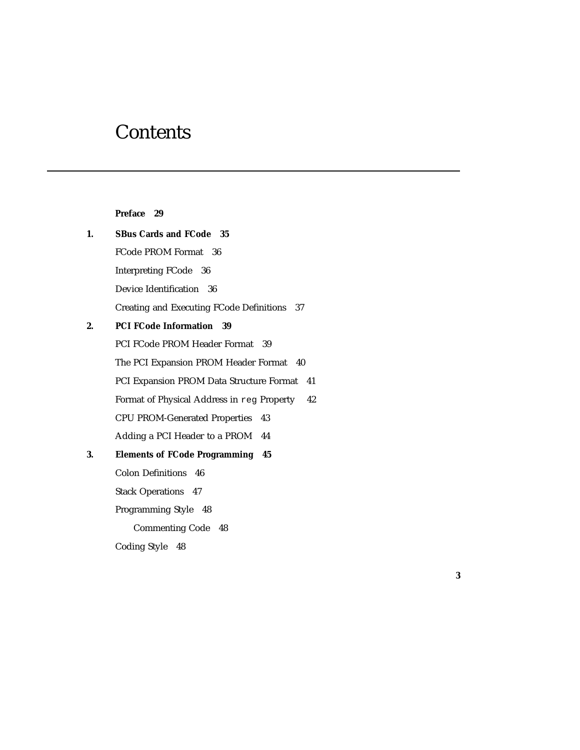# Contents

**Preface 29**

**1. SBus Cards and FCode 35**

FCode PROM Format 36

Interpreting FCode 36

Device Identification 36

Creating and Executing FCode Definitions 37

**2. PCI FCode Information 39**

PCI FCode PROM Header Format 39

The PCI Expansion PROM Header Format 40

PCI Expansion PROM Data Structure Format 41

Format of Physical Address in `reg` Property 42

CPU PROM-Generated Properties 43

Adding a PCI Header to a PROM 44

**3. Elements of FCode Programming 45**

Colon Definitions 46

Stack Operations 47

Programming Style 48

Commenting Code 48

Coding Style 48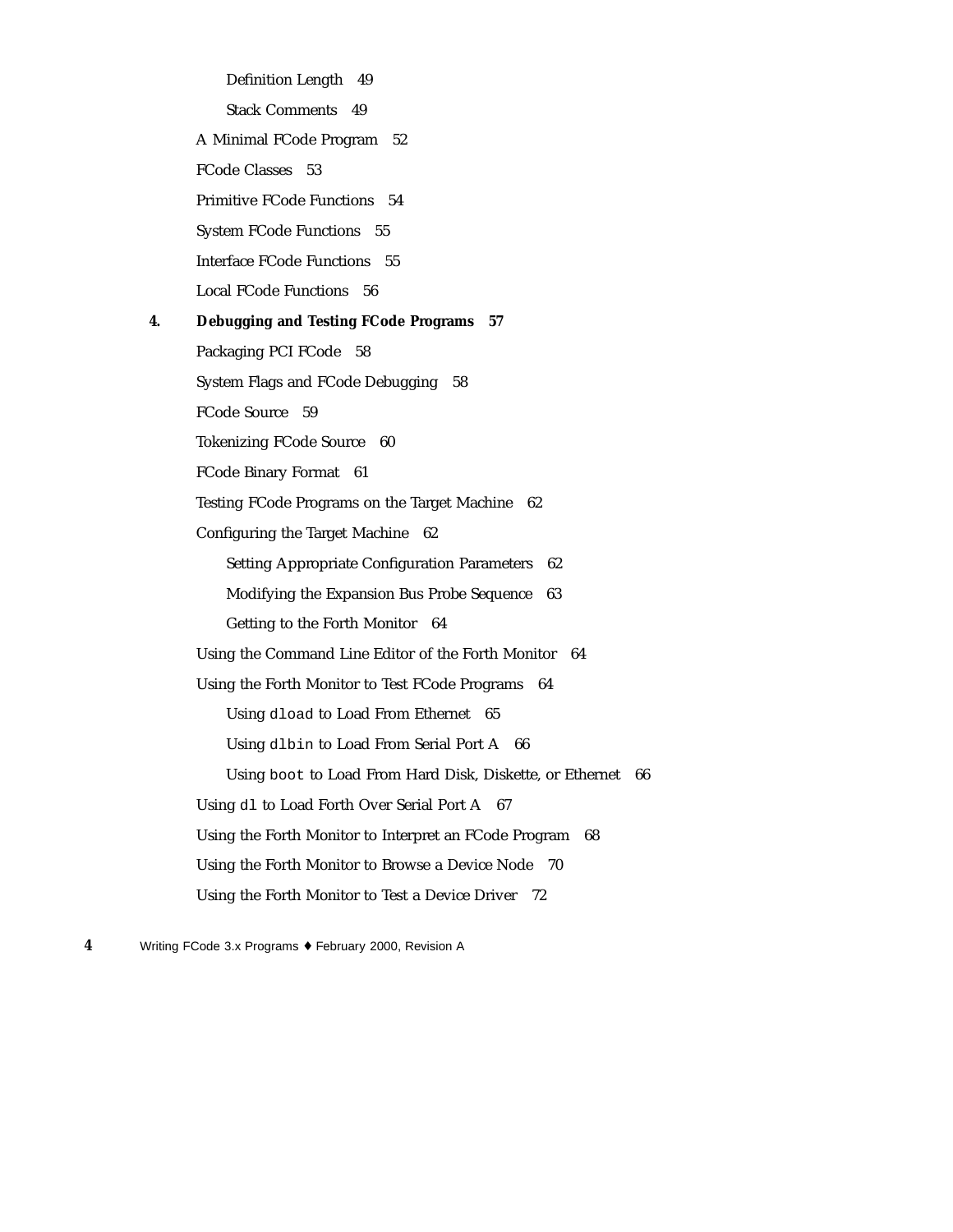Definition Length 49

Stack Comments 49

A Minimal FCode Program 52

FCode Classes 53

Primitive FCode Functions 54

System FCode Functions 55

Interface FCode Functions 55

Local FCode Functions 56

**4. Debugging and Testing FCode Programs 57**

Packaging PCI FCode 58

System Flags and FCode Debugging 58

FCode Source 59

Tokenizing FCode Source 60

FCode Binary Format 61

Testing FCode Programs on the Target Machine 62

Configuring the Target Machine 62

Setting Appropriate Configuration Parameters 62

Modifying the Expansion Bus Probe Sequence 63

Getting to the Forth Monitor 64

Using the Command Line Editor of the Forth Monitor 64

Using the Forth Monitor to Test FCode Programs 64

Using `dload` to Load From Ethernet 65

Using `dlbin` to Load From Serial Port A 66

Using `boot` to Load From Hard Disk, Diskette, or Ethernet 66

Using `dl` to Load Forth Over Serial Port A 67

Using the Forth Monitor to Interpret an FCode Program 68

Using the Forth Monitor to Browse a Device Node 70

Using the Forth Monitor to Test a Device Driver 72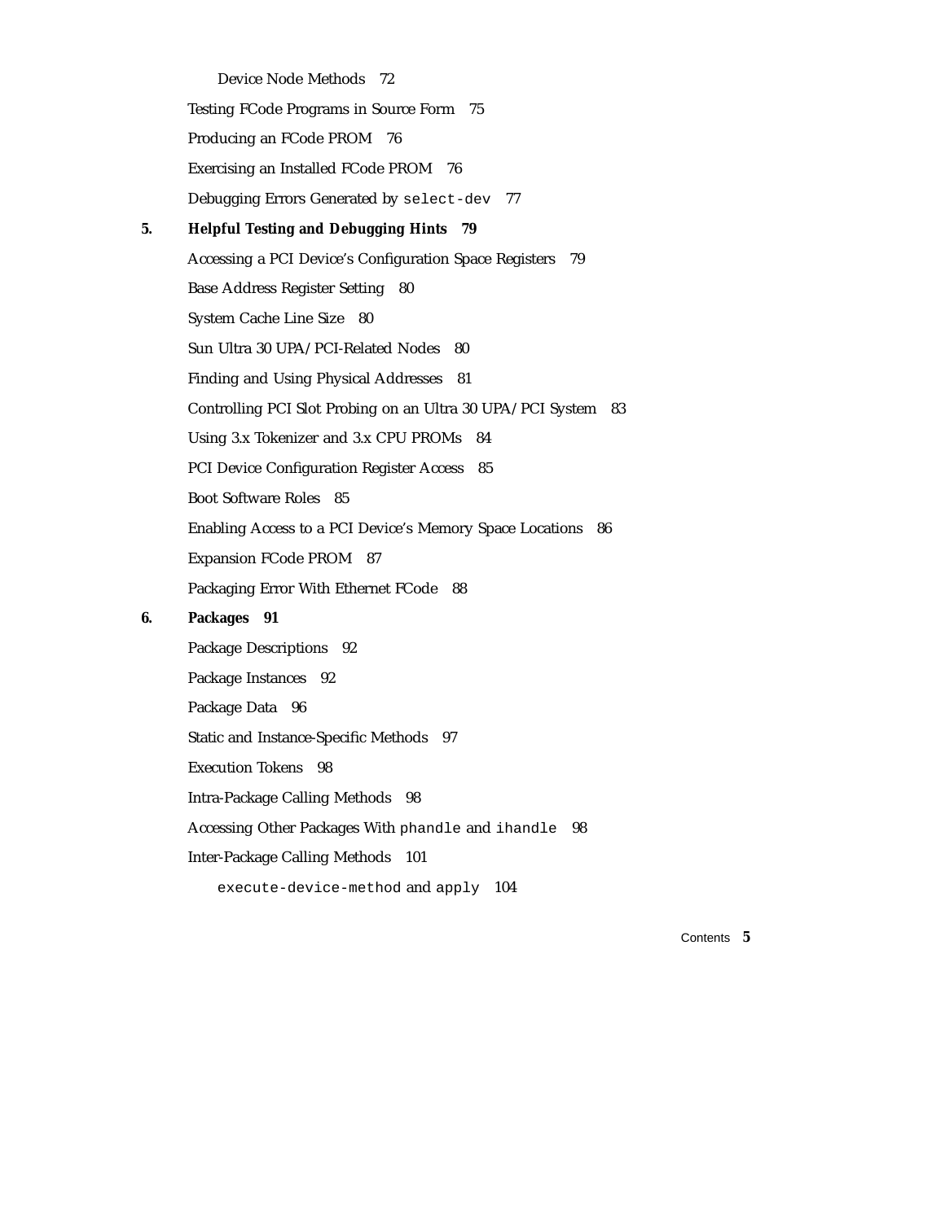Device Node Methods 72

Testing FCode Programs in Source Form 75

Producing an FCode PROM 76

Exercising an Installed FCode PROM 76

Debugging Errors Generated by `select-dev` 77

**5. Helpful Testing and Debugging Hints 79**

Accessing a PCI Device's Configuration Space Registers 79

Base Address Register Setting 80

System Cache Line Size 80

Sun Ultra 30 UPA/PCI-Related Nodes 80

Finding and Using Physical Addresses 81

Controlling PCI Slot Probing on an Ultra 30 UPA/PCI System 83

Using 3.x Tokenizer and 3.x CPU PROMs 84

PCI Device Configuration Register Access 85

Boot Software Roles 85

Enabling Access to a PCI Device's Memory Space Locations 86

Expansion FCode PROM 87

Packaging Error With Ethernet FCode 88

**6. Packages 91**

Package Descriptions 92

Package Instances 92

Package Data 96

Static and Instance-Specific Methods 97

Execution Tokens 98

Intra-Package Calling Methods 98

Accessing Other Packages With `phandle` and `ihandle` 98

Inter-Package Calling Methods 101

`execute-device-method` and `apply` 104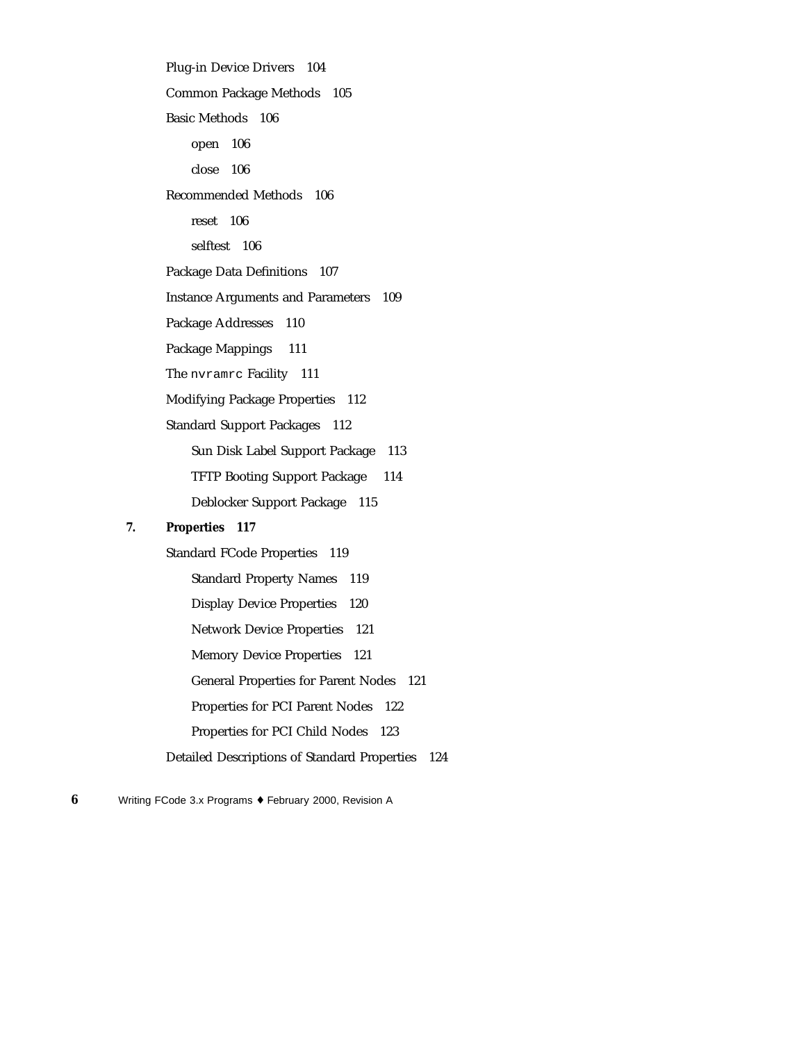Plug-in Device Drivers 104

Common Package Methods 105

Basic Methods 106

- open 106
- close 106

Recommended Methods 106

- reset 106
- selftest 106

Package Data Definitions 107

Instance Arguments and Parameters 109

Package Addresses 110

Package Mappings 111

The `nvramrc` Facility 111

Modifying Package Properties 112

Standard Support Packages 112

- Sun Disk Label Support Package 113
- TFTP Booting Support Package 114
- Deblocker Support Package 115

**7. Properties 117**

Standard FCode Properties 119

- Standard Property Names 119
- Display Device Properties 120
- Network Device Properties 121
- Memory Device Properties 121
- General Properties for Parent Nodes 121
- Properties for PCI Parent Nodes 122
- Properties for PCI Child Nodes 123

Detailed Descriptions of Standard Properties 124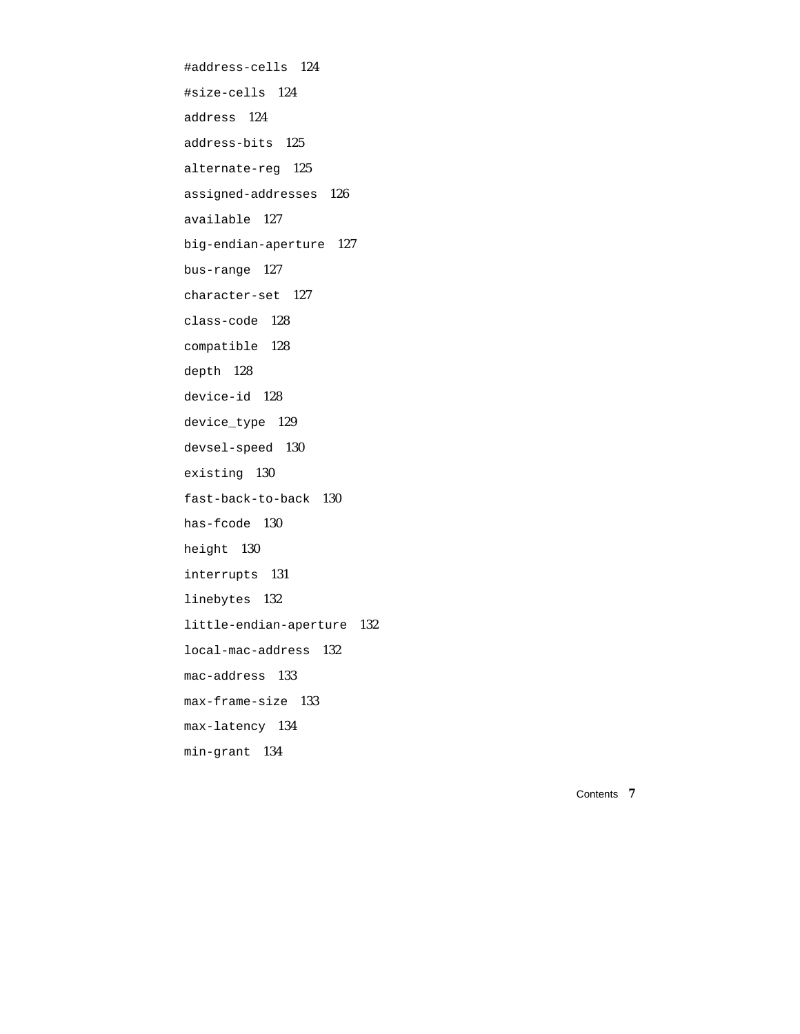#address-cells 124

#size-cells 124

address 124

address-bits 125

alternate-reg 125

assigned-addresses 126

available 127

big-endian-aperture 127

bus-range 127

character-set 127

class-code 128

compatible 128

depth 128

device-id 128

device_type 129

devsel-speed 130

existing 130

fast-back-to-back 130

has-fcode 130

height 130

interrupts 131

linebytes 132

little-endian-aperture 132

local-mac-address 132

mac-address 133

max-frame-size 133

max-latency 134

min-grant 134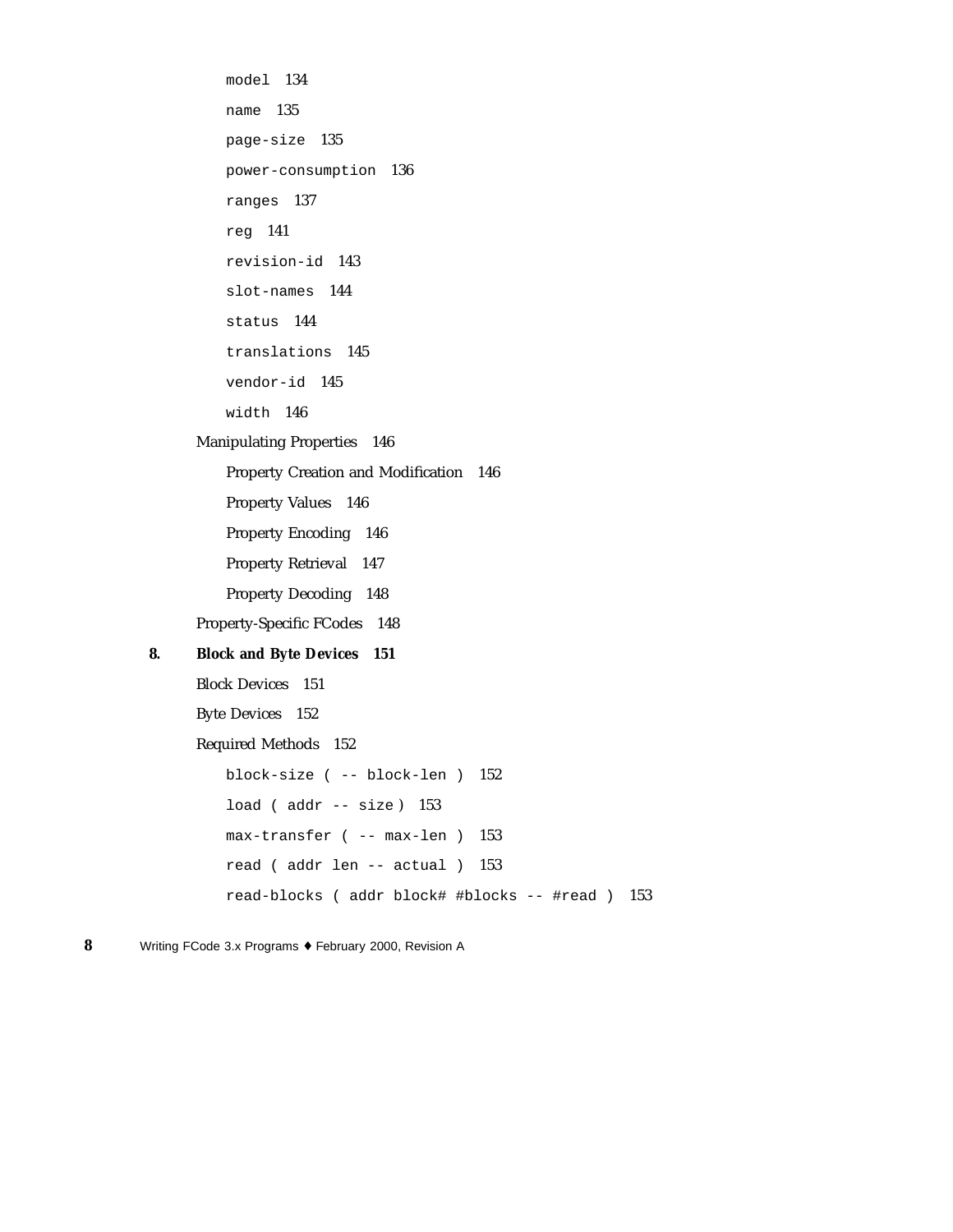- `model` 134
- `name` 135
- `page-size` 135
- `power-consumption` 136
- `ranges` 137
- `reg` 141
- `revision-id` 143
- `slot-names` 144
- `status` 144
- `translations` 145
- `vendor-id` 145
- `width` 146

Manipulating Properties 146

- Property Creation and Modification 146
- Property Values 146
- Property Encoding 146
- Property Retrieval 147
- Property Decoding 148

Property-Specific FCodes 148

**8. Block and Byte Devices 151**

Block Devices 151

Byte Devices 152

Required Methods 152

- `block-size ( -- block-len )` 152
- `load ( addr -- size )` 153
- `max-transfer ( -- max-len )` 153
- `read ( addr len -- actual )` 153
- `read-blocks ( addr block# #blocks -- #read )` 153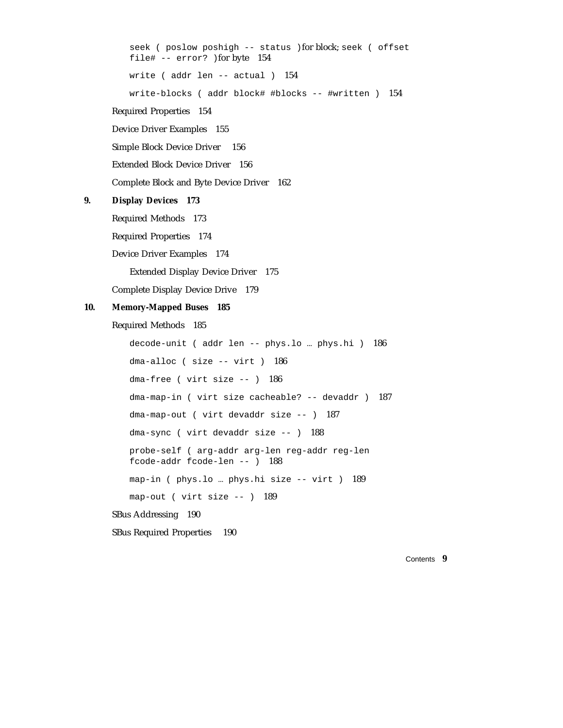`seek ( poslow poshigh -- status )` for block; `seek ( offset file# -- error? )` for byte 154

`write ( addr len -- actual )` 154

`write-blocks ( addr block# #blocks -- #written )` 154

Required Properties 154

Device Driver Examples 155

Simple Block Device Driver 156

Extended Block Device Driver 156

Complete Block and Byte Device Driver 162

**9. Display Devices 173**

Required Methods 173

Required Properties 174

Device Driver Examples 174

Extended Display Device Driver 175

Complete Display Device Drive 179

**10. Memory-Mapped Buses 185**

Required Methods 185

`decode-unit ( addr len -- phys.lo … phys.hi )` 186

`dma-alloc ( size -- virt )` 186

`dma-free ( virt size -- )` 186

`dma-map-in ( virt size cacheable? -- devaddr )` 187

`dma-map-out ( virt devaddr size -- )` 187

`dma-sync ( virt devaddr size -- )` 188

`probe-self ( arg-addr arg-len reg-addr reg-len fcode-addr fcode-len -- )` 188

`map-in ( phys.lo … phys.hi size -- virt )` 189

`map-out ( virt size -- )` 189

SBus Addressing 190

SBus Required Properties 190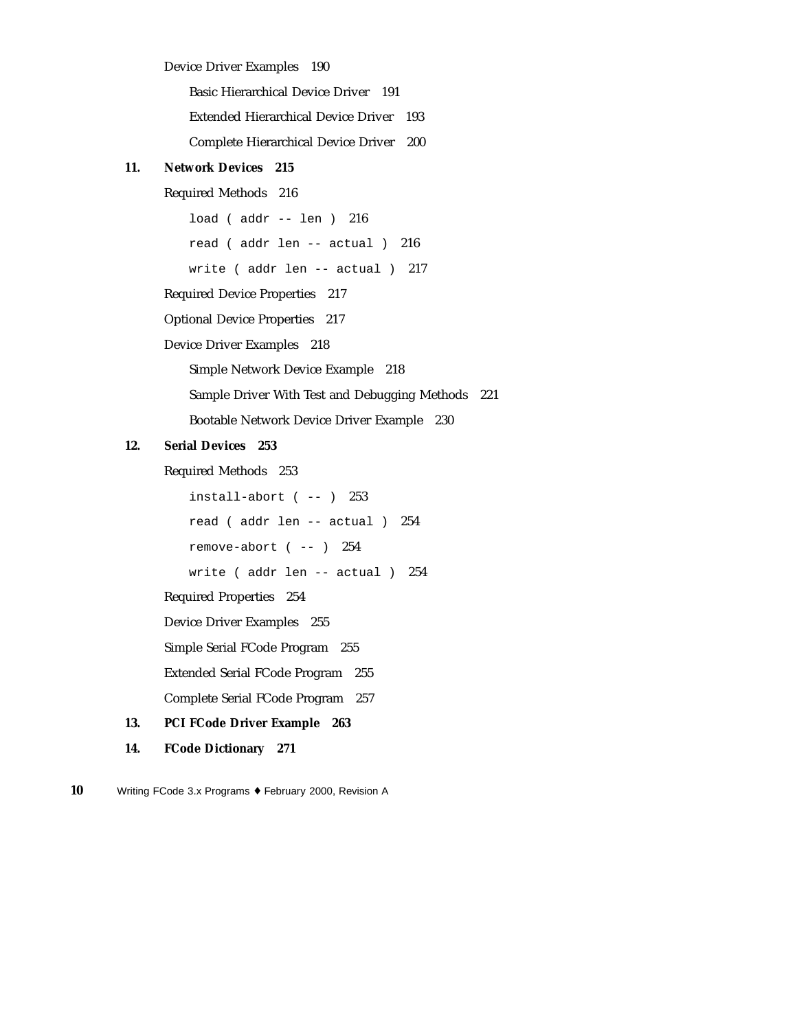Device Driver Examples 190

- Basic Hierarchical Device Driver 191
- Extended Hierarchical Device Driver 193
- Complete Hierarchical Device Driver 200

**11. Network Devices 215**

Required Methods 216

- `load ( addr -- len )` 216
- `read ( addr len -- actual )` 216
- `write ( addr len -- actual )` 217

Required Device Properties 217

Optional Device Properties 217

Device Driver Examples 218

- Simple Network Device Example 218
- Sample Driver With Test and Debugging Methods 221
- Bootable Network Device Driver Example 230

**12. Serial Devices 253**

Required Methods 253

- `install-abort ( -- )` 253
- `read ( addr len -- actual )` 254
- `remove-abort ( -- )` 254
- `write ( addr len -- actual )` 254

Required Properties 254

Device Driver Examples 255

Simple Serial FCode Program 255

Extended Serial FCode Program 255

Complete Serial FCode Program 257

**13. PCI FCode Driver Example 263**

**14. FCode Dictionary 271**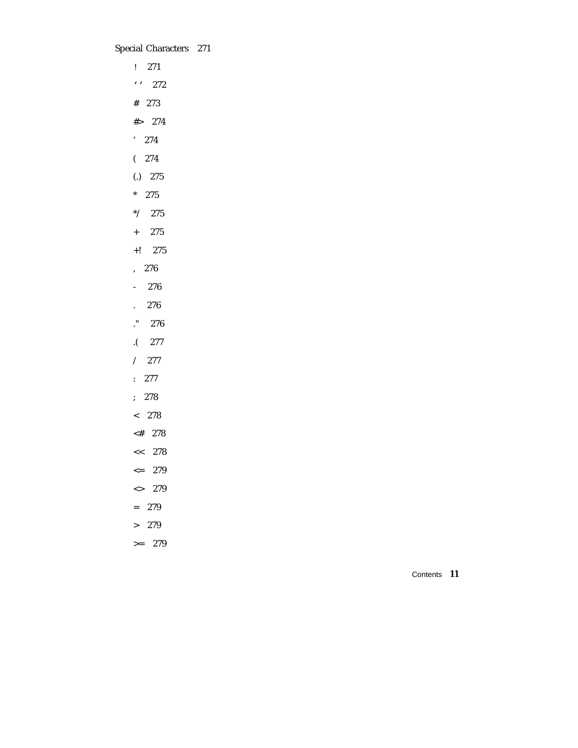Special Characters 271

- ! 271
- ' ' 272
- # 273
- #> 274
- ' 274
- ( 274
- (.) 275
- * 275
- */ 275
- + 275
- +! 275
- , 276
- - 276
- . 276
- ." 276
- .( 277
- / 277
- : 277
- ; 278
- < 278
- <# 278
- << 278
- <= 279
- <> 279
- = 279
- > 279
- >= 279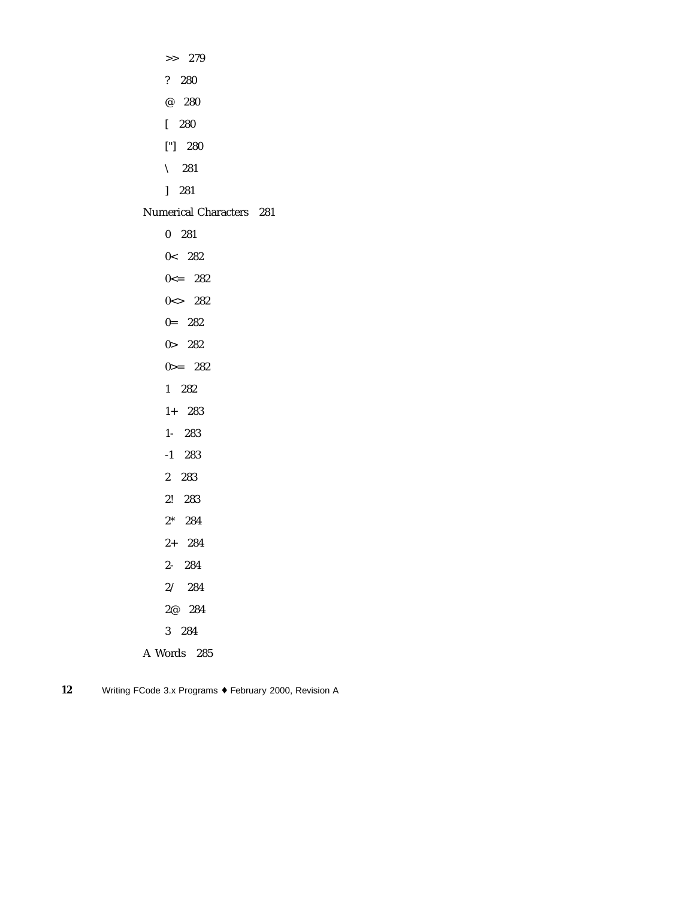>> 279

? 280

@ 280

[ 280

["] 280

\ 281

] 281

Numerical Characters 281

0 281

0< 282

0<= 282

0<> 282

0= 282

0> 282

0>= 282

1 282

1+ 283

1- 283

-1 283

2 283

2! 283

2* 284

2+ 284

2- 284

2/ 284

2@ 284

3 284

A Words 285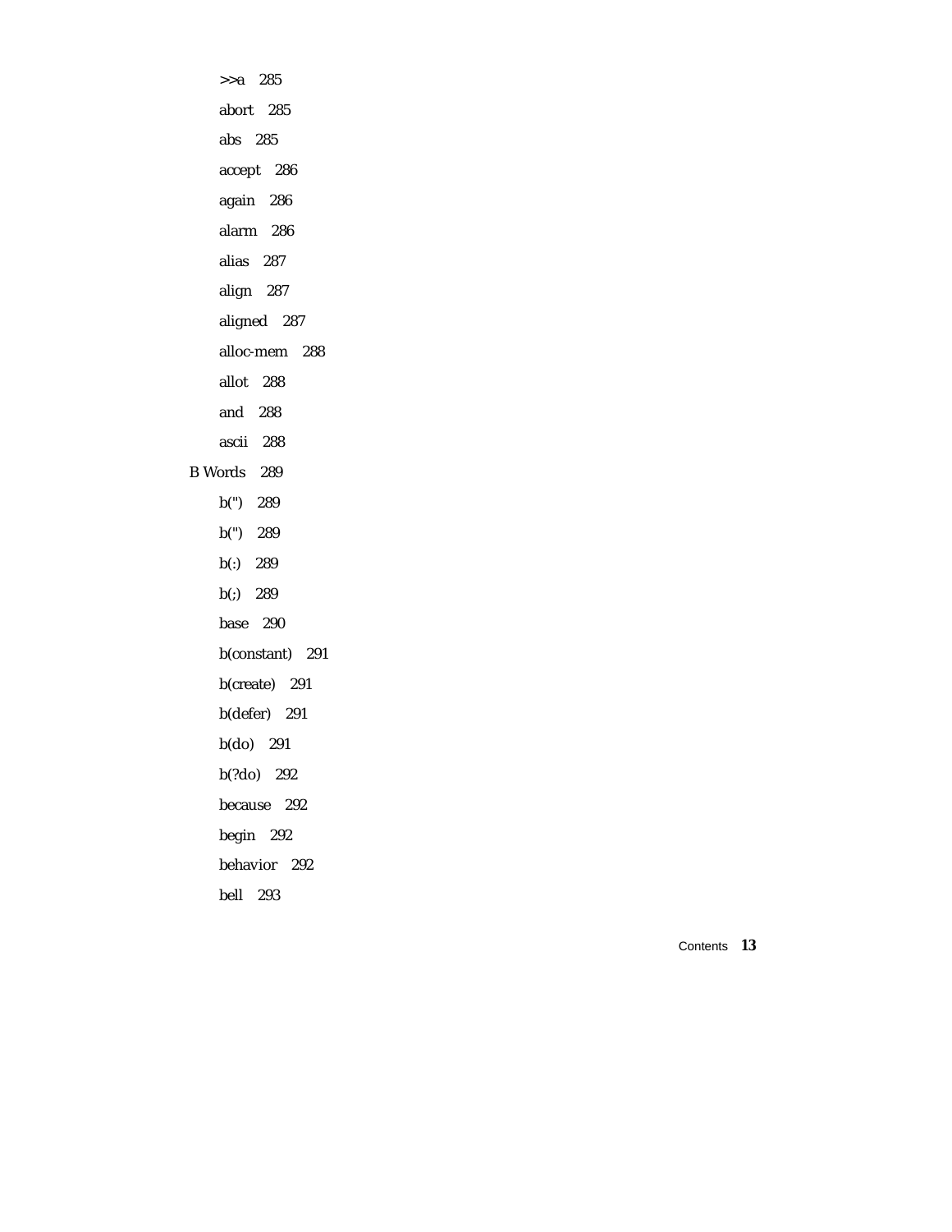- >>a 285
- abort 285
- abs 285
- accept 286
- again 286
- alarm 286
- alias 287
- align 287
- aligned 287
- alloc-mem 288
- allot 288
- and 288
- ascii 288

B Words 289

- b(") 289
- b(") 289
- b(:) 289
- b(;) 289
- base 290
- b(constant) 291
- b(create) 291
- b(defer) 291
- b(do) 291
- b(?do) 292
- because 292
- begin 292
- behavior 292
- bell 293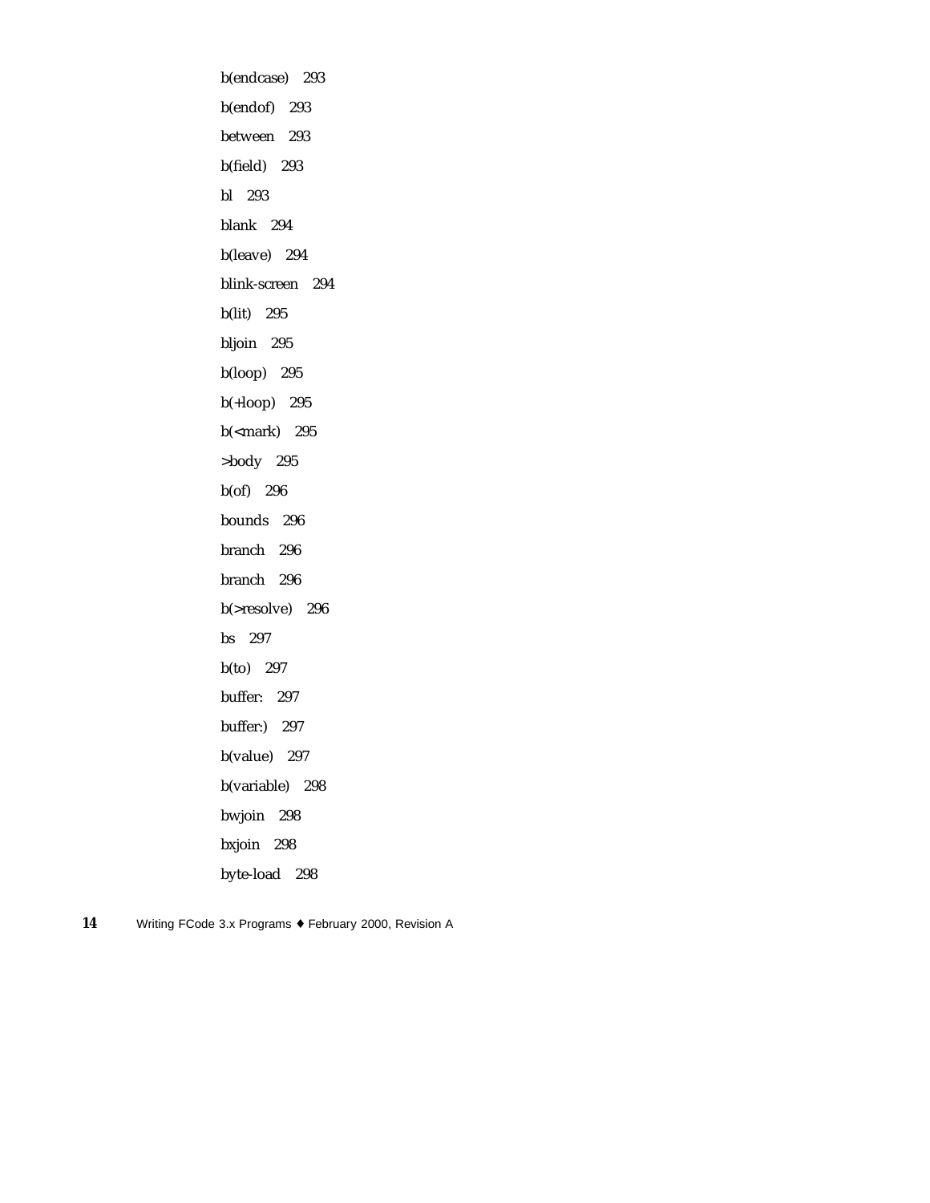b(endcase) 293

b(endof) 293

between 293

b(field) 293

bl 293

blank 294

b(leave) 294

blink-screen 294

b(lit) 295

bljoin 295

b(loop) 295

b(+loop) 295

b(<mark) 295

>body 295

b(of) 296

bounds 296

branch 296

branch 296

b(>resolve) 296

bs 297

b(to) 297

buffer: 297

buffer:) 297

b(value) 297

b(variable) 298

bwjoin 298

bxjoin 298

byte-load 298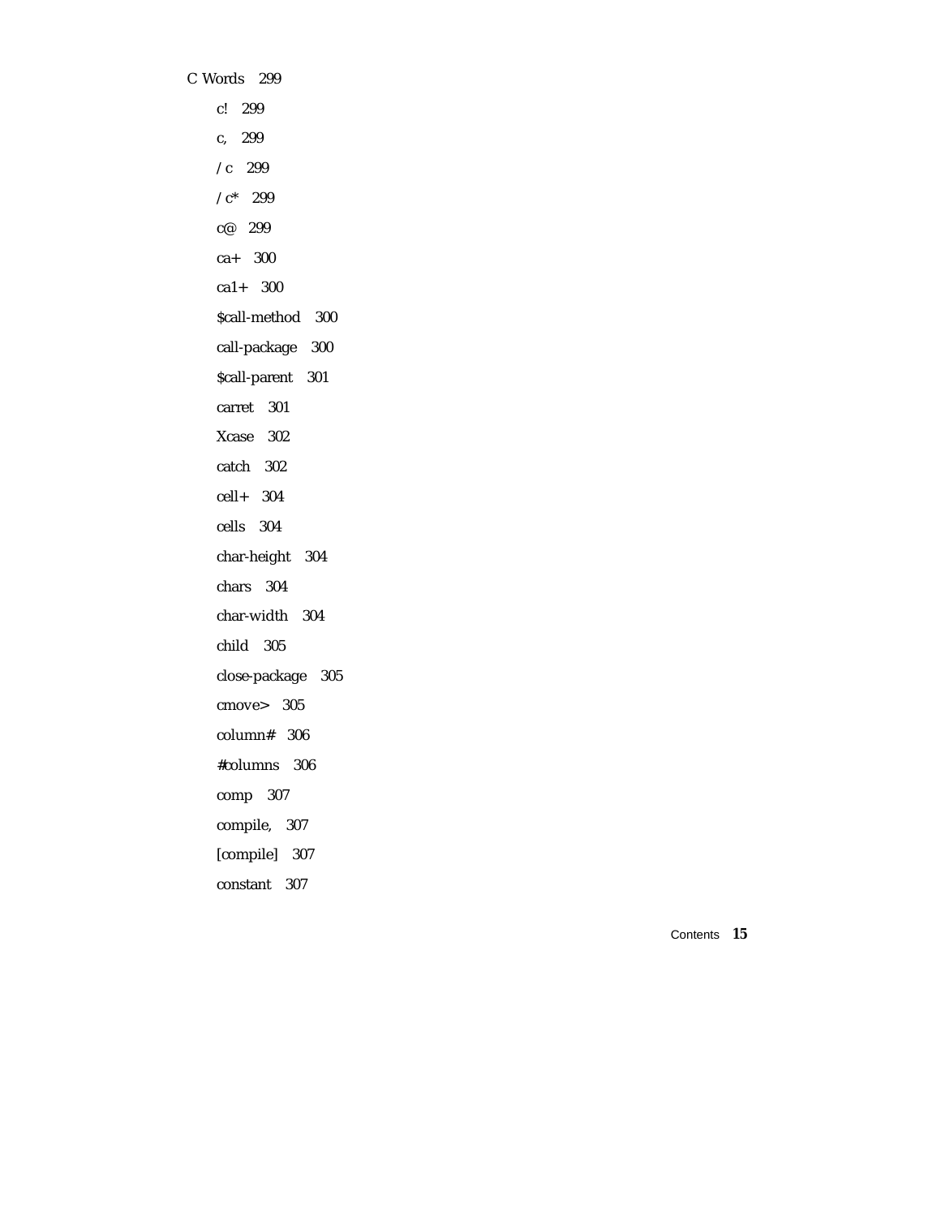C Words 299

- c! 299
- c, 299
- /c 299
- /c* 299
- c@ 299
- ca+ 300
- ca1+ 300
- $call-method 300
- call-package 300
- $call-parent 301
- carret 301
- Xcase 302
- catch 302
- cell+ 304
- cells 304
- char-height 304
- chars 304
- char-width 304
- child 305
- close-package 305
- cmove> 305
- column# 306
- #columns 306
- comp 307
- compile, 307
- [compile] 307
- constant 307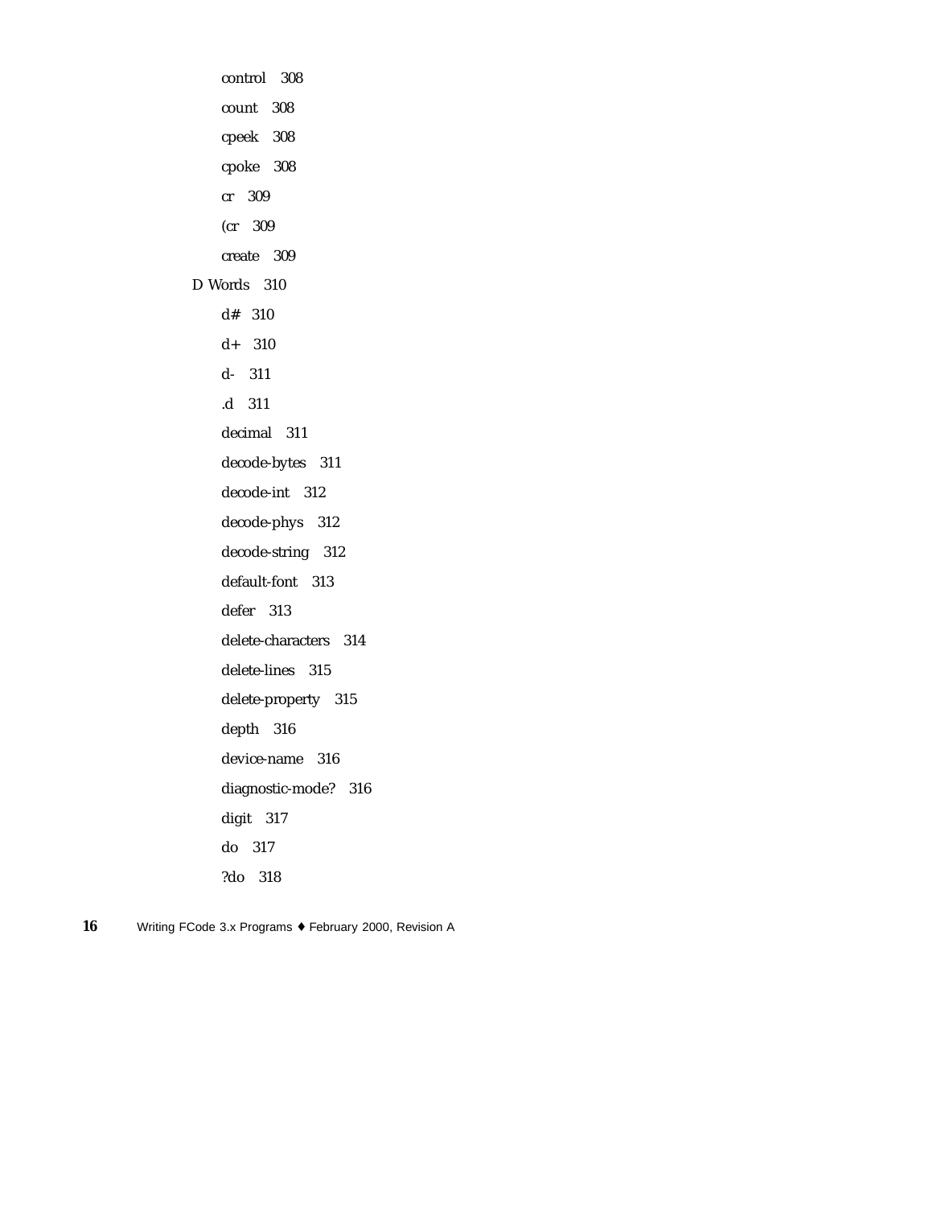control 308

count 308

cpeek 308

cpoke 308

cr 309

(cr 309

create 309

D Words 310

d# 310

d+ 310

d- 311

.d 311

decimal 311

decode-bytes 311

decode-int 312

decode-phys 312

decode-string 312

default-font 313

defer 313

delete-characters 314

delete-lines 315

delete-property 315

depth 316

device-name 316

diagnostic-mode? 316

digit 317

do 317

?do 318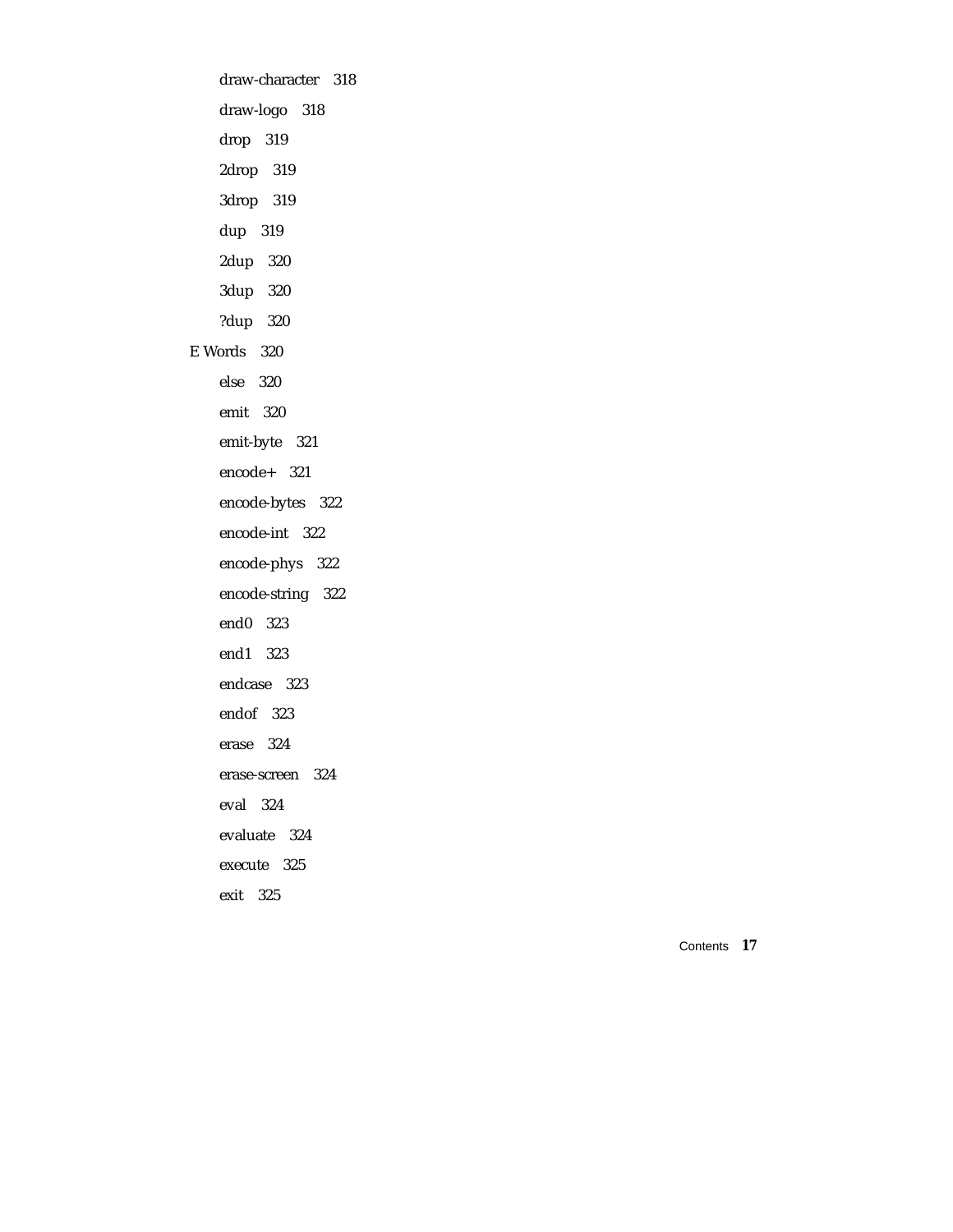- draw-character 318
- draw-logo 318
- drop 319
- 2drop 319
- 3drop 319
- dup 319
- 2dup 320
- 3dup 320
- ?dup 320

E Words 320

- else 320
- emit 320
- emit-byte 321
- encode+ 321
- encode-bytes 322
- encode-int 322
- encode-phys 322
- encode-string 322
- end0 323
- end1 323
- endcase 323
- endof 323
- erase 324
- erase-screen 324
- eval 324
- evaluate 324
- execute 325
- exit 325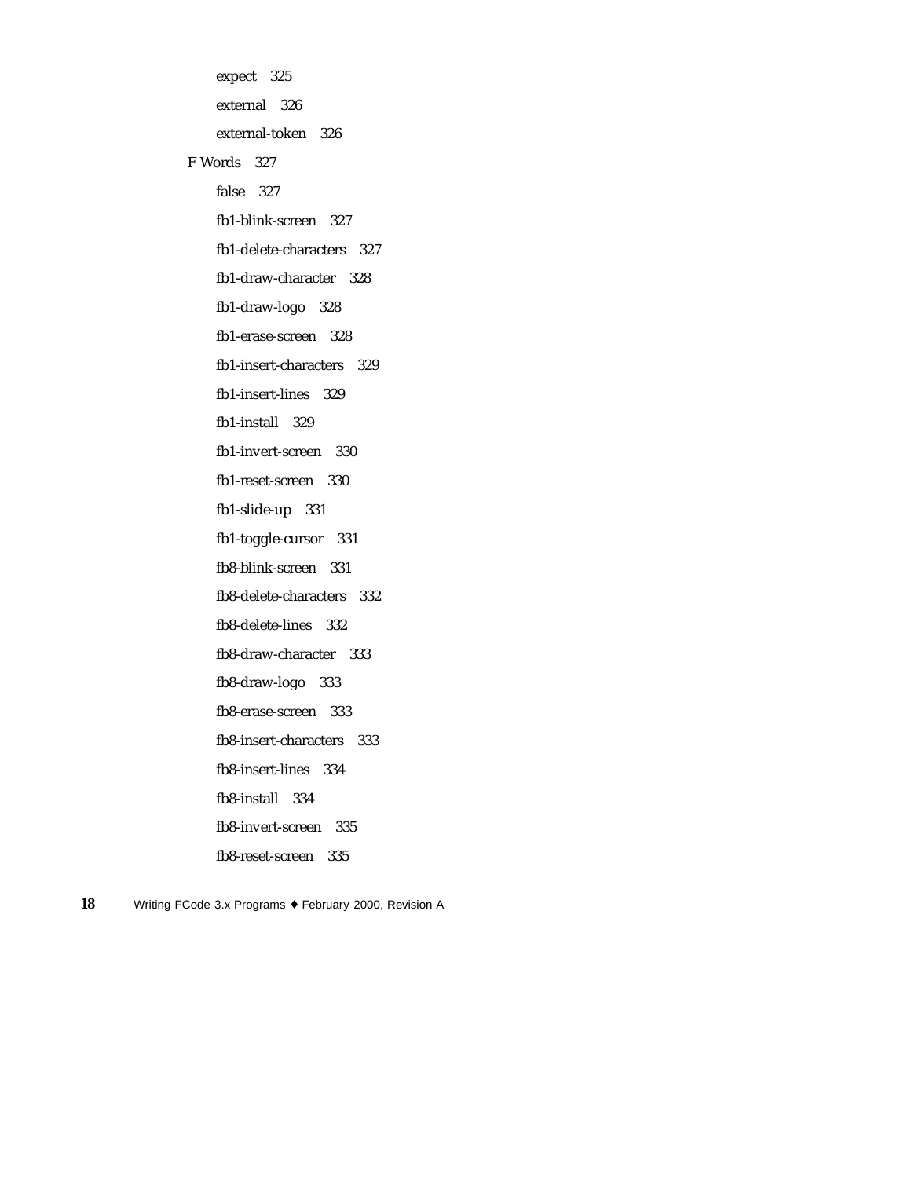expect 325

external 326

external-token 326

F Words 327

false 327

fb1-blink-screen 327

fb1-delete-characters 327

fb1-draw-character 328

fb1-draw-logo 328

fb1-erase-screen 328

fb1-insert-characters 329

fb1-insert-lines 329

fb1-install 329

fb1-invert-screen 330

fb1-reset-screen 330

fb1-slide-up 331

fb1-toggle-cursor 331

fb8-blink-screen 331

fb8-delete-characters 332

fb8-delete-lines 332

fb8-draw-character 333

fb8-draw-logo 333

fb8-erase-screen 333

fb8-insert-characters 333

fb8-insert-lines 334

fb8-install 334

fb8-invert-screen 335

fb8-reset-screen 335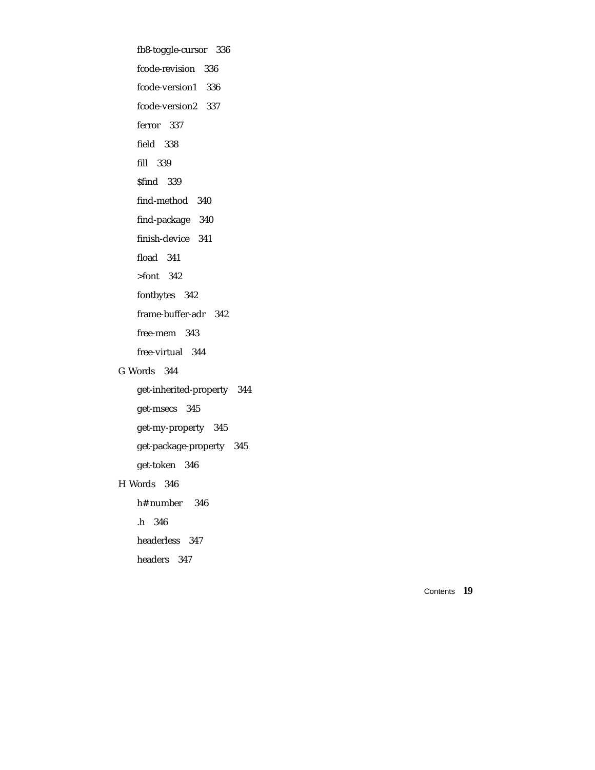fb8-toggle-cursor 336

fcode-revision 336

fcode-version1 336

fcode-version2 337

ferror 337

field 338

fill 339

$find 339

find-method 340

find-package 340

finish-device 341

fload 341

>font 342

fontbytes 342

frame-buffer-adr 342

free-mem 343

free-virtual 344

G Words 344

get-inherited-property 344

get-msecs 345

get-my-property 345

get-package-property 345

get-token 346

H Words 346

h# number 346

.h 346

headerless 347

headers 347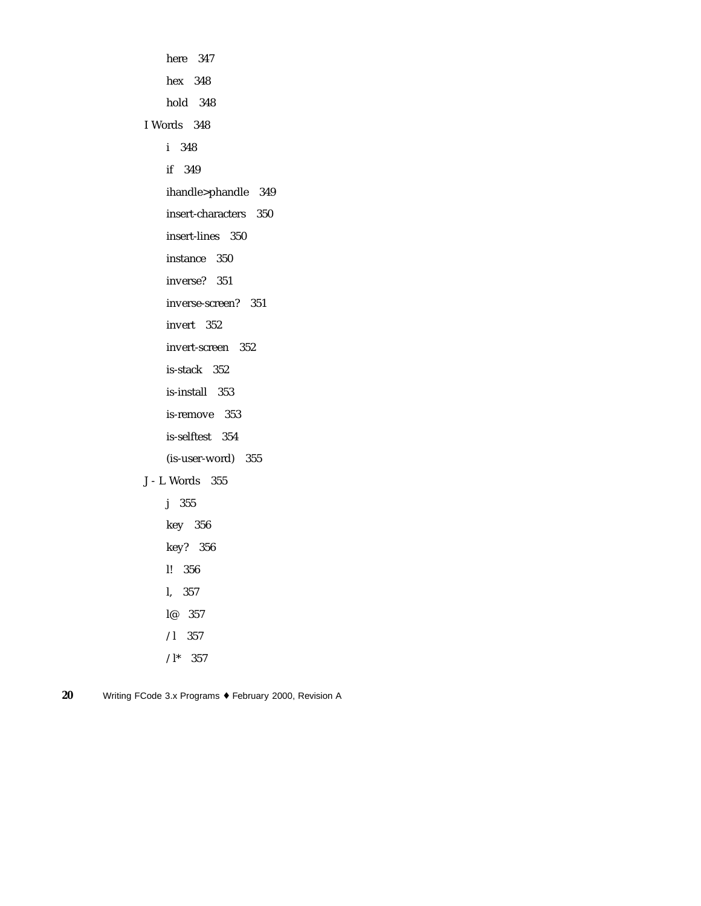here 347

hex 348

hold 348

I Words 348

i 348

if 349

ihandle>phandle 349

insert-characters 350

insert-lines 350

instance 350

inverse? 351

inverse-screen? 351

invert 352

invert-screen 352

is-stack 352

is-install 353

is-remove 353

is-selftest 354

(is-user-word) 355

J - L Words 355

j 355

key 356

key? 356

l! 356

l, 357

l@ 357

/l 357

/l* 357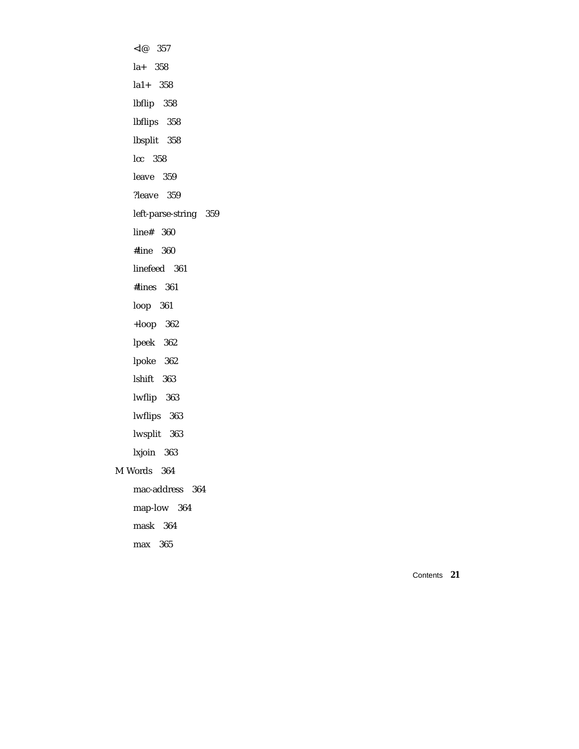<l@ 357

la+ 358

la1+ 358

lbflip 358

lbflips 358

lbsplit 358

lcc 358

leave 359

?leave 359

left-parse-string 359

line# 360

#line 360

linefeed 361

#lines 361

loop 361

+loop 362

lpeek 362

lpoke 362

lshift 363

lwflip 363

lwflips 363

lwsplit 363

lxjoin 363

M Words 364

mac-address 364

map-low 364

mask 364

max 365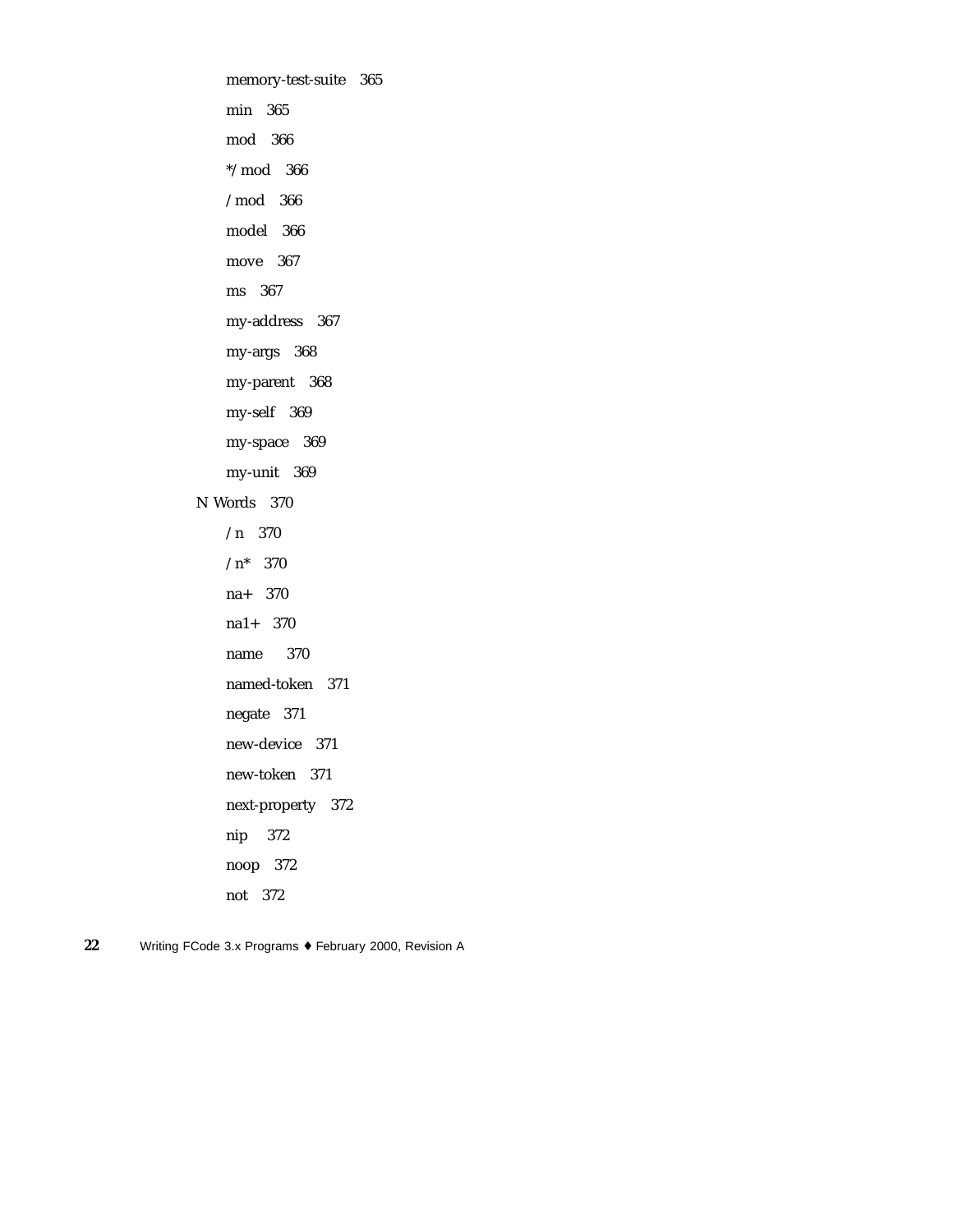- memory-test-suite 365
- min 365
- mod 366
- */mod 366
- /mod 366
- model 366
- move 367
- ms 367
- my-address 367
- my-args 368
- my-parent 368
- my-self 369
- my-space 369
- my-unit 369

N Words 370

- /n 370
- /n* 370
- na+ 370
- na1+ 370
- name 370
- named-token 371
- negate 371
- new-device 371
- new-token 371
- next-property 372
- nip 372
- noop 372
- not 372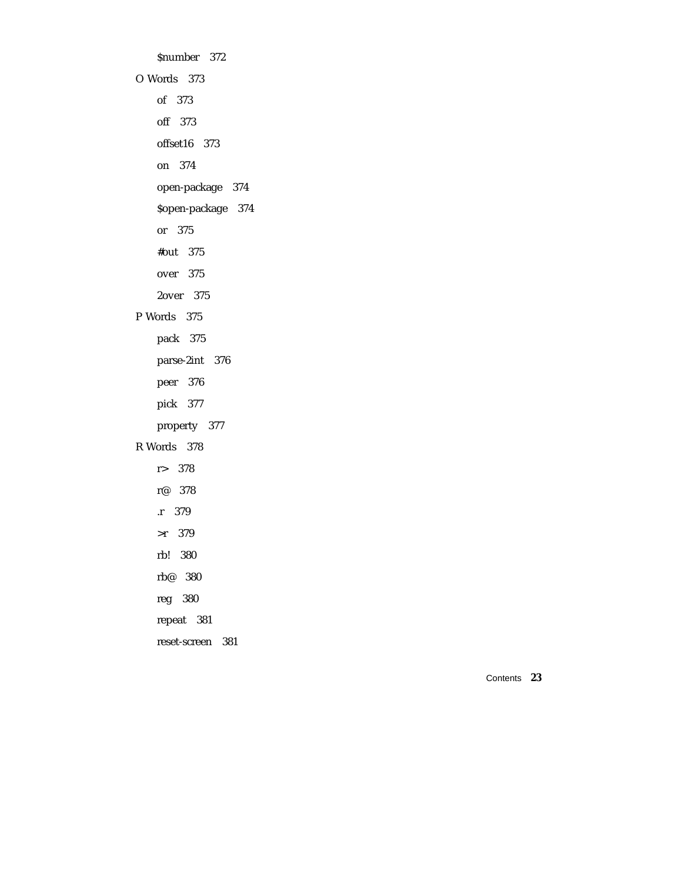- $number 372
- O Words 373
  - of 373
  - off 373
  - offset16 373
  - on 374
  - open-package 374
  - $open-package 374
  - or 375
  - #out 375
  - over 375
  - 2over 375
- P Words 375
  - pack 375
  - parse-2int 376
  - peer 376
  - pick 377
  - property 377
- R Words 378
  - r> 378
  - r@ 378
  - .r 379
  - >r 379
  - rb! 380
  - rb@ 380
  - reg 380
  - repeat 381
  - reset-screen 381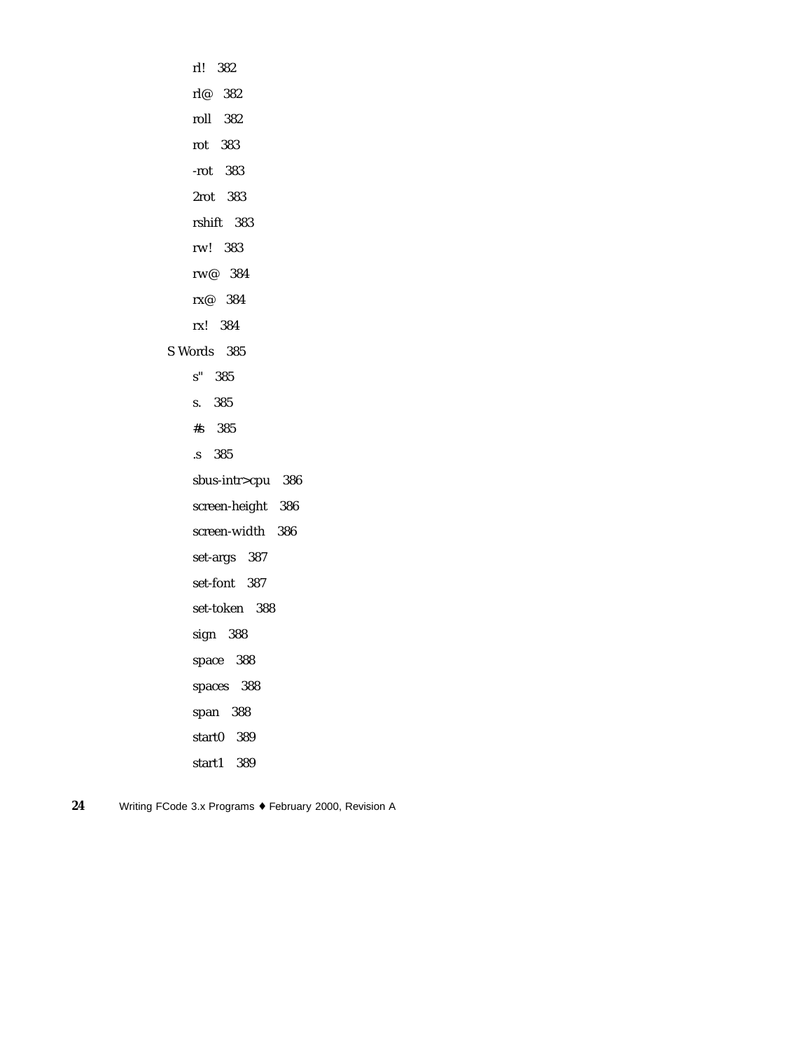rl! 382

rl@ 382

roll 382

rot 383

-rot 383

2rot 383

rshift 383

rw! 383

rw@ 384

rx@ 384

rx! 384

S Words 385

s" 385

s. 385

#s 385

.s 385

sbus-intr>cpu 386

screen-height 386

screen-width 386

set-args 387

set-font 387

set-token 388

sign 388

space 388

spaces 388

span 388

start0 389

start1 389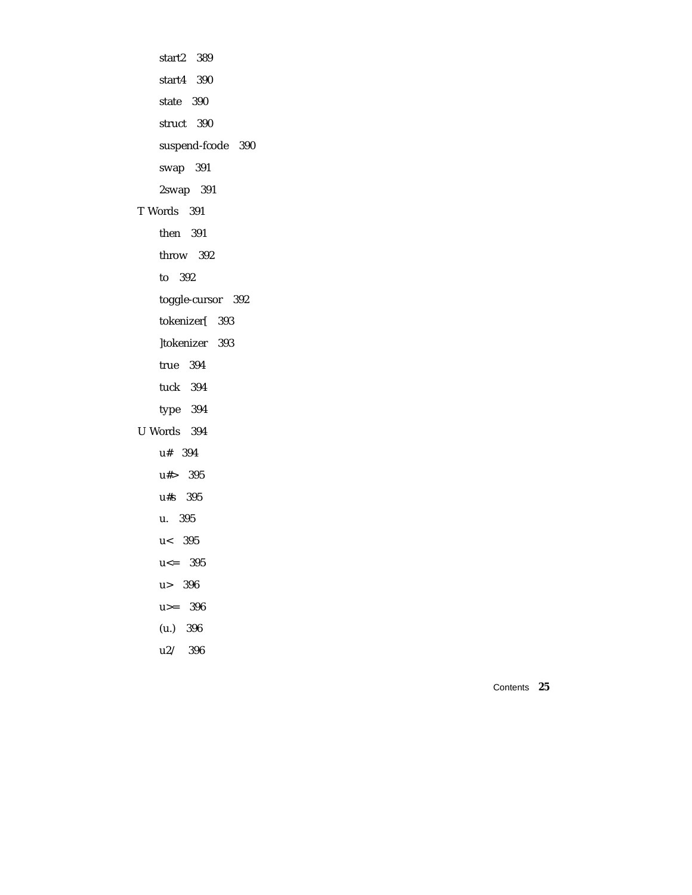start2 389

start4 390

state 390

struct 390

suspend-fcode 390

swap 391

2swap 391

T Words 391

then 391

throw 392

to 392

toggle-cursor 392

tokenizer[ 393

]tokenizer 393

true 394

tuck 394

type 394

U Words 394

u# 394

u#> 395

u#s 395

u. 395

u< 395

u<= 395

u> 396

u>= 396

(u.) 396

u2/ 396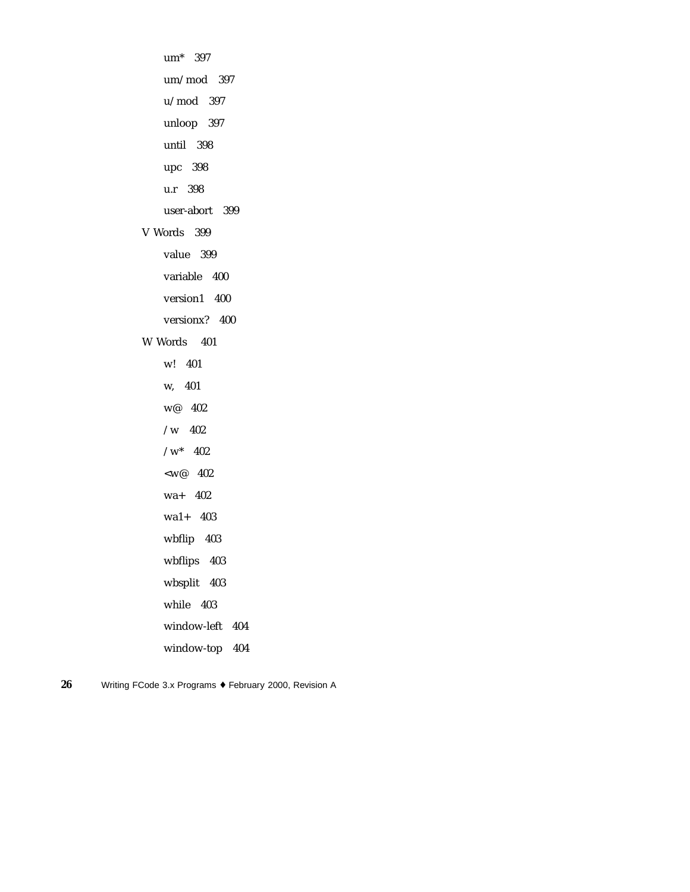um*   397

um/mod   397

u/mod   397

unloop   397

until   398

upc   398

u.r   398

user-abort   399

V Words   399

value   399

variable   400

version1   400

versionx?   400

W Words   401

w!   401

w,   401

w@   402

/w   402

/w*   402

<w@   402

wa+   402

wa1+   403

wbflip   403

wbflips   403

wbsplit   403

while   403

window-left   404

window-top   404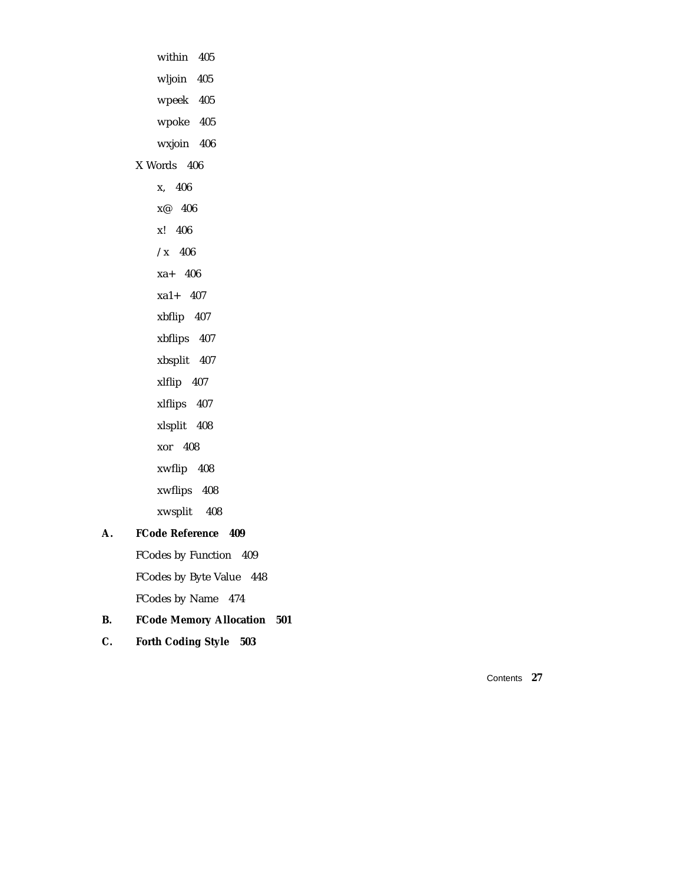within 405

wljoin 405

wpeek 405

wpoke 405

wxjoin 406

X Words 406

x, 406

x@ 406

x! 406

/x 406

xa+ 406

xa1+ 407

xbflip 407

xbflips 407

xbsplit 407

xlflip 407

xlflips 407

xlsplit 408

xor 408

xwflip 408

xwflips 408

xwsplit 408

**A. FCode Reference 409**

FCodes by Function 409

FCodes by Byte Value 448

FCodes by Name 474

**B. FCode Memory Allocation 501**

**C. Forth Coding Style 503**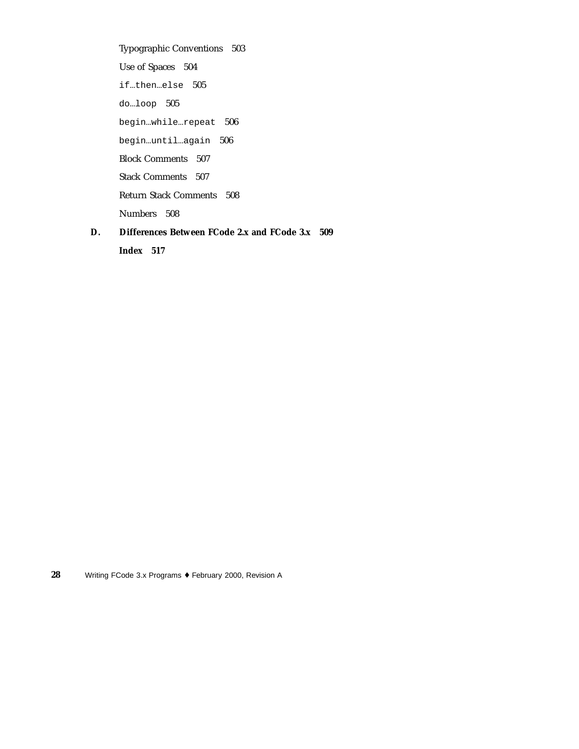Typographic Conventions 503

Use of Spaces 504

`if…then…else` 505

`do…loop` 505

`begin…while…repeat` 506

`begin…until…again` 506

Block Comments 507

Stack Comments 507

Return Stack Comments 508

Numbers 508

**D. Differences Between FCode 2.x and FCode 3.x 509**

**Index 517**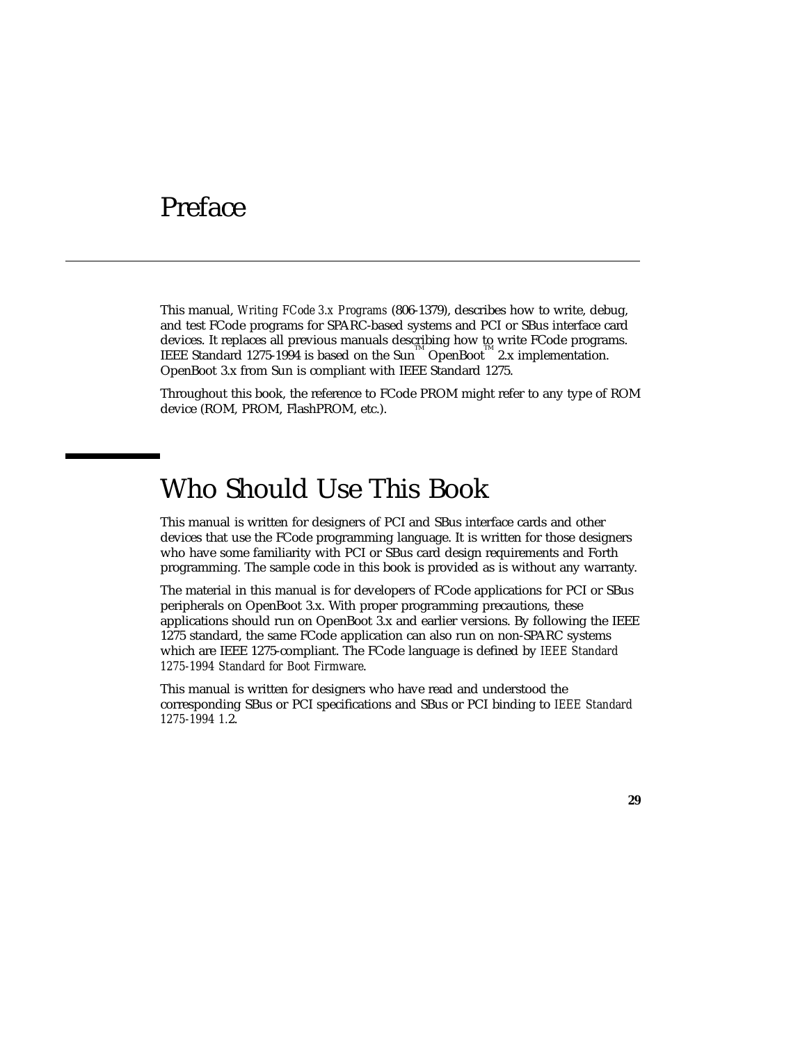# Preface

This manual, *Writing FCode 3.x Programs* (806-1379), describes how to write, debug, and test FCode programs for SPARC-based systems and PCI or SBus interface card devices. It replaces all previous manuals describing how to write FCode programs. IEEE Standard 1275-1994 is based on the Sun™ OpenBoot™ 2.x implementation. OpenBoot 3.x from Sun is compliant with IEEE Standard 1275.

Throughout this book, the reference to FCode PROM might refer to any type of ROM device (ROM, PROM, FlashPROM, etc.).

## Who Should Use This Book

This manual is written for designers of PCI and SBus interface cards and other devices that use the FCode programming language. It is written for those designers who have some familiarity with PCI or SBus card design requirements and Forth programming. The sample code in this book is provided as is without any warranty.

The material in this manual is for developers of FCode applications for PCI or SBus peripherals on OpenBoot 3.x. With proper programming precautions, these applications should run on OpenBoot 3.x and earlier versions. By following the IEEE 1275 standard, the same FCode application can also run on non-SPARC systems which are IEEE 1275-compliant. The FCode language is defined by *IEEE Standard 1275-1994 Standard for Boot Firmware*.

This manual is written for designers who have read and understood the corresponding SBus or PCI specifications and SBus or PCI binding to *IEEE Standard 1275-1994 1.2*.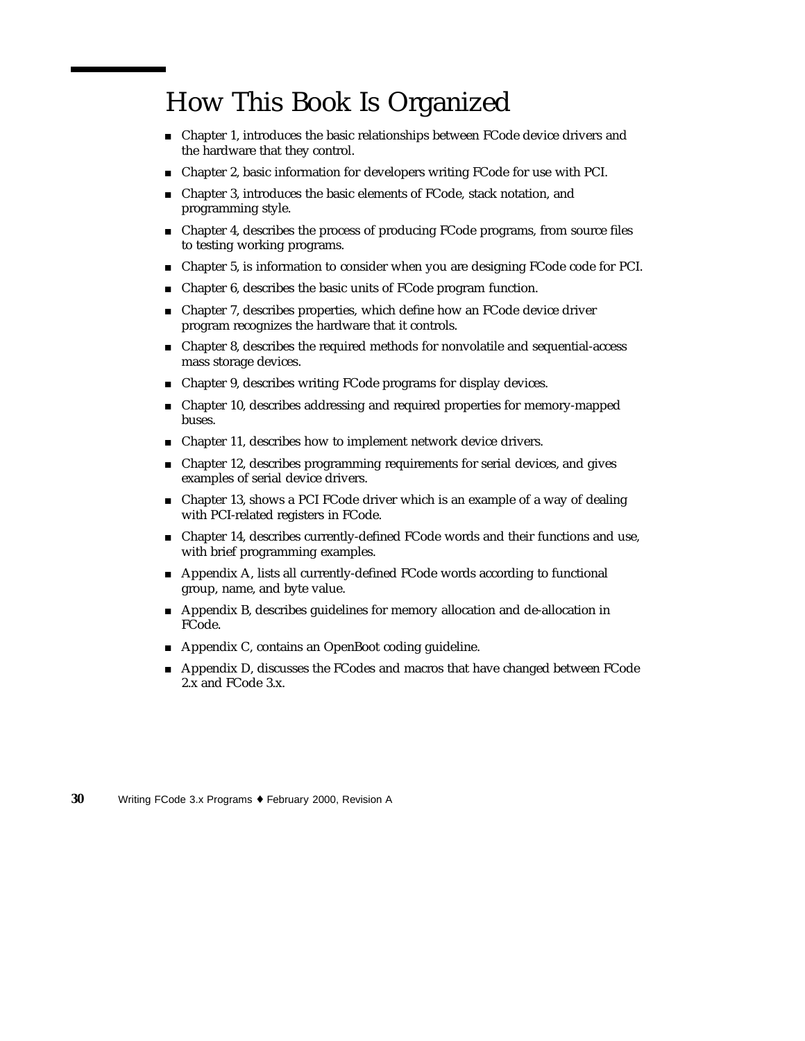# How This Book Is Organized

- Chapter 1, introduces the basic relationships between FCode device drivers and the hardware that they control.
- Chapter 2, basic information for developers writing FCode for use with PCI.
- Chapter 3, introduces the basic elements of FCode, stack notation, and programming style.
- Chapter 4, describes the process of producing FCode programs, from source files to testing working programs.
- Chapter 5, is information to consider when you are designing FCode code for PCI.
- Chapter 6, describes the basic units of FCode program function.
- Chapter 7, describes properties, which define how an FCode device driver program recognizes the hardware that it controls.
- Chapter 8, describes the required methods for nonvolatile and sequential-access mass storage devices.
- Chapter 9, describes writing FCode programs for display devices.
- Chapter 10, describes addressing and required properties for memory-mapped buses.
- Chapter 11, describes how to implement network device drivers.
- Chapter 12, describes programming requirements for serial devices, and gives examples of serial device drivers.
- Chapter 13, shows a PCI FCode driver which is an example of a way of dealing with PCI-related registers in FCode.
- Chapter 14, describes currently-defined FCode words and their functions and use, with brief programming examples.
- Appendix A, lists all currently-defined FCode words according to functional group, name, and byte value.
- Appendix B, describes guidelines for memory allocation and de-allocation in FCode.
- Appendix C, contains an OpenBoot coding guideline.
- Appendix D, discusses the FCodes and macros that have changed between FCode 2.x and FCode 3.x.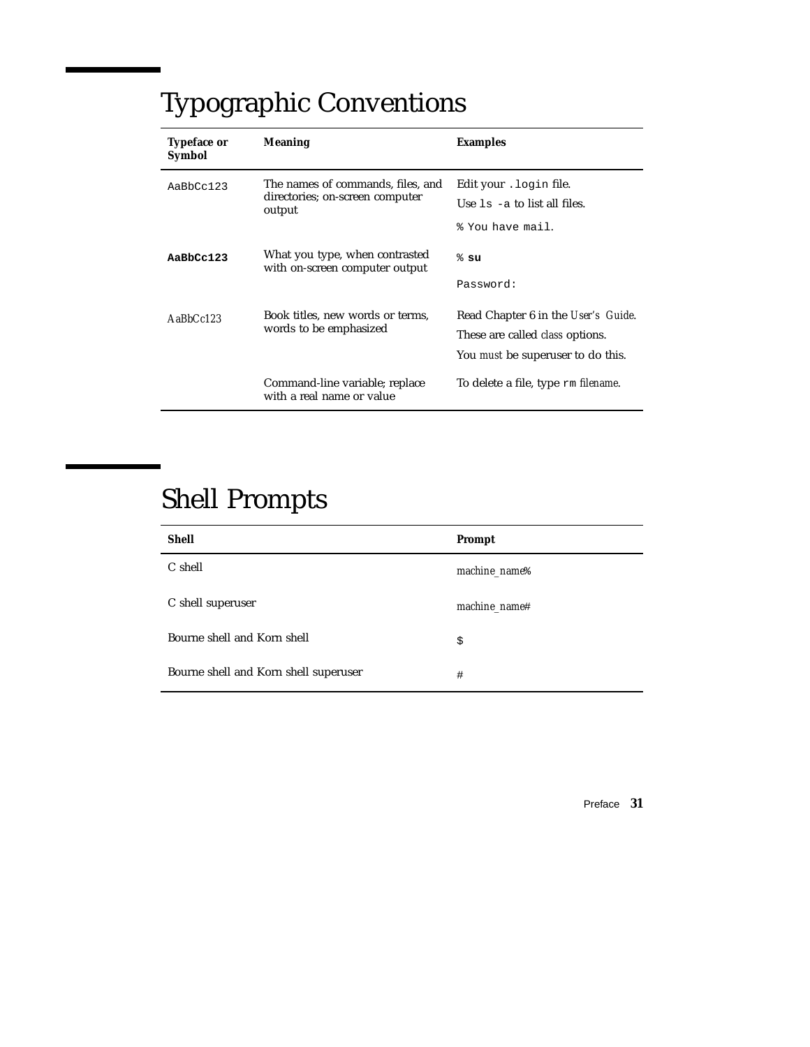## Typographic Conventions

| Typeface or Symbol | Meaning | Examples |
|---|---|---|
| `AaBbCc123` | The names of commands, files, and directories; on-screen computer output | Edit your `.login` file.<br>Use `ls -a` to list all files.<br>`% You have mail.` |
| **`AaBbCc123`** | What you type, when contrasted with on-screen computer output | `%` **`su`**<br>`Password:` |
| *AaBbCc123* | Book titles, new words or terms, words to be emphasized | Read Chapter 6 in the *User's Guide*.<br>These are called *class* options.<br>You *must* be superuser to do this. |
| | Command-line variable; replace with a real name or value | To delete a file, type `rm` *filename*. |

## Shell Prompts

| Shell | Prompt |
|---|---|
| C shell | *machine_name%* |
| C shell superuser | *machine_name#* |
| Bourne shell and Korn shell | `$` |
| Bourne shell and Korn shell superuser | `#` |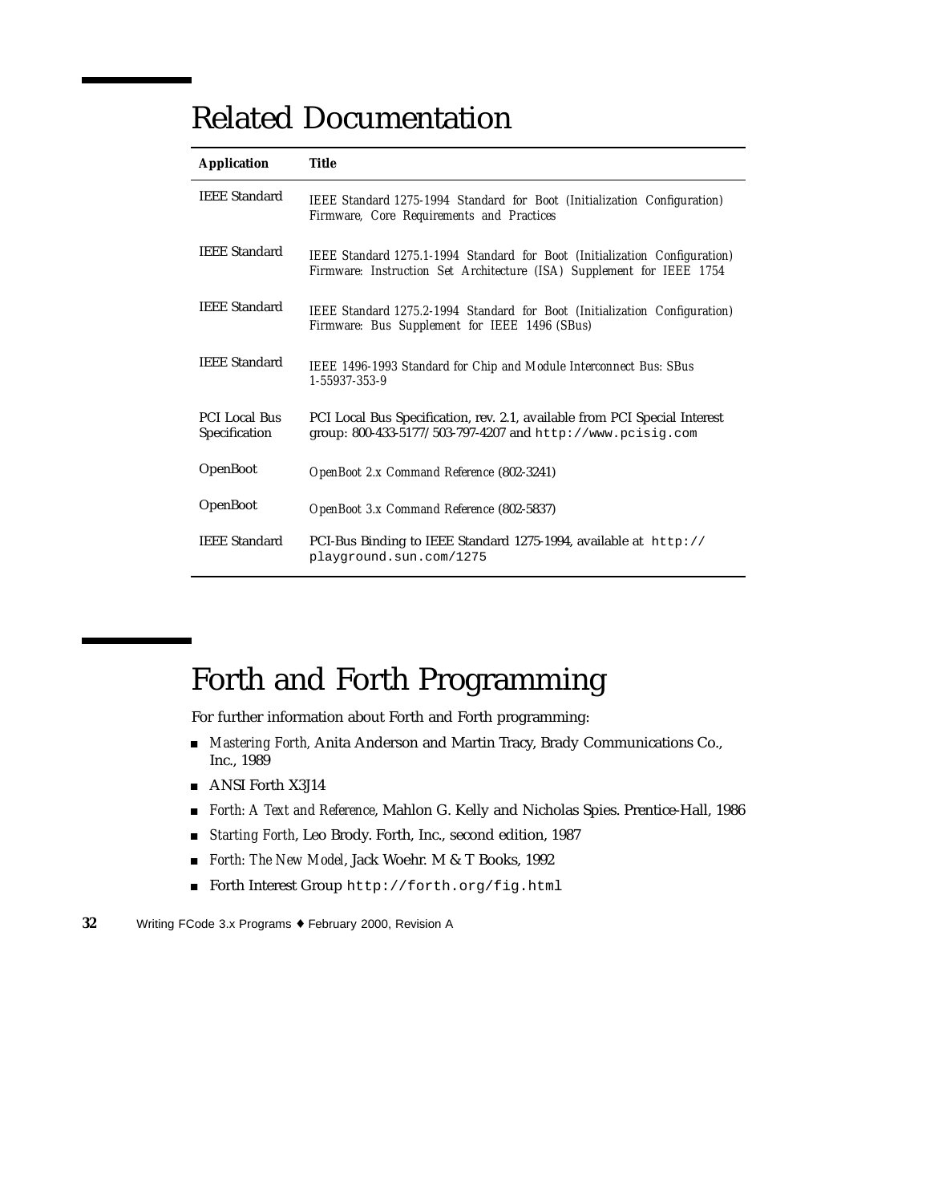## Related Documentation

| Application | Title |
|---|---|
| IEEE Standard | *IEEE Standard 1275-1994 Standard for Boot (Initialization Configuration) Firmware, Core Requirements and Practices* |
| IEEE Standard | *IEEE Standard 1275.1-1994 Standard for Boot (Initialization Configuration) Firmware: Instruction Set Architecture (ISA) Supplement for IEEE 1754* |
| IEEE Standard | *IEEE Standard 1275.2-1994 Standard for Boot (Initialization Configuration) Firmware: Bus Supplement for IEEE 1496 (SBus)* |
| IEEE Standard | *IEEE 1496-1993 Standard for Chip and Module Interconnect Bus: SBus 1-55937-353-9* |
| PCI Local Bus Specification | PCI Local Bus Specification, rev. 2.1, available from PCI Special Interest group: 800-433-5177/503-797-4207 and `http://www.pcisig.com` |
| OpenBoot | *OpenBoot 2.x Command Reference* (802-3241) |
| OpenBoot | *OpenBoot 3.x Command Reference* (802-5837) |
| IEEE Standard | PCI-Bus Binding to IEEE Standard 1275-1994, available at `http://playground.sun.com/1275` |

## Forth and Forth Programming

For further information about Forth and Forth programming:

- *Mastering Forth,* Anita Anderson and Martin Tracy, Brady Communications Co., Inc., 1989
- ANSI Forth X3J14
- *Forth: A Text and Reference*, Mahlon G. Kelly and Nicholas Spies. Prentice-Hall, 1986
- *Starting Forth*, Leo Brody. Forth, Inc., second edition, 1987
- *Forth: The New Model*, Jack Woehr. M & T Books, 1992
- Forth Interest Group `http://forth.org/fig.html`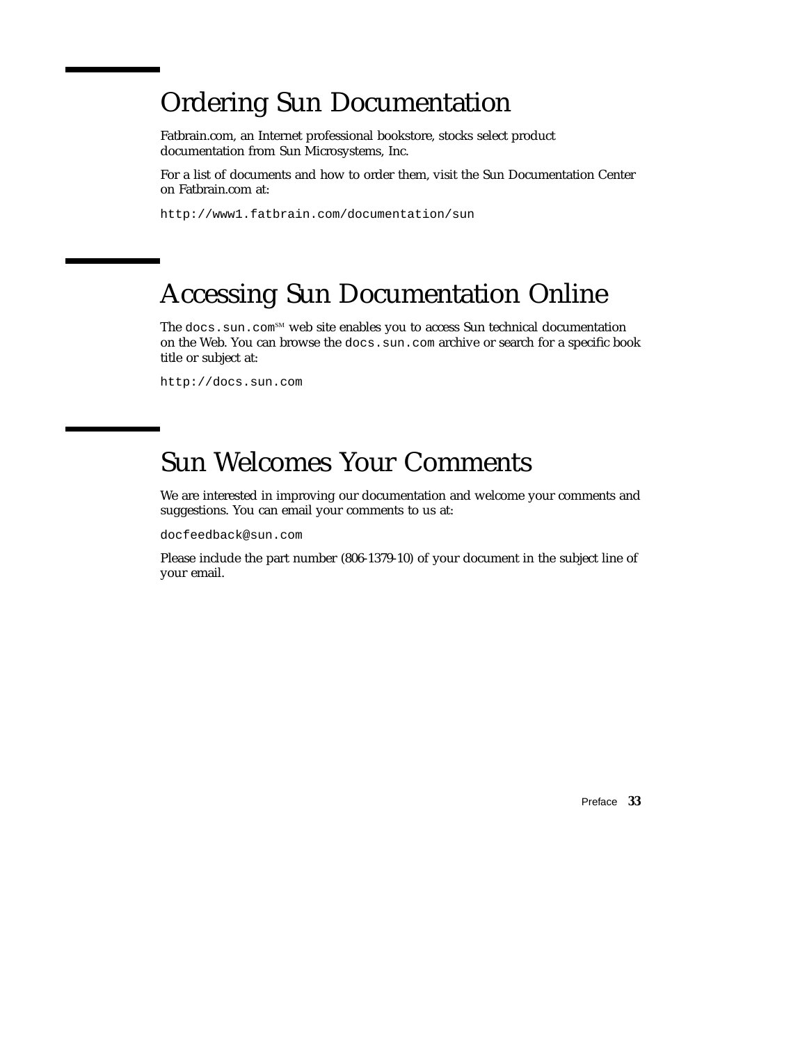## Ordering Sun Documentation

Fatbrain.com, an Internet professional bookstore, stocks select product documentation from Sun Microsystems, Inc.

For a list of documents and how to order them, visit the Sun Documentation Center on Fatbrain.com at:

`http://www1.fatbrain.com/documentation/sun`

## Accessing Sun Documentation Online

The `docs.sun.com`SM web site enables you to access Sun technical documentation on the Web. You can browse the `docs.sun.com` archive or search for a specific book title or subject at:

`http://docs.sun.com`

## Sun Welcomes Your Comments

We are interested in improving our documentation and welcome your comments and suggestions. You can email your comments to us at:

`docfeedback@sun.com`

Please include the part number (806-1379-10) of your document in the subject line of your email.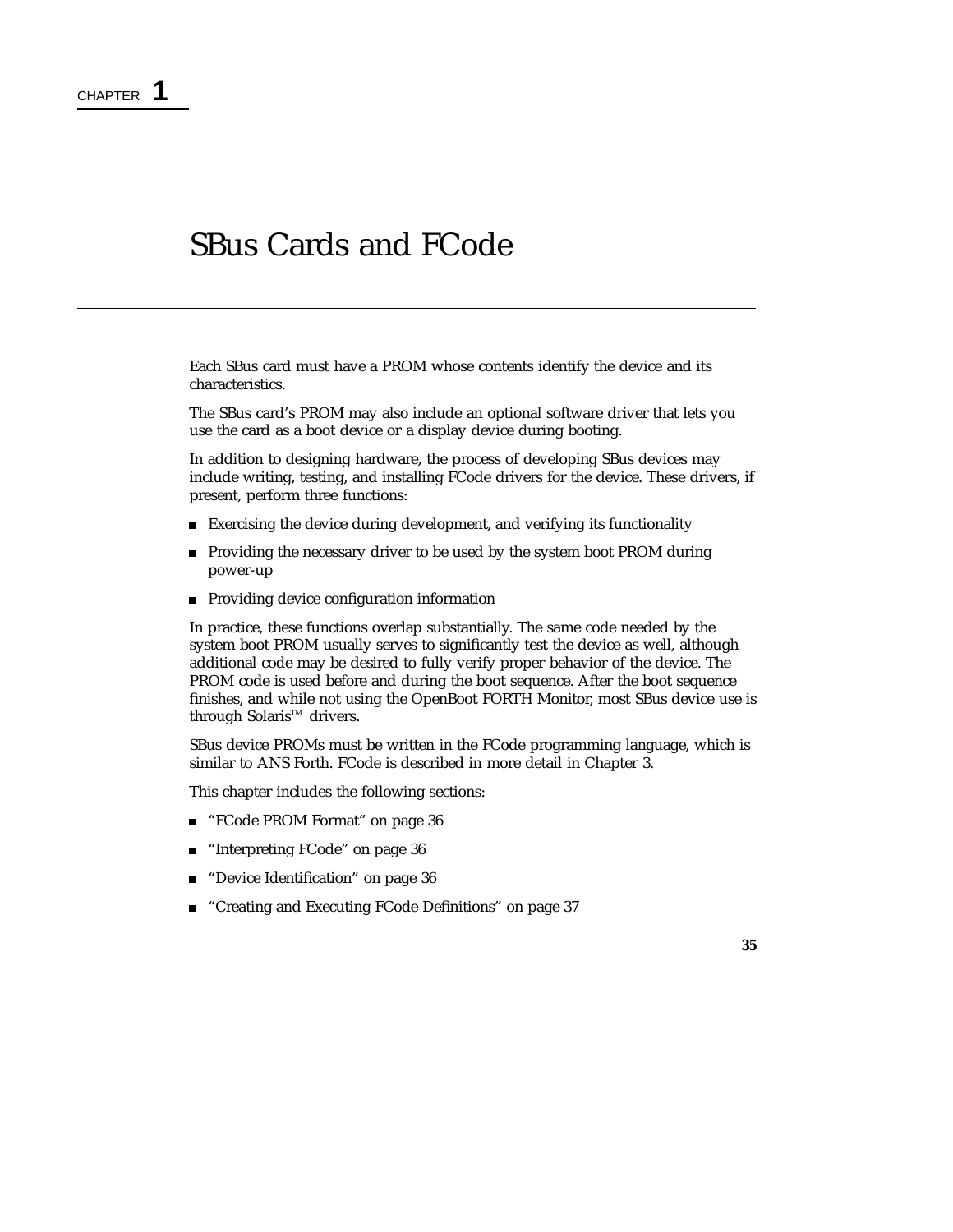CHAPTER **1**

# SBus Cards and FCode

Each SBus card must have a PROM whose contents identify the device and its characteristics.

The SBus card's PROM may also include an optional software driver that lets you use the card as a boot device or a display device during booting.

In addition to designing hardware, the process of developing SBus devices may include writing, testing, and installing FCode drivers for the device. These drivers, if present, perform three functions:

- Exercising the device during development, and verifying its functionality
- Providing the necessary driver to be used by the system boot PROM during power-up
- Providing device configuration information

In practice, these functions overlap substantially. The same code needed by the system boot PROM usually serves to significantly test the device as well, although additional code may be desired to fully verify proper behavior of the device. The PROM code is used before and during the boot sequence. After the boot sequence finishes, and while not using the OpenBoot FORTH Monitor, most SBus device use is through Solaris™ drivers.

SBus device PROMs must be written in the FCode programming language, which is similar to ANS Forth. FCode is described in more detail in Chapter 3.

This chapter includes the following sections:

- "FCode PROM Format" on page 36
- "Interpreting FCode" on page 36
- "Device Identification" on page 36
- "Creating and Executing FCode Definitions" on page 37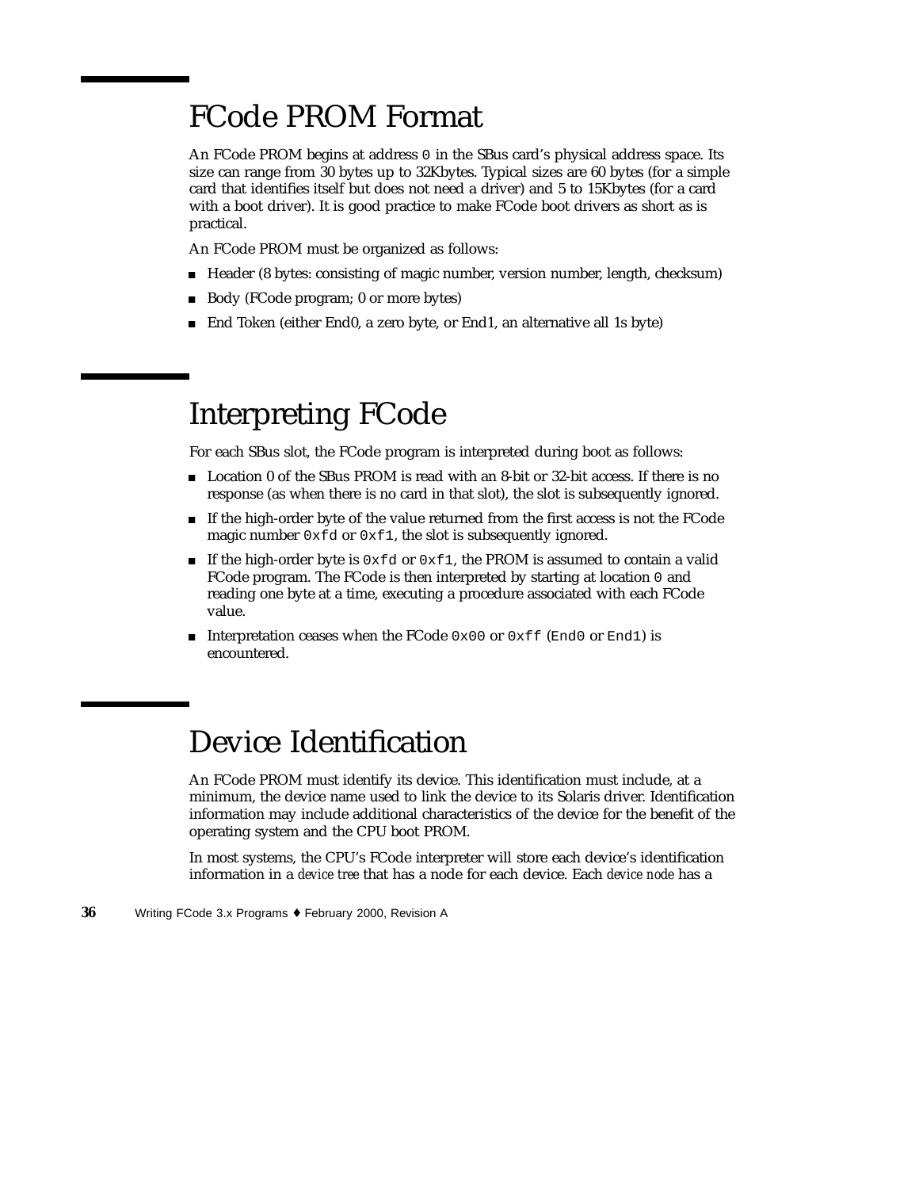# FCode PROM Format

An FCode PROM begins at address `0` in the SBus card's physical address space. Its size can range from 30 bytes up to 32Kbytes. Typical sizes are 60 bytes (for a simple card that identifies itself but does not need a driver) and 5 to 15Kbytes (for a card with a boot driver). It is good practice to make FCode boot drivers as short as is practical.

An FCode PROM must be organized as follows:

- Header (8 bytes: consisting of magic number, version number, length, checksum)
- Body (FCode program; 0 or more bytes)
- End Token (either End0, a zero byte, or End1, an alternative all 1s byte)

# Interpreting FCode

For each SBus slot, the FCode program is interpreted during boot as follows:

- Location 0 of the SBus PROM is read with an 8-bit or 32-bit access. If there is no response (as when there is no card in that slot), the slot is subsequently ignored.
- If the high-order byte of the value returned from the first access is not the FCode magic number `0xfd` or `0xf1`, the slot is subsequently ignored.
- If the high-order byte is `0xfd` or `0xf1`, the PROM is assumed to contain a valid FCode program. The FCode is then interpreted by starting at location `0` and reading one byte at a time, executing a procedure associated with each FCode value.
- Interpretation ceases when the FCode `0x00` or `0xff` (`End0` or `End1`) is encountered.

# Device Identification

An FCode PROM must identify its device. This identification must include, at a minimum, the device name used to link the device to its Solaris driver. Identification information may include additional characteristics of the device for the benefit of the operating system and the CPU boot PROM.

In most systems, the CPU's FCode interpreter will store each device's identification information in a *device tree* that has a node for each device. Each *device node* has a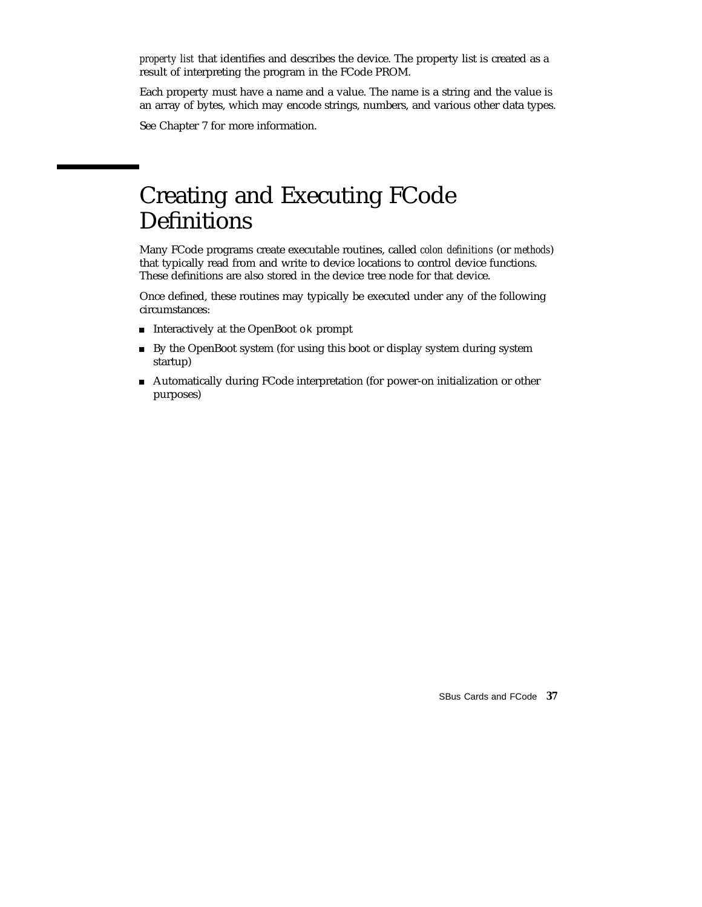*property list* that identifies and describes the device. The property list is created as a result of interpreting the program in the FCode PROM.

Each property must have a name and a value. The name is a string and the value is an array of bytes, which may encode strings, numbers, and various other data types.

See Chapter 7 for more information.

## Creating and Executing FCode Definitions

Many FCode programs create executable routines, called *colon definitions* (or *methods*) that typically read from and write to device locations to control device functions. These definitions are also stored in the device tree node for that device.

Once defined, these routines may typically be executed under any of the following circumstances:

- Interactively at the OpenBoot `ok` prompt
- By the OpenBoot system (for using this boot or display system during system startup)
- Automatically during FCode interpretation (for power-on initialization or other purposes)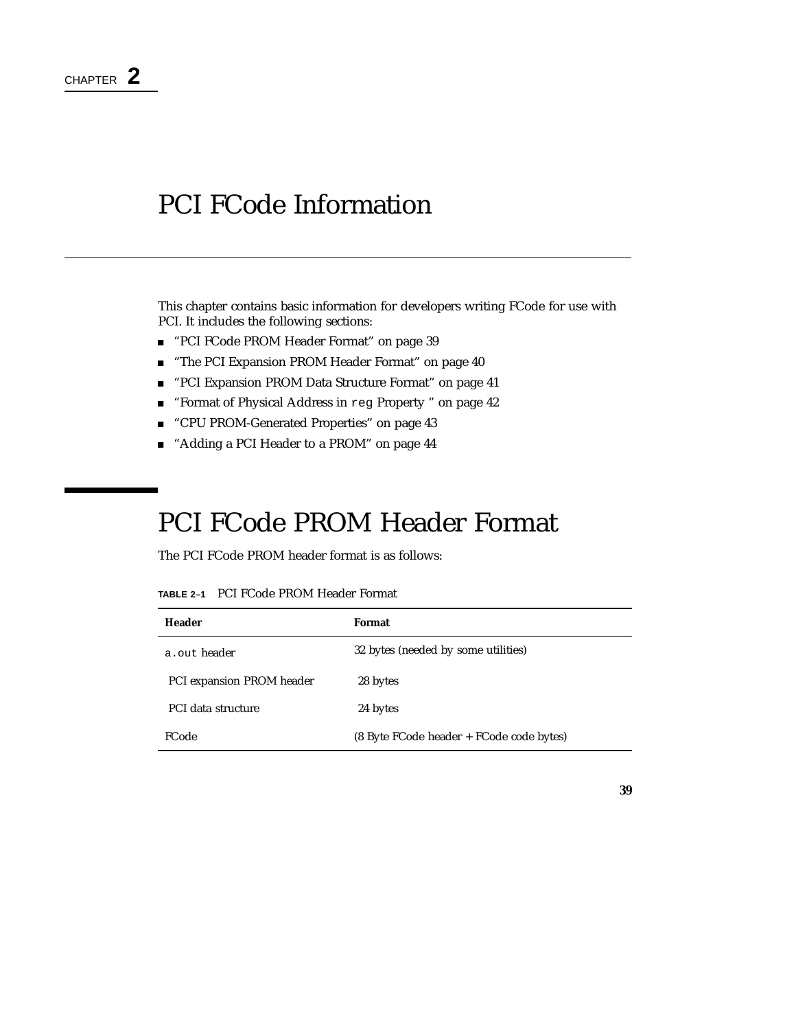CHAPTER **2**

# PCI FCode Information

This chapter contains basic information for developers writing FCode for use with PCI. It includes the following sections:

- "PCI FCode PROM Header Format" on page 39
- "The PCI Expansion PROM Header Format" on page 40
- "PCI Expansion PROM Data Structure Format" on page 41
- "Format of Physical Address in `reg` Property " on page 42
- "CPU PROM-Generated Properties" on page 43
- "Adding a PCI Header to a PROM" on page 44

## PCI FCode PROM Header Format

The PCI FCode PROM header format is as follows:

**TABLE 2–1** PCI FCode PROM Header Format

| Header | Format |
|---|---|
| `a.out` header | 32 bytes (needed by some utilities) |
| PCI expansion PROM header | 28 bytes |
| PCI data structure | 24 bytes |
| FCode | (8 Byte FCode header + FCode code bytes) |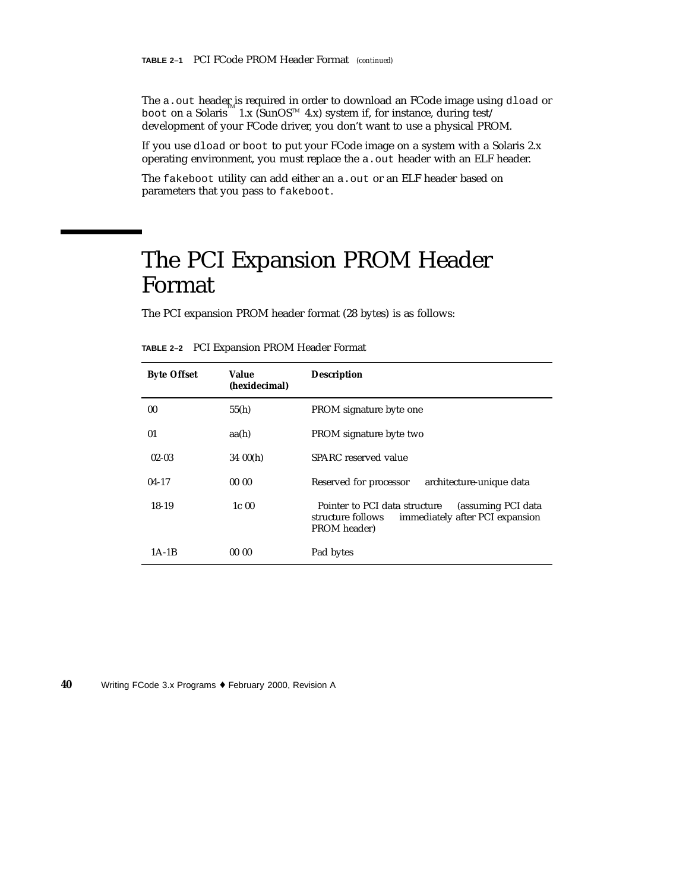**TABLE 2–1** PCI FCode PROM Header Format *(continued)*

The `a.out` header is required in order to download an FCode image using `dload` or `boot` on a Solaris™ 1.x (SunOS™ 4.x) system if, for instance, during test/development of your FCode driver, you don't want to use a physical PROM.

If you use `dload` or `boot` to put your FCode image on a system with a Solaris 2.x operating environment, you must replace the `a.out` header with an ELF header.

The `fakeboot` utility can add either an `a.out` or an ELF header based on parameters that you pass to `fakeboot`.

# The PCI Expansion PROM Header Format

The PCI expansion PROM header format (28 bytes) is as follows:

**TABLE 2–2** PCI Expansion PROM Header Format

| Byte Offset | Value (hexidecimal) | Description |
|---|---|---|
| 00 | 55(h) | PROM signature byte one |
| 01 | aa(h) | PROM signature byte two |
| 02-03 | 34 00(h) | SPARC reserved value |
| 04-17 | 00 00 | Reserved for processor architecture-unique data |
| 18-19 | 1c 00 | Pointer to PCI data structure (assuming PCI data structure follows immediately after PCI expansion PROM header) |
| 1A-1B | 00 00 | Pad bytes |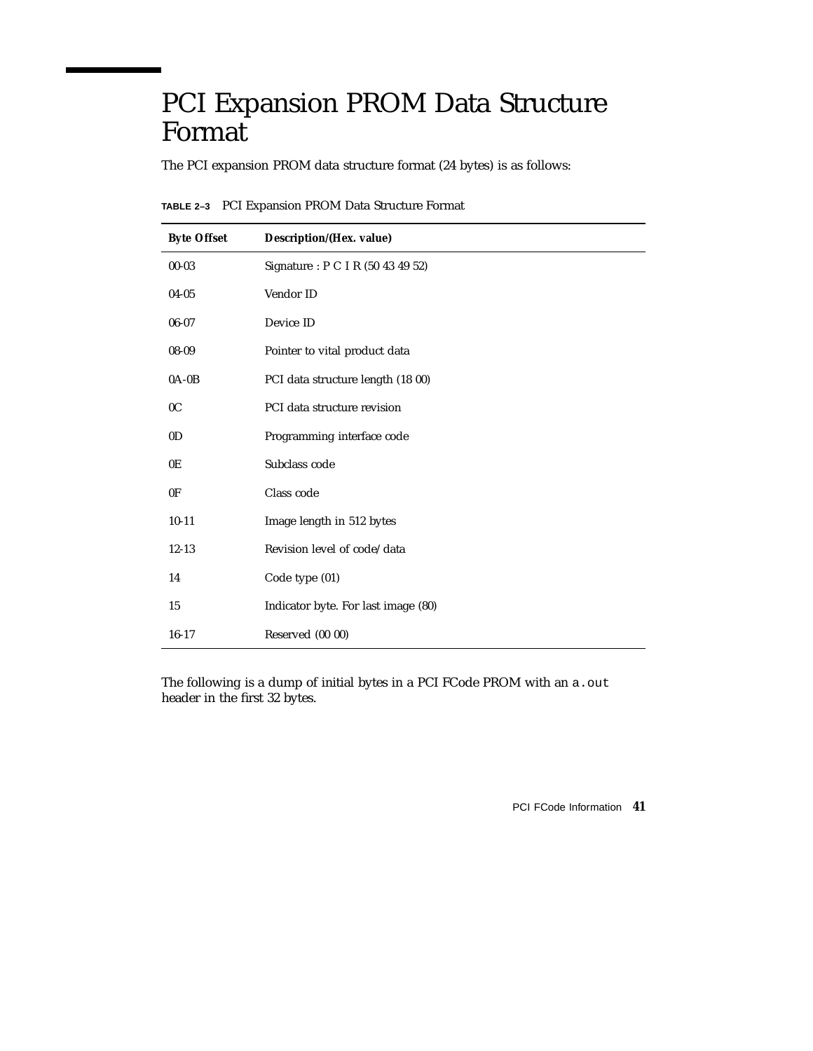# PCI Expansion PROM Data Structure Format

The PCI expansion PROM data structure format (24 bytes) is as follows:

**TABLE 2–3** PCI Expansion PROM Data Structure Format

| Byte Offset | Description/(Hex. value) |
|---|---|
| 00-03 | Signature : P C I R (50 43 49 52) |
| 04-05 | Vendor ID |
| 06-07 | Device ID |
| 08-09 | Pointer to vital product data |
| 0A-0B | PCI data structure length (18 00) |
| 0C | PCI data structure revision |
| 0D | Programming interface code |
| 0E | Subclass code |
| 0F | Class code |
| 10-11 | Image length in 512 bytes |
| 12-13 | Revision level of code/data |
| 14 | Code type (01) |
| 15 | Indicator byte. For last image (80) |
| 16-17 | Reserved (00 00) |

The following is a dump of initial bytes in a PCI FCode PROM with an `a.out` header in the first 32 bytes.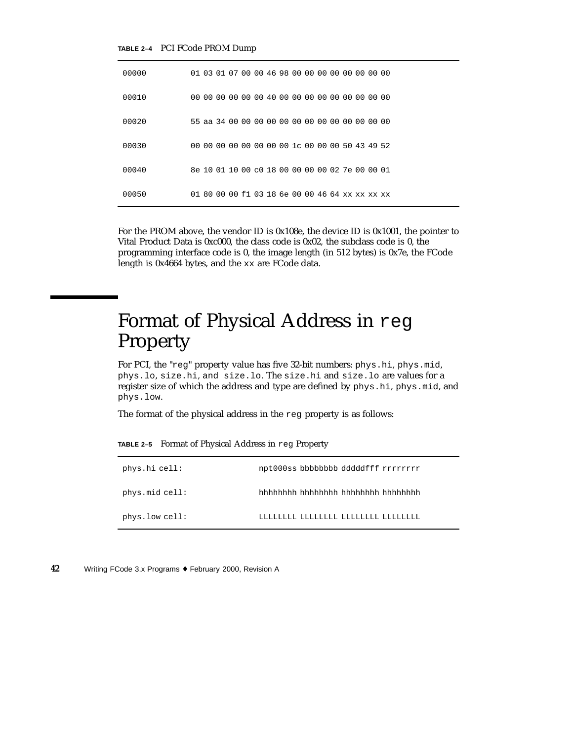**TABLE 2–4** PCI FCode PROM Dump

| | |
|---|---|
| 00000 | 01 03 01 07 00 00 46 98 00 00 00 00 00 00 00 00 |
| 00010 | 00 00 00 00 00 00 40 00 00 00 00 00 00 00 00 00 |
| 00020 | 55 aa 34 00 00 00 00 00 00 00 00 00 00 00 00 00 |
| 00030 | 00 00 00 00 00 00 00 00 1c 00 00 00 50 43 49 52 |
| 00040 | 8e 10 01 10 00 c0 18 00 00 00 00 02 7e 00 00 01 |
| 00050 | 01 80 00 00 f1 03 18 6e 00 00 46 64 xx xx xx xx |

For the PROM above, the vendor ID is 0x108e, the device ID is 0x1001, the pointer to Vital Product Data is 0xc000, the class code is 0x02, the subclass code is 0, the programming interface code is 0, the image length (in 512 bytes) is 0x7e, the FCode length is 0x4664 bytes, and the `xx` are FCode data.

# Format of Physical Address in `reg` Property

For PCI, the "`reg`" property value has five 32-bit numbers: `phys.hi`, `phys.mid`, `phys.lo`, `size.hi`, and `size.lo`. The `size.hi` and `size.lo` are values for a register size of which the address and type are defined by `phys.hi`, `phys.mid`, and `phys.low`.

The format of the physical address in the `reg` property is as follows:

**TABLE 2–5** Format of Physical Address in `reg` Property

| | |
|---|---|
| phys.hi cell: | npt000ss bbbbbbbb dddddfff rrrrrrrr |
| phys.mid cell: | hhhhhhhh hhhhhhhh hhhhhhhh hhhhhhhh |
| phys.low cell: | LLLLLLLL LLLLLLLL LLLLLLLL LLLLLLLL |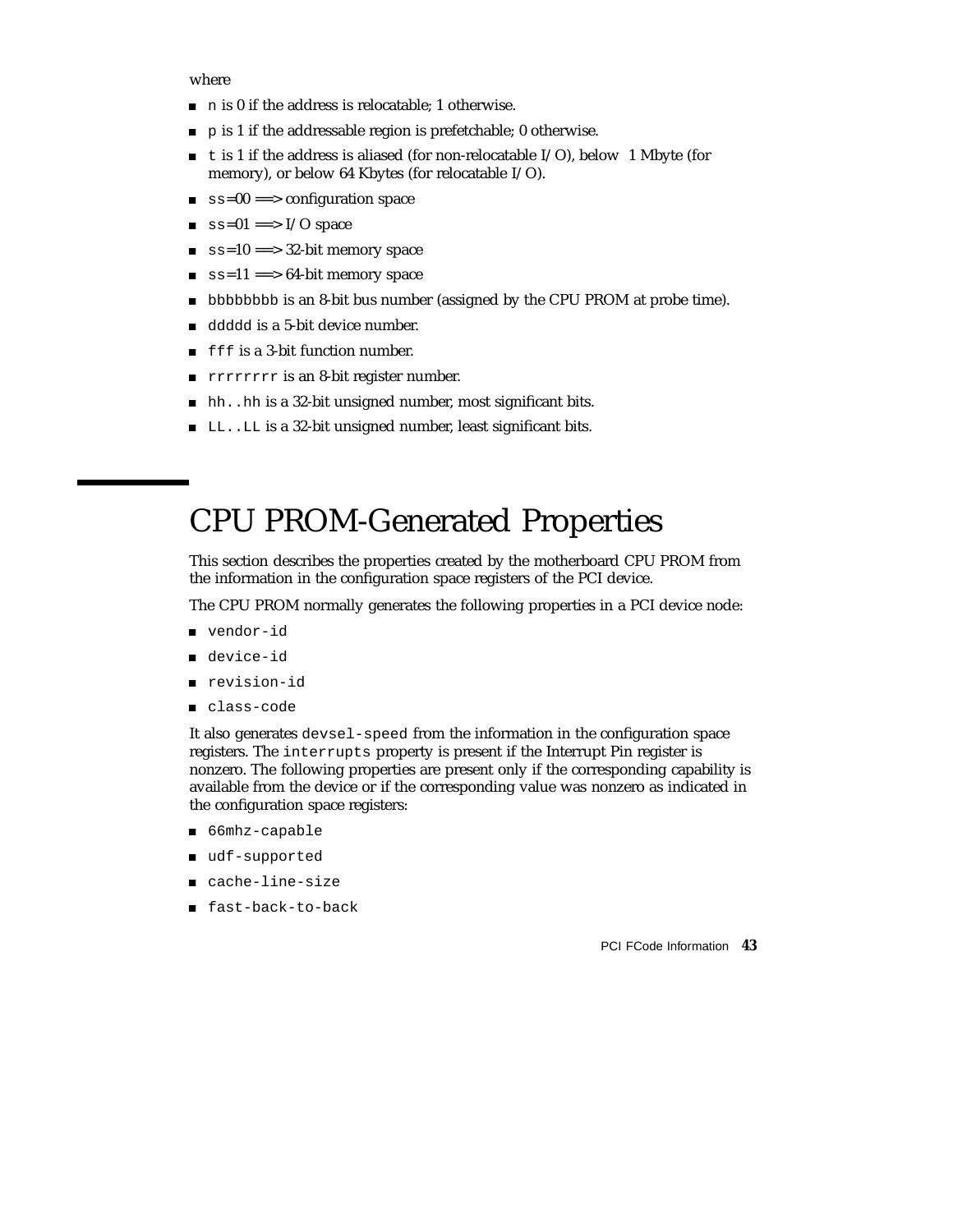where

- `n` is 0 if the address is relocatable; 1 otherwise.
- `p` is 1 if the addressable region is prefetchable; 0 otherwise.
- `t` is 1 if the address is aliased (for non-relocatable I/O), below 1 Mbyte (for memory), or below 64 Kbytes (for relocatable I/O).
- `ss`=00 ==> configuration space
- `ss`=01 ==> I/O space
- `ss`=10 ==> 32-bit memory space
- `ss`=11 ==> 64-bit memory space
- `bbbbbbbb` is an 8-bit bus number (assigned by the CPU PROM at probe time).
- `ddddd` is a 5-bit device number.
- `fff` is a 3-bit function number.
- `rrrrrrrr` is an 8-bit register number.
- `hh..hh` is a 32-bit unsigned number, most significant bits.
- `LL..LL` is a 32-bit unsigned number, least significant bits.

# CPU PROM-Generated Properties

This section describes the properties created by the motherboard CPU PROM from the information in the configuration space registers of the PCI device.

The CPU PROM normally generates the following properties in a PCI device node:

- `vendor-id`
- `device-id`
- `revision-id`
- `class-code`

It also generates `devsel-speed` from the information in the configuration space registers. The `interrupts` property is present if the Interrupt Pin register is nonzero. The following properties are present only if the corresponding capability is available from the device or if the corresponding value was nonzero as indicated in the configuration space registers:

- `66mhz-capable`
- `udf-supported`
- `cache-line-size`
- `fast-back-to-back`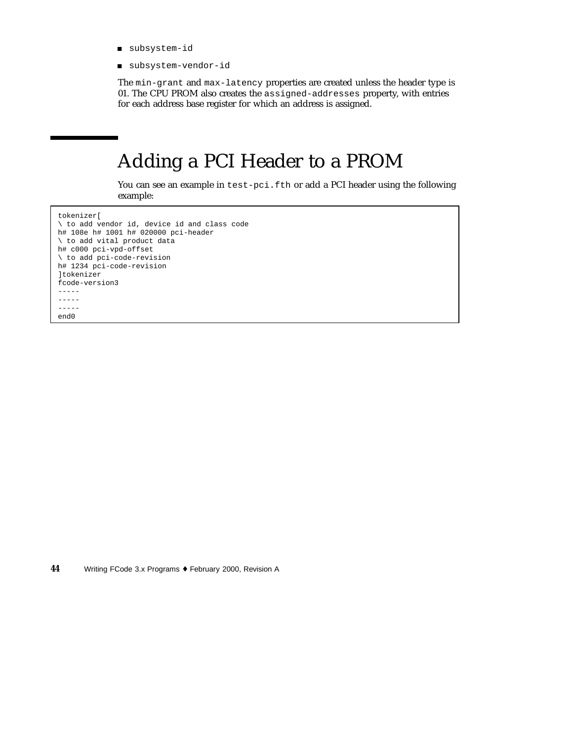- subsystem-id
- subsystem-vendor-id

The min-grant and max-latency properties are created unless the header type is 01. The CPU PROM also creates the assigned-addresses property, with entries for each address base register for which an address is assigned.

# Adding a PCI Header to a PROM

You can see an example in test-pci.fth or add a PCI header using the following example:

```
tokenizer[
\ to add vendor id, device id and class code
h# 108e h# 1001 h# 020000 pci-header
\ to add vital product data
h# c000 pci-vpd-offset
\ to add pci-code-revision
h# 1234 pci-code-revision
]tokenizer
fcode-version3
-----
-----
-----
end0
```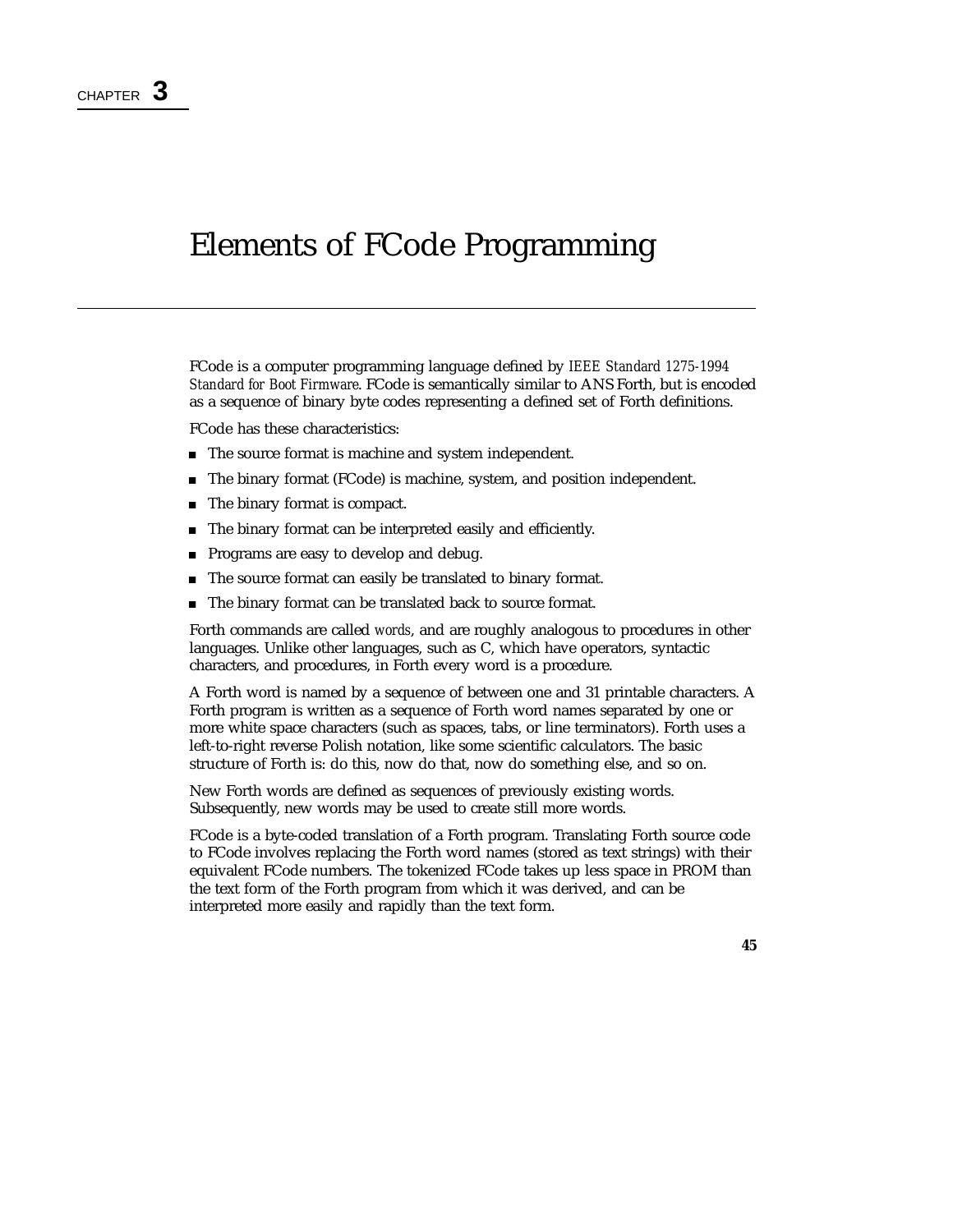CHAPTER **3**

# Elements of FCode Programming

FCode is a computer programming language defined by *IEEE Standard 1275-1994 Standard for Boot Firmware*. FCode is semantically similar to ANS Forth, but is encoded as a sequence of binary byte codes representing a defined set of Forth definitions.

FCode has these characteristics:

- The source format is machine and system independent.
- The binary format (FCode) is machine, system, and position independent.
- The binary format is compact.
- The binary format can be interpreted easily and efficiently.
- Programs are easy to develop and debug.
- The source format can easily be translated to binary format.
- The binary format can be translated back to source format.

Forth commands are called *words*, and are roughly analogous to procedures in other languages. Unlike other languages, such as C, which have operators, syntactic characters, and procedures, in Forth every word is a procedure.

A Forth word is named by a sequence of between one and 31 printable characters. A Forth program is written as a sequence of Forth word names separated by one or more white space characters (such as spaces, tabs, or line terminators). Forth uses a left-to-right reverse Polish notation, like some scientific calculators. The basic structure of Forth is: do this, now do that, now do something else, and so on.

New Forth words are defined as sequences of previously existing words. Subsequently, new words may be used to create still more words.

FCode is a byte-coded translation of a Forth program. Translating Forth source code to FCode involves replacing the Forth word names (stored as text strings) with their equivalent FCode numbers. The tokenized FCode takes up less space in PROM than the text form of the Forth program from which it was derived, and can be interpreted more easily and rapidly than the text form.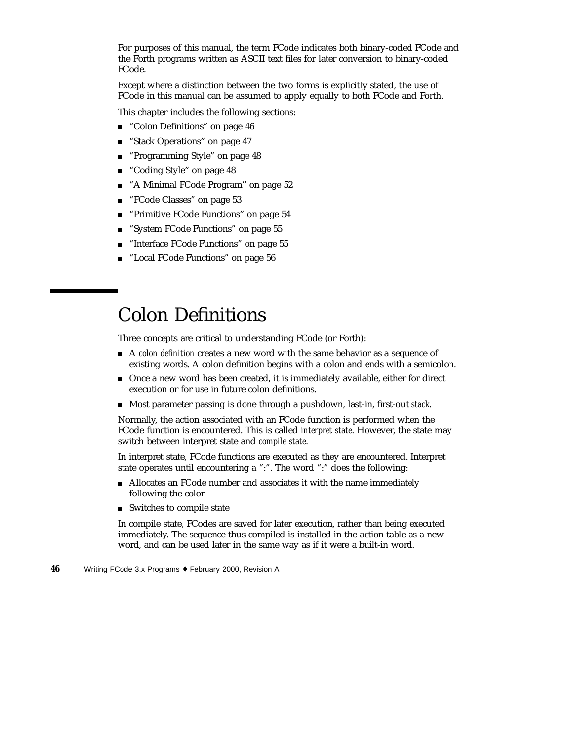For purposes of this manual, the term FCode indicates both binary-coded FCode and the Forth programs written as ASCII text files for later conversion to binary-coded FCode.

Except where a distinction between the two forms is explicitly stated, the use of FCode in this manual can be assumed to apply equally to both FCode and Forth.

This chapter includes the following sections:

- "Colon Definitions" on page 46
- "Stack Operations" on page 47
- "Programming Style" on page 48
- "Coding Style" on page 48
- "A Minimal FCode Program" on page 52
- "FCode Classes" on page 53
- "Primitive FCode Functions" on page 54
- "System FCode Functions" on page 55
- "Interface FCode Functions" on page 55
- "Local FCode Functions" on page 56

# Colon Definitions

Three concepts are critical to understanding FCode (or Forth):

- A *colon definition* creates a new word with the same behavior as a sequence of existing words. A colon definition begins with a colon and ends with a semicolon.
- Once a new word has been created, it is immediately available, either for direct execution or for use in future colon definitions.
- Most parameter passing is done through a pushdown, last-in, first-out *stack*.

Normally, the action associated with an FCode function is performed when the FCode function is encountered. This is called *interpret state*. However, the state may switch between interpret state and *compile state*.

In interpret state, FCode functions are executed as they are encountered. Interpret state operates until encountering a ":". The word ":" does the following:

- Allocates an FCode number and associates it with the name immediately following the colon
- Switches to compile state

In compile state, FCodes are saved for later execution, rather than being executed immediately. The sequence thus compiled is installed in the action table as a new word, and can be used later in the same way as if it were a built-in word.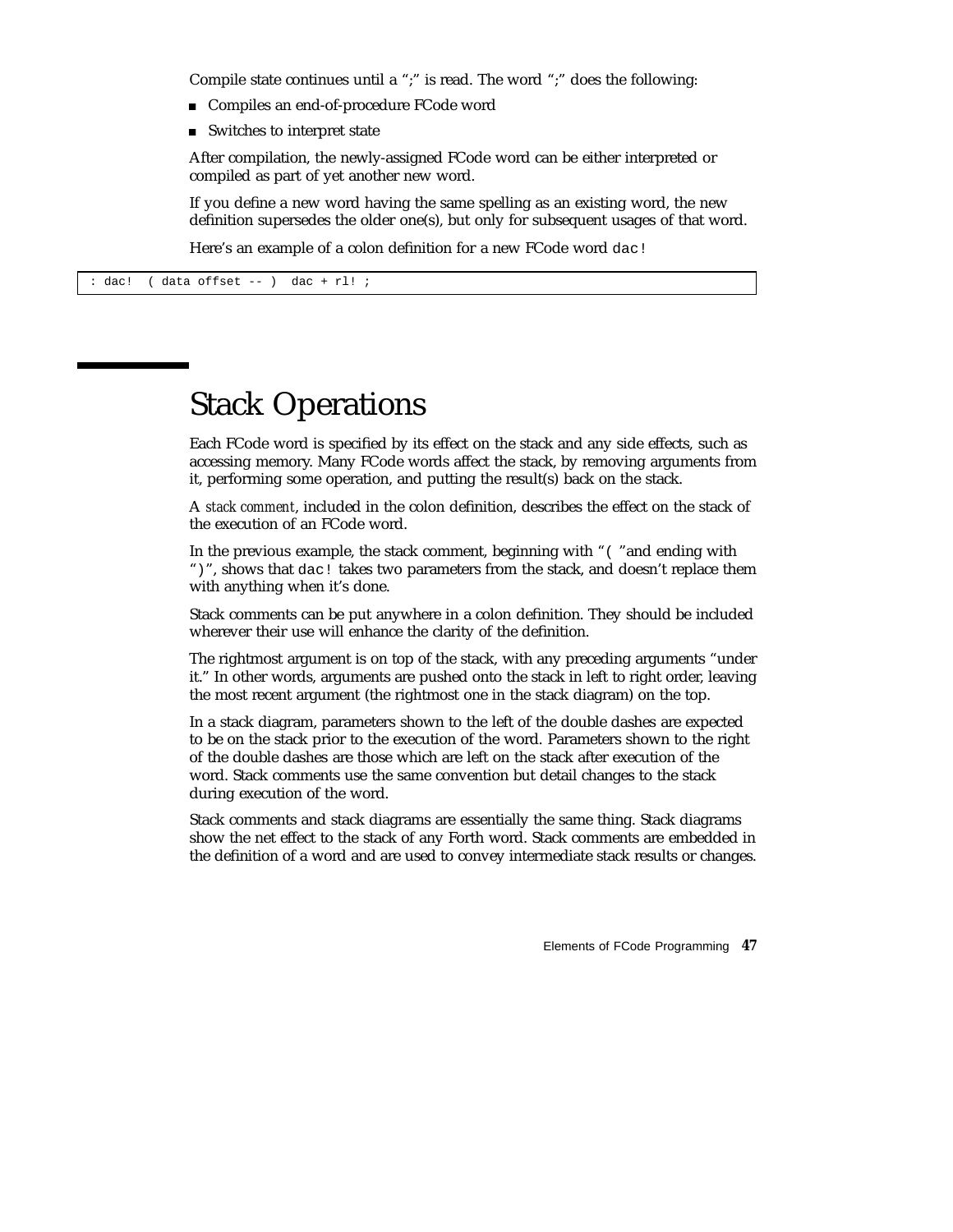Compile state continues until a ";" is read. The word ";" does the following:

- Compiles an end-of-procedure FCode word
- Switches to interpret state

After compilation, the newly-assigned FCode word can be either interpreted or compiled as part of yet another new word.

If you define a new word having the same spelling as an existing word, the new definition supersedes the older one(s), but only for subsequent usages of that word.

Here's an example of a colon definition for a new FCode word `dac!`

```
: dac!  ( data offset -- )  dac + rl! ;
```

# Stack Operations

Each FCode word is specified by its effect on the stack and any side effects, such as accessing memory. Many FCode words affect the stack, by removing arguments from it, performing some operation, and putting the result(s) back on the stack.

A *stack comment*, included in the colon definition, describes the effect on the stack of the execution of an FCode word.

In the previous example, the stack comment, beginning with "`(` "and ending with "`)`", shows that `dac!` takes two parameters from the stack, and doesn't replace them with anything when it's done.

Stack comments can be put anywhere in a colon definition. They should be included wherever their use will enhance the clarity of the definition.

The rightmost argument is on top of the stack, with any preceding arguments "under it." In other words, arguments are pushed onto the stack in left to right order, leaving the most recent argument (the rightmost one in the stack diagram) on the top.

In a stack diagram, parameters shown to the left of the double dashes are expected to be on the stack prior to the execution of the word. Parameters shown to the right of the double dashes are those which are left on the stack after execution of the word. Stack comments use the same convention but detail changes to the stack during execution of the word.

Stack comments and stack diagrams are essentially the same thing. Stack diagrams show the net effect to the stack of any Forth word. Stack comments are embedded in the definition of a word and are used to convey intermediate stack results or changes.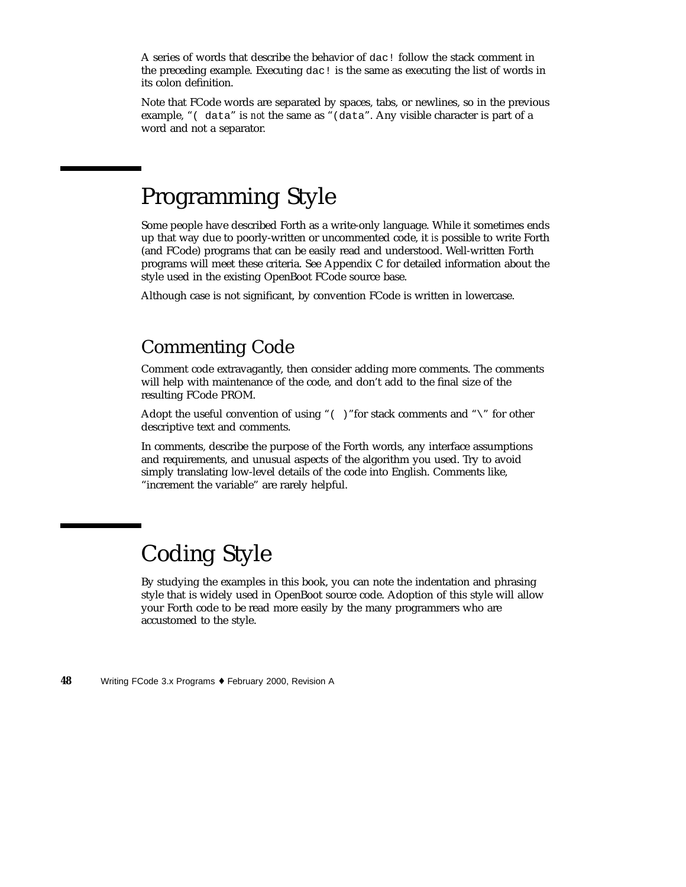A series of words that describe the behavior of `dac!` follow the stack comment in the preceding example. Executing `dac!` is the same as executing the list of words in its colon definition.

Note that FCode words are separated by spaces, tabs, or newlines, so in the previous example, "`( data`" is *not* the same as "`(data`". Any visible character is part of a word and not a separator.

# Programming Style

Some people have described Forth as a write-only language. While it sometimes ends up that way due to poorly-written or uncommented code, it *is* possible to write Forth (and FCode) programs that can be easily read and understood. Well-written Forth programs will meet these criteria. See Appendix C for detailed information about the style used in the existing OpenBoot FCode source base.

Although case is not significant, by convention FCode is written in lowercase.

## Commenting Code

Comment code extravagantly, then consider adding more comments. The comments will help with maintenance of the code, and don't add to the final size of the resulting FCode PROM.

Adopt the useful convention of using "`( )`"for stack comments and "`\`" for other descriptive text and comments.

In comments, describe the purpose of the Forth words, any interface assumptions and requirements, and unusual aspects of the algorithm you used. Try to avoid simply translating low-level details of the code into English. Comments like, "increment the variable" are rarely helpful.

# Coding Style

By studying the examples in this book, you can note the indentation and phrasing style that is widely used in OpenBoot source code. Adoption of this style will allow your Forth code to be read more easily by the many programmers who are accustomed to the style.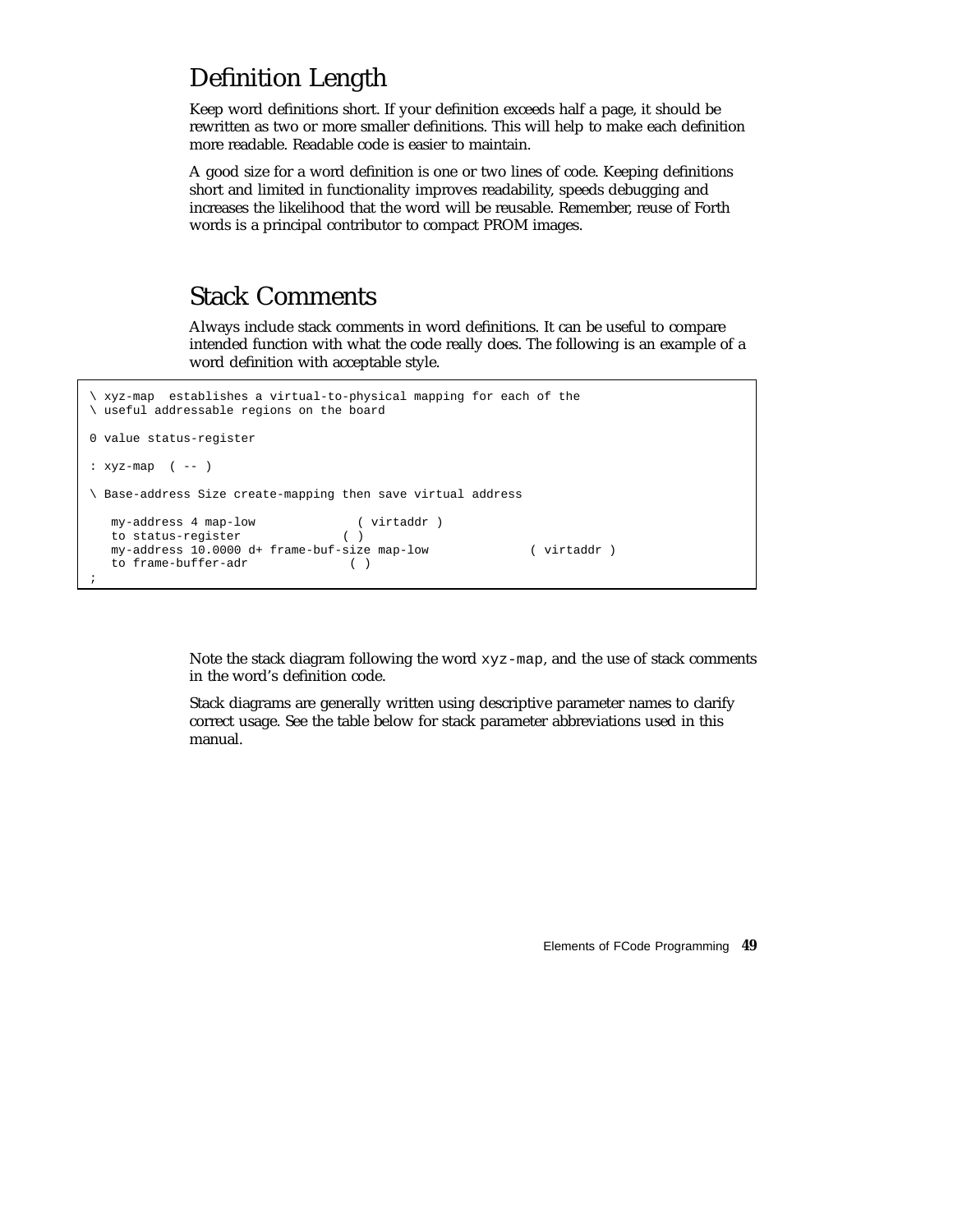## Definition Length

Keep word definitions short. If your definition exceeds half a page, it should be rewritten as two or more smaller definitions. This will help to make each definition more readable. Readable code is easier to maintain.

A good size for a word definition is one or two lines of code. Keeping definitions short and limited in functionality improves readability, speeds debugging and increases the likelihood that the word will be reusable. Remember, reuse of Forth words is a principal contributor to compact PROM images.

## Stack Comments

Always include stack comments in word definitions. It can be useful to compare intended function with what the code really does. The following is an example of a word definition with acceptable style.

```
\ xyz-map  establishes a virtual-to-physical mapping for each of the
\ useful addressable regions on the board

0 value status-register

: xyz-map  ( -- )

\ Base-address Size create-mapping then save virtual address

   my-address 4 map-low              ( virtaddr )
   to status-register              ( )
   my-address 10.0000 d+ frame-buf-size map-low              ( virtaddr )
   to frame-buffer-adr              ( )
;
```

Note the stack diagram following the word `xyz-map`, and the use of stack comments in the word's definition code.

Stack diagrams are generally written using descriptive parameter names to clarify correct usage. See the table below for stack parameter abbreviations used in this manual.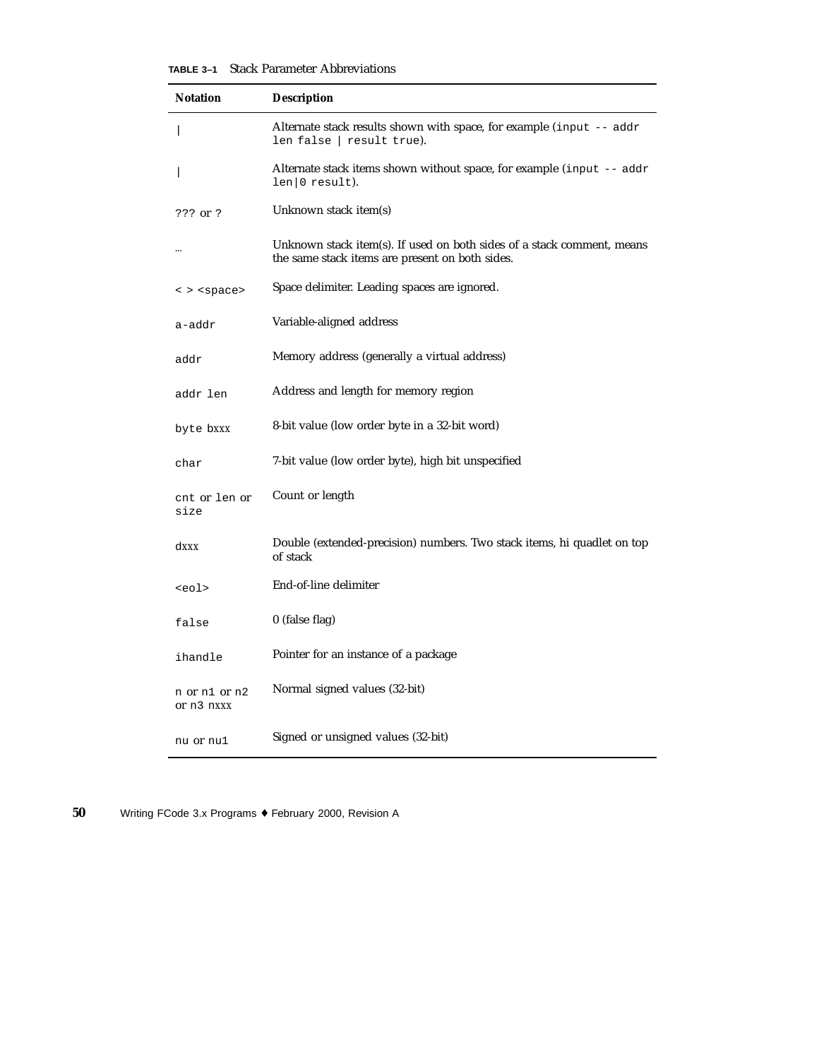**TABLE 3–1** Stack Parameter Abbreviations

| Notation | Description |
|---|---|
| \| | Alternate stack results shown with space, for example (input -- addr len false \| result true). |
| \| | Alternate stack items shown without space, for example (input -- addr len\|0 result). |
| ??? or ? | Unknown stack item(s) |
| … | Unknown stack item(s). If used on both sides of a stack comment, means the same stack items are present on both sides. |
| < > <space> | Space delimiter. Leading spaces are ignored. |
| a-addr | Variable-aligned address |
| addr | Memory address (generally a virtual address) |
| addr len | Address and length for memory region |
| byte bxxx | 8-bit value (low order byte in a 32-bit word) |
| char | 7-bit value (low order byte), high bit unspecified |
| cnt or len or size | Count or length |
| dxxx | Double (extended-precision) numbers. Two stack items, hi quadlet on top of stack |
| <eol> | End-of-line delimiter |
| false | 0 (false flag) |
| ihandle | Pointer for an instance of a package |
| n or n1 or n2 or n3 nxxx | Normal signed values (32-bit) |
| nu or nu1 | Signed or unsigned values (32-bit) |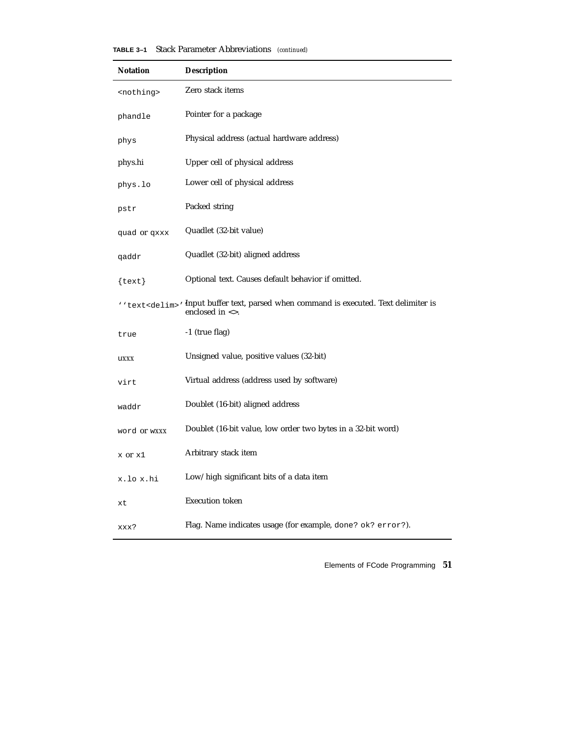**TABLE 3–1** Stack Parameter Abbreviations *(continued)*

| Notation | Description |
|---|---|
| `<nothing>` | Zero stack items |
| `phandle` | Pointer for a package |
| `phys` | Physical address (actual hardware address) |
| phys.hi | Upper cell of physical address |
| `phys.lo` | Lower cell of physical address |
| `pstr` | Packed string |
| `quad` or `qxxx` | Quadlet (32-bit value) |
| `qaddr` | Quadlet (32-bit) aligned address |
| `{text}` | Optional text. Causes default behavior if omitted. |
| `''text<delim>''` | Input buffer text, parsed when command is executed. Text delimiter is enclosed in <>. |
| `true` | -1 (true flag) |
| uxxx | Unsigned value, positive values (32-bit) |
| `virt` | Virtual address (address used by software) |
| `waddr` | Doublet (16-bit) aligned address |
| `word` or wxxx | Doublet (16-bit value, low order two bytes in a 32-bit word) |
| `x` or `x1` | Arbitrary stack item |
| `x.lo x.hi` | Low/high significant bits of a data item |
| `xt` | Execution token |
| `xxx?` | Flag. Name indicates usage (for example, `done? ok? error?`). |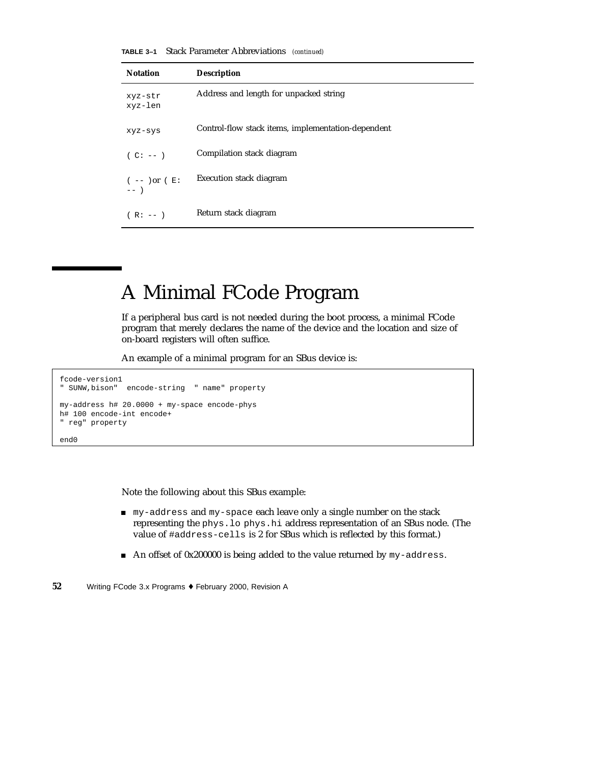**TABLE 3–1** Stack Parameter Abbreviations *(continued)*

| Notation | Description |
|---|---|
| `xyz-str` `xyz-len` | Address and length for unpacked string |
| `xyz-sys` | Control-flow stack items, implementation-dependent |
| `( C: -- )` | Compilation stack diagram |
| `( -- )` or `( E: -- )` | Execution stack diagram |
| `( R: -- )` | Return stack diagram |

# A Minimal FCode Program

If a peripheral bus card is not needed during the boot process, a minimal FCode program that merely declares the name of the device and the location and size of on-board registers will often suffice.

An example of a minimal program for an SBus device is:

```
fcode-version1
" SUNW,bison"  encode-string  " name" property

my-address h# 20.0000 + my-space encode-phys
h# 100 encode-int encode+
" reg" property

end0
```

Note the following about this SBus example:

- `my-address` and `my-space` each leave only a single number on the stack representing the `phys.lo phys.hi` address representation of an SBus node. (The value of `#address-cells` is 2 for SBus which is reflected by this format.)
- An offset of 0x200000 is being added to the value returned by `my-address`.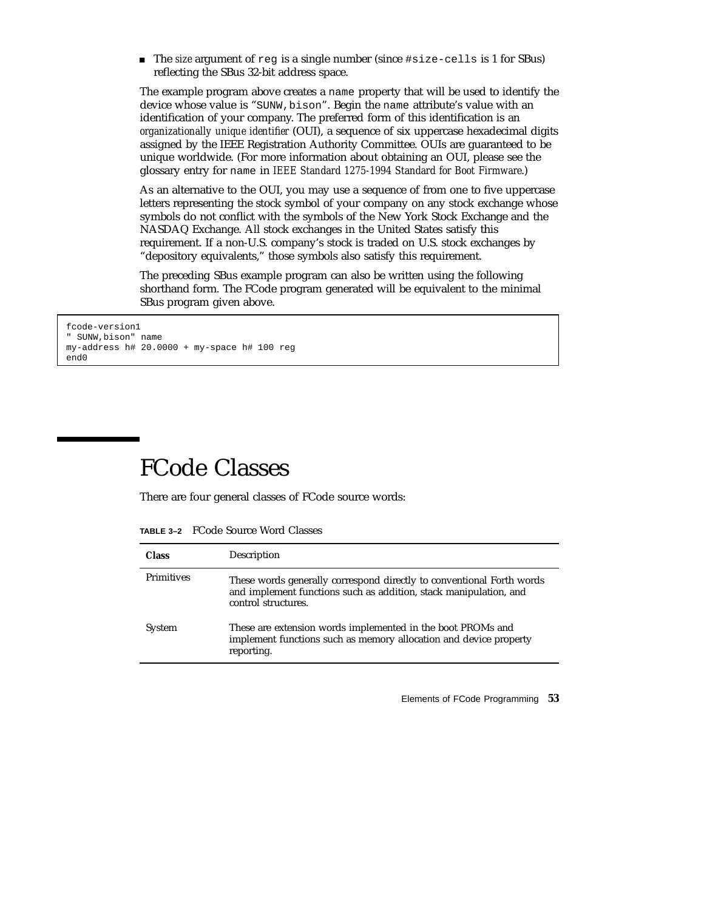- The *size* argument of `reg` is a single number (since `#size-cells` is 1 for SBus) reflecting the SBus 32-bit address space.

The example program above creates a `name` property that will be used to identify the device whose value is "`SUNW,bison`". Begin the `name` attribute's value with an identification of your company. The preferred form of this identification is an *organizationally unique identifier* (OUI), a sequence of six uppercase hexadecimal digits assigned by the IEEE Registration Authority Committee. OUIs are guaranteed to be unique worldwide. (For more information about obtaining an OUI, please see the glossary entry for `name` in *IEEE Standard 1275-1994 Standard for Boot Firmware*.)

As an alternative to the OUI, you may use a sequence of from one to five uppercase letters representing the stock symbol of your company on any stock exchange whose symbols do not conflict with the symbols of the New York Stock Exchange and the NASDAQ Exchange. All stock exchanges in the United States satisfy this requirement. If a non-U.S. company's stock is traded on U.S. stock exchanges by "depository equivalents," those symbols also satisfy this requirement.

The preceding SBus example program can also be written using the following shorthand form. The FCode program generated will be equivalent to the minimal SBus program given above.

```
fcode-version1
" SUNW,bison" name
my-address h# 20.0000 + my-space h# 100 reg
end0
```

# FCode Classes

There are four general classes of FCode source words:

**TABLE 3–2** FCode Source Word Classes

| Class | Description |
|---|---|
| Primitives | These words generally correspond directly to conventional Forth words and implement functions such as addition, stack manipulation, and control structures. |
| System | These are extension words implemented in the boot PROMs and implement functions such as memory allocation and device property reporting. |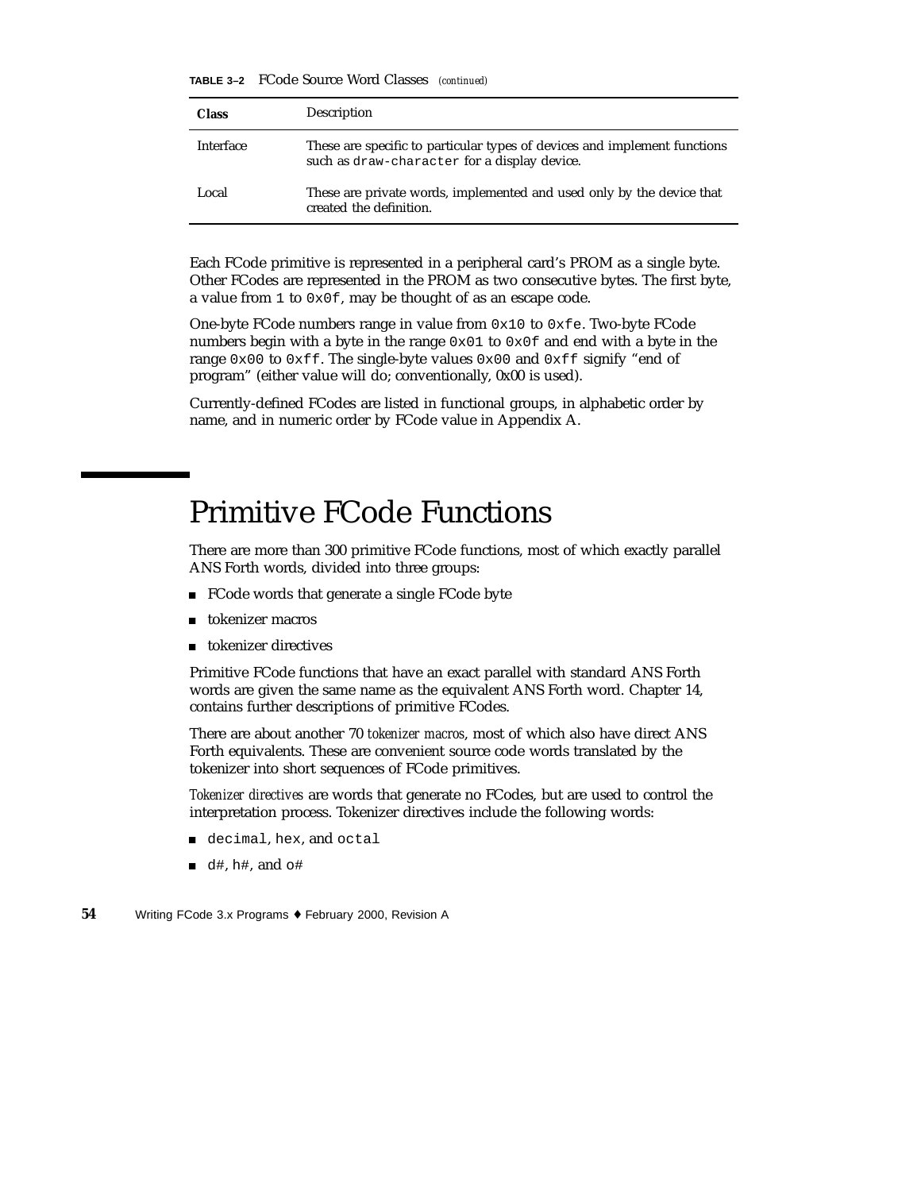**TABLE 3–2** FCode Source Word Classes *(continued)*

| Class | Description |
|---|---|
| Interface | These are specific to particular types of devices and implement functions such as `draw-character` for a display device. |
| Local | These are private words, implemented and used only by the device that created the definition. |

Each FCode primitive is represented in a peripheral card's PROM as a single byte. Other FCodes are represented in the PROM as two consecutive bytes. The first byte, a value from `1` to `0x0f`, may be thought of as an escape code.

One-byte FCode numbers range in value from `0x10` to `0xfe`. Two-byte FCode numbers begin with a byte in the range `0x01` to `0x0f` and end with a byte in the range `0x00` to `0xff`. The single-byte values `0x00` and `0xff` signify "end of program" (either value will do; conventionally, 0x00 is used).

Currently-defined FCodes are listed in functional groups, in alphabetic order by name, and in numeric order by FCode value in Appendix A.

# Primitive FCode Functions

There are more than 300 primitive FCode functions, most of which exactly parallel ANS Forth words, divided into three groups:

- FCode words that generate a single FCode byte
- tokenizer macros
- tokenizer directives

Primitive FCode functions that have an exact parallel with standard ANS Forth words are given the same name as the equivalent ANS Forth word. Chapter 14, contains further descriptions of primitive FCodes.

There are about another 70 *tokenizer macros*, most of which also have direct ANS Forth equivalents. These are convenient source code words translated by the tokenizer into short sequences of FCode primitives.

*Tokenizer directives* are words that generate no FCodes, but are used to control the interpretation process. Tokenizer directives include the following words:

- `decimal`, `hex`, and `octal`
- `d#`, `h#`, and `o#`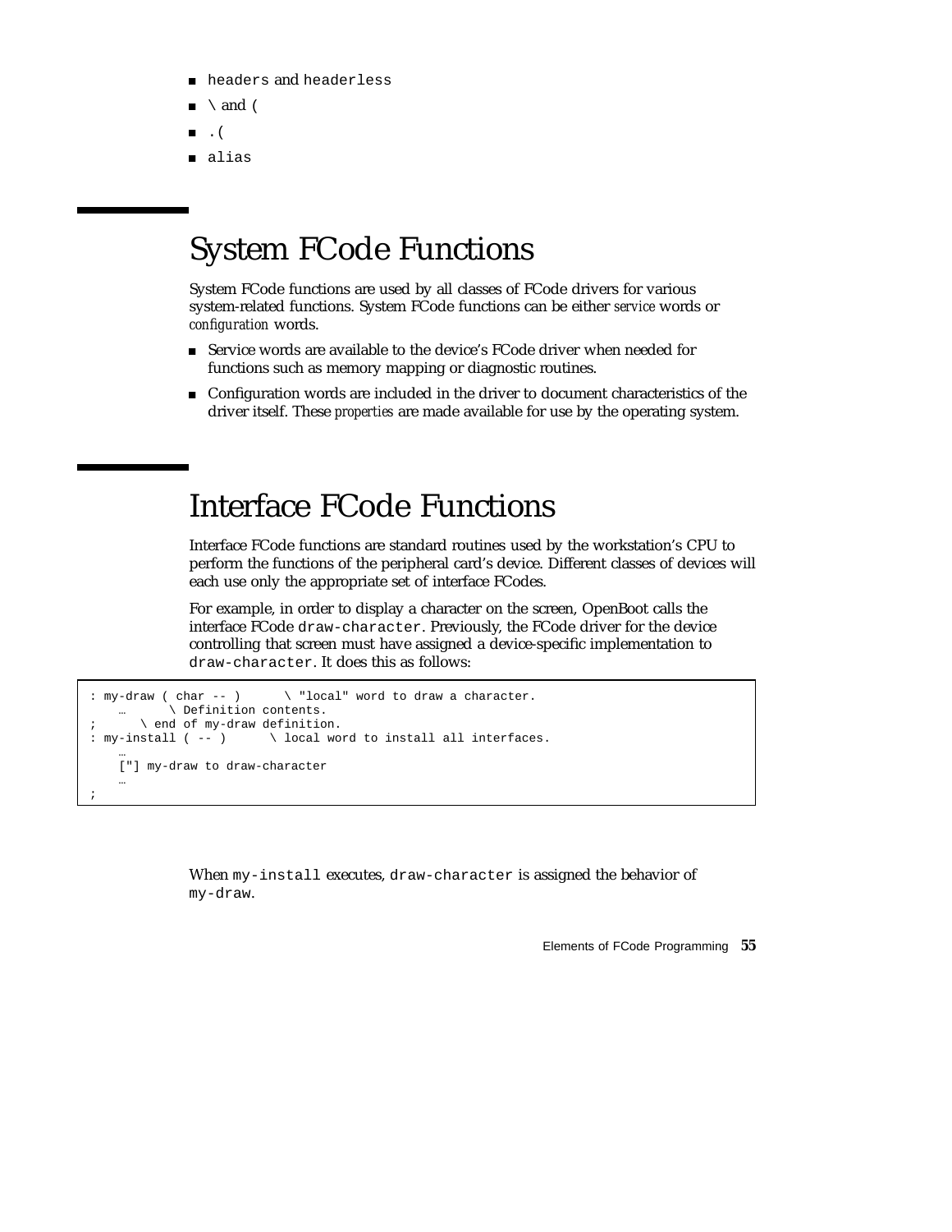- `headers` and `headerless`
- `\` and `(`
- `.(`
- `alias`

# System FCode Functions

System FCode functions are used by all classes of FCode drivers for various system-related functions. System FCode functions can be either *service* words or *configuration* words.

- Service words are available to the device's FCode driver when needed for functions such as memory mapping or diagnostic routines.
- Configuration words are included in the driver to document characteristics of the driver itself. These *properties* are made available for use by the operating system.

# Interface FCode Functions

Interface FCode functions are standard routines used by the workstation's CPU to perform the functions of the peripheral card's device. Different classes of devices will each use only the appropriate set of interface FCodes.

For example, in order to display a character on the screen, OpenBoot calls the interface FCode `draw-character`. Previously, the FCode driver for the device controlling that screen must have assigned a device-specific implementation to `draw-character`. It does this as follows:

```
: my-draw ( char -- )      \ "local" word to draw a character.
    …      \ Definition contents.
;      \ end of my-draw definition.
: my-install ( -- )      \ local word to install all interfaces.
    …
    ["] my-draw to draw-character
    …
;
```

When `my-install` executes, `draw-character` is assigned the behavior of `my-draw`.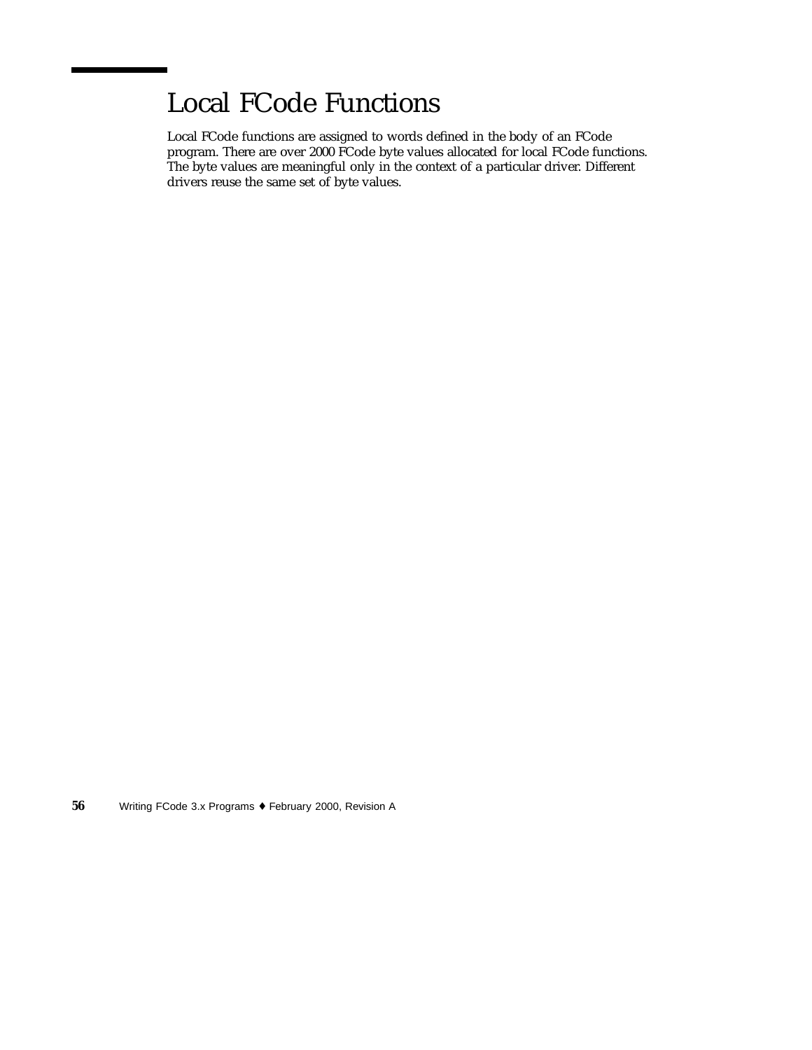## Local FCode Functions

Local FCode functions are assigned to words defined in the body of an FCode program. There are over 2000 FCode byte values allocated for local FCode functions. The byte values are meaningful only in the context of a particular driver. Different drivers reuse the same set of byte values.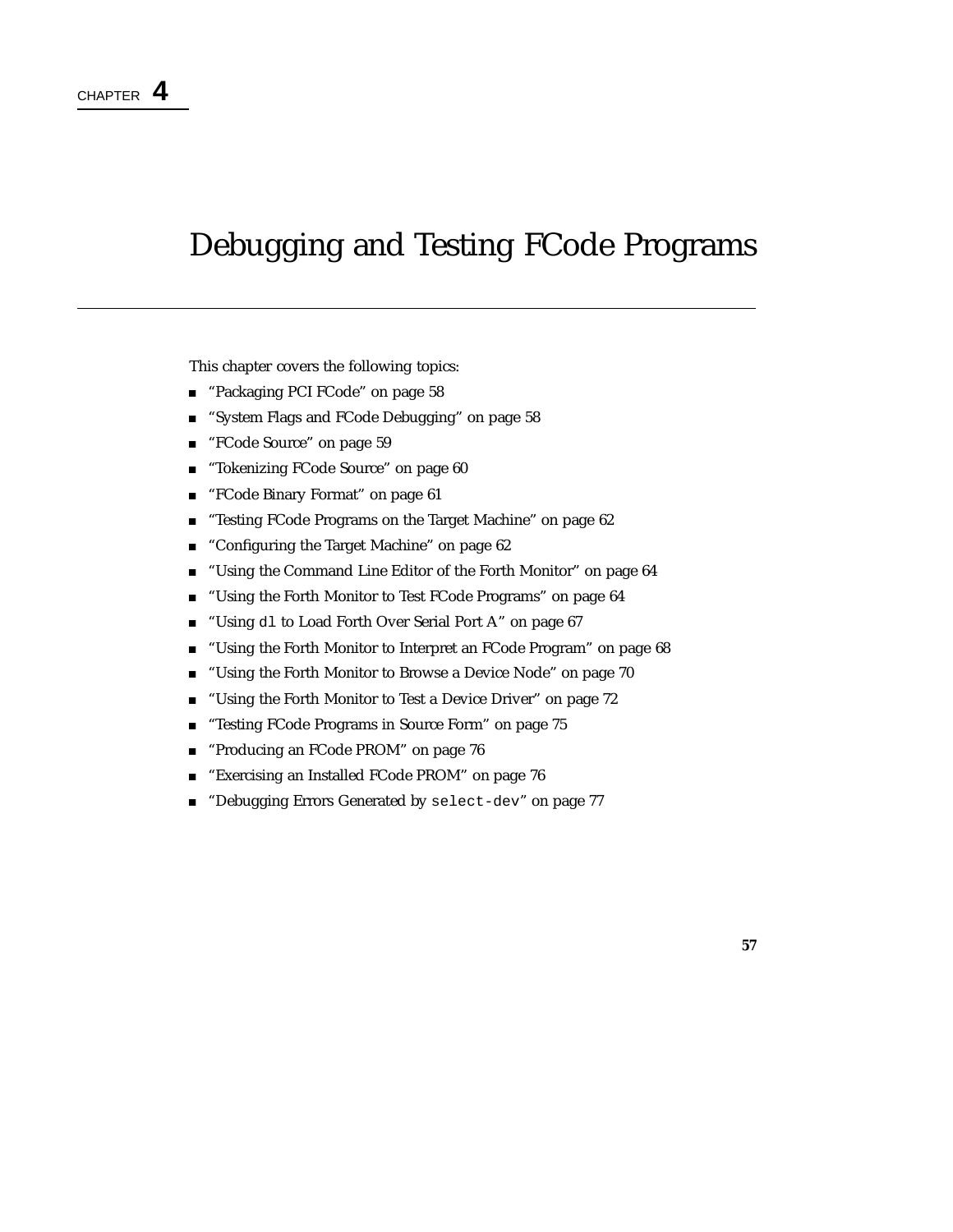CHAPTER **4**

# Debugging and Testing FCode Programs

This chapter covers the following topics:

- "Packaging PCI FCode" on page 58
- "System Flags and FCode Debugging" on page 58
- "FCode Source" on page 59
- "Tokenizing FCode Source" on page 60
- "FCode Binary Format" on page 61
- "Testing FCode Programs on the Target Machine" on page 62
- "Configuring the Target Machine" on page 62
- "Using the Command Line Editor of the Forth Monitor" on page 64
- "Using the Forth Monitor to Test FCode Programs" on page 64
- "Using `dl` to Load Forth Over Serial Port A" on page 67
- "Using the Forth Monitor to Interpret an FCode Program" on page 68
- "Using the Forth Monitor to Browse a Device Node" on page 70
- "Using the Forth Monitor to Test a Device Driver" on page 72
- "Testing FCode Programs in Source Form" on page 75
- "Producing an FCode PROM" on page 76
- "Exercising an Installed FCode PROM" on page 76
- "Debugging Errors Generated by `select-dev`" on page 77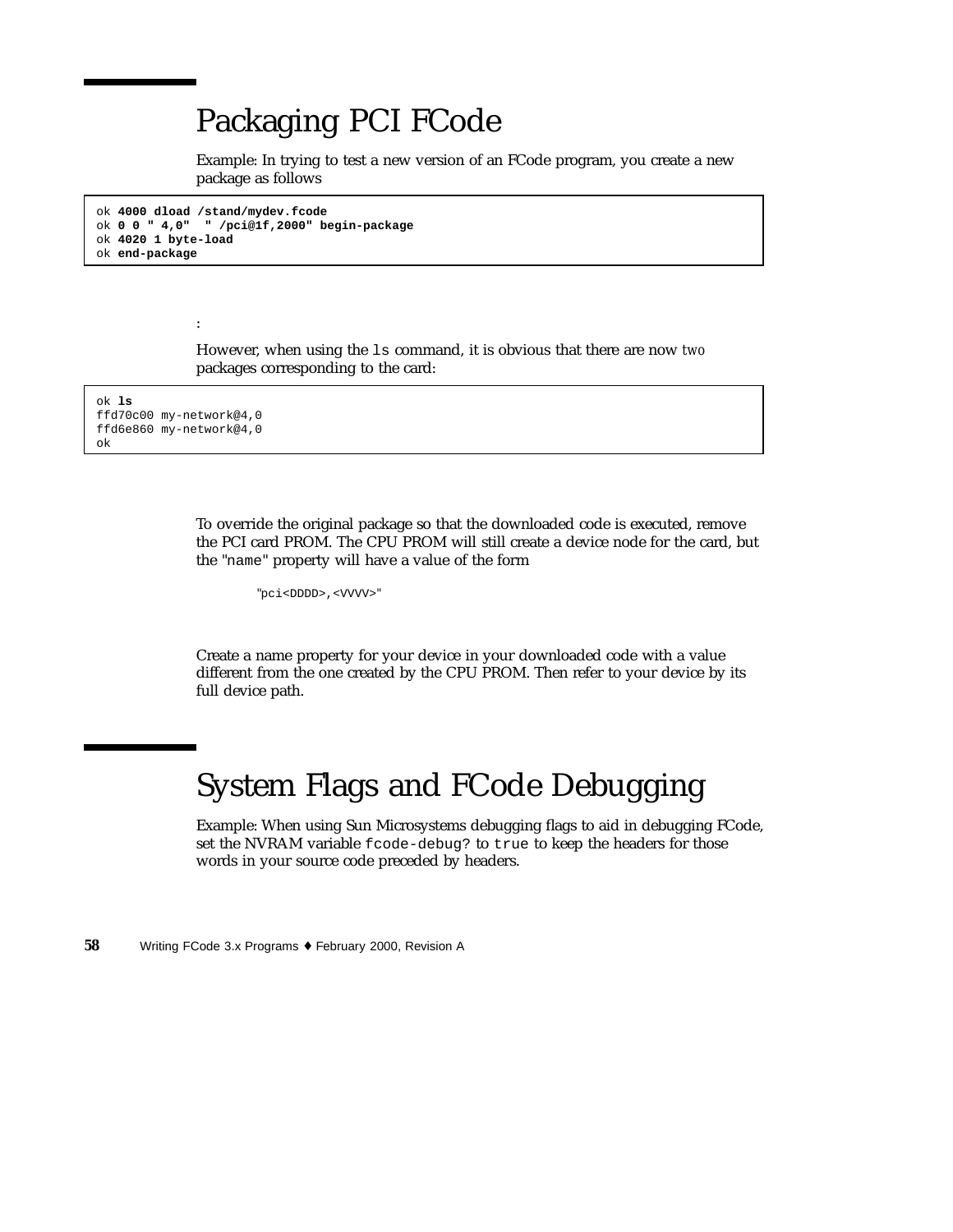# Packaging PCI FCode

Example: In trying to test a new version of an FCode program, you create a new package as follows

```
ok 4000 dload /stand/mydev.fcode
ok 0 0 " 4,0"  " /pci@1f,2000" begin-package
ok 4020 1 byte-load
ok end-package
```

:

However, when using the `ls` command, it is obvious that there are now *two* packages corresponding to the card:

```
ok ls
ffd70c00 my-network@4,0
ffd6e860 my-network@4,0
ok
```

To override the original package so that the downloaded code is executed, remove the PCI card PROM. The CPU PROM will still create a device node for the card, but the "`name`" property will have a value of the form

```
"pci<DDDD>,<VVVV>"
```

Create a name property for your device in your downloaded code with a value different from the one created by the CPU PROM. Then refer to your device by its full device path.

# System Flags and FCode Debugging

Example: When using Sun Microsystems debugging flags to aid in debugging FCode, set the NVRAM variable `fcode-debug?` to `true` to keep the headers for those words in your source code preceded by headers.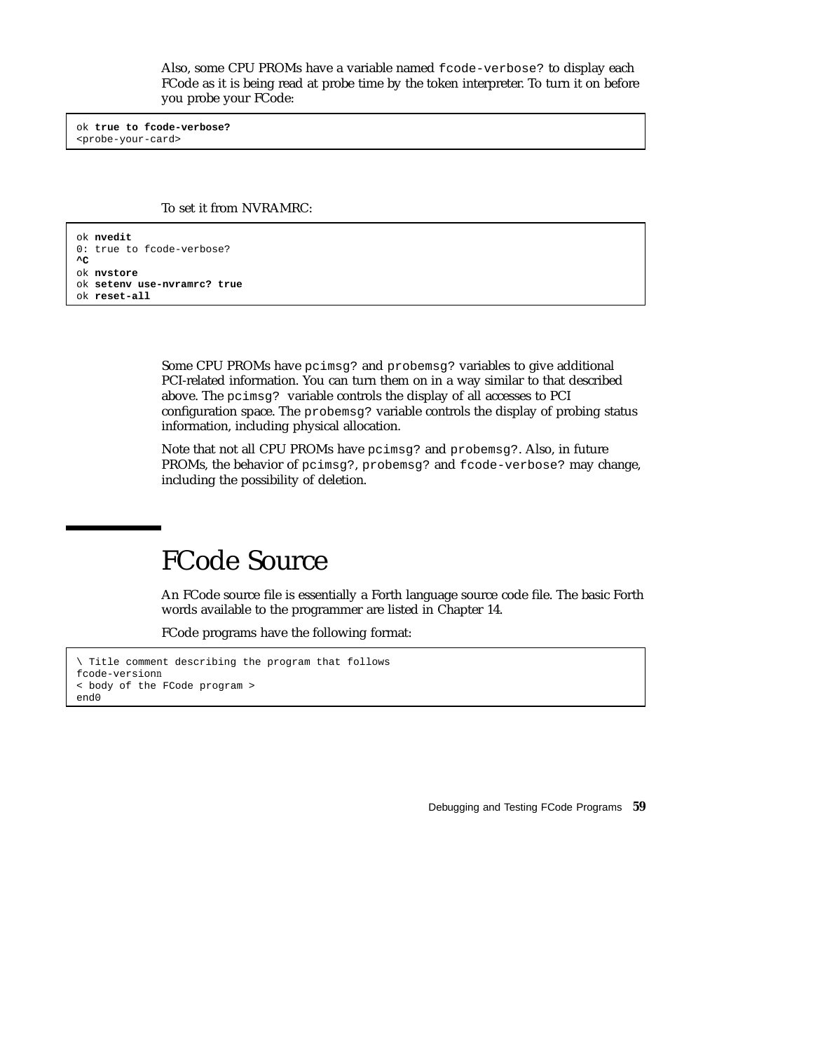Also, some CPU PROMs have a variable named `fcode-verbose?` to display each FCode as it is being read at probe time by the token interpreter. To turn it on before you probe your FCode:

```
ok true to fcode-verbose?
<probe-your-card>
```

To set it from NVRAMRC:

```
ok nvedit
0: true to fcode-verbose?
^C
ok nvstore
ok setenv use-nvramrc? true
ok reset-all
```

Some CPU PROMs have `pcimsg?` and `probemsg?` variables to give additional PCI-related information. You can turn them on in a way similar to that described above. The `pcimsg?` variable controls the display of all accesses to PCI configuration space. The `probemsg?` variable controls the display of probing status information, including physical allocation.

Note that not all CPU PROMs have `pcimsg?` and `probemsg?`. Also, in future PROMs, the behavior of `pcimsg?`, `probemsg?` and `fcode-verbose?` may change, including the possibility of deletion.

# FCode Source

An FCode source file is essentially a Forth language source code file. The basic Forth words available to the programmer are listed in Chapter 14.

FCode programs have the following format:

```
\ Title comment describing the program that follows
fcode-versionn
< body of the FCode program >
end0
```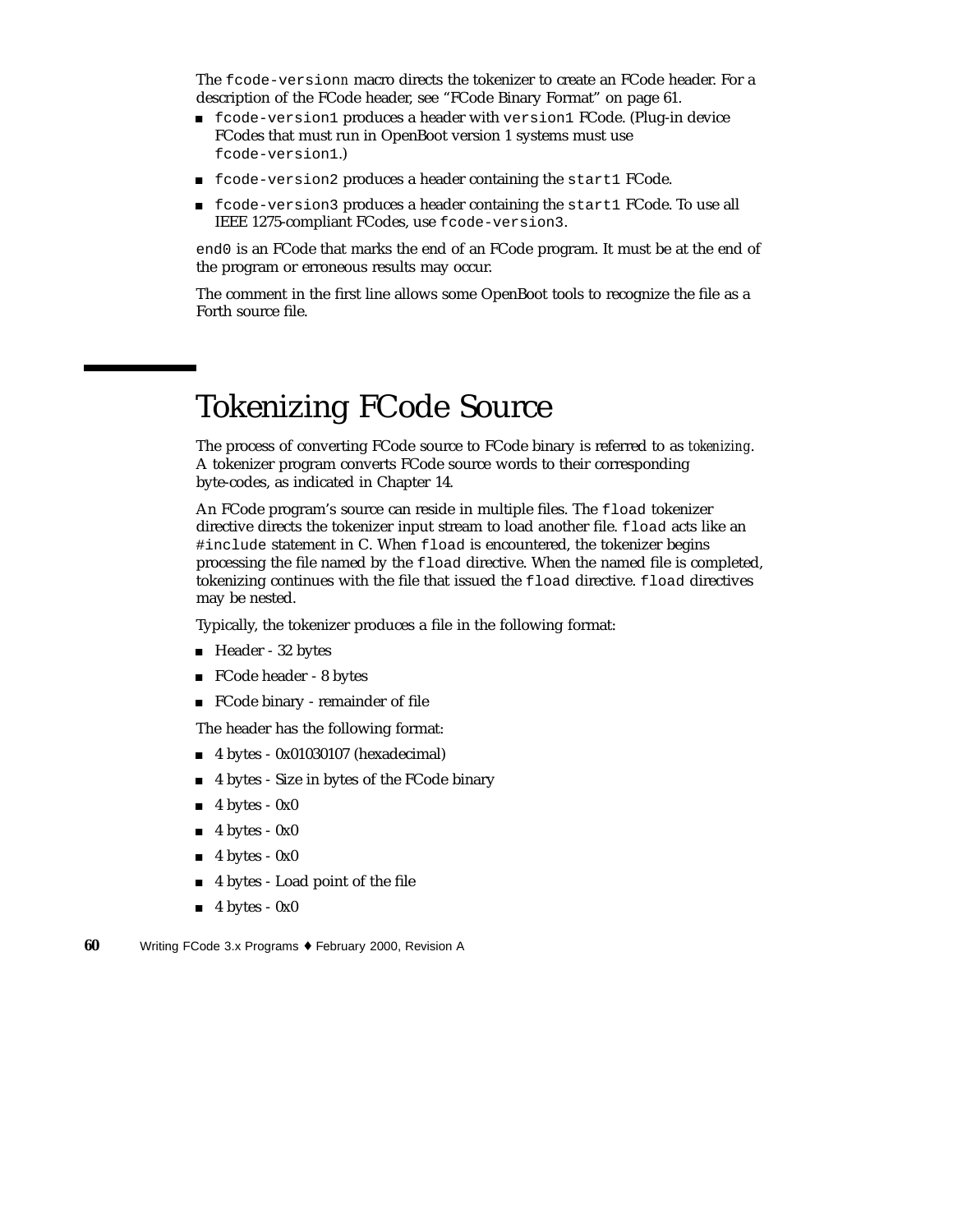The `fcode-version`*n* macro directs the tokenizer to create an FCode header. For a description of the FCode header, see "FCode Binary Format" on page 61.

- `fcode-version1` produces a header with `version1` FCode. (Plug-in device FCodes that must run in OpenBoot version 1 systems must use `fcode-version1`.)
- `fcode-version2` produces a header containing the `start1` FCode.
- `fcode-version3` produces a header containing the `start1` FCode. To use all IEEE 1275-compliant FCodes, use `fcode-version3`.

`end0` is an FCode that marks the end of an FCode program. It must be at the end of the program or erroneous results may occur.

The comment in the first line allows some OpenBoot tools to recognize the file as a Forth source file.

# Tokenizing FCode Source

The process of converting FCode source to FCode binary is referred to as *tokenizing*. A tokenizer program converts FCode source words to their corresponding byte-codes, as indicated in Chapter 14.

An FCode program's source can reside in multiple files. The `fload` tokenizer directive directs the tokenizer input stream to load another file. `fload` acts like an `#include` statement in C. When `fload` is encountered, the tokenizer begins processing the file named by the `fload` directive. When the named file is completed, tokenizing continues with the file that issued the `fload` directive. `fload` directives may be nested.

Typically, the tokenizer produces a file in the following format:

- Header - 32 bytes
- FCode header - 8 bytes
- FCode binary - remainder of file

The header has the following format:

- 4 bytes - 0x01030107 (hexadecimal)
- 4 bytes - Size in bytes of the FCode binary
- 4 bytes - 0x0
- 4 bytes - 0x0
- 4 bytes - 0x0
- 4 bytes - Load point of the file
- 4 bytes - 0x0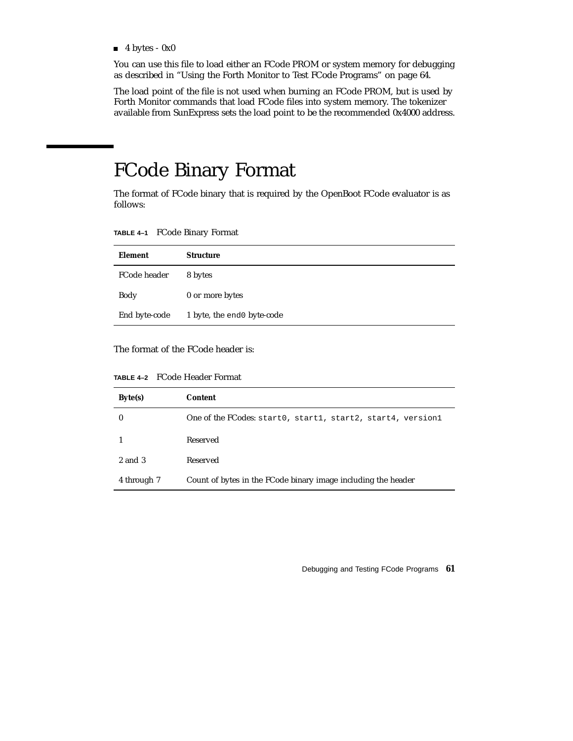- 4 bytes - 0x0

You can use this file to load either an FCode PROM or system memory for debugging as described in "Using the Forth Monitor to Test FCode Programs" on page 64.

The load point of the file is not used when burning an FCode PROM, but is used by Forth Monitor commands that load FCode files into system memory. The tokenizer available from SunExpress sets the load point to be the recommended 0x4000 address.

# FCode Binary Format

The format of FCode binary that is required by the OpenBoot FCode evaluator is as follows:

**TABLE 4–1** FCode Binary Format

| Element | Structure |
|---|---|
| FCode header | 8 bytes |
| Body | 0 or more bytes |
| End byte-code | 1 byte, the `end0` byte-code |

The format of the FCode header is:

**TABLE 4–2** FCode Header Format

| Byte(s) | Content |
|---|---|
| 0 | One of the FCodes: `start0`, `start1`, `start2`, `start4`, `version1` |
| 1 | Reserved |
| 2 and 3 | Reserved |
| 4 through 7 | Count of bytes in the FCode binary image including the header |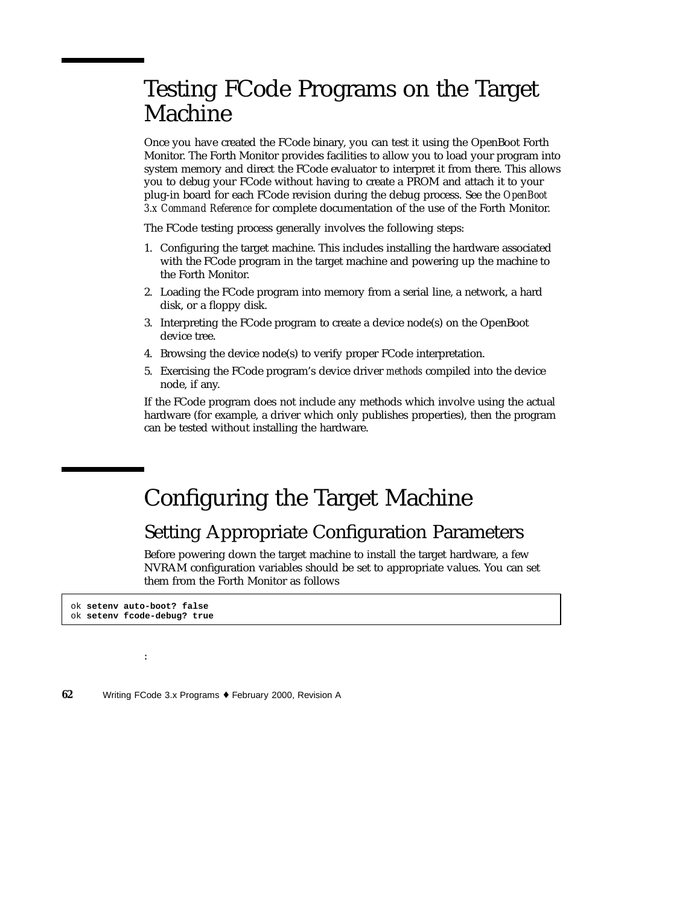# Testing FCode Programs on the Target Machine

Once you have created the FCode binary, you can test it using the OpenBoot Forth Monitor. The Forth Monitor provides facilities to allow you to load your program into system memory and direct the FCode evaluator to interpret it from there. This allows you to debug your FCode without having to create a PROM and attach it to your plug-in board for each FCode revision during the debug process. See the *OpenBoot 3.x Command Reference* for complete documentation of the use of the Forth Monitor.

The FCode testing process generally involves the following steps:

1. Configuring the target machine. This includes installing the hardware associated with the FCode program in the target machine and powering up the machine to the Forth Monitor.
2. Loading the FCode program into memory from a serial line, a network, a hard disk, or a floppy disk.
3. Interpreting the FCode program to create a device node(s) on the OpenBoot device tree.
4. Browsing the device node(s) to verify proper FCode interpretation.
5. Exercising the FCode program's device driver *methods* compiled into the device node, if any.

If the FCode program does not include any methods which involve using the actual hardware (for example, a driver which only publishes properties), then the program can be tested without installing the hardware.

# Configuring the Target Machine

## Setting Appropriate Configuration Parameters

Before powering down the target machine to install the target hardware, a few NVRAM configuration variables should be set to appropriate values. You can set them from the Forth Monitor as follows

```
ok setenv auto-boot? false
ok setenv fcode-debug? true
```

: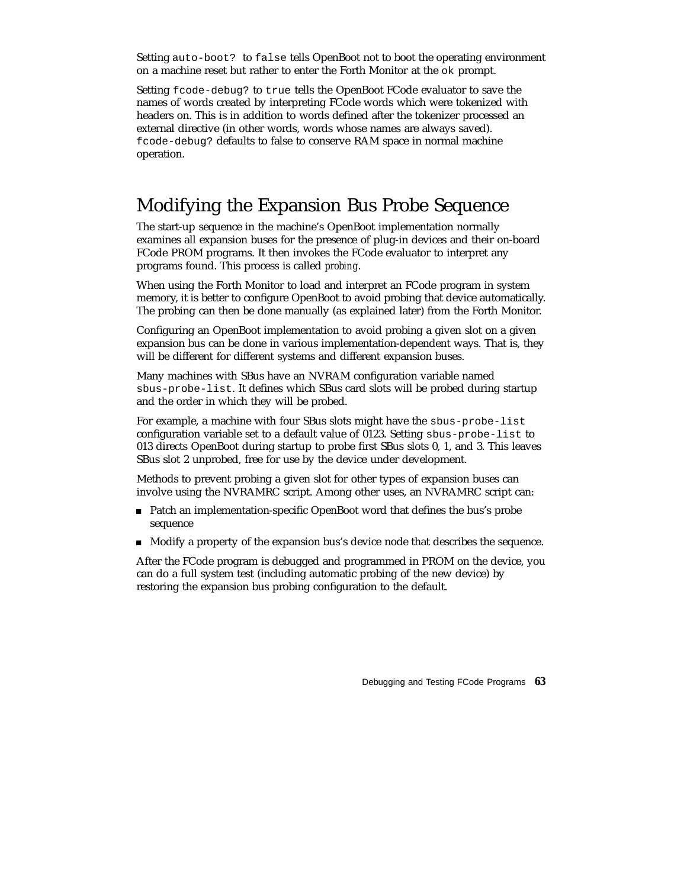Setting `auto-boot?` to `false` tells OpenBoot not to boot the operating environment on a machine reset but rather to enter the Forth Monitor at the `ok` prompt.

Setting `fcode-debug?` to `true` tells the OpenBoot FCode evaluator to save the names of words created by interpreting FCode words which were tokenized with headers on. This is in addition to words defined after the tokenizer processed an external directive (in other words, words whose names are always saved). `fcode-debug?` defaults to false to conserve RAM space in normal machine operation.

## Modifying the Expansion Bus Probe Sequence

The start-up sequence in the machine's OpenBoot implementation normally examines all expansion buses for the presence of plug-in devices and their on-board FCode PROM programs. It then invokes the FCode evaluator to interpret any programs found. This process is called *probing*.

When using the Forth Monitor to load and interpret an FCode program in system memory, it is better to configure OpenBoot to avoid probing that device automatically. The probing can then be done manually (as explained later) from the Forth Monitor.

Configuring an OpenBoot implementation to avoid probing a given slot on a given expansion bus can be done in various implementation-dependent ways. That is, they will be different for different systems and different expansion buses.

Many machines with SBus have an NVRAM configuration variable named `sbus-probe-list`. It defines which SBus card slots will be probed during startup and the order in which they will be probed.

For example, a machine with four SBus slots might have the `sbus-probe-list` configuration variable set to a default value of 0123. Setting `sbus-probe-list` to 013 directs OpenBoot during startup to probe first SBus slots 0, 1, and 3. This leaves SBus slot 2 unprobed, free for use by the device under development.

Methods to prevent probing a given slot for other types of expansion buses can involve using the NVRAMRC script. Among other uses, an NVRAMRC script can:

- Patch an implementation-specific OpenBoot word that defines the bus's probe sequence
- Modify a property of the expansion bus's device node that describes the sequence.

After the FCode program is debugged and programmed in PROM on the device, you can do a full system test (including automatic probing of the new device) by restoring the expansion bus probing configuration to the default.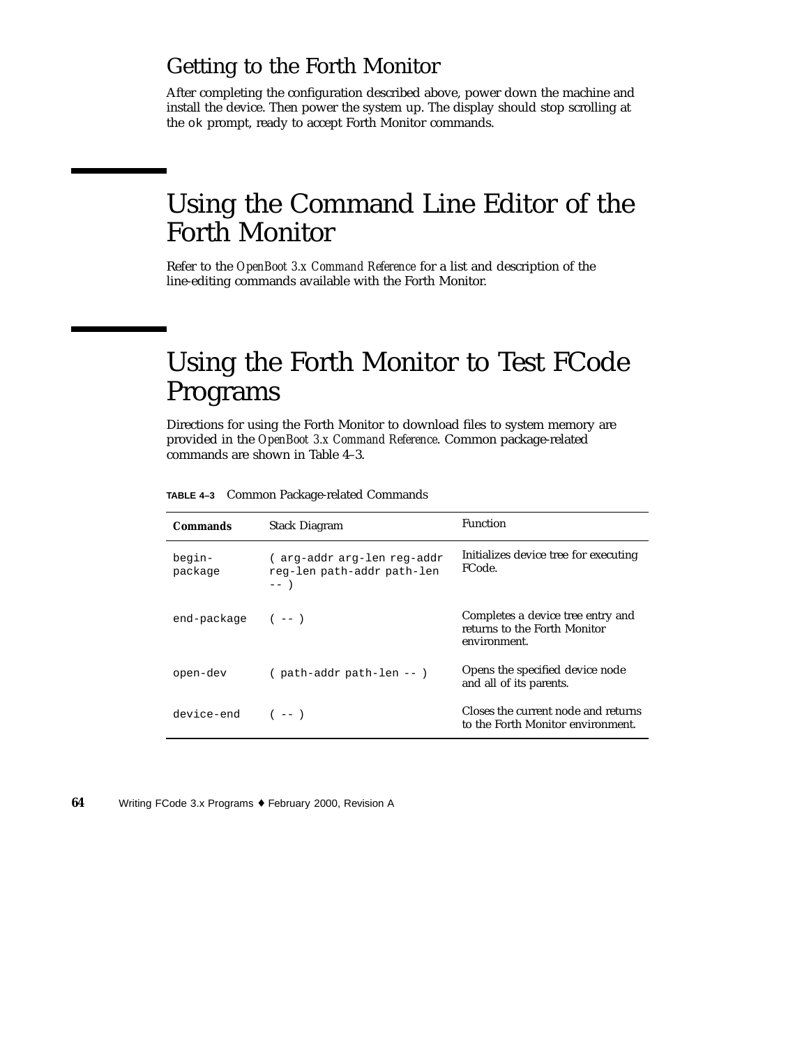## Getting to the Forth Monitor

After completing the configuration described above, power down the machine and install the device. Then power the system up. The display should stop scrolling at the `ok` prompt, ready to accept Forth Monitor commands.

# Using the Command Line Editor of the Forth Monitor

Refer to the *OpenBoot 3.x Command Reference* for a list and description of the line-editing commands available with the Forth Monitor.

# Using the Forth Monitor to Test FCode Programs

Directions for using the Forth Monitor to download files to system memory are provided in the *OpenBoot 3.x Command Reference*. Common package-related commands are shown in Table 4–3.

**TABLE 4–3** Common Package-related Commands

| **Commands** | Stack Diagram | Function |
|---|---|---|
| `begin-package` | `( arg-addr arg-len reg-addr reg-len path-addr path-len -- )` | Initializes device tree for executing FCode. |
| `end-package` | `( -- )` | Completes a device tree entry and returns to the Forth Monitor environment. |
| `open-dev` | `( path-addr path-len -- )` | Opens the specified device node and all of its parents. |
| `device-end` | `( -- )` | Closes the current node and returns to the Forth Monitor environment. |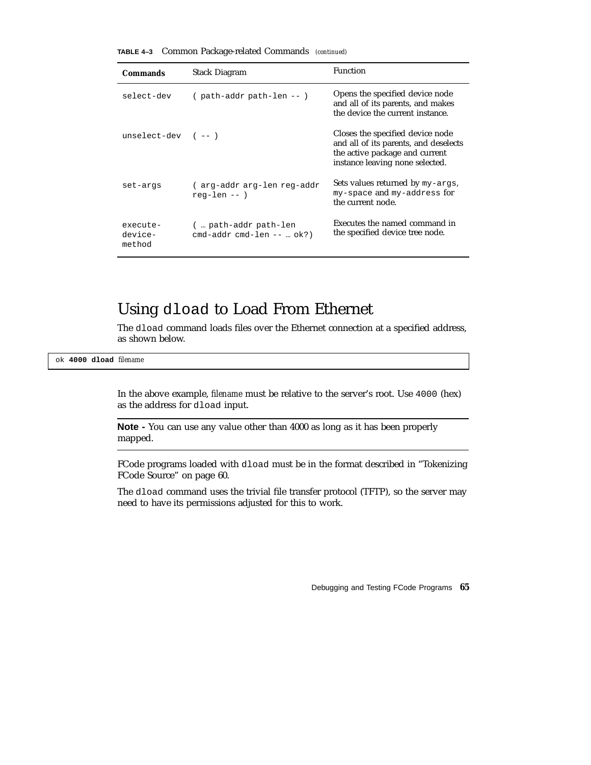**TABLE 4–3** Common Package-related Commands *(continued)*

| Commands | Stack Diagram | Function |
|---|---|---|
| `select-dev` | `( path-addr path-len -- )` | Opens the specified device node and all of its parents, and makes the device the current instance. |
| `unselect-dev` | `( -- )` | Closes the specified device node and all of its parents, and deselects the active package and current instance leaving none selected. |
| `set-args` | `( arg-addr arg-len reg-addr reg-len -- )` | Sets values returned by `my-args`, `my-space` and `my-address` for the current node. |
| `execute-device-method` | `( … path-addr path-len cmd-addr cmd-len -- … ok?)` | Executes the named command in the specified device tree node. |

## Using `dload` to Load From Ethernet

The `dload` command loads files over the Ethernet connection at a specified address, as shown below.

```
ok 4000 dload filename
```

In the above example, *filename* must be relative to the server's root. Use `4000` (hex) as the address for `dload` input.

---

**Note -** You can use any value other than 4000 as long as it has been properly mapped.

---

FCode programs loaded with `dload` must be in the format described in "Tokenizing FCode Source" on page 60.

The `dload` command uses the trivial file transfer protocol (TFTP), so the server may need to have its permissions adjusted for this to work.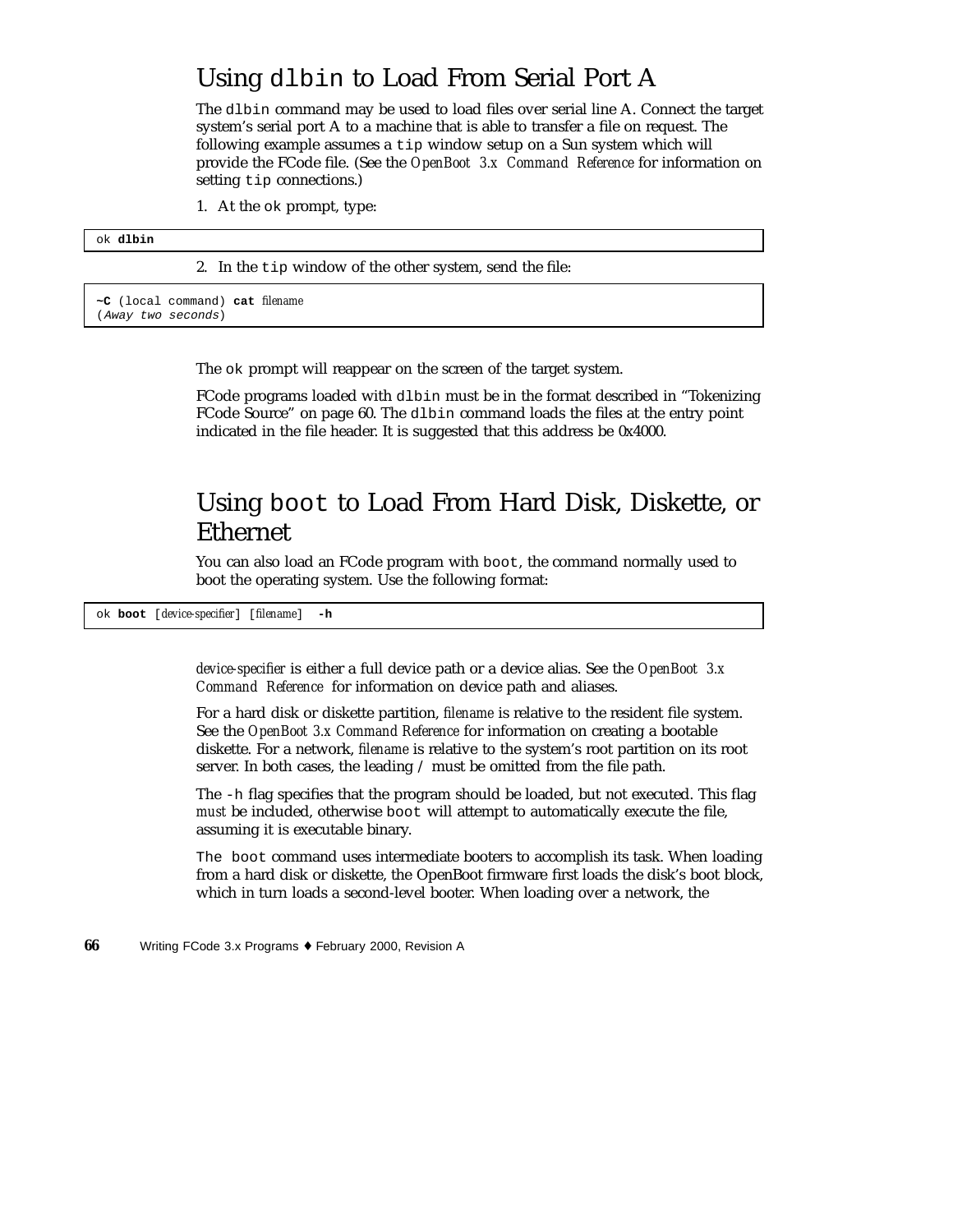## Using `dlbin` to Load From Serial Port A

The `dlbin` command may be used to load files over serial line A. Connect the target system's serial port A to a machine that is able to transfer a file on request. The following example assumes a `tip` window setup on a Sun system which will provide the FCode file. (See the *OpenBoot 3.x Command Reference* for information on setting `tip` connections.)

1. At the `ok` prompt, type:

```
ok dlbin
```

2. In the `tip` window of the other system, send the file:

```
~C (local command) cat filename
(Away two seconds)
```

The `ok` prompt will reappear on the screen of the target system.

FCode programs loaded with `dlbin` must be in the format described in "Tokenizing FCode Source" on page 60. The `dlbin` command loads the files at the entry point indicated in the file header. It is suggested that this address be 0x4000.

## Using `boot` to Load From Hard Disk, Diskette, or Ethernet

You can also load an FCode program with `boot`, the command normally used to boot the operating system. Use the following format:

```
ok boot [device-specifier] [filename] -h
```

*device-specifier* is either a full device path or a device alias. See the *OpenBoot 3.x Command Reference* for information on device path and aliases.

For a hard disk or diskette partition, *filename* is relative to the resident file system. See the *OpenBoot 3.x Command Reference* for information on creating a bootable diskette. For a network, *filename* is relative to the system's root partition on its root server. In both cases, the leading `/` must be omitted from the file path.

The `-h` flag specifies that the program should be loaded, but not executed. This flag *must* be included, otherwise `boot` will attempt to automatically execute the file, assuming it is executable binary.

The `boot` command uses intermediate booters to accomplish its task. When loading from a hard disk or diskette, the OpenBoot firmware first loads the disk's boot block, which in turn loads a second-level booter. When loading over a network, the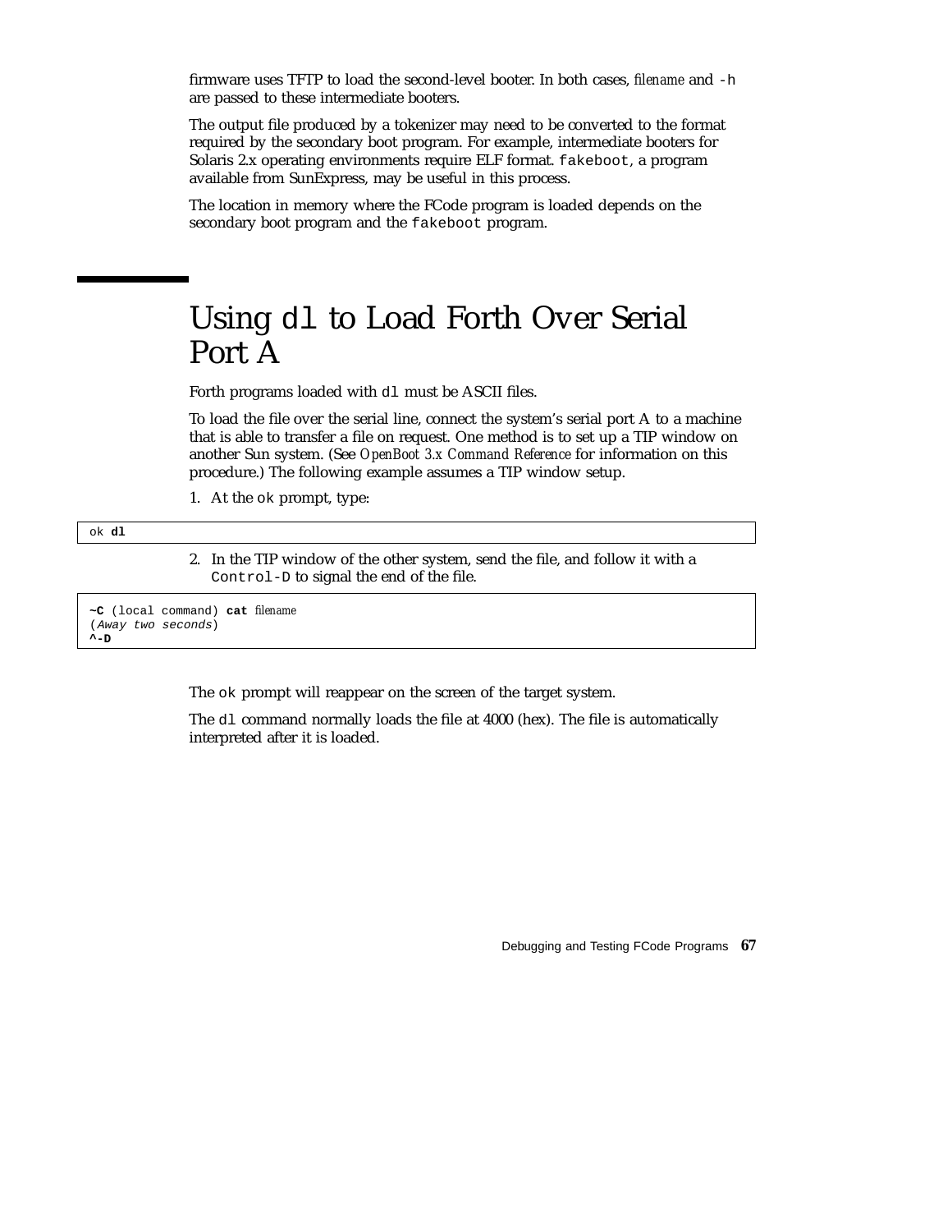firmware uses TFTP to load the second-level booter. In both cases, *filename* and `-h` are passed to these intermediate booters.

The output file produced by a tokenizer may need to be converted to the format required by the secondary boot program. For example, intermediate booters for Solaris 2.x operating environments require ELF format. `fakeboot`, a program available from SunExpress, may be useful in this process.

The location in memory where the FCode program is loaded depends on the secondary boot program and the `fakeboot` program.

## Using `dl` to Load Forth Over Serial Port A

Forth programs loaded with `dl` must be ASCII files.

To load the file over the serial line, connect the system's serial port A to a machine that is able to transfer a file on request. One method is to set up a TIP window on another Sun system. (See *OpenBoot 3.x Command Reference* for information on this procedure.) The following example assumes a TIP window setup.

1. At the `ok` prompt, type:

```
ok dl
```

2. In the TIP window of the other system, send the file, and follow it with a `Control-D` to signal the end of the file.

```
~C (local command) cat filename
(Away two seconds)
^-D
```

The `ok` prompt will reappear on the screen of the target system.

The `dl` command normally loads the file at 4000 (hex). The file is automatically interpreted after it is loaded.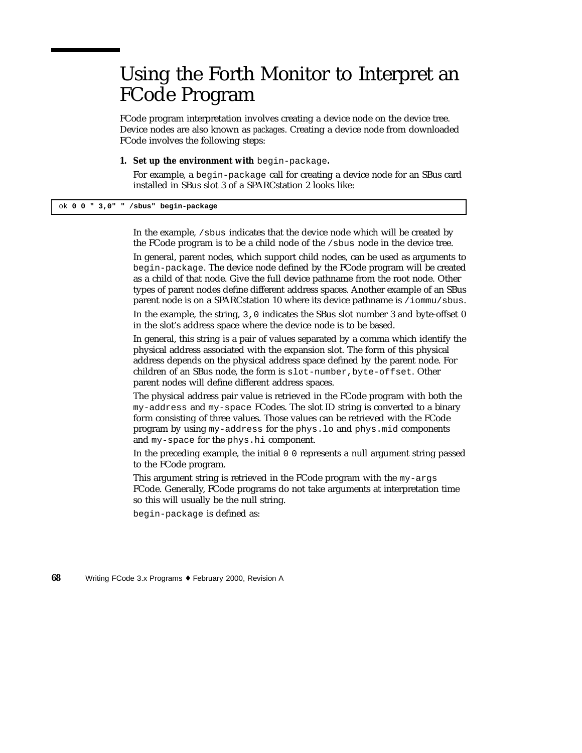# Using the Forth Monitor to Interpret an FCode Program

FCode program interpretation involves creating a device node on the device tree. Device nodes are also known as *packages*. Creating a device node from downloaded FCode involves the following steps:

1. **Set up the environment with** `begin-package`**.**

   For example, a `begin-package` call for creating a device node for an SBus card installed in SBus slot 3 of a SPARCstation 2 looks like:

```
ok 0 0 " 3,0" " /sbus" begin-package
```

In the example, `/sbus` indicates that the device node which will be created by the FCode program is to be a child node of the `/sbus` node in the device tree.

In general, parent nodes, which support child nodes, can be used as arguments to `begin-package`. The device node defined by the FCode program will be created as a child of that node. Give the full device pathname from the root node. Other types of parent nodes define different address spaces. Another example of an SBus parent node is on a SPARCstation 10 where its device pathname is `/iommu/sbus`.

In the example, the string, `3,0` indicates the SBus slot number 3 and byte-offset 0 in the slot's address space where the device node is to be based.

In general, this string is a pair of values separated by a comma which identify the physical address associated with the expansion slot. The form of this physical address depends on the physical address space defined by the parent node. For children of an SBus node, the form is `slot-number,byte-offset`. Other parent nodes will define different address spaces.

The physical address pair value is retrieved in the FCode program with both the `my-address` and `my-space` FCodes. The slot ID string is converted to a binary form consisting of three values. Those values can be retrieved with the FCode program by using `my-address` for the `phys.lo` and `phys.mid` components and `my-space` for the `phys.hi` component.

In the preceding example, the initial `0 0` represents a null argument string passed to the FCode program.

This argument string is retrieved in the FCode program with the `my-args` FCode. Generally, FCode programs do not take arguments at interpretation time so this will usually be the null string.

`begin-package` is defined as: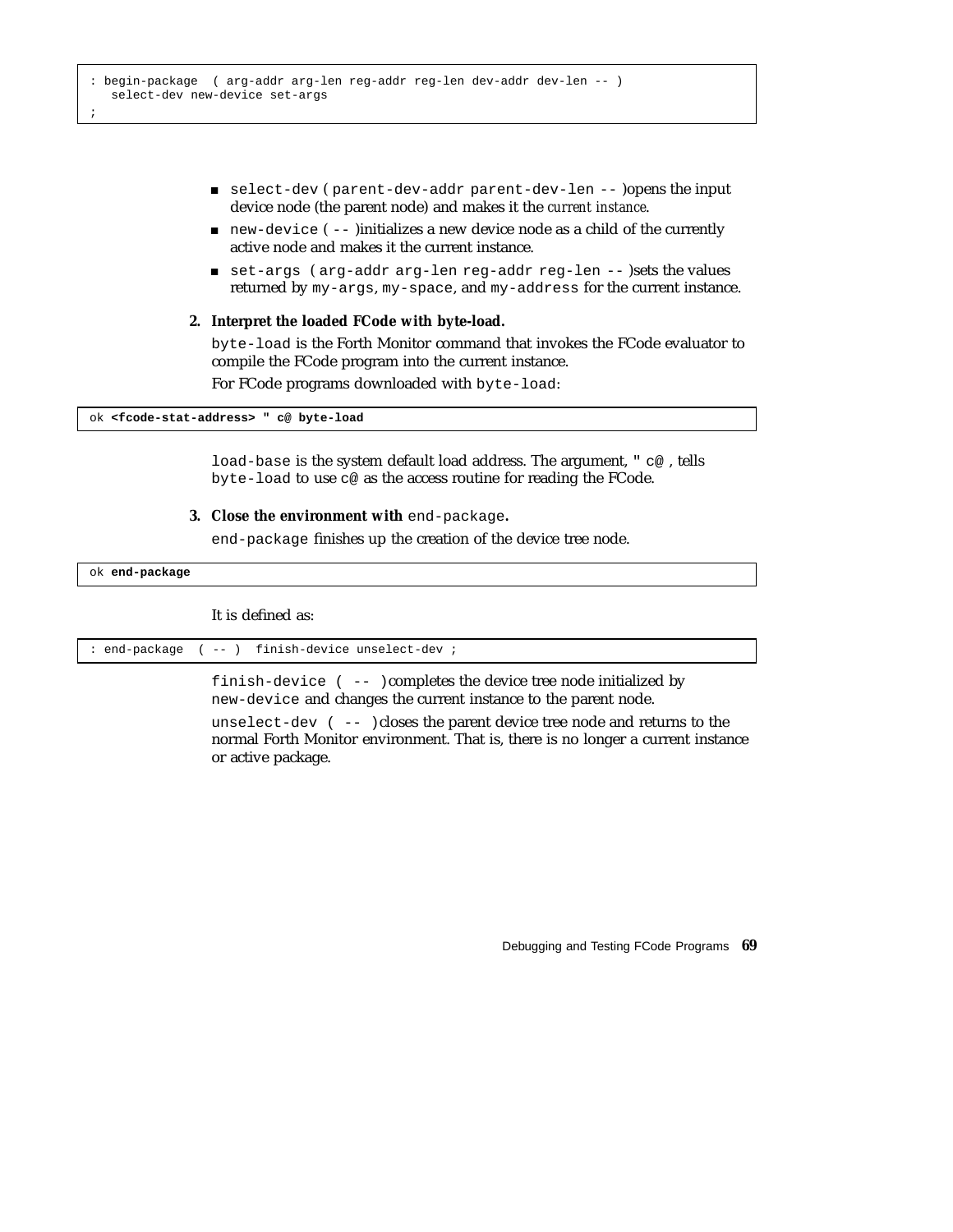```
: begin-package  ( arg-addr arg-len reg-addr reg-len dev-addr dev-len -- )
   select-dev new-device set-args
;
```

- `select-dev` ( `parent-dev-addr parent-dev-len --` )opens the input device node (the parent node) and makes it the *current instance*.
- `new-device` ( `--` )initializes a new device node as a child of the currently active node and makes it the current instance.
- `set-args` ( `arg-addr arg-len reg-addr reg-len --` )sets the values returned by `my-args`, `my-space`, and `my-address` for the current instance.

**2. Interpret the loaded FCode with byte-load.**

`byte-load` is the Forth Monitor command that invokes the FCode evaluator to compile the FCode program into the current instance.

For FCode programs downloaded with `byte-load`:

```
ok <fcode-stat-address> " c@ byte-load
```

`load-base` is the system default load address. The argument, `" c@` , tells `byte-load` to use `c@` as the access routine for reading the FCode.

**3. Close the environment with `end-package`.**

`end-package` finishes up the creation of the device tree node.

```
ok end-package
```

It is defined as:

```
: end-package  ( -- )  finish-device unselect-dev ;
```

`finish-device ( -- )` completes the device tree node initialized by `new-device` and changes the current instance to the parent node.

`unselect-dev ( -- )` closes the parent device tree node and returns to the normal Forth Monitor environment. That is, there is no longer a current instance or active package.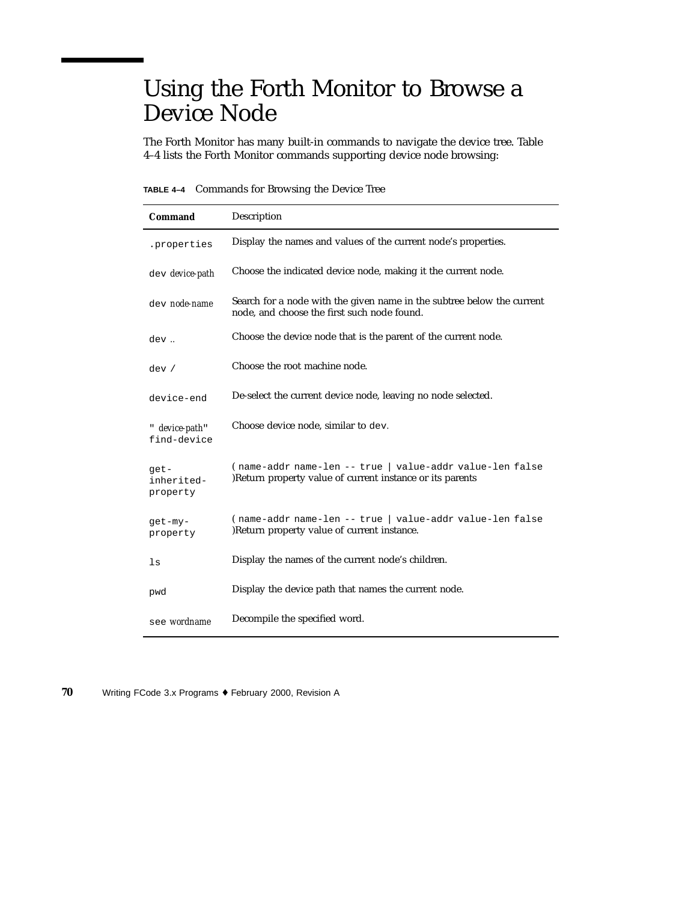# Using the Forth Monitor to Browse a Device Node

The Forth Monitor has many built-in commands to navigate the device tree. Table 4–4 lists the Forth Monitor commands supporting device node browsing:

**TABLE 4–4** Commands for Browsing the Device Tree

| Command | Description |
|---|---|
| `.properties` | Display the names and values of the current node's properties. |
| `dev` *device-path* | Choose the indicated device node, making it the current node. |
| `dev` *node-name* | Search for a node with the given name in the subtree below the current node, and choose the first such node found. |
| `dev` .. | Choose the device node that is the parent of the current node. |
| `dev /` | Choose the root machine node. |
| `device-end` | De-select the current device node, leaving no node selected. |
| `"` *device-path*`" find-device` | Choose device node, similar to `dev`. |
| `get-inherited-property` | `( name-addr name-len -- true \| value-addr value-len false )`Return property value of current instance or its parents |
| `get-my-property` | `( name-addr name-len -- true \| value-addr value-len false )`Return property value of current instance. |
| `ls` | Display the names of the current node's children. |
| `pwd` | Display the device path that names the current node. |
| `see` *wordname* | Decompile the specified word. |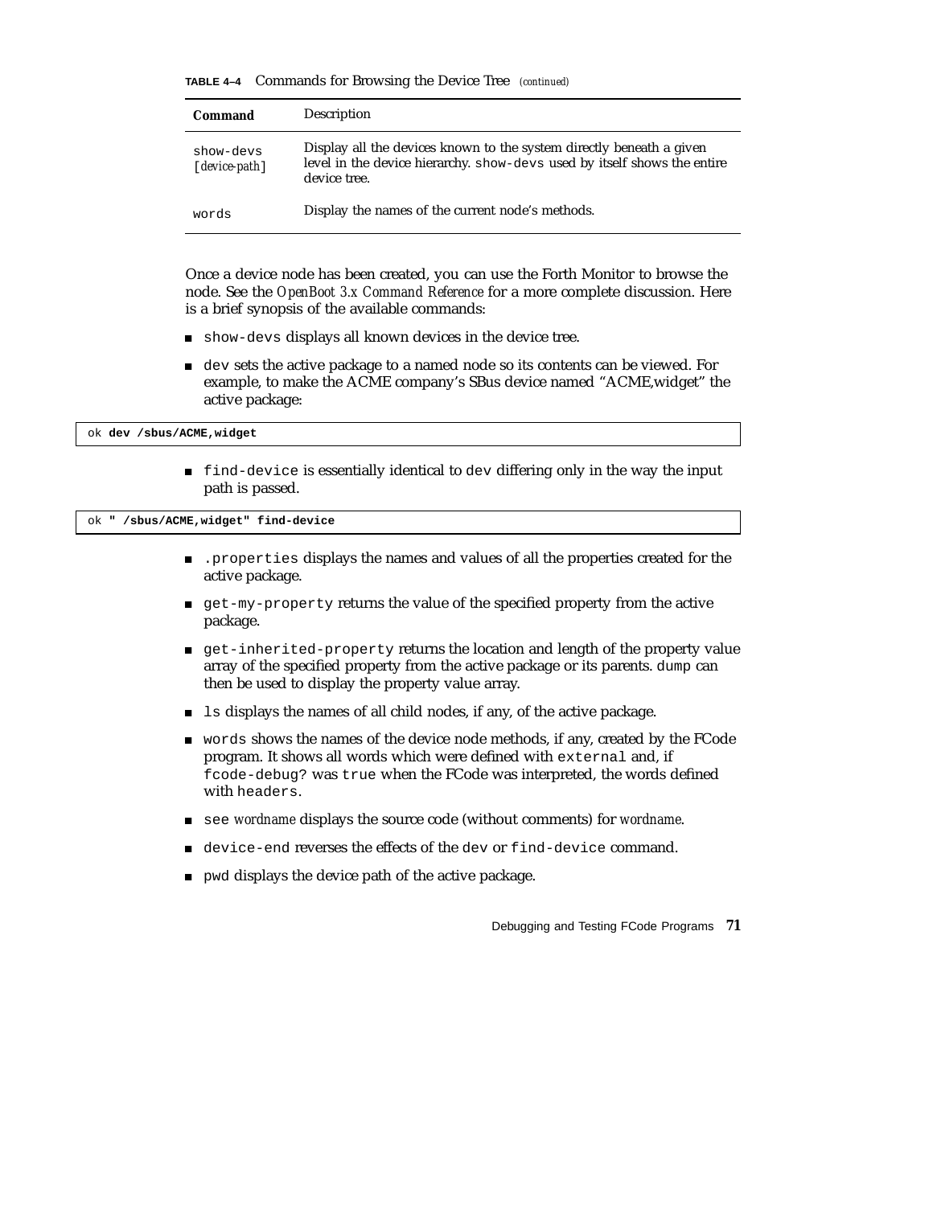**TABLE 4–4** Commands for Browsing the Device Tree *(continued)*

| Command | Description |
| --- | --- |
| `show-devs` [*device-path*] | Display all the devices known to the system directly beneath a given level in the device hierarchy. `show-devs` used by itself shows the entire device tree. |
| `words` | Display the names of the current node's methods. |

Once a device node has been created, you can use the Forth Monitor to browse the node. See the *OpenBoot 3.x Command Reference* for a more complete discussion. Here is a brief synopsis of the available commands:

- `show-devs` displays all known devices in the device tree.
- `dev` sets the active package to a named node so its contents can be viewed. For example, to make the ACME company's SBus device named "ACME,widget" the active package:

```
ok dev /sbus/ACME,widget
```

- `find-device` is essentially identical to `dev` differing only in the way the input path is passed.

```
ok " /sbus/ACME,widget" find-device
```

- `.properties` displays the names and values of all the properties created for the active package.
- `get-my-property` returns the value of the specified property from the active package.
- `get-inherited-property` returns the location and length of the property value array of the specified property from the active package or its parents. `dump` can then be used to display the property value array.
- `ls` displays the names of all child nodes, if any, of the active package.
- `words` shows the names of the device node methods, if any, created by the FCode program. It shows all words which were defined with `external` and, if `fcode-debug?` was `true` when the FCode was interpreted, the words defined with `headers`.
- `see` *wordname* displays the source code (without comments) for *wordname*.
- `device-end` reverses the effects of the `dev` or `find-device` command.
- `pwd` displays the device path of the active package.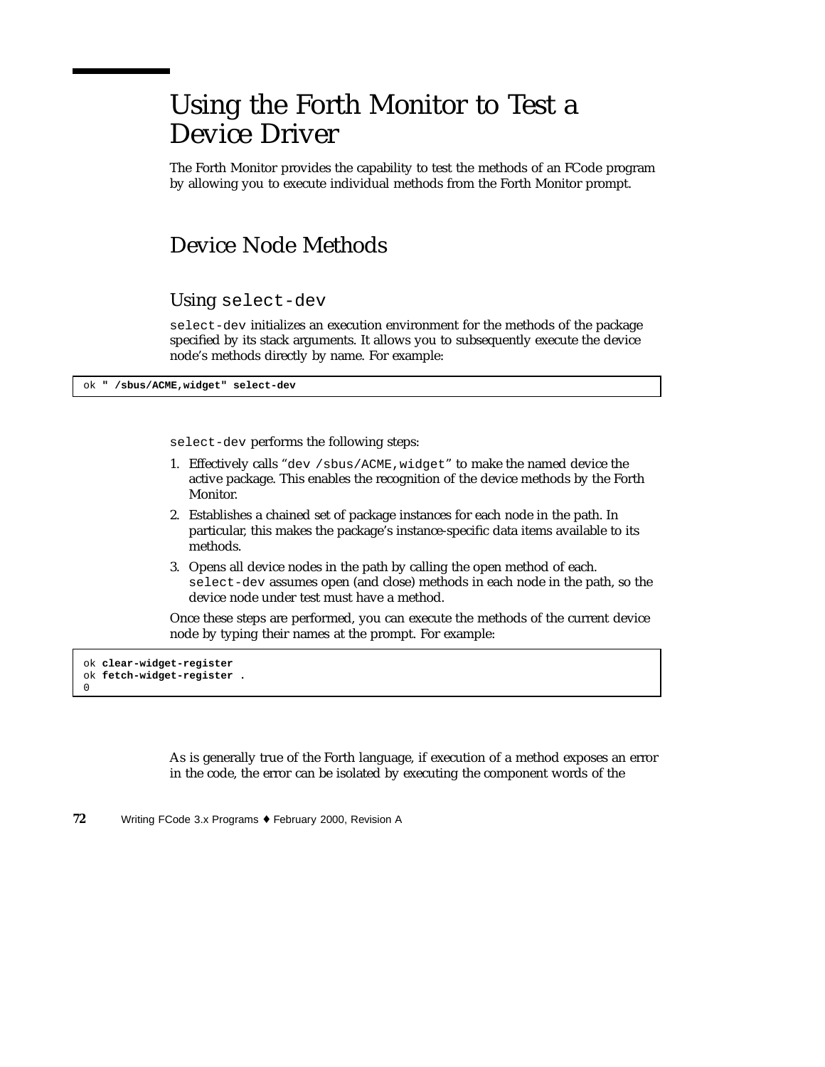# Using the Forth Monitor to Test a Device Driver

The Forth Monitor provides the capability to test the methods of an FCode program by allowing you to execute individual methods from the Forth Monitor prompt.

## Device Node Methods

### Using `select-dev`

`select-dev` initializes an execution environment for the methods of the package specified by its stack arguments. It allows you to subsequently execute the device node's methods directly by name. For example:

```
ok " /sbus/ACME,widget" select-dev
```

`select-dev` performs the following steps:

1. Effectively calls "`dev /sbus/ACME,widget`" to make the named device the active package. This enables the recognition of the device methods by the Forth Monitor.
2. Establishes a chained set of package instances for each node in the path. In particular, this makes the package's instance-specific data items available to its methods.
3. Opens all device nodes in the path by calling the open method of each. `select-dev` assumes open (and close) methods in each node in the path, so the device node under test must have a method.

Once these steps are performed, you can execute the methods of the current device node by typing their names at the prompt. For example:

```
ok clear-widget-register
ok fetch-widget-register .
0
```

As is generally true of the Forth language, if execution of a method exposes an error in the code, the error can be isolated by executing the component words of the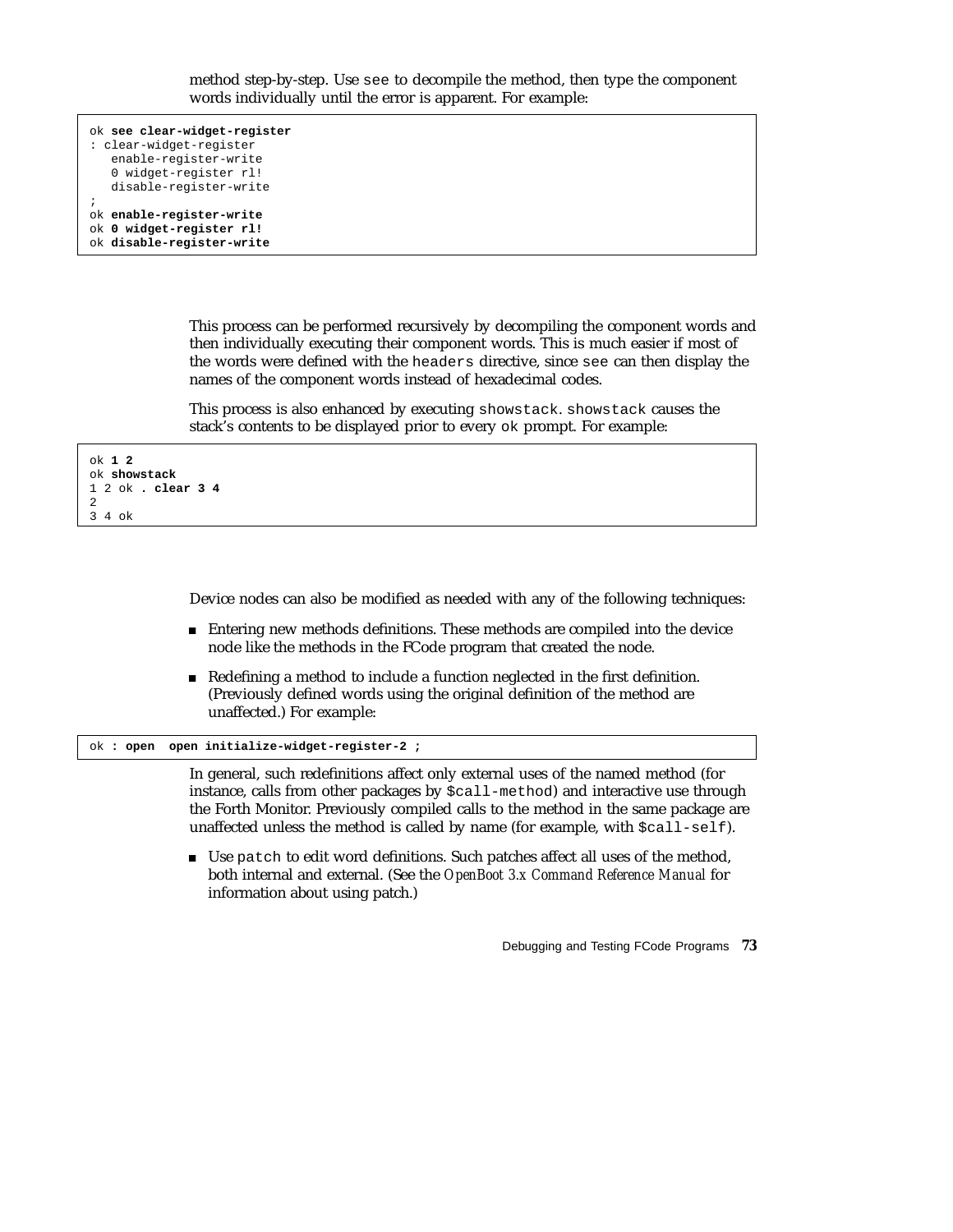method step-by-step. Use `see` to decompile the method, then type the component words individually until the error is apparent. For example:

```
ok see clear-widget-register
: clear-widget-register
   enable-register-write
   0 widget-register rl!
   disable-register-write
;
ok enable-register-write
ok 0 widget-register rl!
ok disable-register-write
```

This process can be performed recursively by decompiling the component words and then individually executing their component words. This is much easier if most of the words were defined with the `headers` directive, since `see` can then display the names of the component words instead of hexadecimal codes.

This process is also enhanced by executing `showstack`. `showstack` causes the stack's contents to be displayed prior to every `ok` prompt. For example:

```
ok 1 2
ok showstack
1 2 ok . clear 3 4
2
3 4 ok
```

Device nodes can also be modified as needed with any of the following techniques:

- Entering new methods definitions. These methods are compiled into the device node like the methods in the FCode program that created the node.
- Redefining a method to include a function neglected in the first definition. (Previously defined words using the original definition of the method are unaffected.) For example:

```
ok : open  open initialize-widget-register-2 ;
```

In general, such redefinitions affect only external uses of the named method (for instance, calls from other packages by `$call-method`) and interactive use through the Forth Monitor. Previously compiled calls to the method in the same package are unaffected unless the method is called by name (for example, with `$call-self`).

- Use `patch` to edit word definitions. Such patches affect all uses of the method, both internal and external. (See the *OpenBoot 3.x Command Reference Manual* for information about using patch.)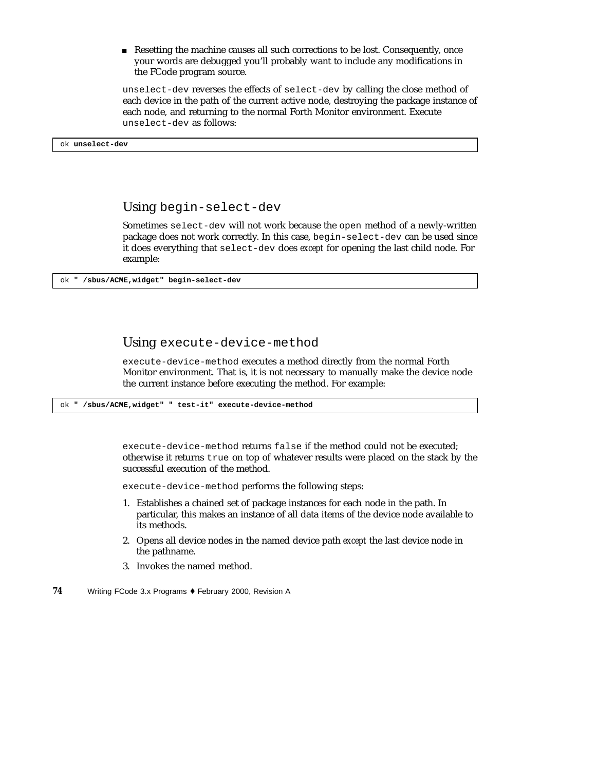- Resetting the machine causes all such corrections to be lost. Consequently, once your words are debugged you'll probably want to include any modifications in the FCode program source.

`unselect-dev` reverses the effects of `select-dev` by calling the close method of each device in the path of the current active node, destroying the package instance of each node, and returning to the normal Forth Monitor environment. Execute `unselect-dev` as follows:

```
ok unselect-dev
```

### Using `begin-select-dev`

Sometimes `select-dev` will not work because the `open` method of a newly-written package does not work correctly. In this case, `begin-select-dev` can be used since it does everything that `select-dev` does *except* for opening the last child node. For example:

```
ok " /sbus/ACME,widget" begin-select-dev
```

### Using `execute-device-method`

`execute-device-method` executes a method directly from the normal Forth Monitor environment. That is, it is not necessary to manually make the device node the current instance before executing the method. For example:

```
ok " /sbus/ACME,widget" " test-it" execute-device-method
```

`execute-device-method` returns `false` if the method could not be executed; otherwise it returns `true` on top of whatever results were placed on the stack by the successful execution of the method.

`execute-device-method` performs the following steps:

1. Establishes a chained set of package instances for each node in the path. In particular, this makes an instance of all data items of the device node available to its methods.
2. Opens all device nodes in the named device path *except* the last device node in the pathname.
3. Invokes the named method.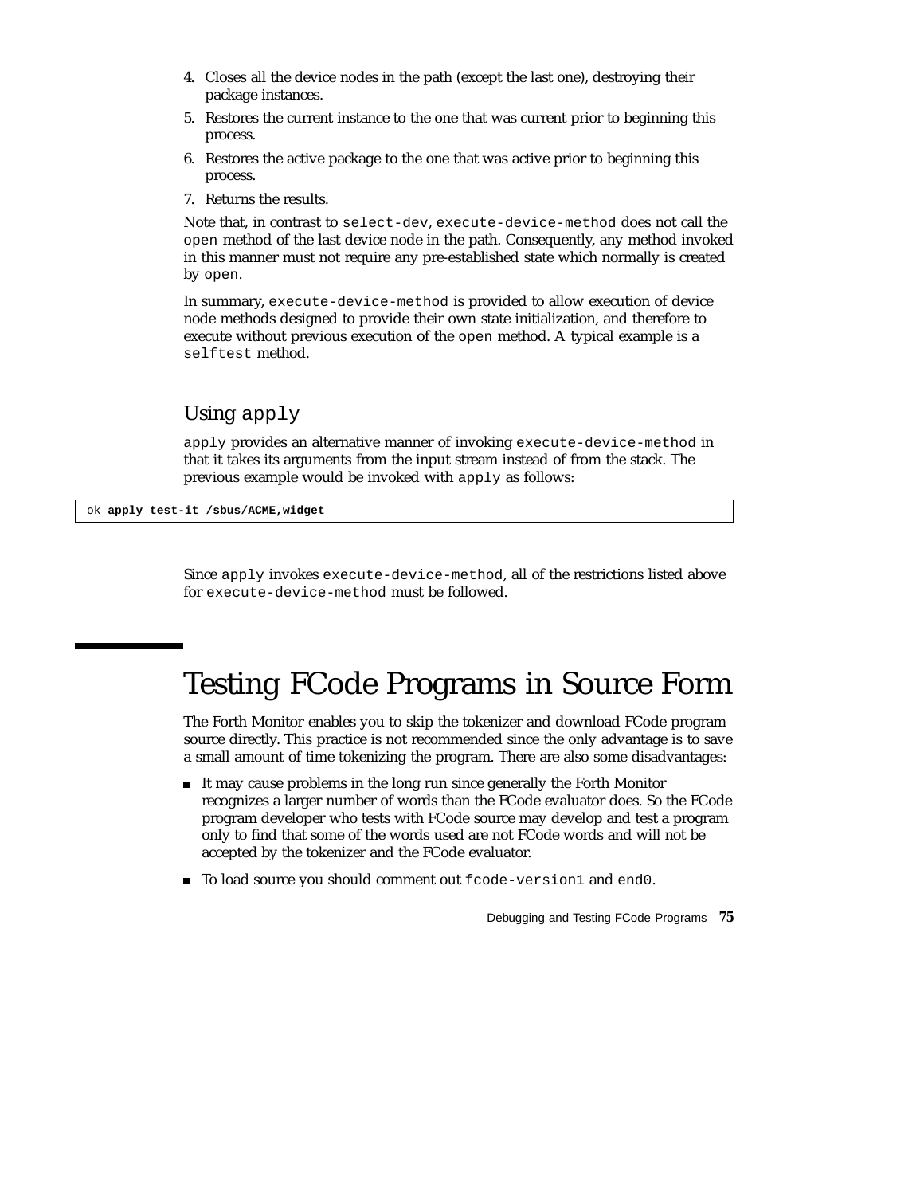4. Closes all the device nodes in the path (except the last one), destroying their package instances.
5. Restores the current instance to the one that was current prior to beginning this process.
6. Restores the active package to the one that was active prior to beginning this process.
7. Returns the results.

Note that, in contrast to `select-dev`, `execute-device-method` does not call the `open` method of the last device node in the path. Consequently, any method invoked in this manner must not require any pre-established state which normally is created by `open`.

In summary, `execute-device-method` is provided to allow execution of device node methods designed to provide their own state initialization, and therefore to execute without previous execution of the `open` method. A typical example is a `selftest` method.

### Using `apply`

`apply` provides an alternative manner of invoking `execute-device-method` in that it takes its arguments from the input stream instead of from the stack. The previous example would be invoked with `apply` as follows:

```
ok apply test-it /sbus/ACME,widget
```

Since `apply` invokes `execute-device-method`, all of the restrictions listed above for `execute-device-method` must be followed.

## Testing FCode Programs in Source Form

The Forth Monitor enables you to skip the tokenizer and download FCode program source directly. This practice is not recommended since the only advantage is to save a small amount of time tokenizing the program. There are also some disadvantages:

- It may cause problems in the long run since generally the Forth Monitor recognizes a larger number of words than the FCode evaluator does. So the FCode program developer who tests with FCode source may develop and test a program only to find that some of the words used are not FCode words and will not be accepted by the tokenizer and the FCode evaluator.
- To load source you should comment out `fcode-version1` and `end0`.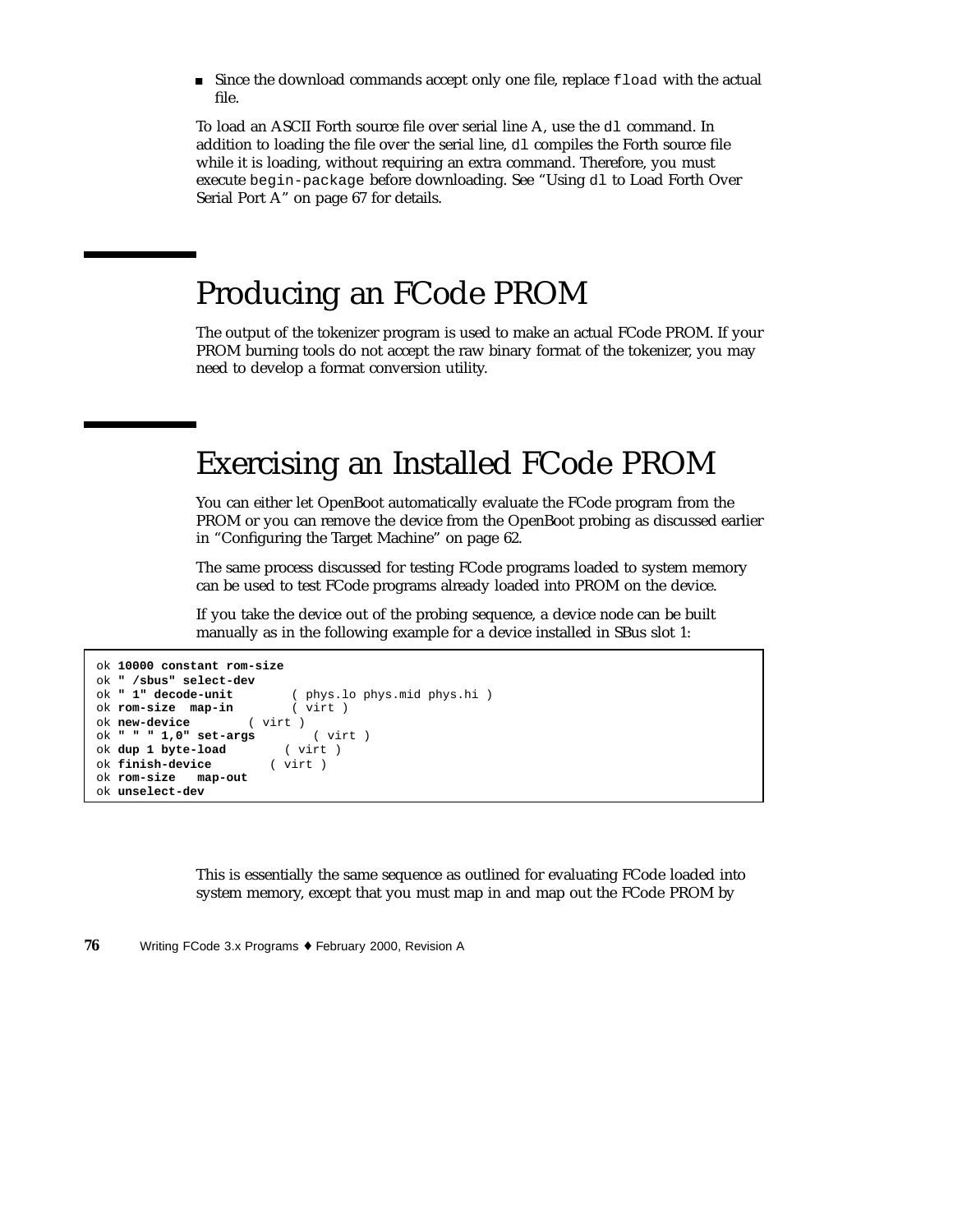- Since the download commands accept only one file, replace `fload` with the actual file.

To load an ASCII Forth source file over serial line A, use the `dl` command. In addition to loading the file over the serial line, `dl` compiles the Forth source file while it is loading, without requiring an extra command. Therefore, you must execute `begin-package` before downloading. See "Using `dl` to Load Forth Over Serial Port A" on page 67 for details.

# Producing an FCode PROM

The output of the tokenizer program is used to make an actual FCode PROM. If your PROM burning tools do not accept the raw binary format of the tokenizer, you may need to develop a format conversion utility.

# Exercising an Installed FCode PROM

You can either let OpenBoot automatically evaluate the FCode program from the PROM or you can remove the device from the OpenBoot probing as discussed earlier in "Configuring the Target Machine" on page 62.

The same process discussed for testing FCode programs loaded to system memory can be used to test FCode programs already loaded into PROM on the device.

If you take the device out of the probing sequence, a device node can be built manually as in the following example for a device installed in SBus slot 1:

```
ok 10000 constant rom-size
ok " /sbus" select-dev
ok " 1" decode-unit        ( phys.lo phys.mid phys.hi )
ok rom-size  map-in        ( virt )
ok new-device        ( virt )
ok " " " 1,0" set-args        ( virt )
ok dup 1 byte-load        ( virt )
ok finish-device        ( virt )
ok rom-size   map-out
ok unselect-dev
```

This is essentially the same sequence as outlined for evaluating FCode loaded into system memory, except that you must map in and map out the FCode PROM by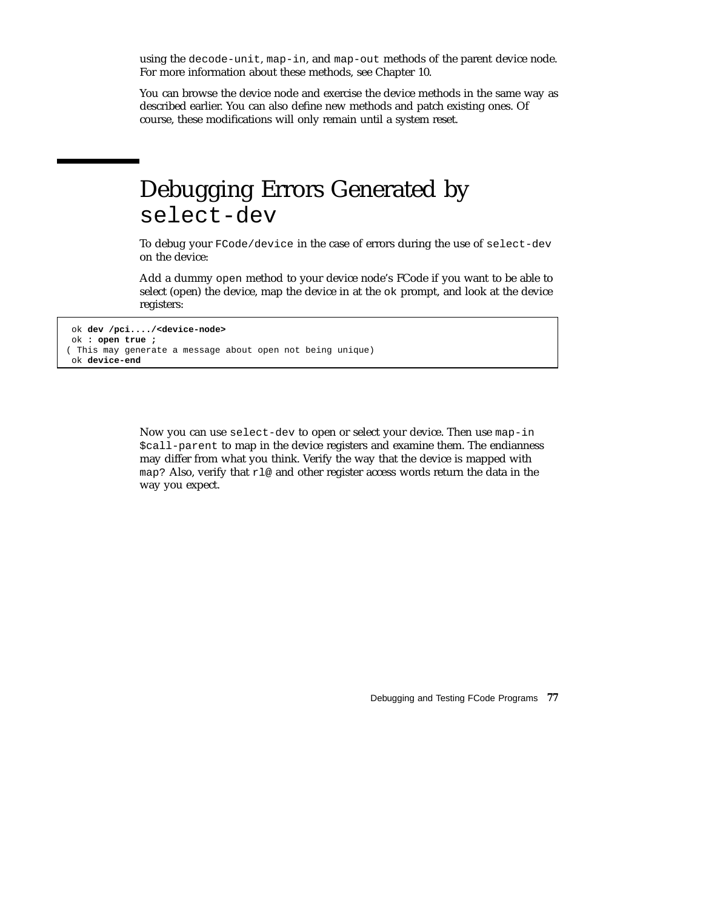using the `decode-unit`, `map-in`, and `map-out` methods of the parent device node. For more information about these methods, see Chapter 10.

You can browse the device node and exercise the device methods in the same way as described earlier. You can also define new methods and patch existing ones. Of course, these modifications will only remain until a system reset.

## Debugging Errors Generated by `select-dev`

To debug your `FCode/device` in the case of errors during the use of `select-dev` on the device:

Add a dummy `open` method to your device node's FCode if you want to be able to select (open) the device, map the device in at the `ok` prompt, and look at the device registers:

```
 ok dev /pci..../<device-node>
 ok : open true ;
( This may generate a message about open not being unique)
 ok device-end
```

Now you can use `select-dev` to open or select your device. Then use `map-in $call-parent` to map in the device registers and examine them. The endianness may differ from what you think. Verify the way that the device is mapped with `map?` Also, verify that `rl@` and other register access words return the data in the way you expect.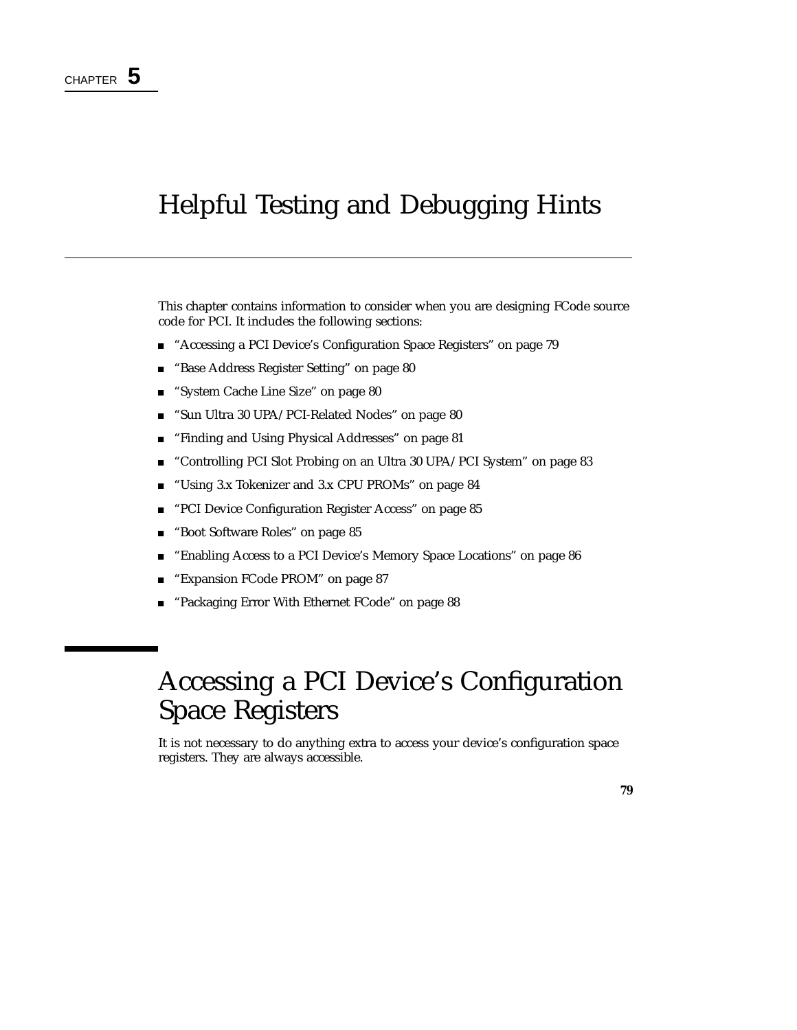CHAPTER **5**

# Helpful Testing and Debugging Hints

This chapter contains information to consider when you are designing FCode source code for PCI. It includes the following sections:

- "Accessing a PCI Device's Configuration Space Registers" on page 79
- "Base Address Register Setting" on page 80
- "System Cache Line Size" on page 80
- "Sun Ultra 30 UPA/PCI-Related Nodes" on page 80
- "Finding and Using Physical Addresses" on page 81
- "Controlling PCI Slot Probing on an Ultra 30 UPA/PCI System" on page 83
- "Using 3.x Tokenizer and 3.x CPU PROMs" on page 84
- "PCI Device Configuration Register Access" on page 85
- "Boot Software Roles" on page 85
- "Enabling Access to a PCI Device's Memory Space Locations" on page 86
- "Expansion FCode PROM" on page 87
- "Packaging Error With Ethernet FCode" on page 88

## Accessing a PCI Device's Configuration Space Registers

It is not necessary to do anything extra to access your device's configuration space registers. They are always accessible.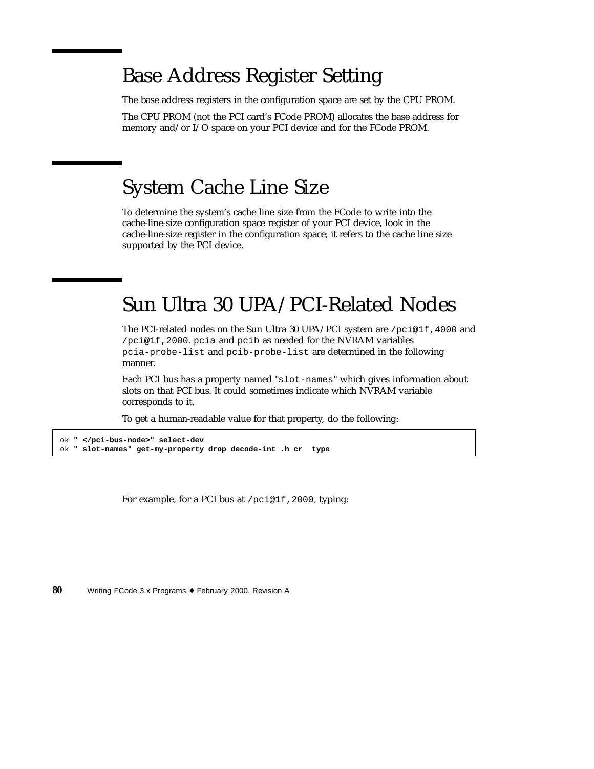## Base Address Register Setting

The base address registers in the configuration space are set by the CPU PROM.

The CPU PROM (not the PCI card's FCode PROM) allocates the base address for memory and/or I/O space on your PCI device and for the FCode PROM.

## System Cache Line Size

To determine the system's cache line size from the FCode to write into the cache-line-size configuration space register of your PCI device, look in the cache-line-size register in the configuration space; it refers to the cache line size supported by the PCI device.

## Sun Ultra 30 UPA/PCI-Related Nodes

The PCI-related nodes on the Sun Ultra 30 UPA/PCI system are `/pci@1f,4000` and `/pci@1f,2000`. `pcia` and `pcib` as needed for the NVRAM variables `pcia-probe-list` and `pcib-probe-list` are determined in the following manner.

Each PCI bus has a property named "`slot-names`" which gives information about slots on that PCI bus. It could sometimes indicate which NVRAM variable corresponds to it.

To get a human-readable value for that property, do the following:

```
ok " </pci-bus-node>" select-dev
ok " slot-names" get-my-property drop decode-int .h cr  type
```

For example, for a PCI bus at `/pci@1f,2000`, typing: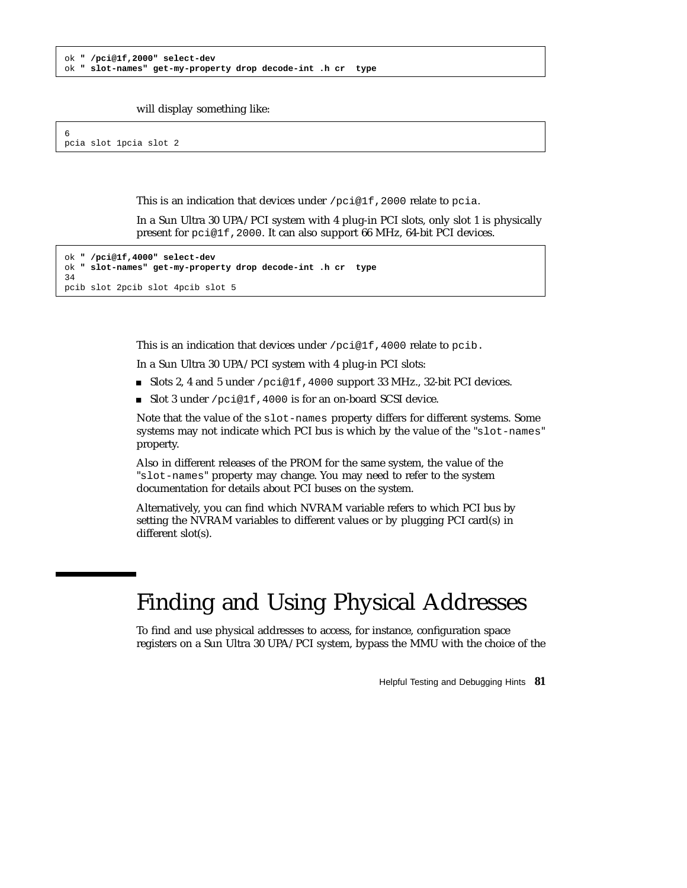```
ok " /pci@1f,2000" select-dev
ok " slot-names" get-my-property drop decode-int .h cr  type
```

will display something like:

```
6
pcia slot 1pcia slot 2
```

This is an indication that devices under `/pci@1f,2000` relate to `pcia`.

In a Sun Ultra 30 UPA/PCI system with 4 plug-in PCI slots, only slot 1 is physically present for `pci@1f,2000`. It can also support 66 MHz, 64-bit PCI devices.

```
ok " /pci@1f,4000" select-dev
ok " slot-names" get-my-property drop decode-int .h cr  type
34
pcib slot 2pcib slot 4pcib slot 5
```

This is an indication that devices under `/pci@1f,4000` relate to `pcib.`

In a Sun Ultra 30 UPA/PCI system with 4 plug-in PCI slots:

- Slots 2, 4 and 5 under `/pci@1f,4000` support 33 MHz., 32-bit PCI devices.
- Slot 3 under `/pci@1f,4000` is for an on-board SCSI device.

Note that the value of the `slot-names` property differs for different systems. Some systems may not indicate which PCI bus is which by the value of the "`slot-names`" property.

Also in different releases of the PROM for the same system, the value of the "`slot-names`" property may change. You may need to refer to the system documentation for details about PCI buses on the system.

Alternatively, you can find which NVRAM variable refers to which PCI bus by setting the NVRAM variables to different values or by plugging PCI card(s) in different slot(s).

## Finding and Using Physical Addresses

To find and use physical addresses to access, for instance, configuration space registers on a Sun Ultra 30 UPA/PCI system, bypass the MMU with the choice of the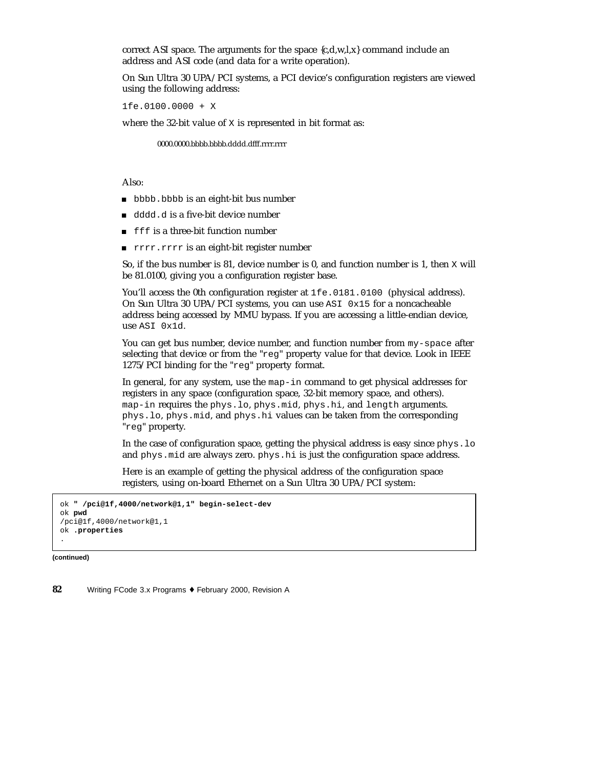correct ASI space. The arguments for the space {c,d,w,l,x} command include an address and ASI code (and data for a write operation).

On Sun Ultra 30 UPA/PCI systems, a PCI device's configuration registers are viewed using the following address:

`1fe.0100.0000 + X`

where the 32-bit value of `X` is represented in bit format as:

```
0000.0000.bbbb.bbbb.dddd.dfff.rrrr.rrrr
```

Also:

- `bbbb.bbbb` is an eight-bit bus number
- `dddd.d` is a five-bit device number
- `fff` is a three-bit function number
- `rrrr.rrrr` is an eight-bit register number

So, if the bus number is 81, device number is 0, and function number is 1, then `X` will be 81.0100, giving you a configuration register base.

You'll access the 0th configuration register at `1fe.0181.0100` (physical address). On Sun Ultra 30 UPA/PCI systems, you can use `ASI 0x15` for a noncacheable address being accessed by MMU bypass. If you are accessing a little-endian device, use `ASI 0x1d`.

You can get bus number, device number, and function number from `my-space` after selecting that device or from the "`reg`" property value for that device. Look in IEEE 1275/PCI binding for the "`reg`" property format.

In general, for any system, use the `map-in` command to get physical addresses for registers in any space (configuration space, 32-bit memory space, and others). `map-in` requires the `phys.lo`, `phys.mid`, `phys.hi`, and `length` arguments. `phys.lo`, `phys.mid`, and `phys.hi` values can be taken from the corresponding "`reg`" property.

In the case of configuration space, getting the physical address is easy since `phys.lo` and `phys.mid` are always zero. `phys.hi` is just the configuration space address.

Here is an example of getting the physical address of the configuration space registers, using on-board Ethernet on a Sun Ultra 30 UPA/PCI system:

```
ok " /pci@1f,4000/network@1,1" begin-select-dev
ok pwd
/pci@1f,4000/network@1,1
ok .properties
.
```

**(continued)**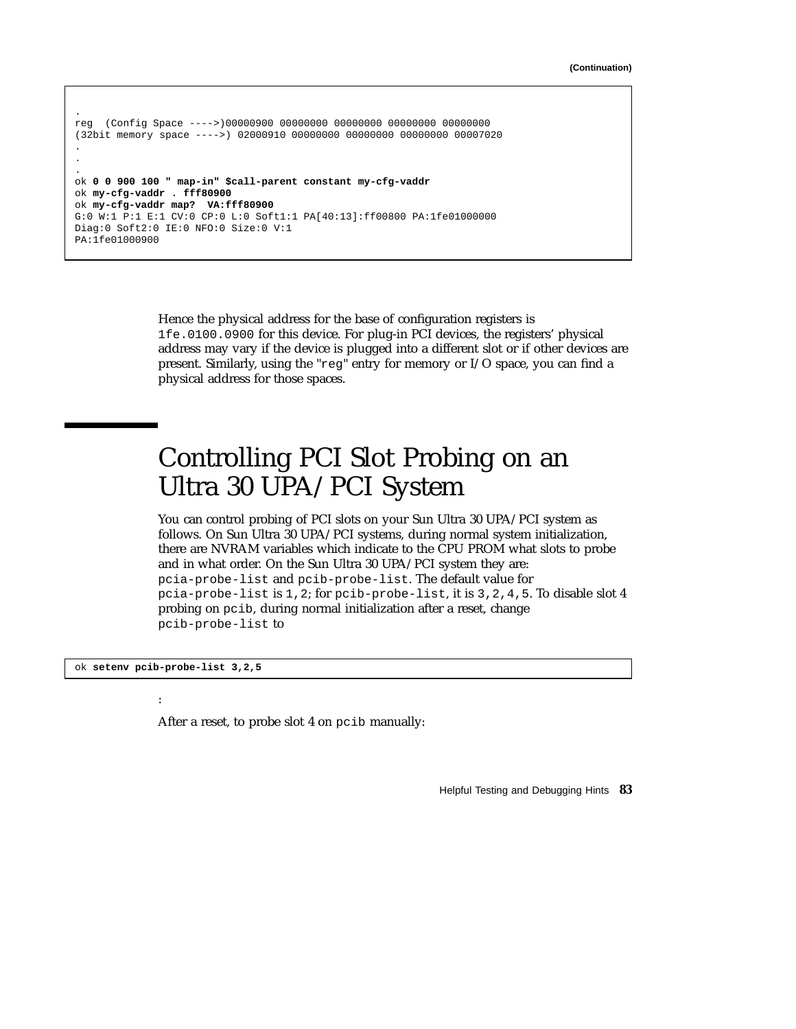(Continuation)

```
.
reg  (Config Space ---->)00000900 00000000 00000000 00000000 00000000
(32bit memory space ---->) 02000910 00000000 00000000 00000000 00007020
.
.
.
ok 0 0 900 100 " map-in" $call-parent constant my-cfg-vaddr
ok my-cfg-vaddr . fff80900
ok my-cfg-vaddr map?  VA:fff80900
G:0 W:1 P:1 E:1 CV:0 CP:0 L:0 Soft1:1 PA[40:13]:ff00800 PA:1fe01000000
Diag:0 Soft2:0 IE:0 NFO:0 Size:0 V:1
PA:1fe01000900
```

Hence the physical address for the base of configuration registers is `1fe.0100.0900` for this device. For plug-in PCI devices, the registers' physical address may vary if the device is plugged into a different slot or if other devices are present. Similarly, using the "`reg`" entry for memory or I/O space, you can find a physical address for those spaces.

# Controlling PCI Slot Probing on an Ultra 30 UPA/PCI System

You can control probing of PCI slots on your Sun Ultra 30 UPA/PCI system as follows. On Sun Ultra 30 UPA/PCI systems, during normal system initialization, there are NVRAM variables which indicate to the CPU PROM what slots to probe and in what order. On the Sun Ultra 30 UPA/PCI system they are: `pcia-probe-list` and `pcib-probe-list`. The default value for `pcia-probe-list` is `1,2`; for `pcib-probe-list`, it is `3,2,4,5`. To disable slot 4 probing on `pcib`, during normal initialization after a reset, change `pcib-probe-list` to

```
ok setenv pcib-probe-list 3,2,5
```

:

After a reset, to probe slot 4 on `pcib` manually: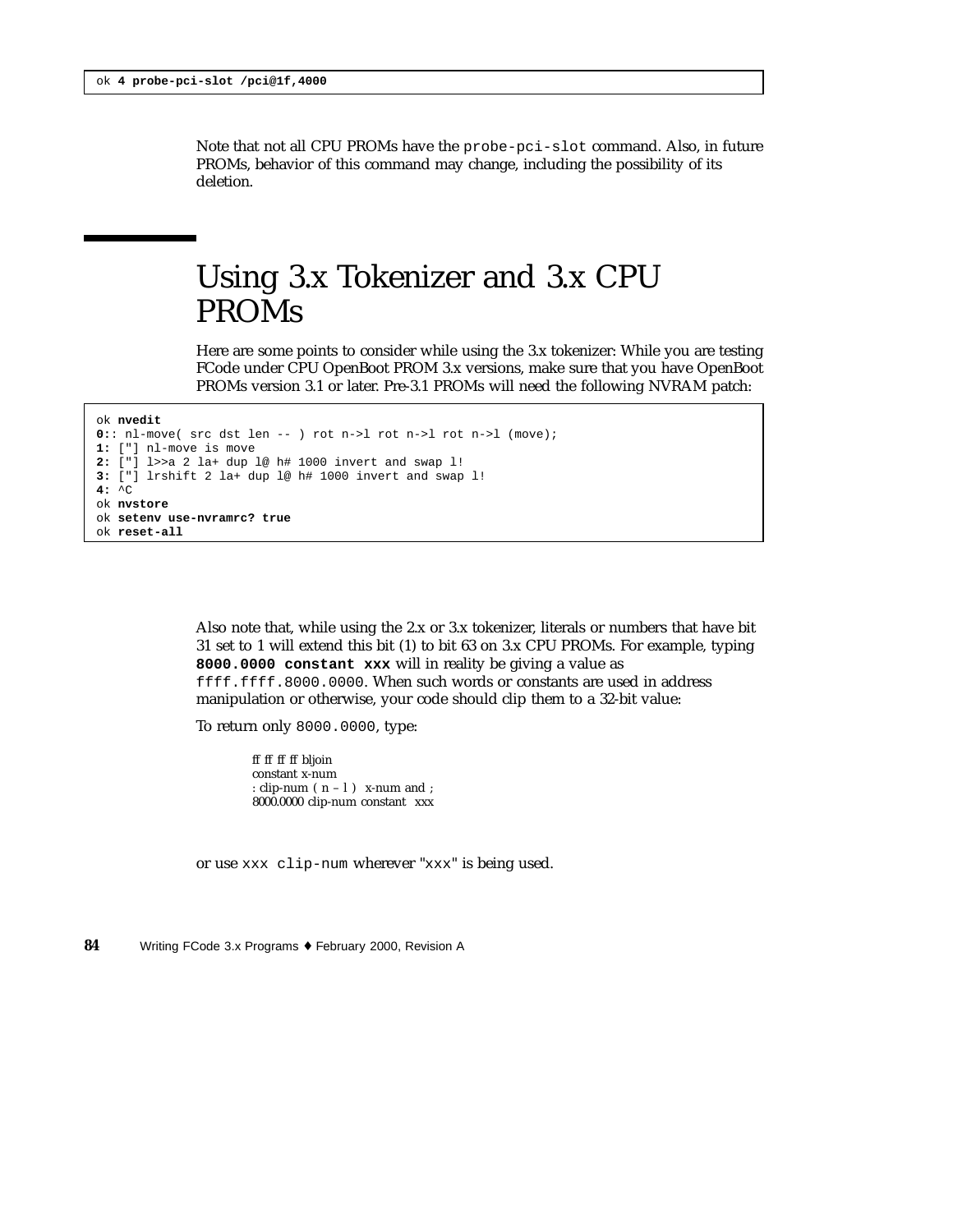```
ok 4 probe-pci-slot /pci@1f,4000
```

Note that not all CPU PROMs have the `probe-pci-slot` command. Also, in future PROMs, behavior of this command may change, including the possibility of its deletion.

## Using 3.x Tokenizer and 3.x CPU PROMs

Here are some points to consider while using the 3.x tokenizer: While you are testing FCode under CPU OpenBoot PROM 3.x versions, make sure that you have OpenBoot PROMs version 3.1 or later. Pre-3.1 PROMs will need the following NVRAM patch:

```
ok nvedit
0:: nl-move( src dst len -- ) rot n->l rot n->l rot n->l (move);
1: ["] nl-move is move
2: ["] l>>a 2 la+ dup l@ h# 1000 invert and swap l!
3: ["] lrshift 2 la+ dup l@ h# 1000 invert and swap l!
4: ^C
ok nvstore
ok setenv use-nvramrc? true
ok reset-all
```

Also note that, while using the 2.x or 3.x tokenizer, literals or numbers that have bit 31 set to 1 will extend this bit (1) to bit 63 on 3.x CPU PROMs. For example, typing **`8000.0000 constant xxx`** will in reality be giving a value as `ffff.ffff.8000.0000`. When such words or constants are used in address manipulation or otherwise, your code should clip them to a 32-bit value:

To return only `8000.0000`, type:

```
ff ff ff ff bljoin
constant x-num
: clip-num ( n – l ) x-num and ;
8000.0000 clip-num constant xxx
```

or use `xxx clip-num` wherever "`xxx`" is being used.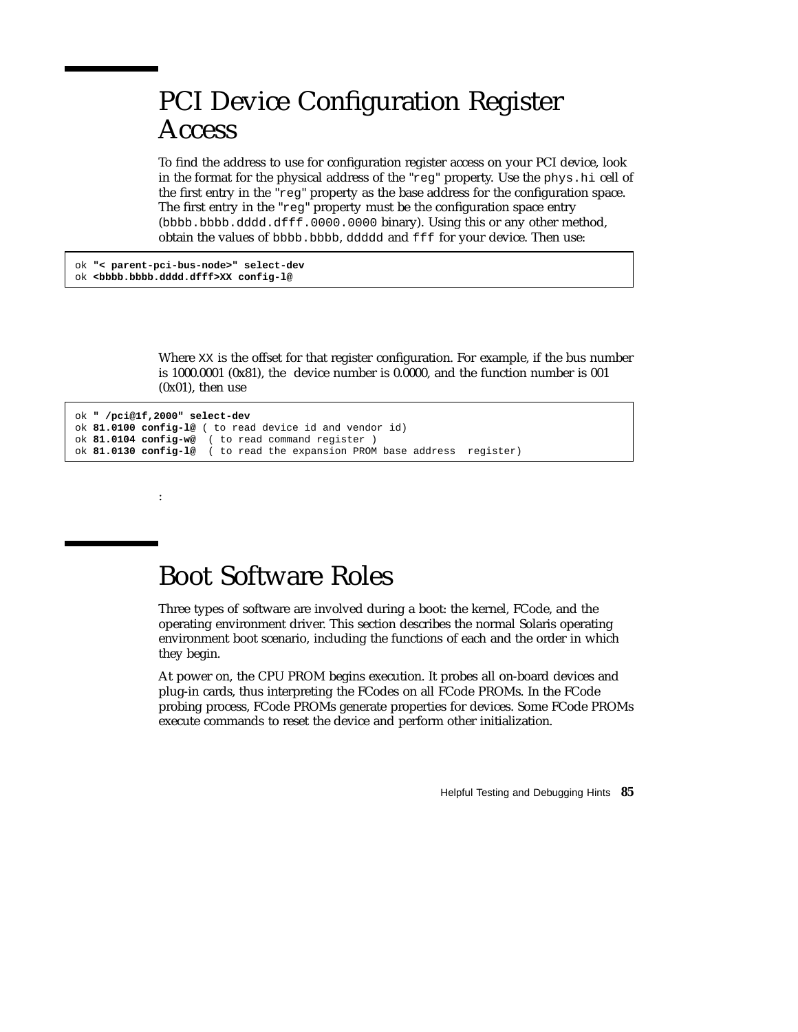# PCI Device Configuration Register Access

To find the address to use for configuration register access on your PCI device, look in the format for the physical address of the "reg" property. Use the phys.hi cell of the first entry in the "reg" property as the base address for the configuration space. The first entry in the "reg" property must be the configuration space entry (bbbb.bbbb.dddd.dfff.0000.0000 binary). Using this or any other method, obtain the values of bbbb.bbbb, ddddd and fff for your device. Then use:

```
ok "< parent-pci-bus-node>" select-dev
ok <bbbb.bbbb.dddd.dfff>XX config-l@
```

Where XX is the offset for that register configuration. For example, if the bus number is 1000.0001 (0x81), the device number is 0.0000, and the function number is 001 (0x01), then use

```
ok " /pci@1f,2000" select-dev
ok 81.0100 config-l@ ( to read device id and vendor id)
ok 81.0104 config-w@  ( to read command register )
ok 81.0130 config-l@  ( to read the expansion PROM base address  register)
```

:

# Boot Software Roles

Three types of software are involved during a boot: the kernel, FCode, and the operating environment driver. This section describes the normal Solaris operating environment boot scenario, including the functions of each and the order in which they begin.

At power on, the CPU PROM begins execution. It probes all on-board devices and plug-in cards, thus interpreting the FCodes on all FCode PROMs. In the FCode probing process, FCode PROMs generate properties for devices. Some FCode PROMs execute commands to reset the device and perform other initialization.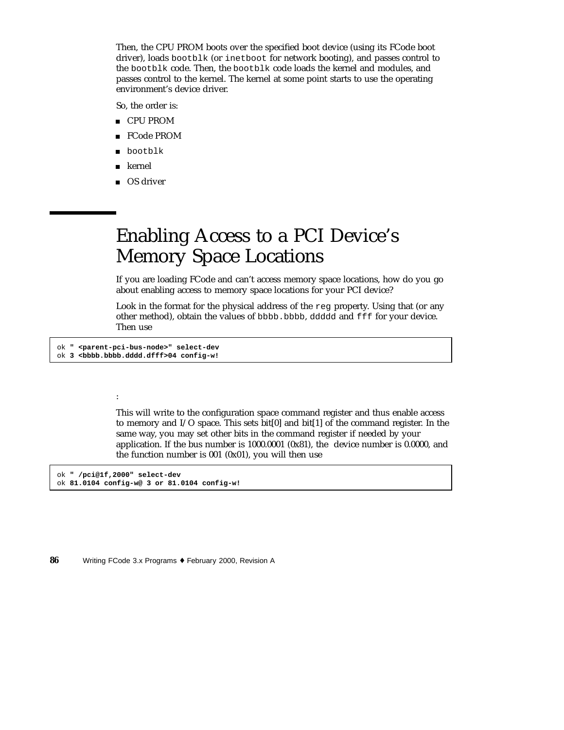Then, the CPU PROM boots over the specified boot device (using its FCode boot driver), loads `bootblk` (or `inetboot` for network booting), and passes control to the `bootblk` code. Then, the `bootblk` code loads the kernel and modules, and passes control to the kernel. The kernel at some point starts to use the operating environment's device driver.

So, the order is:

- CPU PROM
- FCode PROM
- `bootblk`
- kernel
- OS driver

## Enabling Access to a PCI Device's Memory Space Locations

If you are loading FCode and can't access memory space locations, how do you go about enabling access to memory space locations for your PCI device?

Look in the format for the physical address of the `reg` property. Using that (or any other method), obtain the values of `bbbb.bbbb`, `ddddd` and `fff` for your device. Then use

```
ok " <parent-pci-bus-node>" select-dev
ok 3 <bbbb.bbbb.dddd.dfff>04 config-w!
```

:

This will write to the configuration space command register and thus enable access to memory and I/O space. This sets bit[0] and bit[1] of the command register. In the same way, you may set other bits in the command register if needed by your application. If the bus number is 1000.0001 (0x81), the device number is 0.0000, and the function number is 001 (0x01), you will then use

```
ok " /pci@1f,2000" select-dev
ok 81.0104 config-w@ 3 or 81.0104 config-w!
```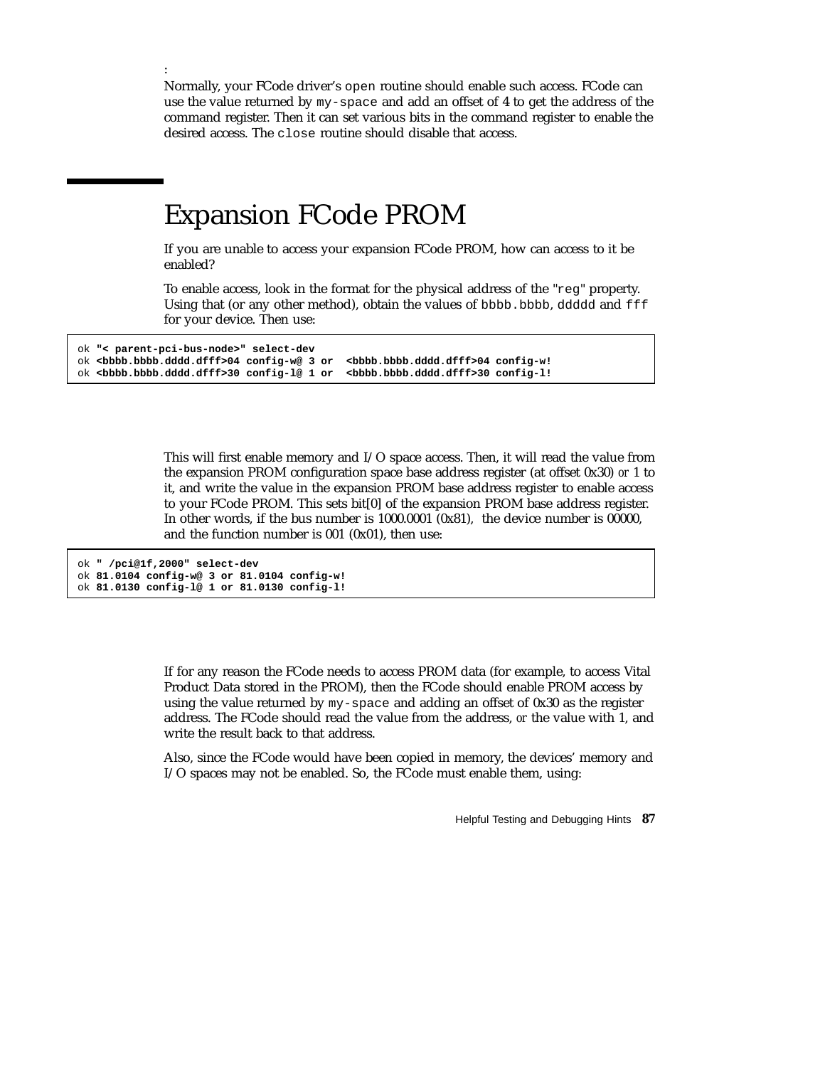:

Normally, your FCode driver's `open` routine should enable such access. FCode can use the value returned by `my-space` and add an offset of 4 to get the address of the command register. Then it can set various bits in the command register to enable the desired access. The `close` routine should disable that access.

# Expansion FCode PROM

If you are unable to access your expansion FCode PROM, how can access to it be enabled?

To enable access, look in the format for the physical address of the "`reg`" property. Using that (or any other method), obtain the values of `bbbb.bbbb`, `ddddd` and `fff` for your device. Then use:

```
ok "< parent-pci-bus-node>" select-dev
ok <bbbb.bbbb.dddd.dfff>04 config-w@ 3 or  <bbbb.bbbb.dddd.dfff>04 config-w!
ok <bbbb.bbbb.dddd.dfff>30 config-l@ 1 or  <bbbb.bbbb.dddd.dfff>30 config-l!
```

This will first enable memory and I/O space access. Then, it will read the value from the expansion PROM configuration space base address register (at offset 0x30) or 1 to it, and write the value in the expansion PROM base address register to enable access to your FCode PROM. This sets bit[0] of the expansion PROM base address register. In other words, if the bus number is 1000.0001 (0x81), the device number is 00000, and the function number is 001 (0x01), then use:

```
ok " /pci@1f,2000" select-dev
ok 81.0104 config-w@ 3 or 81.0104 config-w!
ok 81.0130 config-l@ 1 or 81.0130 config-l!
```

If for any reason the FCode needs to access PROM data (for example, to access Vital Product Data stored in the PROM), then the FCode should enable PROM access by using the value returned by `my-space` and adding an offset of 0x30 as the register address. The FCode should read the value from the address, or the value with 1, and write the result back to that address.

Also, since the FCode would have been copied in memory, the devices' memory and I/O spaces may not be enabled. So, the FCode must enable them, using: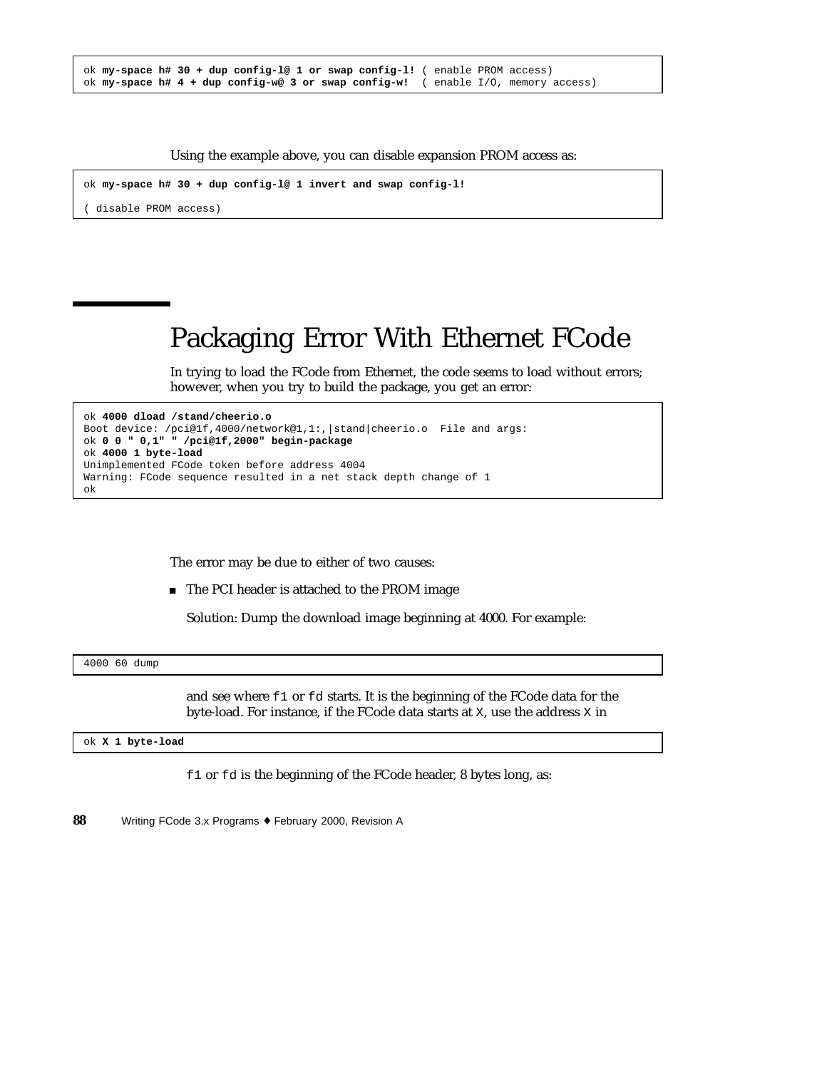```
ok my-space h# 30 + dup config-l@ 1 or swap config-l! ( enable PROM access)
ok my-space h# 4 + dup config-w@ 3 or swap config-w!  ( enable I/O, memory access)
```

Using the example above, you can disable expansion PROM access as:

```
ok my-space h# 30 + dup config-l@ 1 invert and swap config-l!

( disable PROM access)
```

# Packaging Error With Ethernet FCode

In trying to load the FCode from Ethernet, the code seems to load without errors; however, when you try to build the package, you get an error:

```
ok 4000 dload /stand/cheerio.o
Boot device: /pci@1f,4000/network@1,1:,|stand|cheerio.o  File and args:
ok 0 0 " 0,1" " /pci@1f,2000" begin-package
ok 4000 1 byte-load
Unimplemented FCode token before address 4004
Warning: FCode sequence resulted in a net stack depth change of 1
ok
```

The error may be due to either of two causes:

- The PCI header is attached to the PROM image

  Solution: Dump the download image beginning at 4000. For example:

```
4000 60 dump
```

  and see where `f1` or `fd` starts. It is the beginning of the FCode data for the byte-load. For instance, if the FCode data starts at `X`, use the address `X` in

```
ok X 1 byte-load
```

  `f1` or `fd` is the beginning of the FCode header, 8 bytes long, as: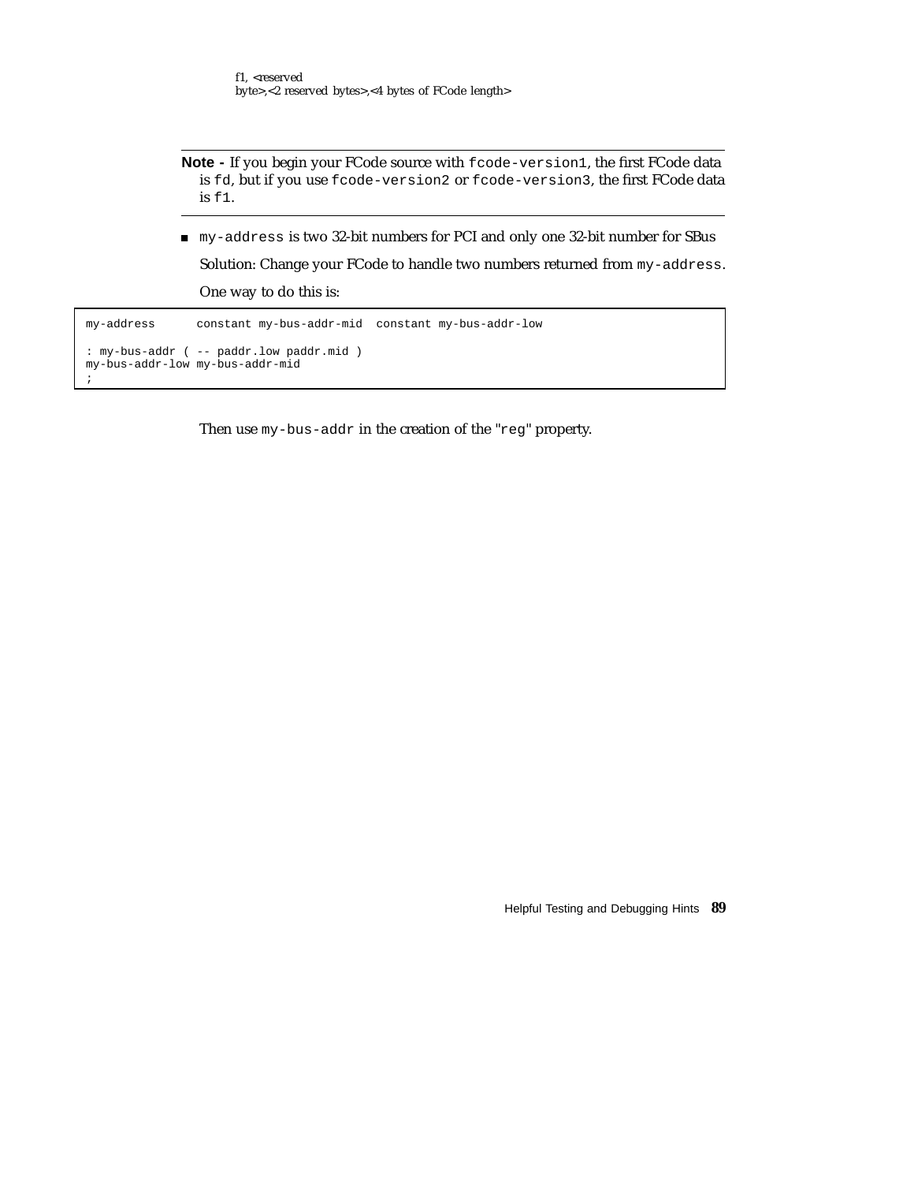f1, <reserved byte>,<2 reserved bytes>,<4 bytes of FCode length>

---

**Note -** If you begin your FCode source with `fcode-version1`, the first FCode data is `fd`, but if you use `fcode-version2` or `fcode-version3`, the first FCode data is `f1`.

---

- `my-address` is two 32-bit numbers for PCI and only one 32-bit number for SBus

  Solution: Change your FCode to handle two numbers returned from `my-address`.

  One way to do this is:

```
my-address      constant my-bus-addr-mid  constant my-bus-addr-low

: my-bus-addr ( -- paddr.low paddr.mid )
my-bus-addr-low my-bus-addr-mid
;
```

Then use `my-bus-addr` in the creation of the "`reg`" property.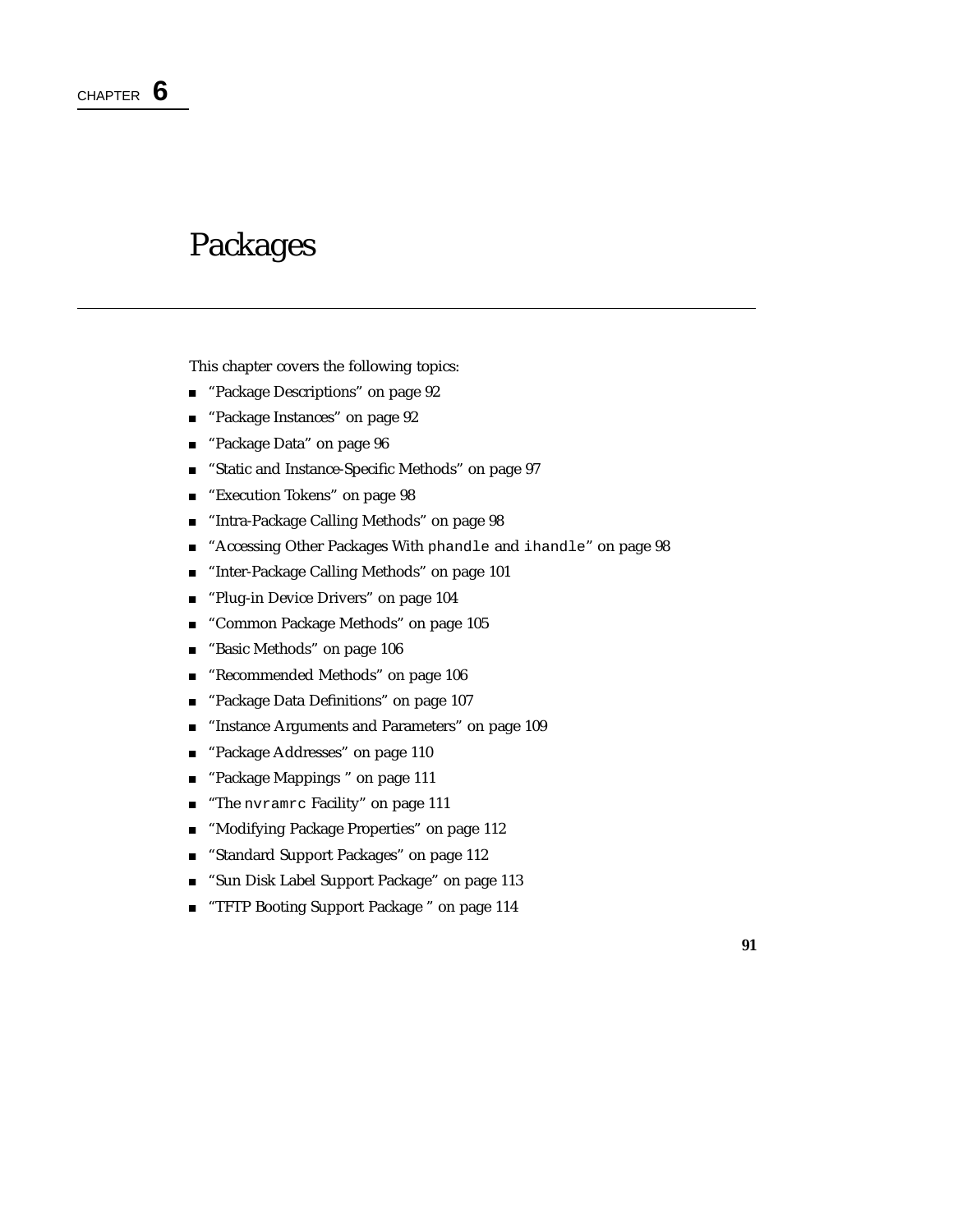# CHAPTER 6

# Packages

This chapter covers the following topics:

- "Package Descriptions" on page 92
- "Package Instances" on page 92
- "Package Data" on page 96
- "Static and Instance-Specific Methods" on page 97
- "Execution Tokens" on page 98
- "Intra-Package Calling Methods" on page 98
- "Accessing Other Packages With `phandle` and `ihandle`" on page 98
- "Inter-Package Calling Methods" on page 101
- "Plug-in Device Drivers" on page 104
- "Common Package Methods" on page 105
- "Basic Methods" on page 106
- "Recommended Methods" on page 106
- "Package Data Definitions" on page 107
- "Instance Arguments and Parameters" on page 109
- "Package Addresses" on page 110
- "Package Mappings " on page 111
- "The `nvramrc` Facility" on page 111
- "Modifying Package Properties" on page 112
- "Standard Support Packages" on page 112
- "Sun Disk Label Support Package" on page 113
- "TFTP Booting Support Package " on page 114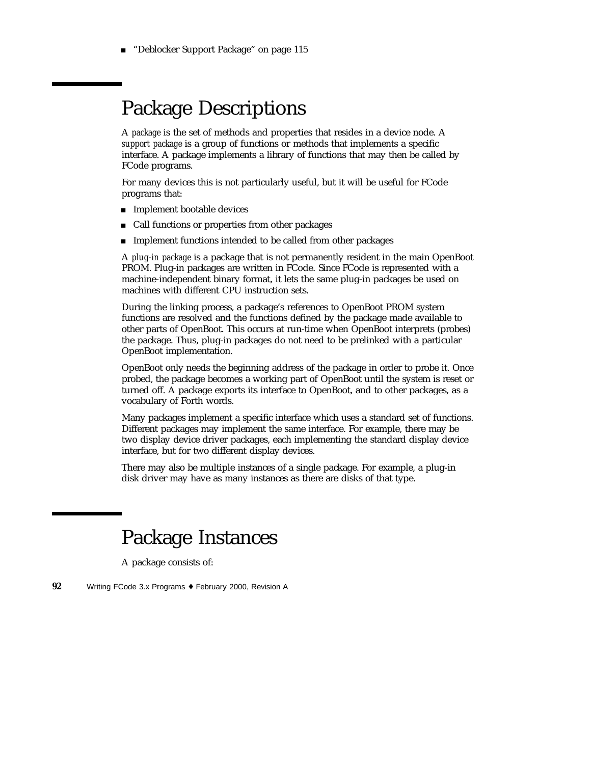- "Deblocker Support Package" on page 115

## Package Descriptions

A *package* is the set of methods and properties that resides in a device node. A *support package* is a group of functions or methods that implements a specific interface. A package implements a library of functions that may then be called by FCode programs.

For many devices this is not particularly useful, but it will be useful for FCode programs that:

- Implement bootable devices
- Call functions or properties from other packages
- Implement functions intended to be called from other packages

A *plug-in package* is a package that is not permanently resident in the main OpenBoot PROM. Plug-in packages are written in FCode. Since FCode is represented with a machine-independent binary format, it lets the same plug-in packages be used on machines with different CPU instruction sets.

During the linking process, a package's references to OpenBoot PROM system functions are resolved and the functions defined by the package made available to other parts of OpenBoot. This occurs at run-time when OpenBoot interprets (probes) the package. Thus, plug-in packages do not need to be prelinked with a particular OpenBoot implementation.

OpenBoot only needs the beginning address of the package in order to probe it. Once probed, the package becomes a working part of OpenBoot until the system is reset or turned off. A package exports its interface to OpenBoot, and to other packages, as a vocabulary of Forth words.

Many packages implement a specific interface which uses a standard set of functions. Different packages may implement the same interface. For example, there may be two display device driver packages, each implementing the standard display device interface, but for two different display devices.

There may also be multiple instances of a single package. For example, a plug-in disk driver may have as many instances as there are disks of that type.

## Package Instances

A package consists of: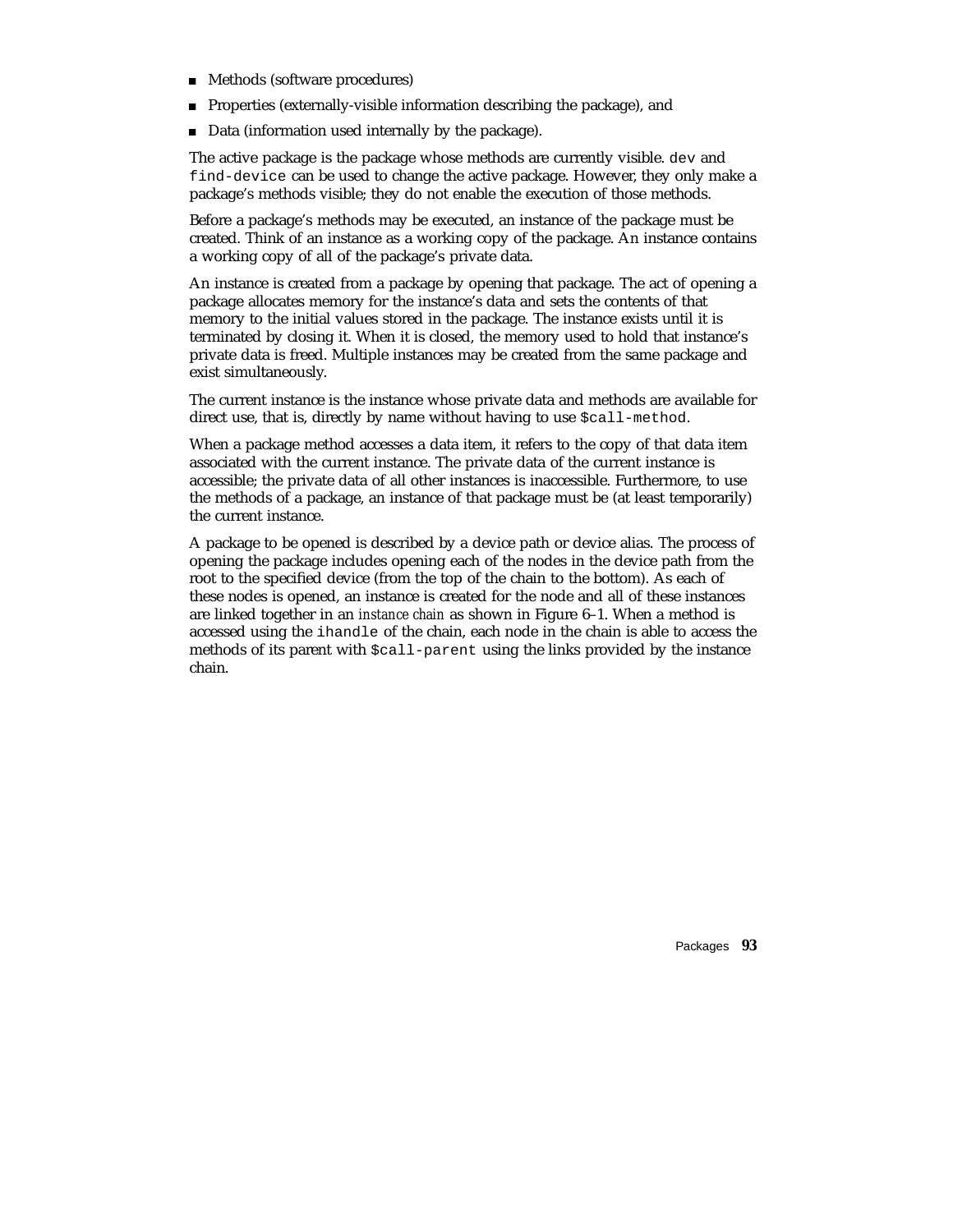- Methods (software procedures)
- Properties (externally-visible information describing the package), and
- Data (information used internally by the package).

The active package is the package whose methods are currently visible. `dev` and `find-device` can be used to change the active package. However, they only make a package's methods visible; they do not enable the execution of those methods.

Before a package's methods may be executed, an instance of the package must be created. Think of an instance as a working copy of the package. An instance contains a working copy of all of the package's private data.

An instance is created from a package by opening that package. The act of opening a package allocates memory for the instance's data and sets the contents of that memory to the initial values stored in the package. The instance exists until it is terminated by closing it. When it is closed, the memory used to hold that instance's private data is freed. Multiple instances may be created from the same package and exist simultaneously.

The current instance is the instance whose private data and methods are available for direct use, that is, directly by name without having to use `$call-method`.

When a package method accesses a data item, it refers to the copy of that data item associated with the current instance. The private data of the current instance is accessible; the private data of all other instances is inaccessible. Furthermore, to use the methods of a package, an instance of that package must be (at least temporarily) the current instance.

A package to be opened is described by a device path or device alias. The process of opening the package includes opening each of the nodes in the device path from the root to the specified device (from the top of the chain to the bottom). As each of these nodes is opened, an instance is created for the node and all of these instances are linked together in an *instance chain* as shown in Figure 6–1. When a method is accessed using the `ihandle` of the chain, each node in the chain is able to access the methods of its parent with `$call-parent` using the links provided by the instance chain.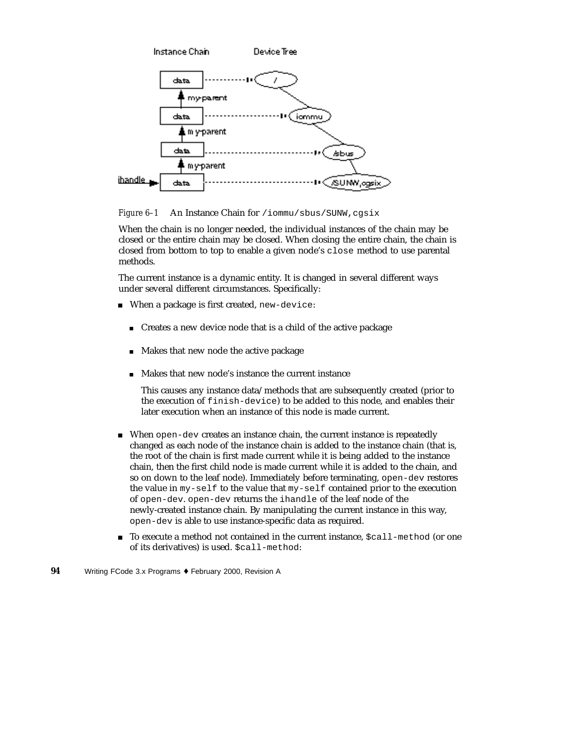Figure 6–1 An Instance Chain for /iommu/sbus/SUNW,cgsix

When the chain is no longer needed, the individual instances of the chain may be closed or the entire chain may be closed. When closing the entire chain, the chain is closed from bottom to top to enable a given node's `close` method to use parental methods.

The current instance is a dynamic entity. It is changed in several different ways under several different circumstances. Specifically:

- When a package is first created, `new-device`:
  - Creates a new device node that is a child of the active package
  - Makes that new node the active package
  - Makes that new node's instance the current instance

  This causes any instance data/methods that are subsequently created (prior to the execution of `finish-device`) to be added to this node, and enables their later execution when an instance of this node is made current.

- When `open-dev` creates an instance chain, the current instance is repeatedly changed as each node of the instance chain is added to the instance chain (that is, the root of the chain is first made current while it is being added to the instance chain, then the first child node is made current while it is added to the chain, and so on down to the leaf node). Immediately before terminating, `open-dev` restores the value in `my-self` to the value that `my-self` contained prior to the execution of `open-dev`. `open-dev` returns the `ihandle` of the leaf node of the newly-created instance chain. By manipulating the current instance in this way, `open-dev` is able to use instance-specific data as required.

- To execute a method not contained in the current instance, `$call-method` (or one of its derivatives) is used. `$call-method`: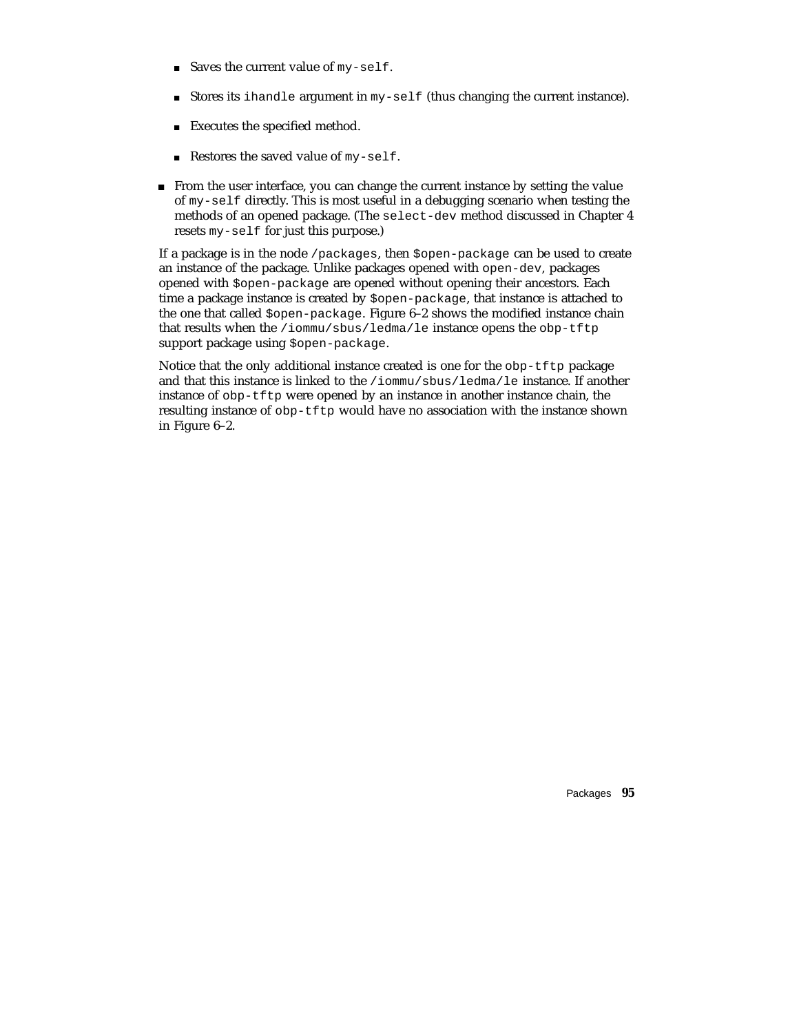- Saves the current value of `my-self`.
    - Stores its `ihandle` argument in `my-self` (thus changing the current instance).
    - Executes the specified method.
    - Restores the saved value of `my-self`.
- From the user interface, you can change the current instance by setting the value of `my-self` directly. This is most useful in a debugging scenario when testing the methods of an opened package. (The `select-dev` method discussed in Chapter 4 resets `my-self` for just this purpose.)

If a package is in the node `/packages`, then `$open-package` can be used to create an instance of the package. Unlike packages opened with `open-dev`, packages opened with `$open-package` are opened without opening their ancestors. Each time a package instance is created by `$open-package`, that instance is attached to the one that called `$open-package`. Figure 6–2 shows the modified instance chain that results when the `/iommu/sbus/ledma/le` instance opens the `obp-tftp` support package using `$open-package`.

Notice that the only additional instance created is one for the `obp-tftp` package and that this instance is linked to the `/iommu/sbus/ledma/le` instance. If another instance of `obp-tftp` were opened by an instance in another instance chain, the resulting instance of `obp-tftp` would have no association with the instance shown in Figure 6–2.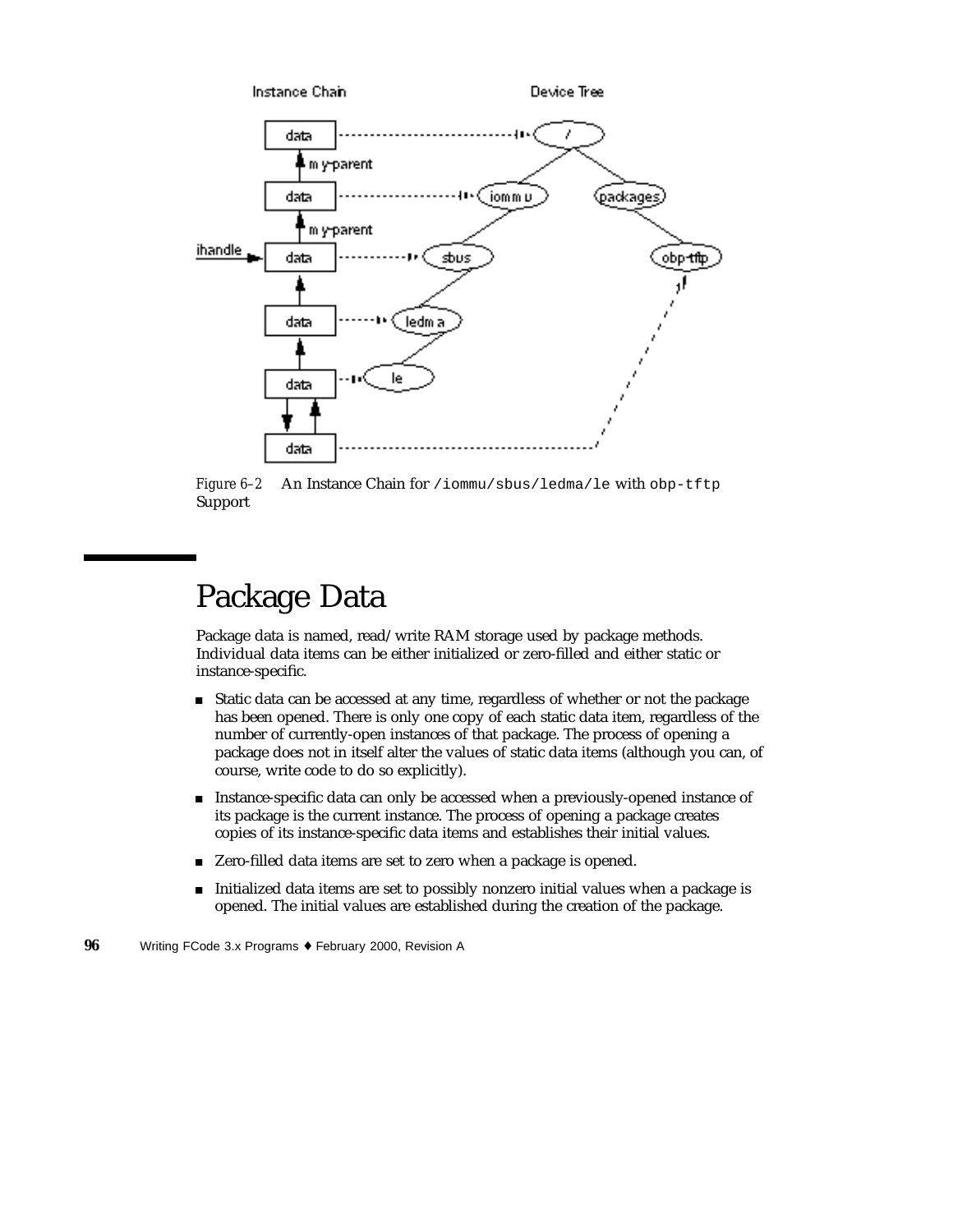*Figure 6–2* An Instance Chain for `/iommu/sbus/ledma/le` with `obp-tftp` Support

# Package Data

Package data is named, read/write RAM storage used by package methods. Individual data items can be either initialized or zero-filled and either static or instance-specific.

- Static data can be accessed at any time, regardless of whether or not the package has been opened. There is only one copy of each static data item, regardless of the number of currently-open instances of that package. The process of opening a package does not in itself alter the values of static data items (although you can, of course, write code to do so explicitly).
- Instance-specific data can only be accessed when a previously-opened instance of its package is the current instance. The process of opening a package creates copies of its instance-specific data items and establishes their initial values.
- Zero-filled data items are set to zero when a package is opened.
- Initialized data items are set to possibly nonzero initial values when a package is opened. The initial values are established during the creation of the package.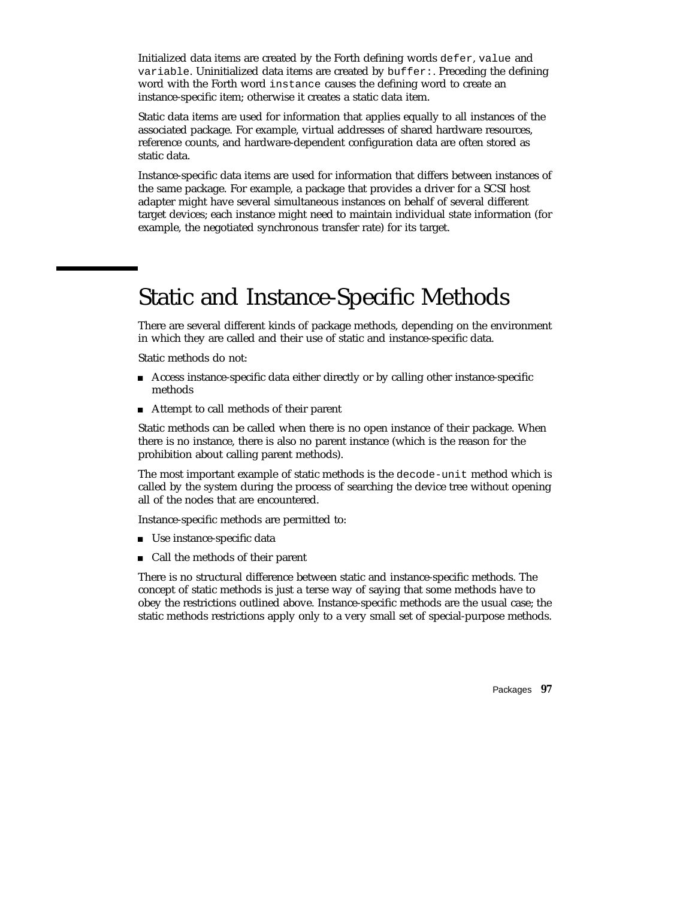Initialized data items are created by the Forth defining words `defer`, `value` and `variable`. Uninitialized data items are created by `buffer:`. Preceding the defining word with the Forth word `instance` causes the defining word to create an instance-specific item; otherwise it creates a static data item.

Static data items are used for information that applies equally to all instances of the associated package. For example, virtual addresses of shared hardware resources, reference counts, and hardware-dependent configuration data are often stored as static data.

Instance-specific data items are used for information that differs between instances of the same package. For example, a package that provides a driver for a SCSI host adapter might have several simultaneous instances on behalf of several different target devices; each instance might need to maintain individual state information (for example, the negotiated synchronous transfer rate) for its target.

## Static and Instance-Specific Methods

There are several different kinds of package methods, depending on the environment in which they are called and their use of static and instance-specific data.

Static methods do not:

- Access instance-specific data either directly or by calling other instance-specific methods
- Attempt to call methods of their parent

Static methods can be called when there is no open instance of their package. When there is no instance, there is also no parent instance (which is the reason for the prohibition about calling parent methods).

The most important example of static methods is the `decode-unit` method which is called by the system during the process of searching the device tree without opening all of the nodes that are encountered.

Instance-specific methods are permitted to:

- Use instance-specific data
- Call the methods of their parent

There is no structural difference between static and instance-specific methods. The concept of static methods is just a terse way of saying that some methods have to obey the restrictions outlined above. Instance-specific methods are the usual case; the static methods restrictions apply only to a very small set of special-purpose methods.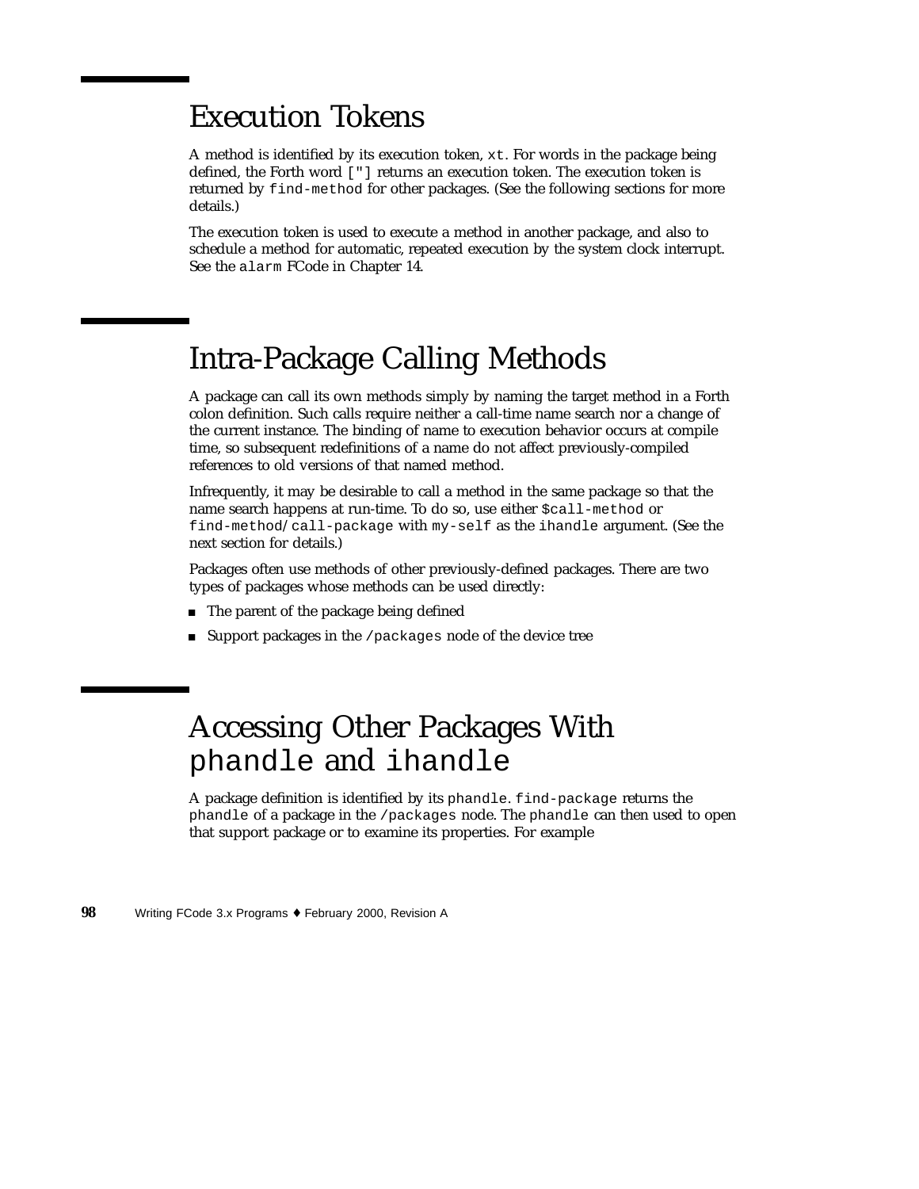## Execution Tokens

A method is identified by its execution token, `xt`. For words in the package being defined, the Forth word `["]` returns an execution token. The execution token is returned by `find-method` for other packages. (See the following sections for more details.)

The execution token is used to execute a method in another package, and also to schedule a method for automatic, repeated execution by the system clock interrupt. See the `alarm` FCode in Chapter 14.

## Intra-Package Calling Methods

A package can call its own methods simply by naming the target method in a Forth colon definition. Such calls require neither a call-time name search nor a change of the current instance. The binding of name to execution behavior occurs at compile time, so subsequent redefinitions of a name do not affect previously-compiled references to old versions of that named method.

Infrequently, it may be desirable to call a method in the same package so that the name search happens at run-time. To do so, use either `$call-method` or `find-method`/`call-package` with `my-self` as the `ihandle` argument. (See the next section for details.)

Packages often use methods of other previously-defined packages. There are two types of packages whose methods can be used directly:

- The parent of the package being defined
- Support packages in the `/packages` node of the device tree

## Accessing Other Packages With `phandle` and `ihandle`

A package definition is identified by its `phandle`. `find-package` returns the `phandle` of a package in the `/packages` node. The `phandle` can then used to open that support package or to examine its properties. For example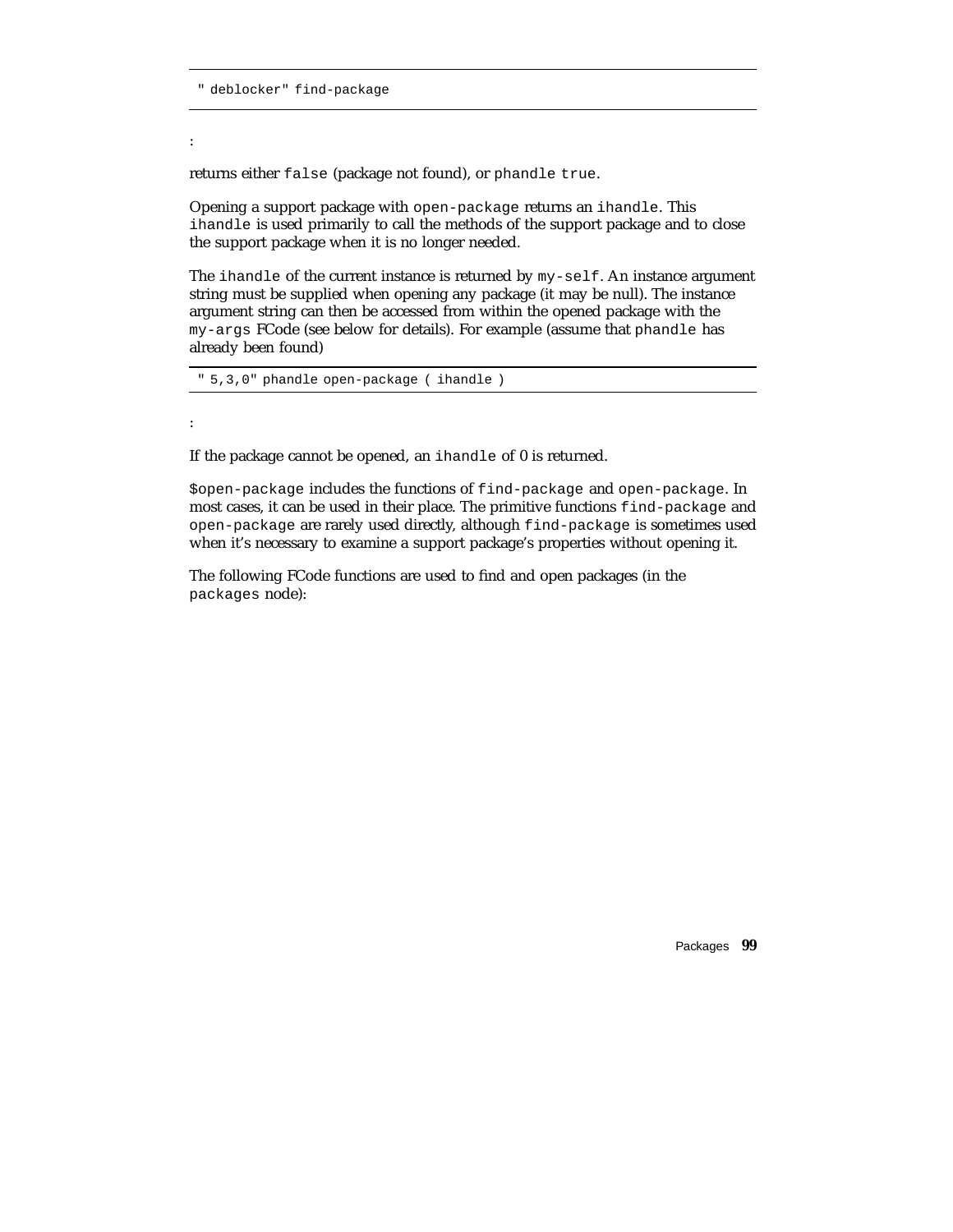```
" deblocker" find-package
```

:

returns either `false` (package not found), or `phandle true`.

Opening a support package with `open-package` returns an `ihandle`. This `ihandle` is used primarily to call the methods of the support package and to close the support package when it is no longer needed.

The `ihandle` of the current instance is returned by `my-self`. An instance argument string must be supplied when opening any package (it may be null). The instance argument string can then be accessed from within the opened package with the `my-args` FCode (see below for details). For example (assume that `phandle` has already been found)

```
" 5,3,0" phandle open-package ( ihandle )
```

:

If the package cannot be opened, an `ihandle` of 0 is returned.

`$open-package` includes the functions of `find-package` and `open-package`. In most cases, it can be used in their place. The primitive functions `find-package` and `open-package` are rarely used directly, although `find-package` is sometimes used when it's necessary to examine a support package's properties without opening it.

The following FCode functions are used to find and open packages (in the `packages` node):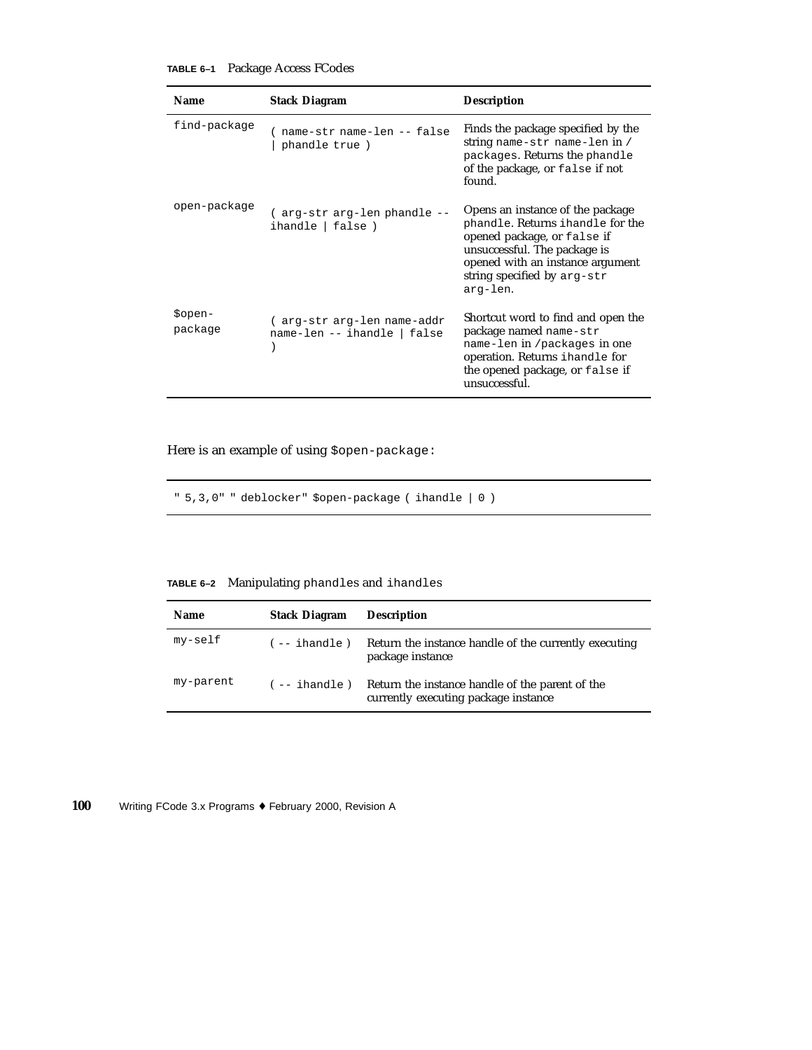**TABLE 6–1** Package Access FCodes

| Name | Stack Diagram | Description |
| --- | --- | --- |
| `find-package` | `( name-str name-len -- false \| phandle true )` | Finds the package specified by the string `name-str name-len` in `/packages`. Returns the `phandle` of the package, or `false` if not found. |
| `open-package` | `( arg-str arg-len phandle -- ihandle \| false )` | Opens an instance of the package `phandle`. Returns `ihandle` for the opened package, or `false` if unsuccessful. The package is opened with an instance argument string specified by `arg-str arg-len`. |
| `$open-package` | `( arg-str arg-len name-addr name-len -- ihandle \| false )` | Shortcut word to find and open the package named `name-str name-len` in `/packages` in one operation. Returns `ihandle` for the opened package, or `false` if unsuccessful. |

Here is an example of using `$open-package`:

```
" 5,3,0" " deblocker" $open-package ( ihandle | 0 )
```

**TABLE 6–2** Manipulating `phandles` and `ihandles`

| Name | Stack Diagram | Description |
| --- | --- | --- |
| `my-self` | `( -- ihandle )` | Return the instance handle of the currently executing package instance |
| `my-parent` | `( -- ihandle )` | Return the instance handle of the parent of the currently executing package instance |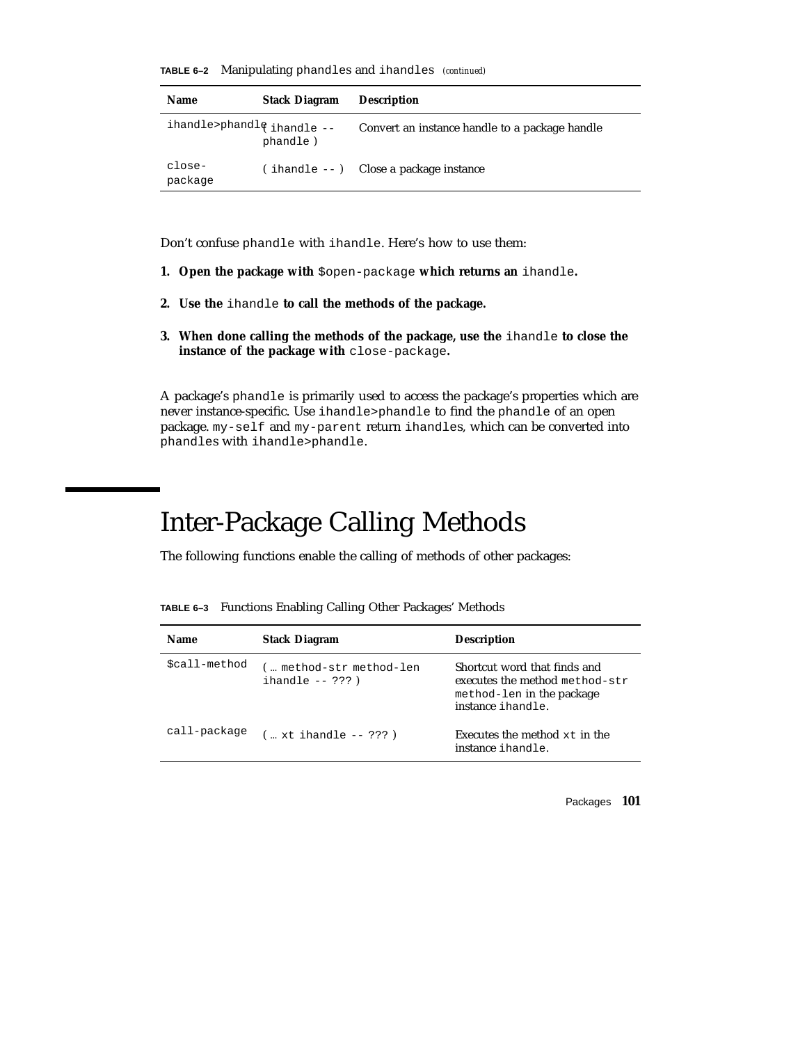**TABLE 6–2** Manipulating phandles and ihandles *(continued)*

| Name | Stack Diagram | Description |
| --- | --- | --- |
| ihandle>phandle | ( ihandle -- phandle ) | Convert an instance handle to a package handle |
| close-package | ( ihandle -- ) | Close a package instance |

Don't confuse phandle with ihandle. Here's how to use them:

1. **Open the package with** $open-package **which returns an** ihandle**.**

2. **Use the** ihandle **to call the methods of the package.**

3. **When done calling the methods of the package, use the** ihandle **to close the instance of the package with** close-package**.**

A package's phandle is primarily used to access the package's properties which are never instance-specific. Use ihandle>phandle to find the phandle of an open package. my-self and my-parent return ihandles, which can be converted into phandles with ihandle>phandle.

# Inter-Package Calling Methods

The following functions enable the calling of methods of other packages:

**TABLE 6–3** Functions Enabling Calling Other Packages' Methods

| Name | Stack Diagram | Description |
| --- | --- | --- |
| $call-method | ( … method-str method-len ihandle -- ??? ) | Shortcut word that finds and executes the method method-str method-len in the package instance ihandle. |
| call-package | ( … xt ihandle -- ??? ) | Executes the method xt in the instance ihandle. |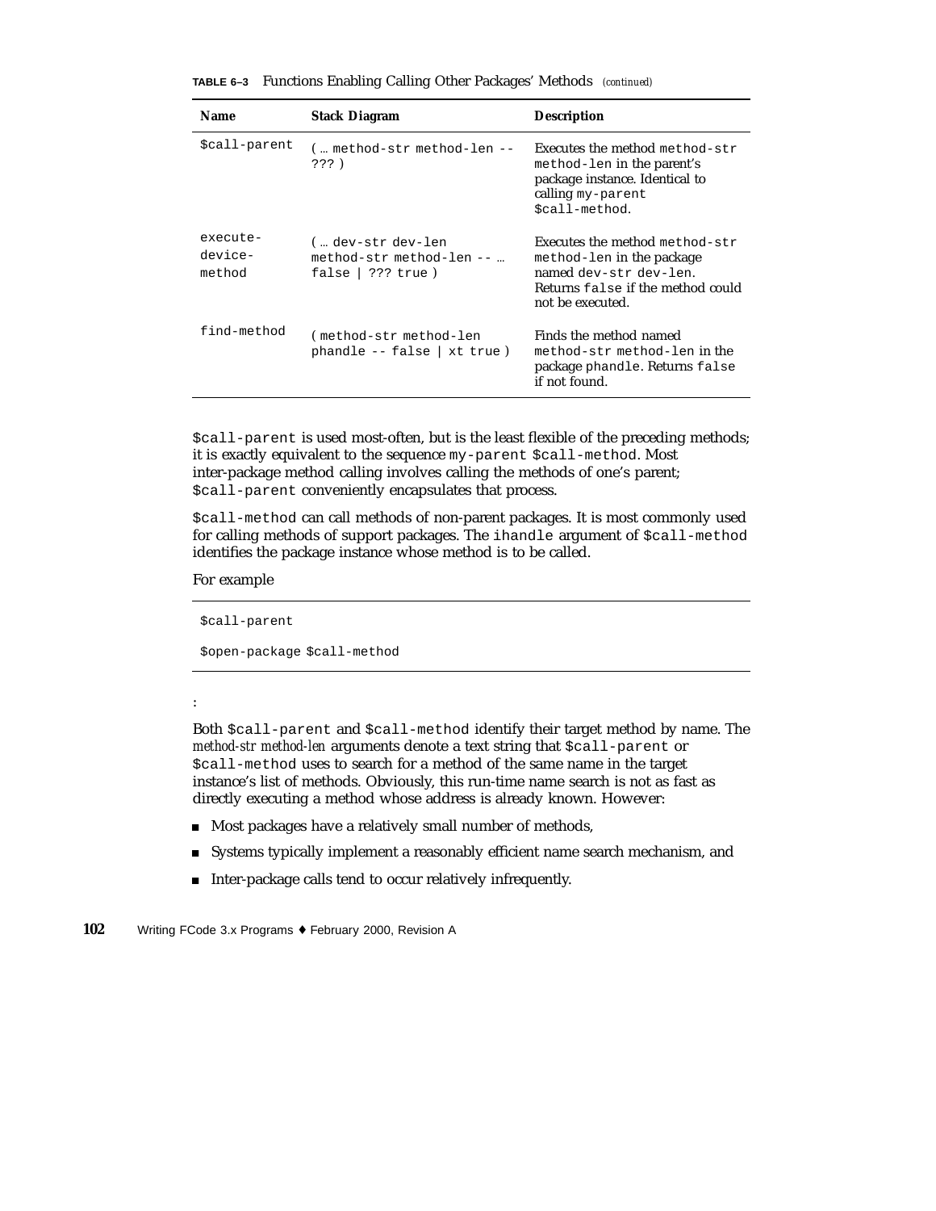**TABLE 6–3** Functions Enabling Calling Other Packages' Methods *(continued)*

| Name | Stack Diagram | Description |
|---|---|---|
| `$call-parent` | `( … method-str method-len -- ??? )` | Executes the method `method-str method-len` in the parent's package instance. Identical to calling `my-parent $call-method`. |
| `execute-device-method` | `( … dev-str dev-len method-str method-len -- … false \| ??? true )` | Executes the method `method-str method-len` in the package named `dev-str dev-len`. Returns `false` if the method could not be executed. |
| `find-method` | `( method-str method-len phandle -- false \| xt true )` | Finds the method named `method-str method-len` in the package `phandle`. Returns `false` if not found. |

`$call-parent` is used most-often, but is the least flexible of the preceding methods; it is exactly equivalent to the sequence `my-parent $call-method`. Most inter-package method calling involves calling the methods of one's parent; `$call-parent` conveniently encapsulates that process.

`$call-method` can call methods of non-parent packages. It is most commonly used for calling methods of support packages. The `ihandle` argument of `$call-method` identifies the package instance whose method is to be called.

For example

```
$call-parent

$open-package $call-method
```

:

Both `$call-parent` and `$call-method` identify their target method by name. The *method-str method-len* arguments denote a text string that `$call-parent` or `$call-method` uses to search for a method of the same name in the target instance's list of methods. Obviously, this run-time name search is not as fast as directly executing a method whose address is already known. However:

- Most packages have a relatively small number of methods,
- Systems typically implement a reasonably efficient name search mechanism, and
- Inter-package calls tend to occur relatively infrequently.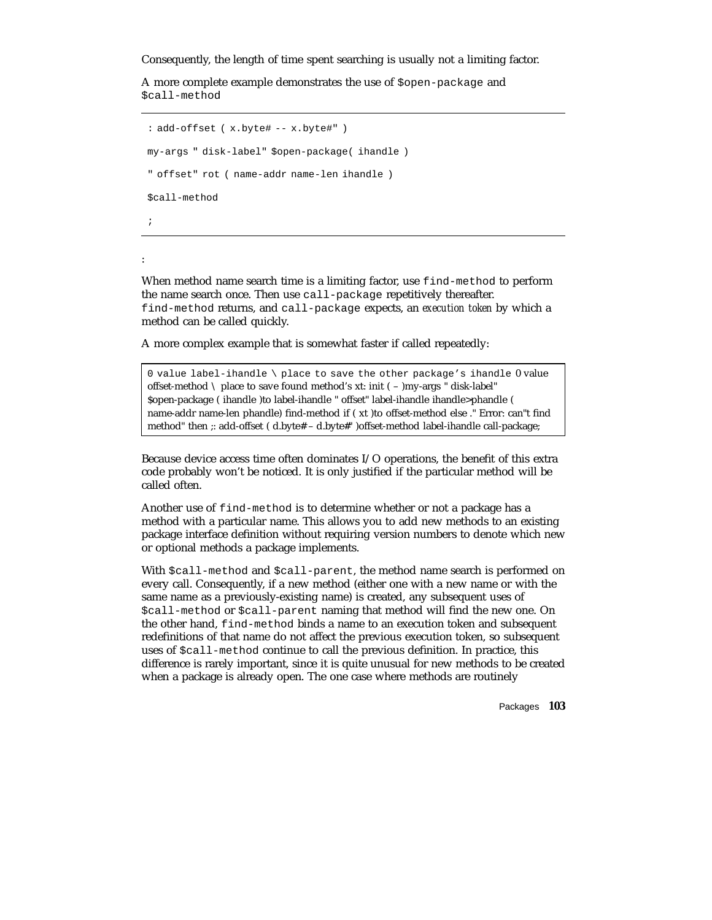Consequently, the length of time spent searching is usually not a limiting factor.

A more complete example demonstrates the use of `$open-package` and `$call-method`

```
: add-offset ( x.byte# -- x.byte#" )

my-args " disk-label" $open-package( ihandle )

" offset" rot ( name-addr name-len ihandle )

$call-method

;
```

:

When method name search time is a limiting factor, use `find-method` to perform the name search once. Then use `call-package` repetitively thereafter. `find-method` returns, and `call-package` expects, an *execution token* by which a method can be called quickly.

A more complex example that is somewhat faster if called repeatedly:

```
0 value label-ihandle \ place to save the other package's ihandle 0 value offset-method \  place to save found method's xt: init ( – )my-args " disk-label" $open-package ( ihandle )to label-ihandle " offset" label-ihandle ihandle>phandle ( name-addr name-len phandle) find-method if ( xt )to offset-method else ." Error: can"t find method" then ;: add-offset ( d.byte# – d.byte#' )offset-method label-ihandle call-package;
```

Because device access time often dominates I/O operations, the benefit of this extra code probably won't be noticed. It is only justified if the particular method will be called often.

Another use of `find-method` is to determine whether or not a package has a method with a particular name. This allows you to add new methods to an existing package interface definition without requiring version numbers to denote which new or optional methods a package implements.

With `$call-method` and `$call-parent`, the method name search is performed on every call. Consequently, if a new method (either one with a new name or with the same name as a previously-existing name) is created, any subsequent uses of `$call-method` or `$call-parent` naming that method will find the new one. On the other hand, `find-method` binds a name to an execution token and subsequent redefinitions of that name do not affect the previous execution token, so subsequent uses of `$call-method` continue to call the previous definition. In practice, this difference is rarely important, since it is quite unusual for new methods to be created when a package is already open. The one case where methods are routinely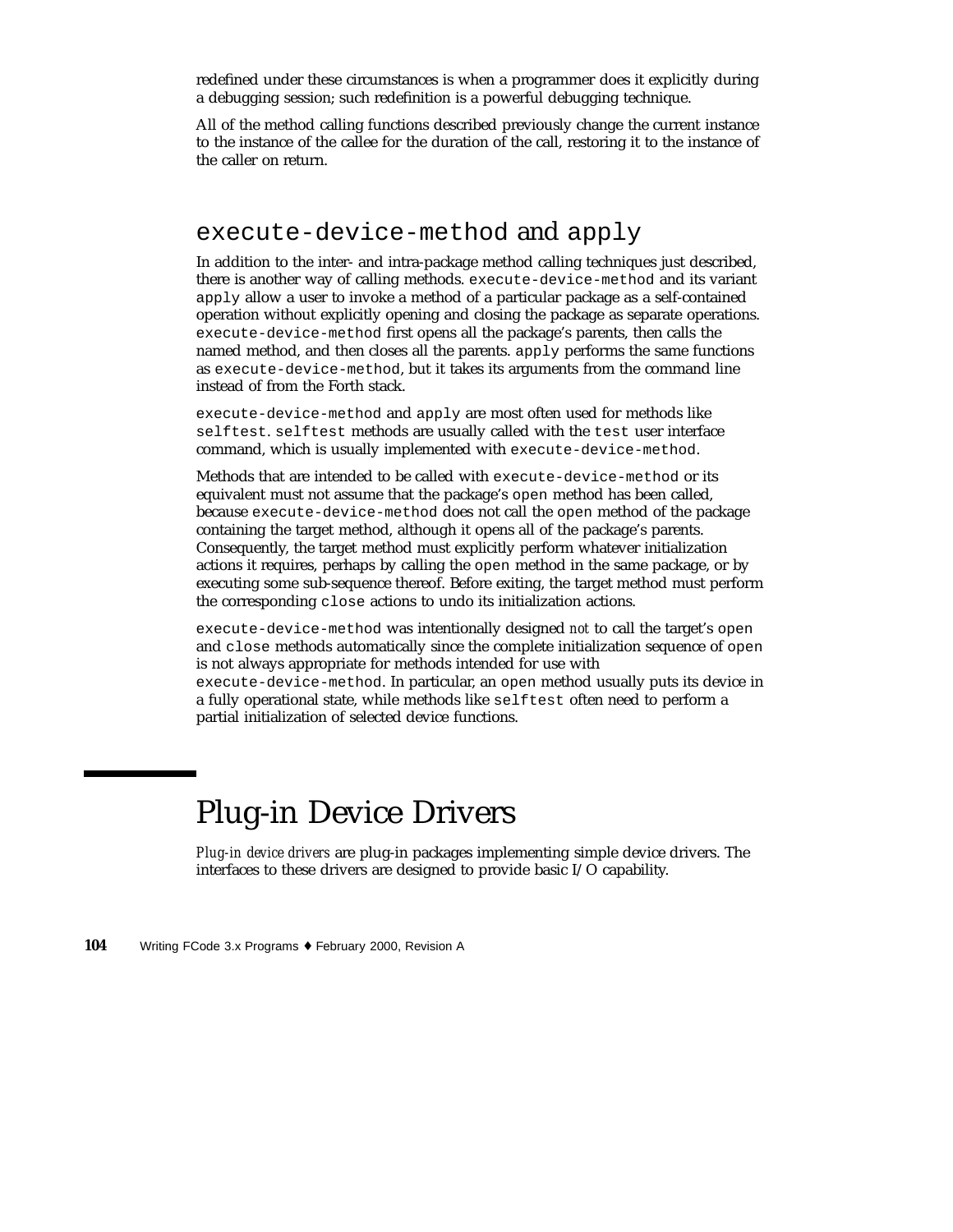redefined under these circumstances is when a programmer does it explicitly during a debugging session; such redefinition is a powerful debugging technique.

All of the method calling functions described previously change the current instance to the instance of the callee for the duration of the call, restoring it to the instance of the caller on return.

### `execute-device-method` and `apply`

In addition to the inter- and intra-package method calling techniques just described, there is another way of calling methods. `execute-device-method` and its variant `apply` allow a user to invoke a method of a particular package as a self-contained operation without explicitly opening and closing the package as separate operations. `execute-device-method` first opens all the package's parents, then calls the named method, and then closes all the parents. `apply` performs the same functions as `execute-device-method`, but it takes its arguments from the command line instead of from the Forth stack.

`execute-device-method` and `apply` are most often used for methods like `selftest`. `selftest` methods are usually called with the `test` user interface command, which is usually implemented with `execute-device-method`.

Methods that are intended to be called with `execute-device-method` or its equivalent must not assume that the package's `open` method has been called, because `execute-device-method` does not call the `open` method of the package containing the target method, although it opens all of the package's parents. Consequently, the target method must explicitly perform whatever initialization actions it requires, perhaps by calling the `open` method in the same package, or by executing some sub-sequence thereof. Before exiting, the target method must perform the corresponding `close` actions to undo its initialization actions.

`execute-device-method` was intentionally designed *not* to call the target's `open` and `close` methods automatically since the complete initialization sequence of `open` is not always appropriate for methods intended for use with `execute-device-method`. In particular, an `open` method usually puts its device in a fully operational state, while methods like `selftest` often need to perform a partial initialization of selected device functions.

## Plug-in Device Drivers

*Plug-in device drivers* are plug-in packages implementing simple device drivers. The interfaces to these drivers are designed to provide basic I/O capability.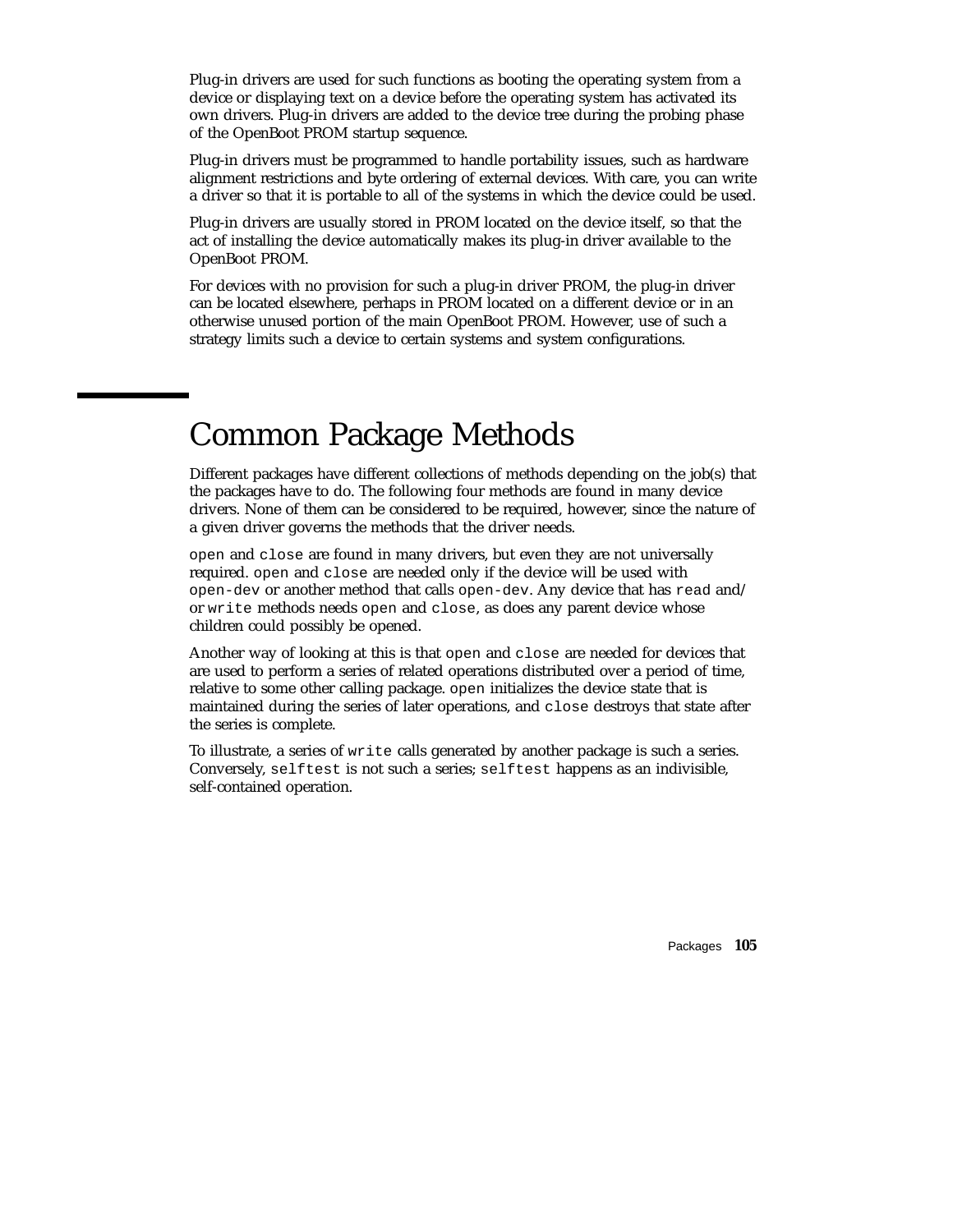Plug-in drivers are used for such functions as booting the operating system from a device or displaying text on a device before the operating system has activated its own drivers. Plug-in drivers are added to the device tree during the probing phase of the OpenBoot PROM startup sequence.

Plug-in drivers must be programmed to handle portability issues, such as hardware alignment restrictions and byte ordering of external devices. With care, you can write a driver so that it is portable to all of the systems in which the device could be used.

Plug-in drivers are usually stored in PROM located on the device itself, so that the act of installing the device automatically makes its plug-in driver available to the OpenBoot PROM.

For devices with no provision for such a plug-in driver PROM, the plug-in driver can be located elsewhere, perhaps in PROM located on a different device or in an otherwise unused portion of the main OpenBoot PROM. However, use of such a strategy limits such a device to certain systems and system configurations.

# Common Package Methods

Different packages have different collections of methods depending on the job(s) that the packages have to do. The following four methods are found in many device drivers. None of them can be considered to be required, however, since the nature of a given driver governs the methods that the driver needs.

`open` and `close` are found in many drivers, but even they are not universally required. `open` and `close` are needed only if the device will be used with `open-dev` or another method that calls `open-dev`. Any device that has `read` and/or `write` methods needs `open` and `close`, as does any parent device whose children could possibly be opened.

Another way of looking at this is that `open` and `close` are needed for devices that are used to perform a series of related operations distributed over a period of time, relative to some other calling package. `open` initializes the device state that is maintained during the series of later operations, and `close` destroys that state after the series is complete.

To illustrate, a series of `write` calls generated by another package is such a series. Conversely, `selftest` is not such a series; `selftest` happens as an indivisible, self-contained operation.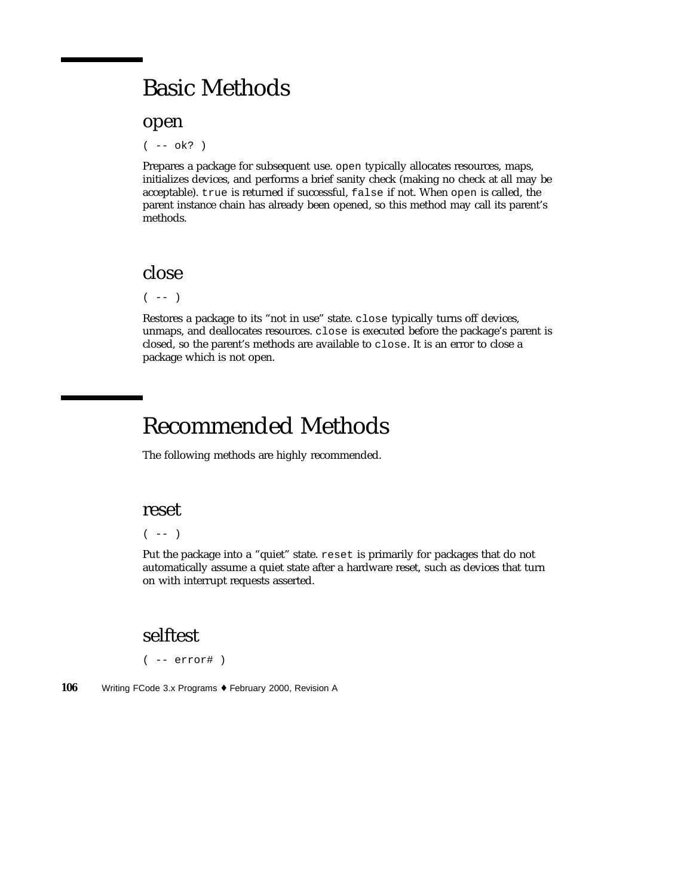# Basic Methods

## open

`( -- ok? )`

Prepares a package for subsequent use. `open` typically allocates resources, maps, initializes devices, and performs a brief sanity check (making no check at all may be acceptable). `true` is returned if successful, `false` if not. When `open` is called, the parent instance chain has already been opened, so this method may call its parent's methods.

## close

`( -- )`

Restores a package to its "not in use" state. `close` typically turns off devices, unmaps, and deallocates resources. `close` is executed before the package's parent is closed, so the parent's methods are available to `close`. It is an error to close a package which is not open.

# Recommended Methods

The following methods are highly recommended.

## reset

`( -- )`

Put the package into a "quiet" state. `reset` is primarily for packages that do not automatically assume a quiet state after a hardware reset, such as devices that turn on with interrupt requests asserted.

## selftest

`( -- error# )`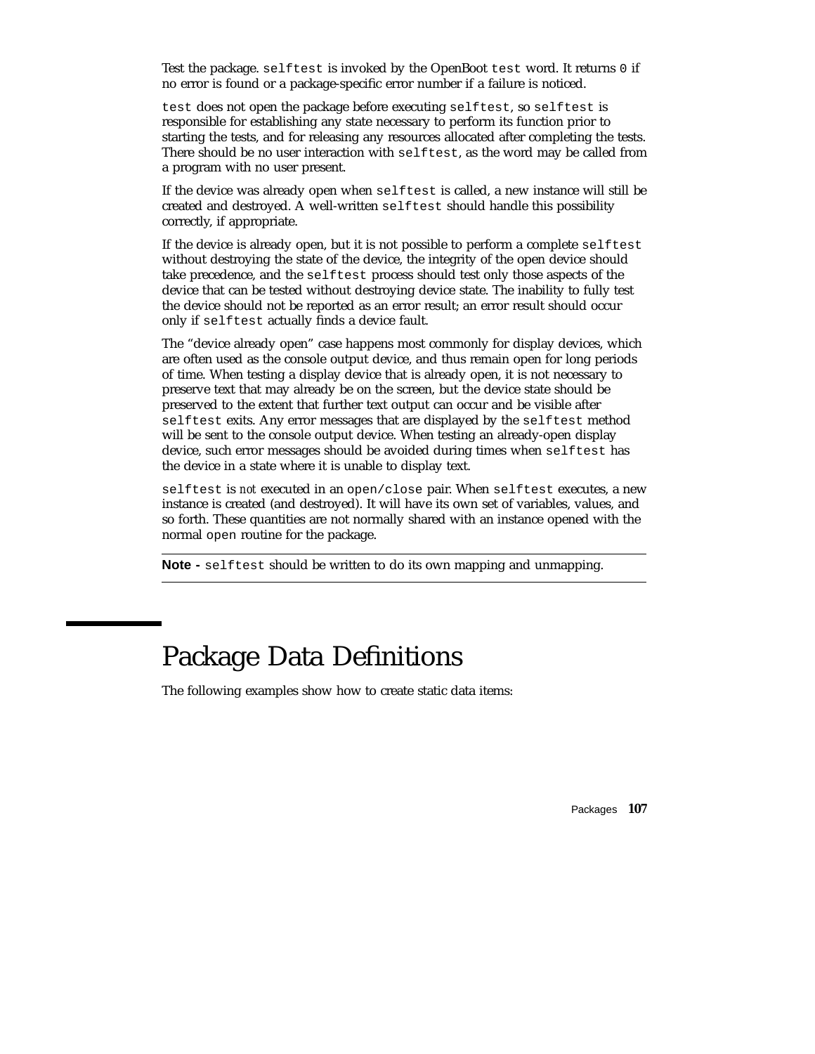Test the package. `selftest` is invoked by the OpenBoot `test` word. It returns `0` if no error is found or a package-specific error number if a failure is noticed.

`test` does not open the package before executing `selftest`, so `selftest` is responsible for establishing any state necessary to perform its function prior to starting the tests, and for releasing any resources allocated after completing the tests. There should be no user interaction with `selftest`, as the word may be called from a program with no user present.

If the device was already open when `selftest` is called, a new instance will still be created and destroyed. A well-written `selftest` should handle this possibility correctly, if appropriate.

If the device is already open, but it is not possible to perform a complete `selftest` without destroying the state of the device, the integrity of the open device should take precedence, and the `selftest` process should test only those aspects of the device that can be tested without destroying device state. The inability to fully test the device should not be reported as an error result; an error result should occur only if `selftest` actually finds a device fault.

The “device already open” case happens most commonly for display devices, which are often used as the console output device, and thus remain open for long periods of time. When testing a display device that is already open, it is not necessary to preserve text that may already be on the screen, but the device state should be preserved to the extent that further text output can occur and be visible after `selftest` exits. Any error messages that are displayed by the `selftest` method will be sent to the console output device. When testing an already-open display device, such error messages should be avoided during times when `selftest` has the device in a state where it is unable to display text.

`selftest` is *not* executed in an `open/close` pair. When `selftest` executes, a new instance is created (and destroyed). It will have its own set of variables, values, and so forth. These quantities are not normally shared with an instance opened with the normal `open` routine for the package.

---

**Note -** `selftest` should be written to do its own mapping and unmapping.

---

## Package Data Definitions

The following examples show how to create static data items: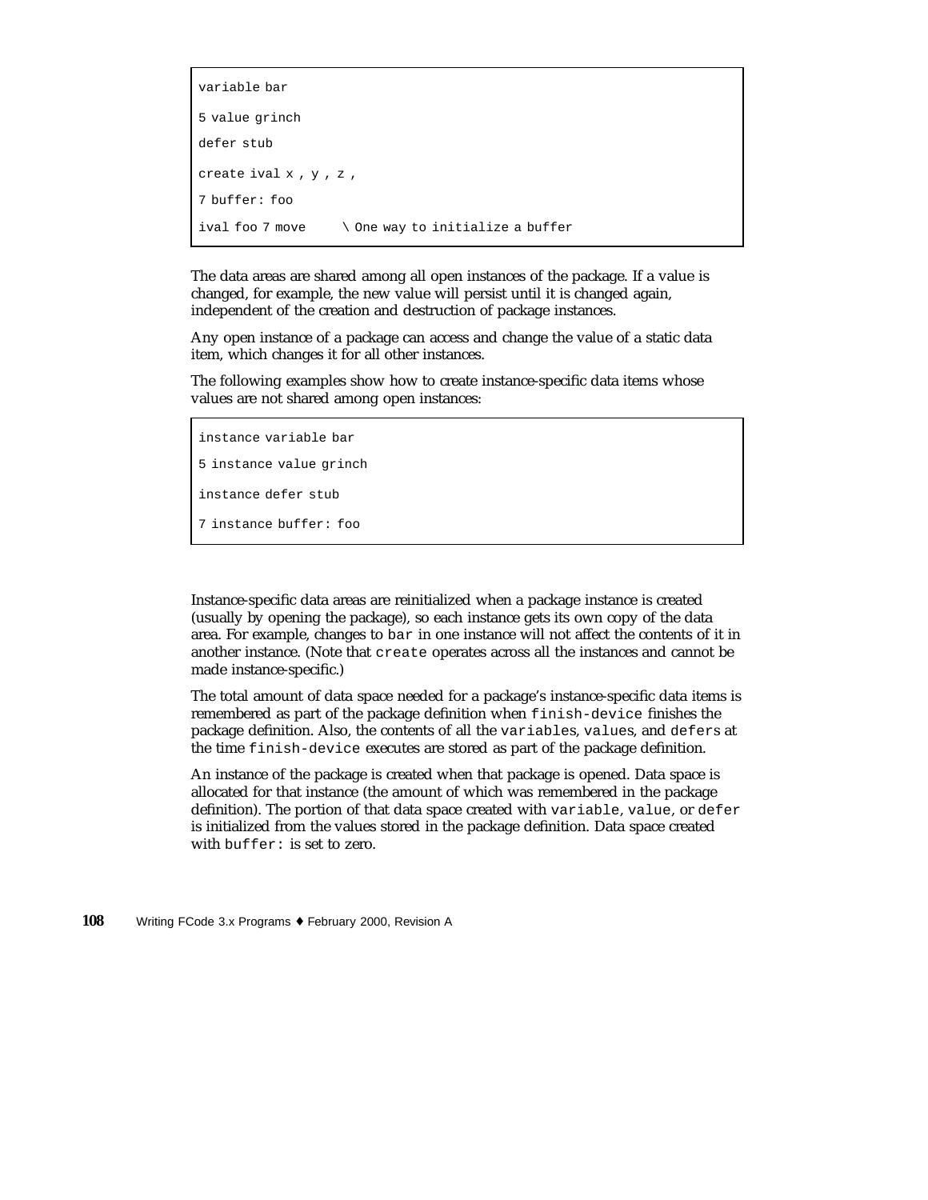```
variable bar
5 value grinch
defer stub
create ival x , y , z ,
7 buffer: foo
ival foo 7 move     \ One way to initialize a buffer
```

The data areas are shared among all open instances of the package. If a value is changed, for example, the new value will persist until it is changed again, independent of the creation and destruction of package instances.

Any open instance of a package can access and change the value of a static data item, which changes it for all other instances.

The following examples show how to create instance-specific data items whose values are not shared among open instances:

```
instance variable bar
5 instance value grinch
instance defer stub
7 instance buffer: foo
```

Instance-specific data areas are reinitialized when a package instance is created (usually by opening the package), so each instance gets its own copy of the data area. For example, changes to `bar` in one instance will not affect the contents of it in another instance. (Note that `create` operates across all the instances and cannot be made instance-specific.)

The total amount of data space needed for a package's instance-specific data items is remembered as part of the package definition when `finish-device` finishes the package definition. Also, the contents of all the `variables`, `values`, and `defers` at the time `finish-device` executes are stored as part of the package definition.

An instance of the package is created when that package is opened. Data space is allocated for that instance (the amount of which was remembered in the package definition). The portion of that data space created with `variable`, `value`, or `defer` is initialized from the values stored in the package definition. Data space created with `buffer:` is set to zero.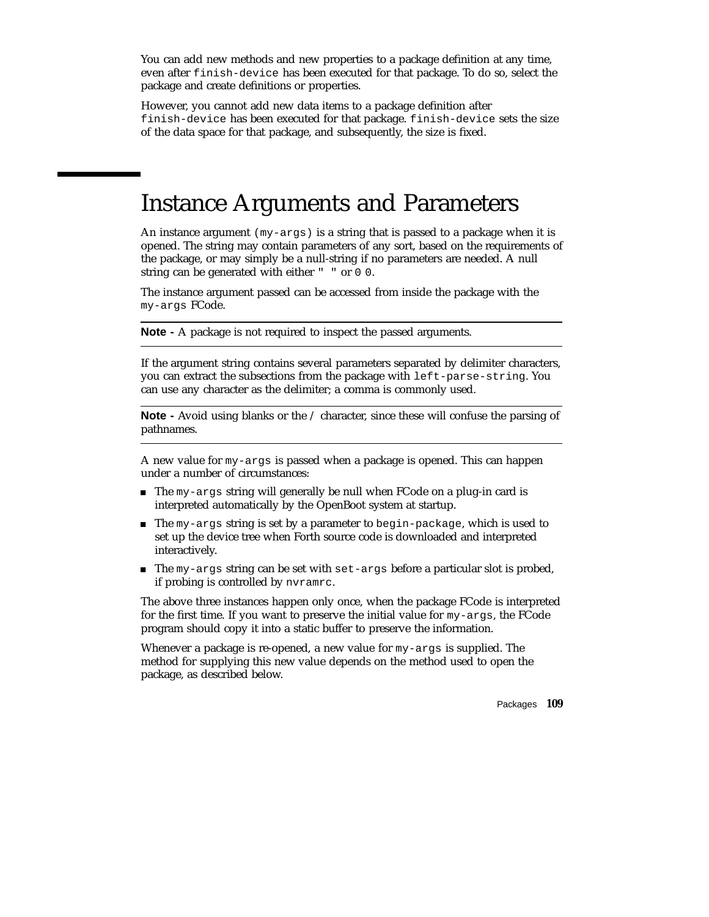You can add new methods and new properties to a package definition at any time, even after `finish-device` has been executed for that package. To do so, select the package and create definitions or properties.

However, you cannot add new data items to a package definition after `finish-device` has been executed for that package. `finish-device` sets the size of the data space for that package, and subsequently, the size is fixed.

# Instance Arguments and Parameters

An instance argument `(my-args)` is a string that is passed to a package when it is opened. The string may contain parameters of any sort, based on the requirements of the package, or may simply be a null-string if no parameters are needed. A null string can be generated with either `" "` or `0 0`.

The instance argument passed can be accessed from inside the package with the `my-args` FCode.

---

**Note -** A package is not required to inspect the passed arguments.

---

If the argument string contains several parameters separated by delimiter characters, you can extract the subsections from the package with `left-parse-string`. You can use any character as the delimiter; a comma is commonly used.

---

**Note -** Avoid using blanks or the `/` character, since these will confuse the parsing of pathnames.

---

A new value for `my-args` is passed when a package is opened. This can happen under a number of circumstances:

- The `my-args` string will generally be null when FCode on a plug-in card is interpreted automatically by the OpenBoot system at startup.
- The `my-args` string is set by a parameter to `begin-package`, which is used to set up the device tree when Forth source code is downloaded and interpreted interactively.
- The `my-args` string can be set with `set-args` before a particular slot is probed, if probing is controlled by `nvramrc`.

The above three instances happen only once, when the package FCode is interpreted for the first time. If you want to preserve the initial value for `my-args`, the FCode program should copy it into a static buffer to preserve the information.

Whenever a package is re-opened, a new value for `my-args` is supplied. The method for supplying this new value depends on the method used to open the package, as described below.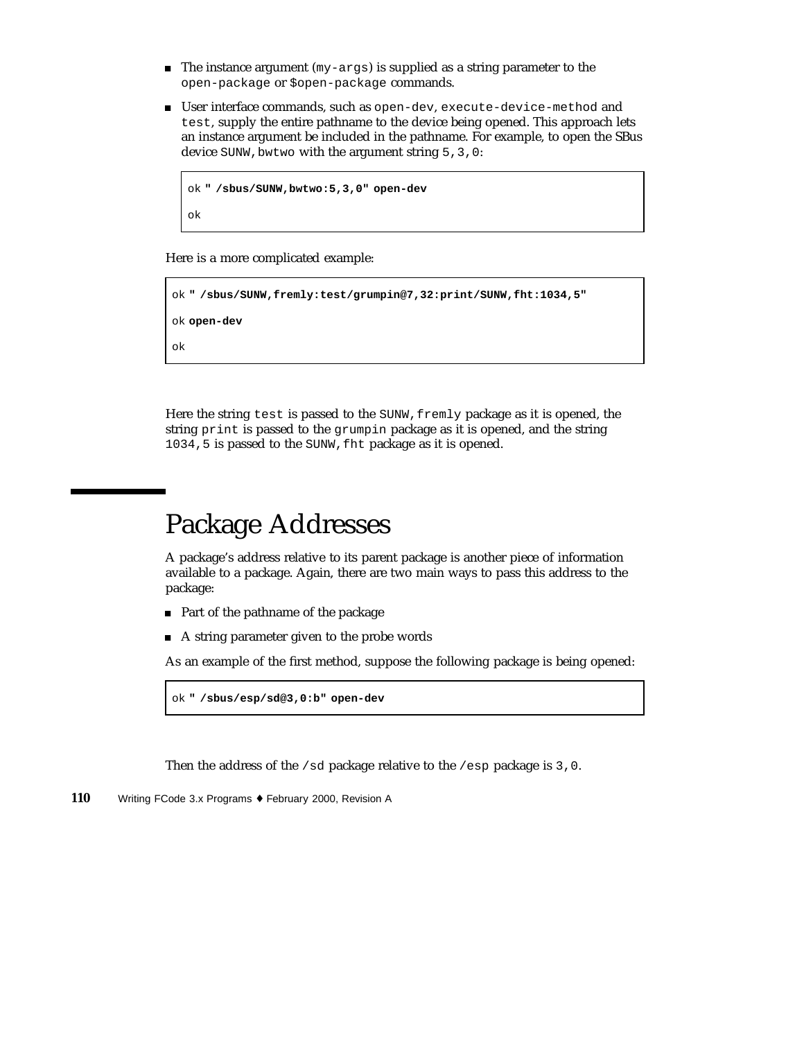- The instance argument (`my-args`) is supplied as a string parameter to the `open-package` or `$open-package` commands.
- User interface commands, such as `open-dev`, `execute-device-method` and `test`, supply the entire pathname to the device being opened. This approach lets an instance argument be included in the pathname. For example, to open the SBus device `SUNW,bwtwo` with the argument string `5,3,0`:

```
ok " /sbus/SUNW,bwtwo:5,3,0" open-dev
ok
```

Here is a more complicated example:

```
ok " /sbus/SUNW,fremly:test/grumpin@7,32:print/SUNW,fht:1034,5"
ok open-dev
ok
```

Here the string `test` is passed to the `SUNW,fremly` package as it is opened, the string `print` is passed to the `grumpin` package as it is opened, and the string `1034,5` is passed to the `SUNW,fht` package as it is opened.

# Package Addresses

A package's address relative to its parent package is another piece of information available to a package. Again, there are two main ways to pass this address to the package:

- Part of the pathname of the package
- A string parameter given to the probe words

As an example of the first method, suppose the following package is being opened:

```
ok " /sbus/esp/sd@3,0:b" open-dev
```

Then the address of the `/sd` package relative to the `/esp` package is `3,0`.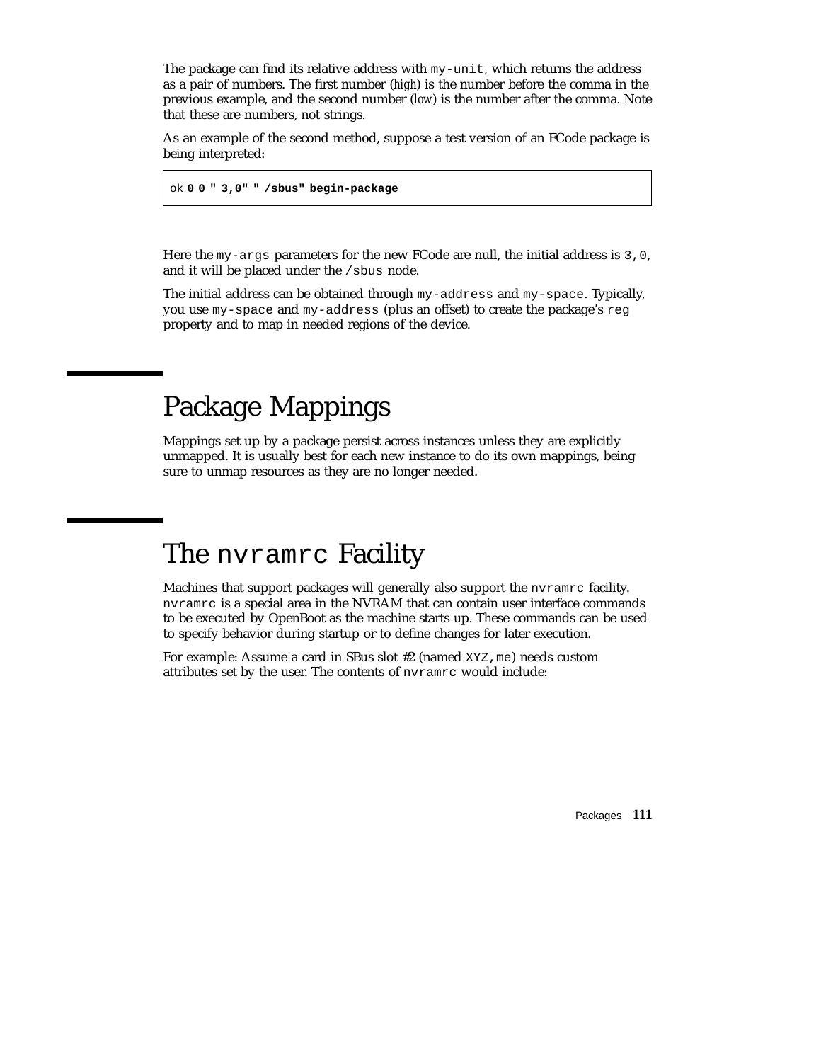The package can find its relative address with `my-unit`, which returns the address as a pair of numbers. The first number (*high*) is the number before the comma in the previous example, and the second number (*low*) is the number after the comma. Note that these are numbers, not strings.

As an example of the second method, suppose a test version of an FCode package is being interpreted:

```
ok 0 0 " 3,0" " /sbus" begin-package
```

Here the `my-args` parameters for the new FCode are null, the initial address is `3,0`, and it will be placed under the `/sbus` node.

The initial address can be obtained through `my-address` and `my-space`. Typically, you use `my-space` and `my-address` (plus an offset) to create the package's `reg` property and to map in needed regions of the device.

## Package Mappings

Mappings set up by a package persist across instances unless they are explicitly unmapped. It is usually best for each new instance to do its own mappings, being sure to unmap resources as they are no longer needed.

## The `nvramrc` Facility

Machines that support packages will generally also support the `nvramrc` facility. `nvramrc` is a special area in the NVRAM that can contain user interface commands to be executed by OpenBoot as the machine starts up. These commands can be used to specify behavior during startup or to define changes for later execution.

For example: Assume a card in SBus slot #2 (named `XYZ,me`) needs custom attributes set by the user. The contents of `nvramrc` would include: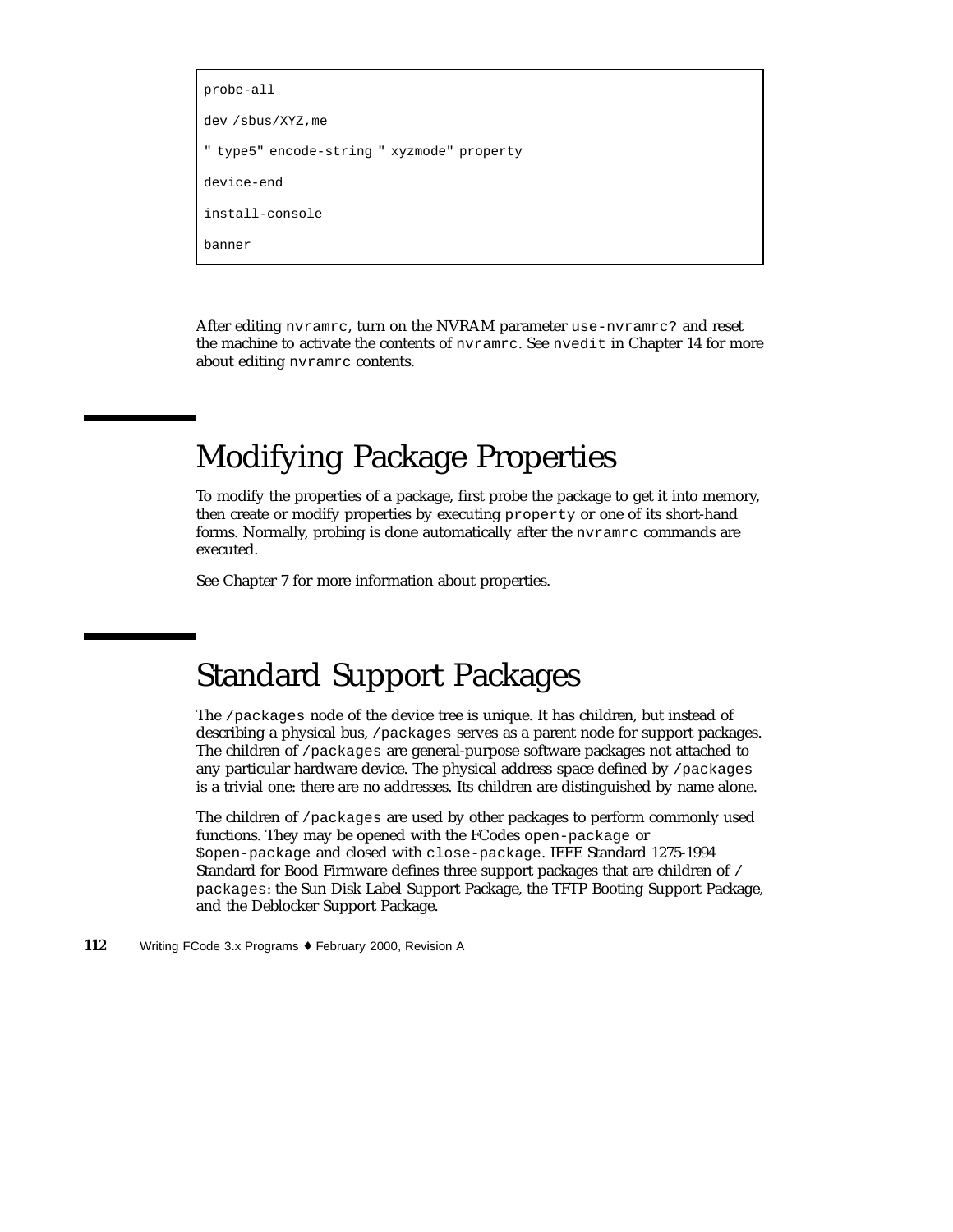```
probe-all
dev /sbus/XYZ,me
" type5" encode-string " xyzmode" property
device-end
install-console
banner
```

After editing `nvramrc`, turn on the NVRAM parameter `use-nvramrc?` and reset the machine to activate the contents of `nvramrc`. See `nvedit` in Chapter 14 for more about editing `nvramrc` contents.

# Modifying Package Properties

To modify the properties of a package, first probe the package to get it into memory, then create or modify properties by executing `property` or one of its short-hand forms. Normally, probing is done automatically after the `nvramrc` commands are executed.

See Chapter 7 for more information about properties.

# Standard Support Packages

The `/packages` node of the device tree is unique. It has children, but instead of describing a physical bus, `/packages` serves as a parent node for support packages. The children of `/packages` are general-purpose software packages not attached to any particular hardware device. The physical address space defined by `/packages` is a trivial one: there are no addresses. Its children are distinguished by name alone.

The children of `/packages` are used by other packages to perform commonly used functions. They may be opened with the FCodes `open-package` or `$open-package` and closed with `close-package`. IEEE Standard 1275-1994 Standard for Bood Firmware defines three support packages that are children of `/packages`: the Sun Disk Label Support Package, the TFTP Booting Support Package, and the Deblocker Support Package.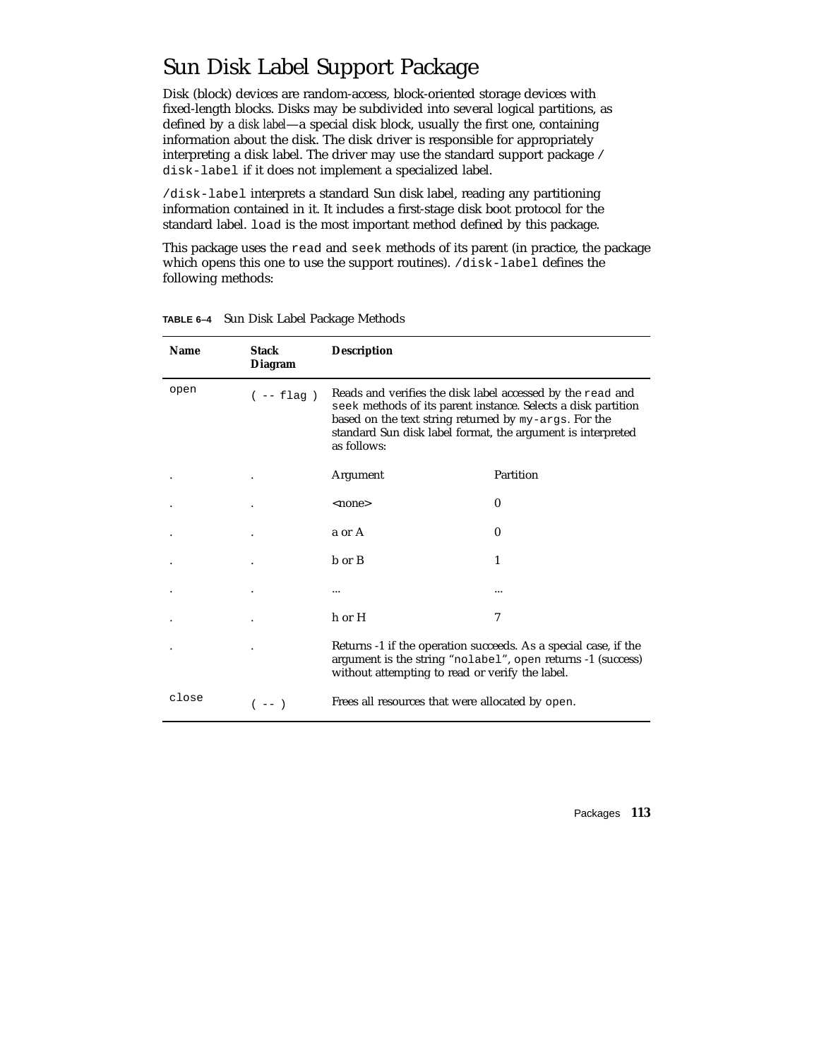# Sun Disk Label Support Package

Disk (block) devices are random-access, block-oriented storage devices with fixed-length blocks. Disks may be subdivided into several logical partitions, as defined by a *disk label*—a special disk block, usually the first one, containing information about the disk. The disk driver is responsible for appropriately interpreting a disk label. The driver may use the standard support package `/disk-label` if it does not implement a specialized label.

`/disk-label` interprets a standard Sun disk label, reading any partitioning information contained in it. It includes a first-stage disk boot protocol for the standard label. `load` is the most important method defined by this package.

This package uses the `read` and `seek` methods of its parent (in practice, the package which opens this one to use the support routines). `/disk-label` defines the following methods:

**TABLE 6–4** Sun Disk Label Package Methods

| Name | Stack Diagram | Description | |
|---|---|---|---|
| `open` | `( -- flag )` | Reads and verifies the disk label accessed by the `read` and `seek` methods of its parent instance. Selects a disk partition based on the text string returned by `my-args`. For the standard Sun disk label format, the argument is interpreted as follows: | |
| . | . | Argument | Partition |
| . | . | <none> | 0 |
| . | . | a or A | 0 |
| . | . | b or B | 1 |
| . | . | ... | ... |
| . | . | h or H | 7 |
| . | . | Returns -1 if the operation succeeds. As a special case, if the argument is the string "`nolabel`", `open` returns -1 (success) without attempting to read or verify the label. | |
| `close` | `( -- )` | Frees all resources that were allocated by `open`. | |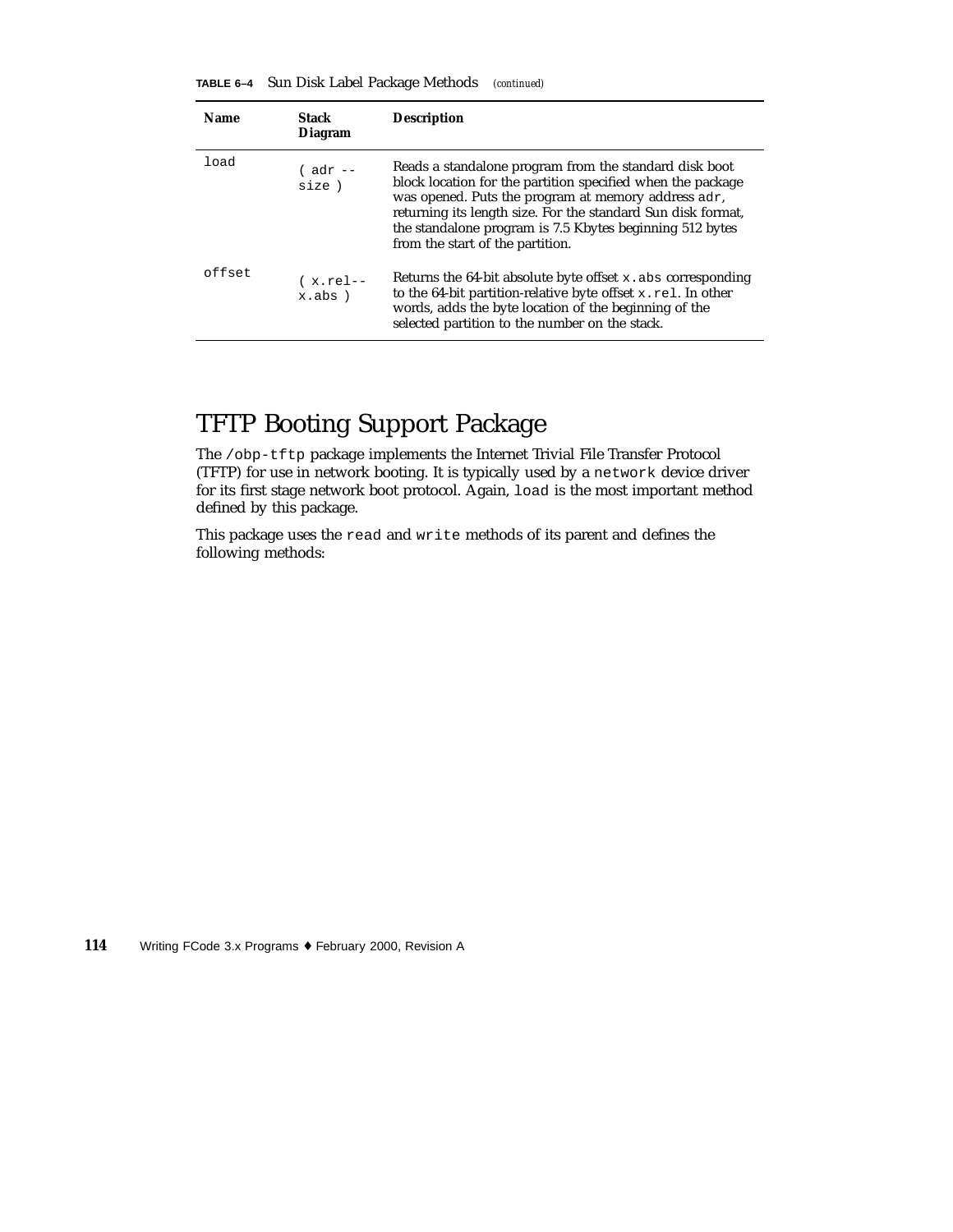**TABLE 6–4** Sun Disk Label Package Methods *(continued)*

| Name | Stack Diagram | Description |
|---|---|---|
| `load` | `( adr -- size )` | Reads a standalone program from the standard disk boot block location for the partition specified when the package was opened. Puts the program at memory address `adr`, returning its length size. For the standard Sun disk format, the standalone program is 7.5 Kbytes beginning 512 bytes from the start of the partition. |
| `offset` | `( x.rel-- x.abs )` | Returns the 64-bit absolute byte offset `x.abs` corresponding to the 64-bit partition-relative byte offset `x.rel`. In other words, adds the byte location of the beginning of the selected partition to the number on the stack. |

# TFTP Booting Support Package

The `/obp-tftp` package implements the Internet Trivial File Transfer Protocol (TFTP) for use in network booting. It is typically used by a `network` device driver for its first stage network boot protocol. Again, `load` is the most important method defined by this package.

This package uses the `read` and `write` methods of its parent and defines the following methods: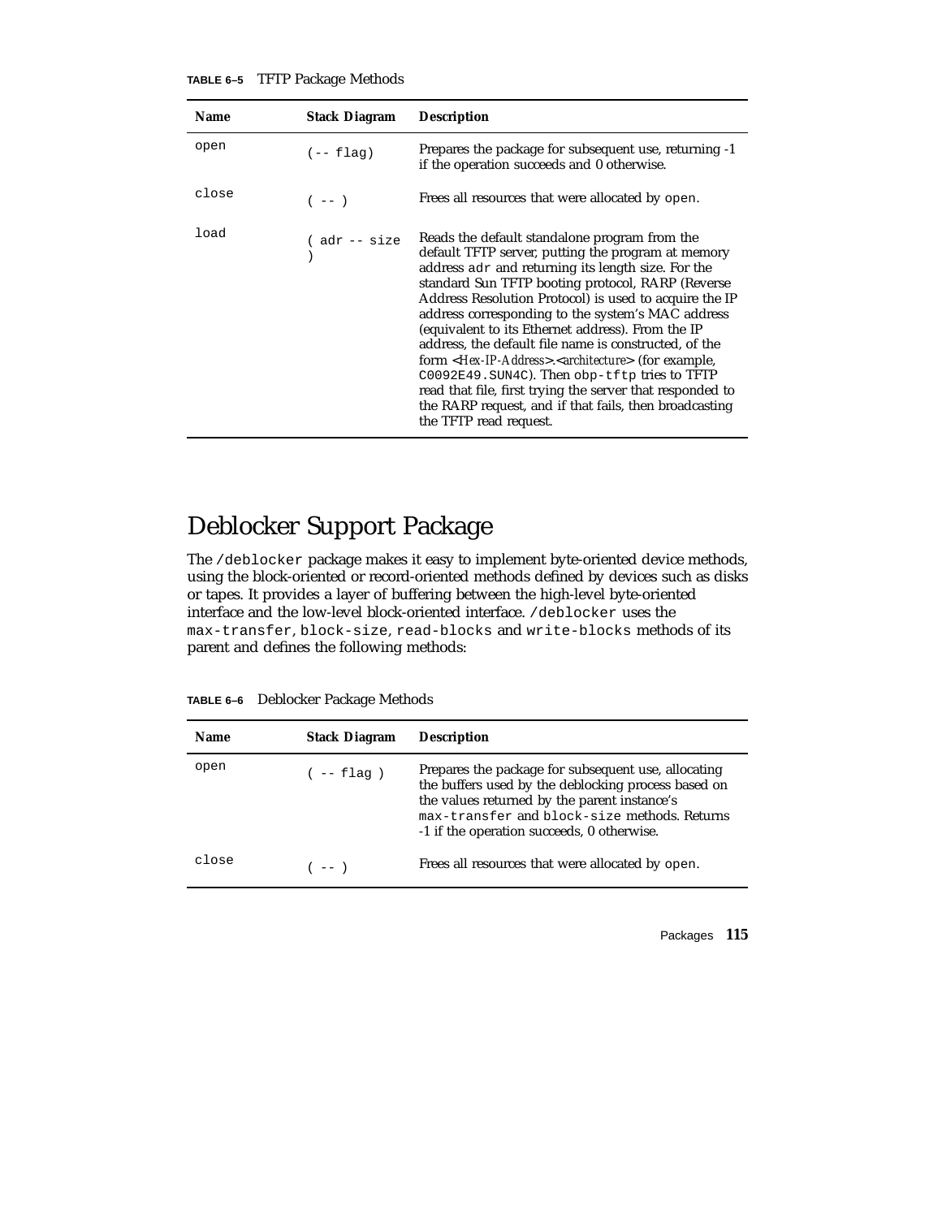**TABLE 6–5** TFTP Package Methods

| Name | Stack Diagram | Description |
| --- | --- | --- |
| open | (-- flag) | Prepares the package for subsequent use, returning -1 if the operation succeeds and 0 otherwise. |
| close | ( -- ) | Frees all resources that were allocated by open. |
| load | ( adr -- size ) | Reads the default standalone program from the default TFTP server, putting the program at memory address adr and returning its length size. For the standard Sun TFTP booting protocol, RARP (Reverse Address Resolution Protocol) is used to acquire the IP address corresponding to the system's MAC address (equivalent to its Ethernet address). From the IP address, the default file name is constructed, of the form <*Hex-IP-Address*>.<*architecture*> (for example, C0092E49.SUN4C). Then obp-tftp tries to TFTP read that file, first trying the server that responded to the RARP request, and if that fails, then broadcasting the TFTP read request. |

# Deblocker Support Package

The /deblocker package makes it easy to implement byte-oriented device methods, using the block-oriented or record-oriented methods defined by devices such as disks or tapes. It provides a layer of buffering between the high-level byte-oriented interface and the low-level block-oriented interface. /deblocker uses the max-transfer, block-size, read-blocks and write-blocks methods of its parent and defines the following methods:

**TABLE 6–6** Deblocker Package Methods

| Name | Stack Diagram | Description |
| --- | --- | --- |
| open | ( -- flag ) | Prepares the package for subsequent use, allocating the buffers used by the deblocking process based on the values returned by the parent instance's max-transfer and block-size methods. Returns -1 if the operation succeeds, 0 otherwise. |
| close | ( -- ) | Frees all resources that were allocated by open. |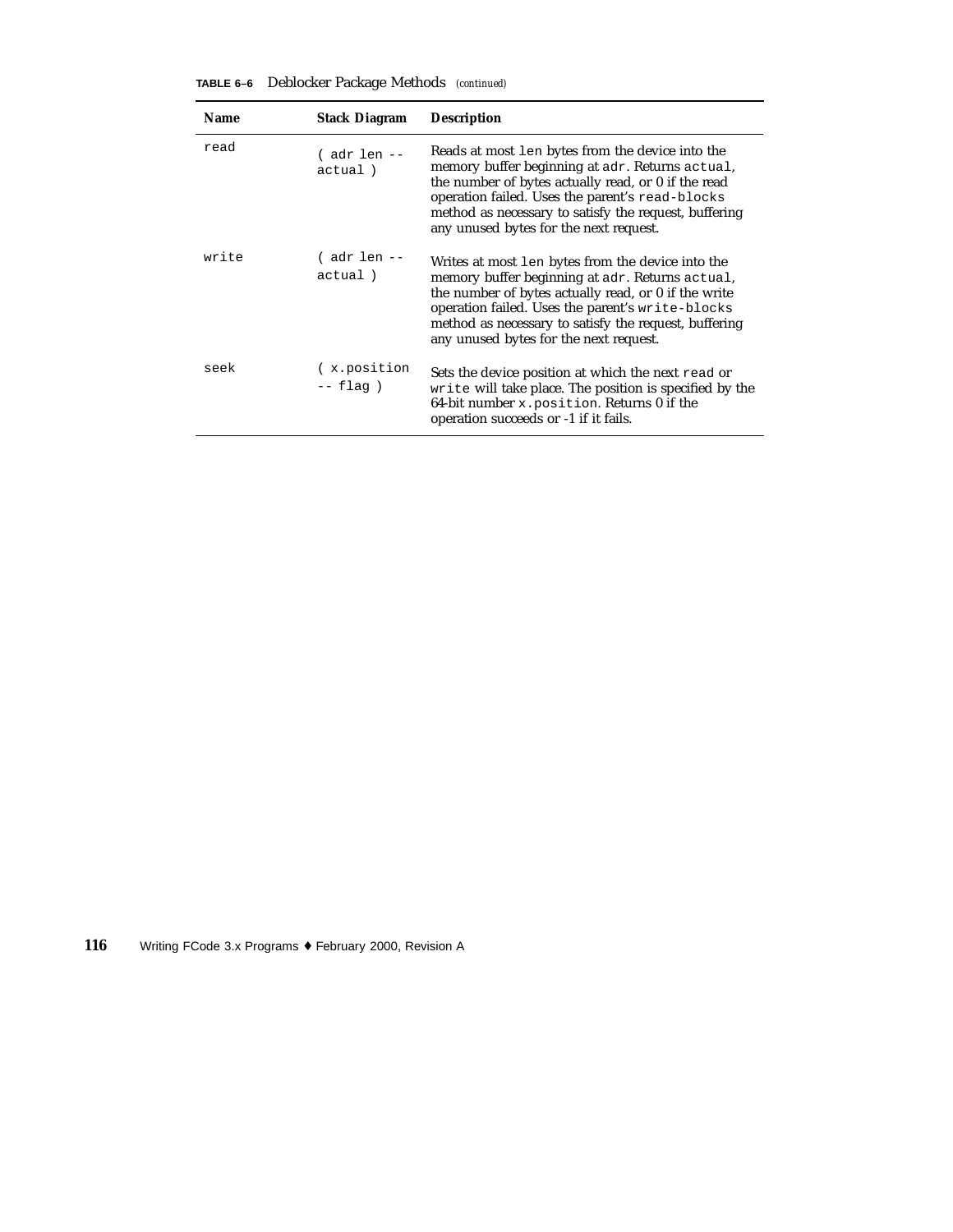**TABLE 6–6** Deblocker Package Methods *(continued)*

| Name | Stack Diagram | Description |
|---|---|---|
| `read` | `( adr len -- actual )` | Reads at most `len` bytes from the device into the memory buffer beginning at `adr`. Returns `actual`, the number of bytes actually read, or 0 if the read operation failed. Uses the parent's `read-blocks` method as necessary to satisfy the request, buffering any unused bytes for the next request. |
| `write` | `( adr len -- actual )` | Writes at most `len` bytes from the device into the memory buffer beginning at `adr`. Returns `actual`, the number of bytes actually read, or 0 if the write operation failed. Uses the parent's `write-blocks` method as necessary to satisfy the request, buffering any unused bytes for the next request. |
| `seek` | `( x.position -- flag )` | Sets the device position at which the next `read` or `write` will take place. The position is specified by the 64-bit number `x.position`. Returns 0 if the operation succeeds or -1 if it fails. |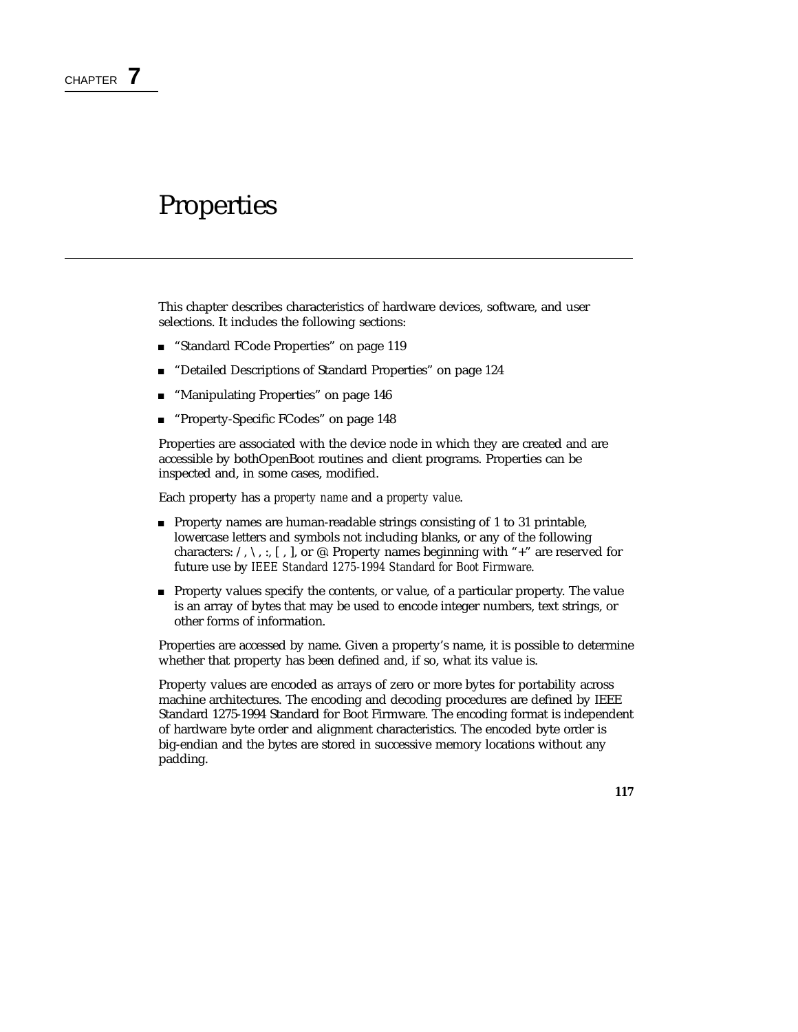CHAPTER **7**

# Properties

This chapter describes characteristics of hardware devices, software, and user selections. It includes the following sections:

- "Standard FCode Properties" on page 119
- "Detailed Descriptions of Standard Properties" on page 124
- "Manipulating Properties" on page 146
- "Property-Specific FCodes" on page 148

Properties are associated with the device node in which they are created and are accessible by bothOpenBoot routines and client programs. Properties can be inspected and, in some cases, modified.

Each property has a *property name* and a *property value*.

- Property names are human-readable strings consisting of 1 to 31 printable, lowercase letters and symbols not including blanks, or any of the following characters: / , \ , :, [ , ], or @. Property names beginning with "+" are reserved for future use by *IEEE Standard 1275-1994 Standard for Boot Firmware*.
- Property values specify the contents, or value, of a particular property. The value is an array of bytes that may be used to encode integer numbers, text strings, or other forms of information.

Properties are accessed by name. Given a property's name, it is possible to determine whether that property has been defined and, if so, what its value is.

Property values are encoded as arrays of zero or more bytes for portability across machine architectures. The encoding and decoding procedures are defined by IEEE Standard 1275-1994 Standard for Boot Firmware. The encoding format is independent of hardware byte order and alignment characteristics. The encoded byte order is big-endian and the bytes are stored in successive memory locations without any padding.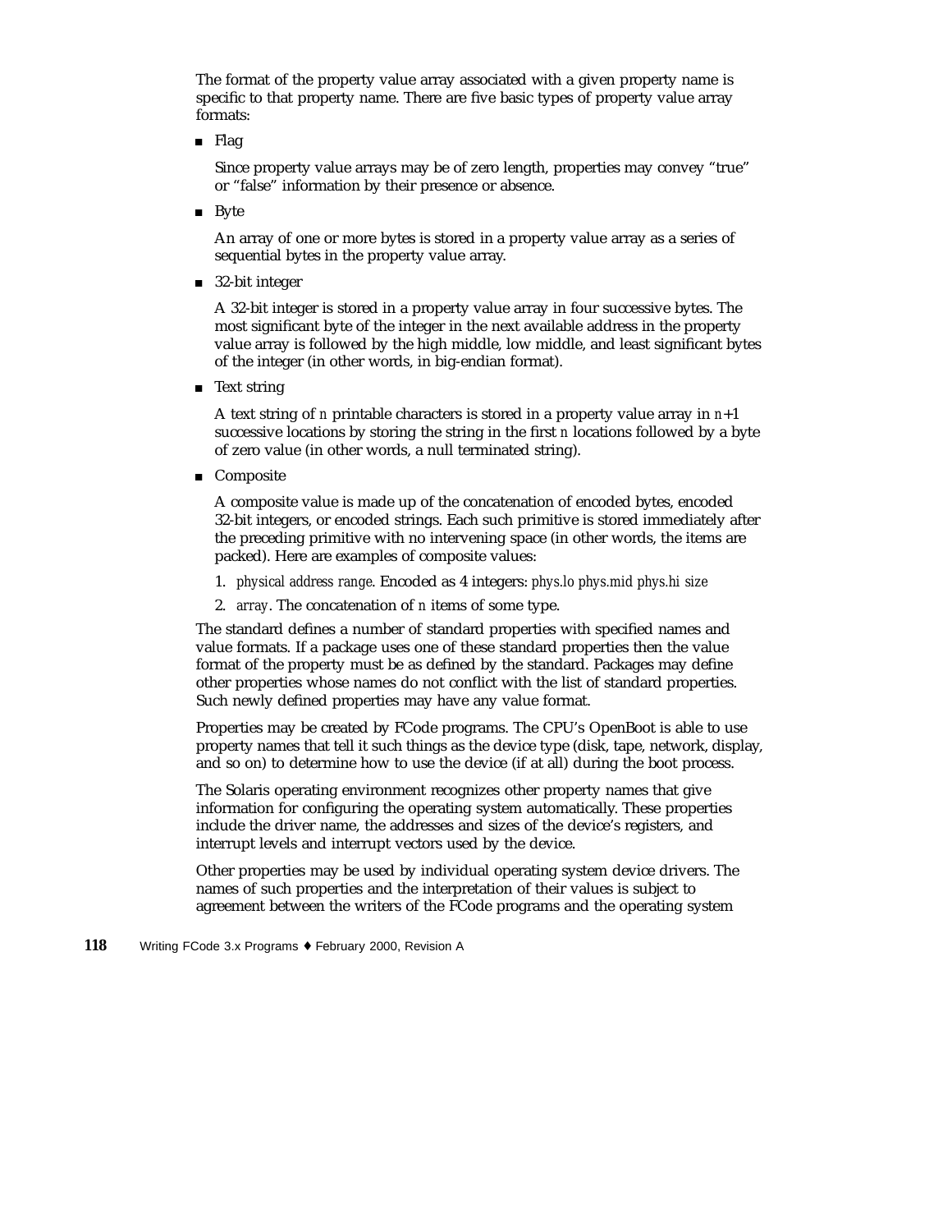The format of the property value array associated with a given property name is specific to that property name. There are five basic types of property value array formats:

- Flag

  Since property value arrays may be of zero length, properties may convey "true" or "false" information by their presence or absence.

- Byte

  An array of one or more bytes is stored in a property value array as a series of sequential bytes in the property value array.

- 32-bit integer

  A 32-bit integer is stored in a property value array in four successive bytes. The most significant byte of the integer in the next available address in the property value array is followed by the high middle, low middle, and least significant bytes of the integer (in other words, in big-endian format).

- Text string

  A text string of *n* printable characters is stored in a property value array in *n*+1 successive locations by storing the string in the first *n* locations followed by a byte of zero value (in other words, a null terminated string).

- Composite

  A composite value is made up of the concatenation of encoded bytes, encoded 32-bit integers, or encoded strings. Each such primitive is stored immediately after the preceding primitive with no intervening space (in other words, the items are packed). Here are examples of composite values:

  1. *physical address range*. Encoded as 4 integers: *phys.lo phys.mid phys.hi size*
  2. *array*. The concatenation of *n* items of some type.

The standard defines a number of standard properties with specified names and value formats. If a package uses one of these standard properties then the value format of the property must be as defined by the standard. Packages may define other properties whose names do not conflict with the list of standard properties. Such newly defined properties may have any value format.

Properties may be created by FCode programs. The CPU's OpenBoot is able to use property names that tell it such things as the device type (disk, tape, network, display, and so on) to determine how to use the device (if at all) during the boot process.

The Solaris operating environment recognizes other property names that give information for configuring the operating system automatically. These properties include the driver name, the addresses and sizes of the device's registers, and interrupt levels and interrupt vectors used by the device.

Other properties may be used by individual operating system device drivers. The names of such properties and the interpretation of their values is subject to agreement between the writers of the FCode programs and the operating system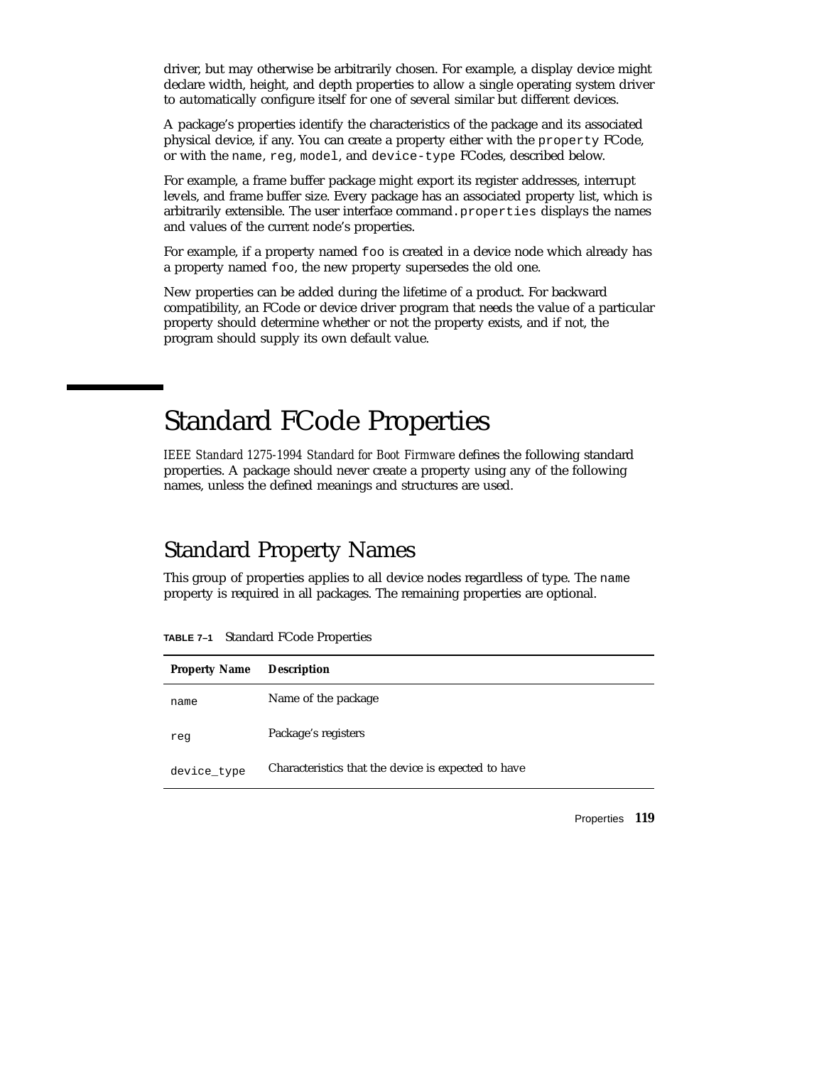driver, but may otherwise be arbitrarily chosen. For example, a display device might declare width, height, and depth properties to allow a single operating system driver to automatically configure itself for one of several similar but different devices.

A package's properties identify the characteristics of the package and its associated physical device, if any. You can create a property either with the `property` FCode, or with the `name`, `reg`, `model`, and `device-type` FCodes, described below.

For example, a frame buffer package might export its register addresses, interrupt levels, and frame buffer size. Every package has an associated property list, which is arbitrarily extensible. The user interface command `.properties` displays the names and values of the current node's properties.

For example, if a property named `foo` is created in a device node which already has a property named `foo`, the new property supersedes the old one.

New properties can be added during the lifetime of a product. For backward compatibility, an FCode or device driver program that needs the value of a particular property should determine whether or not the property exists, and if not, the program should supply its own default value.

# Standard FCode Properties

*IEEE Standard 1275-1994 Standard for Boot Firmware* defines the following standard properties. A package should never create a property using any of the following names, unless the defined meanings and structures are used.

## Standard Property Names

This group of properties applies to all device nodes regardless of type. The `name` property is required in all packages. The remaining properties are optional.

**TABLE 7–1** Standard FCode Properties

| Property Name | Description |
| --- | --- |
| `name` | Name of the package |
| `reg` | Package's registers |
| `device_type` | Characteristics that the device is expected to have |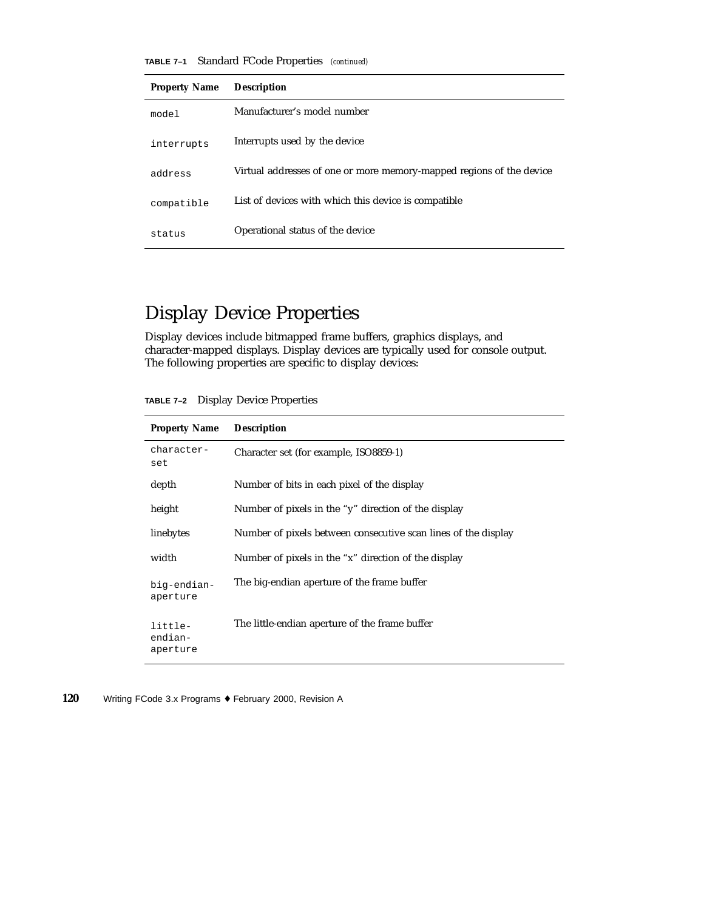**TABLE 7–1** Standard FCode Properties *(continued)*

| Property Name | Description |
|---|---|
| `model` | Manufacturer's model number |
| `interrupts` | Interrupts used by the device |
| `address` | Virtual addresses of one or more memory-mapped regions of the device |
| `compatible` | List of devices with which this device is compatible |
| `status` | Operational status of the device |

## Display Device Properties

Display devices include bitmapped frame buffers, graphics displays, and character-mapped displays. Display devices are typically used for console output. The following properties are specific to display devices:

**TABLE 7–2** Display Device Properties

| Property Name | Description |
|---|---|
| `character-set` | Character set (for example, ISO8859-1) |
| depth | Number of bits in each pixel of the display |
| height | Number of pixels in the "y" direction of the display |
| linebytes | Number of pixels between consecutive scan lines of the display |
| width | Number of pixels in the "x" direction of the display |
| `big-endian-aperture` | The big-endian aperture of the frame buffer |
| `little-endian-aperture` | The little-endian aperture of the frame buffer |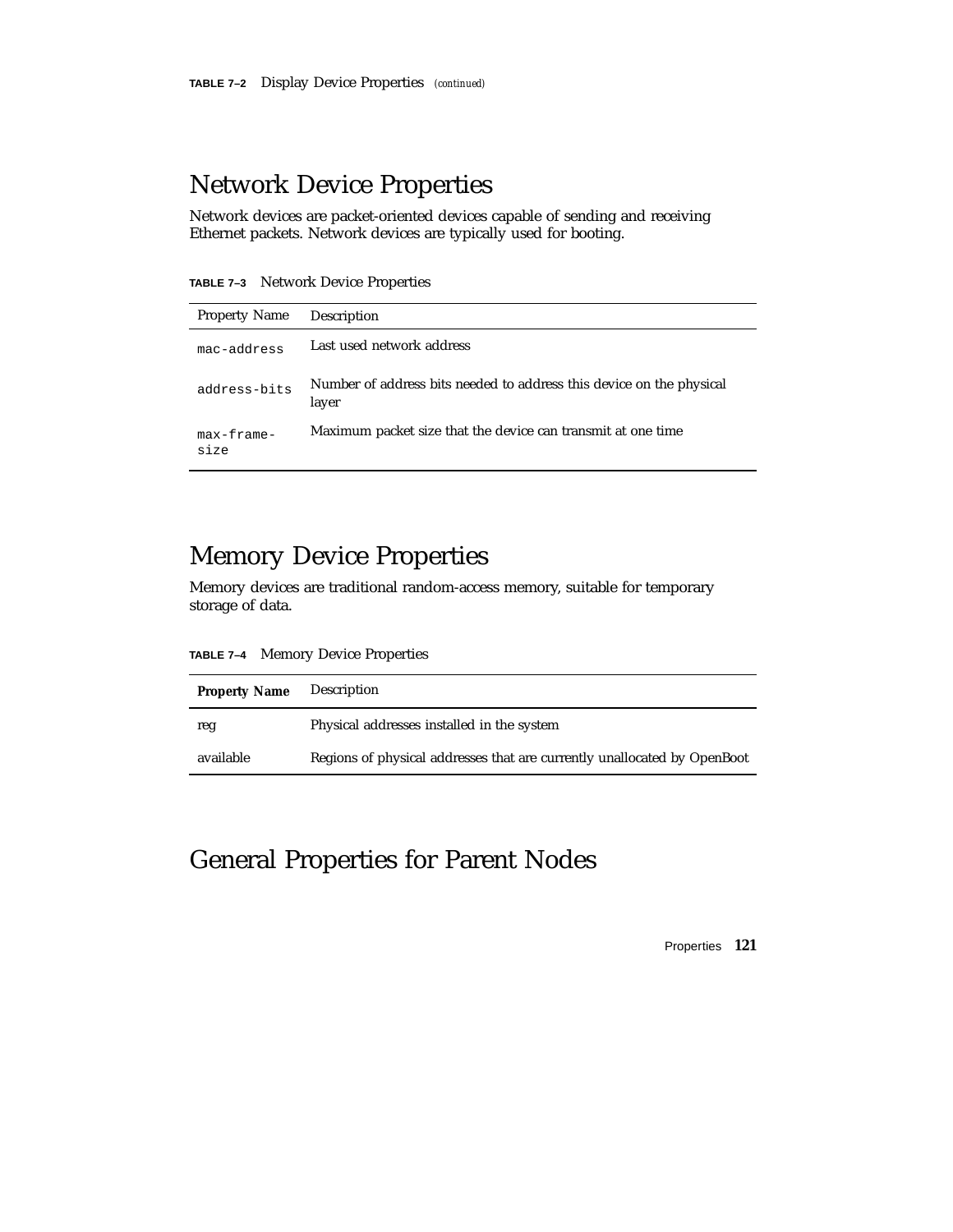**TABLE 7–2** Display Device Properties *(continued)*

## Network Device Properties

Network devices are packet-oriented devices capable of sending and receiving Ethernet packets. Network devices are typically used for booting.

**TABLE 7–3** Network Device Properties

| Property Name | Description |
|---|---|
| `mac-address` | Last used network address |
| `address-bits` | Number of address bits needed to address this device on the physical layer |
| `max-frame-size` | Maximum packet size that the device can transmit at one time |

## Memory Device Properties

Memory devices are traditional random-access memory, suitable for temporary storage of data.

**TABLE 7–4** Memory Device Properties

| **Property Name** | Description |
|---|---|
| reg | Physical addresses installed in the system |
| available | Regions of physical addresses that are currently unallocated by OpenBoot |

## General Properties for Parent Nodes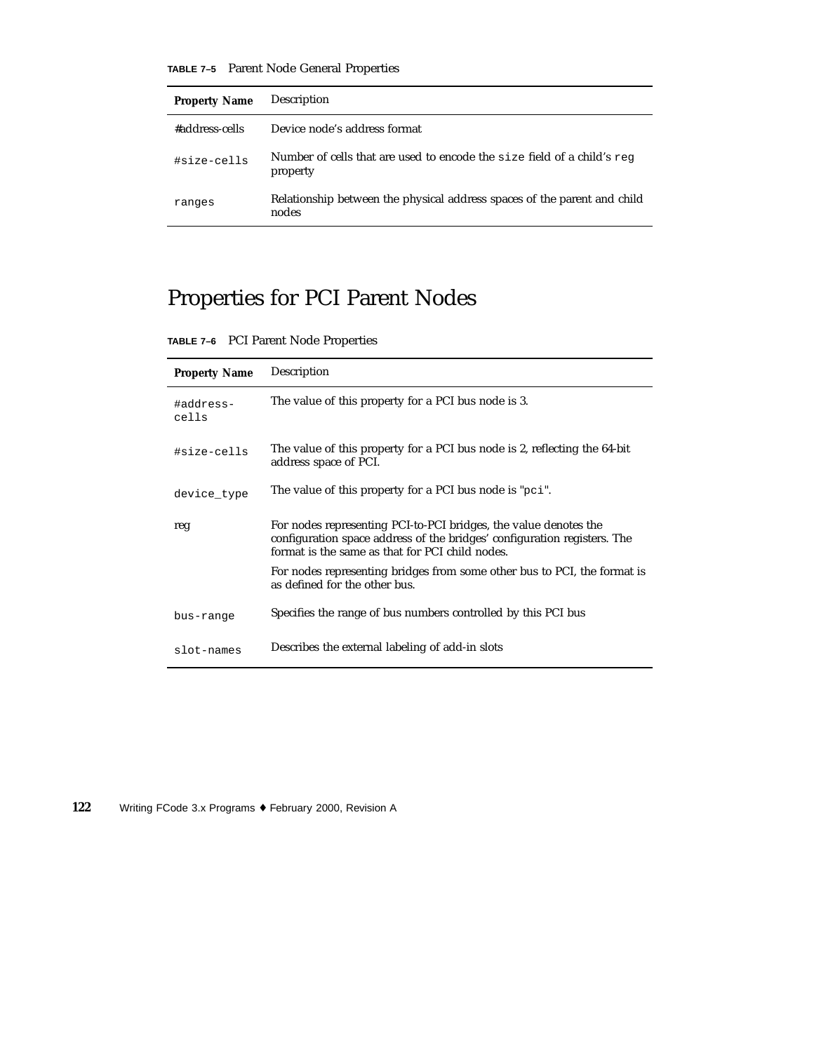**TABLE 7–5** Parent Node General Properties

| Property Name | Description |
| --- | --- |
| #address-cells | Device node's address format |
| #size-cells | Number of cells that are used to encode the size field of a child's reg property |
| ranges | Relationship between the physical address spaces of the parent and child nodes |

## Properties for PCI Parent Nodes

**TABLE 7–6** PCI Parent Node Properties

| Property Name | Description |
| --- | --- |
| #address-cells | The value of this property for a PCI bus node is 3. |
| #size-cells | The value of this property for a PCI bus node is 2, reflecting the 64-bit address space of PCI. |
| device_type | The value of this property for a PCI bus node is "pci". |
| reg | For nodes representing PCI-to-PCI bridges, the value denotes the configuration space address of the bridges' configuration registers. The format is the same as that for PCI child nodes.<br>For nodes representing bridges from some other bus to PCI, the format is as defined for the other bus. |
| bus-range | Specifies the range of bus numbers controlled by this PCI bus |
| slot-names | Describes the external labeling of add-in slots |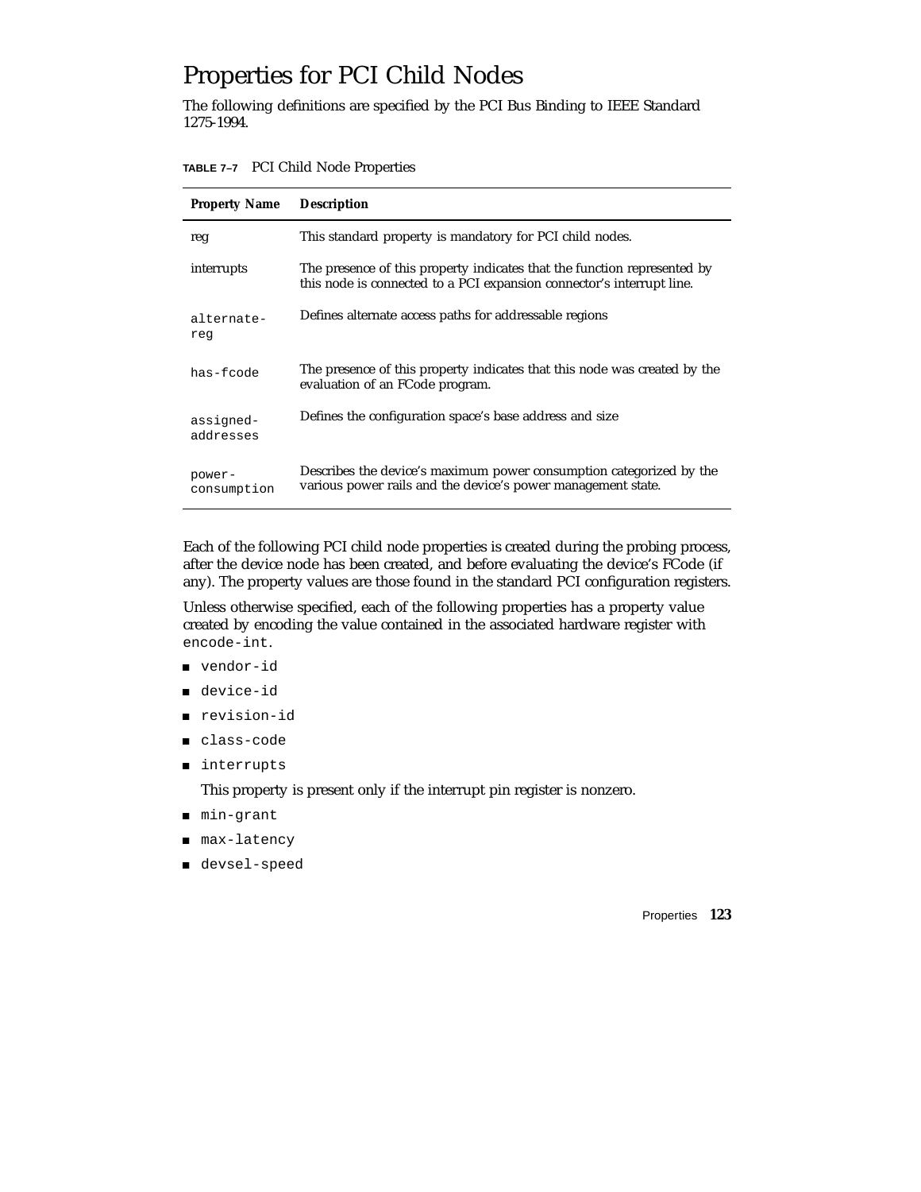# Properties for PCI Child Nodes

The following definitions are specified by the PCI Bus Binding to IEEE Standard 1275-1994.

**TABLE 7–7** PCI Child Node Properties

| Property Name | Description |
|---|---|
| reg | This standard property is mandatory for PCI child nodes. |
| interrupts | The presence of this property indicates that the function represented by this node is connected to a PCI expansion connector's interrupt line. |
| `alternate-reg` | Defines alternate access paths for addressable regions |
| `has-fcode` | The presence of this property indicates that this node was created by the evaluation of an FCode program. |
| `assigned-addresses` | Defines the configuration space's base address and size |
| `power-consumption` | Describes the device's maximum power consumption categorized by the various power rails and the device's power management state. |

Each of the following PCI child node properties is created during the probing process, after the device node has been created, and before evaluating the device's FCode (if any). The property values are those found in the standard PCI configuration registers.

Unless otherwise specified, each of the following properties has a property value created by encoding the value contained in the associated hardware register with `encode-int`.

- `vendor-id`
- `device-id`
- `revision-id`
- `class-code`
- `interrupts`

  This property is present only if the interrupt pin register is nonzero.
- `min-grant`
- `max-latency`
- `devsel-speed`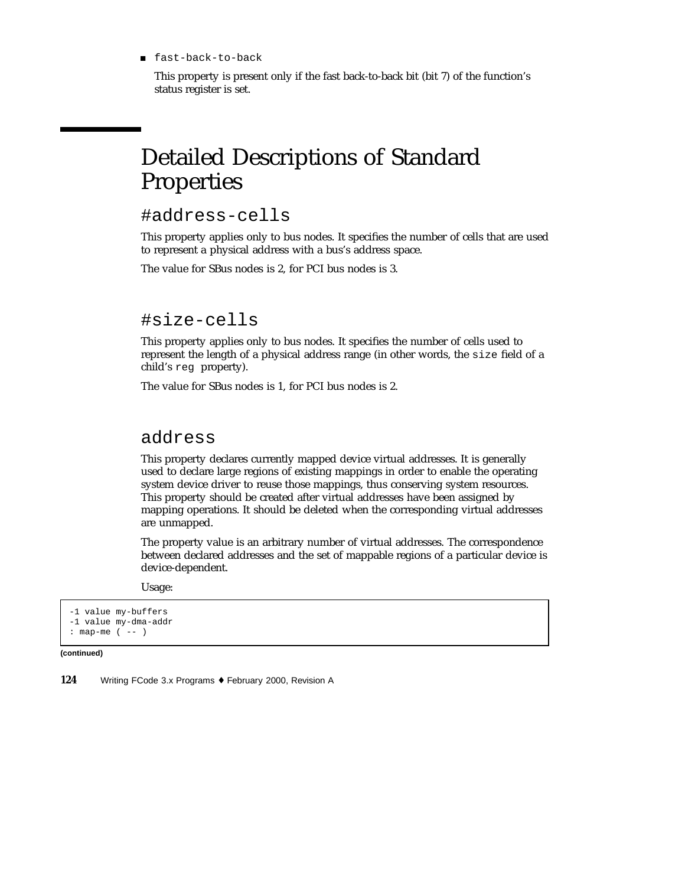- `fast-back-to-back`

  This property is present only if the fast back-to-back bit (bit 7) of the function's status register is set.

# Detailed Descriptions of Standard Properties

## #address-cells

This property applies only to bus nodes. It specifies the number of cells that are used to represent a physical address with a bus's address space.

The value for SBus nodes is 2, for PCI bus nodes is 3.

## #size-cells

This property applies only to bus nodes. It specifies the number of cells used to represent the length of a physical address range (in other words, the `size` field of a child's `reg` property).

The value for SBus nodes is 1, for PCI bus nodes is 2.

## address

This property declares currently mapped device virtual addresses. It is generally used to declare large regions of existing mappings in order to enable the operating system device driver to reuse those mappings, thus conserving system resources. This property should be created after virtual addresses have been assigned by mapping operations. It should be deleted when the corresponding virtual addresses are unmapped.

The property value is an arbitrary number of virtual addresses. The correspondence between declared addresses and the set of mappable regions of a particular device is device-dependent.

Usage:

```
-1 value my-buffers
-1 value my-dma-addr
: map-me ( -- )
```

**(continued)**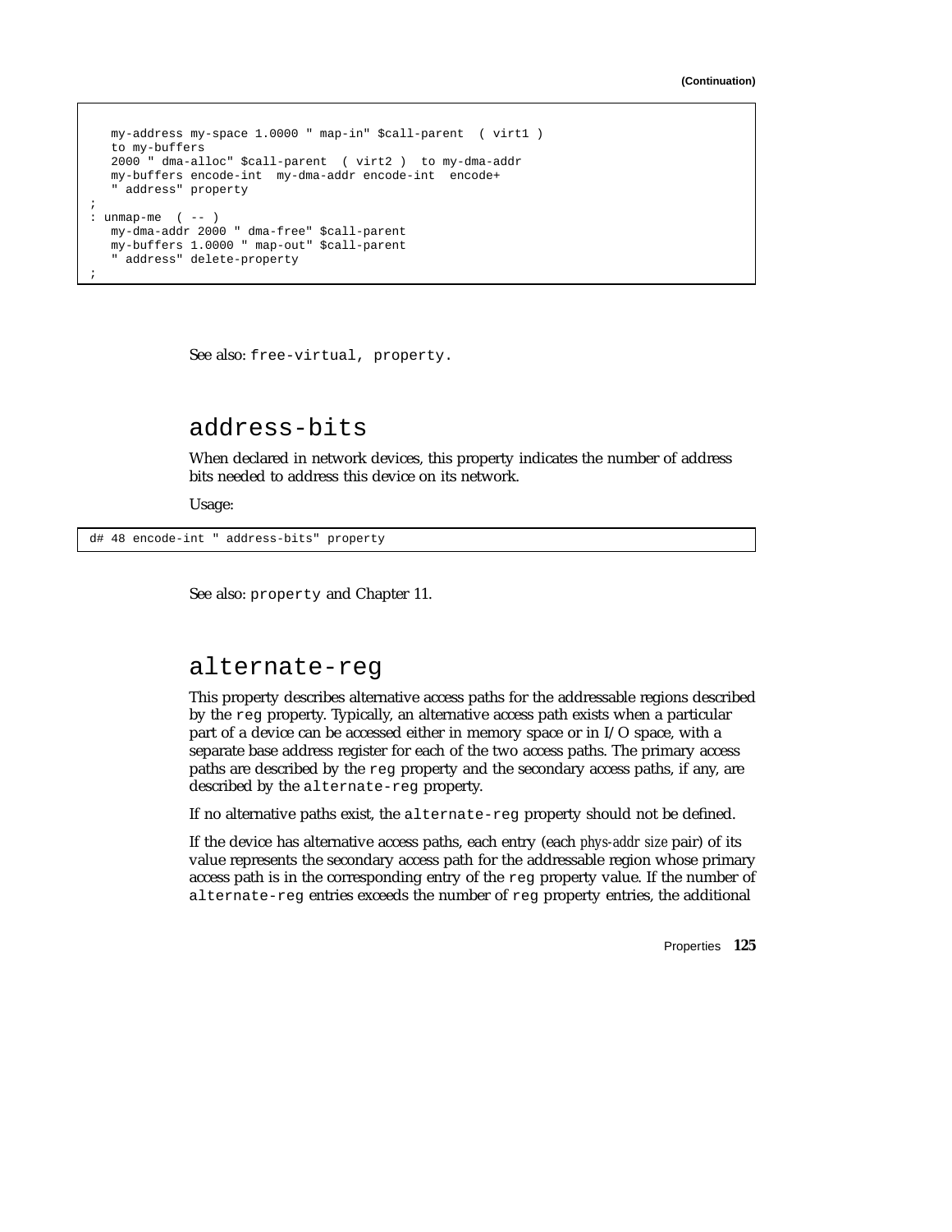```
   my-address my-space 1.0000 " map-in" $call-parent  ( virt1 )
   to my-buffers
   2000 " dma-alloc" $call-parent  ( virt2 )  to my-dma-addr
   my-buffers encode-int  my-dma-addr encode-int  encode+
   " address" property
;
: unmap-me  ( -- )
   my-dma-addr 2000 " dma-free" $call-parent
   my-buffers 1.0000 " map-out" $call-parent
   " address" delete-property
;
```

See also: `free-virtual`, `property`.

## address-bits

When declared in network devices, this property indicates the number of address bits needed to address this device on its network.

Usage:

```
d# 48 encode-int " address-bits" property
```

See also: `property` and Chapter 11.

## alternate-reg

This property describes alternative access paths for the addressable regions described by the `reg` property. Typically, an alternative access path exists when a particular part of a device can be accessed either in memory space or in I/O space, with a separate base address register for each of the two access paths. The primary access paths are described by the `reg` property and the secondary access paths, if any, are described by the `alternate-reg` property.

If no alternative paths exist, the `alternate-reg` property should not be defined.

If the device has alternative access paths, each entry (each *phys-addr size* pair) of its value represents the secondary access path for the addressable region whose primary access path is in the corresponding entry of the `reg` property value. If the number of `alternate-reg` entries exceeds the number of `reg` property entries, the additional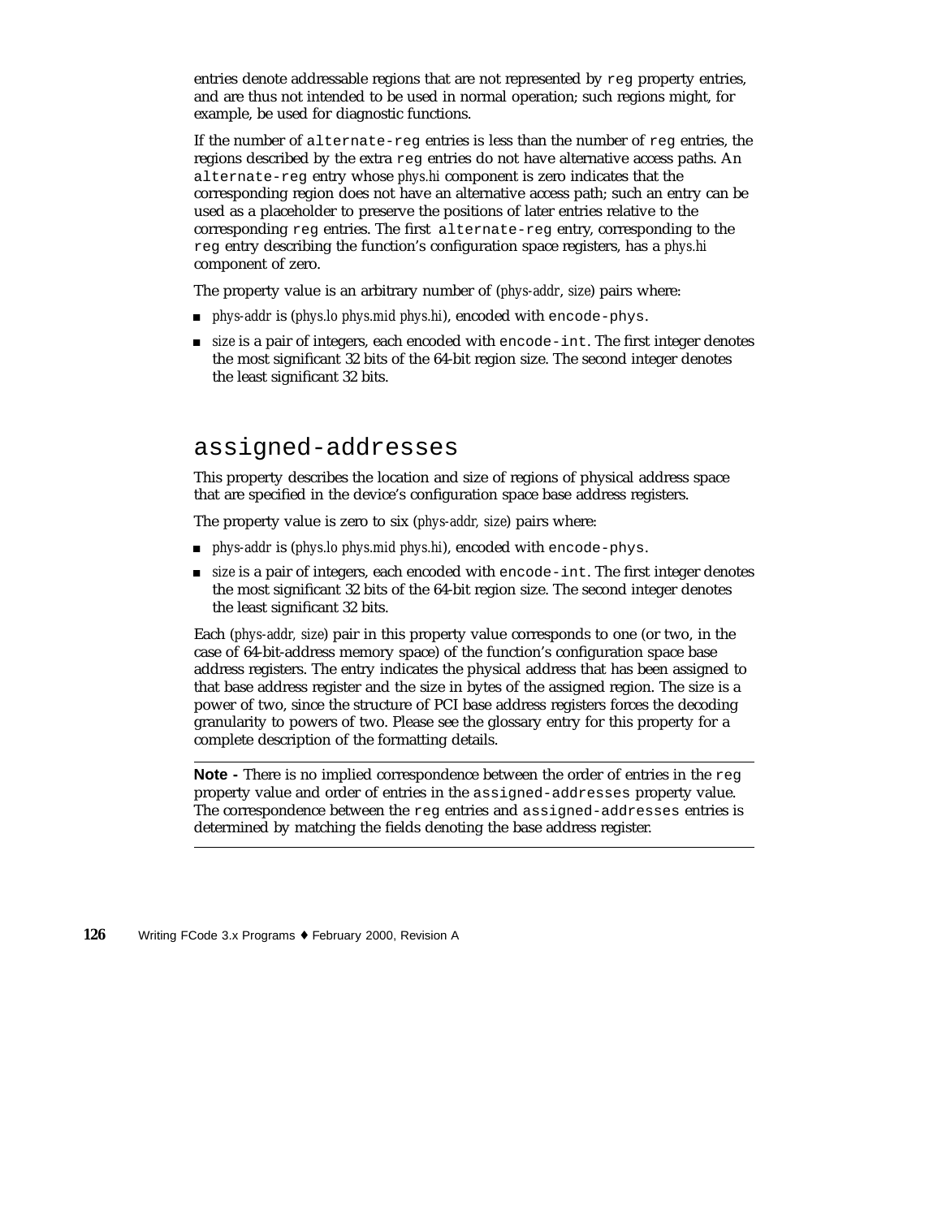entries denote addressable regions that are not represented by `reg` property entries, and are thus not intended to be used in normal operation; such regions might, for example, be used for diagnostic functions.

If the number of `alternate-reg` entries is less than the number of `reg` entries, the regions described by the extra `reg` entries do not have alternative access paths. An `alternate-reg` entry whose *phys.hi* component is zero indicates that the corresponding region does not have an alternative access path; such an entry can be used as a placeholder to preserve the positions of later entries relative to the corresponding `reg` entries. The first `alternate-reg` entry, corresponding to the `reg` entry describing the function's configuration space registers, has a *phys.hi* component of zero.

The property value is an arbitrary number of (*phys-addr*, *size*) pairs where:

- *phys-addr* is (*phys.lo phys.mid phys.hi*), encoded with `encode-phys`.
- *size* is a pair of integers, each encoded with `encode-int`. The first integer denotes the most significant 32 bits of the 64-bit region size. The second integer denotes the least significant 32 bits.

## assigned-addresses

This property describes the location and size of regions of physical address space that are specified in the device's configuration space base address registers.

The property value is zero to six (*phys-addr, size*) pairs where:

- *phys-addr* is (*phys.lo phys.mid phys.hi*), encoded with `encode-phys`.
- *size* is a pair of integers, each encoded with `encode-int`. The first integer denotes the most significant 32 bits of the 64-bit region size. The second integer denotes the least significant 32 bits.

Each (*phys-addr, size*) pair in this property value corresponds to one (or two, in the case of 64-bit-address memory space) of the function's configuration space base address registers. The entry indicates the physical address that has been assigned to that base address register and the size in bytes of the assigned region. The size is a power of two, since the structure of PCI base address registers forces the decoding granularity to powers of two. Please see the glossary entry for this property for a complete description of the formatting details.

---

**Note -** There is no implied correspondence between the order of entries in the `reg` property value and order of entries in the `assigned-addresses` property value. The correspondence between the `reg` entries and `assigned-addresses` entries is determined by matching the fields denoting the base address register.

---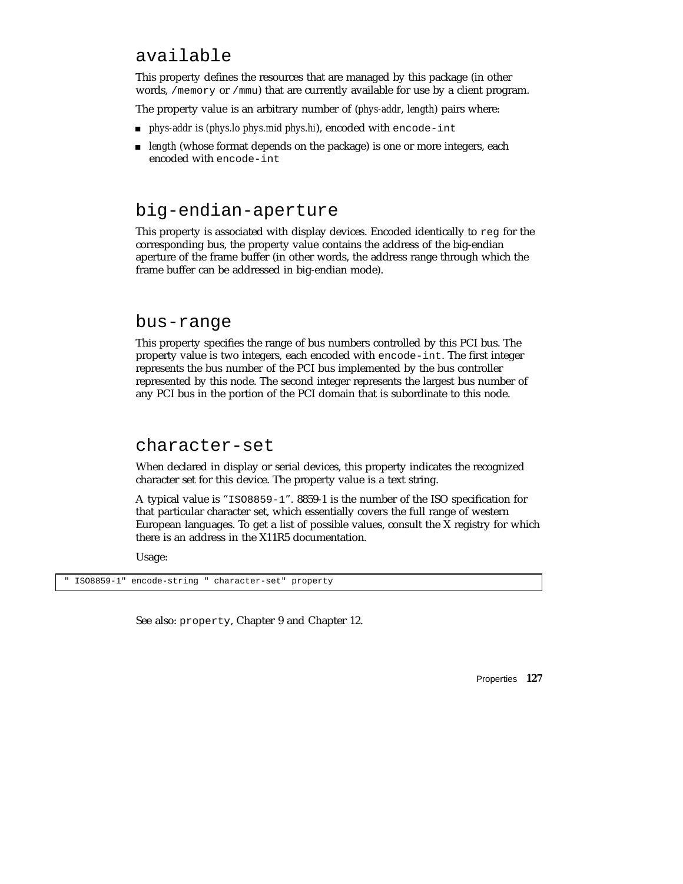## `available`

This property defines the resources that are managed by this package (in other words, `/memory` or `/mmu`) that are currently available for use by a client program.

The property value is an arbitrary number of (*phys-addr*, *length*) pairs where:

- *phys-addr* is (*phys.lo phys.mid phys.hi*), encoded with `encode-int`
- *length* (whose format depends on the package) is one or more integers, each encoded with `encode-int`

## `big-endian-aperture`

This property is associated with display devices. Encoded identically to `reg` for the corresponding bus, the property value contains the address of the big-endian aperture of the frame buffer (in other words, the address range through which the frame buffer can be addressed in big-endian mode).

## `bus-range`

This property specifies the range of bus numbers controlled by this PCI bus. The property value is two integers, each encoded with `encode-int`. The first integer represents the bus number of the PCI bus implemented by the bus controller represented by this node. The second integer represents the largest bus number of any PCI bus in the portion of the PCI domain that is subordinate to this node.

## `character-set`

When declared in display or serial devices, this property indicates the recognized character set for this device. The property value is a text string.

A typical value is "`ISO8859-1`". 8859-1 is the number of the ISO specification for that particular character set, which essentially covers the full range of western European languages. To get a list of possible values, consult the X registry for which there is an address in the X11R5 documentation.

Usage:

```
" ISO8859-1" encode-string " character-set" property
```

See also: `property`, Chapter 9 and Chapter 12.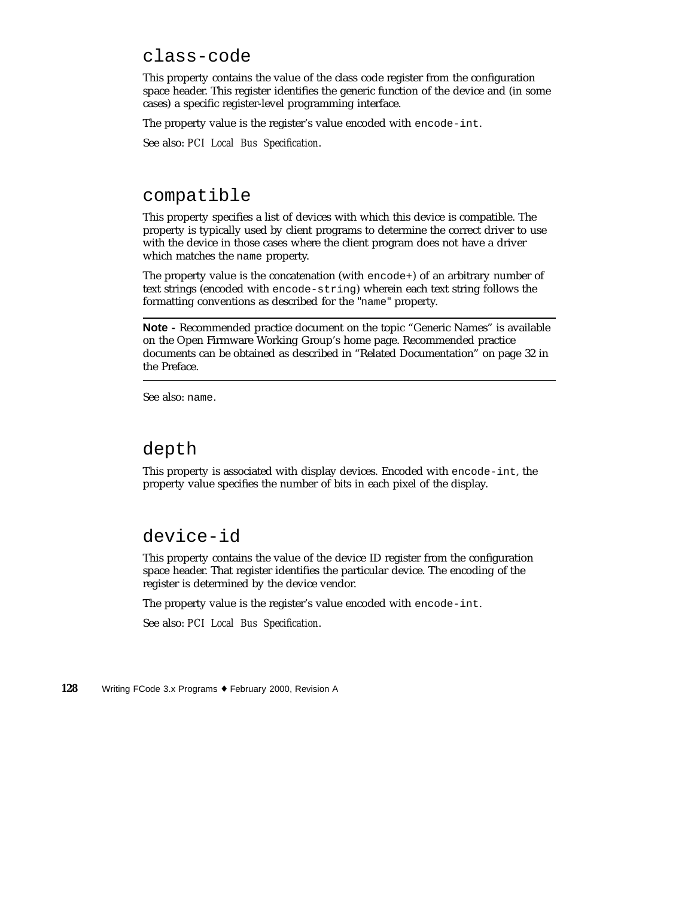## class-code

This property contains the value of the class code register from the configuration space header. This register identifies the generic function of the device and (in some cases) a specific register-level programming interface.

The property value is the register's value encoded with `encode-int`.

See also: *PCI Local Bus Specification*.

## compatible

This property specifies a list of devices with which this device is compatible. The property is typically used by client programs to determine the correct driver to use with the device in those cases where the client program does not have a driver which matches the `name` property.

The property value is the concatenation (with `encode+`) of an arbitrary number of text strings (encoded with `encode-string`) wherein each text string follows the formatting conventions as described for the "`name`" property.

---

**Note -** Recommended practice document on the topic "Generic Names" is available on the Open Firmware Working Group's home page. Recommended practice documents can be obtained as described in "Related Documentation" on page 32 in the Preface.

---

See also: `name`.

## depth

This property is associated with display devices. Encoded with `encode-int`, the property value specifies the number of bits in each pixel of the display.

## device-id

This property contains the value of the device ID register from the configuration space header. That register identifies the particular device. The encoding of the register is determined by the device vendor.

The property value is the register's value encoded with `encode-int`.

See also: *PCI Local Bus Specification*.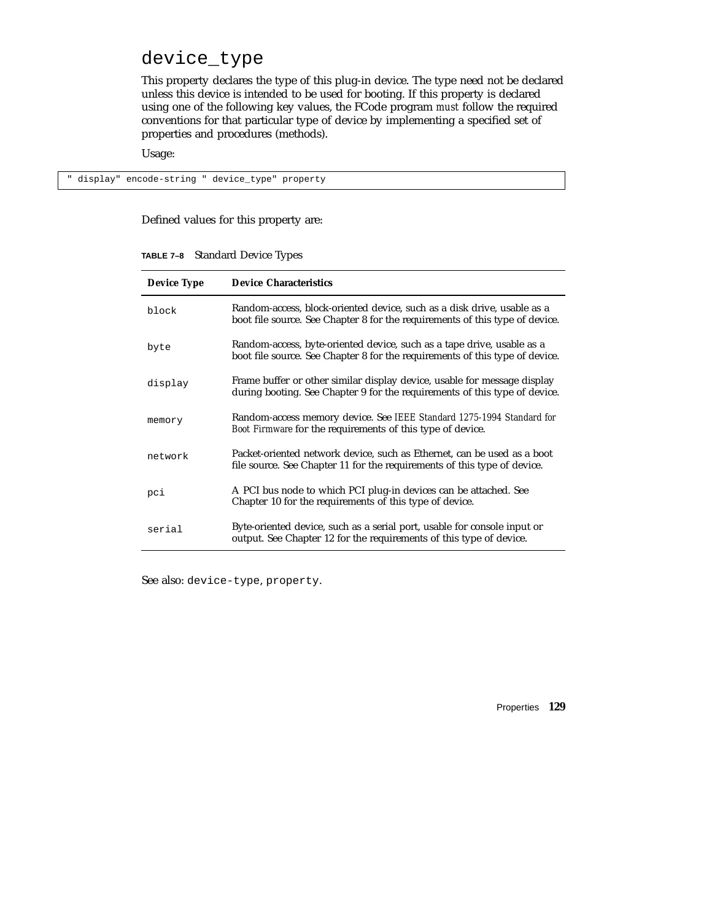## device_type

This property declares the type of this plug-in device. The type need not be declared unless this device is intended to be used for booting. If this property is declared using one of the following key values, the FCode program *must* follow the required conventions for that particular type of device by implementing a specified set of properties and procedures (methods).

Usage:

```
" display" encode-string " device_type" property
```

Defined values for this property are:

**TABLE 7–8** Standard Device Types

| Device Type | Device Characteristics |
|---|---|
| `block` | Random-access, block-oriented device, such as a disk drive, usable as a boot file source. See Chapter 8 for the requirements of this type of device. |
| `byte` | Random-access, byte-oriented device, such as a tape drive, usable as a boot file source. See Chapter 8 for the requirements of this type of device. |
| `display` | Frame buffer or other similar display device, usable for message display during booting. See Chapter 9 for the requirements of this type of device. |
| `memory` | Random-access memory device. See *IEEE Standard 1275-1994 Standard for Boot Firmware* for the requirements of this type of device. |
| `network` | Packet-oriented network device, such as Ethernet, can be used as a boot file source. See Chapter 11 for the requirements of this type of device. |
| `pci` | A PCI bus node to which PCI plug-in devices can be attached. See Chapter 10 for the requirements of this type of device. |
| `serial` | Byte-oriented device, such as a serial port, usable for console input or output. See Chapter 12 for the requirements of this type of device. |

See also: `device-type`, `property`.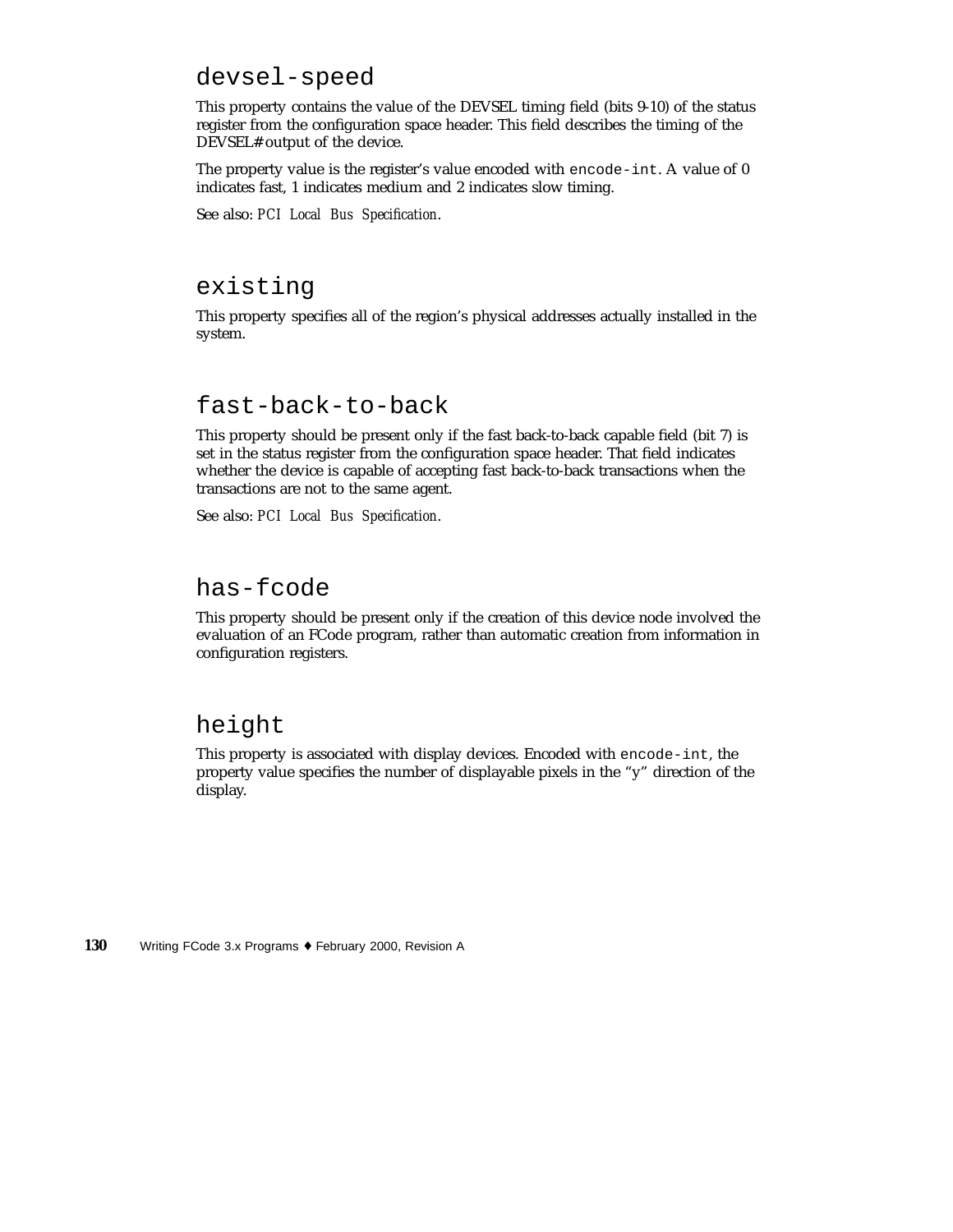## devsel-speed

This property contains the value of the DEVSEL timing field (bits 9-10) of the status register from the configuration space header. This field describes the timing of the DEVSEL# output of the device.

The property value is the register's value encoded with `encode-int`. A value of 0 indicates fast, 1 indicates medium and 2 indicates slow timing.

See also: *PCI Local Bus Specification*.

## existing

This property specifies all of the region's physical addresses actually installed in the system.

## fast-back-to-back

This property should be present only if the fast back-to-back capable field (bit 7) is set in the status register from the configuration space header. That field indicates whether the device is capable of accepting fast back-to-back transactions when the transactions are not to the same agent.

See also: *PCI Local Bus Specification*.

## has-fcode

This property should be present only if the creation of this device node involved the evaluation of an FCode program, rather than automatic creation from information in configuration registers.

## height

This property is associated with display devices. Encoded with `encode-int`, the property value specifies the number of displayable pixels in the "y" direction of the display.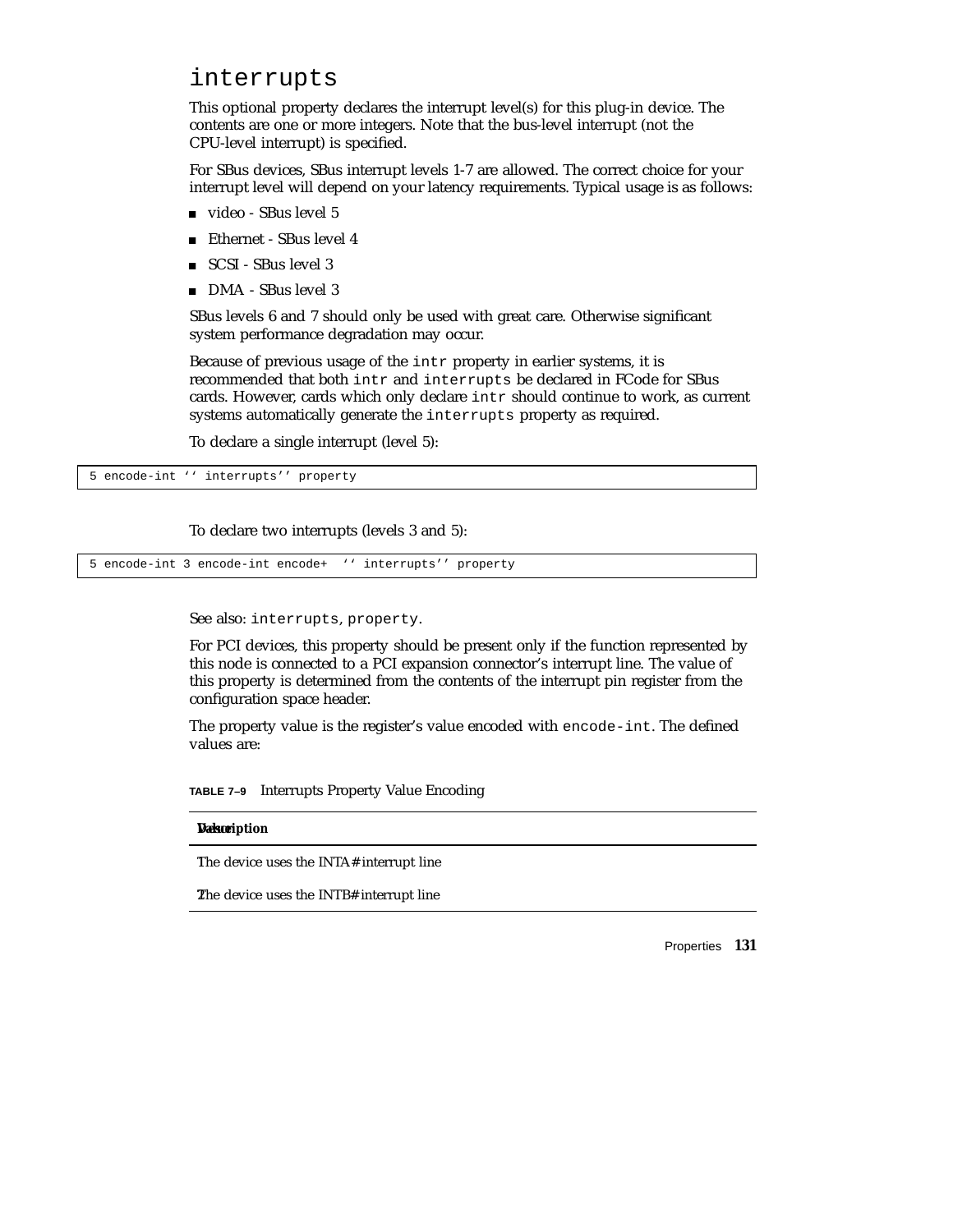## interrupts

This optional property declares the interrupt level(s) for this plug-in device. The contents are one or more integers. Note that the bus-level interrupt (not the CPU-level interrupt) is specified.

For SBus devices, SBus interrupt levels 1-7 are allowed. The correct choice for your interrupt level will depend on your latency requirements. Typical usage is as follows:

- video - SBus level 5
- Ethernet - SBus level 4
- SCSI - SBus level 3
- DMA - SBus level 3

SBus levels 6 and 7 should only be used with great care. Otherwise significant system performance degradation may occur.

Because of previous usage of the `intr` property in earlier systems, it is recommended that both `intr` and `interrupts` be declared in FCode for SBus cards. However, cards which only declare `intr` should continue to work, as current systems automatically generate the `interrupts` property as required.

To declare a single interrupt (level 5):

```
5 encode-int '' interrupts'' property
```

To declare two interrupts (levels 3 and 5):

```
5 encode-int 3 encode-int encode+  '' interrupts'' property
```

See also: `interrupts`, `property`.

For PCI devices, this property should be present only if the function represented by this node is connected to a PCI expansion connector's interrupt line. The value of this property is determined from the contents of the interrupt pin register from the configuration space header.

The property value is the register's value encoded with `encode-int`. The defined values are:

**TABLE 7–9** Interrupts Property Value Encoding

| Value | Description |
|---|---|
| 1 | The device uses the INTA# interrupt line |
| 2 | The device uses the INTB# interrupt line |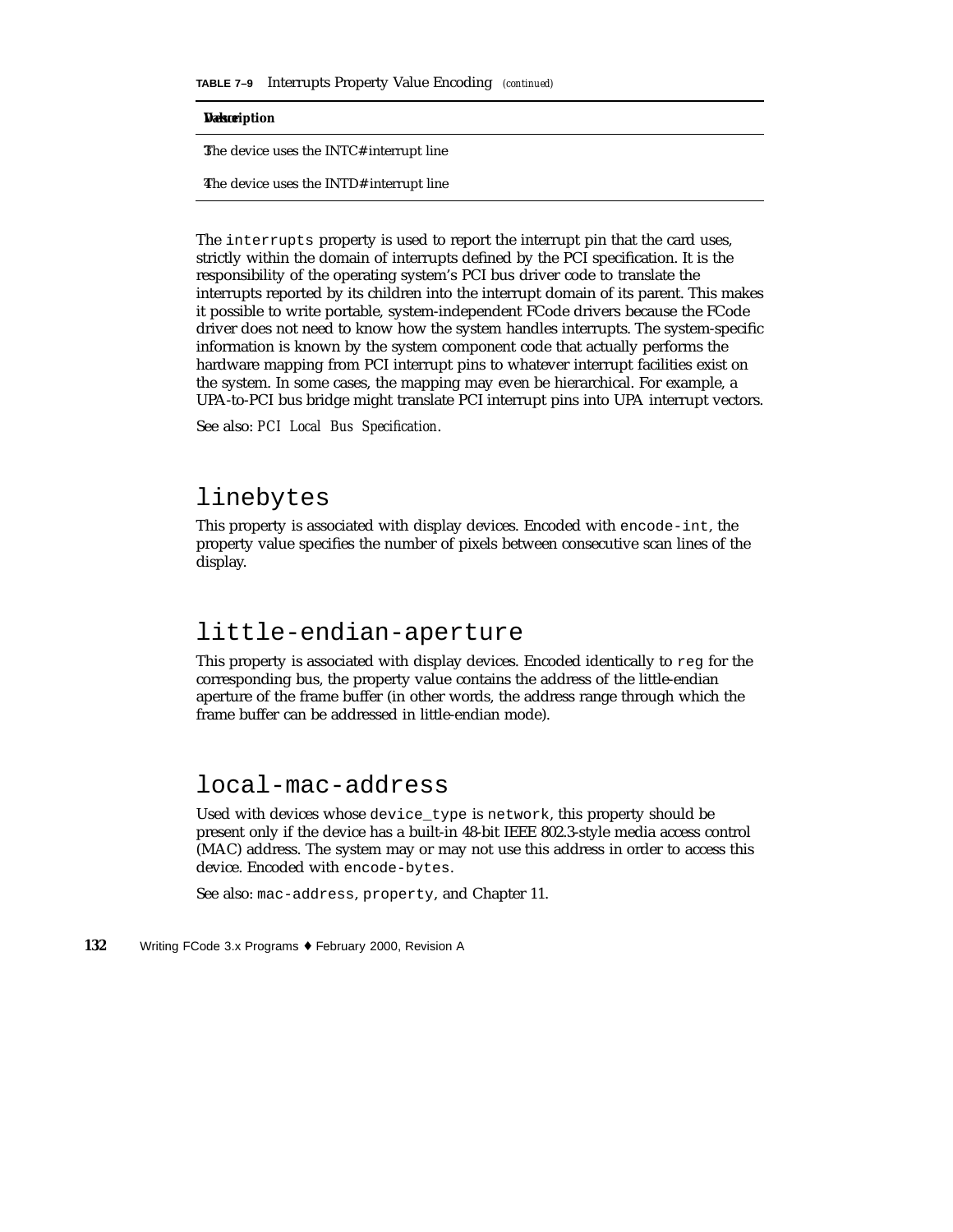**TABLE 7–9** Interrupts Property Value Encoding *(continued)*

| Value | Description |
|---|---|
| 3 | The device uses the INTC# interrupt line |
| 4 | The device uses the INTD# interrupt line |

The `interrupts` property is used to report the interrupt pin that the card uses, strictly within the domain of interrupts defined by the PCI specification. It is the responsibility of the operating system's PCI bus driver code to translate the interrupts reported by its children into the interrupt domain of its parent. This makes it possible to write portable, system-independent FCode drivers because the FCode driver does not need to know how the system handles interrupts. The system-specific information is known by the system component code that actually performs the hardware mapping from PCI interrupt pins to whatever interrupt facilities exist on the system. In some cases, the mapping may even be hierarchical. For example, a UPA-to-PCI bus bridge might translate PCI interrupt pins into UPA interrupt vectors.

See also: *PCI Local Bus Specification*.

## linebytes

This property is associated with display devices. Encoded with `encode-int`, the property value specifies the number of pixels between consecutive scan lines of the display.

## little-endian-aperture

This property is associated with display devices. Encoded identically to `reg` for the corresponding bus, the property value contains the address of the little-endian aperture of the frame buffer (in other words, the address range through which the frame buffer can be addressed in little-endian mode).

## local-mac-address

Used with devices whose `device_type` is `network`, this property should be present only if the device has a built-in 48-bit IEEE 802.3-style media access control (MAC) address. The system may or may not use this address in order to access this device. Encoded with `encode-bytes`.

See also: `mac-address`, `property`, and Chapter 11.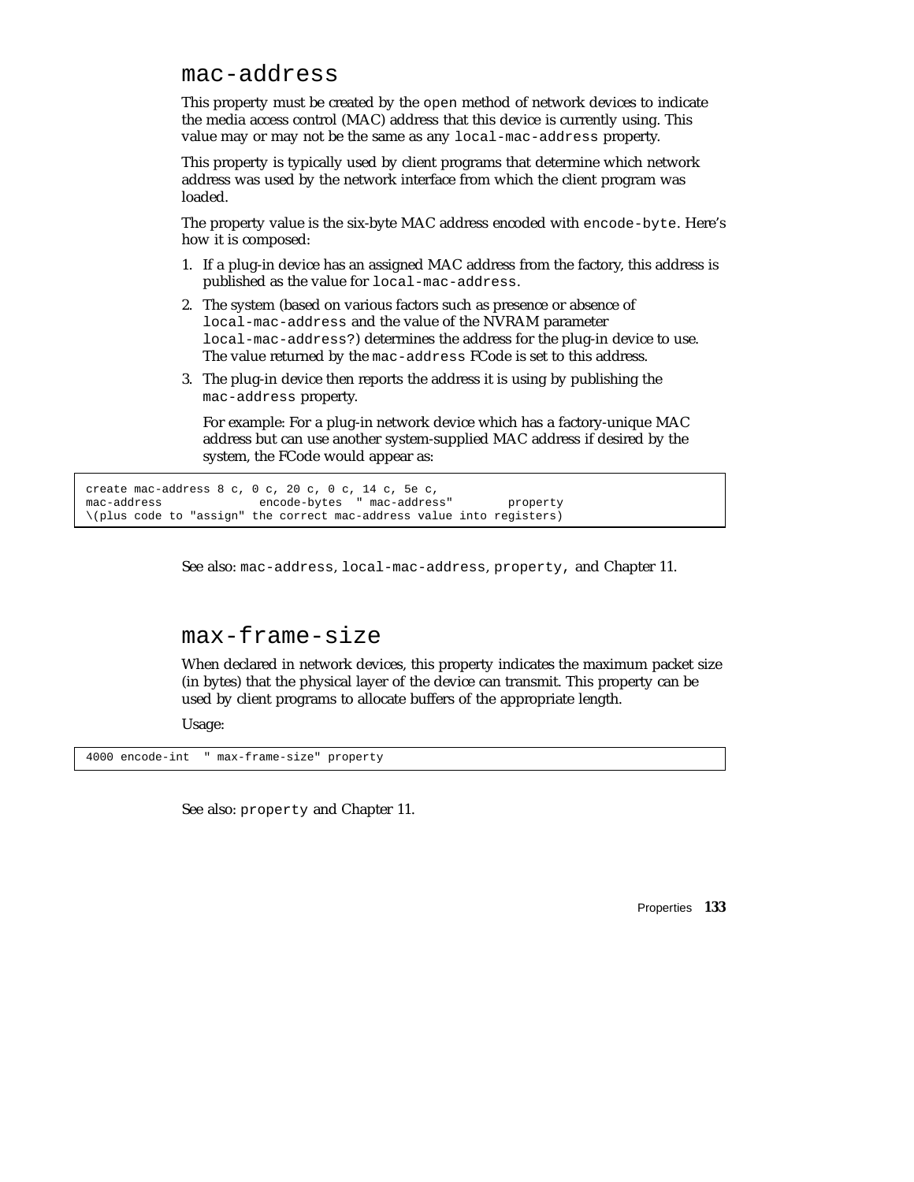## mac-address

This property must be created by the open method of network devices to indicate the media access control (MAC) address that this device is currently using. This value may or may not be the same as any local-mac-address property.

This property is typically used by client programs that determine which network address was used by the network interface from which the client program was loaded.

The property value is the six-byte MAC address encoded with encode-byte. Here's how it is composed:

1. If a plug-in device has an assigned MAC address from the factory, this address is published as the value for local-mac-address.
2. The system (based on various factors such as presence or absence of local-mac-address and the value of the NVRAM parameter local-mac-address?) determines the address for the plug-in device to use. The value returned by the mac-address FCode is set to this address.
3. The plug-in device then reports the address it is using by publishing the mac-address property.

   For example: For a plug-in network device which has a factory-unique MAC address but can use another system-supplied MAC address if desired by the system, the FCode would appear as:

```
create mac-address 8 c, 0 c, 20 c, 0 c, 14 c, 5e c,
mac-address              encode-bytes  " mac-address"        property
\(plus code to "assign" the correct mac-address value into registers)
```

See also: mac-address, local-mac-address, property, and Chapter 11.

## max-frame-size

When declared in network devices, this property indicates the maximum packet size (in bytes) that the physical layer of the device can transmit. This property can be used by client programs to allocate buffers of the appropriate length.

Usage:

```
4000 encode-int  " max-frame-size" property
```

See also: property and Chapter 11.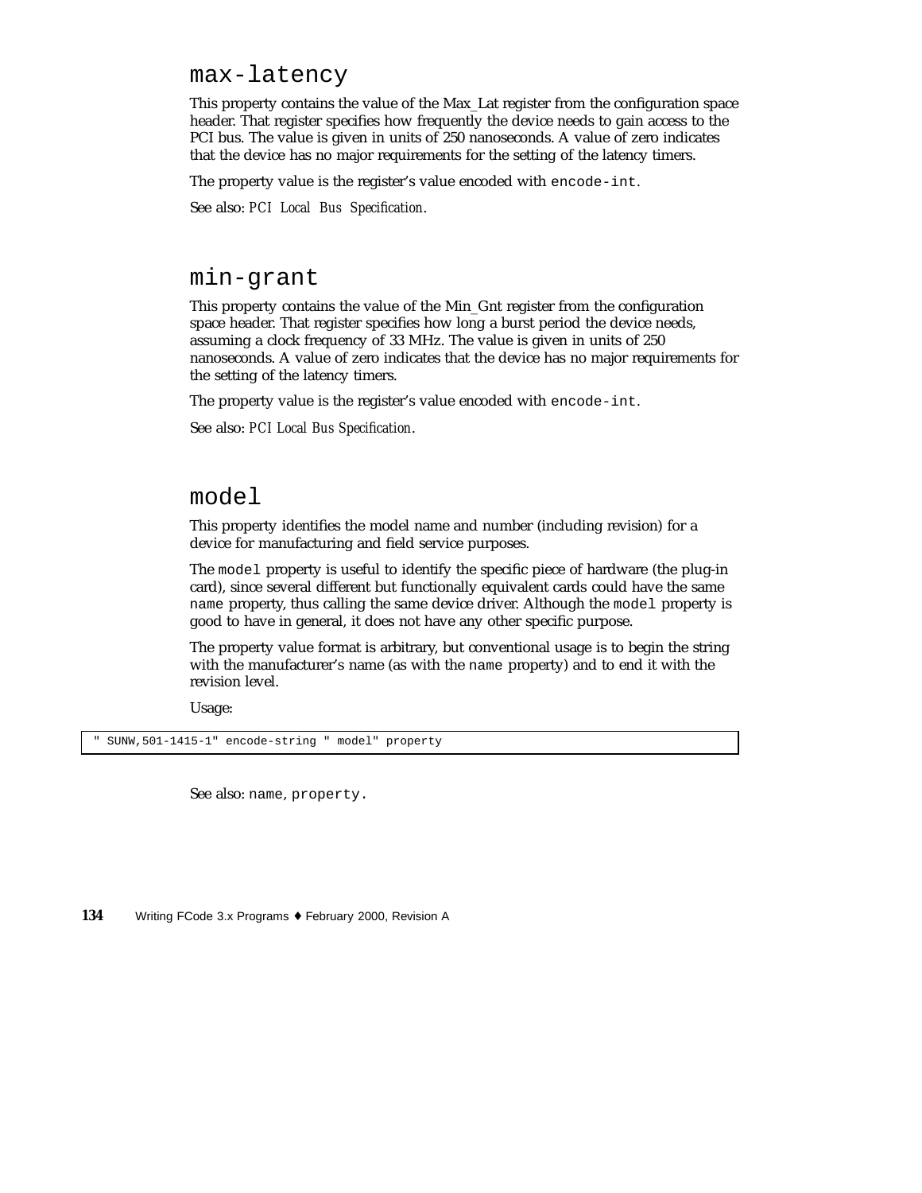## max-latency

This property contains the value of the Max_Lat register from the configuration space header. That register specifies how frequently the device needs to gain access to the PCI bus. The value is given in units of 250 nanoseconds. A value of zero indicates that the device has no major requirements for the setting of the latency timers.

The property value is the register's value encoded with `encode-int`.

See also: *PCI Local Bus Specification*.

## min-grant

This property contains the value of the Min_Gnt register from the configuration space header. That register specifies how long a burst period the device needs, assuming a clock frequency of 33 MHz. The value is given in units of 250 nanoseconds. A value of zero indicates that the device has no major requirements for the setting of the latency timers.

The property value is the register's value encoded with `encode-int`.

See also: *PCI Local Bus Specification*.

## model

This property identifies the model name and number (including revision) for a device for manufacturing and field service purposes.

The `model` property is useful to identify the specific piece of hardware (the plug-in card), since several different but functionally equivalent cards could have the same `name` property, thus calling the same device driver. Although the `model` property is good to have in general, it does not have any other specific purpose.

The property value format is arbitrary, but conventional usage is to begin the string with the manufacturer's name (as with the `name` property) and to end it with the revision level.

Usage:

```
" SUNW,501-1415-1" encode-string " model" property
```

See also: `name`, `property`.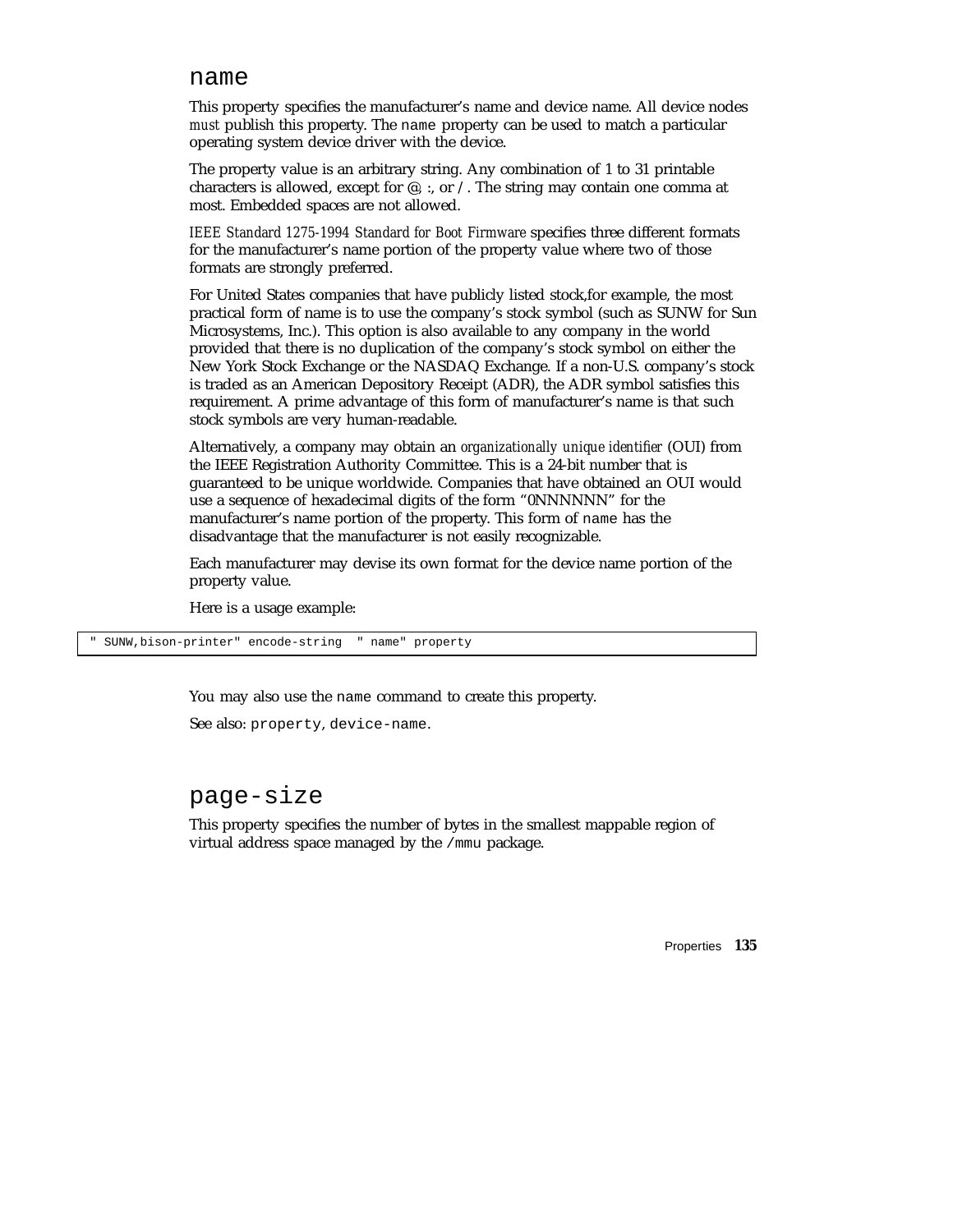### name

This property specifies the manufacturer's name and device name. All device nodes *must* publish this property. The `name` property can be used to match a particular operating system device driver with the device.

The property value is an arbitrary string. Any combination of 1 to 31 printable characters is allowed, except for @, :, or / . The string may contain one comma at most. Embedded spaces are not allowed.

*IEEE Standard 1275-1994 Standard for Boot Firmware* specifies three different formats for the manufacturer's name portion of the property value where two of those formats are strongly preferred.

For United States companies that have publicly listed stock,for example, the most practical form of name is to use the company's stock symbol (such as SUNW for Sun Microsystems, Inc.). This option is also available to any company in the world provided that there is no duplication of the company's stock symbol on either the New York Stock Exchange or the NASDAQ Exchange. If a non-U.S. company's stock is traded as an American Depository Receipt (ADR), the ADR symbol satisfies this requirement. A prime advantage of this form of manufacturer's name is that such stock symbols are very human-readable.

Alternatively, a company may obtain an *organizationally unique identifier* (OUI) from the IEEE Registration Authority Committee. This is a 24-bit number that is guaranteed to be unique worldwide. Companies that have obtained an OUI would use a sequence of hexadecimal digits of the form "0NNNNNN" for the manufacturer's name portion of the property. This form of `name` has the disadvantage that the manufacturer is not easily recognizable.

Each manufacturer may devise its own format for the device name portion of the property value.

Here is a usage example:

```
" SUNW,bison-printer" encode-string  " name" property
```

You may also use the `name` command to create this property.

See also: `property`, `device-name`.

### page-size

This property specifies the number of bytes in the smallest mappable region of virtual address space managed by the `/mmu` package.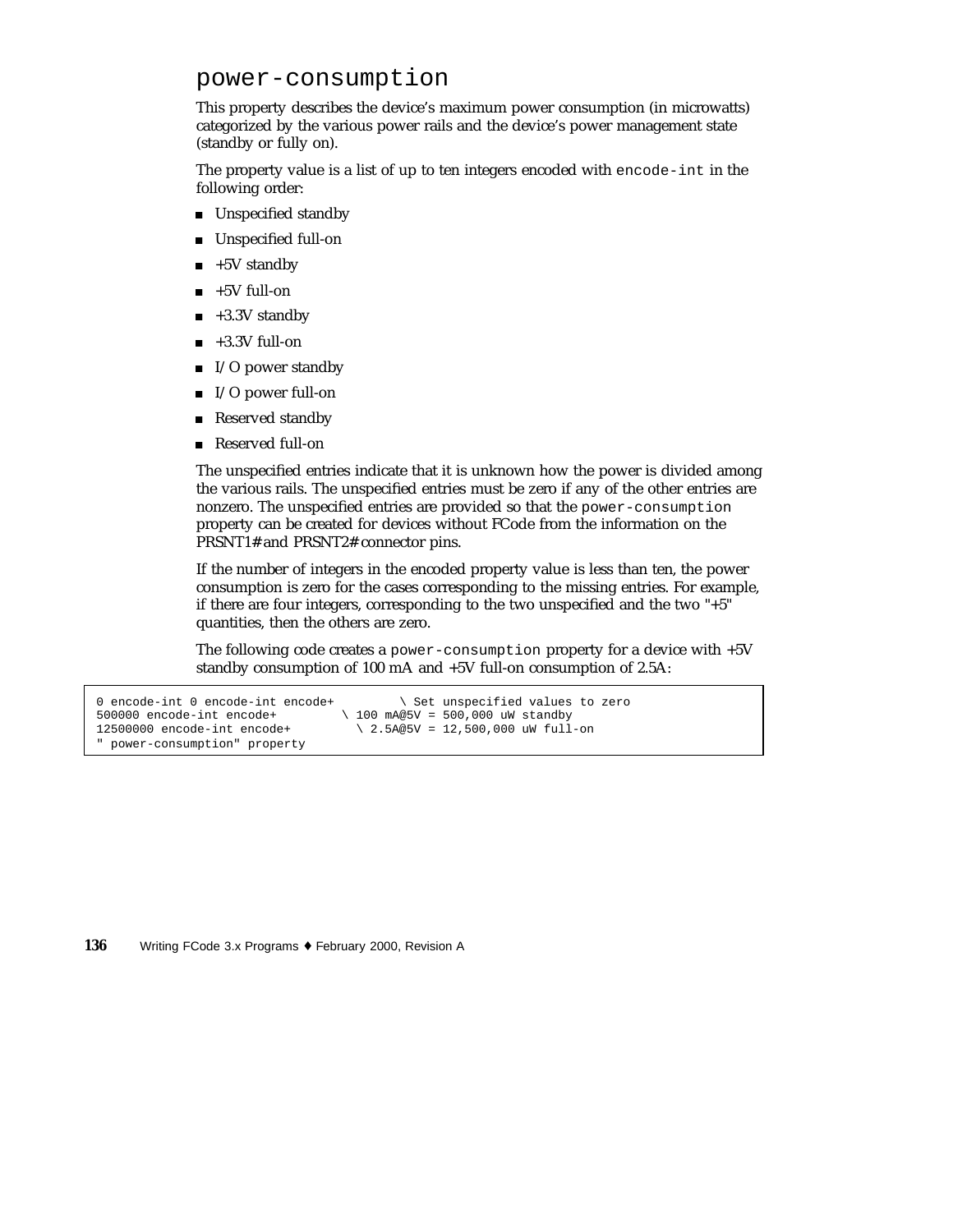## power-consumption

This property describes the device's maximum power consumption (in microwatts) categorized by the various power rails and the device's power management state (standby or fully on).

The property value is a list of up to ten integers encoded with `encode-int` in the following order:

- Unspecified standby
- Unspecified full-on
- +5V standby
- +5V full-on
- +3.3V standby
- +3.3V full-on
- I/O power standby
- I/O power full-on
- Reserved standby
- Reserved full-on

The unspecified entries indicate that it is unknown how the power is divided among the various rails. The unspecified entries must be zero if any of the other entries are nonzero. The unspecified entries are provided so that the `power-consumption` property can be created for devices without FCode from the information on the PRSNT1# and PRSNT2# connector pins.

If the number of integers in the encoded property value is less than ten, the power consumption is zero for the cases corresponding to the missing entries. For example, if there are four integers, corresponding to the two unspecified and the two "+5" quantities, then the others are zero.

The following code creates a `power-consumption` property for a device with +5V standby consumption of 100 mA and +5V full-on consumption of 2.5A:

```
0 encode-int 0 encode-int encode+         \ Set unspecified values to zero
500000 encode-int encode+         \ 100 mA@5V = 500,000 uW standby
12500000 encode-int encode+         \ 2.5A@5V = 12,500,000 uW full-on
" power-consumption" property
```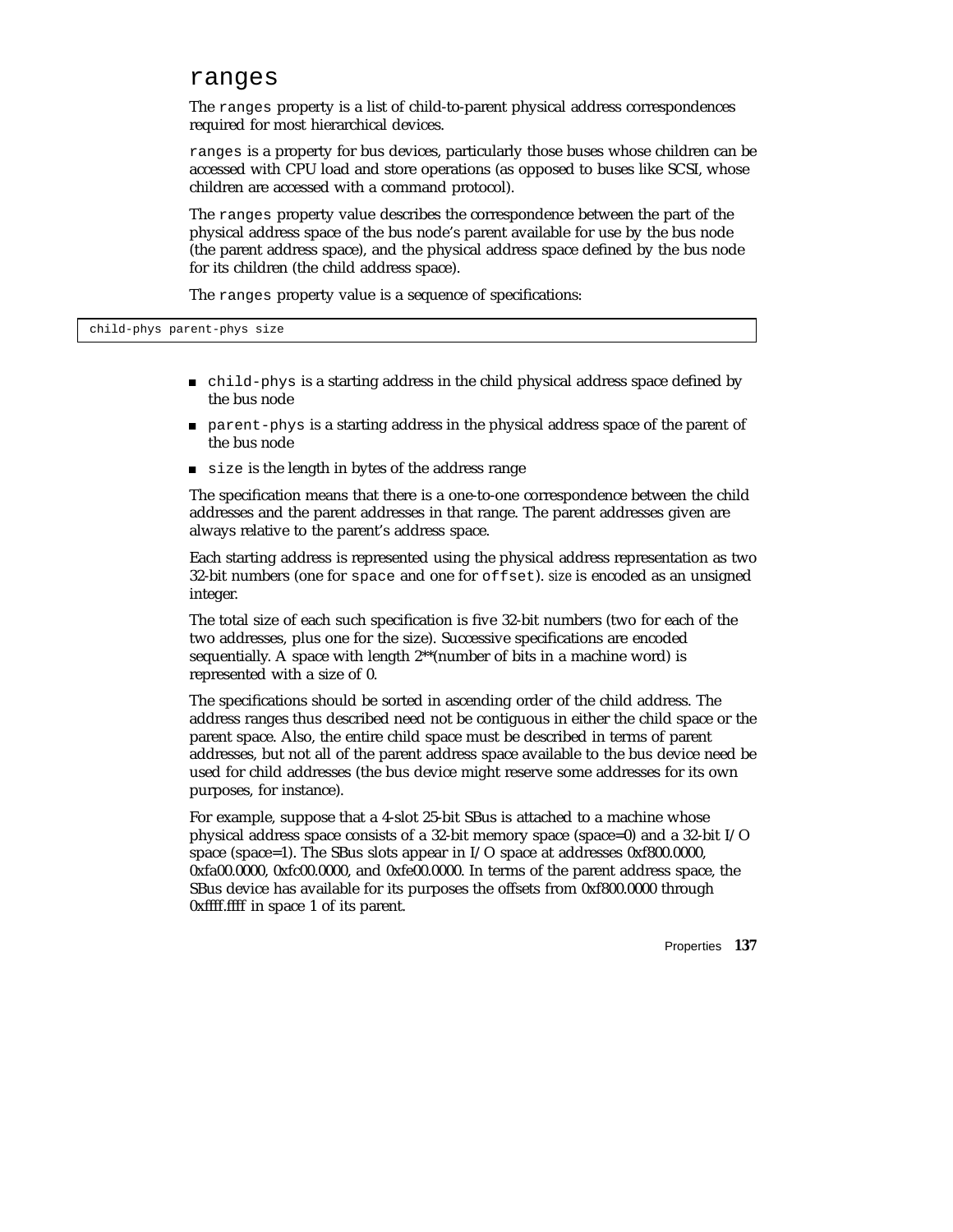## ranges

The `ranges` property is a list of child-to-parent physical address correspondences required for most hierarchical devices.

`ranges` is a property for bus devices, particularly those buses whose children can be accessed with CPU load and store operations (as opposed to buses like SCSI, whose children are accessed with a command protocol).

The `ranges` property value describes the correspondence between the part of the physical address space of the bus node's parent available for use by the bus node (the parent address space), and the physical address space defined by the bus node for its children (the child address space).

The `ranges` property value is a sequence of specifications:

```
child-phys parent-phys size
```

- `child-phys` is a starting address in the child physical address space defined by the bus node
- `parent-phys` is a starting address in the physical address space of the parent of the bus node
- `size` is the length in bytes of the address range

The specification means that there is a one-to-one correspondence between the child addresses and the parent addresses in that range. The parent addresses given are always relative to the parent's address space.

Each starting address is represented using the physical address representation as two 32-bit numbers (one for `space` and one for `offset`). *size* is encoded as an unsigned integer.

The total size of each such specification is five 32-bit numbers (two for each of the two addresses, plus one for the size). Successive specifications are encoded sequentially. A space with length 2**(number of bits in a machine word) is represented with a size of 0.

The specifications should be sorted in ascending order of the child address. The address ranges thus described need not be contiguous in either the child space or the parent space. Also, the entire child space must be described in terms of parent addresses, but not all of the parent address space available to the bus device need be used for child addresses (the bus device might reserve some addresses for its own purposes, for instance).

For example, suppose that a 4-slot 25-bit SBus is attached to a machine whose physical address space consists of a 32-bit memory space (space=0) and a 32-bit I/O space (space=1). The SBus slots appear in I/O space at addresses 0xf800.0000, 0xfa00.0000, 0xfc00.0000, and 0xfe00.0000. In terms of the parent address space, the SBus device has available for its purposes the offsets from 0xf800.0000 through 0xffff.ffff in space 1 of its parent.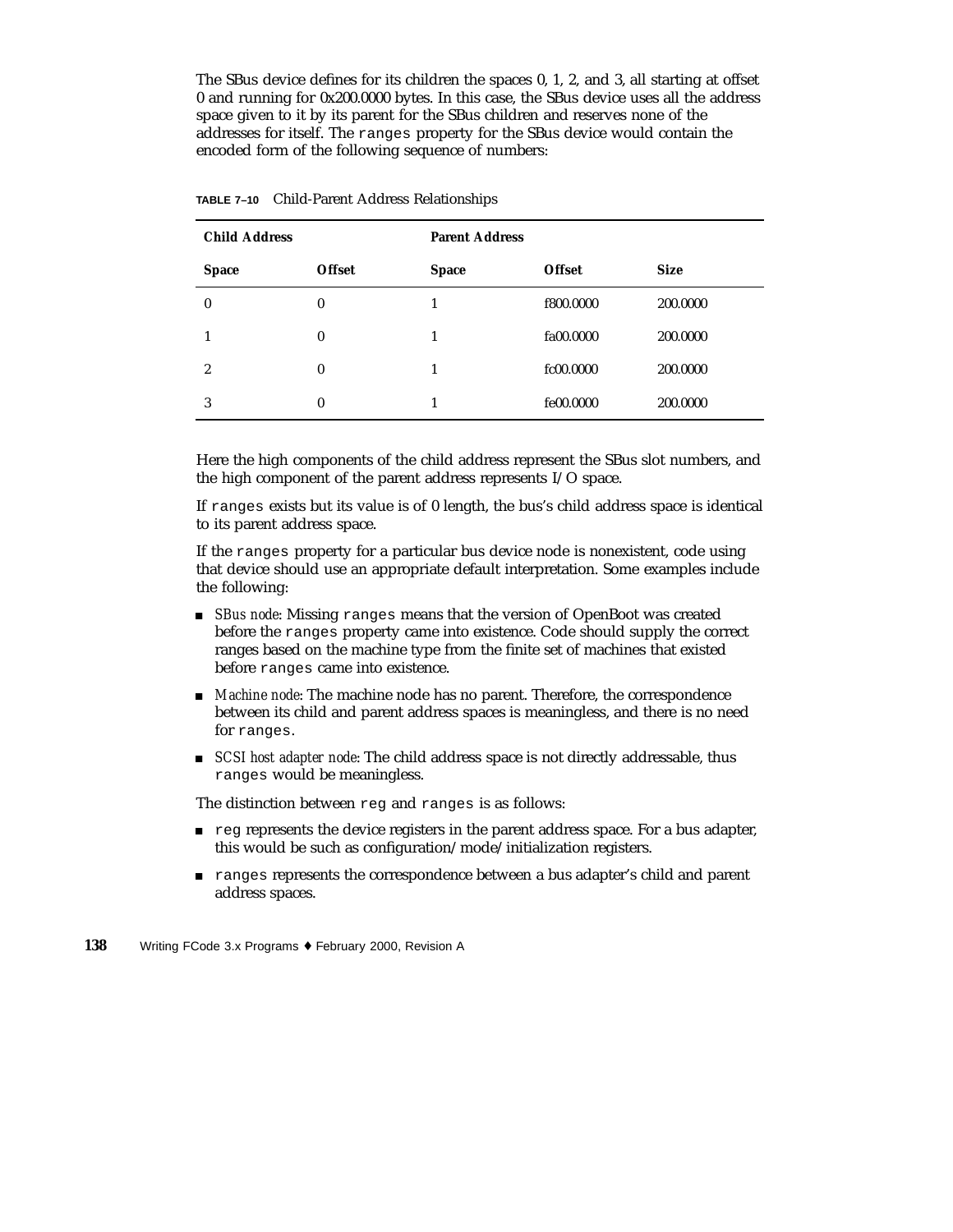The SBus device defines for its children the spaces 0, 1, 2, and 3, all starting at offset 0 and running for 0x200.0000 bytes. In this case, the SBus device uses all the address space given to it by its parent for the SBus children and reserves none of the addresses for itself. The `ranges` property for the SBus device would contain the encoded form of the following sequence of numbers:

**TABLE 7–10** Child-Parent Address Relationships

| **Child Address** | | **Parent Address** | | |
|---|---|---|---|---|
| **Space** | **Offset** | **Space** | **Offset** | **Size** |
| 0 | 0 | 1 | f800.0000 | 200.0000 |
| 1 | 0 | 1 | fa00.0000 | 200.0000 |
| 2 | 0 | 1 | fc00.0000 | 200.0000 |
| 3 | 0 | 1 | fe00.0000 | 200.0000 |

Here the high components of the child address represent the SBus slot numbers, and the high component of the parent address represents I/O space.

If `ranges` exists but its value is of 0 length, the bus's child address space is identical to its parent address space.

If the `ranges` property for a particular bus device node is nonexistent, code using that device should use an appropriate default interpretation. Some examples include the following:

- *SBus node*: Missing `ranges` means that the version of OpenBoot was created before the `ranges` property came into existence. Code should supply the correct ranges based on the machine type from the finite set of machines that existed before `ranges` came into existence.
- *Machine node*: The machine node has no parent. Therefore, the correspondence between its child and parent address spaces is meaningless, and there is no need for `ranges`.
- *SCSI host adapter node*: The child address space is not directly addressable, thus `ranges` would be meaningless.

The distinction between `reg` and `ranges` is as follows:

- `reg` represents the device registers in the parent address space. For a bus adapter, this would be such as configuration/mode/initialization registers.
- `ranges` represents the correspondence between a bus adapter's child and parent address spaces.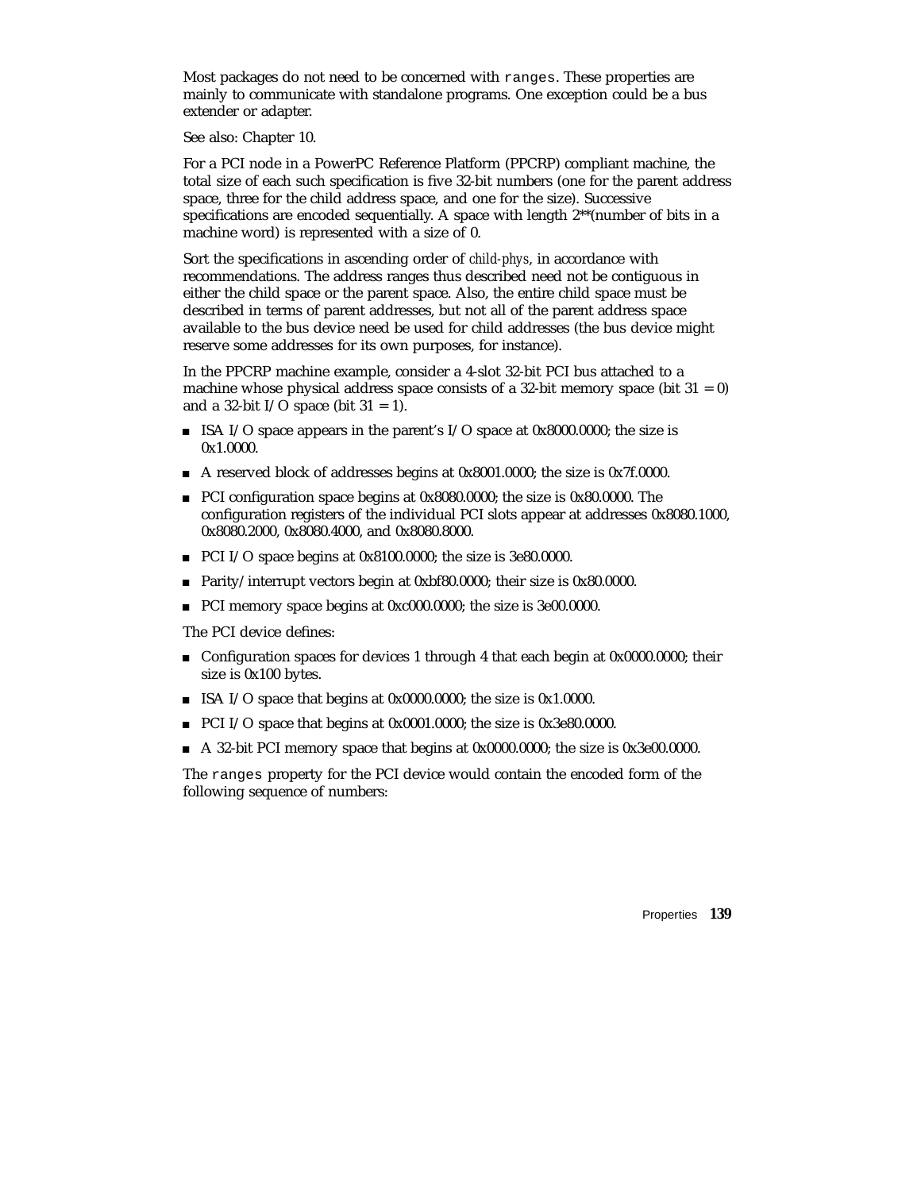Most packages do not need to be concerned with `ranges`. These properties are mainly to communicate with standalone programs. One exception could be a bus extender or adapter.

See also: Chapter 10.

For a PCI node in a PowerPC Reference Platform (PPCRP) compliant machine, the total size of each such specification is five 32-bit numbers (one for the parent address space, three for the child address space, and one for the size). Successive specifications are encoded sequentially. A space with length 2**(number of bits in a machine word) is represented with a size of 0.

Sort the specifications in ascending order of *child-phys*, in accordance with recommendations. The address ranges thus described need not be contiguous in either the child space or the parent space. Also, the entire child space must be described in terms of parent addresses, but not all of the parent address space available to the bus device need be used for child addresses (the bus device might reserve some addresses for its own purposes, for instance).

In the PPCRP machine example, consider a 4-slot 32-bit PCI bus attached to a machine whose physical address space consists of a 32-bit memory space (bit 31 = 0) and a 32-bit I/O space (bit 31 = 1).

- ISA I/O space appears in the parent's I/O space at 0x8000.0000; the size is 0x1.0000.
- A reserved block of addresses begins at 0x8001.0000; the size is 0x7f.0000.
- PCI configuration space begins at 0x8080.0000; the size is 0x80.0000. The configuration registers of the individual PCI slots appear at addresses 0x8080.1000, 0x8080.2000, 0x8080.4000, and 0x8080.8000.
- PCI I/O space begins at 0x8100.0000; the size is 3e80.0000.
- Parity/interrupt vectors begin at 0xbf80.0000; their size is 0x80.0000.
- PCI memory space begins at 0xc000.0000; the size is 3e00.0000.

The PCI device defines:

- Configuration spaces for devices 1 through 4 that each begin at 0x0000.0000; their size is 0x100 bytes.
- ISA I/O space that begins at 0x0000.0000; the size is 0x1.0000.
- PCI I/O space that begins at 0x0001.0000; the size is 0x3e80.0000.
- A 32-bit PCI memory space that begins at 0x0000.0000; the size is 0x3e00.0000.

The `ranges` property for the PCI device would contain the encoded form of the following sequence of numbers: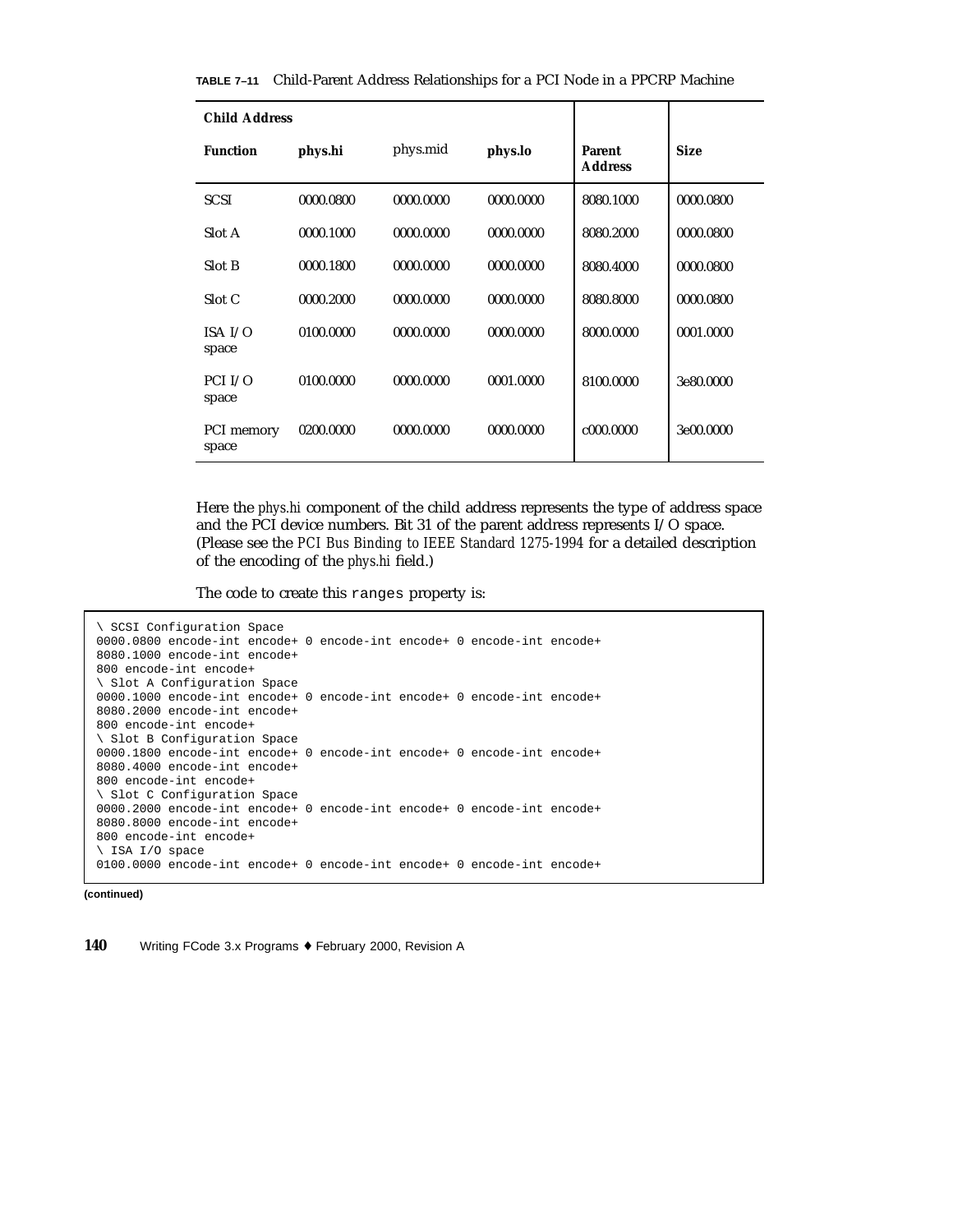**TABLE 7–11** Child-Parent Address Relationships for a PCI Node in a PPCRP Machine

| Child Address | | | | | |
|---|---|---|---|---|---|
| **Function** | **phys.hi** | phys.mid | **phys.lo** | **Parent Address** | **Size** |
| SCSI | 0000.0800 | 0000.0000 | 0000.0000 | 8080.1000 | 0000.0800 |
| Slot A | 0000.1000 | 0000.0000 | 0000.0000 | 8080.2000 | 0000.0800 |
| Slot B | 0000.1800 | 0000.0000 | 0000.0000 | 8080.4000 | 0000.0800 |
| Slot C | 0000.2000 | 0000.0000 | 0000.0000 | 8080.8000 | 0000.0800 |
| ISA I/O space | 0100.0000 | 0000.0000 | 0000.0000 | 8000.0000 | 0001.0000 |
| PCI I/O space | 0100.0000 | 0000.0000 | 0001.0000 | 8100.0000 | 3e80.0000 |
| PCI memory space | 0200.0000 | 0000.0000 | 0000.0000 | c000.0000 | 3e00.0000 |

Here the *phys.hi* component of the child address represents the type of address space and the PCI device numbers. Bit 31 of the parent address represents I/O space. (Please see the *PCI Bus Binding to IEEE Standard 1275-1994* for a detailed description of the encoding of the *phys.hi* field.)

The code to create this `ranges` property is:

```
\ SCSI Configuration Space
0000.0800 encode-int encode+ 0 encode-int encode+ 0 encode-int encode+
8080.1000 encode-int encode+
800 encode-int encode+
\ Slot A Configuration Space
0000.1000 encode-int encode+ 0 encode-int encode+ 0 encode-int encode+
8080.2000 encode-int encode+
800 encode-int encode+
\ Slot B Configuration Space
0000.1800 encode-int encode+ 0 encode-int encode+ 0 encode-int encode+
8080.4000 encode-int encode+
800 encode-int encode+
\ Slot C Configuration Space
0000.2000 encode-int encode+ 0 encode-int encode+ 0 encode-int encode+
8080.8000 encode-int encode+
800 encode-int encode+
\ ISA I/O space
0100.0000 encode-int encode+ 0 encode-int encode+ 0 encode-int encode+
```

**(continued)**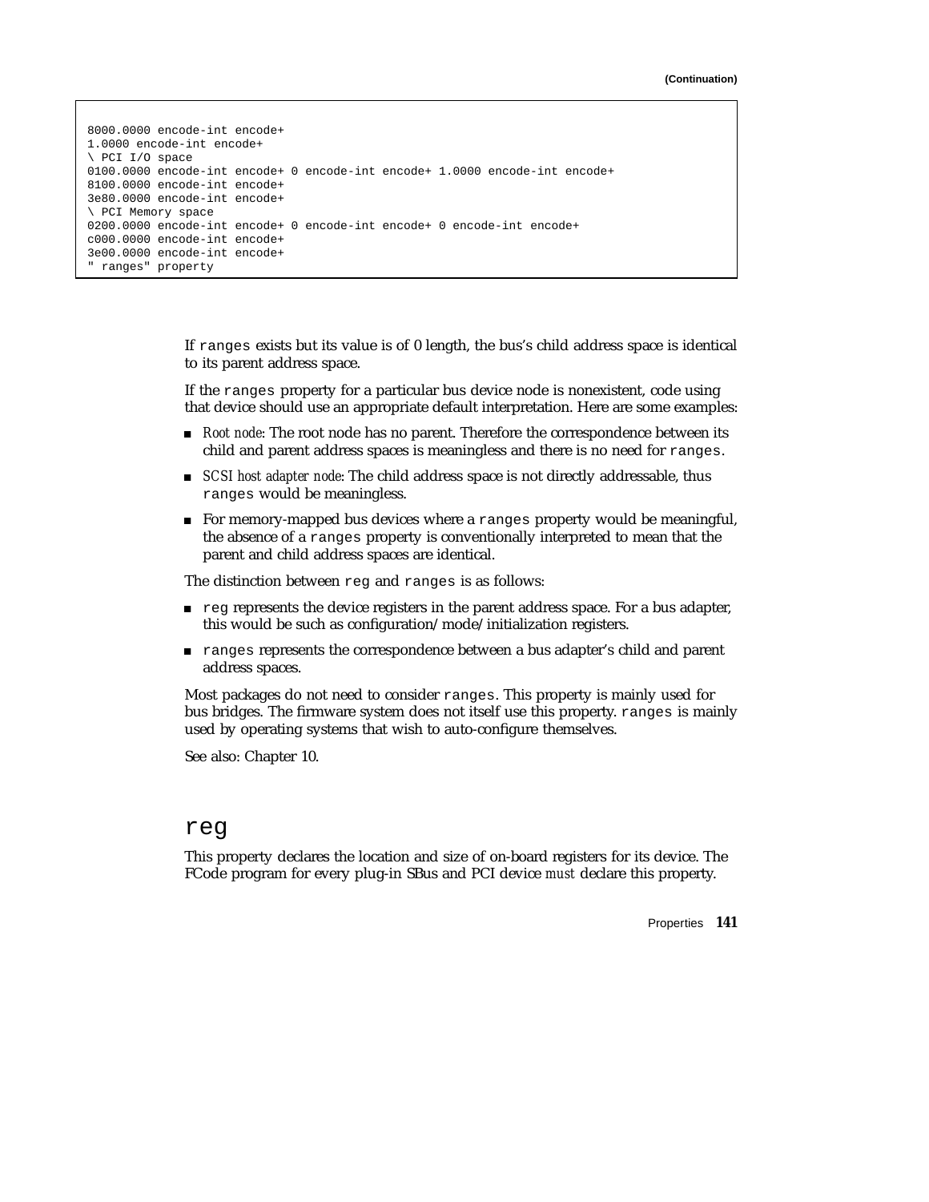(Continuation)

```
8000.0000 encode-int encode+
1.0000 encode-int encode+
\ PCI I/O space
0100.0000 encode-int encode+ 0 encode-int encode+ 1.0000 encode-int encode+
8100.0000 encode-int encode+
3e80.0000 encode-int encode+
\ PCI Memory space
0200.0000 encode-int encode+ 0 encode-int encode+ 0 encode-int encode+
c000.0000 encode-int encode+
3e00.0000 encode-int encode+
" ranges" property
```

If `ranges` exists but its value is of 0 length, the bus's child address space is identical to its parent address space.

If the `ranges` property for a particular bus device node is nonexistent, code using that device should use an appropriate default interpretation. Here are some examples:

- *Root node*: The root node has no parent. Therefore the correspondence between its child and parent address spaces is meaningless and there is no need for `ranges`.
- *SCSI host adapter node*: The child address space is not directly addressable, thus `ranges` would be meaningless.
- For memory-mapped bus devices where a `ranges` property would be meaningful, the absence of a `ranges` property is conventionally interpreted to mean that the parent and child address spaces are identical.

The distinction between `reg` and `ranges` is as follows:

- `reg` represents the device registers in the parent address space. For a bus adapter, this would be such as configuration/mode/initialization registers.
- `ranges` represents the correspondence between a bus adapter's child and parent address spaces.

Most packages do not need to consider `ranges`. This property is mainly used for bus bridges. The firmware system does not itself use this property. `ranges` is mainly used by operating systems that wish to auto-configure themselves.

See also: Chapter 10.

## reg

This property declares the location and size of on-board registers for its device. The FCode program for every plug-in SBus and PCI device *must* declare this property.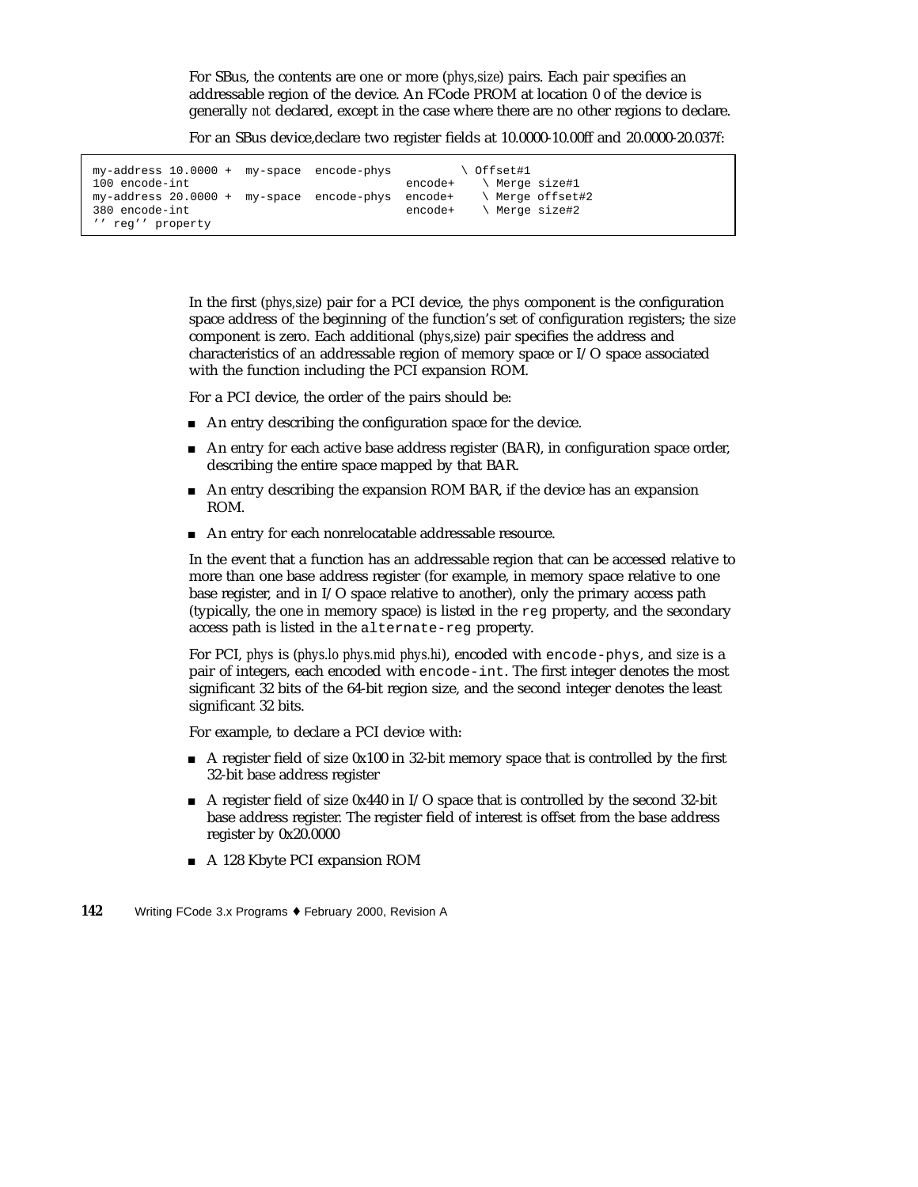For SBus, the contents are one or more (*phys,size*) pairs. Each pair specifies an addressable region of the device. An FCode PROM at location 0 of the device is generally *not* declared, except in the case where there are no other regions to declare.

For an SBus device,declare two register fields at 10.0000-10.00ff and 20.0000-20.037f:

```
my-address 10.0000 +  my-space  encode-phys          \ Offset#1
100 encode-int                                encode+    \ Merge size#1
my-address 20.0000 +  my-space  encode-phys  encode+    \ Merge offset#2
380 encode-int                                encode+    \ Merge size#2
'' reg'' property
```

In the first (*phys,size*) pair for a PCI device, the *phys* component is the configuration space address of the beginning of the function's set of configuration registers; the *size* component is zero. Each additional (*phys,size*) pair specifies the address and characteristics of an addressable region of memory space or I/O space associated with the function including the PCI expansion ROM.

For a PCI device, the order of the pairs should be:

- An entry describing the configuration space for the device.
- An entry for each active base address register (BAR), in configuration space order, describing the entire space mapped by that BAR.
- An entry describing the expansion ROM BAR, if the device has an expansion ROM.
- An entry for each nonrelocatable addressable resource.

In the event that a function has an addressable region that can be accessed relative to more than one base address register (for example, in memory space relative to one base register, and in I/O space relative to another), only the primary access path (typically, the one in memory space) is listed in the `reg` property, and the secondary access path is listed in the `alternate-reg` property.

For PCI, *phys* is (*phys.lo phys.mid phys.hi*), encoded with `encode-phys`, and *size* is a pair of integers, each encoded with `encode-int`. The first integer denotes the most significant 32 bits of the 64-bit region size, and the second integer denotes the least significant 32 bits.

For example, to declare a PCI device with:

- A register field of size 0x100 in 32-bit memory space that is controlled by the first 32-bit base address register
- A register field of size 0x440 in I/O space that is controlled by the second 32-bit base address register. The register field of interest is offset from the base address register by 0x20.0000
- A 128 Kbyte PCI expansion ROM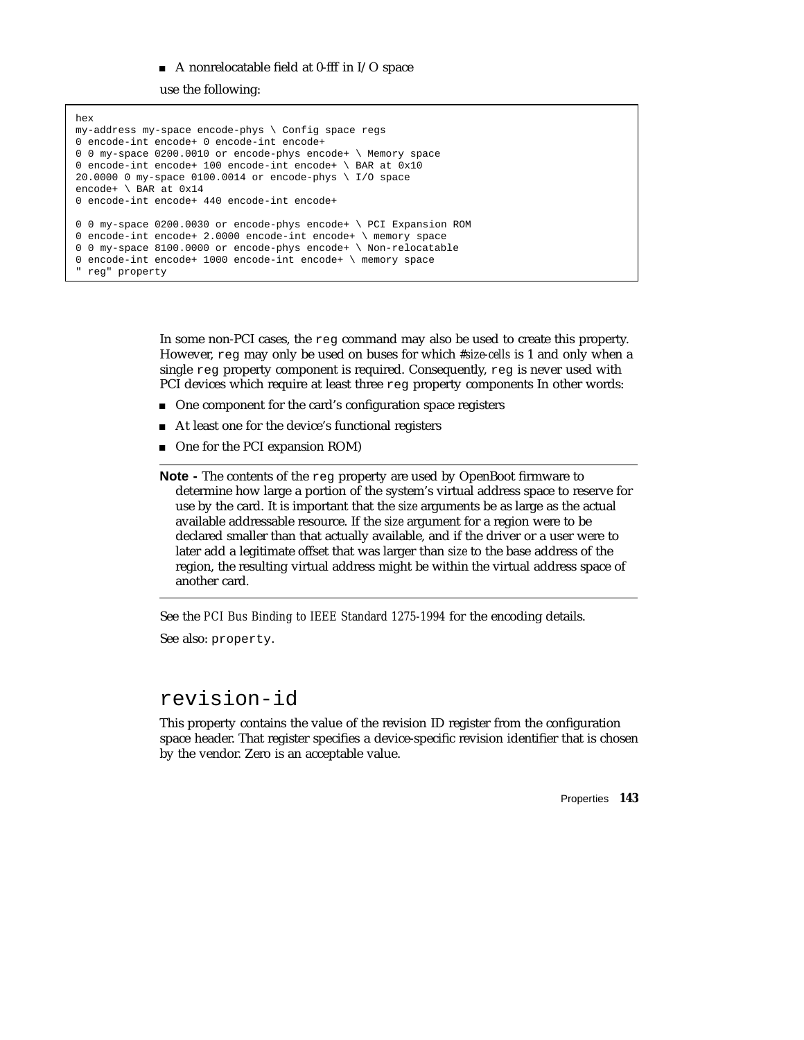- A nonrelocatable field at 0-fff in I/O space

use the following:

```
hex
my-address my-space encode-phys \ Config space regs
0 encode-int encode+ 0 encode-int encode+
0 0 my-space 0200.0010 or encode-phys encode+ \ Memory space
0 encode-int encode+ 100 encode-int encode+ \ BAR at 0x10
20.0000 0 my-space 0100.0014 or encode-phys \ I/O space
encode+ \ BAR at 0x14
0 encode-int encode+ 440 encode-int encode+

0 0 my-space 0200.0030 or encode-phys encode+ \ PCI Expansion ROM
0 encode-int encode+ 2.0000 encode-int encode+ \ memory space
0 0 my-space 8100.0000 or encode-phys encode+ \ Non-relocatable
0 encode-int encode+ 1000 encode-int encode+ \ memory space
" reg" property
```

In some non-PCI cases, the `reg` command may also be used to create this property. However, `reg` may only be used on buses for which #*size-cells* is 1 and only when a single `reg` property component is required. Consequently, `reg` is never used with PCI devices which require at least three `reg` property components In other words:

- One component for the card's configuration space registers
- At least one for the device's functional registers
- One for the PCI expansion ROM)

---

**Note -** The contents of the `reg` property are used by OpenBoot firmware to determine how large a portion of the system's virtual address space to reserve for use by the card. It is important that the *size* arguments be as large as the actual available addressable resource. If the *size* argument for a region were to be declared smaller than that actually available, and if the driver or a user were to later add a legitimate offset that was larger than *size* to the base address of the region, the resulting virtual address might be within the virtual address space of another card.

---

See the *PCI Bus Binding to IEEE Standard 1275-1994* for the encoding details.

See also: `property`.

## revision-id

This property contains the value of the revision ID register from the configuration space header. That register specifies a device-specific revision identifier that is chosen by the vendor. Zero is an acceptable value.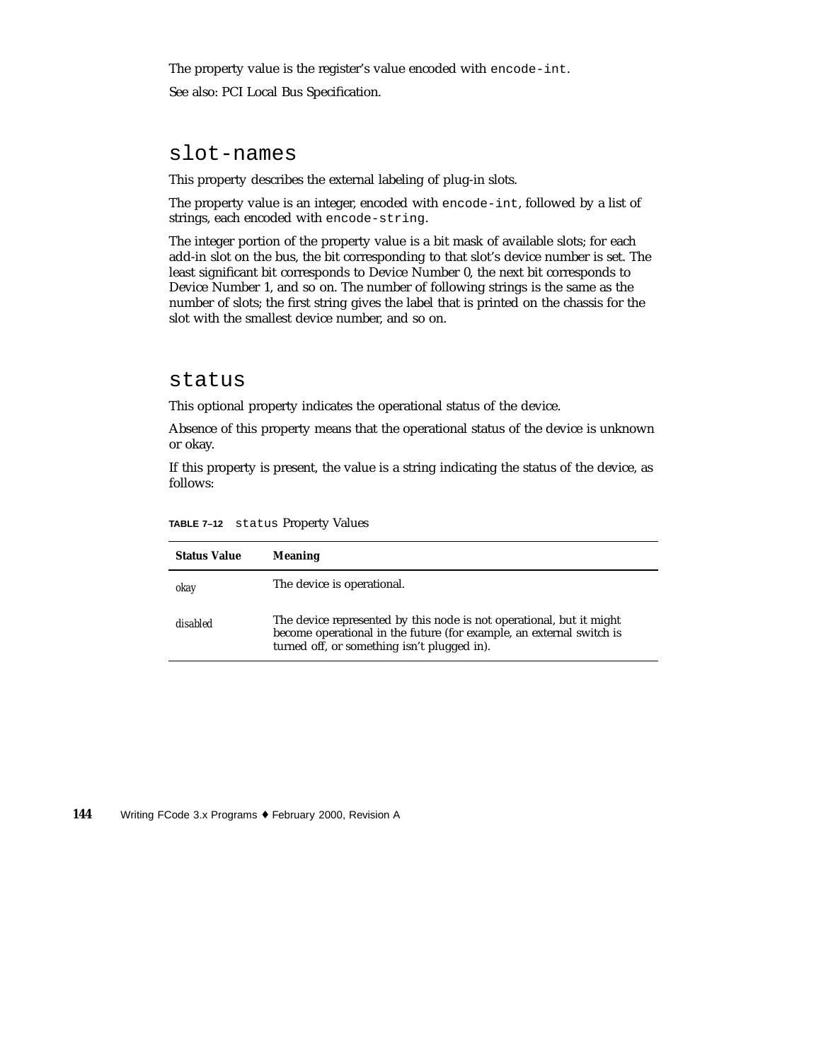The property value is the register's value encoded with `encode-int`.

See also: PCI Local Bus Specification.

## `slot-names`

This property describes the external labeling of plug-in slots.

The property value is an integer, encoded with `encode-int`, followed by a list of strings, each encoded with `encode-string`.

The integer portion of the property value is a bit mask of available slots; for each add-in slot on the bus, the bit corresponding to that slot's device number is set. The least significant bit corresponds to Device Number 0, the next bit corresponds to Device Number 1, and so on. The number of following strings is the same as the number of slots; the first string gives the label that is printed on the chassis for the slot with the smallest device number, and so on.

## `status`

This optional property indicates the operational status of the device.

Absence of this property means that the operational status of the device is unknown or okay.

If this property is present, the value is a string indicating the status of the device, as follows:

**TABLE 7–12** `status` Property Values

| Status Value | Meaning |
| --- | --- |
| *okay* | The device is operational. |
| *disabled* | The device represented by this node is not operational, but it might become operational in the future (for example, an external switch is turned off, or something isn't plugged in). |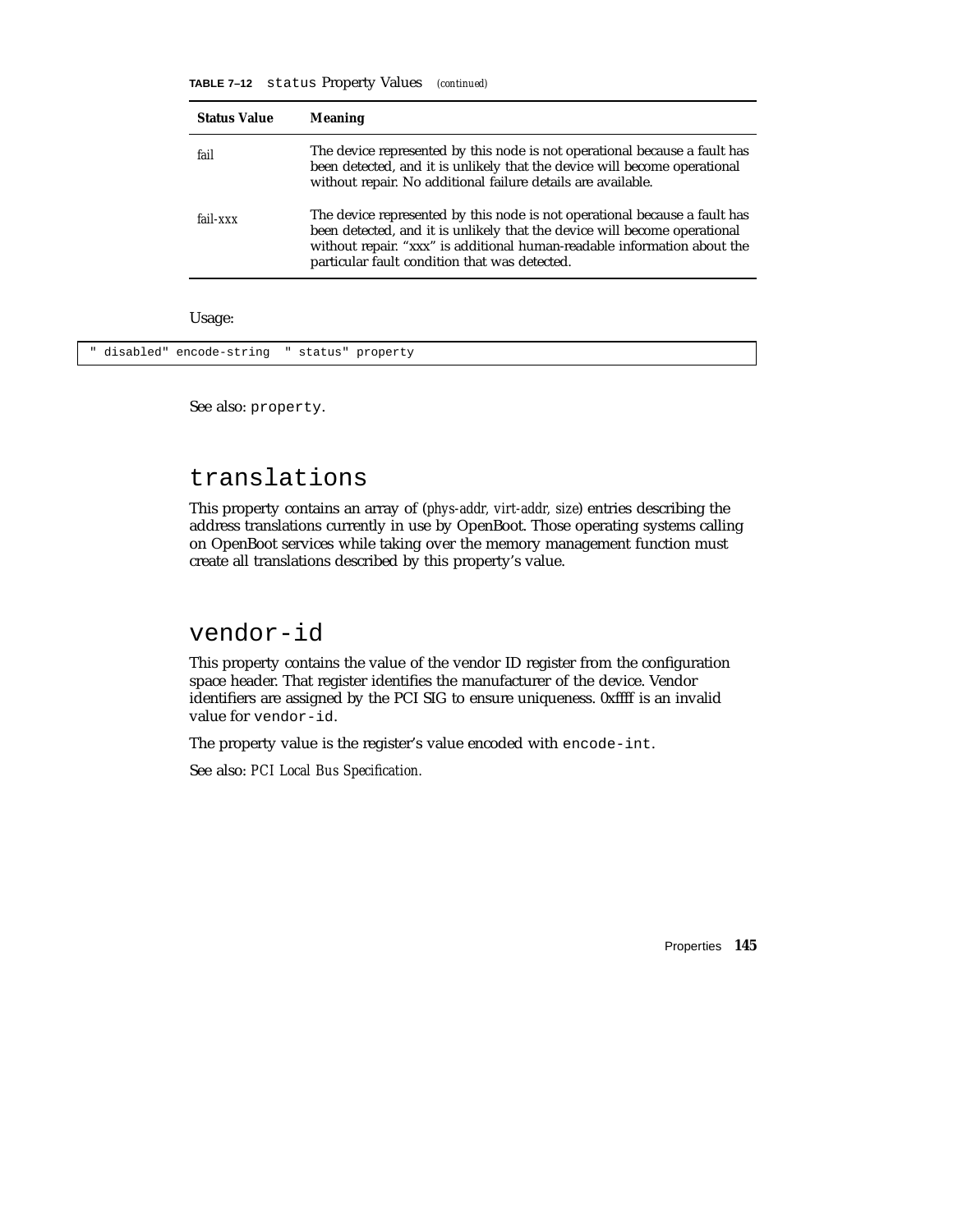**TABLE 7–12** `status` Property Values *(continued)*

| Status Value | Meaning |
|---|---|
| *fail* | The device represented by this node is not operational because a fault has been detected, and it is unlikely that the device will become operational without repair. No additional failure details are available. |
| *fail-xxx* | The device represented by this node is not operational because a fault has been detected, and it is unlikely that the device will become operational without repair. "xxx" is additional human-readable information about the particular fault condition that was detected. |

Usage:

```
" disabled" encode-string  " status" property
```

See also: `property`.

## translations

This property contains an array of (*phys-addr, virt-addr, size*) entries describing the address translations currently in use by OpenBoot. Those operating systems calling on OpenBoot services while taking over the memory management function must create all translations described by this property's value.

## vendor-id

This property contains the value of the vendor ID register from the configuration space header. That register identifies the manufacturer of the device. Vendor identifiers are assigned by the PCI SIG to ensure uniqueness. 0xffff is an invalid value for `vendor-id`.

The property value is the register's value encoded with `encode-int`.

See also: *PCI Local Bus Specification.*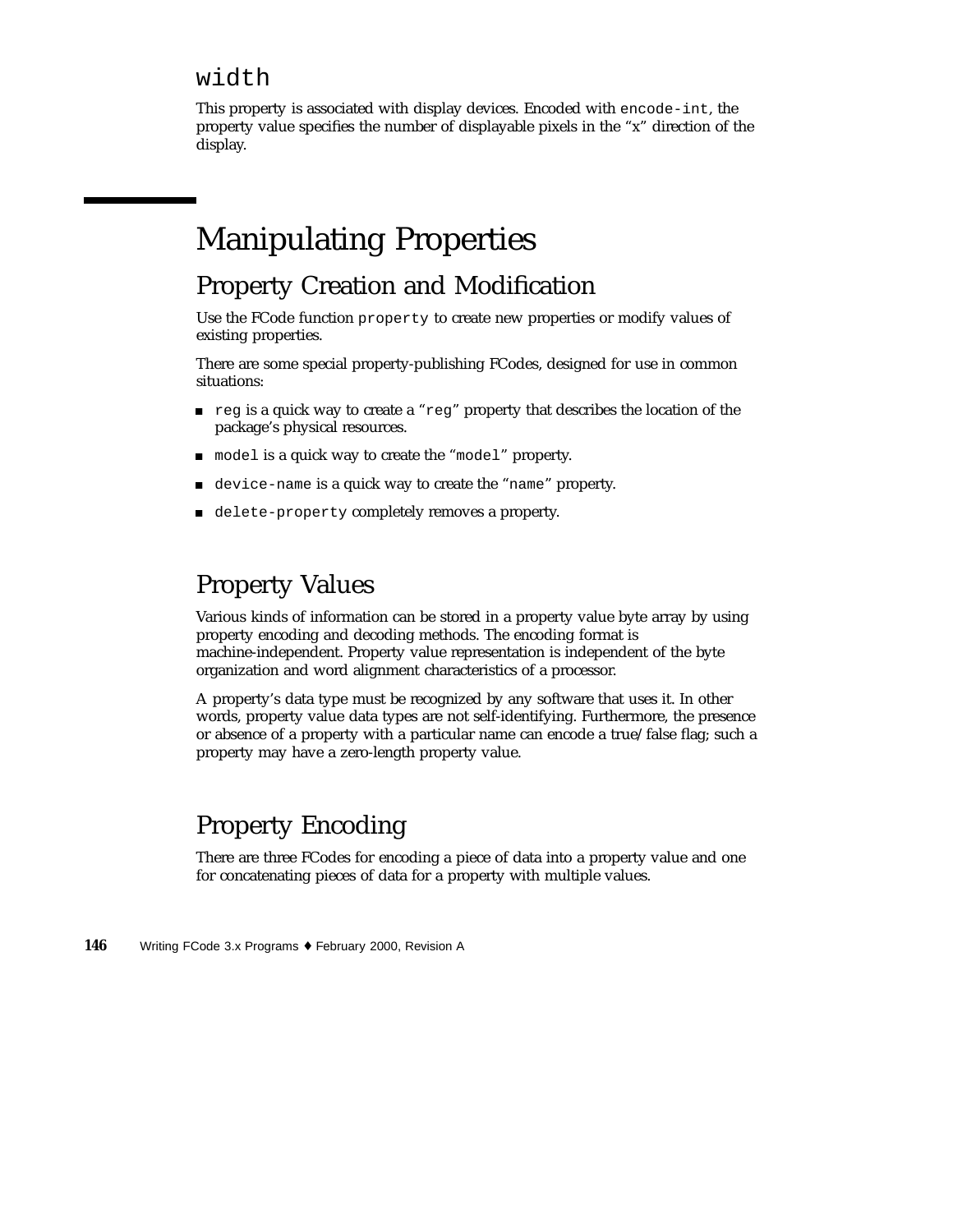### `width`

This property is associated with display devices. Encoded with `encode-int`, the property value specifies the number of displayable pixels in the "x" direction of the display.

# Manipulating Properties

## Property Creation and Modification

Use the FCode function `property` to create new properties or modify values of existing properties.

There are some special property-publishing FCodes, designed for use in common situations:

- `reg` is a quick way to create a "`reg`" property that describes the location of the package's physical resources.
- `model` is a quick way to create the "`model`" property.
- `device-name` is a quick way to create the "`name`" property.
- `delete-property` completely removes a property.

## Property Values

Various kinds of information can be stored in a property value byte array by using property encoding and decoding methods. The encoding format is machine-independent. Property value representation is independent of the byte organization and word alignment characteristics of a processor.

A property's data type must be recognized by any software that uses it. In other words, property value data types are not self-identifying. Furthermore, the presence or absence of a property with a particular name can encode a true/false flag; such a property may have a zero-length property value.

## Property Encoding

There are three FCodes for encoding a piece of data into a property value and one for concatenating pieces of data for a property with multiple values.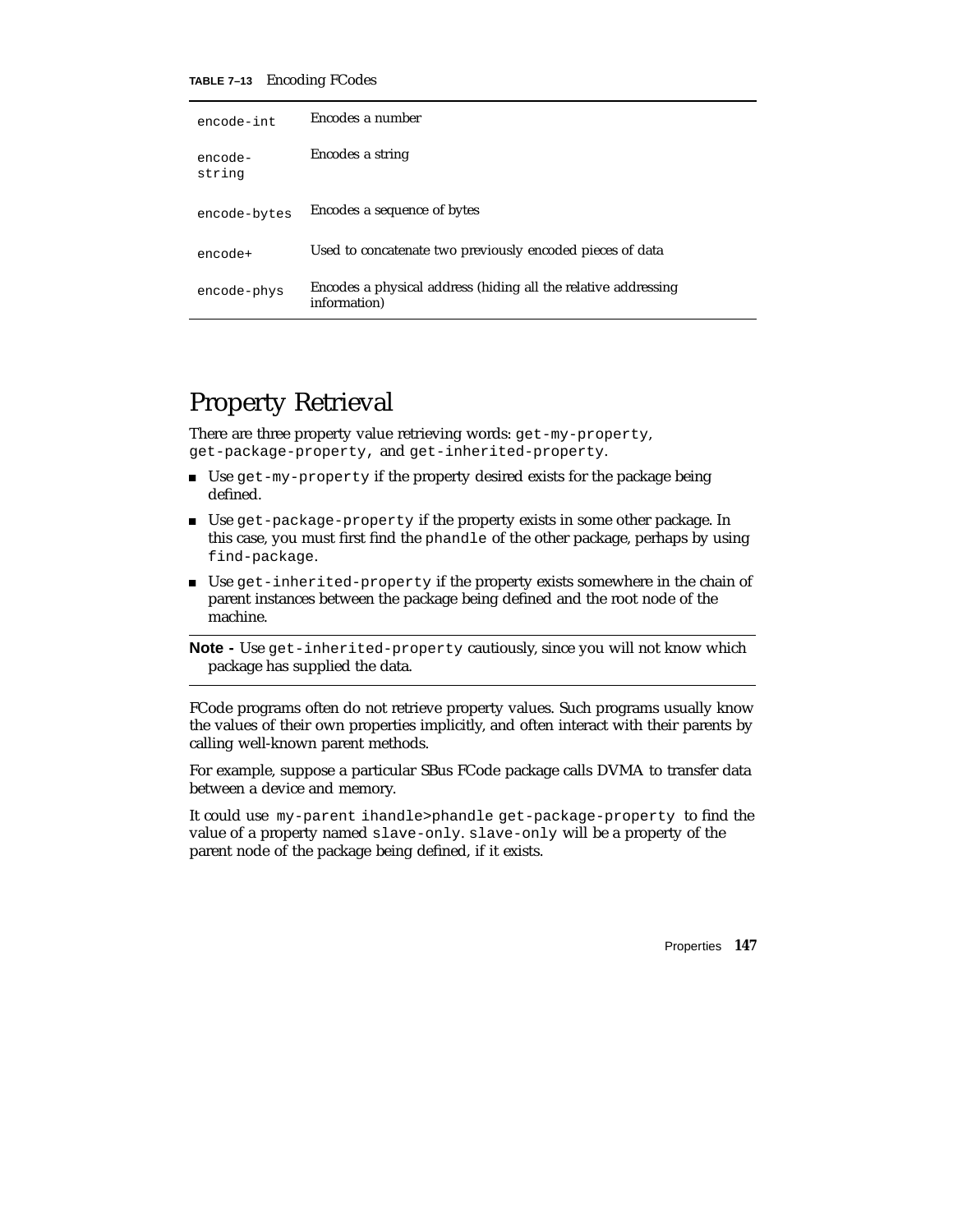**TABLE 7–13** Encoding FCodes

| | |
|---|---|
| `encode-int` | Encodes a number |
| `encode-string` | Encodes a string |
| `encode-bytes` | Encodes a sequence of bytes |
| `encode+` | Used to concatenate two previously encoded pieces of data |
| `encode-phys` | Encodes a physical address (hiding all the relative addressing information) |

## Property Retrieval

There are three property value retrieving words: `get-my-property`, `get-package-property`, and `get-inherited-property`.

- Use `get-my-property` if the property desired exists for the package being defined.
- Use `get-package-property` if the property exists in some other package. In this case, you must first find the `phandle` of the other package, perhaps by using `find-package`.
- Use `get-inherited-property` if the property exists somewhere in the chain of parent instances between the package being defined and the root node of the machine.

**Note -** Use `get-inherited-property` cautiously, since you will not know which package has supplied the data.

FCode programs often do not retrieve property values. Such programs usually know the values of their own properties implicitly, and often interact with their parents by calling well-known parent methods.

For example, suppose a particular SBus FCode package calls DVMA to transfer data between a device and memory.

It could use `my-parent ihandle>phandle get-package-property` to find the value of a property named `slave-only`. `slave-only` will be a property of the parent node of the package being defined, if it exists.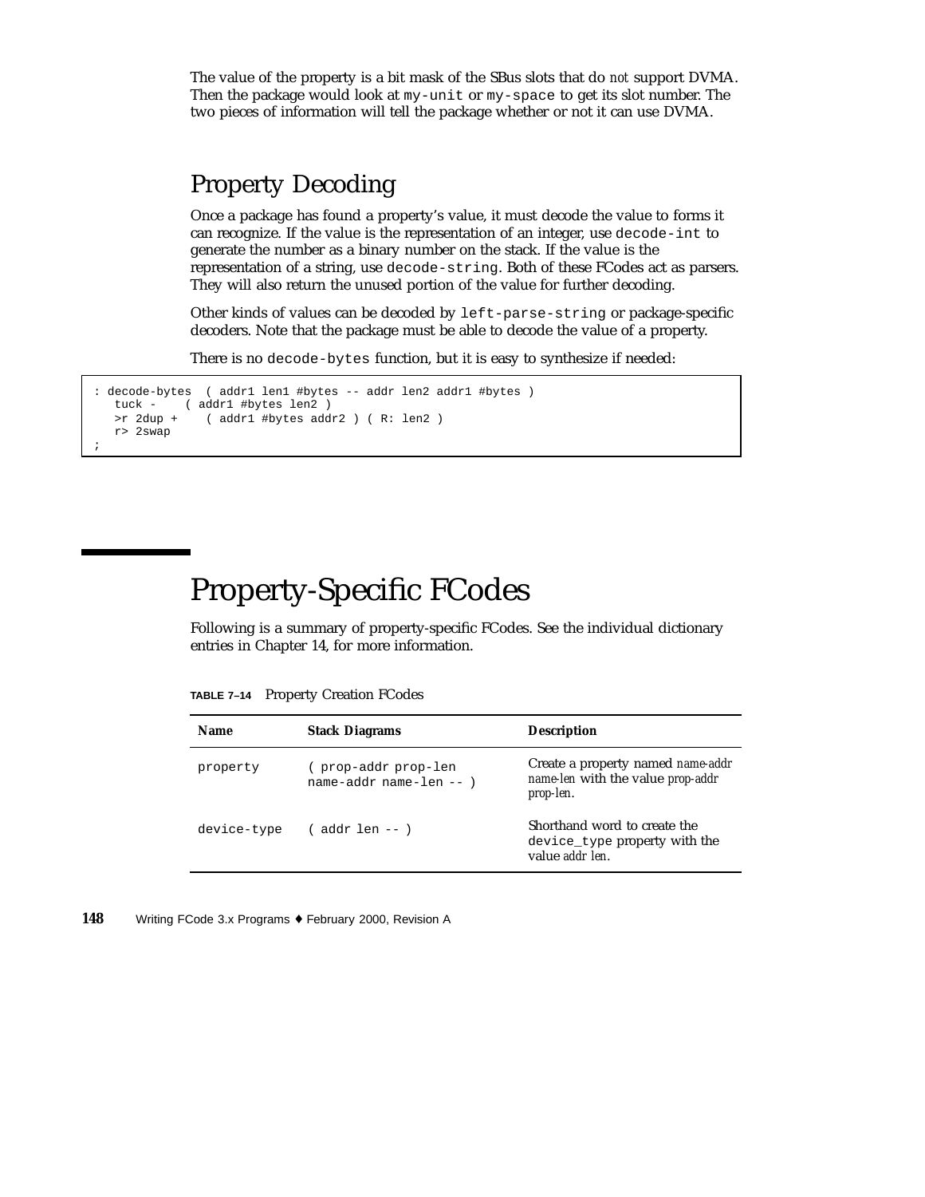The value of the property is a bit mask of the SBus slots that do *not* support DVMA. Then the package would look at `my-unit` or `my-space` to get its slot number. The two pieces of information will tell the package whether or not it can use DVMA.

## Property Decoding

Once a package has found a property's value, it must decode the value to forms it can recognize. If the value is the representation of an integer, use `decode-int` to generate the number as a binary number on the stack. If the value is the representation of a string, use `decode-string`. Both of these FCodes act as parsers. They will also return the unused portion of the value for further decoding.

Other kinds of values can be decoded by `left-parse-string` or package-specific decoders. Note that the package must be able to decode the value of a property.

There is no `decode-bytes` function, but it is easy to synthesize if needed:

```
: decode-bytes  ( addr1 len1 #bytes -- addr len2 addr1 #bytes )
   tuck -    ( addr1 #bytes len2 )
   >r 2dup +    ( addr1 #bytes addr2 ) ( R: len2 )
   r> 2swap
;
```

# Property-Specific FCodes

Following is a summary of property-specific FCodes. See the individual dictionary entries in Chapter 14, for more information.

**TABLE 7–14** Property Creation FCodes

| Name | Stack Diagrams | Description |
|---|---|---|
| `property` | `( prop-addr prop-len name-addr name-len -- )` | Create a property named *name-addr name-len* with the value *prop-addr prop-len*. |
| `device-type` | `( addr len -- )` | Shorthand word to create the `device_type` property with the value *addr len*. |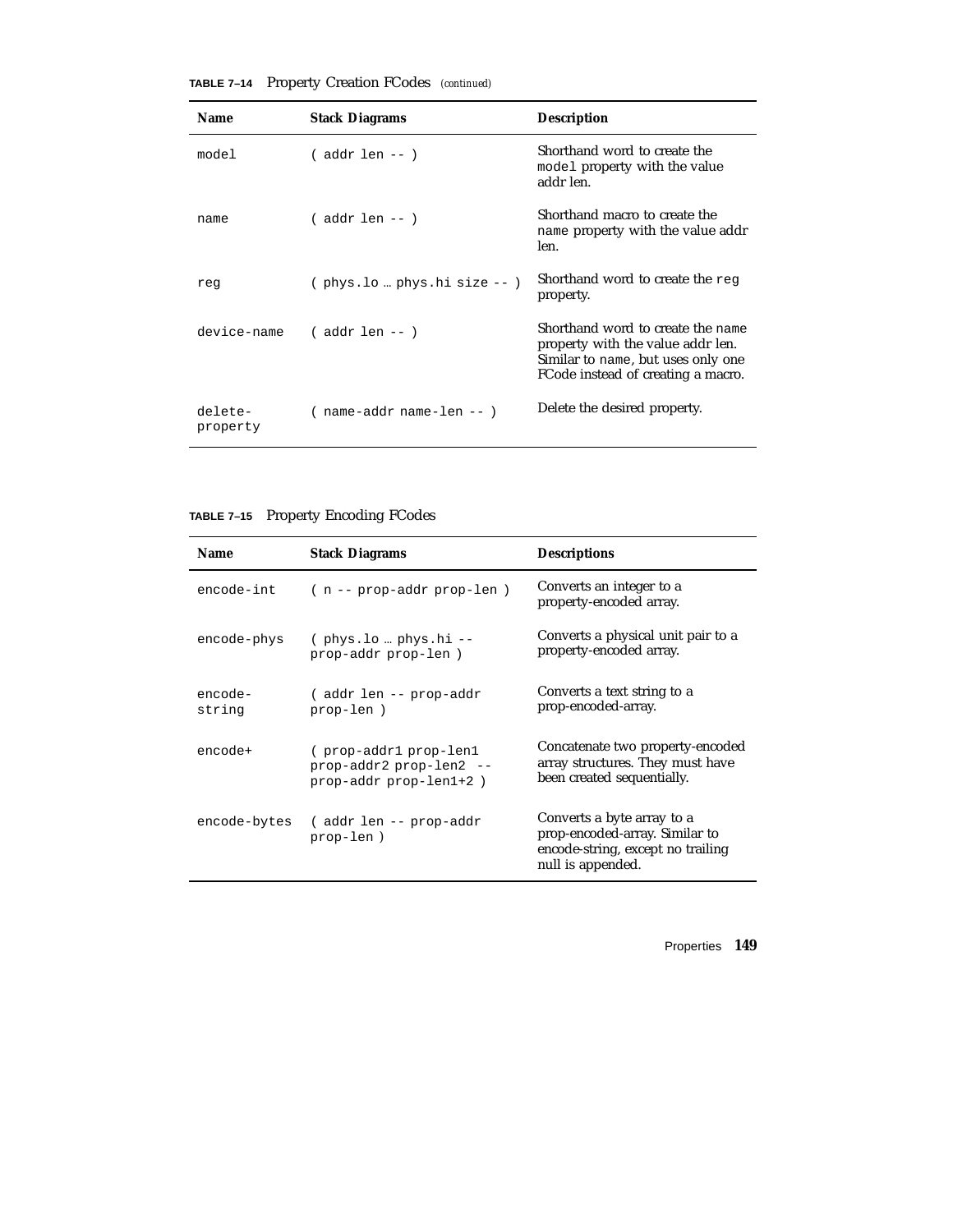**TABLE 7–14** Property Creation FCodes *(continued)*

| Name | Stack Diagrams | Description |
|---|---|---|
| `model` | `( addr len -- )` | Shorthand word to create the `model` property with the value addr len. |
| `name` | `( addr len -- )` | Shorthand macro to create the `name` property with the value addr len. |
| `reg` | `( phys.lo … phys.hi size -- )` | Shorthand word to create the `reg` property. |
| `device-name` | `( addr len -- )` | Shorthand word to create the `name` property with the value addr len. Similar to `name`, but uses only one FCode instead of creating a macro. |
| `delete-property` | `( name-addr name-len -- )` | Delete the desired property. |

**TABLE 7–15** Property Encoding FCodes

| Name | Stack Diagrams | Descriptions |
|---|---|---|
| `encode-int` | `( n -- prop-addr prop-len )` | Converts an integer to a property-encoded array. |
| `encode-phys` | `( phys.lo … phys.hi -- prop-addr prop-len )` | Converts a physical unit pair to a property-encoded array. |
| `encode-string` | `( addr len -- prop-addr prop-len )` | Converts a text string to a prop-encoded-array. |
| `encode+` | `( prop-addr1 prop-len1 prop-addr2 prop-len2 -- prop-addr prop-len1+2 )` | Concatenate two property-encoded array structures. They must have been created sequentially. |
| `encode-bytes` | `( addr len -- prop-addr prop-len )` | Converts a byte array to a prop-encoded-array. Similar to encode-string, except no trailing null is appended. |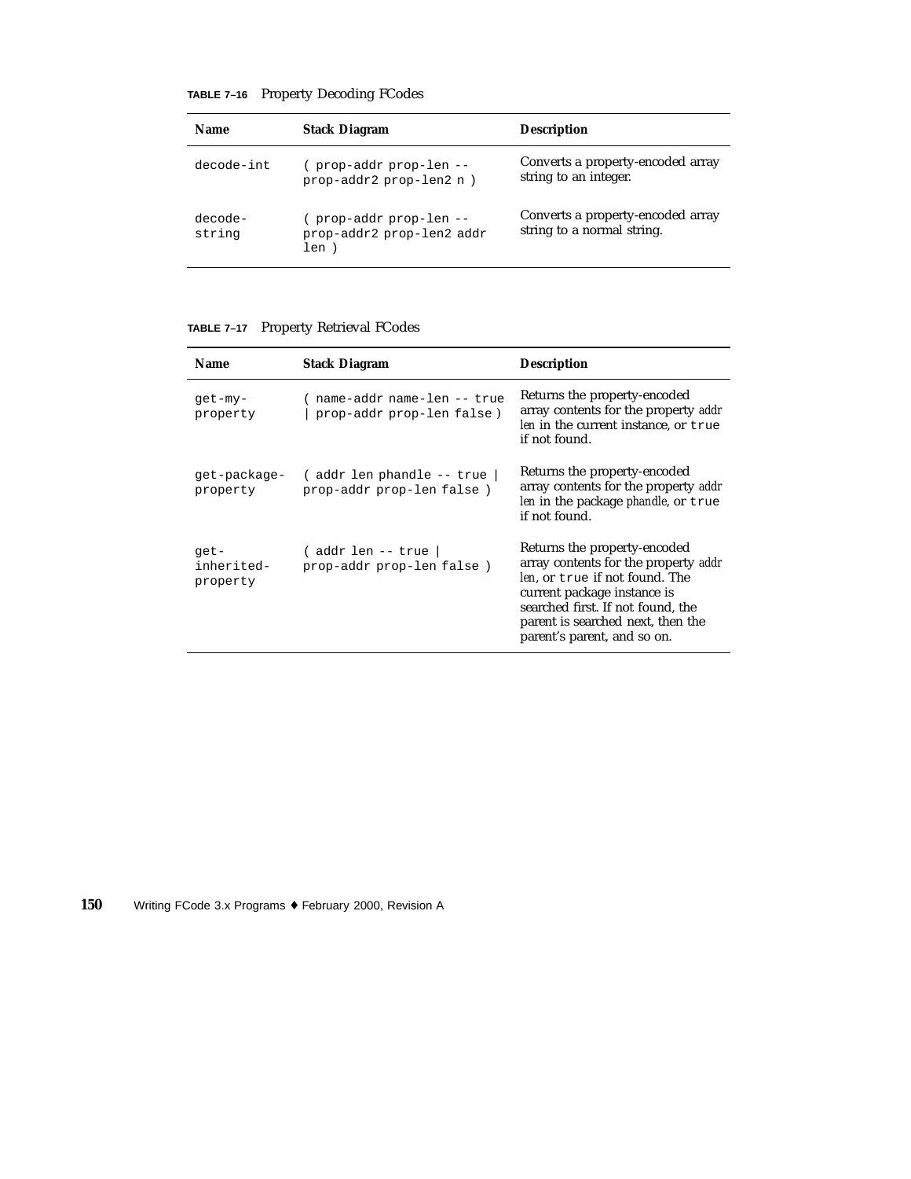**TABLE 7–16** Property Decoding FCodes

| Name | Stack Diagram | Description |
|---|---|---|
| `decode-int` | `( prop-addr prop-len -- prop-addr2 prop-len2 n )` | Converts a property-encoded array string to an integer. |
| `decode-string` | `( prop-addr prop-len -- prop-addr2 prop-len2 addr len )` | Converts a property-encoded array string to a normal string. |

**TABLE 7–17** Property Retrieval FCodes

| Name | Stack Diagram | Description |
|---|---|---|
| `get-my-property` | `( name-addr name-len -- true \| prop-addr prop-len false )` | Returns the property-encoded array contents for the property *addr len* in the current instance, or `true` if not found. |
| `get-package-property` | `( addr len phandle -- true \| prop-addr prop-len false )` | Returns the property-encoded array contents for the property *addr len* in the package *phandle*, or `true` if not found. |
| `get-inherited-property` | `( addr len -- true \| prop-addr prop-len false )` | Returns the property-encoded array contents for the property *addr len*, or `true` if not found. The current package instance is searched first. If not found, the parent is searched next, then the parent's parent, and so on. |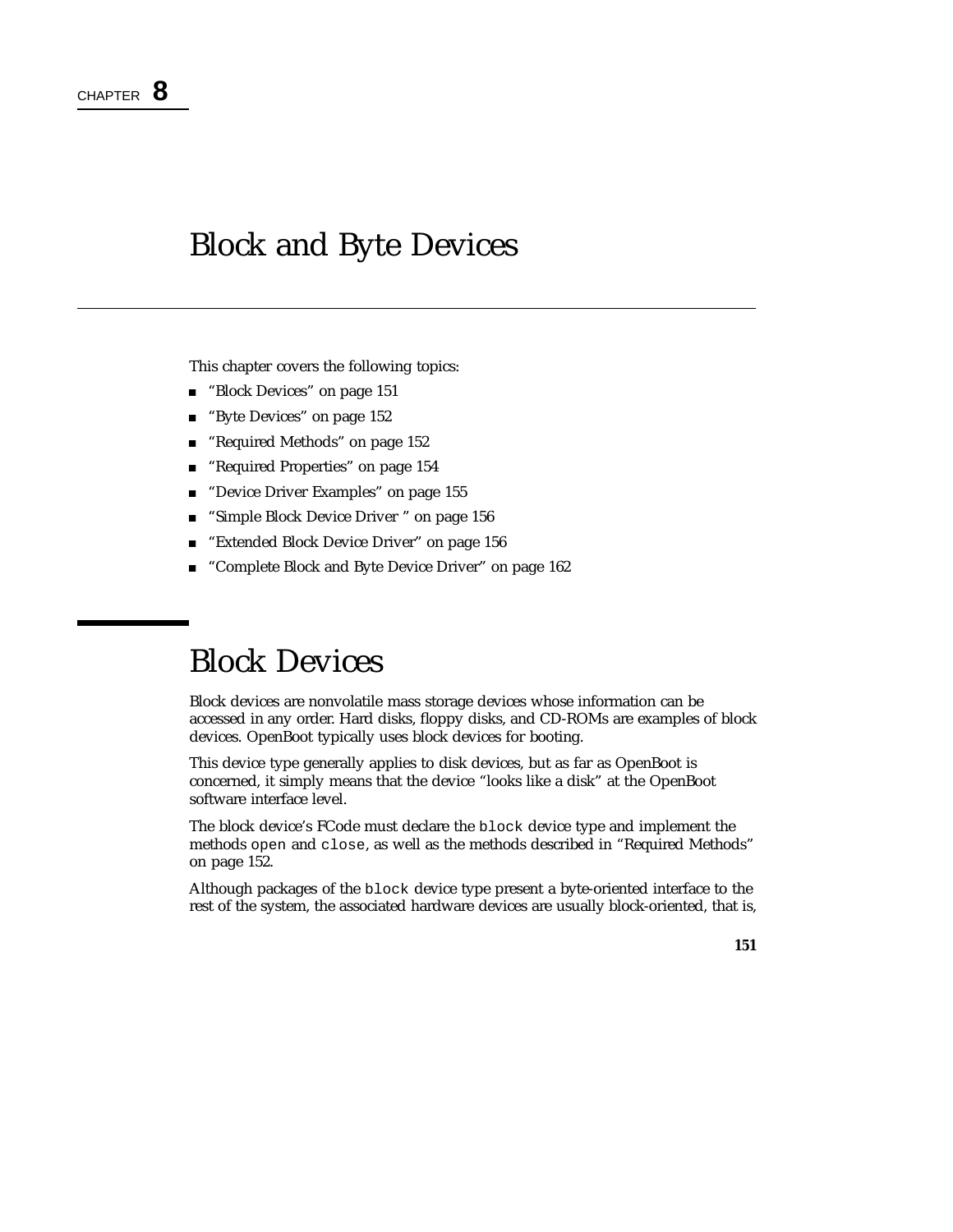CHAPTER **8**

# Block and Byte Devices

This chapter covers the following topics:

- "Block Devices" on page 151
- "Byte Devices" on page 152
- "Required Methods" on page 152
- "Required Properties" on page 154
- "Device Driver Examples" on page 155
- "Simple Block Device Driver " on page 156
- "Extended Block Device Driver" on page 156
- "Complete Block and Byte Device Driver" on page 162

## Block Devices

Block devices are nonvolatile mass storage devices whose information can be accessed in any order. Hard disks, floppy disks, and CD-ROMs are examples of block devices. OpenBoot typically uses block devices for booting.

This device type generally applies to disk devices, but as far as OpenBoot is concerned, it simply means that the device "looks like a disk" at the OpenBoot software interface level.

The block device's FCode must declare the `block` device type and implement the methods `open` and `close`, as well as the methods described in "Required Methods" on page 152.

Although packages of the `block` device type present a byte-oriented interface to the rest of the system, the associated hardware devices are usually block-oriented, that is,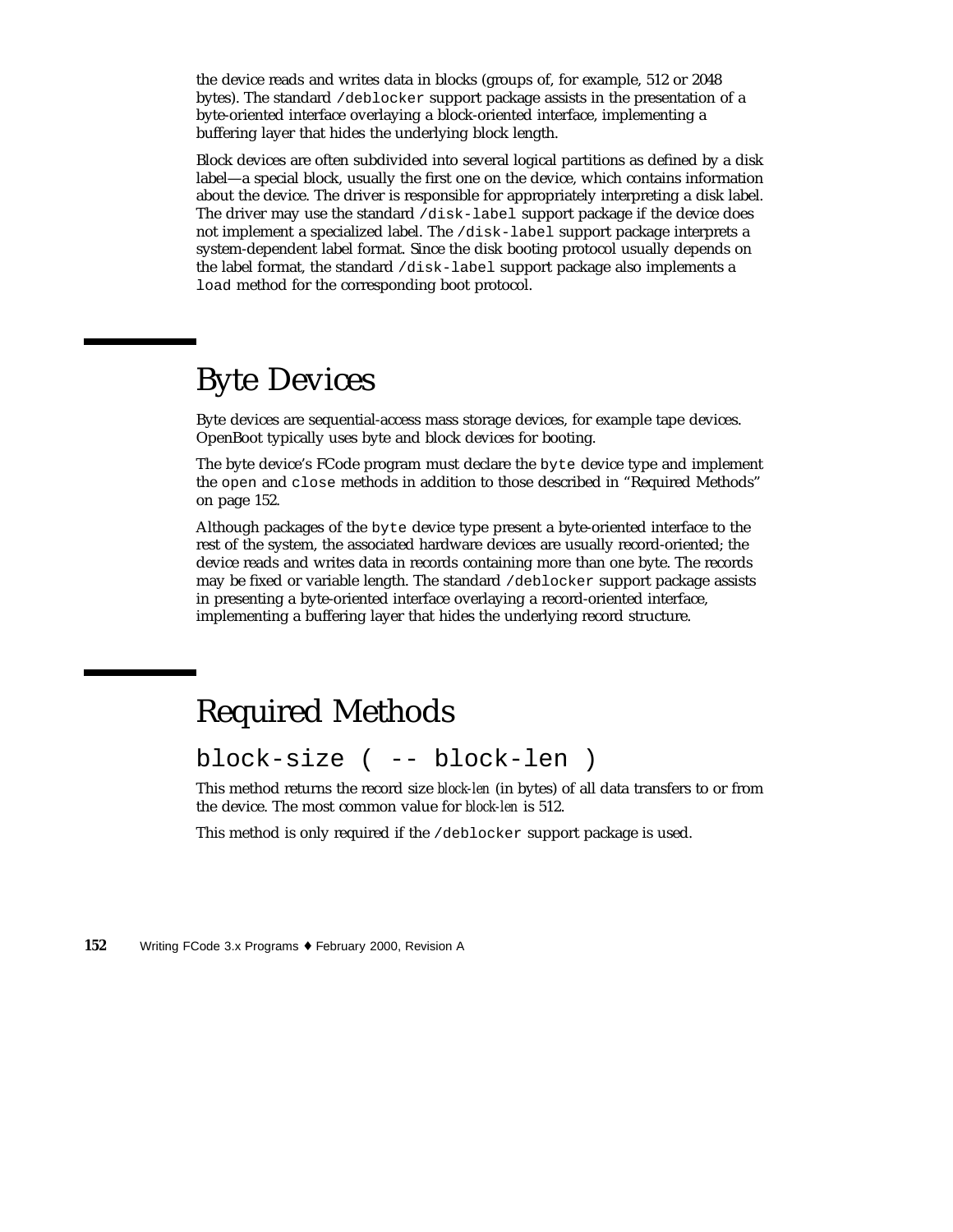the device reads and writes data in blocks (groups of, for example, 512 or 2048 bytes). The standard /deblocker support package assists in the presentation of a byte-oriented interface overlaying a block-oriented interface, implementing a buffering layer that hides the underlying block length.

Block devices are often subdivided into several logical partitions as defined by a disk label—a special block, usually the first one on the device, which contains information about the device. The driver is responsible for appropriately interpreting a disk label. The driver may use the standard /disk-label support package if the device does not implement a specialized label. The /disk-label support package interprets a system-dependent label format. Since the disk booting protocol usually depends on the label format, the standard /disk-label support package also implements a load method for the corresponding boot protocol.

# Byte Devices

Byte devices are sequential-access mass storage devices, for example tape devices. OpenBoot typically uses byte and block devices for booting.

The byte device's FCode program must declare the byte device type and implement the open and close methods in addition to those described in "Required Methods" on page 152.

Although packages of the byte device type present a byte-oriented interface to the rest of the system, the associated hardware devices are usually record-oriented; the device reads and writes data in records containing more than one byte. The records may be fixed or variable length. The standard /deblocker support package assists in presenting a byte-oriented interface overlaying a record-oriented interface, implementing a buffering layer that hides the underlying record structure.

# Required Methods

## block-size ( -- block-len )

This method returns the record size *block-len* (in bytes) of all data transfers to or from the device. The most common value for *block-len* is 512.

This method is only required if the /deblocker support package is used.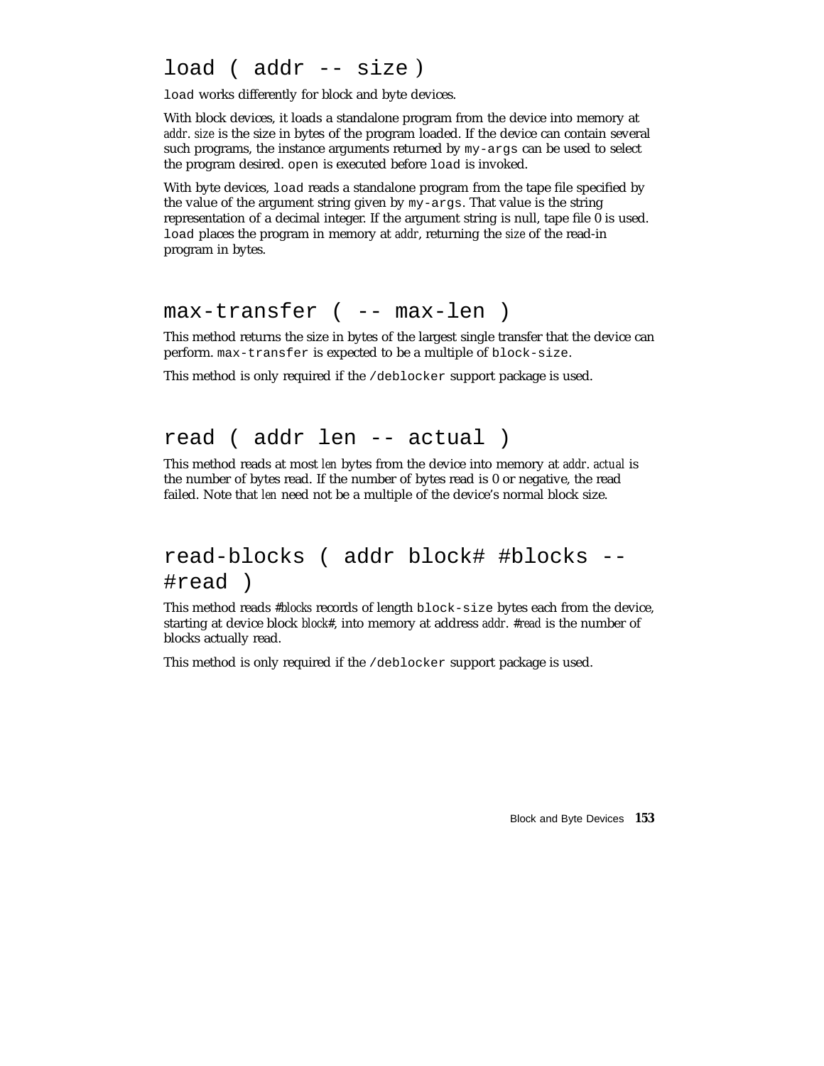## load ( addr -- size )

`load` works differently for block and byte devices.

With block devices, it loads a standalone program from the device into memory at *addr*. *size* is the size in bytes of the program loaded. If the device can contain several such programs, the instance arguments returned by `my-args` can be used to select the program desired. `open` is executed before `load` is invoked.

With byte devices, `load` reads a standalone program from the tape file specified by the value of the argument string given by `my-args`. That value is the string representation of a decimal integer. If the argument string is null, tape file 0 is used. `load` places the program in memory at *addr*, returning the *size* of the read-in program in bytes.

## max-transfer ( -- max-len )

This method returns the size in bytes of the largest single transfer that the device can perform. `max-transfer` is expected to be a multiple of `block-size`.

This method is only required if the `/deblocker` support package is used.

## read ( addr len -- actual )

This method reads at most *len* bytes from the device into memory at *addr*. *actual* is the number of bytes read. If the number of bytes read is 0 or negative, the read failed. Note that *len* need not be a multiple of the device's normal block size.

## read-blocks ( addr block# #blocks -- #read )

This method reads *#blocks* records of length `block-size` bytes each from the device, starting at device block *block#*, into memory at address *addr*. *#read* is the number of blocks actually read.

This method is only required if the `/deblocker` support package is used.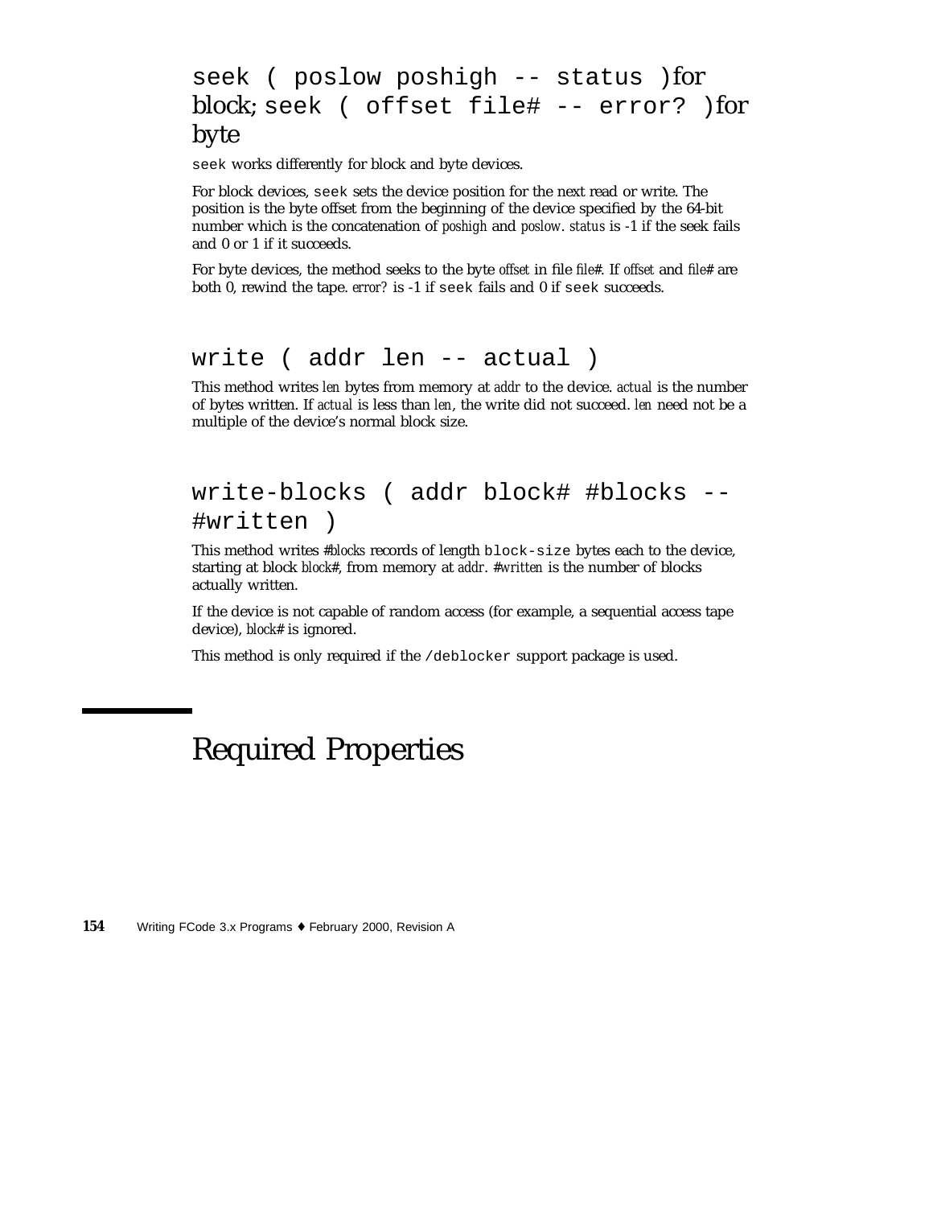### `seek ( poslow poshigh -- status )` for block; `seek ( offset file# -- error? )` for byte

`seek` works differently for block and byte devices.

For block devices, `seek` sets the device position for the next read or write. The position is the byte offset from the beginning of the device specified by the 64-bit number which is the concatenation of *poshigh* and *poslow*. *status* is -1 if the seek fails and 0 or 1 if it succeeds.

For byte devices, the method seeks to the byte *offset* in file *file#*. If *offset* and *file#* are both 0, rewind the tape. *error?* is -1 if `seek` fails and 0 if `seek` succeeds.

### `write ( addr len -- actual )`

This method writes *len* bytes from memory at *addr* to the device. *actual* is the number of bytes written. If *actual* is less than *len*, the write did not succeed. *len* need not be a multiple of the device's normal block size.

### `write-blocks ( addr block# #blocks -- #written )`

This method writes *#blocks* records of length `block-size` bytes each to the device, starting at block *block#*, from memory at *addr*. *#written* is the number of blocks actually written.

If the device is not capable of random access (for example, a sequential access tape device), *block#* is ignored.

This method is only required if the `/deblocker` support package is used.

## Required Properties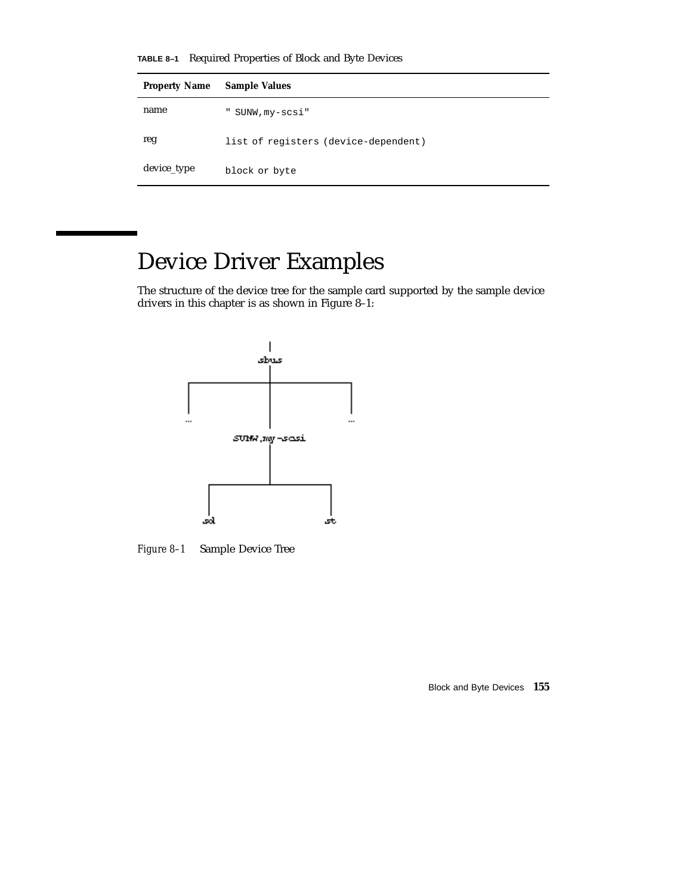**TABLE 8–1** Required Properties of Block and Byte Devices

| Property Name | Sample Values |
| --- | --- |
| name | `" SUNW,my-scsi"` |
| reg | `list of registers (device-dependent)` |
| device_type | `block` or `byte` |

# Device Driver Examples

The structure of the device tree for the sample card supported by the sample device drivers in this chapter is as shown in Figure 8–1:

*Figure 8–1* Sample Device Tree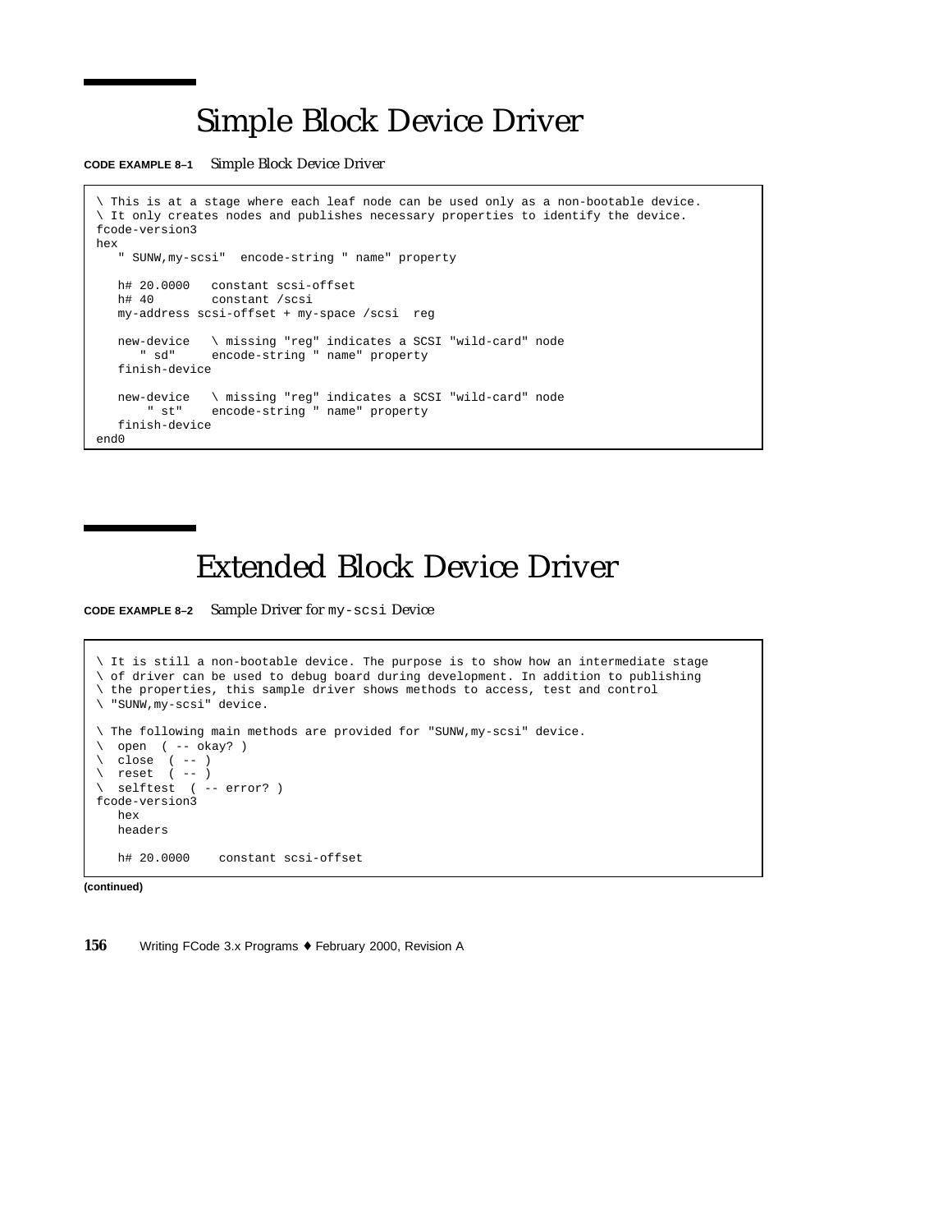# Simple Block Device Driver

**CODE EXAMPLE 8–1** *Simple Block Device Driver*

```
\ This is at a stage where each leaf node can be used only as a non-bootable device.
\ It only creates nodes and publishes necessary properties to identify the device.
fcode-version3
hex
   " SUNW,my-scsi"  encode-string " name" property

   h# 20.0000   constant scsi-offset
   h# 40        constant /scsi
   my-address scsi-offset + my-space /scsi  reg

   new-device   \ missing "reg" indicates a SCSI "wild-card" node
      " sd"     encode-string " name" property
   finish-device

   new-device   \ missing "reg" indicates a SCSI "wild-card" node
       " st"    encode-string " name" property
   finish-device
end0
```

# Extended Block Device Driver

**CODE EXAMPLE 8–2** *Sample Driver for* `my-scsi` *Device*

```
\ It is still a non-bootable device. The purpose is to show how an intermediate stage
\ of driver can be used to debug board during development. In addition to publishing
\ the properties, this sample driver shows methods to access, test and control
\ "SUNW,my-scsi" device.

\ The following main methods are provided for "SUNW,my-scsi" device.
\  open  ( -- okay? )
\  close  ( -- )
\  reset  ( -- )
\  selftest  ( -- error? )
fcode-version3
   hex
   headers

   h# 20.0000    constant scsi-offset
```

**(continued)**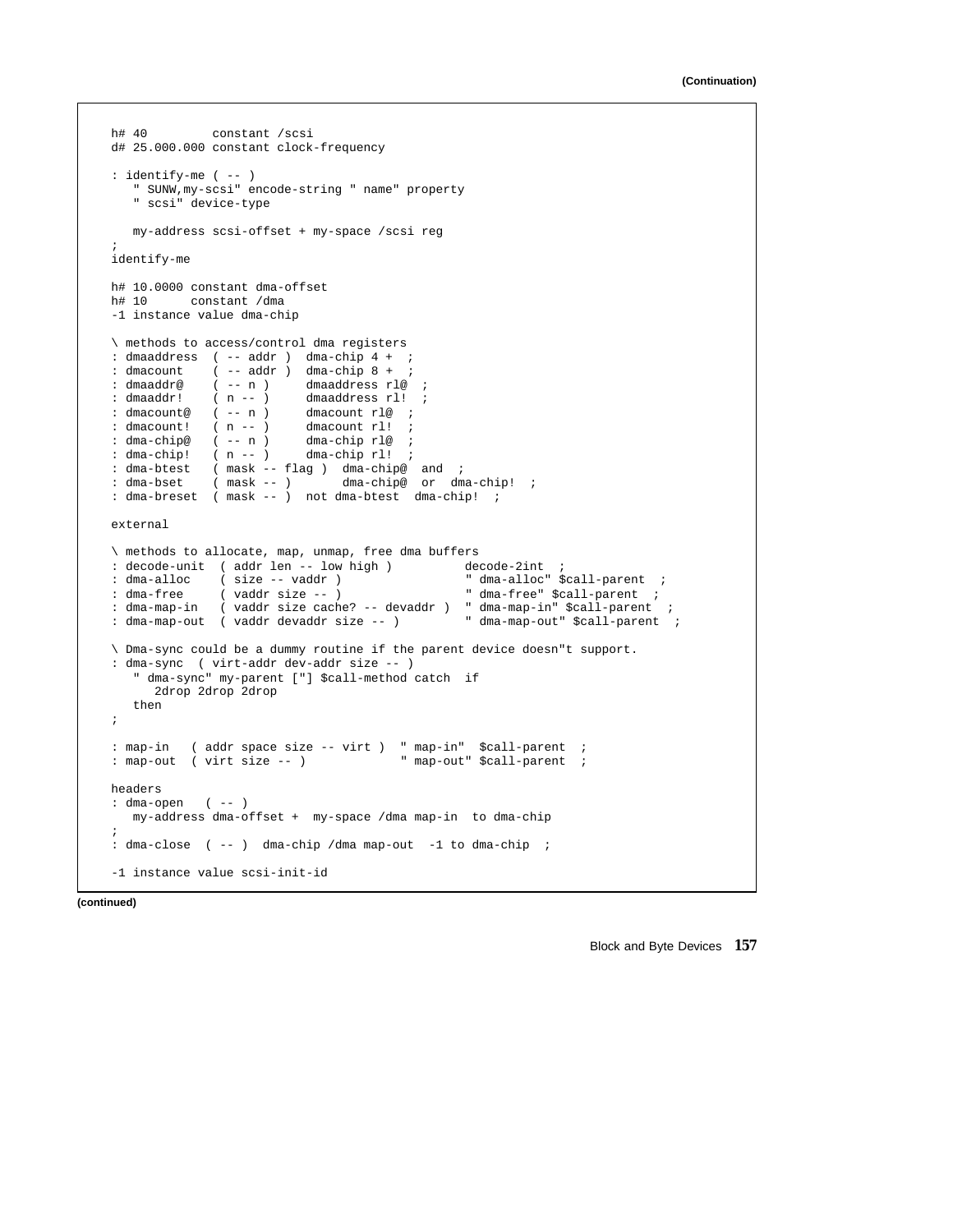**(Continuation)**

```
h# 40         constant /scsi
d# 25.000.000 constant clock-frequency

: identify-me ( -- )
   " SUNW,my-scsi" encode-string " name" property
   " scsi" device-type

   my-address scsi-offset + my-space /scsi reg
;
identify-me

h# 10.0000 constant dma-offset
h# 10      constant /dma
-1 instance value dma-chip

\ methods to access/control dma registers
: dmaaddress  ( -- addr )  dma-chip 4 +  ;
: dmacount    ( -- addr )  dma-chip 8 +  ;
: dmaaddr@    ( -- n )     dmaaddress rl@  ;
: dmaaddr!    ( n -- )     dmaaddress rl!  ;
: dmacount@   ( -- n )     dmacount rl@  ;
: dmacount!   ( n -- )     dmacount rl!  ;
: dma-chip@   ( -- n )     dma-chip rl@  ;
: dma-chip!   ( n -- )     dma-chip rl!  ;
: dma-btest   ( mask -- flag )  dma-chip@  and  ;
: dma-bset    ( mask -- )      dma-chip@  or  dma-chip!  ;
: dma-breset  ( mask -- )  not dma-btest  dma-chip!  ;

external

\ methods to allocate, map, unmap, free dma buffers
: decode-unit  ( addr len -- low high )          decode-2int  ;
: dma-alloc    ( size -- vaddr )                 " dma-alloc" $call-parent  ;
: dma-free     ( vaddr size -- )                 " dma-free" $call-parent  ;
: dma-map-in   ( vaddr size cache? -- devaddr )  " dma-map-in" $call-parent  ;
: dma-map-out  ( vaddr devaddr size -- )         " dma-map-out" $call-parent  ;

\ Dma-sync could be a dummy routine if the parent device doesn"t support.
: dma-sync  ( virt-addr dev-addr size -- )
   " dma-sync" my-parent ["] $call-method catch  if
      2drop 2drop 2drop
   then
;

: map-in   ( addr space size -- virt )  " map-in"  $call-parent  ;
: map-out  ( virt size -- )             " map-out" $call-parent  ;

headers
: dma-open   ( -- )
   my-address dma-offset +  my-space /dma map-in  to dma-chip
;
: dma-close  ( -- )  dma-chip /dma map-out  -1 to dma-chip  ;

-1 instance value scsi-init-id
```

**(continued)**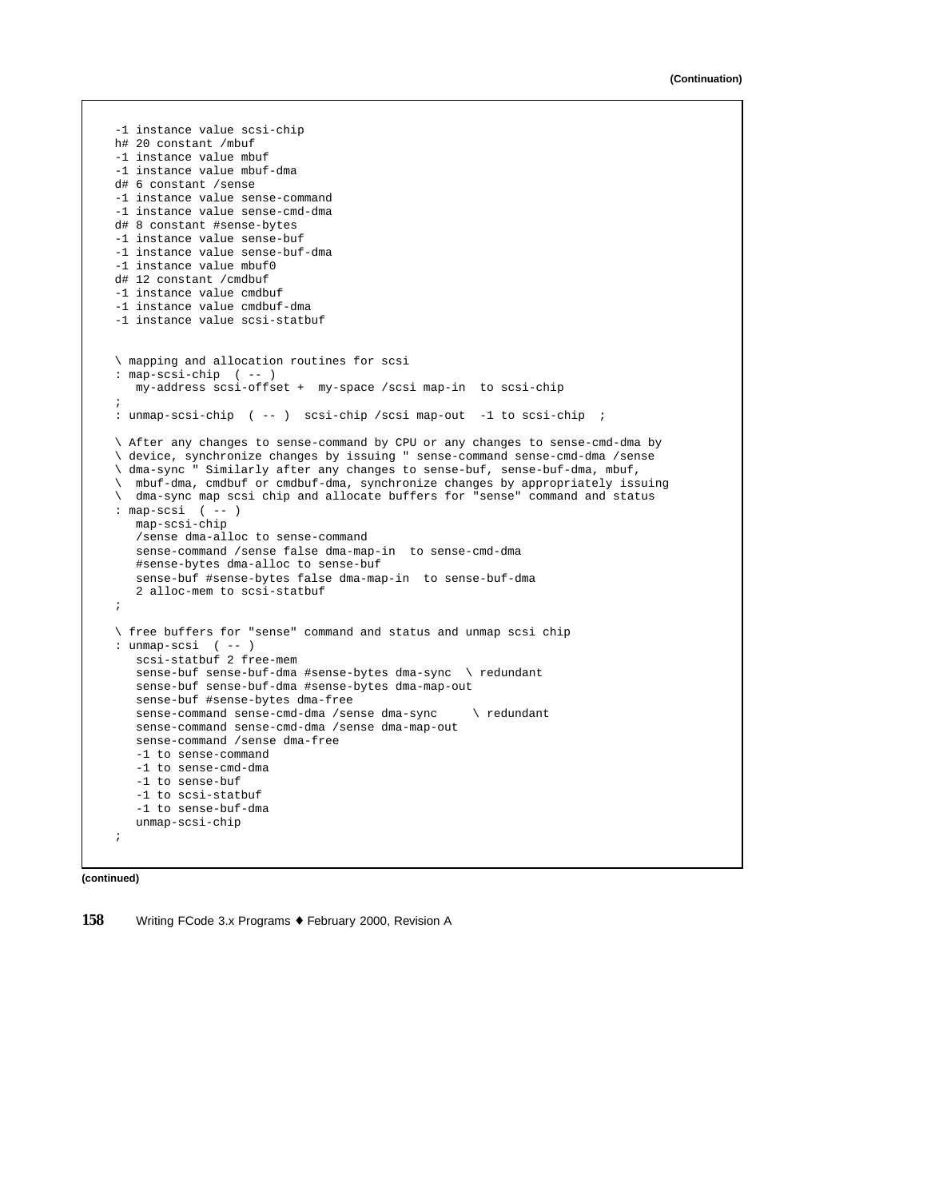(Continuation)

```
-1 instance value scsi-chip
h# 20 constant /mbuf
-1 instance value mbuf
-1 instance value mbuf-dma
d# 6 constant /sense
-1 instance value sense-command
-1 instance value sense-cmd-dma
d# 8 constant #sense-bytes
-1 instance value sense-buf
-1 instance value sense-buf-dma
-1 instance value mbuf0
d# 12 constant /cmdbuf
-1 instance value cmdbuf
-1 instance value cmdbuf-dma
-1 instance value scsi-statbuf


\ mapping and allocation routines for scsi
: map-scsi-chip  ( -- )
   my-address scsi-offset +  my-space /scsi map-in  to scsi-chip
;
: unmap-scsi-chip  ( -- )  scsi-chip /scsi map-out  -1 to scsi-chip  ;

\ After any changes to sense-command by CPU or any changes to sense-cmd-dma by
\ device, synchronize changes by issuing " sense-command sense-cmd-dma /sense
\ dma-sync " Similarly after any changes to sense-buf, sense-buf-dma, mbuf,
\  mbuf-dma, cmdbuf or cmdbuf-dma, synchronize changes by appropriately issuing
\  dma-sync map scsi chip and allocate buffers for "sense" command and status
: map-scsi  ( -- )
   map-scsi-chip
   /sense dma-alloc to sense-command
   sense-command /sense false dma-map-in  to sense-cmd-dma
   #sense-bytes dma-alloc to sense-buf
   sense-buf #sense-bytes false dma-map-in  to sense-buf-dma
   2 alloc-mem to scsi-statbuf
;

\ free buffers for "sense" command and status and unmap scsi chip
: unmap-scsi  ( -- )
   scsi-statbuf 2 free-mem
   sense-buf sense-buf-dma #sense-bytes dma-sync  \ redundant
   sense-buf sense-buf-dma #sense-bytes dma-map-out
   sense-buf #sense-bytes dma-free
   sense-command sense-cmd-dma /sense dma-sync     \ redundant
   sense-command sense-cmd-dma /sense dma-map-out
   sense-command /sense dma-free
   -1 to sense-command
   -1 to sense-cmd-dma
   -1 to sense-buf
   -1 to scsi-statbuf
   -1 to sense-buf-dma
   unmap-scsi-chip
;
```

(continued)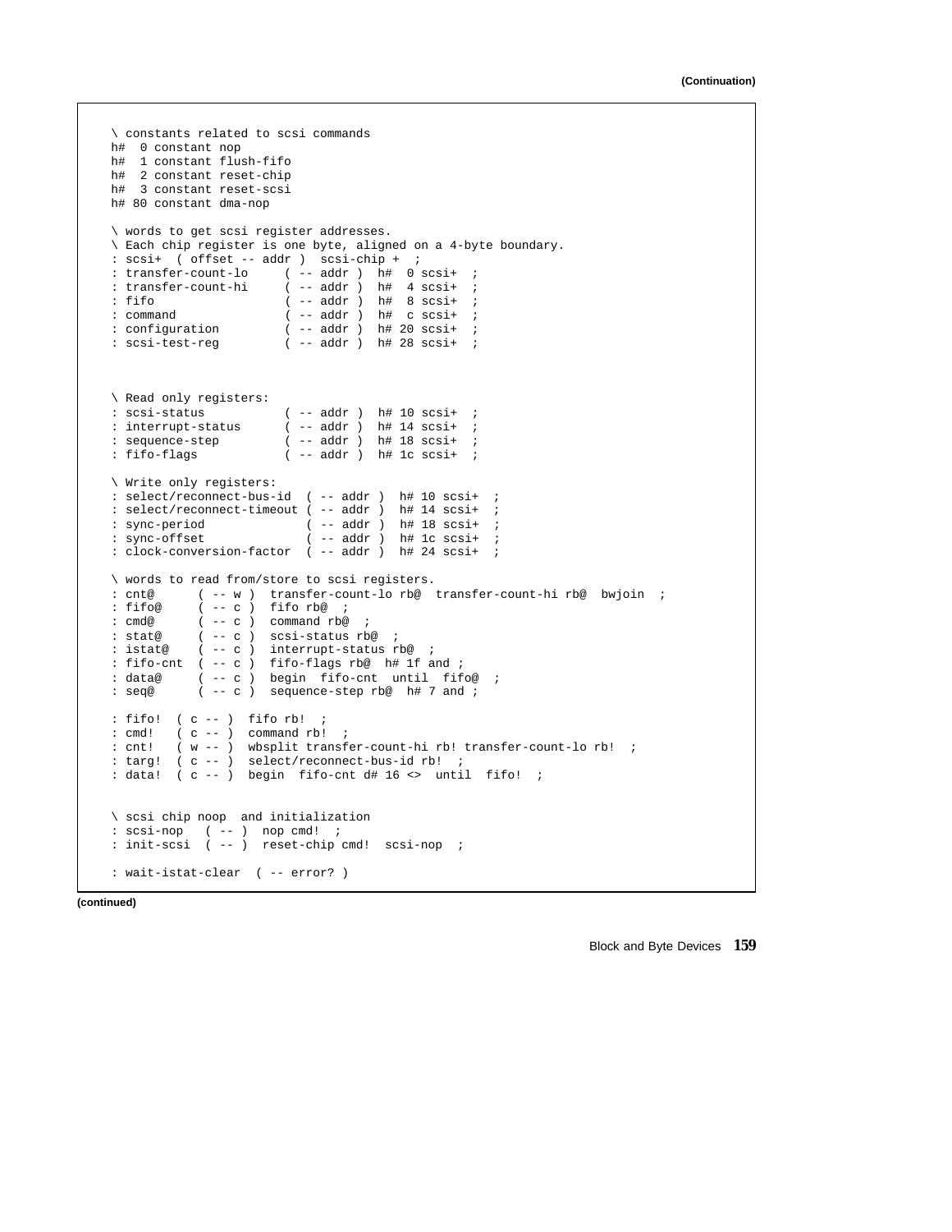**(Continuation)**

```
\ constants related to scsi commands
h#  0 constant nop
h#  1 constant flush-fifo
h#  2 constant reset-chip
h#  3 constant reset-scsi
h# 80 constant dma-nop

\ words to get scsi register addresses.
\ Each chip register is one byte, aligned on a 4-byte boundary.
: scsi+  ( offset -- addr )  scsi-chip +  ;
: transfer-count-lo     ( -- addr )  h#  0 scsi+  ;
: transfer-count-hi     ( -- addr )  h#  4 scsi+  ;
: fifo                  ( -- addr )  h#  8 scsi+  ;
: command               ( -- addr )  h#  c scsi+  ;
: configuration         ( -- addr )  h# 20 scsi+  ;
: scsi-test-reg         ( -- addr )  h# 28 scsi+  ;



\ Read only registers:
: scsi-status           ( -- addr )  h# 10 scsi+  ;
: interrupt-status      ( -- addr )  h# 14 scsi+  ;
: sequence-step         ( -- addr )  h# 18 scsi+  ;
: fifo-flags            ( -- addr )  h# 1c scsi+  ;

\ Write only registers:
: select/reconnect-bus-id  ( -- addr )  h# 10 scsi+  ;
: select/reconnect-timeout ( -- addr )  h# 14 scsi+  ;
: sync-period              ( -- addr )  h# 18 scsi+  ;
: sync-offset              ( -- addr )  h# 1c scsi+  ;
: clock-conversion-factor  ( -- addr )  h# 24 scsi+  ;

\ words to read from/store to scsi registers.
: cnt@      ( -- w )  transfer-count-lo rb@  transfer-count-hi rb@  bwjoin  ;
: fifo@     ( -- c )  fifo rb@  ;
: cmd@      ( -- c )  command rb@  ;
: stat@     ( -- c )  scsi-status rb@  ;
: istat@    ( -- c )  interrupt-status rb@  ;
: fifo-cnt  ( -- c )  fifo-flags rb@  h# 1f and ;
: data@     ( -- c )  begin  fifo-cnt  until  fifo@  ;
: seq@      ( -- c )  sequence-step rb@  h# 7 and ;

: fifo!  ( c -- )  fifo rb!  ;
: cmd!   ( c -- )  command rb!  ;
: cnt!   ( w -- )  wbsplit transfer-count-hi rb! transfer-count-lo rb!  ;
: targ!  ( c -- )  select/reconnect-bus-id rb!  ;
: data!  ( c -- )  begin  fifo-cnt d# 16 <>  until  fifo!  ;


\ scsi chip noop  and initialization
: scsi-nop   ( -- )  nop cmd!  ;
: init-scsi  ( -- )  reset-chip cmd!  scsi-nop  ;

: wait-istat-clear  ( -- error? )
```

**(continued)**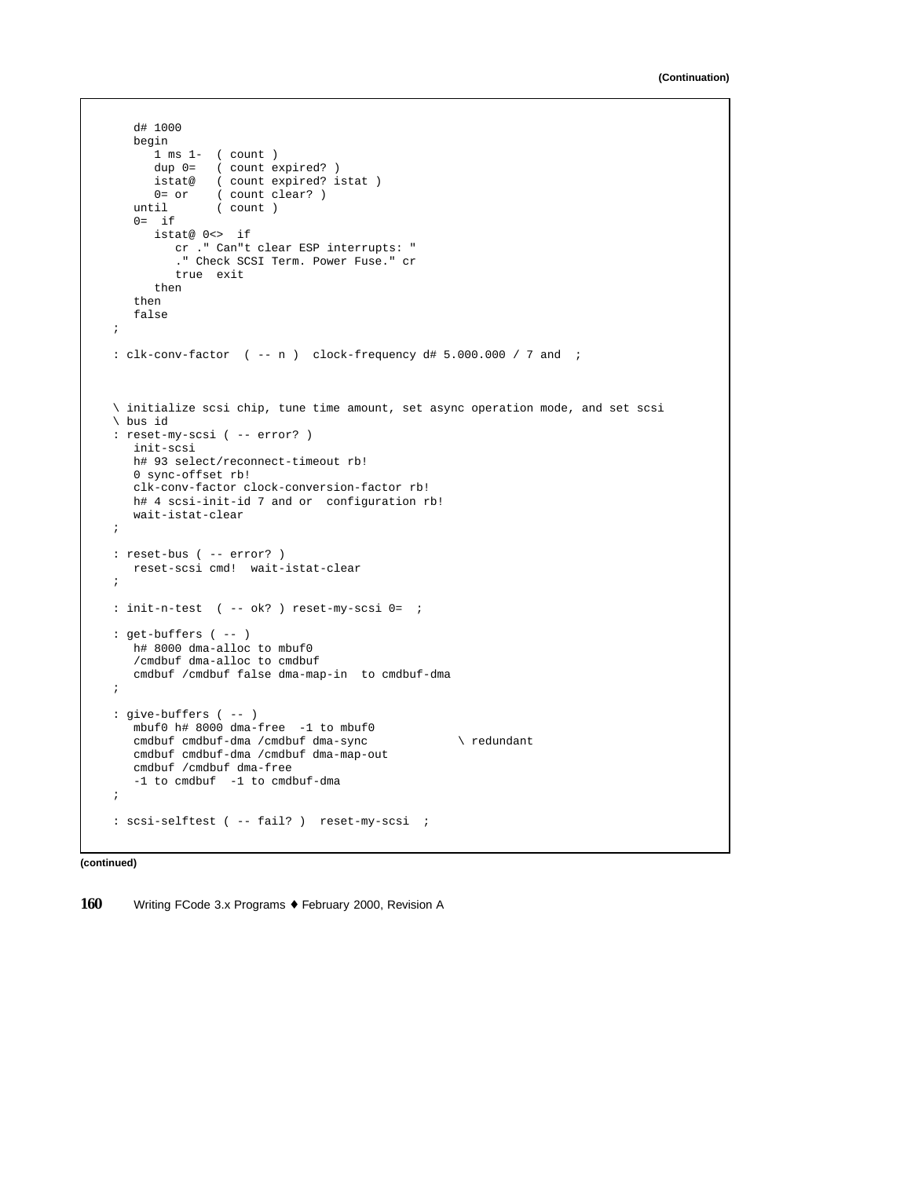**(Continuation)**

```
   d# 1000
   begin
      1 ms 1-  ( count )
      dup 0=   ( count expired? )
      istat@   ( count expired? istat )
      0= or    ( count clear? )
   until       ( count )
   0=  if
      istat@ 0<>  if
         cr ." Can"t clear ESP interrupts: "
         ." Check SCSI Term. Power Fuse." cr
         true  exit
      then
   then
   false
;

: clk-conv-factor  ( -- n )  clock-frequency d# 5.000.000 / 7 and  ;



\ initialize scsi chip, tune time amount, set async operation mode, and set scsi
\ bus id
: reset-my-scsi ( -- error? )
   init-scsi
   h# 93 select/reconnect-timeout rb!
   0 sync-offset rb!
   clk-conv-factor clock-conversion-factor rb!
   h# 4 scsi-init-id 7 and or  configuration rb!
   wait-istat-clear
;

: reset-bus ( -- error? )
   reset-scsi cmd!  wait-istat-clear
;

: init-n-test  ( -- ok? ) reset-my-scsi 0=  ;

: get-buffers ( -- )
   h# 8000 dma-alloc to mbuf0
   /cmdbuf dma-alloc to cmdbuf
   cmdbuf /cmdbuf false dma-map-in  to cmdbuf-dma
;

: give-buffers ( -- )
   mbuf0 h# 8000 dma-free  -1 to mbuf0
   cmdbuf cmdbuf-dma /cmdbuf dma-sync             \ redundant
   cmdbuf cmdbuf-dma /cmdbuf dma-map-out
   cmdbuf /cmdbuf dma-free
   -1 to cmdbuf  -1 to cmdbuf-dma
;

: scsi-selftest ( -- fail? )  reset-my-scsi  ;
```

**(continued)**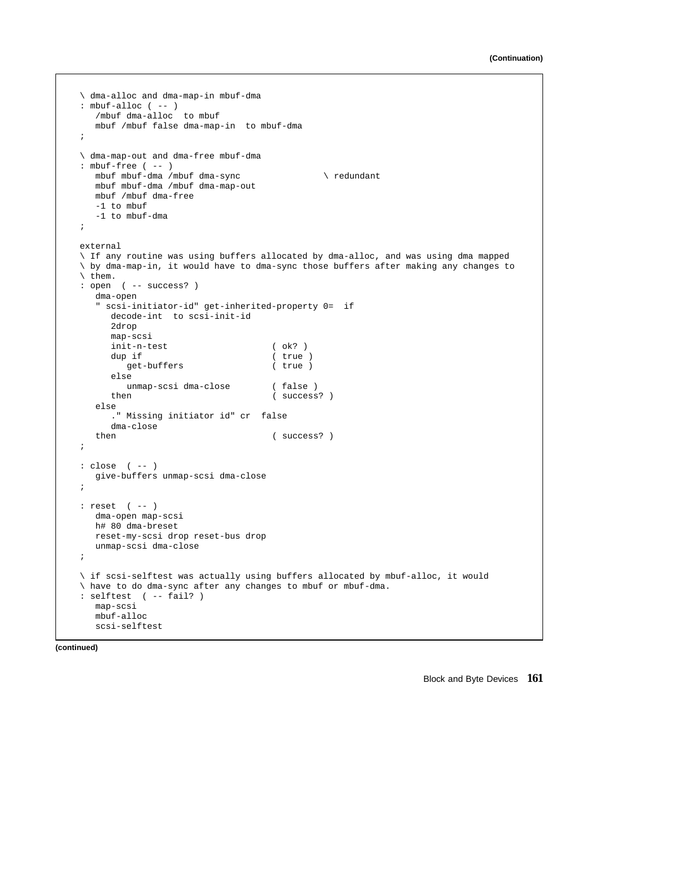(Continuation)

```
\ dma-alloc and dma-map-in mbuf-dma
: mbuf-alloc ( -- )
   /mbuf dma-alloc  to mbuf
   mbuf /mbuf false dma-map-in  to mbuf-dma
;

\ dma-map-out and dma-free mbuf-dma
: mbuf-free ( -- )
   mbuf mbuf-dma /mbuf dma-sync                \ redundant
   mbuf mbuf-dma /mbuf dma-map-out
   mbuf /mbuf dma-free
   -1 to mbuf
   -1 to mbuf-dma
;

external
\ If any routine was using buffers allocated by dma-alloc, and was using dma mapped
\ by dma-map-in, it would have to dma-sync those buffers after making any changes to
\ them.
: open  ( -- success? )
   dma-open
   " scsi-initiator-id" get-inherited-property 0=  if
      decode-int  to scsi-init-id
      2drop
      map-scsi
      init-n-test                    ( ok? )
      dup if                         ( true )
         get-buffers                 ( true )
      else
         unmap-scsi dma-close        ( false )
      then                           ( success? )
   else
      ." Missing initiator id" cr  false
      dma-close
   then                              ( success? )
;

: close  ( -- )
   give-buffers unmap-scsi dma-close
;

: reset  ( -- )
   dma-open map-scsi
   h# 80 dma-breset
   reset-my-scsi drop reset-bus drop
   unmap-scsi dma-close
;

\ if scsi-selftest was actually using buffers allocated by mbuf-alloc, it would
\ have to do dma-sync after any changes to mbuf or mbuf-dma.
: selftest  ( -- fail? )
   map-scsi
   mbuf-alloc
   scsi-selftest
```

(continued)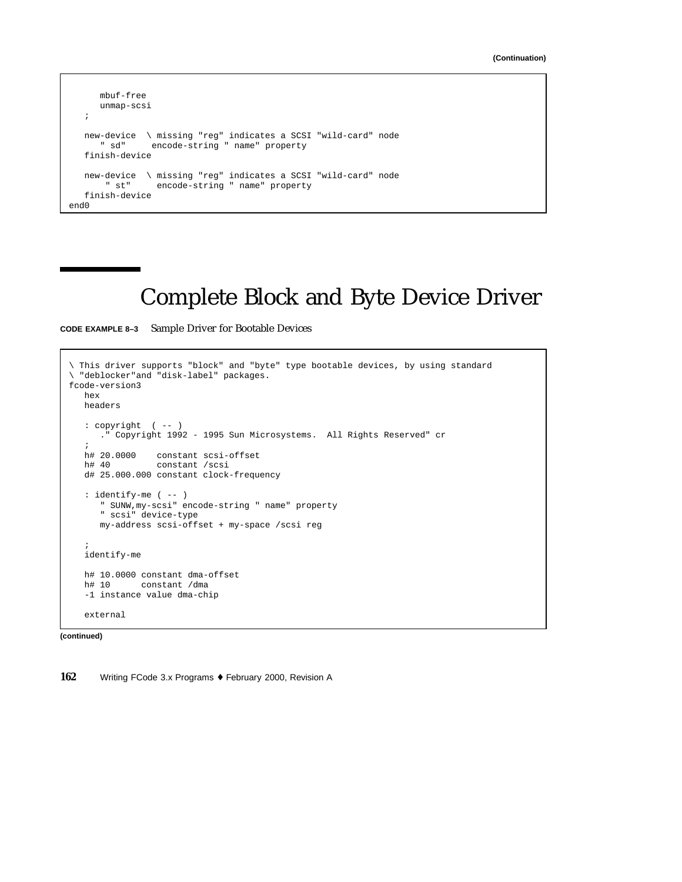(Continuation)

```
      mbuf-free
      unmap-scsi
   ;

   new-device  \ missing "reg" indicates a SCSI "wild-card" node
      " sd"     encode-string " name" property
   finish-device

   new-device  \ missing "reg" indicates a SCSI "wild-card" node
       " st"     encode-string " name" property
   finish-device
end0
```

# Complete Block and Byte Device Driver

**CODE EXAMPLE 8–3** Sample Driver for Bootable Devices

```
\ This driver supports "block" and "byte" type bootable devices, by using standard
\ "deblocker"and "disk-label" packages.
fcode-version3
   hex
   headers

   : copyright  ( -- )
      ." Copyright 1992 - 1995 Sun Microsystems.  All Rights Reserved" cr
   ;
   h# 20.0000    constant scsi-offset
   h# 40         constant /scsi
   d# 25.000.000 constant clock-frequency

   : identify-me ( -- )
      " SUNW,my-scsi" encode-string " name" property
      " scsi" device-type
      my-address scsi-offset + my-space /scsi reg

   ;
   identify-me

   h# 10.0000 constant dma-offset
   h# 10      constant /dma
   -1 instance value dma-chip

   external
```

(continued)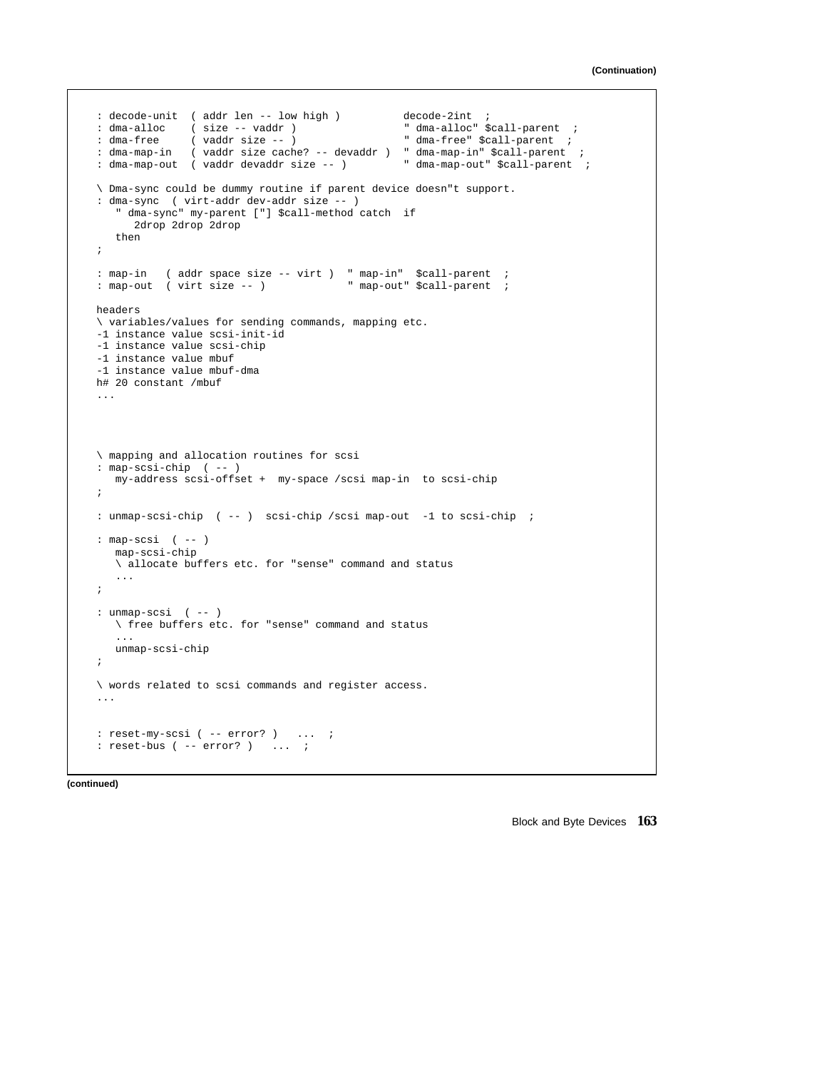**(Continuation)**

```
: decode-unit  ( addr len -- low high )          decode-2int  ;
: dma-alloc    ( size -- vaddr )                 " dma-alloc" $call-parent  ;
: dma-free     ( vaddr size -- )                 " dma-free" $call-parent  ;
: dma-map-in   ( vaddr size cache? -- devaddr )  " dma-map-in" $call-parent  ;
: dma-map-out  ( vaddr devaddr size -- )         " dma-map-out" $call-parent  ;

\ Dma-sync could be dummy routine if parent device doesn"t support.
: dma-sync  ( virt-addr dev-addr size -- )
   " dma-sync" my-parent ["] $call-method catch  if
      2drop 2drop 2drop
   then
;

: map-in   ( addr space size -- virt )  " map-in"  $call-parent  ;
: map-out  ( virt size -- )             " map-out" $call-parent  ;

headers
\ variables/values for sending commands, mapping etc.
-1 instance value scsi-init-id
-1 instance value scsi-chip
-1 instance value mbuf
-1 instance value mbuf-dma
h# 20 constant /mbuf
...



\ mapping and allocation routines for scsi
: map-scsi-chip  ( -- )
   my-address scsi-offset +  my-space /scsi map-in  to scsi-chip
;

: unmap-scsi-chip  ( -- )  scsi-chip /scsi map-out  -1 to scsi-chip  ;

: map-scsi  ( -- )
   map-scsi-chip
   \ allocate buffers etc. for "sense" command and status
   ...
;

: unmap-scsi  ( -- )
   \ free buffers etc. for "sense" command and status
   ...
   unmap-scsi-chip
;

\ words related to scsi commands and register access.
...

: reset-my-scsi ( -- error? )   ...  ;
: reset-bus ( -- error? )   ...  ;
```

**(continued)**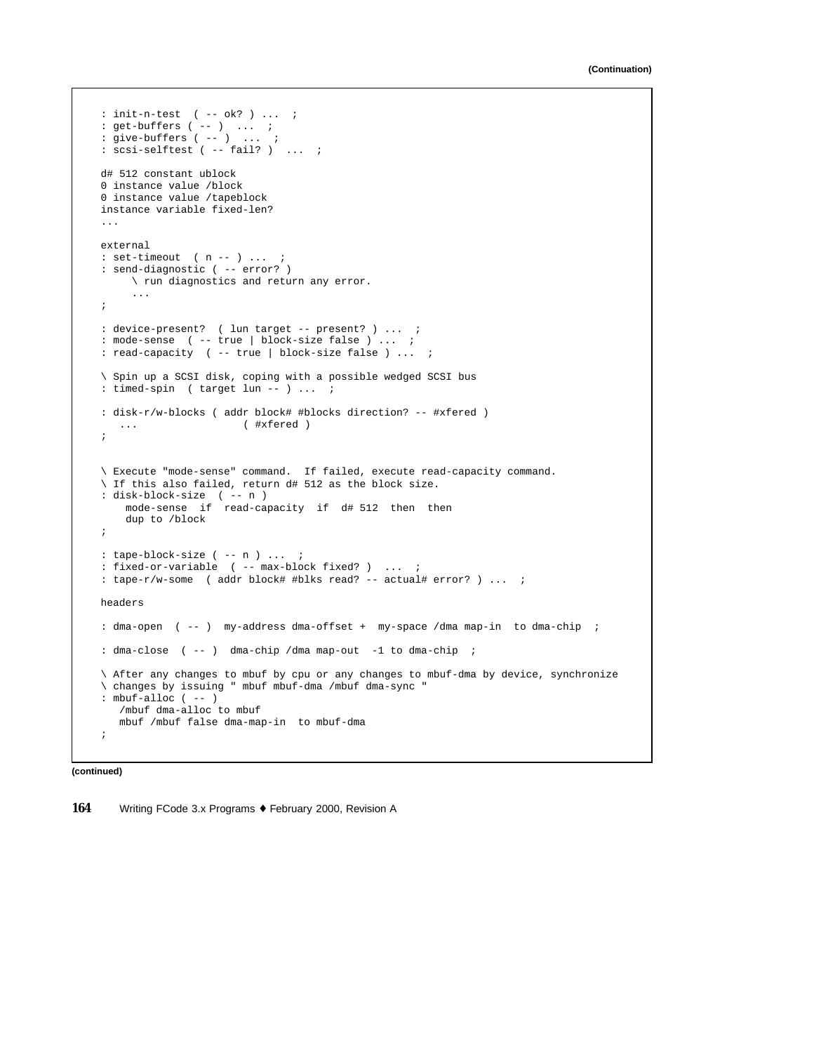**(Continuation)**

```
: init-n-test  ( -- ok? ) ...  ;
: get-buffers ( -- )  ...  ;
: give-buffers ( -- )  ...  ;
: scsi-selftest ( -- fail? )  ...  ;

d# 512 constant ublock
0 instance value /block
0 instance value /tapeblock
instance variable fixed-len?
...

external
: set-timeout  ( n -- ) ...  ;
: send-diagnostic ( -- error? )
     \ run diagnostics and return any error.
     ...
;

: device-present?  ( lun target -- present? ) ...  ;
: mode-sense  ( -- true | block-size false ) ...  ;
: read-capacity  ( -- true | block-size false ) ...  ;

\ Spin up a SCSI disk, coping with a possible wedged SCSI bus
: timed-spin  ( target lun -- ) ...  ;

: disk-r/w-blocks ( addr block# #blocks direction? -- #xfered )
   ...                ( #xfered )
;


\ Execute "mode-sense" command.  If failed, execute read-capacity command.
\ If this also failed, return d# 512 as the block size.
: disk-block-size  ( -- n )
    mode-sense  if  read-capacity  if  d# 512  then  then
    dup to /block
;

: tape-block-size ( -- n ) ...  ;
: fixed-or-variable  ( -- max-block fixed? )  ...  ;
: tape-r/w-some  ( addr block# #blks read? -- actual# error? ) ...  ;

headers

: dma-open  ( -- )  my-address dma-offset +  my-space /dma map-in  to dma-chip  ;

: dma-close  ( -- )  dma-chip /dma map-out  -1 to dma-chip  ;

\ After any changes to mbuf by cpu or any changes to mbuf-dma by device, synchronize
\ changes by issuing " mbuf mbuf-dma /mbuf dma-sync "
: mbuf-alloc ( -- )
   /mbuf dma-alloc to mbuf
   mbuf /mbuf false dma-map-in  to mbuf-dma
;
```

**(continued)**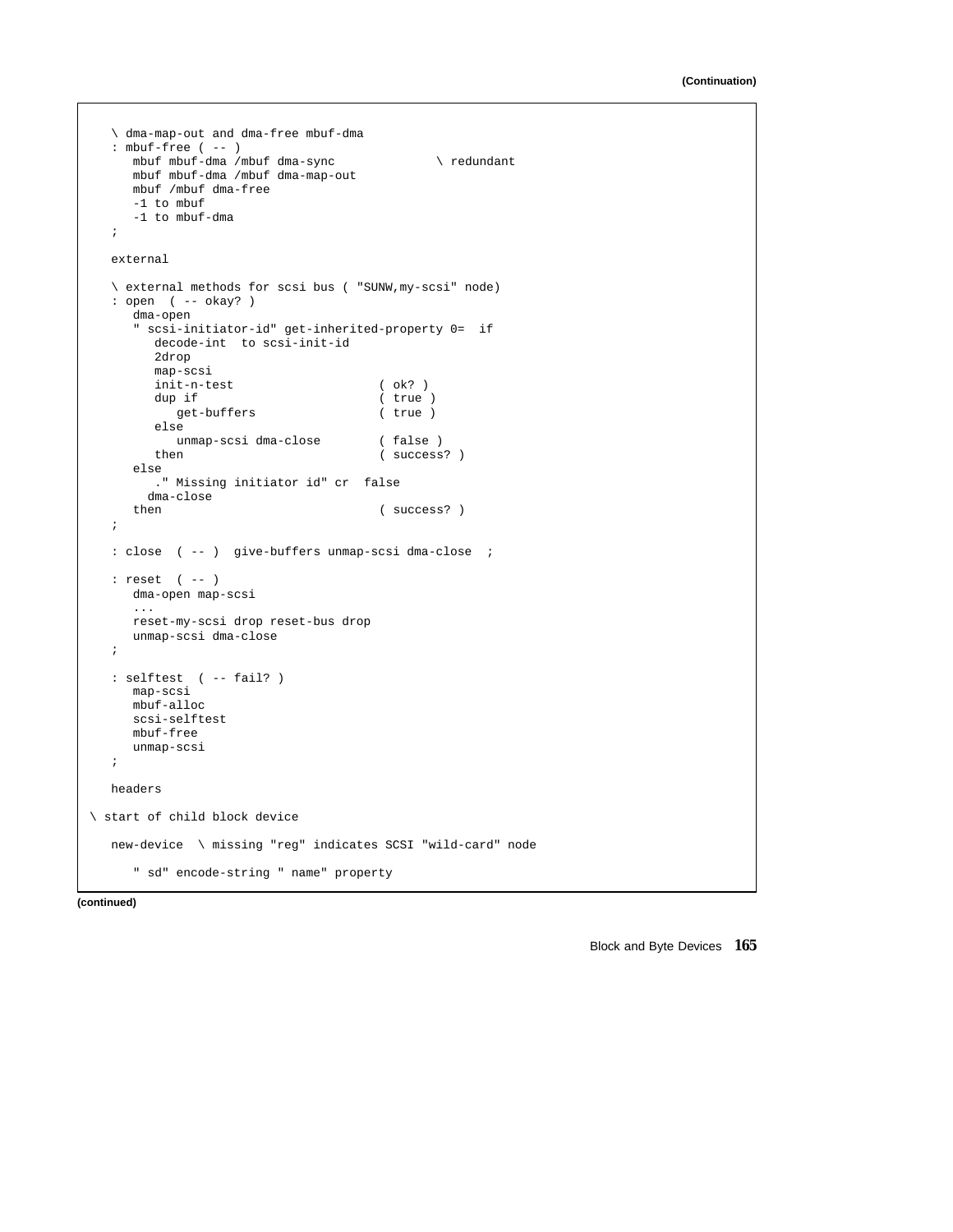(Continuation)

```
   \ dma-map-out and dma-free mbuf-dma
   : mbuf-free ( -- )
      mbuf mbuf-dma /mbuf dma-sync              \ redundant
      mbuf mbuf-dma /mbuf dma-map-out
      mbuf /mbuf dma-free
      -1 to mbuf
      -1 to mbuf-dma
   ;

   external

   \ external methods for scsi bus ( "SUNW,my-scsi" node)
   : open  ( -- okay? )
      dma-open
      " scsi-initiator-id" get-inherited-property 0=  if
         decode-int  to scsi-init-id
         2drop
         map-scsi
         init-n-test                    ( ok? )
         dup if                         ( true )
            get-buffers                 ( true )
         else
            unmap-scsi dma-close        ( false )
         then                           ( success? )
      else
         ." Missing initiator id" cr  false
        dma-close
      then                              ( success? )
   ;

   : close  ( -- )  give-buffers unmap-scsi dma-close  ;

   : reset  ( -- )
      dma-open map-scsi
      ...
      reset-my-scsi drop reset-bus drop
      unmap-scsi dma-close
   ;

   : selftest  ( -- fail? )
      map-scsi
      mbuf-alloc
      scsi-selftest
      mbuf-free
      unmap-scsi
   ;

   headers

\ start of child block device

   new-device  \ missing "reg" indicates SCSI "wild-card" node

      " sd" encode-string " name" property
```

(continued)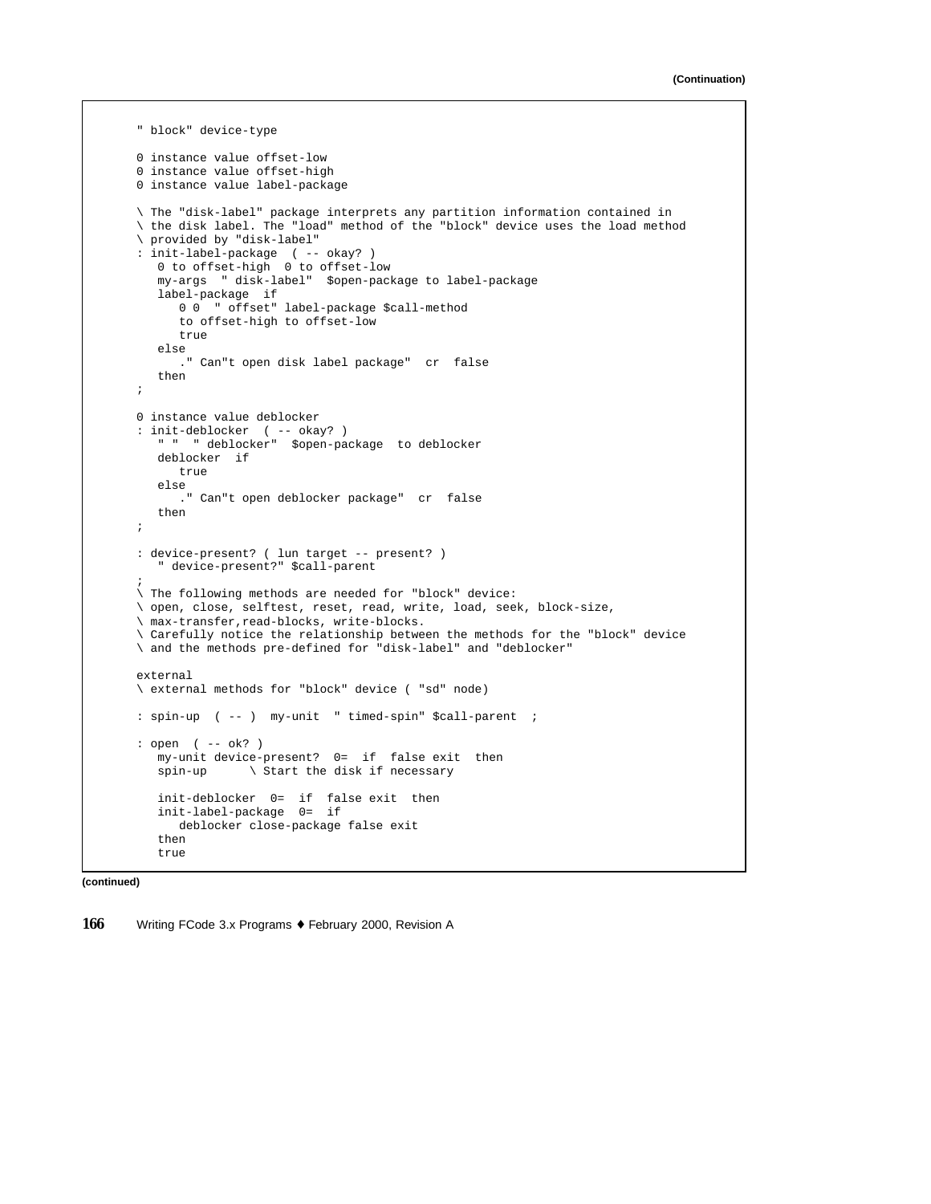(Continuation)

```
" block" device-type

0 instance value offset-low
0 instance value offset-high
0 instance value label-package

\ The "disk-label" package interprets any partition information contained in
\ the disk label. The "load" method of the "block" device uses the load method
\ provided by "disk-label"
: init-label-package  ( -- okay? )
   0 to offset-high  0 to offset-low
   my-args  " disk-label"  $open-package to label-package
   label-package  if
      0 0  " offset" label-package $call-method
      to offset-high to offset-low
      true
   else
      ." Can"t open disk label package"  cr  false
   then
;

0 instance value deblocker
: init-deblocker  ( -- okay? )
   " "  " deblocker"  $open-package  to deblocker
   deblocker  if
      true
   else
      ." Can"t open deblocker package"  cr  false
   then
;

: device-present? ( lun target -- present? )
   " device-present?" $call-parent
;
\ The following methods are needed for "block" device:
\ open, close, selftest, reset, read, write, load, seek, block-size,
\ max-transfer,read-blocks, write-blocks.
\ Carefully notice the relationship between the methods for the "block" device
\ and the methods pre-defined for "disk-label" and "deblocker"

external
\ external methods for "block" device ( "sd" node)

: spin-up  ( -- )  my-unit  " timed-spin" $call-parent  ;

: open  ( -- ok? )
   my-unit device-present?  0=  if  false exit  then
   spin-up      \ Start the disk if necessary

   init-deblocker  0=  if  false exit  then
   init-label-package  0=  if
      deblocker close-package false exit
   then
   true
```

(continued)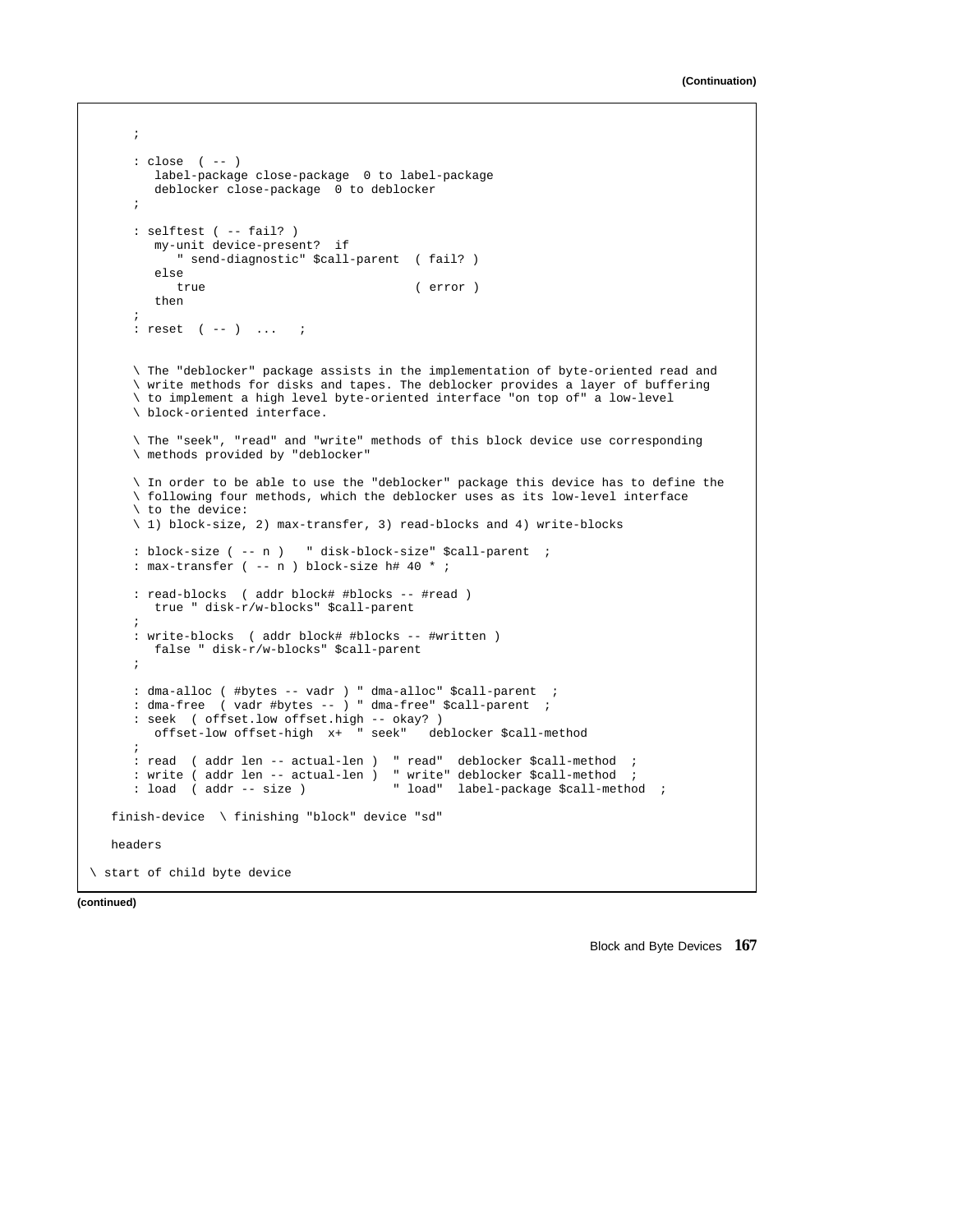(Continuation)

```
      ;

      : close  ( -- )
         label-package close-package  0 to label-package
         deblocker close-package  0 to deblocker
      ;

      : selftest ( -- fail? )
         my-unit device-present?  if
            " send-diagnostic" $call-parent  ( fail? )
         else
            true                            ( error )
         then
      ;
      : reset  ( -- )  ...   ;


      \ The "deblocker" package assists in the implementation of byte-oriented read and
      \ write methods for disks and tapes. The deblocker provides a layer of buffering
      \ to implement a high level byte-oriented interface "on top of" a low-level
      \ block-oriented interface.

      \ The "seek", "read" and "write" methods of this block device use corresponding
      \ methods provided by "deblocker"

      \ In order to be able to use the "deblocker" package this device has to define the
      \ following four methods, which the deblocker uses as its low-level interface
      \ to the device:
      \ 1) block-size, 2) max-transfer, 3) read-blocks and 4) write-blocks

      : block-size ( -- n )   " disk-block-size" $call-parent  ;
      : max-transfer ( -- n ) block-size h# 40 * ;

      : read-blocks  ( addr block# #blocks -- #read )
         true " disk-r/w-blocks" $call-parent
      ;
      : write-blocks  ( addr block# #blocks -- #written )
         false " disk-r/w-blocks" $call-parent
      ;

      : dma-alloc ( #bytes -- vadr ) " dma-alloc" $call-parent  ;
      : dma-free  ( vadr #bytes -- ) " dma-free" $call-parent  ;
      : seek  ( offset.low offset.high -- okay? )
         offset-low offset-high  x+  " seek"   deblocker $call-method
      ;
      : read  ( addr len -- actual-len )  " read"  deblocker $call-method  ;
      : write ( addr len -- actual-len )  " write" deblocker $call-method  ;
      : load  ( addr -- size )            " load"  label-package $call-method  ;

   finish-device  \ finishing "block" device "sd"

   headers

\ start of child byte device
```

(continued)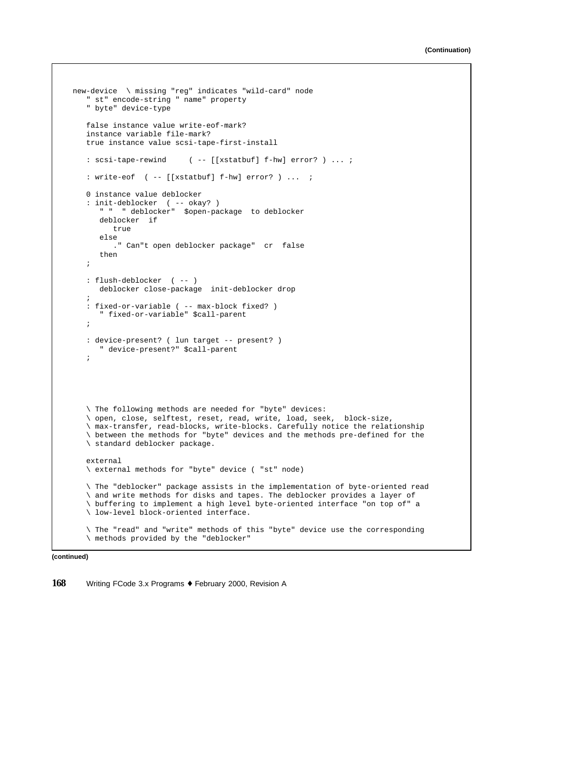(Continuation)

```
new-device  \ missing "reg" indicates "wild-card" node
   " st" encode-string " name" property
   " byte" device-type

   false instance value write-eof-mark?
   instance variable file-mark?
   true instance value scsi-tape-first-install

   : scsi-tape-rewind     ( -- [[xstatbuf] f-hw] error? ) ... ;

   : write-eof  ( -- [[xstatbuf] f-hw] error? ) ...  ;

   0 instance value deblocker
   : init-deblocker  ( -- okay? )
      " "  " deblocker"  $open-package  to deblocker
      deblocker  if
         true
      else
         ." Can"t open deblocker package"  cr  false
      then
   ;

   : flush-deblocker  ( -- )
      deblocker close-package  init-deblocker drop
   ;
   : fixed-or-variable ( -- max-block fixed? )
      " fixed-or-variable" $call-parent
   ;

   : device-present? ( lun target -- present? )
      " device-present?" $call-parent
   ;




   \ The following methods are needed for "byte" devices:
   \ open, close, selftest, reset, read, write, load, seek,  block-size,
   \ max-transfer, read-blocks, write-blocks. Carefully notice the relationship
   \ between the methods for "byte" devices and the methods pre-defined for the
   \ standard deblocker package.

   external
   \ external methods for "byte" device ( "st" node)

   \ The "deblocker" package assists in the implementation of byte-oriented read
   \ and write methods for disks and tapes. The deblocker provides a layer of
   \ buffering to implement a high level byte-oriented interface "on top of" a
   \ low-level block-oriented interface.

   \ The "read" and "write" methods of this "byte" device use the corresponding
   \ methods provided by the "deblocker"
```

(continued)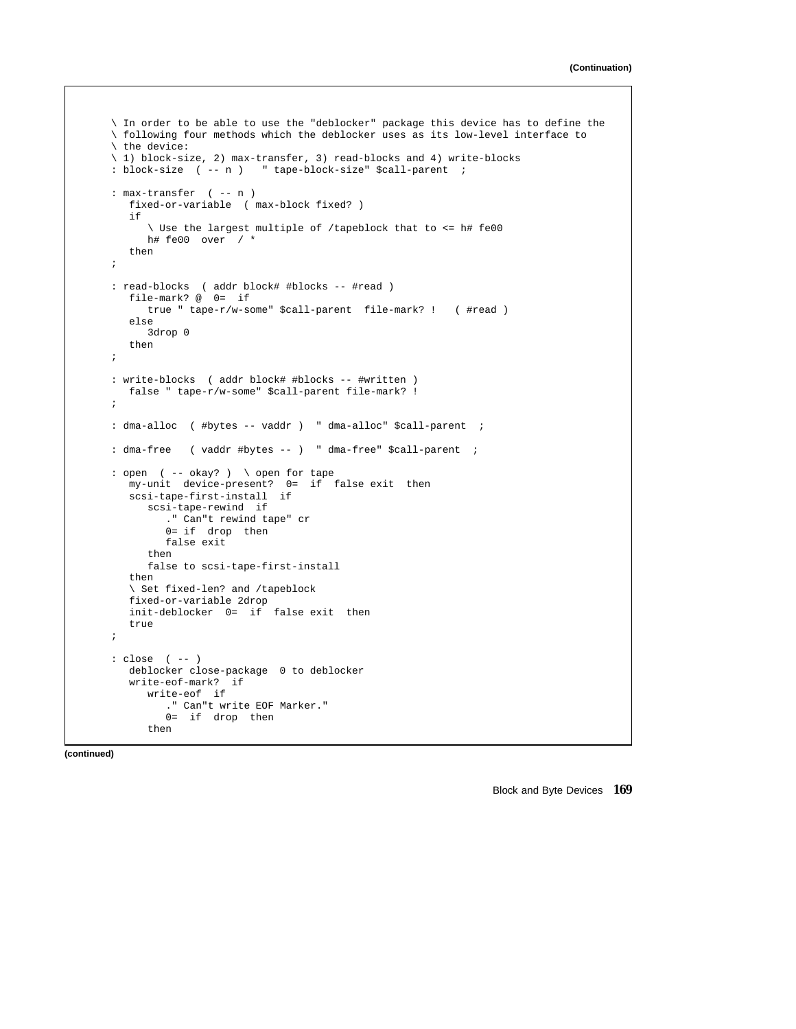(Continuation)

```
\ In order to be able to use the "deblocker" package this device has to define the
\ following four methods which the deblocker uses as its low-level interface to
\ the device:
\ 1) block-size, 2) max-transfer, 3) read-blocks and 4) write-blocks
: block-size  ( -- n )   " tape-block-size" $call-parent  ;

: max-transfer  ( -- n )
   fixed-or-variable  ( max-block fixed? )
   if
      \ Use the largest multiple of /tapeblock that to <= h# fe00
      h# fe00  over  / *
   then
;

: read-blocks  ( addr block# #blocks -- #read )
   file-mark? @  0=  if
      true " tape-r/w-some" $call-parent  file-mark? !   ( #read )
   else
      3drop 0
   then
;

: write-blocks  ( addr block# #blocks -- #written )
   false " tape-r/w-some" $call-parent file-mark? !
;

: dma-alloc  ( #bytes -- vaddr )  " dma-alloc" $call-parent  ;

: dma-free   ( vaddr #bytes -- )  " dma-free" $call-parent  ;

: open  ( -- okay? )  \ open for tape
   my-unit  device-present?  0=  if  false exit  then
   scsi-tape-first-install  if
      scsi-tape-rewind  if
         ." Can"t rewind tape" cr
         0= if  drop  then
         false exit
      then
      false to scsi-tape-first-install
   then
   \ Set fixed-len? and /tapeblock
   fixed-or-variable 2drop
   init-deblocker  0=  if  false exit  then
   true
;

: close  ( -- )
   deblocker close-package  0 to deblocker
   write-eof-mark?  if
      write-eof  if
         ." Can"t write EOF Marker."
         0=  if  drop  then
      then
```

(continued)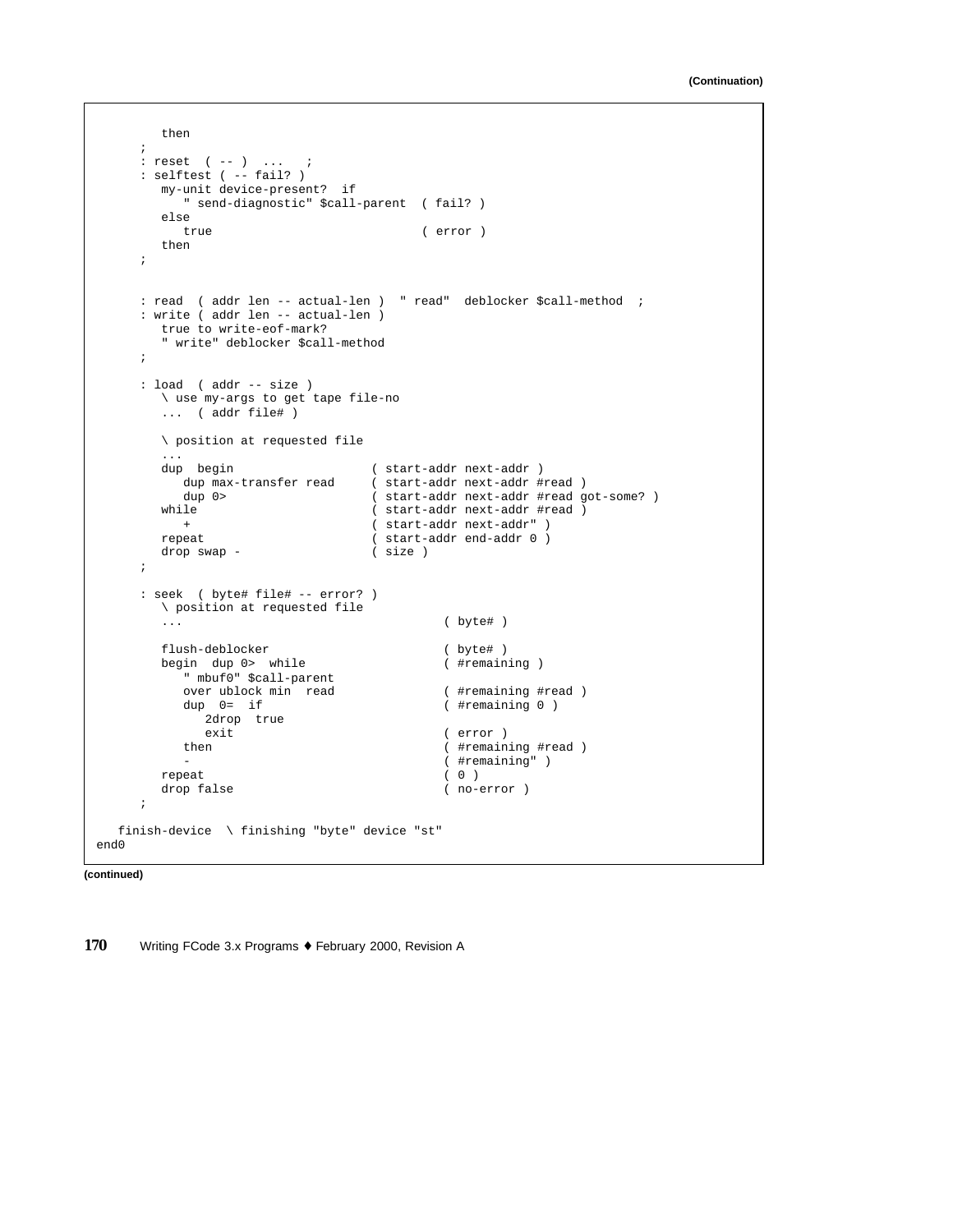(Continuation)

```
         then
      ;
      : reset  ( -- )  ...   ;
      : selftest ( -- fail? )
         my-unit device-present?  if
            " send-diagnostic" $call-parent  ( fail? )
         else
            true                             ( error )
         then
      ;


      : read  ( addr len -- actual-len )  " read"  deblocker $call-method  ;
      : write ( addr len -- actual-len )
         true to write-eof-mark?
         " write" deblocker $call-method
      ;

      : load  ( addr -- size )
         \ use my-args to get tape file-no
         ...  ( addr file# )

         \ position at requested file
         ...
         dup  begin                  ( start-addr next-addr )
            dup max-transfer read     ( start-addr next-addr #read )
            dup 0>                    ( start-addr next-addr #read got-some? )
         while                        ( start-addr next-addr #read )
            +                         ( start-addr next-addr" )
         repeat                       ( start-addr end-addr 0 )
         drop swap -                  ( size )
      ;

      : seek  ( byte# file# -- error? )
         \ position at requested file
         ...                                    ( byte# )

         flush-deblocker                        ( byte# )
         begin  dup 0>  while                   ( #remaining )
            " mbuf0" $call-parent
            over ublock min  read               ( #remaining #read )
            dup  0=  if                         ( #remaining 0 )
               2drop  true
               exit                             ( error )
            then                                ( #remaining #read )
            -                                   ( #remaining" )
         repeat                                 ( 0 )
         drop false                             ( no-error )
      ;

   finish-device  \ finishing "byte" device "st"
end0
```

(continued)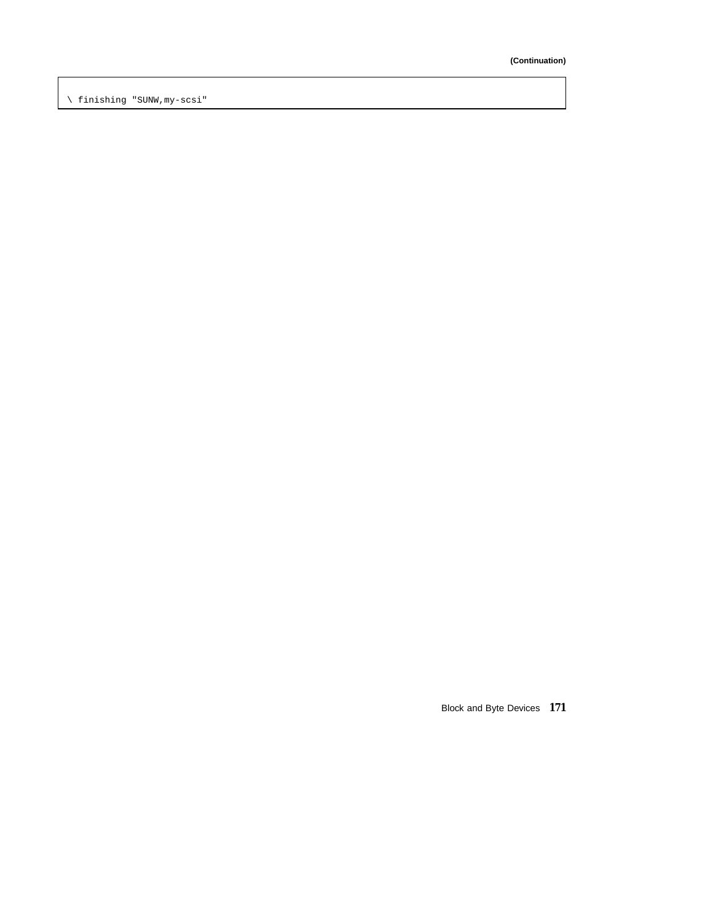```
\ finishing "SUNW,my-scsi"
```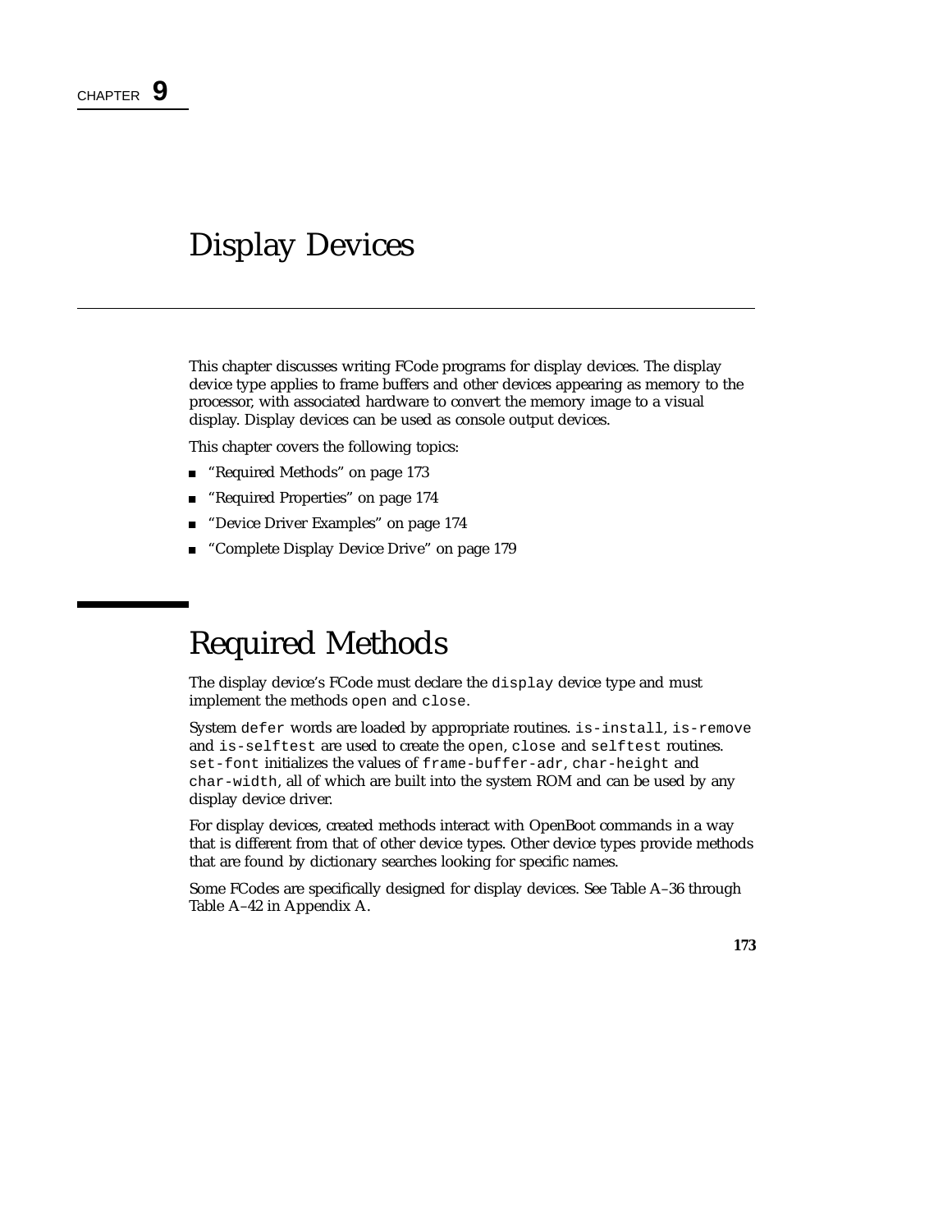CHAPTER **9**

# Display Devices

This chapter discusses writing FCode programs for display devices. The display device type applies to frame buffers and other devices appearing as memory to the processor, with associated hardware to convert the memory image to a visual display. Display devices can be used as console output devices.

This chapter covers the following topics:

- "Required Methods" on page 173
- "Required Properties" on page 174
- "Device Driver Examples" on page 174
- "Complete Display Device Drive" on page 179

## Required Methods

The display device's FCode must declare the `display` device type and must implement the methods `open` and `close`.

System `defer` words are loaded by appropriate routines. `is-install`, `is-remove` and `is-selftest` are used to create the `open`, `close` and `selftest` routines. `set-font` initializes the values of `frame-buffer-adr`, `char-height` and `char-width`, all of which are built into the system ROM and can be used by any display device driver.

For display devices, created methods interact with OpenBoot commands in a way that is different from that of other device types. Other device types provide methods that are found by dictionary searches looking for specific names.

Some FCodes are specifically designed for display devices. See Table A–36 through Table A–42 in Appendix A.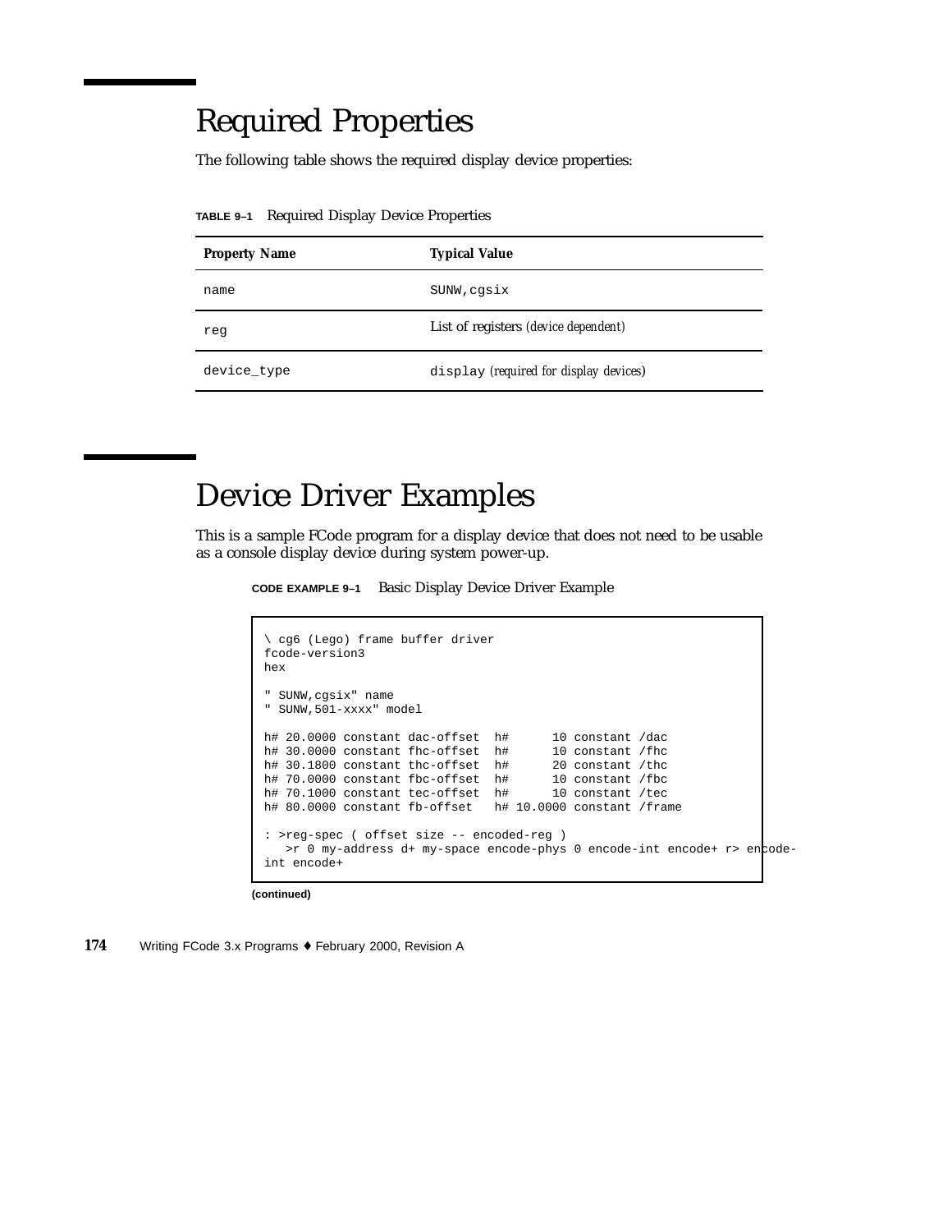# Required Properties

The following table shows the required display device properties:

**TABLE 9–1** Required Display Device Properties

| Property Name | Typical Value |
| --- | --- |
| name | SUNW,cgsix |
| reg | List of registers *(device dependent)* |
| device_type | display *(required for display devices)* |

# Device Driver Examples

This is a sample FCode program for a display device that does not need to be usable as a console display device during system power-up.

**CODE EXAMPLE 9–1** Basic Display Device Driver Example

```
\ cg6 (Lego) frame buffer driver
fcode-version3
hex

" SUNW,cgsix" name
" SUNW,501-xxxx" model

h# 20.0000 constant dac-offset  h#      10 constant /dac
h# 30.0000 constant fhc-offset  h#      10 constant /fhc
h# 30.1800 constant thc-offset  h#      20 constant /thc
h# 70.0000 constant fbc-offset  h#      10 constant /fbc
h# 70.1000 constant tec-offset  h#      10 constant /tec
h# 80.0000 constant fb-offset   h# 10.0000 constant /frame

: >reg-spec ( offset size -- encoded-reg )
   >r 0 my-address d+ my-space encode-phys 0 encode-int encode+ r> encode-
int encode+
```

**(continued)**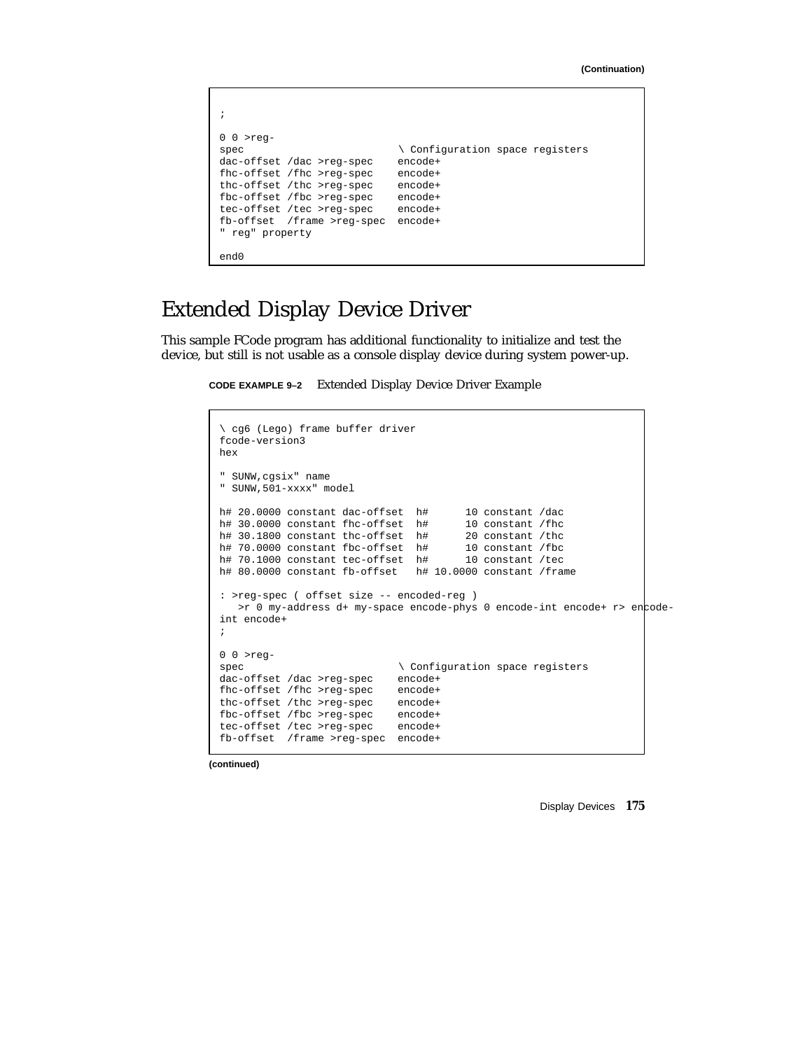(Continuation)

```
;

0 0 >reg-
spec                         \ Configuration space registers
dac-offset /dac >reg-spec    encode+
fhc-offset /fhc >reg-spec    encode+
thc-offset /thc >reg-spec    encode+
fbc-offset /fbc >reg-spec    encode+
tec-offset /tec >reg-spec    encode+
fb-offset  /frame >reg-spec  encode+
" reg" property

end0
```

## Extended Display Device Driver

This sample FCode program has additional functionality to initialize and test the device, but still is not usable as a console display device during system power-up.

**CODE EXAMPLE 9–2** Extended Display Device Driver Example

```
\ cg6 (Lego) frame buffer driver
fcode-version3
hex

" SUNW,cgsix" name
" SUNW,501-xxxx" model

h# 20.0000 constant dac-offset  h#      10 constant /dac
h# 30.0000 constant fhc-offset  h#      10 constant /fhc
h# 30.1800 constant thc-offset  h#      20 constant /thc
h# 70.0000 constant fbc-offset  h#      10 constant /fbc
h# 70.1000 constant tec-offset  h#      10 constant /tec
h# 80.0000 constant fb-offset   h# 10.0000 constant /frame

: >reg-spec ( offset size -- encoded-reg )
   >r 0 my-address d+ my-space encode-phys 0 encode-int encode+ r> encode-
int encode+
;

0 0 >reg-
spec                         \ Configuration space registers
dac-offset /dac >reg-spec    encode+
fhc-offset /fhc >reg-spec    encode+
thc-offset /thc >reg-spec    encode+
fbc-offset /fbc >reg-spec    encode+
tec-offset /tec >reg-spec    encode+
fb-offset  /frame >reg-spec  encode+
```

(continued)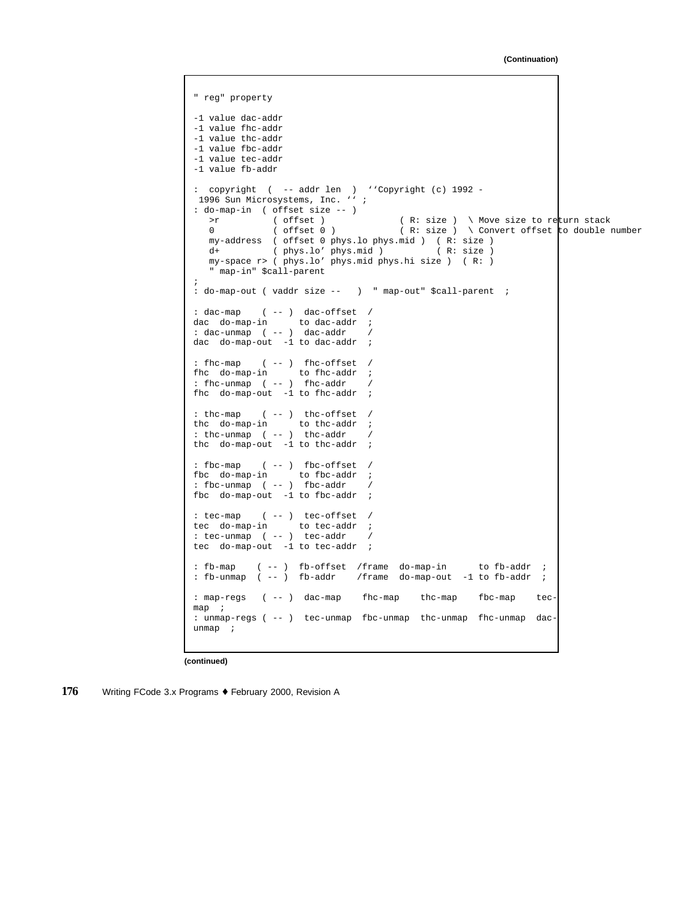**(Continuation)**

```
" reg" property

-1 value dac-addr
-1 value fhc-addr
-1 value thc-addr
-1 value fbc-addr
-1 value tec-addr
-1 value fb-addr

:  copyright  (  -- addr len  )  ‘‘Copyright (c) 1992 -
 1996 Sun Microsystems, Inc. ‘‘ ;
: do-map-in  ( offset size -- )
   >r          ( offset )              ( R: size )  \ Move size to return stack
   0           ( offset 0 )            ( R: size )  \ Convert offset to double number
   my-address  ( offset 0 phys.lo phys.mid )  ( R: size )
   d+          ( phys.lo' phys.mid )          ( R: size )
   my-space r> ( phys.lo' phys.mid phys.hi size )  ( R: )
   " map-in" $call-parent
;
: do-map-out ( vaddr size --   )  " map-out" $call-parent  ;

: dac-map    ( -- )  dac-offset  /
dac  do-map-in      to dac-addr  ;
: dac-unmap  ( -- )  dac-addr    /
dac  do-map-out  -1 to dac-addr  ;

: fhc-map    ( -- )  fhc-offset  /
fhc  do-map-in      to fhc-addr  ;
: fhc-unmap  ( -- )  fhc-addr    /
fhc  do-map-out  -1 to fhc-addr  ;

: thc-map    ( -- )  thc-offset  /
thc  do-map-in      to thc-addr  ;
: thc-unmap  ( -- )  thc-addr    /
thc  do-map-out  -1 to thc-addr  ;

: fbc-map    ( -- )  fbc-offset  /
fbc  do-map-in      to fbc-addr  ;
: fbc-unmap  ( -- )  fbc-addr    /
fbc  do-map-out  -1 to fbc-addr  ;

: tec-map    ( -- )  tec-offset  /
tec  do-map-in      to tec-addr  ;
: tec-unmap  ( -- )  tec-addr    /
tec  do-map-out  -1 to tec-addr  ;

: fb-map    ( -- )  fb-offset  /frame  do-map-in      to fb-addr  ;
: fb-unmap  ( -- )  fb-addr    /frame  do-map-out  -1 to fb-addr  ;

: map-regs   ( -- )  dac-map    fhc-map    thc-map    fbc-map    tec-
map  ;
: unmap-regs ( -- )  tec-unmap  fbc-unmap  thc-unmap  fhc-unmap  dac-
unmap  ;
```

**(continued)**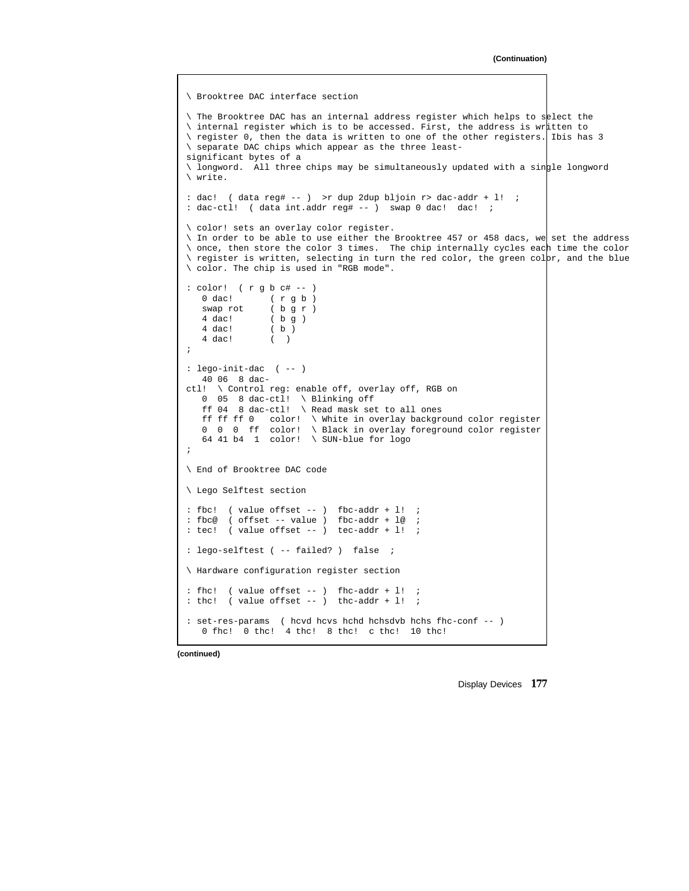(Continuation)

```
\ Brooktree DAC interface section

\ The Brooktree DAC has an internal address register which helps to select the
\ internal register which is to be accessed. First, the address is written to
\ register 0, then the data is written to one of the other registers. Ibis has 3
\ separate DAC chips which appear as the three least-
significant bytes of a
\ longword.  All three chips may be simultaneously updated with a single longword
\ write.

: dac!  ( data reg# -- )  >r dup 2dup bljoin r> dac-addr + l!  ;
: dac-ctl!  ( data int.addr reg# -- )  swap 0 dac!  dac!  ;

\ color! sets an overlay color register.
\ In order to be able to use either the Brooktree 457 or 458 dacs, we set the address
\ once, then store the color 3 times.  The chip internally cycles each time the color
\ register is written, selecting in turn the red color, the green color, and the blue
\ color. The chip is used in "RGB mode".

: color!  ( r g b c# -- )
   0 dac!       ( r g b )
   swap rot     ( b g r )
   4 dac!       ( b g )
   4 dac!       ( b )
   4 dac!       (  )
;

: lego-init-dac  ( -- )
   40 06  8 dac-
ctl!  \ Control reg: enable off, overlay off, RGB on
   0  05  8 dac-ctl!  \ Blinking off
   ff 04  8 dac-ctl!  \ Read mask set to all ones
   ff ff ff 0   color!  \ White in overlay background color register
   0  0  0  ff  color!  \ Black in overlay foreground color register
   64 41 b4  1  color!  \ SUN-blue for logo
;

\ End of Brooktree DAC code

\ Lego Selftest section

: fbc!  ( value offset -- )  fbc-addr + l!  ;
: fbc@  ( offset -- value )  fbc-addr + l@  ;
: tec!  ( value offset -- )  tec-addr + l!  ;

: lego-selftest ( -- failed? )  false  ;

\ Hardware configuration register section

: fhc!  ( value offset -- )  fhc-addr + l!  ;
: thc!  ( value offset -- )  thc-addr + l!  ;

: set-res-params  ( hcvd hcvs hchd hchsdvb hchs fhc-conf -- )
   0 fhc!  0 thc!  4 thc!  8 thc!  c thc!  10 thc!
```

(continued)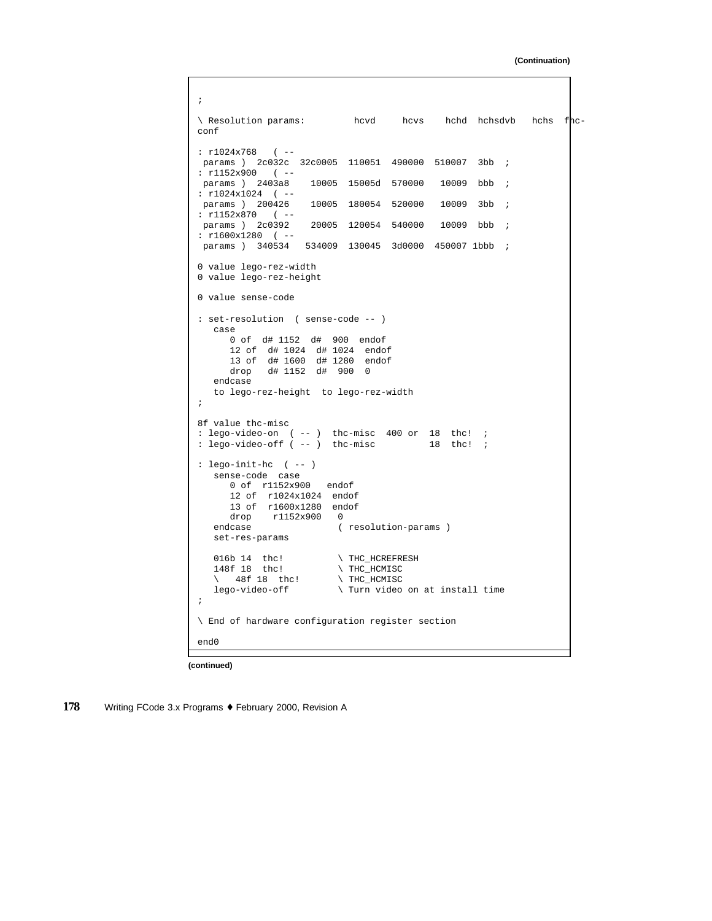**(Continuation)**

```
;

\ Resolution params:          hcvd     hcvs    hchd  hchsdvb   hchs  fhc-
conf

: r1024x768   ( --
 params )  2c032c  32c0005  110051  490000  510007  3bb  ;
: r1152x900   ( --
 params )  2403a8    10005  15005d  570000   10009  bbb  ;
: r1024x1024  ( --
 params )  200426    10005  180054  520000   10009  3bb  ;
: r1152x870   ( --
 params )  2c0392    20005  120054  540000   10009  bbb  ;
: r1600x1280  ( --
 params )  340534   534009  130045  3d0000  450007 1bbb  ;

0 value lego-rez-width
0 value lego-rez-height

0 value sense-code

: set-resolution  ( sense-code -- )
   case
      0 of  d# 1152  d#  900  endof
      12 of  d# 1024  d# 1024  endof
      13 of  d# 1600  d# 1280  endof
      drop   d# 1152  d#  900  0
   endcase
   to lego-rez-height  to lego-rez-width
;

8f value thc-misc
: lego-video-on  ( -- )  thc-misc  400 or  18  thc!  ;
: lego-video-off ( -- )  thc-misc          18  thc!  ;

: lego-init-hc  ( -- )
   sense-code  case
      0 of  r1152x900   endof
      12 of  r1024x1024  endof
      13 of  r1600x1280  endof
      drop    r1152x900   0
   endcase                 ( resolution-params )
   set-res-params

   016b 14  thc!          \ THC_HCREFRESH
   148f 18  thc!          \ THC_HCMISC
   \   48f 18  thc!       \ THC_HCMISC
   lego-video-off         \ Turn video on at install time
;

\ End of hardware configuration register section

end0
```

**(continued)**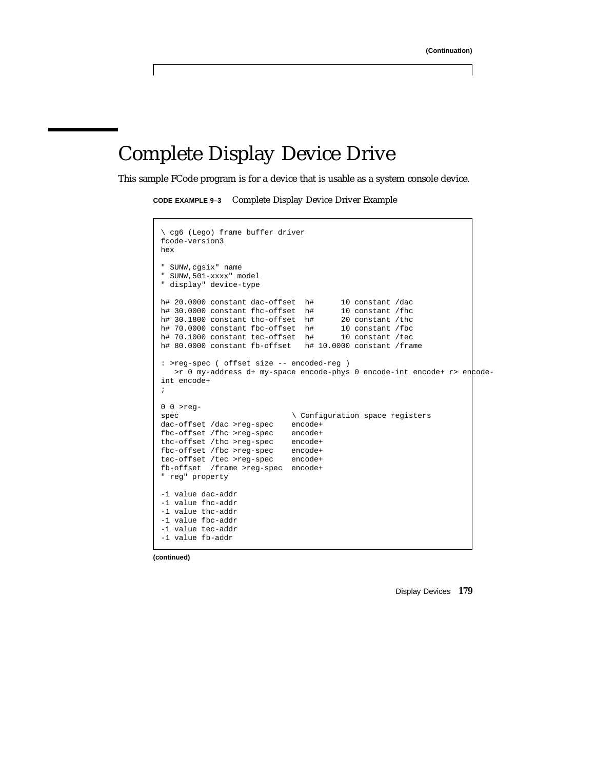# Complete Display Device Drive

This sample FCode program is for a device that is usable as a system console device.

**CODE EXAMPLE 9–3** Complete Display Device Driver Example

```
\ cg6 (Lego) frame buffer driver
fcode-version3
hex

" SUNW,cgsix" name
" SUNW,501-xxxx" model
" display" device-type

h# 20.0000 constant dac-offset  h#      10 constant /dac
h# 30.0000 constant fhc-offset  h#      10 constant /fhc
h# 30.1800 constant thc-offset  h#      20 constant /thc
h# 70.0000 constant fbc-offset  h#      10 constant /fbc
h# 70.1000 constant tec-offset  h#      10 constant /tec
h# 80.0000 constant fb-offset   h# 10.0000 constant /frame

: >reg-spec ( offset size -- encoded-reg )
   >r 0 my-address d+ my-space encode-phys 0 encode-int encode+ r> encode-
int encode+
;

0 0 >reg-
spec                          \ Configuration space registers
dac-offset /dac >reg-spec    encode+
fhc-offset /fhc >reg-spec    encode+
thc-offset /thc >reg-spec    encode+
fbc-offset /fbc >reg-spec    encode+
tec-offset /tec >reg-spec    encode+
fb-offset  /frame >reg-spec  encode+
" reg" property

-1 value dac-addr
-1 value fhc-addr
-1 value thc-addr
-1 value fbc-addr
-1 value tec-addr
-1 value fb-addr
```

**(continued)**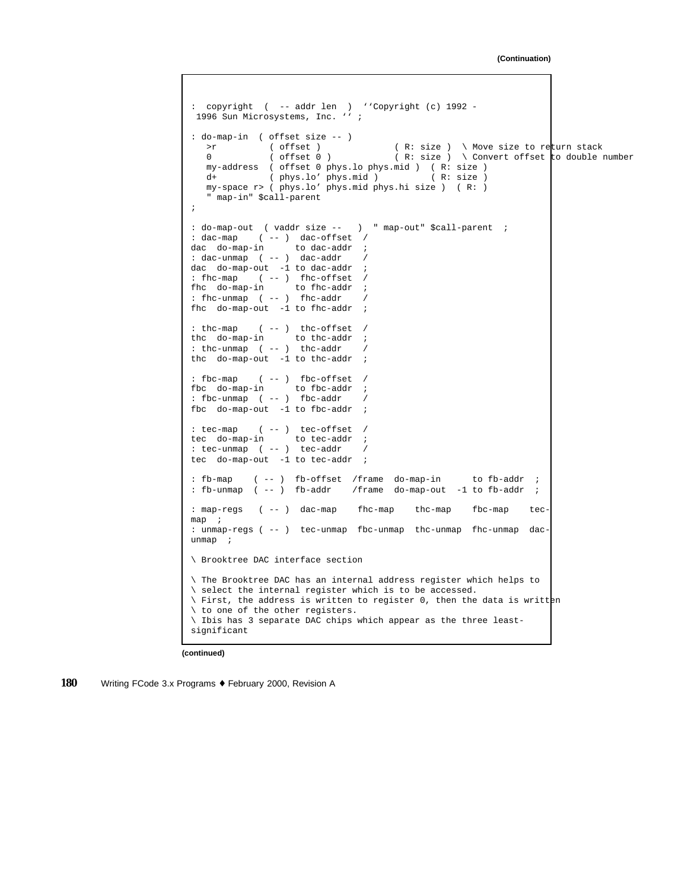(Continuation)

```
:  copyright  (  -- addr len  )  ''Copyright (c) 1992 -
 1996 Sun Microsystems, Inc. '' ;

: do-map-in  ( offset size -- )
   >r          ( offset )              ( R: size )  \ Move size to return stack
   0           ( offset 0 )            ( R: size )  \ Convert offset to double number
   my-address  ( offset 0 phys.lo phys.mid )  ( R: size )
   d+          ( phys.lo' phys.mid )          ( R: size )
   my-space r> ( phys.lo' phys.mid phys.hi size )  ( R: )
   " map-in" $call-parent
;

: do-map-out  ( vaddr size --   )  " map-out" $call-parent  ;
: dac-map    ( -- )  dac-offset  /
dac  do-map-in      to dac-addr  ;
: dac-unmap  ( -- )  dac-addr    /
dac  do-map-out  -1 to dac-addr  ;
: fhc-map    ( -- )  fhc-offset  /
fhc  do-map-in      to fhc-addr  ;
: fhc-unmap  ( -- )  fhc-addr    /
fhc  do-map-out  -1 to fhc-addr  ;

: thc-map    ( -- )  thc-offset  /
thc  do-map-in      to thc-addr  ;
: thc-unmap  ( -- )  thc-addr    /
thc  do-map-out  -1 to thc-addr  ;

: fbc-map    ( -- )  fbc-offset  /
fbc  do-map-in      to fbc-addr  ;
: fbc-unmap  ( -- )  fbc-addr    /
fbc  do-map-out  -1 to fbc-addr  ;

: tec-map    ( -- )  tec-offset  /
tec  do-map-in      to tec-addr  ;
: tec-unmap  ( -- )  tec-addr    /
tec  do-map-out  -1 to tec-addr  ;

: fb-map    ( -- )  fb-offset  /frame  do-map-in      to fb-addr  ;
: fb-unmap  ( -- )  fb-addr    /frame  do-map-out  -1 to fb-addr  ;

: map-regs   ( -- )  dac-map    fhc-map    thc-map    fbc-map    tec-
map  ;
: unmap-regs ( -- )  tec-unmap  fbc-unmap  thc-unmap  fhc-unmap  dac-
unmap  ;

\ Brooktree DAC interface section

\ The Brooktree DAC has an internal address register which helps to
\ select the internal register which is to be accessed.
\ First, the address is written to register 0, then the data is written
\ to one of the other registers.
\ Ibis has 3 separate DAC chips which appear as the three least-
significant
```

(continued)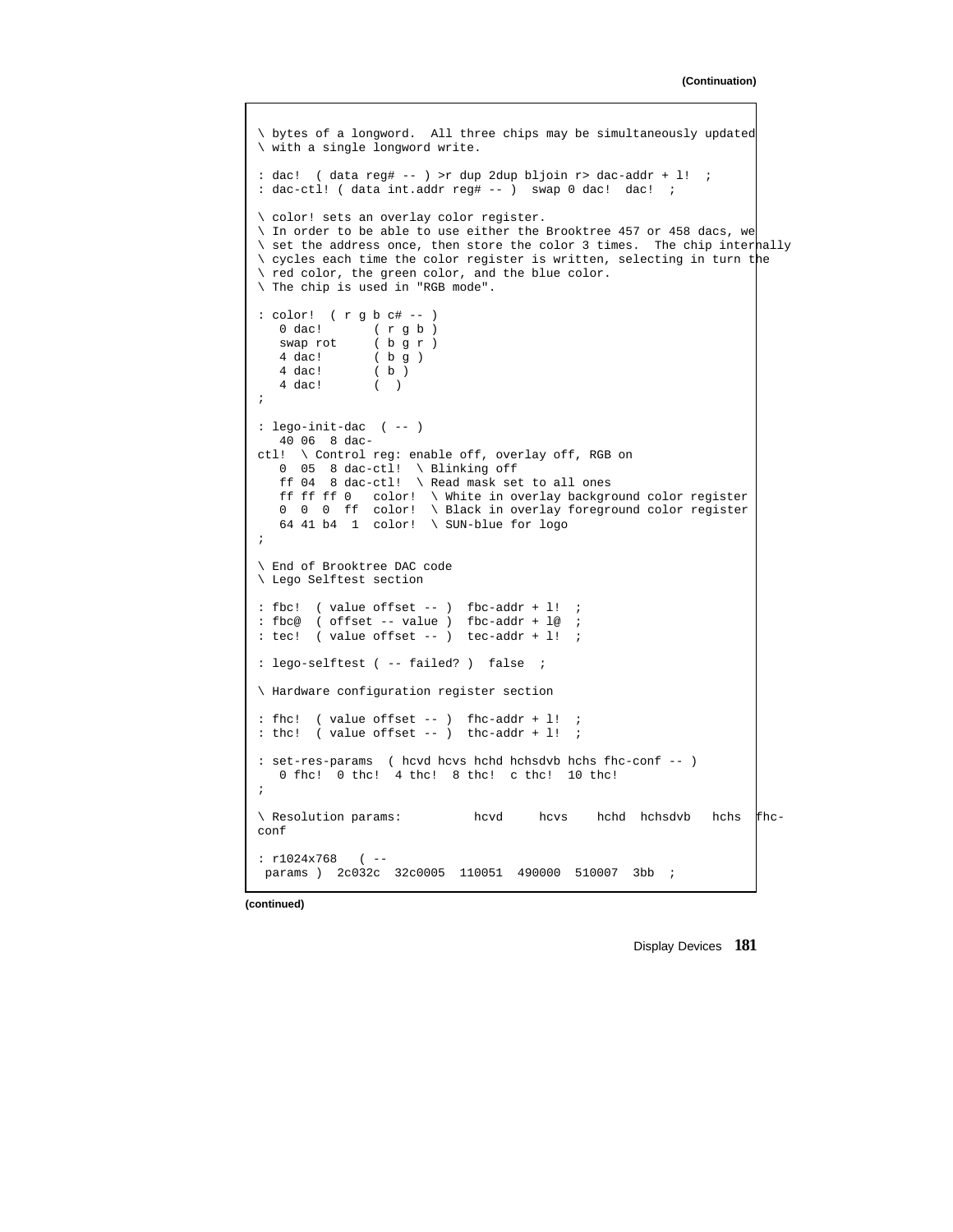(Continuation)

```
\ bytes of a longword.  All three chips may be simultaneously updated
\ with a single longword write.

: dac!  ( data reg# -- ) >r dup 2dup bljoin r> dac-addr + l!  ;
: dac-ctl! ( data int.addr reg# -- )  swap 0 dac!  dac!  ;

\ color! sets an overlay color register.
\ In order to be able to use either the Brooktree 457 or 458 dacs, we
\ set the address once, then store the color 3 times.  The chip internally
\ cycles each time the color register is written, selecting in turn the
\ red color, the green color, and the blue color.
\ The chip is used in "RGB mode".

: color!  ( r g b c# -- )
   0 dac!       ( r g b )
   swap rot     ( b g r )
   4 dac!       ( b g )
   4 dac!       ( b )
   4 dac!       (  )
;

: lego-init-dac  ( -- )
   40 06  8 dac-
ctl!  \ Control reg: enable off, overlay off, RGB on
   0  05  8 dac-ctl!  \ Blinking off
   ff 04  8 dac-ctl!  \ Read mask set to all ones
   ff ff ff 0   color!  \ White in overlay background color register
   0  0  0  ff  color!  \ Black in overlay foreground color register
   64 41 b4  1  color!  \ SUN-blue for logo
;

\ End of Brooktree DAC code
\ Lego Selftest section

: fbc!  ( value offset -- )  fbc-addr + l!  ;
: fbc@  ( offset -- value )  fbc-addr + l@  ;
: tec!  ( value offset -- )  tec-addr + l!  ;

: lego-selftest ( -- failed? )  false  ;

\ Hardware configuration register section

: fhc!  ( value offset -- )  fhc-addr + l!  ;
: thc!  ( value offset -- )  thc-addr + l!  ;

: set-res-params  ( hcvd hcvs hchd hchsdvb hchs fhc-conf -- )
   0 fhc!  0 thc!  4 thc!  8 thc!  c thc!  10 thc!
;

\ Resolution params:          hcvd     hcvs    hchd  hchsdvb   hchs  fhc-
conf

: r1024x768   ( --
 params )  2c032c  32c0005  110051  490000  510007  3bb  ;
```

(continued)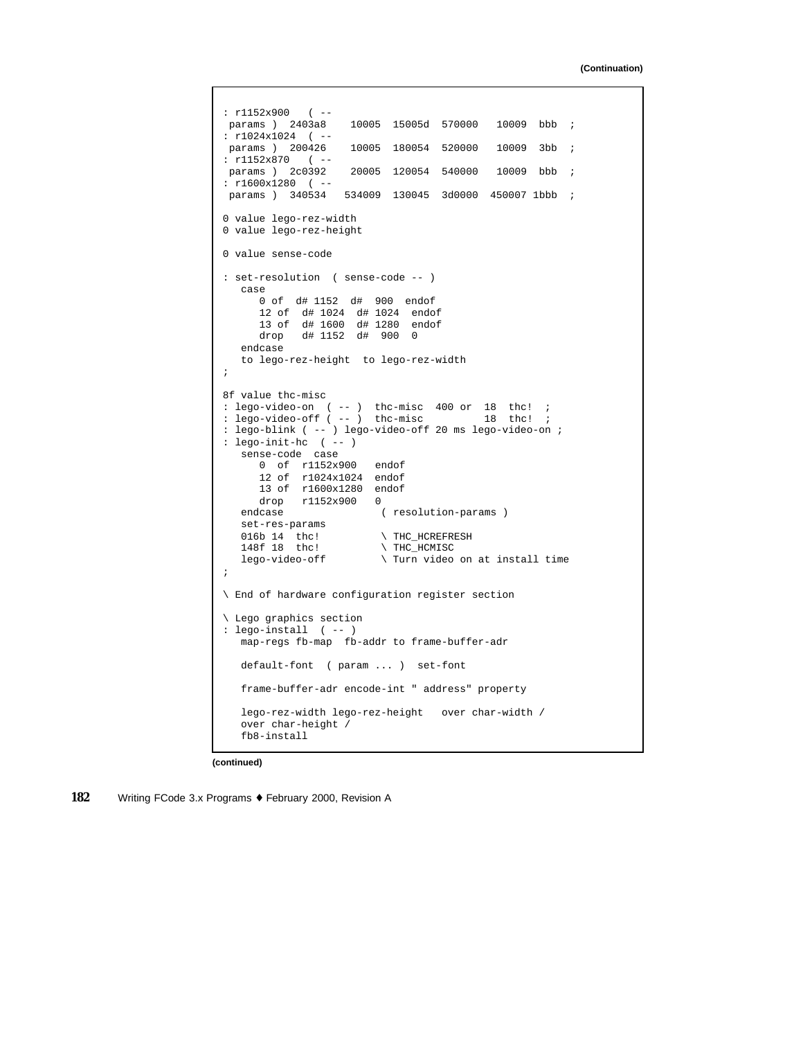**(Continuation)**

```
: r1152x900   ( --
 params )  2403a8    10005  15005d  570000   10009  bbb  ;
: r1024x1024  ( --
 params )  200426    10005  180054  520000   10009  3bb  ;
: r1152x870   ( --
 params )  2c0392    20005  120054  540000   10009  bbb  ;
: r1600x1280  ( --
 params )  340534   534009  130045  3d0000  450007 1bbb  ;

0 value lego-rez-width
0 value lego-rez-height

0 value sense-code

: set-resolution  ( sense-code -- )
   case
      0 of  d# 1152  d#  900  endof
      12 of  d# 1024  d# 1024  endof
      13 of  d# 1600  d# 1280  endof
      drop   d# 1152  d#  900  0
   endcase
   to lego-rez-height  to lego-rez-width
;

8f value thc-misc
: lego-video-on  ( -- )  thc-misc  400 or  18  thc!  ;
: lego-video-off ( -- )  thc-misc          18  thc!  ;
: lego-blink ( -- ) lego-video-off 20 ms lego-video-on ;
: lego-init-hc  ( -- )
   sense-code  case
      0  of  r1152x900   endof
      12 of  r1024x1024  endof
      13 of  r1600x1280  endof
      drop   r1152x900   0
   endcase               ( resolution-params )
   set-res-params
   016b 14  thc!          \ THC_HCREFRESH
   148f 18  thc!          \ THC_HCMISC
   lego-video-off         \ Turn video on at install time
;

\ End of hardware configuration register section

\ Lego graphics section
: lego-install  ( -- )
   map-regs fb-map  fb-addr to frame-buffer-adr

   default-font  ( param ... )  set-font

   frame-buffer-adr encode-int " address" property

   lego-rez-width lego-rez-height   over char-width /
   over char-height /
   fb8-install
```

**(continued)**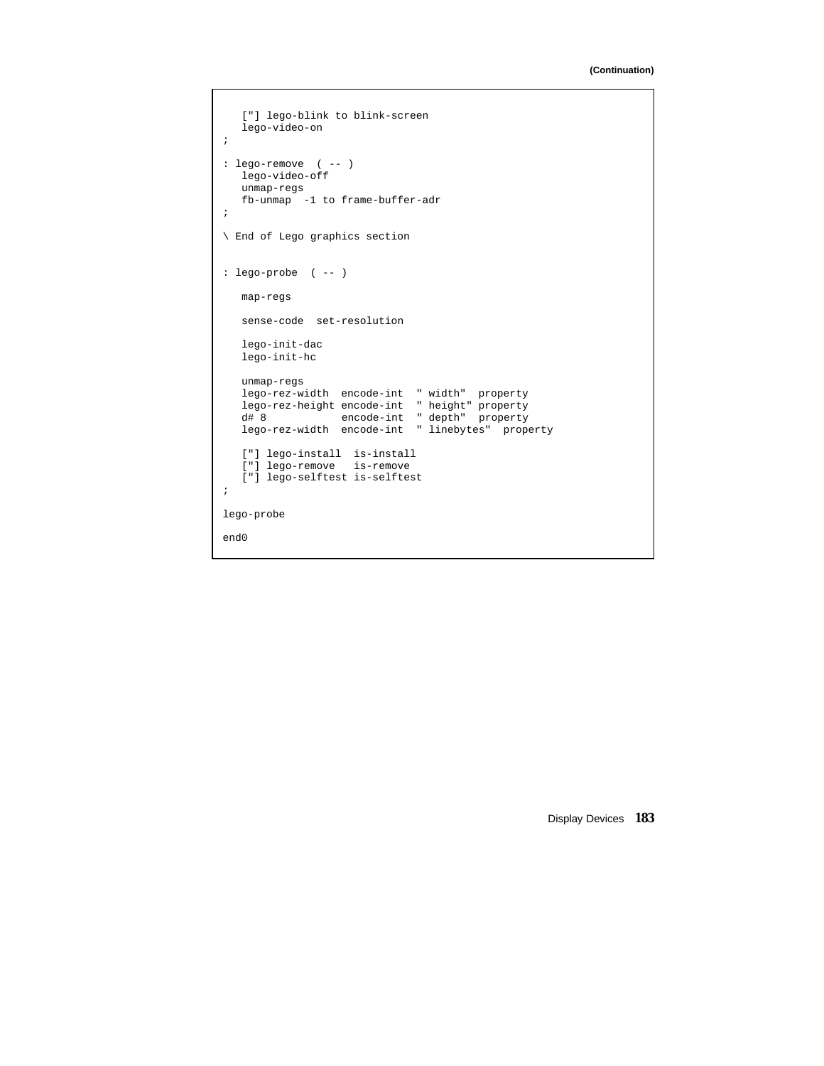(Continuation)

```
   ["] lego-blink to blink-screen
   lego-video-on
;

: lego-remove  ( -- )
   lego-video-off
   unmap-regs
   fb-unmap  -1 to frame-buffer-adr
;

\ End of Lego graphics section


: lego-probe  ( -- )

   map-regs

   sense-code  set-resolution

   lego-init-dac
   lego-init-hc

   unmap-regs
   lego-rez-width  encode-int  " width"  property
   lego-rez-height encode-int  " height" property
   d# 8            encode-int  " depth"  property
   lego-rez-width  encode-int  " linebytes"  property

   ["] lego-install  is-install
   ["] lego-remove   is-remove
   ["] lego-selftest is-selftest
;

lego-probe

end0
```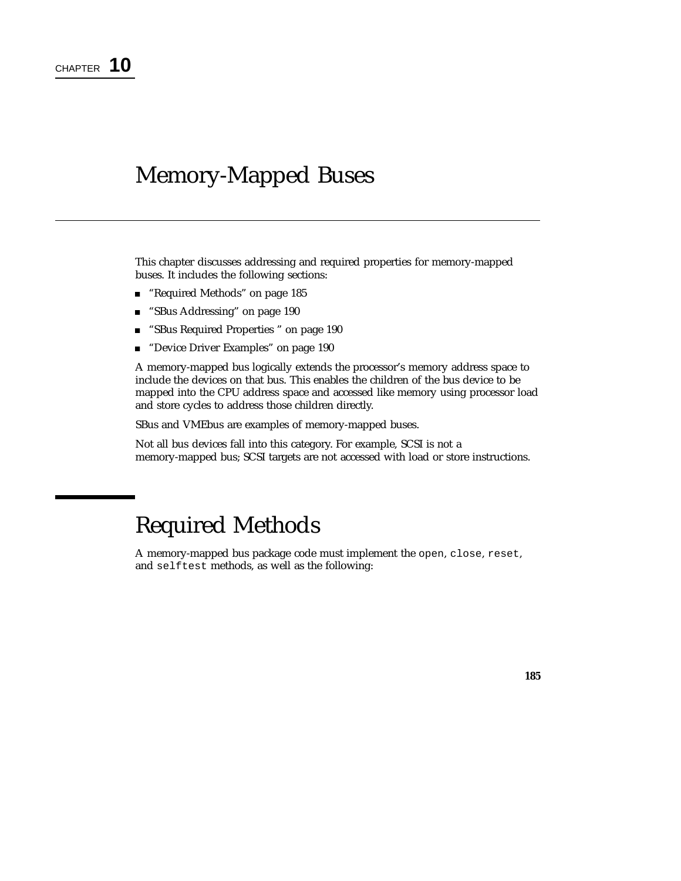CHAPTER **10**

# Memory-Mapped Buses

This chapter discusses addressing and required properties for memory-mapped buses. It includes the following sections:

- "Required Methods" on page 185
- "SBus Addressing" on page 190
- "SBus Required Properties " on page 190
- "Device Driver Examples" on page 190

A memory-mapped bus logically extends the processor's memory address space to include the devices on that bus. This enables the children of the bus device to be mapped into the CPU address space and accessed like memory using processor load and store cycles to address those children directly.

SBus and VMEbus are examples of memory-mapped buses.

Not all bus devices fall into this category. For example, SCSI is not a memory-mapped bus; SCSI targets are not accessed with load or store instructions.

## Required Methods

A memory-mapped bus package code must implement the `open`, `close`, `reset`, and `selftest` methods, as well as the following: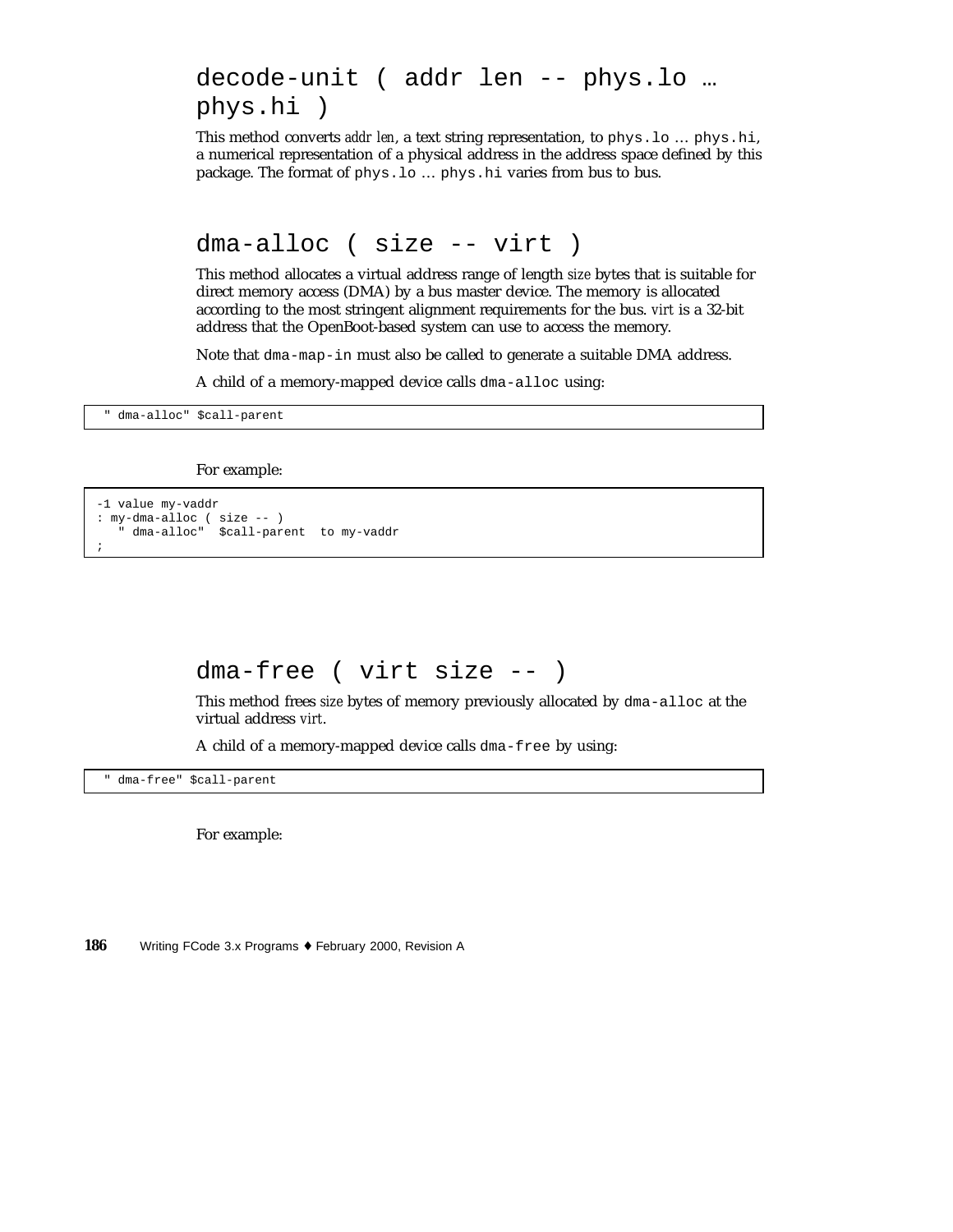## decode-unit ( addr len -- phys.lo … phys.hi )

This method converts *addr len*, a text string representation, to `phys.lo … phys.hi`, a numerical representation of a physical address in the address space defined by this package. The format of `phys.lo … phys.hi` varies from bus to bus.

## dma-alloc ( size -- virt )

This method allocates a virtual address range of length *size* bytes that is suitable for direct memory access (DMA) by a bus master device. The memory is allocated according to the most stringent alignment requirements for the bus. *virt* is a 32-bit address that the OpenBoot-based system can use to access the memory.

Note that `dma-map-in` must also be called to generate a suitable DMA address.

A child of a memory-mapped device calls `dma-alloc` using:

```
" dma-alloc" $call-parent
```

For example:

```
-1 value my-vaddr
: my-dma-alloc ( size -- )
   " dma-alloc"  $call-parent  to my-vaddr
;
```

## dma-free ( virt size -- )

This method frees *size* bytes of memory previously allocated by `dma-alloc` at the virtual address *virt*.

A child of a memory-mapped device calls `dma-free` by using:

```
" dma-free" $call-parent
```

For example: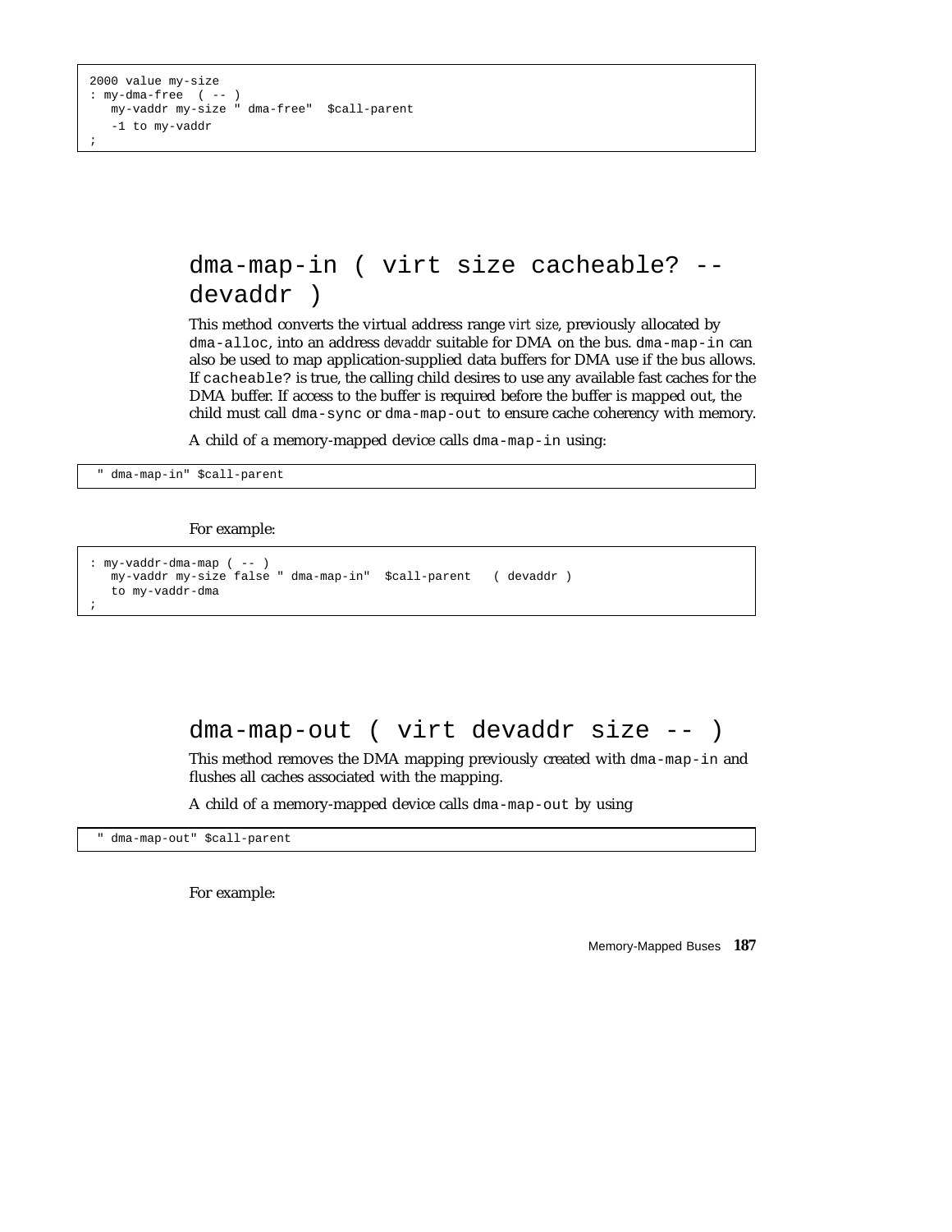```
2000 value my-size
: my-dma-free  ( -- )
   my-vaddr my-size " dma-free"  $call-parent
   -1 to my-vaddr
;
```

### dma-map-in ( virt size cacheable? -- devaddr )

This method converts the virtual address range *virt size*, previously allocated by `dma-alloc`, into an address *devaddr* suitable for DMA on the bus. `dma-map-in` can also be used to map application-supplied data buffers for DMA use if the bus allows. If `cacheable?` is true, the calling child desires to use any available fast caches for the DMA buffer. If access to the buffer is required before the buffer is mapped out, the child must call `dma-sync` or `dma-map-out` to ensure cache coherency with memory.

A child of a memory-mapped device calls `dma-map-in` using:

```
 " dma-map-in" $call-parent
```

For example:

```
: my-vaddr-dma-map ( -- )
   my-vaddr my-size false " dma-map-in"  $call-parent   ( devaddr )
   to my-vaddr-dma
;
```

### dma-map-out ( virt devaddr size -- )

This method removes the DMA mapping previously created with `dma-map-in` and flushes all caches associated with the mapping.

A child of a memory-mapped device calls `dma-map-out` by using

```
 " dma-map-out" $call-parent
```

For example: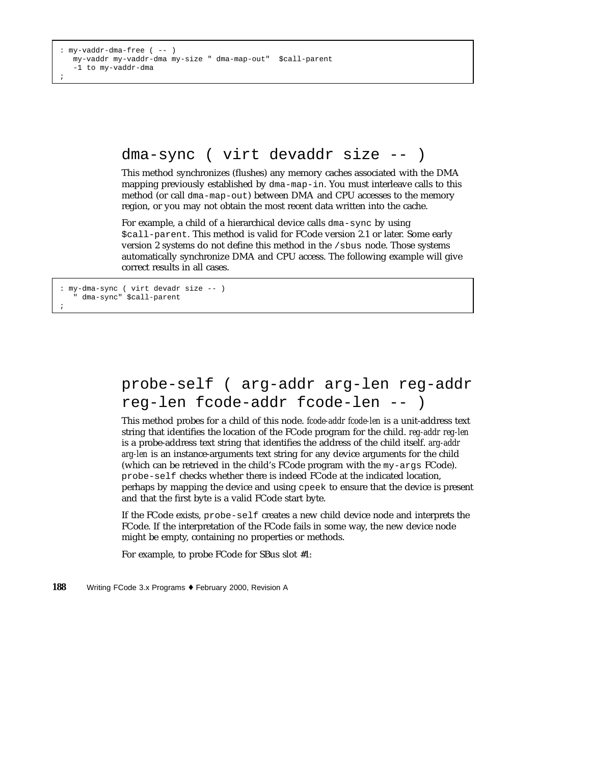```
: my-vaddr-dma-free ( -- )
   my-vaddr my-vaddr-dma my-size " dma-map-out"  $call-parent
   -1 to my-vaddr-dma
;
```

## dma-sync ( virt devaddr size -- )

This method synchronizes (flushes) any memory caches associated with the DMA mapping previously established by `dma-map-in`. You must interleave calls to this method (or call `dma-map-out`) between DMA and CPU accesses to the memory region, or you may not obtain the most recent data written into the cache.

For example, a child of a hierarchical device calls `dma-sync` by using `$call-parent`. This method is valid for FCode version 2.1 or later. Some early version 2 systems do not define this method in the `/sbus` node. Those systems automatically synchronize DMA and CPU access. The following example will give correct results in all cases.

```
: my-dma-sync ( virt devadr size -- )
   " dma-sync" $call-parent
;
```

## probe-self ( arg-addr arg-len reg-addr reg-len fcode-addr fcode-len -- )

This method probes for a child of this node. *fcode-addr fcode-len* is a unit-address text string that identifies the location of the FCode program for the child. *reg-addr reg-len* is a probe-address text string that identifies the address of the child itself. *arg-addr arg-len* is an instance-arguments text string for any device arguments for the child (which can be retrieved in the child's FCode program with the `my-args` FCode). `probe-self` checks whether there is indeed FCode at the indicated location, perhaps by mapping the device and using `cpeek` to ensure that the device is present and that the first byte is a valid FCode start byte.

If the FCode exists, `probe-self` creates a new child device node and interprets the FCode. If the interpretation of the FCode fails in some way, the new device node might be empty, containing no properties or methods.

For example, to probe FCode for SBus slot #1: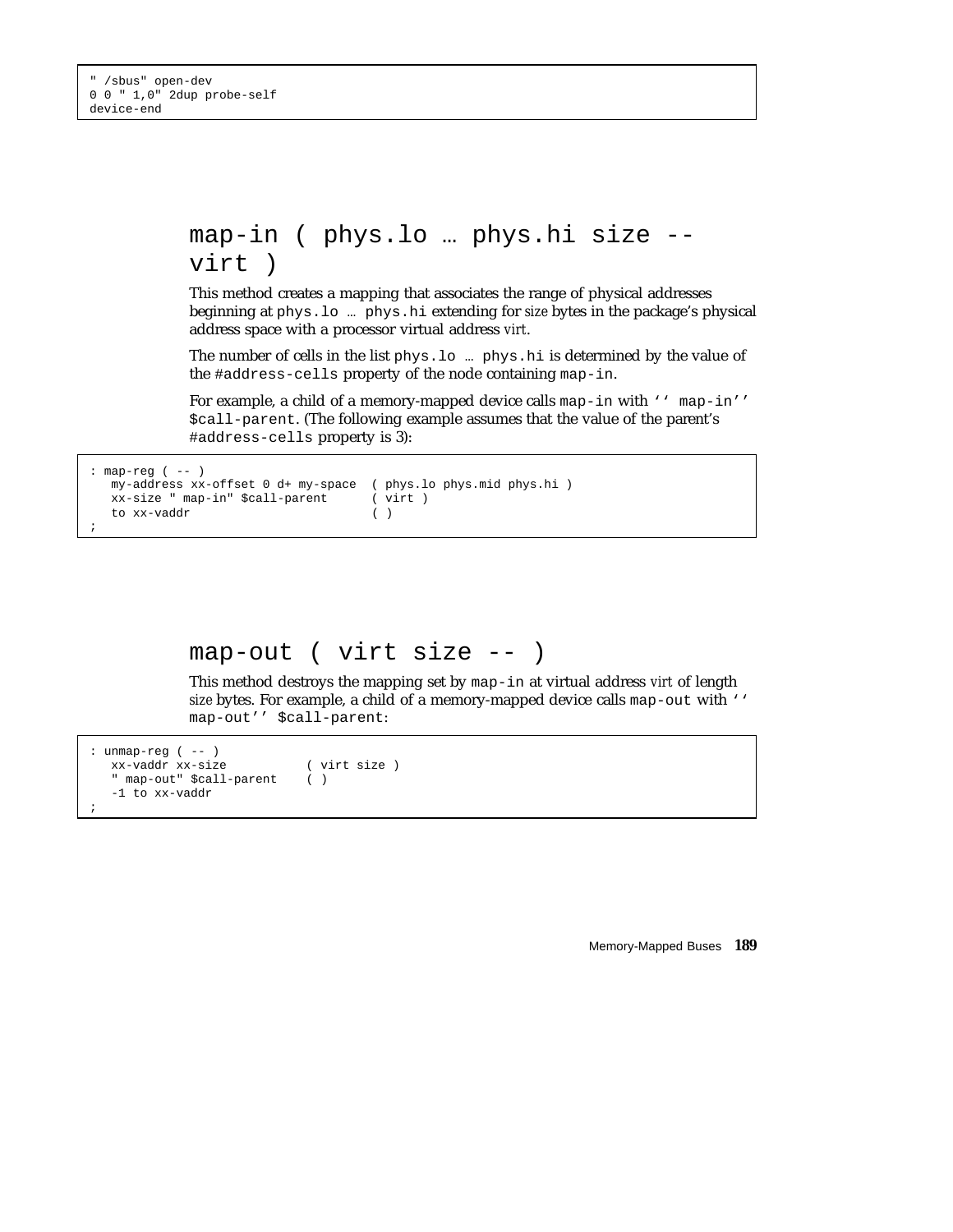```
" /sbus" open-dev
0 0 " 1,0" 2dup probe-self
device-end
```

## map-in ( phys.lo … phys.hi size -- virt )

This method creates a mapping that associates the range of physical addresses beginning at `phys.lo … phys.hi` extending for *size* bytes in the package's physical address space with a processor virtual address *virt*.

The number of cells in the list `phys.lo … phys.hi` is determined by the value of the `#address-cells` property of the node containing `map-in`.

For example, a child of a memory-mapped device calls `map-in` with `'' map-in'' $call-parent`. (The following example assumes that the value of the parent's `#address-cells` property is 3):

```
: map-reg ( -- )
   my-address xx-offset 0 d+ my-space  ( phys.lo phys.mid phys.hi )
   xx-size " map-in" $call-parent      ( virt )
   to xx-vaddr                         ( )
;
```

## map-out ( virt size -- )

This method destroys the mapping set by `map-in` at virtual address *virt* of length *size* bytes. For example, a child of a memory-mapped device calls `map-out` with `'' map-out'' $call-parent`:

```
: unmap-reg ( -- )
   xx-vaddr xx-size           ( virt size )
   " map-out" $call-parent    ( )
   -1 to xx-vaddr
;
```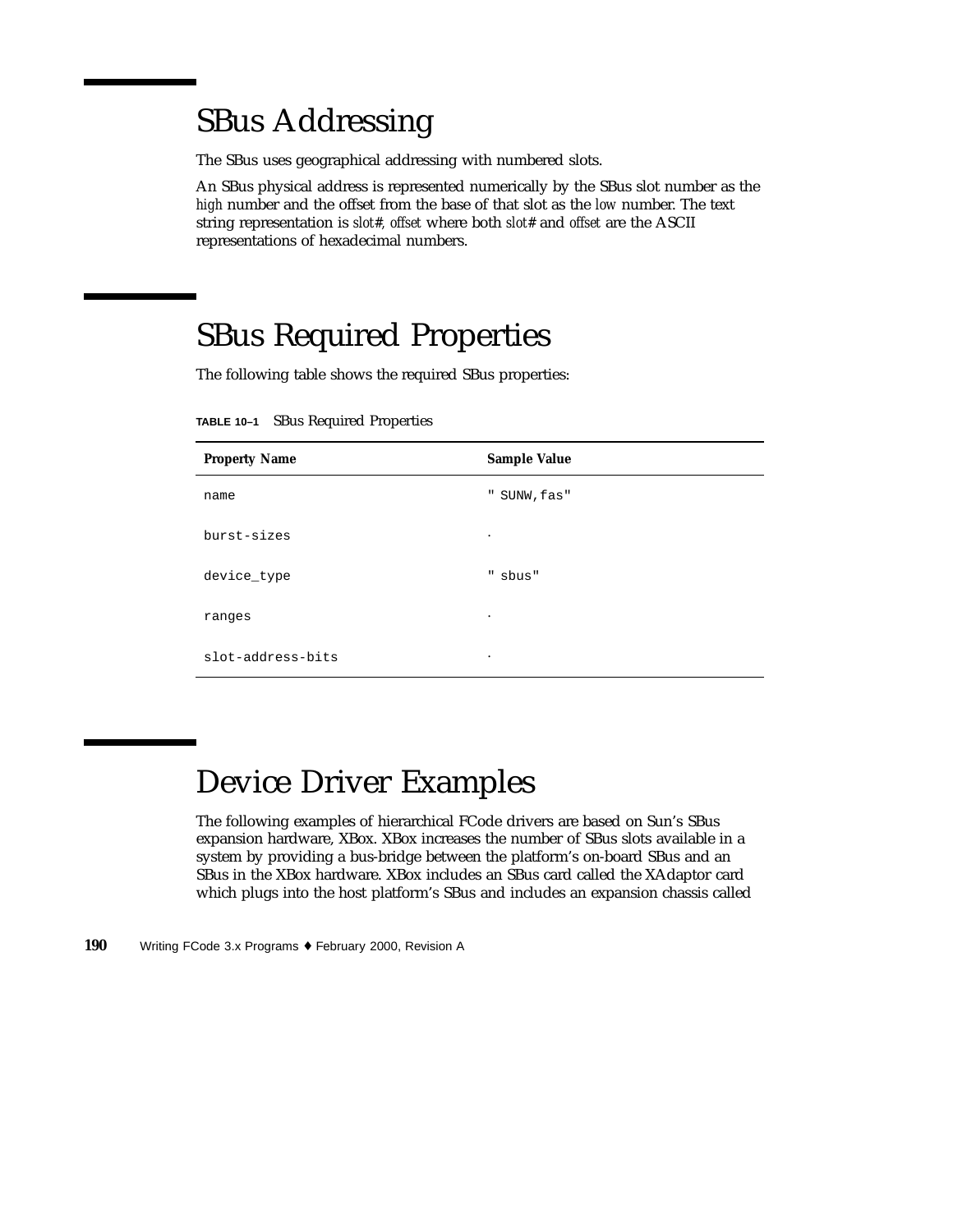# SBus Addressing

The SBus uses geographical addressing with numbered slots.

An SBus physical address is represented numerically by the SBus slot number as the *high* number and the offset from the base of that slot as the *low* number. The text string representation is *slot#*, *offset* where both *slot#* and *offset* are the ASCII representations of hexadecimal numbers.

# SBus Required Properties

The following table shows the required SBus properties:

**TABLE 10–1** SBus Required Properties

| Property Name | Sample Value |
|---|---|
| `name` | `" SUNW,fas"` |
| `burst-sizes` | · |
| `device_type` | `" sbus"` |
| `ranges` | · |
| `slot-address-bits` | · |

# Device Driver Examples

The following examples of hierarchical FCode drivers are based on Sun's SBus expansion hardware, XBox. XBox increases the number of SBus slots available in a system by providing a bus-bridge between the platform's on-board SBus and an SBus in the XBox hardware. XBox includes an SBus card called the XAdaptor card which plugs into the host platform's SBus and includes an expansion chassis called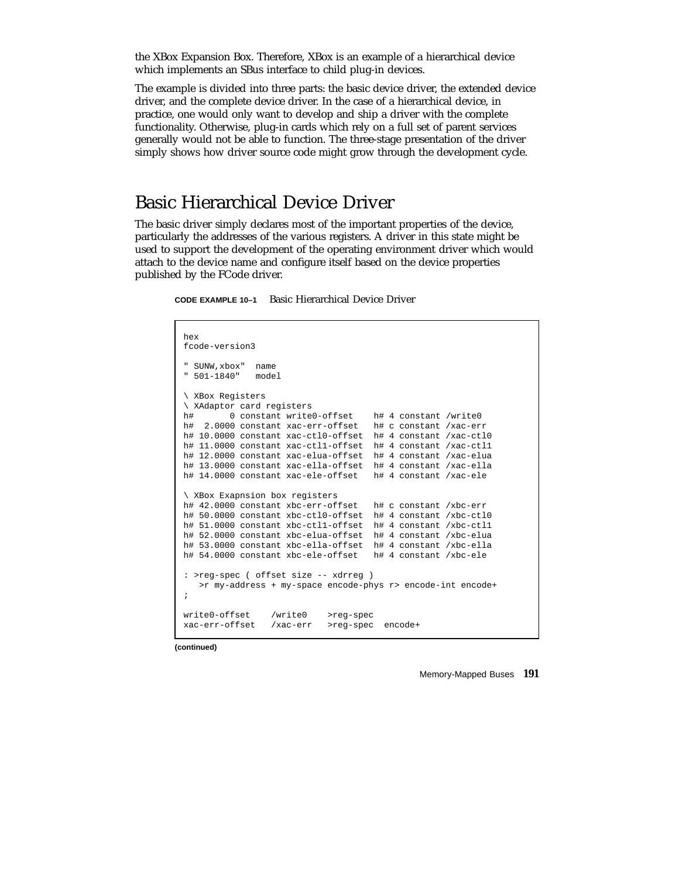the XBox Expansion Box. Therefore, XBox is an example of a hierarchical device which implements an SBus interface to child plug-in devices.

The example is divided into three parts: the basic device driver, the extended device driver, and the complete device driver. In the case of a hierarchical device, in practice, one would only want to develop and ship a driver with the complete functionality. Otherwise, plug-in cards which rely on a full set of parent services generally would not be able to function. The three-stage presentation of the driver simply shows how driver source code might grow through the development cycle.

## Basic Hierarchical Device Driver

The basic driver simply declares most of the important properties of the device, particularly the addresses of the various registers. A driver in this state might be used to support the development of the operating environment driver which would attach to the device name and configure itself based on the device properties published by the FCode driver.

**CODE EXAMPLE 10–1** Basic Hierarchical Device Driver

```
hex
fcode-version3

" SUNW,xbox"  name
" 501-1840"   model

\ XBox Registers
\ XAdaptor card registers
h#       0 constant write0-offset    h# 4 constant /write0
h#  2.0000 constant xac-err-offset   h# c constant /xac-err
h# 10.0000 constant xac-ctl0-offset  h# 4 constant /xac-ctl0
h# 11.0000 constant xac-ctl1-offset  h# 4 constant /xac-ctl1
h# 12.0000 constant xac-elua-offset  h# 4 constant /xac-elua
h# 13.0000 constant xac-ella-offset  h# 4 constant /xac-ella
h# 14.0000 constant xac-ele-offset   h# 4 constant /xac-ele

\ XBox Exapnsion box registers
h# 42.0000 constant xbc-err-offset   h# c constant /xbc-err
h# 50.0000 constant xbc-ctl0-offset  h# 4 constant /xbc-ctl0
h# 51.0000 constant xbc-ctl1-offset  h# 4 constant /xbc-ctl1
h# 52.0000 constant xbc-elua-offset  h# 4 constant /xbc-elua
h# 53.0000 constant xbc-ella-offset  h# 4 constant /xbc-ella
h# 54.0000 constant xbc-ele-offset   h# 4 constant /xbc-ele

: >reg-spec ( offset size -- xdrreg )
   >r my-address + my-space encode-phys r> encode-int encode+
;

write0-offset    /write0    >reg-spec
xac-err-offset   /xac-err   >reg-spec  encode+
```

**(continued)**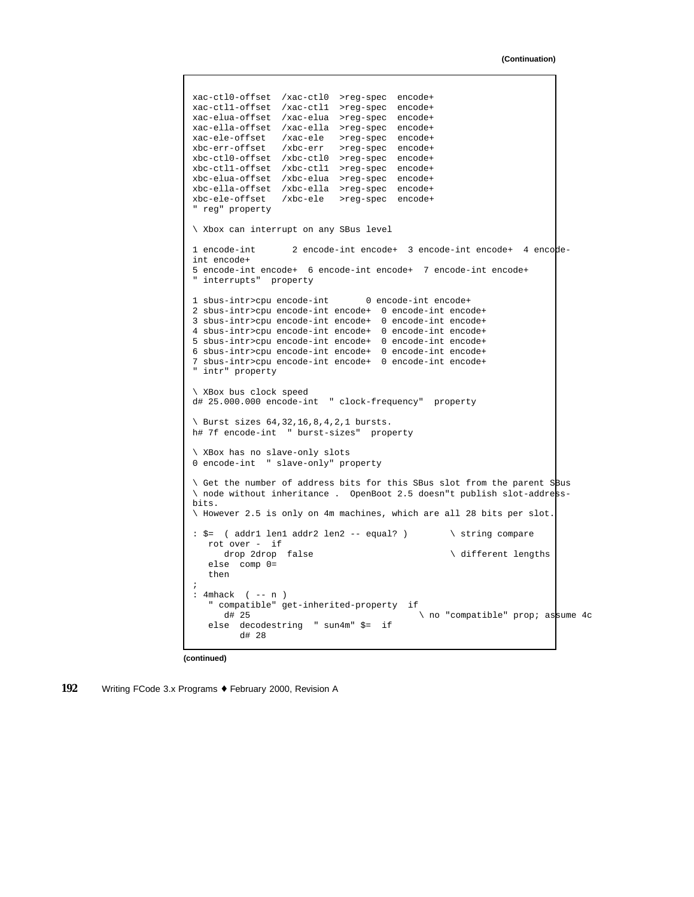(Continuation)

```
xac-ctl0-offset  /xac-ctl0  >reg-spec  encode+
xac-ctl1-offset  /xac-ctl1  >reg-spec  encode+
xac-elua-offset  /xac-elua  >reg-spec  encode+
xac-ella-offset  /xac-ella  >reg-spec  encode+
xac-ele-offset   /xac-ele   >reg-spec  encode+
xbc-err-offset   /xbc-err   >reg-spec  encode+
xbc-ctl0-offset  /xbc-ctl0  >reg-spec  encode+
xbc-ctl1-offset  /xbc-ctl1  >reg-spec  encode+
xbc-elua-offset  /xbc-elua  >reg-spec  encode+
xbc-ella-offset  /xbc-ella  >reg-spec  encode+
xbc-ele-offset   /xbc-ele   >reg-spec  encode+
" reg" property

\ Xbox can interrupt on any SBus level

1 encode-int       2 encode-int encode+  3 encode-int encode+  4 encode-
int encode+
5 encode-int encode+  6 encode-int encode+  7 encode-int encode+
" interrupts"  property

1 sbus-intr>cpu encode-int       0 encode-int encode+
2 sbus-intr>cpu encode-int encode+  0 encode-int encode+
3 sbus-intr>cpu encode-int encode+  0 encode-int encode+
4 sbus-intr>cpu encode-int encode+  0 encode-int encode+
5 sbus-intr>cpu encode-int encode+  0 encode-int encode+
6 sbus-intr>cpu encode-int encode+  0 encode-int encode+
7 sbus-intr>cpu encode-int encode+  0 encode-int encode+
" intr" property

\ XBox bus clock speed
d# 25.000.000 encode-int  " clock-frequency"  property

\ Burst sizes 64,32,16,8,4,2,1 bursts.
h# 7f encode-int  " burst-sizes"  property

\ XBox has no slave-only slots
0 encode-int  " slave-only" property

\ Get the number of address bits for this SBus slot from the parent SBus
\ node without inheritance .  OpenBoot 2.5 doesn"t publish slot-address-
bits.
\ However 2.5 is only on 4m machines, which are all 28 bits per slot.

: $=  ( addr1 len1 addr2 len2 -- equal? )        \ string compare
   rot over -  if
      drop 2drop  false                         \ different lengths
   else  comp 0=
   then
;
: 4mhack  ( -- n )
   " compatible" get-inherited-property  if
      d# 25                               \ no "compatible" prop; assume 4c
   else  decodestring  " sun4m" $=  if
         d# 28
```

(continued)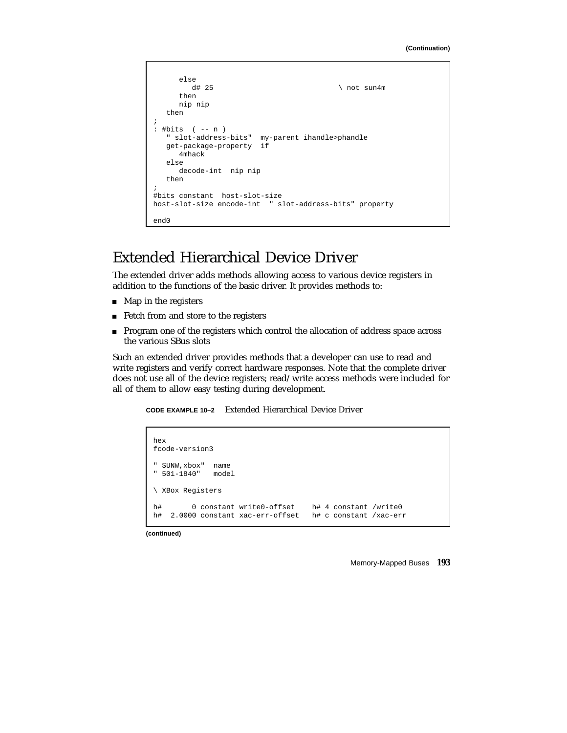(Continuation)

```
      else
         d# 25                               \ not sun4m
      then
      nip nip
   then
;
: #bits  ( -- n )
   " slot-address-bits"  my-parent ihandle>phandle
   get-package-property  if
      4mhack
   else
      decode-int  nip nip
   then
;
#bits constant  host-slot-size
host-slot-size encode-int  " slot-address-bits" property

end0
```

## Extended Hierarchical Device Driver

The extended driver adds methods allowing access to various device registers in addition to the functions of the basic driver. It provides methods to:

- Map in the registers
- Fetch from and store to the registers
- Program one of the registers which control the allocation of address space across the various SBus slots

Such an extended driver provides methods that a developer can use to read and write registers and verify correct hardware responses. Note that the complete driver does not use all of the device registers; read/write access methods were included for all of them to allow easy testing during development.

**CODE EXAMPLE 10–2** Extended Hierarchical Device Driver

```
hex
fcode-version3

" SUNW,xbox"  name
" 501-1840"   model

\ XBox Registers

h#       0 constant write0-offset    h# 4 constant /write0
h#  2.0000 constant xac-err-offset   h# c constant /xac-err
```

(continued)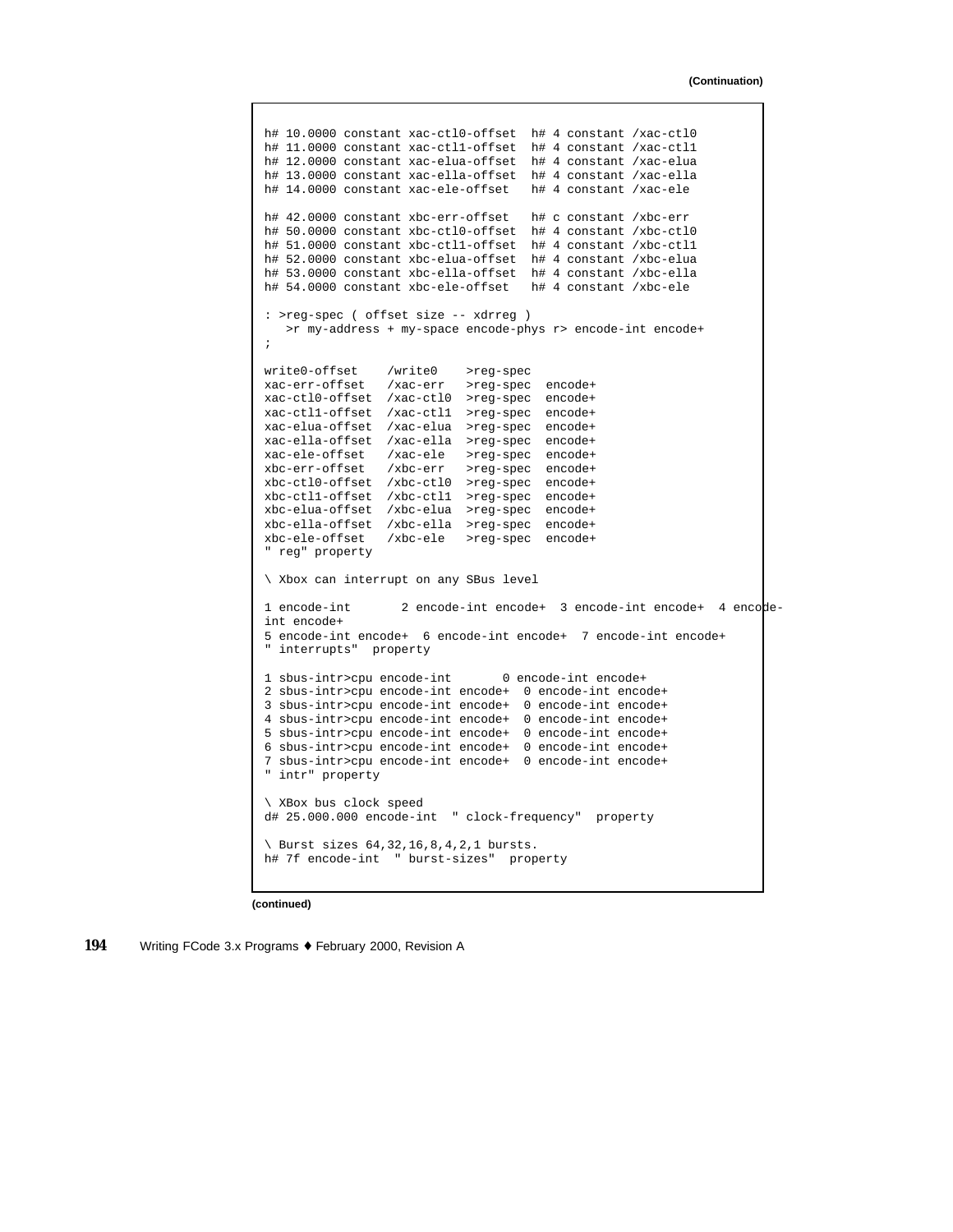**(Continuation)**

```
h# 10.0000 constant xac-ctl0-offset  h# 4 constant /xac-ctl0
h# 11.0000 constant xac-ctl1-offset  h# 4 constant /xac-ctl1
h# 12.0000 constant xac-elua-offset  h# 4 constant /xac-elua
h# 13.0000 constant xac-ella-offset  h# 4 constant /xac-ella
h# 14.0000 constant xac-ele-offset   h# 4 constant /xac-ele

h# 42.0000 constant xbc-err-offset   h# c constant /xbc-err
h# 50.0000 constant xbc-ctl0-offset  h# 4 constant /xbc-ctl0
h# 51.0000 constant xbc-ctl1-offset  h# 4 constant /xbc-ctl1
h# 52.0000 constant xbc-elua-offset  h# 4 constant /xbc-elua
h# 53.0000 constant xbc-ella-offset  h# 4 constant /xbc-ella
h# 54.0000 constant xbc-ele-offset   h# 4 constant /xbc-ele

: >reg-spec ( offset size -- xdrreg )
   >r my-address + my-space encode-phys r> encode-int encode+
;

write0-offset    /write0    >reg-spec
xac-err-offset   /xac-err   >reg-spec  encode+
xac-ctl0-offset  /xac-ctl0  >reg-spec  encode+
xac-ctl1-offset  /xac-ctl1  >reg-spec  encode+
xac-elua-offset  /xac-elua  >reg-spec  encode+
xac-ella-offset  /xac-ella  >reg-spec  encode+
xac-ele-offset   /xac-ele   >reg-spec  encode+
xbc-err-offset   /xbc-err   >reg-spec  encode+
xbc-ctl0-offset  /xbc-ctl0  >reg-spec  encode+
xbc-ctl1-offset  /xbc-ctl1  >reg-spec  encode+
xbc-elua-offset  /xbc-elua  >reg-spec  encode+
xbc-ella-offset  /xbc-ella  >reg-spec  encode+
xbc-ele-offset   /xbc-ele   >reg-spec  encode+
" reg" property

\ Xbox can interrupt on any SBus level

1 encode-int       2 encode-int encode+  3 encode-int encode+  4 encode-
int encode+
5 encode-int encode+  6 encode-int encode+  7 encode-int encode+
" interrupts"  property

1 sbus-intr>cpu encode-int       0 encode-int encode+
2 sbus-intr>cpu encode-int encode+  0 encode-int encode+
3 sbus-intr>cpu encode-int encode+  0 encode-int encode+
4 sbus-intr>cpu encode-int encode+  0 encode-int encode+
5 sbus-intr>cpu encode-int encode+  0 encode-int encode+
6 sbus-intr>cpu encode-int encode+  0 encode-int encode+
7 sbus-intr>cpu encode-int encode+  0 encode-int encode+
" intr" property

\ XBox bus clock speed
d# 25.000.000 encode-int  " clock-frequency"  property

\ Burst sizes 64,32,16,8,4,2,1 bursts.
h# 7f encode-int  " burst-sizes"  property
```

**(continued)**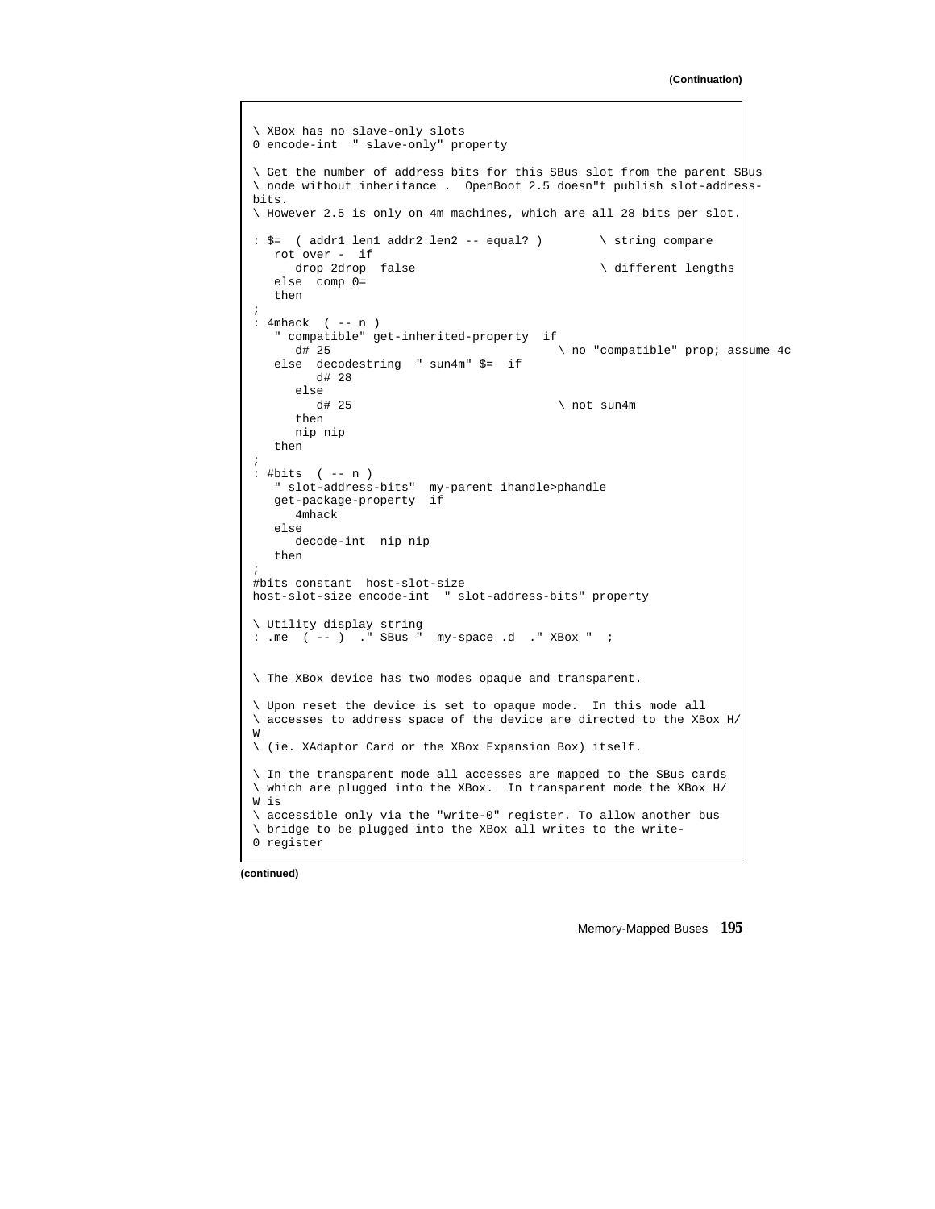(Continuation)

```
\ XBox has no slave-only slots
0 encode-int  " slave-only" property

\ Get the number of address bits for this SBus slot from the parent SBus
\ node without inheritance .  OpenBoot 2.5 doesn"t publish slot-address-
bits.
\ However 2.5 is only on 4m machines, which are all 28 bits per slot.

: $=  ( addr1 len1 addr2 len2 -- equal? )        \ string compare
   rot over -  if
      drop 2drop  false                          \ different lengths
   else  comp 0=
   then
;
: 4mhack  ( -- n )
   " compatible" get-inherited-property  if
      d# 25                               \ no "compatible" prop; assume 4c
   else  decodestring  " sun4m" $=  if
         d# 28
      else
         d# 25                            \ not sun4m
      then
      nip nip
   then
;
: #bits  ( -- n )
   " slot-address-bits"  my-parent ihandle>phandle
   get-package-property  if
      4mhack
   else
      decode-int  nip nip
   then
;
#bits constant  host-slot-size
host-slot-size encode-int  " slot-address-bits" property

\ Utility display string
: .me  ( -- )  ." SBus "  my-space .d  ." XBox "  ;


\ The XBox device has two modes opaque and transparent.

\ Upon reset the device is set to opaque mode.  In this mode all
\ accesses to address space of the device are directed to the XBox H/
W
\ (ie. XAdaptor Card or the XBox Expansion Box) itself.

\ In the transparent mode all accesses are mapped to the SBus cards
\ which are plugged into the XBox.  In transparent mode the XBox H/
W is
\ accessible only via the "write-0" register. To allow another bus
\ bridge to be plugged into the XBox all writes to the write-
0 register
```

(continued)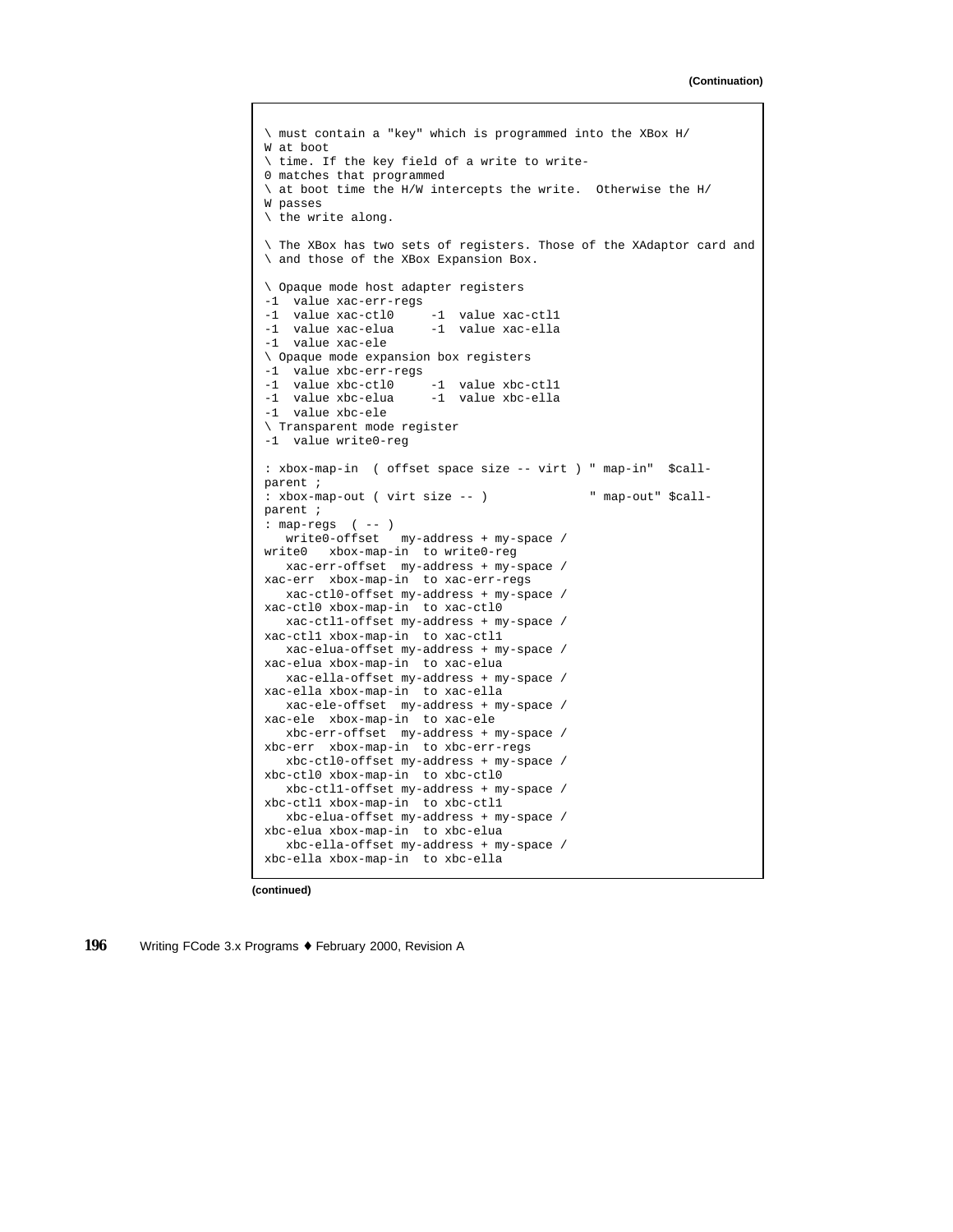(Continuation)

```
\ must contain a "key" which is programmed into the XBox H/
W at boot
\ time. If the key field of a write to write-
0 matches that programmed
\ at boot time the H/W intercepts the write.  Otherwise the H/
W passes
\ the write along.

\ The XBox has two sets of registers. Those of the XAdaptor card and
\ and those of the XBox Expansion Box.

\ Opaque mode host adapter registers
-1  value xac-err-regs
-1  value xac-ctl0     -1  value xac-ctl1
-1  value xac-elua     -1  value xac-ella
-1  value xac-ele
\ Opaque mode expansion box registers
-1  value xbc-err-regs
-1  value xbc-ctl0     -1  value xbc-ctl1
-1  value xbc-elua     -1  value xbc-ella
-1  value xbc-ele
\ Transparent mode register
-1  value write0-reg

: xbox-map-in  ( offset space size -- virt ) " map-in"  $call-
parent ;
: xbox-map-out ( virt size -- )              " map-out" $call-
parent ;
: map-regs  ( -- )
   write0-offset   my-address + my-space /
write0   xbox-map-in  to write0-reg
   xac-err-offset  my-address + my-space /
xac-err  xbox-map-in  to xac-err-regs
   xac-ctl0-offset my-address + my-space /
xac-ctl0 xbox-map-in  to xac-ctl0
   xac-ctl1-offset my-address + my-space /
xac-ctl1 xbox-map-in  to xac-ctl1
   xac-elua-offset my-address + my-space /
xac-elua xbox-map-in  to xac-elua
   xac-ella-offset my-address + my-space /
xac-ella xbox-map-in  to xac-ella
   xac-ele-offset  my-address + my-space /
xac-ele  xbox-map-in  to xac-ele
   xbc-err-offset  my-address + my-space /
xbc-err  xbox-map-in  to xbc-err-regs
   xbc-ctl0-offset my-address + my-space /
xbc-ctl0 xbox-map-in  to xbc-ctl0
   xbc-ctl1-offset my-address + my-space /
xbc-ctl1 xbox-map-in  to xbc-ctl1
   xbc-elua-offset my-address + my-space /
xbc-elua xbox-map-in  to xbc-elua
   xbc-ella-offset my-address + my-space /
xbc-ella xbox-map-in  to xbc-ella
```

(continued)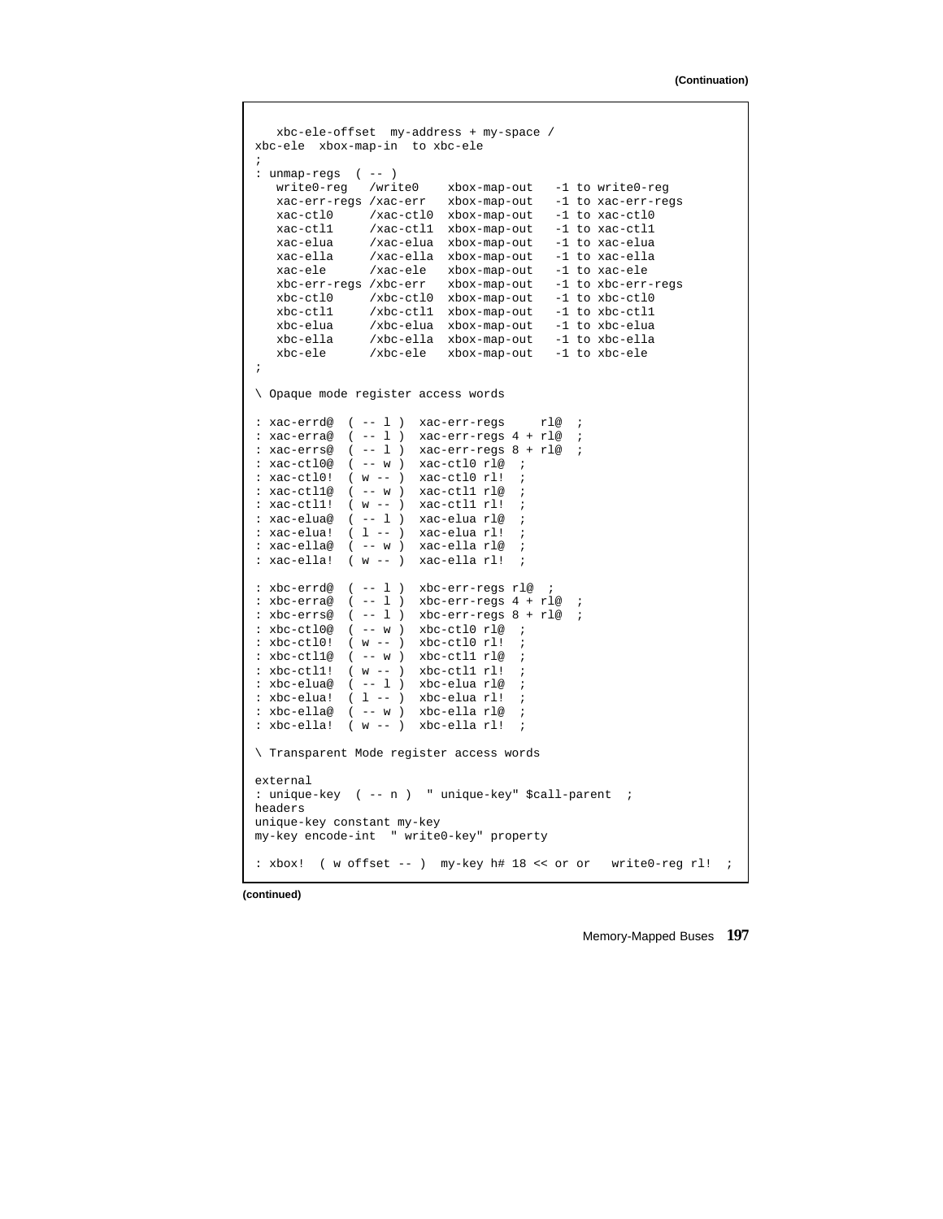**(Continuation)**

```
   xbc-ele-offset  my-address + my-space /
xbc-ele  xbox-map-in  to xbc-ele
;
: unmap-regs  ( -- )
   write0-reg   /write0    xbox-map-out   -1 to write0-reg
   xac-err-regs /xac-err   xbox-map-out   -1 to xac-err-regs
   xac-ctl0     /xac-ctl0  xbox-map-out   -1 to xac-ctl0
   xac-ctl1     /xac-ctl1  xbox-map-out   -1 to xac-ctl1
   xac-elua     /xac-elua  xbox-map-out   -1 to xac-elua
   xac-ella     /xac-ella  xbox-map-out   -1 to xac-ella
   xac-ele      /xac-ele   xbox-map-out   -1 to xac-ele
   xbc-err-regs /xbc-err   xbox-map-out   -1 to xbc-err-regs
   xbc-ctl0     /xbc-ctl0  xbox-map-out   -1 to xbc-ctl0
   xbc-ctl1     /xbc-ctl1  xbox-map-out   -1 to xbc-ctl1
   xbc-elua     /xbc-elua  xbox-map-out   -1 to xbc-elua
   xbc-ella     /xbc-ella  xbox-map-out   -1 to xbc-ella
   xbc-ele      /xbc-ele   xbox-map-out   -1 to xbc-ele
;

\ Opaque mode register access words

: xac-errd@  ( -- l )  xac-err-regs     rl@  ;
: xac-erra@  ( -- l )  xac-err-regs 4 + rl@  ;
: xac-errs@  ( -- l )  xac-err-regs 8 + rl@  ;
: xac-ctl0@  ( -- w )  xac-ctl0 rl@  ;
: xac-ctl0!  ( w -- )  xac-ctl0 rl!  ;
: xac-ctl1@  ( -- w )  xac-ctl1 rl@  ;
: xac-ctl1!  ( w -- )  xac-ctl1 rl!  ;
: xac-elua@  ( -- l )  xac-elua rl@  ;
: xac-elua!  ( l -- )  xac-elua rl!  ;
: xac-ella@  ( -- w )  xac-ella rl@  ;
: xac-ella!  ( w -- )  xac-ella rl!  ;

: xbc-errd@  ( -- l )  xbc-err-regs rl@  ;
: xbc-erra@  ( -- l )  xbc-err-regs 4 + rl@  ;
: xbc-errs@  ( -- l )  xbc-err-regs 8 + rl@  ;
: xbc-ctl0@  ( -- w )  xbc-ctl0 rl@  ;
: xbc-ctl0!  ( w -- )  xbc-ctl0 rl!  ;
: xbc-ctl1@  ( -- w )  xbc-ctl1 rl@  ;
: xbc-ctl1!  ( w -- )  xbc-ctl1 rl!  ;
: xbc-elua@  ( -- l )  xbc-elua rl@  ;
: xbc-elua!  ( l -- )  xbc-elua rl!  ;
: xbc-ella@  ( -- w )  xbc-ella rl@  ;
: xbc-ella!  ( w -- )  xbc-ella rl!  ;

\ Transparent Mode register access words

external
: unique-key  ( -- n )  " unique-key" $call-parent  ;
headers
unique-key constant my-key
my-key encode-int  " write0-key" property

: xbox!  ( w offset -- )  my-key h# 18 << or or   write0-reg rl!  ;
```

**(continued)**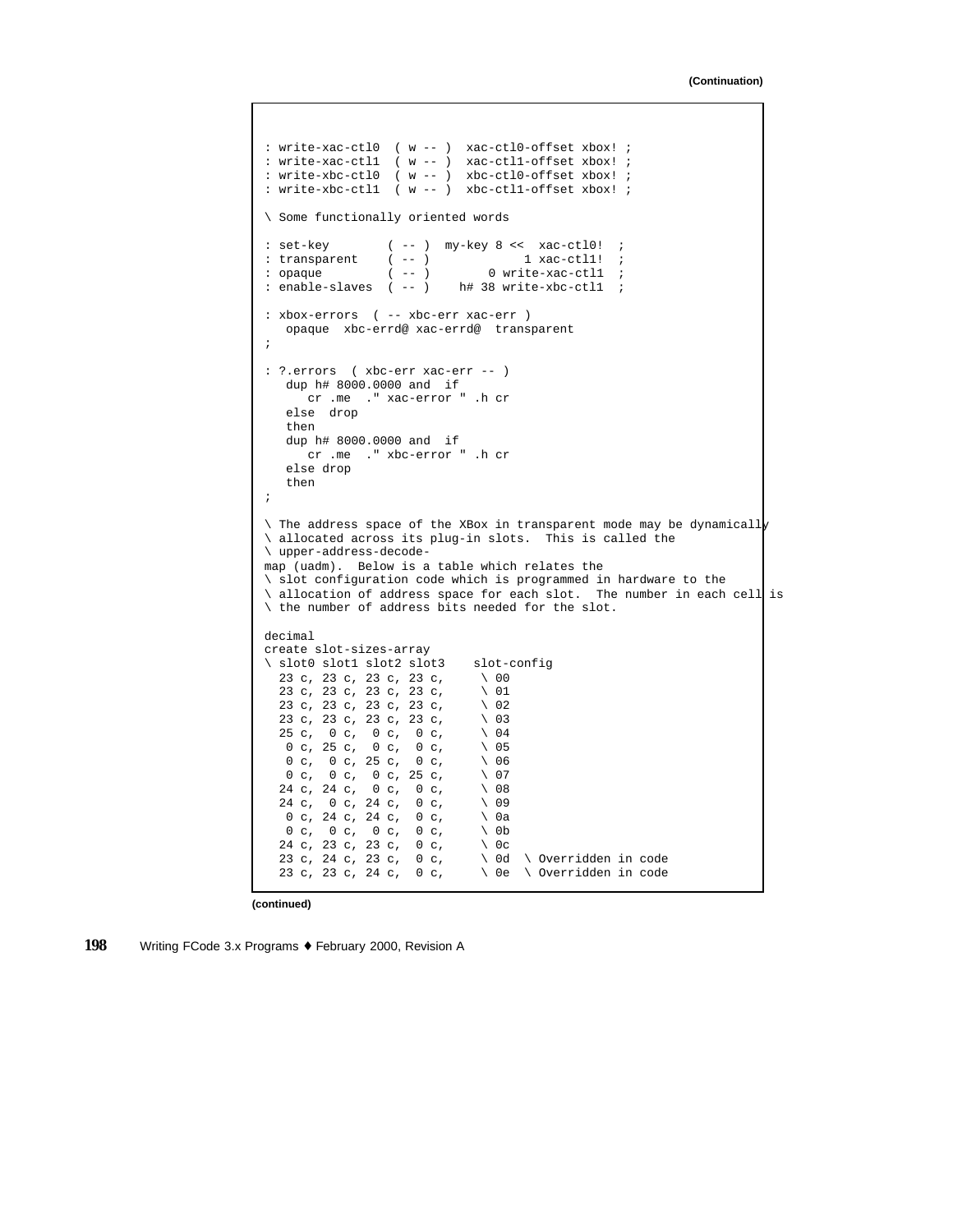(Continuation)

```
: write-xac-ctl0  ( w -- )  xac-ctl0-offset xbox! ;
: write-xac-ctl1  ( w -- )  xac-ctl1-offset xbox! ;
: write-xbc-ctl0  ( w -- )  xbc-ctl0-offset xbox! ;
: write-xbc-ctl1  ( w -- )  xbc-ctl1-offset xbox! ;

\ Some functionally oriented words

: set-key        ( -- )  my-key 8 <<  xac-ctl0!  ;
: transparent    ( -- )             1 xac-ctl1!  ;
: opaque         ( -- )        0 write-xac-ctl1  ;
: enable-slaves  ( -- )    h# 38 write-xbc-ctl1  ;

: xbox-errors  ( -- xbc-err xac-err )
   opaque  xbc-errd@ xac-errd@  transparent
;

: ?.errors  ( xbc-err xac-err -- )
   dup h# 8000.0000 and  if
      cr .me  ." xac-error " .h cr
   else  drop
   then
   dup h# 8000.0000 and  if
      cr .me  ." xbc-error " .h cr
   else drop
   then
;

\ The address space of the XBox in transparent mode may be dynamically
\ allocated across its plug-in slots.  This is called the
\ upper-address-decode-
map (uadm).  Below is a table which relates the
\ slot configuration code which is programmed in hardware to the
\ allocation of address space for each slot.  The number in each cell is
\ the number of address bits needed for the slot.

decimal
create slot-sizes-array
\ slot0 slot1 slot2 slot3    slot-config
  23 c, 23 c, 23 c, 23 c,     \ 00
  23 c, 23 c, 23 c, 23 c,     \ 01
  23 c, 23 c, 23 c, 23 c,     \ 02
  23 c, 23 c, 23 c, 23 c,     \ 03
  25 c,  0 c,  0 c,  0 c,     \ 04
   0 c, 25 c,  0 c,  0 c,     \ 05
   0 c,  0 c, 25 c,  0 c,     \ 06
   0 c,  0 c,  0 c, 25 c,     \ 07
  24 c, 24 c,  0 c,  0 c,     \ 08
  24 c,  0 c, 24 c,  0 c,     \ 09
   0 c, 24 c, 24 c,  0 c,     \ 0a
   0 c,  0 c,  0 c,  0 c,     \ 0b
  24 c, 23 c, 23 c,  0 c,     \ 0c
  23 c, 24 c, 23 c,  0 c,     \ 0d  \ Overridden in code
  23 c, 23 c, 24 c,  0 c,     \ 0e  \ Overridden in code
```

(continued)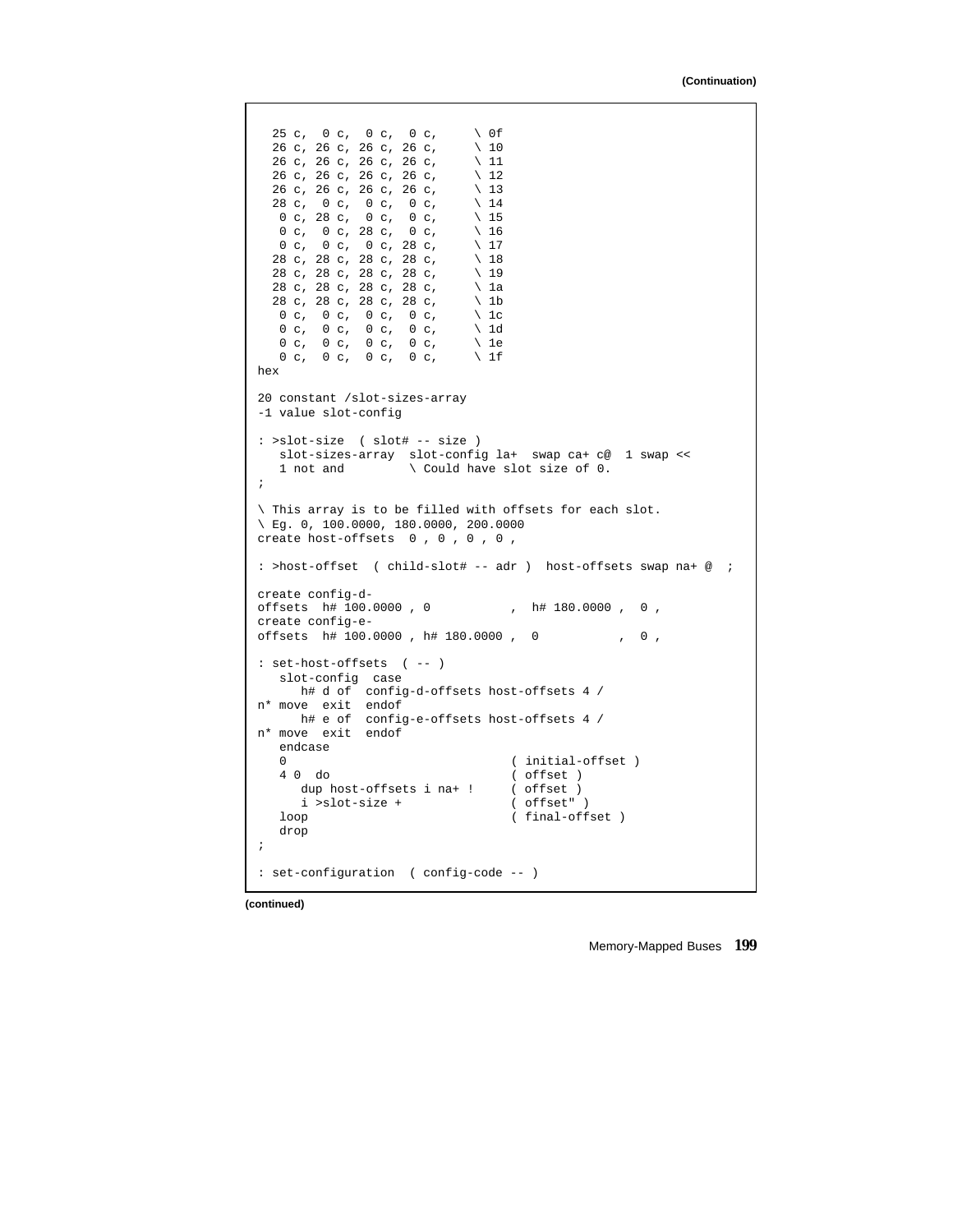(Continuation)

```
  25 c,  0 c,  0 c,  0 c,     \ 0f
  26 c, 26 c, 26 c, 26 c,     \ 10
  26 c, 26 c, 26 c, 26 c,     \ 11
  26 c, 26 c, 26 c, 26 c,     \ 12
  26 c, 26 c, 26 c, 26 c,     \ 13
  28 c,  0 c,  0 c,  0 c,     \ 14
   0 c, 28 c,  0 c,  0 c,     \ 15
   0 c,  0 c, 28 c,  0 c,     \ 16
   0 c,  0 c,  0 c, 28 c,     \ 17
  28 c, 28 c, 28 c, 28 c,     \ 18
  28 c, 28 c, 28 c, 28 c,     \ 19
  28 c, 28 c, 28 c, 28 c,     \ 1a
  28 c, 28 c, 28 c, 28 c,     \ 1b
   0 c,  0 c,  0 c,  0 c,     \ 1c
   0 c,  0 c,  0 c,  0 c,     \ 1d
   0 c,  0 c,  0 c,  0 c,     \ 1e
   0 c,  0 c,  0 c,  0 c,     \ 1f
hex

20 constant /slot-sizes-array
-1 value slot-config

: >slot-size  ( slot# -- size )
   slot-sizes-array  slot-config la+  swap ca+ c@  1 swap <<
   1 not and         \ Could have slot size of 0.
;

\ This array is to be filled with offsets for each slot.
\ Eg. 0, 100.0000, 180.0000, 200.0000
create host-offsets  0 , 0 , 0 , 0 ,

: >host-offset  ( child-slot# -- adr )  host-offsets swap na+ @  ;

create config-d-
offsets  h# 100.0000 , 0           ,  h# 180.0000 ,  0 ,
create config-e-
offsets  h# 100.0000 , h# 180.0000 ,  0           ,  0 ,

: set-host-offsets  ( -- )
   slot-config  case
      h# d of  config-d-offsets host-offsets 4 /
n* move  exit  endof
      h# e of  config-e-offsets host-offsets 4 /
n* move  exit  endof
   endcase
   0                              ( initial-offset )
   4 0  do                        ( offset )
      dup host-offsets i na+ !    ( offset )
      i >slot-size +              ( offset" )
   loop                           ( final-offset )
   drop
;

: set-configuration  ( config-code -- )
```

(continued)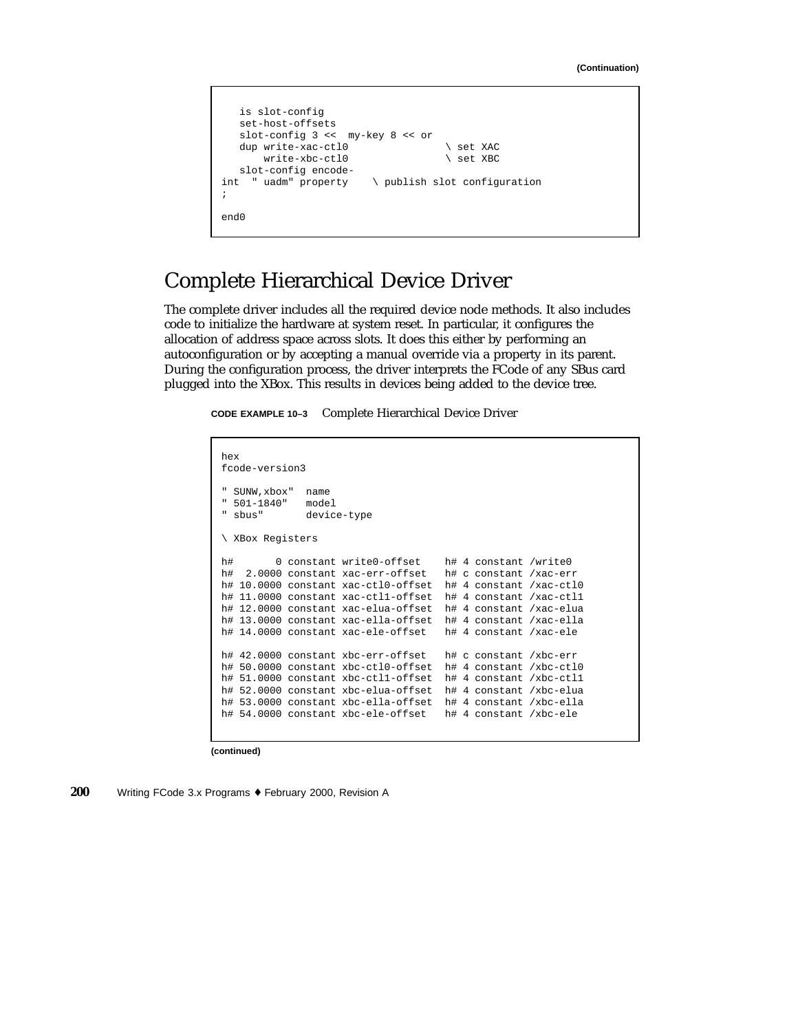(Continuation)

```
   is slot-config
   set-host-offsets
   slot-config 3 <<  my-key 8 << or
   dup write-xac-ctl0                \ set XAC
       write-xbc-ctl0                \ set XBC
   slot-config encode-
int  " uadm" property    \ publish slot configuration
;

end0
```

## Complete Hierarchical Device Driver

The complete driver includes all the required device node methods. It also includes code to initialize the hardware at system reset. In particular, it configures the allocation of address space across slots. It does this either by performing an autoconfiguration or by accepting a manual override via a property in its parent. During the configuration process, the driver interprets the FCode of any SBus card plugged into the XBox. This results in devices being added to the device tree.

**CODE EXAMPLE 10–3** Complete Hierarchical Device Driver

```
hex
fcode-version3

" SUNW,xbox"  name
" 501-1840"   model
" sbus"       device-type

\ XBox Registers

h#       0 constant write0-offset    h# 4 constant /write0
h#  2.0000 constant xac-err-offset   h# c constant /xac-err
h# 10.0000 constant xac-ctl0-offset  h# 4 constant /xac-ctl0
h# 11.0000 constant xac-ctl1-offset  h# 4 constant /xac-ctl1
h# 12.0000 constant xac-elua-offset  h# 4 constant /xac-elua
h# 13.0000 constant xac-ella-offset  h# 4 constant /xac-ella
h# 14.0000 constant xac-ele-offset   h# 4 constant /xac-ele

h# 42.0000 constant xbc-err-offset   h# c constant /xbc-err
h# 50.0000 constant xbc-ctl0-offset  h# 4 constant /xbc-ctl0
h# 51.0000 constant xbc-ctl1-offset  h# 4 constant /xbc-ctl1
h# 52.0000 constant xbc-elua-offset  h# 4 constant /xbc-elua
h# 53.0000 constant xbc-ella-offset  h# 4 constant /xbc-ella
h# 54.0000 constant xbc-ele-offset   h# 4 constant /xbc-ele
```

(continued)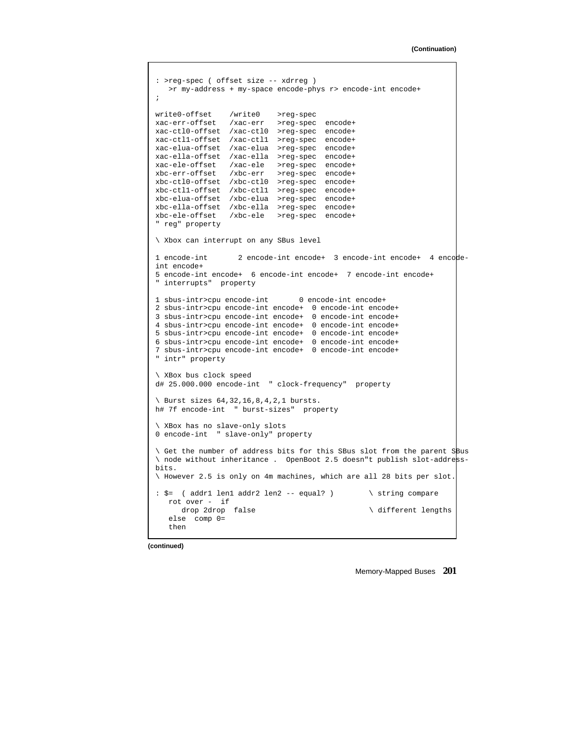(Continuation)

```
: >reg-spec ( offset size -- xdrreg )
   >r my-address + my-space encode-phys r> encode-int encode+
;

write0-offset    /write0    >reg-spec
xac-err-offset   /xac-err   >reg-spec  encode+
xac-ctl0-offset  /xac-ctl0  >reg-spec  encode+
xac-ctl1-offset  /xac-ctl1  >reg-spec  encode+
xac-elua-offset  /xac-elua  >reg-spec  encode+
xac-ella-offset  /xac-ella  >reg-spec  encode+
xac-ele-offset   /xac-ele   >reg-spec  encode+
xbc-err-offset   /xbc-err   >reg-spec  encode+
xbc-ctl0-offset  /xbc-ctl0  >reg-spec  encode+
xbc-ctl1-offset  /xbc-ctl1  >reg-spec  encode+
xbc-elua-offset  /xbc-elua  >reg-spec  encode+
xbc-ella-offset  /xbc-ella  >reg-spec  encode+
xbc-ele-offset   /xbc-ele   >reg-spec  encode+
" reg" property

\ Xbox can interrupt on any SBus level

1 encode-int       2 encode-int encode+  3 encode-int encode+  4 encode-
int encode+
5 encode-int encode+  6 encode-int encode+  7 encode-int encode+
" interrupts"  property

1 sbus-intr>cpu encode-int       0 encode-int encode+
2 sbus-intr>cpu encode-int encode+  0 encode-int encode+
3 sbus-intr>cpu encode-int encode+  0 encode-int encode+
4 sbus-intr>cpu encode-int encode+  0 encode-int encode+
5 sbus-intr>cpu encode-int encode+  0 encode-int encode+
6 sbus-intr>cpu encode-int encode+  0 encode-int encode+
7 sbus-intr>cpu encode-int encode+  0 encode-int encode+
" intr" property

\ XBox bus clock speed
d# 25.000.000 encode-int  " clock-frequency"  property

\ Burst sizes 64,32,16,8,4,2,1 bursts.
h# 7f encode-int  " burst-sizes"  property

\ XBox has no slave-only slots
0 encode-int  " slave-only" property

\ Get the number of address bits for this SBus slot from the parent SBus
\ node without inheritance .  OpenBoot 2.5 doesn"t publish slot-address-
bits.
\ However 2.5 is only on 4m machines, which are all 28 bits per slot.

: $=  ( addr1 len1 addr2 len2 -- equal? )        \ string compare
   rot over -  if
      drop 2drop  false                          \ different lengths
   else  comp 0=
   then
```

(continued)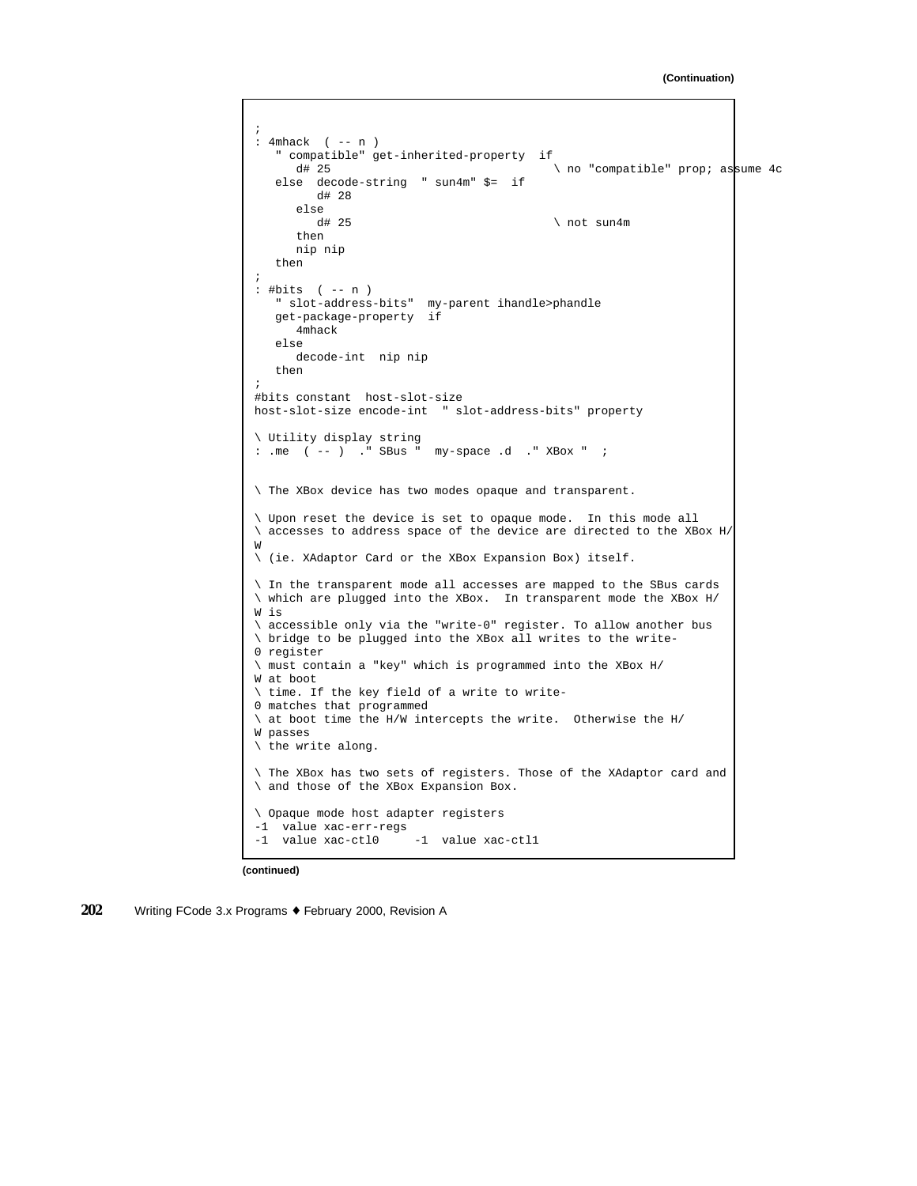(Continuation)

```
;
: 4mhack  ( -- n )
   " compatible" get-inherited-property  if
      d# 25                              \ no "compatible" prop; assume 4c
   else  decode-string  " sun4m" $=  if
         d# 28
      else
         d# 25                           \ not sun4m
      then
      nip nip
   then
;
: #bits  ( -- n )
   " slot-address-bits"  my-parent ihandle>phandle
   get-package-property  if
      4mhack
   else
      decode-int  nip nip
   then
;
#bits constant  host-slot-size
host-slot-size encode-int  " slot-address-bits" property

\ Utility display string
: .me  ( -- )  ." SBus "  my-space .d  ." XBox "  ;


\ The XBox device has two modes opaque and transparent.

\ Upon reset the device is set to opaque mode.  In this mode all
\ accesses to address space of the device are directed to the XBox H/
W
\ (ie. XAdaptor Card or the XBox Expansion Box) itself.

\ In the transparent mode all accesses are mapped to the SBus cards
\ which are plugged into the XBox.  In transparent mode the XBox H/
W is
\ accessible only via the "write-0" register. To allow another bus
\ bridge to be plugged into the XBox all writes to the write-
0 register
\ must contain a "key" which is programmed into the XBox H/
W at boot
\ time. If the key field of a write to write-
0 matches that programmed
\ at boot time the H/W intercepts the write.  Otherwise the H/
W passes
\ the write along.

\ The XBox has two sets of registers. Those of the XAdaptor card and
\ and those of the XBox Expansion Box.

\ Opaque mode host adapter registers
-1  value xac-err-regs
-1  value xac-ctl0     -1  value xac-ctl1
```

(continued)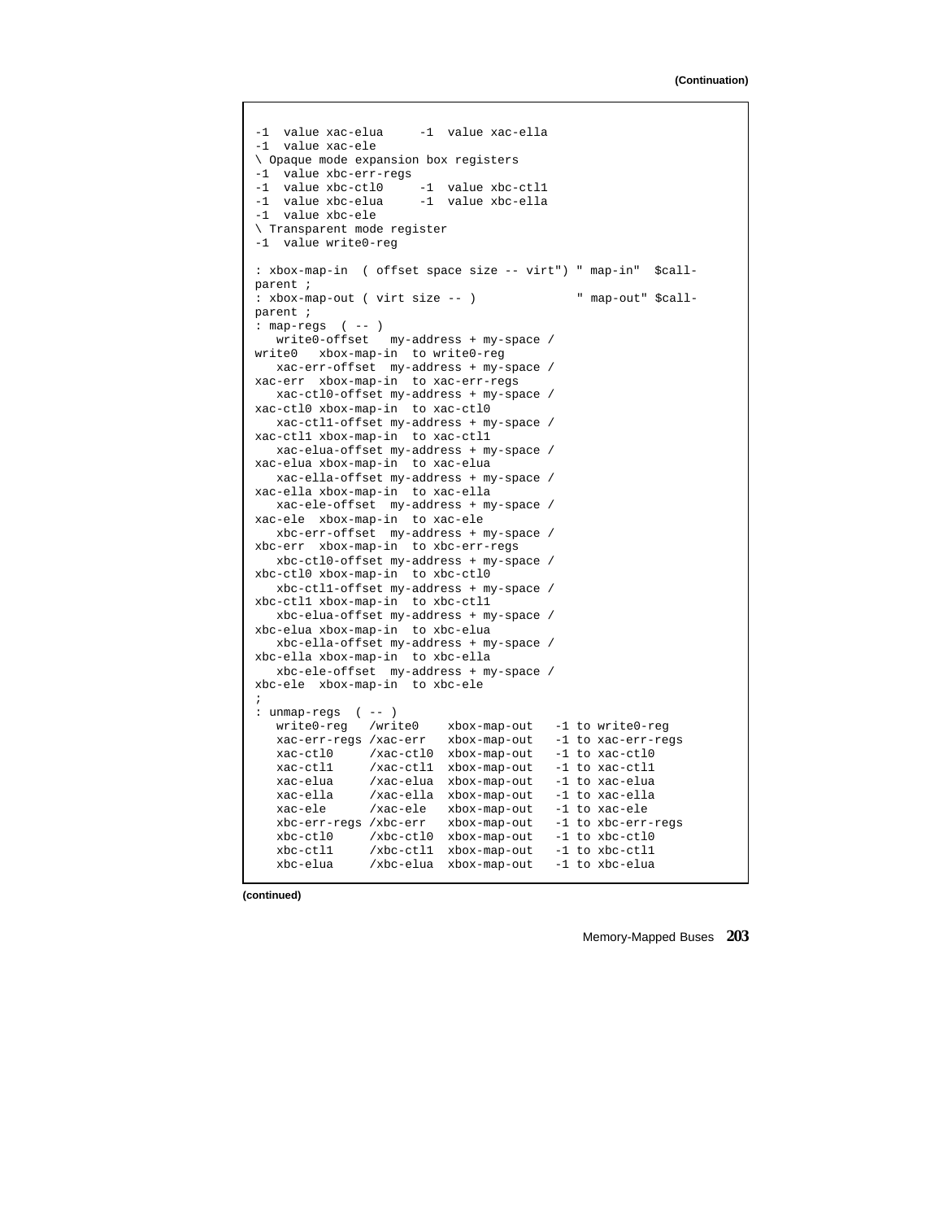(Continuation)

```
-1  value xac-elua     -1  value xac-ella
-1  value xac-ele
\ Opaque mode expansion box registers
-1  value xbc-err-regs
-1  value xbc-ctl0     -1  value xbc-ctl1
-1  value xbc-elua     -1  value xbc-ella
-1  value xbc-ele
\ Transparent mode register
-1  value write0-reg

: xbox-map-in  ( offset space size -- virt") " map-in"  $call-
parent ;
: xbox-map-out ( virt size -- )              " map-out" $call-
parent ;
: map-regs  ( -- )
   write0-offset   my-address + my-space /
write0   xbox-map-in  to write0-reg
   xac-err-offset  my-address + my-space /
xac-err  xbox-map-in  to xac-err-regs
   xac-ctl0-offset my-address + my-space /
xac-ctl0 xbox-map-in  to xac-ctl0
   xac-ctl1-offset my-address + my-space /
xac-ctl1 xbox-map-in  to xac-ctl1
   xac-elua-offset my-address + my-space /
xac-elua xbox-map-in  to xac-elua
   xac-ella-offset my-address + my-space /
xac-ella xbox-map-in  to xac-ella
   xac-ele-offset  my-address + my-space /
xac-ele  xbox-map-in  to xac-ele
   xbc-err-offset  my-address + my-space /
xbc-err  xbox-map-in  to xbc-err-regs
   xbc-ctl0-offset my-address + my-space /
xbc-ctl0 xbox-map-in  to xbc-ctl0
   xbc-ctl1-offset my-address + my-space /
xbc-ctl1 xbox-map-in  to xbc-ctl1
   xbc-elua-offset my-address + my-space /
xbc-elua xbox-map-in  to xbc-elua
   xbc-ella-offset my-address + my-space /
xbc-ella xbox-map-in  to xbc-ella
   xbc-ele-offset  my-address + my-space /
xbc-ele  xbox-map-in  to xbc-ele
;
: unmap-regs  ( -- )
   write0-reg   /write0    xbox-map-out   -1 to write0-reg
   xac-err-regs /xac-err   xbox-map-out   -1 to xac-err-regs
   xac-ctl0     /xac-ctl0  xbox-map-out   -1 to xac-ctl0
   xac-ctl1     /xac-ctl1  xbox-map-out   -1 to xac-ctl1
   xac-elua     /xac-elua  xbox-map-out   -1 to xac-elua
   xac-ella     /xac-ella  xbox-map-out   -1 to xac-ella
   xac-ele      /xac-ele   xbox-map-out   -1 to xac-ele
   xbc-err-regs /xbc-err   xbox-map-out   -1 to xbc-err-regs
   xbc-ctl0     /xbc-ctl0  xbox-map-out   -1 to xbc-ctl0
   xbc-ctl1     /xbc-ctl1  xbox-map-out   -1 to xbc-ctl1
   xbc-elua     /xbc-elua  xbox-map-out   -1 to xbc-elua
```

(continued)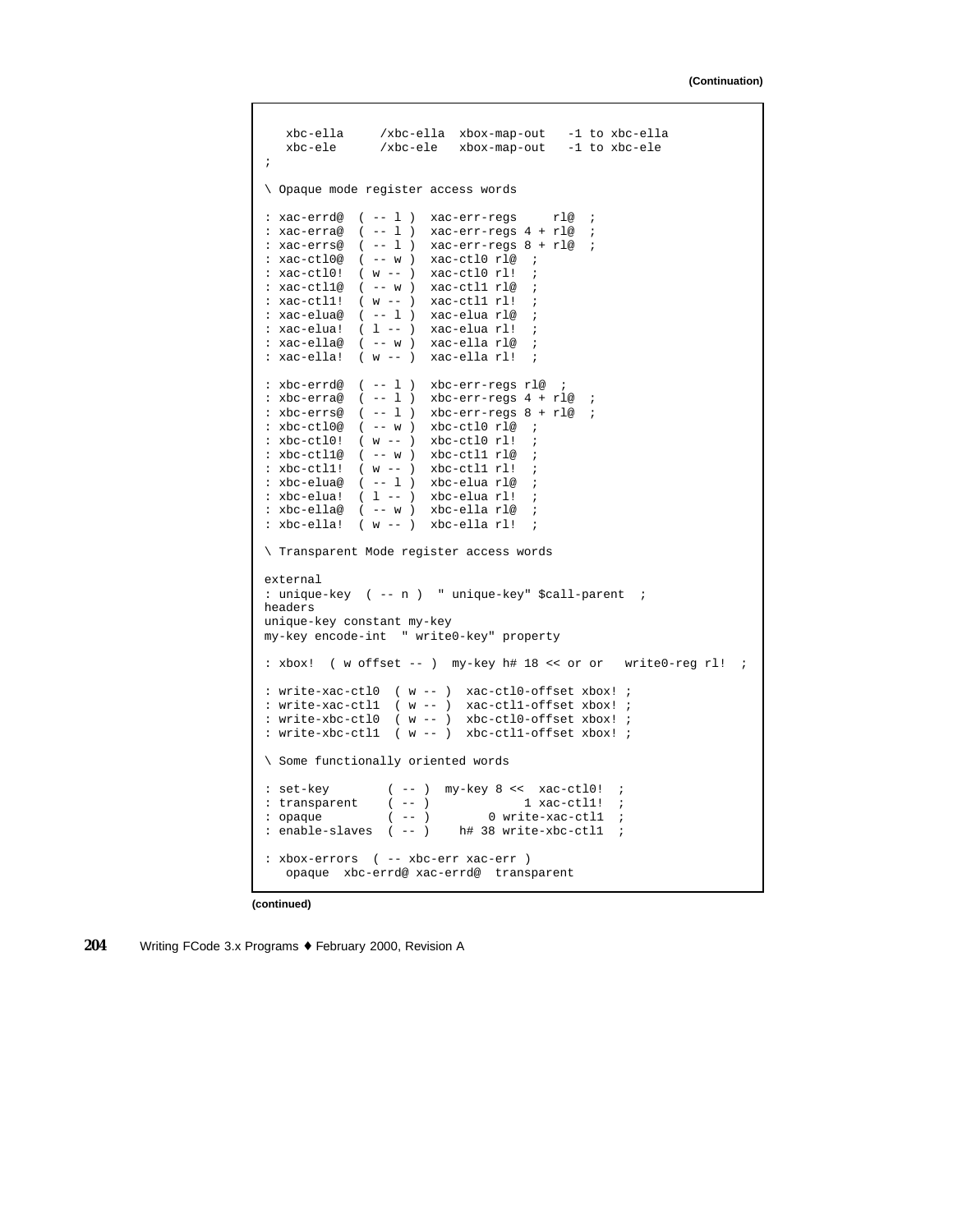(Continuation)

```
   xbc-ella     /xbc-ella  xbox-map-out   -1 to xbc-ella
   xbc-ele      /xbc-ele   xbox-map-out   -1 to xbc-ele
;

\ Opaque mode register access words

: xac-errd@  ( -- l )  xac-err-regs     rl@  ;
: xac-erra@  ( -- l )  xac-err-regs 4 + rl@  ;
: xac-errs@  ( -- l )  xac-err-regs 8 + rl@  ;
: xac-ctl0@  ( -- w )  xac-ctl0 rl@  ;
: xac-ctl0!  ( w -- )  xac-ctl0 rl!  ;
: xac-ctl1@  ( -- w )  xac-ctl1 rl@  ;
: xac-ctl1!  ( w -- )  xac-ctl1 rl!  ;
: xac-elua@  ( -- l )  xac-elua rl@  ;
: xac-elua!  ( l -- )  xac-elua rl!  ;
: xac-ella@  ( -- w )  xac-ella rl@  ;
: xac-ella!  ( w -- )  xac-ella rl!  ;

: xbc-errd@  ( -- l )  xbc-err-regs rl@  ;
: xbc-erra@  ( -- l )  xbc-err-regs 4 + rl@  ;
: xbc-errs@  ( -- l )  xbc-err-regs 8 + rl@  ;
: xbc-ctl0@  ( -- w )  xbc-ctl0 rl@  ;
: xbc-ctl0!  ( w -- )  xbc-ctl0 rl!  ;
: xbc-ctl1@  ( -- w )  xbc-ctl1 rl@  ;
: xbc-ctl1!  ( w -- )  xbc-ctl1 rl!  ;
: xbc-elua@  ( -- l )  xbc-elua rl@  ;
: xbc-elua!  ( l -- )  xbc-elua rl!  ;
: xbc-ella@  ( -- w )  xbc-ella rl@  ;
: xbc-ella!  ( w -- )  xbc-ella rl!  ;

\ Transparent Mode register access words

external
: unique-key  ( -- n )  " unique-key" $call-parent  ;
headers
unique-key constant my-key
my-key encode-int  " write0-key" property

: xbox!  ( w offset -- )  my-key h# 18 << or or   write0-reg rl!  ;

: write-xac-ctl0  ( w -- )  xac-ctl0-offset xbox! ;
: write-xac-ctl1  ( w -- )  xac-ctl1-offset xbox! ;
: write-xbc-ctl0  ( w -- )  xbc-ctl0-offset xbox! ;
: write-xbc-ctl1  ( w -- )  xbc-ctl1-offset xbox! ;

\ Some functionally oriented words

: set-key        ( -- )  my-key 8 <<  xac-ctl0!  ;
: transparent    ( -- )             1 xac-ctl1!  ;
: opaque         ( -- )        0 write-xac-ctl1  ;
: enable-slaves  ( -- )    h# 38 write-xbc-ctl1  ;

: xbox-errors  ( -- xbc-err xac-err )
   opaque  xbc-errd@ xac-errd@  transparent
```

(continued)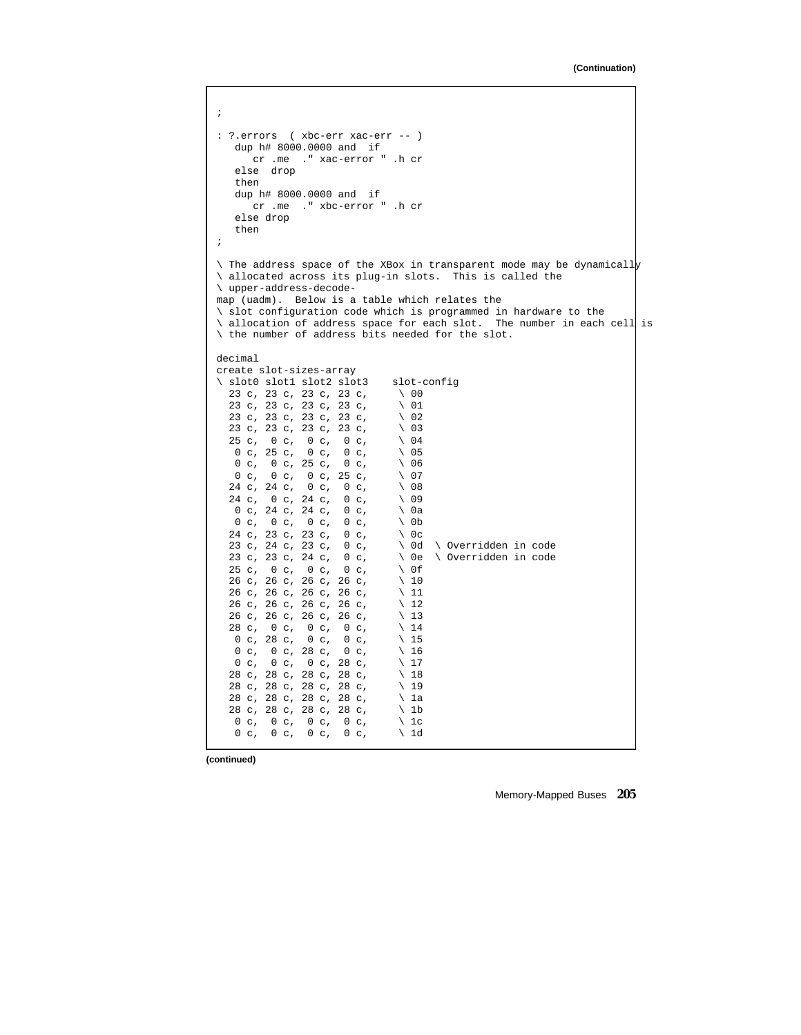(Continuation)

```
;

: ?.errors  ( xbc-err xac-err -- )
   dup h# 8000.0000 and  if
      cr .me  ." xac-error " .h cr
   else  drop
   then
   dup h# 8000.0000 and  if
      cr .me  ." xbc-error " .h cr
   else drop
   then
;

\ The address space of the XBox in transparent mode may be dynamically
\ allocated across its plug-in slots.  This is called the
\ upper-address-decode-
map (uadm).  Below is a table which relates the
\ slot configuration code which is programmed in hardware to the
\ allocation of address space for each slot.  The number in each cell is
\ the number of address bits needed for the slot.

decimal
create slot-sizes-array
\ slot0 slot1 slot2 slot3    slot-config
  23 c, 23 c, 23 c, 23 c,     \ 00
  23 c, 23 c, 23 c, 23 c,     \ 01
  23 c, 23 c, 23 c, 23 c,     \ 02
  23 c, 23 c, 23 c, 23 c,     \ 03
  25 c,  0 c,  0 c,  0 c,     \ 04
   0 c, 25 c,  0 c,  0 c,     \ 05
   0 c,  0 c, 25 c,  0 c,     \ 06
   0 c,  0 c,  0 c, 25 c,     \ 07
  24 c, 24 c,  0 c,  0 c,     \ 08
  24 c,  0 c, 24 c,  0 c,     \ 09
   0 c, 24 c, 24 c,  0 c,     \ 0a
   0 c,  0 c,  0 c,  0 c,     \ 0b
  24 c, 23 c, 23 c,  0 c,     \ 0c
  23 c, 24 c, 23 c,  0 c,     \ 0d  \ Overridden in code
  23 c, 23 c, 24 c,  0 c,     \ 0e  \ Overridden in code
  25 c,  0 c,  0 c,  0 c,     \ 0f
  26 c, 26 c, 26 c, 26 c,     \ 10
  26 c, 26 c, 26 c, 26 c,     \ 11
  26 c, 26 c, 26 c, 26 c,     \ 12
  26 c, 26 c, 26 c, 26 c,     \ 13
  28 c,  0 c,  0 c,  0 c,     \ 14
   0 c, 28 c,  0 c,  0 c,     \ 15
   0 c,  0 c, 28 c,  0 c,     \ 16
   0 c,  0 c,  0 c, 28 c,     \ 17
  28 c, 28 c, 28 c, 28 c,     \ 18
  28 c, 28 c, 28 c, 28 c,     \ 19
  28 c, 28 c, 28 c, 28 c,     \ 1a
  28 c, 28 c, 28 c, 28 c,     \ 1b
   0 c,  0 c,  0 c,  0 c,     \ 1c
   0 c,  0 c,  0 c,  0 c,     \ 1d
```

(continued)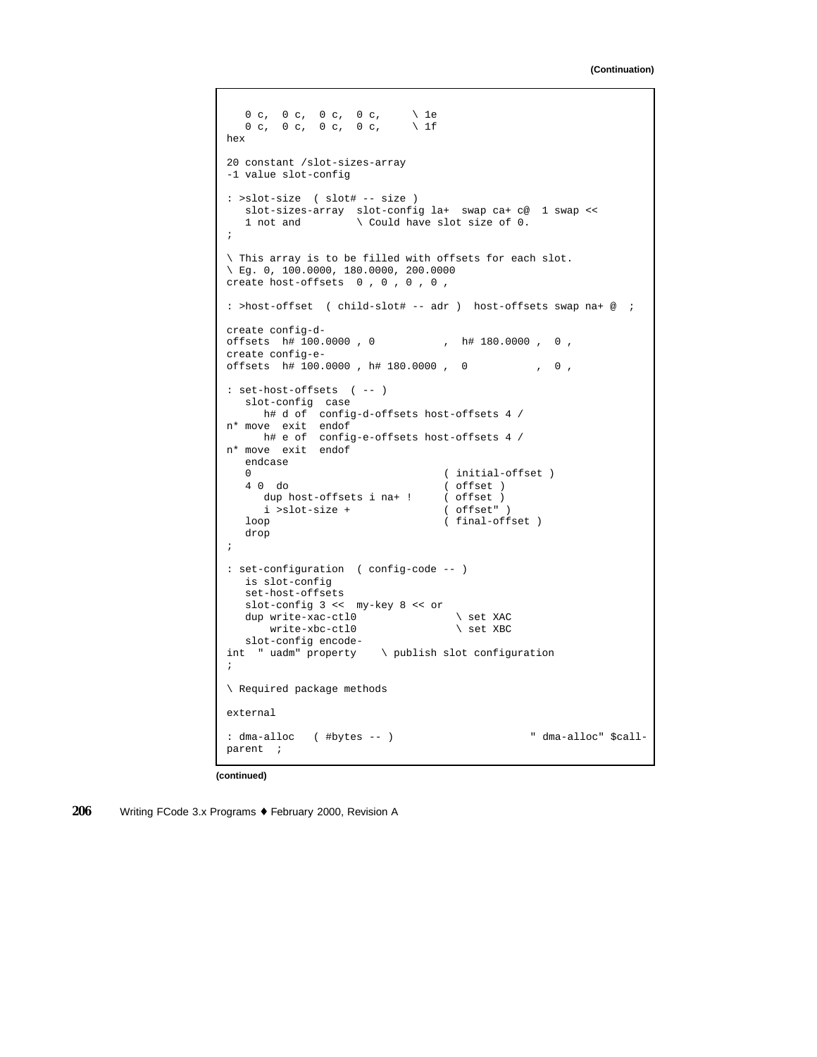(Continuation)

```
   0 c,  0 c,  0 c,  0 c,     \ 1e
   0 c,  0 c,  0 c,  0 c,     \ 1f
hex

20 constant /slot-sizes-array
-1 value slot-config

: >slot-size  ( slot# -- size )
   slot-sizes-array  slot-config la+  swap ca+ c@  1 swap <<
   1 not and         \ Could have slot size of 0.
;

\ This array is to be filled with offsets for each slot.
\ Eg. 0, 100.0000, 180.0000, 200.0000
create host-offsets  0 , 0 , 0 , 0 ,

: >host-offset  ( child-slot# -- adr )  host-offsets swap na+ @  ;

create config-d-
offsets  h# 100.0000 , 0           ,  h# 180.0000 ,  0 ,
create config-e-
offsets  h# 100.0000 , h# 180.0000 ,  0           ,  0 ,

: set-host-offsets  ( -- )
   slot-config  case
      h# d of  config-d-offsets host-offsets 4 /
n* move  exit  endof
      h# e of  config-e-offsets host-offsets 4 /
n* move  exit  endof
   endcase
   0                              ( initial-offset )
   4 0  do                        ( offset )
      dup host-offsets i na+ !    ( offset )
      i >slot-size +              ( offset" )
   loop                           ( final-offset )
   drop
;

: set-configuration  ( config-code -- )
   is slot-config
   set-host-offsets
   slot-config 3 <<  my-key 8 << or
   dup write-xac-ctl0              \ set XAC
       write-xbc-ctl0              \ set XBC
   slot-config encode-
int  " uadm" property    \ publish slot configuration
;

\ Required package methods

external

: dma-alloc   ( #bytes -- )                      " dma-alloc" $call-
parent  ;
```

(continued)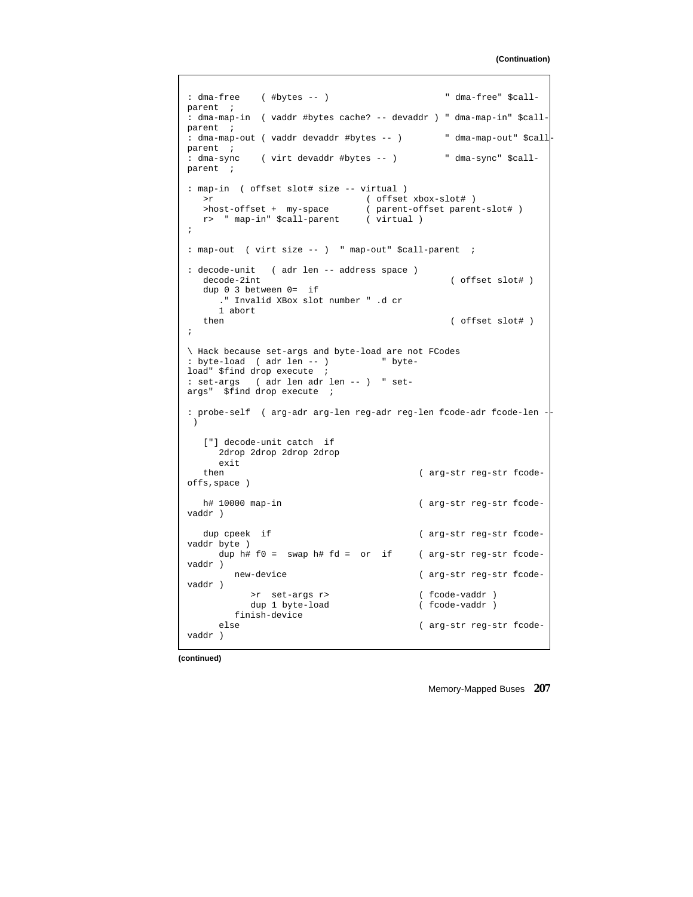(Continuation)

```
: dma-free    ( #bytes -- )                       " dma-free" $call-parent  ;
: dma-map-in  ( vaddr #bytes cache? -- devaddr ) " dma-map-in" $call-parent  ;
: dma-map-out ( vaddr devaddr #bytes -- )        " dma-map-out" $call-parent  ;
: dma-sync    ( virt devaddr #bytes -- )         " dma-sync" $call-parent  ;

: map-in  ( offset slot# size -- virtual )
   >r                           ( offset xbox-slot# )
   >host-offset +  my-space     ( parent-offset parent-slot# )
   r>  " map-in" $call-parent   ( virtual )
;

: map-out  ( virt size -- )  " map-out" $call-parent  ;

: decode-unit   ( adr len -- address space )
   decode-2int                                   ( offset slot# )
   dup 0 3 between 0=  if
      ." Invalid XBox slot number " .d cr
      1 abort
   then                                          ( offset slot# )
;

\ Hack because set-args and byte-load are not FCodes
: byte-load  ( adr len -- )          " byte-load" $find drop execute  ;
: set-args   ( adr len adr len -- )  " set-args"  $find drop execute  ;

: probe-self  ( arg-adr arg-len reg-adr reg-len fcode-adr fcode-len -- )

   ["] decode-unit catch  if
      2drop 2drop 2drop 2drop
      exit
   then                                  ( arg-str reg-str fcode-offs,space )

   h# 10000 map-in                       ( arg-str reg-str fcode-vaddr )

   dup cpeek  if                         ( arg-str reg-str fcode-vaddr byte )
      dup h# f0 =  swap h# fd =  or  if  ( arg-str reg-str fcode-vaddr )
         new-device                      ( arg-str reg-str fcode-vaddr )
            >r  set-args r>              ( fcode-vaddr )
            dup 1 byte-load              ( fcode-vaddr )
         finish-device
      else                               ( arg-str reg-str fcode-vaddr )
```

(continued)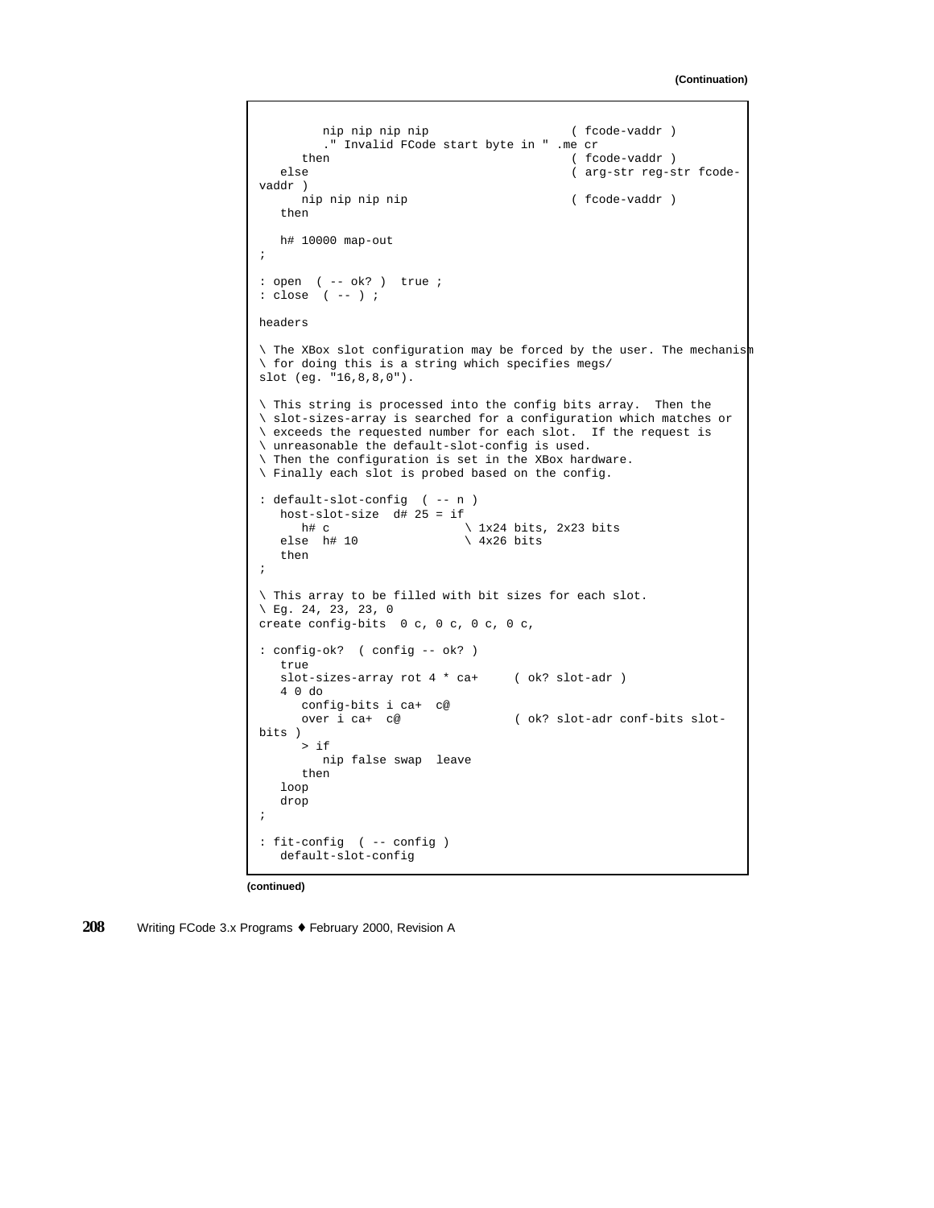**(Continuation)**

```
         nip nip nip nip                    ( fcode-vaddr )
         ." Invalid FCode start byte in " .me cr
      then                                  ( fcode-vaddr )
   else                                     ( arg-str reg-str fcode-
vaddr )
      nip nip nip nip                       ( fcode-vaddr )
   then

   h# 10000 map-out
;

: open  ( -- ok? )  true ;
: close  ( -- ) ;

headers

\ The XBox slot configuration may be forced by the user. The mechanism
\ for doing this is a string which specifies megs/
slot (eg. "16,8,8,0").

\ This string is processed into the config bits array.  Then the
\ slot-sizes-array is searched for a configuration which matches or
\ exceeds the requested number for each slot.  If the request is
\ unreasonable the default-slot-config is used.
\ Then the configuration is set in the XBox hardware.
\ Finally each slot is probed based on the config.

: default-slot-config  ( -- n )
   host-slot-size  d# 25 = if
      h# c                   \ 1x24 bits, 2x23 bits
   else  h# 10               \ 4x26 bits
   then
;

\ This array to be filled with bit sizes for each slot.
\ Eg. 24, 23, 23, 0
create config-bits  0 c, 0 c, 0 c, 0 c,

: config-ok?  ( config -- ok? )
   true
   slot-sizes-array rot 4 * ca+     ( ok? slot-adr )
   4 0 do
      config-bits i ca+  c@
      over i ca+  c@                ( ok? slot-adr conf-bits slot-
bits )
      > if
         nip false swap  leave
      then
   loop
   drop
;

: fit-config  ( -- config )
   default-slot-config
```

**(continued)**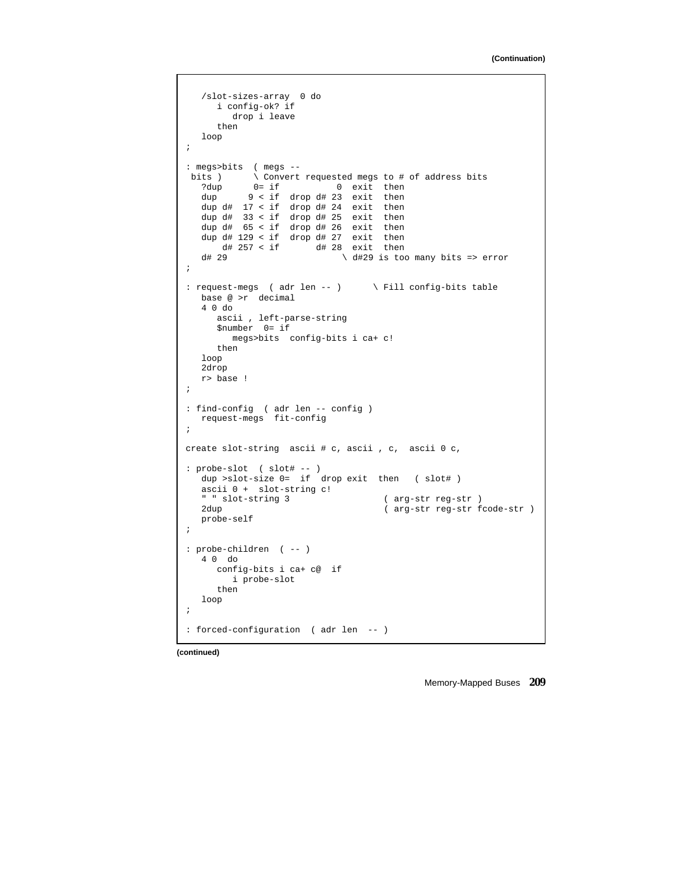**(Continuation)**

```
   /slot-sizes-array  0 do
      i config-ok? if
         drop i leave
      then
   loop
;

: megs>bits  ( megs --
 bits )      \ Convert requested megs to # of address bits
   ?dup      0= if           0  exit  then
   dup      9 < if  drop d# 23  exit  then
   dup d#  17 < if  drop d# 24  exit  then
   dup d#  33 < if  drop d# 25  exit  then
   dup d#  65 < if  drop d# 26  exit  then
   dup d# 129 < if  drop d# 27  exit  then
       d# 257 < if       d# 28  exit  then
   d# 29                      \ d#29 is too many bits => error
;

: request-megs  ( adr len -- )      \ Fill config-bits table
   base @ >r  decimal
   4 0 do
      ascii , left-parse-string
      $number  0= if
         megs>bits  config-bits i ca+ c!
      then
   loop
   2drop
   r> base !
;

: find-config  ( adr len -- config )
   request-megs  fit-config
;

create slot-string  ascii # c, ascii , c,  ascii 0 c,

: probe-slot  ( slot# -- )
   dup >slot-size 0=  if  drop exit  then   ( slot# )
   ascii 0 +  slot-string c!
   " " slot-string 3                  ( arg-str reg-str )
   2dup                               ( arg-str reg-str fcode-str )
   probe-self
;

: probe-children  ( -- )
   4 0  do
      config-bits i ca+ c@  if
         i probe-slot
      then
   loop
;

: forced-configuration  ( adr len  -- )
```

**(continued)**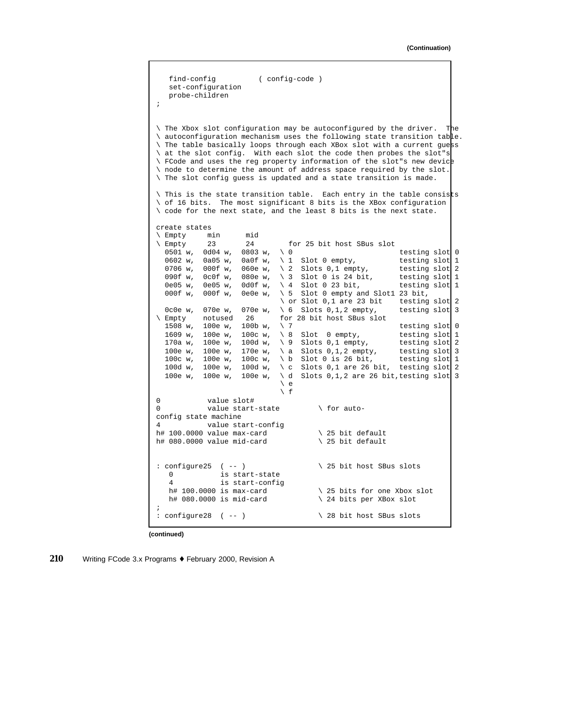(Continuation)

```
   find-config          ( config-code )
   set-configuration
   probe-children
;


\ The Xbox slot configuration may be autoconfigured by the driver.  The
\ autoconfiguration mechanism uses the following state transition table.
\ The table basically loops through each XBox slot with a current guess
\ at the slot config.  With each slot the code then probes the slot"s
\ FCode and uses the reg property information of the slot"s new device
\ node to determine the amount of address space required by the slot.
\ The slot config guess is updated and a state transition is made.

\ This is the state transition table.  Each entry in the table consists
\ of 16 bits.  The most significant 8 bits is the XBox configuration
\ code for the next state, and the least 8 bits is the next state.

create states
\ Empty     min      mid
\ Empty     23       24        for 25 bit host SBus slot
  0501 w,  0d04 w,  0803 w,  \ 0                           testing slot 0
  0602 w,  0a05 w,  0a0f w,  \ 1  Slot 0 empty,            testing slot 1
  0706 w,  000f w,  060e w,  \ 2  Slots 0,1 empty,         testing slot 2
  090f w,  0c0f w,  080e w,  \ 3  Slot 0 is 24 bit,        testing slot 1
  0e05 w,  0e05 w,  0d0f w,  \ 4  Slot 0 23 bit,           testing slot 1
  000f w,  000f w,  0e0e w,  \ 5  Slot 0 empty and Slot1 23 bit,
                             \ or Slot 0,1 are 23 bit      testing slot 2
  0c0e w,  070e w,  070e w,  \ 6  Slots 0,1,2 empty,       testing slot 3
\ Empty    notused   26      for 28 bit host SBus slot
  1508 w,  100e w,  100b w,  \ 7                           testing slot 0
  1609 w,  100e w,  100c w,  \ 8  Slot  0 empty,           testing slot 1
  170a w,  100e w,  100d w,  \ 9  Slots 0,1 empty,         testing slot 2
  100e w,  100e w,  170e w,  \ a  Slots 0,1,2 empty,       testing slot 3
  100c w,  100e w,  100c w,  \ b  Slot 0 is 26 bit,        testing slot 1
  100d w,  100e w,  100d w,  \ c  Slots 0,1 are 26 bit,    testing slot 2
  100e w,  100e w,  100e w,  \ d  Slots 0,1,2 are 26 bit,testing slot 3
                             \ e
                             \ f
0           value slot#
0           value start-state         \ for auto-
config state machine
4           value start-config
h# 100.0000 value max-card            \ 25 bit default
h# 080.0000 value mid-card            \ 25 bit default


: configure25  ( -- )                 \ 25 bit host SBus slots
   0           is start-state
   4           is start-config
   h# 100.0000 is max-card            \ 25 bits for one Xbox slot
   h# 080.0000 is mid-card            \ 24 bits per XBox slot
;
: configure28  ( -- )                 \ 28 bit host SBus slots
```

(continued)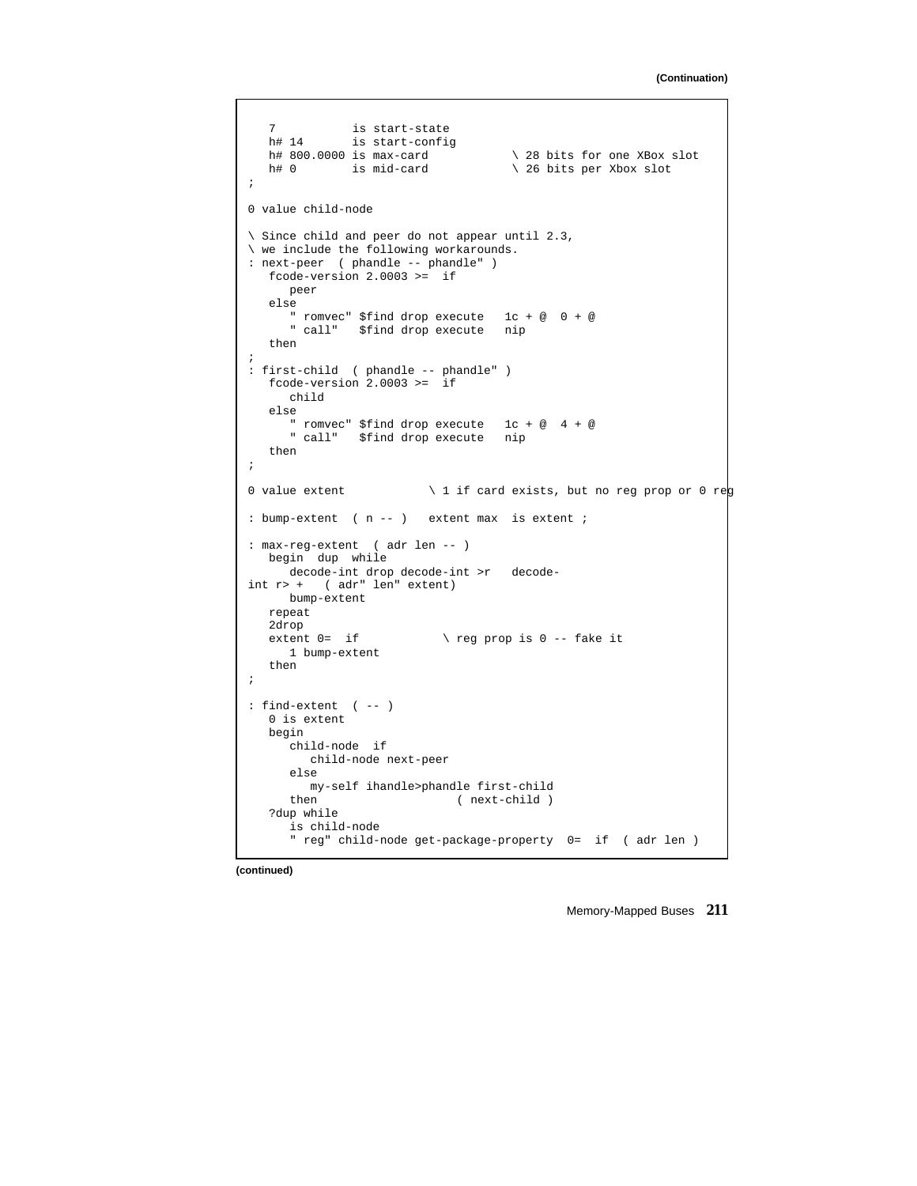(Continuation)

```
   7           is start-state
   h# 14       is start-config
   h# 800.0000 is max-card            \ 28 bits for one XBox slot
   h# 0        is mid-card            \ 26 bits per Xbox slot
;

0 value child-node

\ Since child and peer do not appear until 2.3,
\ we include the following workarounds.
: next-peer  ( phandle -- phandle" )
   fcode-version 2.0003 >=  if
      peer
   else
      " romvec" $find drop execute   1c + @  0 + @
      " call"   $find drop execute   nip
   then
;
: first-child  ( phandle -- phandle" )
   fcode-version 2.0003 >=  if
      child
   else
      " romvec" $find drop execute   1c + @  4 + @
      " call"   $find drop execute   nip
   then
;

0 value extent            \ 1 if card exists, but no reg prop or 0 reg

: bump-extent  ( n -- )   extent max  is extent ;

: max-reg-extent  ( adr len -- )
   begin  dup  while
      decode-int drop decode-int >r   decode-
int r> +   ( adr" len" extent)
      bump-extent
   repeat
   2drop
   extent 0=  if            \ reg prop is 0 -- fake it
      1 bump-extent
   then
;

: find-extent  ( -- )
   0 is extent
   begin
      child-node  if
         child-node next-peer
      else
         my-self ihandle>phandle first-child
      then                     ( next-child )
   ?dup while
      is child-node
      " reg" child-node get-package-property  0=  if  ( adr len )
```

(continued)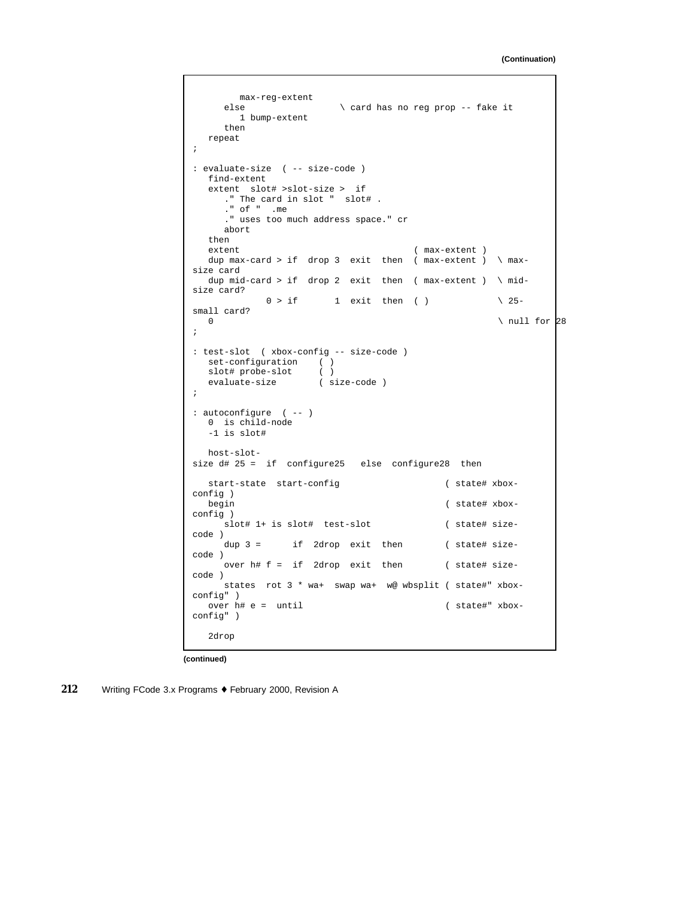(Continuation)

```
         max-reg-extent
      else                 \ card has no reg prop -- fake it
         1 bump-extent
      then
   repeat
;

: evaluate-size  ( -- size-code )
   find-extent
   extent  slot# >slot-size >  if
      ." The card in slot "  slot# .
      ." of "  .me
      ." uses too much address space." cr
      abort
   then
   extent                                 ( max-extent )
   dup max-card > if  drop 3  exit  then  ( max-extent )  \ max-
size card
   dup mid-card > if  drop 2  exit  then  ( max-extent )  \ mid-
size card?
            0 > if       1  exit  then  ( )             \ 25-
small card?
   0                                                      \ null for 28
;

: test-slot  ( xbox-config -- size-code )
   set-configuration    ( )
   slot# probe-slot     ( )
   evaluate-size        ( size-code )
;

: autoconfigure  ( -- )
   0  is child-node
   -1 is slot#

   host-slot-
size d# 25 =  if  configure25   else  configure28  then

   start-state  start-config                   ( state# xbox-
config )
   begin                                       ( state# xbox-
config )
      slot# 1+ is slot#  test-slot             ( state# size-
code )
      dup 3 =      if  2drop  exit  then        ( state# size-
code )
      over h# f =  if  2drop  exit  then        ( state# size-
code )
      states  rot 3 * wa+  swap wa+  w@ wbsplit ( state#" xbox-
config" )
   over h# e =  until                          ( state#" xbox-
config" )

   2drop
```

(continued)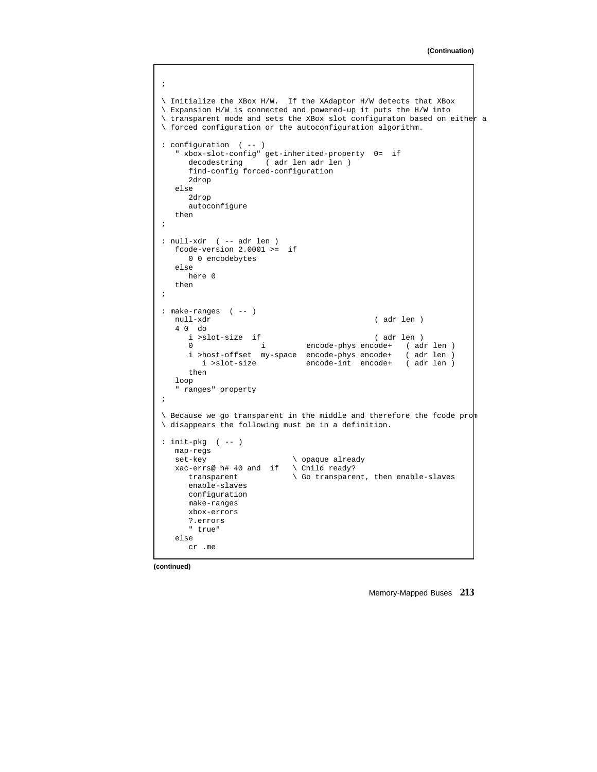**(Continuation)**

```
;

\ Initialize the XBox H/W.  If the XAdaptor H/W detects that XBox
\ Expansion H/W is connected and powered-up it puts the H/W into
\ transparent mode and sets the XBox slot configuraton based on either a
\ forced configuration or the autoconfiguration algorithm.

: configuration  ( -- )
   " xbox-slot-config" get-inherited-property  0=  if
      decodestring     ( adr len adr len )
      find-config forced-configuration
      2drop
   else
      2drop
      autoconfigure
   then
;

: null-xdr  ( -- adr len )
   fcode-version 2.0001 >=  if
      0 0 encodebytes
   else
      here 0
   then
;

: make-ranges  ( -- )
   null-xdr                                    ( adr len )
   4 0  do
      i >slot-size  if                         ( adr len )
      0              i         encode-phys encode+   ( adr len )
      i >host-offset  my-space  encode-phys encode+   ( adr len )
         i >slot-size           encode-int  encode+   ( adr len )
      then
   loop
   " ranges" property
;

\ Because we go transparent in the middle and therefore the fcode prom
\ disappears the following must be in a definition.

: init-pkg  ( -- )
   map-regs
   set-key                    \ opaque already
   xac-errs@ h# 40 and  if    \ Child ready?
      transparent             \ Go transparent, then enable-slaves
      enable-slaves
      configuration
      make-ranges
      xbox-errors
      ?.errors
      " true"
   else
      cr .me
```

**(continued)**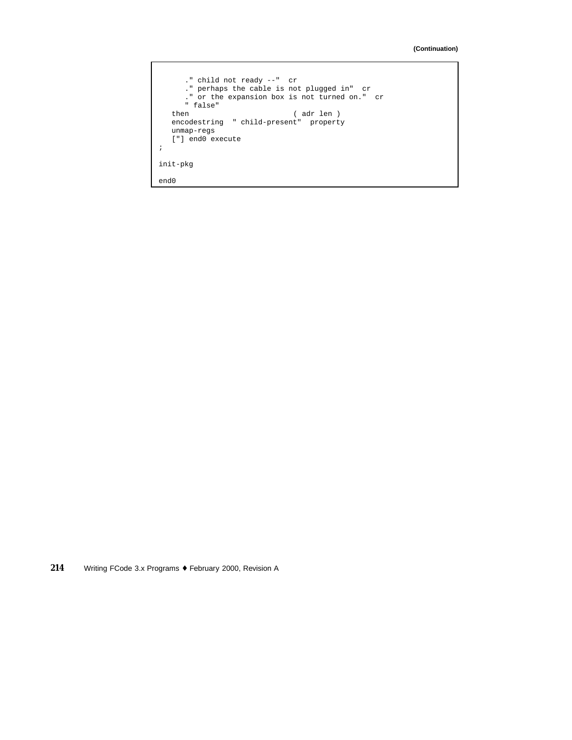(Continuation)

```
      ." child not ready --"  cr
      ." perhaps the cable is not plugged in"  cr
      ." or the expansion box is not turned on."  cr
      " false"
   then                        ( adr len )
   encodestring  " child-present"  property
   unmap-regs
   ["] end0 execute
;

init-pkg

end0
```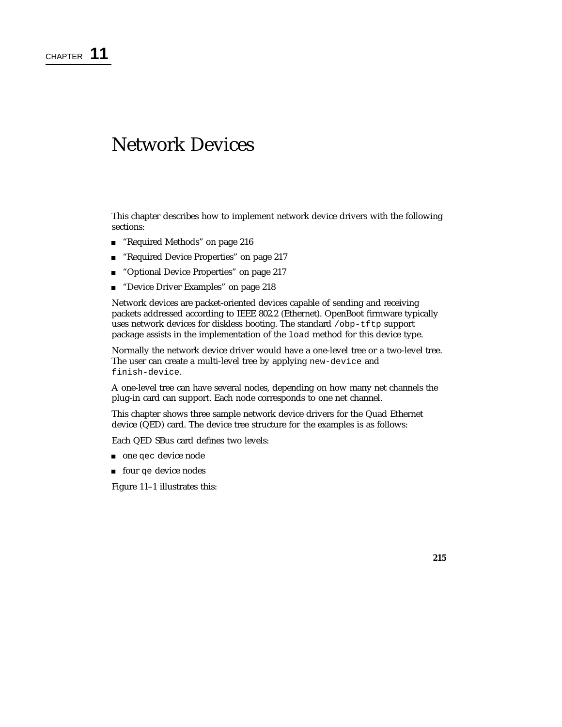CHAPTER **11**

# Network Devices

This chapter describes how to implement network device drivers with the following sections:

- "Required Methods" on page 216
- "Required Device Properties" on page 217
- "Optional Device Properties" on page 217
- "Device Driver Examples" on page 218

Network devices are packet-oriented devices capable of sending and receiving packets addressed according to IEEE 802.2 (Ethernet). OpenBoot firmware typically uses network devices for diskless booting. The standard `/obp-tftp` support package assists in the implementation of the `load` method for this device type.

Normally the network device driver would have a one-level tree or a two-level tree. The user can create a multi-level tree by applying `new-device` and `finish-device`.

A one-level tree can have several nodes, depending on how many net channels the plug-in card can support. Each node corresponds to one net channel.

This chapter shows three sample network device drivers for the Quad Ethernet device (QED) card. The device tree structure for the examples is as follows:

Each QED SBus card defines two levels:

- one `qec` device node
- four `qe` device nodes

Figure 11–1 illustrates this: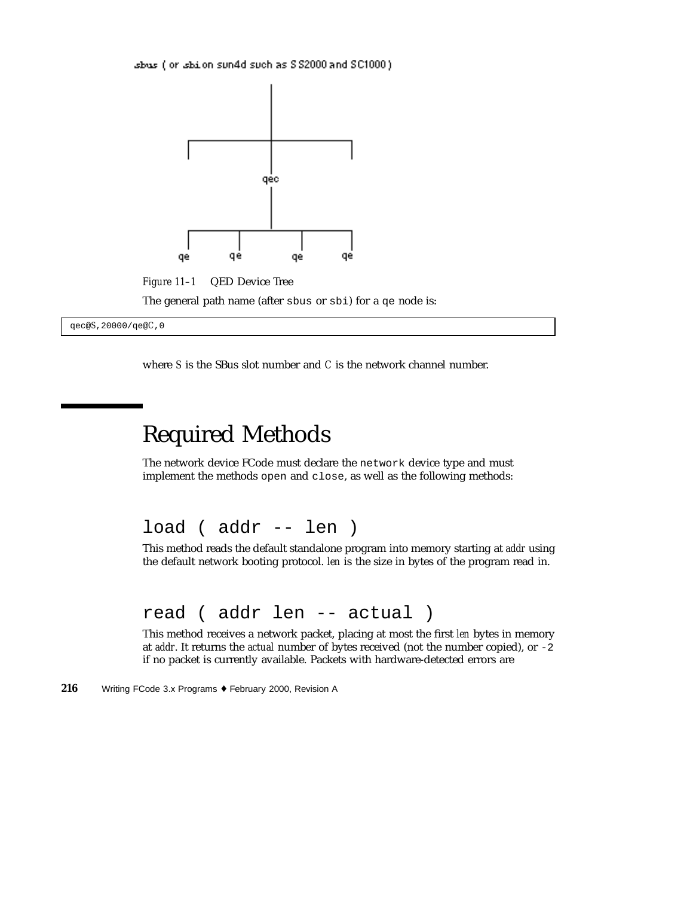sbus ( or sbi on sun4d such as SS2000 and SC1000 )

qec

qe qe qe qe

*Figure 11–1* QED Device Tree

The general path name (after `sbus` or `sbi`) for a `qe` node is:

```
qec@S,20000/qe@C,0
```

where *S* is the SBus slot number and *C* is the network channel number.

# Required Methods

The network device FCode must declare the `network` device type and must implement the methods `open` and `close`, as well as the following methods:

## `load ( addr -- len )`

This method reads the default standalone program into memory starting at *addr* using the default network booting protocol. *len* is the size in bytes of the program read in.

## `read ( addr len -- actual )`

This method receives a network packet, placing at most the first *len* bytes in memory at *addr*. It returns the *actual* number of bytes received (not the number copied), or `-2` if no packet is currently available. Packets with hardware-detected errors are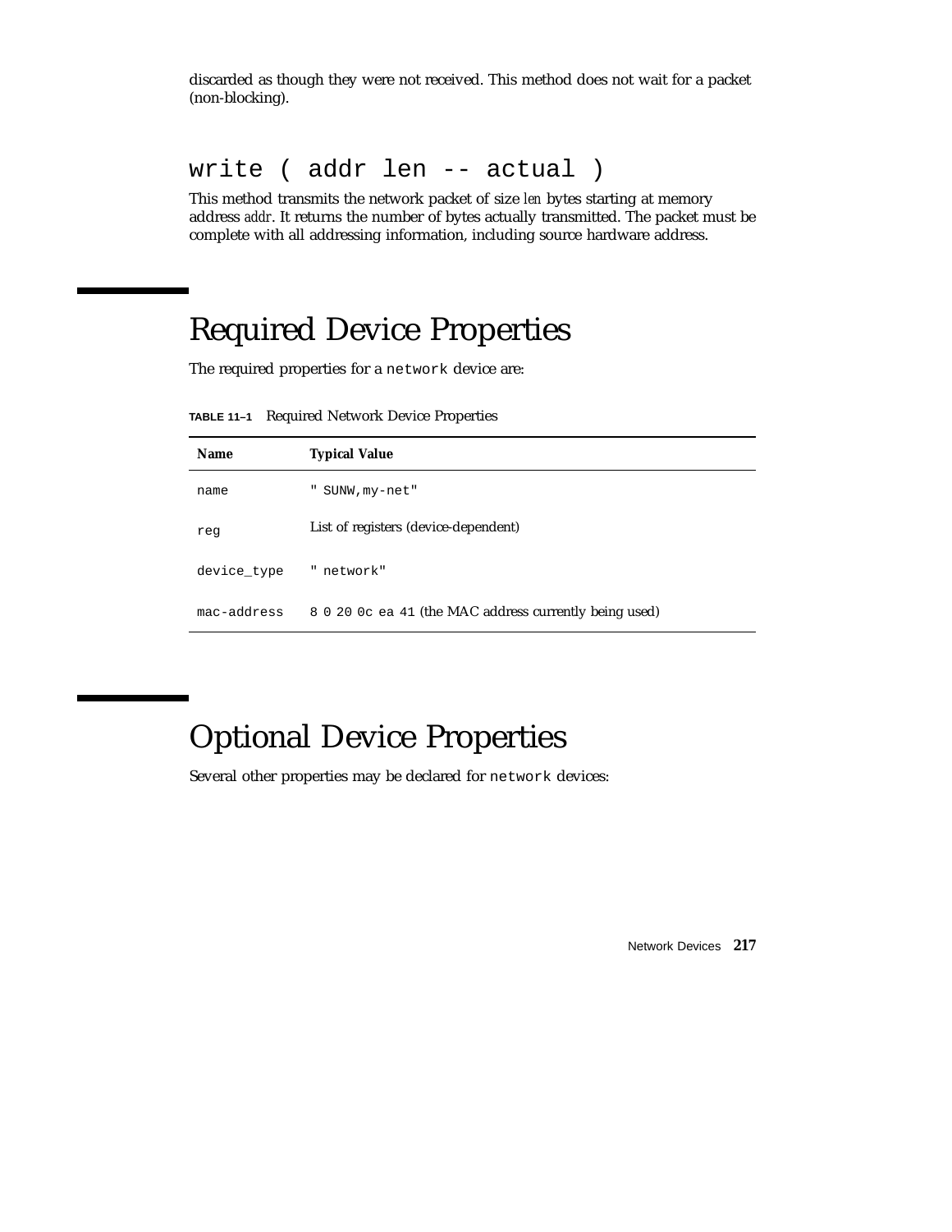discarded as though they were not received. This method does not wait for a packet (non-blocking).

### `write ( addr len -- actual )`

This method transmits the network packet of size *len* bytes starting at memory address *addr*. It returns the number of bytes actually transmitted. The packet must be complete with all addressing information, including source hardware address.

## Required Device Properties

The required properties for a `network` device are:

**TABLE 11–1** Required Network Device Properties

| Name | Typical Value |
|---|---|
| `name` | `" SUNW,my-net"` |
| `reg` | List of registers (device-dependent) |
| `device_type` | `" network"` |
| `mac-address` | `8 0 20 0c ea 41` (the MAC address currently being used) |

## Optional Device Properties

Several other properties may be declared for `network` devices: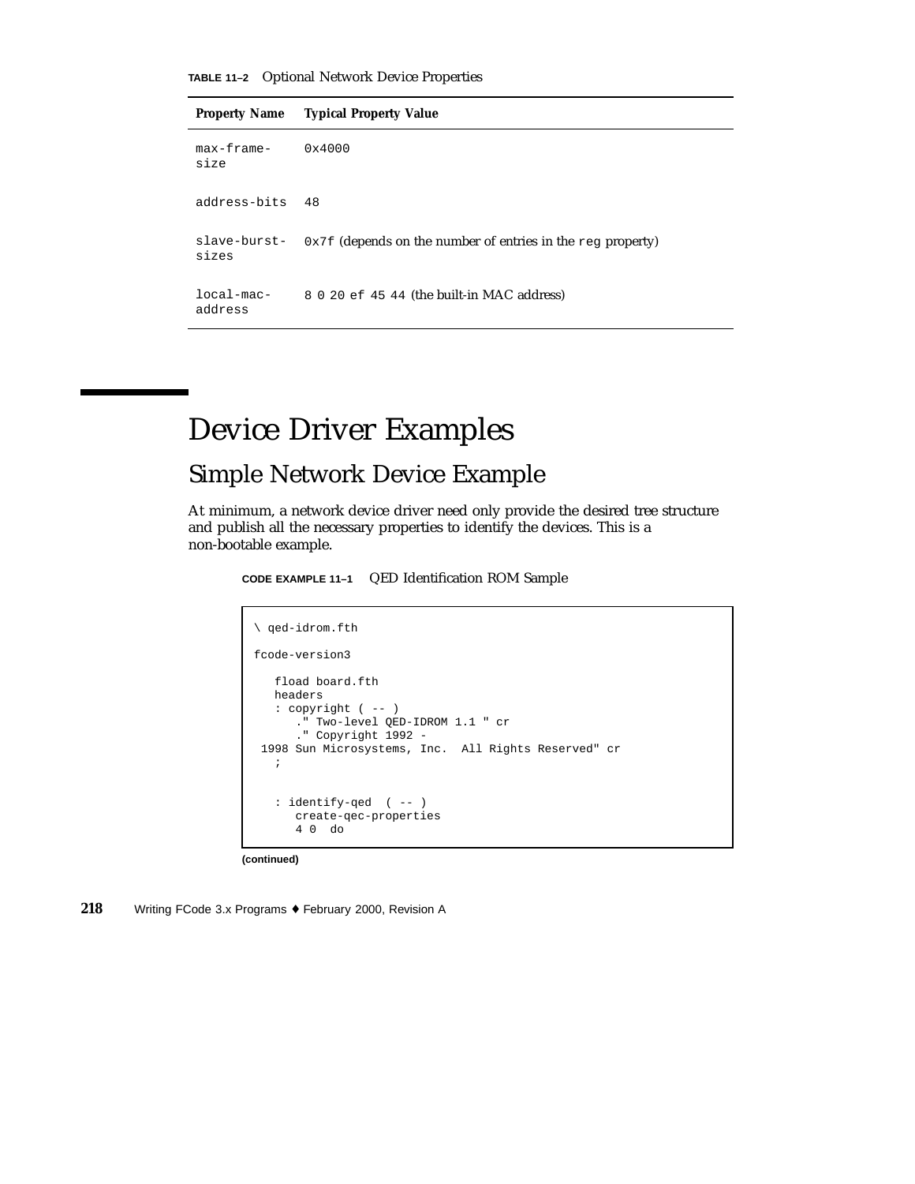**TABLE 11–2** Optional Network Device Properties

| Property Name | Typical Property Value |
| --- | --- |
| max-frame-size | 0x4000 |
| address-bits | 48 |
| slave-burst-sizes | 0x7f (depends on the number of entries in the reg property) |
| local-mac-address | 8 0 20 ef 45 44 (the built-in MAC address) |

# Device Driver Examples

## Simple Network Device Example

At minimum, a network device driver need only provide the desired tree structure and publish all the necessary properties to identify the devices. This is a non-bootable example.

**CODE EXAMPLE 11–1** QED Identification ROM Sample

```
\ qed-idrom.fth

fcode-version3

   fload board.fth
   headers
   : copyright ( -- )
      ." Two-level QED-IDROM 1.1 " cr
      ." Copyright 1992 -
 1998 Sun Microsystems, Inc.  All Rights Reserved" cr
   ;


   : identify-qed  ( -- )
      create-qec-properties
      4 0  do
```

**(continued)**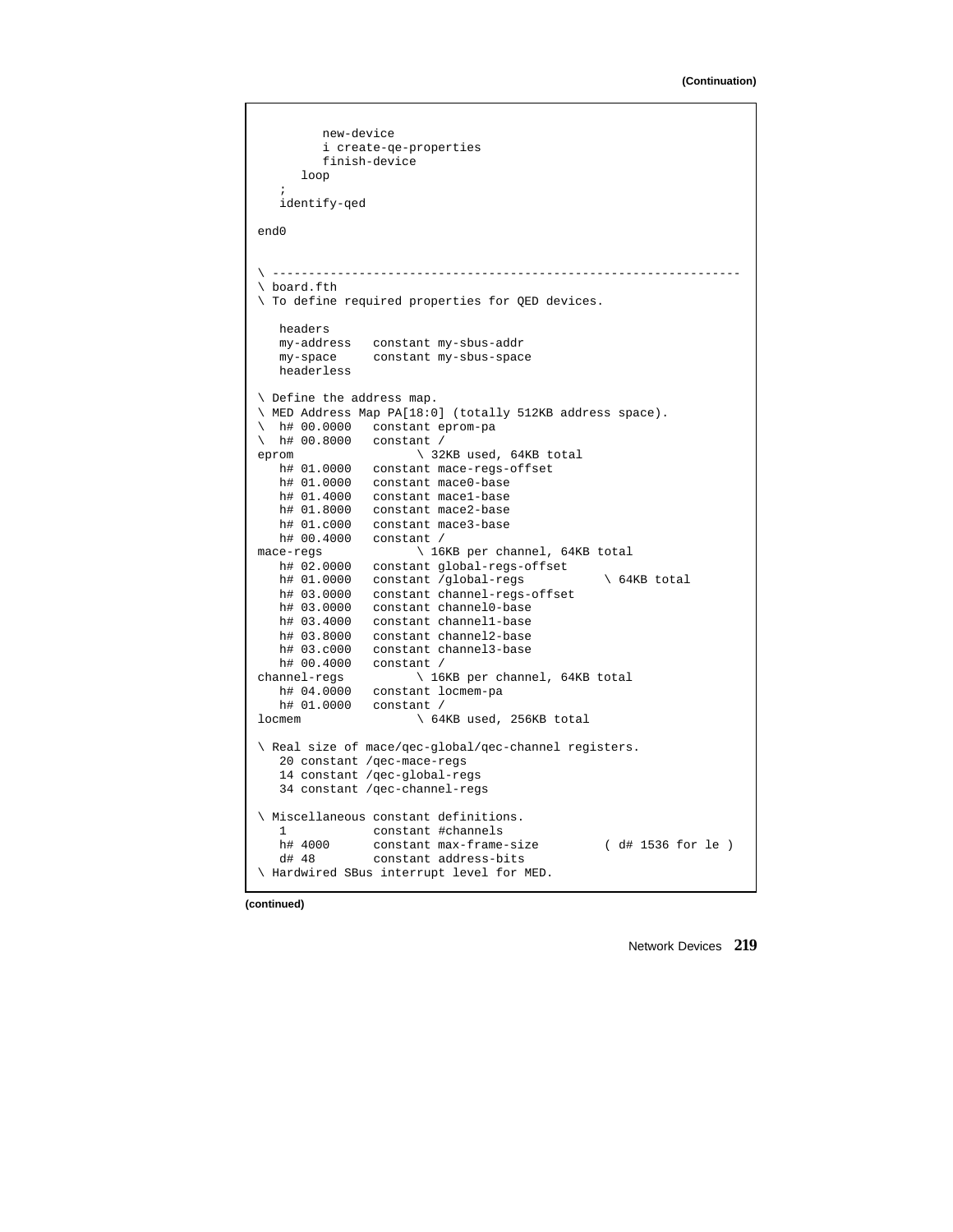(Continuation)

```
         new-device
         i create-qe-properties
         finish-device
      loop
   ;
   identify-qed

end0


\ ------------------------------------------------------------------
\ board.fth
\ To define required properties for QED devices.

   headers
   my-address   constant my-sbus-addr
   my-space     constant my-sbus-space
   headerless

\ Define the address map.
\ MED Address Map PA[18:0] (totally 512KB address space).
\  h# 00.0000   constant eprom-pa
\  h# 00.8000   constant /
eprom                \ 32KB used, 64KB total
   h# 01.0000   constant mace-regs-offset
   h# 01.0000   constant mace0-base
   h# 01.4000   constant mace1-base
   h# 01.8000   constant mace2-base
   h# 01.c000   constant mace3-base
   h# 00.4000   constant /
mace-regs            \ 16KB per channel, 64KB total
   h# 02.0000   constant global-regs-offset
   h# 01.0000   constant /global-regs          \ 64KB total
   h# 03.0000   constant channel-regs-offset
   h# 03.0000   constant channel0-base
   h# 03.4000   constant channel1-base
   h# 03.8000   constant channel2-base
   h# 03.c000   constant channel3-base
   h# 00.4000   constant /
channel-regs         \ 16KB per channel, 64KB total
   h# 04.0000   constant locmem-pa
   h# 01.0000   constant /
locmem               \ 64KB used, 256KB total

\ Real size of mace/qec-global/qec-channel registers.
   20 constant /qec-mace-regs
   14 constant /qec-global-regs
   34 constant /qec-channel-regs

\ Miscellaneous constant definitions.
   1            constant #channels
   h# 4000      constant max-frame-size         ( d# 1536 for le )
   d# 48        constant address-bits
\ Hardwired SBus interrupt level for MED.
```

(continued)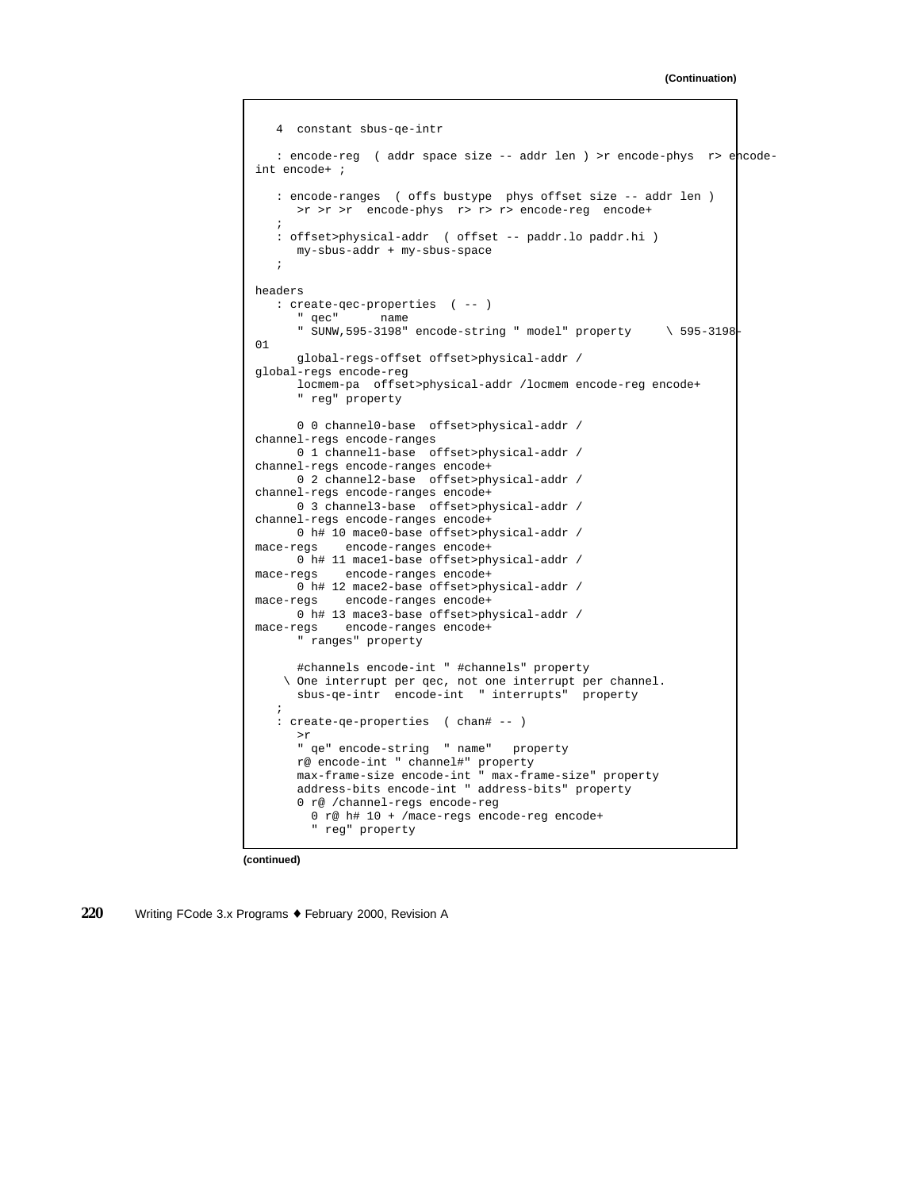(Continuation)

```
   4  constant sbus-qe-intr

   : encode-reg  ( addr space size -- addr len ) >r encode-phys  r> encode-
int encode+ ;

   : encode-ranges  ( offs bustype  phys offset size -- addr len )
      >r >r >r  encode-phys  r> r> r> encode-reg  encode+
   ;
   : offset>physical-addr  ( offset -- paddr.lo paddr.hi )
      my-sbus-addr + my-sbus-space
   ;

headers
   : create-qec-properties  ( -- )
      " qec"      name
      " SUNW,595-3198" encode-string " model" property     \ 595-3198-
01
      global-regs-offset offset>physical-addr /
global-regs encode-reg
      locmem-pa  offset>physical-addr /locmem encode-reg encode+
      " reg" property

      0 0 channel0-base  offset>physical-addr /
channel-regs encode-ranges
      0 1 channel1-base  offset>physical-addr /
channel-regs encode-ranges encode+
      0 2 channel2-base  offset>physical-addr /
channel-regs encode-ranges encode+
      0 3 channel3-base  offset>physical-addr /
channel-regs encode-ranges encode+
      0 h# 10 mace0-base offset>physical-addr /
mace-regs    encode-ranges encode+
      0 h# 11 mace1-base offset>physical-addr /
mace-regs    encode-ranges encode+
      0 h# 12 mace2-base offset>physical-addr /
mace-regs    encode-ranges encode+
      0 h# 13 mace3-base offset>physical-addr /
mace-regs    encode-ranges encode+
      " ranges" property

      #channels encode-int " #channels" property
     \ One interrupt per qec, not one interrupt per channel.
      sbus-qe-intr  encode-int  " interrupts"  property
   ;
   : create-qe-properties  ( chan# -- )
      >r
      " qe" encode-string  " name"   property
      r@ encode-int " channel#" property
      max-frame-size encode-int " max-frame-size" property
      address-bits encode-int " address-bits" property
      0 r@ /channel-regs encode-reg
        0 r@ h# 10 + /mace-regs encode-reg encode+
        " reg" property
```

(continued)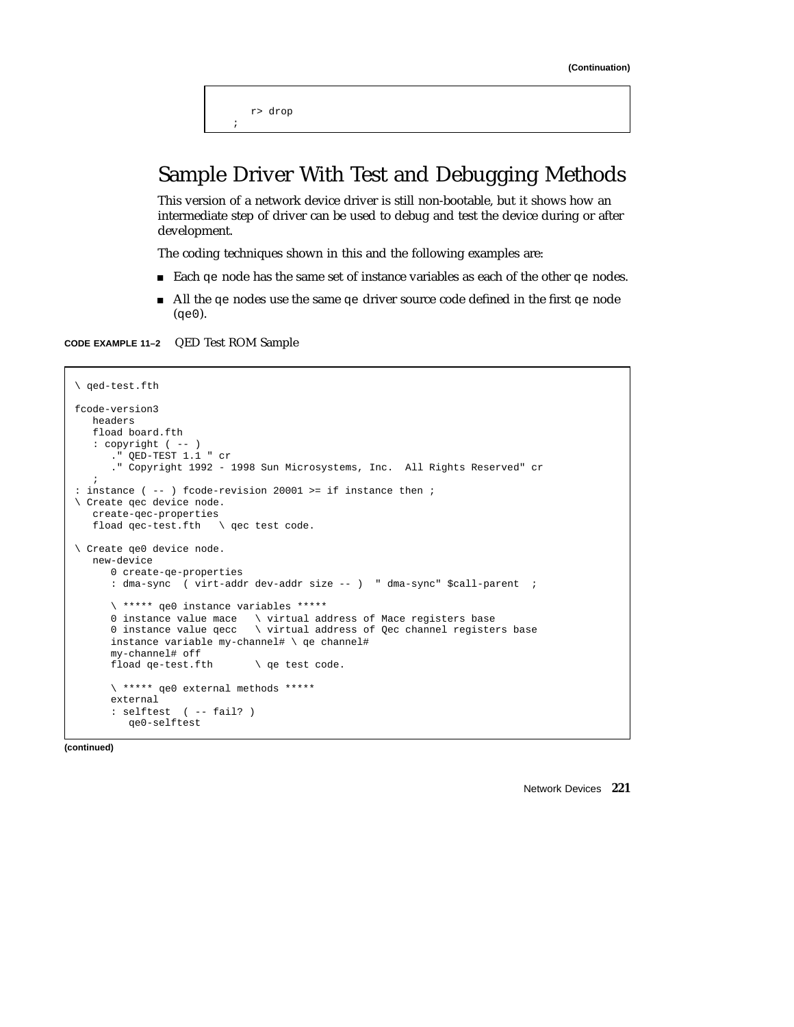(Continuation)

```
      r> drop
   ;
```

## Sample Driver With Test and Debugging Methods

This version of a network device driver is still non-bootable, but it shows how an intermediate step of driver can be used to debug and test the device during or after development.

The coding techniques shown in this and the following examples are:

- Each qe node has the same set of instance variables as each of the other qe nodes.
- All the qe nodes use the same qe driver source code defined in the first qe node (qe0).

**CODE EXAMPLE 11–2** QED Test ROM Sample

```
\ qed-test.fth

fcode-version3
   headers
   fload board.fth
   : copyright ( -- )
      ." QED-TEST 1.1 " cr
      ." Copyright 1992 - 1998 Sun Microsystems, Inc.  All Rights Reserved" cr
   ;
: instance ( -- ) fcode-revision 20001 >= if instance then ;
\ Create qec device node.
   create-qec-properties
   fload qec-test.fth   \ qec test code.

\ Create qe0 device node.
   new-device
      0 create-qe-properties
      : dma-sync  ( virt-addr dev-addr size -- )  " dma-sync" $call-parent  ;

      \ ***** qe0 instance variables *****
      0 instance value mace   \ virtual address of Mace registers base
      0 instance value qecc   \ virtual address of Qec channel registers base
      instance variable my-channel# \ qe channel#
      my-channel# off
      fload qe-test.fth       \ qe test code.

      \ ***** qe0 external methods *****
      external
      : selftest  ( -- fail? )
         qe0-selftest
```

(continued)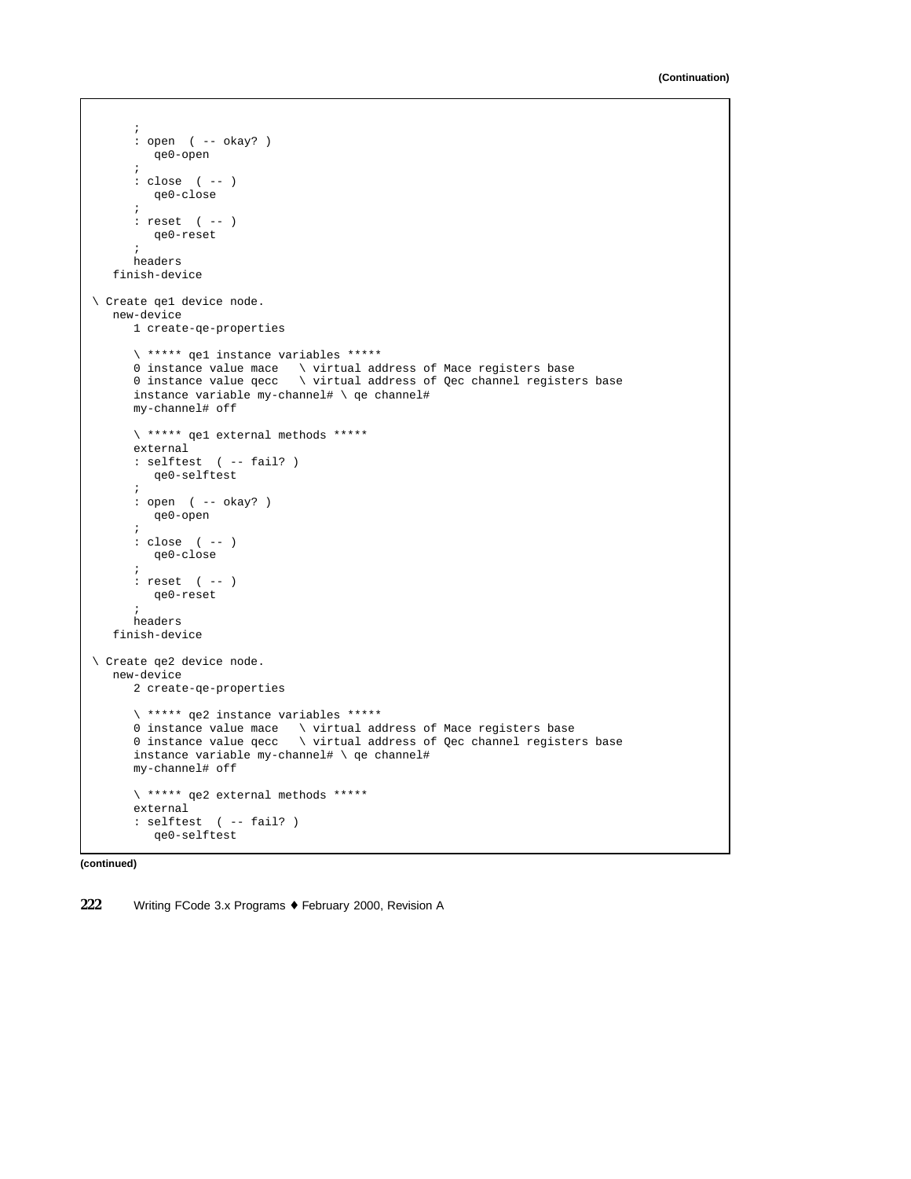(Continuation)

```
      ;
      : open  ( -- okay? )
         qe0-open
      ;
      : close  ( -- )
         qe0-close
      ;
      : reset  ( -- )
         qe0-reset
      ;
      headers
   finish-device

\ Create qe1 device node.
   new-device
      1 create-qe-properties

      \ ***** qe1 instance variables *****
      0 instance value mace   \ virtual address of Mace registers base
      0 instance value qecc   \ virtual address of Qec channel registers base
      instance variable my-channel# \ qe channel#
      my-channel# off

      \ ***** qe1 external methods *****
      external
      : selftest  ( -- fail? )
         qe0-selftest
      ;
      : open  ( -- okay? )
         qe0-open
      ;
      : close  ( -- )
         qe0-close
      ;
      : reset  ( -- )
         qe0-reset
      ;
      headers
   finish-device

\ Create qe2 device node.
   new-device
      2 create-qe-properties

      \ ***** qe2 instance variables *****
      0 instance value mace   \ virtual address of Mace registers base
      0 instance value qecc   \ virtual address of Qec channel registers base
      instance variable my-channel# \ qe channel#
      my-channel# off

      \ ***** qe2 external methods *****
      external
      : selftest  ( -- fail? )
         qe0-selftest
```

(continued)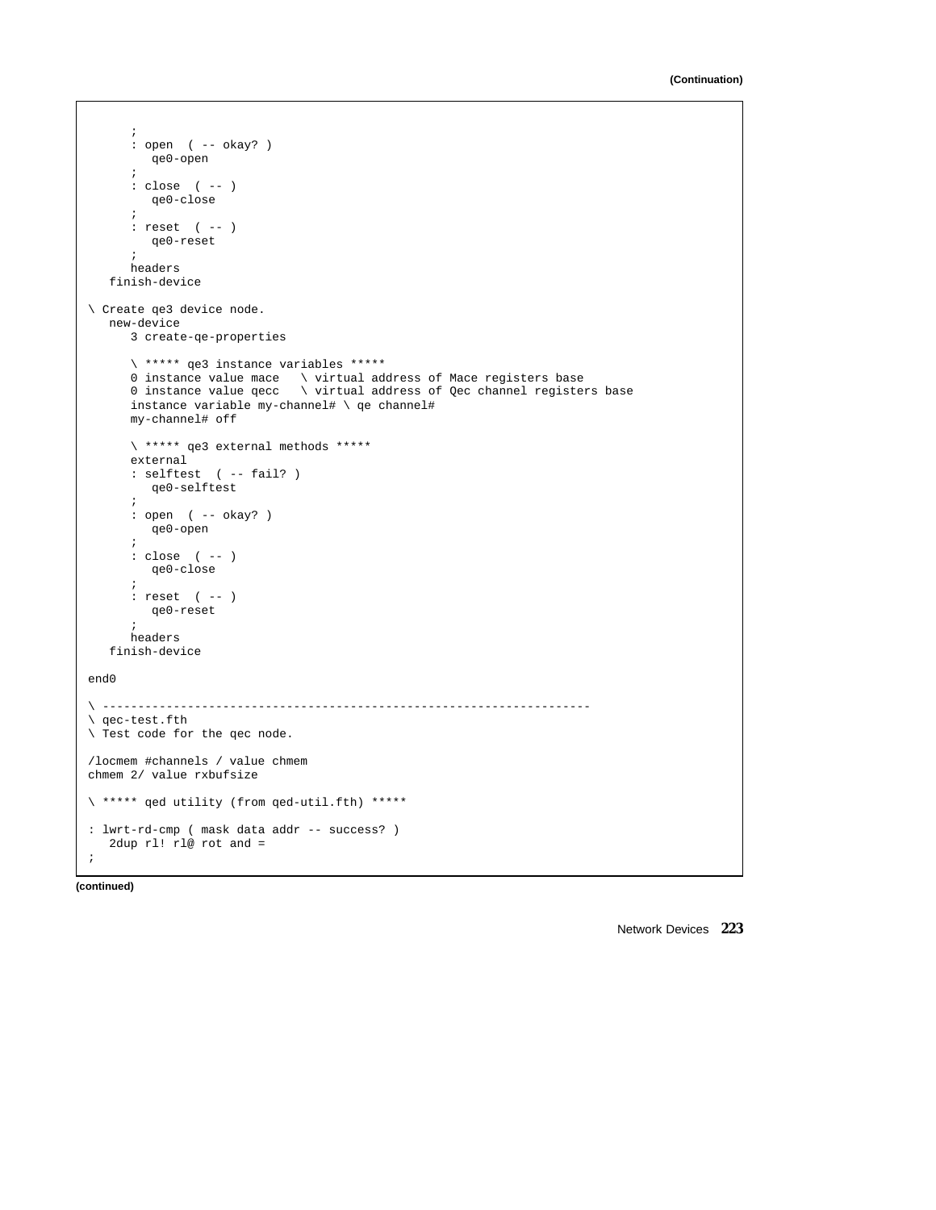(Continuation)

```
      ;
      : open  ( -- okay? )
         qe0-open
      ;
      : close  ( -- )
         qe0-close
      ;
      : reset  ( -- )
         qe0-reset
      ;
      headers
   finish-device

\ Create qe3 device node.
   new-device
      3 create-qe-properties

      \ ***** qe3 instance variables *****
      0 instance value mace   \ virtual address of Mace registers base
      0 instance value qecc   \ virtual address of Qec channel registers base
      instance variable my-channel# \ qe channel#
      my-channel# off

      \ ***** qe3 external methods *****
      external
      : selftest  ( -- fail? )
         qe0-selftest
      ;
      : open  ( -- okay? )
         qe0-open
      ;
      : close  ( -- )
         qe0-close
      ;
      : reset  ( -- )
         qe0-reset
      ;
      headers
   finish-device

end0

\ --------------------------------------------------------------------
\ qec-test.fth
\ Test code for the qec node.

/locmem #channels / value chmem
chmem 2/ value rxbufsize

\ ***** qed utility (from qed-util.fth) *****

: lwrt-rd-cmp ( mask data addr -- success? )
   2dup rl! rl@ rot and =
;
```

(continued)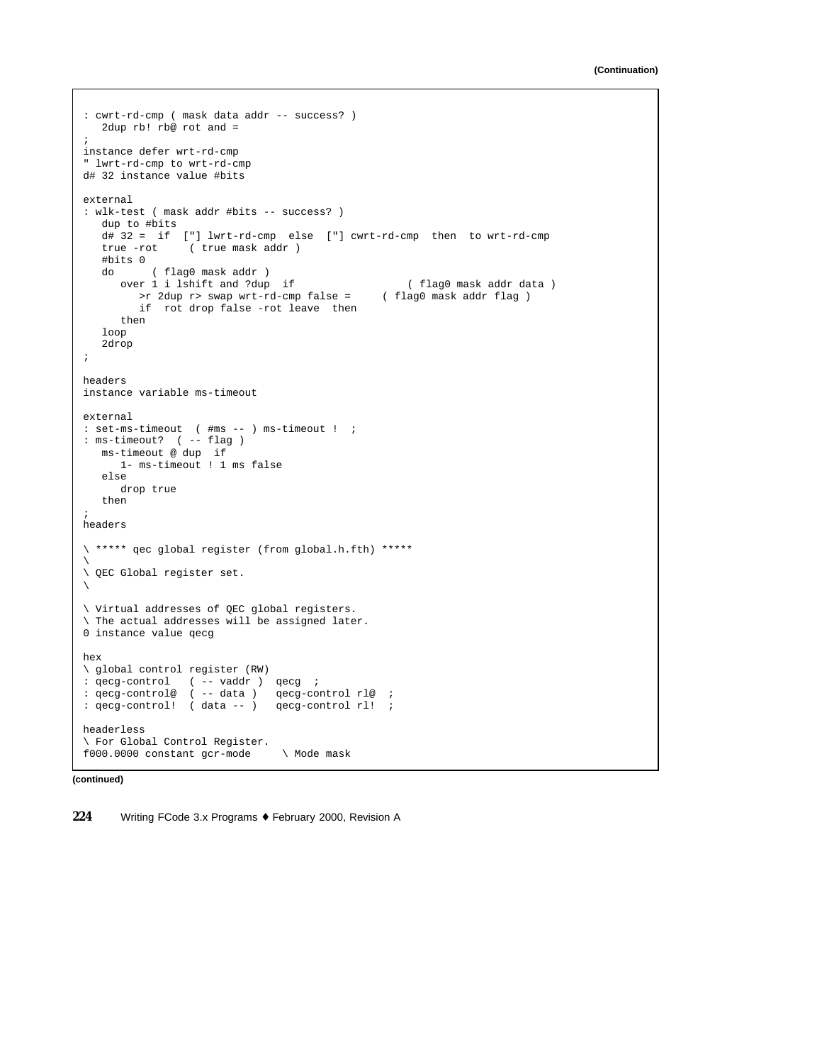**(Continuation)**

```
: cwrt-rd-cmp ( mask data addr -- success? )
   2dup rb! rb@ rot and =
;
instance defer wrt-rd-cmp
" lwrt-rd-cmp to wrt-rd-cmp
d# 32 instance value #bits

external
: wlk-test ( mask addr #bits -- success? )
   dup to #bits
   d# 32 =  if  ["] lwrt-rd-cmp  else  ["] cwrt-rd-cmp  then  to wrt-rd-cmp
   true -rot     ( true mask addr )
   #bits 0
   do      ( flag0 mask addr )
      over 1 i lshift and ?dup  if                  ( flag0 mask addr data )
         >r 2dup r> swap wrt-rd-cmp false =     ( flag0 mask addr flag )
         if  rot drop false -rot leave  then
      then
   loop
   2drop
;

headers
instance variable ms-timeout

external
: set-ms-timeout  ( #ms -- ) ms-timeout !  ;
: ms-timeout?  ( -- flag )
   ms-timeout @ dup  if
      1- ms-timeout ! 1 ms false
   else
      drop true
   then
;
headers

\ ***** qec global register (from global.h.fth) *****
\
\ QEC Global register set.
\

\ Virtual addresses of QEC global registers.
\ The actual addresses will be assigned later.
0 instance value qecg

hex
\ global control register (RW)
: qecg-control   ( -- vaddr )  qecg  ;
: qecg-control@  ( -- data )   qecg-control rl@  ;
: qecg-control!  ( data -- )   qecg-control rl!  ;

headerless
\ For Global Control Register.
f000.0000 constant gcr-mode     \ Mode mask
```

**(continued)**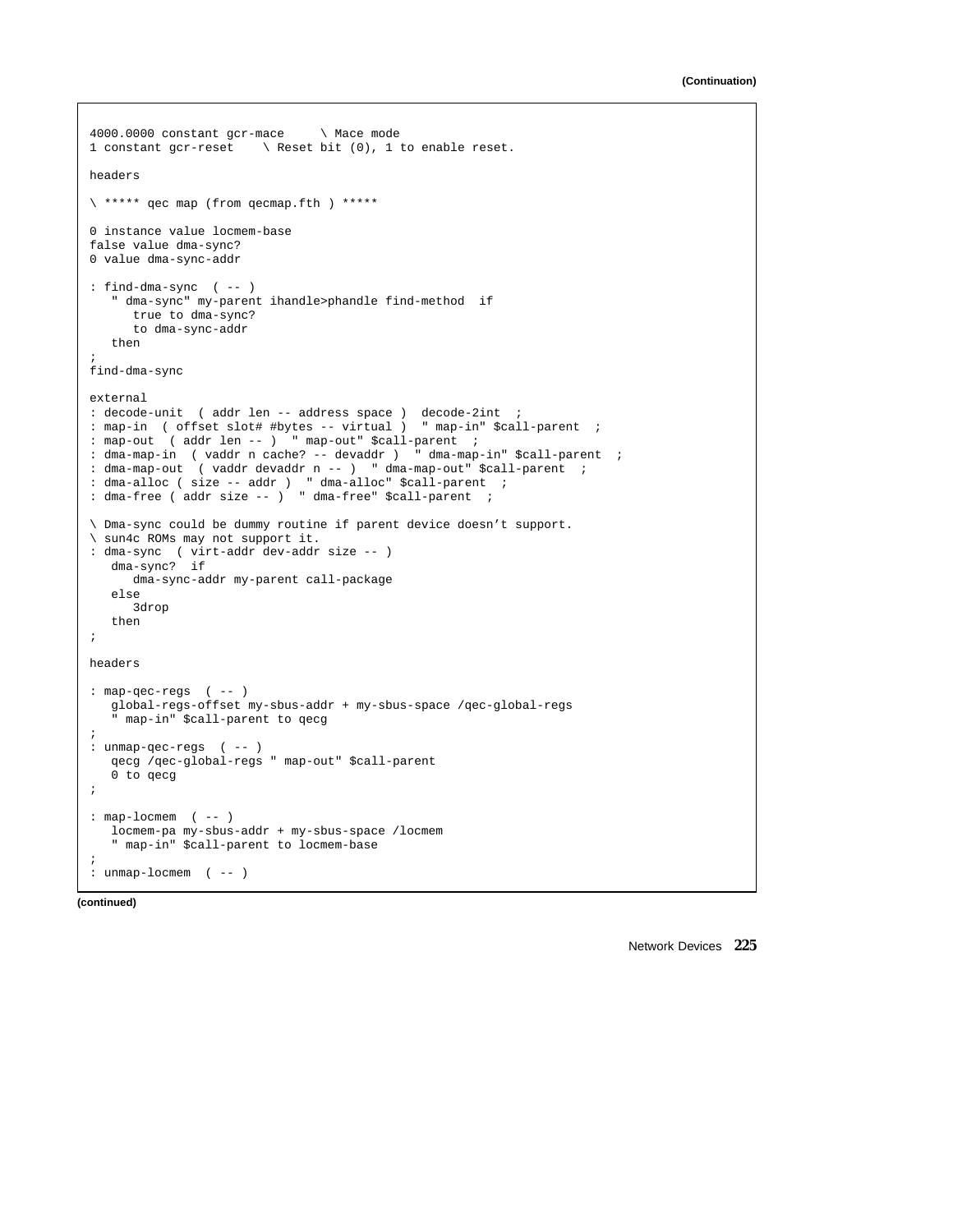(Continuation)

```
4000.0000 constant gcr-mace     \ Mace mode
1 constant gcr-reset    \ Reset bit (0), 1 to enable reset.

headers

\ ***** qec map (from qecmap.fth ) *****

0 instance value locmem-base
false value dma-sync?
0 value dma-sync-addr

: find-dma-sync  ( -- )
   " dma-sync" my-parent ihandle>phandle find-method  if
      true to dma-sync?
      to dma-sync-addr
   then
;
find-dma-sync

external
: decode-unit  ( addr len -- address space )  decode-2int  ;
: map-in  ( offset slot# #bytes -- virtual )  " map-in" $call-parent  ;
: map-out  ( addr len -- )  " map-out" $call-parent  ;
: dma-map-in  ( vaddr n cache? -- devaddr )  " dma-map-in" $call-parent  ;
: dma-map-out  ( vaddr devaddr n -- )  " dma-map-out" $call-parent  ;
: dma-alloc ( size -- addr )  " dma-alloc" $call-parent  ;
: dma-free ( addr size -- )  " dma-free" $call-parent  ;

\ Dma-sync could be dummy routine if parent device doesn't support.
\ sun4c ROMs may not support it.
: dma-sync  ( virt-addr dev-addr size -- )
   dma-sync?  if
      dma-sync-addr my-parent call-package
   else
      3drop
   then
;

headers

: map-qec-regs  ( -- )
   global-regs-offset my-sbus-addr + my-sbus-space /qec-global-regs
   " map-in" $call-parent to qecg
;
: unmap-qec-regs  ( -- )
   qecg /qec-global-regs " map-out" $call-parent
   0 to qecg
;

: map-locmem  ( -- )
   locmem-pa my-sbus-addr + my-sbus-space /locmem
   " map-in" $call-parent to locmem-base
;
: unmap-locmem  ( -- )
```

(continued)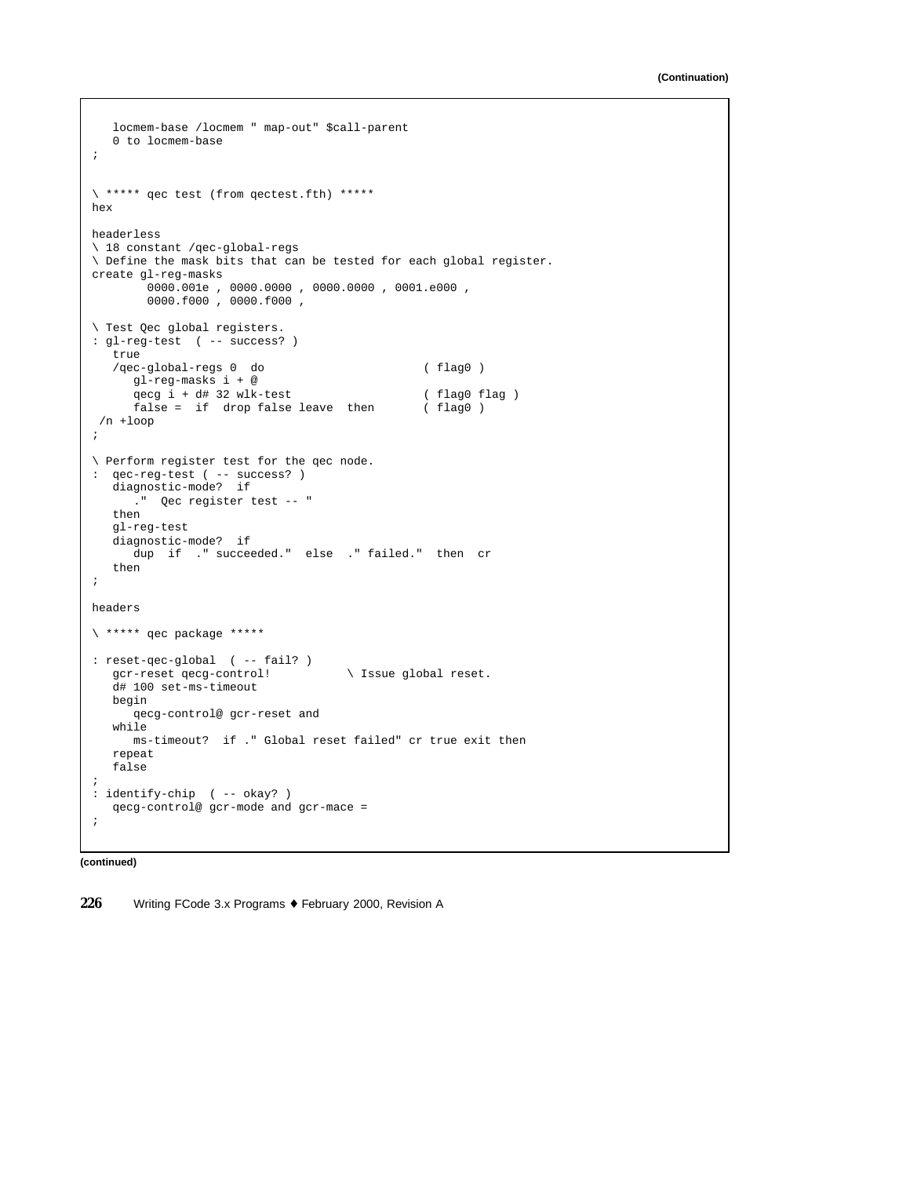(Continuation)

```
   locmem-base /locmem " map-out" $call-parent
   0 to locmem-base
;


\ ***** qec test (from qectest.fth) *****
hex

headerless
\ 18 constant /qec-global-regs
\ Define the mask bits that can be tested for each global register.
create gl-reg-masks
        0000.001e , 0000.0000 , 0000.0000 , 0001.e000 ,
        0000.f000 , 0000.f000 ,

\ Test Qec global registers.
: gl-reg-test  ( -- success? )
   true
   /qec-global-regs 0  do                         ( flag0 )
      gl-reg-masks i + @
      qecg i + d# 32 wlk-test                     ( flag0 flag )
      false =  if  drop false leave  then         ( flag0 )
 /n +loop
;

\ Perform register test for the qec node.
:  qec-reg-test ( -- success? )
   diagnostic-mode?  if
      ."  Qec register test -- "
   then
   gl-reg-test
   diagnostic-mode?  if
      dup  if  ." succeeded."  else  ." failed."  then  cr
   then
;

headers

\ ***** qec package *****

: reset-qec-global  ( -- fail? )
   gcr-reset qecg-control!           \ Issue global reset.
   d# 100 set-ms-timeout
   begin
      qecg-control@ gcr-reset and
   while
      ms-timeout?  if ." Global reset failed" cr true exit then
   repeat
   false
;
: identify-chip  ( -- okay? )
   qecg-control@ gcr-mode and gcr-mace =
;
```

**(continued)**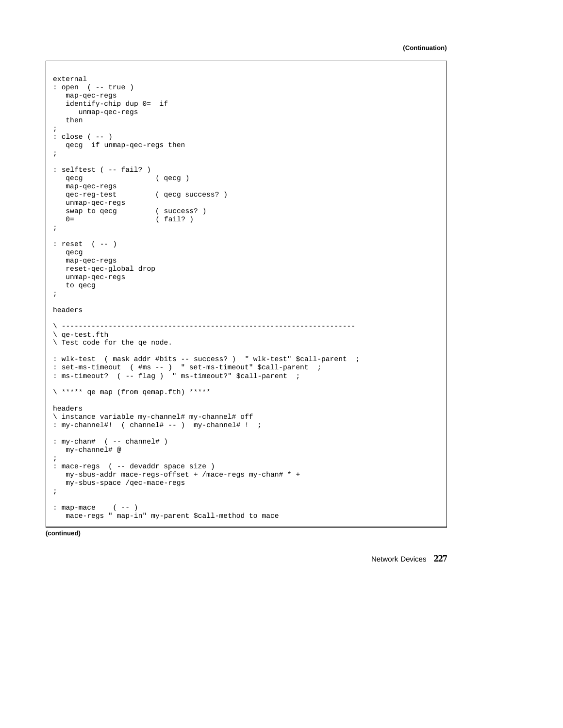(Continuation)

```
external
: open  ( -- true )
   map-qec-regs
   identify-chip dup 0=  if
      unmap-qec-regs
   then
;
: close ( -- )
   qecg  if unmap-qec-regs then
;

: selftest ( -- fail? )
   qecg                ( qecg )
   map-qec-regs
   qec-reg-test        ( qecg success? )
   unmap-qec-regs
   swap to qecg        ( success? )
   0=                  ( fail? )
;

: reset  ( -- )
   qecg
   map-qec-regs
   reset-qec-global drop
   unmap-qec-regs
   to qecg
;

headers

\ ---------------------------------------------------------------------
\ qe-test.fth
\ Test code for the qe node.

: wlk-test  ( mask addr #bits -- success? )  " wlk-test" $call-parent  ;
: set-ms-timeout  ( #ms -- )  " set-ms-timeout" $call-parent  ;
: ms-timeout?  ( -- flag )  " ms-timeout?" $call-parent  ;

\ ***** qe map (from qemap.fth) *****

headers
\ instance variable my-channel# my-channel# off
: my-channel#!  ( channel# -- )  my-channel# !  ;

: my-chan#  ( -- channel# )
   my-channel# @
;
: mace-regs  ( -- devaddr space size )
   my-sbus-addr mace-regs-offset + /mace-regs my-chan# * +
   my-sbus-space /qec-mace-regs
;

: map-mace    ( -- )
   mace-regs " map-in" my-parent $call-method to mace
```

(continued)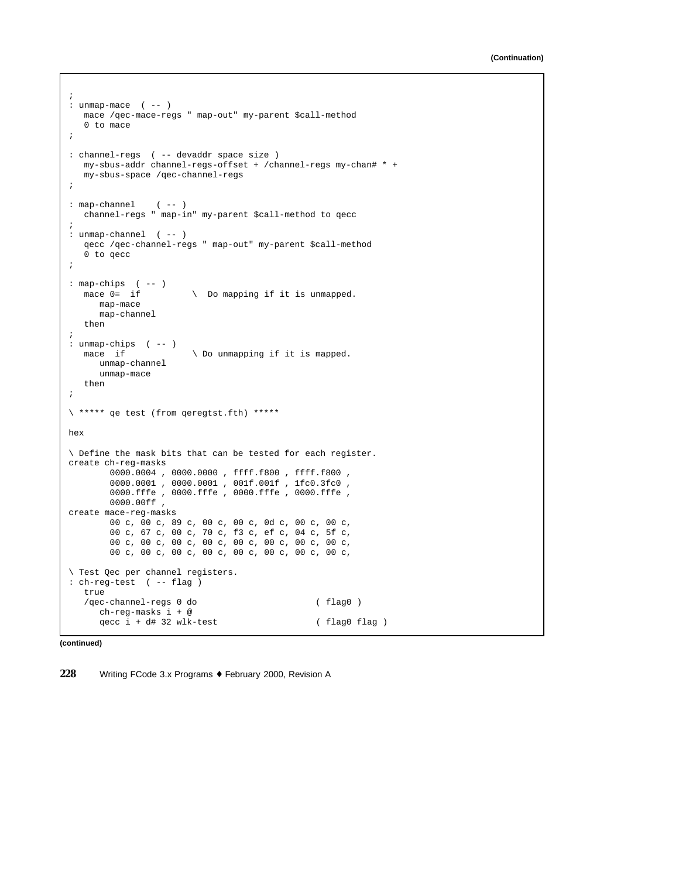(Continuation)

```
;
: unmap-mace  ( -- )
   mace /qec-mace-regs " map-out" my-parent $call-method
   0 to mace
;

: channel-regs  ( -- devaddr space size )
   my-sbus-addr channel-regs-offset + /channel-regs my-chan# * +
   my-sbus-space /qec-channel-regs
;

: map-channel    ( -- )
   channel-regs " map-in" my-parent $call-method to qecc
;
: unmap-channel  ( -- )
   qecc /qec-channel-regs " map-out" my-parent $call-method
   0 to qecc
;

: map-chips  ( -- )
   mace 0=  if          \  Do mapping if it is unmapped.
      map-mace
      map-channel
   then
;
: unmap-chips  ( -- )
   mace  if             \ Do unmapping if it is mapped.
      unmap-channel
      unmap-mace
   then
;

\ ***** qe test (from qeregtst.fth) *****

hex

\ Define the mask bits that can be tested for each register.
create ch-reg-masks
        0000.0004 , 0000.0000 , ffff.f800 , ffff.f800 ,
        0000.0001 , 0000.0001 , 001f.001f , 1fc0.3fc0 ,
        0000.fffe , 0000.fffe , 0000.fffe , 0000.fffe ,
        0000.00ff ,
create mace-reg-masks
        00 c, 00 c, 89 c, 00 c, 00 c, 0d c, 00 c, 00 c,
        00 c, 67 c, 00 c, 70 c, f3 c, ef c, 04 c, 5f c,
        00 c, 00 c, 00 c, 00 c, 00 c, 00 c, 00 c, 00 c,
        00 c, 00 c, 00 c, 00 c, 00 c, 00 c, 00 c, 00 c,

\ Test Qec per channel registers.
: ch-reg-test  ( -- flag )
   true
   /qec-channel-regs 0 do                       ( flag0 )
      ch-reg-masks i + @
      qecc i + d# 32 wlk-test                   ( flag0 flag )
```

(continued)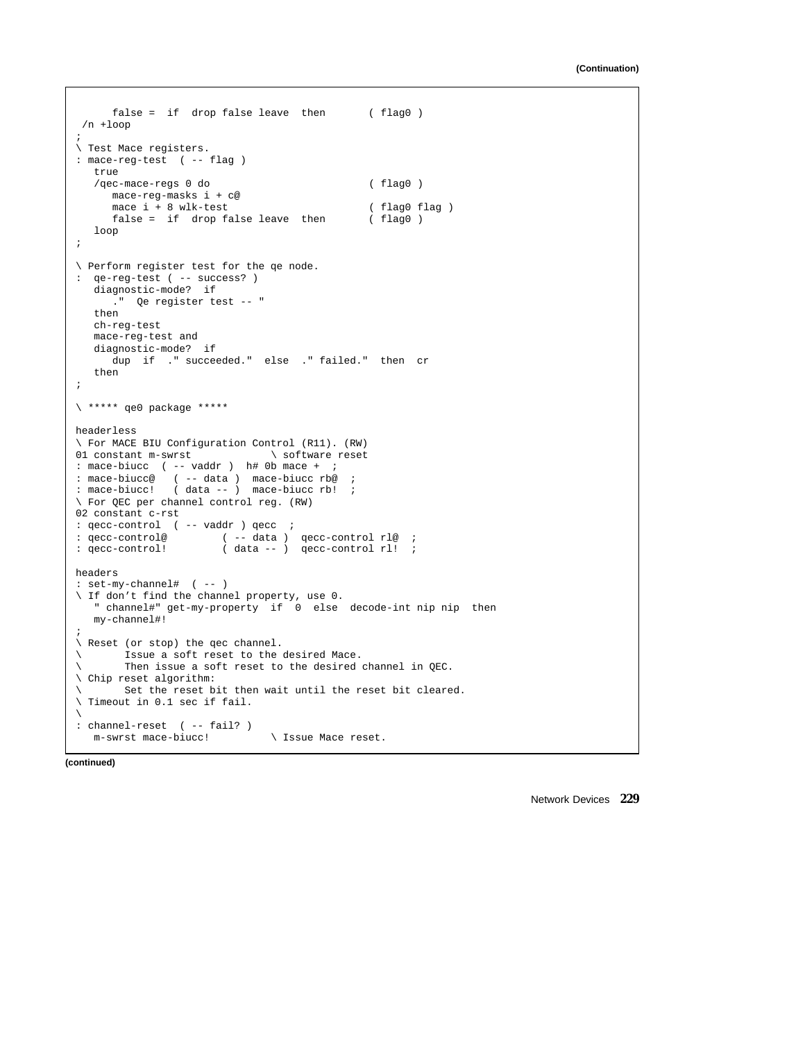(Continuation)

```
      false =  if  drop false leave  then       ( flag0 )
 /n +loop
;
\ Test Mace registers.
: mace-reg-test  ( -- flag )
   true
   /qec-mace-regs 0 do                          ( flag0 )
      mace-reg-masks i + c@
      mace i + 8 wlk-test                       ( flag0 flag )
      false =  if  drop false leave  then       ( flag0 )
   loop
;

\ Perform register test for the qe node.
:  qe-reg-test ( -- success? )
   diagnostic-mode?  if
      ."  Qe register test -- "
   then
   ch-reg-test
   mace-reg-test and
   diagnostic-mode?  if
      dup  if  ." succeeded."  else  ." failed."  then  cr
   then
;

\ ***** qe0 package *****

headerless
\ For MACE BIU Configuration Control (R11). (RW)
01 constant m-swrst             \ software reset
: mace-biucc  ( -- vaddr )  h# 0b mace +  ;
: mace-biucc@   ( -- data )  mace-biucc rb@  ;
: mace-biucc!   ( data -- )  mace-biucc rb!  ;
\ For QEC per channel control reg. (RW)
02 constant c-rst
: qecc-control  ( -- vaddr ) qecc  ;
: qecc-control@         ( -- data )  qecc-control rl@  ;
: qecc-control!         ( data -- )  qecc-control rl!  ;

headers
: set-my-channel#  ( -- )
\ If don't find the channel property, use 0.
   " channel#" get-my-property  if  0  else  decode-int nip nip  then
   my-channel#!
;
\ Reset (or stop) the qec channel.
\       Issue a soft reset to the desired Mace.
\       Then issue a soft reset to the desired channel in QEC.
\ Chip reset algorithm:
\       Set the reset bit then wait until the reset bit cleared.
\ Timeout in 0.1 sec if fail.
\
: channel-reset  ( -- fail? )
   m-swrst mace-biucc!          \ Issue Mace reset.
```

(continued)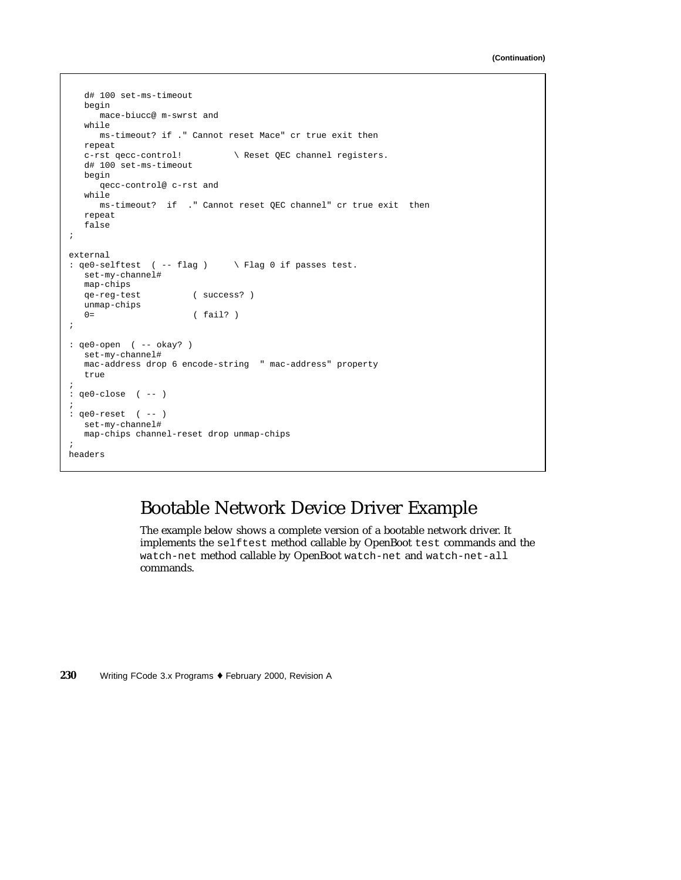(Continuation)

```
   d# 100 set-ms-timeout
   begin
      mace-biucc@ m-swrst and
   while
      ms-timeout? if ." Cannot reset Mace" cr true exit then
   repeat
   c-rst qecc-control!          \ Reset QEC channel registers.
   d# 100 set-ms-timeout
   begin
      qecc-control@ c-rst and
   while
      ms-timeout?  if  ." Cannot reset QEC channel" cr true exit  then
   repeat
   false
;

external
: qe0-selftest  ( -- flag )     \ Flag 0 if passes test.
   set-my-channel#
   map-chips
   qe-reg-test          ( success? )
   unmap-chips
   0=                   ( fail? )
;

: qe0-open  ( -- okay? )
   set-my-channel#
   mac-address drop 6 encode-string  " mac-address" property
   true
;
: qe0-close  ( -- )
;
: qe0-reset  ( -- )
   set-my-channel#
   map-chips channel-reset drop unmap-chips
;
headers
```

# Bootable Network Device Driver Example

The example below shows a complete version of a bootable network driver. It implements the `selftest` method callable by OpenBoot `test` commands and the `watch-net` method callable by OpenBoot `watch-net` and `watch-net-all` commands.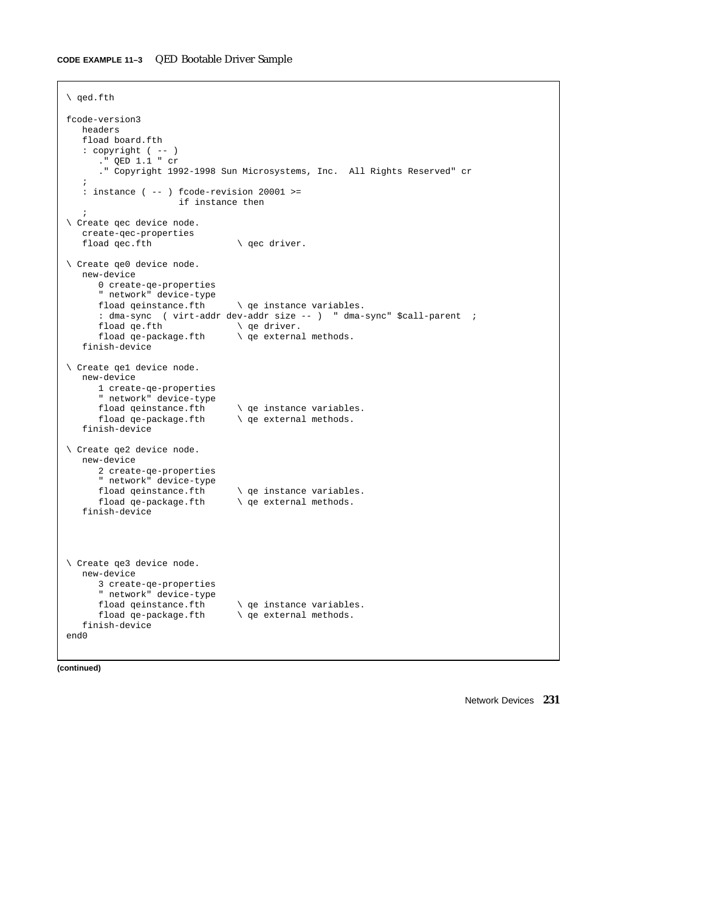**CODE EXAMPLE 11–3** QED Bootable Driver Sample

```
\ qed.fth

fcode-version3
   headers
   fload board.fth
   : copyright ( -- )
      ." QED 1.1 " cr
      ." Copyright 1992-1998 Sun Microsystems, Inc.  All Rights Reserved" cr
   ;
   : instance ( -- ) fcode-revision 20001 >=
                     if instance then
   ;
\ Create qec device node.
   create-qec-properties
   fload qec.fth               \ qec driver.

\ Create qe0 device node.
   new-device
      0 create-qe-properties
      " network" device-type
      fload qeinstance.fth      \ qe instance variables.
      : dma-sync  ( virt-addr dev-addr size -- )  " dma-sync" $call-parent  ;
      fload qe.fth              \ qe driver.
      fload qe-package.fth      \ qe external methods.
   finish-device

\ Create qe1 device node.
   new-device
      1 create-qe-properties
      " network" device-type
      fload qeinstance.fth      \ qe instance variables.
      fload qe-package.fth      \ qe external methods.
   finish-device

\ Create qe2 device node.
   new-device
      2 create-qe-properties
      " network" device-type
      fload qeinstance.fth      \ qe instance variables.
      fload qe-package.fth      \ qe external methods.
   finish-device



\ Create qe3 device node.
   new-device
      3 create-qe-properties
      " network" device-type
      fload qeinstance.fth      \ qe instance variables.
      fload qe-package.fth      \ qe external methods.
   finish-device
end0
```

**(continued)**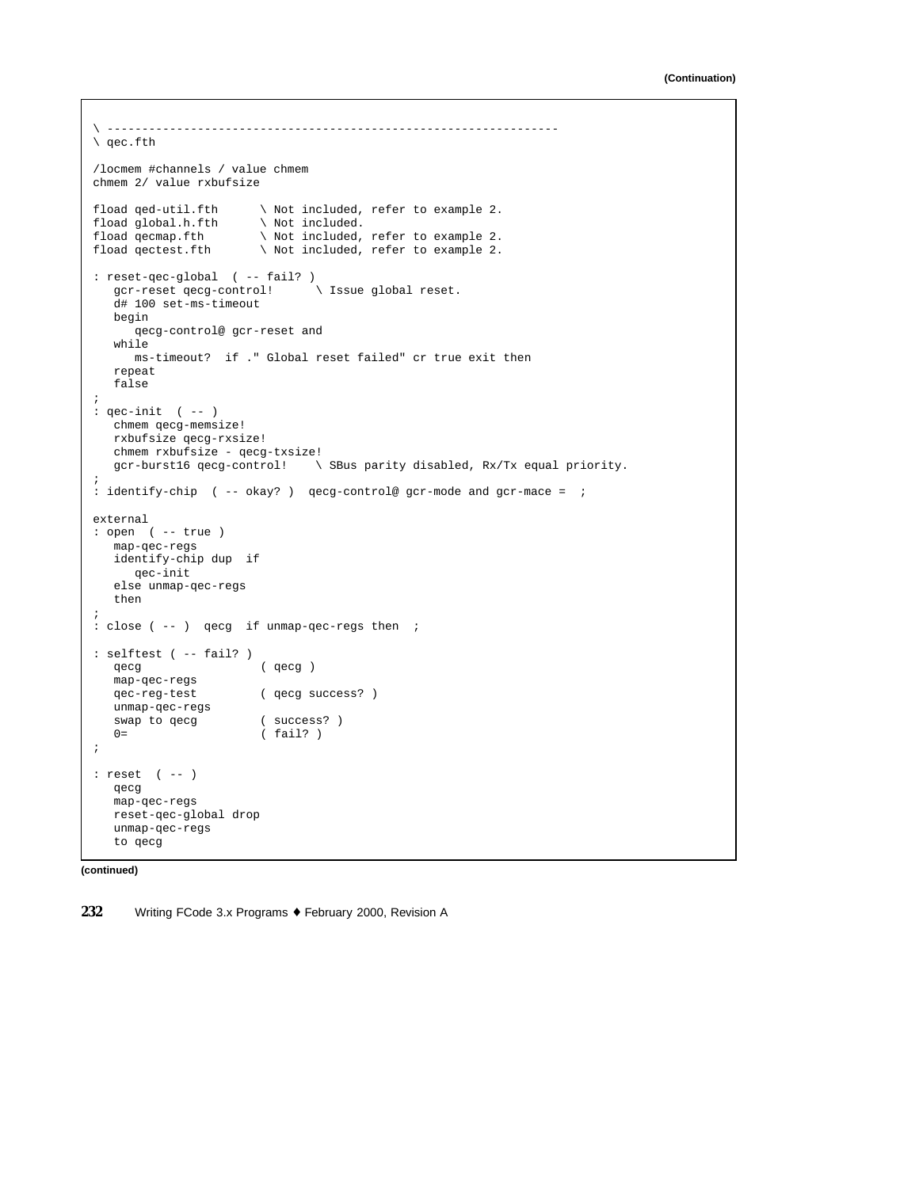(Continuation)

```
\ ----------------------------------------------------------------
\ qec.fth

/locmem #channels / value chmem
chmem 2/ value rxbufsize

fload qed-util.fth      \ Not included, refer to example 2.
fload global.h.fth      \ Not included.
fload qecmap.fth        \ Not included, refer to example 2.
fload qectest.fth       \ Not included, refer to example 2.

: reset-qec-global  ( -- fail? )
   gcr-reset qecg-control!      \ Issue global reset.
   d# 100 set-ms-timeout
   begin
      qecg-control@ gcr-reset and
   while
      ms-timeout?  if ." Global reset failed" cr true exit then
   repeat
   false
;
: qec-init  ( -- )
   chmem qecg-memsize!
   rxbufsize qecg-rxsize!
   chmem rxbufsize - qecg-txsize!
   gcr-burst16 qecg-control!    \ SBus parity disabled, Rx/Tx equal priority.
;
: identify-chip  ( -- okay? )  qecg-control@ gcr-mode and gcr-mace =  ;

external
: open  ( -- true )
   map-qec-regs
   identify-chip dup  if
      qec-init
   else unmap-qec-regs
   then
;
: close ( -- )  qecg  if unmap-qec-regs then  ;

: selftest ( -- fail? )
   qecg                 ( qecg )
   map-qec-regs
   qec-reg-test         ( qecg success? )
   unmap-qec-regs
   swap to qecg         ( success? )
   0=                   ( fail? )
;

: reset  ( -- )
   qecg
   map-qec-regs
   reset-qec-global drop
   unmap-qec-regs
   to qecg
```

(continued)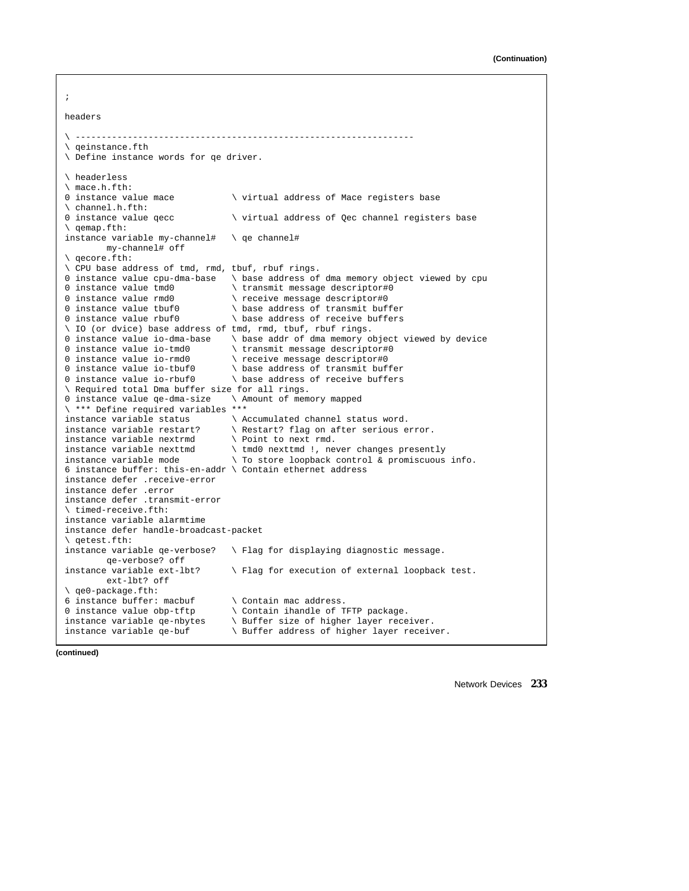**(Continuation)**

```
;

headers

\ ----------------------------------------------------------------
\ qeinstance.fth
\ Define instance words for qe driver.

\ headerless
\ mace.h.fth:
0 instance value mace           \ virtual address of Mace registers base
\ channel.h.fth:
0 instance value qecc           \ virtual address of Qec channel registers base
\ qemap.fth:
instance variable my-channel#   \ qe channel#
        my-channel# off
\ qecore.fth:
\ CPU base address of tmd, rmd, tbuf, rbuf rings.
0 instance value cpu-dma-base   \ base address of dma memory object viewed by cpu
0 instance value tmd0           \ transmit message descriptor#0
0 instance value rmd0           \ receive message descriptor#0
0 instance value tbuf0          \ base address of transmit buffer
0 instance value rbuf0          \ base address of receive buffers
\ IO (or dvice) base address of tmd, rmd, tbuf, rbuf rings.
0 instance value io-dma-base    \ base addr of dma memory object viewed by device
0 instance value io-tmd0        \ transmit message descriptor#0
0 instance value io-rmd0        \ receive message descriptor#0
0 instance value io-tbuf0       \ base address of transmit buffer
0 instance value io-rbuf0       \ base address of receive buffers
\ Required total Dma buffer size for all rings.
0 instance value qe-dma-size    \ Amount of memory mapped
\ *** Define required variables ***
instance variable status        \ Accumulated channel status word.
instance variable restart?      \ Restart? flag on after serious error.
instance variable nextrmd       \ Point to next rmd.
instance variable nexttmd       \ tmd0 nexttmd !, never changes presently
instance variable mode          \ To store loopback control & promiscuous info.
6 instance buffer: this-en-addr \ Contain ethernet address
instance defer .receive-error
instance defer .error
instance defer .transmit-error
\ timed-receive.fth:
instance variable alarmtime
instance defer handle-broadcast-packet
\ qetest.fth:
instance variable qe-verbose?   \ Flag for displaying diagnostic message.
        qe-verbose? off
instance variable ext-lbt?      \ Flag for execution of external loopback test.
        ext-lbt? off
\ qe0-package.fth:
6 instance buffer: macbuf       \ Contain mac address.
0 instance value obp-tftp       \ Contain ihandle of TFTP package.
instance variable qe-nbytes     \ Buffer size of higher layer receiver.
instance variable qe-buf        \ Buffer address of higher layer receiver.
```

**(continued)**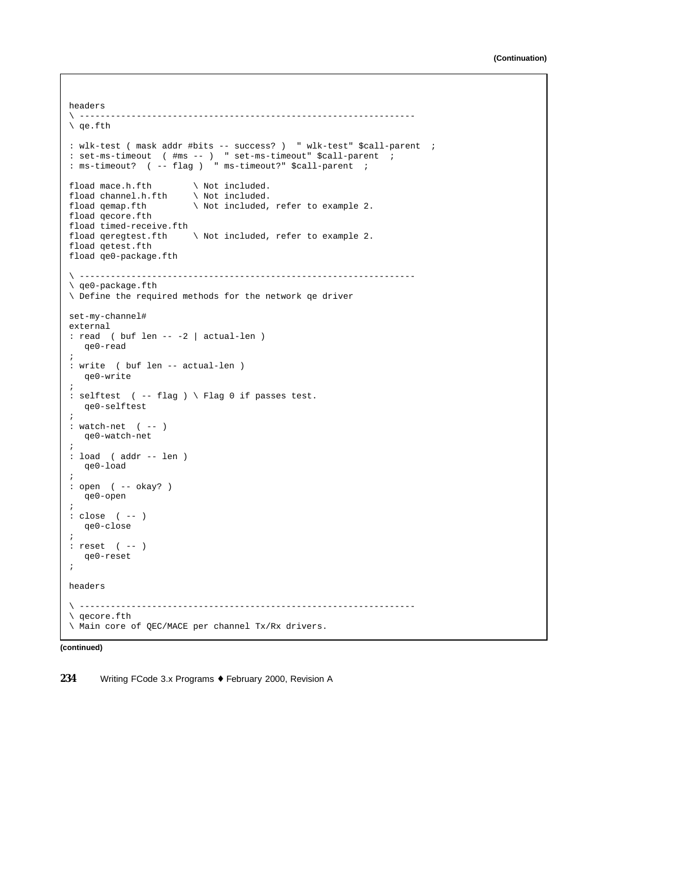(Continuation)

```
headers
\ ----------------------------------------------------------------
\ qe.fth

: wlk-test ( mask addr #bits -- success? )  " wlk-test" $call-parent  ;
: set-ms-timeout  ( #ms -- )  " set-ms-timeout" $call-parent  ;
: ms-timeout?  ( -- flag )  " ms-timeout?" $call-parent  ;

fload mace.h.fth        \ Not included.
fload channel.h.fth     \ Not included.
fload qemap.fth         \ Not included, refer to example 2.
fload qecore.fth
fload timed-receive.fth
fload qeregtest.fth     \ Not included, refer to example 2.
fload qetest.fth
fload qe0-package.fth

\ ----------------------------------------------------------------
\ qe0-package.fth
\ Define the required methods for the network qe driver

set-my-channel#
external
: read  ( buf len -- -2 | actual-len )
   qe0-read
;
: write  ( buf len -- actual-len )
   qe0-write
;
: selftest  ( -- flag ) \ Flag 0 if passes test.
   qe0-selftest
;
: watch-net  ( -- )
   qe0-watch-net
;
: load  ( addr -- len )
   qe0-load
;
: open  ( -- okay? )
   qe0-open
;
: close  ( -- )
   qe0-close
;
: reset  ( -- )
   qe0-reset
;

headers

\ ----------------------------------------------------------------
\ qecore.fth
\ Main core of QEC/MACE per channel Tx/Rx drivers.
```

(continued)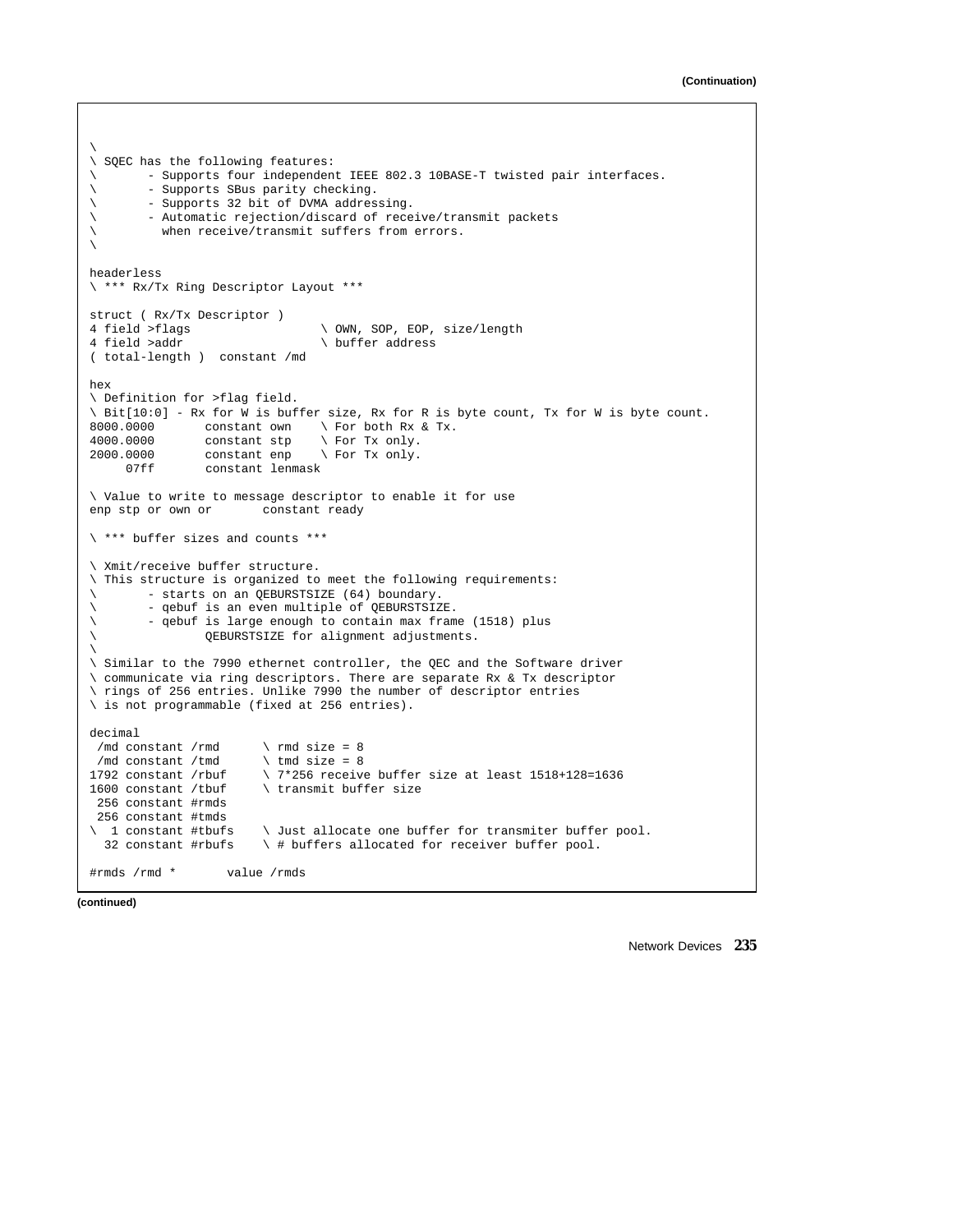**(Continuation)**

```
\
\ SQEC has the following features:
\       - Supports four independent IEEE 802.3 10BASE-T twisted pair interfaces.
\       - Supports SBus parity checking.
\       - Supports 32 bit of DVMA addressing.
\       - Automatic rejection/discard of receive/transmit packets
\         when receive/transmit suffers from errors.
\

headerless
\ *** Rx/Tx Ring Descriptor Layout ***

struct ( Rx/Tx Descriptor )
4 field >flags                  \ OWN, SOP, EOP, size/length
4 field >addr                   \ buffer address
( total-length )  constant /md

hex
\ Definition for >flag field.
\ Bit[10:0] - Rx for W is buffer size, Rx for R is byte count, Tx for W is byte count.
8000.0000       constant own    \ For both Rx & Tx.
4000.0000       constant stp    \ For Tx only.
2000.0000       constant enp    \ For Tx only.
     07ff       constant lenmask

\ Value to write to message descriptor to enable it for use
enp stp or own or       constant ready

\ *** buffer sizes and counts ***

\ Xmit/receive buffer structure.
\ This structure is organized to meet the following requirements:
\       - starts on an QEBURSTSIZE (64) boundary.
\       - qebuf is an even multiple of QEBURSTSIZE.
\       - qebuf is large enough to contain max frame (1518) plus
\               QEBURSTSIZE for alignment adjustments.
\
\ Similar to the 7990 ethernet controller, the QEC and the Software driver
\ communicate via ring descriptors. There are separate Rx & Tx descriptor
\ rings of 256 entries. Unlike 7990 the number of descriptor entries
\ is not programmable (fixed at 256 entries).

decimal
 /md constant /rmd      \ rmd size = 8
 /md constant /tmd      \ tmd size = 8
1792 constant /rbuf     \ 7*256 receive buffer size at least 1518+128=1636
1600 constant /tbuf     \ transmit buffer size
 256 constant #rmds
 256 constant #tmds
\  1 constant #tbufs    \ Just allocate one buffer for transmiter buffer pool.
  32 constant #rbufs    \ # buffers allocated for receiver buffer pool.

#rmds /rmd *       value /rmds
```

**(continued)**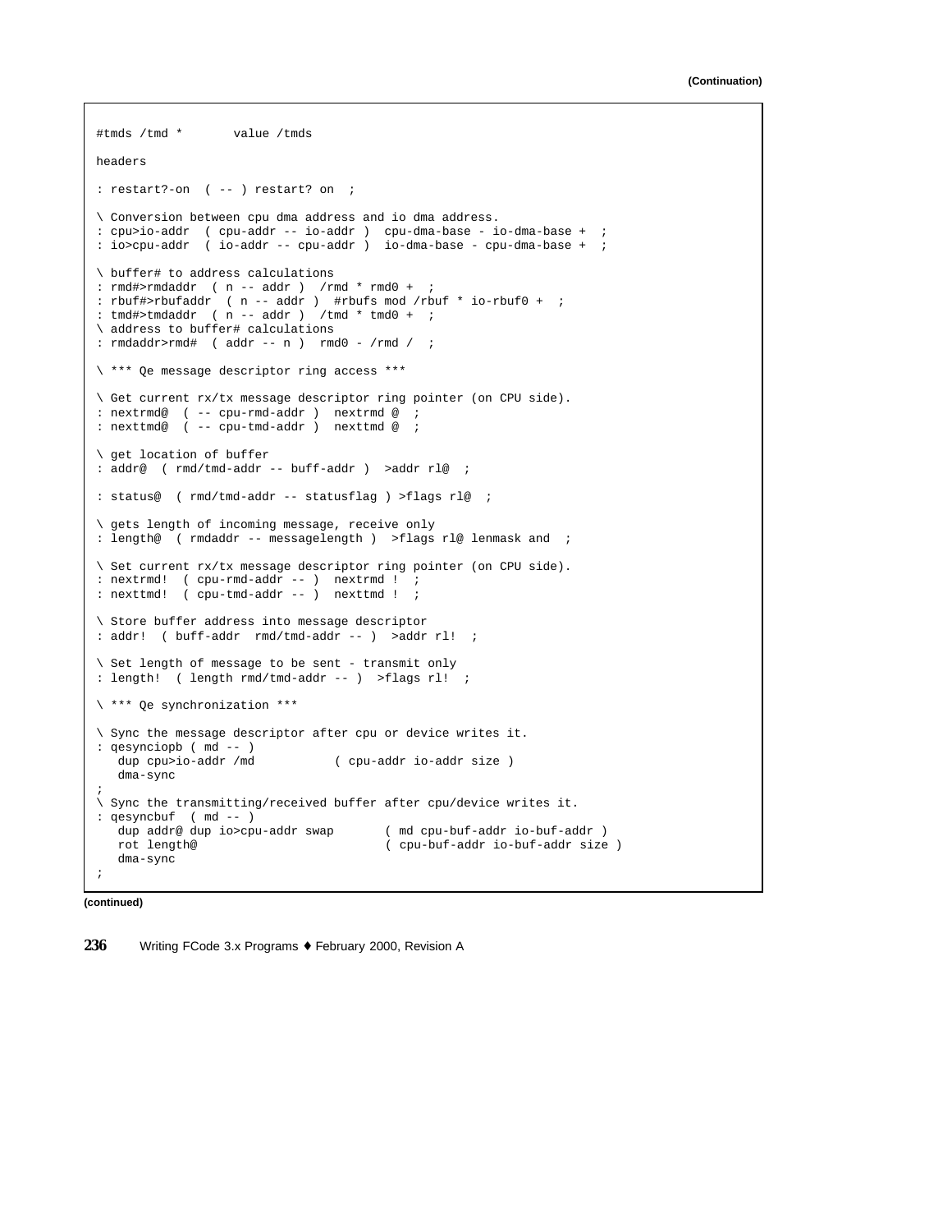(Continuation)

```
#tmds /tmd *       value /tmds

headers

: restart?-on  ( -- ) restart? on  ;

\ Conversion between cpu dma address and io dma address.
: cpu>io-addr  ( cpu-addr -- io-addr )  cpu-dma-base - io-dma-base +  ;
: io>cpu-addr  ( io-addr -- cpu-addr )  io-dma-base - cpu-dma-base +  ;

\ buffer# to address calculations
: rmd#>rmdaddr  ( n -- addr )  /rmd * rmd0 +  ;
: rbuf#>rbufaddr  ( n -- addr )  #rbufs mod /rbuf * io-rbuf0 +  ;
: tmd#>tmdaddr  ( n -- addr )  /tmd * tmd0 +  ;
\ address to buffer# calculations
: rmdaddr>rmd#  ( addr -- n )  rmd0 - /rmd /  ;

\ *** Qe message descriptor ring access ***

\ Get current rx/tx message descriptor ring pointer (on CPU side).
: nextrmd@  ( -- cpu-rmd-addr )  nextrmd @  ;
: nexttmd@  ( -- cpu-tmd-addr )  nexttmd @  ;

\ get location of buffer
: addr@  ( rmd/tmd-addr -- buff-addr )  >addr rl@  ;

: status@  ( rmd/tmd-addr -- statusflag ) >flags rl@  ;

\ gets length of incoming message, receive only
: length@  ( rmdaddr -- messagelength )  >flags rl@ lenmask and  ;

\ Set current rx/tx message descriptor ring pointer (on CPU side).
: nextrmd!  ( cpu-rmd-addr -- )  nextrmd !  ;
: nexttmd!  ( cpu-tmd-addr -- )  nexttmd !  ;

\ Store buffer address into message descriptor
: addr!  ( buff-addr  rmd/tmd-addr -- )  >addr rl!  ;

\ Set length of message to be sent - transmit only
: length!  ( length rmd/tmd-addr -- )  >flags rl!  ;

\ *** Qe synchronization ***

\ Sync the message descriptor after cpu or device writes it.
: qesynciopb ( md -- )
   dup cpu>io-addr /md            ( cpu-addr io-addr size )
   dma-sync
;
\ Sync the transmitting/received buffer after cpu/device writes it.
: qesyncbuf  ( md -- )
   dup addr@ dup io>cpu-addr swap       ( md cpu-buf-addr io-buf-addr )
   rot length@                          ( cpu-buf-addr io-buf-addr size )
   dma-sync
;
```

(continued)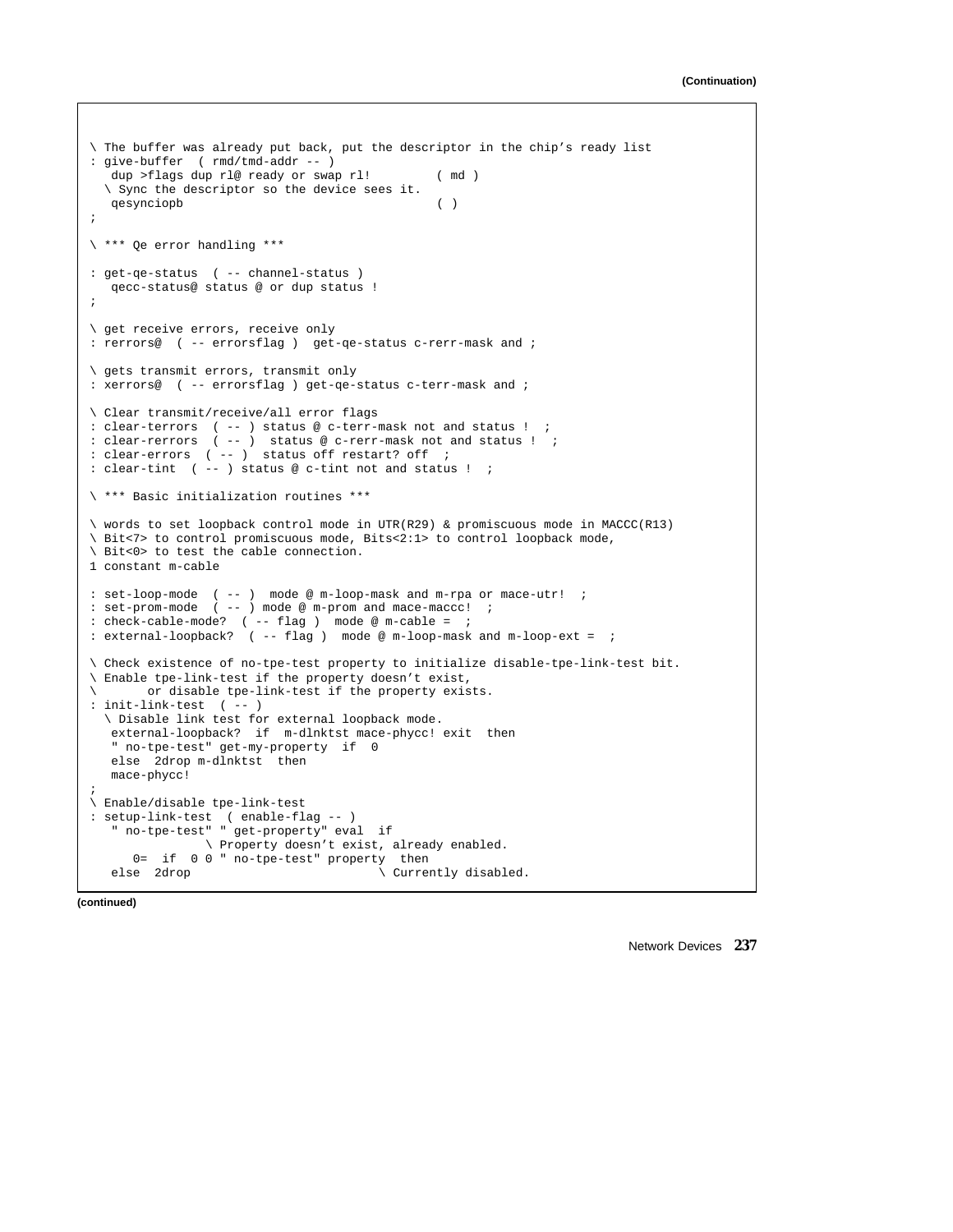**(Continuation)**

```
\ The buffer was already put back, put the descriptor in the chip's ready list
: give-buffer  ( rmd/tmd-addr -- )
   dup >flags dup rl@ ready or swap rl!         ( md )
  \ Sync the descriptor so the device sees it.
   qesynciopb                                   ( )
;

\ *** Qe error handling ***

: get-qe-status  ( -- channel-status )
   qecc-status@ status @ or dup status !
;

\ get receive errors, receive only
: rerrors@  ( -- errorsflag )  get-qe-status c-rerr-mask and ;

\ gets transmit errors, transmit only
: xerrors@  ( -- errorsflag ) get-qe-status c-terr-mask and ;

\ Clear transmit/receive/all error flags
: clear-terrors  ( -- ) status @ c-terr-mask not and status !  ;
: clear-rerrors  ( -- )  status @ c-rerr-mask not and status !  ;
: clear-errors  ( -- )  status off restart? off  ;
: clear-tint  ( -- ) status @ c-tint not and status !  ;

\ *** Basic initialization routines ***

\ words to set loopback control mode in UTR(R29) & promiscuous mode in MACCC(R13)
\ Bit<7> to control promiscuous mode, Bits<2:1> to control loopback mode,
\ Bit<0> to test the cable connection.
1 constant m-cable

: set-loop-mode  ( -- )  mode @ m-loop-mask and m-rpa or mace-utr!  ;
: set-prom-mode  ( -- ) mode @ m-prom and mace-maccc!  ;
: check-cable-mode?  ( -- flag )  mode @ m-cable =  ;
: external-loopback?  ( -- flag )  mode @ m-loop-mask and m-loop-ext =  ;

\ Check existence of no-tpe-test property to initialize disable-tpe-link-test bit.
\ Enable tpe-link-test if the property doesn't exist,
\       or disable tpe-link-test if the property exists.
: init-link-test  ( -- )
  \ Disable link test for external loopback mode.
   external-loopback?  if  m-dlnktst mace-phycc! exit  then
   " no-tpe-test" get-my-property  if  0
   else  2drop m-dlnktst  then
   mace-phycc!
;
\ Enable/disable tpe-link-test
: setup-link-test  ( enable-flag -- )
   " no-tpe-test" " get-property" eval  if
               \ Property doesn't exist, already enabled.
      0=  if  0 0 " no-tpe-test" property  then
   else  2drop                          \ Currently disabled.
```

**(continued)**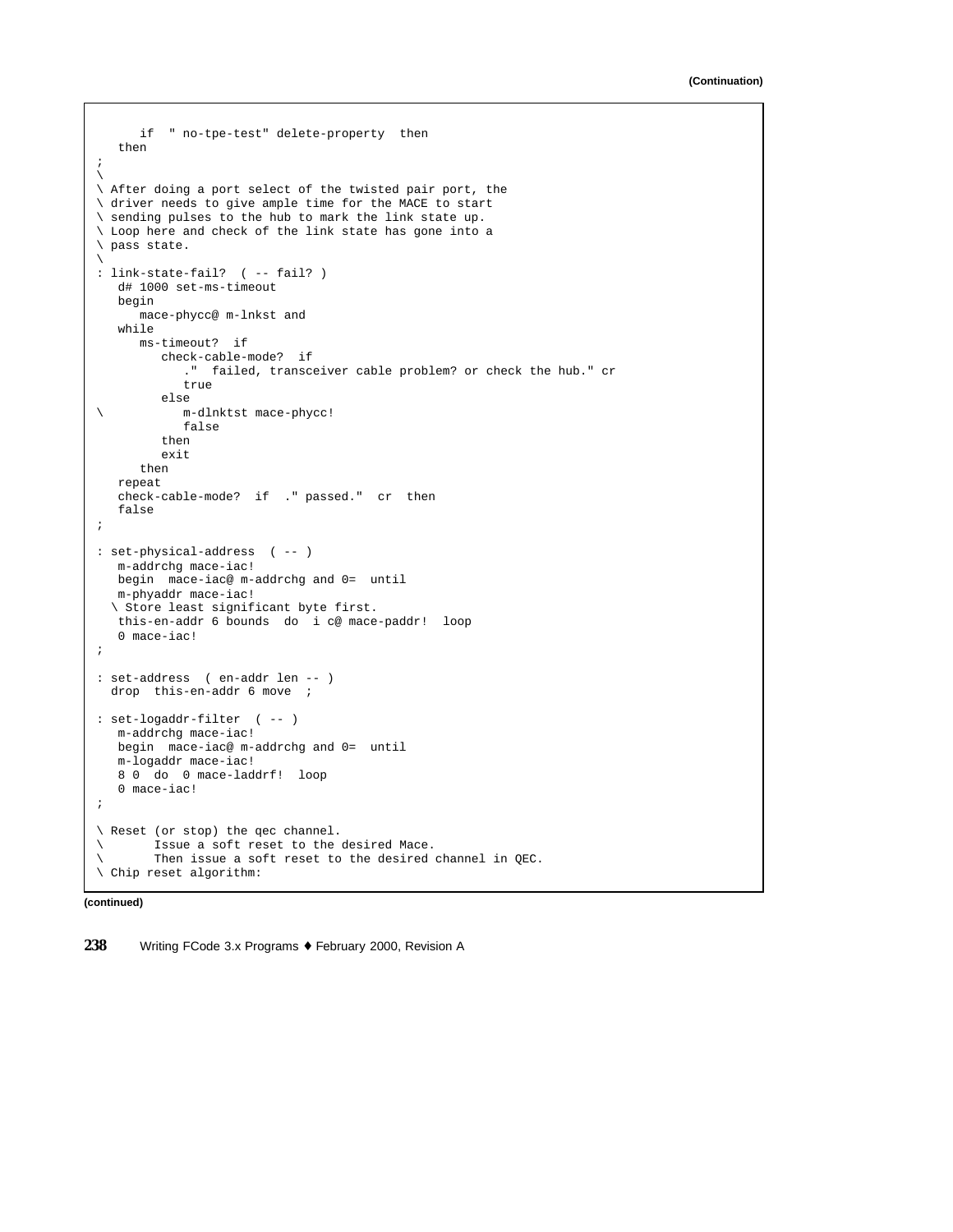(Continuation)

```
      if  " no-tpe-test" delete-property  then
   then
;
\
\ After doing a port select of the twisted pair port, the
\ driver needs to give ample time for the MACE to start
\ sending pulses to the hub to mark the link state up.
\ Loop here and check of the link state has gone into a
\ pass state.
\
: link-state-fail?  ( -- fail? )
   d# 1000 set-ms-timeout
   begin
      mace-phycc@ m-lnkst and
   while
      ms-timeout?  if
         check-cable-mode?  if
            ."  failed, transceiver cable problem? or check the hub." cr
            true
         else
\           m-dlnktst mace-phycc!
            false
         then
         exit
      then
   repeat
   check-cable-mode?  if  ." passed."  cr  then
   false
;

: set-physical-address  ( -- )
   m-addrchg mace-iac!
   begin  mace-iac@ m-addrchg and 0=  until
   m-phyaddr mace-iac!
  \ Store least significant byte first.
   this-en-addr 6 bounds  do  i c@ mace-paddr!  loop
   0 mace-iac!
;

: set-address  ( en-addr len -- )
  drop  this-en-addr 6 move  ;

: set-logaddr-filter  ( -- )
   m-addrchg mace-iac!
   begin  mace-iac@ m-addrchg and 0=  until
   m-logaddr mace-iac!
   8 0  do  0 mace-laddrf!  loop
   0 mace-iac!
;

\ Reset (or stop) the qec channel.
\       Issue a soft reset to the desired Mace.
\       Then issue a soft reset to the desired channel in QEC.
\ Chip reset algorithm:
```

(continued)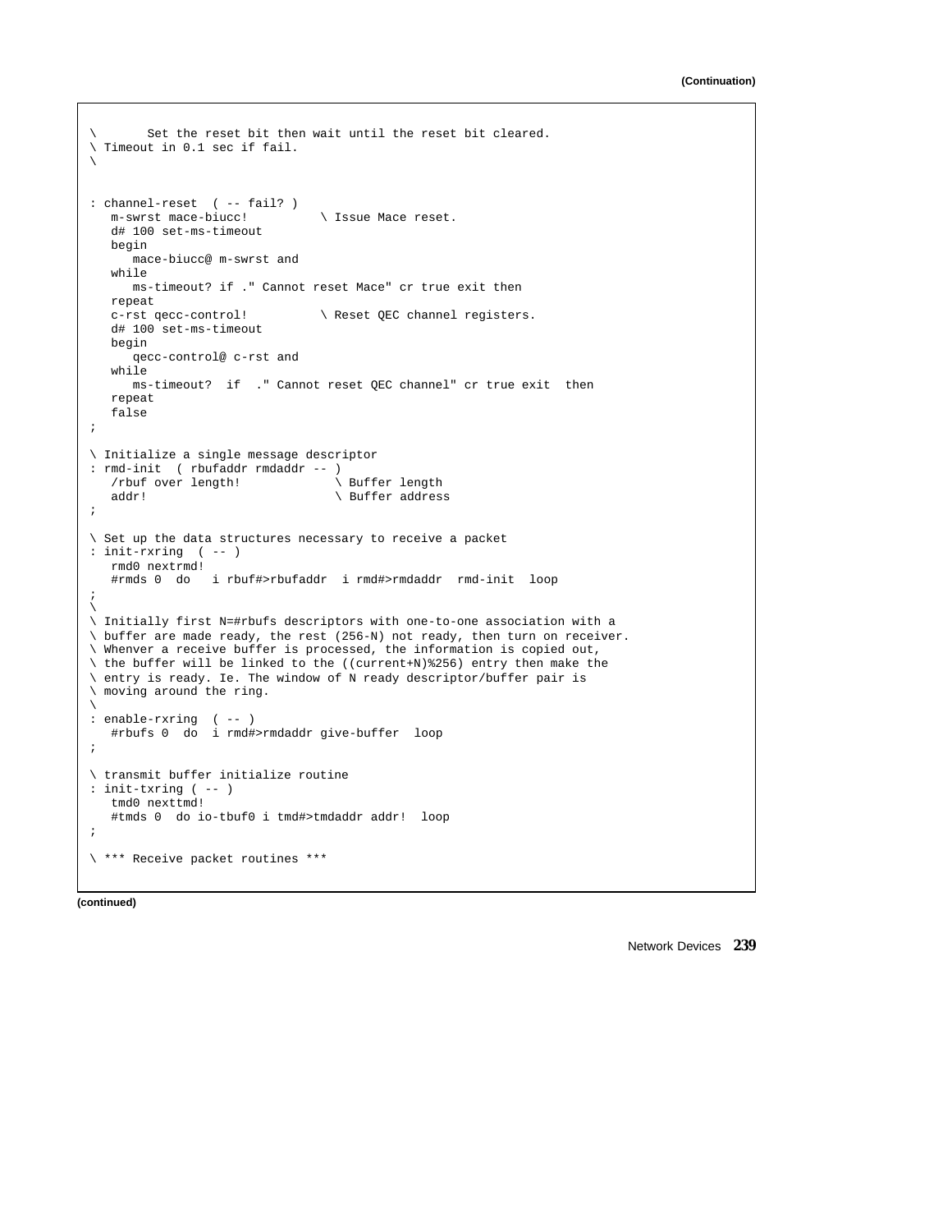(Continuation)

```
\       Set the reset bit then wait until the reset bit cleared.
\ Timeout in 0.1 sec if fail.
\

: channel-reset  ( -- fail? )
   m-swrst mace-biucc!          \ Issue Mace reset.
   d# 100 set-ms-timeout
   begin
      mace-biucc@ m-swrst and
   while
      ms-timeout? if ." Cannot reset Mace" cr true exit then
   repeat
   c-rst qecc-control!          \ Reset QEC channel registers.
   d# 100 set-ms-timeout
   begin
      qecc-control@ c-rst and
   while
      ms-timeout?  if  ." Cannot reset QEC channel" cr true exit  then
   repeat
   false
;

\ Initialize a single message descriptor
: rmd-init  ( rbufaddr rmdaddr -- )
   /rbuf over length!            \ Buffer length
   addr!                         \ Buffer address
;

\ Set up the data structures necessary to receive a packet
: init-rxring  ( -- )
   rmd0 nextrmd!
   #rmds 0  do   i rbuf#>rbufaddr  i rmd#>rmdaddr  rmd-init  loop
;
\
\ Initially first N=#rbufs descriptors with one-to-one association with a
\ buffer are made ready, the rest (256-N) not ready, then turn on receiver.
\ Whenver a receive buffer is processed, the information is copied out,
\ the buffer will be linked to the ((current+N)%256) entry then make the
\ entry is ready. Ie. The window of N ready descriptor/buffer pair is
\ moving around the ring.
\
: enable-rxring  ( -- )
   #rbufs 0  do  i rmd#>rmdaddr give-buffer  loop
;

\ transmit buffer initialize routine
: init-txring ( -- )
   tmd0 nexttmd!
   #tmds 0  do io-tbuf0 i tmd#>tmdaddr addr!  loop
;

\ *** Receive packet routines ***
```

(continued)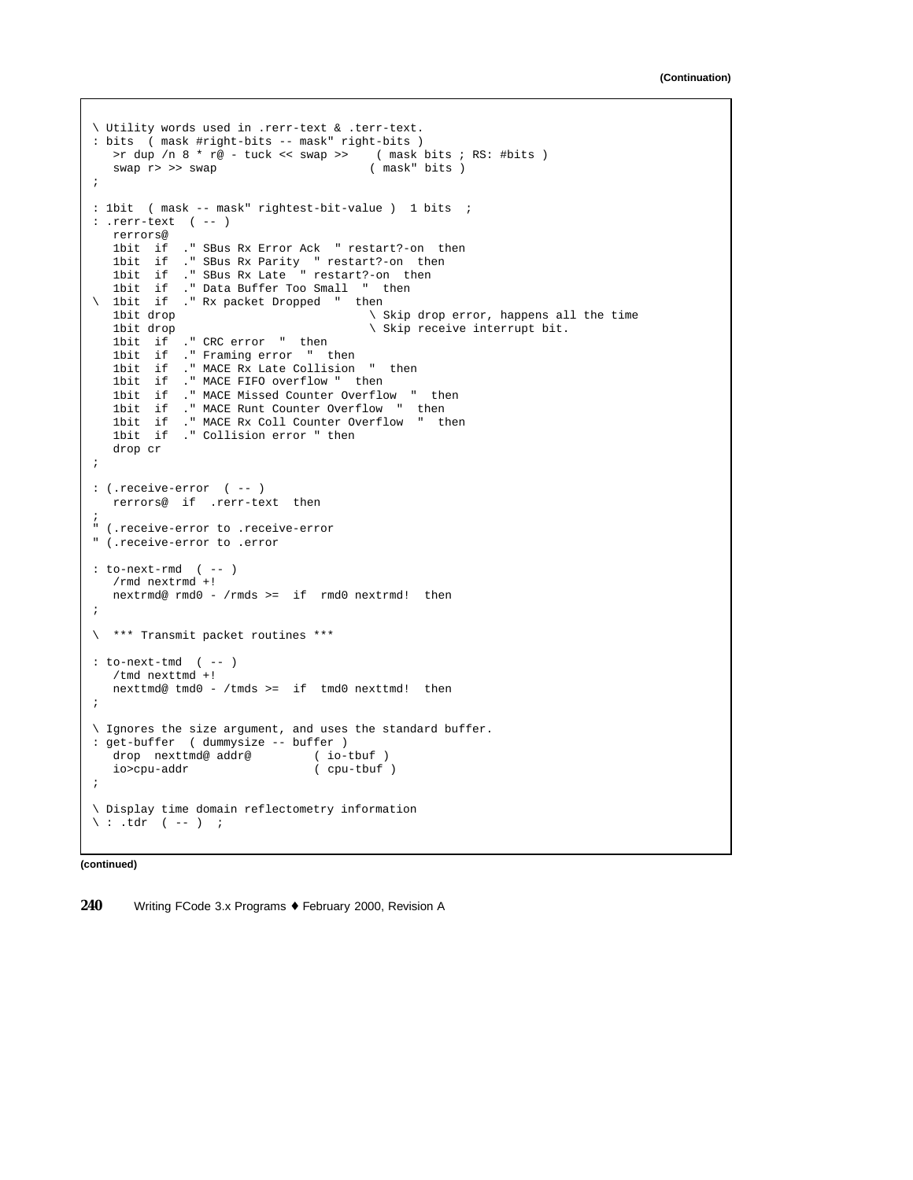(Continuation)

```
\ Utility words used in .rerr-text & .terr-text.
: bits  ( mask #right-bits -- mask" right-bits )
   >r dup /n 8 * r@ - tuck << swap >>    ( mask bits ; RS: #bits )
   swap r> >> swap                      ( mask" bits )
;

: 1bit  ( mask -- mask" rightest-bit-value )  1 bits  ;
: .rerr-text  ( -- )
   rerrors@
   1bit  if  ." SBus Rx Error Ack  " restart?-on  then
   1bit  if  ." SBus Rx Parity  " restart?-on  then
   1bit  if  ." SBus Rx Late  " restart?-on  then
   1bit  if  ." Data Buffer Too Small  "  then
\  1bit  if  ." Rx packet Dropped  "  then
   1bit drop                            \ Skip drop error, happens all the time
   1bit drop                            \ Skip receive interrupt bit.
   1bit  if  ." CRC error  "  then
   1bit  if  ." Framing error  "  then
   1bit  if  ." MACE Rx Late Collision  "  then
   1bit  if  ." MACE FIFO overflow "  then
   1bit  if  ." MACE Missed Counter Overflow  "  then
   1bit  if  ." MACE Runt Counter Overflow  "  then
   1bit  if  ." MACE Rx Coll Counter Overflow  "  then
   1bit  if  ." Collision error " then
   drop cr
;

: (.receive-error  ( -- )
   rerrors@  if  .rerr-text  then
;
" (.receive-error to .receive-error
" (.receive-error to .error

: to-next-rmd  ( -- )
   /rmd nextrmd +!
   nextrmd@ rmd0 - /rmds >=  if  rmd0 nextrmd!  then
;

\  *** Transmit packet routines ***

: to-next-tmd  ( -- )
   /tmd nexttmd +!
   nexttmd@ tmd0 - /tmds >=  if  tmd0 nexttmd!  then
;

\ Ignores the size argument, and uses the standard buffer.
: get-buffer  ( dummysize -- buffer )
   drop  nexttmd@ addr@         ( io-tbuf )
   io>cpu-addr                  ( cpu-tbuf )
;

\ Display time domain reflectometry information
\ : .tdr  ( -- )  ;
```

(continued)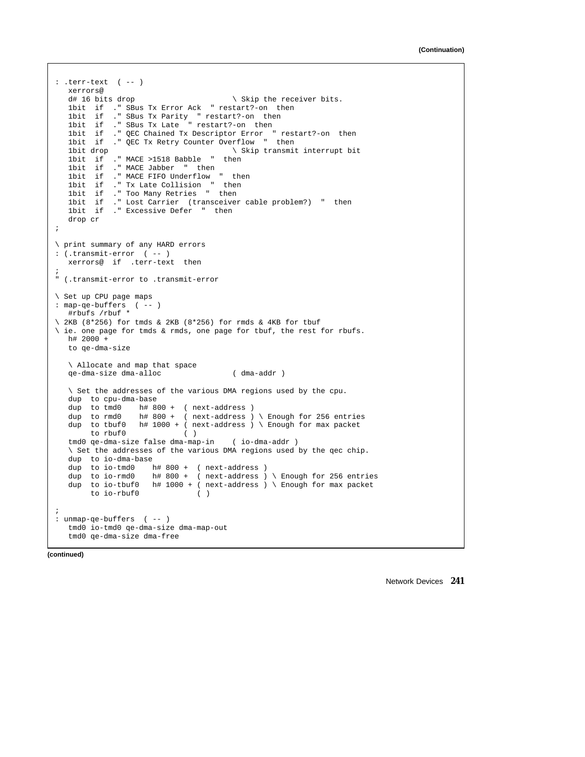(Continuation)

```
: .terr-text  ( -- )
   xerrors@
   d# 16 bits drop                     \ Skip the receiver bits.
   1bit  if  ." SBus Tx Error Ack  " restart?-on  then
   1bit  if  ." SBus Tx Parity  " restart?-on  then
   1bit  if  ." SBus Tx Late  " restart?-on  then
   1bit  if  ." QEC Chained Tx Descriptor Error  " restart?-on  then
   1bit  if  ." QEC Tx Retry Counter Overflow  "  then
   1bit drop                           \ Skip transmit interrupt bit
   1bit  if  ." MACE >1518 Babble  "  then
   1bit  if  ." MACE Jabber  "  then
   1bit  if  ." MACE FIFO Underflow  "  then
   1bit  if  ." Tx Late Collision  "  then
   1bit  if  ." Too Many Retries  "  then
   1bit  if  ." Lost Carrier  (transceiver cable problem?)  "  then
   1bit  if  ." Excessive Defer  "  then
   drop cr
;

\ print summary of any HARD errors
: (.transmit-error  ( -- )
   xerrors@  if  .terr-text  then
;
' (.transmit-error to .transmit-error

\ Set up CPU page maps
: map-qe-buffers  ( -- )
   #rbufs /rbuf *
\ 2KB (8*256) for tmds & 2KB (8*256) for rmds & 4KB for tbuf
\ ie. one page for tmds & rmds, one page for tbuf, the rest for rbufs.
   h# 2000 +
   to qe-dma-size

   \ Allocate and map that space
   qe-dma-size dma-alloc               ( dma-addr )

   \ Set the addresses of the various DMA regions used by the cpu.
   dup  to cpu-dma-base
   dup  to tmd0    h# 800 +  ( next-address )
   dup  to rmd0    h# 800 +  ( next-address ) \ Enough for 256 entries
   dup  to tbuf0   h# 1000 + ( next-address ) \ Enough for max packet
        to rbuf0             ( )
   tmd0 qe-dma-size false dma-map-in    ( io-dma-addr )
   \ Set the addresses of the various DMA regions used by the qec chip.
   dup  to io-dma-base
   dup  to io-tmd0    h# 800 +  ( next-address )
   dup  to io-rmd0    h# 800 +  ( next-address ) \ Enough for 256 entries
   dup  to io-tbuf0   h# 1000 + ( next-address ) \ Enough for max packet
        to io-rbuf0             ( )

;
: unmap-qe-buffers  ( -- )
   tmd0 io-tmd0 qe-dma-size dma-map-out
   tmd0 qe-dma-size dma-free
```

(continued)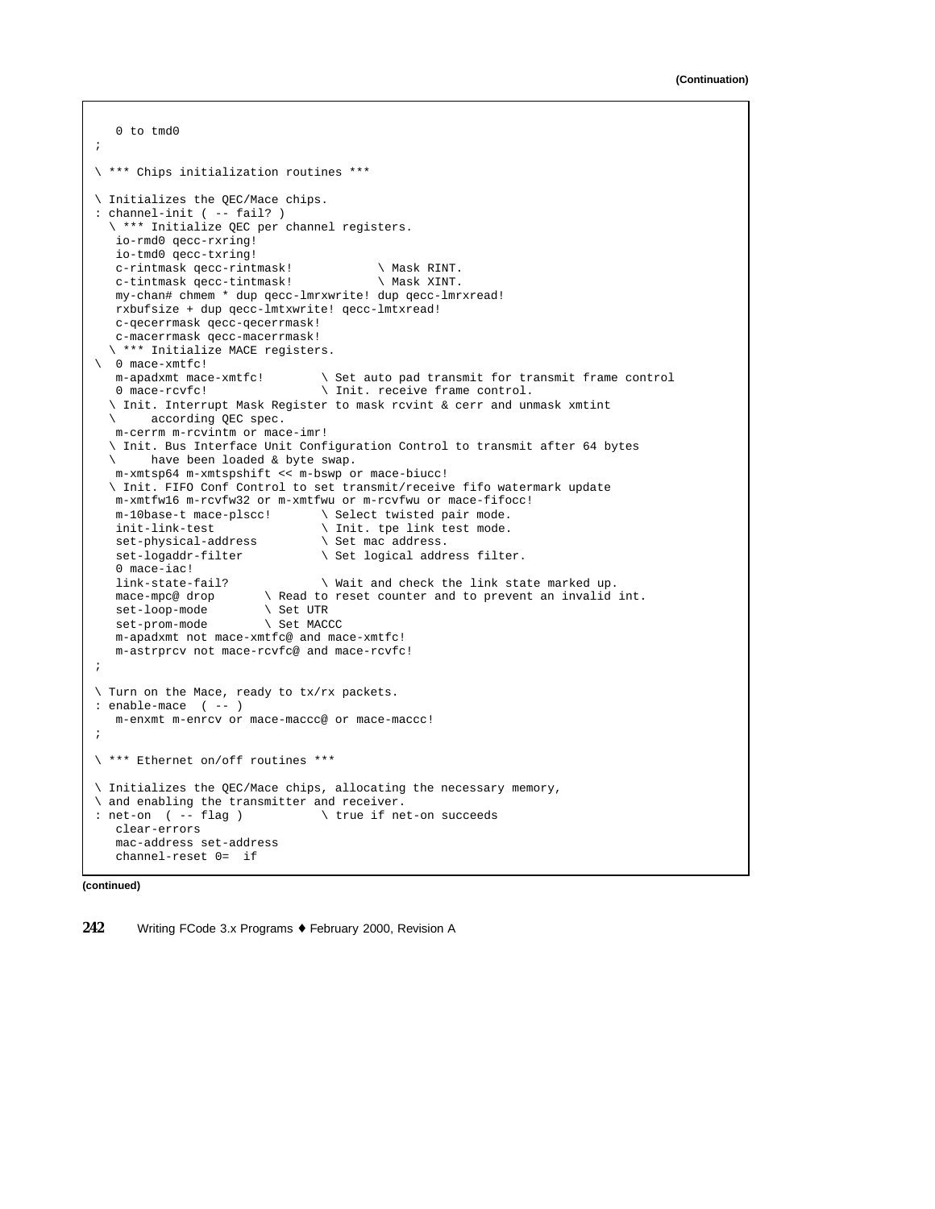(Continuation)

```
   0 to tmd0
;

\ *** Chips initialization routines ***

\ Initializes the QEC/Mace chips.
: channel-init ( -- fail? )
  \ *** Initialize QEC per channel registers.
   io-rmd0 qecc-rxring!
   io-tmd0 qecc-txring!
   c-rintmask qecc-rintmask!            \ Mask RINT.
   c-tintmask qecc-tintmask!            \ Mask XINT.
   my-chan# chmem * dup qecc-lmrxwrite! dup qecc-lmrxread!
   rxbufsize + dup qecc-lmtxwrite! qecc-lmtxread!
   c-qecerrmask qecc-qecerrmask!
   c-macerrmask qecc-macerrmask!
  \ *** Initialize MACE registers.
\  0 mace-xmtfc!
   m-apadxmt mace-xmtfc!        \ Set auto pad transmit for transmit frame control
   0 mace-rcvfc!                \ Init. receive frame control.
  \ Init. Interrupt Mask Register to mask rcvint & cerr and unmask xmtint
  \     according QEC spec.
   m-cerrm m-rcvintm or mace-imr!
  \ Init. Bus Interface Unit Configuration Control to transmit after 64 bytes
  \     have been loaded & byte swap.
   m-xmtsp64 m-xmtspshift << m-bswp or mace-biucc!
  \ Init. FIFO Conf Control to set transmit/receive fifo watermark update
   m-xmtfw16 m-rcvfw32 or m-xmtfwu or m-rcvfwu or mace-fifocc!
   m-10base-t mace-plscc!       \ Select twisted pair mode.
   init-link-test               \ Init. tpe link test mode.
   set-physical-address         \ Set mac address.
   set-logaddr-filter           \ Set logical address filter.
   0 mace-iac!
   link-state-fail?             \ Wait and check the link state marked up.
   mace-mpc@ drop       \ Read to reset counter and to prevent an invalid int.
   set-loop-mode        \ Set UTR
   set-prom-mode        \ Set MACCC
   m-apadxmt not mace-xmtfc@ and mace-xmtfc!
   m-astrprcv not mace-rcvfc@ and mace-rcvfc!
;

\ Turn on the Mace, ready to tx/rx packets.
: enable-mace  ( -- )
   m-enxmt m-enrcv or mace-maccc@ or mace-maccc!
;

\ *** Ethernet on/off routines ***

\ Initializes the QEC/Mace chips, allocating the necessary memory,
\ and enabling the transmitter and receiver.
: net-on  ( -- flag )           \ true if net-on succeeds
   clear-errors
   mac-address set-address
   channel-reset 0=  if
```

(continued)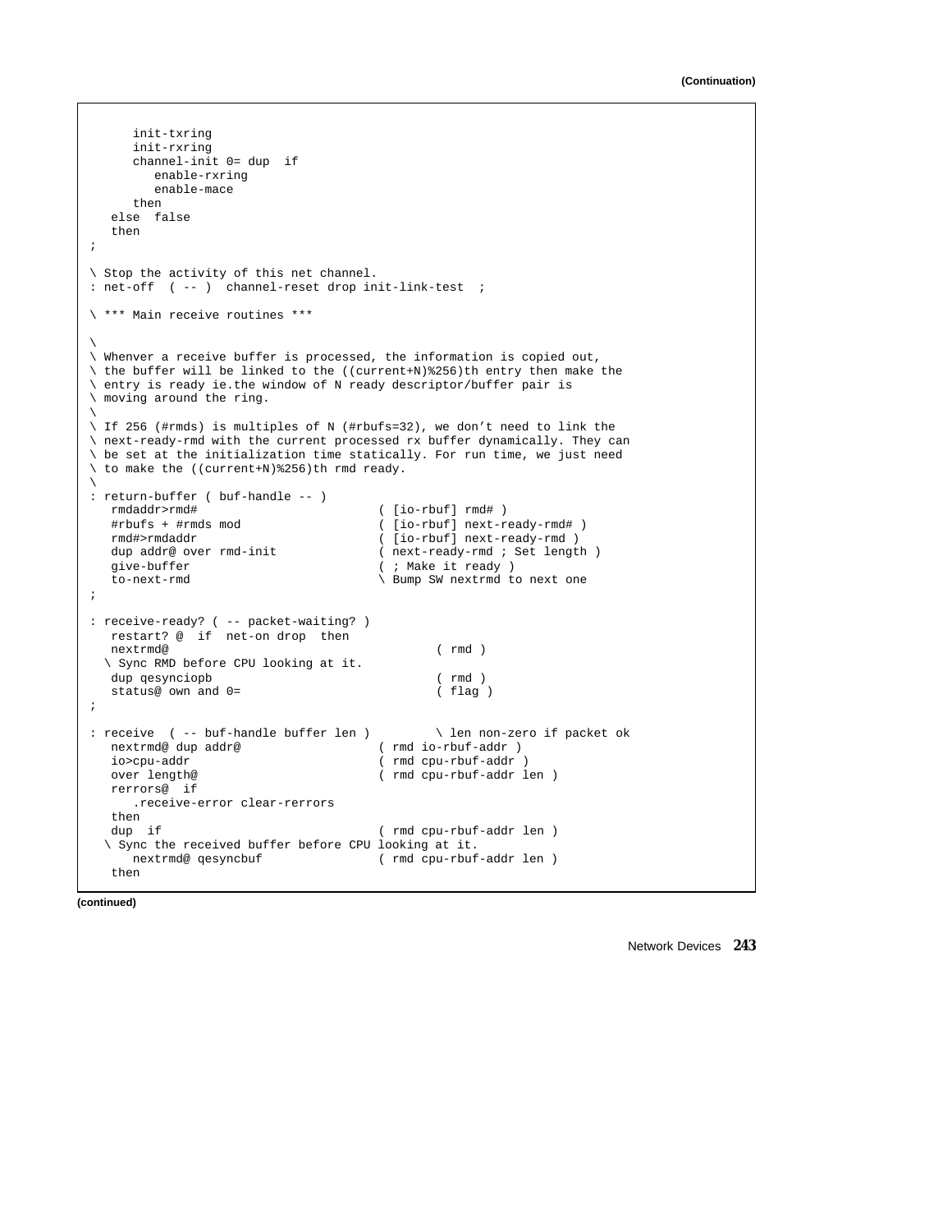(Continuation)

```
      init-txring
      init-rxring
      channel-init 0= dup  if
         enable-rxring
         enable-mace
      then
   else  false
   then
;

\ Stop the activity of this net channel.
: net-off  ( -- )  channel-reset drop init-link-test  ;

\ *** Main receive routines ***

\
\ Whenver a receive buffer is processed, the information is copied out,
\ the buffer will be linked to the ((current+N)%256)th entry then make the
\ entry is ready ie.the window of N ready descriptor/buffer pair is
\ moving around the ring.
\
\ If 256 (#rmds) is multiples of N (#rbufs=32), we don't need to link the
\ next-ready-rmd with the current processed rx buffer dynamically. They can
\ be set at the initialization time statically. For run time, we just need
\ to make the ((current+N)%256)th rmd ready.
\
: return-buffer ( buf-handle -- )
   rmdaddr>rmd#                         ( [io-rbuf] rmd# )
   #rbufs + #rmds mod                   ( [io-rbuf] next-ready-rmd# )
   rmd#>rmdaddr                         ( [io-rbuf] next-ready-rmd )
   dup addr@ over rmd-init              ( next-ready-rmd ; Set length )
   give-buffer                          ( ; Make it ready )
   to-next-rmd                          \ Bump SW nextrmd to next one
;

: receive-ready? ( -- packet-waiting? )
   restart? @  if  net-on drop  then
   nextrmd@                                     ( rmd )
  \ Sync RMD before CPU looking at it.
   dup qesynciopb                               ( rmd )
   status@ own and 0=                           ( flag )
;

: receive  ( -- buf-handle buffer len )         \ len non-zero if packet ok
   nextrmd@ dup addr@                  ( rmd io-rbuf-addr )
   io>cpu-addr                         ( rmd cpu-rbuf-addr )
   over length@                        ( rmd cpu-rbuf-addr len )
   rerrors@  if
      .receive-error clear-rerrors
   then
   dup  if                             ( rmd cpu-rbuf-addr len )
  \ Sync the received buffer before CPU looking at it.
      nextrmd@ qesyncbuf               ( rmd cpu-rbuf-addr len )
   then
```

(continued)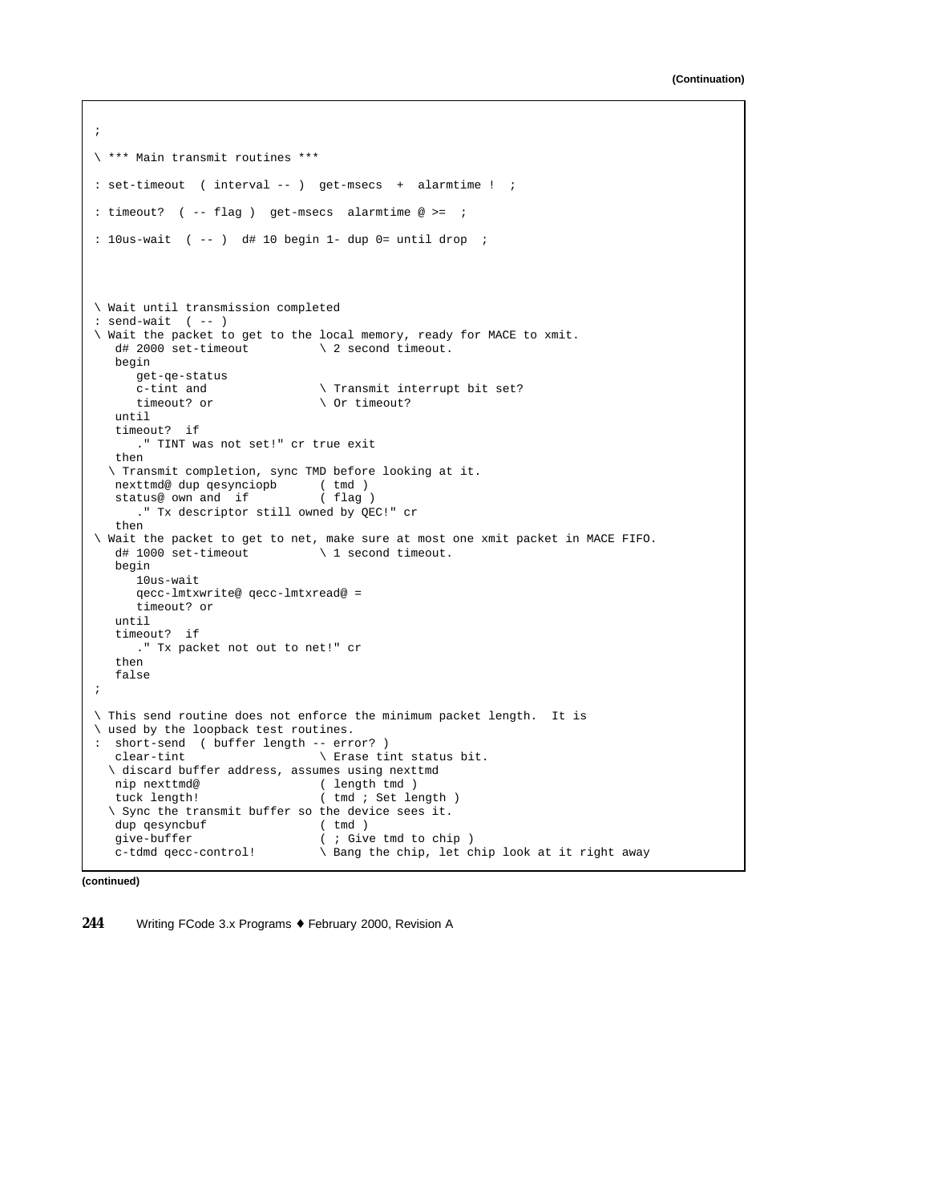(Continuation)

```
;

\ *** Main transmit routines ***

: set-timeout  ( interval -- )  get-msecs  +  alarmtime !  ;

: timeout?  ( -- flag )  get-msecs  alarmtime @ >=  ;

: 10us-wait  ( -- )  d# 10 begin 1- dup 0= until drop  ;



\ Wait until transmission completed
: send-wait  ( -- )
\ Wait the packet to get to the local memory, ready for MACE to xmit.
   d# 2000 set-timeout          \ 2 second timeout.
   begin
      get-qe-status
      c-tint and                \ Transmit interrupt bit set?
      timeout? or               \ Or timeout?
   until
   timeout?  if
      ." TINT was not set!" cr true exit
   then
  \ Transmit completion, sync TMD before looking at it.
   nexttmd@ dup qesynciopb      ( tmd )
   status@ own and  if          ( flag )
      ." Tx descriptor still owned by QEC!" cr
   then
\ Wait the packet to get to net, make sure at most one xmit packet in MACE FIFO.
   d# 1000 set-timeout          \ 1 second timeout.
   begin
      10us-wait
      qecc-lmtxwrite@ qecc-lmtxread@ =
      timeout? or
   until
   timeout?  if
      ." Tx packet not out to net!" cr
   then
   false
;

\ This send routine does not enforce the minimum packet length.  It is
\ used by the loopback test routines.
:  short-send  ( buffer length -- error? )
   clear-tint                   \ Erase tint status bit.
  \ discard buffer address, assumes using nexttmd
   nip nexttmd@                 ( length tmd )
   tuck length!                 ( tmd ; Set length )
  \ Sync the transmit buffer so the device sees it.
   dup qesyncbuf                ( tmd )
   give-buffer                  ( ; Give tmd to chip )
   c-tdmd qecc-control!         \ Bang the chip, let chip look at it right away
```

(continued)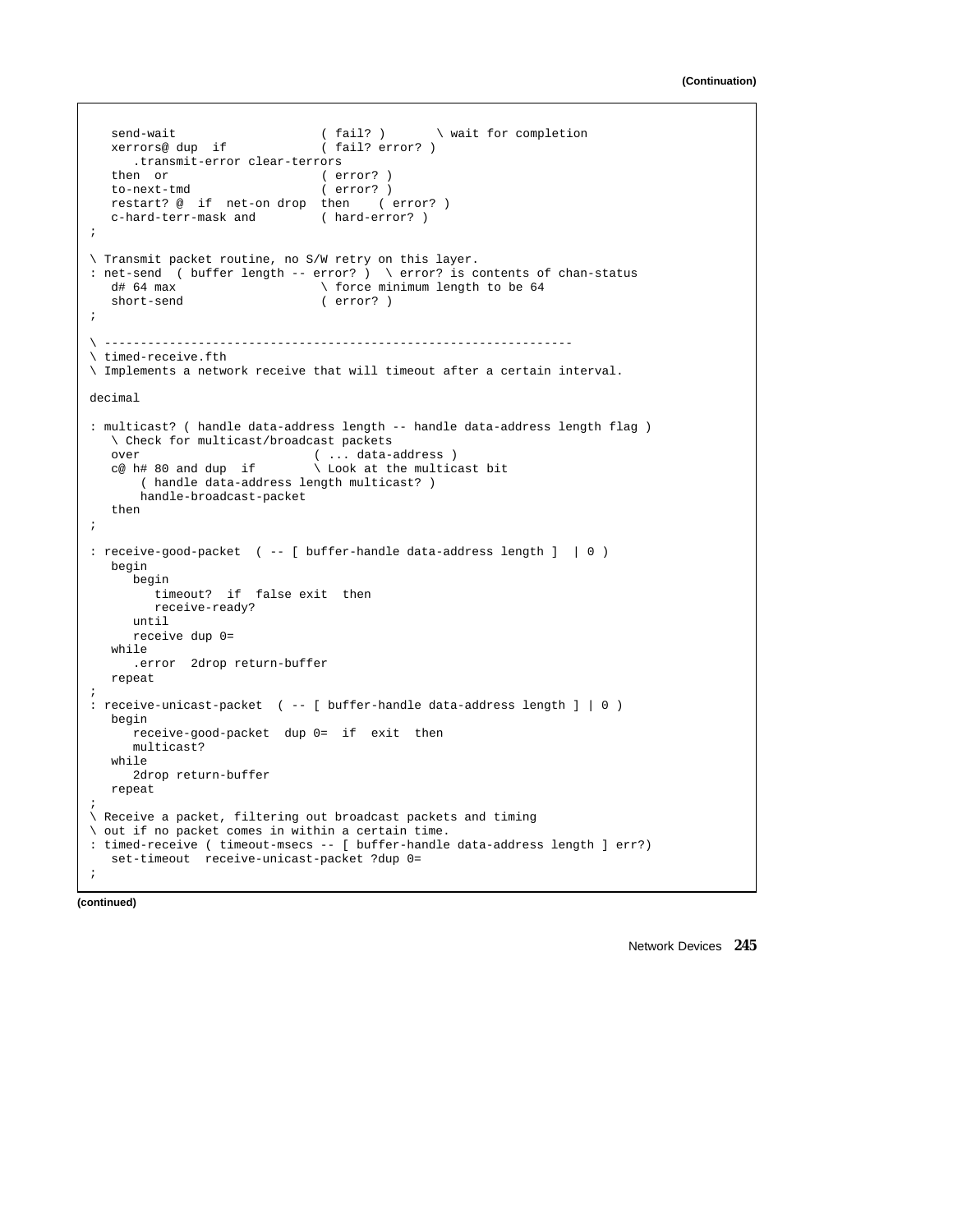(Continuation)

```
   send-wait                    ( fail? )       \ wait for completion
   xerrors@ dup  if             ( fail? error? )
      .transmit-error clear-terrors
   then  or                     ( error? )
   to-next-tmd                  ( error? )
   restart? @  if  net-on drop  then    ( error? )
   c-hard-terr-mask and         ( hard-error? )
;

\ Transmit packet routine, no S/W retry on this layer.
: net-send  ( buffer length -- error? )  \ error? is contents of chan-status
   d# 64 max                    \ force minimum length to be 64
   short-send                   ( error? )
;

\ ------------------------------------------------------------------
\ timed-receive.fth
\ Implements a network receive that will timeout after a certain interval.

decimal

: multicast? ( handle data-address length -- handle data-address length flag )
   \ Check for multicast/broadcast packets
   over                        ( ... data-address )
   c@ h# 80 and dup  if        \ Look at the multicast bit
       ( handle data-address length multicast? )
      handle-broadcast-packet
   then
;

: receive-good-packet  ( -- [ buffer-handle data-address length ]  | 0 )
   begin
      begin
         timeout?  if  false exit  then
         receive-ready?
      until
      receive dup 0=
   while
      .error  2drop return-buffer
   repeat
;
: receive-unicast-packet  ( -- [ buffer-handle data-address length ] | 0 )
   begin
      receive-good-packet  dup 0=  if  exit  then
      multicast?
   while
      2drop return-buffer
   repeat
;
\ Receive a packet, filtering out broadcast packets and timing
\ out if no packet comes in within a certain time.
: timed-receive ( timeout-msecs -- [ buffer-handle data-address length ] err?)
   set-timeout  receive-unicast-packet ?dup 0=
;
```

(continued)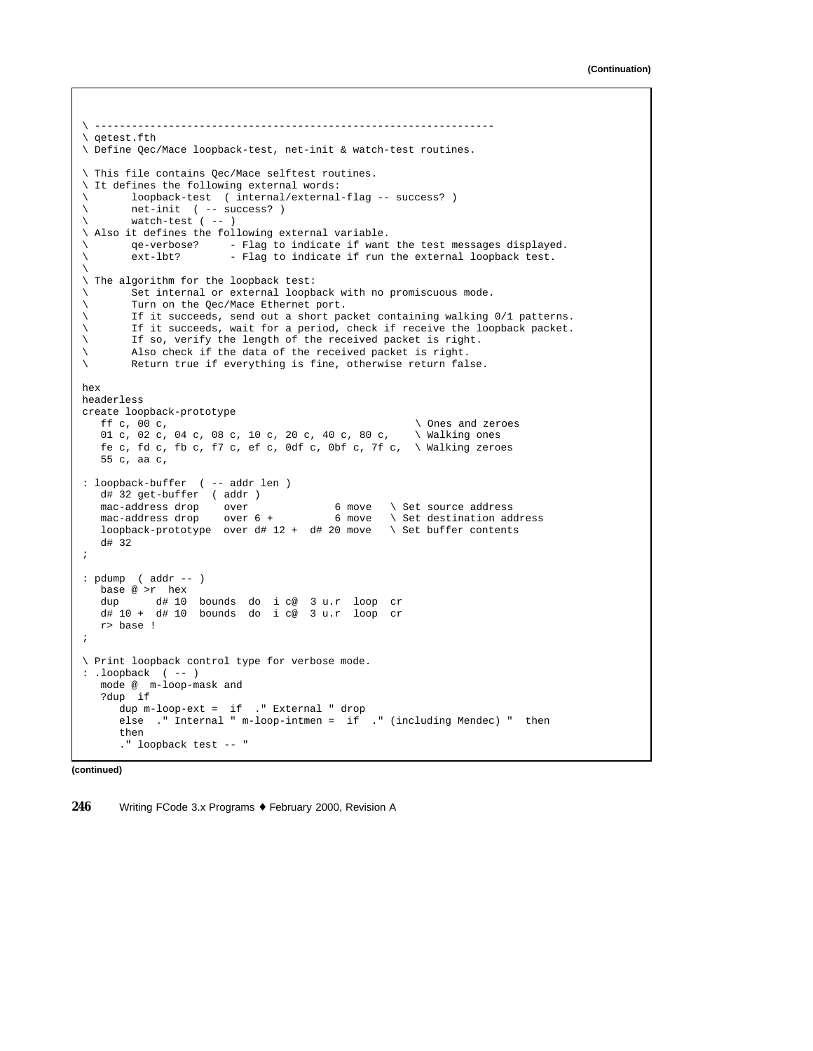**(Continuation)**

```
\ ---------------------------------------------------------------
\ qetest.fth
\ Define Qec/Mace loopback-test, net-init & watch-test routines.

\ This file contains Qec/Mace selftest routines.
\ It defines the following external words:
\       loopback-test  ( internal/external-flag -- success? )
\       net-init  ( -- success? )
\       watch-test ( -- )
\ Also it defines the following external variable.
\       qe-verbose?     - Flag to indicate if want the test messages displayed.
\       ext-lbt?        - Flag to indicate if run the external loopback test.
\
\ The algorithm for the loopback test:
\       Set internal or external loopback with no promiscuous mode.
\       Turn on the Qec/Mace Ethernet port.
\       If it succeeds, send out a short packet containing walking 0/1 patterns.
\       If it succeeds, wait for a period, check if receive the loopback packet.
\       If so, verify the length of the received packet is right.
\       Also check if the data of the received packet is right.
\       Return true if everything is fine, otherwise return false.

hex
headerless
create loopback-prototype
   ff c, 00 c,                                          \ Ones and zeroes
   01 c, 02 c, 04 c, 08 c, 10 c, 20 c, 40 c, 80 c,    \ Walking ones
   fe c, fd c, fb c, f7 c, ef c, 0df c, 0bf c, 7f c,  \ Walking zeroes
   55 c, aa c,

: loopback-buffer  ( -- addr len )
   d# 32 get-buffer  ( addr )
   mac-address drop    over              6 move   \ Set source address
   mac-address drop    over 6 +          6 move   \ Set destination address
   loopback-prototype  over d# 12 +  d# 20 move   \ Set buffer contents
   d# 32
;

: pdump  ( addr -- )
   base @ >r  hex
   dup      d# 10  bounds  do  i c@  3 u.r  loop  cr
   d# 10 +  d# 10  bounds  do  i c@  3 u.r  loop  cr
   r> base !
;

\ Print loopback control type for verbose mode.
: .loopback  ( -- )
   mode @  m-loop-mask and
   ?dup  if
      dup m-loop-ext =  if  ." External " drop
      else  ." Internal " m-loop-intmen =  if  ." (including Mendec) "  then
      then
      ." loopback test -- "
```

**(continued)**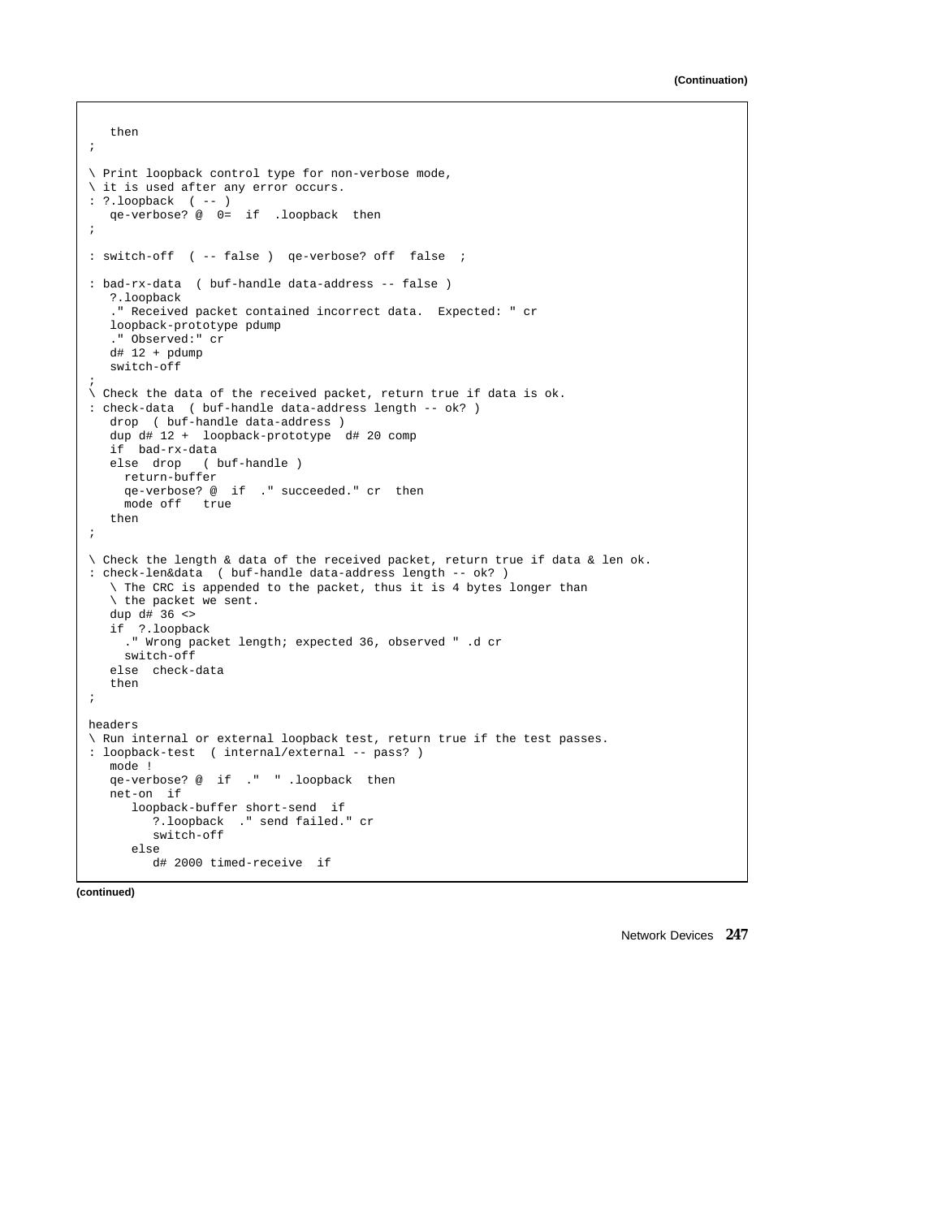(Continuation)

```
   then
;

\ Print loopback control type for non-verbose mode,
\ it is used after any error occurs.
: ?.loopback  ( -- )
   qe-verbose? @  0=  if  .loopback  then
;

: switch-off  ( -- false )  qe-verbose? off  false  ;

: bad-rx-data  ( buf-handle data-address -- false )
   ?.loopback
   ." Received packet contained incorrect data.  Expected: " cr
   loopback-prototype pdump
   ." Observed:" cr
   d# 12 + pdump
   switch-off
;
\ Check the data of the received packet, return true if data is ok.
: check-data  ( buf-handle data-address length -- ok? )
   drop  ( buf-handle data-address )
   dup d# 12 +  loopback-prototype  d# 20 comp
   if  bad-rx-data
   else  drop   ( buf-handle )
     return-buffer
     qe-verbose? @  if  ." succeeded." cr  then
     mode off   true
   then
;

\ Check the length & data of the received packet, return true if data & len ok.
: check-len&data  ( buf-handle data-address length -- ok? )
   \ The CRC is appended to the packet, thus it is 4 bytes longer than
   \ the packet we sent.
   dup d# 36 <>
   if  ?.loopback
     ." Wrong packet length; expected 36, observed " .d cr
     switch-off
   else  check-data
   then
;

headers
\ Run internal or external loopback test, return true if the test passes.
: loopback-test  ( internal/external -- pass? )
   mode !
   qe-verbose? @  if  ."  " .loopback  then
   net-on  if
      loopback-buffer short-send  if
         ?.loopback  ." send failed." cr
         switch-off
      else
         d# 2000 timed-receive  if
```

(continued)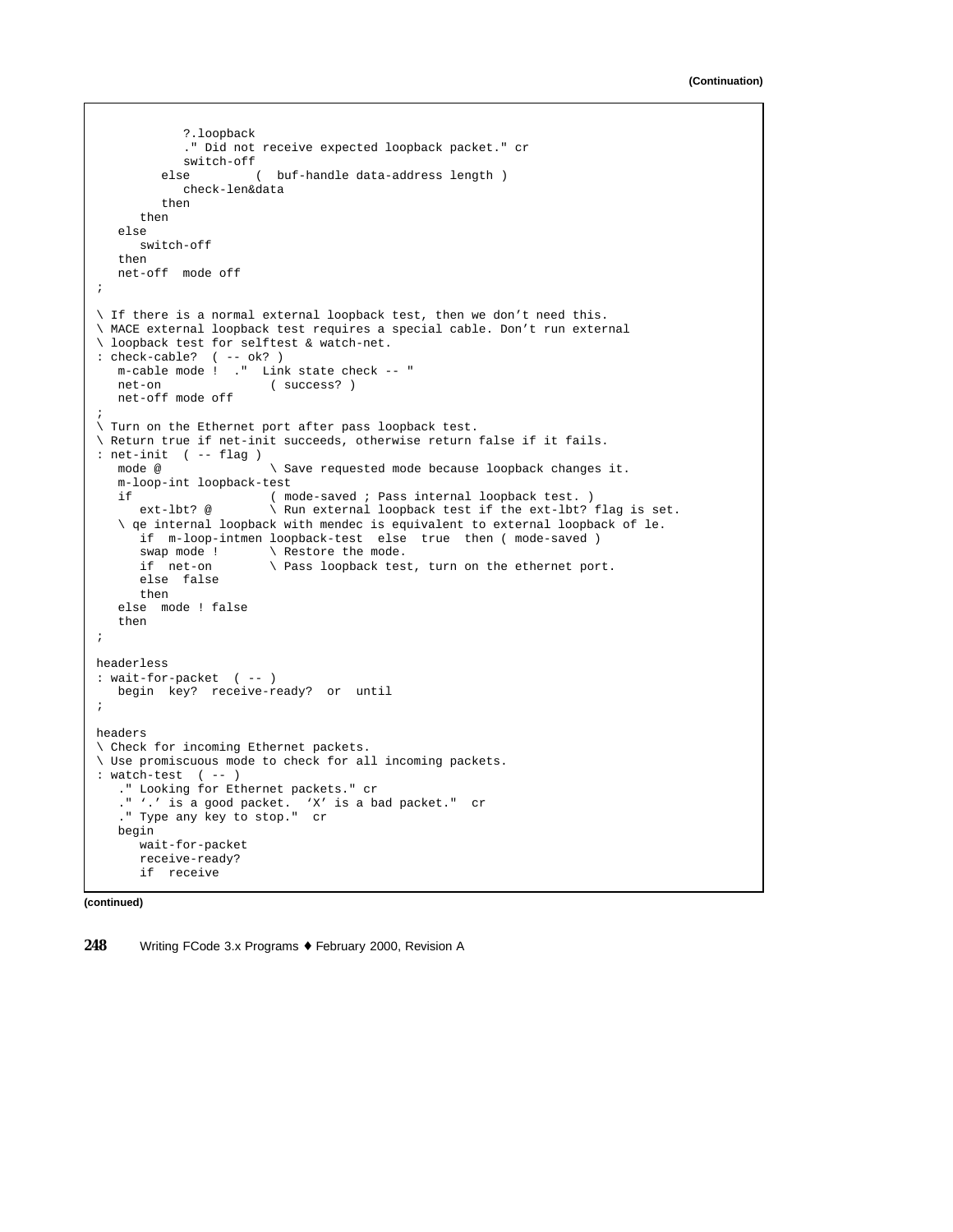(Continuation)

```
            ?.loopback
            ." Did not receive expected loopback packet." cr
            switch-off
         else        (  buf-handle data-address length )
            check-len&data
         then
      then
   else
      switch-off
   then
   net-off  mode off
;

\ If there is a normal external loopback test, then we don't need this.
\ MACE external loopback test requires a special cable. Don't run external
\ loopback test for selftest & watch-net.
: check-cable?  ( -- ok? )
   m-cable mode !  ."  Link state check -- "
   net-on              ( success? )
   net-off mode off
;
\ Turn on the Ethernet port after pass loopback test.
\ Return true if net-init succeeds, otherwise return false if it fails.
: net-init  ( -- flag )
   mode @              \ Save requested mode because loopback changes it.
   m-loop-int loopback-test
   if                  ( mode-saved ; Pass internal loopback test. )
      ext-lbt? @       \ Run external loopback test if the ext-lbt? flag is set.
   \ qe internal loopback with mendec is equivalent to external loopback of le.
      if  m-loop-intmen loopback-test  else  true  then ( mode-saved )
      swap mode !      \ Restore the mode.
      if  net-on       \ Pass loopback test, turn on the ethernet port.
      else  false
      then
   else  mode ! false
   then
;

headerless
: wait-for-packet  ( -- )
   begin  key?  receive-ready?  or  until
;

headers
\ Check for incoming Ethernet packets.
\ Use promiscuous mode to check for all incoming packets.
: watch-test  ( -- )
   ." Looking for Ethernet packets." cr
   ." '.' is a good packet.  'X' is a bad packet."  cr
   ." Type any key to stop."  cr
   begin
      wait-for-packet
      receive-ready?
      if  receive
```

(continued)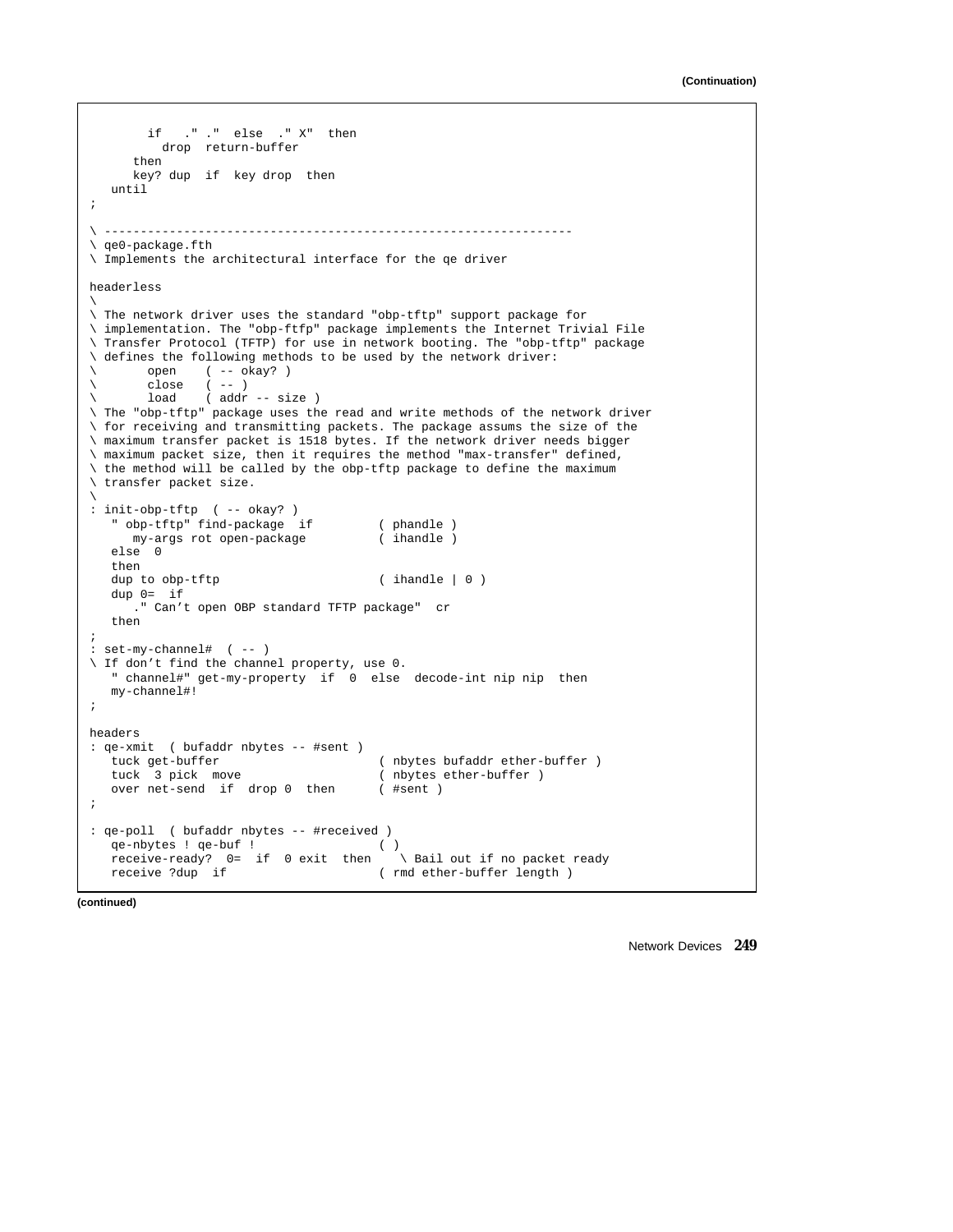(Continuation)

```
        if   ." ."  else  ." X"  then
          drop  return-buffer
      then
      key? dup  if  key drop  then
   until
;

\ ---------------------------------------------------------------
\ qe0-package.fth
\ Implements the architectural interface for the qe driver

headerless
\
\ The network driver uses the standard "obp-tftp" support package for
\ implementation. The "obp-ftfp" package implements the Internet Trivial File
\ Transfer Protocol (TFTP) for use in network booting. The "obp-tftp" package
\ defines the following methods to be used by the network driver:
\       open    ( -- okay? )
\       close   ( -- )
\       load    ( addr -- size )
\ The "obp-tftp" package uses the read and write methods of the network driver
\ for receiving and transmitting packets. The package assums the size of the
\ maximum transfer packet is 1518 bytes. If the network driver needs bigger
\ maximum packet size, then it requires the method "max-transfer" defined,
\ the method will be called by the obp-tftp package to define the maximum
\ transfer packet size.
\
: init-obp-tftp  ( -- okay? )
   " obp-tftp" find-package  if         ( phandle )
      my-args rot open-package          ( ihandle )
   else  0
   then
   dup to obp-tftp                      ( ihandle | 0 )
   dup 0=  if
      ." Can't open OBP standard TFTP package"  cr
   then
;
: set-my-channel#  ( -- )
\ If don't find the channel property, use 0.
   " channel#" get-my-property  if  0  else  decode-int nip nip  then
   my-channel#!
;

headers
: qe-xmit  ( bufaddr nbytes -- #sent )
   tuck get-buffer                      ( nbytes bufaddr ether-buffer )
   tuck  3 pick  move                   ( nbytes ether-buffer )
   over net-send  if  drop 0  then      ( #sent )
;

: qe-poll  ( bufaddr nbytes -- #received )
   qe-nbytes ! qe-buf !                 ( )
   receive-ready?  0=  if  0 exit  then    \ Bail out if no packet ready
   receive ?dup  if                     ( rmd ether-buffer length )
```

(continued)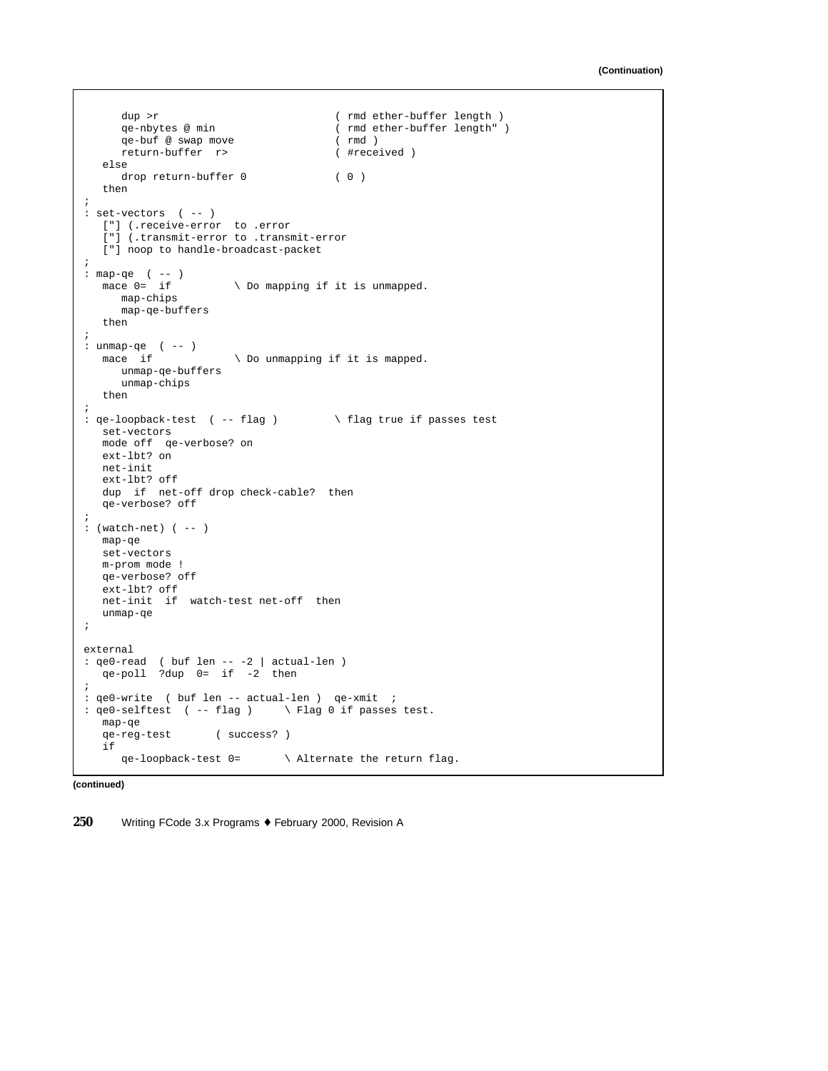(Continuation)

```
      dup >r                           ( rmd ether-buffer length )
      qe-nbytes @ min                  ( rmd ether-buffer length" )
      qe-buf @ swap move               ( rmd )
      return-buffer  r>                ( #received )
   else
      drop return-buffer 0             ( 0 )
   then
;
: set-vectors  ( -- )
   ["] (.receive-error  to .error
   ["] (.transmit-error to .transmit-error
   ["] noop to handle-broadcast-packet
;
: map-qe  ( -- )
   mace 0=  if          \ Do mapping if it is unmapped.
      map-chips
      map-qe-buffers
   then
;
: unmap-qe  ( -- )
   mace  if             \ Do unmapping if it is mapped.
      unmap-qe-buffers
      unmap-chips
   then
;
: qe-loopback-test  ( -- flag )        \ flag true if passes test
   set-vectors
   mode off  qe-verbose? on
   ext-lbt? on
   net-init
   ext-lbt? off
   dup  if  net-off drop check-cable?  then
   qe-verbose? off
;
: (watch-net) ( -- )
   map-qe
   set-vectors
   m-prom mode !
   qe-verbose? off
   ext-lbt? off
   net-init  if  watch-test net-off  then
   unmap-qe
;

external
: qe0-read  ( buf len -- -2 | actual-len )
   qe-poll  ?dup  0=  if  -2  then
;
: qe0-write  ( buf len -- actual-len )  qe-xmit  ;
: qe0-selftest  ( -- flag )     \ Flag 0 if passes test.
   map-qe
   qe-reg-test       ( success? )
   if
      qe-loopback-test 0=       \ Alternate the return flag.
```

(continued)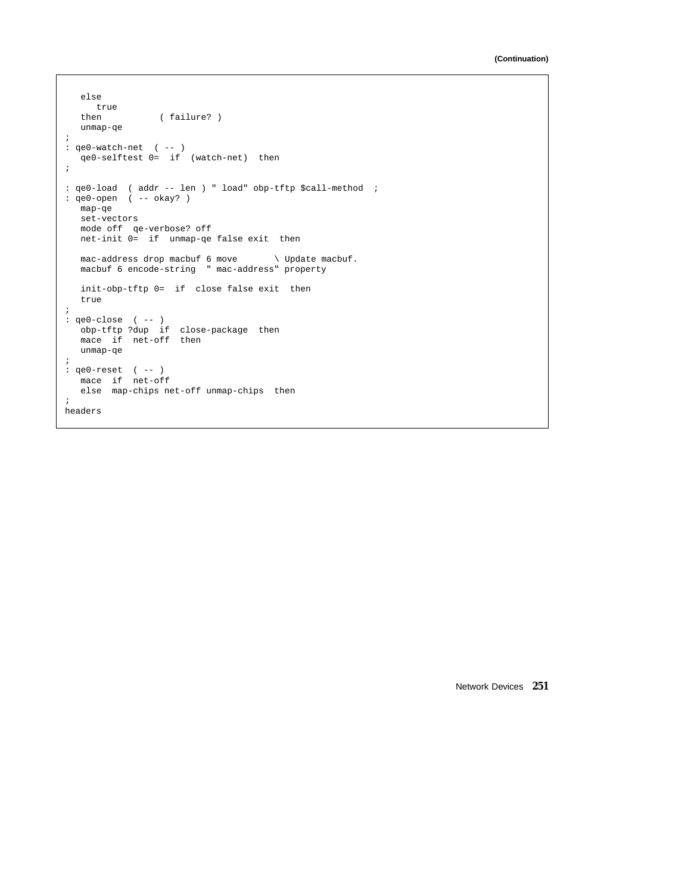(Continuation)

```
   else
      true
   then           ( failure? )
   unmap-qe
;
: qe0-watch-net  ( -- )
   qe0-selftest 0=  if  (watch-net)  then
;

: qe0-load  ( addr -- len ) " load" obp-tftp $call-method  ;
: qe0-open  ( -- okay? )
   map-qe
   set-vectors
   mode off  qe-verbose? off
   net-init 0=  if  unmap-qe false exit  then

   mac-address drop macbuf 6 move       \ Update macbuf.
   macbuf 6 encode-string  " mac-address" property

   init-obp-tftp 0=  if  close false exit  then
   true
;
: qe0-close  ( -- )
   obp-tftp ?dup  if  close-package  then
   mace  if  net-off  then
   unmap-qe
;
: qe0-reset  ( -- )
   mace  if  net-off
   else  map-chips net-off unmap-chips  then
;
headers
```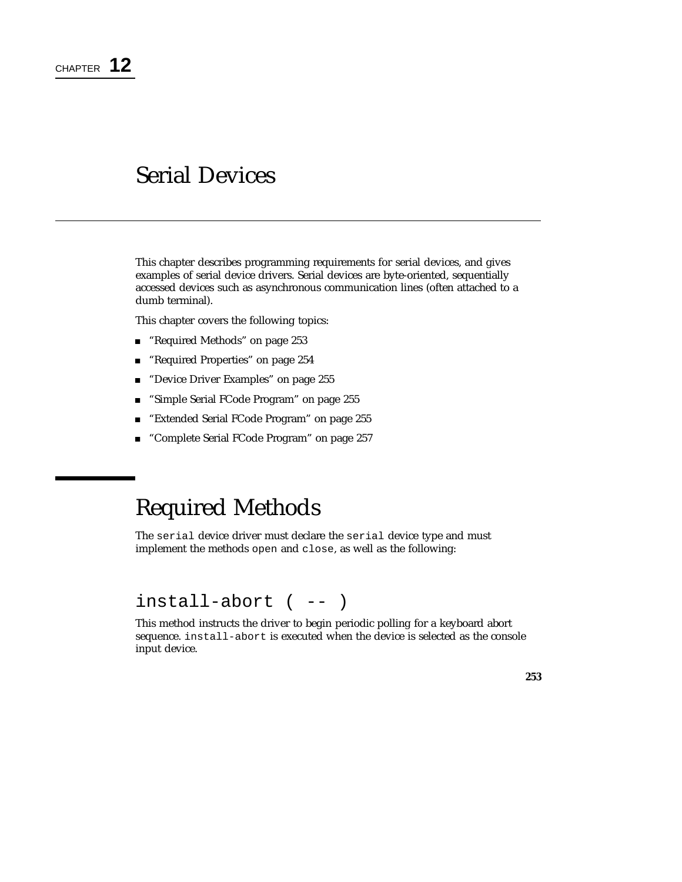CHAPTER **12**

# Serial Devices

This chapter describes programming requirements for serial devices, and gives examples of serial device drivers. Serial devices are byte-oriented, sequentially accessed devices such as asynchronous communication lines (often attached to a dumb terminal).

This chapter covers the following topics:

- "Required Methods" on page 253
- "Required Properties" on page 254
- "Device Driver Examples" on page 255
- "Simple Serial FCode Program" on page 255
- "Extended Serial FCode Program" on page 255
- "Complete Serial FCode Program" on page 257

## Required Methods

The `serial` device driver must declare the `serial` device type and must implement the methods `open` and `close`, as well as the following:

### install-abort ( -- )

This method instructs the driver to begin periodic polling for a keyboard abort sequence. `install-abort` is executed when the device is selected as the console input device.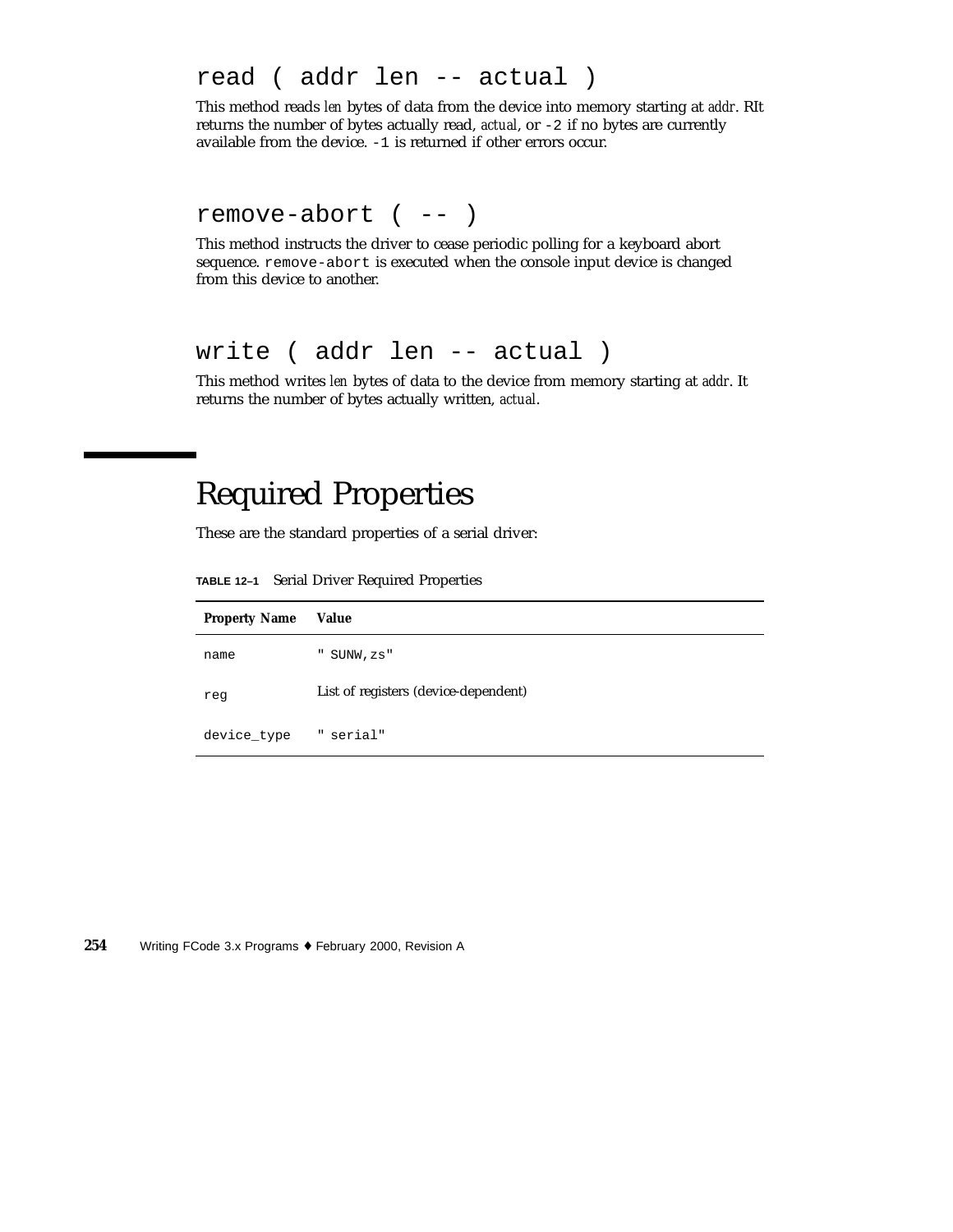### read ( addr len -- actual )

This method reads *len* bytes of data from the device into memory starting at *addr*. RIt returns the number of bytes actually read, *actual*, or `-2` if no bytes are currently available from the device. `-1` is returned if other errors occur.

### remove-abort ( -- )

This method instructs the driver to cease periodic polling for a keyboard abort sequence. `remove-abort` is executed when the console input device is changed from this device to another.

### write ( addr len -- actual )

This method writes *len* bytes of data to the device from memory starting at *addr*. It returns the number of bytes actually written, *actual*.

## Required Properties

These are the standard properties of a serial driver:

**TABLE 12–1** Serial Driver Required Properties

| Property Name | Value |
|---|---|
| `name` | `" SUNW,zs"` |
| `reg` | List of registers (device-dependent) |
| `device_type` | `" serial"` |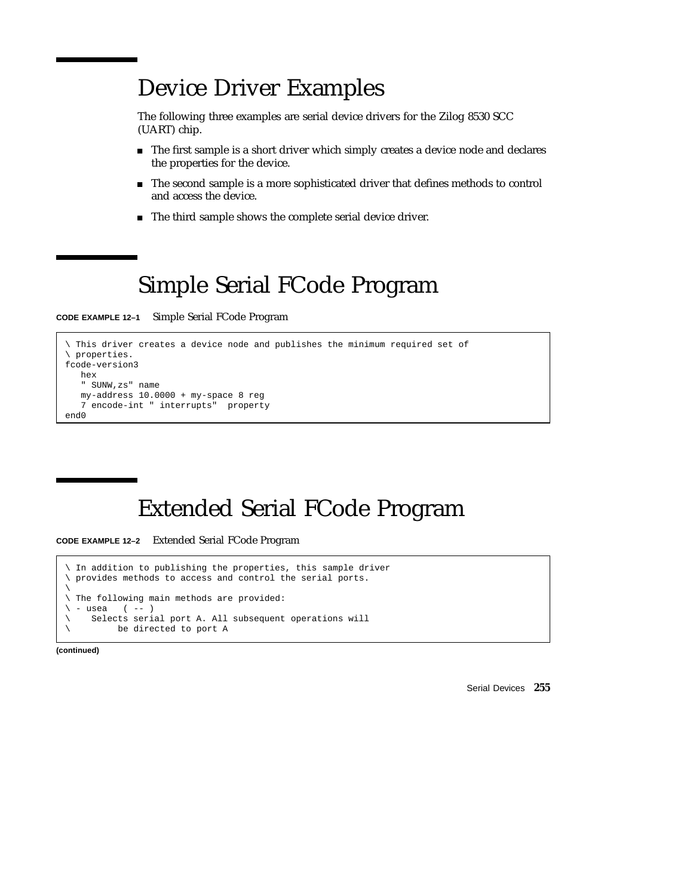# Device Driver Examples

The following three examples are serial device drivers for the Zilog 8530 SCC (UART) chip.

- The first sample is a short driver which simply creates a device node and declares the properties for the device.
- The second sample is a more sophisticated driver that defines methods to control and access the device.
- The third sample shows the complete serial device driver.

# Simple Serial FCode Program

**CODE EXAMPLE 12–1** Simple Serial FCode Program

```
\ This driver creates a device node and publishes the minimum required set of
\ properties.
fcode-version3
   hex
   " SUNW,zs" name
   my-address 10.0000 + my-space 8 reg
   7 encode-int " interrupts"  property
end0
```

# Extended Serial FCode Program

**CODE EXAMPLE 12–2** Extended Serial FCode Program

```
\ In addition to publishing the properties, this sample driver
\ provides methods to access and control the serial ports.
\
\ The following main methods are provided:
\ - usea   ( -- )
\    Selects serial port A. All subsequent operations will
\         be directed to port A
```

**(continued)**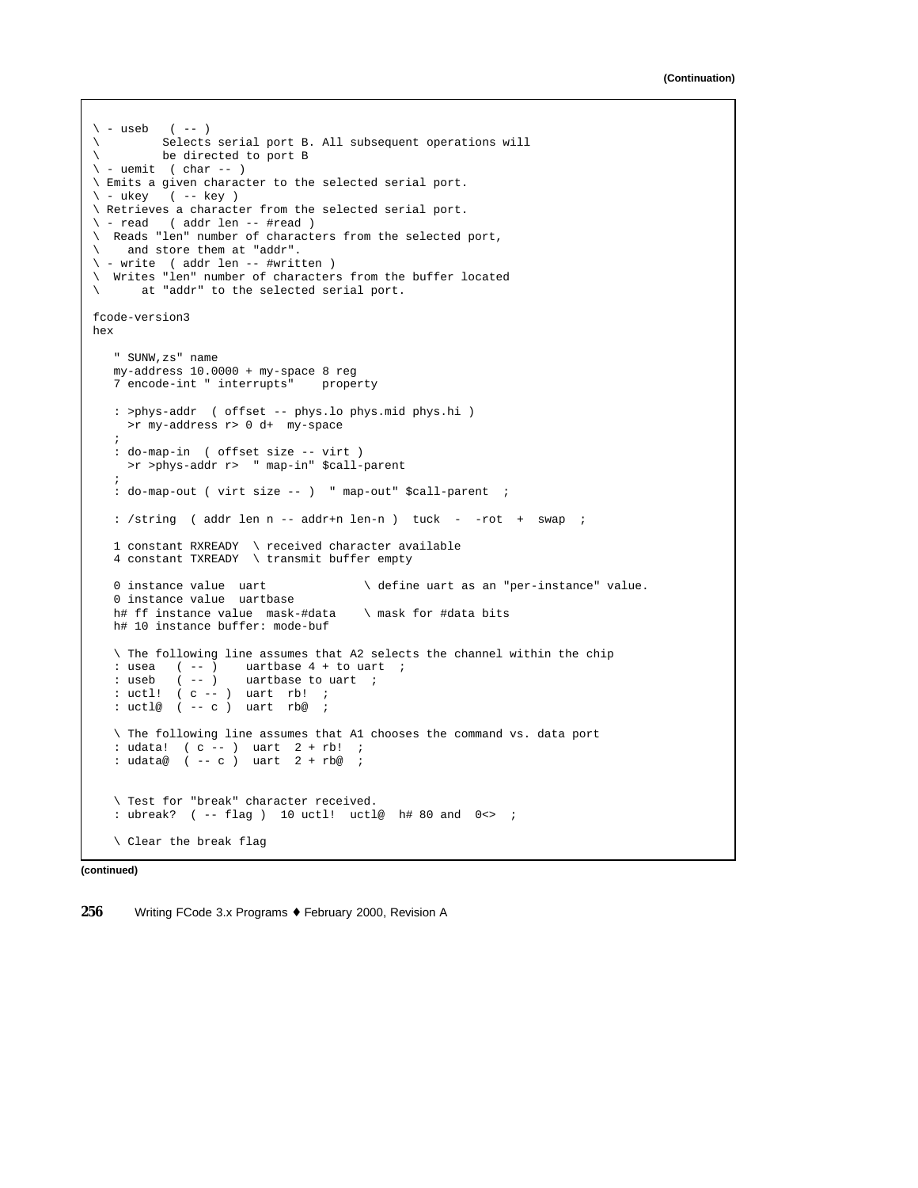**(Continuation)**

```
\ - useb   ( -- )
\         Selects serial port B. All subsequent operations will
\         be directed to port B
\ - uemit  ( char -- )
\ Emits a given character to the selected serial port.
\ - ukey   ( -- key )
\ Retrieves a character from the selected serial port.
\ - read   ( addr len -- #read )
\  Reads "len" number of characters from the selected port,
\    and store them at "addr".
\ - write  ( addr len -- #written )
\  Writes "len" number of characters from the buffer located
\      at "addr" to the selected serial port.

fcode-version3
hex

   " SUNW,zs" name
   my-address 10.0000 + my-space 8 reg
   7 encode-int " interrupts"    property

   : >phys-addr  ( offset -- phys.lo phys.mid phys.hi )
     >r my-address r> 0 d+  my-space
   ;
   : do-map-in  ( offset size -- virt )
     >r >phys-addr r>  " map-in" $call-parent
   ;
   : do-map-out ( virt size -- )  " map-out" $call-parent  ;

   : /string  ( addr len n -- addr+n len-n )  tuck  -  -rot  +  swap  ;

   1 constant RXREADY  \ received character available
   4 constant TXREADY  \ transmit buffer empty

   0 instance value  uart             \ define uart as an "per-instance" value.
   0 instance value  uartbase
   h# ff instance value  mask-#data    \ mask for #data bits
   h# 10 instance buffer: mode-buf

   \ The following line assumes that A2 selects the channel within the chip
   : usea   ( -- )    uartbase 4 + to uart  ;
   : useb   ( -- )    uartbase to uart  ;
   : uctl!  ( c -- )  uart  rb!  ;
   : uctl@  ( -- c )  uart  rb@  ;

   \ The following line assumes that A1 chooses the command vs. data port
   : udata!  ( c -- )  uart  2 + rb!  ;
   : udata@  ( -- c )  uart  2 + rb@  ;


   \ Test for "break" character received.
   : ubreak?  ( -- flag )  10 uctl!  uctl@  h# 80 and  0<>  ;

   \ Clear the break flag
```

**(continued)**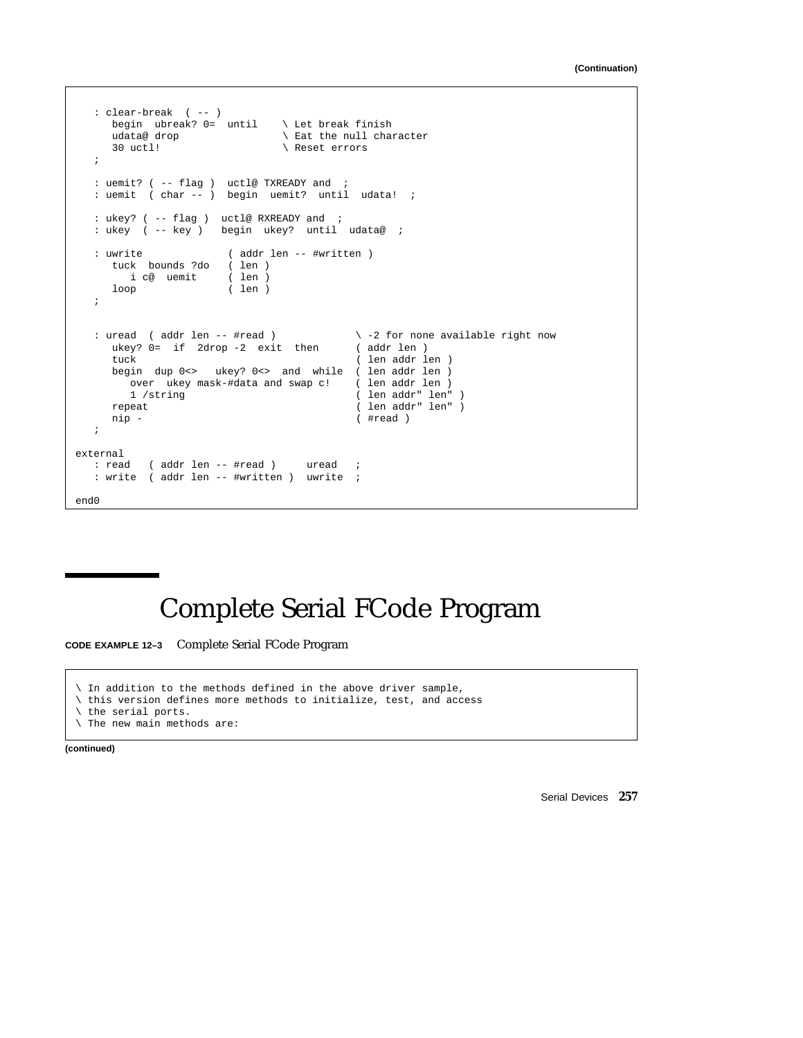(Continuation)

```
   : clear-break  ( -- )
      begin  ubreak? 0=  until    \ Let break finish
      udata@ drop                 \ Eat the null character
      30 uctl!                    \ Reset errors
   ;

   : uemit? ( -- flag )  uctl@ TXREADY and  ;
   : uemit  ( char -- )  begin  uemit?  until  udata!  ;

   : ukey? ( -- flag )  uctl@ RXREADY and  ;
   : ukey  ( -- key )   begin  ukey?  until  udata@  ;

   : uwrite              ( addr len -- #written )
      tuck  bounds ?do   ( len )
         i c@  uemit     ( len )
      loop               ( len )
   ;


   : uread  ( addr len -- #read )             \ -2 for none available right now
      ukey? 0=  if  2drop -2  exit  then      ( addr len )
      tuck                                    ( len addr len )
      begin  dup 0<>   ukey? 0<>  and  while  ( len addr len )
         over  ukey mask-#data and swap c!    ( len addr len )
         1 /string                            ( len addr" len" )
      repeat                                  ( len addr" len" )
      nip -                                   ( #read )
   ;

external
   : read   ( addr len -- #read )     uread   ;
   : write  ( addr len -- #written )  uwrite  ;

end0
```

# Complete Serial FCode Program

**CODE EXAMPLE 12–3** Complete Serial FCode Program

```
\ In addition to the methods defined in the above driver sample,
\ this version defines more methods to initialize, test, and access
\ the serial ports.
\ The new main methods are:
```

(continued)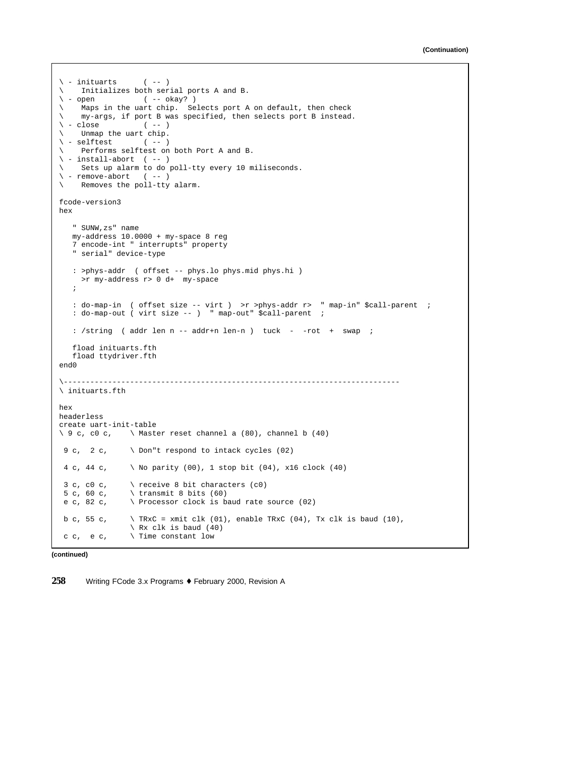(Continuation)

```
\ - inituarts      ( -- )
\    Initializes both serial ports A and B.
\ - open           ( -- okay? )
\    Maps in the uart chip.  Selects port A on default, then check
\    my-args, if port B was specified, then selects port B instead.
\ - close          ( -- )
\    Unmap the uart chip.
\ - selftest       ( -- )
\    Performs selftest on both Port A and B.
\ - install-abort  ( -- )
\    Sets up alarm to do poll-tty every 10 miliseconds.
\ - remove-abort   ( -- )
\    Removes the poll-tty alarm.

fcode-version3
hex

   " SUNW,zs" name
   my-address 10.0000 + my-space 8 reg
   7 encode-int " interrupts" property
   " serial" device-type

   : >phys-addr  ( offset -- phys.lo phys.mid phys.hi )
     >r my-address r> 0 d+  my-space
   ;

   : do-map-in  ( offset size -- virt )  >r >phys-addr r>  " map-in" $call-parent  ;
   : do-map-out ( virt size -- )  " map-out" $call-parent  ;

   : /string  ( addr len n -- addr+n len-n )  tuck  -  -rot  +  swap  ;

   fload inituarts.fth
   fload ttydriver.fth
end0

\---------------------------------------------------------------------------
\ inituarts.fth

hex
headerless
create uart-init-table
\ 9 c, c0 c,     \ Master reset channel a (80), channel b (40)

 9 c,  2 c,      \ Don"t respond to intack cycles (02)

 4 c, 44 c,      \ No parity (00), 1 stop bit (04), x16 clock (40)

 3 c, c0 c,      \ receive 8 bit characters (c0)
 5 c, 60 c,      \ transmit 8 bits (60)
 e c, 82 c,      \ Processor clock is baud rate source (02)

 b c, 55 c,      \ TRxC = xmit clk (01), enable TRxC (04), Tx clk is baud (10),
                 \ Rx clk is baud (40)
 c c,  e c,      \ Time constant low
```

(continued)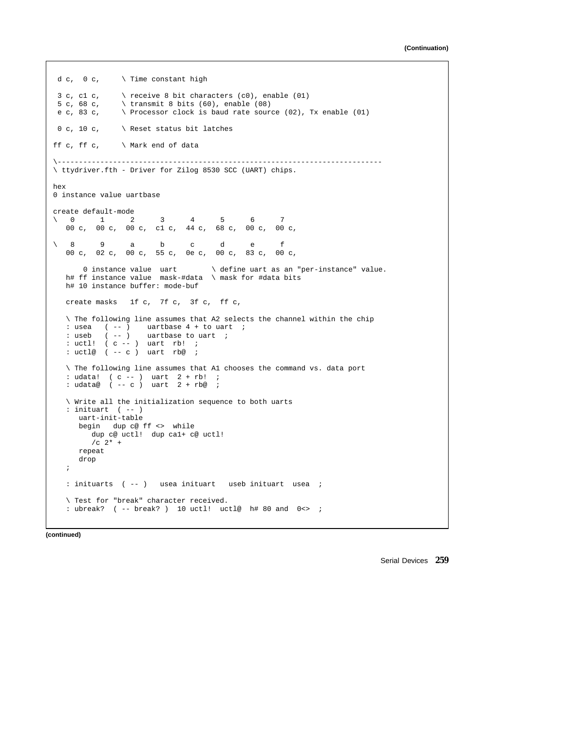**(Continuation)**

```
 d c,  0 c,     \ Time constant high

 3 c, c1 c,     \ receive 8 bit characters (c0), enable (01)
 5 c, 68 c,     \ transmit 8 bits (60), enable (08)
 e c, 83 c,     \ Processor clock is baud rate source (02), Tx enable (01)

 0 c, 10 c,     \ Reset status bit latches

ff c, ff c,     \ Mark end of data

\-----------------------------------------------------------------------
\ ttydriver.fth - Driver for Zilog 8530 SCC (UART) chips.

hex
0 instance value uartbase

create default-mode
\   0      1      2      3      4      5      6      7
   00 c,  00 c,  00 c,  c1 c,  44 c,  68 c,  00 c,  00 c,

\   8      9      a      b      c      d      e      f
   00 c,  02 c,  00 c,  55 c,  0e c,  00 c,  83 c,  00 c,

       0 instance value  uart        \ define uart as an "per-instance" value.
   h# ff instance value  mask-#data  \ mask for #data bits
   h# 10 instance buffer: mode-buf

   create masks   1f c,  7f c,  3f c,  ff c,

   \ The following line assumes that A2 selects the channel within the chip
   : usea   ( -- )    uartbase 4 + to uart  ;
   : useb   ( -- )    uartbase to uart  ;
   : uctl!  ( c -- )  uart  rb!  ;
   : uctl@  ( -- c )  uart  rb@  ;

   \ The following line assumes that A1 chooses the command vs. data port
   : udata!  ( c -- )  uart  2 + rb!  ;
   : udata@  ( -- c )  uart  2 + rb@  ;

   \ Write all the initialization sequence to both uarts
   : inituart  ( -- )
      uart-init-table
      begin   dup c@ ff <>  while
         dup c@ uctl!  dup ca1+ c@ uctl!
         /c 2* +
      repeat
      drop
   ;

   : inituarts  ( -- )   usea inituart   useb inituart  usea  ;

   \ Test for "break" character received.
   : ubreak?  ( -- break? )  10 uctl!  uctl@  h# 80 and  0<>  ;
```

**(continued)**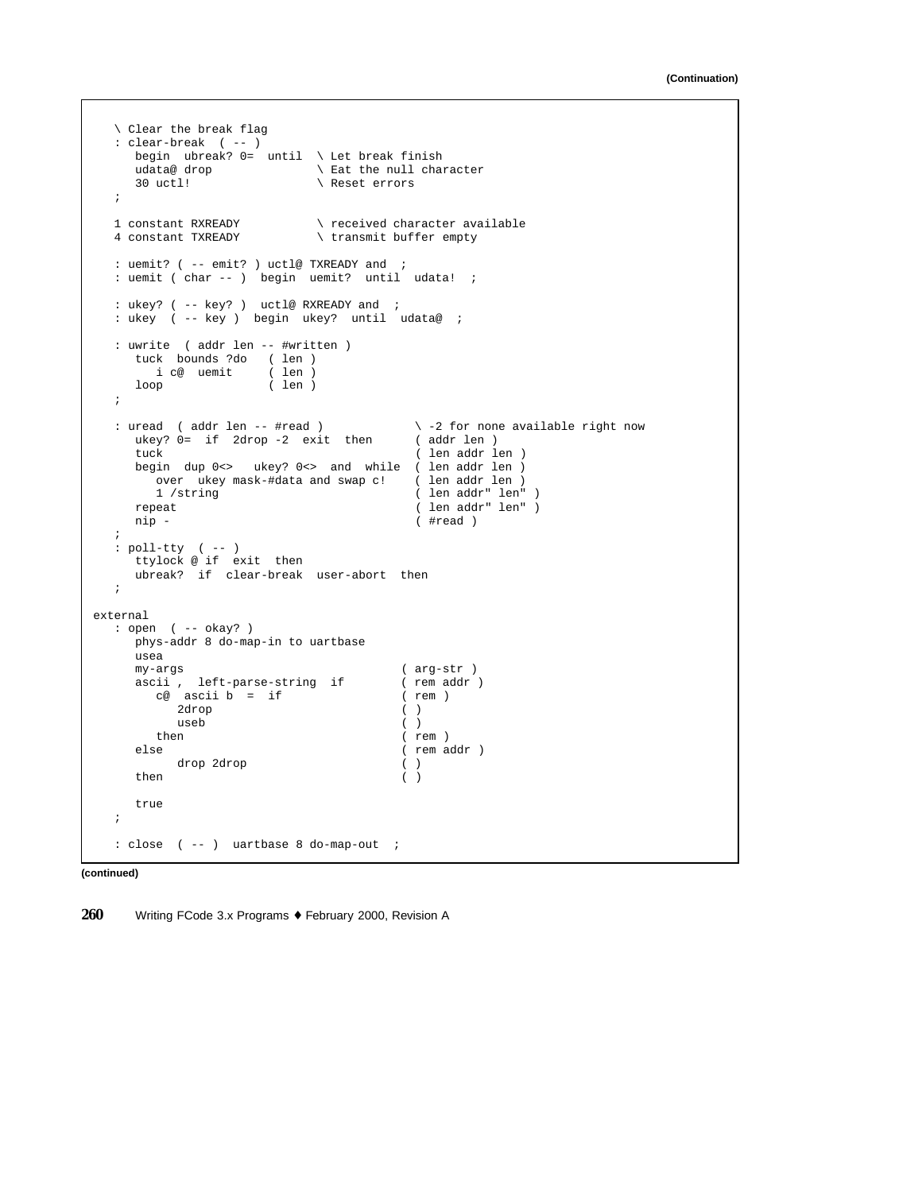**(Continuation)**

```
   \ Clear the break flag
   : clear-break  ( -- )
      begin  ubreak? 0=  until  \ Let break finish
      udata@ drop              \ Eat the null character
      30 uctl!                 \ Reset errors
   ;

   1 constant RXREADY          \ received character available
   4 constant TXREADY          \ transmit buffer empty

   : uemit? ( -- emit? ) uctl@ TXREADY and  ;
   : uemit ( char -- )  begin  uemit?  until  udata!  ;

   : ukey? ( -- key? )  uctl@ RXREADY and  ;
   : ukey  ( -- key )  begin  ukey?  until  udata@  ;

   : uwrite  ( addr len -- #written )
      tuck  bounds ?do   ( len )
         i c@  uemit     ( len )
      loop               ( len )
   ;

   : uread  ( addr len -- #read )             \ -2 for none available right now
      ukey? 0=  if  2drop -2  exit  then      ( addr len )
      tuck                                    ( len addr len )
      begin  dup 0<>   ukey? 0<>  and  while  ( len addr len )
         over  ukey mask-#data and swap c!    ( len addr len )
         1 /string                            ( len addr" len" )
      repeat                                  ( len addr" len" )
      nip -                                   ( #read )
   ;
   : poll-tty  ( -- )
      ttylock @ if  exit  then
      ubreak?  if  clear-break  user-abort  then
   ;

external
   : open  ( -- okay? )
      phys-addr 8 do-map-in to uartbase
      usea
      my-args                              ( arg-str )
      ascii ,  left-parse-string  if       ( rem addr )
         c@  ascii b  =  if                ( rem )
            2drop                          ( )
            useb                           ( )
         then                              ( rem )
      else                                 ( rem addr )
            drop 2drop                     ( )
      then                                 ( )

      true
   ;

   : close  ( -- )  uartbase 8 do-map-out  ;
```

**(continued)**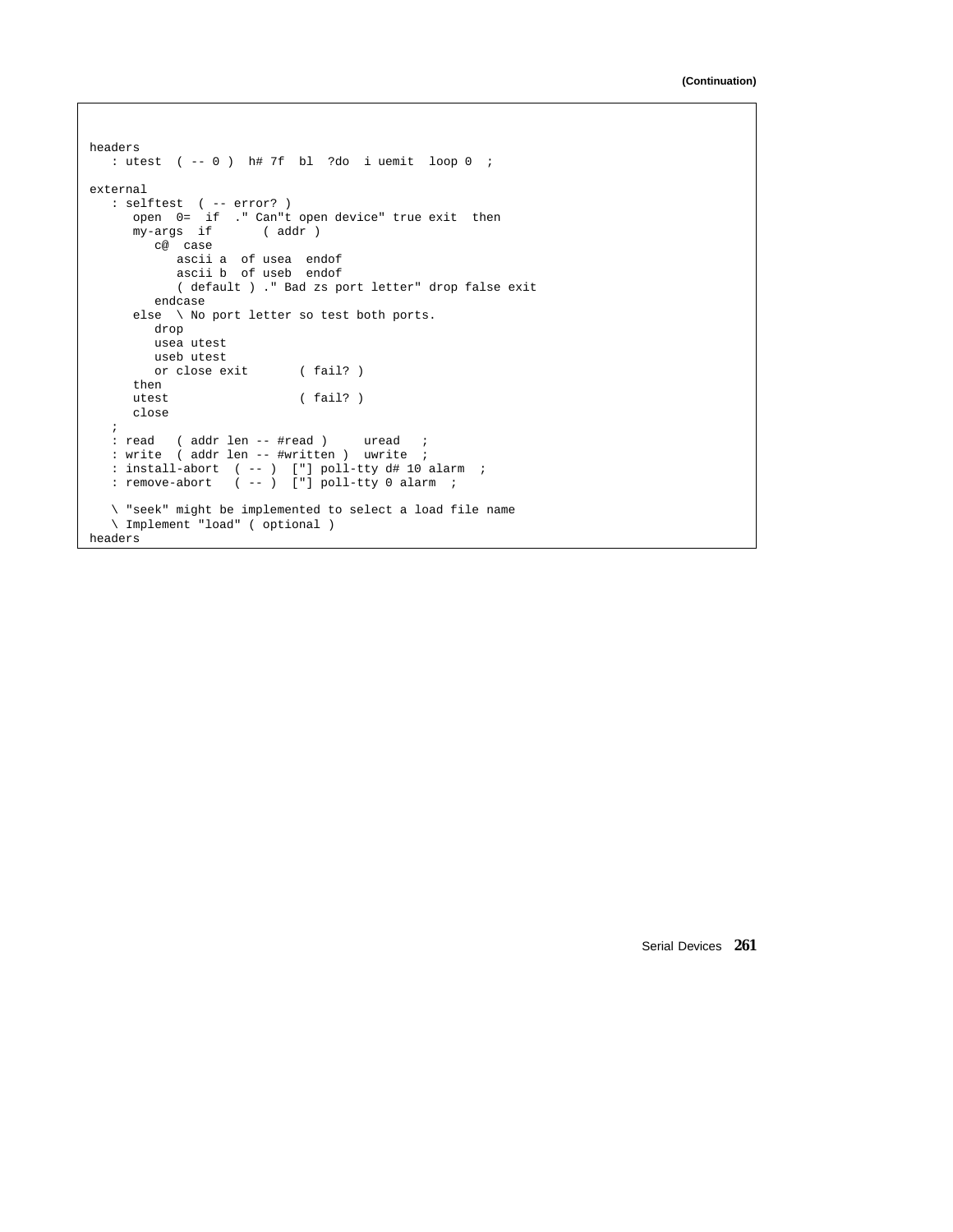(Continuation)

```
headers
   : utest  ( -- 0 )  h# 7f  bl  ?do  i uemit  loop 0  ;

external
   : selftest  ( -- error? )
      open  0=  if  ." Can"t open device" true exit  then
      my-args  if       ( addr )
         c@  case
            ascii a  of usea  endof
            ascii b  of useb  endof
            ( default ) ." Bad zs port letter" drop false exit
         endcase
      else  \ No port letter so test both ports.
         drop
         usea utest
         useb utest
         or close exit       ( fail? )
      then
      utest                  ( fail? )
      close
   ;
   : read   ( addr len -- #read )     uread   ;
   : write  ( addr len -- #written )  uwrite  ;
   : install-abort  ( -- )  ["] poll-tty d# 10 alarm  ;
   : remove-abort   ( -- )  ["] poll-tty 0 alarm  ;

   \ "seek" might be implemented to select a load file name
   \ Implement "load" ( optional )
headers
```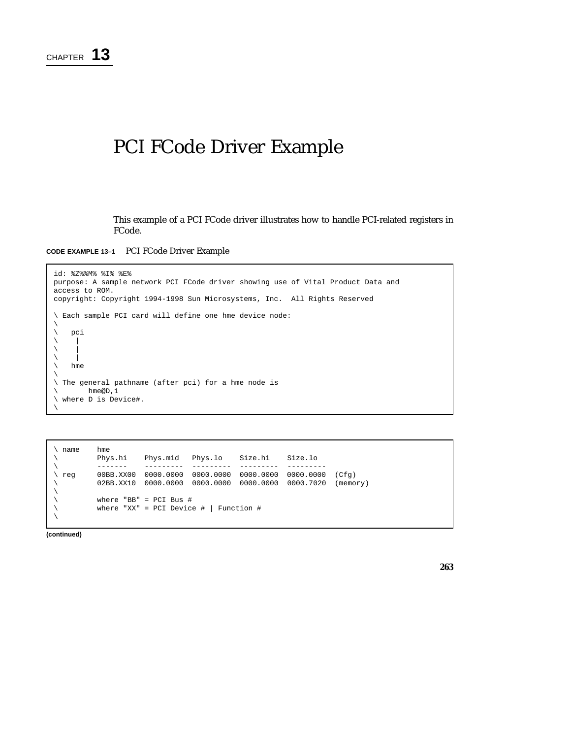CHAPTER **13**

# PCI FCode Driver Example

This example of a PCI FCode driver illustrates how to handle PCI-related registers in FCode.

**CODE EXAMPLE 13–1** PCI FCode Driver Example

```
id: %Z%%M% %I% %E%
purpose: A sample network PCI FCode driver showing use of Vital Product Data and
access to ROM.
copyright: Copyright 1994-1998 Sun Microsystems, Inc.  All Rights Reserved

\ Each sample PCI card will define one hme device node:
\
\   pci
\    |
\    |
\    |
\   hme
\
\ The general pathname (after pci) for a hme node is
\       hme@D,1
\ where D is Device#.
\
```

```
\ name    hme
\         Phys.hi    Phys.mid   Phys.lo    Size.hi    Size.lo
\         -------    ---------  ---------  ---------  ---------
\ reg     00BB.XX00  0000.0000  0000.0000  0000.0000  0000.0000  (Cfg)
\         02BB.XX10  0000.0000  0000.0000  0000.0000  0000.7020  (memory)
\
\         where "BB" = PCI Bus #
\         where "XX" = PCI Device # | Function #
\
```

**(continued)**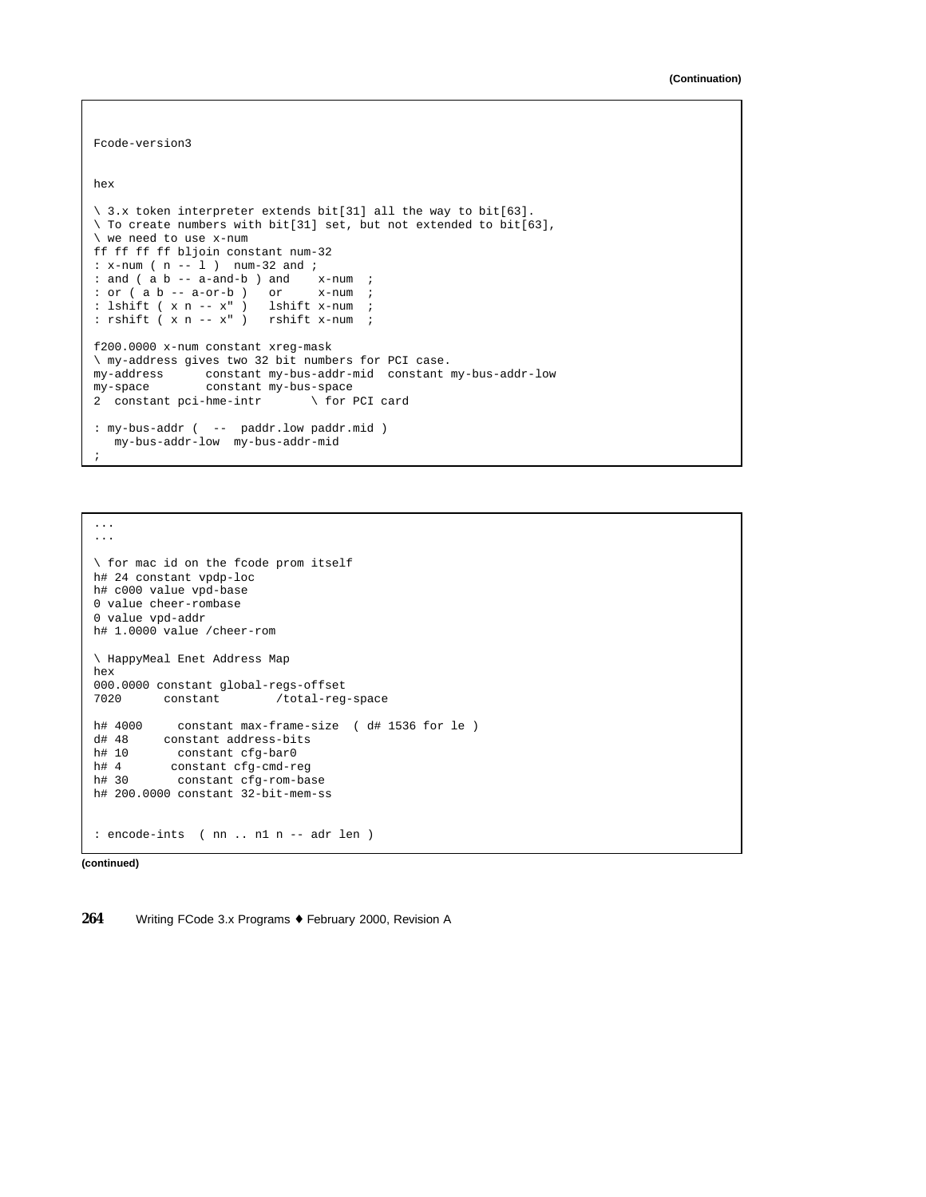**(Continuation)**

```
Fcode-version3

hex

\ 3.x token interpreter extends bit[31] all the way to bit[63].
\ To create numbers with bit[31] set, but not extended to bit[63],
\ we need to use x-num
ff ff ff ff bljoin constant num-32
: x-num ( n -- l )  num-32 and ;
: and ( a b -- a-and-b ) and    x-num  ;
: or ( a b -- a-or-b )   or     x-num  ;
: lshift ( x n -- x" )   lshift x-num  ;
: rshift ( x n -- x" )   rshift x-num  ;

f200.0000 x-num constant xreg-mask
\ my-address gives two 32 bit numbers for PCI case.
my-address      constant my-bus-addr-mid  constant my-bus-addr-low
my-space        constant my-bus-space
2  constant pci-hme-intr       \ for PCI card

: my-bus-addr (  --  paddr.low paddr.mid )
   my-bus-addr-low  my-bus-addr-mid
;
```

```
...
...

\ for mac id on the fcode prom itself
h# 24 constant vpdp-loc
h# c000 value vpd-base
0 value cheer-rombase
0 value vpd-addr
h# 1.0000 value /cheer-rom

\ HappyMeal Enet Address Map
hex
000.0000 constant global-regs-offset
7020      constant        /total-reg-space

h# 4000     constant max-frame-size  ( d# 1536 for le )
d# 48     constant address-bits
h# 10       constant cfg-bar0
h# 4       constant cfg-cmd-reg
h# 30       constant cfg-rom-base
h# 200.0000 constant 32-bit-mem-ss


: encode-ints  ( nn .. n1 n -- adr len )
```

**(continued)**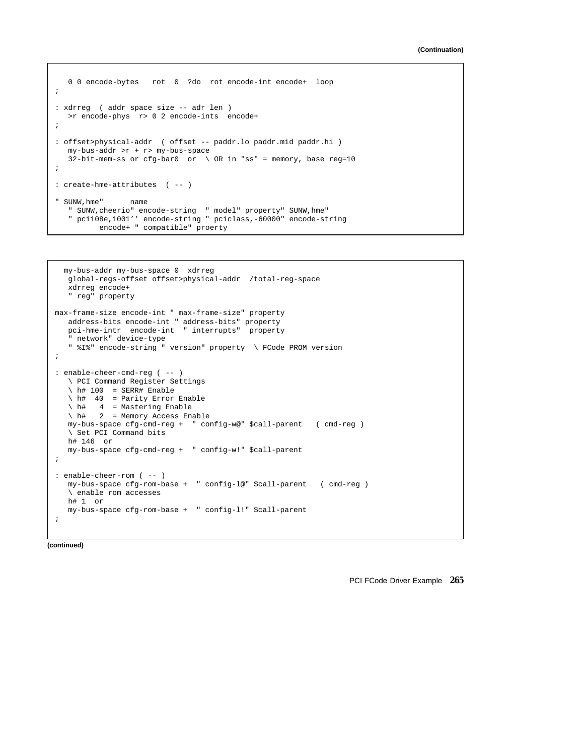(Continuation)

```
   0 0 encode-bytes   rot  0  ?do  rot encode-int encode+  loop
;

: xdrreg  ( addr space size -- adr len )
   >r encode-phys  r> 0 2 encode-ints  encode+
;

: offset>physical-addr  ( offset -- paddr.lo paddr.mid paddr.hi )
   my-bus-addr >r + r> my-bus-space
   32-bit-mem-ss or cfg-bar0  or  \ OR in "ss" = memory, base reg=10
;

: create-hme-attributes  ( -- )

" SUNW,hme"      name
   " SUNW,cheerio" encode-string  " model" property" SUNW,hme"
   " pci108e,1001’’ encode-string " pciclass,-60000" encode-string
          encode+ " compatible" proerty
```

```
  my-bus-addr my-bus-space 0  xdrreg
   global-regs-offset offset>physical-addr  /total-reg-space
   xdrreg encode+
   " reg" property

max-frame-size encode-int " max-frame-size" property
   address-bits encode-int " address-bits" property
   pci-hme-intr  encode-int  " interrupts"  property
   " network" device-type
   " %I%" encode-string " version" property  \ FCode PROM version
;

: enable-cheer-cmd-reg ( -- )
   \ PCI Command Register Settings
   \ h# 100  = SERR# Enable
   \ h#  40  = Parity Error Enable
   \ h#   4  = Mastering Enable
   \ h#   2  = Memory Access Enable
   my-bus-space cfg-cmd-reg +  " config-w@" $call-parent   ( cmd-reg )
   \ Set PCI Command bits
   h# 146  or
   my-bus-space cfg-cmd-reg +  " config-w!" $call-parent
;

: enable-cheer-rom ( -- )
   my-bus-space cfg-rom-base +  " config-l@" $call-parent   ( cmd-reg )
   \ enable rom accesses
   h# 1  or
   my-bus-space cfg-rom-base +  " config-l!" $call-parent
;
```

(continued)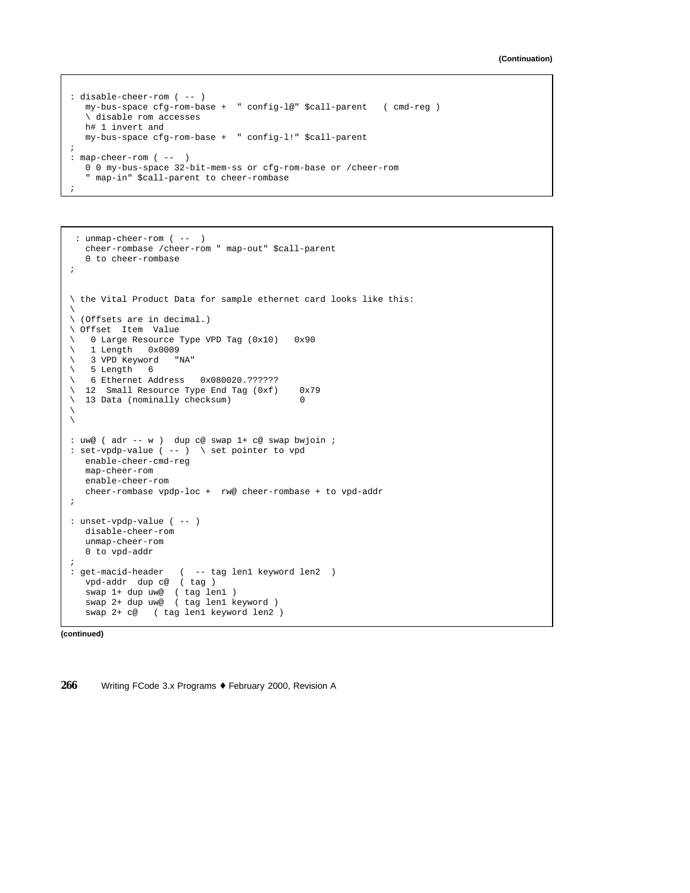**(Continuation)**

```
: disable-cheer-rom ( -- )
   my-bus-space cfg-rom-base +  " config-l@" $call-parent   ( cmd-reg )
   \ disable rom accesses
   h# 1 invert and
   my-bus-space cfg-rom-base +  " config-l!" $call-parent
;
: map-cheer-rom ( --  )
   0 0 my-bus-space 32-bit-mem-ss or cfg-rom-base or /cheer-rom
   " map-in" $call-parent to cheer-rombase
;
```

```
 : unmap-cheer-rom ( --  )
   cheer-rombase /cheer-rom " map-out" $call-parent
   0 to cheer-rombase
;


\ the Vital Product Data for sample ethernet card looks like this:
\
\ (Offsets are in decimal.)
\ Offset  Item  Value
\   0 Large Resource Type VPD Tag (0x10)   0x90
\   1 Length   0x0009
\   3 VPD Keyword   "NA"
\   5 Length   6
\   6 Ethernet Address   0x080020.??????
\  12  Small Resource Type End Tag (0xf)    0x79
\  13 Data (nominally checksum)             0
\
\

: uw@ ( adr -- w )  dup c@ swap 1+ c@ swap bwjoin ;
: set-vpdp-value ( -- )  \ set pointer to vpd
   enable-cheer-cmd-reg
   map-cheer-rom
   enable-cheer-rom
   cheer-rombase vpdp-loc +  rw@ cheer-rombase + to vpd-addr
;

: unset-vpdp-value ( -- )
   disable-cheer-rom
   unmap-cheer-rom
   0 to vpd-addr
;
: get-macid-header   (  -- tag len1 keyword len2  )
   vpd-addr  dup c@  ( tag )
   swap 1+ dup uw@  ( tag len1 )
   swap 2+ dup uw@  ( tag len1 keyword )
   swap 2+ c@   ( tag len1 keyword len2 )
```

**(continued)**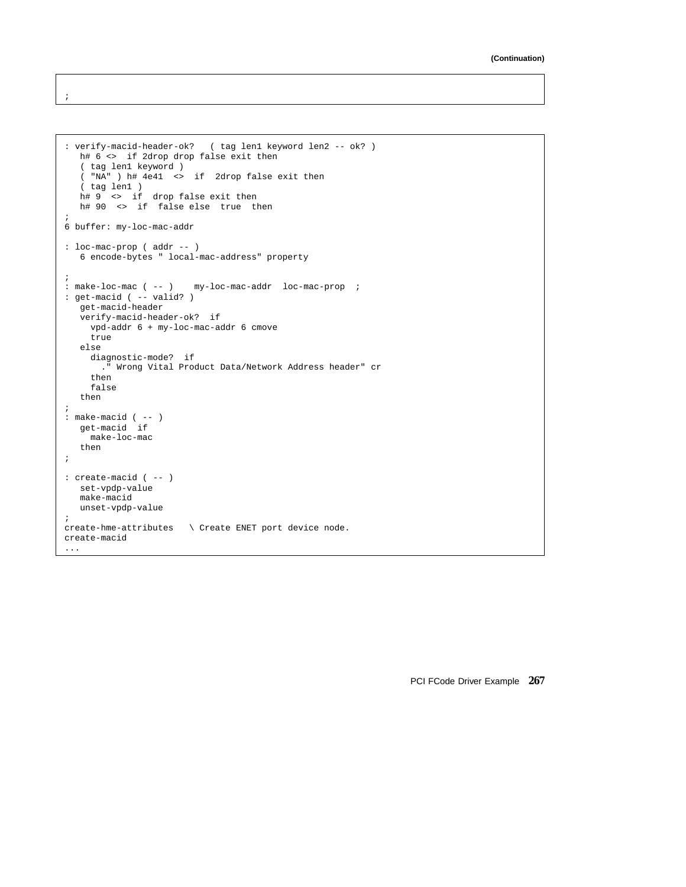(Continuation)

```
;
```

```
: verify-macid-header-ok?   ( tag len1 keyword len2 -- ok? )
   h# 6 <>  if 2drop drop false exit then
   ( tag len1 keyword )
   ( "NA" ) h# 4e41  <>  if  2drop false exit then
   ( tag len1 )
   h# 9  <>  if  drop false exit then
   h# 90  <>  if  false else  true  then
;
6 buffer: my-loc-mac-addr

: loc-mac-prop ( addr -- )
   6 encode-bytes " local-mac-address" property

;
: make-loc-mac ( -- )    my-loc-mac-addr  loc-mac-prop  ;
: get-macid ( -- valid? )
   get-macid-header
   verify-macid-header-ok?  if
     vpd-addr 6 + my-loc-mac-addr 6 cmove
     true
   else
     diagnostic-mode?  if
       ." Wrong Vital Product Data/Network Address header" cr
     then
     false
   then
;
: make-macid ( -- )
   get-macid  if
     make-loc-mac
   then
;

: create-macid ( -- )
   set-vpdp-value
   make-macid
   unset-vpdp-value
;
create-hme-attributes   \ Create ENET port device node.
create-macid
...
```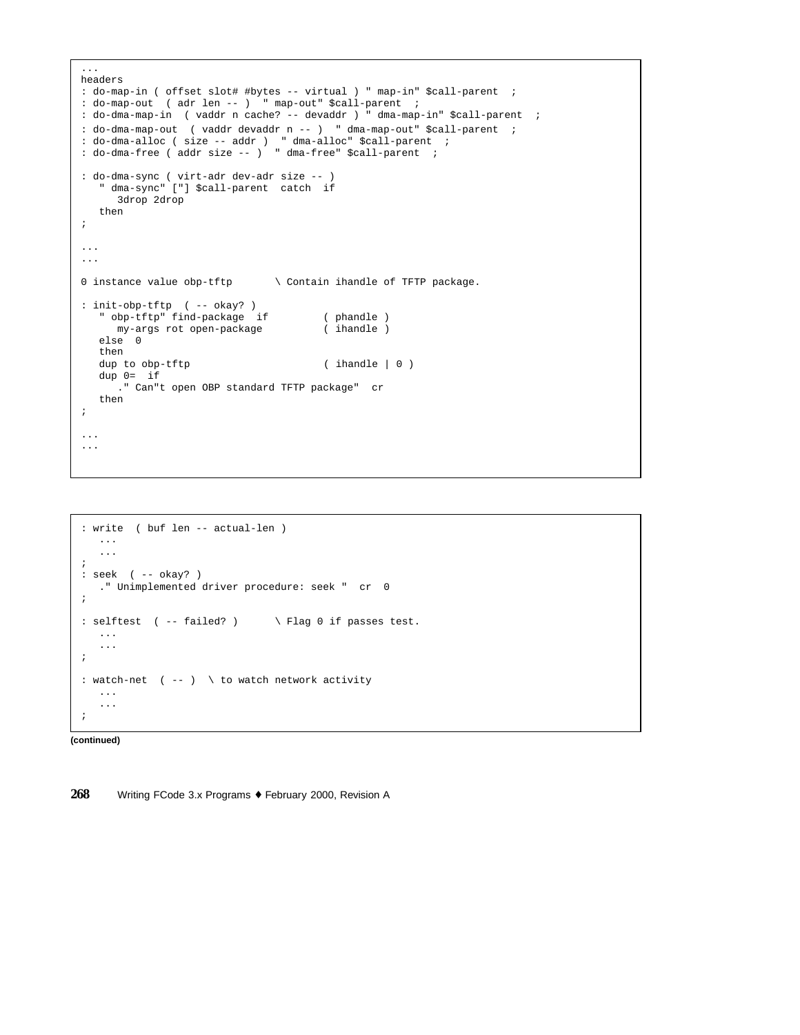```
...
headers
: do-map-in ( offset slot# #bytes -- virtual ) " map-in" $call-parent  ;
: do-map-out  ( adr len -- )  " map-out" $call-parent  ;
: do-dma-map-in  ( vaddr n cache? -- devaddr ) " dma-map-in" $call-parent  ;
: do-dma-map-out  ( vaddr devaddr n -- )  " dma-map-out" $call-parent  ;
: do-dma-alloc ( size -- addr )  " dma-alloc" $call-parent  ;
: do-dma-free ( addr size -- )  " dma-free" $call-parent  ;

: do-dma-sync ( virt-adr dev-adr size -- )
   " dma-sync" ["] $call-parent  catch  if
      3drop 2drop
   then
;

...
...

0 instance value obp-tftp       \ Contain ihandle of TFTP package.

: init-obp-tftp  ( -- okay? )
   " obp-tftp" find-package  if         ( phandle )
      my-args rot open-package          ( ihandle )
   else  0
   then
   dup to obp-tftp                      ( ihandle | 0 )
   dup 0=  if
      ." Can"t open OBP standard TFTP package"  cr
   then
;

...
...
```

```
: write  ( buf len -- actual-len )
   ...
   ...
;
: seek  ( -- okay? )
   ." Unimplemented driver procedure: seek "  cr  0
;

: selftest  ( -- failed? )      \ Flag 0 if passes test.
   ...
   ...
;

: watch-net  ( -- )  \ to watch network activity
   ...
   ...
;
```

**(continued)**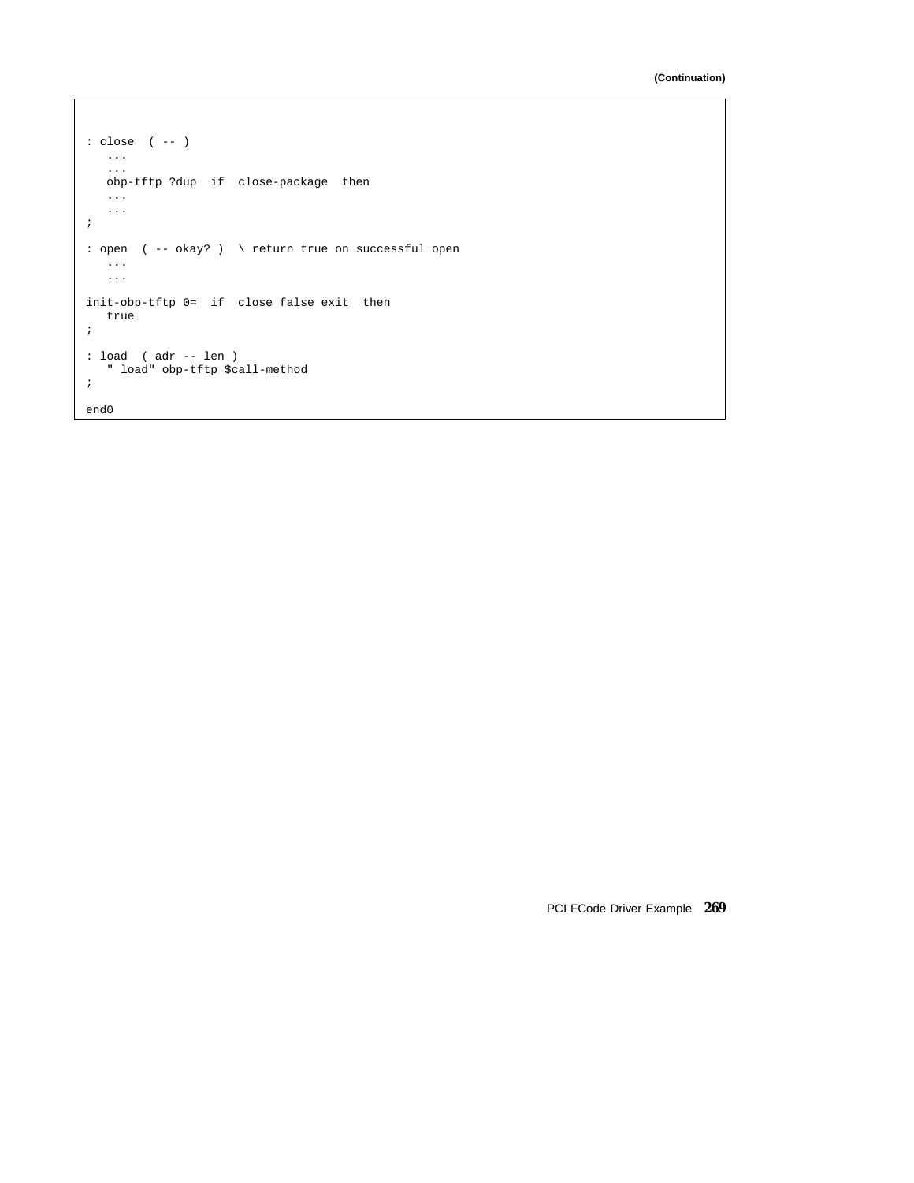(Continuation)

```
: close  ( -- )
   ...
   ...
   obp-tftp ?dup  if  close-package  then
   ...
   ...
;

: open  ( -- okay? )  \ return true on successful open
   ...
   ...

init-obp-tftp 0=  if  close false exit  then
   true
;

: load  ( adr -- len )
   " load" obp-tftp $call-method
;

end0
```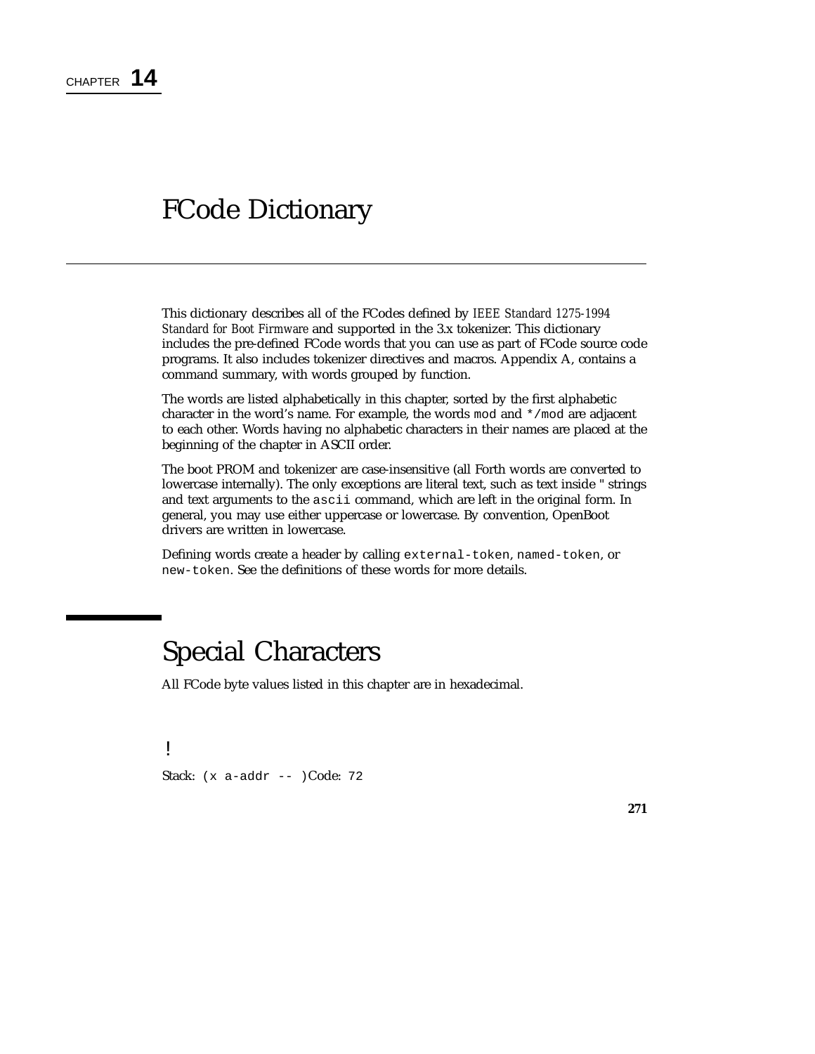CHAPTER **14**

# FCode Dictionary

This dictionary describes all of the FCodes defined by *IEEE Standard 1275-1994 Standard for Boot Firmware* and supported in the 3.x tokenizer. This dictionary includes the pre-defined FCode words that you can use as part of FCode source code programs. It also includes tokenizer directives and macros. Appendix A, contains a command summary, with words grouped by function.

The words are listed alphabetically in this chapter, sorted by the first alphabetic character in the word's name. For example, the words `mod` and `*/mod` are adjacent to each other. Words having no alphabetic characters in their names are placed at the beginning of the chapter in ASCII order.

The boot PROM and tokenizer are case-insensitive (all Forth words are converted to lowercase internally). The only exceptions are literal text, such as text inside " strings and text arguments to the `ascii` command, which are left in the original form. In general, you may use either uppercase or lowercase. By convention, OpenBoot drivers are written in lowercase.

Defining words create a header by calling `external-token`, `named-token`, or `new-token`. See the definitions of these words for more details.

## Special Characters

All FCode byte values listed in this chapter are in hexadecimal.

### !

Stack: `( x a-addr -- )` Code: `72`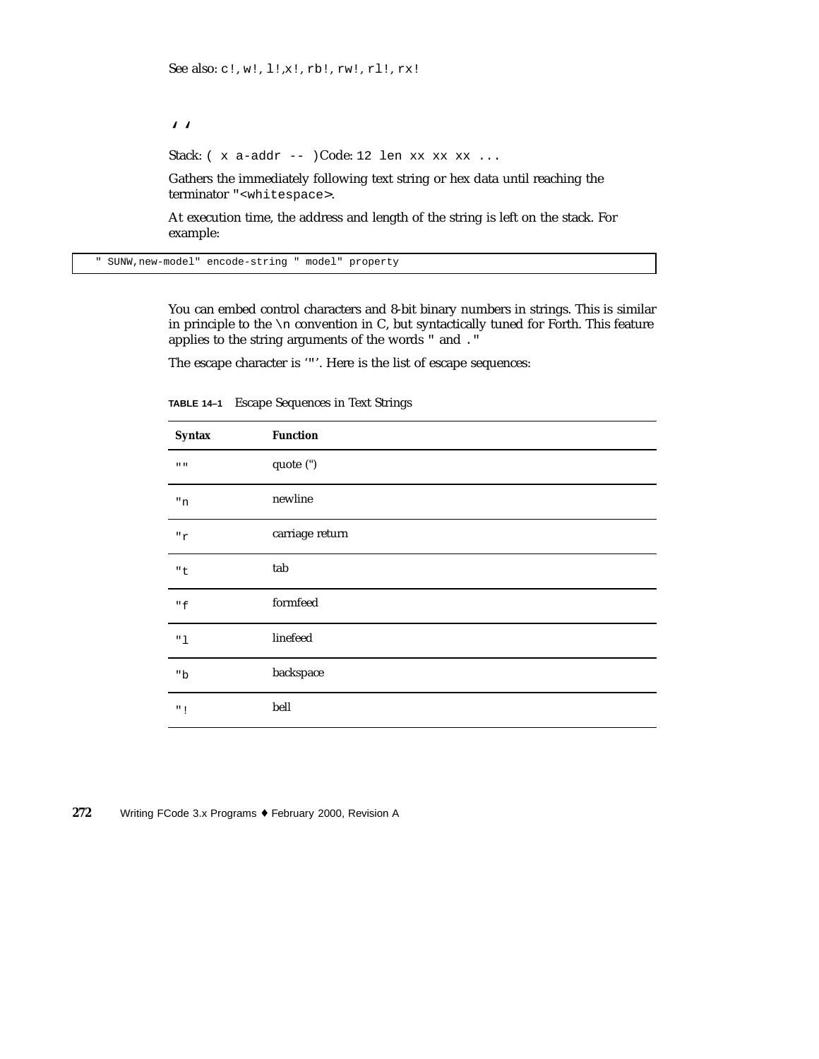See also: `c!`, `w!`, `l!`,`x!`, `rb!`, `rw!`, `rl!`, `rx!`

## " "

Stack: `( x a-addr -- )` Code: `12 len xx xx xx ...`

Gathers the immediately following text string or hex data until reaching the terminator `"<whitespace>`.

At execution time, the address and length of the string is left on the stack. For example:

```
" SUNW,new-model" encode-string " model" property
```

You can embed control characters and 8-bit binary numbers in strings. This is similar in principle to the `\n` convention in C, but syntactically tuned for Forth. This feature applies to the string arguments of the words `"` and `."`

The escape character is '`"`'. Here is the list of escape sequences:

**TABLE 14–1** Escape Sequences in Text Strings

| Syntax | Function |
|---|---|
| `""` | quote (") |
| `"n` | newline |
| `"r` | carriage return |
| `"t` | tab |
| `"f` | formfeed |
| `"l` | linefeed |
| `"b` | backspace |
| `"!` | bell |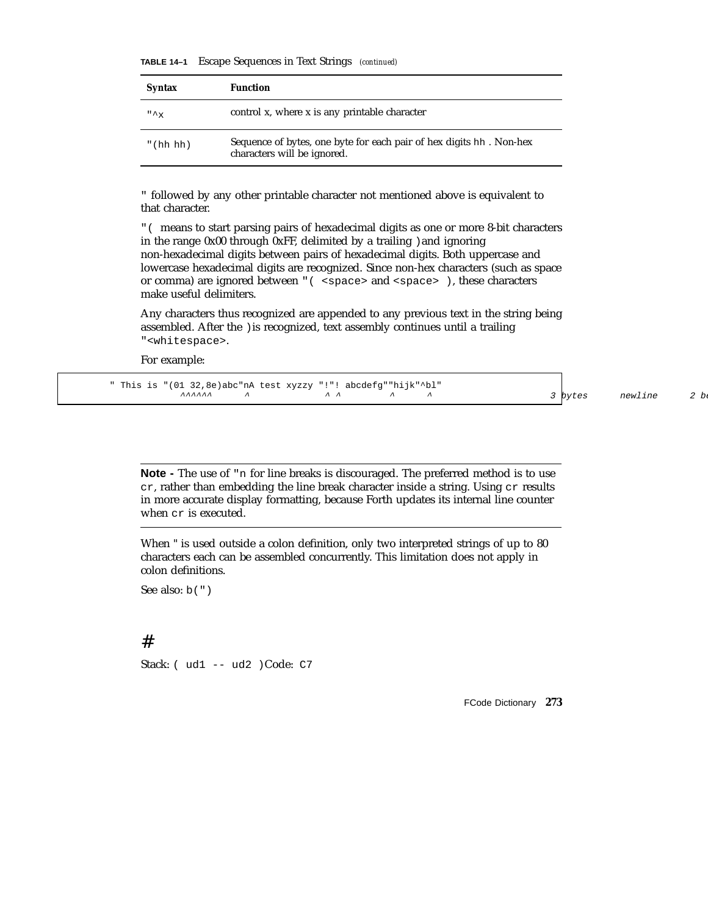**TABLE 14–1** Escape Sequences in Text Strings *(continued)*

| Syntax | Function |
| --- | --- |
| `"^x` | control x, where x is any printable character |
| `"(hh hh)` | Sequence of bytes, one byte for each pair of hex digits `hh` . Non-hex characters will be ignored. |

`"` followed by any other printable character not mentioned above is equivalent to that character.

`"(` means to start parsing pairs of hexadecimal digits as one or more 8-bit characters in the range 0x00 through 0xFF, delimited by a trailing `)` and ignoring non-hexadecimal digits between pairs of hexadecimal digits. Both uppercase and lowercase hexadecimal digits are recognized. Since non-hex characters (such as space or comma) are ignored between `"( <space>` and `<space> )`, these characters make useful delimiters.

Any characters thus recognized are appended to any previous text in the string being assembled. After the `)` is recognized, text assembly continues until a trailing `"<whitespace>`.

For example:

```
" This is "(01 32,8e)abc"nA test xyzzy "!"! abcdefg""hijk"^bl"
            ^^^^^^      ^              ^ ^         ^      ^                     3 bytes       newline       2 b
```

**Note -** The use of `"n` for line breaks is discouraged. The preferred method is to use `cr`, rather than embedding the line break character inside a string. Using `cr` results in more accurate display formatting, because Forth updates its internal line counter when `cr` is executed.

When `"` is used outside a colon definition, only two interpreted strings of up to 80 characters each can be assembled concurrently. This limitation does not apply in colon definitions.

See also: `b(")`

## #

Stack: `( ud1 -- ud2 )` Code: `C7`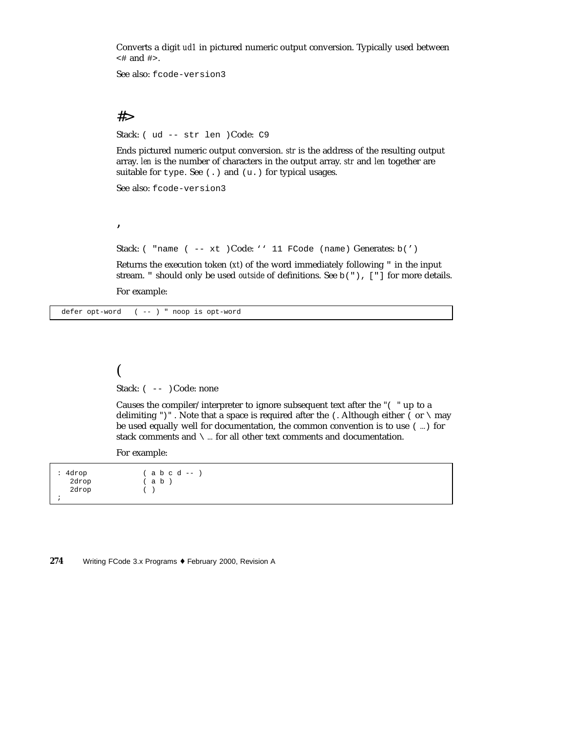Converts a digit *ud1* in pictured numeric output conversion. Typically used between <# and #>.

See also: `fcode-version3`

## #>

Stack: `( ud -- str len )` Code: `C9`

Ends pictured numeric output conversion. *str* is the address of the resulting output array. *len* is the number of characters in the output array. *str* and *len* together are suitable for `type`. See `(.)` and `(u.)` for typical usages.

See also: `fcode-version3`

## '

Stack: `( "name ( -- xt )` Code: `'' 11 FCode (name)` Generates: `b(')`

Returns the execution token (*xt*) of the word immediately following " in the input stream. " should only be used *outside* of definitions. See `b("), ["]` for more details.

For example:

```
defer opt-word   ( -- ) " noop is opt-word
```

## (

Stack: `( -- )` Code: none

Causes the compiler/interpreter to ignore subsequent text after the "`( `" up to a delimiting "`)`". Note that a space is required after the `(`. Although either `(` or `\` may be used equally well for documentation, the common convention is to use `( ...)` for stack comments and `\ ...` for all other text comments and documentation.

For example:

```
: 4drop            ( a b c d -- )
   2drop           ( a b )
   2drop           ( )
;
```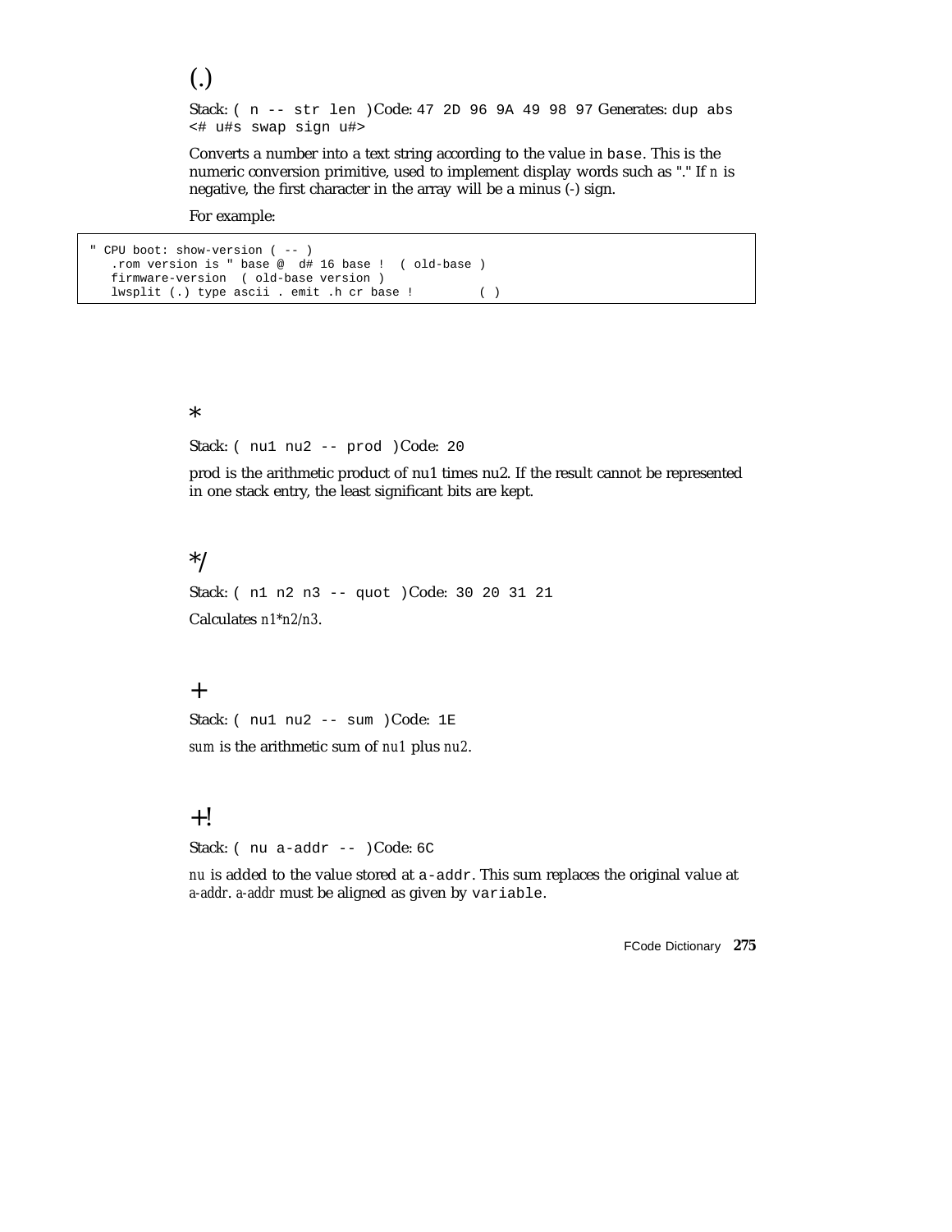## (.)

Stack: `( n -- str len )`Code: `47 2D 96 9A 49 98 97` Generates: `dup abs <# u#s swap sign u#>`

Converts a number into a text string according to the value in `base`. This is the numeric conversion primitive, used to implement display words such as "." If *n* is negative, the first character in the array will be a minus (-) sign.

For example:

```
" CPU boot: show-version ( -- )
   .rom version is " base @  d# 16 base !  ( old-base )
   firmware-version  ( old-base version )
   lwsplit (.) type ascii . emit .h cr base !        ( )
```

## *

Stack: `( nu1 nu2 -- prod )`Code: `20`

prod is the arithmetic product of nu1 times nu2. If the result cannot be represented in one stack entry, the least significant bits are kept.

## */

Stack: `( n1 n2 n3 -- quot )`Code: `30 20 31 21`

Calculates *n1*n2/n3*.

## +

Stack: `( nu1 nu2 -- sum )`Code: `1E`

*sum* is the arithmetic sum of *nu1* plus *nu2*.

## +!

Stack: `( nu a-addr -- )`Code: `6C`

*nu* is added to the value stored at `a-addr`. This sum replaces the original value at *a-addr*. *a-addr* must be aligned as given by `variable`.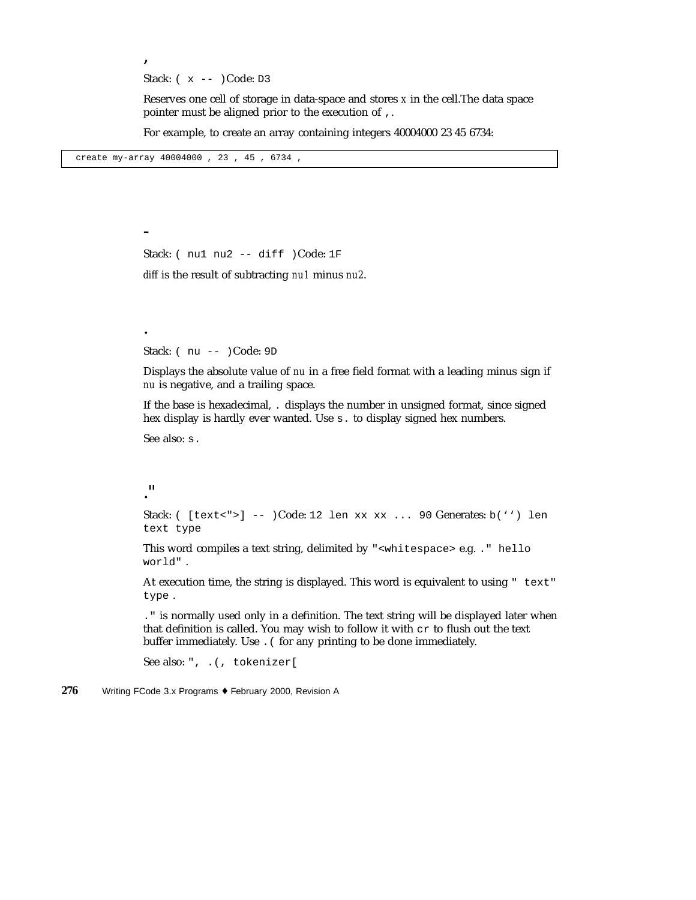### ,

Stack: `( x -- )` Code: `D3`

Reserves one cell of storage in data-space and stores *x* in the cell.The data space pointer must be aligned prior to the execution of `,`.

For example, to create an array containing integers 40004000 23 45 6734:

```
create my-array 40004000 , 23 , 45 , 6734 ,
```

### -

Stack: `( nu1 nu2 -- diff )` Code: `1F`

*diff* is the result of subtracting *nu1* minus *nu2*.

### .

Stack: `( nu -- )` Code: `9D`

Displays the absolute value of *nu* in a free field format with a leading minus sign if *nu* is negative, and a trailing space.

If the base is hexadecimal, `.` displays the number in unsigned format, since signed hex display is hardly ever wanted. Use `s.` to display signed hex numbers.

See also: `s.`

### ."

Stack: `( [text<">] -- )` Code: `12 len xx xx ... 90` Generates: `b('') len text type`

This word compiles a text string, delimited by `"<whitespace>` e.g. `." hello world"` .

At execution time, the string is displayed. This word is equivalent to using `" text" type` .

`."` is normally used only in a definition. The text string will be displayed later when that definition is called. You may wish to follow it with `cr` to flush out the text buffer immediately. Use `.(` for any printing to be done immediately.

See also: `",` `.(`, `tokenizer[`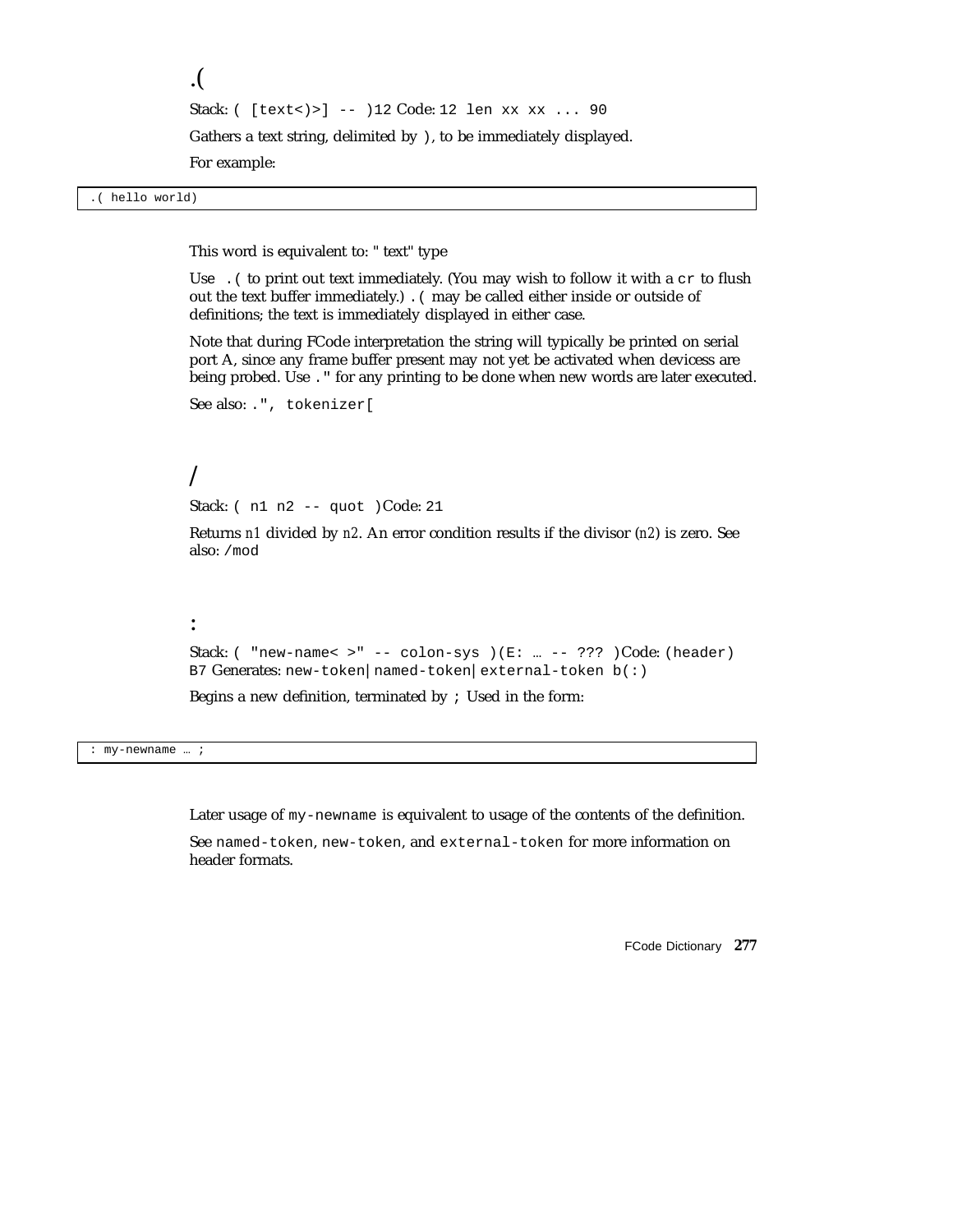## .(

Stack: `( [text<)>] -- )` 12 Code: `12 len xx xx ... 90`

Gathers a text string, delimited by `)`, to be immediately displayed.

For example:

```
.( hello world)
```

This word is equivalent to: " text" type

Use `.(` to print out text immediately. (You may wish to follow it with a `cr` to flush out the text buffer immediately.) `.(` may be called either inside or outside of definitions; the text is immediately displayed in either case.

Note that during FCode interpretation the string will typically be printed on serial port A, since any frame buffer present may not yet be activated when devicess are being probed. Use `."` for any printing to be done when new words are later executed.

See also: `."`, `tokenizer[`

## /

Stack: `( n1 n2 -- quot )` Code: `21`

Returns *n1* divided by *n2*. An error condition results if the divisor (*n2*) is zero. See also: `/mod`

## :

Stack: `( "new-name< >" -- colon-sys )(E: … -- ??? )` Code: `(header) B7` Generates: `new-token|named-token|external-token b(:)`

Begins a new definition, terminated by `;` Used in the form:

```
: my-newname … ;
```

Later usage of `my-newname` is equivalent to usage of the contents of the definition.

See `named-token`, `new-token`, and `external-token` for more information on header formats.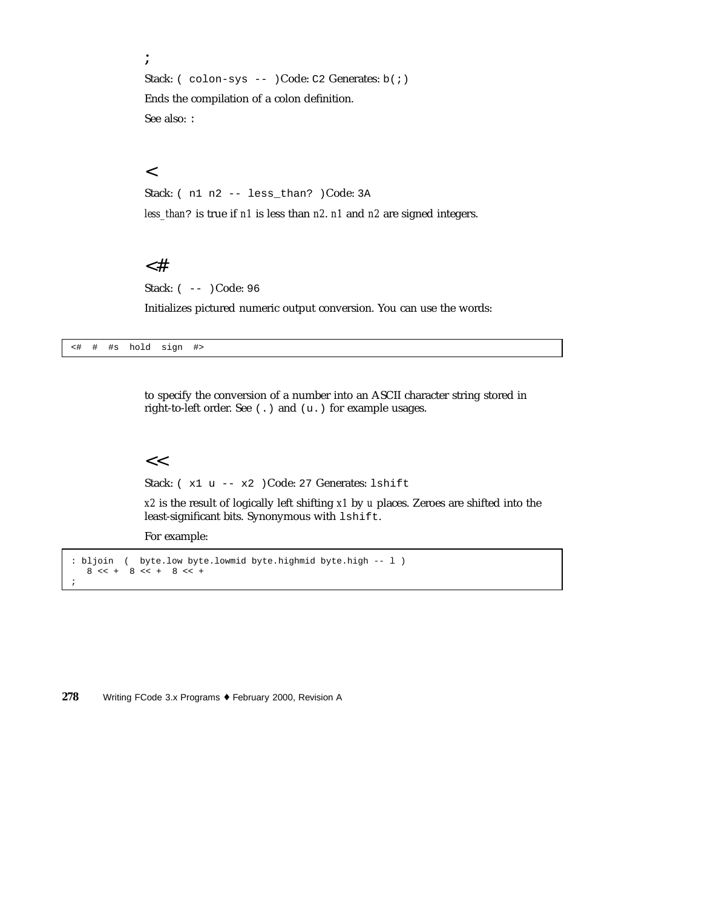## ;

Stack: `( colon-sys -- )` Code: `C2` Generates: `b(;)`

Ends the compilation of a colon definition.

See also: `:`

## <

Stack: `( n1 n2 -- less_than? )` Code: `3A`

*less_than*`?` is true if *n1* is less than *n2*. *n1* and *n2* are signed integers.

## <#

Stack: `( -- )` Code: `96`

Initializes pictured numeric output conversion. You can use the words:

```
<#  #  #s  hold  sign  #>
```

to specify the conversion of a number into an ASCII character string stored in right-to-left order. See `(.)` and `(u.)` for example usages.

## <<

Stack: `( x1 u -- x2 )` Code: `27` Generates: `lshift`

*x2* is the result of logically left shifting *x1* by *u* places. Zeroes are shifted into the least-significant bits. Synonymous with `lshift`.

For example:

```
: bljoin  (  byte.low byte.lowmid byte.highmid byte.high -- l )
   8 << +  8 << +  8 << +
;
```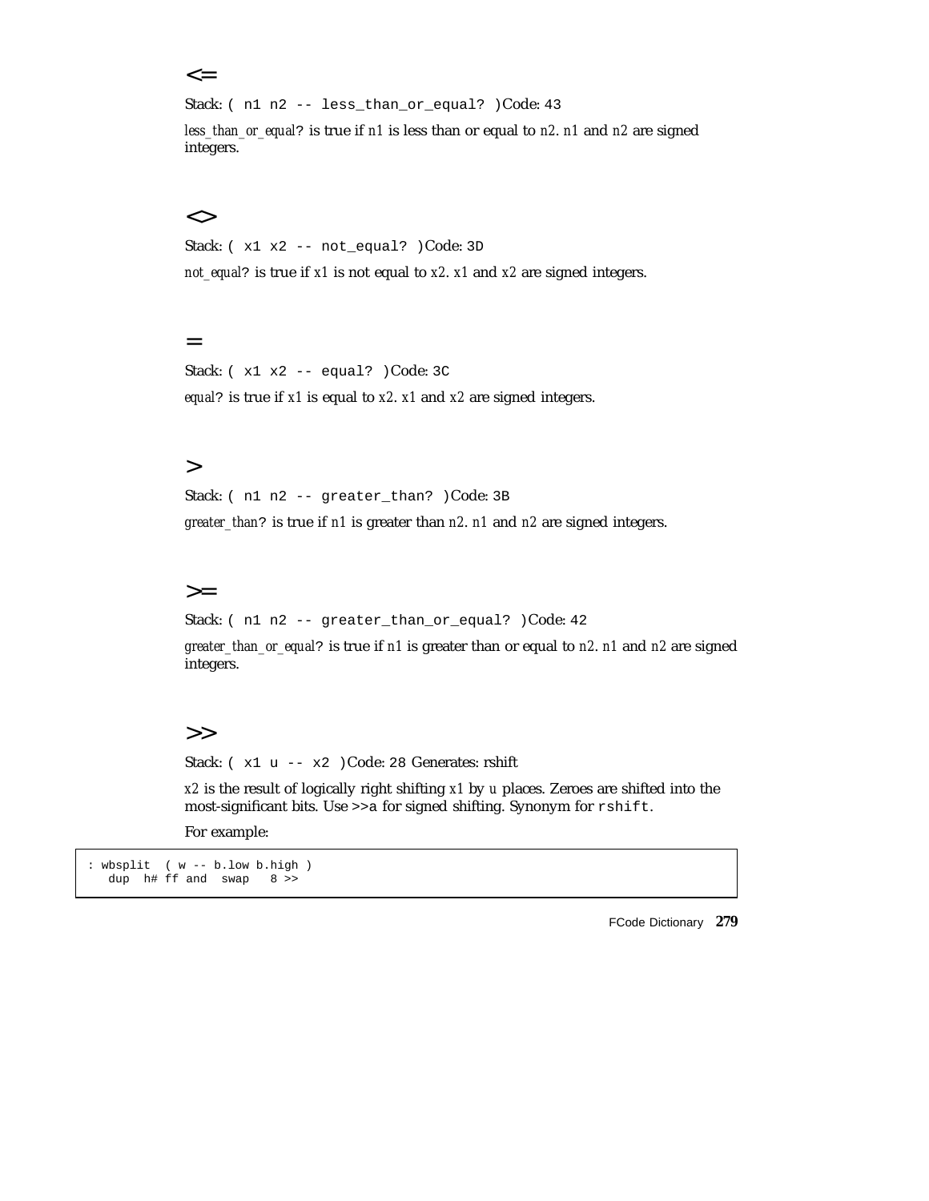### <=

Stack: `( n1 n2 -- less_than_or_equal? )` Code: `43`

*less_than_or_equal?* is true if *n1* is less than or equal to *n2*. *n1* and *n2* are signed integers.

### <>

Stack: `( x1 x2 -- not_equal? )` Code: `3D`

*not_equal?* is true if *x1* is not equal to *x2*. *x1* and *x2* are signed integers.

### =

Stack: `( x1 x2 -- equal? )` Code: `3C`

*equal?* is true if *x1* is equal to *x2*. *x1* and *x2* are signed integers.

### >

Stack: `( n1 n2 -- greater_than? )` Code: `3B`

*greater_than?* is true if *n1* is greater than *n2*. *n1* and *n2* are signed integers.

### >=

Stack: `( n1 n2 -- greater_than_or_equal? )` Code: `42`

*greater_than_or_equal?* is true if *n1* is greater than or equal to *n2*. *n1* and *n2* are signed integers.

### >>

Stack: `( x1 u -- x2 )` Code: `28` Generates: rshift

*x2* is the result of logically right shifting *x1* by *u* places. Zeroes are shifted into the most-significant bits. Use >>a for signed shifting. Synonym for `rshift`.

For example:

```
: wbsplit  ( w -- b.low b.high )
   dup  h# ff and  swap   8 >>
```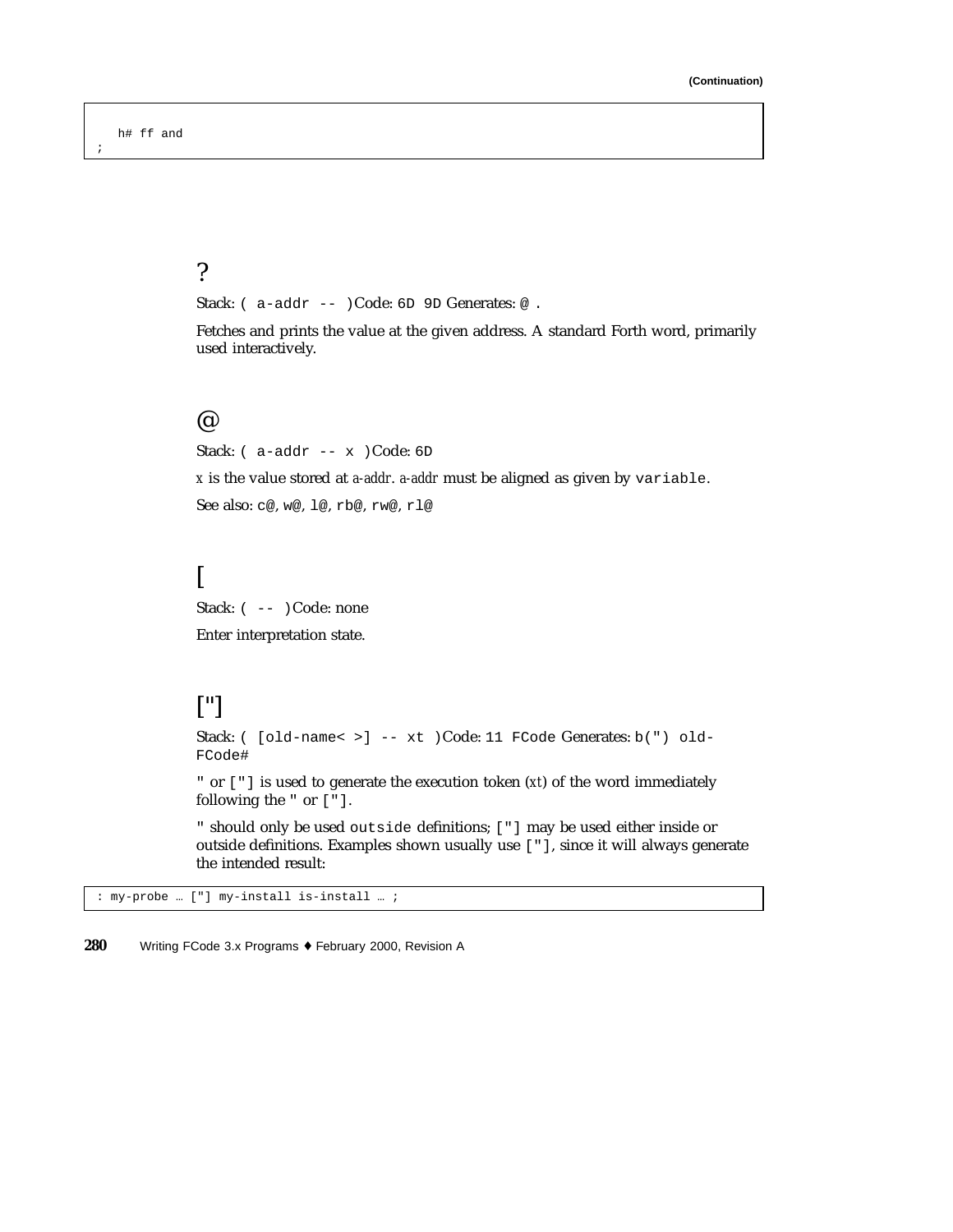**(Continuation)**

```
   h# ff and
;
```

## ?

Stack: `( a-addr -- )` Code: `6D 9D` Generates: `@ .`

Fetches and prints the value at the given address. A standard Forth word, primarily used interactively.

## @

Stack: `( a-addr -- x )` Code: `6D`

*x* is the value stored at *a-addr*. *a-addr* must be aligned as given by `variable`.

See also: `c@`, `w@`, `l@`, `rb@`, `rw@`, `rl@`

## [

Stack: `( -- )` Code: none

Enter interpretation state.

## ["]

Stack: `( [old-name< >] -- xt )` Code: `11 FCode` Generates: `b(") old-FCode#`

`"` or `["]` is used to generate the execution token (*xt*) of the word immediately following the `"` or `["]`.

`"` should only be used `outside` definitions; `["]` may be used either inside or outside definitions. Examples shown usually use `["]`, since it will always generate the intended result:

```
: my-probe … ["] my-install is-install … ;
```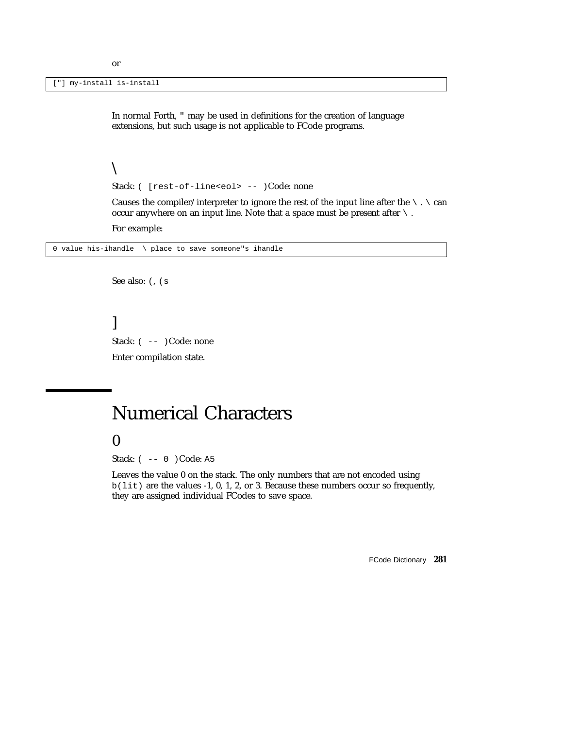or

```
["] my-install is-install
```

In normal Forth, " may be used in definitions for the creation of language extensions, but such usage is not applicable to FCode programs.

### \

Stack: `( [rest-of-line<eol> -- )` Code: none

Causes the compiler/interpreter to ignore the rest of the input line after the `\` . `\` can occur anywhere on an input line. Note that a space must be present after `\` .

For example:

```
0 value his-ihandle  \ place to save someone"s ihandle
```

See also: `(`, `(s`

### ]

Stack: `( -- )` Code: none

Enter compilation state.

## Numerical Characters

### 0

Stack: `( -- 0 )` Code: `A5`

Leaves the value 0 on the stack. The only numbers that are not encoded using `b(lit)` are the values -1, 0, 1, 2, or 3. Because these numbers occur so frequently, they are assigned individual FCodes to save space.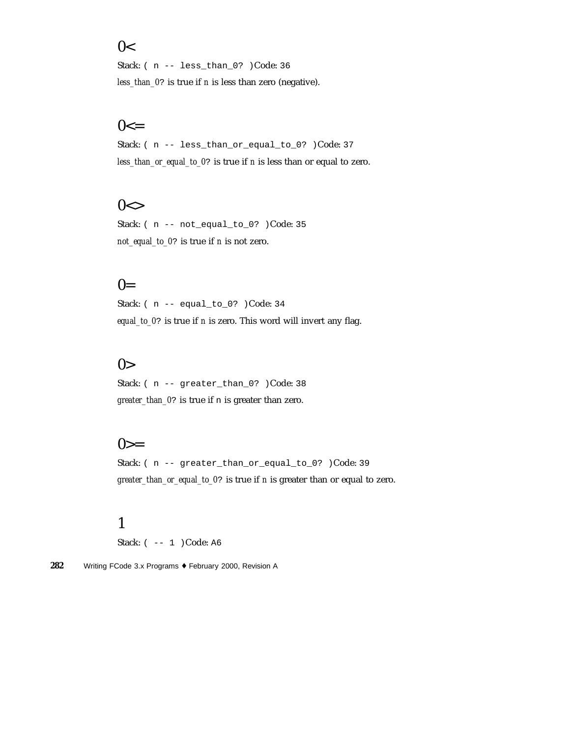## 0<

Stack: `( n -- less_than_0? )` Code: `36`

*less_than_0?* is true if *n* is less than zero (negative).

## 0<=

Stack: `( n -- less_than_or_equal_to_0? )` Code: `37`

*less_than_or_equal_to_0?* is true if *n* is less than or equal to zero.

## 0<>

Stack: `( n -- not_equal_to_0? )` Code: `35`

*not_equal_to_0?* is true if *n* is not zero.

## 0=

Stack: `( n -- equal_to_0? )` Code: `34`

*equal_to_0?* is true if *n* is zero. This word will invert any flag.

## 0>

Stack: `( n -- greater_than_0? )` Code: `38`

*greater_than_0?* is true if `n` is greater than zero.

## 0>=

Stack: `( n -- greater_than_or_equal_to_0? )` Code: `39`

*greater_than_or_equal_to_0?* is true if *n* is greater than or equal to zero.

## 1

Stack: `( -- 1 )` Code: `A6`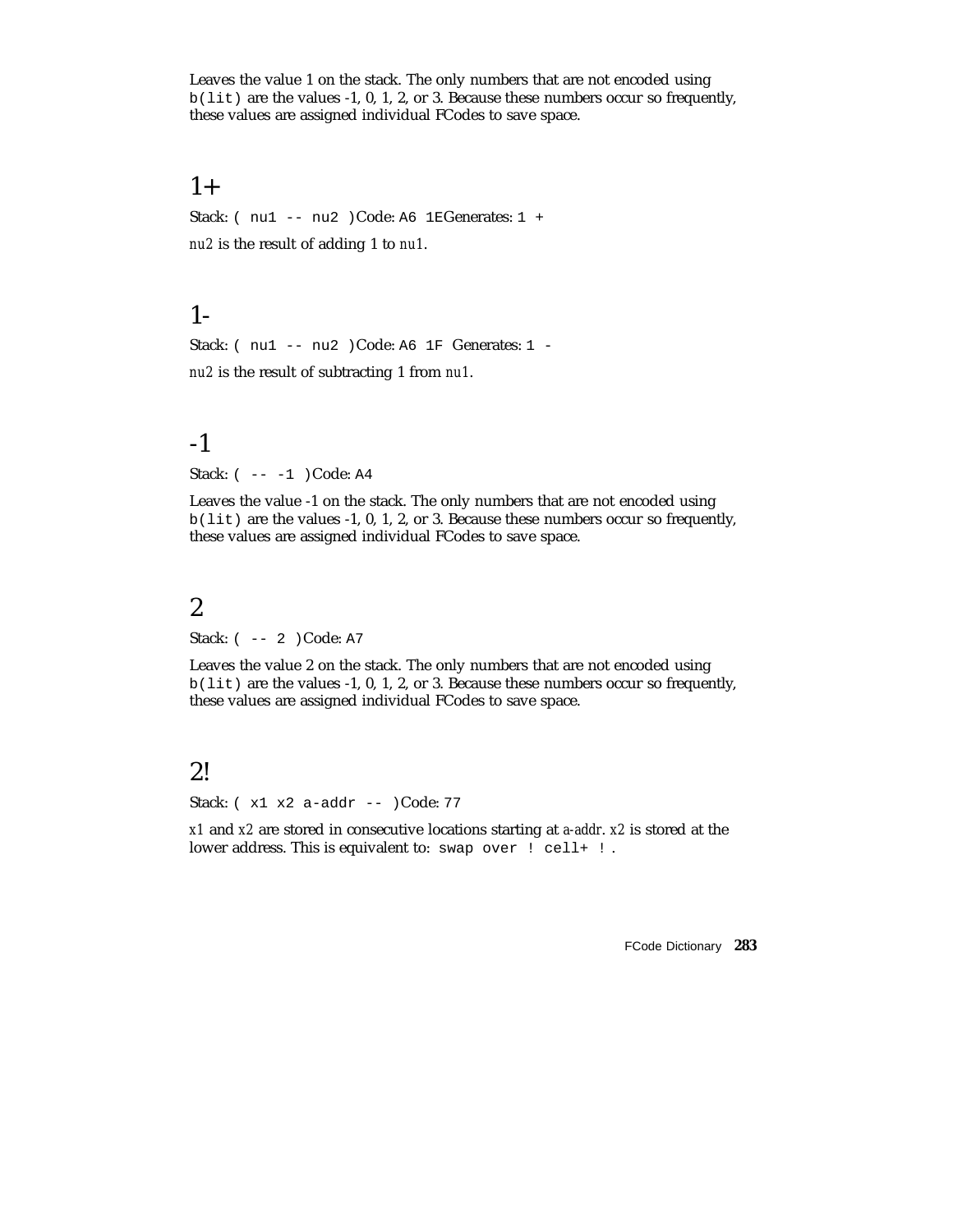Leaves the value 1 on the stack. The only numbers that are not encoded using `b(lit)` are the values -1, 0, 1, 2, or 3. Because these numbers occur so frequently, these values are assigned individual FCodes to save space.

## 1+

Stack: `( nu1 -- nu2 )` Code: `A6 1E` Generates: `1 +`

*nu2* is the result of adding 1 to *nu1*.

## 1-

Stack: `( nu1 -- nu2 )` Code: `A6 1F` Generates: `1 -`

*nu2* is the result of subtracting 1 from *nu1*.

## -1

Stack: `( -- -1 )` Code: `A4`

Leaves the value -1 on the stack. The only numbers that are not encoded using `b(lit)` are the values -1, 0, 1, 2, or 3. Because these numbers occur so frequently, these values are assigned individual FCodes to save space.

## 2

Stack: `( -- 2 )` Code: `A7`

Leaves the value 2 on the stack. The only numbers that are not encoded using `b(lit)` are the values -1, 0, 1, 2, or 3. Because these numbers occur so frequently, these values are assigned individual FCodes to save space.

## 2!

Stack: `( x1 x2 a-addr -- )` Code: `77`

*x1* and *x2* are stored in consecutive locations starting at *a-addr*. *x2* is stored at the lower address. This is equivalent to: `swap over ! cell+ !` .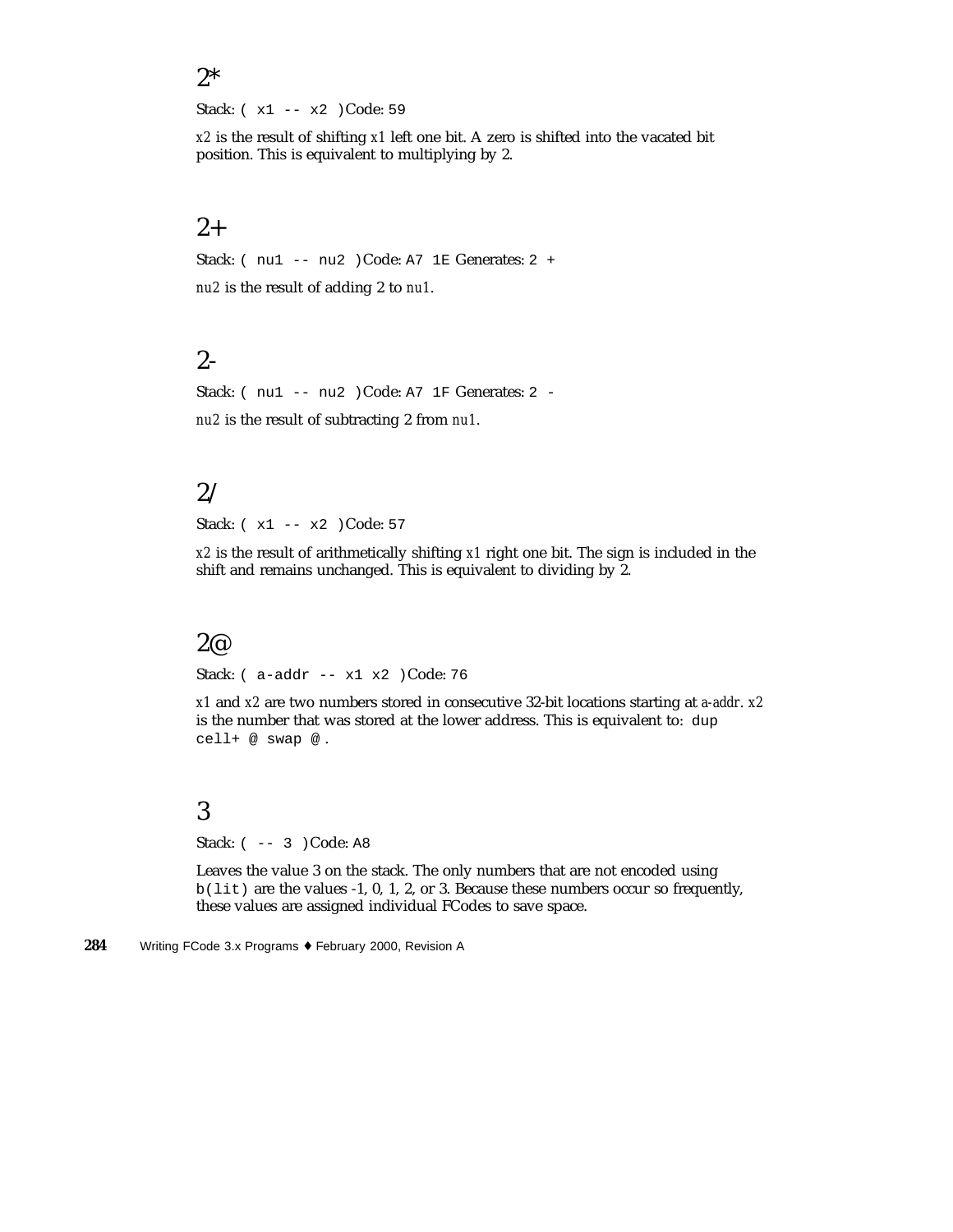## 2*

Stack: `( x1 -- x2 )` Code: `59`

*x2* is the result of shifting *x1* left one bit. A zero is shifted into the vacated bit position. This is equivalent to multiplying by 2.

## 2+

Stack: `( nu1 -- nu2 )` Code: `A7 1E` Generates: `2 +`

*nu2* is the result of adding 2 to *nu1*.

## 2-

Stack: `( nu1 -- nu2 )` Code: `A7 1F` Generates: `2 -`

*nu2* is the result of subtracting 2 from *nu1*.

## 2/

Stack: `( x1 -- x2 )` Code: `57`

*x2* is the result of arithmetically shifting *x1* right one bit. The sign is included in the shift and remains unchanged. This is equivalent to dividing by 2.

## 2@

Stack: `( a-addr -- x1 x2 )` Code: `76`

*x1* and *x2* are two numbers stored in consecutive 32-bit locations starting at *a-addr*. *x2* is the number that was stored at the lower address. This is equivalent to: `dup cell+ @ swap @` .

## 3

Stack: `( -- 3 )` Code: `A8`

Leaves the value 3 on the stack. The only numbers that are not encoded using `b(lit)` are the values -1, 0, 1, 2, or 3. Because these numbers occur so frequently, these values are assigned individual FCodes to save space.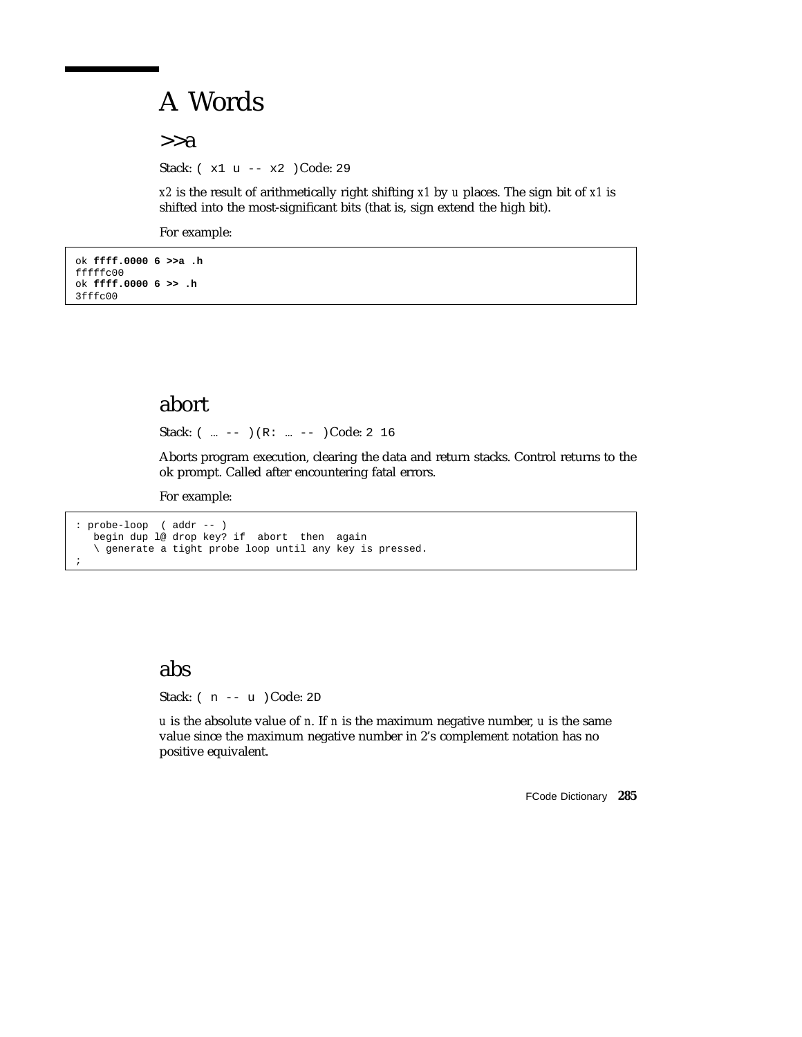# A Words

## >>a

Stack: `( x1 u -- x2 )` Code: `29`

*x2* is the result of arithmetically right shifting *x1* by *u* places. The sign bit of *x1* is shifted into the most-significant bits (that is, sign extend the high bit).

For example:

```
ok ffff.0000 6 >>a .h
fffffc00
ok ffff.0000 6 >> .h
3fffc00
```

## abort

Stack: `( … -- ) (R: … -- )` Code: `2 16`

Aborts program execution, clearing the data and return stacks. Control returns to the ok prompt. Called after encountering fatal errors.

For example:

```
: probe-loop  ( addr -- )
   begin dup l@ drop key? if  abort  then  again
   \ generate a tight probe loop until any key is pressed.
;
```

## abs

Stack: `( n -- u )` Code: `2D`

*u* is the absolute value of *n*. If *n* is the maximum negative number, *u* is the same value since the maximum negative number in 2's complement notation has no positive equivalent.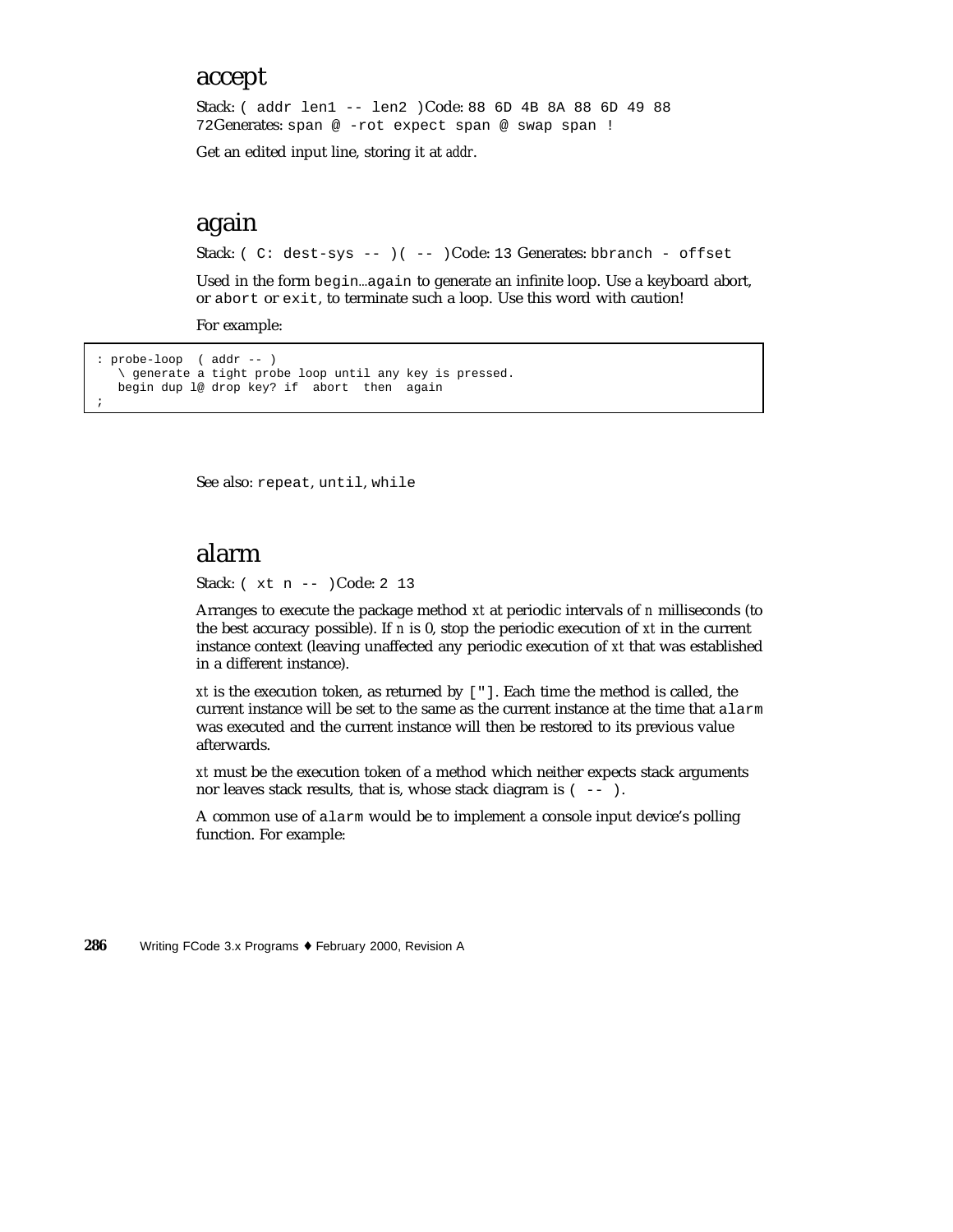## accept

Stack: `( addr len1 -- len2 )`Code: `88 6D 4B 8A 88 6D 49 88 72`Generates: `span @ -rot expect span @ swap span !`

Get an edited input line, storing it at *addr*.

## again

Stack: `( C: dest-sys -- )( -- )`Code: `13` Generates: `bbranch - offset`

Used in the form `begin`...`again` to generate an infinite loop. Use a keyboard abort, or `abort` or `exit`, to terminate such a loop. Use this word with caution!

For example:

```
: probe-loop  ( addr -- )
   \ generate a tight probe loop until any key is pressed.
   begin dup l@ drop key? if  abort  then  again
;
```

See also: `repeat`, `until`, `while`

## alarm

Stack: `( xt n -- )`Code: `2 13`

Arranges to execute the package method *xt* at periodic intervals of *n* milliseconds (to the best accuracy possible). If *n* is 0, stop the periodic execution of *xt* in the current instance context (leaving unaffected any periodic execution of *xt* that was established in a different instance).

*xt* is the execution token, as returned by `["]`. Each time the method is called, the current instance will be set to the same as the current instance at the time that `alarm` was executed and the current instance will then be restored to its previous value afterwards.

*xt* must be the execution token of a method which neither expects stack arguments nor leaves stack results, that is, whose stack diagram is `( -- )`.

A common use of `alarm` would be to implement a console input device's polling function. For example: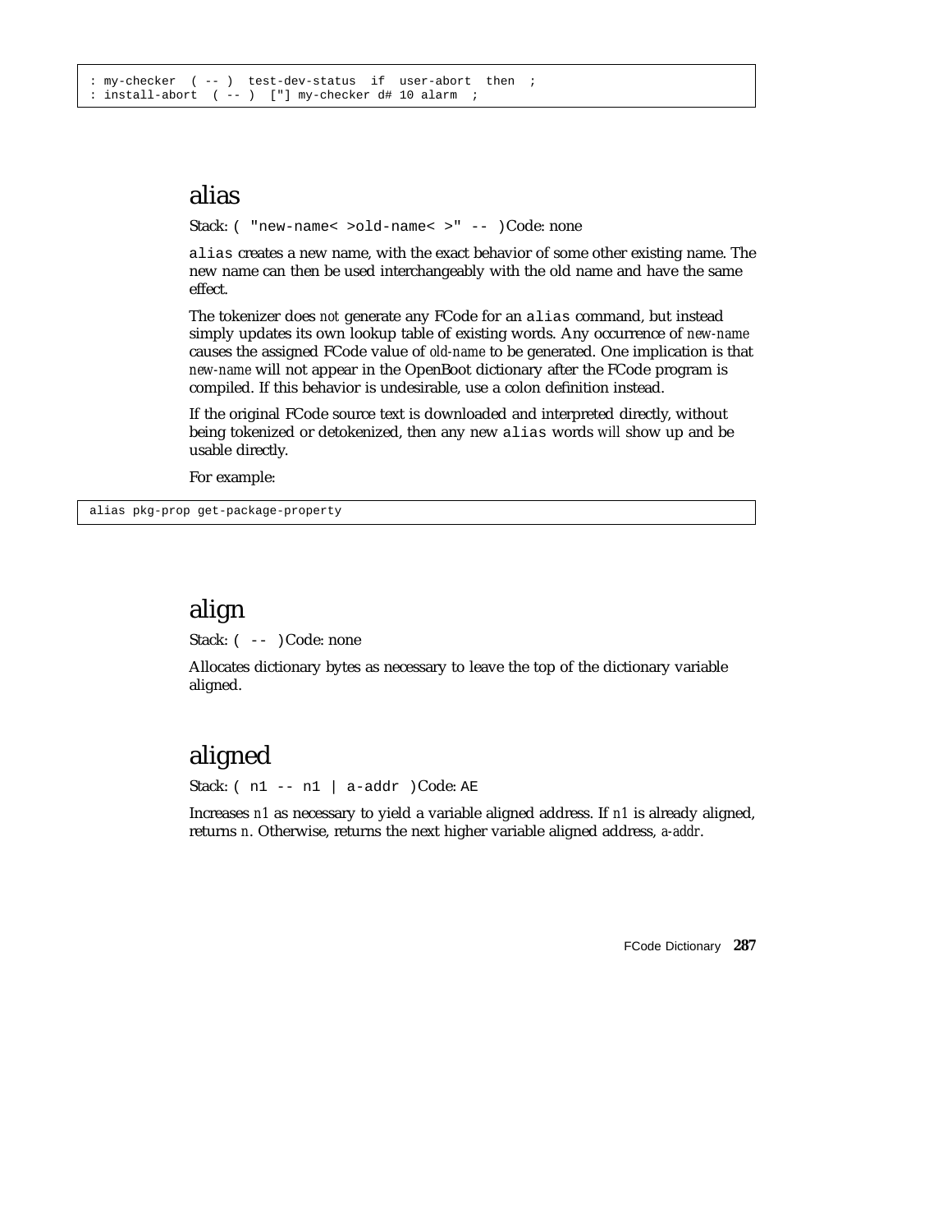```
: my-checker  ( -- )  test-dev-status  if  user-abort  then  ;
: install-abort  ( -- )  ['] my-checker d# 10 alarm  ;
```

## alias

Stack: `( "new-name< >old-name< >" -- )` Code: none

`alias` creates a new name, with the exact behavior of some other existing name. The new name can then be used interchangeably with the old name and have the same effect.

The tokenizer does *not* generate any FCode for an `alias` command, but instead simply updates its own lookup table of existing words. Any occurrence of *new-name* causes the assigned FCode value of *old-name* to be generated. One implication is that *new-name* will not appear in the OpenBoot dictionary after the FCode program is compiled. If this behavior is undesirable, use a colon definition instead.

If the original FCode source text is downloaded and interpreted directly, without being tokenized or detokenized, then any new `alias` words *will* show up and be usable directly.

For example:

```
alias pkg-prop get-package-property
```

## align

Stack: `( -- )` Code: none

Allocates dictionary bytes as necessary to leave the top of the dictionary variable aligned.

## aligned

Stack: `( n1 -- n1 | a-addr )` Code: `AE`

Increases *n1* as necessary to yield a variable aligned address. If *n1* is already aligned, returns *n*. Otherwise, returns the next higher variable aligned address, *a-addr*.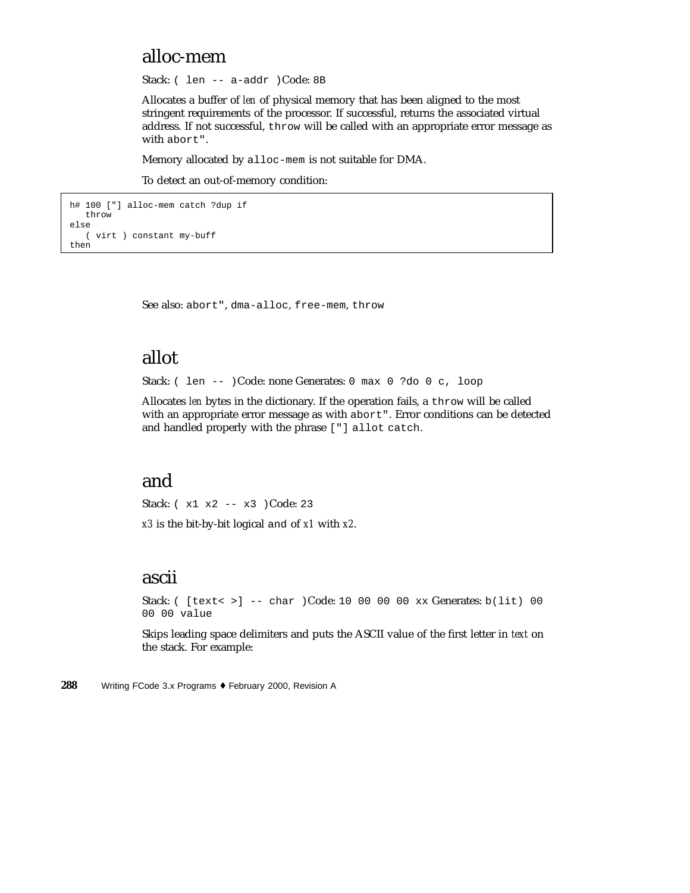## alloc-mem

Stack: `( len -- a-addr )` Code: `8B`

Allocates a buffer of *len* of physical memory that has been aligned to the most stringent requirements of the processor. If successful, returns the associated virtual address. If not successful, `throw` will be called with an appropriate error message as with `abort"`.

Memory allocated by `alloc-mem` is not suitable for DMA.

To detect an out-of-memory condition:

```
h# 100 ["] alloc-mem catch ?dup if
   throw
else
   ( virt ) constant my-buff
then
```

See also: `abort"`, `dma-alloc`, `free-mem`, `throw`

## allot

Stack: `( len -- )` Code: none Generates: `0 max 0 ?do 0 c, loop`

Allocates *len* bytes in the dictionary. If the operation fails, a `throw` will be called with an appropriate error message as with `abort"`. Error conditions can be detected and handled properly with the phrase `["] allot catch`.

## and

Stack: `( x1 x2 -- x3 )` Code: `23`

*x3* is the bit-by-bit logical `and` of *x1* with *x2*.

## ascii

Stack: `( [text< >] -- char )` Code: `10 00 00 00 xx` Generates: `b(lit) 00 00 00 value`

Skips leading space delimiters and puts the ASCII value of the first letter in *text* on the stack. For example: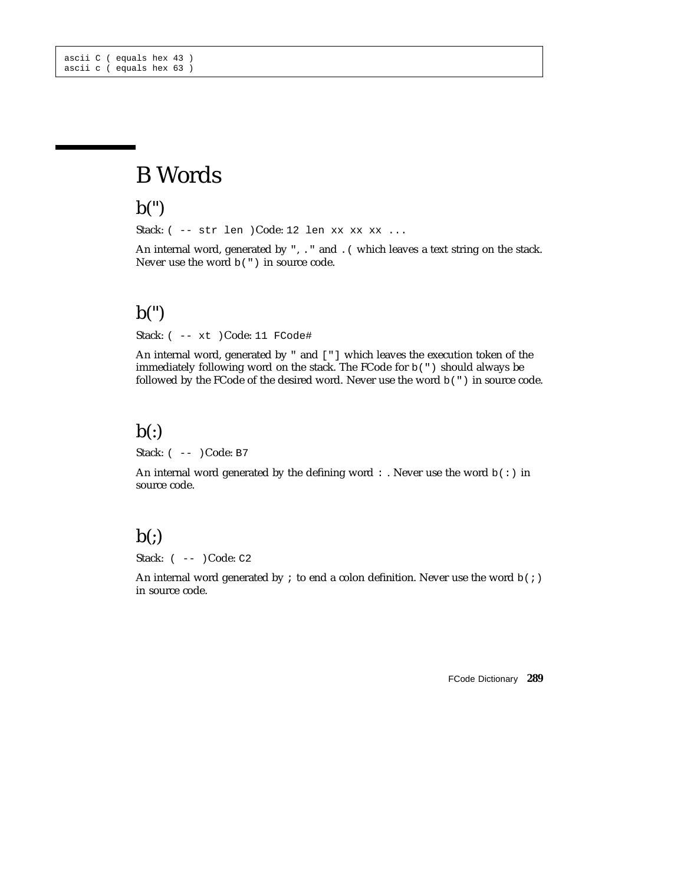```
ascii C ( equals hex 43 )
ascii c ( equals hex 63 )
```

# B Words

## b(")

Stack: `( -- str len )` Code: `12 len xx xx xx ...`

An internal word, generated by `", ."` and `.(` which leaves a text string on the stack. Never use the word `b(")` in source code.

## b(")

Stack: `( -- xt )` Code: `11 FCode#`

An internal word, generated by `"` and `["]` which leaves the execution token of the immediately following word on the stack. The FCode for `b(")` should always be followed by the FCode of the desired word. Never use the word `b(")` in source code.

## b(:)

Stack: `( -- )` Code: `B7`

An internal word generated by the defining word `:` . Never use the word `b(:)` in source code.

## b(;)

Stack: `( -- )` Code: `C2`

An internal word generated by `;` to end a colon definition. Never use the word `b(;)` in source code.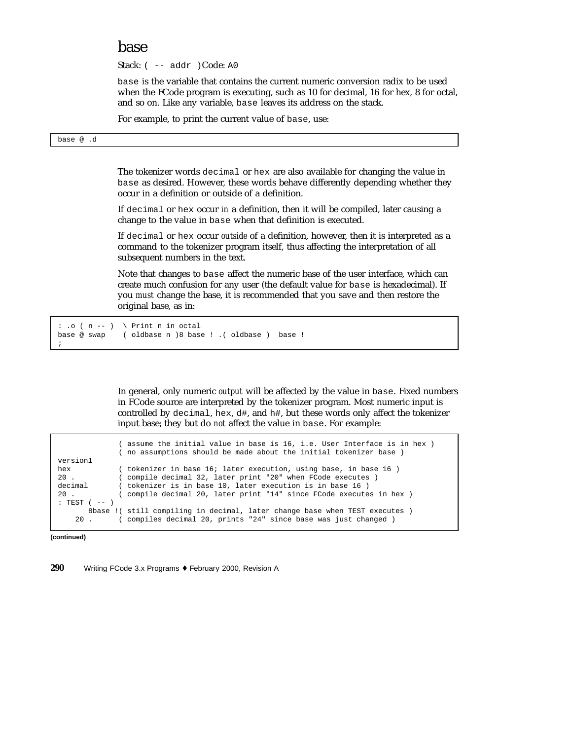## base

Stack: `( -- addr )` Code: `A0`

`base` is the variable that contains the current numeric conversion radix to be used when the FCode program is executing, such as 10 for decimal, 16 for hex, 8 for octal, and so on. Like any variable, `base` leaves its address on the stack.

For example, to print the current value of `base`, use:

```
base @ .d
```

The tokenizer words `decimal` or `hex` are also available for changing the value in `base` as desired. However, these words behave differently depending whether they occur in a definition or outside of a definition.

If `decimal` or `hex` occur *in* a definition, then it will be compiled, later causing a change to the value in `base` when that definition is executed.

If `decimal` or `hex` occur *outside* of a definition, however, then it is interpreted as a command to the tokenizer program itself, thus affecting the interpretation of all subsequent numbers in the text.

Note that changes to `base` affect the numeric base of the user interface, which can create much confusion for any user (the default value for `base` is hexadecimal). If you *must* change the base, it is recommended that you save and then restore the original base, as in:

```
: .o ( n -- )  \ Print n in octal
base @ swap    ( oldbase n )8 base ! .( oldbase )  base !
;
```

In general, only numeric *output* will be affected by the value in `base`. Fixed numbers in FCode source are interpreted by the tokenizer program. Most numeric input is controlled by `decimal`, `hex`, `d#`, and `h#`, but these words only affect the tokenizer input base; they but do *not* affect the value in `base`. For example:

```
              ( assume the initial value in base is 16, i.e. User Interface is in hex )
              ( no assumptions should be made about the initial tokenizer base )
version1
hex           ( tokenizer in base 16; later execution, using base, in base 16 )
20 .          ( compile decimal 32, later print "20" when FCode executes )
decimal       ( tokenizer is in base 10, later execution is in base 16 )
20 .          ( compile decimal 20, later print "14" since FCode executes in hex )
: TEST ( -- )
       8base !( still compiling in decimal, later change base when TEST executes )
    20 .      ( compiles decimal 20, prints "24" since base was just changed )
```

**(continued)**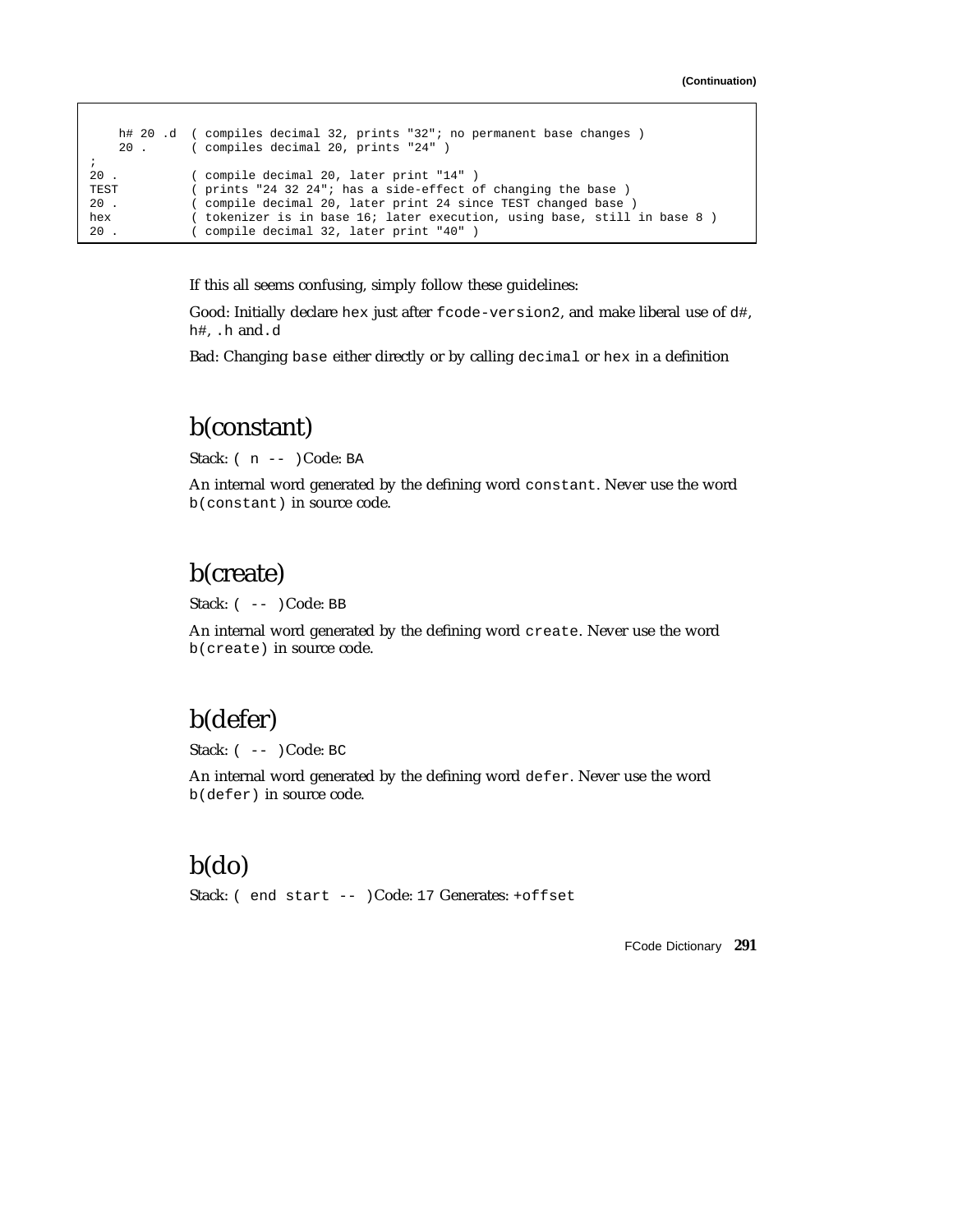**(Continuation)**

```
    h# 20 .d  ( compiles decimal 32, prints "32"; no permanent base changes )
    20 .      ( compiles decimal 20, prints "24" )
;
20 .          ( compile decimal 20, later print "14" )
TEST          ( prints "24 32 24"; has a side-effect of changing the base )
20 .          ( compile decimal 20, later print 24 since TEST changed base )
hex           ( tokenizer is in base 16; later execution, using base, still in base 8 )
20 .          ( compile decimal 32, later print "40" )
```

If this all seems confusing, simply follow these guidelines:

Good: Initially declare `hex` just after `fcode-version2`, and make liberal use of `d#`, `h#`, `.h` and `.d`

Bad: Changing `base` either directly or by calling `decimal` or `hex` in a definition

## b(constant)

Stack: `( n -- )` Code: `BA`

An internal word generated by the defining word `constant`. Never use the word `b(constant)` in source code.

## b(create)

Stack: `( -- )` Code: `BB`

An internal word generated by the defining word `create`. Never use the word `b(create)` in source code.

## b(defer)

Stack: `( -- )` Code: `BC`

An internal word generated by the defining word `defer`. Never use the word `b(defer)` in source code.

## b(do)

Stack: `( end start -- )` Code: `17` Generates: `+offset`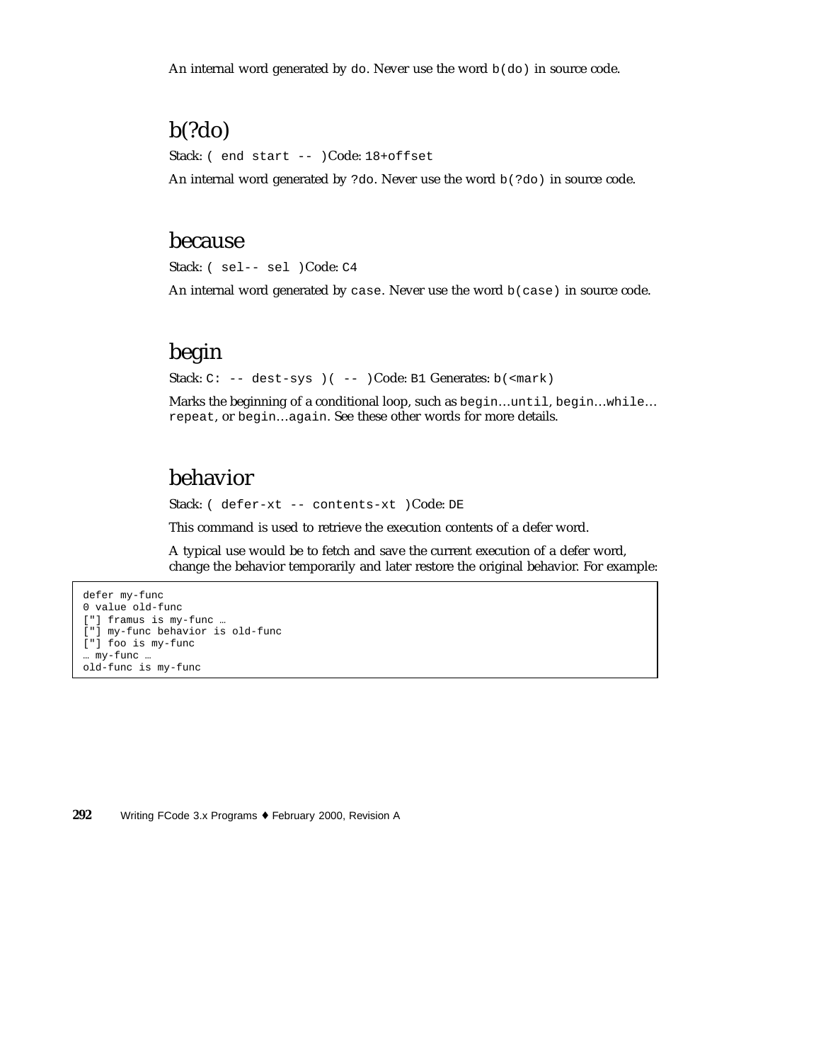An internal word generated by `do`. Never use the word `b(do)` in source code.

## b(?do)

Stack: `( end start -- )` Code: `18+offset`

An internal word generated by `?do`. Never use the word `b(?do)` in source code.

## because

Stack: `( sel-- sel )` Code: `C4`

An internal word generated by `case`. Never use the word `b(case)` in source code.

## begin

Stack: `C: -- dest-sys )( -- )` Code: `B1` Generates: `b(<mark)`

Marks the beginning of a conditional loop, such as `begin`…`until`, `begin`…`while`…`repeat`, or `begin`…`again`. See these other words for more details.

## behavior

Stack: `( defer-xt -- contents-xt )` Code: `DE`

This command is used to retrieve the execution contents of a defer word.

A typical use would be to fetch and save the current execution of a defer word, change the behavior temporarily and later restore the original behavior. For example:

```
defer my-func
0 value old-func
["] framus is my-func …
["] my-func behavior is old-func
["] foo is my-func
… my-func …
old-func is my-func
```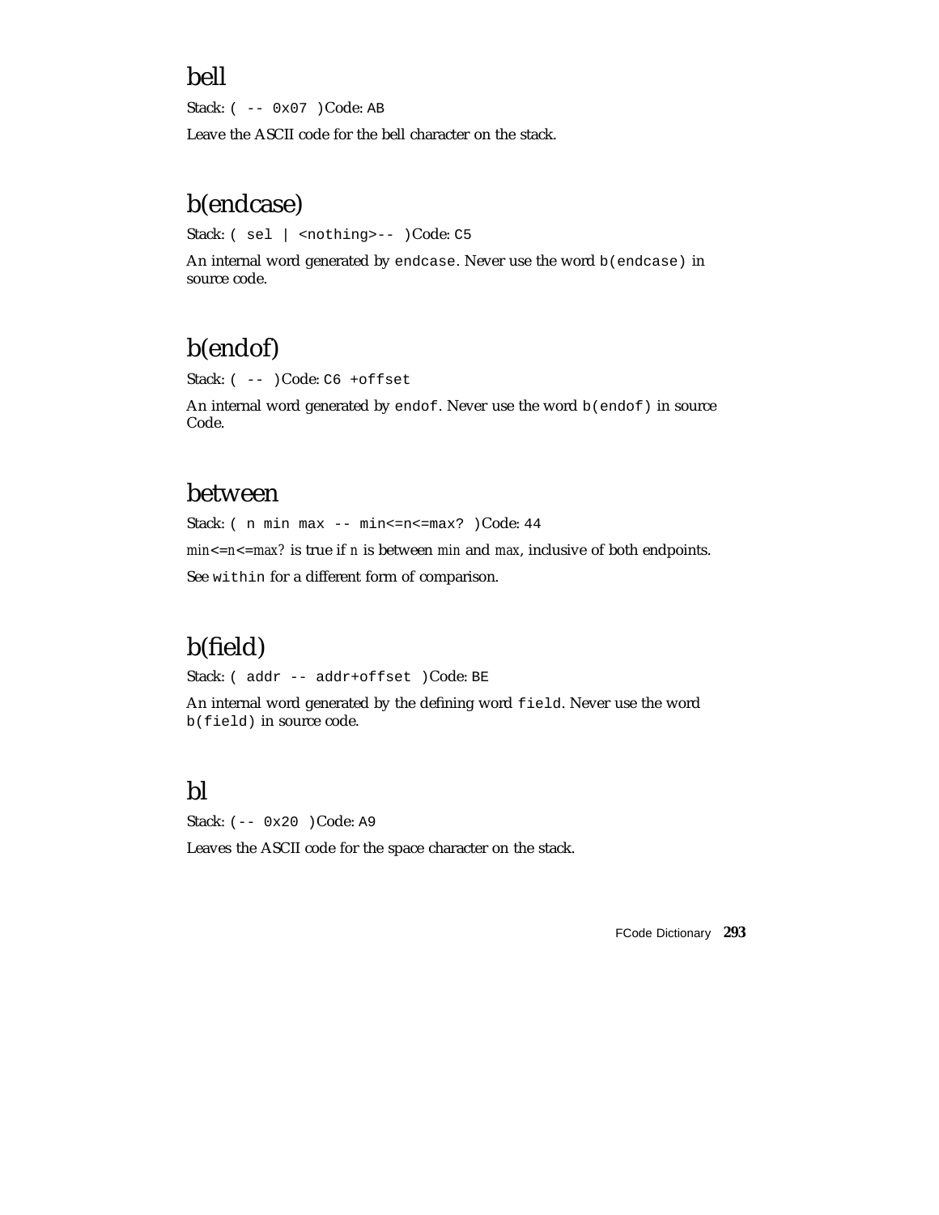## bell

Stack: `( -- 0x07 )` Code: `AB`

Leave the ASCII code for the bell character on the stack.

## b(endcase)

Stack: `( sel | <nothing>-- )` Code: `C5`

An internal word generated by `endcase`. Never use the word `b(endcase)` in source code.

## b(endof)

Stack: `( -- )` Code: `C6 +offset`

An internal word generated by `endof`. Never use the word `b(endof)` in source Code.

## between

Stack: `( n min max -- min<=n<=max? )` Code: `44`

*min*<=*n*<=*max?* is true if *n* is between *min* and *max*, inclusive of both endpoints.

See `within` for a different form of comparison.

## b(field)

Stack: `( addr -- addr+offset )` Code: `BE`

An internal word generated by the defining word `field`. Never use the word `b(field)` in source code.

## bl

Stack: `(-- 0x20 )` Code: `A9`

Leaves the ASCII code for the space character on the stack.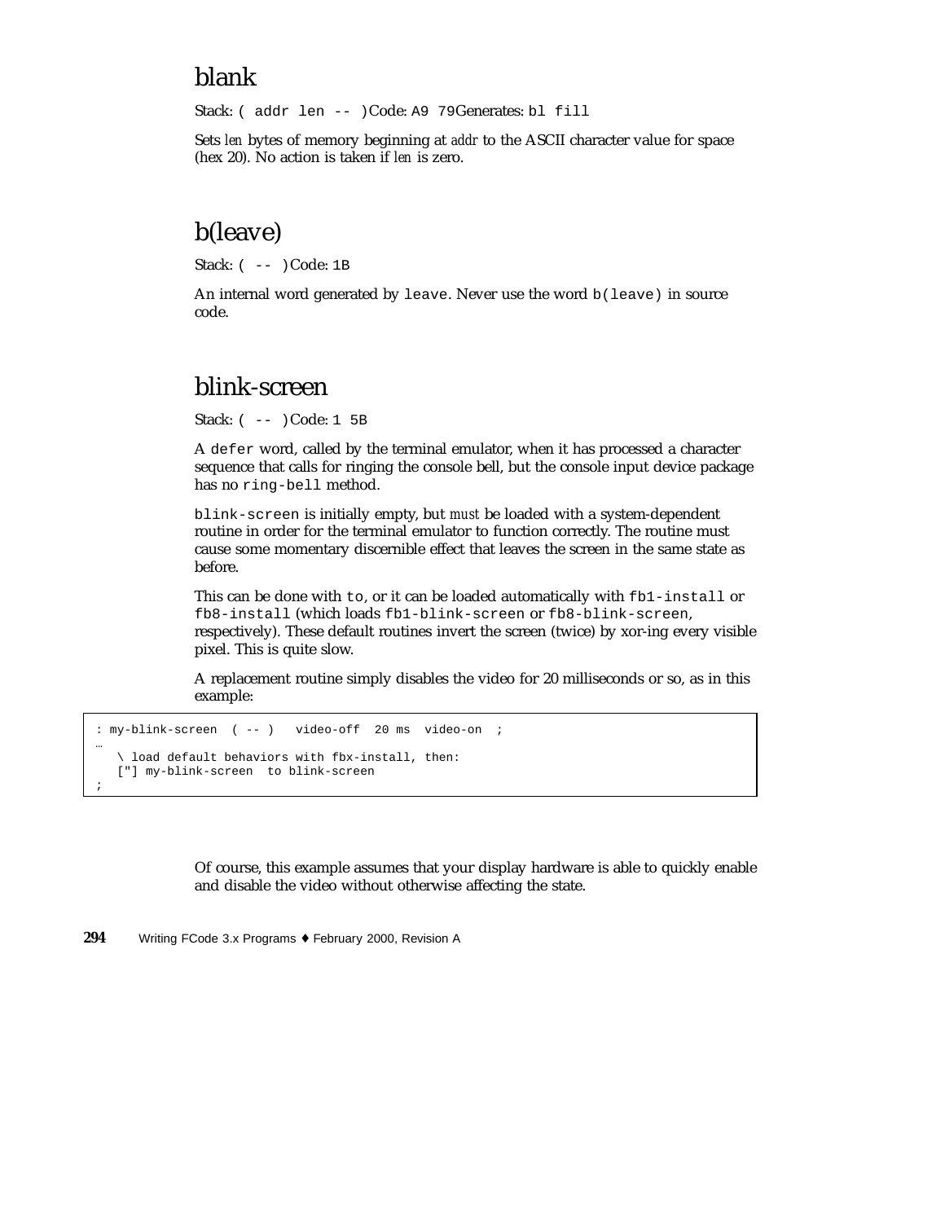## blank

Stack: `( addr len -- )` Code: `A9 79` Generates: `bl fill`

Sets *len* bytes of memory beginning at *addr* to the ASCII character value for space (hex 20). No action is taken if *len* is zero.

## b(leave)

Stack: `( -- )` Code: `1B`

An internal word generated by `leave`. Never use the word `b(leave)` in source code.

## blink-screen

Stack: `( -- )` Code: `1 5B`

A `defer` word, called by the terminal emulator, when it has processed a character sequence that calls for ringing the console bell, but the console input device package has no `ring-bell` method.

`blink-screen` is initially empty, but *must* be loaded with a system-dependent routine in order for the terminal emulator to function correctly. The routine must cause some momentary discernible effect that leaves the screen in the same state as before.

This can be done with `to`, or it can be loaded automatically with `fb1-install` or `fb8-install` (which loads `fb1-blink-screen` or `fb8-blink-screen`, respectively). These default routines invert the screen (twice) by xor-ing every visible pixel. This is quite slow.

A replacement routine simply disables the video for 20 milliseconds or so, as in this example:

```
: my-blink-screen  ( -- )   video-off  20 ms  video-on  ;
…
   \ load default behaviors with fbx-install, then:
   ["] my-blink-screen  to blink-screen
;
```

Of course, this example assumes that your display hardware is able to quickly enable and disable the video without otherwise affecting the state.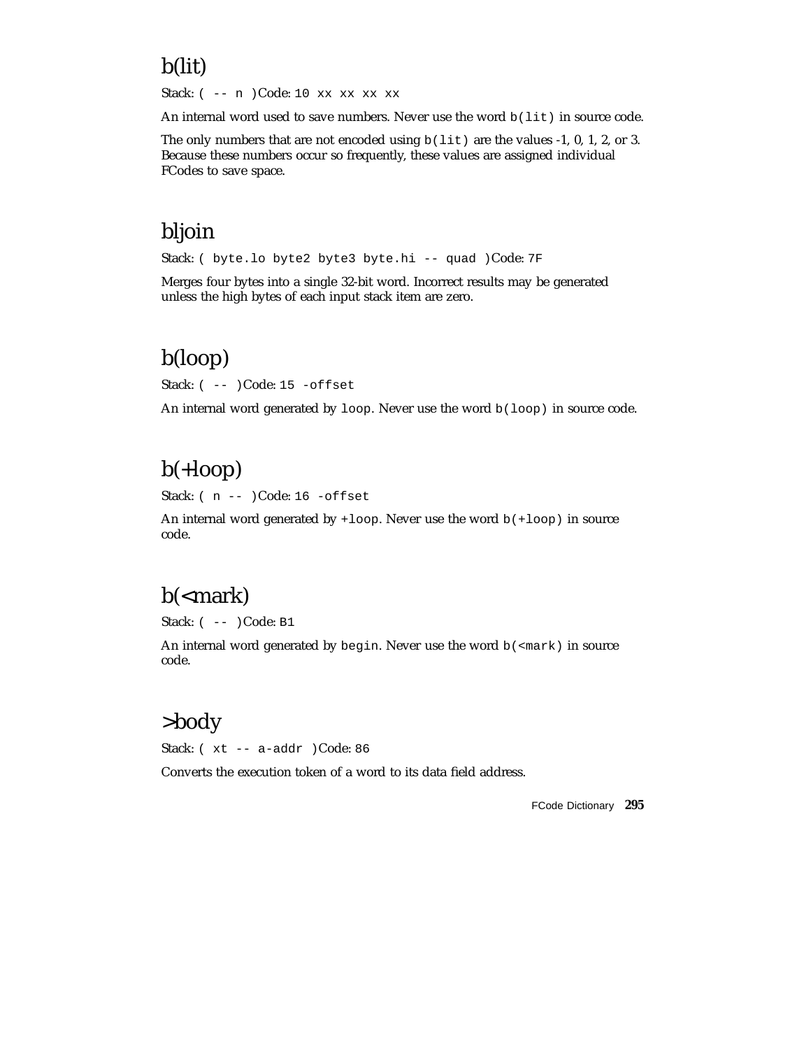## b(lit)

Stack: `( -- n )` Code: `10 xx xx xx xx`

An internal word used to save numbers. Never use the word `b(lit)` in source code.

The only numbers that are not encoded using `b(lit)` are the values -1, 0, 1, 2, or 3. Because these numbers occur so frequently, these values are assigned individual FCodes to save space.

## bljoin

Stack: `( byte.lo byte2 byte3 byte.hi -- quad )` Code: `7F`

Merges four bytes into a single 32-bit word. Incorrect results may be generated unless the high bytes of each input stack item are zero.

## b(loop)

Stack: `( -- )` Code: `15 -offset`

An internal word generated by `loop`. Never use the word `b(loop)` in source code.

## b(+loop)

Stack: `( n -- )` Code: `16 -offset`

An internal word generated by `+loop`. Never use the word `b(+loop)` in source code.

## b(<mark)

Stack: `( -- )` Code: `B1`

An internal word generated by `begin`. Never use the word `b(<mark)` in source code.

## >body

Stack: `( xt -- a-addr )` Code: `86`

Converts the execution token of a word to its data field address.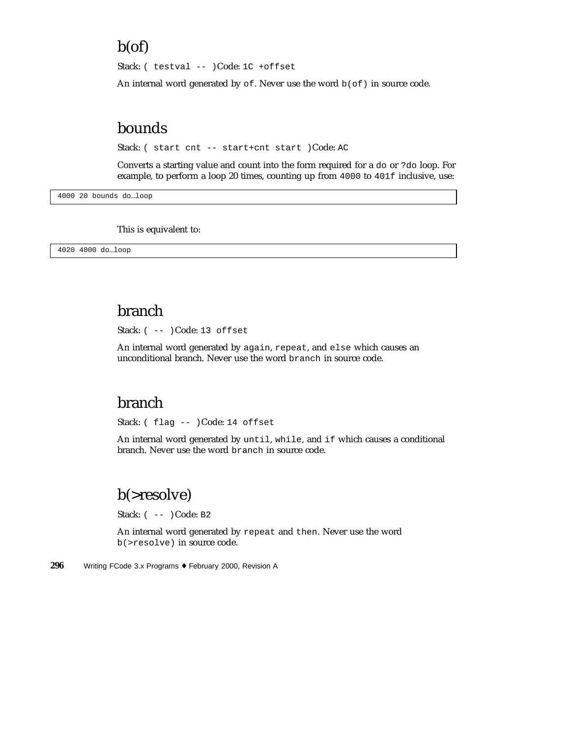## b(of)

Stack: ( testval -- ) Code: 1C +offset

An internal word generated by of. Never use the word b(of) in source code.

## bounds

Stack: ( start cnt -- start+cnt start ) Code: AC

Converts a starting value and count into the form required for a do or ?do loop. For example, to perform a loop 20 times, counting up from 4000 to 401f inclusive, use:

```
4000 20 bounds do…loop
```

This is equivalent to:

```
4020 4000 do…loop
```

## branch

Stack: ( -- ) Code: 13 offset

An internal word generated by again, repeat, and else which causes an unconditional branch. Never use the word branch in source code.

## branch

Stack: ( flag -- ) Code: 14 offset

An internal word generated by until, while, and if which causes a conditional branch. Never use the word branch in source code.

## b(>resolve)

Stack: ( -- ) Code: B2

An internal word generated by repeat and then. Never use the word b(>resolve) in source code.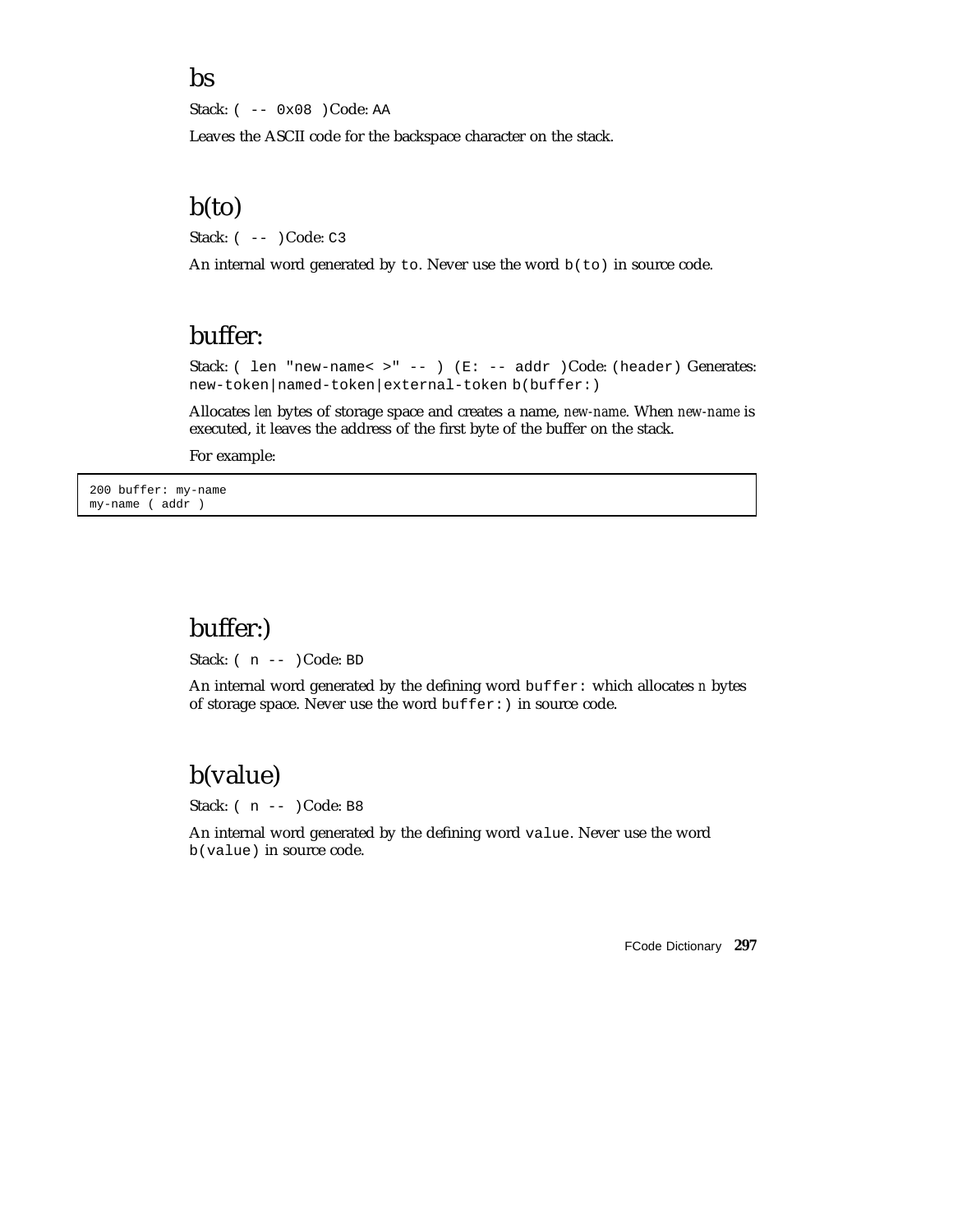## bs

Stack: `( -- 0x08 )` Code: `AA`

Leaves the ASCII code for the backspace character on the stack.

## b(to)

Stack: `( -- )` Code: `C3`

An internal word generated by `to`. Never use the word `b(to)` in source code.

## buffer:

Stack: `( len "new-name< >" -- ) (E: -- addr )` Code: `(header)` Generates: `new-token|named-token|external-token` `b(buffer:)`

Allocates *len* bytes of storage space and creates a name, *new-name*. When *new-name* is executed, it leaves the address of the first byte of the buffer on the stack.

For example:

```
200 buffer: my-name
my-name ( addr )
```

## buffer:)

Stack: `( n -- )` Code: `BD`

An internal word generated by the defining word `buffer:` which allocates *n* bytes of storage space. Never use the word `buffer:)` in source code.

## b(value)

Stack: `( n -- )` Code: `B8`

An internal word generated by the defining word `value`. Never use the word `b(value)` in source code.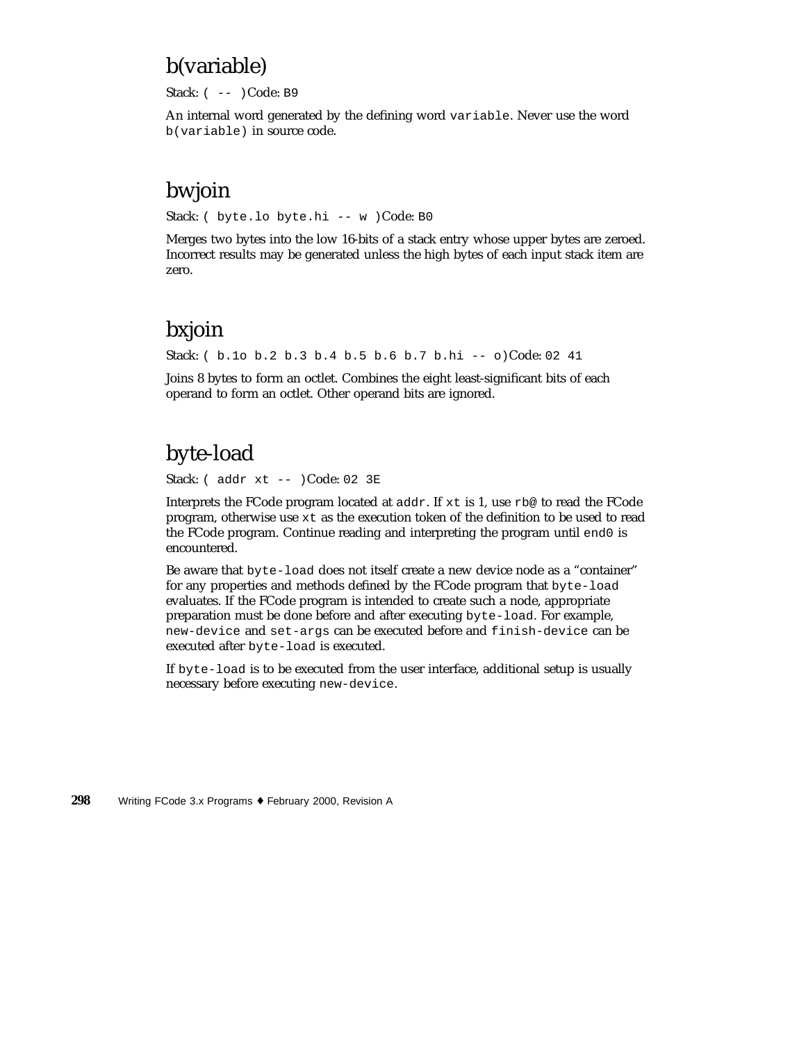## b(variable)

Stack: `( -- )` Code: `B9`

An internal word generated by the defining word `variable`. Never use the word `b(variable)` in source code.

## bwjoin

Stack: `( byte.lo byte.hi -- w )` Code: `B0`

Merges two bytes into the low 16-bits of a stack entry whose upper bytes are zeroed. Incorrect results may be generated unless the high bytes of each input stack item are zero.

## bxjoin

Stack: `( b.1o b.2 b.3 b.4 b.5 b.6 b.7 b.hi -- o)` Code: `02 41`

Joins 8 bytes to form an octlet. Combines the eight least-significant bits of each operand to form an octlet. Other operand bits are ignored.

## byte-load

Stack: `( addr xt -- )` Code: `02 3E`

Interprets the FCode program located at `addr`. If `xt` is 1, use `rb@` to read the FCode program, otherwise use `xt` as the execution token of the definition to be used to read the FCode program. Continue reading and interpreting the program until `end0` is encountered.

Be aware that `byte-load` does not itself create a new device node as a "container" for any properties and methods defined by the FCode program that `byte-load` evaluates. If the FCode program is intended to create such a node, appropriate preparation must be done before and after executing `byte-load`. For example, `new-device` and `set-args` can be executed before and `finish-device` can be executed after `byte-load` is executed.

If `byte-load` is to be executed from the user interface, additional setup is usually necessary before executing `new-device`.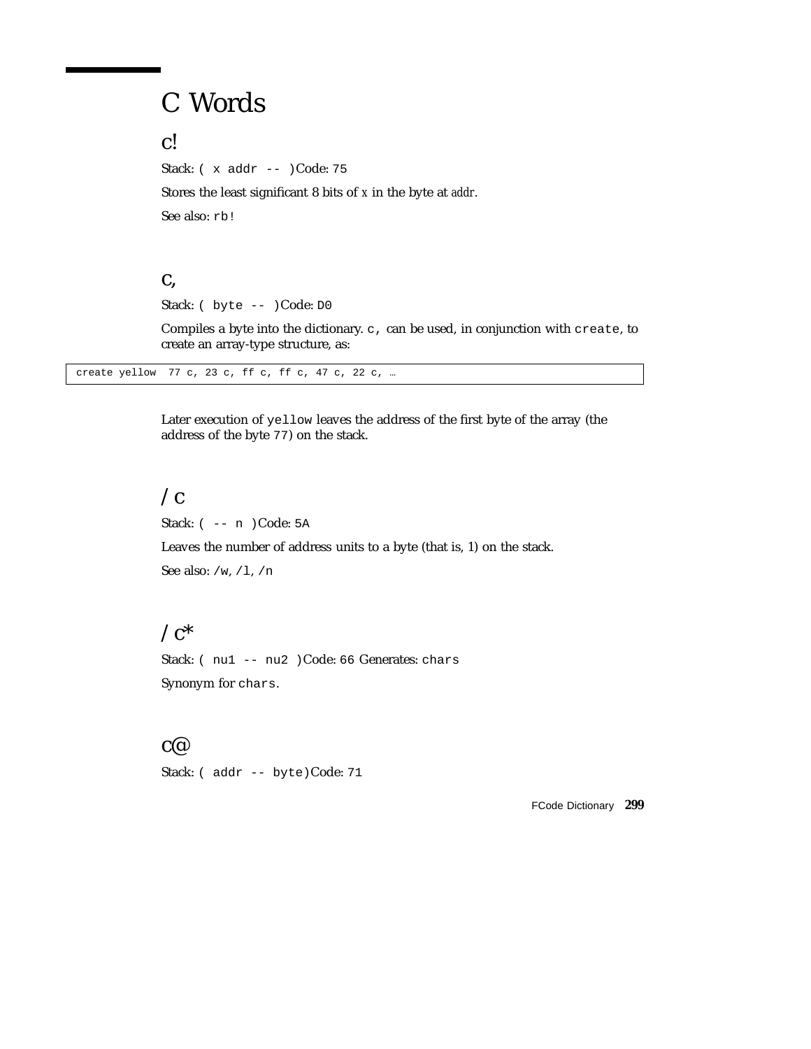# C Words

## c!

Stack: `( x addr -- )` Code: `75`

Stores the least significant 8 bits of *x* in the byte at *addr*.

See also: `rb!`

## c,

Stack: `( byte -- )` Code: `D0`

Compiles a byte into the dictionary. `c,` can be used, in conjunction with `create`, to create an array-type structure, as:

```
create yellow  77 c, 23 c, ff c, ff c, 47 c, 22 c, …
```

Later execution of `yellow` leaves the address of the first byte of the array (the address of the byte `77`) on the stack.

## /c

Stack: `( -- n )` Code: `5A`

Leaves the number of address units to a byte (that is, 1) on the stack.

See also: `/w`, `/l`, `/n`

## /c*

Stack: `( nu1 -- nu2 )` Code: `66` Generates: `chars`

Synonym for `chars`.

## c@

Stack: `( addr -- byte)` Code: `71`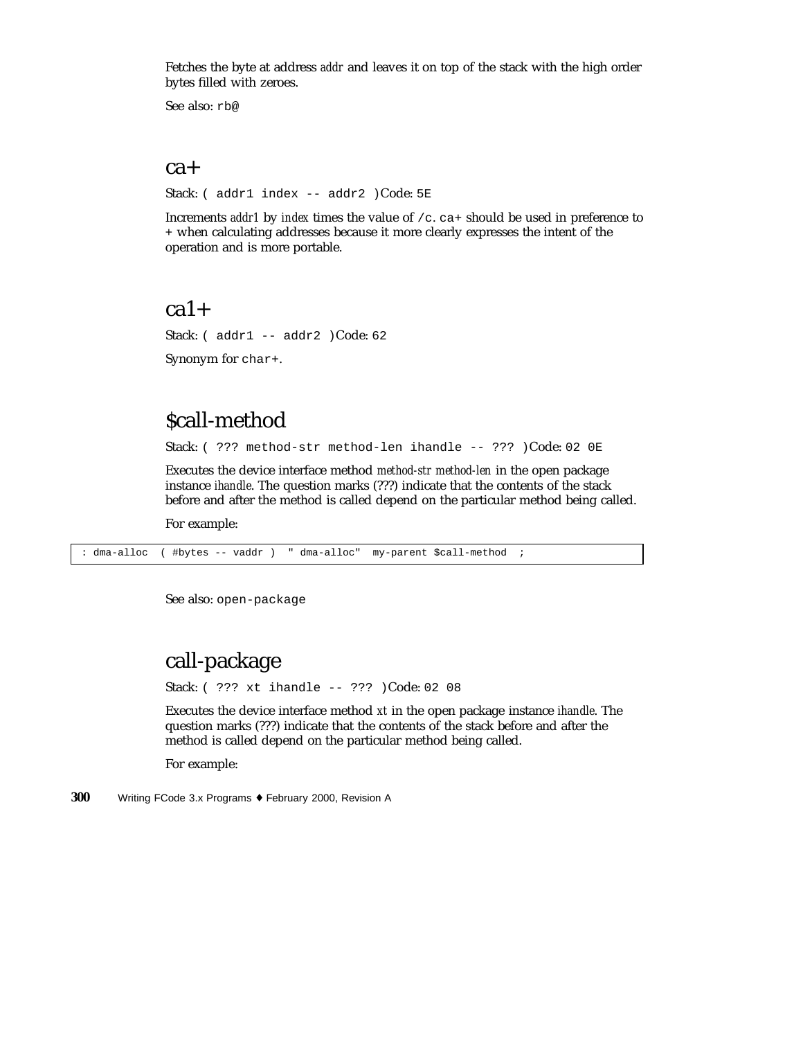Fetches the byte at address *addr* and leaves it on top of the stack with the high order bytes filled with zeroes.

See also: `rb@`

## ca+

Stack: `( addr1 index -- addr2 )` Code: `5E`

Increments *addr1* by *index* times the value of `/c`. `ca+` should be used in preference to `+` when calculating addresses because it more clearly expresses the intent of the operation and is more portable.

## ca1+

Stack: `( addr1 -- addr2 )` Code: `62`

Synonym for `char+`.

## $call-method

Stack: `( ??? method-str method-len ihandle -- ??? )` Code: `02 0E`

Executes the device interface method *method-str method-len* in the open package instance *ihandle*. The question marks (???) indicate that the contents of the stack before and after the method is called depend on the particular method being called.

For example:

```
: dma-alloc  ( #bytes -- vaddr )  " dma-alloc"  my-parent $call-method  ;
```

See also: `open-package`

## call-package

Stack: `( ??? xt ihandle -- ??? )` Code: `02 08`

Executes the device interface method *xt* in the open package instance *ihandle*. The question marks (???) indicate that the contents of the stack before and after the method is called depend on the particular method being called.

For example: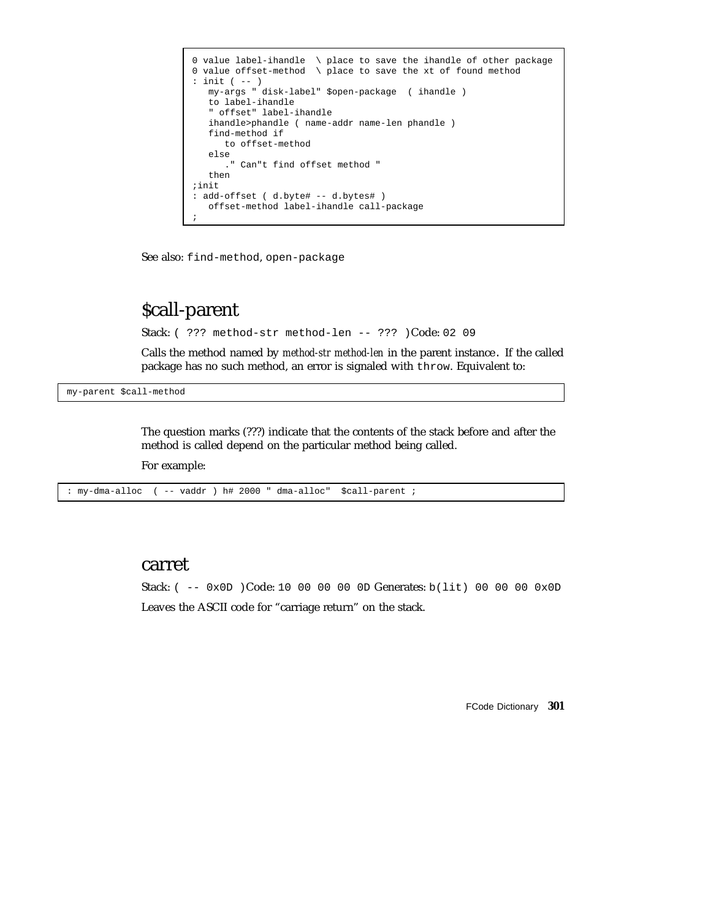```
0 value label-ihandle  \ place to save the ihandle of other package
0 value offset-method  \ place to save the xt of found method
: init ( -- )
   my-args " disk-label" $open-package  ( ihandle )
   to label-ihandle
   " offset" label-ihandle
   ihandle>phandle ( name-addr name-len phandle )
   find-method if
      to offset-method
   else
      ." Can"t find offset method "
   then
;init
: add-offset ( d.byte# -- d.bytes# )
   offset-method label-ihandle call-package
;
```

See also: `find-method`, `open-package`

## $call-parent

Stack: `( ??? method-str method-len -- ??? )` Code: `02 09`

Calls the method named by *method-str method-len* in the parent instance. If the called package has no such method, an error is signaled with `throw`. Equivalent to:

```
my-parent $call-method
```

The question marks (???) indicate that the contents of the stack before and after the method is called depend on the particular method being called.

For example:

```
: my-dma-alloc  ( -- vaddr ) h# 2000 " dma-alloc"  $call-parent ;
```

## carret

Stack: `( -- 0x0D )` Code: `10 00 00 00 0D` Generates: `b(lit) 00 00 00 0x0D`

Leaves the ASCII code for "carriage return" on the stack.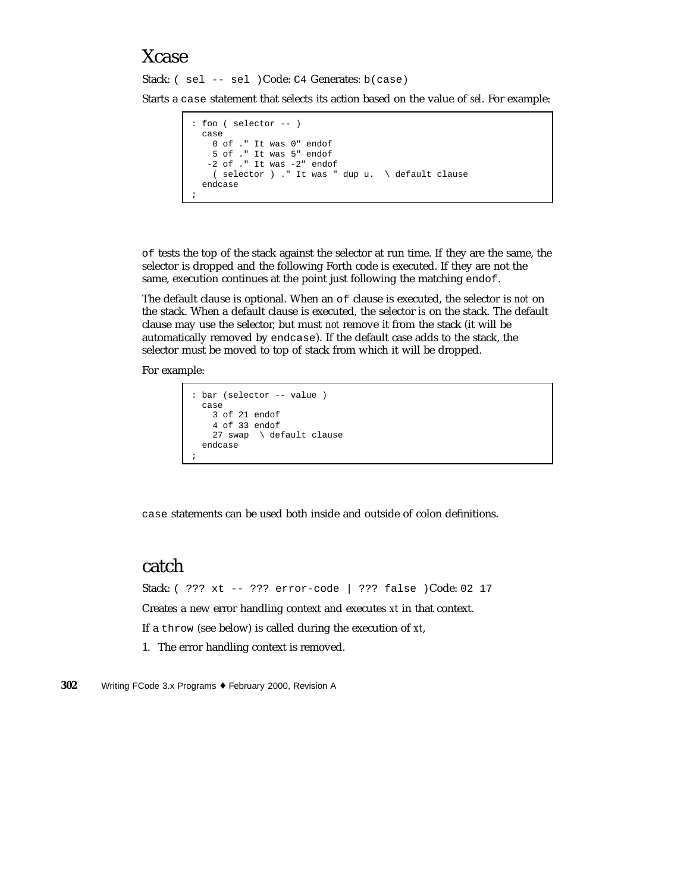# Xcase

Stack: `( sel -- sel )` Code: `C4` Generates: `b(case)`

Starts a `case` statement that selects its action based on the value of *sel*. For example:

```
: foo ( selector -- )
  case
    0 of ." It was 0" endof
    5 of ." It was 5" endof
   -2 of ." It was -2" endof
    ( selector ) ." It was " dup u.  \ default clause
  endcase
;
```

`of` tests the top of the stack against the selector at run time. If they are the same, the selector is dropped and the following Forth code is executed. If they are not the same, execution continues at the point just following the matching `endof`.

The default clause is optional. When an `of` clause is executed, the selector is *not* on the stack. When a default clause is executed, the selector *is* on the stack. The default clause may use the selector, but must *not* remove it from the stack (it will be automatically removed by `endcase`). If the default case adds to the stack, the selector must be moved to top of stack from which it will be dropped.

For example:

```
: bar (selector -- value )
  case
    3 of 21 endof
    4 of 33 endof
    27 swap  \ default clause
  endcase
;
```

`case` statements can be used both inside and outside of colon definitions.

# catch

Stack: `( ??? xt -- ??? error-code | ??? false )` Code: `02 17`

Creates a new error handling context and executes *xt* in that context.

If a `throw` (see below) is called during the execution of *xt*,

1. The error handling context is removed.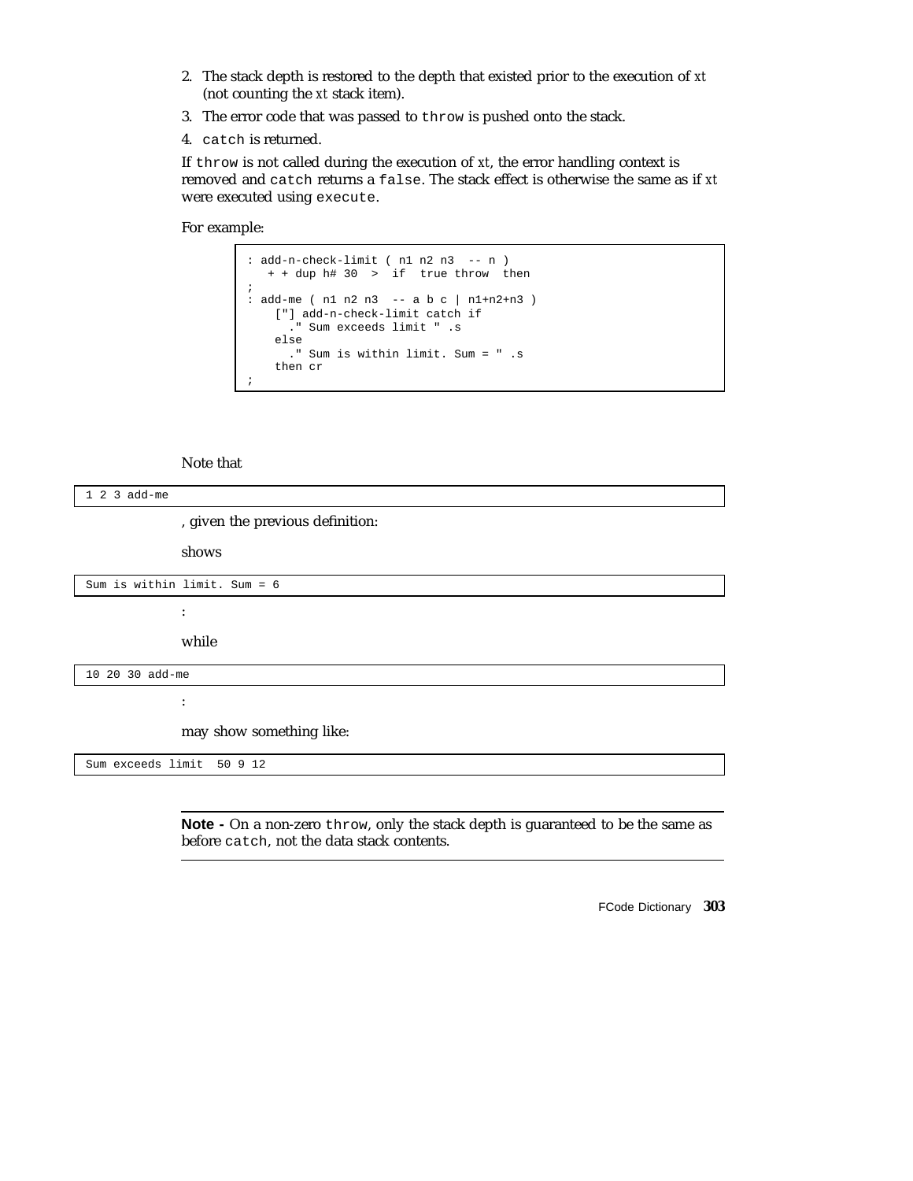2. The stack depth is restored to the depth that existed prior to the execution of *xt* (not counting the *xt* stack item).
3. The error code that was passed to `throw` is pushed onto the stack.
4. `catch` is returned.

If `throw` is not called during the execution of *xt*, the error handling context is removed and `catch` returns a `false`. The stack effect is otherwise the same as if *xt* were executed using `execute`.

For example:

```
: add-n-check-limit ( n1 n2 n3  -- n )
   + + dup h# 30  >  if  true throw  then
;
: add-me ( n1 n2 n3  -- a b c | n1+n2+n3 )
    ['] add-n-check-limit catch if
      ." Sum exceeds limit " .s
    else
      ." Sum is within limit. Sum = " .s
    then cr
;
```

Note that

```
1 2 3 add-me
```

, given the previous definition:

shows

```
Sum is within limit. Sum = 6
```

:

while

```
10 20 30 add-me
```

:

may show something like:

```
Sum exceeds limit  50 9 12
```

---

**Note -** On a non-zero `throw`, only the stack depth is guaranteed to be the same as before `catch`, not the data stack contents.

---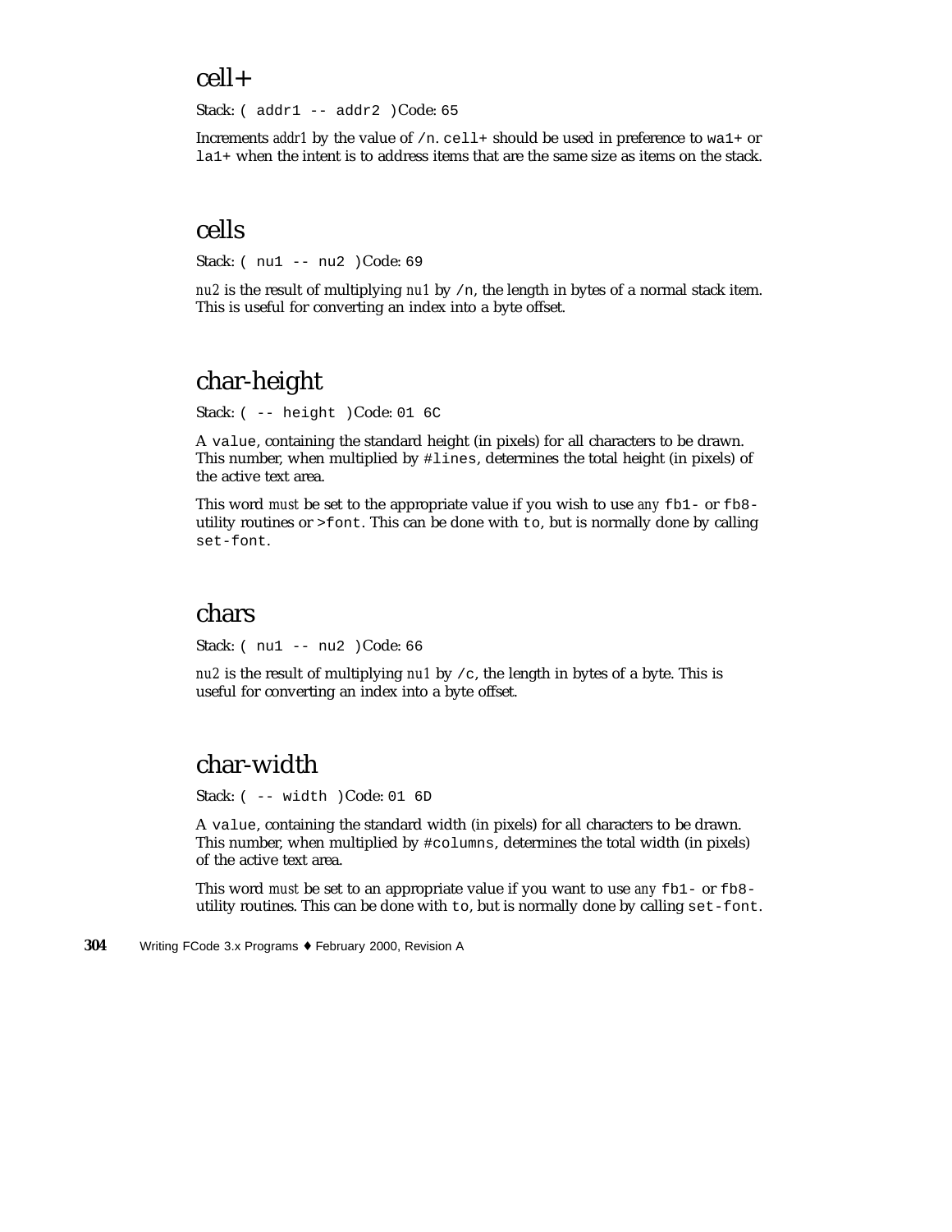## cell+

Stack: `( addr1 -- addr2 )` Code: `65`

Increments *addr1* by the value of `/n`. `cell+` should be used in preference to `wa1+` or `la1+` when the intent is to address items that are the same size as items on the stack.

## cells

Stack: `( nu1 -- nu2 )` Code: `69`

*nu2* is the result of multiplying *nu1* by `/n`, the length in bytes of a normal stack item. This is useful for converting an index into a byte offset.

## char-height

Stack: `( -- height )` Code: `01 6C`

A `value`, containing the standard height (in pixels) for all characters to be drawn. This number, when multiplied by `#lines`, determines the total height (in pixels) of the active text area.

This word *must* be set to the appropriate value if you wish to use *any* `fb1-` or `fb8-` utility routines or `>font`. This can be done with `to`, but is normally done by calling `set-font`.

## chars

Stack: `( nu1 -- nu2 )` Code: `66`

*nu2* is the result of multiplying *nu1* by `/c`, the length in bytes of a byte. This is useful for converting an index into a byte offset.

## char-width

Stack: `( -- width )` Code: `01 6D`

A `value`, containing the standard width (in pixels) for all characters to be drawn. This number, when multiplied by `#columns`, determines the total width (in pixels) of the active text area.

This word *must* be set to an appropriate value if you want to use *any* `fb1-` or `fb8-` utility routines. This can be done with `to`, but is normally done by calling `set-font`.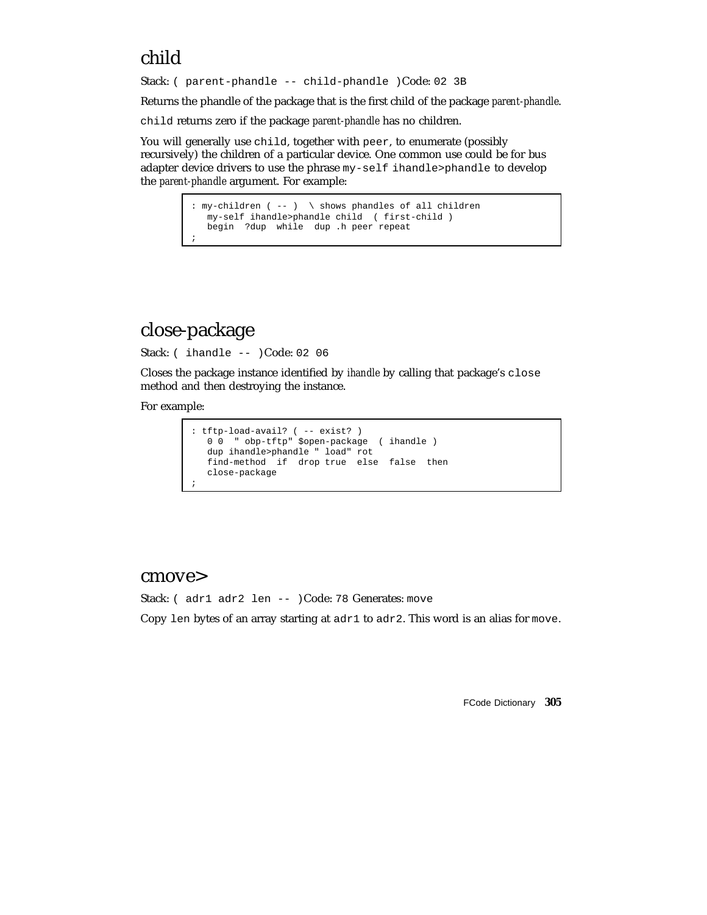## child

Stack: `( parent-phandle -- child-phandle )` Code: `02 3B`

Returns the phandle of the package that is the first child of the package *parent-phandle*.

`child` returns zero if the package *parent-phandle* has no children.

You will generally use `child`, together with `peer`, to enumerate (possibly recursively) the children of a particular device. One common use could be for bus adapter device drivers to use the phrase `my-self ihandle>phandle` to develop the *parent-phandle* argument. For example:

```
: my-children ( -- )  \ shows phandles of all children
   my-self ihandle>phandle child  ( first-child )
   begin  ?dup  while  dup .h peer repeat
;
```

## close-package

Stack: `( ihandle -- )` Code: `02 06`

Closes the package instance identified by *ihandle* by calling that package's `close` method and then destroying the instance.

For example:

```
: tftp-load-avail? ( -- exist? )
   0 0  " obp-tftp" $open-package  ( ihandle )
   dup ihandle>phandle " load" rot
   find-method  if  drop true  else  false  then
   close-package
;
```

## cmove>

Stack: `( adr1 adr2 len -- )` Code: `78` Generates: `move`

Copy `len` bytes of an array starting at `adr1` to `adr2`. This word is an alias for `move`.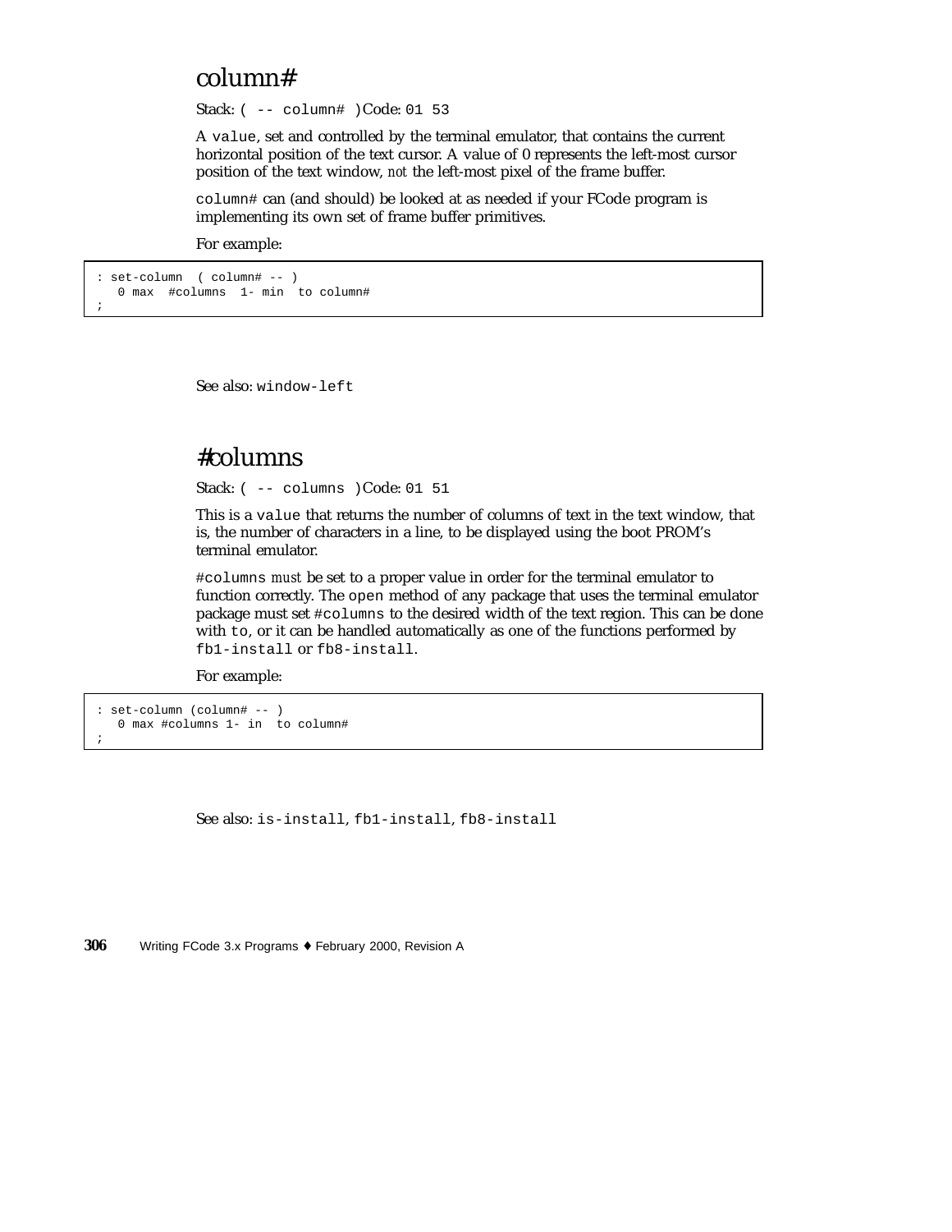## column#

Stack: `( -- column# )` Code: `01 53`

A `value`, set and controlled by the terminal emulator, that contains the current horizontal position of the text cursor. A value of 0 represents the left-most cursor position of the text window, *not* the left-most pixel of the frame buffer.

`column#` can (and should) be looked at as needed if your FCode program is implementing its own set of frame buffer primitives.

For example:

```
: set-column  ( column# -- )
   0 max  #columns  1- min  to column#
;
```

See also: `window-left`

## #columns

Stack: `( -- columns )` Code: `01 51`

This is a `value` that returns the number of columns of text in the text window, that is, the number of characters in a line, to be displayed using the boot PROM's terminal emulator.

`#columns` *must* be set to a proper value in order for the terminal emulator to function correctly. The `open` method of any package that uses the terminal emulator package must set `#columns` to the desired width of the text region. This can be done with `to`, or it can be handled automatically as one of the functions performed by `fb1-install` or `fb8-install`.

For example:

```
: set-column (column# -- )
   0 max #columns 1- in  to column#
;
```

See also: `is-install`, `fb1-install`, `fb8-install`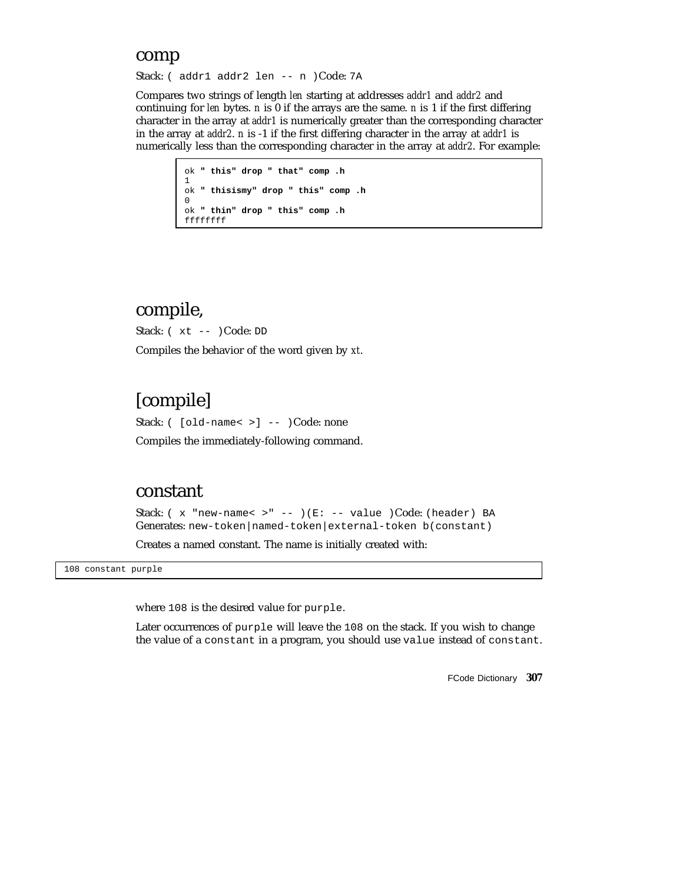## comp

Stack: `( addr1 addr2 len -- n )` Code: `7A`

Compares two strings of length *len* starting at addresses *addr1* and *addr2* and continuing for *len* bytes. *n* is 0 if the arrays are the same. *n* is 1 if the first differing character in the array at *addr1* is numerically greater than the corresponding character in the array at *addr2*. *n* is -1 if the first differing character in the array at *addr1* is numerically less than the corresponding character in the array at *addr2*. For example:

```
ok " this" drop " that" comp .h
1
ok " thisismy" drop " this" comp .h
0
ok " thin" drop " this" comp .h
ffffffff
```

## compile,

Stack: `( xt -- )` Code: `DD`

Compiles the behavior of the word given by *xt*.

## [compile]

Stack: `( [old-name< >] -- )` Code: none

Compiles the immediately-following command.

## constant

Stack: `( x "new-name< >" -- )(E: -- value )` Code: `(header) BA`
Generates: `new-token|named-token|external-token b(constant)`

Creates a named constant. The name is initially created with:

```
108 constant purple
```

where `108` is the desired value for `purple`.

Later occurrences of `purple` will leave the `108` on the stack. If you wish to change the value of a `constant` in a program, you should use `value` instead of `constant`.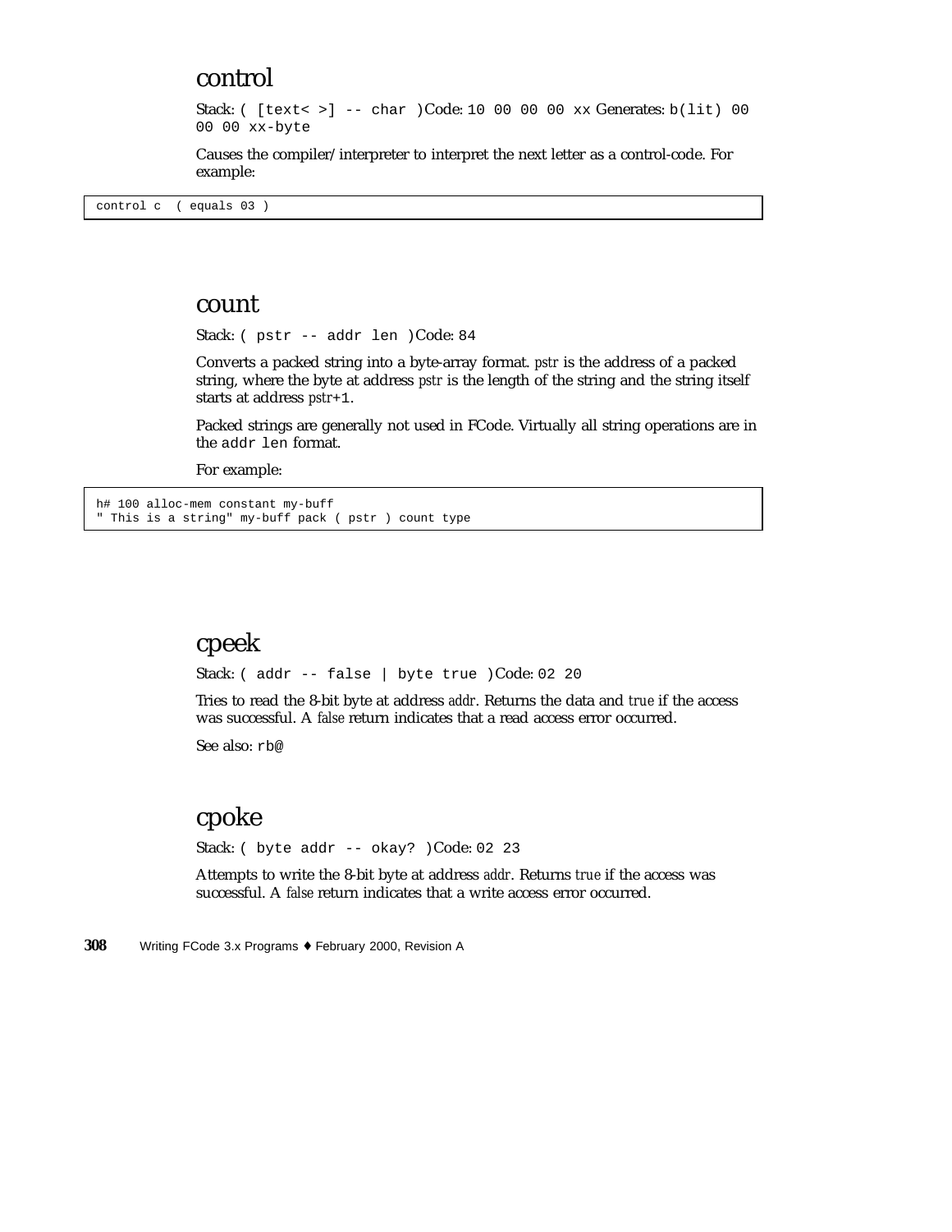## control

Stack: `( [text< >] -- char )`Code: `10 00 00 00 xx` Generates: `b(lit) 00 00 00 xx-byte`

Causes the compiler/interpreter to interpret the next letter as a control-code. For example:

```
control c  ( equals 03 )
```

## count

Stack: `( pstr -- addr len )`Code: `84`

Converts a packed string into a byte-array format. *pstr* is the address of a packed string, where the byte at address *pstr* is the length of the string and the string itself starts at address *pstr*`+1`.

Packed strings are generally not used in FCode. Virtually all string operations are in the `addr len` format.

For example:

```
h# 100 alloc-mem constant my-buff
" This is a string" my-buff pack ( pstr ) count type
```

## cpeek

Stack: `( addr -- false | byte true )`Code: `02 20`

Tries to read the 8-bit byte at address *addr*. Returns the data and *true* if the access was successful. A *false* return indicates that a read access error occurred.

See also: `rb@`

## cpoke

Stack: `( byte addr -- okay? )`Code: `02 23`

Attempts to write the 8-bit byte at address *addr*. Returns *true* if the access was successful. A *false* return indicates that a write access error occurred.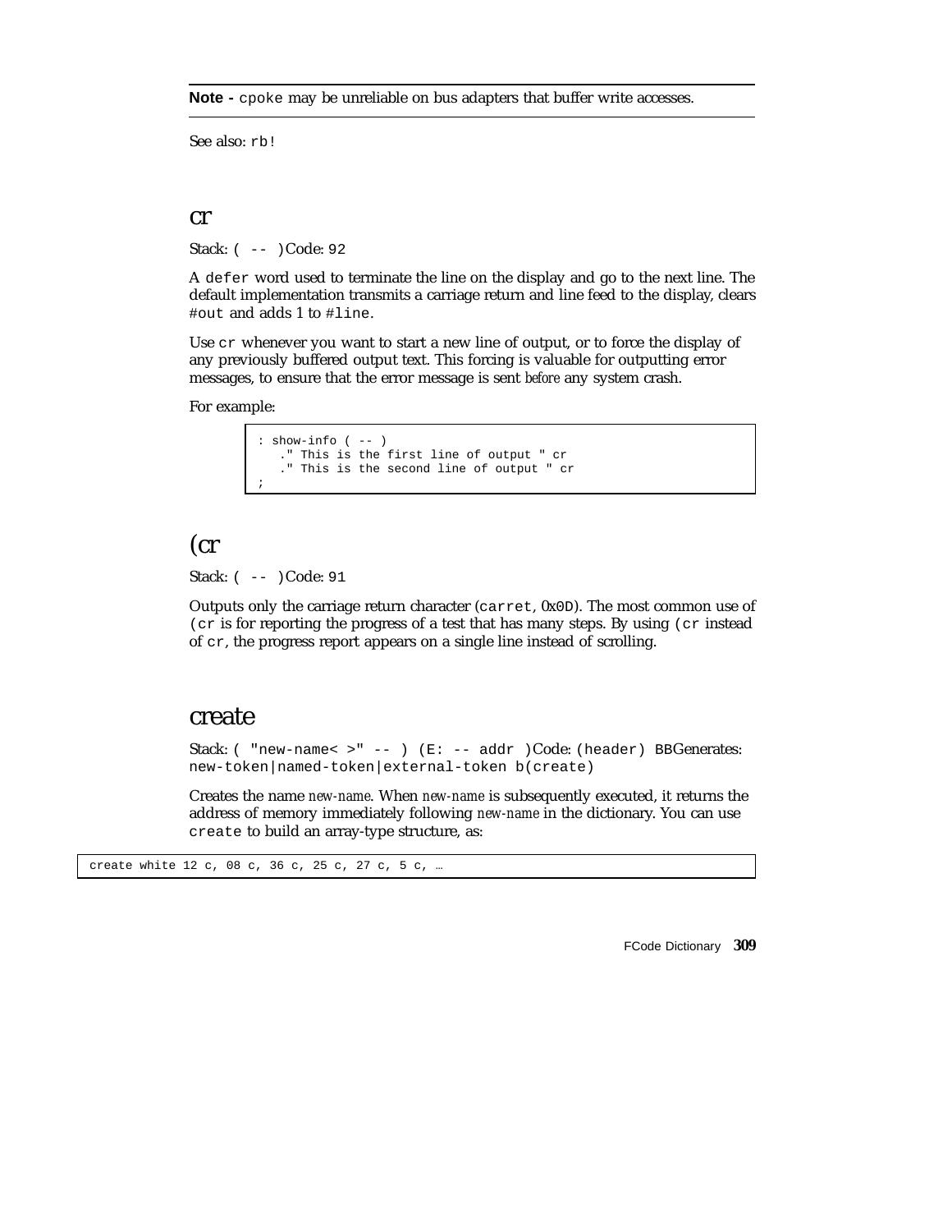**Note -** `cpoke` may be unreliable on bus adapters that buffer write accesses.

See also: `rb!`

## cr

Stack: `( -- )` Code: `92`

A `defer` word used to terminate the line on the display and go to the next line. The default implementation transmits a carriage return and line feed to the display, clears `#out` and adds 1 to `#line`.

Use `cr` whenever you want to start a new line of output, or to force the display of any previously buffered output text. This forcing is valuable for outputting error messages, to ensure that the error message is sent *before* any system crash.

For example:

```
: show-info ( -- )
   ." This is the first line of output " cr
   ." This is the second line of output " cr
;
```

## (cr

Stack: `( -- )` Code: `91`

Outputs only the carriage return character (`carret`, 0x`0D`). The most common use of `(cr` is for reporting the progress of a test that has many steps. By using `(cr` instead of `cr`, the progress report appears on a single line instead of scrolling.

## create

Stack: `( "new-name< >" -- ) (E: -- addr )` Code: `(header) BB` Generates: `new-token|named-token|external-token b(create)`

Creates the name *new-name*. When *new-name* is subsequently executed, it returns the address of memory immediately following *new-name* in the dictionary. You can use `create` to build an array-type structure, as:

```
create white 12 c, 08 c, 36 c, 25 c, 27 c, 5 c, …
```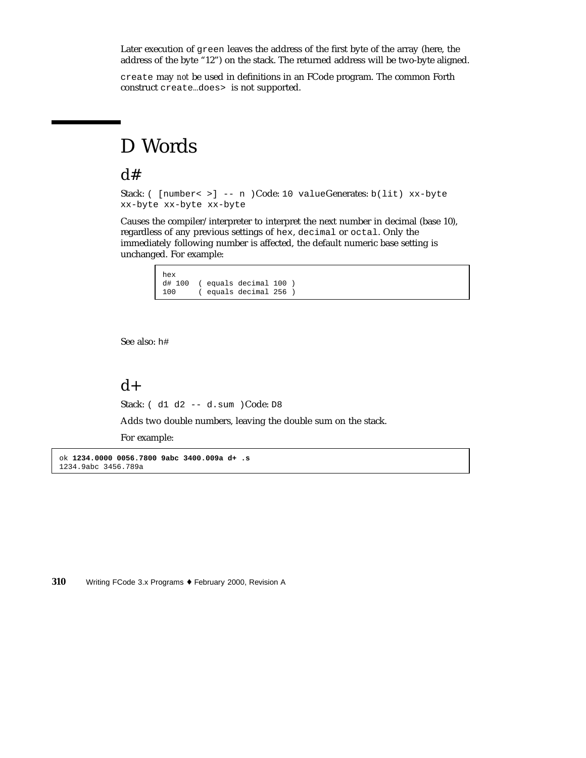Later execution of `green` leaves the address of the first byte of the array (here, the address of the byte "12") on the stack. The returned address will be two-byte aligned.

`create` may *not* be used in definitions in an FCode program. The common Forth construct `create...does>` is not supported.

# D Words

## d#

Stack: `( [number< >] -- n )` Code: `10 value` Generates: `b(lit) xx-byte xx-byte xx-byte xx-byte`

Causes the compiler/interpreter to interpret the next number in decimal (base 10), regardless of any previous settings of `hex`, `decimal` or `octal`. Only the immediately following number is affected, the default numeric base setting is unchanged. For example:

```
hex
d# 100  ( equals decimal 100 )
100     ( equals decimal 256 )
```

See also: `h#`

## d+

Stack: `( d1 d2 -- d.sum )` Code: `D8`

Adds two double numbers, leaving the double sum on the stack.

For example:

```
ok 1234.0000 0056.7800 9abc 3400.009a d+ .s
1234.9abc 3456.789a
```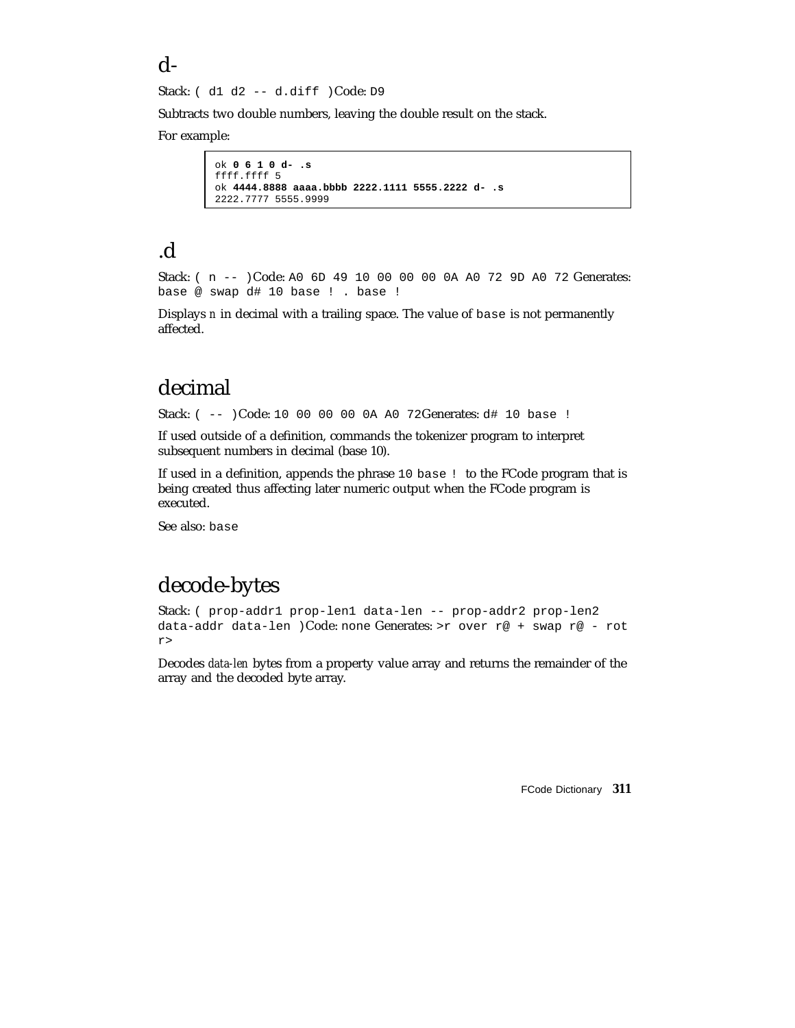## d-

Stack: `( d1 d2 -- d.diff )` Code: `D9`

Subtracts two double numbers, leaving the double result on the stack.

For example:

```
ok 0 6 1 0 d- .s
ffff.ffff 5
ok 4444.8888 aaaa.bbbb 2222.1111 5555.2222 d- .s
2222.7777 5555.9999
```

## .d

Stack: `( n -- )` Code: `A0 6D 49 10 00 00 00 0A A0 72 9D A0 72` Generates: `base @ swap d# 10 base ! . base !`

Displays *n* in decimal with a trailing space. The value of `base` is not permanently affected.

## decimal

Stack: `( -- )` Code: `10 00 00 00 0A A0 72` Generates: `d# 10 base !`

If used outside of a definition, commands the tokenizer program to interpret subsequent numbers in decimal (base 10).

If used in a definition, appends the phrase `10 base !` to the FCode program that is being created thus affecting later numeric output when the FCode program is executed.

See also: `base`

## decode-bytes

Stack: `( prop-addr1 prop-len1 data-len -- prop-addr2 prop-len2 data-addr data-len )` Code: none Generates: `>r over r@ + swap r@ - rot r>`

Decodes *data-len* bytes from a property value array and returns the remainder of the array and the decoded byte array.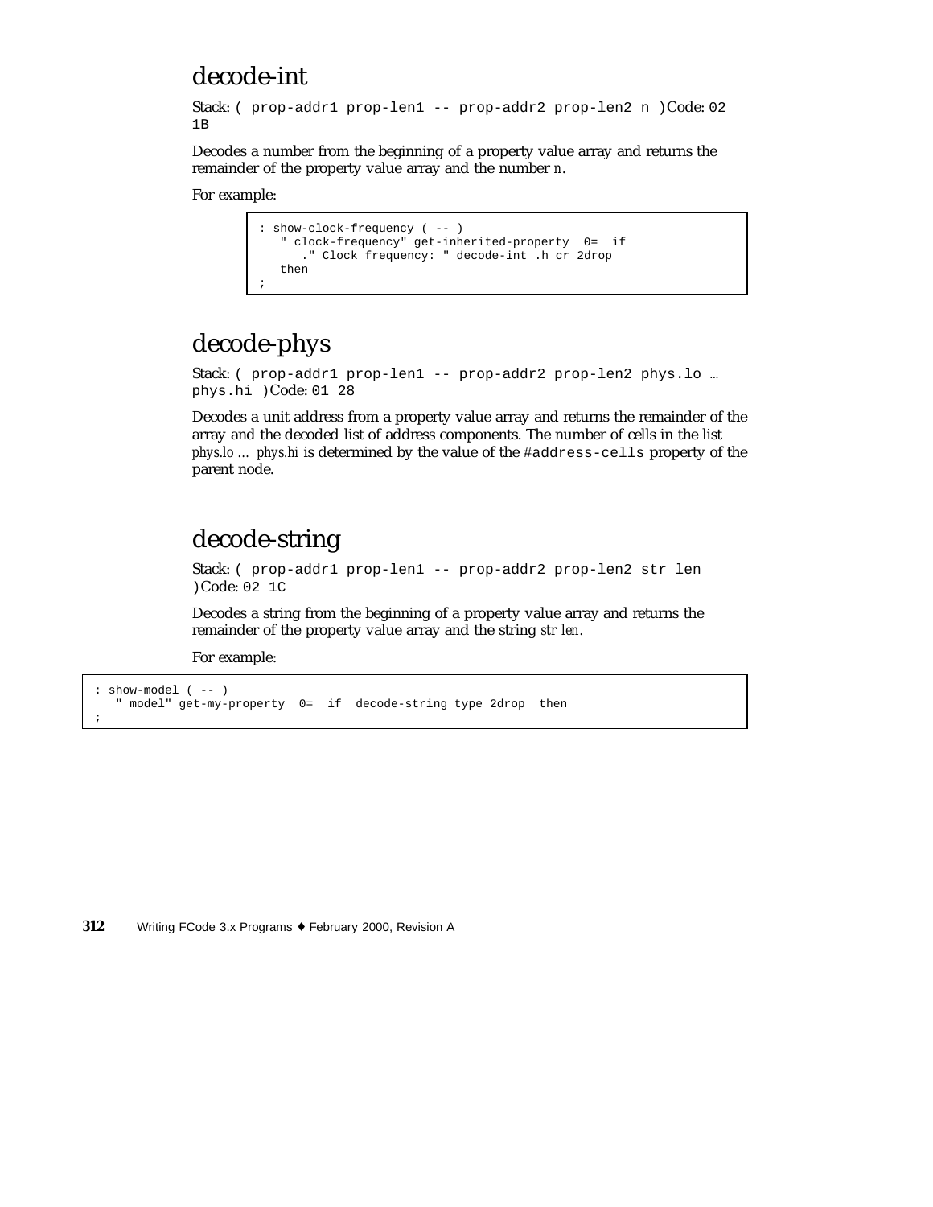# decode-int

Stack: `( prop-addr1 prop-len1 -- prop-addr2 prop-len2 n )` Code: `02 1B`

Decodes a number from the beginning of a property value array and returns the remainder of the property value array and the number *n*.

For example:

```
: show-clock-frequency ( -- )
   " clock-frequency" get-inherited-property  0=  if
      ." Clock frequency: " decode-int .h cr 2drop
   then
;
```

# decode-phys

Stack: `( prop-addr1 prop-len1 -- prop-addr2 prop-len2 phys.lo … phys.hi )` Code: `01 28`

Decodes a unit address from a property value array and returns the remainder of the array and the decoded list of address components. The number of cells in the list *phys.lo … phys.hi* is determined by the value of the `#address-cells` property of the parent node.

# decode-string

Stack: `( prop-addr1 prop-len1 -- prop-addr2 prop-len2 str len )` Code: `02 1C`

Decodes a string from the beginning of a property value array and returns the remainder of the property value array and the string *str len*.

For example:

```
: show-model ( -- )
   " model" get-my-property  0=  if  decode-string type 2drop  then
;
```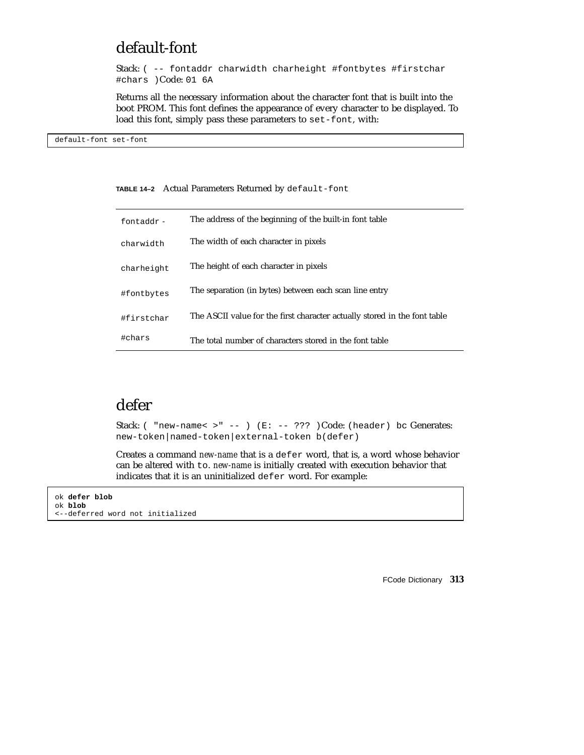## default-font

Stack: `( -- fontaddr charwidth charheight #fontbytes #firstchar #chars )`Code: `01 6A`

Returns all the necessary information about the character font that is built into the boot PROM. This font defines the appearance of every character to be displayed. To load this font, simply pass these parameters to `set-font`, with:

```
default-font set-font
```

**TABLE 14–2** Actual Parameters Returned by `default-font`

| | |
|---|---|
| `fontaddr` - | The address of the beginning of the built-in font table |
| `charwidth` | The width of each character in pixels |
| `charheight` | The height of each character in pixels |
| `#fontbytes` | The separation (in bytes) between each scan line entry |
| `#firstchar` | The ASCII value for the first character actually stored in the font table |
| `#chars` | The total number of characters stored in the font table |

## defer

Stack: `( "new-name< >" -- ) (E: -- ??? )`Code: `(header) bc` Generates: `new-token|named-token|external-token b(defer)`

Creates a command *new-name* that is a `defer` word, that is, a word whose behavior can be altered with `to`. *new-name* is initially created with execution behavior that indicates that it is an uninitialized `defer` word. For example:

```
ok defer blob
ok blob
<--deferred word not initialized
```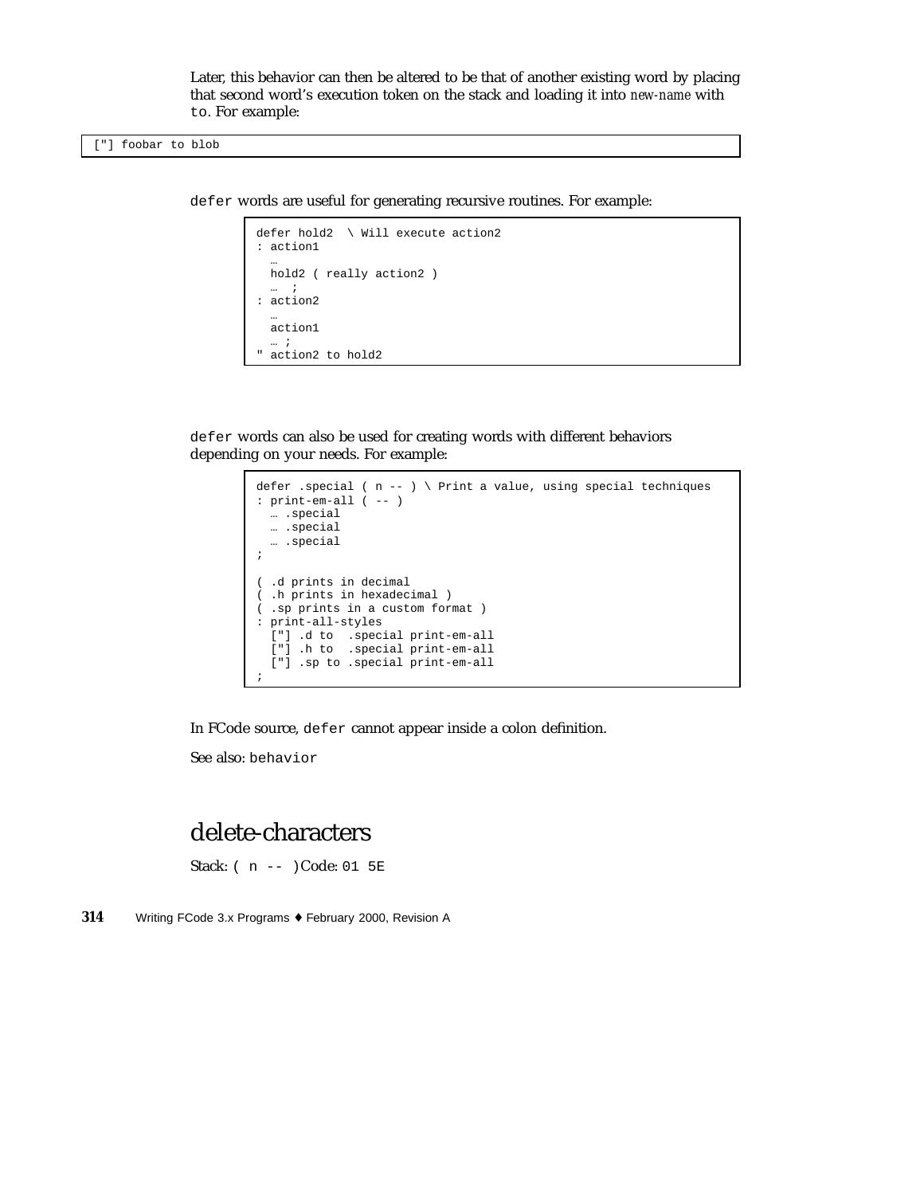Later, this behavior can then be altered to be that of another existing word by placing that second word's execution token on the stack and loading it into *new-name* with `to`. For example:

```
["] foobar to blob
```

`defer` words are useful for generating recursive routines. For example:

```
defer hold2  \ Will execute action2
: action1
  …
  hold2 ( really action2 )
  …  ;
: action2
  …
  action1
  … ;
" action2 to hold2
```

`defer` words can also be used for creating words with different behaviors depending on your needs. For example:

```
defer .special ( n -- ) \ Print a value, using special techniques
: print-em-all ( -- )
  … .special
  … .special
  … .special
;

( .d prints in decimal
( .h prints in hexadecimal )
( .sp prints in a custom format )
: print-all-styles
  ["] .d to  .special print-em-all
  ["] .h to  .special print-em-all
  ["] .sp to .special print-em-all
;
```

In FCode source, `defer` cannot appear inside a colon definition.

See also: `behavior`

# delete-characters

Stack: `( n -- )` Code: `01 5E`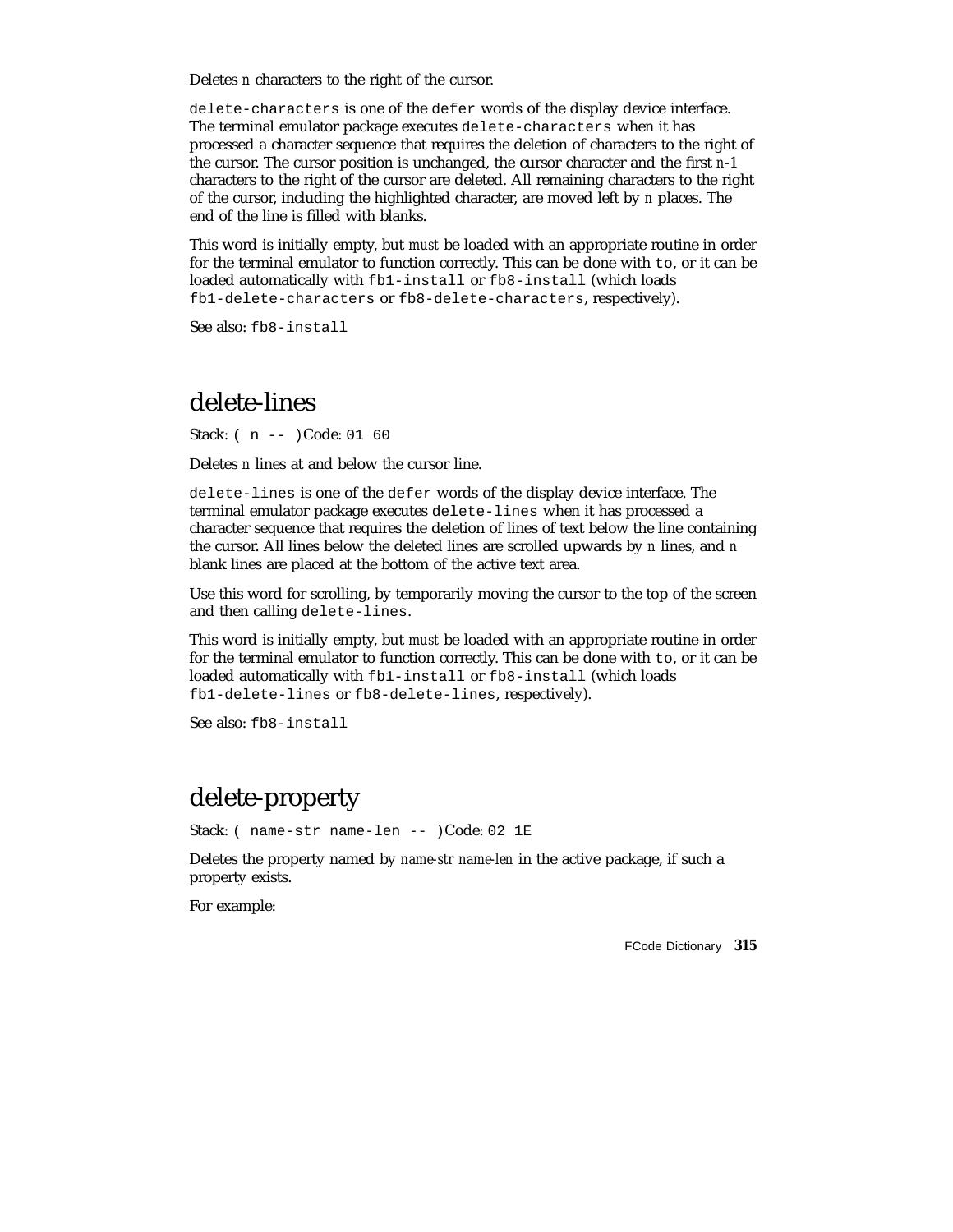Deletes *n* characters to the right of the cursor.

`delete-characters` is one of the `defer` words of the display device interface. The terminal emulator package executes `delete-characters` when it has processed a character sequence that requires the deletion of characters to the right of the cursor. The cursor position is unchanged, the cursor character and the first *n*-1 characters to the right of the cursor are deleted. All remaining characters to the right of the cursor, including the highlighted character, are moved left by *n* places. The end of the line is filled with blanks.

This word is initially empty, but *must* be loaded with an appropriate routine in order for the terminal emulator to function correctly. This can be done with `to`, or it can be loaded automatically with `fb1-install` or `fb8-install` (which loads `fb1-delete-characters` or `fb8-delete-characters`, respectively).

See also: `fb8-install`

## delete-lines

Stack: `( n -- )` Code: `01 60`

Deletes *n* lines at and below the cursor line.

`delete-lines` is one of the `defer` words of the display device interface. The terminal emulator package executes `delete-lines` when it has processed a character sequence that requires the deletion of lines of text below the line containing the cursor. All lines below the deleted lines are scrolled upwards by *n* lines, and *n* blank lines are placed at the bottom of the active text area.

Use this word for scrolling, by temporarily moving the cursor to the top of the screen and then calling `delete-lines`.

This word is initially empty, but *must* be loaded with an appropriate routine in order for the terminal emulator to function correctly. This can be done with `to`, or it can be loaded automatically with `fb1-install` or `fb8-install` (which loads `fb1-delete-lines` or `fb8-delete-lines`, respectively).

See also: `fb8-install`

## delete-property

Stack: `( name-str name-len -- )` Code: `02 1E`

Deletes the property named by *name-str name-len* in the active package, if such a property exists.

For example: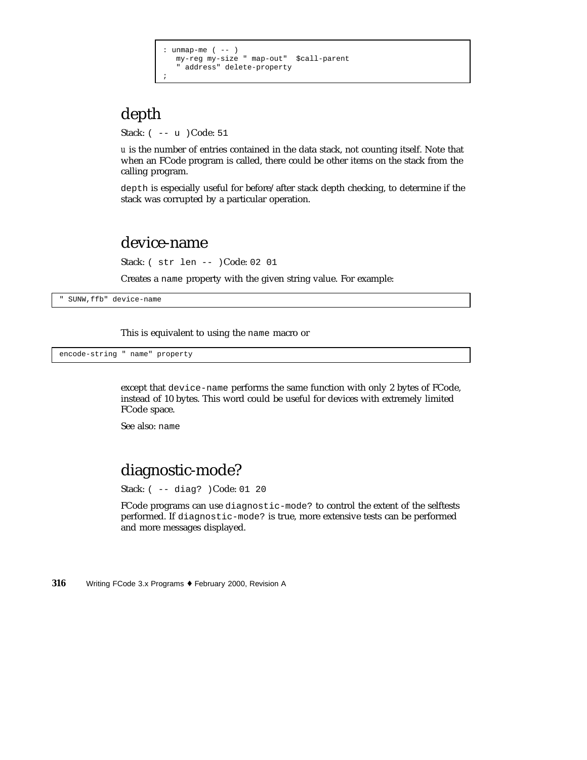```
: unmap-me ( -- )
   my-reg my-size " map-out"  $call-parent
   " address" delete-property
;
```

## depth

Stack: `( -- u )` Code: `51`

`u` is the number of entries contained in the data stack, not counting itself. Note that when an FCode program is called, there could be other items on the stack from the calling program.

`depth` is especially useful for before/after stack depth checking, to determine if the stack was corrupted by a particular operation.

## device-name

Stack: `( str len -- )` Code: `02 01`

Creates a `name` property with the given string value. For example:

```
" SUNW,ffb" device-name
```

This is equivalent to using the `name` macro or

```
encode-string " name" property
```

except that `device-name` performs the same function with only 2 bytes of FCode, instead of 10 bytes. This word could be useful for devices with extremely limited FCode space.

See also: `name`

## diagnostic-mode?

Stack: `( -- diag? )` Code: `01 20`

FCode programs can use `diagnostic-mode?` to control the extent of the selftests performed. If `diagnostic-mode?` is true, more extensive tests can be performed and more messages displayed.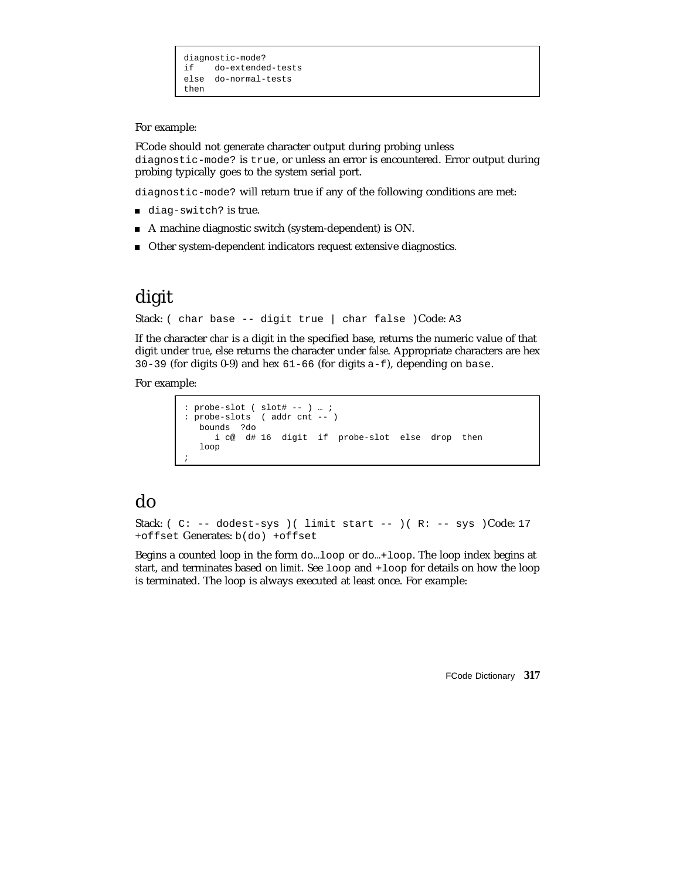```
diagnostic-mode?
if    do-extended-tests
else  do-normal-tests
then
```

For example:

FCode should not generate character output during probing unless `diagnostic-mode?` is `true`, or unless an error is encountered. Error output during probing typically goes to the system serial port.

`diagnostic-mode?` will return true if any of the following conditions are met:

- `diag-switch?` is true.
- A machine diagnostic switch (system-dependent) is ON.
- Other system-dependent indicators request extensive diagnostics.

# digit

Stack: `( char base -- digit true | char false )`Code: `A3`

If the character *char* is a digit in the specified base, returns the numeric value of that digit under *true*, else returns the character under *false*. Appropriate characters are hex `30-39` (for digits 0-9) and hex `61-66` (for digits `a-f`), depending on `base`.

For example:

```
: probe-slot ( slot# -- ) … ;
: probe-slots  ( addr cnt -- )
   bounds  ?do
      i c@  d# 16  digit  if  probe-slot  else  drop  then
   loop
;
```

# do

Stack: `( C: -- dodest-sys )( limit start -- )( R: -- sys )`Code: `17 +offset` Generates: `b(do) +offset`

Begins a counted loop in the form `do…loop` or `do…+loop`. The loop index begins at *start*, and terminates based on *limit*. See `loop` and `+loop` for details on how the loop is terminated. The loop is always executed at least once. For example: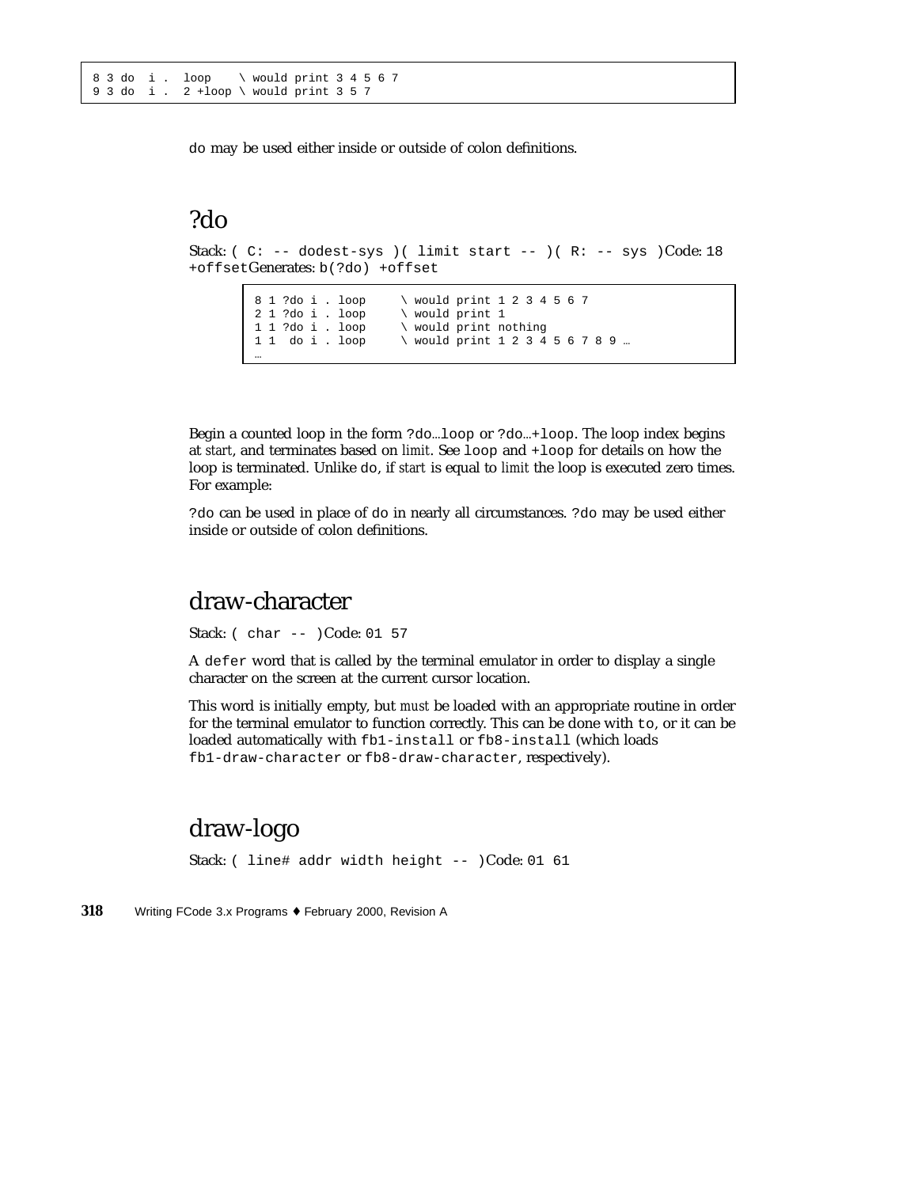```
8 3 do  i .  loop    \ would print 3 4 5 6 7
9 3 do  i .  2 +loop \ would print 3 5 7
```

do may be used either inside or outside of colon definitions.

## ?do

Stack: ( C: -- dodest-sys )( limit start -- )( R: -- sys )Code: 18 +offsetGenerates: b(?do) +offset

```
8 1 ?do i . loop     \ would print 1 2 3 4 5 6 7
2 1 ?do i . loop     \ would print 1
1 1 ?do i . loop     \ would print nothing
1 1  do i . loop     \ would print 1 2 3 4 5 6 7 8 9 …
…
```

Begin a counted loop in the form ?do…loop or ?do…+loop. The loop index begins at *start*, and terminates based on *limit*. See loop and +loop for details on how the loop is terminated. Unlike do, if *start* is equal to *limit* the loop is executed zero times. For example:

?do can be used in place of do in nearly all circumstances. ?do may be used either inside or outside of colon definitions.

## draw-character

Stack: ( char -- )Code: 01 57

A defer word that is called by the terminal emulator in order to display a single character on the screen at the current cursor location.

This word is initially empty, but *must* be loaded with an appropriate routine in order for the terminal emulator to function correctly. This can be done with to, or it can be loaded automatically with fb1-install or fb8-install (which loads fb1-draw-character or fb8-draw-character, respectively).

## draw-logo

Stack: ( line# addr width height -- )Code: 01 61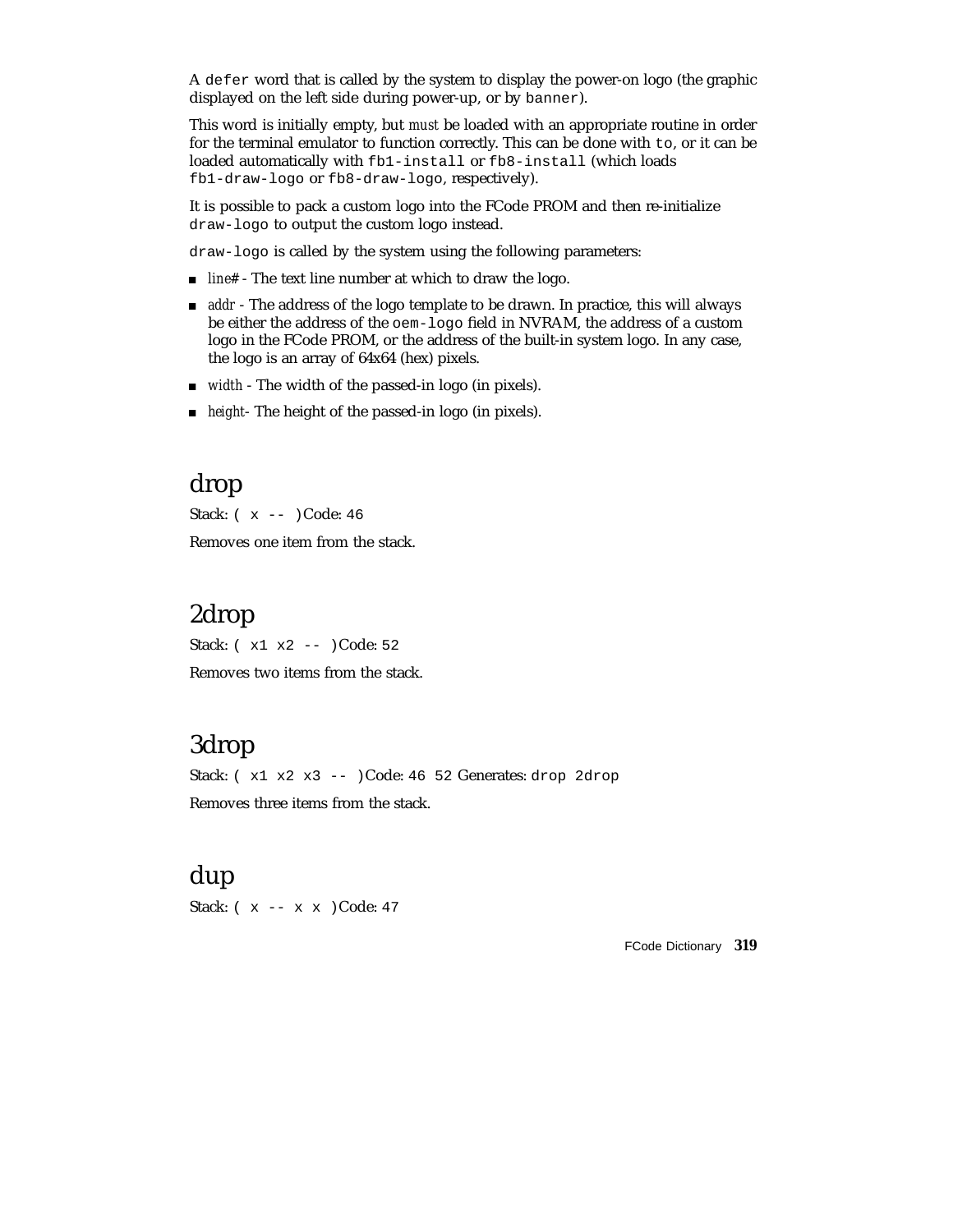A `defer` word that is called by the system to display the power-on logo (the graphic displayed on the left side during power-up, or by `banner`).

This word is initially empty, but *must* be loaded with an appropriate routine in order for the terminal emulator to function correctly. This can be done with `to`, or it can be loaded automatically with `fb1-install` or `fb8-install` (which loads `fb1-draw-logo` or `fb8-draw-logo`, respectively).

It is possible to pack a custom logo into the FCode PROM and then re-initialize `draw-logo` to output the custom logo instead.

`draw-logo` is called by the system using the following parameters:

- *line#* - The text line number at which to draw the logo.
- *addr* - The address of the logo template to be drawn. In practice, this will always be either the address of the `oem-logo` field in NVRAM, the address of a custom logo in the FCode PROM, or the address of the built-in system logo. In any case, the logo is an array of 64x64 (hex) pixels.
- *width* - The width of the passed-in logo (in pixels).
- *height*- The height of the passed-in logo (in pixels).

## drop

Stack: `( x -- )` Code: `46`

Removes one item from the stack.

## 2drop

Stack: `( x1 x2 -- )` Code: `52`

Removes two items from the stack.

## 3drop

Stack: `( x1 x2 x3 -- )` Code: `46 52` Generates: `drop 2drop`

Removes three items from the stack.

## dup

Stack: `( x -- x x )` Code: `47`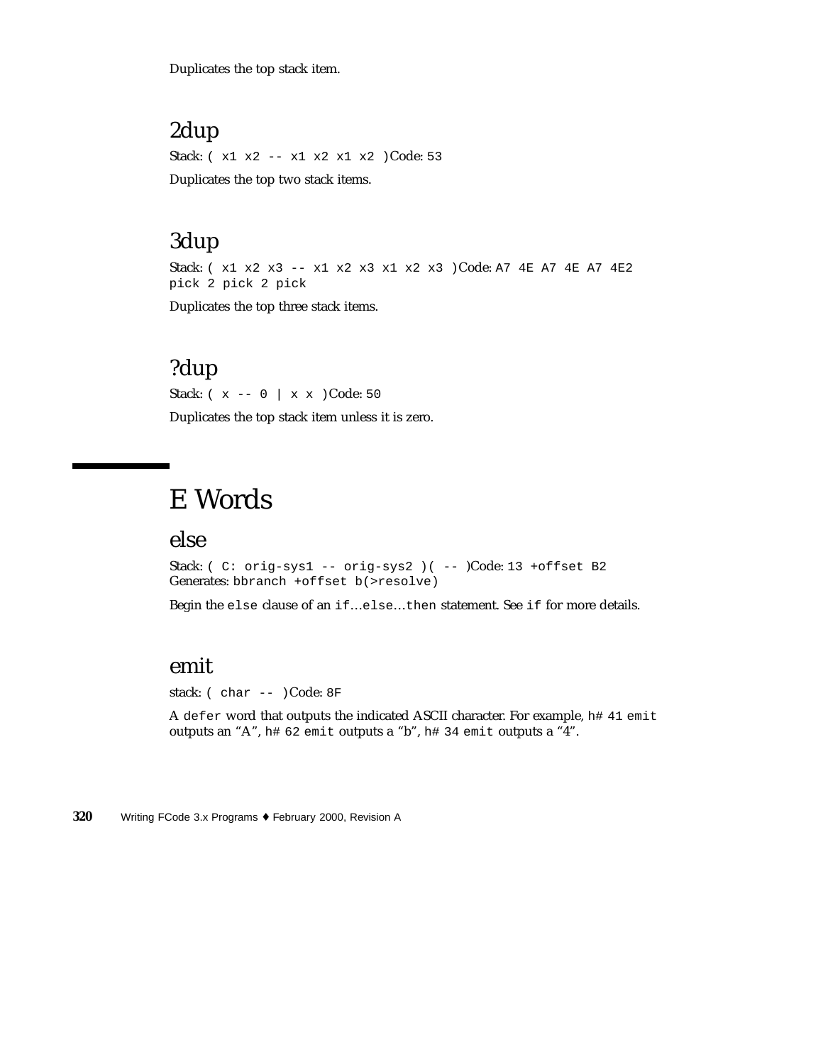Duplicates the top stack item.

### 2dup

Stack: `( x1 x2 -- x1 x2 x1 x2 )` Code: `53`

Duplicates the top two stack items.

### 3dup

Stack: `( x1 x2 x3 -- x1 x2 x3 x1 x2 x3 )` Code: `A7 4E A7 4E A7 4E2 pick 2 pick 2 pick`

Duplicates the top three stack items.

### ?dup

Stack: `( x -- 0 | x x )` Code: `50`

Duplicates the top stack item unless it is zero.

## E Words

### else

Stack: `( C: orig-sys1 -- orig-sys2 )( -- )` Code: `13 +offset B2`
Generates: `bbranch +offset b(>resolve)`

Begin the `else` clause of an `if…else…then` statement. See `if` for more details.

### emit

stack: `( char -- )` Code: `8F`

A `defer` word that outputs the indicated ASCII character. For example, `h# 41 emit` outputs an "A", `h# 62 emit` outputs a "b", `h# 34 emit` outputs a "4".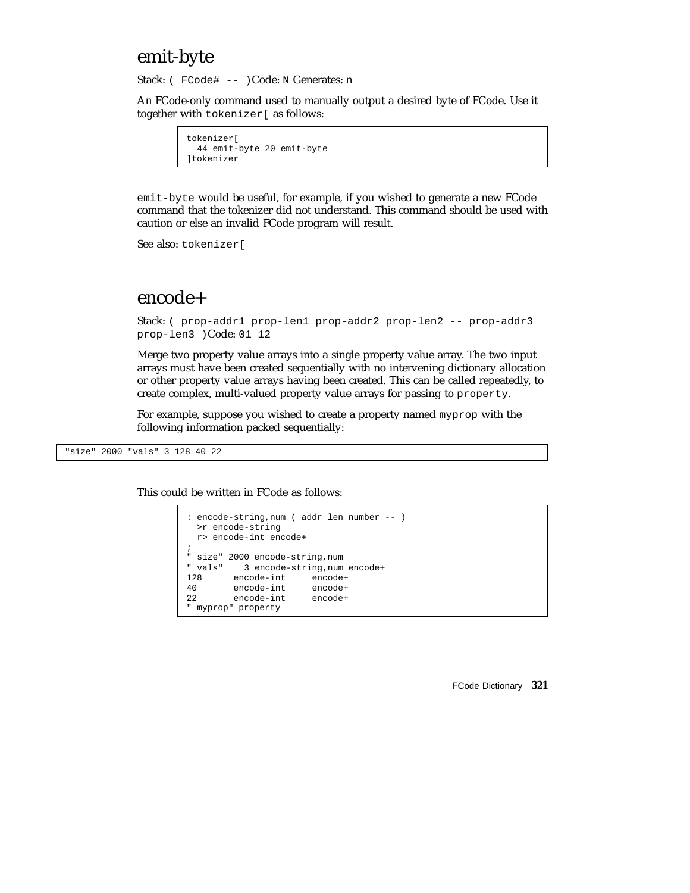## emit-byte

Stack: `( FCode# -- )` Code: `N` Generates: `n`

An FCode-only command used to manually output a desired byte of FCode. Use it together with `tokenizer[` as follows:

```
tokenizer[
  44 emit-byte 20 emit-byte
]tokenizer
```

`emit-byte` would be useful, for example, if you wished to generate a new FCode command that the tokenizer did not understand. This command should be used with caution or else an invalid FCode program will result.

See also: `tokenizer[`

## encode+

Stack: `( prop-addr1 prop-len1 prop-addr2 prop-len2 -- prop-addr3 prop-len3 )` Code: `01 12`

Merge two property value arrays into a single property value array. The two input arrays must have been created sequentially with no intervening dictionary allocation or other property value arrays having been created. This can be called repeatedly, to create complex, multi-valued property value arrays for passing to `property`.

For example, suppose you wished to create a property named `myprop` with the following information packed sequentially:

```
"size" 2000 "vals" 3 128 40 22
```

This could be written in FCode as follows:

```
: encode-string,num ( addr len number -- )
  >r encode-string
  r> encode-int encode+
;
" size" 2000 encode-string,num
" vals"    3 encode-string,num encode+
128      encode-int     encode+
40       encode-int     encode+
22       encode-int     encode+
" myprop" property
```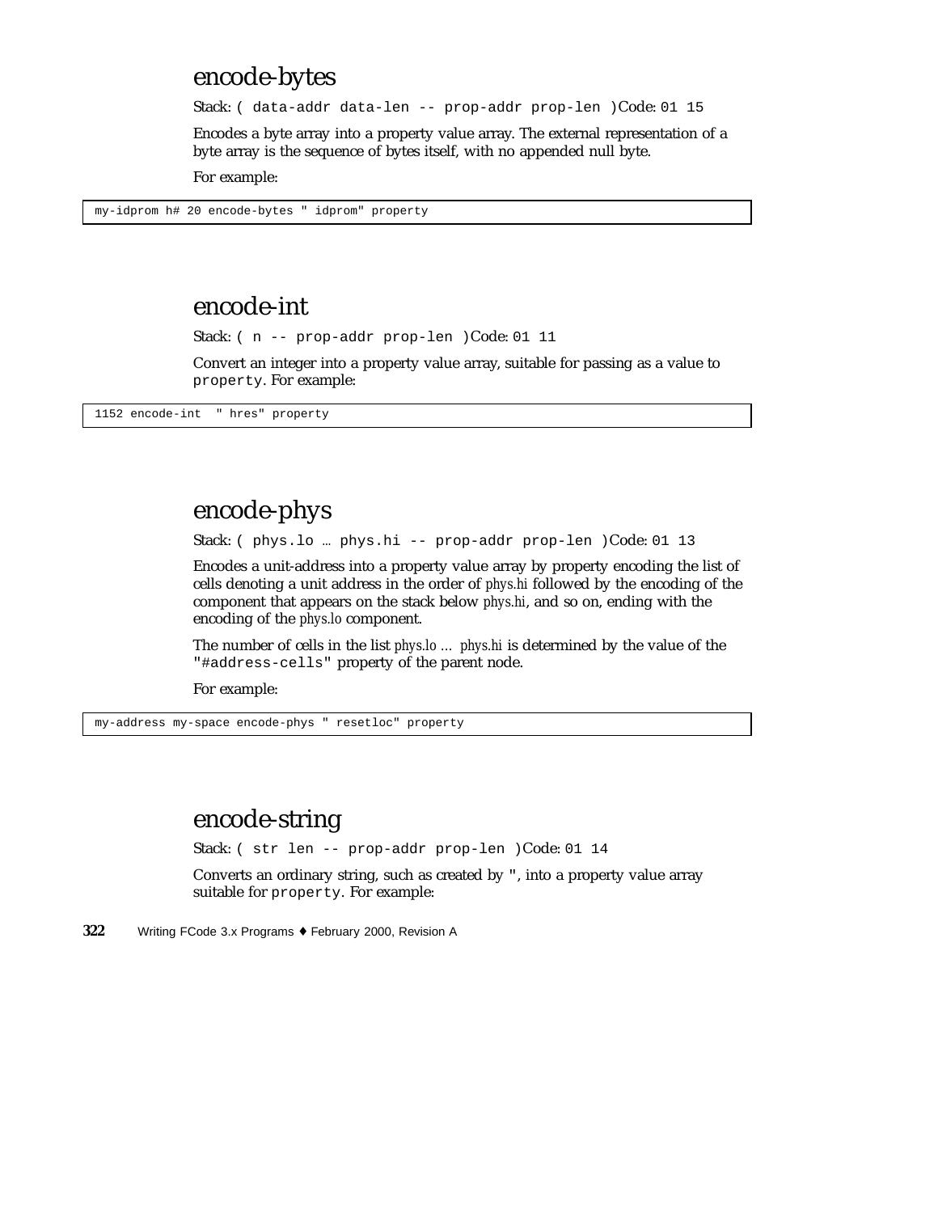## encode-bytes

Stack: `( data-addr data-len -- prop-addr prop-len )` Code: `01 15`

Encodes a byte array into a property value array. The external representation of a byte array is the sequence of bytes itself, with no appended null byte.

For example:

```
my-idprom h# 20 encode-bytes " idprom" property
```

## encode-int

Stack: `( n -- prop-addr prop-len )` Code: `01 11`

Convert an integer into a property value array, suitable for passing as a value to `property`. For example:

```
1152 encode-int  " hres" property
```

## encode-phys

Stack: `( phys.lo … phys.hi -- prop-addr prop-len )` Code: `01 13`

Encodes a unit-address into a property value array by property encoding the list of cells denoting a unit address in the order of *phys.hi* followed by the encoding of the component that appears on the stack below *phys.hi*, and so on, ending with the encoding of the *phys.lo* component.

The number of cells in the list *phys.lo … phys.hi* is determined by the value of the `"#address-cells"` property of the parent node.

For example:

```
my-address my-space encode-phys " resetloc" property
```

## encode-string

Stack: `( str len -- prop-addr prop-len )` Code: `01 14`

Converts an ordinary string, such as created by `"`, into a property value array suitable for `property`. For example: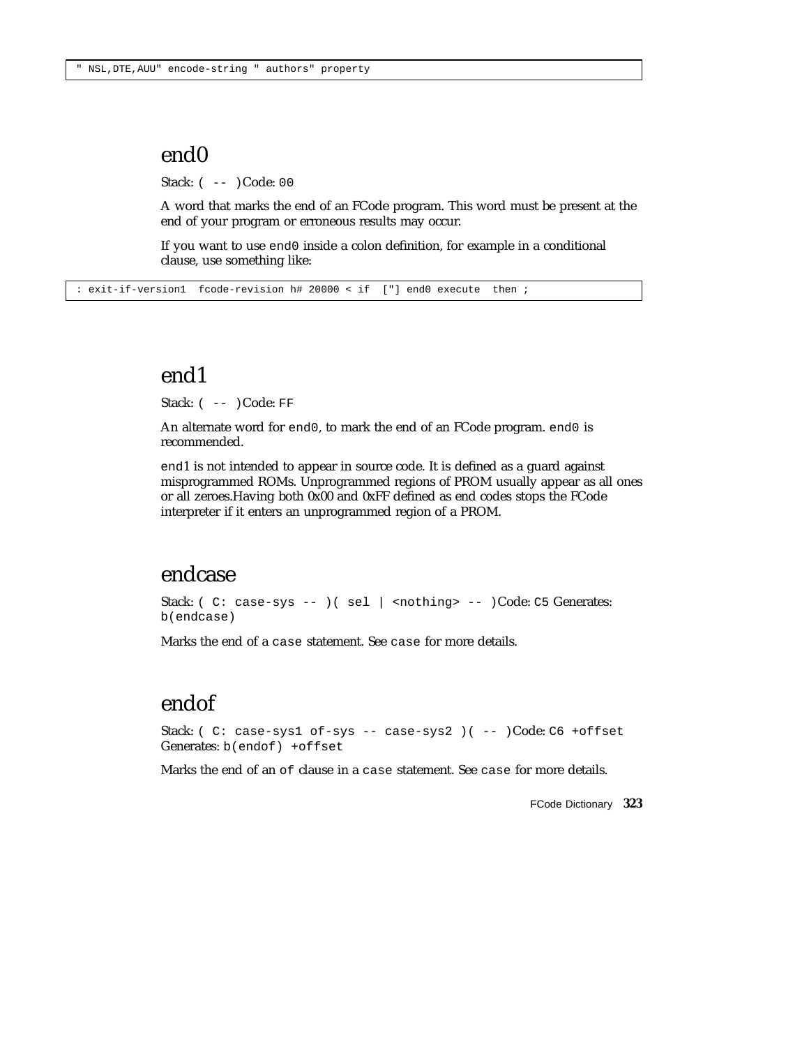```
" NSL,DTE,AUU" encode-string " authors" property
```

## end0

Stack: `( -- )` Code: `00`

A word that marks the end of an FCode program. This word must be present at the end of your program or erroneous results may occur.

If you want to use `end0` inside a colon definition, for example in a conditional clause, use something like:

```
: exit-if-version1  fcode-revision h# 20000 < if  ["] end0 execute  then ;
```

## end1

Stack: `( -- )` Code: `FF`

An alternate word for `end0`, to mark the end of an FCode program. `end0` is recommended.

`end1` is not intended to appear in source code. It is defined as a guard against misprogrammed ROMs. Unprogrammed regions of PROM usually appear as all ones or all zeroes.Having both 0x00 and 0xFF defined as end codes stops the FCode interpreter if it enters an unprogrammed region of a PROM.

## endcase

Stack: `( C: case-sys -- )( sel | <nothing> -- )` Code: `C5` Generates: `b(endcase)`

Marks the end of a `case` statement. See `case` for more details.

## endof

Stack: `( C: case-sys1 of-sys -- case-sys2 )( -- )` Code: `C6 +offset` Generates: `b(endof) +offset`

Marks the end of an `of` clause in a `case` statement. See `case` for more details.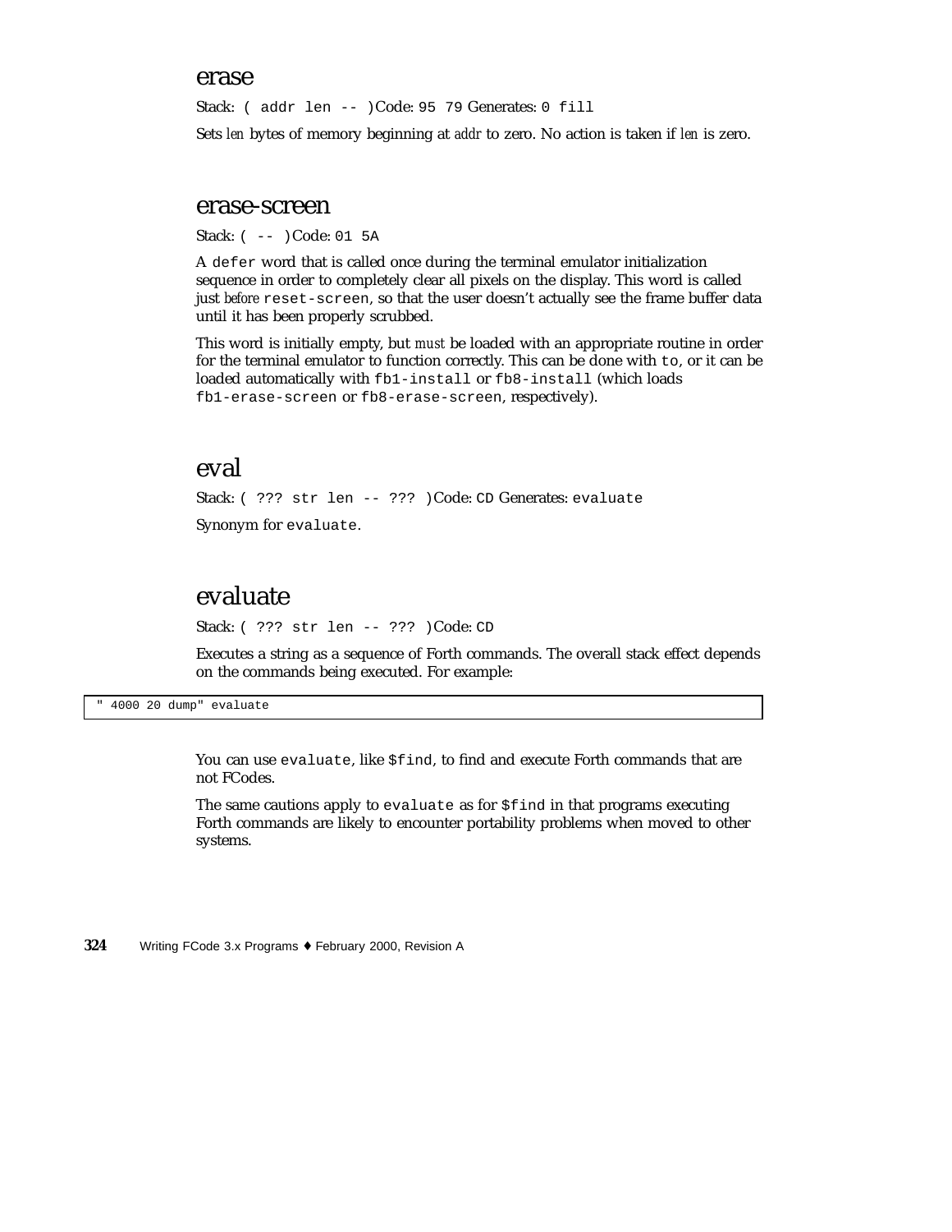## erase

Stack: `( addr len -- )` Code: `95 79` Generates: `0 fill`

Sets *len* bytes of memory beginning at *addr* to zero. No action is taken if *len* is zero.

## erase-screen

Stack: `( -- )` Code: `01 5A`

A `defer` word that is called once during the terminal emulator initialization sequence in order to completely clear all pixels on the display. This word is called just *before* `reset-screen`, so that the user doesn't actually see the frame buffer data until it has been properly scrubbed.

This word is initially empty, but *must* be loaded with an appropriate routine in order for the terminal emulator to function correctly. This can be done with `to`, or it can be loaded automatically with `fb1-install` or `fb8-install` (which loads `fb1-erase-screen` or `fb8-erase-screen`, respectively).

## eval

Stack: `( ??? str len -- ??? )` Code: `CD` Generates: `evaluate`

Synonym for `evaluate`.

## evaluate

Stack: `( ??? str len -- ??? )` Code: `CD`

Executes a string as a sequence of Forth commands. The overall stack effect depends on the commands being executed. For example:

```
" 4000 20 dump" evaluate
```

You can use `evaluate`, like `$find`, to find and execute Forth commands that are not FCodes.

The same cautions apply to `evaluate` as for `$find` in that programs executing Forth commands are likely to encounter portability problems when moved to other systems.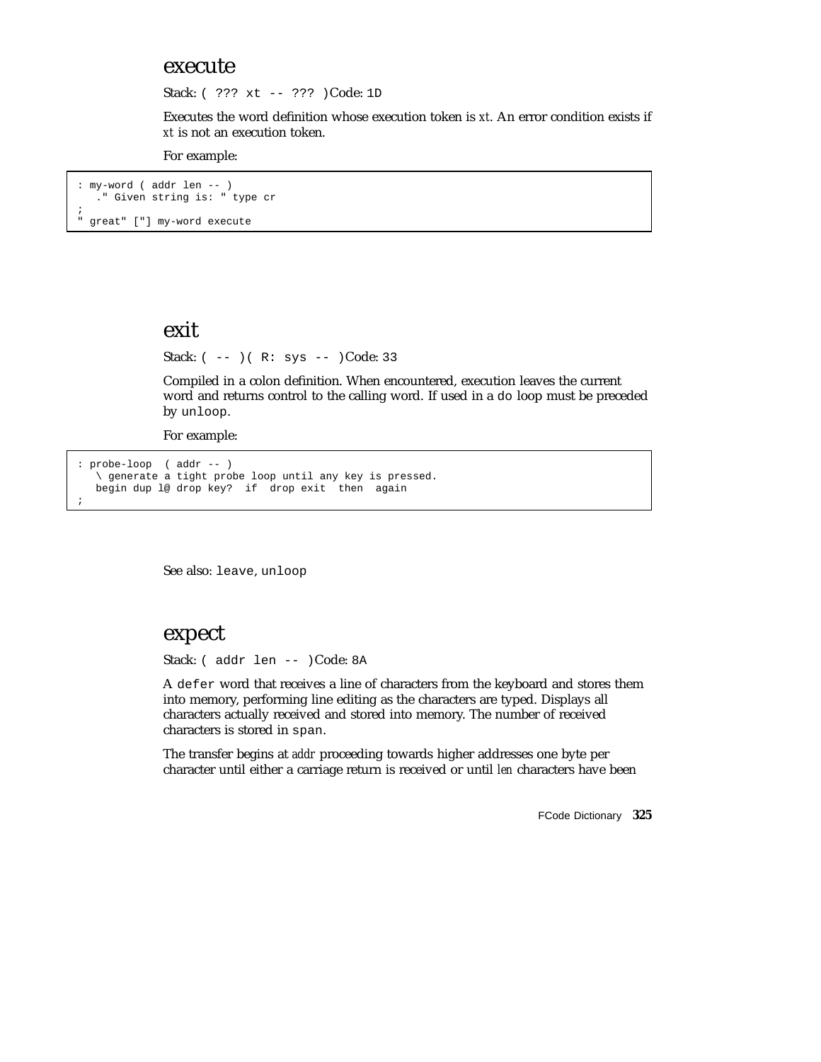## execute

Stack: `( ??? xt -- ??? )` Code: `1D`

Executes the word definition whose execution token is *xt*. An error condition exists if *xt* is not an execution token.

For example:

```
: my-word ( addr len -- )
   ." Given string is: " type cr
;
" great" ['] my-word execute
```

## exit

Stack: `( -- ) ( R: sys -- )` Code: `33`

Compiled in a colon definition. When encountered, execution leaves the current word and returns control to the calling word. If used in a `do` loop must be preceded by `unloop`.

For example:

```
: probe-loop  ( addr -- )
   \ generate a tight probe loop until any key is pressed.
   begin dup l@ drop key?  if  drop exit  then  again
;
```

See also: `leave`, `unloop`

## expect

Stack: `( addr len -- )` Code: `8A`

A `defer` word that receives a line of characters from the keyboard and stores them into memory, performing line editing as the characters are typed. Displays all characters actually received and stored into memory. The number of received characters is stored in `span`.

The transfer begins at *addr* proceeding towards higher addresses one byte per character until either a carriage return is received or until *len* characters have been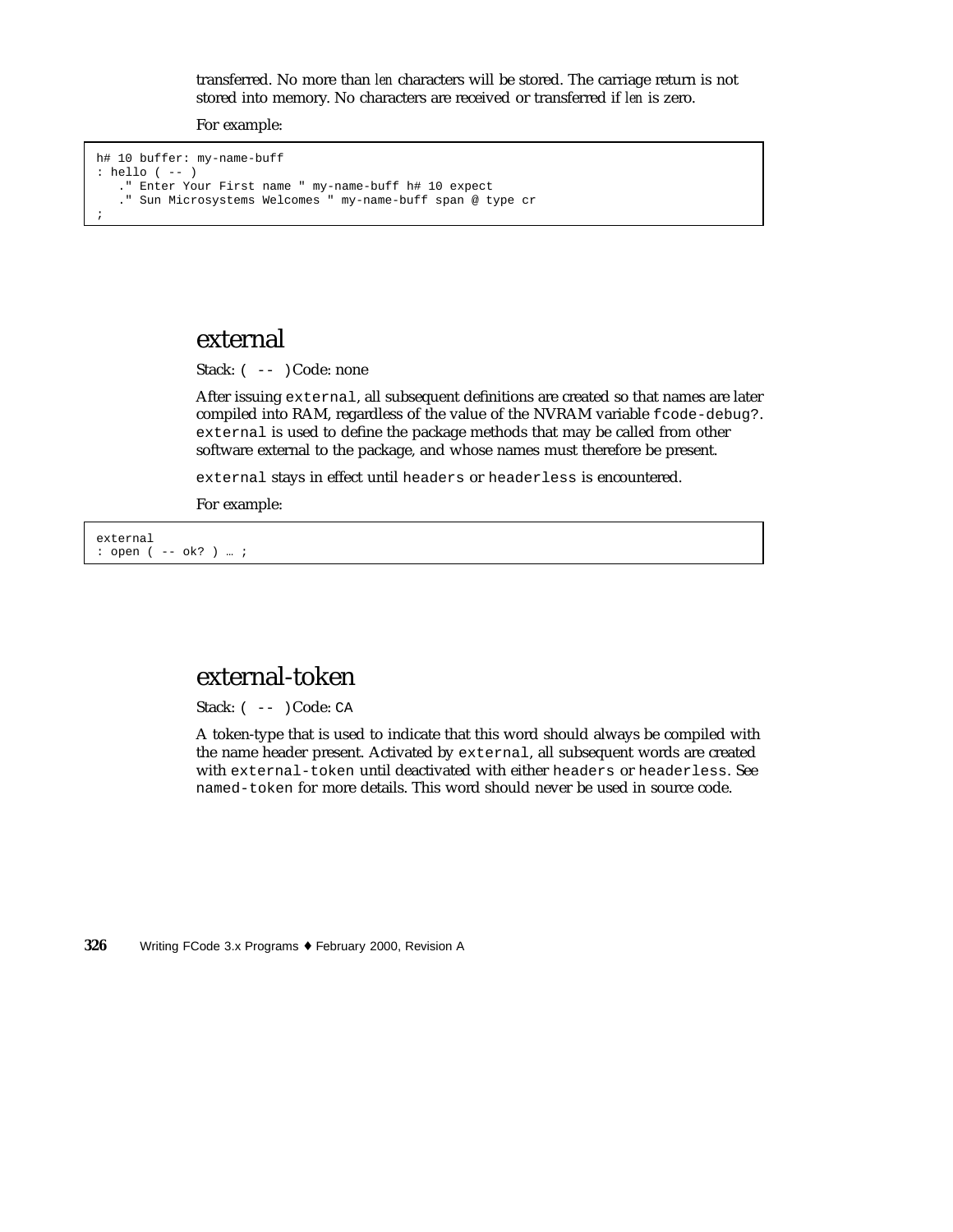transferred. No more than *len* characters will be stored. The carriage return is not stored into memory. No characters are received or transferred if *len* is zero.

For example:

```
h# 10 buffer: my-name-buff
: hello ( -- )
   ." Enter Your First name " my-name-buff h# 10 expect
   ." Sun Microsystems Welcomes " my-name-buff span @ type cr
;
```

## external

Stack: `( -- )` Code: none

After issuing `external`, all subsequent definitions are created so that names are later compiled into RAM, regardless of the value of the NVRAM variable `fcode-debug?`. `external` is used to define the package methods that may be called from other software external to the package, and whose names must therefore be present.

`external` stays in effect until `headers` or `headerless` is encountered.

For example:

```
external
: open ( -- ok? ) … ;
```

## external-token

Stack: `( -- )` Code: `CA`

A token-type that is used to indicate that this word should always be compiled with the name header present. Activated by `external`, all subsequent words are created with `external-token` until deactivated with either `headers` or `headerless`. See `named-token` for more details. This word should never be used in source code.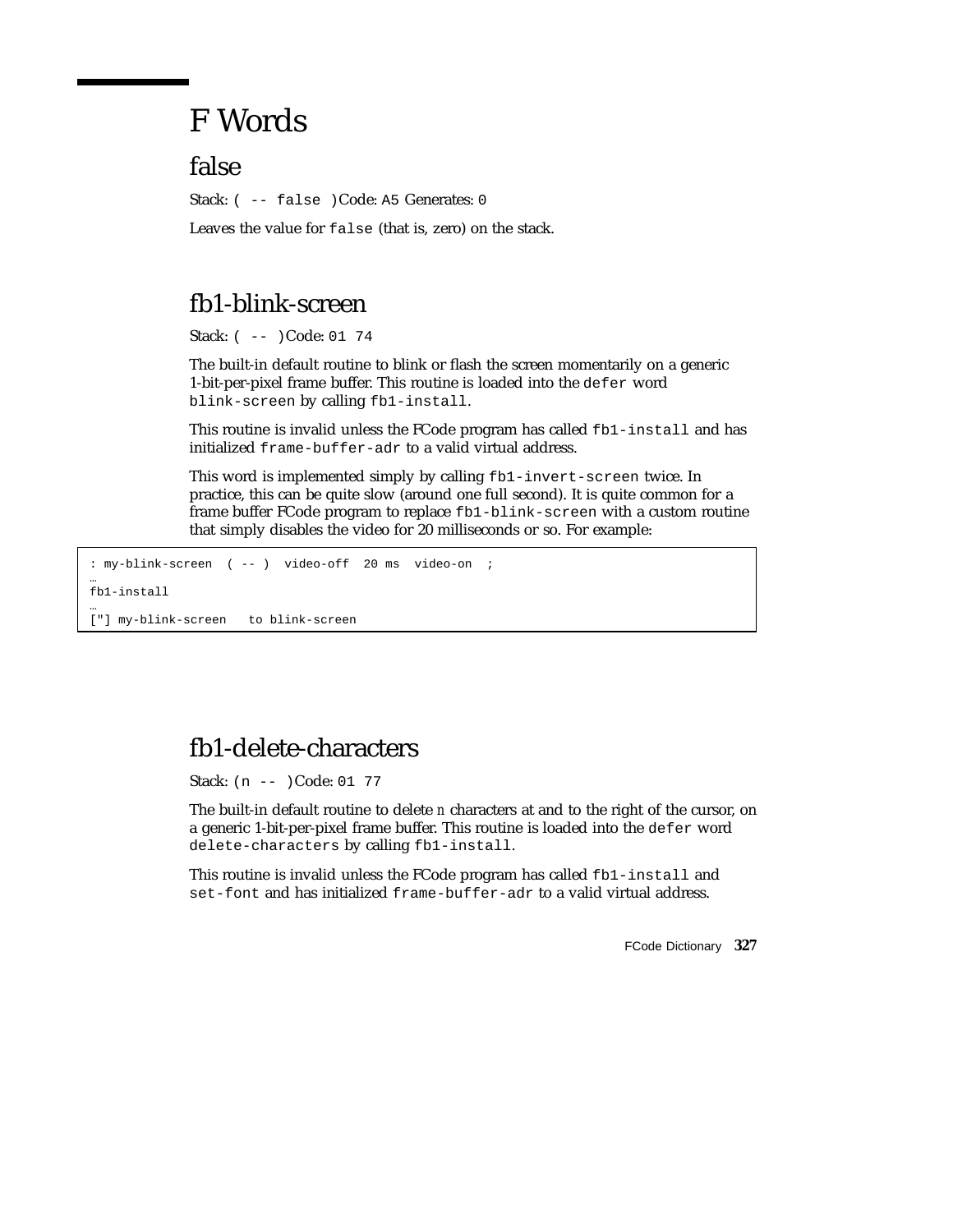# F Words

## false

Stack: `( -- false )` Code: `A5` Generates: `0`

Leaves the value for `false` (that is, zero) on the stack.

## fb1-blink-screen

Stack: `( -- )` Code: `01 74`

The built-in default routine to blink or flash the screen momentarily on a generic 1-bit-per-pixel frame buffer. This routine is loaded into the `defer` word `blink-screen` by calling `fb1-install`.

This routine is invalid unless the FCode program has called `fb1-install` and has initialized `frame-buffer-adr` to a valid virtual address.

This word is implemented simply by calling `fb1-invert-screen` twice. In practice, this can be quite slow (around one full second). It is quite common for a frame buffer FCode program to replace `fb1-blink-screen` with a custom routine that simply disables the video for 20 milliseconds or so. For example:

```
: my-blink-screen  ( -- )  video-off  20 ms  video-on  ;
…
fb1-install
…
["] my-blink-screen   to blink-screen
```

## fb1-delete-characters

Stack: `(n -- )` Code: `01 77`

The built-in default routine to delete *n* characters at and to the right of the cursor, on a generic 1-bit-per-pixel frame buffer. This routine is loaded into the `defer` word `delete-characters` by calling `fb1-install`.

This routine is invalid unless the FCode program has called `fb1-install` and `set-font` and has initialized `frame-buffer-adr` to a valid virtual address.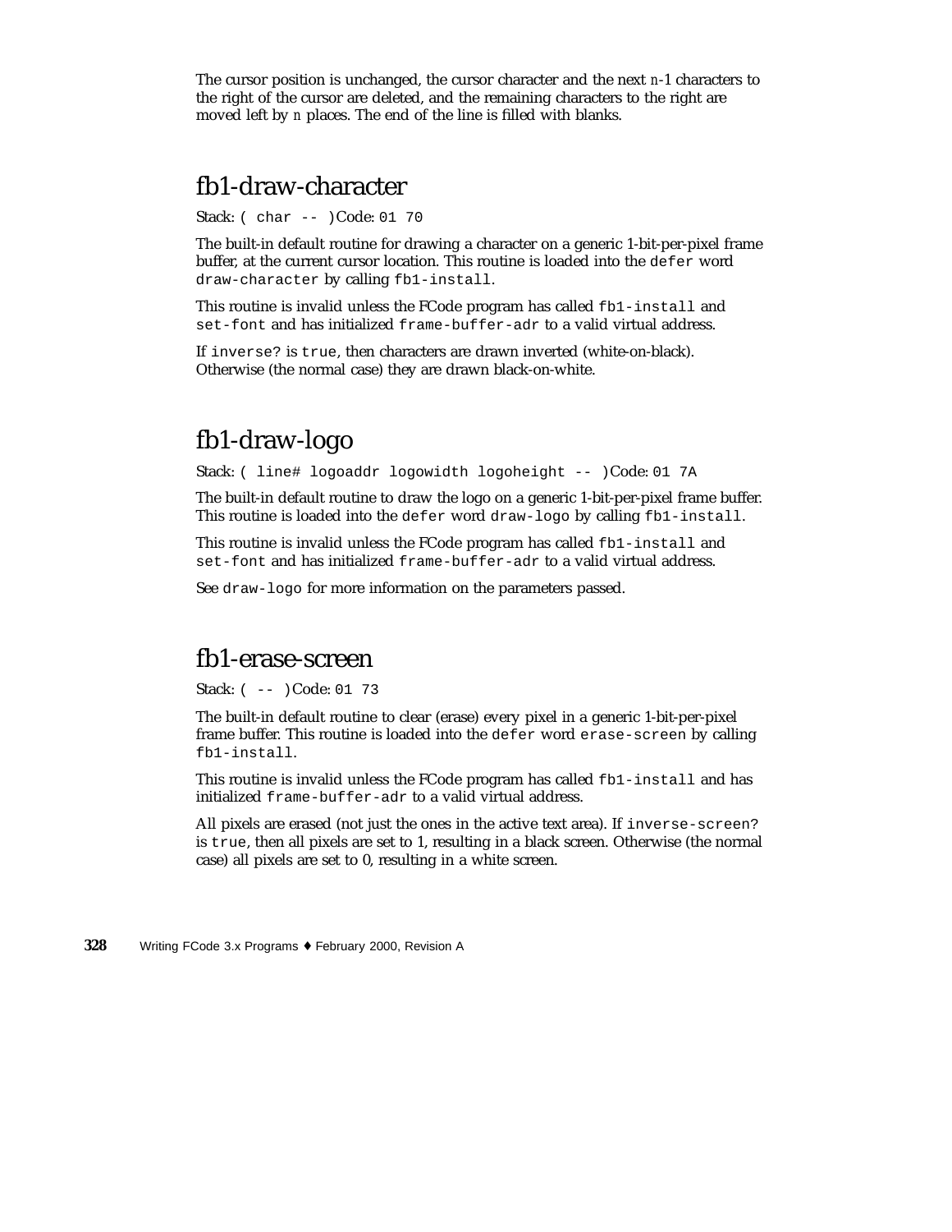The cursor position is unchanged, the cursor character and the next *n*-1 characters to the right of the cursor are deleted, and the remaining characters to the right are moved left by *n* places. The end of the line is filled with blanks.

## fb1-draw-character

Stack: `( char -- )` Code: `01 70`

The built-in default routine for drawing a character on a generic 1-bit-per-pixel frame buffer, at the current cursor location. This routine is loaded into the `defer` word `draw-character` by calling `fb1-install`.

This routine is invalid unless the FCode program has called `fb1-install` and `set-font` and has initialized `frame-buffer-adr` to a valid virtual address.

If `inverse?` is `true`, then characters are drawn inverted (white-on-black). Otherwise (the normal case) they are drawn black-on-white.

## fb1-draw-logo

Stack: `( line# logoaddr logowidth logoheight -- )` Code: `01 7A`

The built-in default routine to draw the logo on a generic 1-bit-per-pixel frame buffer. This routine is loaded into the `defer` word `draw-logo` by calling `fb1-install`.

This routine is invalid unless the FCode program has called `fb1-install` and `set-font` and has initialized `frame-buffer-adr` to a valid virtual address.

See `draw-logo` for more information on the parameters passed.

## fb1-erase-screen

Stack: `( -- )` Code: `01 73`

The built-in default routine to clear (erase) every pixel in a generic 1-bit-per-pixel frame buffer. This routine is loaded into the `defer` word `erase-screen` by calling `fb1-install`.

This routine is invalid unless the FCode program has called `fb1-install` and has initialized `frame-buffer-adr` to a valid virtual address.

All pixels are erased (not just the ones in the active text area). If `inverse-screen?` is `true`, then all pixels are set to 1, resulting in a black screen. Otherwise (the normal case) all pixels are set to 0, resulting in a white screen.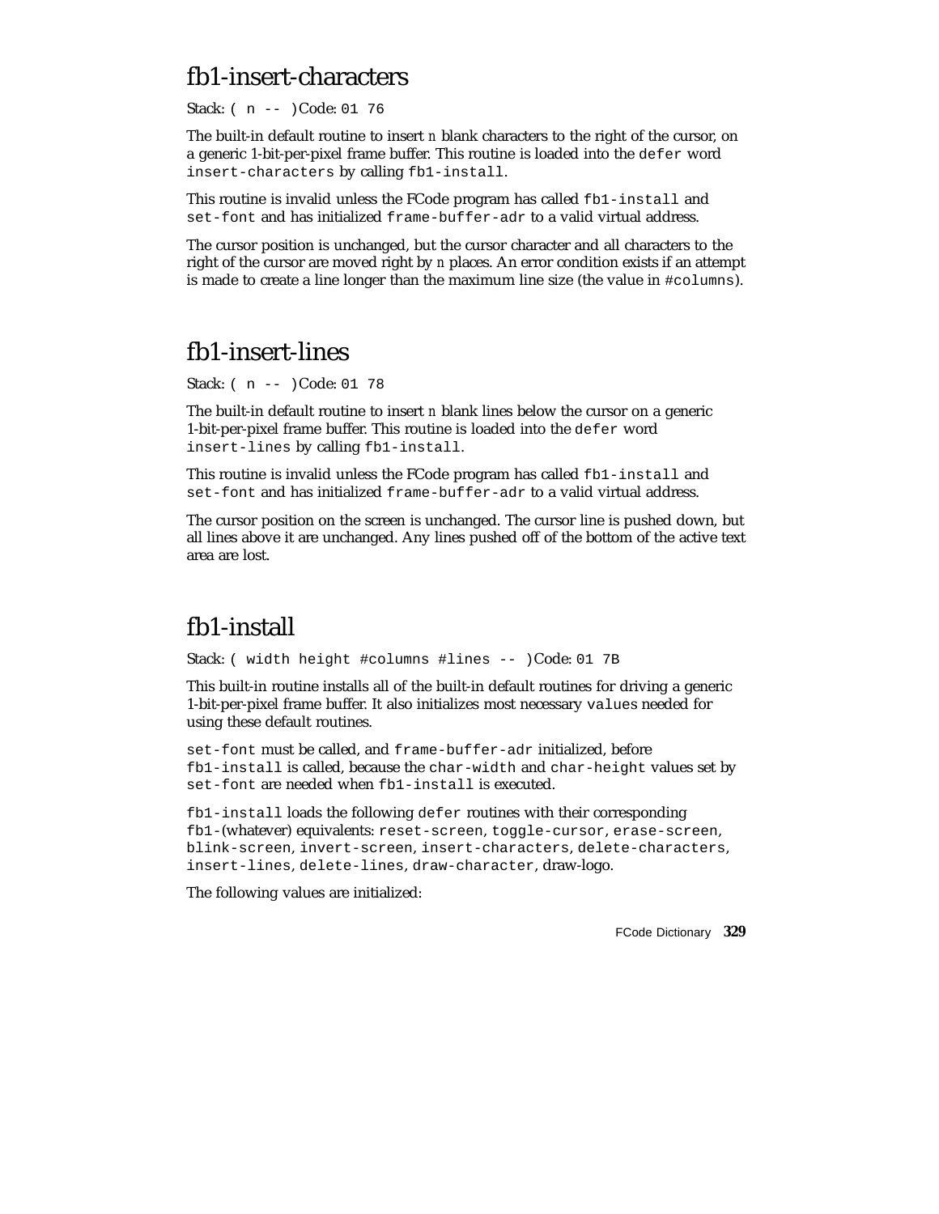## fb1-insert-characters

Stack: `( n -- )`Code: `01 76`

The built-in default routine to insert *n* blank characters to the right of the cursor, on a generic 1-bit-per-pixel frame buffer. This routine is loaded into the `defer` word `insert-characters` by calling `fb1-install`.

This routine is invalid unless the FCode program has called `fb1-install` and `set-font` and has initialized `frame-buffer-adr` to a valid virtual address.

The cursor position is unchanged, but the cursor character and all characters to the right of the cursor are moved right by *n* places. An error condition exists if an attempt is made to create a line longer than the maximum line size (the value in `#columns`).

## fb1-insert-lines

Stack: `( n -- )`Code: `01 78`

The built-in default routine to insert *n* blank lines below the cursor on a generic 1-bit-per-pixel frame buffer. This routine is loaded into the `defer` word `insert-lines` by calling `fb1-install`.

This routine is invalid unless the FCode program has called `fb1-install` and `set-font` and has initialized `frame-buffer-adr` to a valid virtual address.

The cursor position on the screen is unchanged. The cursor line is pushed down, but all lines above it are unchanged. Any lines pushed off of the bottom of the active text area are lost.

## fb1-install

Stack: `( width height #columns #lines -- )`Code: `01 7B`

This built-in routine installs all of the built-in default routines for driving a generic 1-bit-per-pixel frame buffer. It also initializes most necessary `values` needed for using these default routines.

`set-font` must be called, and `frame-buffer-adr` initialized, before `fb1-install` is called, because the `char-width` and `char-height` values set by `set-font` are needed when `fb1-install` is executed.

`fb1-install` loads the following `defer` routines with their corresponding `fb1-`(whatever) equivalents: `reset-screen`, `toggle-cursor`, `erase-screen`, `blink-screen`, `invert-screen`, `insert-characters`, `delete-characters`, `insert-lines`, `delete-lines`, `draw-character`, draw-logo.

The following values are initialized: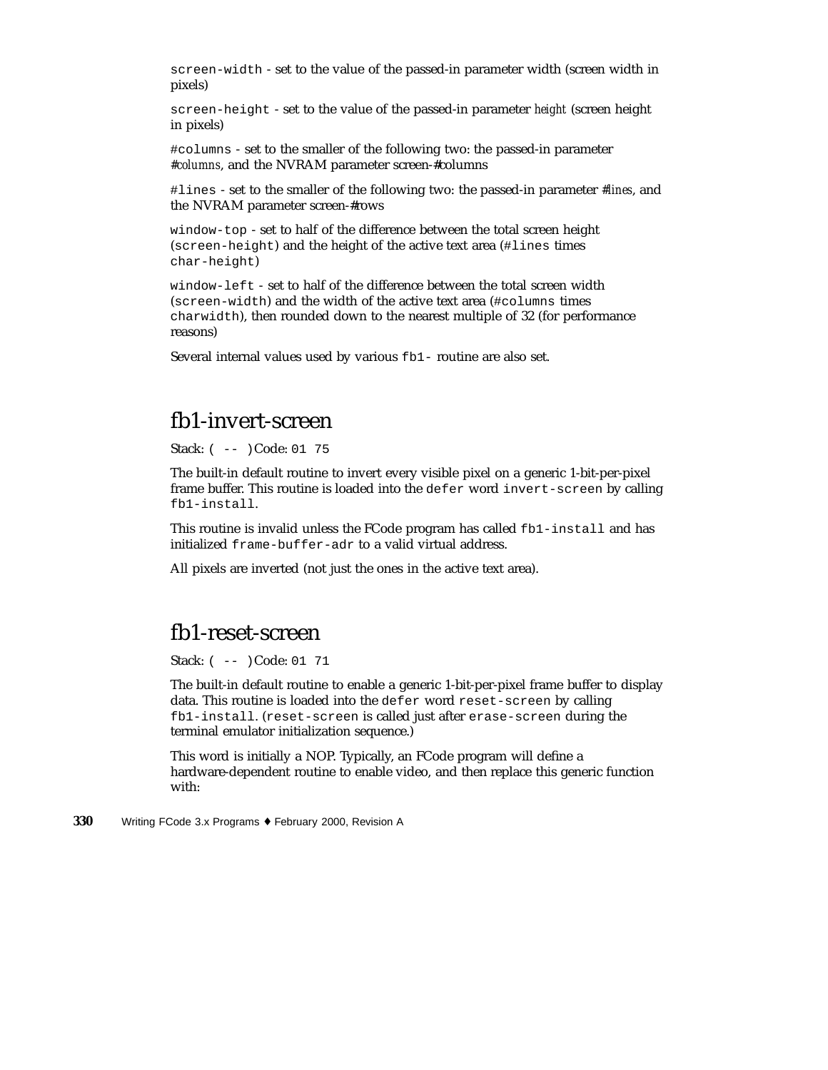`screen-width` - set to the value of the passed-in parameter width (screen width in pixels)

`screen-height` - set to the value of the passed-in parameter *height* (screen height in pixels)

`#columns` - set to the smaller of the following two: the passed-in parameter *#columns*, and the NVRAM parameter screen-#columns

`#lines` - set to the smaller of the following two: the passed-in parameter *#lines*, and the NVRAM parameter screen-#rows

`window-top` - set to half of the difference between the total screen height (`screen-height`) and the height of the active text area (`#lines` times `char-height`)

`window-left` - set to half of the difference between the total screen width (`screen-width`) and the width of the active text area (`#columns` times `charwidth`), then rounded down to the nearest multiple of 32 (for performance reasons)

Several internal values used by various `fb1-` routine are also set.

## fb1-invert-screen

Stack: `( -- )` Code: `01 75`

The built-in default routine to invert every visible pixel on a generic 1-bit-per-pixel frame buffer. This routine is loaded into the `defer` word `invert-screen` by calling `fb1-install`.

This routine is invalid unless the FCode program has called `fb1-install` and has initialized `frame-buffer-adr` to a valid virtual address.

All pixels are inverted (not just the ones in the active text area).

## fb1-reset-screen

Stack: `( -- )` Code: `01 71`

The built-in default routine to enable a generic 1-bit-per-pixel frame buffer to display data. This routine is loaded into the `defer` word `reset-screen` by calling `fb1-install`. (`reset-screen` is called just after `erase-screen` during the terminal emulator initialization sequence.)

This word is initially a NOP. Typically, an FCode program will define a hardware-dependent routine to enable video, and then replace this generic function with: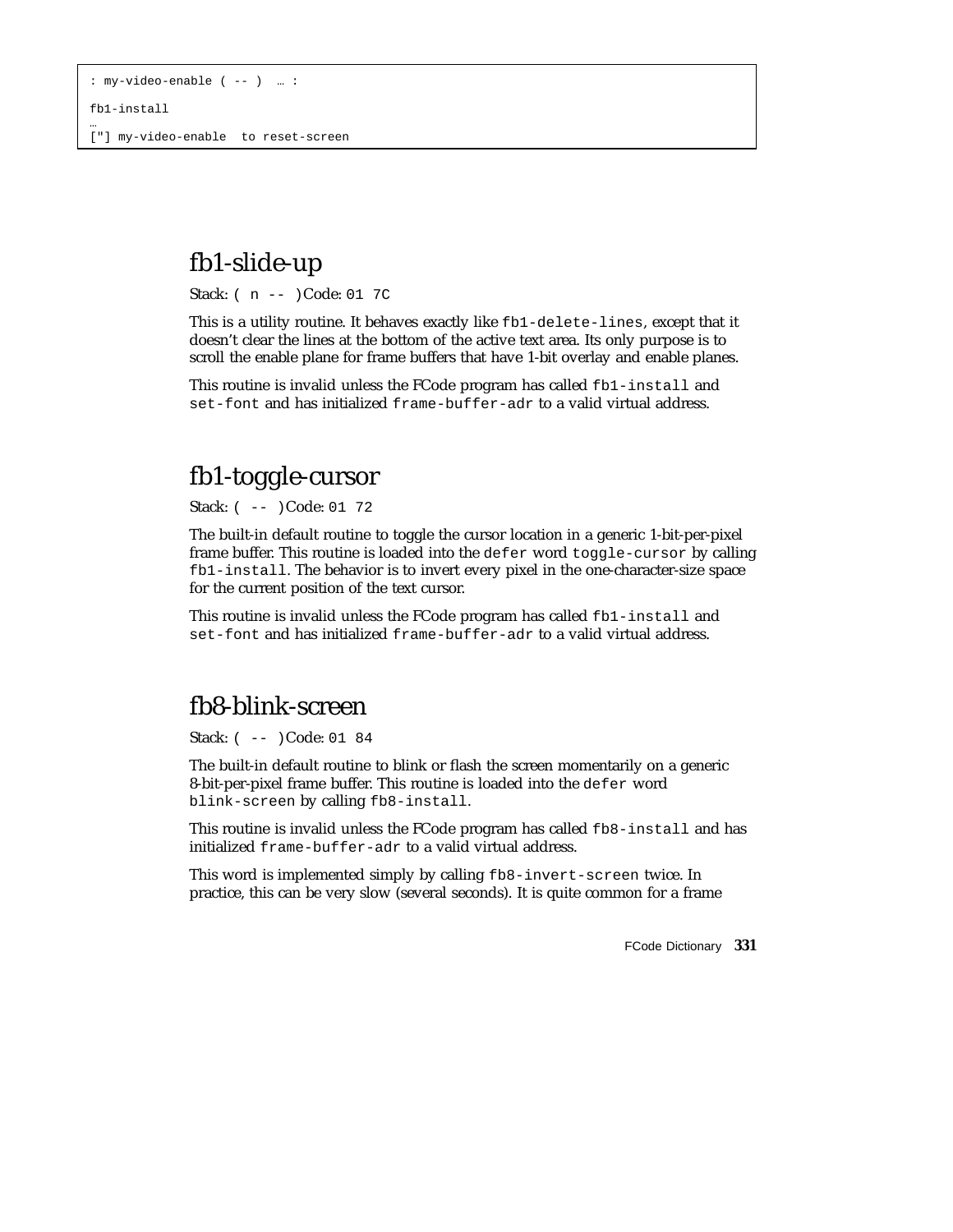```
: my-video-enable ( -- )  … :

fb1-install
…
["] my-video-enable  to reset-screen
```

## fb1-slide-up

Stack: `( n -- )` Code: `01 7C`

This is a utility routine. It behaves exactly like `fb1-delete-lines`, except that it doesn't clear the lines at the bottom of the active text area. Its only purpose is to scroll the enable plane for frame buffers that have 1-bit overlay and enable planes.

This routine is invalid unless the FCode program has called `fb1-install` and `set-font` and has initialized `frame-buffer-adr` to a valid virtual address.

## fb1-toggle-cursor

Stack: `( -- )` Code: `01 72`

The built-in default routine to toggle the cursor location in a generic 1-bit-per-pixel frame buffer. This routine is loaded into the `defer` word `toggle-cursor` by calling `fb1-install`. The behavior is to invert every pixel in the one-character-size space for the current position of the text cursor.

This routine is invalid unless the FCode program has called `fb1-install` and `set-font` and has initialized `frame-buffer-adr` to a valid virtual address.

## fb8-blink-screen

Stack: `( -- )` Code: `01 84`

The built-in default routine to blink or flash the screen momentarily on a generic 8-bit-per-pixel frame buffer. This routine is loaded into the `defer` word `blink-screen` by calling `fb8-install`.

This routine is invalid unless the FCode program has called `fb8-install` and has initialized `frame-buffer-adr` to a valid virtual address.

This word is implemented simply by calling `fb8-invert-screen` twice. In practice, this can be very slow (several seconds). It is quite common for a frame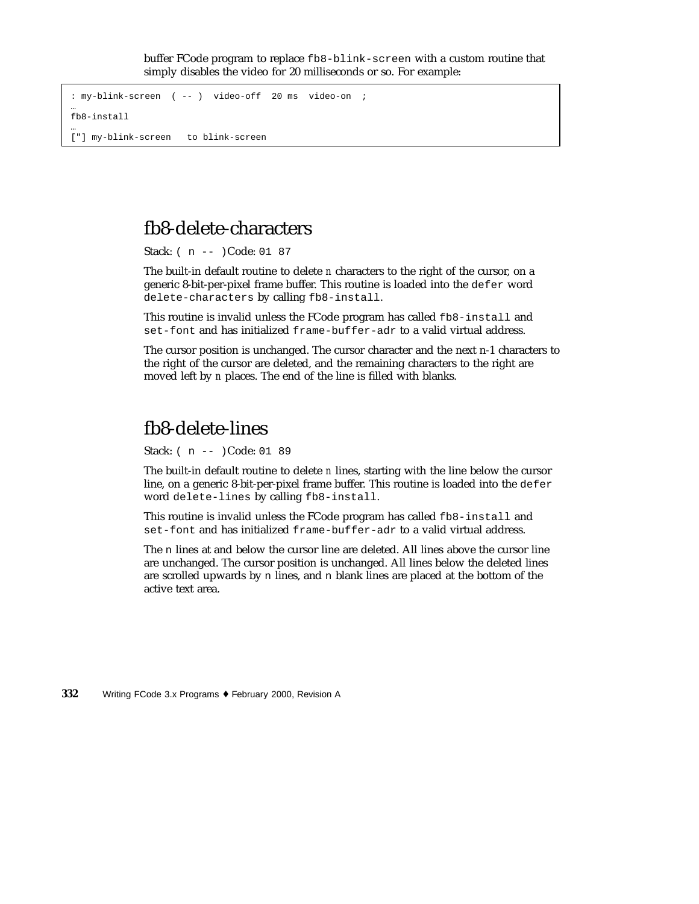buffer FCode program to replace `fb8-blink-screen` with a custom routine that simply disables the video for 20 milliseconds or so. For example:

```
: my-blink-screen  ( -- )  video-off  20 ms  video-on  ;
…
fb8-install
…
["] my-blink-screen   to blink-screen
```

## fb8-delete-characters

Stack: `( n -- )` Code: `01 87`

The built-in default routine to delete *n* characters to the right of the cursor, on a generic 8-bit-per-pixel frame buffer. This routine is loaded into the `defer` word `delete-characters` by calling `fb8-install`.

This routine is invalid unless the FCode program has called `fb8-install` and `set-font` and has initialized `frame-buffer-adr` to a valid virtual address.

The cursor position is unchanged. The cursor character and the next n-1 characters to the right of the cursor are deleted, and the remaining characters to the right are moved left by *n* places. The end of the line is filled with blanks.

## fb8-delete-lines

Stack: `( n -- )` Code: `01 89`

The built-in default routine to delete *n* lines, starting with the line below the cursor line, on a generic 8-bit-per-pixel frame buffer. This routine is loaded into the `defer` word `delete-lines` by calling `fb8-install`.

This routine is invalid unless the FCode program has called `fb8-install` and `set-font` and has initialized `frame-buffer-adr` to a valid virtual address.

The `n` lines at and below the cursor line are deleted. All lines above the cursor line are unchanged. The cursor position is unchanged. All lines below the deleted lines are scrolled upwards by `n` lines, and `n` blank lines are placed at the bottom of the active text area.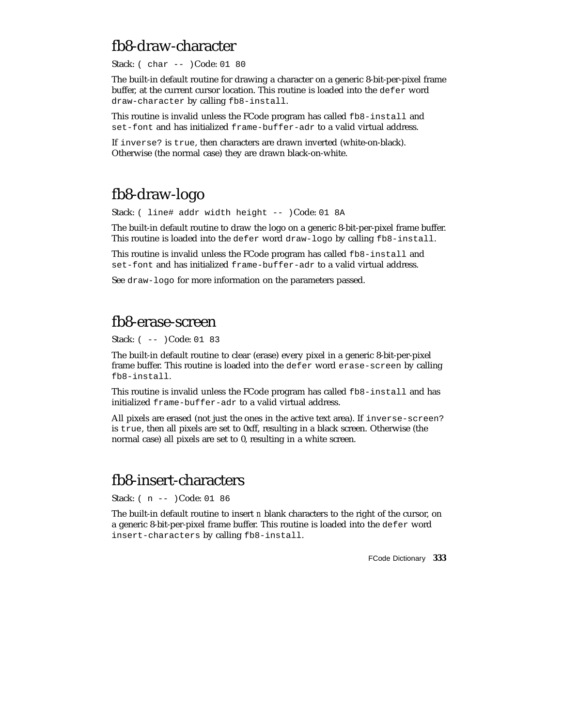## fb8-draw-character

Stack: `( char -- )` Code: `01 80`

The built-in default routine for drawing a character on a generic 8-bit-per-pixel frame buffer, at the current cursor location. This routine is loaded into the `defer` word `draw-character` by calling `fb8-install`.

This routine is invalid unless the FCode program has called `fb8-install` and `set-font` and has initialized `frame-buffer-adr` to a valid virtual address.

If `inverse?` is `true`, then characters are drawn inverted (white-on-black). Otherwise (the normal case) they are drawn black-on-white.

## fb8-draw-logo

Stack: `( line# addr width height -- )` Code: `01 8A`

The built-in default routine to draw the logo on a generic 8-bit-per-pixel frame buffer. This routine is loaded into the `defer` word `draw-logo` by calling `fb8-install`.

This routine is invalid unless the FCode program has called `fb8-install` and `set-font` and has initialized `frame-buffer-adr` to a valid virtual address.

See `draw-logo` for more information on the parameters passed.

## fb8-erase-screen

Stack: `( -- )` Code: `01 83`

The built-in default routine to clear (erase) every pixel in a generic 8-bit-per-pixel frame buffer. This routine is loaded into the `defer` word `erase-screen` by calling `fb8-install`.

This routine is invalid unless the FCode program has called `fb8-install` and has initialized `frame-buffer-adr` to a valid virtual address.

All pixels are erased (not just the ones in the active text area). If `inverse-screen?` is `true`, then all pixels are set to 0xff, resulting in a black screen. Otherwise (the normal case) all pixels are set to 0, resulting in a white screen.

## fb8-insert-characters

Stack: `( n -- )` Code: `01 86`

The built-in default routine to insert `n` blank characters to the right of the cursor, on a generic 8-bit-per-pixel frame buffer. This routine is loaded into the `defer` word `insert-characters` by calling `fb8-install`.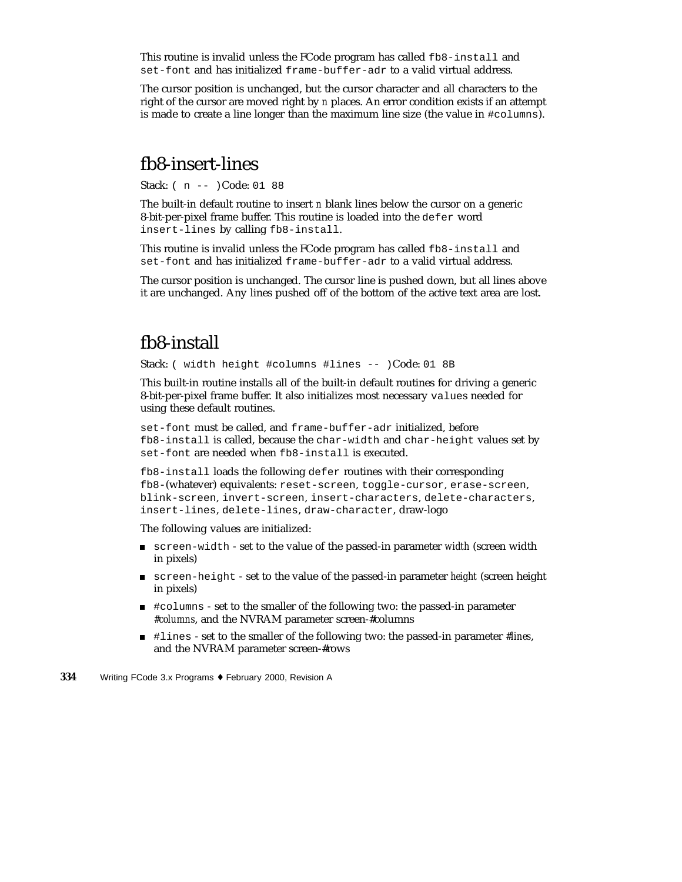This routine is invalid unless the FCode program has called `fb8-install` and `set-font` and has initialized `frame-buffer-adr` to a valid virtual address.

The cursor position is unchanged, but the cursor character and all characters to the right of the cursor are moved right by *n* places. An error condition exists if an attempt is made to create a line longer than the maximum line size (the value in `#columns`).

## fb8-insert-lines

Stack: `( n -- )` Code: `01 88`

The built-in default routine to insert *n* blank lines below the cursor on a generic 8-bit-per-pixel frame buffer. This routine is loaded into the `defer` word `insert-lines` by calling `fb8-install`.

This routine is invalid unless the FCode program has called `fb8-install` and `set-font` and has initialized `frame-buffer-adr` to a valid virtual address.

The cursor position is unchanged. The cursor line is pushed down, but all lines above it are unchanged. Any lines pushed off of the bottom of the active text area are lost.

## fb8-install

Stack: `( width height #columns #lines -- )` Code: `01 8B`

This built-in routine installs all of the built-in default routines for driving a generic 8-bit-per-pixel frame buffer. It also initializes most necessary `values` needed for using these default routines.

`set-font` must be called, and `frame-buffer-adr` initialized, before `fb8-install` is called, because the `char-width` and `char-height` values set by `set-font` are needed when `fb8-install` is executed.

`fb8-install` loads the following `defer` routines with their corresponding `fb8-`(whatever) equivalents: `reset-screen`, `toggle-cursor`, `erase-screen`, `blink-screen`, `invert-screen`, `insert-characters`, `delete-characters`, `insert-lines`, `delete-lines`, `draw-character`, draw-logo

The following values are initialized:

- `screen-width` - set to the value of the passed-in parameter *width* (screen width in pixels)
- `screen-height` - set to the value of the passed-in parameter *height* (screen height in pixels)
- `#columns` - set to the smaller of the following two: the passed-in parameter *#columns*, and the NVRAM parameter screen-#columns
- `#lines` - set to the smaller of the following two: the passed-in parameter *#lines*, and the NVRAM parameter screen-#rows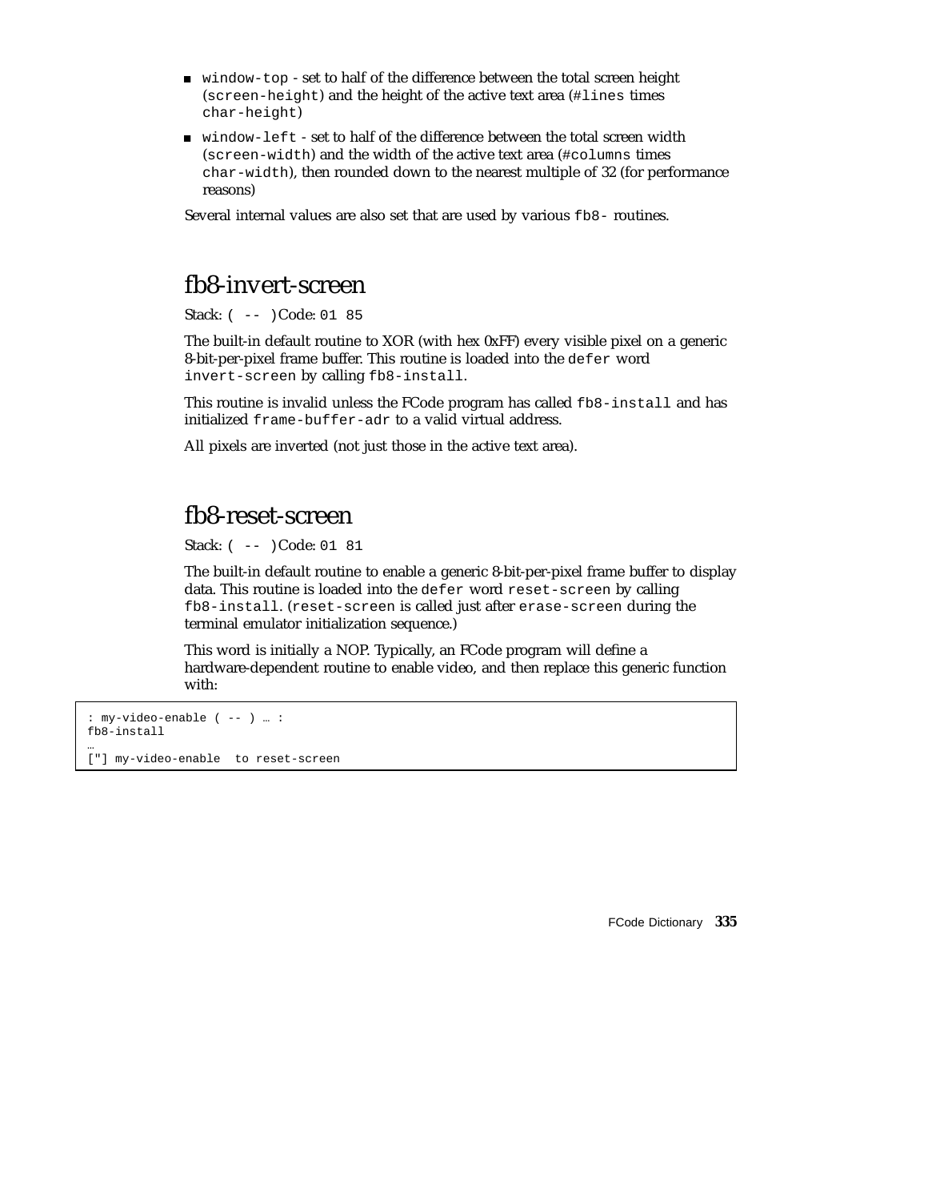- `window-top` - set to half of the difference between the total screen height (`screen-height`) and the height of the active text area (`#lines` times `char-height`)
- `window-left` - set to half of the difference between the total screen width (`screen-width`) and the width of the active text area (`#columns` times `char-width`), then rounded down to the nearest multiple of 32 (for performance reasons)

Several internal values are also set that are used by various `fb8-` routines.

## fb8-invert-screen

Stack: `( -- )` Code: `01 85`

The built-in default routine to XOR (with hex 0xFF) every visible pixel on a generic 8-bit-per-pixel frame buffer. This routine is loaded into the `defer` word `invert-screen` by calling `fb8-install`.

This routine is invalid unless the FCode program has called `fb8-install` and has initialized `frame-buffer-adr` to a valid virtual address.

All pixels are inverted (not just those in the active text area).

## fb8-reset-screen

Stack: `( -- )` Code: `01 81`

The built-in default routine to enable a generic 8-bit-per-pixel frame buffer to display data. This routine is loaded into the `defer` word `reset-screen` by calling `fb8-install`. (`reset-screen` is called just after `erase-screen` during the terminal emulator initialization sequence.)

This word is initially a NOP. Typically, an FCode program will define a hardware-dependent routine to enable video, and then replace this generic function with:

```
: my-video-enable ( -- ) … :
fb8-install
…
["] my-video-enable  to reset-screen
```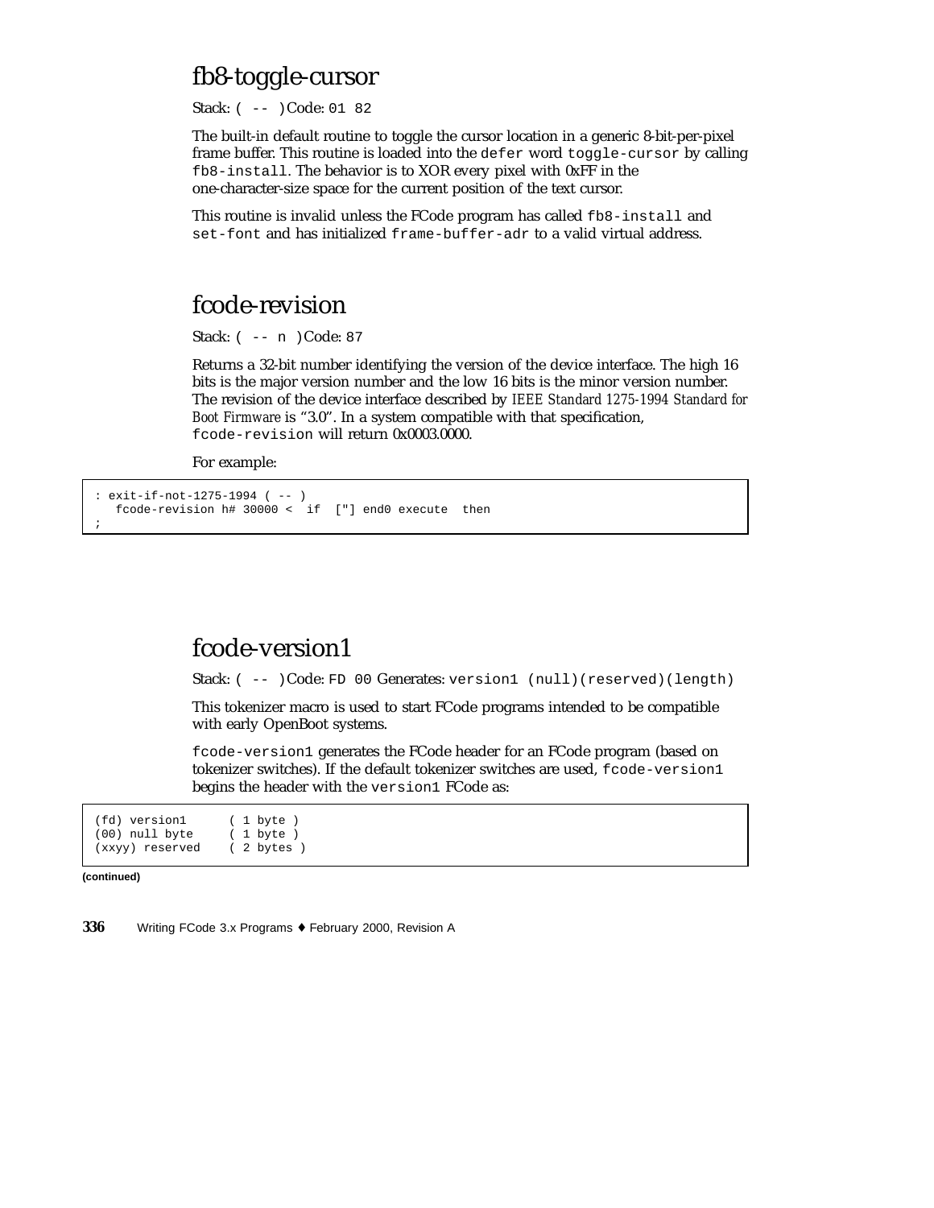## fb8-toggle-cursor

Stack: `( -- )` Code: `01 82`

The built-in default routine to toggle the cursor location in a generic 8-bit-per-pixel frame buffer. This routine is loaded into the `defer` word `toggle-cursor` by calling `fb8-install`. The behavior is to XOR every pixel with 0xFF in the one-character-size space for the current position of the text cursor.

This routine is invalid unless the FCode program has called `fb8-install` and `set-font` and has initialized `frame-buffer-adr` to a valid virtual address.

## fcode-revision

Stack: `( -- n )` Code: `87`

Returns a 32-bit number identifying the version of the device interface. The high 16 bits is the major version number and the low 16 bits is the minor version number. The revision of the device interface described by *IEEE Standard 1275-1994 Standard for Boot Firmware* is "3.0". In a system compatible with that specification, `fcode-revision` will return 0x0003.0000.

For example:

```
: exit-if-not-1275-1994 ( -- )
   fcode-revision h# 30000 <  if  ["] end0 execute  then
;
```

## fcode-version1

Stack: `( -- )` Code: `FD 00` Generates: `version1 (null)(reserved)(length)`

This tokenizer macro is used to start FCode programs intended to be compatible with early OpenBoot systems.

`fcode-version1` generates the FCode header for an FCode program (based on tokenizer switches). If the default tokenizer switches are used, `fcode-version1` begins the header with the `version1` FCode as:

```
(fd) version1      ( 1 byte )
(00) null byte     ( 1 byte )
(xxyy) reserved    ( 2 bytes )
```

**(continued)**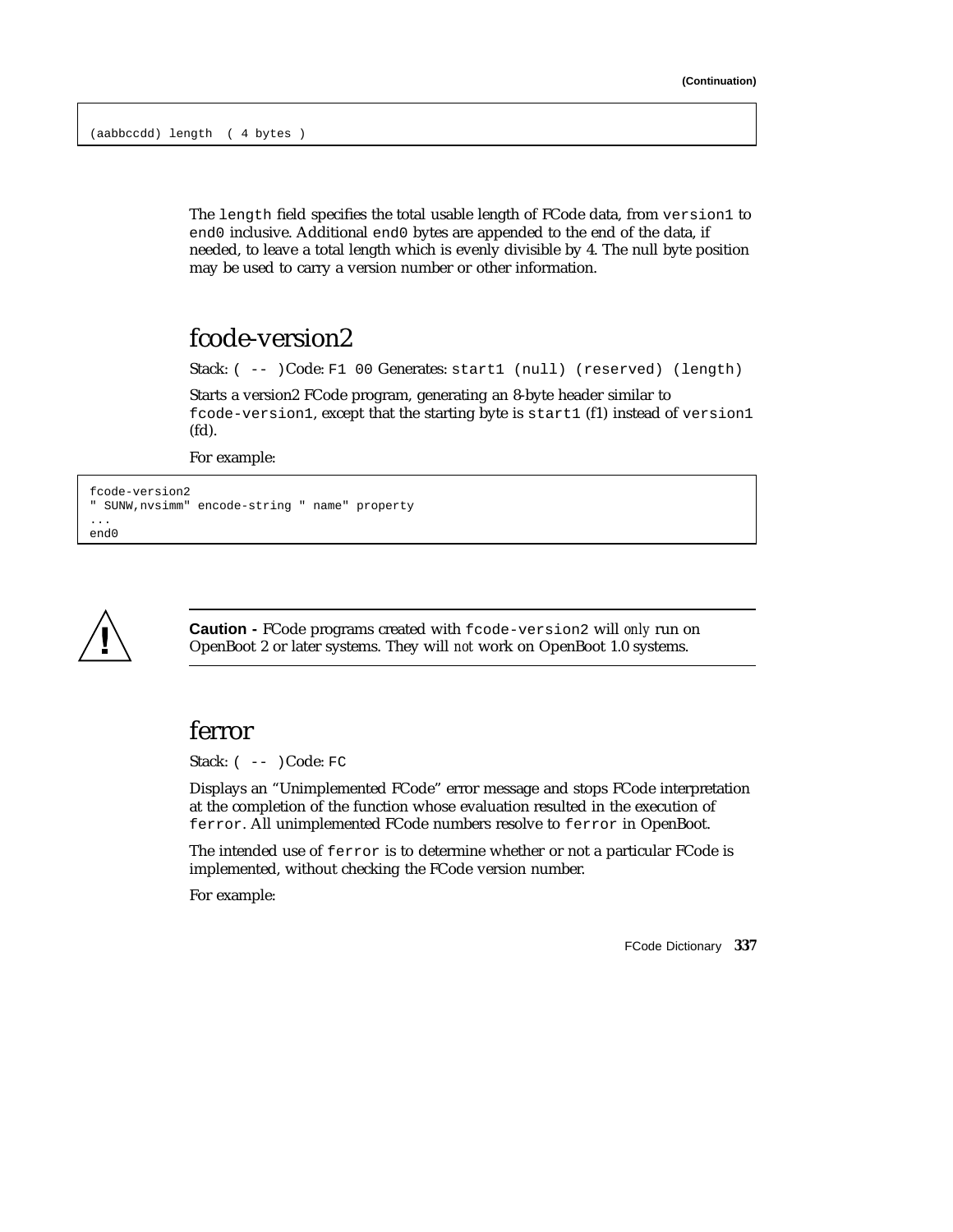(Continuation)

```
(aabbccdd) length  ( 4 bytes )
```

The `length` field specifies the total usable length of FCode data, from `version1` to `end0` inclusive. Additional `end0` bytes are appended to the end of the data, if needed, to leave a total length which is evenly divisible by 4. The null byte position may be used to carry a version number or other information.

## fcode-version2

Stack: `( -- )` Code: `F1 00` Generates: `start1 (null) (reserved) (length)`

Starts a version2 FCode program, generating an 8-byte header similar to `fcode-version1`, except that the starting byte is `start1` (f1) instead of `version1` (fd).

For example:

```
fcode-version2
" SUNW,nvsimm" encode-string " name" property
...
end0
```

**Caution -** FCode programs created with `fcode-version2` will *only* run on OpenBoot 2 or later systems. They will *not* work on OpenBoot 1.0 systems.

## ferror

Stack: `( -- )` Code: `FC`

Displays an "Unimplemented FCode" error message and stops FCode interpretation at the completion of the function whose evaluation resulted in the execution of `ferror`. All unimplemented FCode numbers resolve to `ferror` in OpenBoot.

The intended use of `ferror` is to determine whether or not a particular FCode is implemented, without checking the FCode version number.

For example: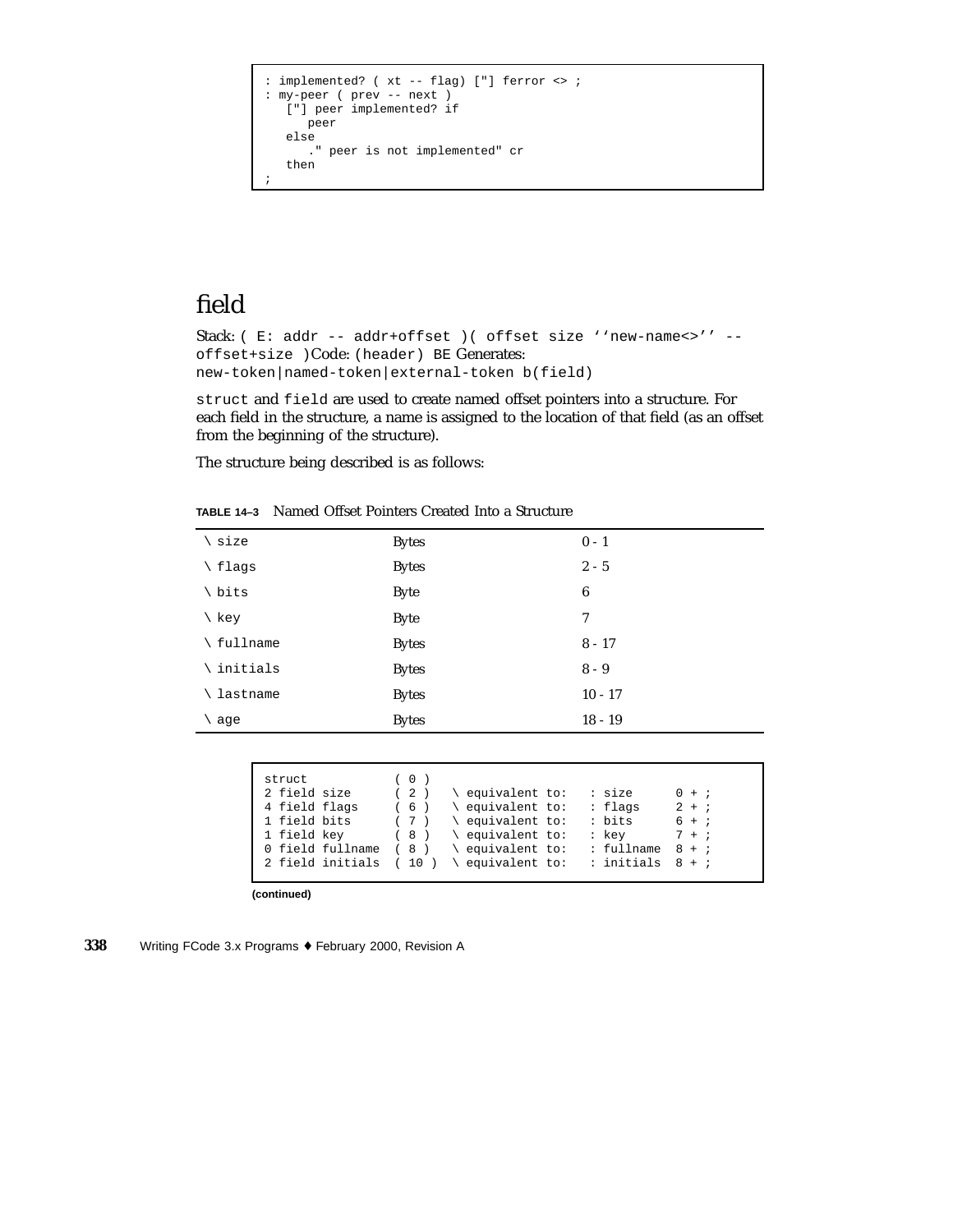```
: implemented? ( xt -- flag) ["] ferror <> ;
: my-peer ( prev -- next )
   ["] peer implemented? if
      peer
   else
      ." peer is not implemented" cr
   then
;
```

## field

Stack: `( E: addr -- addr+offset )( offset size ‘‘new-name<>’’ -- offset+size )`Code: `(header) BE` Generates: `new-token|named-token|external-token b(field)`

`struct` and `field` are used to create named offset pointers into a structure. For each field in the structure, a name is assigned to the location of that field (as an offset from the beginning of the structure).

The structure being described is as follows:

**TABLE 14–3** Named Offset Pointers Created Into a Structure

| | | |
|---|---|---|
| `\ size` | Bytes | 0 - 1 |
| `\ flags` | Bytes | 2 - 5 |
| `\ bits` | Byte | 6 |
| `\ key` | Byte | 7 |
| `\ fullname` | Bytes | 8 - 17 |
| `\ initials` | Bytes | 8 - 9 |
| `\ lastname` | Bytes | 10 - 17 |
| `\ age` | Bytes | 18 - 19 |

```
struct           ( 0 )
2 field size     ( 2 )   \ equivalent to:   : size      0 + ;
4 field flags    ( 6 )   \ equivalent to:   : flags     2 + ;
1 field bits     ( 7 )   \ equivalent to:   : bits      6 + ;
1 field key      ( 8 )   \ equivalent to:   : key       7 + ;
0 field fullname  ( 8 )   \ equivalent to:   : fullname  8 + ;
2 field initials  ( 10 )  \ equivalent to:   : initials  8 + ;
```

**(continued)**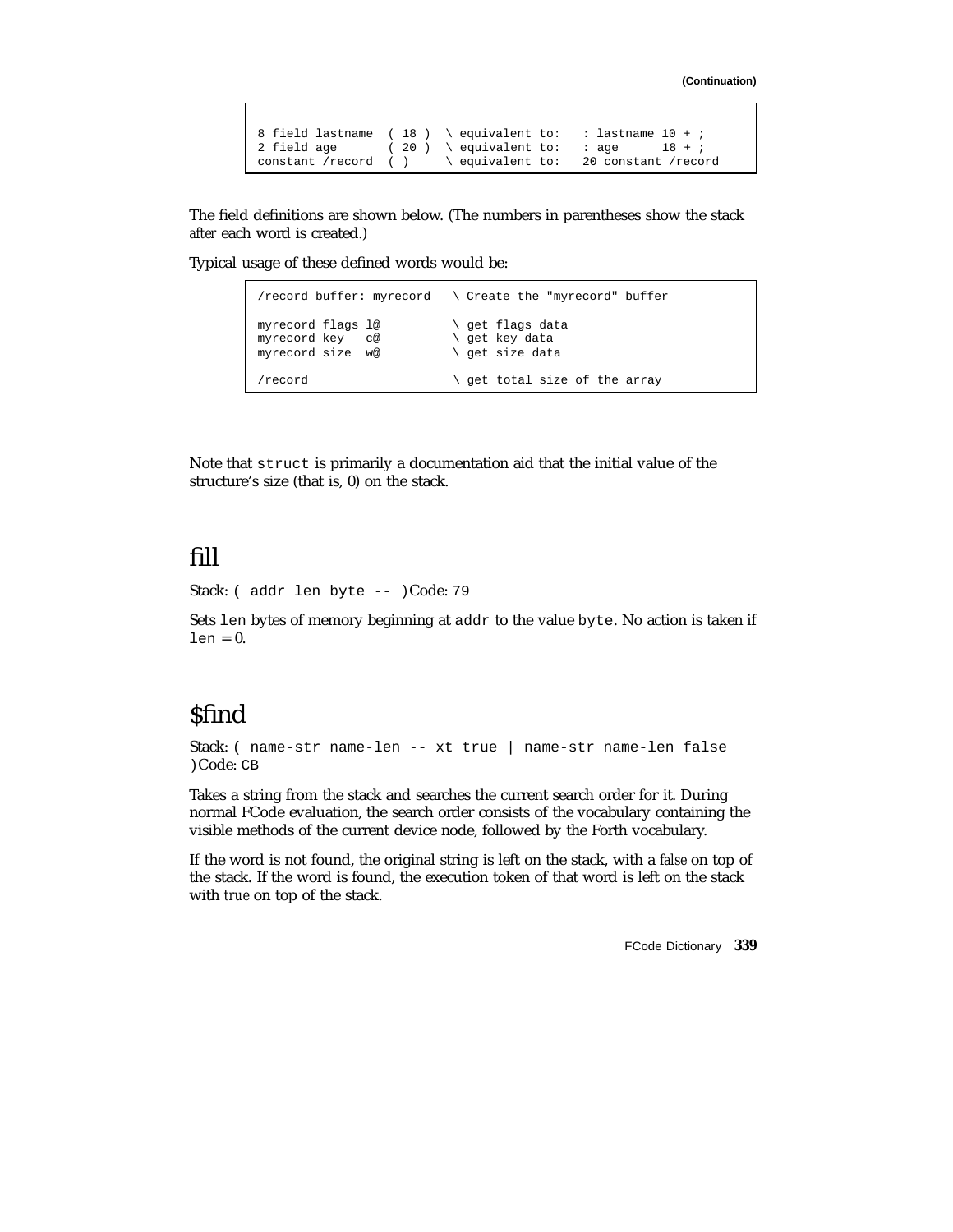(Continuation)

```
8 field lastname  ( 18 )  \ equivalent to:   : lastname 10 + ;
2 field age       ( 20 )  \ equivalent to:   : age      18 + ;
constant /record  ( )     \ equivalent to:   20 constant /record
```

The field definitions are shown below. (The numbers in parentheses show the stack *after* each word is created.)

Typical usage of these defined words would be:

```
/record buffer: myrecord   \ Create the "myrecord" buffer

myrecord flags l@          \ get flags data
myrecord key   c@          \ get key data
myrecord size  w@          \ get size data

/record                    \ get total size of the array
```

Note that `struct` is primarily a documentation aid that the initial value of the structure's size (that is, 0) on the stack.

## fill

Stack: `( addr len byte -- )` Code: `79`

Sets `len` bytes of memory beginning at `addr` to the value `byte`. No action is taken if `len` = 0.

## $find

Stack: `( name-str name-len -- xt true | name-str name-len false )` Code: `CB`

Takes a string from the stack and searches the current search order for it. During normal FCode evaluation, the search order consists of the vocabulary containing the visible methods of the current device node, followed by the Forth vocabulary.

If the word is not found, the original string is left on the stack, with a *false* on top of the stack. If the word is found, the execution token of that word is left on the stack with *true* on top of the stack.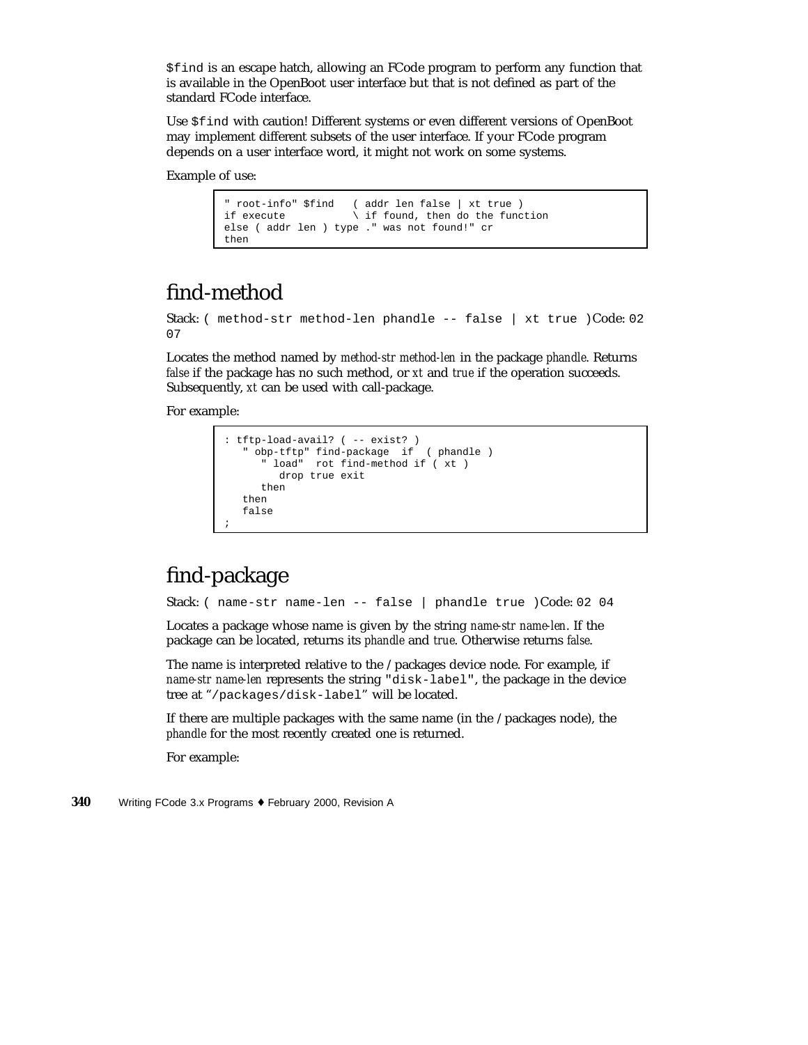`$find` is an escape hatch, allowing an FCode program to perform any function that is available in the OpenBoot user interface but that is not defined as part of the standard FCode interface.

Use `$find` with caution! Different systems or even different versions of OpenBoot may implement different subsets of the user interface. If your FCode program depends on a user interface word, it might not work on some systems.

Example of use:

```
" root-info" $find   ( addr len false | xt true )
if execute           \ if found, then do the function
else ( addr len ) type ." was not found!" cr
then
```

## find-method

Stack: `( method-str method-len phandle -- false | xt true )` Code: `02 07`

Locates the method named by *method-str method-len* in the package *phandle*. Returns *false* if the package has no such method, or *xt* and *true* if the operation succeeds. Subsequently, *xt* can be used with call-package.

For example:

```
: tftp-load-avail? ( -- exist? )
   " obp-tftp" find-package  if  ( phandle )
      " load"  rot find-method if ( xt )
         drop true exit
      then
   then
   false
;
```

## find-package

Stack: `( name-str name-len -- false | phandle true )` Code: `02 04`

Locates a package whose name is given by the string *name-str name-len*. If the package can be located, returns its *phandle* and *true*. Otherwise returns *false*.

The name is interpreted relative to the /packages device node. For example, if *name-str name-len* represents the string `"disk-label"`, the package in the device tree at "`/packages/disk-label`" will be located.

If there are multiple packages with the same name (in the /packages node), the *phandle* for the most recently created one is returned.

For example: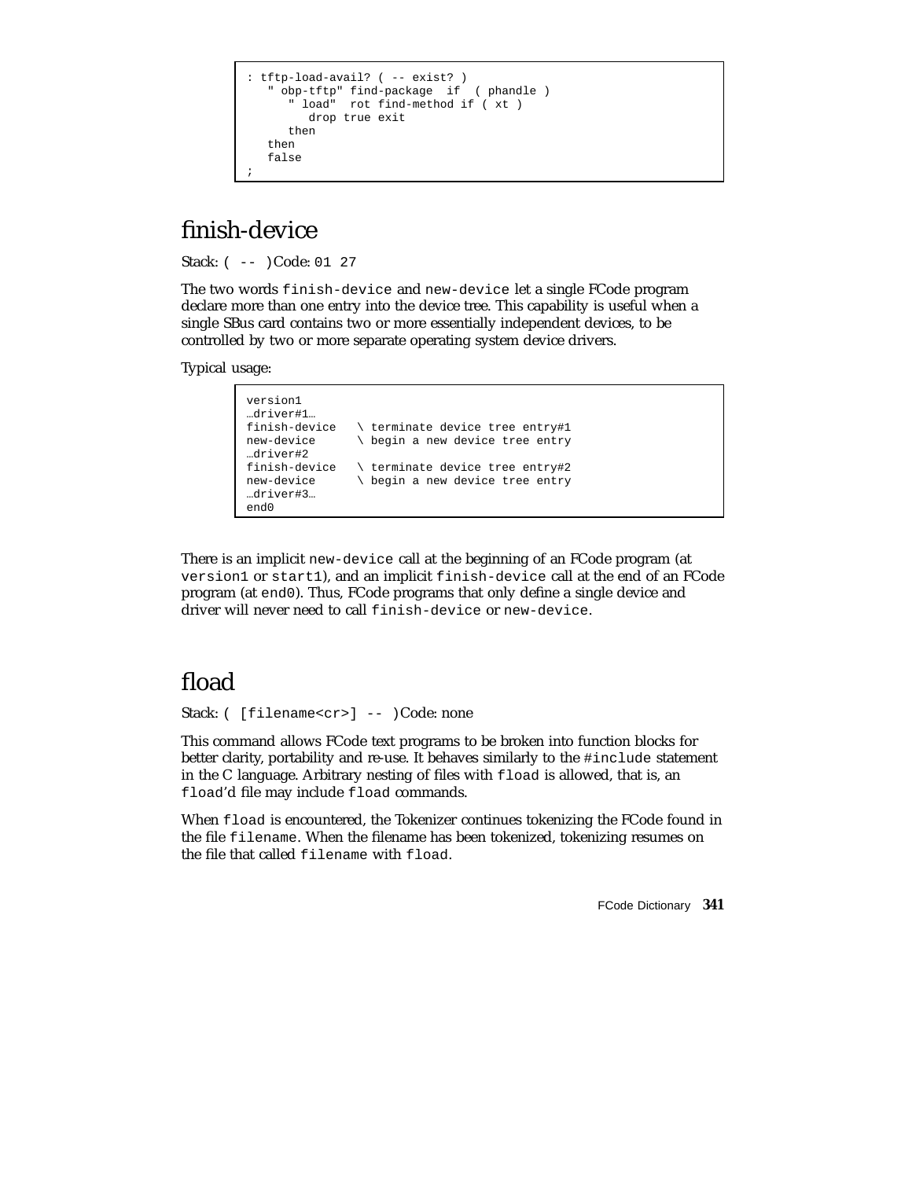```
: tftp-load-avail? ( -- exist? )
   " obp-tftp" find-package  if  ( phandle )
      " load"  rot find-method if ( xt )
         drop true exit
      then
   then
   false
;
```

## finish-device

Stack: `( -- )` Code: `01 27`

The two words `finish-device` and `new-device` let a single FCode program declare more than one entry into the device tree. This capability is useful when a single SBus card contains two or more essentially independent devices, to be controlled by two or more separate operating system device drivers.

Typical usage:

```
version1
…driver#1…
finish-device   \ terminate device tree entry#1
new-device      \ begin a new device tree entry
…driver#2
finish-device   \ terminate device tree entry#2
new-device      \ begin a new device tree entry
…driver#3…
end0
```

There is an implicit `new-device` call at the beginning of an FCode program (at `version1` or `start1`), and an implicit `finish-device` call at the end of an FCode program (at `end0`). Thus, FCode programs that only define a single device and driver will never need to call `finish-device` or `new-device`.

## fload

Stack: `( [filename<cr>] -- )` Code: none

This command allows FCode text programs to be broken into function blocks for better clarity, portability and re-use. It behaves similarly to the `#include` statement in the C language. Arbitrary nesting of files with `fload` is allowed, that is, an `fload`'d file may include `fload` commands.

When `fload` is encountered, the Tokenizer continues tokenizing the FCode found in the file `filename`. When the filename has been tokenized, tokenizing resumes on the file that called `filename` with `fload`.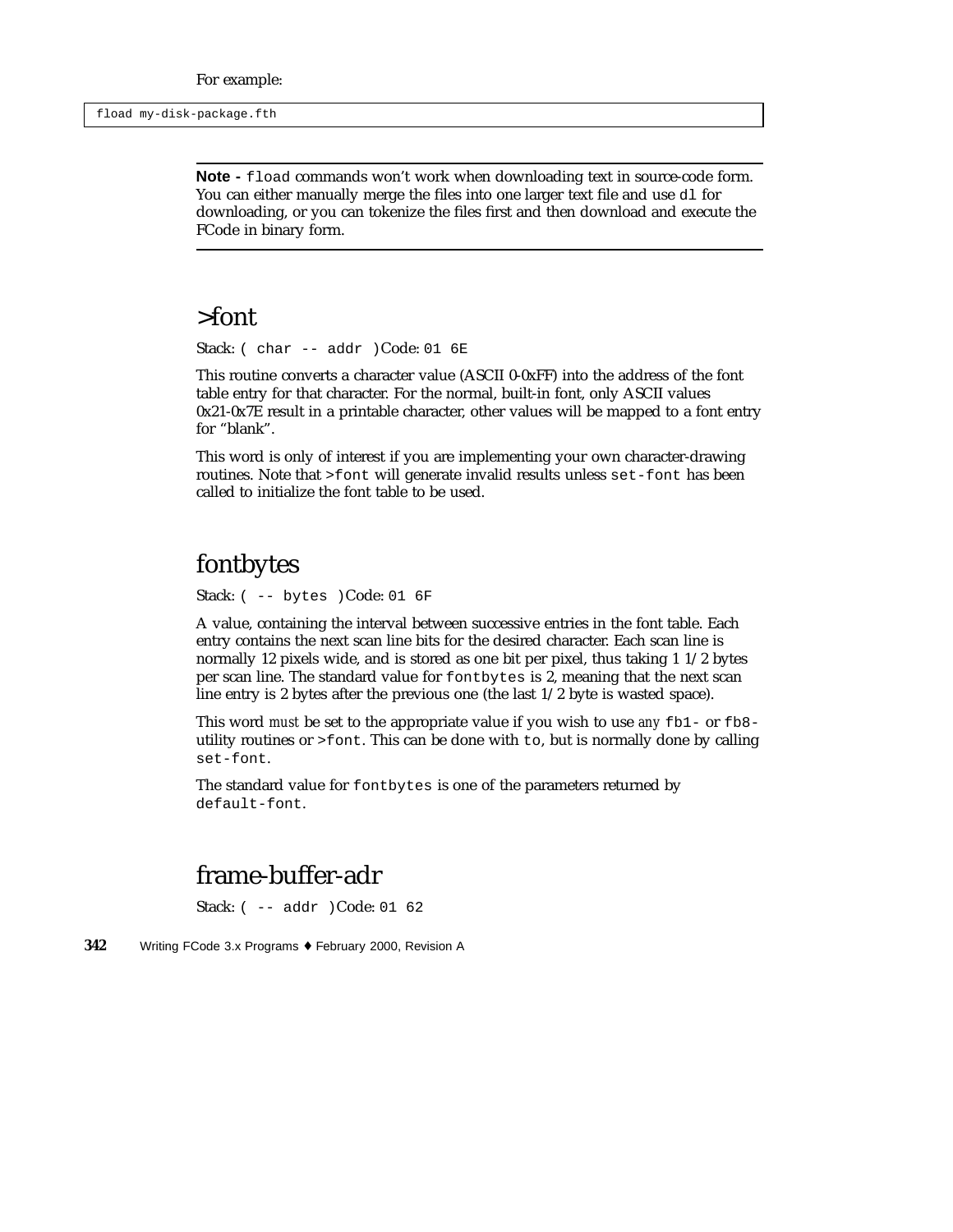For example:

```
fload my-disk-package.fth
```

---

**Note -** `fload` commands won't work when downloading text in source-code form. You can either manually merge the files into one larger text file and use `dl` for downloading, or you can tokenize the files first and then download and execute the FCode in binary form.

---

## >font

Stack: `( char -- addr )` Code: `01 6E`

This routine converts a character value (ASCII 0-0xFF) into the address of the font table entry for that character. For the normal, built-in font, only ASCII values 0x21-0x7E result in a printable character, other values will be mapped to a font entry for "blank".

This word is only of interest if you are implementing your own character-drawing routines. Note that `>font` will generate invalid results unless `set-font` has been called to initialize the font table to be used.

## fontbytes

Stack: `( -- bytes )` Code: `01 6F`

A value, containing the interval between successive entries in the font table. Each entry contains the next scan line bits for the desired character. Each scan line is normally 12 pixels wide, and is stored as one bit per pixel, thus taking 1 1/2 bytes per scan line. The standard value for `fontbytes` is 2, meaning that the next scan line entry is 2 bytes after the previous one (the last 1/2 byte is wasted space).

This word *must* be set to the appropriate value if you wish to use *any* `fb1-` or `fb8-` utility routines or `>font`. This can be done with `to`, but is normally done by calling `set-font`.

The standard value for `fontbytes` is one of the parameters returned by `default-font`.

## frame-buffer-adr

Stack: `( -- addr )` Code: `01 62`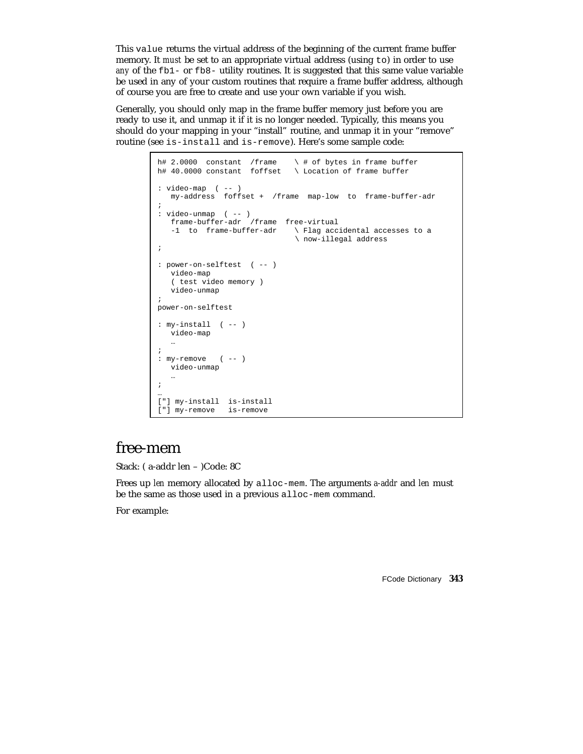This `value` returns the virtual address of the beginning of the current frame buffer memory. It *must* be set to an appropriate virtual address (using `to`) in order to use *any* of the `fb1-` or `fb8-` utility routines. It is suggested that this same value variable be used in any of your custom routines that require a frame buffer address, although of course you are free to create and use your own variable if you wish.

Generally, you should only map in the frame buffer memory just before you are ready to use it, and unmap it if it is no longer needed. Typically, this means you should do your mapping in your "install" routine, and unmap it in your "remove" routine (see `is-install` and `is-remove`). Here's some sample code:

```
h# 2.0000  constant  /frame    \ # of bytes in frame buffer
h# 40.0000 constant  foffset   \ Location of frame buffer

: video-map  ( -- )
   my-address  foffset +  /frame  map-low  to  frame-buffer-adr
;
: video-unmap  ( -- )
   frame-buffer-adr  /frame  free-virtual
   -1  to  frame-buffer-adr    \ Flag accidental accesses to a
                               \ now-illegal address
;

: power-on-selftest  ( -- )
   video-map
   ( test video memory )
   video-unmap
;
power-on-selftest

: my-install  ( -- )
   video-map
   …
;
: my-remove   ( -- )
   video-unmap
   …
;
…
["] my-install  is-install
["] my-remove   is-remove
```

# free-mem

Stack: ( a-addr len – )Code: 8C

Frees up *len* memory allocated by `alloc-mem`. The arguments *a-addr* and *len* must be the same as those used in a previous `alloc-mem` command.

For example: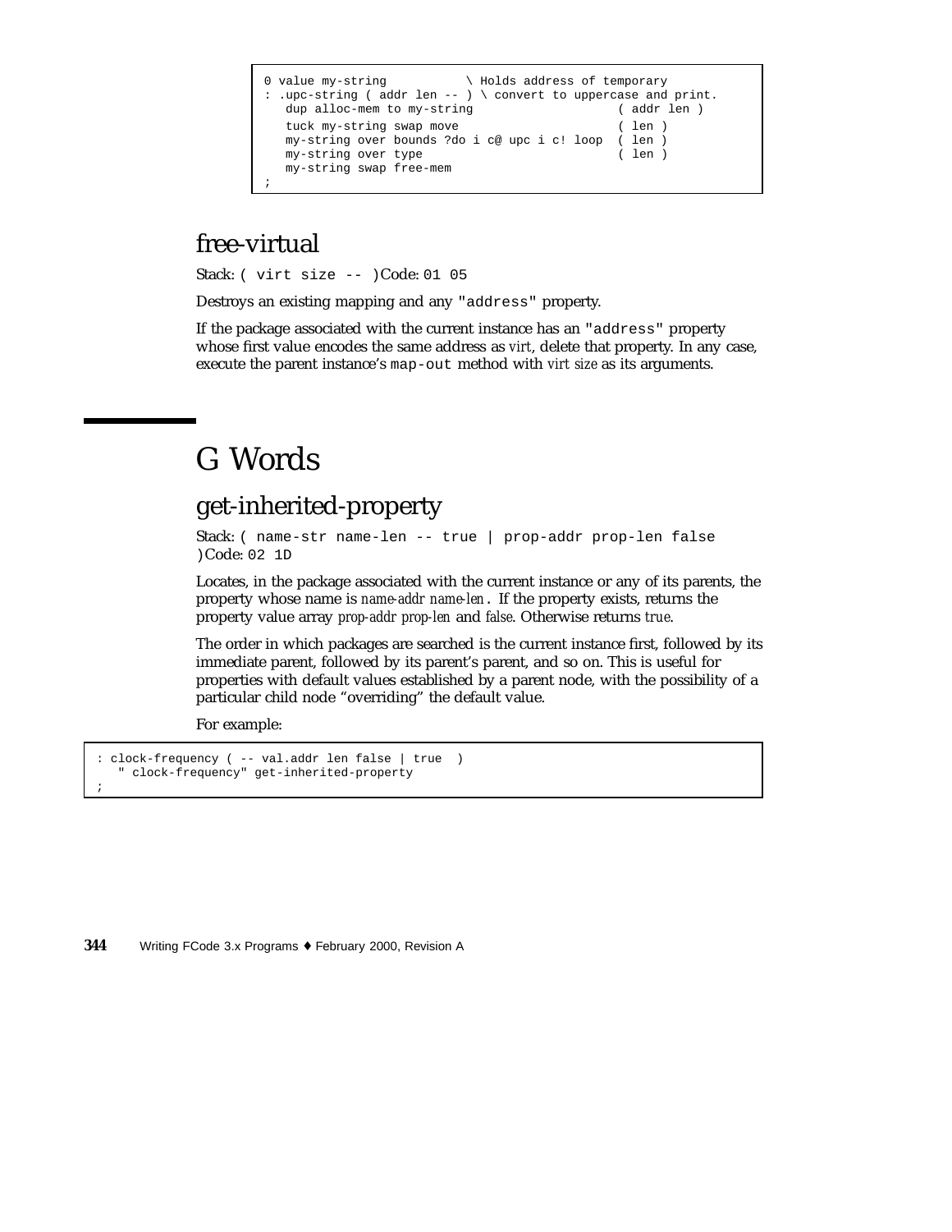```
0 value my-string          \ Holds address of temporary
: .upc-string ( addr len -- ) \ convert to uppercase and print.
   dup alloc-mem to my-string                   ( addr len )
   tuck my-string swap move                     ( len )
   my-string over bounds ?do i c@ upc i c! loop  ( len )
   my-string over type                          ( len )
   my-string swap free-mem
;
```

## free-virtual

Stack: `( virt size -- )`Code: `01 05`

Destroys an existing mapping and any `"address"` property.

If the package associated with the current instance has an `"address"` property whose first value encodes the same address as *virt*, delete that property. In any case, execute the parent instance's `map-out` method with *virt size* as its arguments.

# G Words

## get-inherited-property

Stack: `( name-str name-len -- true | prop-addr prop-len false )`Code: `02 1D`

Locates, in the package associated with the current instance or any of its parents, the property whose name is *name-addr name-len*. If the property exists, returns the property value array *prop-addr prop-len* and *false*. Otherwise returns *true*.

The order in which packages are searched is the current instance first, followed by its immediate parent, followed by its parent's parent, and so on. This is useful for properties with default values established by a parent node, with the possibility of a particular child node "overriding" the default value.

For example:

```
: clock-frequency ( -- val.addr len false | true  )
   " clock-frequency" get-inherited-property
;
```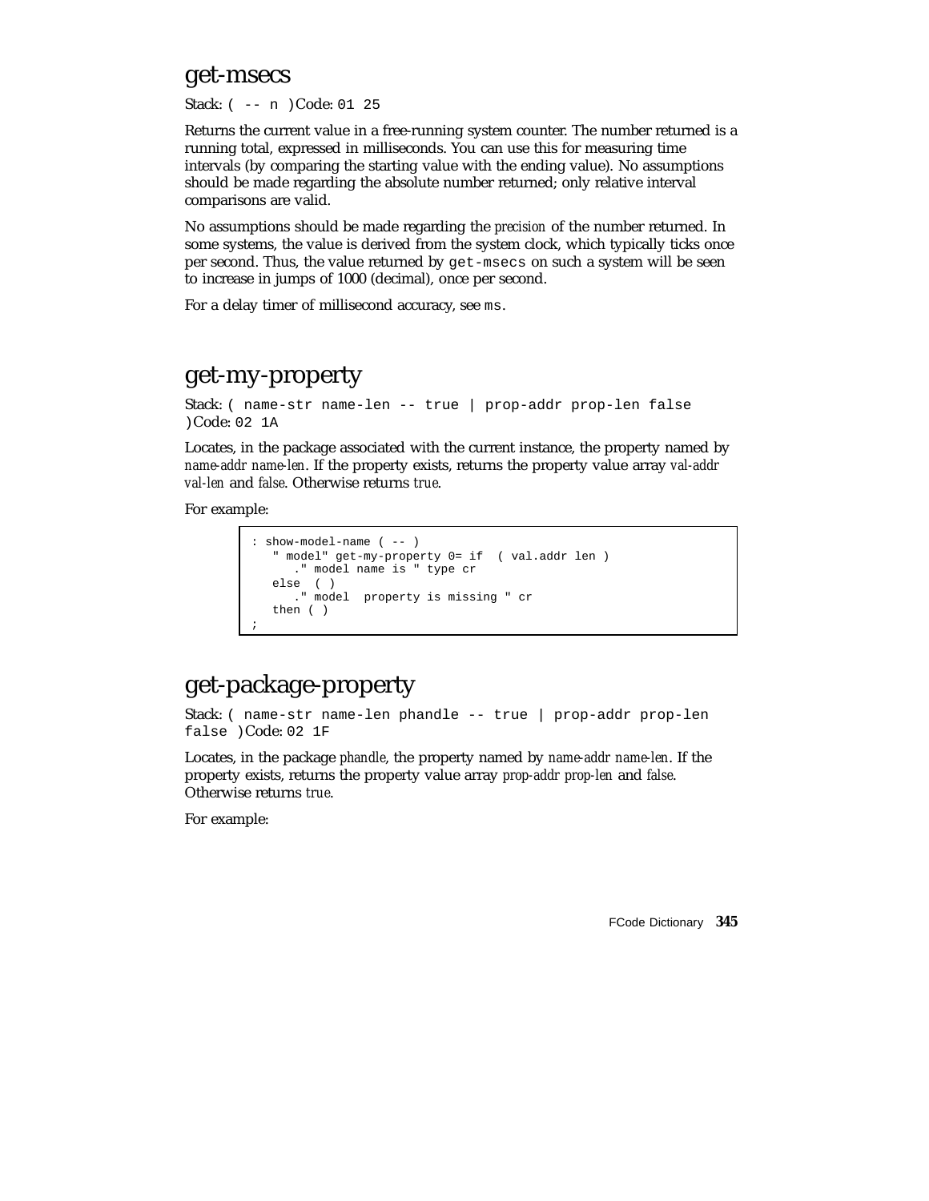## get-msecs

Stack: `( -- n )` Code: `01 25`

Returns the current value in a free-running system counter. The number returned is a running total, expressed in milliseconds. You can use this for measuring time intervals (by comparing the starting value with the ending value). No assumptions should be made regarding the absolute number returned; only relative interval comparisons are valid.

No assumptions should be made regarding the *precision* of the number returned. In some systems, the value is derived from the system clock, which typically ticks once per second. Thus, the value returned by `get-msecs` on such a system will be seen to increase in jumps of 1000 (decimal), once per second.

For a delay timer of millisecond accuracy, see `ms`.

## get-my-property

Stack: `( name-str name-len -- true | prop-addr prop-len false )` Code: `02 1A`

Locates, in the package associated with the current instance, the property named by *name-addr name-len*. If the property exists, returns the property value array *val-addr val-len* and *false*. Otherwise returns *true*.

For example:

```
: show-model-name ( -- )
   " model" get-my-property 0= if  ( val.addr len )
      ." model name is " type cr
   else  ( )
      ." model  property is missing " cr
   then ( )
;
```

## get-package-property

Stack: `( name-str name-len phandle -- true | prop-addr prop-len false )` Code: `02 1F`

Locates, in the package *phandle*, the property named by *name-addr name-len*. If the property exists, returns the property value array *prop-addr prop-len* and *false*. Otherwise returns *true*.

For example: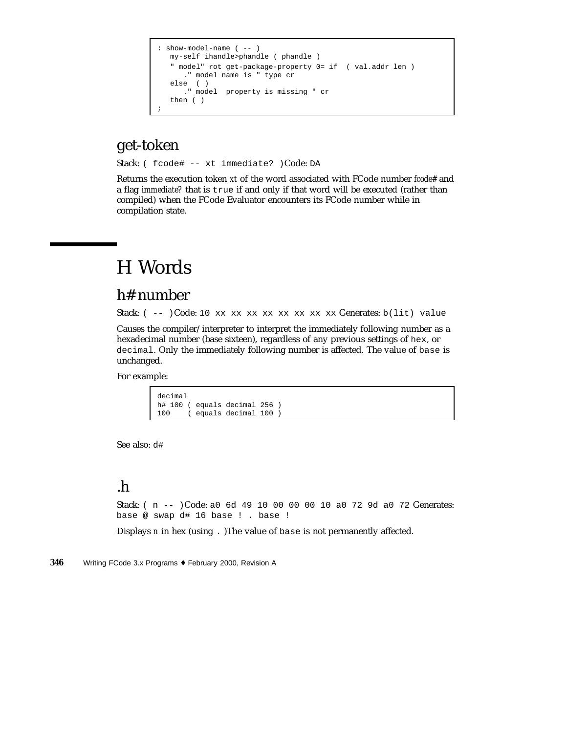```
: show-model-name ( -- )
   my-self ihandle>phandle ( phandle )
   " model" rot get-package-property 0= if  ( val.addr len )
      ." model name is " type cr
   else  ( )
      ." model  property is missing " cr
   then ( )
;
```

## get-token

Stack: `( fcode# -- xt immediate? )` Code: `DA`

Returns the execution token *xt* of the word associated with FCode number *fcode#* and a flag *immediate?* that is `true` if and only if that word will be executed (rather than compiled) when the FCode Evaluator encounters its FCode number while in compilation state.

# H Words

## h# number

Stack: `( -- )` Code: `10 xx xx xx xx xx xx xx xx` Generates: `b(lit) value`

Causes the compiler/interpreter to interpret the immediately following number as a hexadecimal number (base sixteen), regardless of any previous settings of `hex`, or `decimal`. Only the immediately following number is affected. The value of `base` is unchanged.

For example:

```
decimal
h# 100 ( equals decimal 256 )
100    ( equals decimal 100 )
```

See also: `d#`

## .h

Stack: `( n -- )` Code: `a0 6d 49 10 00 00 00 10 a0 72 9d a0 72` Generates: `base @ swap d# 16 base ! . base !`

Displays *n* in hex (using `.` )The value of `base` is not permanently affected.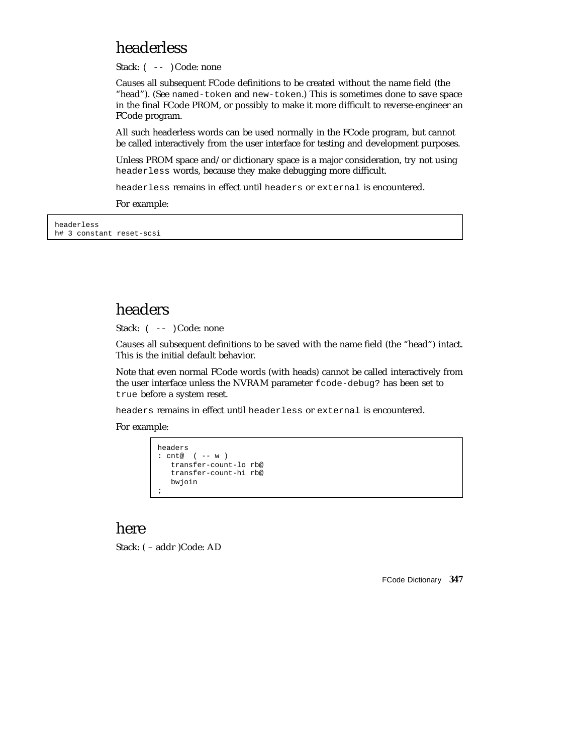## headerless

Stack: `( -- )` Code: none

Causes all subsequent FCode definitions to be created without the name field (the "head"). (See `named-token` and `new-token`.) This is sometimes done to save space in the final FCode PROM, or possibly to make it more difficult to reverse-engineer an FCode program.

All such headerless words can be used normally in the FCode program, but cannot be called interactively from the user interface for testing and development purposes.

Unless PROM space and/or dictionary space is a major consideration, try not using `headerless` words, because they make debugging more difficult.

`headerless` remains in effect until `headers` or `external` is encountered.

For example:

```
headerless
h# 3 constant reset-scsi
```

## headers

Stack: `( -- )` Code: none

Causes all subsequent definitions to be saved with the name field (the "head") intact. This is the initial default behavior.

Note that even normal FCode words (with heads) cannot be called interactively from the user interface unless the NVRAM parameter `fcode-debug?` has been set to `true` before a system reset.

`headers` remains in effect until `headerless` or `external` is encountered.

For example:

```
headers
: cnt@  ( -- w )
   transfer-count-lo rb@
   transfer-count-hi rb@
   bwjoin
;
```

## here

Stack: ( – addr )Code: AD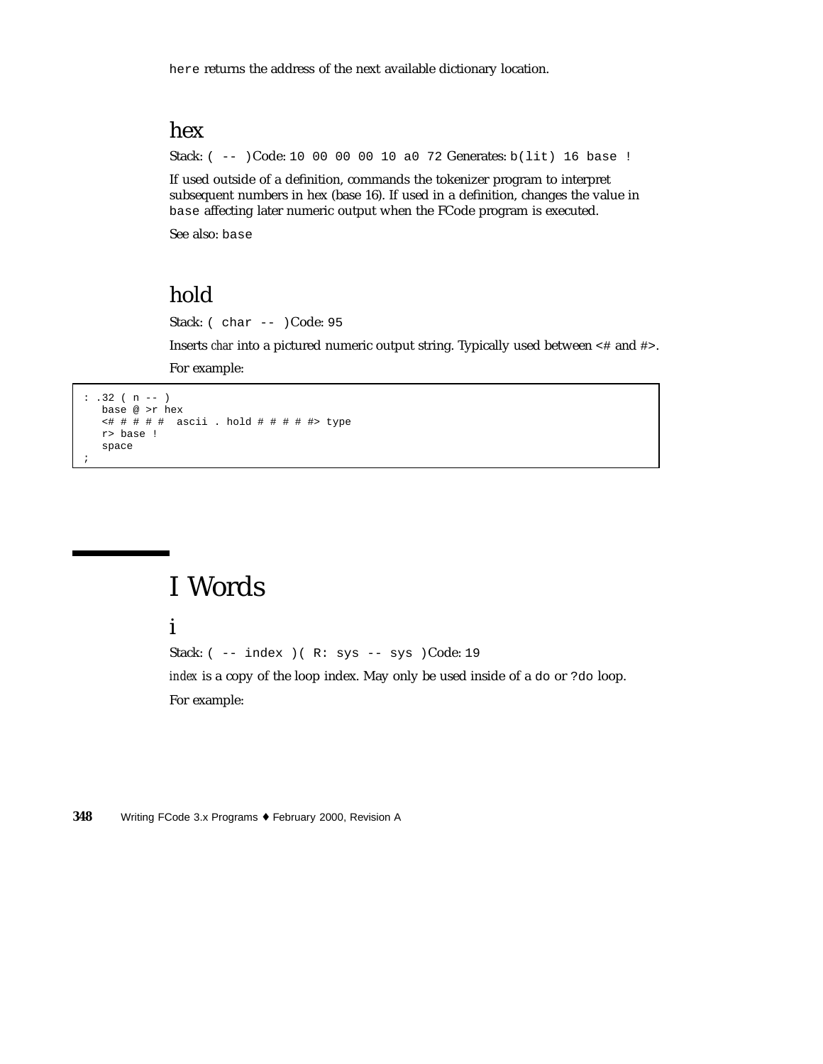`here` returns the address of the next available dictionary location.

### hex

Stack: `( -- )` Code: `10 00 00 00 10 a0 72` Generates: `b(lit) 16 base !`

If used outside of a definition, commands the tokenizer program to interpret subsequent numbers in hex (base 16). If used in a definition, changes the value in `base` affecting later numeric output when the FCode program is executed.

See also: `base`

### hold

Stack: `( char -- )` Code: `95`

Inserts *char* into a pictured numeric output string. Typically used between `<#` and `#>`.

For example:

```
: .32 ( n -- )
   base @ >r hex
   <# # # # #  ascii . hold # # # # #> type
   r> base !
   space
;
```

## I Words

### i

Stack: `( -- index )( R: sys -- sys )` Code: `19`

*index* is a copy of the loop index. May only be used inside of a `do` or `?do` loop.

For example: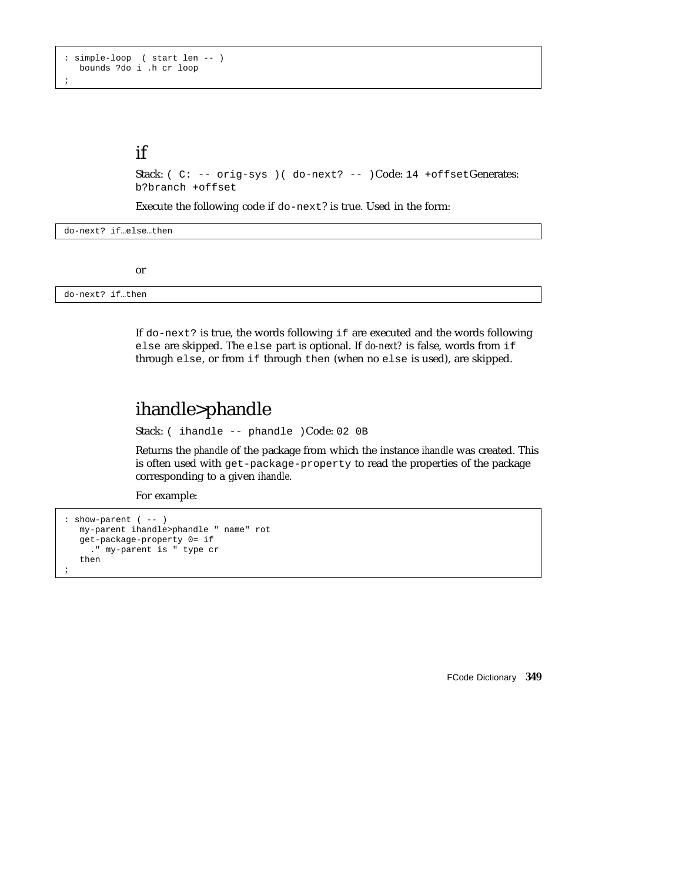```
: simple-loop  ( start len -- )
   bounds ?do i .h cr loop
;
```

## if

Stack: `( C: -- orig-sys )( do-next? -- )`Code: `14 +offset`Generates: `b?branch +offset`

Execute the following code if `do-next?` is true. Used in the form:

```
do-next? if…else…then
```

or

```
do-next? if…then
```

If `do-next?` is true, the words following `if` are executed and the words following `else` are skipped. The `else` part is optional. If *do-next?* is false, words from `if` through `else`, or from `if` through `then` (when no `else` is used), are skipped.

## ihandle>phandle

Stack: `( ihandle -- phandle )`Code: `02 0B`

Returns the *phandle* of the package from which the instance *ihandle* was created. This is often used with `get-package-property` to read the properties of the package corresponding to a given *ihandle*.

For example:

```
: show-parent ( -- )
   my-parent ihandle>phandle " name" rot
   get-package-property 0= if
     ." my-parent is " type cr
   then
;
```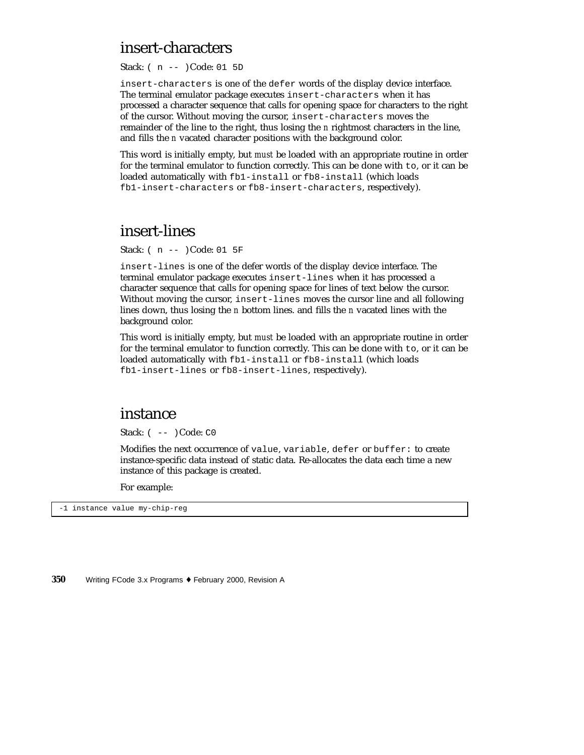## insert-characters

Stack: `( n -- )` Code: `01 5D`

`insert-characters` is one of the `defer` words of the display device interface. The terminal emulator package executes `insert-characters` when it has processed a character sequence that calls for opening space for characters to the right of the cursor. Without moving the cursor, `insert-characters` moves the remainder of the line to the right, thus losing the *n* rightmost characters in the line, and fills the *n* vacated character positions with the background color.

This word is initially empty, but *must* be loaded with an appropriate routine in order for the terminal emulator to function correctly. This can be done with `to`, or it can be loaded automatically with `fb1-install` or `fb8-install` (which loads `fb1-insert-characters` or `fb8-insert-characters`, respectively).

## insert-lines

Stack: `( n -- )` Code: `01 5F`

`insert-lines` is one of the defer words of the display device interface. The terminal emulator package executes `insert-lines` when it has processed a character sequence that calls for opening space for lines of text below the cursor. Without moving the cursor, `insert-lines` moves the cursor line and all following lines down, thus losing the *n* bottom lines. and fills the *n* vacated lines with the background color.

This word is initially empty, but *must* be loaded with an appropriate routine in order for the terminal emulator to function correctly. This can be done with `to`, or it can be loaded automatically with `fb1-install` or `fb8-install` (which loads `fb1-insert-lines` or `fb8-insert-lines`, respectively).

## instance

Stack: `( -- )` Code: `C0`

Modifies the next occurrence of `value`, `variable`, `defer` or `buffer:` to create instance-specific data instead of static data. Re-allocates the data each time a new instance of this package is created.

For example:

```
-1 instance value my-chip-reg
```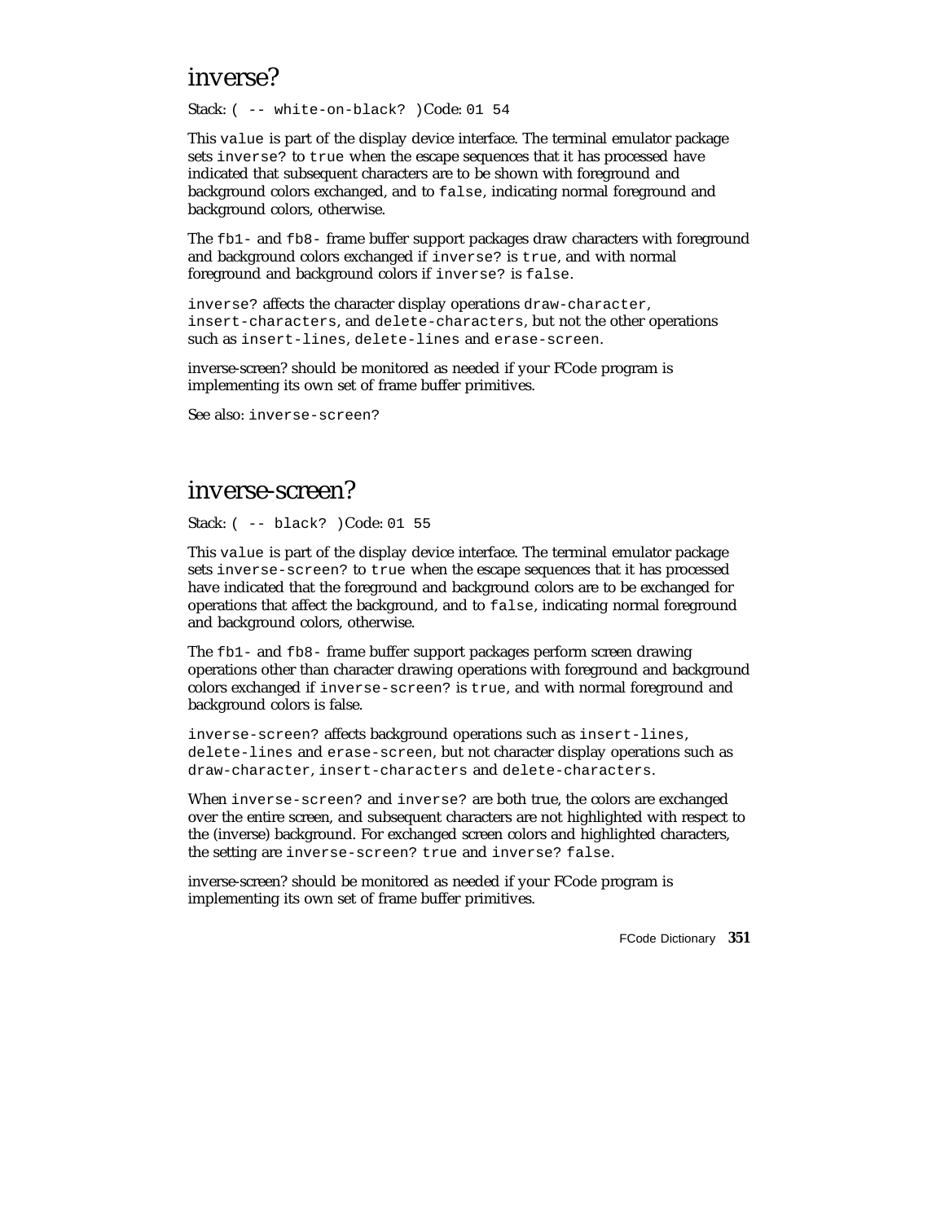## inverse?

Stack: `( -- white-on-black? )`Code: `01 54`

This `value` is part of the display device interface. The terminal emulator package sets `inverse?` to `true` when the escape sequences that it has processed have indicated that subsequent characters are to be shown with foreground and background colors exchanged, and to `false`, indicating normal foreground and background colors, otherwise.

The `fb1-` and `fb8-` frame buffer support packages draw characters with foreground and background colors exchanged if `inverse?` is `true`, and with normal foreground and background colors if `inverse?` is `false`.

`inverse?` affects the character display operations `draw-character`, `insert-characters`, and `delete-characters`, but not the other operations such as `insert-lines`, `delete-lines` and `erase-screen`.

inverse-screen? should be monitored as needed if your FCode program is implementing its own set of frame buffer primitives.

See also: `inverse-screen?`

## inverse-screen?

Stack: `( -- black? )`Code: `01 55`

This `value` is part of the display device interface. The terminal emulator package sets `inverse-screen?` to `true` when the escape sequences that it has processed have indicated that the foreground and background colors are to be exchanged for operations that affect the background, and to `false`, indicating normal foreground and background colors, otherwise.

The `fb1-` and `fb8-` frame buffer support packages perform screen drawing operations other than character drawing operations with foreground and background colors exchanged if `inverse-screen?` is `true`, and with normal foreground and background colors is false.

`inverse-screen?` affects background operations such as `insert-lines`, `delete-lines` and `erase-screen`, but not character display operations such as `draw-character`, `insert-characters` and `delete-characters`.

When `inverse-screen?` and `inverse?` are both true, the colors are exchanged over the entire screen, and subsequent characters are not highlighted with respect to the (inverse) background. For exchanged screen colors and highlighted characters, the setting are `inverse-screen? true` and `inverse? false`.

inverse-screen? should be monitored as needed if your FCode program is implementing its own set of frame buffer primitives.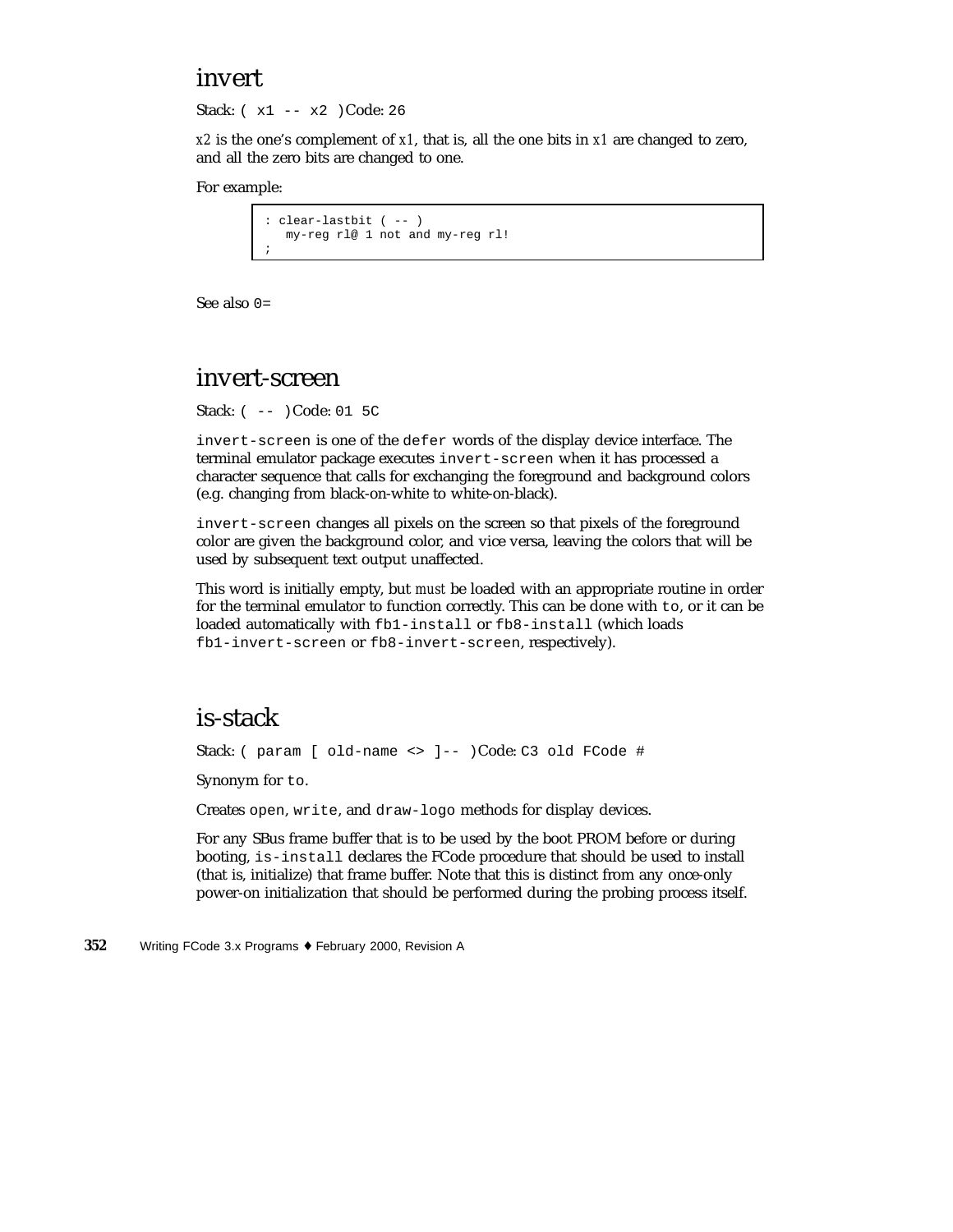## invert

Stack: `( x1 -- x2 )` Code: `26`

*x2* is the one's complement of *x1*, that is, all the one bits in *x1* are changed to zero, and all the zero bits are changed to one.

For example:

```
: clear-lastbit ( -- )
   my-reg rl@ 1 not and my-reg rl!
;
```

See also `0=`

## invert-screen

Stack: `( -- )` Code: `01 5C`

`invert-screen` is one of the `defer` words of the display device interface. The terminal emulator package executes `invert-screen` when it has processed a character sequence that calls for exchanging the foreground and background colors (e.g. changing from black-on-white to white-on-black).

`invert-screen` changes all pixels on the screen so that pixels of the foreground color are given the background color, and vice versa, leaving the colors that will be used by subsequent text output unaffected.

This word is initially empty, but *must* be loaded with an appropriate routine in order for the terminal emulator to function correctly. This can be done with `to`, or it can be loaded automatically with `fb1-install` or `fb8-install` (which loads `fb1-invert-screen` or `fb8-invert-screen`, respectively).

## is-stack

Stack: `( param [ old-name <> ]-- )` Code: `C3 old FCode #`

Synonym for `to`.

Creates `open`, `write`, and `draw-logo` methods for display devices.

For any SBus frame buffer that is to be used by the boot PROM before or during booting, `is-install` declares the FCode procedure that should be used to install (that is, initialize) that frame buffer. Note that this is distinct from any once-only power-on initialization that should be performed during the probing process itself.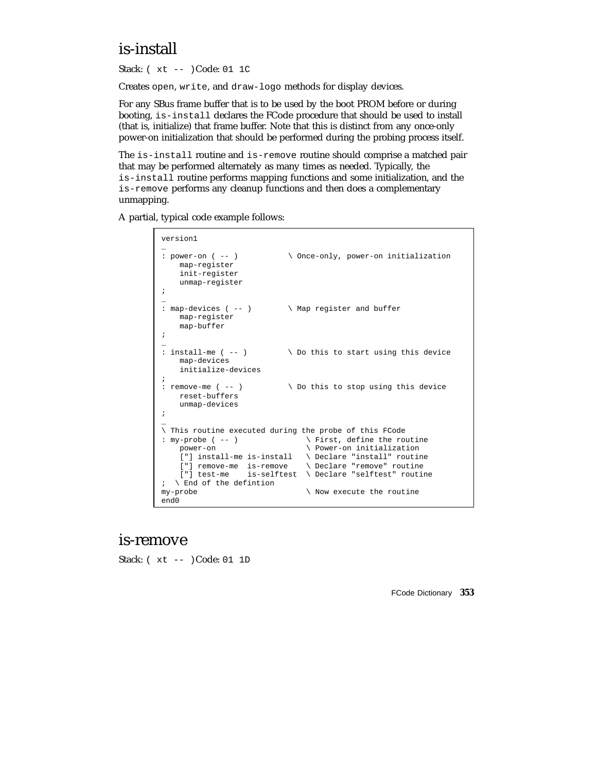## is-install

Stack: `( xt -- )` Code: `01 1C`

Creates `open`, `write`, and `draw-logo` methods for display devices.

For any SBus frame buffer that is to be used by the boot PROM before or during booting, `is-install` declares the FCode procedure that should be used to install (that is, initialize) that frame buffer. Note that this is distinct from any once-only power-on initialization that should be performed during the probing process itself.

The `is-install` routine and `is-remove` routine should comprise a matched pair that may be performed alternately as many times as needed. Typically, the `is-install` routine performs mapping functions and some initialization, and the `is-remove` performs any cleanup functions and then does a complementary unmapping.

A partial, typical code example follows:

```
version1
…
: power-on ( -- )           \ Once-only, power-on initialization
    map-register
    init-register
    unmap-register
;
…
: map-devices ( -- )        \ Map register and buffer
    map-register
    map-buffer
;
…
: install-me ( -- )         \ Do this to start using this device
    map-devices
    initialize-devices
;
: remove-me ( -- )          \ Do this to stop using this device
    reset-buffers
    unmap-devices
;
…
\ This routine executed during the probe of this FCode
: my-probe ( -- )               \ First, define the routine
    power-on                    \ Power-on initialization
    ["] install-me is-install   \ Declare "install" routine
    ["] remove-me  is-remove    \ Declare "remove" routine
    ["] test-me    is-selftest  \ Declare "selftest" routine
;  \ End of the defintion
my-probe                        \ Now execute the routine
end0
```

## is-remove

Stack: `( xt -- )` Code: `01 1D`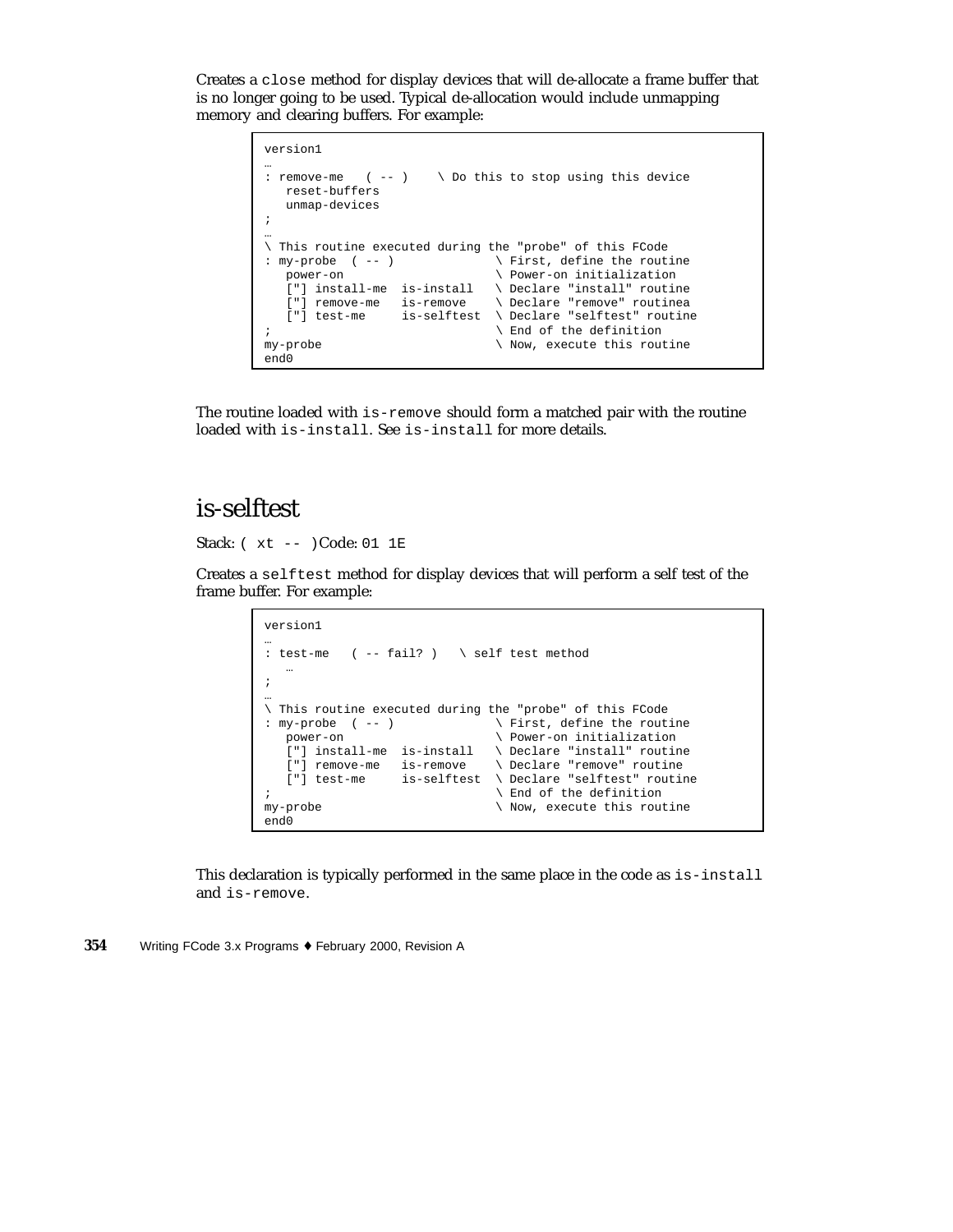Creates a `close` method for display devices that will de-allocate a frame buffer that is no longer going to be used. Typical de-allocation would include unmapping memory and clearing buffers. For example:

```
version1
…
: remove-me   ( -- )    \ Do this to stop using this device
   reset-buffers
   unmap-devices
;
…
\ This routine executed during the "probe" of this FCode
: my-probe  ( -- )              \ First, define the routine
   power-on                     \ Power-on initialization
   ["] install-me  is-install   \ Declare "install" routine
   ["] remove-me   is-remove    \ Declare "remove" routinea
   ["] test-me     is-selftest  \ Declare "selftest" routine
;                               \ End of the definition
my-probe                        \ Now, execute this routine
end0
```

The routine loaded with `is-remove` should form a matched pair with the routine loaded with `is-install`. See `is-install` for more details.

# is-selftest

Stack: `( xt -- )` Code: `01 1E`

Creates a `selftest` method for display devices that will perform a self test of the frame buffer. For example:

```
version1
…
: test-me   ( -- fail? )   \ self test method
   …
;
…
\ This routine executed during the "probe" of this FCode
: my-probe  ( -- )              \ First, define the routine
   power-on                     \ Power-on initialization
   ["] install-me  is-install   \ Declare "install" routine
   ["] remove-me   is-remove    \ Declare "remove" routine
   ["] test-me     is-selftest  \ Declare "selftest" routine
;                               \ End of the definition
my-probe                        \ Now, execute this routine
end0
```

This declaration is typically performed in the same place in the code as `is-install` and `is-remove`.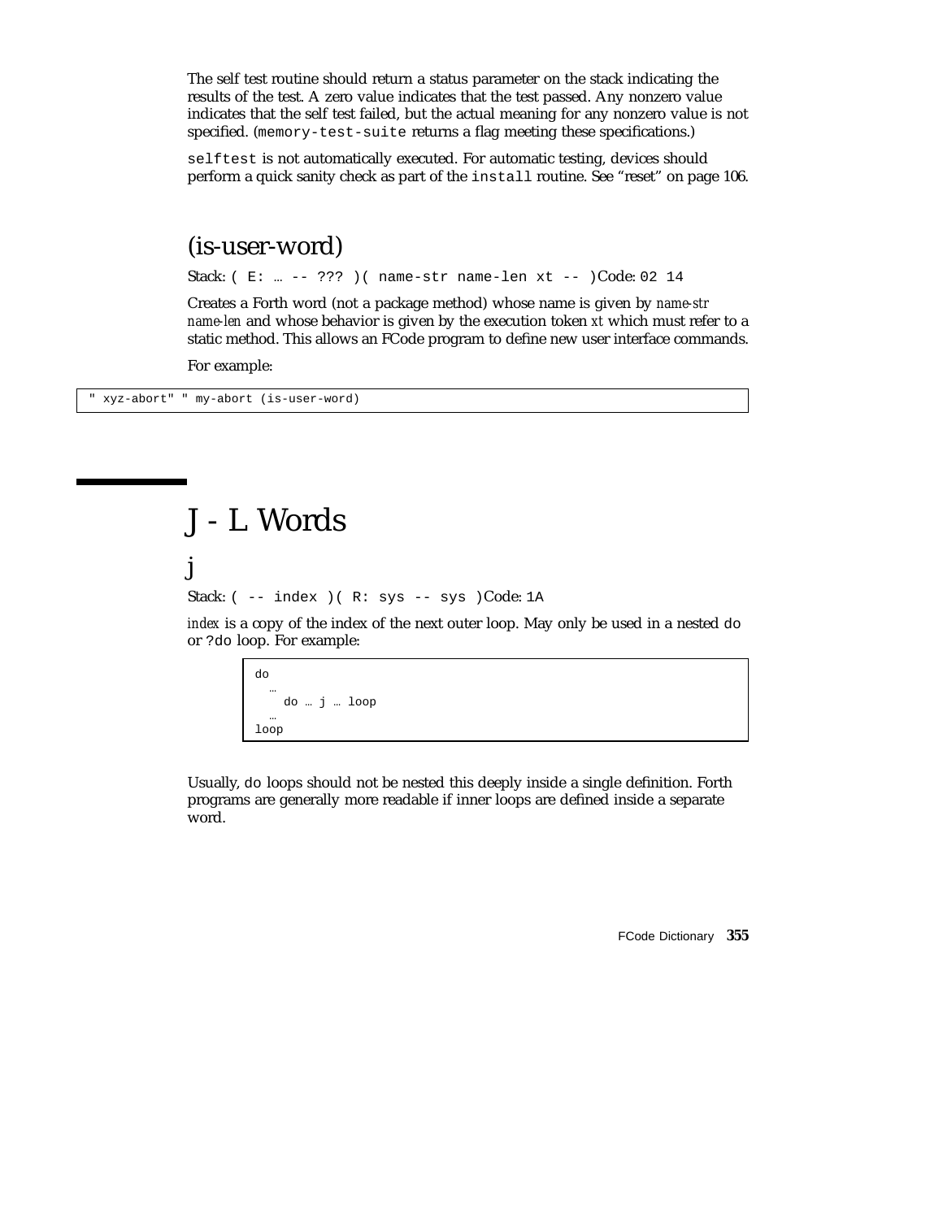The self test routine should return a status parameter on the stack indicating the results of the test. A zero value indicates that the test passed. Any nonzero value indicates that the self test failed, but the actual meaning for any nonzero value is not specified. (`memory-test-suite` returns a flag meeting these specifications.)

`selftest` is not automatically executed. For automatic testing, devices should perform a quick sanity check as part of the `install` routine. See "reset" on page 106.

### (is-user-word)

Stack: `( E: … -- ??? )( name-str name-len xt -- )` Code: `02 14`

Creates a Forth word (not a package method) whose name is given by *name-str name-len* and whose behavior is given by the execution token *xt* which must refer to a static method. This allows an FCode program to define new user interface commands.

For example:

```
" xyz-abort" " my-abort (is-user-word)
```

## J - L Words

### j

Stack: `( -- index )( R: sys -- sys )` Code: `1A`

*index* is a copy of the index of the next outer loop. May only be used in a nested `do` or `?do` loop. For example:

```
do
  …
    do … j … loop
  …
loop
```

Usually, `do` loops should not be nested this deeply inside a single definition. Forth programs are generally more readable if inner loops are defined inside a separate word.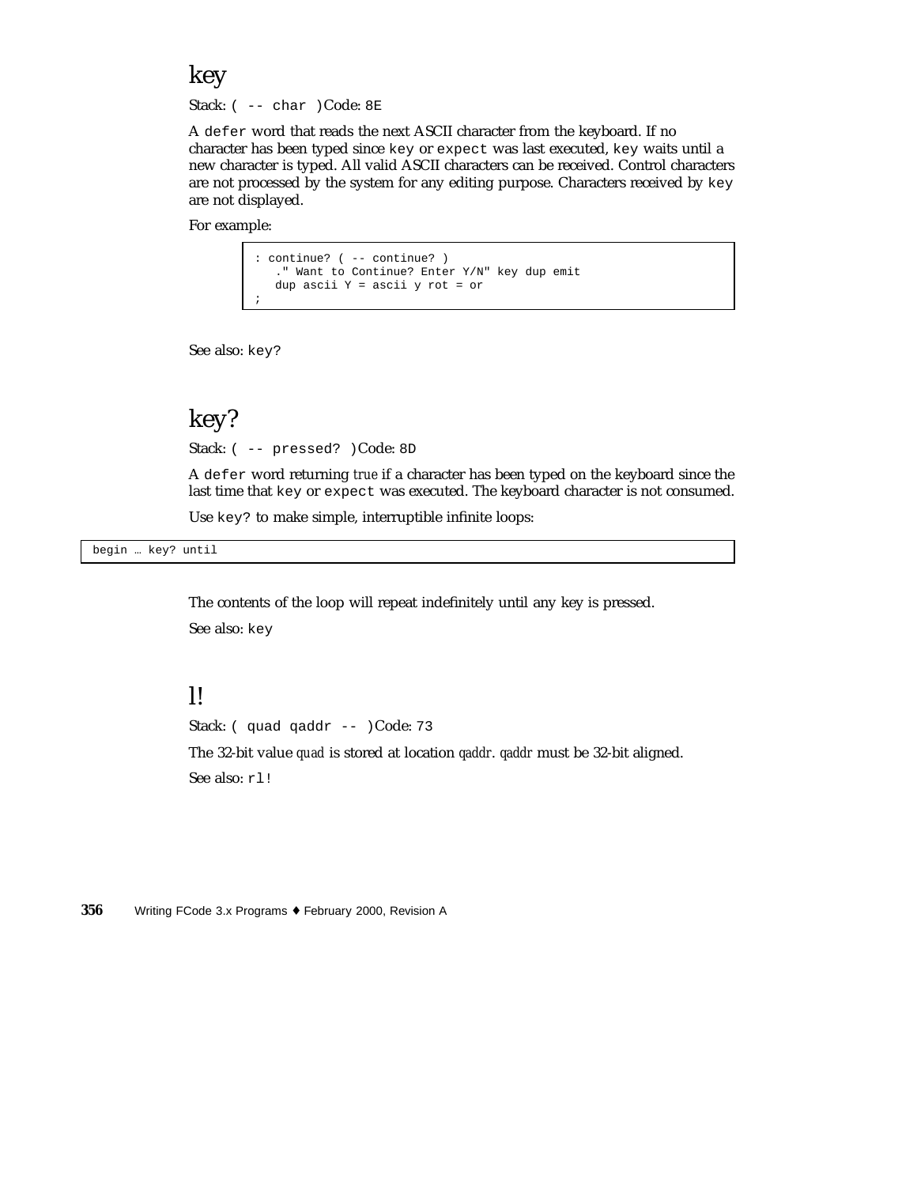## key

Stack: `( -- char )` Code: `8E`

A `defer` word that reads the next ASCII character from the keyboard. If no character has been typed since `key` or `expect` was last executed, `key` waits until a new character is typed. All valid ASCII characters can be received. Control characters are not processed by the system for any editing purpose. Characters received by `key` are not displayed.

For example:

```
: continue? ( -- continue? )
   ." Want to Continue? Enter Y/N" key dup emit
   dup ascii Y = ascii y rot = or
;
```

See also: `key?`

## key?

Stack: `( -- pressed? )` Code: `8D`

A `defer` word returning *true* if a character has been typed on the keyboard since the last time that `key` or `expect` was executed. The keyboard character is not consumed.

Use `key?` to make simple, interruptible infinite loops:

```
begin … key? until
```

The contents of the loop will repeat indefinitely until any key is pressed.

See also: `key`

## l!

Stack: `( quad qaddr -- )` Code: `73`

The 32-bit value *quad* is stored at location *qaddr*. *qaddr* must be 32-bit aligned.

See also: `rl!`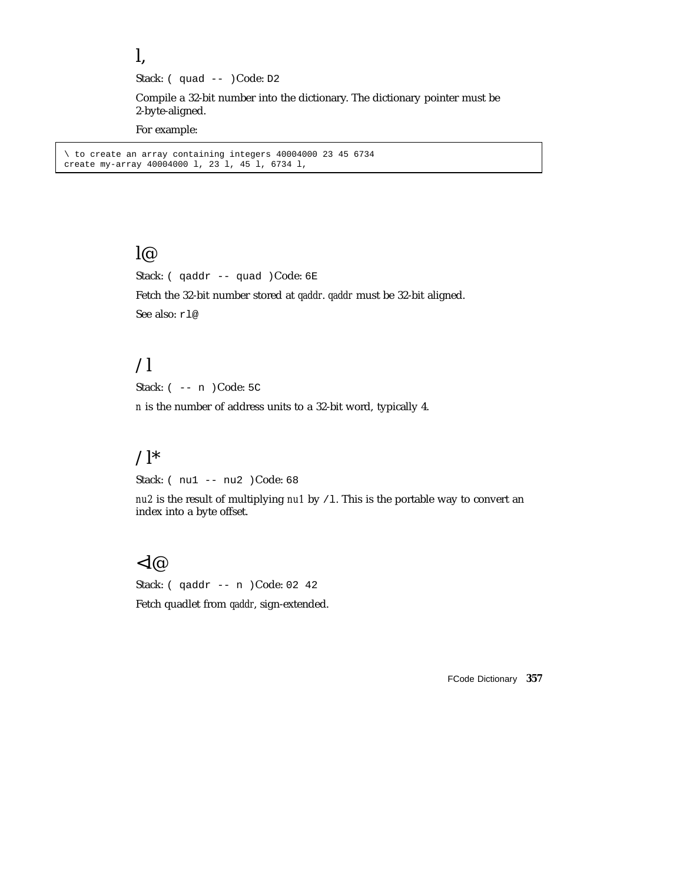# l,

Stack: `( quad -- )` Code: `D2`

Compile a 32-bit number into the dictionary. The dictionary pointer must be 2-byte-aligned.

For example:

```
\ to create an array containing integers 40004000 23 45 6734
create my-array 40004000 l, 23 l, 45 l, 6734 l,
```

# l@

Stack: `( qaddr -- quad )` Code: `6E`

Fetch the 32-bit number stored at *qaddr*. *qaddr* must be 32-bit aligned.

See also: `rl@`

# /l

Stack: `( -- n )` Code: `5C`

*n* is the number of address units to a 32-bit word, typically 4.

# /l*

Stack: `( nu1 -- nu2 )` Code: `68`

*nu2* is the result of multiplying *nu1* by `/l`. This is the portable way to convert an index into a byte offset.

# <l@

Stack: `( qaddr -- n )` Code: `02 42`

Fetch quadlet from *qaddr*, sign-extended.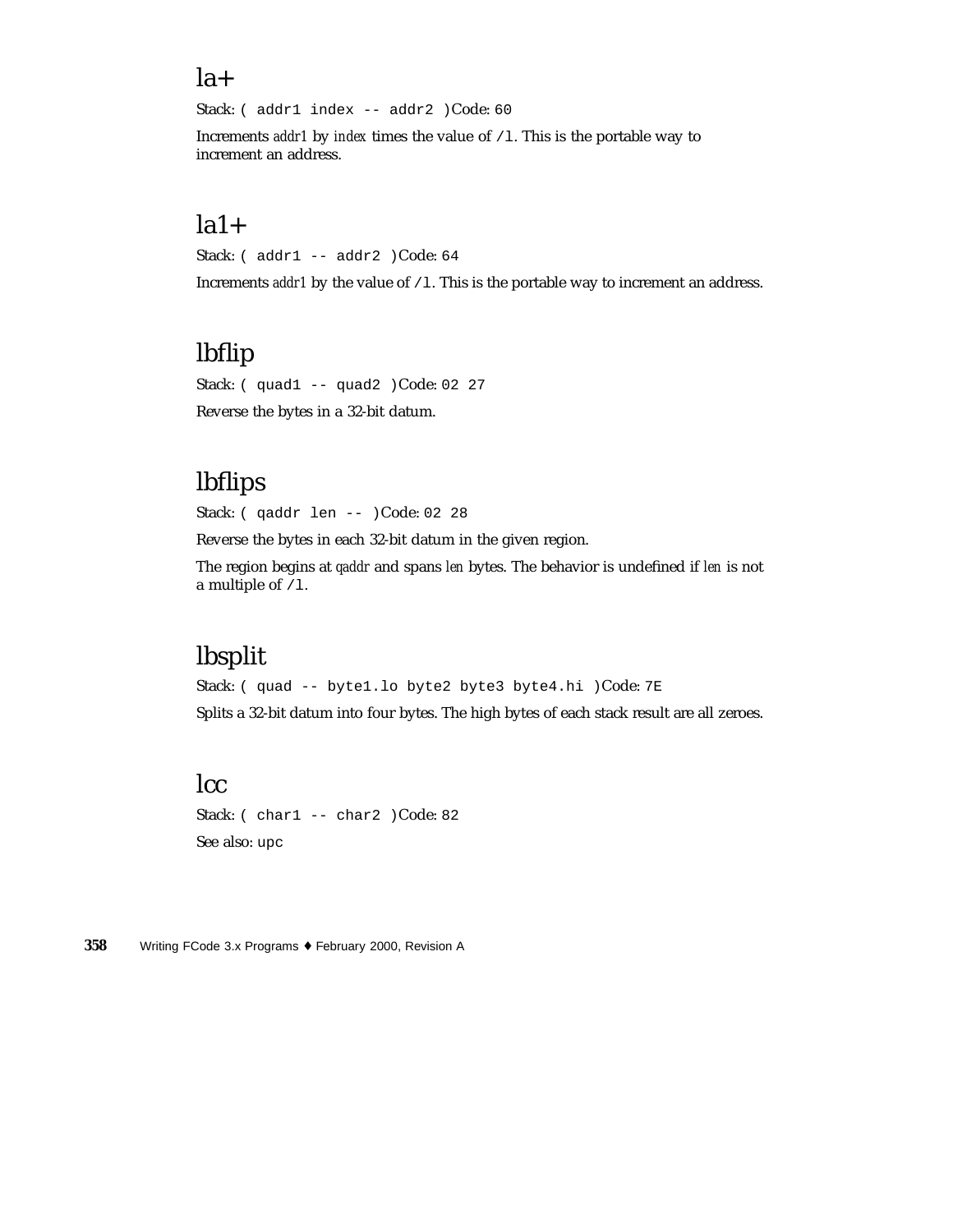## la+

Stack: `( addr1 index -- addr2 )` Code: `60`

Increments *addr1* by *index* times the value of `/l`. This is the portable way to increment an address.

## la1+

Stack: `( addr1 -- addr2 )` Code: `64`

Increments *addr1* by the value of `/l`. This is the portable way to increment an address.

## lbflip

Stack: `( quad1 -- quad2 )` Code: `02 27`

Reverse the bytes in a 32-bit datum.

## lbflips

Stack: `( qaddr len -- )` Code: `02 28`

Reverse the bytes in each 32-bit datum in the given region.

The region begins at *qaddr* and spans *len* bytes. The behavior is undefined if *len* is not a multiple of `/l`.

## lbsplit

Stack: `( quad -- byte1.lo byte2 byte3 byte4.hi )` Code: `7E`

Splits a 32-bit datum into four bytes. The high bytes of each stack result are all zeroes.

## lcc

Stack: `( char1 -- char2 )` Code: `82`

See also: `upc`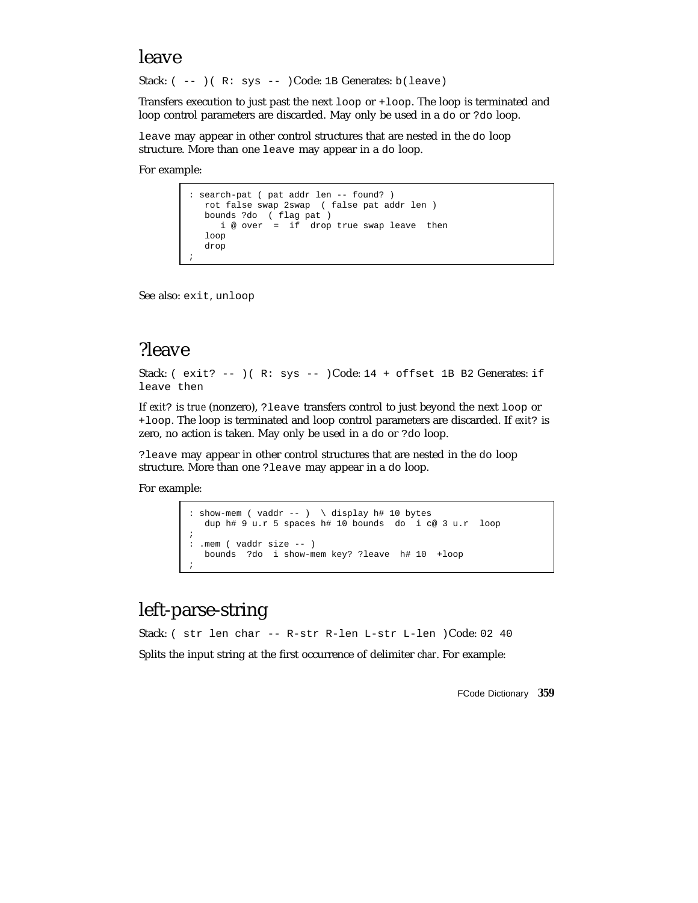## leave

Stack: `( -- )( R: sys -- )`Code: `1B` Generates: `b(leave)`

Transfers execution to just past the next `loop` or `+loop`. The loop is terminated and loop control parameters are discarded. May only be used in a `do` or `?do` loop.

`leave` may appear in other control structures that are nested in the `do` loop structure. More than one `leave` may appear in a `do` loop.

For example:

```
: search-pat ( pat addr len -- found? )
   rot false swap 2swap  ( false pat addr len )
   bounds ?do  ( flag pat )
      i @ over  =  if  drop true swap leave  then
   loop
   drop
;
```

See also: `exit`, `unloop`

## ?leave

Stack: `( exit? -- )( R: sys -- )`Code: `14 + offset 1B B2` Generates: `if leave then`

If *exit?* is *true* (nonzero), `?leave` transfers control to just beyond the next `loop` or `+loop`. The loop is terminated and loop control parameters are discarded. If *exit?* is zero, no action is taken. May only be used in a `do` or `?do` loop.

`?leave` may appear in other control structures that are nested in the `do` loop structure. More than one `?leave` may appear in a `do` loop.

For example:

```
: show-mem ( vaddr -- )  \ display h# 10 bytes
   dup h# 9 u.r 5 spaces h# 10 bounds  do  i c@ 3 u.r  loop
;
: .mem ( vaddr size -- )
   bounds  ?do  i show-mem key? ?leave  h# 10  +loop
;
```

## left-parse-string

Stack: `( str len char -- R-str R-len L-str L-len )`Code: `02 40`

Splits the input string at the first occurrence of delimiter *char*. For example: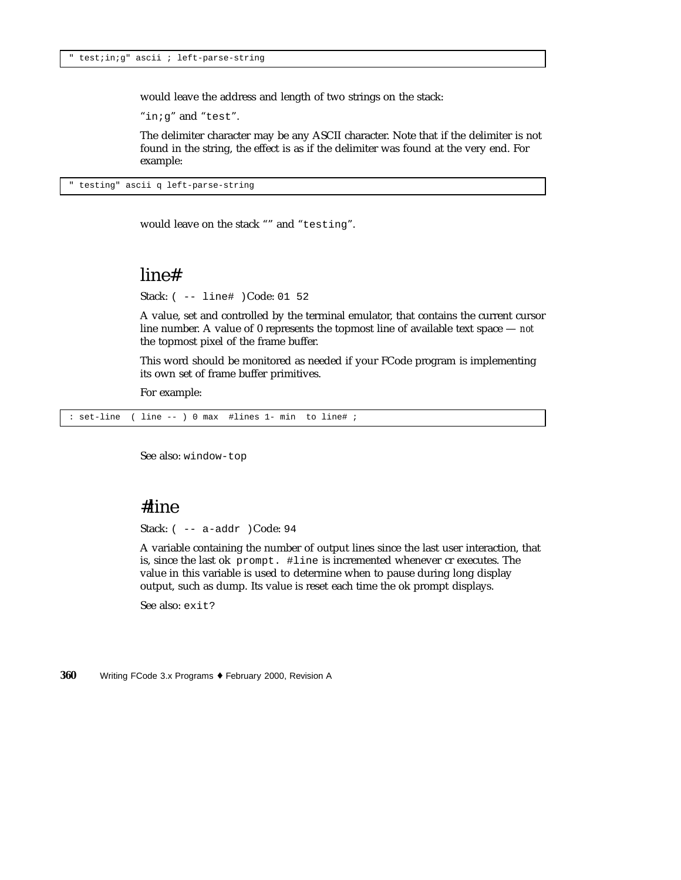```
" test;in;g" ascii ; left-parse-string
```

would leave the address and length of two strings on the stack:

"`in;g`" and "`test`".

The delimiter character may be any ASCII character. Note that if the delimiter is not found in the string, the effect is as if the delimiter was found at the very end. For example:

```
" testing" ascii q left-parse-string
```

would leave on the stack "" and "`testing`".

## line#

Stack: `( -- line# )` Code: `01 52`

A value, set and controlled by the terminal emulator, that contains the current cursor line number. A value of 0 represents the topmost line of available text space — *not* the topmost pixel of the frame buffer.

This word should be monitored as needed if your FCode program is implementing its own set of frame buffer primitives.

For example:

```
: set-line  ( line -- ) 0 max  #lines 1- min  to line# ;
```

See also: `window-top`

## #line

Stack: `( -- a-addr )` Code: `94`

A variable containing the number of output lines since the last user interaction, that is, since the last ok `prompt. #line` is incremented whenever cr executes. The value in this variable is used to determine when to pause during long display output, such as dump. Its value is reset each time the ok prompt displays.

See also: `exit?`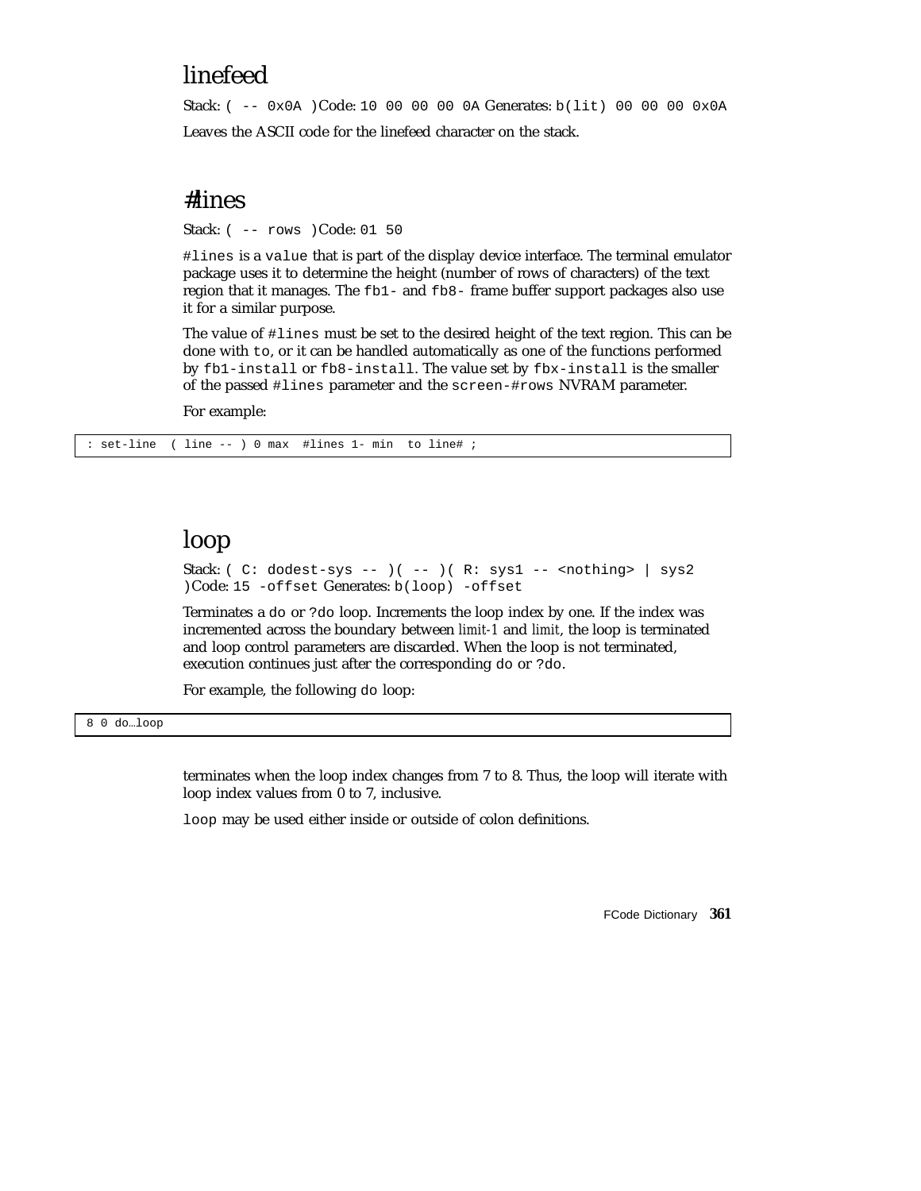## linefeed

Stack: `( -- 0x0A )`Code: `10 00 00 00 0A` Generates: `b(lit) 00 00 00 0x0A`

Leaves the ASCII code for the linefeed character on the stack.

## #lines

Stack: `( -- rows )`Code: `01 50`

`#lines` is a `value` that is part of the display device interface. The terminal emulator package uses it to determine the height (number of rows of characters) of the text region that it manages. The `fb1-` and `fb8-` frame buffer support packages also use it for a similar purpose.

The value of `#lines` must be set to the desired height of the text region. This can be done with `to`, or it can be handled automatically as one of the functions performed by `fb1-install` or `fb8-install`. The value set by `fbx-install` is the smaller of the passed `#lines` parameter and the `screen-#rows` NVRAM parameter.

For example:

```
: set-line  ( line -- ) 0 max  #lines 1- min  to line# ;
```

## loop

Stack: `( C: dodest-sys -- )( -- )( R: sys1 -- <nothing> | sys2 )`Code: `15 -offset` Generates: `b(loop) -offset`

Terminates a `do` or `?do` loop. Increments the loop index by one. If the index was incremented across the boundary between *limit-1* and *limit*, the loop is terminated and loop control parameters are discarded. When the loop is not terminated, execution continues just after the corresponding `do` or `?do`.

For example, the following `do` loop:

```
8 0 do…loop
```

terminates when the loop index changes from 7 to 8. Thus, the loop will iterate with loop index values from 0 to 7, inclusive.

`loop` may be used either inside or outside of colon definitions.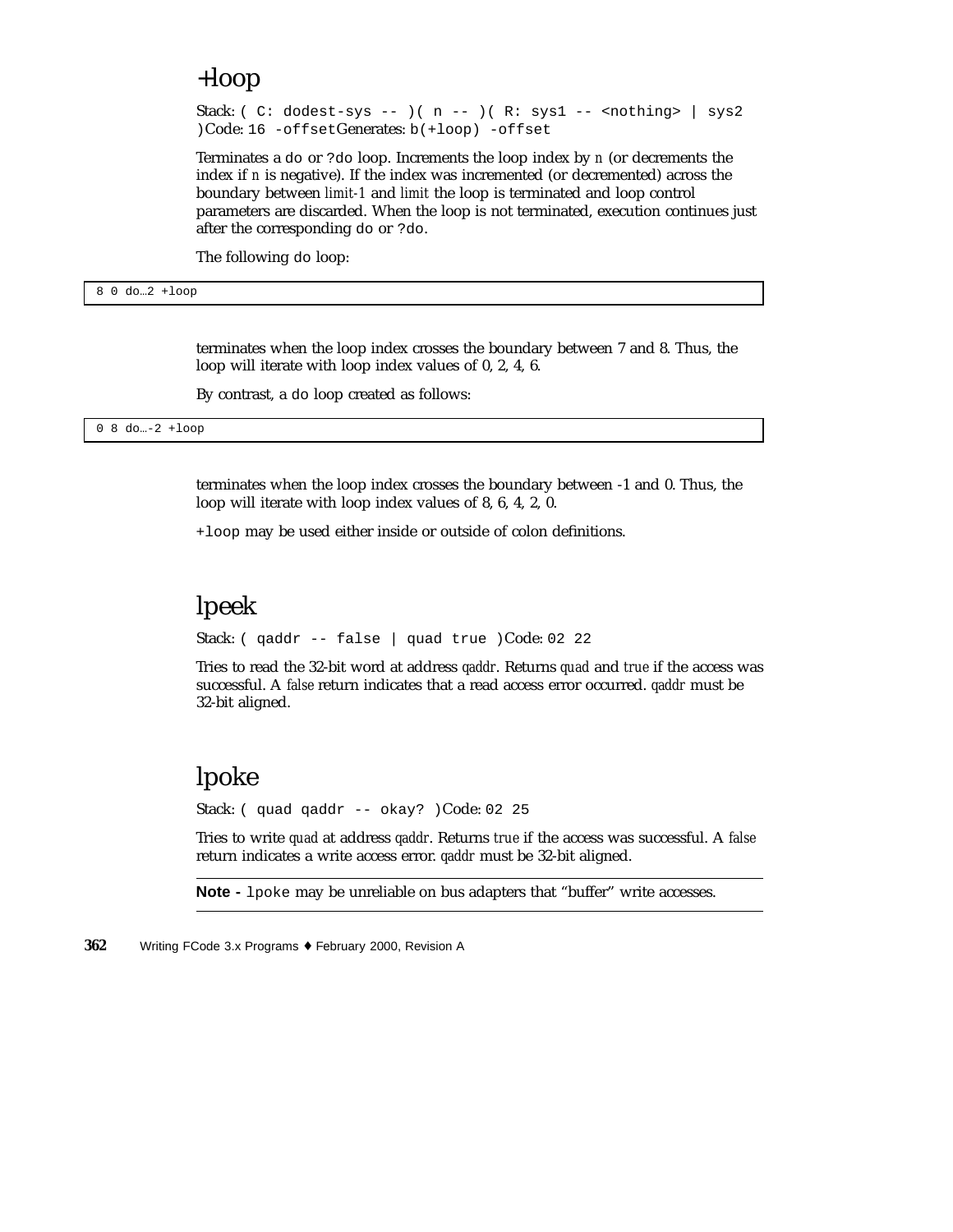# +loop

Stack: `( C: dodest-sys -- )( n -- )( R: sys1 -- <nothing> | sys2 )`Code: `16 -offset`Generates: `b(+loop) -offset`

Terminates a `do` or `?do` loop. Increments the loop index by *n* (or decrements the index if *n* is negative). If the index was incremented (or decremented) across the boundary between *limit-1* and *limit* the loop is terminated and loop control parameters are discarded. When the loop is not terminated, execution continues just after the corresponding `do` or `?do`.

The following `do` loop:

```
8 0 do…2 +loop
```

terminates when the loop index crosses the boundary between 7 and 8. Thus, the loop will iterate with loop index values of 0, 2, 4, 6.

By contrast, a `do` loop created as follows:

```
0 8 do…-2 +loop
```

terminates when the loop index crosses the boundary between -1 and 0. Thus, the loop will iterate with loop index values of 8, 6, 4, 2, 0.

`+loop` may be used either inside or outside of colon definitions.

# lpeek

Stack: `( qaddr -- false | quad true )`Code: `02 22`

Tries to read the 32-bit word at address *qaddr*. Returns *quad* and *true* if the access was successful. A *false* return indicates that a read access error occurred. *qaddr* must be 32-bit aligned.

# lpoke

Stack: `( quad qaddr -- okay? )`Code: `02 25`

Tries to write *quad* at address *qaddr*. Returns *true* if the access was successful. A *false* return indicates a write access error. *qaddr* must be 32-bit aligned.

**Note -** `lpoke` may be unreliable on bus adapters that "buffer" write accesses.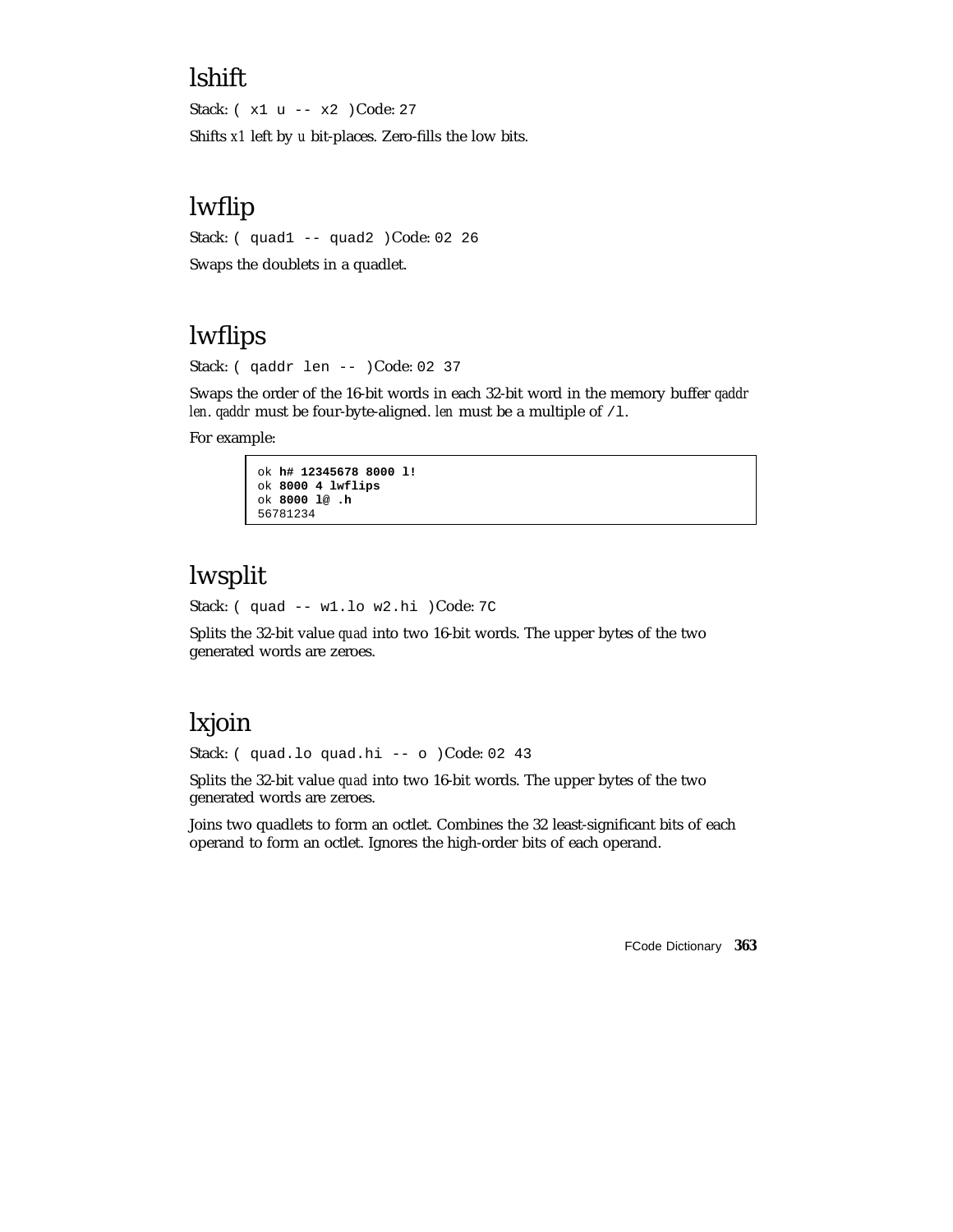## lshift

Stack: `( x1 u -- x2 )` Code: `27`

Shifts *x1* left by *u* bit-places. Zero-fills the low bits.

## lwflip

Stack: `( quad1 -- quad2 )` Code: `02 26`

Swaps the doublets in a quadlet.

## lwflips

Stack: `( qaddr len -- )` Code: `02 37`

Swaps the order of the 16-bit words in each 32-bit word in the memory buffer *qaddr len*. *qaddr* must be four-byte-aligned. *len* must be a multiple of `/l`.

For example:

```
ok h# 12345678 8000 l!
ok 8000 4 lwflips
ok 8000 l@ .h
56781234
```

## lwsplit

Stack: `( quad -- w1.lo w2.hi )` Code: `7C`

Splits the 32-bit value *quad* into two 16-bit words. The upper bytes of the two generated words are zeroes.

## lxjoin

Stack: `( quad.lo quad.hi -- o )` Code: `02 43`

Splits the 32-bit value *quad* into two 16-bit words. The upper bytes of the two generated words are zeroes.

Joins two quadlets to form an octlet. Combines the 32 least-significant bits of each operand to form an octlet. Ignores the high-order bits of each operand.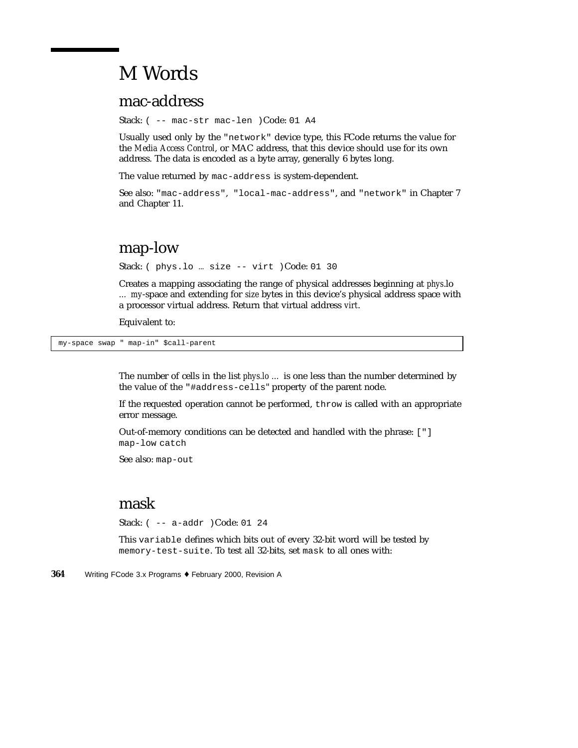# M Words

## mac-address

Stack: `( -- mac-str mac-len )` Code: `01 A4`

Usually used only by the `"network"` device type, this FCode returns the value for the *Media Access Control*, or MAC address, that this device should use for its own address. The data is encoded as a byte array, generally 6 bytes long.

The value returned by `mac-address` is system-dependent.

See also: `"mac-address"`, `"local-mac-address"`, and `"network"` in Chapter 7 and Chapter 11.

## map-low

Stack: `( phys.lo … size -- virt )` Code: `01 30`

Creates a mapping associating the range of physical addresses beginning at *phys*.lo … *my*-space and extending for *size* bytes in this device's physical address space with a processor virtual address. Return that virtual address *virt*.

Equivalent to:

```
my-space swap " map-in" $call-parent
```

The number of cells in the list *phys.lo …* is one less than the number determined by the value of the `"#address-cells"` property of the parent node.

If the requested operation cannot be performed, `throw` is called with an appropriate error message.

Out-of-memory conditions can be detected and handled with the phrase: `["] map-low catch`

See also: `map-out`

## mask

Stack: `( -- a-addr )` Code: `01 24`

This `variable` defines which bits out of every 32-bit word will be tested by `memory-test-suite`. To test all 32-bits, set `mask` to all ones with: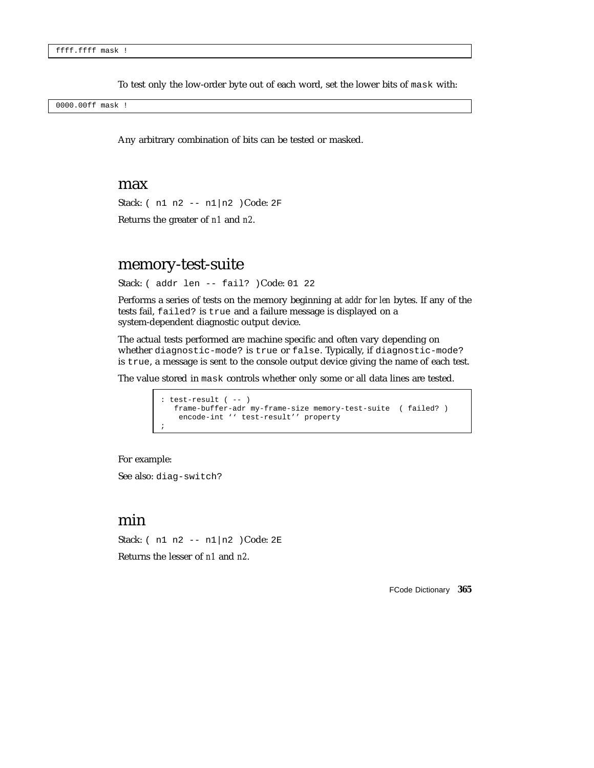```
ffff.ffff mask !
```

To test only the low-order byte out of each word, set the lower bits of `mask` with:

```
0000.00ff mask !
```

Any arbitrary combination of bits can be tested or masked.

## max

Stack: `( n1 n2 -- n1|n2 )` Code: `2F`

Returns the greater of *n1* and *n2*.

## memory-test-suite

Stack: `( addr len -- fail? )` Code: `01 22`

Performs a series of tests on the memory beginning at *addr* for *len* bytes. If any of the tests fail, `failed?` is `true` and a failure message is displayed on a system-dependent diagnostic output device.

The actual tests performed are machine specific and often vary depending on whether `diagnostic-mode?` is `true` or `false`. Typically, if `diagnostic-mode?` is `true`, a message is sent to the console output device giving the name of each test.

The value stored in `mask` controls whether only some or all data lines are tested.

```
: test-result ( -- )
   frame-buffer-adr my-frame-size memory-test-suite  ( failed? )
    encode-int '' test-result'' property
;
```

For example:

See also: `diag-switch?`

## min

Stack: `( n1 n2 -- n1|n2 )` Code: `2E`

Returns the lesser of *n1* and *n2*.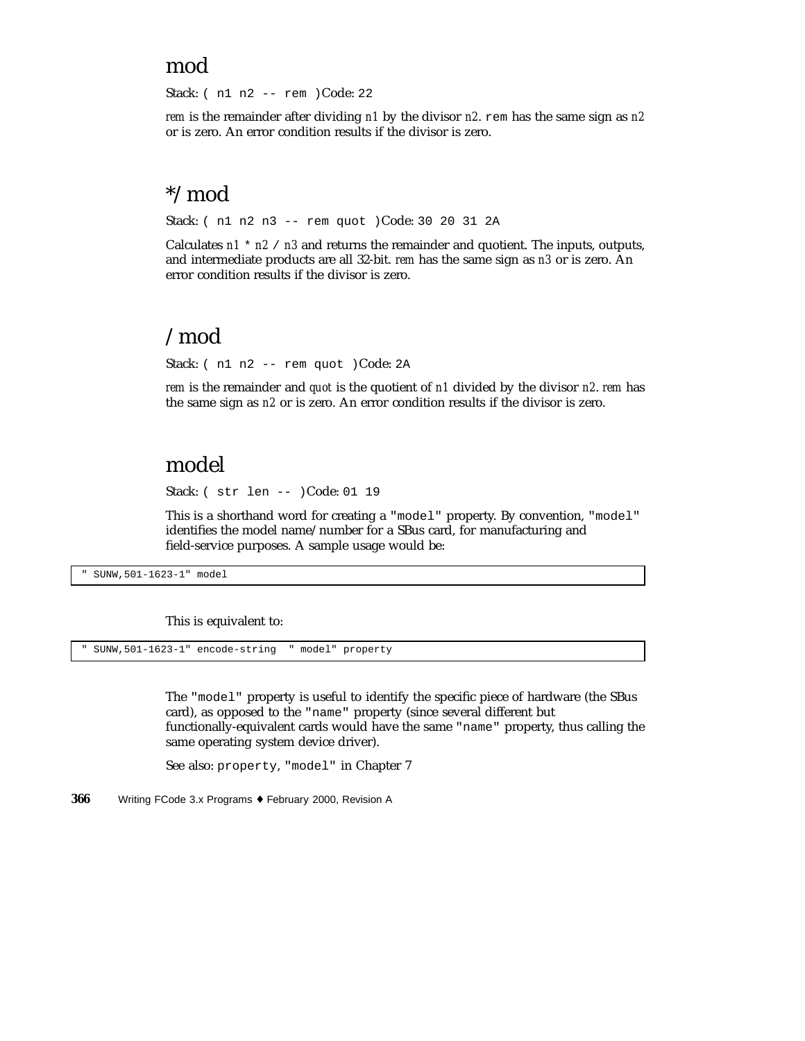## mod

Stack: `( n1 n2 -- rem )`Code: `22`

*rem* is the remainder after dividing *n1* by the divisor *n2*. `rem` has the same sign as *n2* or is zero. An error condition results if the divisor is zero.

## */mod

Stack: `( n1 n2 n3 -- rem quot )`Code: `30 20 31 2A`

Calculates *n1* `*` *n2* `/` *n3* and returns the remainder and quotient. The inputs, outputs, and intermediate products are all 32-bit. *rem* has the same sign as *n3* or is zero. An error condition results if the divisor is zero.

## /mod

Stack: `( n1 n2 -- rem quot )`Code: `2A`

*rem* is the remainder and *quot* is the quotient of *n1* divided by the divisor *n2*. *rem* has the same sign as *n2* or is zero. An error condition results if the divisor is zero.

## model

Stack: `( str len -- )`Code: `01 19`

This is a shorthand word for creating a `"model"` property. By convention, `"model"` identifies the model name/number for a SBus card, for manufacturing and field-service purposes. A sample usage would be:

```
" SUNW,501-1623-1" model
```

This is equivalent to:

```
" SUNW,501-1623-1" encode-string  " model" property
```

The `"model"` property is useful to identify the specific piece of hardware (the SBus card), as opposed to the `"name"` property (since several different but functionally-equivalent cards would have the same `"name"` property, thus calling the same operating system device driver).

See also: `property`, `"model"` in Chapter 7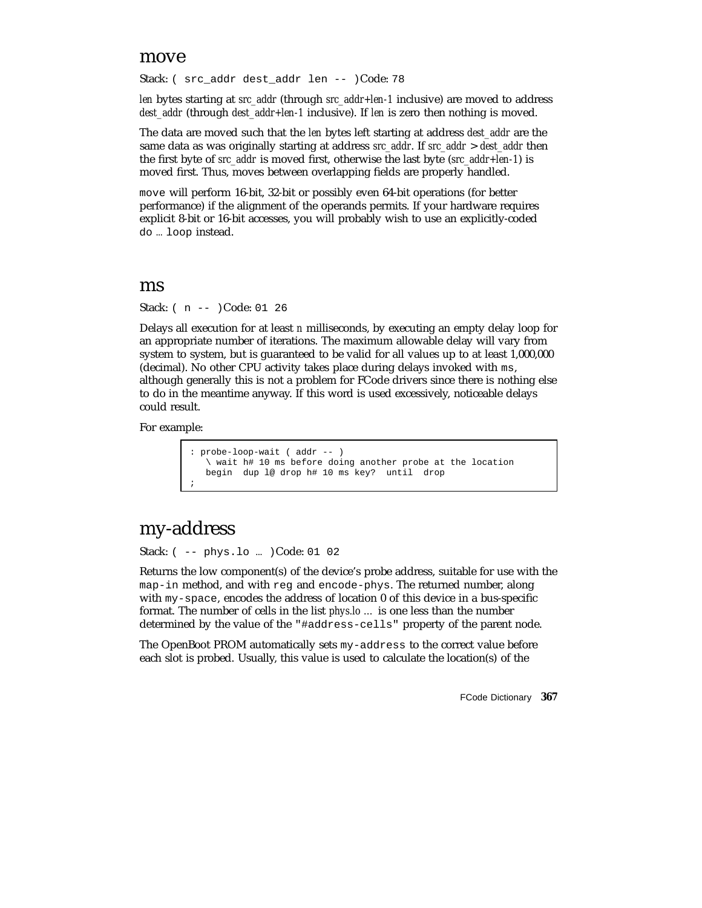## move

Stack: ( `src_addr dest_addr len --` ) Code: `78`

*len* bytes starting at *src_addr* (through *src_addr+len-1* inclusive) are moved to address *dest_addr* (through *dest_addr+len-1* inclusive). If *len* is zero then nothing is moved.

The data are moved such that the *len* bytes left starting at address *dest_addr* are the same data as was originally starting at address *src_addr*. If *src_addr* > *dest_addr* then the first byte of *src_addr* is moved first, otherwise the last byte (*src_addr+len-1*) is moved first. Thus, moves between overlapping fields are properly handled.

`move` will perform 16-bit, 32-bit or possibly even 64-bit operations (for better performance) if the alignment of the operands permits. If your hardware requires explicit 8-bit or 16-bit accesses, you will probably wish to use an explicitly-coded `do ... loop` instead.

## ms

Stack: ( `n --` ) Code: `01 26`

Delays all execution for at least *n* milliseconds, by executing an empty delay loop for an appropriate number of iterations. The maximum allowable delay will vary from system to system, but is guaranteed to be valid for all values up to at least 1,000,000 (decimal). No other CPU activity takes place during delays invoked with `ms`, although generally this is not a problem for FCode drivers since there is nothing else to do in the meantime anyway. If this word is used excessively, noticeable delays could result.

For example:

```
: probe-loop-wait ( addr -- )
   \ wait h# 10 ms before doing another probe at the location
   begin  dup l@ drop h# 10 ms key?  until  drop
;
```

## my-address

Stack: ( `-- phys.lo ...` ) Code: `01 02`

Returns the low component(s) of the device's probe address, suitable for use with the `map-in` method, and with `reg` and `encode-phys`. The returned number, along with `my-space`, encodes the address of location 0 of this device in a bus-specific format. The number of cells in the list *phys.lo ...* is one less than the number determined by the value of the `"#address-cells"` property of the parent node.

The OpenBoot PROM automatically sets `my-address` to the correct value before each slot is probed. Usually, this value is used to calculate the location(s) of the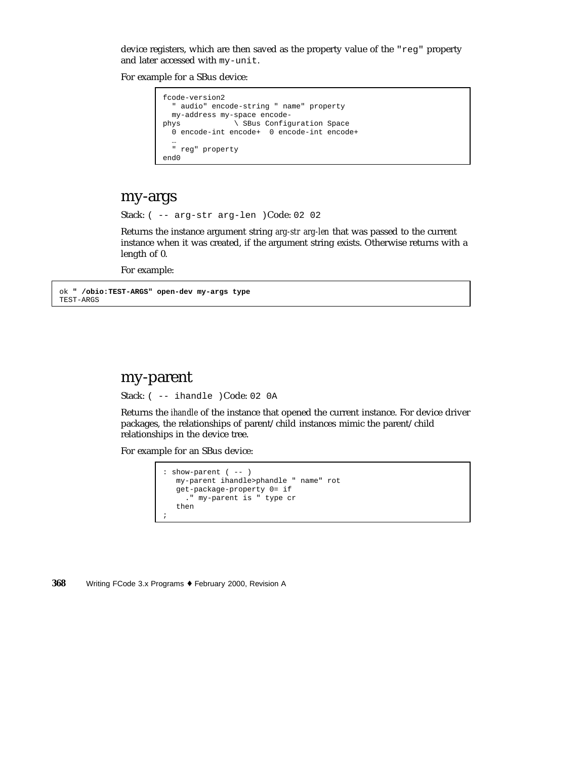device registers, which are then saved as the property value of the "reg" property and later accessed with my-unit.

For example for a SBus device:

```
fcode-version2
  " audio" encode-string " name" property
  my-address my-space encode-
phys            \ SBus Configuration Space
  0 encode-int encode+  0 encode-int encode+
  …
  " reg" property
end0
```

## my-args

Stack: ( -- arg-str arg-len ) Code: 02 02

Returns the instance argument string *arg-str arg-len* that was passed to the current instance when it was created, if the argument string exists. Otherwise returns with a length of 0.

For example:

```
ok " /obio:TEST-ARGS" open-dev my-args type
TEST-ARGS
```

## my-parent

Stack: ( -- ihandle ) Code: 02 0A

Returns the *ihandle* of the instance that opened the current instance. For device driver packages, the relationships of parent/child instances mimic the parent/child relationships in the device tree.

For example for an SBus device:

```
: show-parent ( -- )
   my-parent ihandle>phandle " name" rot
   get-package-property 0= if
     ." my-parent is " type cr
   then
;
```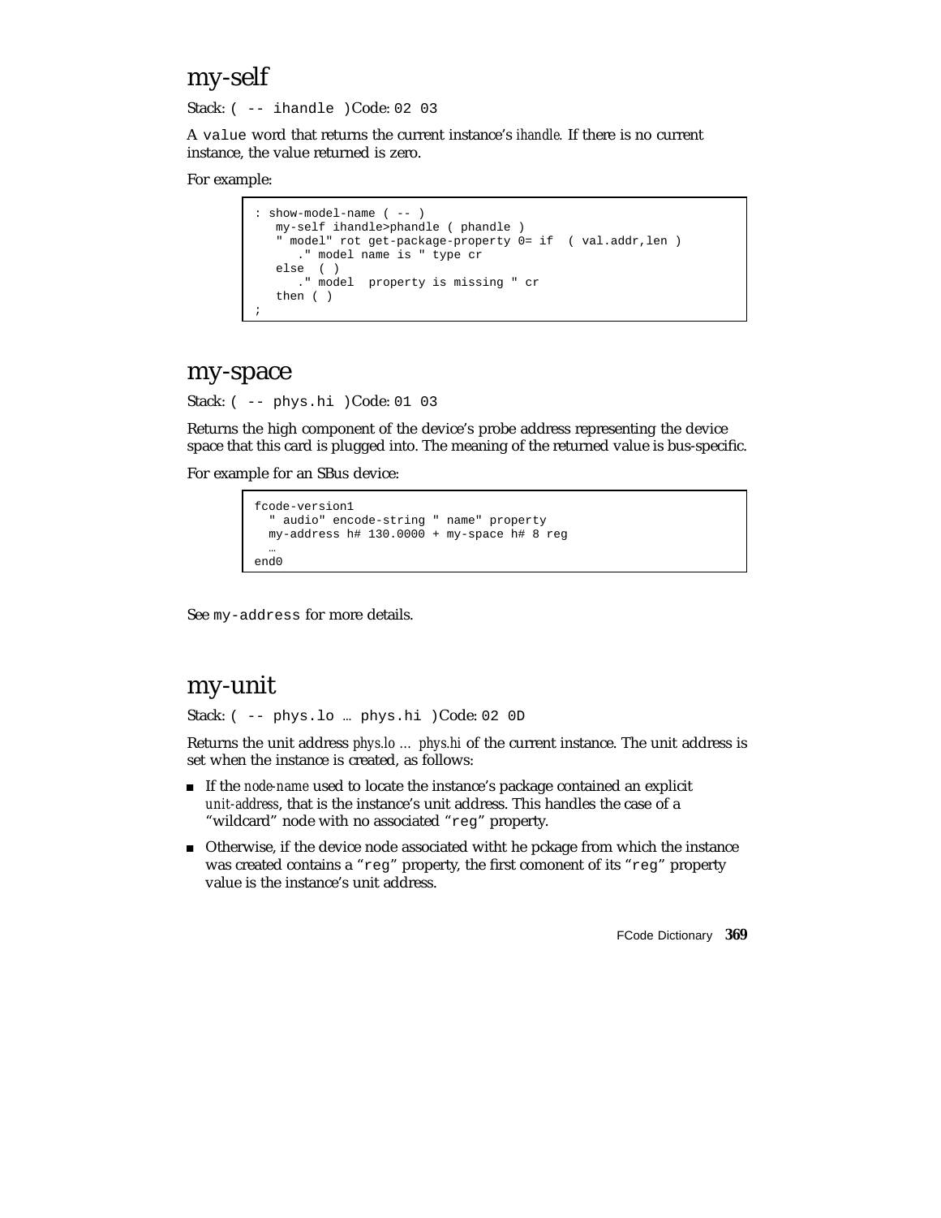## my-self

Stack: `( -- ihandle )` Code: `02 03`

A `value` word that returns the current instance's *ihandle*. If there is no current instance, the value returned is zero.

For example:

```
: show-model-name ( -- )
   my-self ihandle>phandle ( phandle )
   " model" rot get-package-property 0= if  ( val.addr,len )
      ." model name is " type cr
   else  ( )
      ." model  property is missing " cr
   then ( )
;
```

## my-space

Stack: `( -- phys.hi )` Code: `01 03`

Returns the high component of the device's probe address representing the device space that this card is plugged into. The meaning of the returned value is bus-specific.

For example for an SBus device:

```
fcode-version1
  " audio" encode-string " name" property
  my-address h# 130.0000 + my-space h# 8 reg
  …
end0
```

See `my-address` for more details.

## my-unit

Stack: `( -- phys.lo … phys.hi )` Code: `02 0D`

Returns the unit address *phys.lo … phys.hi* of the current instance. The unit address is set when the instance is created, as follows:

- If the *node-name* used to locate the instance's package contained an explicit *unit-address*, that is the instance's unit address. This handles the case of a "wildcard" node with no associated "`reg`" property.
- Otherwise, if the device node associated witht he pckage from which the instance was created contains a "`reg`" property, the first comonent of its "`reg`" property value is the instance's unit address.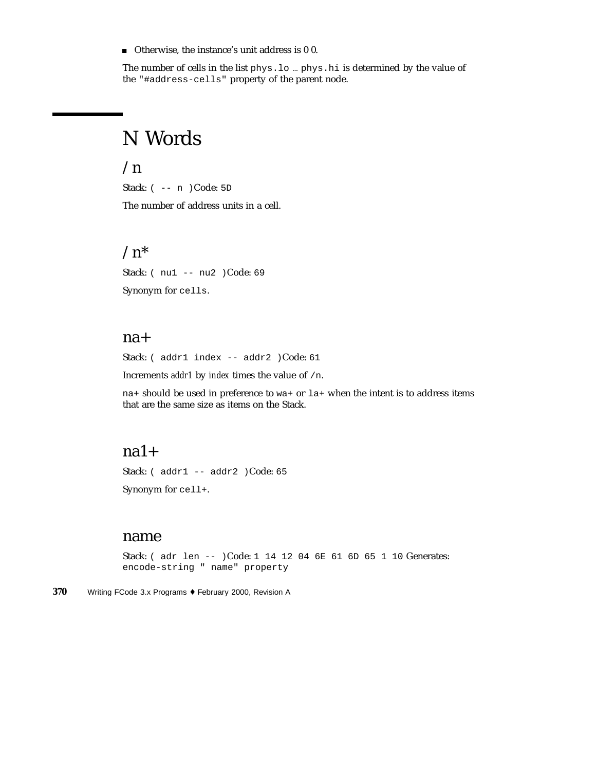- Otherwise, the instance's unit address is 0 0.

The number of cells in the list `phys.lo` ... `phys.hi` is determined by the value of the `"#address-cells"` property of the parent node.

# N Words

## /n

Stack: `( -- n )` Code: `5D`

The number of address units in a cell.

## /n*

Stack: `( nu1 -- nu2 )` Code: `69`

Synonym for `cells`.

## na+

Stack: `( addr1 index -- addr2 )` Code: `61`

Increments *addr1* by *index* times the value of `/n`.

`na+` should be used in preference to `wa+` or `la+` when the intent is to address items that are the same size as items on the Stack.

## na1+

Stack: `( addr1 -- addr2 )` Code: `65`

Synonym for `cell+`.

## name

Stack: `( adr len -- )` Code: `1 14 12 04 6E 61 6D 65 1 10` Generates: `encode-string " name" property`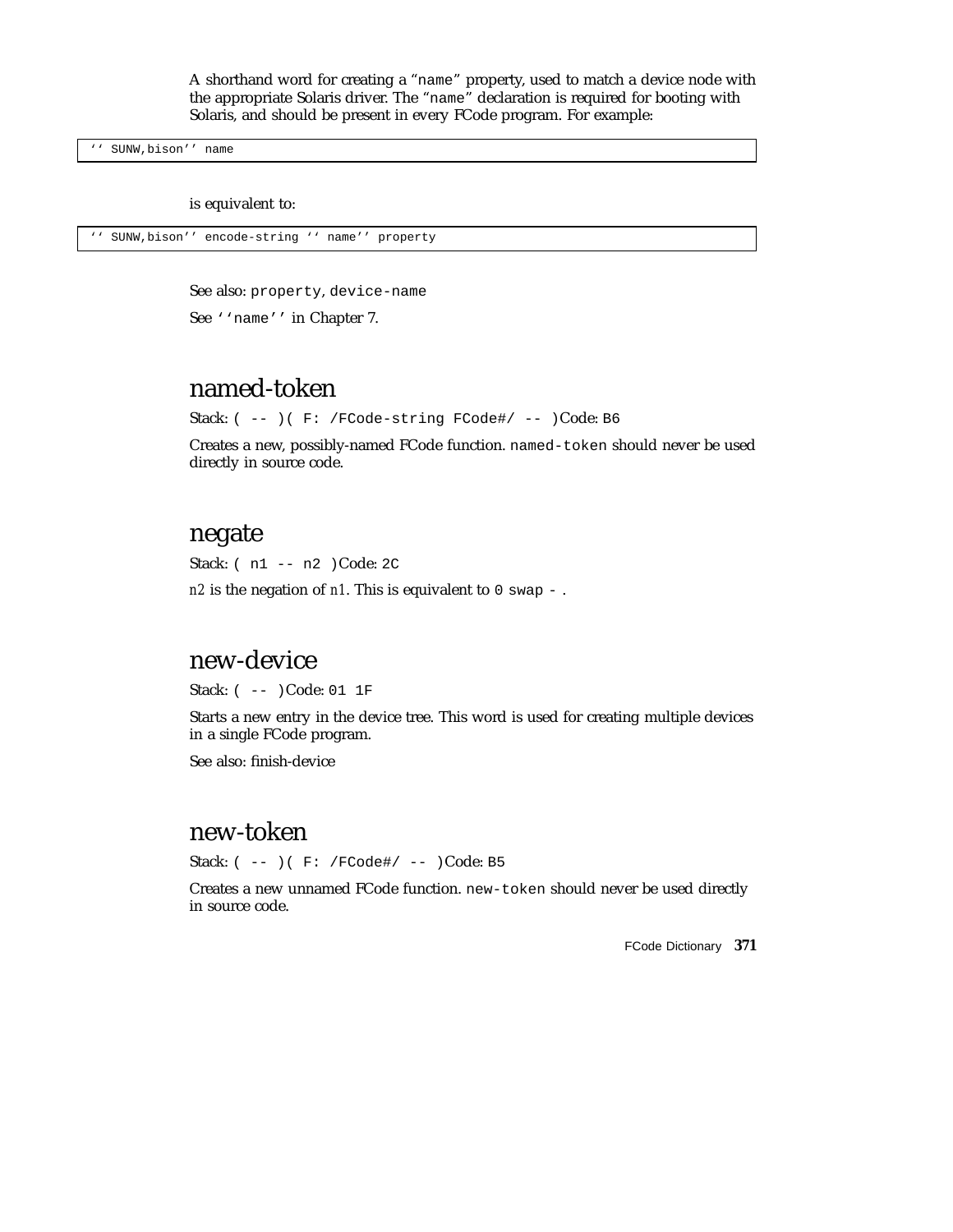A shorthand word for creating a "`name`" property, used to match a device node with the appropriate Solaris driver. The "`name`" declaration is required for booting with Solaris, and should be present in every FCode program. For example:

```
'' SUNW,bison'' name
```

is equivalent to:

```
'' SUNW,bison'' encode-string '' name'' property
```

See also: `property`, `device-name`

See `''name''` in Chapter 7.

## named-token

Stack: `( -- )( F: /FCode-string FCode#/ -- )`Code: `B6`

Creates a new, possibly-named FCode function. `named-token` should never be used directly in source code.

## negate

Stack: `( n1 -- n2 )`Code: `2C`

*n2* is the negation of *n1*. This is equivalent to `0 swap -` .

## new-device

Stack: `( -- )`Code: `01 1F`

Starts a new entry in the device tree. This word is used for creating multiple devices in a single FCode program.

See also: finish-device

## new-token

Stack: `( -- )( F: /FCode#/ -- )`Code: `B5`

Creates a new unnamed FCode function. `new-token` should never be used directly in source code.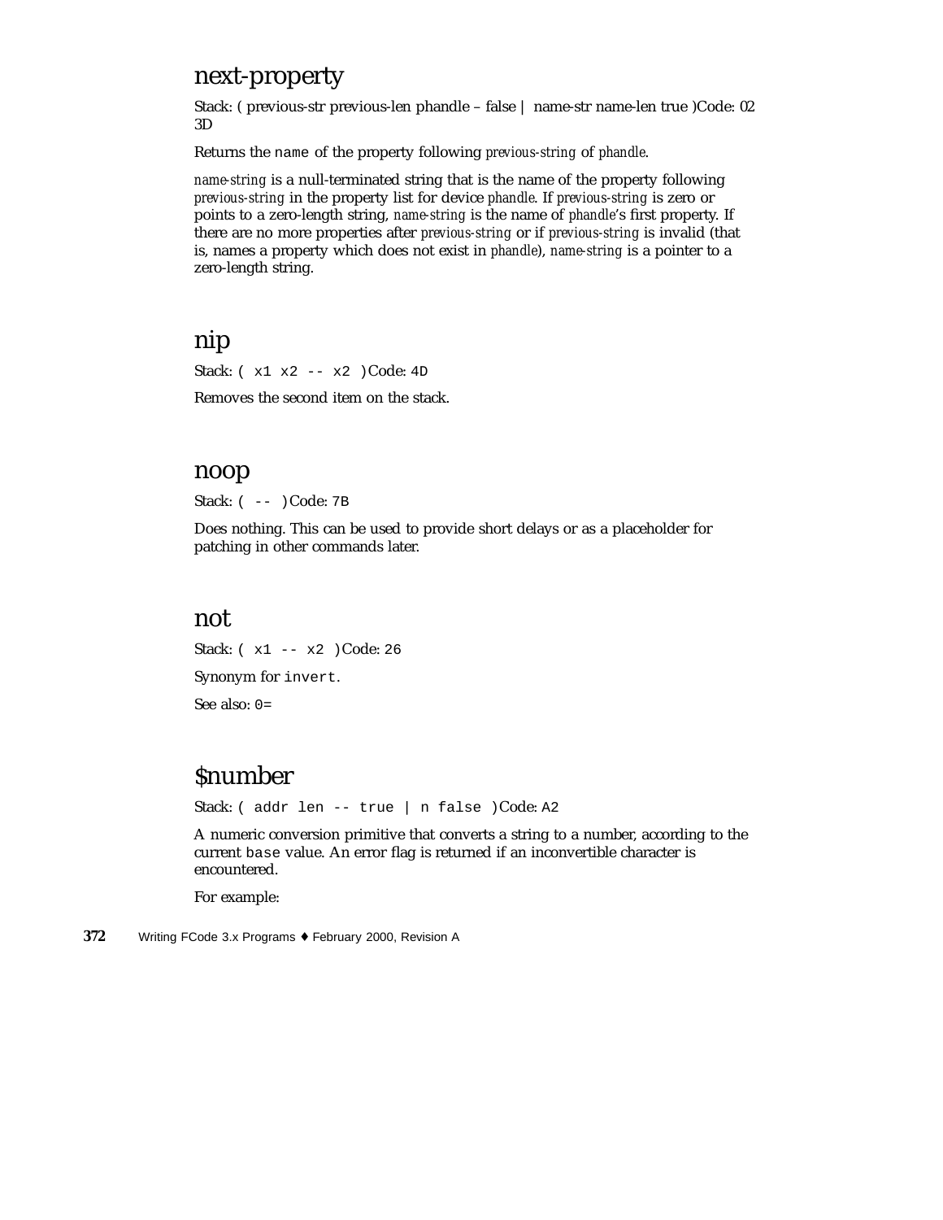## next-property

Stack: ( previous-str previous-len phandle – false | name-str name-len true )Code: 02 3D

Returns the `name` of the property following *previous-string* of *phandle*.

*name-string* is a null-terminated string that is the name of the property following *previous-string* in the property list for device *phandle*. If *previous-string* is zero or points to a zero-length string, *name-string* is the name of *phandle*'s first property. If there are no more properties after *previous-string* or if *previous-string* is invalid (that is, names a property which does not exist in *phandle*), *name-string* is a pointer to a zero-length string.

## nip

Stack: `( x1 x2 -- x2 )`Code: `4D`

Removes the second item on the stack.

## noop

Stack: `( -- )`Code: `7B`

Does nothing. This can be used to provide short delays or as a placeholder for patching in other commands later.

## not

Stack: `( x1 -- x2 )`Code: `26`

Synonym for `invert`.

See also: `0=`

## $number

Stack: `( addr len -- true | n false )`Code: `A2`

A numeric conversion primitive that converts a string to a number, according to the current `base` value. An error flag is returned if an inconvertible character is encountered.

For example: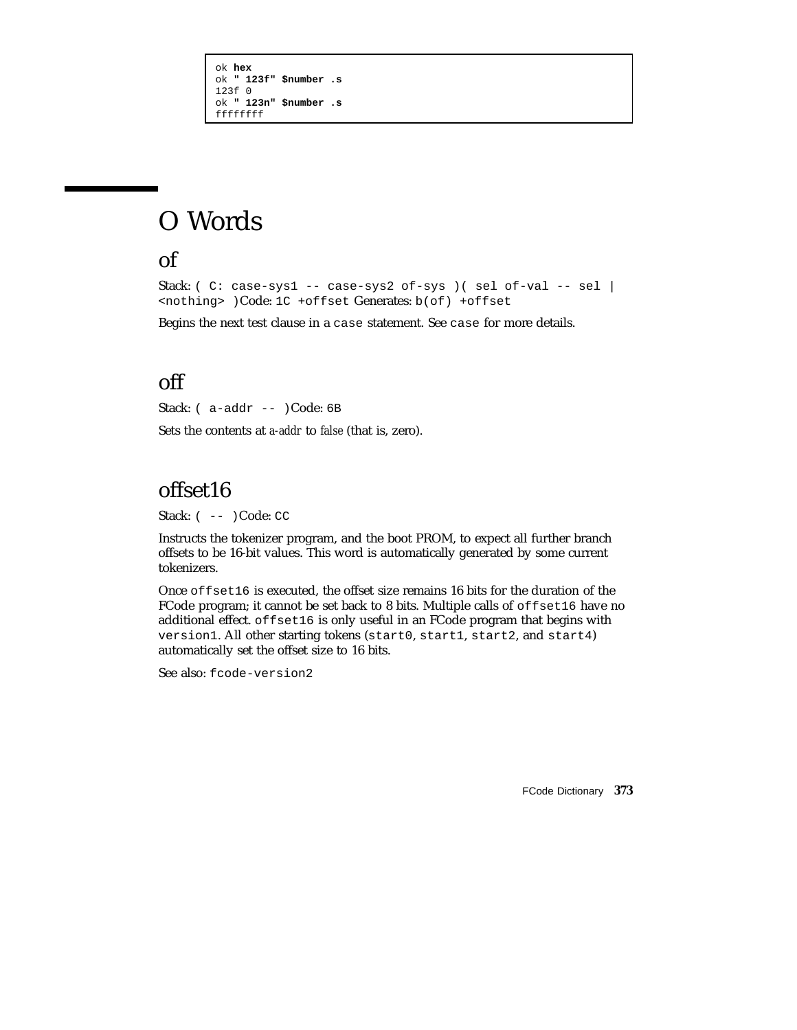```
ok hex
ok " 123f" $number .s
123f 0
ok " 123n" $number .s
ffffffff
```

# O Words

## of

Stack: `( C: case-sys1 -- case-sys2 of-sys )( sel of-val -- sel | <nothing> )`Code: `1C +offset` Generates: `b(of) +offset`

Begins the next test clause in a `case` statement. See `case` for more details.

## off

Stack: `( a-addr -- )`Code: `6B`

Sets the contents at *a-addr* to *false* (that is, zero).

## offset16

Stack: `( -- )`Code: `CC`

Instructs the tokenizer program, and the boot PROM, to expect all further branch offsets to be 16-bit values. This word is automatically generated by some current tokenizers.

Once `offset16` is executed, the offset size remains 16 bits for the duration of the FCode program; it cannot be set back to 8 bits. Multiple calls of `offset16` have no additional effect. `offset16` is only useful in an FCode program that begins with `version1`. All other starting tokens (`start0`, `start1`, `start2`, and `start4`) automatically set the offset size to 16 bits.

See also: `fcode-version2`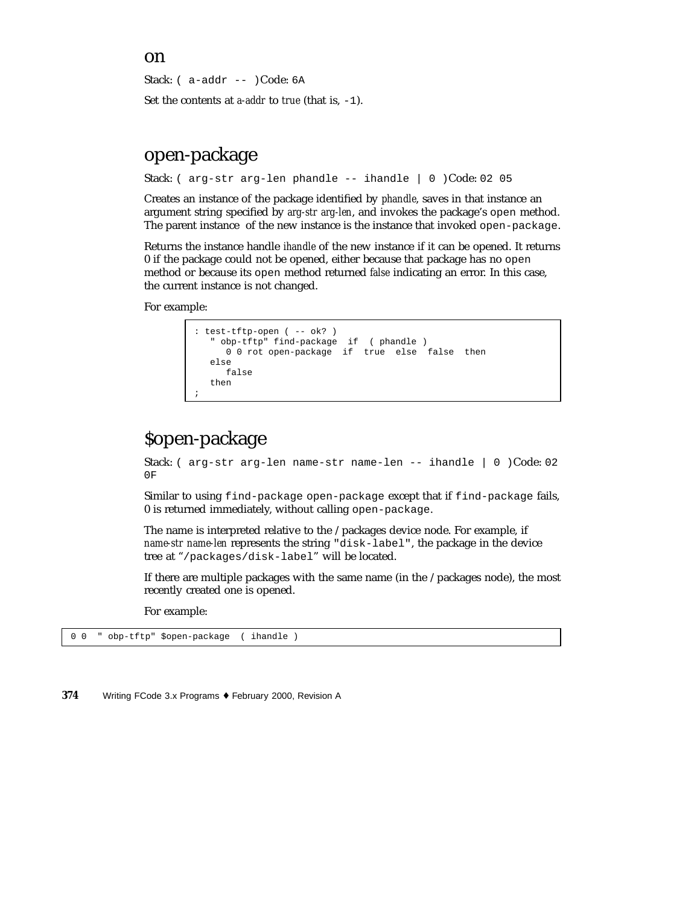## on

Stack: `( a-addr -- )` Code: `6A`

Set the contents at *a-addr* to *true* (that is, `-1`).

## open-package

Stack: `( arg-str arg-len phandle -- ihandle | 0 )` Code: `02 05`

Creates an instance of the package identified by *phandle*, saves in that instance an argument string specified by *arg-str arg-len*, and invokes the package's `open` method. The parent instance of the new instance is the instance that invoked `open-package`.

Returns the instance handle *ihandle* of the new instance if it can be opened. It returns 0 if the package could not be opened, either because that package has no `open` method or because its `open` method returned *false* indicating an error. In this case, the current instance is not changed.

For example:

```
: test-tftp-open ( -- ok? )
   " obp-tftp" find-package  if  ( phandle )
      0 0 rot open-package  if  true  else  false  then
   else
      false
   then
;
```

## $open-package

Stack: `( arg-str arg-len name-str name-len -- ihandle | 0 )` Code: `02 0F`

Similar to using `find-package open-package` except that if `find-package` fails, 0 is returned immediately, without calling `open-package`.

The name is interpreted relative to the /packages device node. For example, if *name-str name-len* represents the string `"disk-label"`, the package in the device tree at "`/packages/disk-label`" will be located.

If there are multiple packages with the same name (in the /packages node), the most recently created one is opened.

For example:

```
0 0  " obp-tftp" $open-package  ( ihandle )
```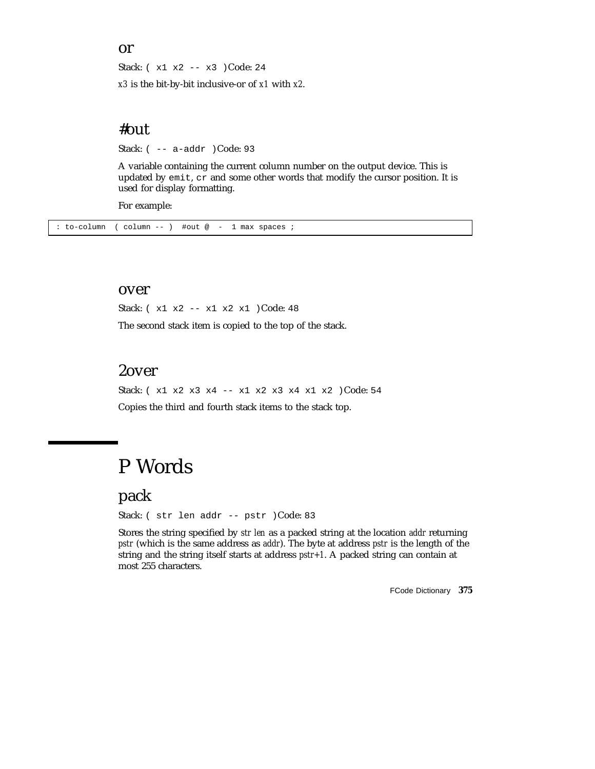### or

Stack: `( x1 x2 -- x3 )` Code: `24`

*x3* is the bit-by-bit inclusive-or of *x1* with *x2*.

### #out

Stack: `( -- a-addr )` Code: `93`

A variable containing the current column number on the output device. This is updated by `emit`, `cr` and some other words that modify the cursor position. It is used for display formatting.

For example:

```
: to-column  ( column -- )  #out @  -  1 max spaces ;
```

### over

Stack: `( x1 x2 -- x1 x2 x1 )` Code: `48`

The second stack item is copied to the top of the stack.

### 2over

Stack: `( x1 x2 x3 x4 -- x1 x2 x3 x4 x1 x2 )` Code: `54`

Copies the third and fourth stack items to the stack top.

## P Words

### pack

Stack: `( str len addr -- pstr )` Code: `83`

Stores the string specified by *str len* as a packed string at the location *addr* returning *pstr* (which is the same address as *addr*). The byte at address *pstr* is the length of the string and the string itself starts at address *pstr+1*. A packed string can contain at most 255 characters.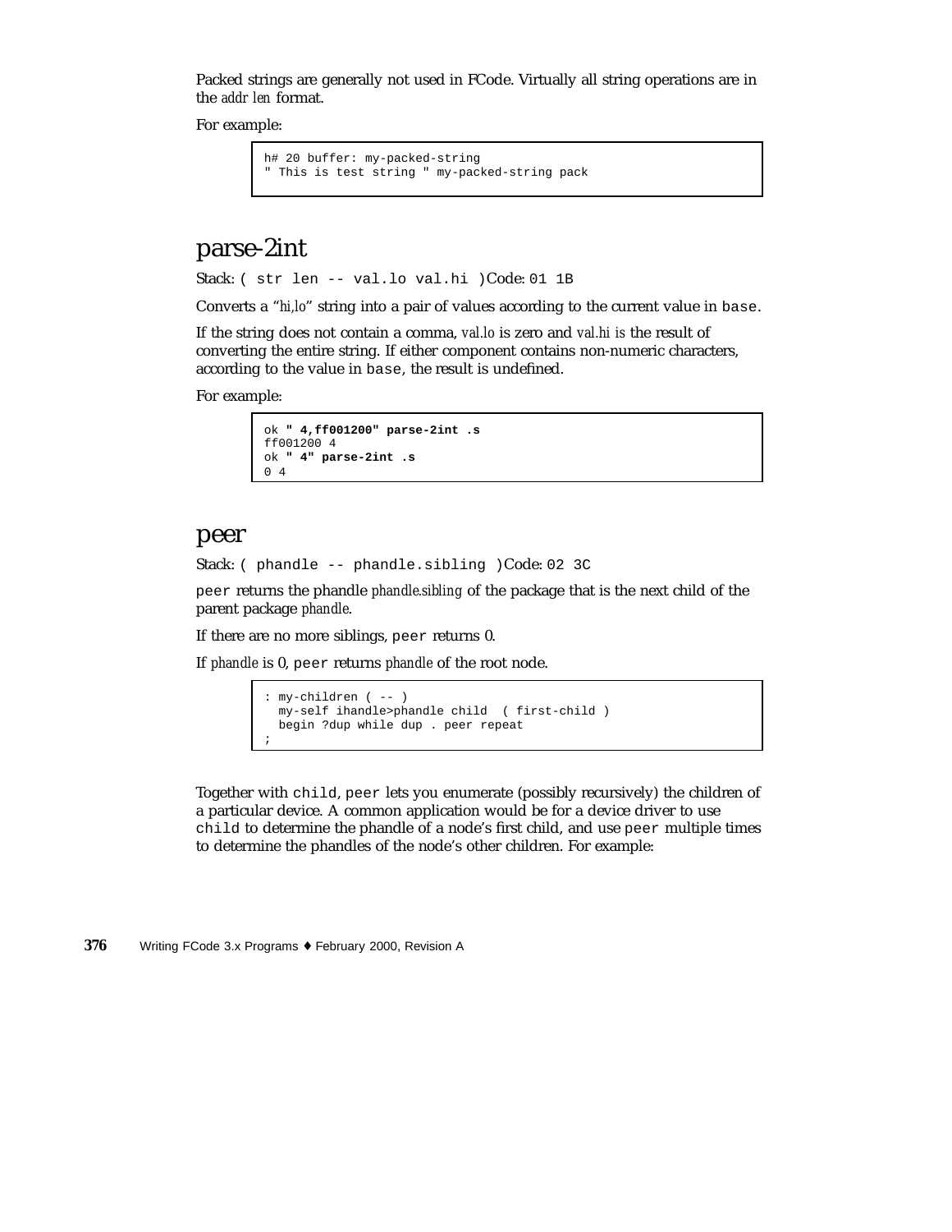Packed strings are generally not used in FCode. Virtually all string operations are in the *addr len* format.

For example:

```
h# 20 buffer: my-packed-string
" This is test string " my-packed-string pack
```

# parse-2int

Stack: `( str len -- val.lo val.hi )`Code: `01 1B`

Converts a "*hi,lo*" string into a pair of values according to the current value in `base`.

If the string does not contain a comma, *val.lo* is zero and *val.hi is* the result of converting the entire string. If either component contains non-numeric characters, according to the value in `base`, the result is undefined.

For example:

```
ok " 4,ff001200" parse-2int .s
ff001200 4
ok " 4" parse-2int .s
0 4
```

# peer

Stack: `( phandle -- phandle.sibling )`Code: `02 3C`

`peer` returns the phandle *phandle.sibling* of the package that is the next child of the parent package *phandle*.

If there are no more siblings, `peer` returns 0.

If *phandle* is 0, `peer` returns *phandle* of the root node.

```
: my-children ( -- )
  my-self ihandle>phandle child  ( first-child )
  begin ?dup while dup . peer repeat
;
```

Together with `child`, `peer` lets you enumerate (possibly recursively) the children of a particular device. A common application would be for a device driver to use `child` to determine the phandle of a node's first child, and use `peer` multiple times to determine the phandles of the node's other children. For example: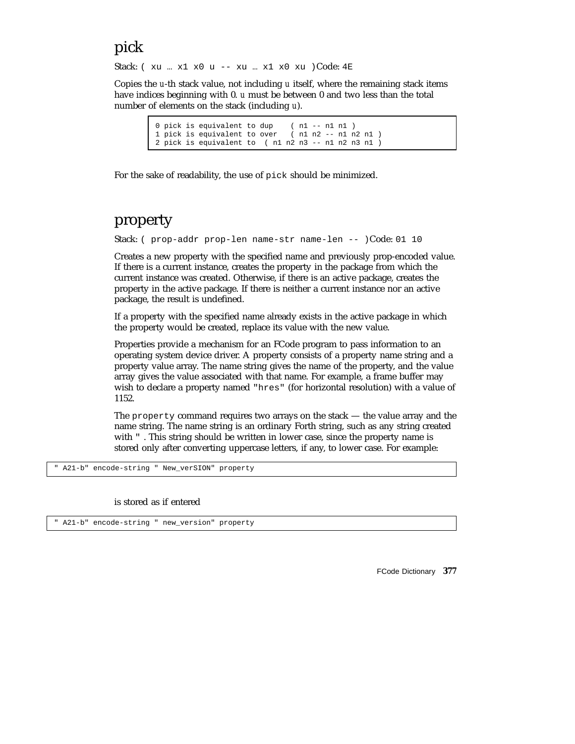## pick

Stack: `( xu … x1 x0 u -- xu … x1 x0 xu )` Code: `4E`

Copies the *u*-th stack value, not including *u* itself, where the remaining stack items have indices beginning with 0. *u* must be between 0 and two less than the total number of elements on the stack (including *u*).

```
0 pick is equivalent to dup    ( n1 -- n1 n1 )
1 pick is equivalent to over   ( n1 n2 -- n1 n2 n1 )
2 pick is equivalent to  ( n1 n2 n3 -- n1 n2 n3 n1 )
```

For the sake of readability, the use of `pick` should be minimized.

## property

Stack: `( prop-addr prop-len name-str name-len -- )` Code: `01 10`

Creates a new property with the specified name and previously prop-encoded value. If there is a current instance, creates the property in the package from which the current instance was created. Otherwise, if there is an active package, creates the property in the active package. If there is neither a current instance nor an active package, the result is undefined.

If a property with the specified name already exists in the active package in which the property would be created, replace its value with the new value.

Properties provide a mechanism for an FCode program to pass information to an operating system device driver. A property consists of a property name string and a property value array. The name string gives the name of the property, and the value array gives the value associated with that name. For example, a frame buffer may wish to declare a property named `"hres"` (for horizontal resolution) with a value of 1152.

The `property` command requires two arrays on the stack — the value array and the name string. The name string is an ordinary Forth string, such as any string created with `"` . This string should be written in lower case, since the property name is stored only after converting uppercase letters, if any, to lower case. For example:

```
" A21-b" encode-string " New_verSION" property
```

is stored as if entered

```
" A21-b" encode-string " new_version" property
```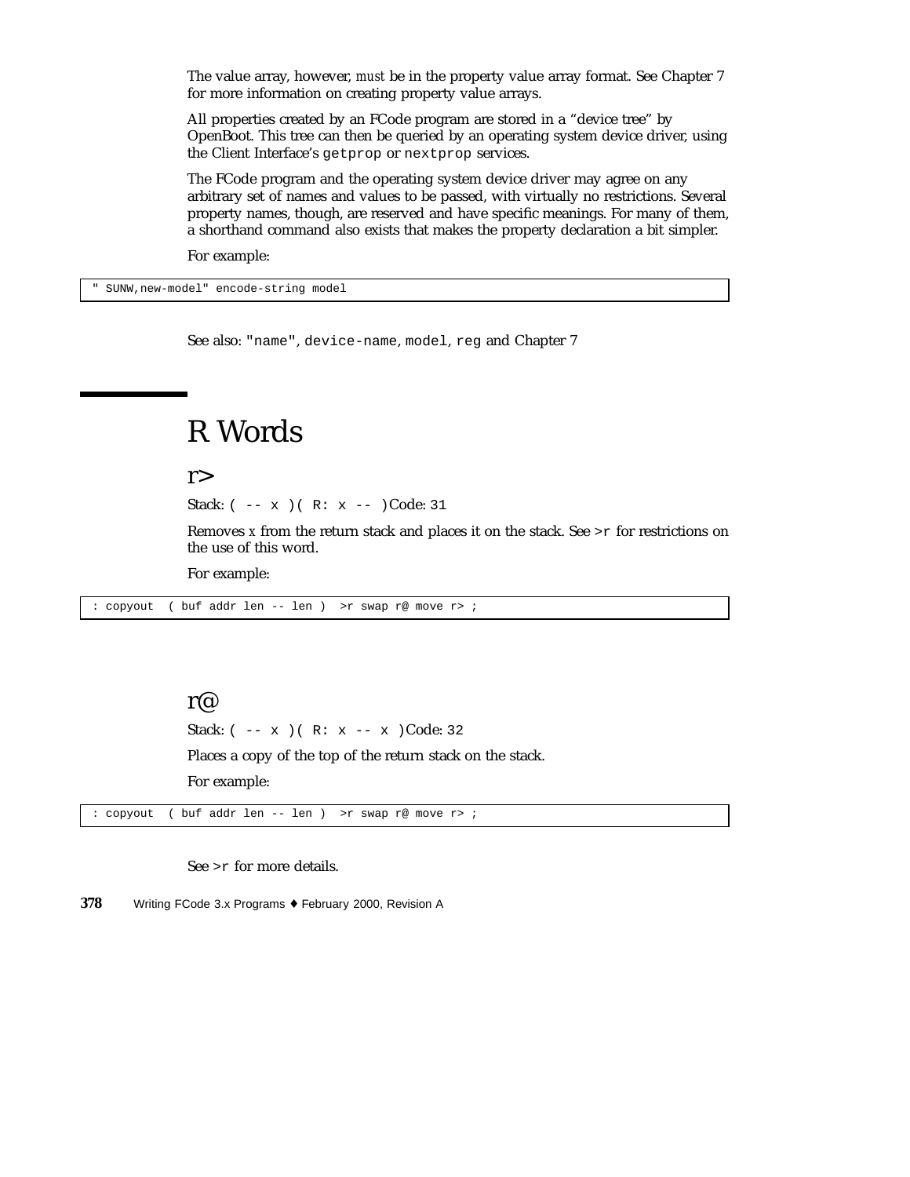The value array, however, *must* be in the property value array format. See Chapter 7 for more information on creating property value arrays.

All properties created by an FCode program are stored in a "device tree" by OpenBoot. This tree can then be queried by an operating system device driver, using the Client Interface's `getprop` or `nextprop` services.

The FCode program and the operating system device driver may agree on any arbitrary set of names and values to be passed, with virtually no restrictions. Several property names, though, are reserved and have specific meanings. For many of them, a shorthand command also exists that makes the property declaration a bit simpler.

For example:

```
" SUNW,new-model" encode-string model
```

See also: `"name"`, `device-name`, `model`, `reg` and Chapter 7

# R Words

## r>

Stack: `( -- x )( R: x -- )` Code: `31`

Removes *x* from the return stack and places it on the stack. See `>r` for restrictions on the use of this word.

For example:

```
: copyout  ( buf addr len -- len )  >r swap r@ move r> ;
```

## r@

Stack: `( -- x )( R: x -- x )` Code: `32`

Places a copy of the top of the return stack on the stack.

For example:

```
: copyout  ( buf addr len -- len )  >r swap r@ move r> ;
```

See `>r` for more details.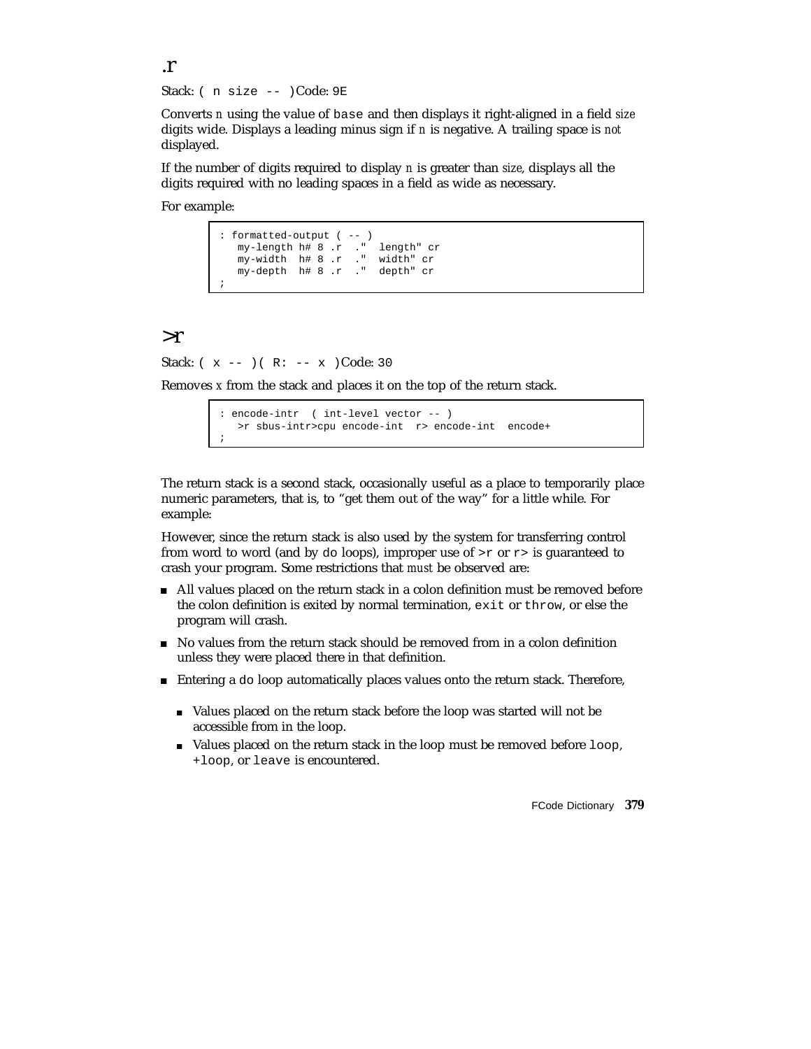## .r

Stack: `( n size -- )` Code: `9E`

Converts *n* using the value of `base` and then displays it right-aligned in a field *size* digits wide. Displays a leading minus sign if *n* is negative. A trailing space is *not* displayed.

If the number of digits required to display *n* is greater than *size*, displays all the digits required with no leading spaces in a field as wide as necessary.

For example:

```
: formatted-output ( -- )
   my-length h# 8 .r  ."  length" cr
   my-width  h# 8 .r  ."  width" cr
   my-depth  h# 8 .r  ."  depth" cr
;
```

## >r

Stack: `( x -- ) ( R: -- x )` Code: `30`

Removes *x* from the stack and places it on the top of the return stack.

```
: encode-intr  ( int-level vector -- )
   >r sbus-intr>cpu encode-int  r> encode-int  encode+
;
```

The return stack is a second stack, occasionally useful as a place to temporarily place numeric parameters, that is, to "get them out of the way" for a little while. For example:

However, since the return stack is also used by the system for transferring control from word to word (and by `do` loops), improper use of `>r` or `r>` is guaranteed to crash your program. Some restrictions that *must* be observed are:

- All values placed on the return stack in a colon definition must be removed before the colon definition is exited by normal termination, `exit` or `throw`, or else the program will crash.
- No values from the return stack should be removed from in a colon definition unless they were placed there in that definition.
- Entering a `do` loop automatically places values onto the return stack. Therefore,
  - Values placed on the return stack before the loop was started will not be accessible from in the loop.
  - Values placed on the return stack in the loop must be removed before `loop`, `+loop`, or `leave` is encountered.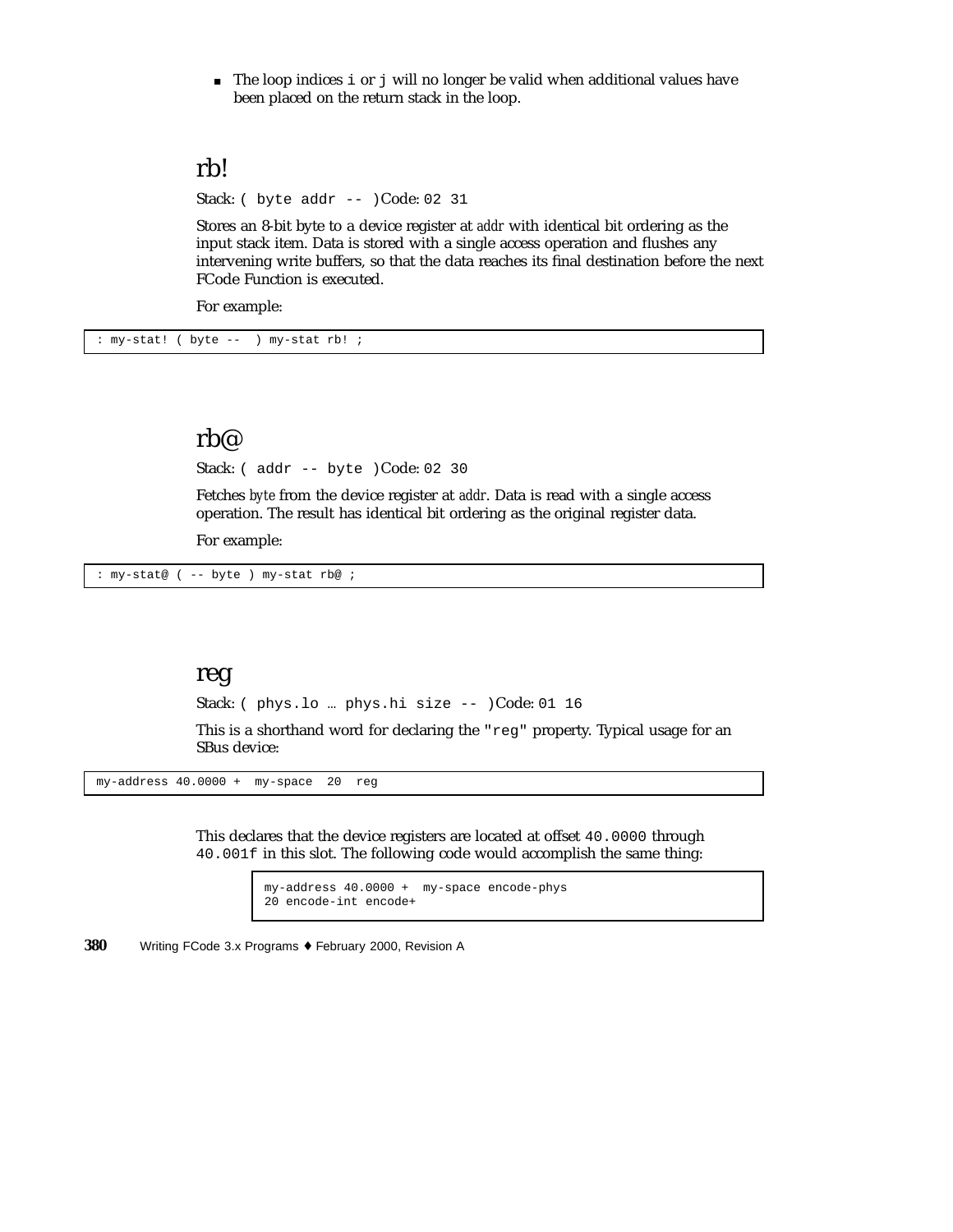- The loop indices `i` or `j` will no longer be valid when additional values have been placed on the return stack in the loop.

## rb!

Stack: `( byte addr -- )` Code: `02 31`

Stores an 8-bit byte to a device register at *addr* with identical bit ordering as the input stack item. Data is stored with a single access operation and flushes any intervening write buffers, so that the data reaches its final destination before the next FCode Function is executed.

For example:

```
: my-stat! ( byte --  ) my-stat rb! ;
```

## rb@

Stack: `( addr -- byte )` Code: `02 30`

Fetches *byte* from the device register at *addr*. Data is read with a single access operation. The result has identical bit ordering as the original register data.

For example:

```
: my-stat@ ( -- byte ) my-stat rb@ ;
```

## reg

Stack: `( phys.lo … phys.hi size -- )` Code: `01 16`

This is a shorthand word for declaring the `"reg"` property. Typical usage for an SBus device:

```
my-address 40.0000 +  my-space  20  reg
```

This declares that the device registers are located at offset `40.0000` through `40.001f` in this slot. The following code would accomplish the same thing:

```
my-address 40.0000 +  my-space encode-phys
20 encode-int encode+
```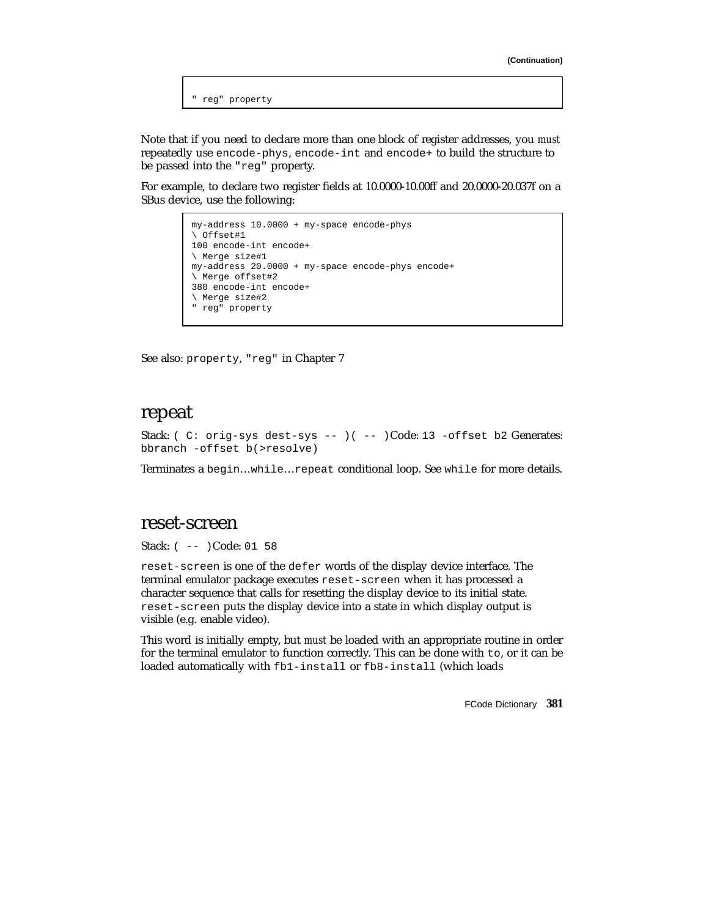(Continuation)

```
" reg" property
```

Note that if you need to declare more than one block of register addresses, you *must* repeatedly use `encode-phys`, `encode-int` and `encode+` to build the structure to be passed into the `"reg"` property.

For example, to declare two register fields at 10.0000-10.00ff and 20.0000-20.037f on a SBus device, use the following:

```
my-address 10.0000 + my-space encode-phys
\ Offset#1
100 encode-int encode+
\ Merge size#1
my-address 20.0000 + my-space encode-phys encode+
\ Merge offset#2
380 encode-int encode+
\ Merge size#2
" reg" property
```

See also: `property`, `"reg"` in Chapter 7

## repeat

Stack: `( C: orig-sys dest-sys -- )( -- )` Code: `13 -offset b2` Generates: `bbranch -offset b(>resolve)`

Terminates a `begin`…`while`…`repeat` conditional loop. See `while` for more details.

## reset-screen

Stack: `( -- )` Code: `01 58`

`reset-screen` is one of the `defer` words of the display device interface. The terminal emulator package executes `reset-screen` when it has processed a character sequence that calls for resetting the display device to its initial state. `reset-screen` puts the display device into a state in which display output is visible (e.g. enable video).

This word is initially empty, but *must* be loaded with an appropriate routine in order for the terminal emulator to function correctly. This can be done with `to`, or it can be loaded automatically with `fb1-install` or `fb8-install` (which loads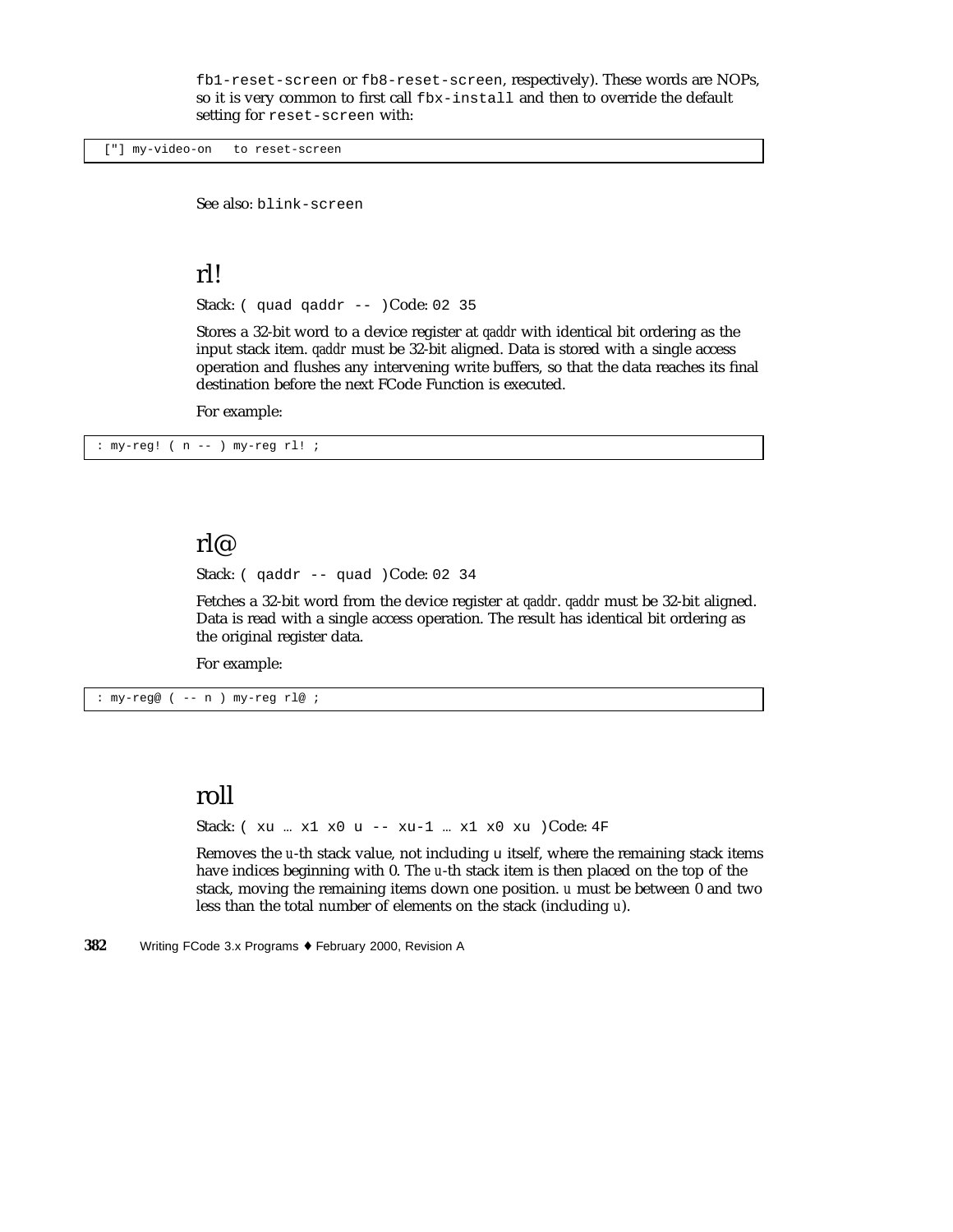fb1-reset-screen or fb8-reset-screen, respectively). These words are NOPs, so it is very common to first call fbx-install and then to override the default setting for reset-screen with:

```
["] my-video-on   to reset-screen
```

See also: blink-screen

## rl!

Stack: ( quad qaddr -- ) Code: 02 35

Stores a 32-bit word to a device register at *qaddr* with identical bit ordering as the input stack item. *qaddr* must be 32-bit aligned. Data is stored with a single access operation and flushes any intervening write buffers, so that the data reaches its final destination before the next FCode Function is executed.

For example:

```
: my-reg! ( n -- ) my-reg rl! ;
```

## rl@

Stack: ( qaddr -- quad ) Code: 02 34

Fetches a 32-bit word from the device register at *qaddr*. *qaddr* must be 32-bit aligned. Data is read with a single access operation. The result has identical bit ordering as the original register data.

For example:

```
: my-reg@ ( -- n ) my-reg rl@ ;
```

## roll

Stack: ( xu … x1 x0 u -- xu-1 … x1 x0 xu ) Code: 4F

Removes the *u*-th stack value, not including u itself, where the remaining stack items have indices beginning with 0. The *u*-th stack item is then placed on the top of the stack, moving the remaining items down one position. *u* must be between 0 and two less than the total number of elements on the stack (including *u*).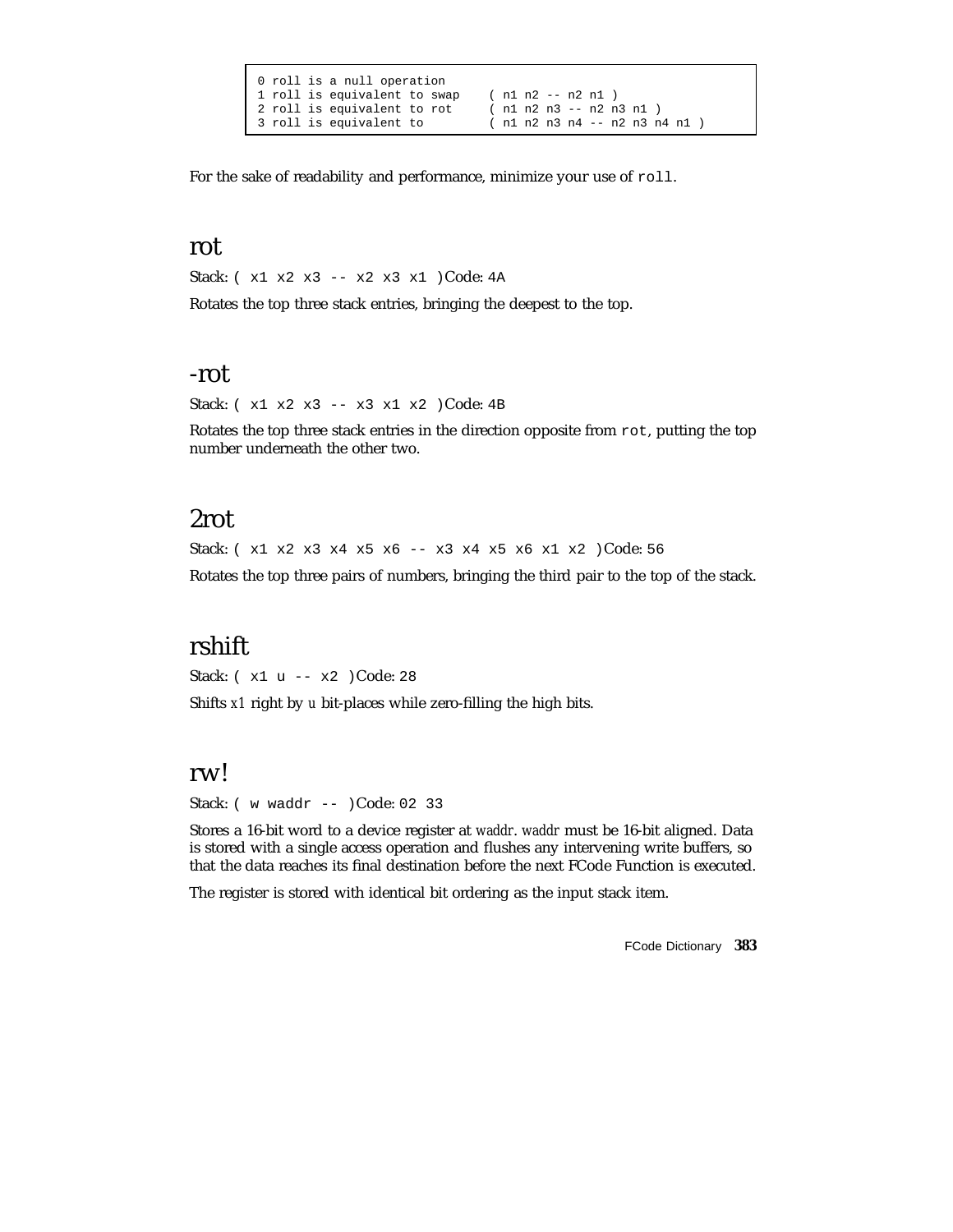```
0 roll is a null operation
1 roll is equivalent to swap    ( n1 n2 -- n2 n1 )
2 roll is equivalent to rot     ( n1 n2 n3 -- n2 n3 n1 )
3 roll is equivalent to         ( n1 n2 n3 n4 -- n2 n3 n4 n1 )
```

For the sake of readability and performance, minimize your use of `roll`.

## rot

Stack: `( x1 x2 x3 -- x2 x3 x1 )` Code: `4A`

Rotates the top three stack entries, bringing the deepest to the top.

## -rot

Stack: `( x1 x2 x3 -- x3 x1 x2 )` Code: `4B`

Rotates the top three stack entries in the direction opposite from `rot`, putting the top number underneath the other two.

## 2rot

Stack: `( x1 x2 x3 x4 x5 x6 -- x3 x4 x5 x6 x1 x2 )` Code: `56`

Rotates the top three pairs of numbers, bringing the third pair to the top of the stack.

## rshift

Stack: `( x1 u -- x2 )` Code: `28`

Shifts *x1* right by *u* bit-places while zero-filling the high bits.

## rw!

Stack: `( w waddr -- )` Code: `02 33`

Stores a 16-bit word to a device register at *waddr*. *waddr* must be 16-bit aligned. Data is stored with a single access operation and flushes any intervening write buffers, so that the data reaches its final destination before the next FCode Function is executed.

The register is stored with identical bit ordering as the input stack item.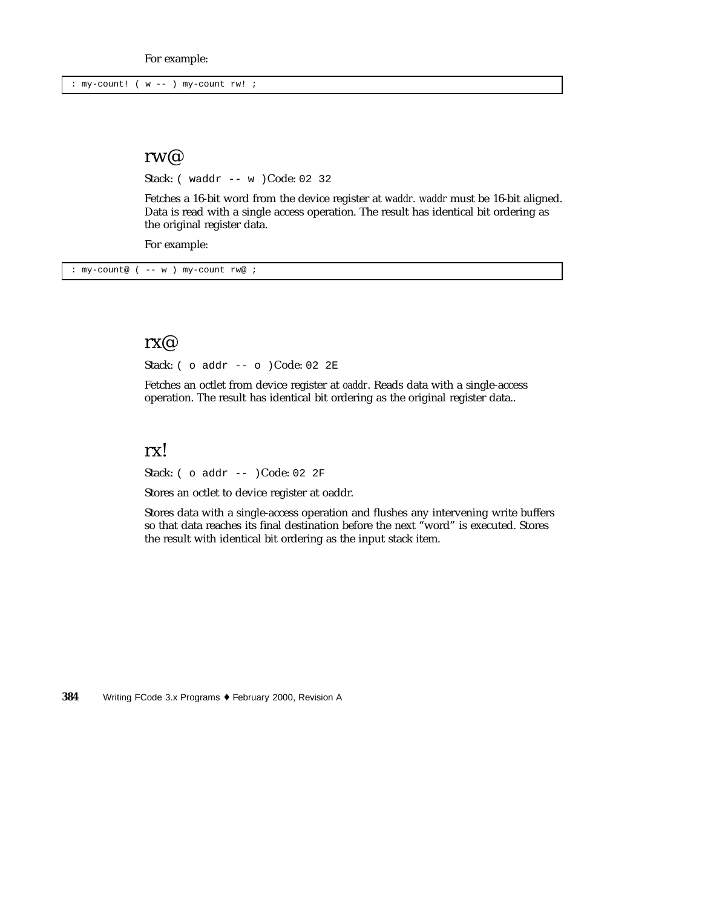For example:

```
: my-count! ( w -- ) my-count rw! ;
```

## rw@

Stack: `( waddr -- w )` Code: `02 32`

Fetches a 16-bit word from the device register at *waddr*. *waddr* must be 16-bit aligned. Data is read with a single access operation. The result has identical bit ordering as the original register data.

For example:

```
: my-count@ ( -- w ) my-count rw@ ;
```

## rx@

Stack: `( o addr -- o )` Code: `02 2E`

Fetches an octlet from device register at *oaddr*. Reads data with a single-access operation. The result has identical bit ordering as the original register data..

## rx!

Stack: `( o addr -- )` Code: `02 2F`

Stores an octlet to device register at oaddr.

Stores data with a single-access operation and flushes any intervening write buffers so that data reaches its final destination before the next “word” is executed. Stores the result with identical bit ordering as the input stack item.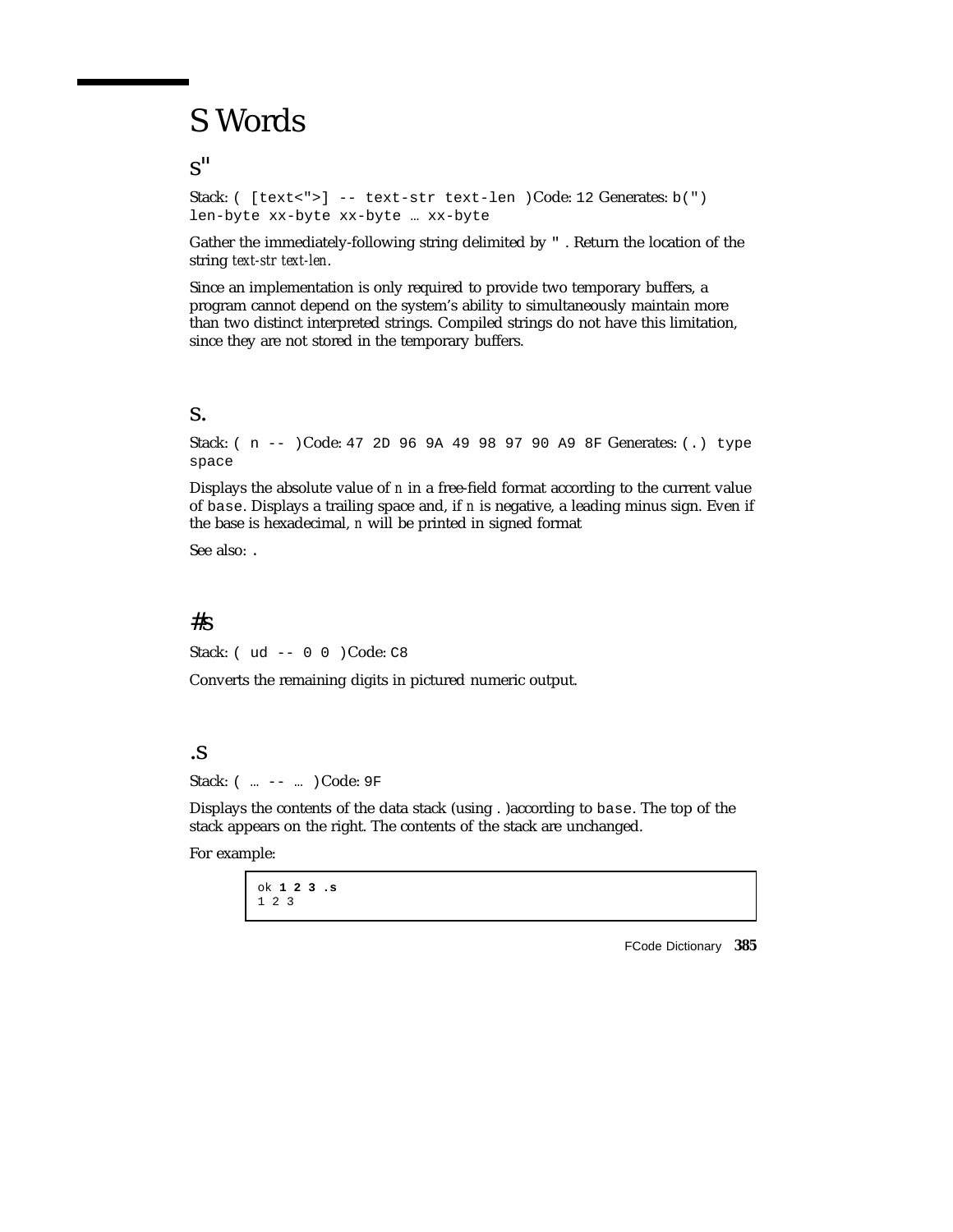# S Words

## s"

Stack: `( [text<">] -- text-str text-len )` Code: `12` Generates: `b(") len-byte xx-byte xx-byte … xx-byte`

Gather the immediately-following string delimited by `"` . Return the location of the string *text-str text-len*.

Since an implementation is only required to provide two temporary buffers, a program cannot depend on the system's ability to simultaneously maintain more than two distinct interpreted strings. Compiled strings do not have this limitation, since they are not stored in the temporary buffers.

## s.

Stack: `( n -- )` Code: `47 2D 96 9A 49 98 97 90 A9 8F` Generates: `(.) type space`

Displays the absolute value of *n* in a free-field format according to the current value of `base`. Displays a trailing space and, if *n* is negative, a leading minus sign. Even if the base is hexadecimal, *n* will be printed in signed format

See also: `.`

## #s

Stack: `( ud -- 0 0 )` Code: `C8`

Converts the remaining digits in pictured numeric output.

## .s

Stack: `( … -- … )` Code: `9F`

Displays the contents of the data stack (using `.` )according to `base`. The top of the stack appears on the right. The contents of the stack are unchanged.

For example:

```
ok 1 2 3 .s
1 2 3
```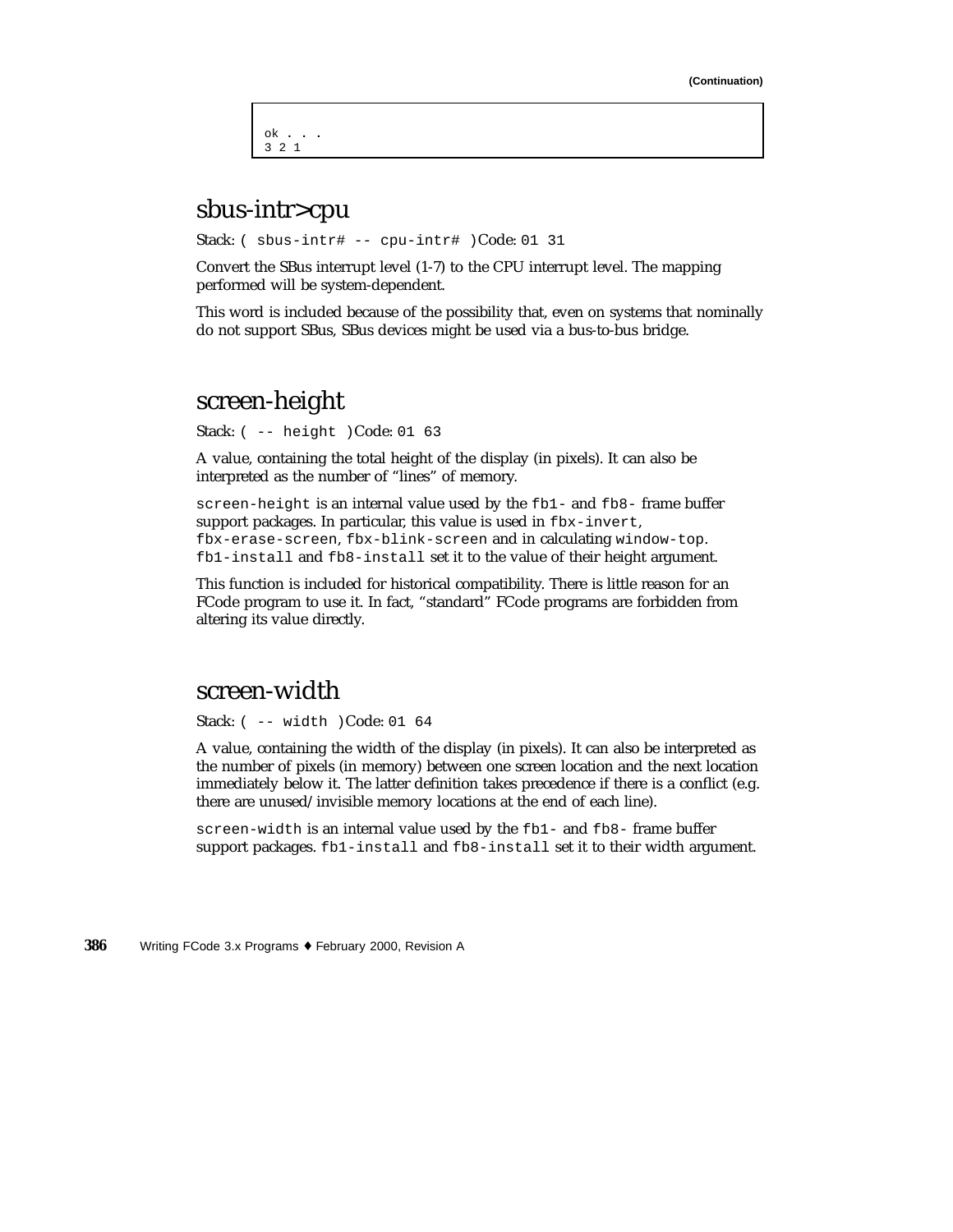(Continuation)

```
ok . . .
3 2 1
```

## sbus-intr>cpu

Stack: `( sbus-intr# -- cpu-intr# )` Code: `01 31`

Convert the SBus interrupt level (1-7) to the CPU interrupt level. The mapping performed will be system-dependent.

This word is included because of the possibility that, even on systems that nominally do not support SBus, SBus devices might be used via a bus-to-bus bridge.

## screen-height

Stack: `( -- height )` Code: `01 63`

A value, containing the total height of the display (in pixels). It can also be interpreted as the number of "lines" of memory.

`screen-height` is an internal value used by the `fb1-` and `fb8-` frame buffer support packages. In particular, this value is used in `fbx-invert`, `fbx-erase-screen`, `fbx-blink-screen` and in calculating `window-top`. `fb1-install` and `fb8-install` set it to the value of their height argument.

This function is included for historical compatibility. There is little reason for an FCode program to use it. In fact, "standard" FCode programs are forbidden from altering its value directly.

## screen-width

Stack: `( -- width )` Code: `01 64`

A value, containing the width of the display (in pixels). It can also be interpreted as the number of pixels (in memory) between one screen location and the next location immediately below it. The latter definition takes precedence if there is a conflict (e.g. there are unused/invisible memory locations at the end of each line).

`screen-width` is an internal value used by the `fb1-` and `fb8-` frame buffer support packages. `fb1-install` and `fb8-install` set it to their width argument.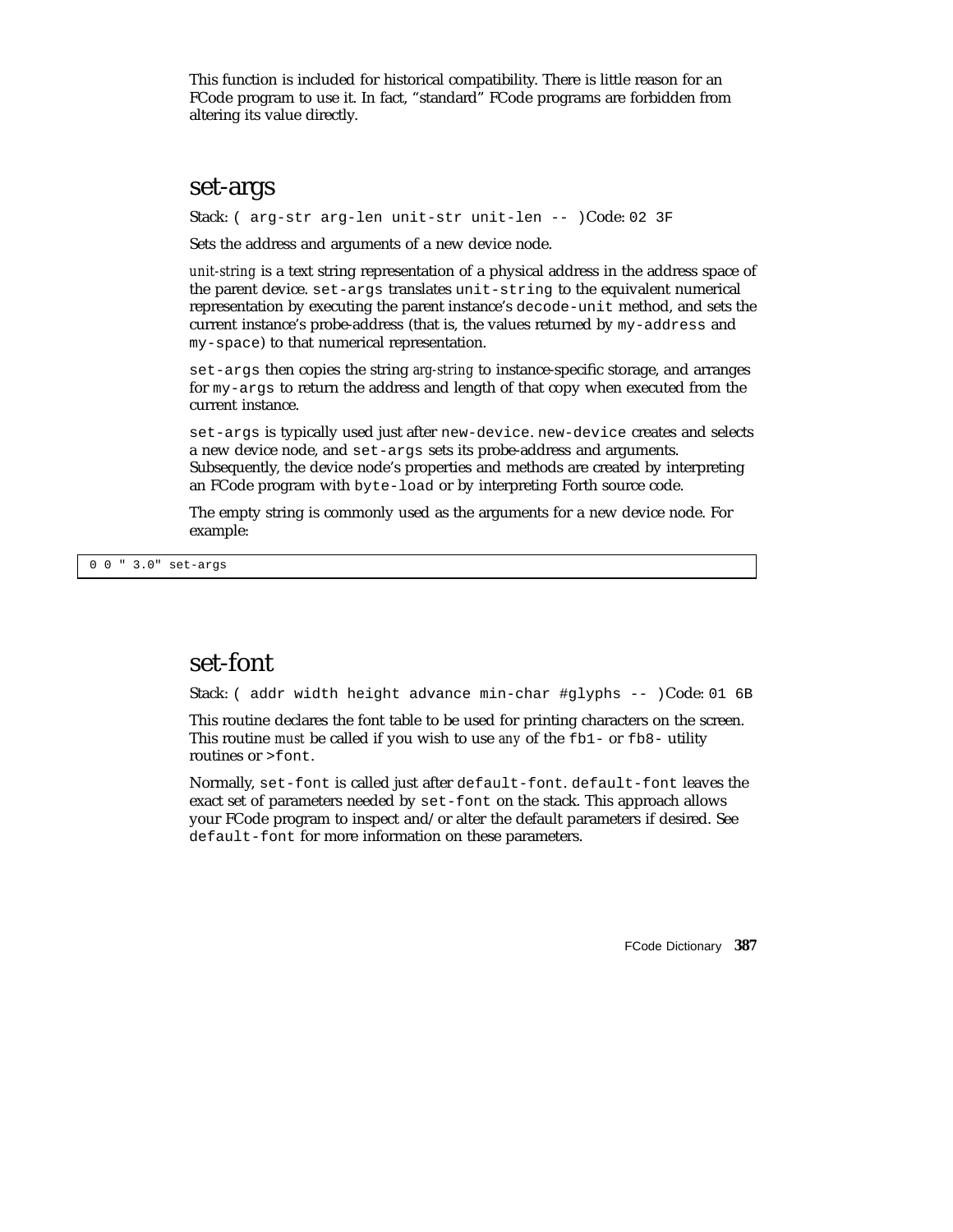This function is included for historical compatibility. There is little reason for an FCode program to use it. In fact, "standard" FCode programs are forbidden from altering its value directly.

## set-args

Stack: `( arg-str arg-len unit-str unit-len -- )` Code: `02 3F`

Sets the address and arguments of a new device node.

*unit-string* is a text string representation of a physical address in the address space of the parent device. `set-args` translates `unit-string` to the equivalent numerical representation by executing the parent instance's `decode-unit` method, and sets the current instance's probe-address (that is, the values returned by `my-address` and `my-space`) to that numerical representation.

`set-args` then copies the string *arg-string* to instance-specific storage, and arranges for `my-args` to return the address and length of that copy when executed from the current instance.

`set-args` is typically used just after `new-device`. `new-device` creates and selects a new device node, and `set-args` sets its probe-address and arguments. Subsequently, the device node's properties and methods are created by interpreting an FCode program with `byte-load` or by interpreting Forth source code.

The empty string is commonly used as the arguments for a new device node. For example:

```
0 0 " 3.0" set-args
```

## set-font

Stack: `( addr width height advance min-char #glyphs -- )` Code: `01 6B`

This routine declares the font table to be used for printing characters on the screen. This routine *must* be called if you wish to use *any* of the `fb1-` or `fb8-` utility routines or `>font`.

Normally, `set-font` is called just after `default-font`. `default-font` leaves the exact set of parameters needed by `set-font` on the stack. This approach allows your FCode program to inspect and/or alter the default parameters if desired. See `default-font` for more information on these parameters.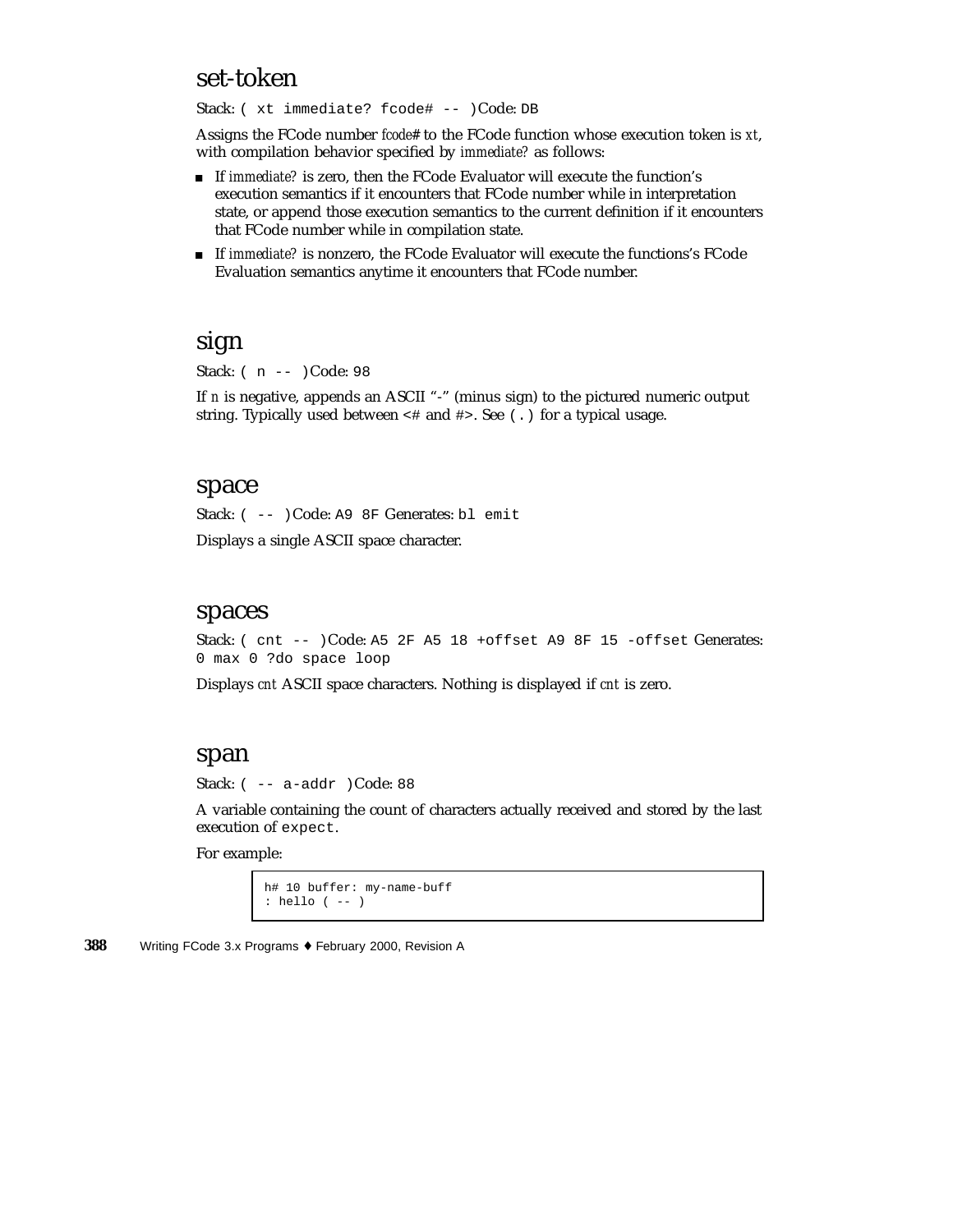## set-token

Stack: `( xt immediate? fcode# -- )` Code: `DB`

Assigns the FCode number *fcode#* to the FCode function whose execution token is *xt*, with compilation behavior specified by *immediate?* as follows:

- If *immediate?* is zero, then the FCode Evaluator will execute the function's execution semantics if it encounters that FCode number while in interpretation state, or append those execution semantics to the current definition if it encounters that FCode number while in compilation state.
- If *immediate?* is nonzero, the FCode Evaluator will execute the functions's FCode Evaluation semantics anytime it encounters that FCode number.

## sign

Stack: `( n -- )` Code: `98`

If *n* is negative, appends an ASCII "-" (minus sign) to the pictured numeric output string. Typically used between `<#` and `#>`. See `(.)` for a typical usage.

## space

Stack: `( -- )` Code: `A9 8F` Generates: `bl emit`

Displays a single ASCII space character.

## spaces

Stack: `( cnt -- )` Code: `A5 2F A5 18 +offset A9 8F 15 -offset` Generates: `0 max 0 ?do space loop`

Displays *cnt* ASCII space characters. Nothing is displayed if *cnt* is zero.

## span

Stack: `( -- a-addr )` Code: `88`

A variable containing the count of characters actually received and stored by the last execution of `expect`.

For example:

```
h# 10 buffer: my-name-buff
: hello ( -- )
```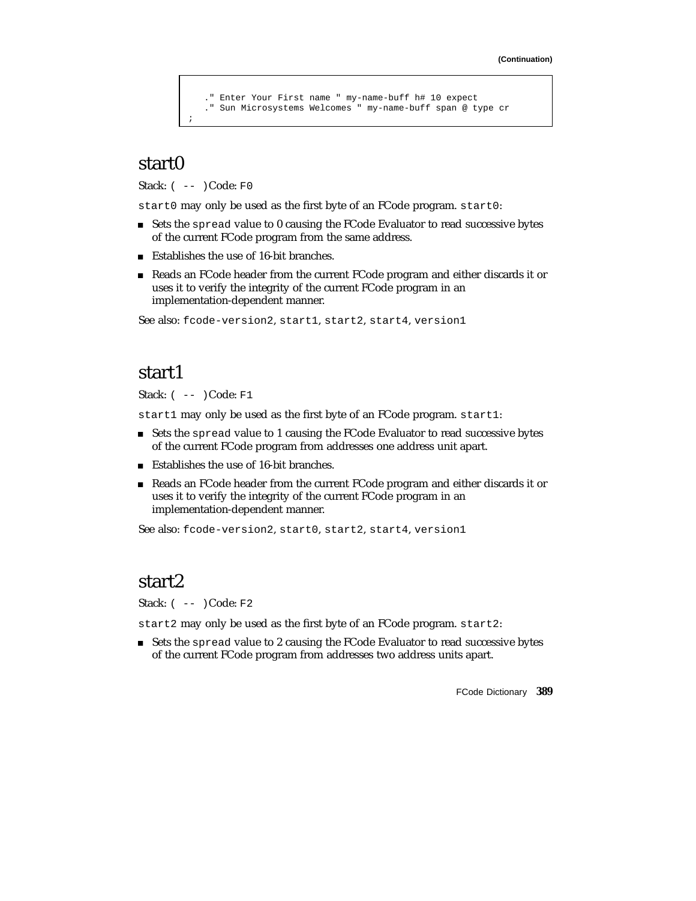(Continuation)

```
   ." Enter Your First name " my-name-buff h# 10 expect
   ." Sun Microsystems Welcomes " my-name-buff span @ type cr
;
```

## start0

Stack: `( -- )` Code: `F0`

`start0` may only be used as the first byte of an FCode program. `start0`:

- Sets the `spread` value to 0 causing the FCode Evaluator to read successive bytes of the current FCode program from the same address.
- Establishes the use of 16-bit branches.
- Reads an FCode header from the current FCode program and either discards it or uses it to verify the integrity of the current FCode program in an implementation-dependent manner.

See also: `fcode-version2`, `start1`, `start2`, `start4`, `version1`

## start1

Stack: `( -- )` Code: `F1`

`start1` may only be used as the first byte of an FCode program. `start1`:

- Sets the `spread` value to 1 causing the FCode Evaluator to read successive bytes of the current FCode program from addresses one address unit apart.
- Establishes the use of 16-bit branches.
- Reads an FCode header from the current FCode program and either discards it or uses it to verify the integrity of the current FCode program in an implementation-dependent manner.

See also: `fcode-version2`, `start0`, `start2`, `start4`, `version1`

## start2

Stack: `( -- )` Code: `F2`

`start2` may only be used as the first byte of an FCode program. `start2`:

- Sets the `spread` value to 2 causing the FCode Evaluator to read successive bytes of the current FCode program from addresses two address units apart.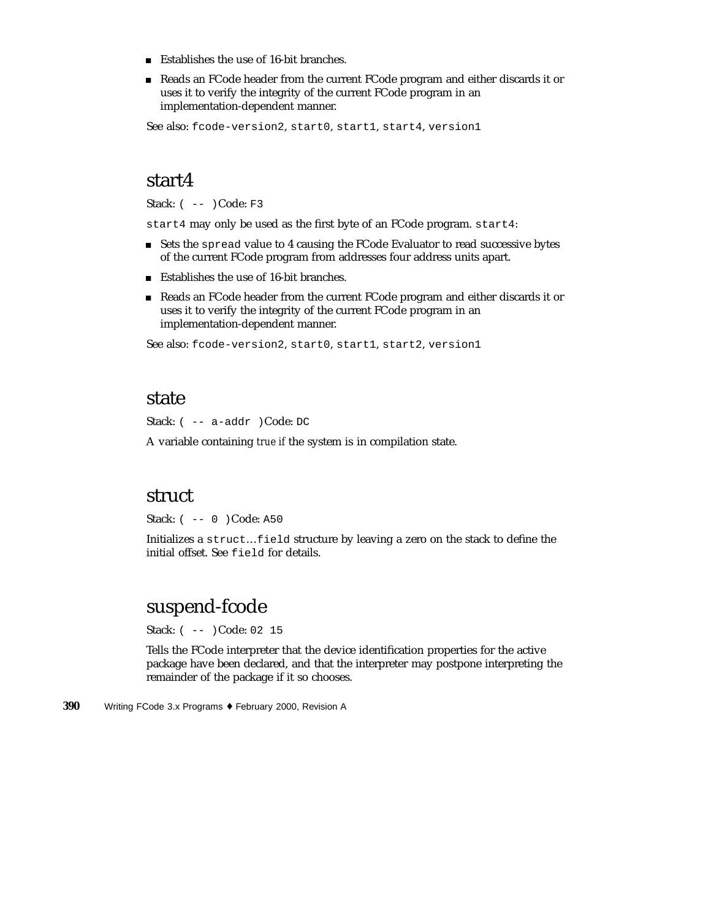- Establishes the use of 16-bit branches.
- Reads an FCode header from the current FCode program and either discards it or uses it to verify the integrity of the current FCode program in an implementation-dependent manner.

See also: `fcode-version2`, `start0`, `start1`, `start4`, `version1`

## start4

Stack: `( -- )` Code: `F3`

`start4` may only be used as the first byte of an FCode program. `start4`:

- Sets the `spread` value to 4 causing the FCode Evaluator to read successive bytes of the current FCode program from addresses four address units apart.
- Establishes the use of 16-bit branches.
- Reads an FCode header from the current FCode program and either discards it or uses it to verify the integrity of the current FCode program in an implementation-dependent manner.

See also: `fcode-version2`, `start0`, `start1`, `start2`, `version1`

## state

Stack: `( -- a-addr )` Code: `DC`

A variable containing *true if* the system is in compilation state.

## struct

Stack: `( -- 0 )` Code: `A50`

Initializes a `struct`...`field` structure by leaving a zero on the stack to define the initial offset. See `field` for details.

## suspend-fcode

Stack: `( -- )` Code: `02 15`

Tells the FCode interpreter that the device identification properties for the active package have been declared, and that the interpreter may postpone interpreting the remainder of the package if it so chooses.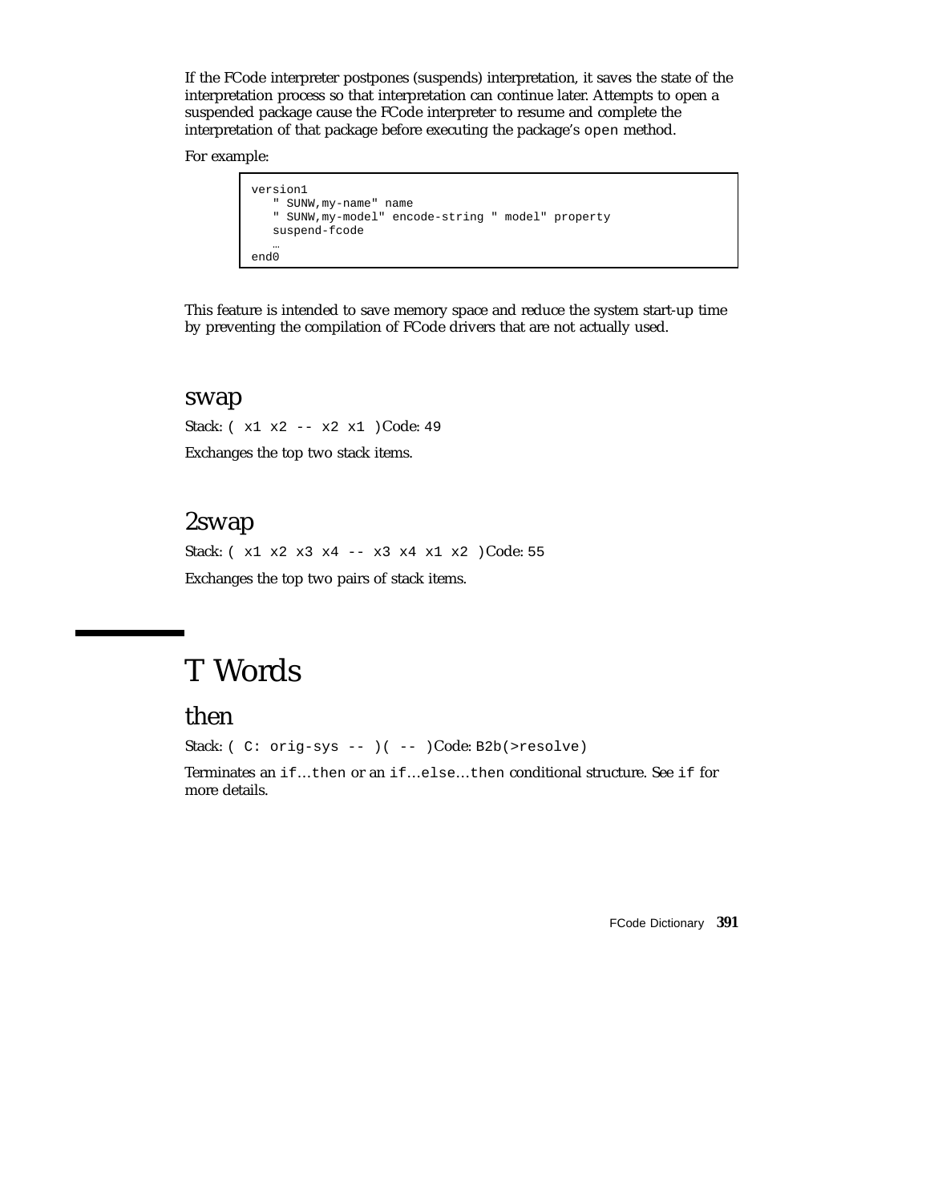If the FCode interpreter postpones (suspends) interpretation, it saves the state of the interpretation process so that interpretation can continue later. Attempts to open a suspended package cause the FCode interpreter to resume and complete the interpretation of that package before executing the package's `open` method.

For example:

```
version1
   " SUNW,my-name" name
   " SUNW,my-model" encode-string " model" property
   suspend-fcode
   …
end0
```

This feature is intended to save memory space and reduce the system start-up time by preventing the compilation of FCode drivers that are not actually used.

## swap

Stack: `( x1 x2 -- x2 x1 )` Code: `49`

Exchanges the top two stack items.

## 2swap

Stack: `( x1 x2 x3 x4 -- x3 x4 x1 x2 )` Code: `55`

Exchanges the top two pairs of stack items.

# T Words

## then

Stack: `( C: orig-sys -- )( -- )` Code: `B2b(>resolve)`

Terminates an `if…then` or an `if…else…then` conditional structure. See `if` for more details.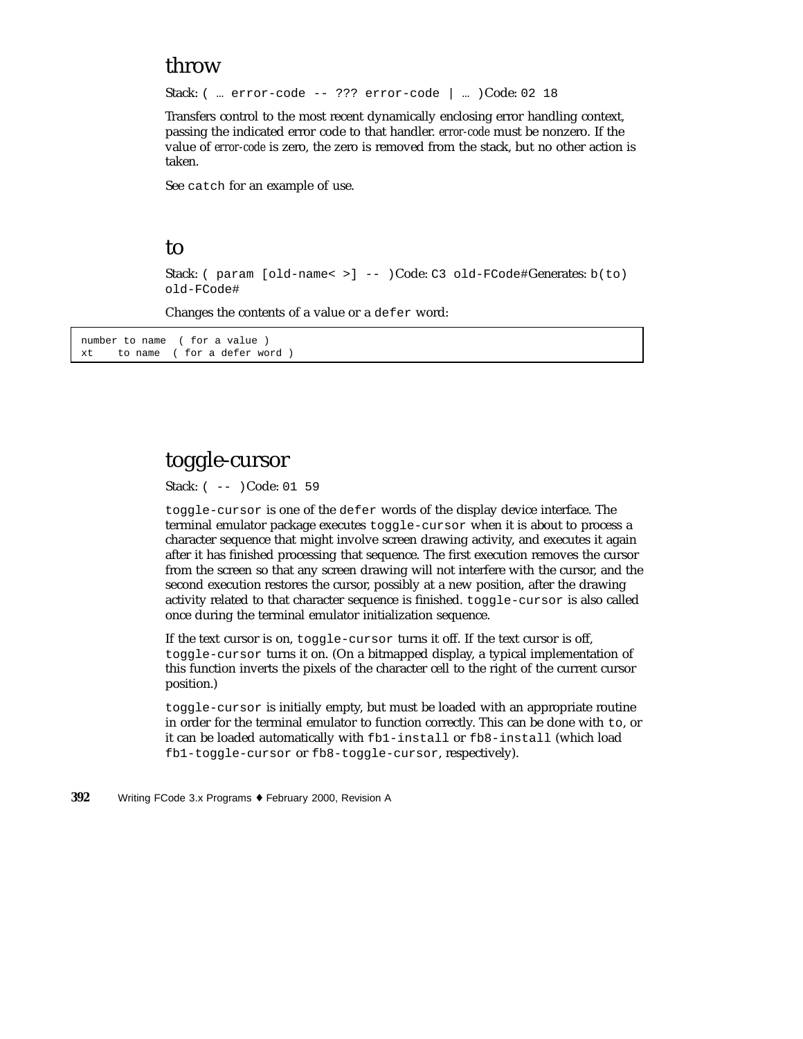## throw

Stack: `( … error-code -- ??? error-code | … )` Code: `02 18`

Transfers control to the most recent dynamically enclosing error handling context, passing the indicated error code to that handler. *error-code* must be nonzero. If the value of *error-code* is zero, the zero is removed from the stack, but no other action is taken.

See `catch` for an example of use.

## to

Stack: `( param [old-name< >] -- )` Code: `C3 old-FCode#` Generates: `b(to) old-FCode#`

Changes the contents of a value or a `defer` word:

```
number to name  ( for a value )
xt    to name  ( for a defer word )
```

## toggle-cursor

Stack: `( -- )` Code: `01 59`

`toggle-cursor` is one of the `defer` words of the display device interface. The terminal emulator package executes `toggle-cursor` when it is about to process a character sequence that might involve screen drawing activity, and executes it again after it has finished processing that sequence. The first execution removes the cursor from the screen so that any screen drawing will not interfere with the cursor, and the second execution restores the cursor, possibly at a new position, after the drawing activity related to that character sequence is finished. `toggle-cursor` is also called once during the terminal emulator initialization sequence.

If the text cursor is on, `toggle-cursor` turns it off. If the text cursor is off, `toggle-cursor` turns it on. (On a bitmapped display, a typical implementation of this function inverts the pixels of the character cell to the right of the current cursor position.)

`toggle-cursor` is initially empty, but must be loaded with an appropriate routine in order for the terminal emulator to function correctly. This can be done with `to`, or it can be loaded automatically with `fb1-install` or `fb8-install` (which load `fb1-toggle-cursor` or `fb8-toggle-cursor`, respectively).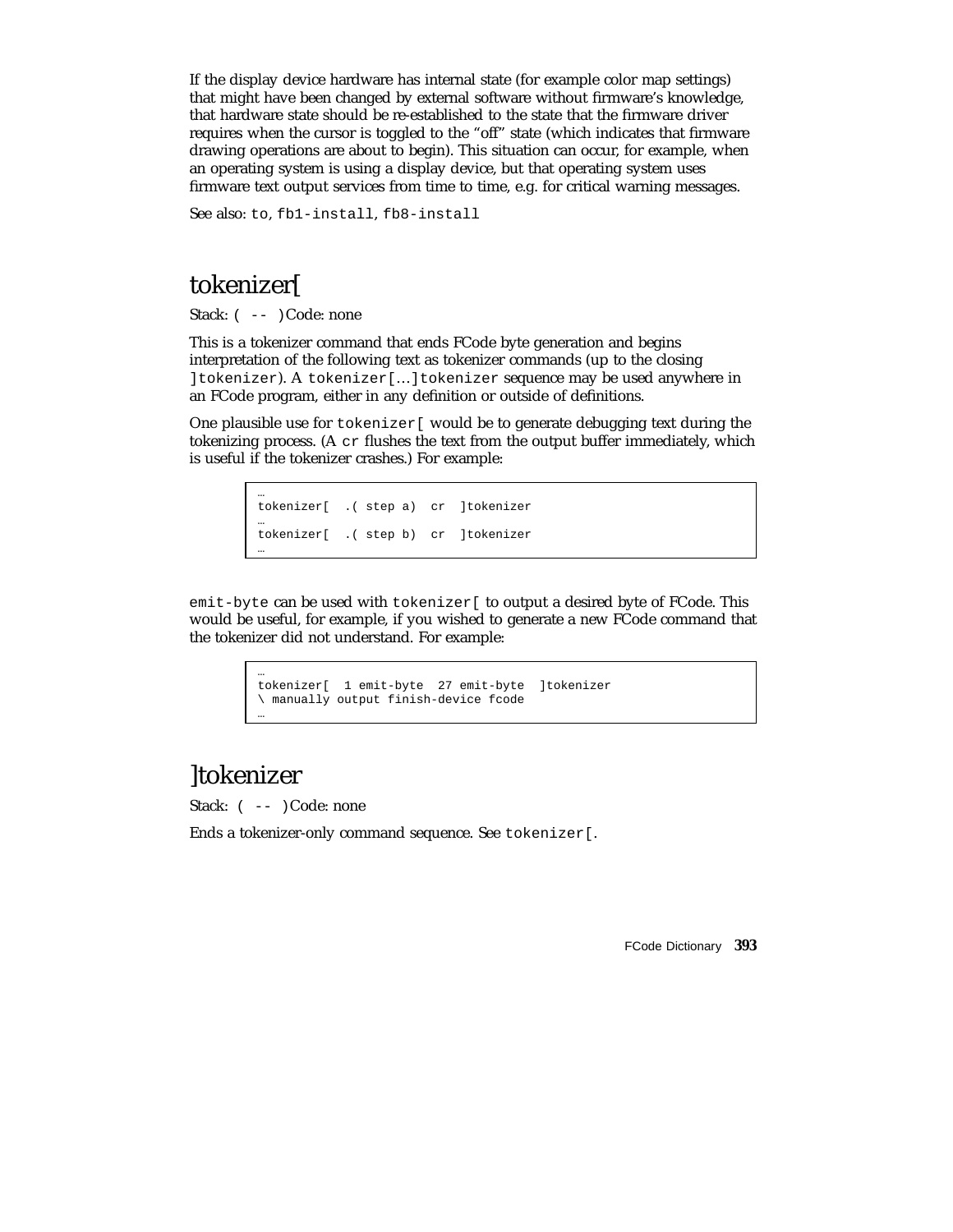If the display device hardware has internal state (for example color map settings) that might have been changed by external software without firmware's knowledge, that hardware state should be re-established to the state that the firmware driver requires when the cursor is toggled to the "off" state (which indicates that firmware drawing operations are about to begin). This situation can occur, for example, when an operating system is using a display device, but that operating system uses firmware text output services from time to time, e.g. for critical warning messages.

See also: `to`, `fb1-install`, `fb8-install`

## tokenizer[

Stack: `( -- )` Code: none

This is a tokenizer command that ends FCode byte generation and begins interpretation of the following text as tokenizer commands (up to the closing `]tokenizer`). A `tokenizer[…]tokenizer` sequence may be used anywhere in an FCode program, either in any definition or outside of definitions.

One plausible use for `tokenizer[` would be to generate debugging text during the tokenizing process. (A `cr` flushes the text from the output buffer immediately, which is useful if the tokenizer crashes.) For example:

```
…
tokenizer[  .( step a)  cr  ]tokenizer
…
tokenizer[  .( step b)  cr  ]tokenizer
…
```

`emit-byte` can be used with `tokenizer[` to output a desired byte of FCode. This would be useful, for example, if you wished to generate a new FCode command that the tokenizer did not understand. For example:

```
…
tokenizer[  1 emit-byte  27 emit-byte  ]tokenizer
\ manually output finish-device fcode
…
```

## ]tokenizer

Stack: `( -- )` Code: none

Ends a tokenizer-only command sequence. See `tokenizer[`.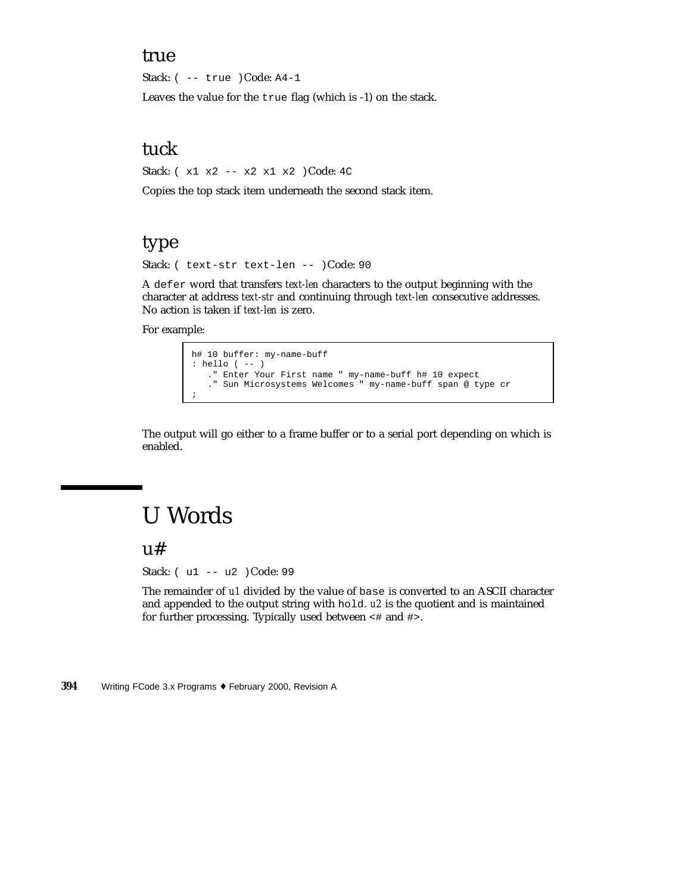### true

Stack: `( -- true )` Code: `A4-1`

Leaves the value for the `true` flag (which is -1) on the stack.

### tuck

Stack: `( x1 x2 -- x2 x1 x2 )` Code: `4C`

Copies the top stack item underneath the second stack item.

### type

Stack: `( text-str text-len -- )` Code: `90`

A `defer` word that transfers *text-len* characters to the output beginning with the character at address *text-str* and continuing through *text-len* consecutive addresses. No action is taken if *text-len* is zero.

For example:

```
h# 10 buffer: my-name-buff
: hello ( -- )
   ." Enter Your First name " my-name-buff h# 10 expect
   ." Sun Microsystems Welcomes " my-name-buff span @ type cr
;
```

The output will go either to a frame buffer or to a serial port depending on which is enabled.

## U Words

### u#

Stack: `( u1 -- u2 )` Code: `99`

The remainder of *u1* divided by the value of `base` is converted to an ASCII character and appended to the output string with `hold`. *u2* is the quotient and is maintained for further processing. Typically used between `<#` and `#>`.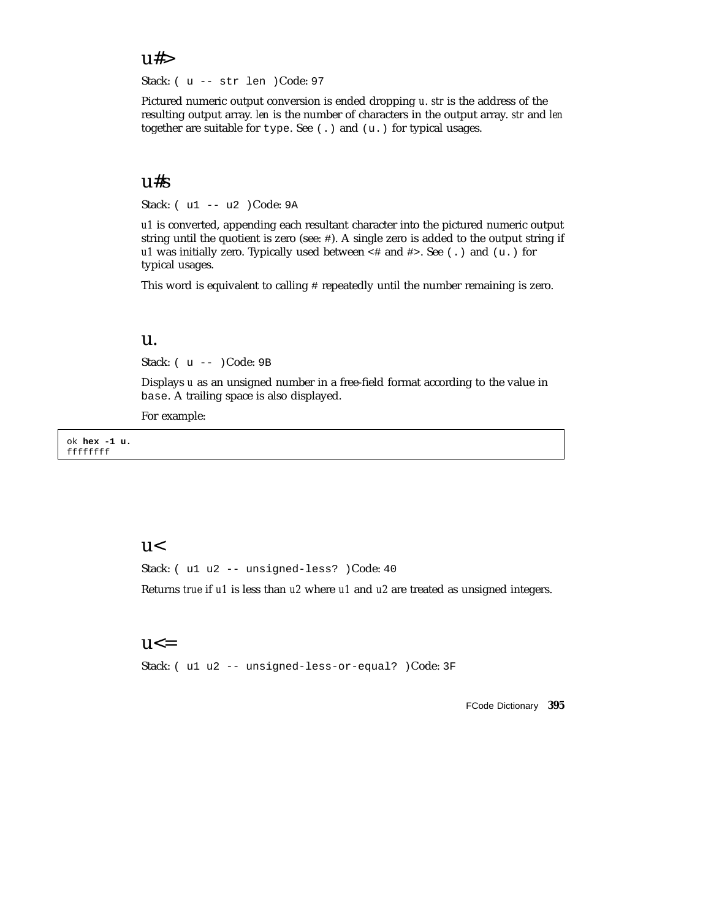## u#>

Stack: `( u -- str len )` Code: `97`

Pictured numeric output conversion is ended dropping *u*. *str* is the address of the resulting output array. *len* is the number of characters in the output array. *str* and *len* together are suitable for `type`. See `(.)` and `(u.)` for typical usages.

## u#s

Stack: `( u1 -- u2 )` Code: `9A`

*u1* is converted, appending each resultant character into the pictured numeric output string until the quotient is zero (see: `#`). A single zero is added to the output string if *u1* was initially zero. Typically used between `<#` and `#>`. See `(.)` and `(u.)` for typical usages.

This word is equivalent to calling `#` repeatedly until the number remaining is zero.

## u.

Stack: `( u -- )` Code: `9B`

Displays *u* as an unsigned number in a free-field format according to the value in `base`. A trailing space is also displayed.

For example:

```
ok hex -1 u.
ffffffff
```

## u<

Stack: `( u1 u2 -- unsigned-less? )` Code: `40`

Returns *true* if *u1* is less than *u2* where *u1* and *u2* are treated as unsigned integers.

## u<=

Stack: `( u1 u2 -- unsigned-less-or-equal? )` Code: `3F`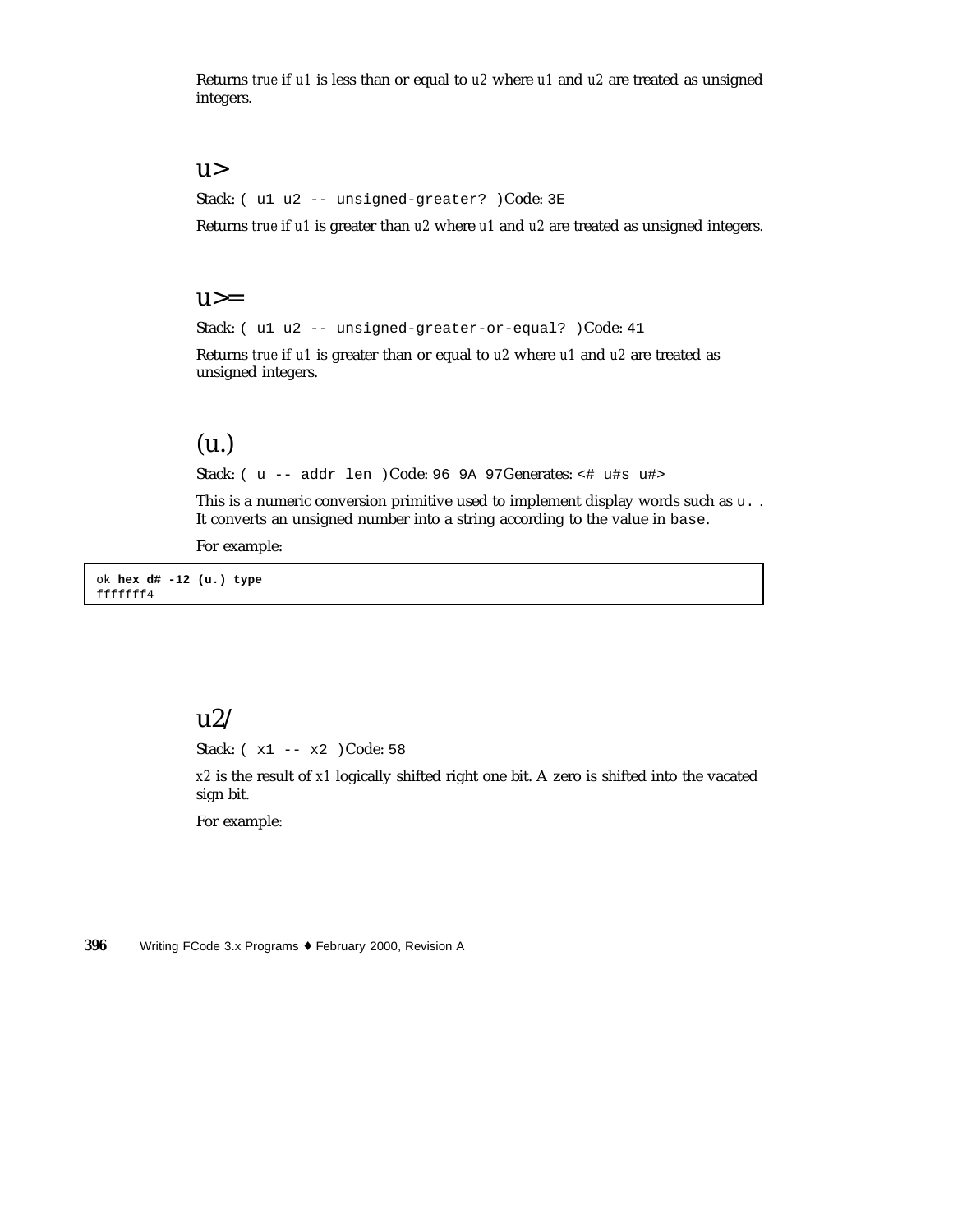Returns *true* if *u1* is less than or equal to *u2* where *u1* and *u2* are treated as unsigned integers.

## u>

Stack: `( u1 u2 -- unsigned-greater? )` Code: `3E`

Returns *true* if *u1* is greater than *u2* where *u1* and *u2* are treated as unsigned integers.

## u>=

Stack: `( u1 u2 -- unsigned-greater-or-equal? )` Code: `41`

Returns *true* if *u1* is greater than or equal to *u2* where *u1* and *u2* are treated as unsigned integers.

## (u.)

Stack: `( u -- addr len )` Code: `96 9A 97` Generates: `<# u#s u#>`

This is a numeric conversion primitive used to implement display words such as `u.` . It converts an unsigned number into a string according to the value in `base`.

For example:

```
ok hex d# -12 (u.) type
fffffff4
```

## u2/

Stack: `( x1 -- x2 )` Code: `58`

*x2* is the result of *x1* logically shifted right one bit. A zero is shifted into the vacated sign bit.

For example: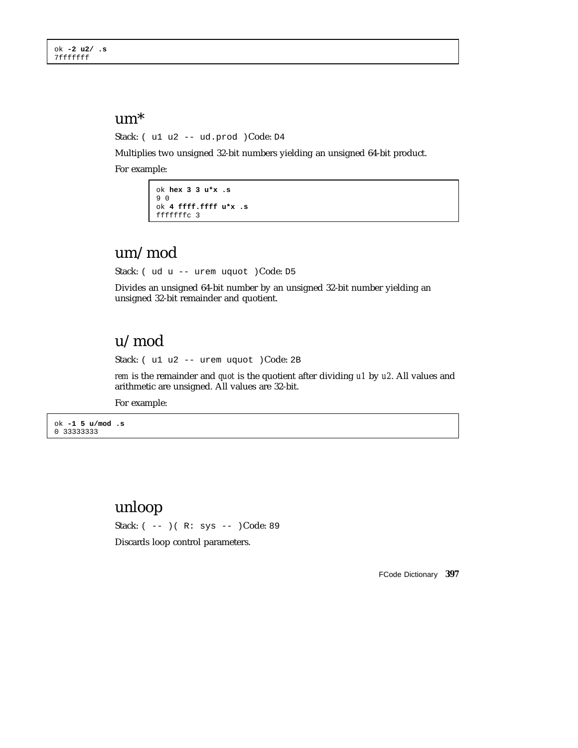```
ok -2 u2/ .s
7fffffff
```

## um*

Stack: `( u1 u2 -- ud.prod )` Code: `D4`

Multiplies two unsigned 32-bit numbers yielding an unsigned 64-bit product.

For example:

```
ok hex 3 3 u*x .s
9 0
ok 4 ffff.ffff u*x .s
fffffffc 3
```

## um/mod

Stack: `( ud u -- urem uquot )` Code: `D5`

Divides an unsigned 64-bit number by an unsigned 32-bit number yielding an unsigned 32-bit remainder and quotient.

## u/mod

Stack: `( u1 u2 -- urem uquot )` Code: `2B`

*rem* is the remainder and *quot* is the quotient after dividing *u1* by *u2*. All values and arithmetic are unsigned. All values are 32-bit.

For example:

```
ok -1 5 u/mod .s
0 33333333
```

## unloop

Stack: `( -- )( R: sys -- )` Code: `89`

Discards loop control parameters.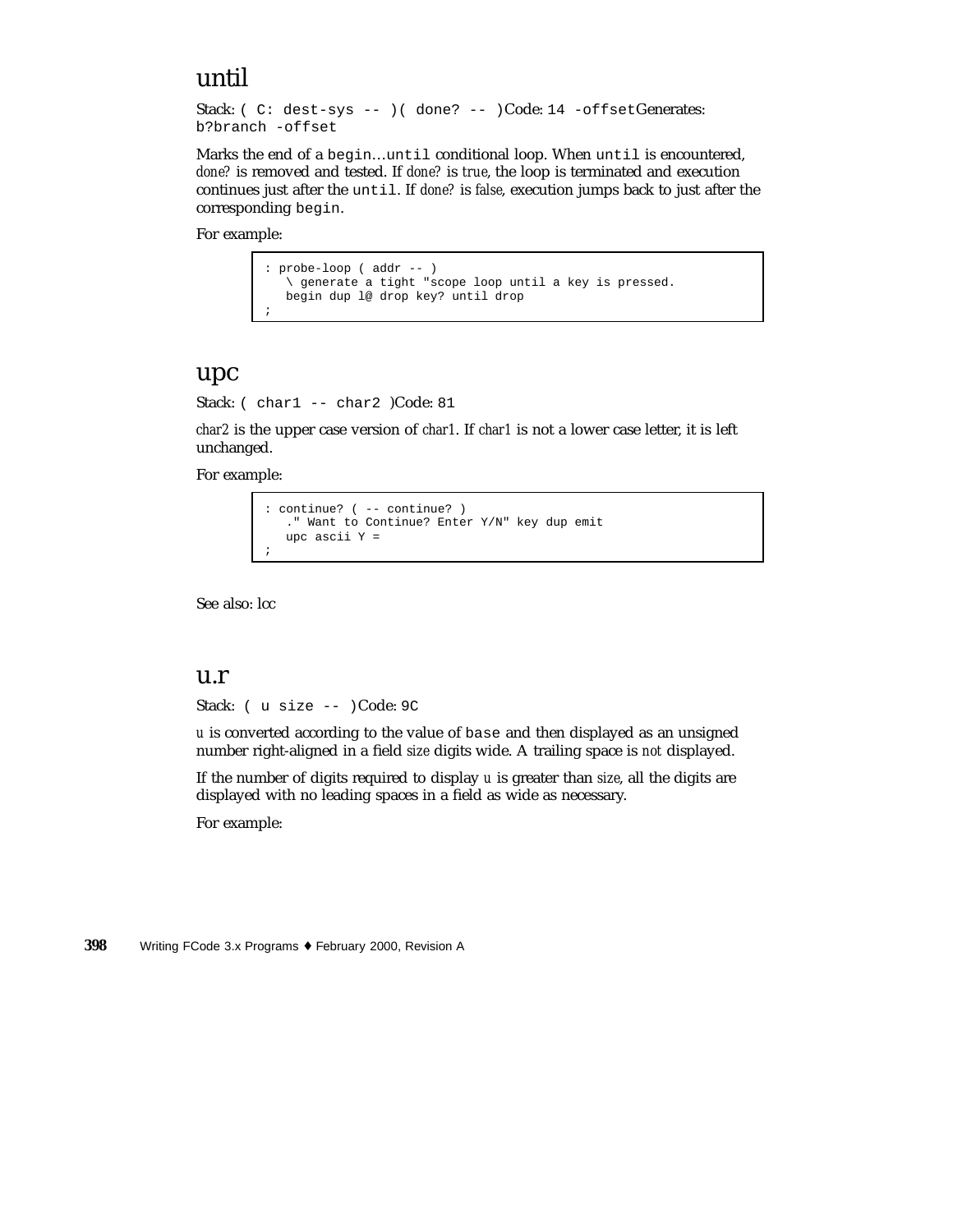## until

Stack: `( C: dest-sys -- )( done? -- )`Code: `14 -offset`Generates: `b?branch -offset`

Marks the end of a `begin`…`until` conditional loop. When `until` is encountered, *done?* is removed and tested. If *done?* is *true*, the loop is terminated and execution continues just after the `until`. If *done?* is *false*, execution jumps back to just after the corresponding `begin`.

For example:

```
: probe-loop ( addr -- )
   \ generate a tight "scope loop until a key is pressed.
   begin dup l@ drop key? until drop
;
```

## upc

Stack: `( char1 -- char2 )`Code: `81`

*char2* is the upper case version of *char1*. If *char1* is not a lower case letter, it is left unchanged.

For example:

```
: continue? ( -- continue? )
   ." Want to Continue? Enter Y/N" key dup emit
   upc ascii Y =
;
```

See also: lcc

## u.r

Stack: `( u size -- )`Code: `9C`

*u* is converted according to the value of `base` and then displayed as an unsigned number right-aligned in a field *size* digits wide. A trailing space is *not* displayed.

If the number of digits required to display *u* is greater than *size*, all the digits are displayed with no leading spaces in a field as wide as necessary.

For example: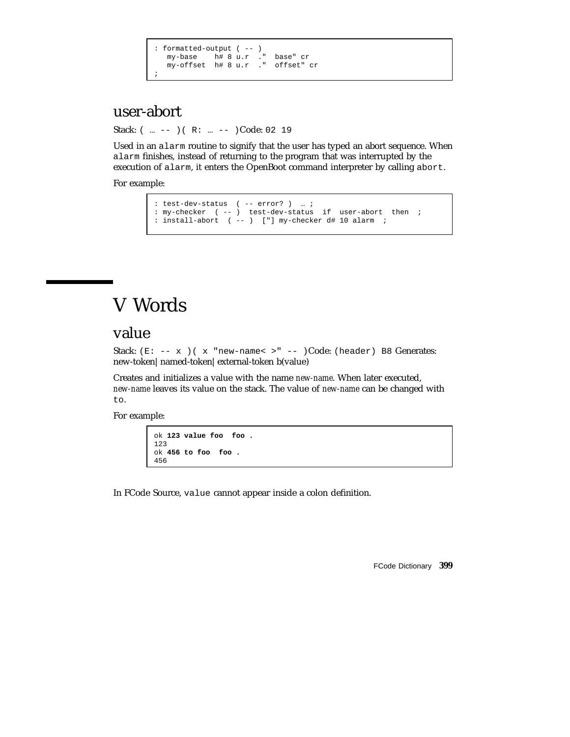```
: formatted-output ( -- )
   my-base    h# 8 u.r  ."  base" cr
   my-offset  h# 8 u.r  ."  offset" cr
;
```

## user-abort

Stack: `( … -- )( R: … -- )`Code: `02 19`

Used in an `alarm` routine to signify that the user has typed an abort sequence. When `alarm` finishes, instead of returning to the program that was interrupted by the execution of `alarm`, it enters the OpenBoot command interpreter by calling `abort`.

For example:

```
: test-dev-status  ( -- error? )  … ;
: my-checker  ( -- )  test-dev-status  if  user-abort  then  ;
: install-abort  ( -- )  ["] my-checker d# 10 alarm  ;
```

# V Words

## value

Stack: `(E: -- x )( x "new-name< >" -- )`Code: `(header) B8` Generates: new-token|named-token|external-token b(value)

Creates and initializes a value with the name *new-name*. When later executed, *new-name* leaves its value on the stack. The value of *new-name* can be changed with `to`.

For example:

```
ok 123 value foo  foo .
123
ok 456 to foo  foo .
456
```

In FCode Source, `value` cannot appear inside a colon definition.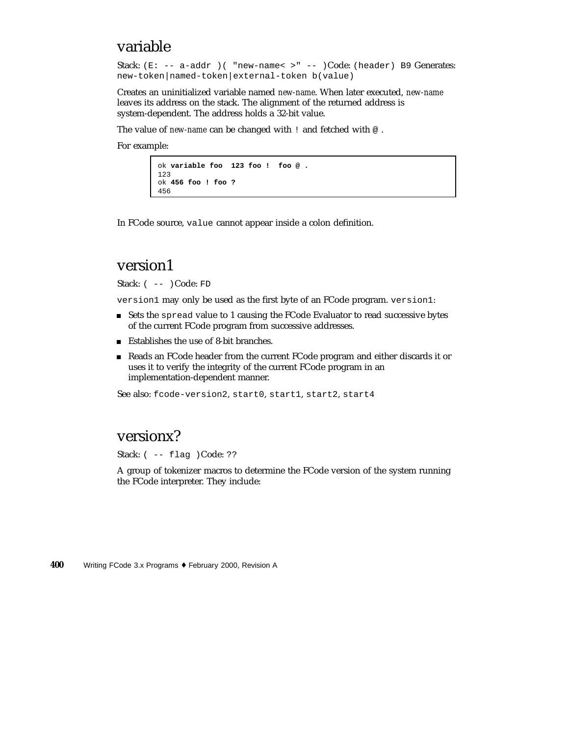## variable

Stack: `(E: -- a-addr )( "new-name< >" -- )` Code: `(header) B9` Generates: `new-token|named-token|external-token b(value)`

Creates an uninitialized variable named *new-name*. When later executed, *new-name* leaves its address on the stack. The alignment of the returned address is system-dependent. The address holds a 32-bit value.

The value of *new-name* can be changed with `!` and fetched with `@`.

For example:

```
ok variable foo  123 foo !  foo @ .
123
ok 456 foo ! foo ?
456
```

In FCode source, `value` cannot appear inside a colon definition.

## version1

Stack: `( -- )` Code: `FD`

`version1` may only be used as the first byte of an FCode program. `version1`:

- Sets the `spread` value to 1 causing the FCode Evaluator to read successive bytes of the current FCode program from successive addresses.
- Establishes the use of 8-bit branches.
- Reads an FCode header from the current FCode program and either discards it or uses it to verify the integrity of the current FCode program in an implementation-dependent manner.

See also: `fcode-version2`, `start0`, `start1`, `start2`, `start4`

## versionx?

Stack: `( -- flag )` Code: `??`

A group of tokenizer macros to determine the FCode version of the system running the FCode interpreter. They include: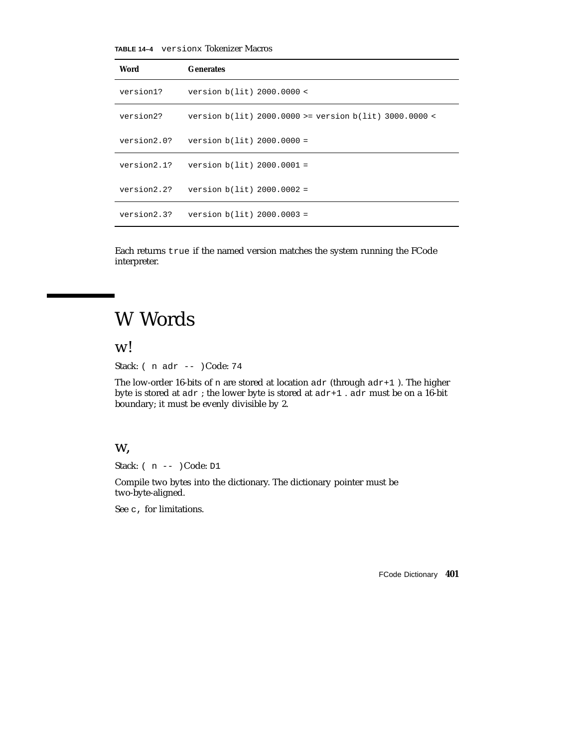**TABLE 14–4** `versionx` Tokenizer Macros

| Word | Generates |
|---|---|
| `version1?` | `version b(lit) 2000.0000 <` |
| `version2?` | `version b(lit) 2000.0000 >= version b(lit) 3000.0000 <` |
| `version2.0?` | `version b(lit) 2000.0000 =` |
| `version2.1?` | `version b(lit) 2000.0001 =` |
| `version2.2?` | `version b(lit) 2000.0002 =` |
| `version2.3?` | `version b(lit) 2000.0003 =` |

Each returns `true` if the named version matches the system running the FCode interpreter.

# W Words

## w!

Stack: `( n adr -- )` Code: `74`

The low-order 16-bits of `n` are stored at location `adr` (through `adr+1` ). The higher byte is stored at `adr` ; the lower byte is stored at `adr+1` . `adr` must be on a 16-bit boundary; it must be evenly divisible by 2.

## w,

Stack: `( n -- )` Code: `D1`

Compile two bytes into the dictionary. The dictionary pointer must be two-byte-aligned.

See `c,` for limitations.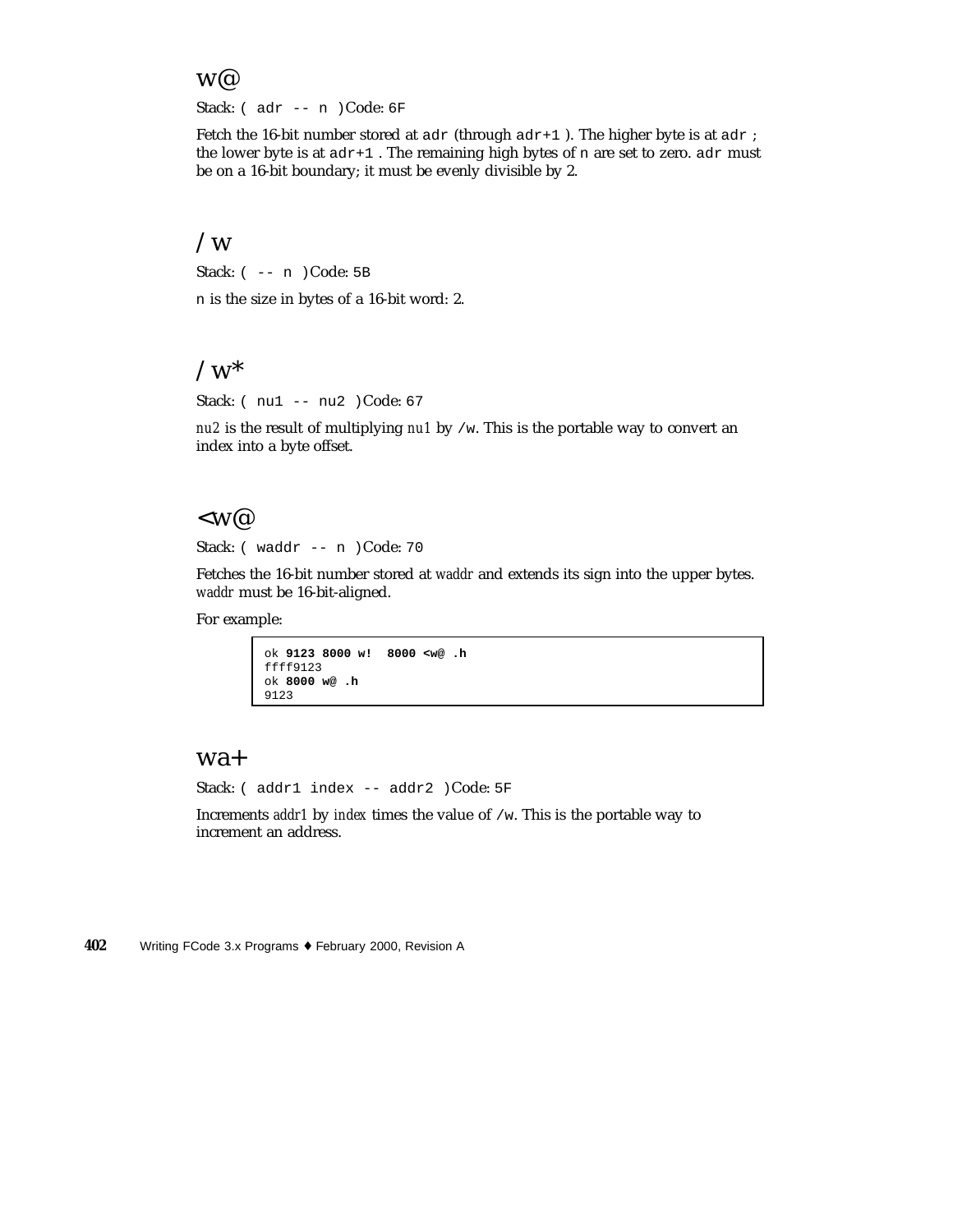## w@

Stack: `( adr -- n )` Code: `6F`

Fetch the 16-bit number stored at `adr` (through `adr+1` ). The higher byte is at `adr` ; the lower byte is at `adr+1` . The remaining high bytes of `n` are set to zero. `adr` must be on a 16-bit boundary; it must be evenly divisible by 2.

## /w

Stack: `( -- n )` Code: `5B`

`n` is the size in bytes of a 16-bit word: 2.

## /w*

Stack: `( nu1 -- nu2 )` Code: `67`

*nu2* is the result of multiplying *nu1* by `/w`. This is the portable way to convert an index into a byte offset.

## <w@

Stack: `( waddr -- n )` Code: `70`

Fetches the 16-bit number stored at *waddr* and extends its sign into the upper bytes. *waddr* must be 16-bit-aligned.

For example:

```
ok 9123 8000 w!  8000 <w@ .h
ffff9123
ok 8000 w@ .h
9123
```

## wa+

Stack: `( addr1 index -- addr2 )` Code: `5F`

Increments *addr1* by *index* times the value of `/w`. This is the portable way to increment an address.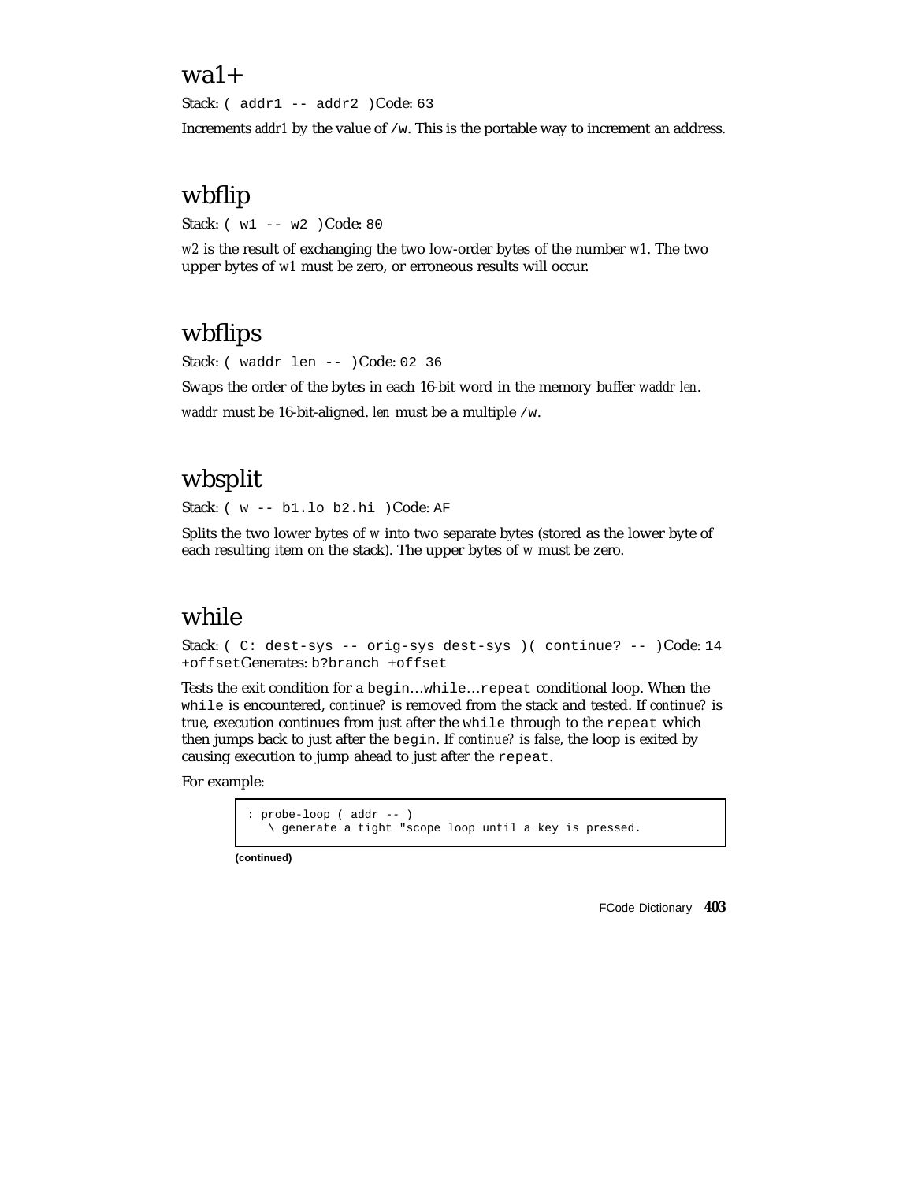## wa1+

Stack: `( addr1 -- addr2 )`Code: `63`

Increments *addr1* by the value of `/w`. This is the portable way to increment an address.

## wbflip

Stack: `( w1 -- w2 )`Code: `80`

*w2* is the result of exchanging the two low-order bytes of the number *w1*. The two upper bytes of *w1* must be zero, or erroneous results will occur.

## wbflips

Stack: `( waddr len -- )`Code: `02 36`

Swaps the order of the bytes in each 16-bit word in the memory buffer *waddr len*.

*waddr* must be 16-bit-aligned. *len* must be a multiple `/w`.

## wbsplit

Stack: `( w -- b1.lo b2.hi )`Code: `AF`

Splits the two lower bytes of *w* into two separate bytes (stored as the lower byte of each resulting item on the stack). The upper bytes of *w* must be zero.

## while

Stack: `( C: dest-sys -- orig-sys dest-sys )( continue? -- )`Code: `14 +offset`Generates: `b?branch +offset`

Tests the exit condition for a `begin`…`while`…`repeat` conditional loop. When the `while` is encountered, *continue?* is removed from the stack and tested. If *continue?* is *true*, execution continues from just after the `while` through to the `repeat` which then jumps back to just after the `begin`. If *continue?* is *false*, the loop is exited by causing execution to jump ahead to just after the `repeat`.

For example:

```
: probe-loop ( addr -- )
   \ generate a tight "scope loop until a key is pressed.
```

**(continued)**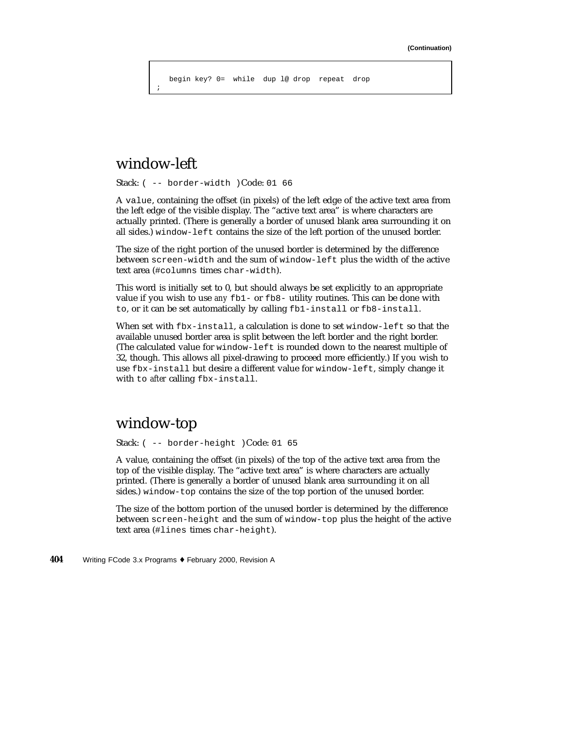(Continuation)

```
   begin key? 0=  while  dup l@ drop  repeat  drop
;
```

## window-left

Stack: `( -- border-width )` Code: `01 66`

A `value`, containing the offset (in pixels) of the left edge of the active text area from the left edge of the visible display. The “active text area” is where characters are actually printed. (There is generally a border of unused blank area surrounding it on all sides.) `window-left` contains the size of the left portion of the unused border.

The size of the right portion of the unused border is determined by the difference between `screen-width` and the sum of `window-left` plus the width of the active text area (`#columns` times `char-width`).

This word is initially set to 0, but should always be set explicitly to an appropriate value if you wish to use *any* `fb1-` or `fb8-` utility routines. This can be done with `to`, or it can be set automatically by calling `fb1-install` or `fb8-install`.

When set with `fbx-install`, a calculation is done to set `window-left` so that the available unused border area is split between the left border and the right border. (The calculated value for `window-left` is rounded down to the nearest multiple of 32, though. This allows all pixel-drawing to proceed more efficiently.) If you wish to use `fbx-install` but desire a different value for `window-left`, simply change it with `to` *after* calling `fbx-install`.

## window-top

Stack: `( -- border-height )` Code: `01 65`

A value, containing the offset (in pixels) of the top of the active text area from the top of the visible display. The “active text area” is where characters are actually printed. (There is generally a border of unused blank area surrounding it on all sides.) `window-top` contains the size of the top portion of the unused border.

The size of the bottom portion of the unused border is determined by the difference between `screen-height` and the sum of `window-top` plus the height of the active text area (`#lines` times `char-height`).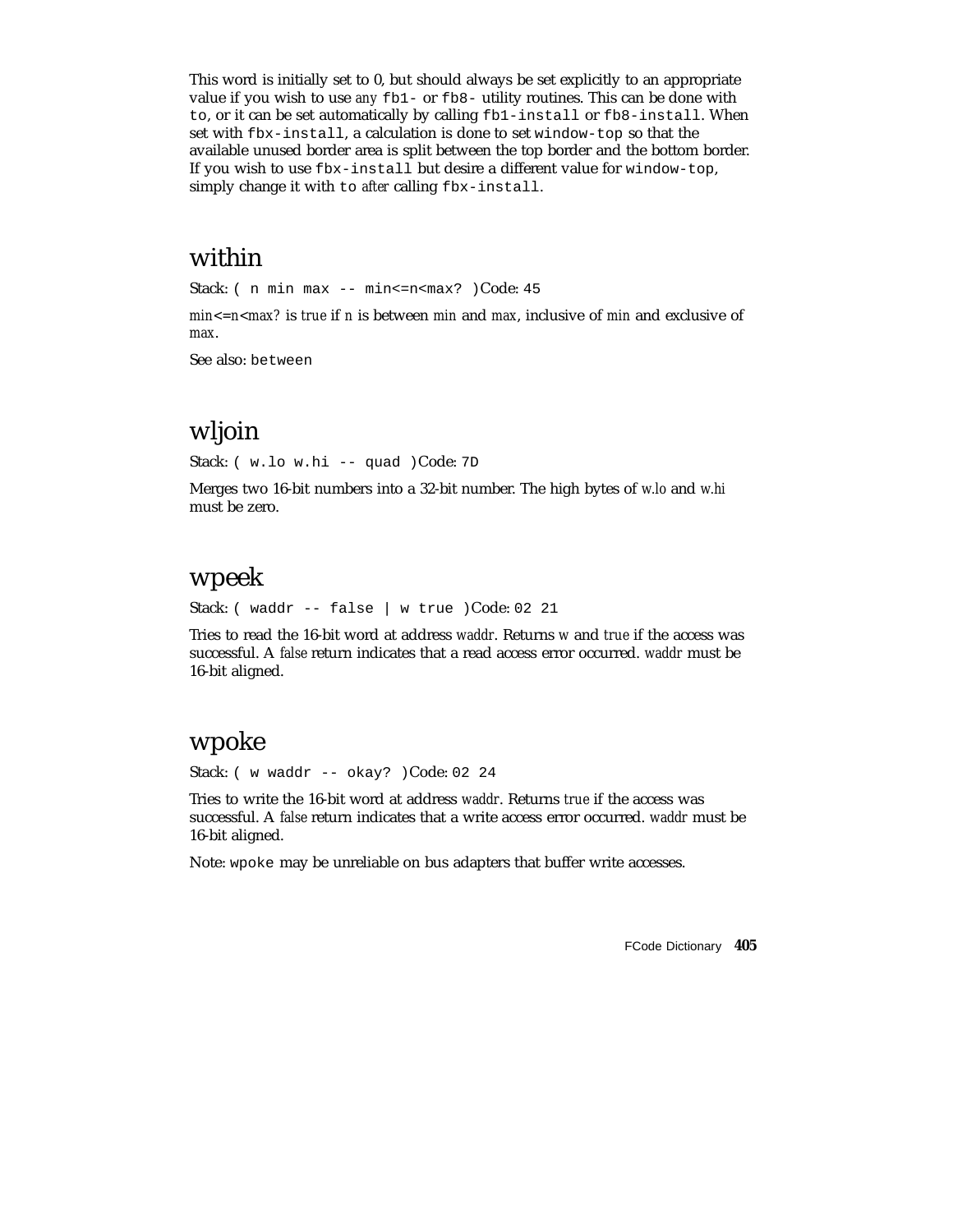This word is initially set to 0, but should always be set explicitly to an appropriate value if you wish to use *any* `fb1-` or `fb8-` utility routines. This can be done with `to`, or it can be set automatically by calling `fb1-install` or `fb8-install`. When set with `fbx-install`, a calculation is done to set `window-top` so that the available unused border area is split between the top border and the bottom border. If you wish to use `fbx-install` but desire a different value for `window-top`, simply change it with `to` *after* calling `fbx-install`.

## within

Stack: `( n min max -- min<=n<max? )` Code: `45`

*min<=n<max?* is *true* if *n* is between *min* and *max*, inclusive of *min* and exclusive of *max*.

See also: `between`

## wljoin

Stack: `( w.lo w.hi -- quad )` Code: `7D`

Merges two 16-bit numbers into a 32-bit number. The high bytes of *w.lo* and *w.hi* must be zero.

## wpeek

Stack: `( waddr -- false | w true )` Code: `02 21`

Tries to read the 16-bit word at address *waddr*. Returns *w* and *true* if the access was successful. A *false* return indicates that a read access error occurred. *waddr* must be 16-bit aligned.

## wpoke

Stack: `( w waddr -- okay? )` Code: `02 24`

Tries to write the 16-bit word at address *waddr*. Returns *true* if the access was successful. A *false* return indicates that a write access error occurred. *waddr* must be 16-bit aligned.

Note: `wpoke` may be unreliable on bus adapters that buffer write accesses.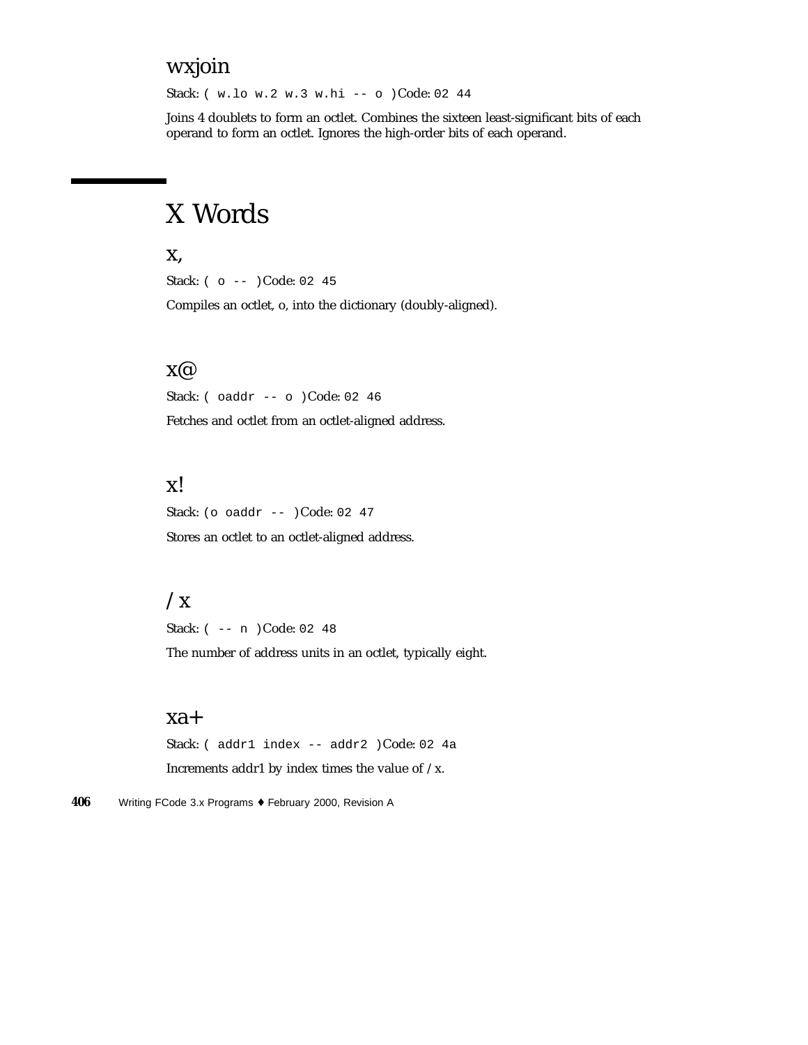### wxjoin

Stack: `( w.lo w.2 w.3 w.hi -- o )` Code: `02 44`

Joins 4 doublets to form an octlet. Combines the sixteen least-significant bits of each operand to form an octlet. Ignores the high-order bits of each operand.

## X Words

### x,

Stack: `( o -- )` Code: `02 45`

Compiles an octlet, o, into the dictionary (doubly-aligned).

### x@

Stack: `( oaddr -- o )` Code: `02 46`

Fetches and octlet from an octlet-aligned address.

### x!

Stack: `(o oaddr -- )` Code: `02 47`

Stores an octlet to an octlet-aligned address.

### /x

Stack: `( -- n )` Code: `02 48`

The number of address units in an octlet, typically eight.

### xa+

Stack: `( addr1 index -- addr2 )` Code: `02 4a`

Increments addr1 by index times the value of /x.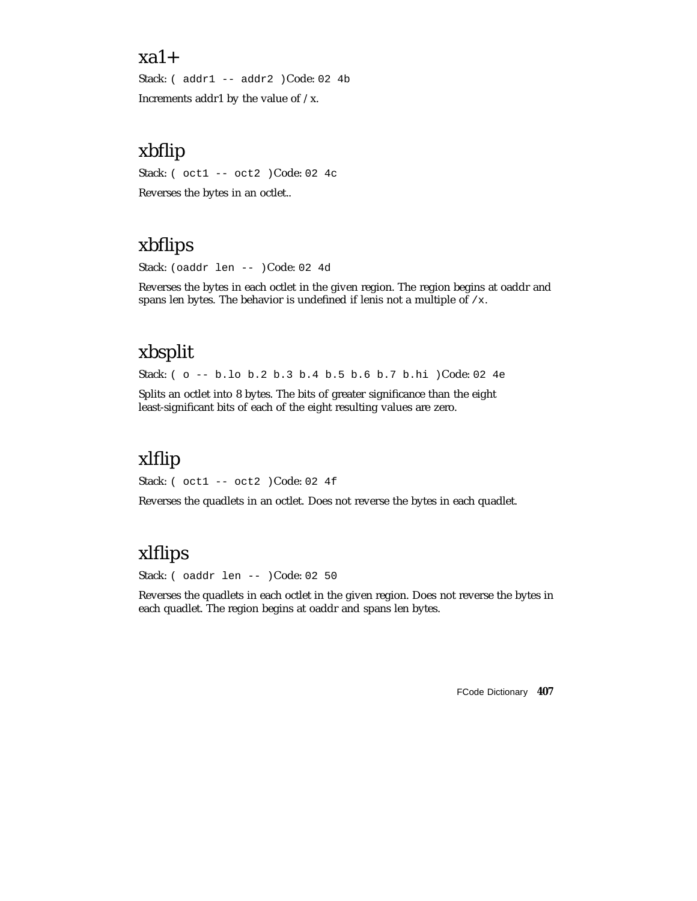## xa1+

Stack: `( addr1 -- addr2 )` Code: `02 4b`

Increments addr1 by the value of `/x`.

## xbflip

Stack: `( oct1 -- oct2 )` Code: `02 4c`

Reverses the bytes in an octlet..

## xbflips

Stack: `(oaddr len -- )` Code: `02 4d`

Reverses the bytes in each octlet in the given region. The region begins at oaddr and spans len bytes. The behavior is undefined if lenis not a multiple of `/x`.

## xbsplit

Stack: `( o -- b.lo b.2 b.3 b.4 b.5 b.6 b.7 b.hi )` Code: `02 4e`

Splits an octlet into 8 bytes. The bits of greater significance than the eight least-significant bits of each of the eight resulting values are zero.

## xlflip

Stack: `( oct1 -- oct2 )` Code: `02 4f`

Reverses the quadlets in an octlet. Does not reverse the bytes in each quadlet.

## xlflips

Stack: `( oaddr len -- )` Code: `02 50`

Reverses the quadlets in each octlet in the given region. Does not reverse the bytes in each quadlet. The region begins at oaddr and spans len bytes.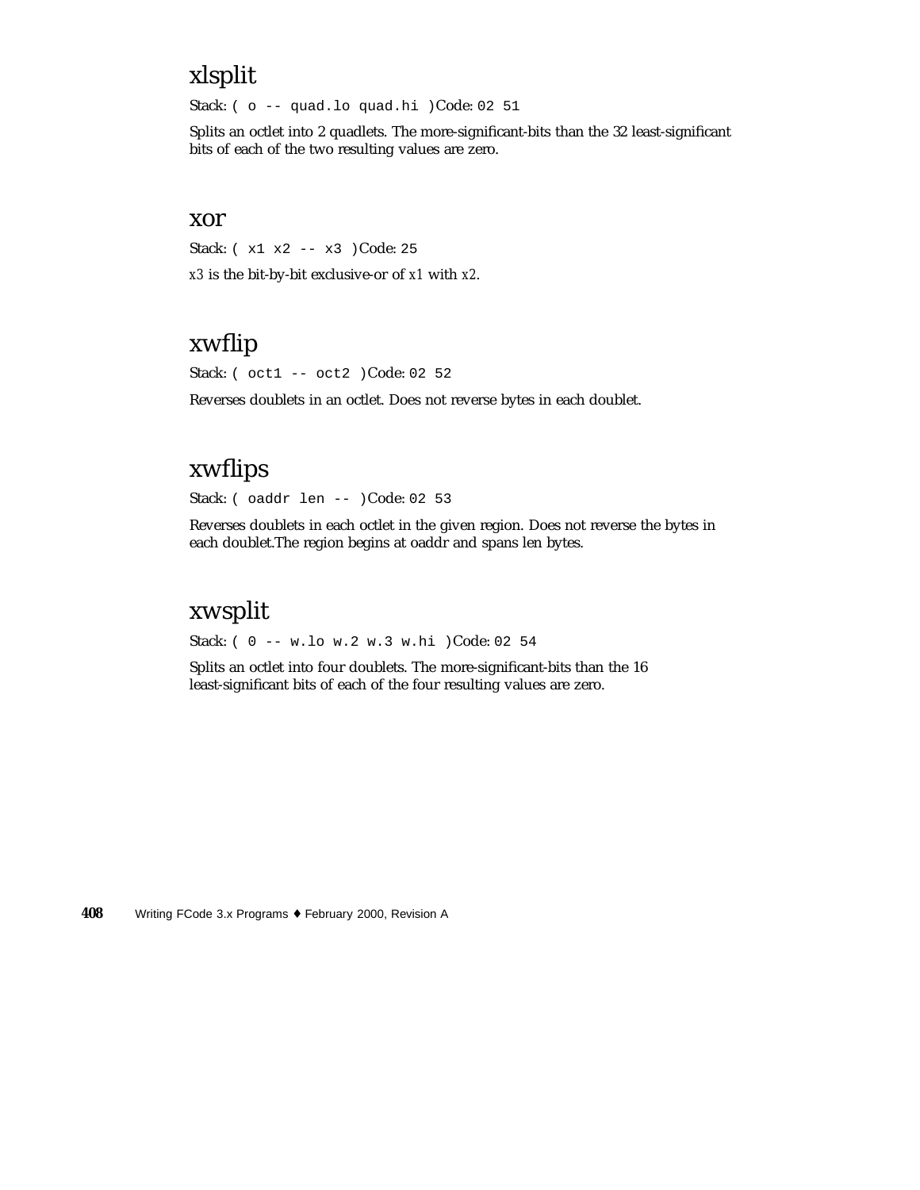## xlsplit

Stack: `( o -- quad.lo quad.hi )` Code: `02 51`

Splits an octlet into 2 quadlets. The more-significant-bits than the 32 least-significant bits of each of the two resulting values are zero.

## xor

Stack: `( x1 x2 -- x3 )` Code: `25`

*x3* is the bit-by-bit exclusive-or of *x1* with *x2*.

## xwflip

Stack: `( oct1 -- oct2 )` Code: `02 52`

Reverses doublets in an octlet. Does not reverse bytes in each doublet.

## xwflips

Stack: `( oaddr len -- )` Code: `02 53`

Reverses doublets in each octlet in the given region. Does not reverse the bytes in each doublet.The region begins at oaddr and spans len bytes.

## xwsplit

Stack: `( 0 -- w.lo w.2 w.3 w.hi )` Code: `02 54`

Splits an octlet into four doublets. The more-significant-bits than the 16 least-significant bits of each of the four resulting values are zero.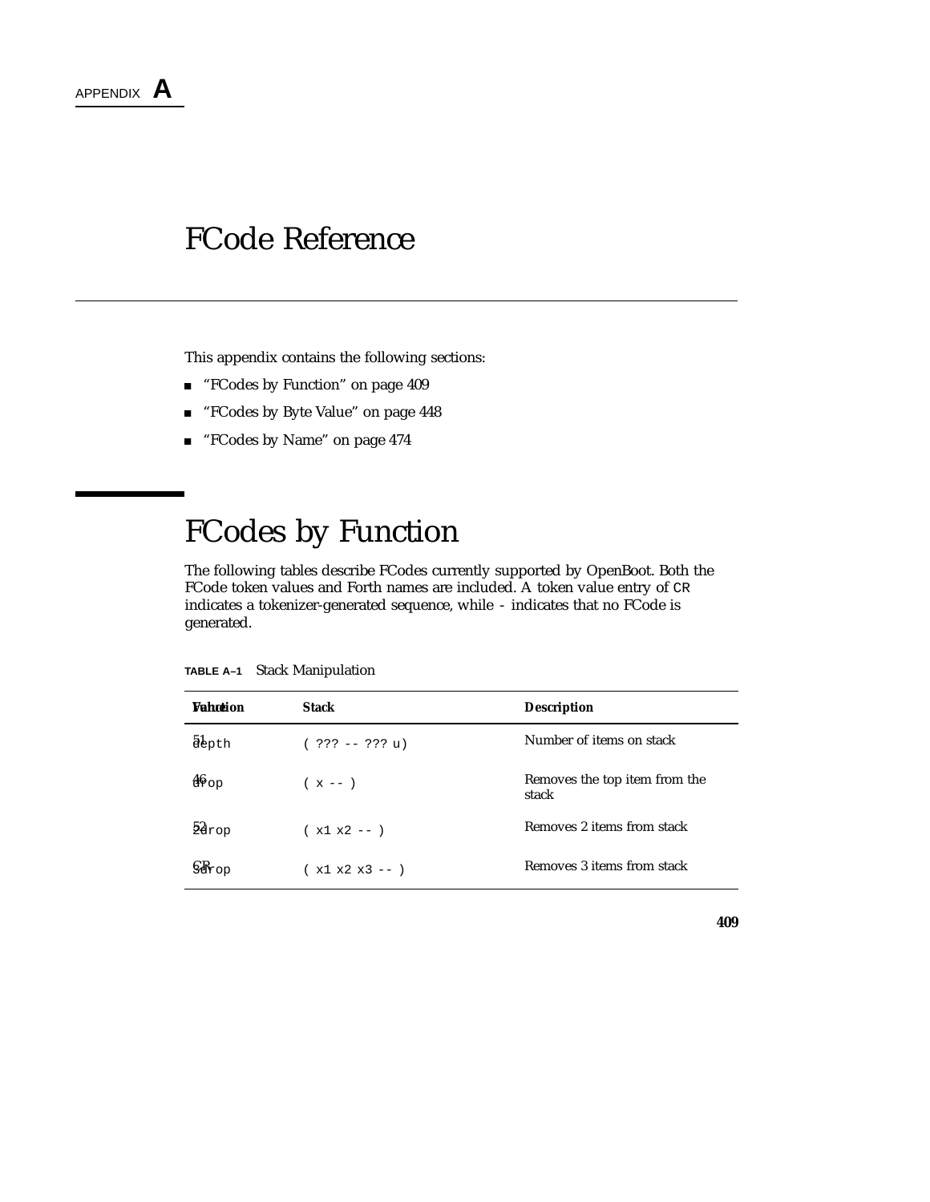APPENDIX **A**

# FCode Reference

This appendix contains the following sections:

- "FCodes by Function" on page 409
- "FCodes by Byte Value" on page 448
- "FCodes by Name" on page 474

## FCodes by Function

The following tables describe FCodes currently supported by OpenBoot. Both the FCode token values and Forth names are included. A token value entry of CR indicates a tokenizer-generated sequence, while - indicates that no FCode is generated.

**TABLE A–1** Stack Manipulation

| Value | Function | Stack | Description |
|---|---|---|---|
| 51 | depth | ( ??? -- ??? u) | Number of items on stack |
| 46 | drop | ( x -- ) | Removes the top item from the stack |
| 52 | 2drop | ( x1 x2 -- ) | Removes 2 items from stack |
| CR | 3drop | ( x1 x2 x3 -- ) | Removes 3 items from stack |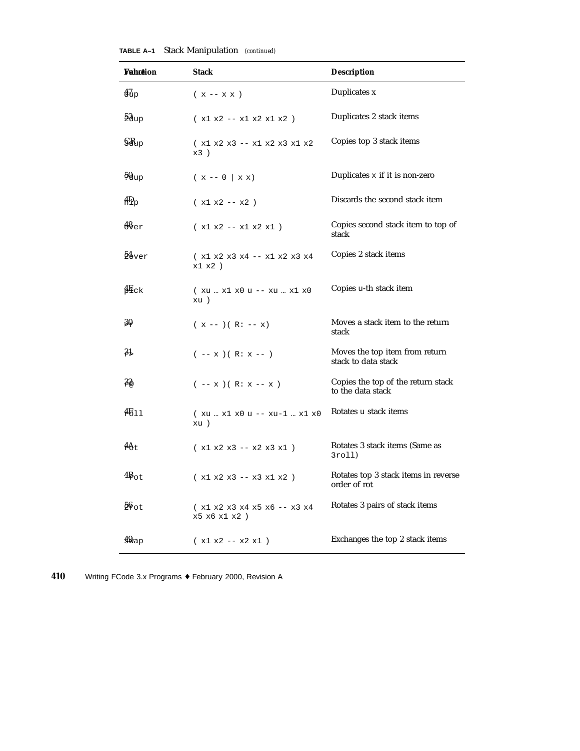**TABLE A–1** Stack Manipulation *(continued)*

| Value | Function | Stack | Description |
|---|---|---|---|
| 47 | `dup` | `( x -- x x )` | Duplicates x |
| 53 | `2dup` | `( x1 x2 -- x1 x2 x1 x2 )` | Duplicates 2 stack items |
| C1 | `3dup` | `( x1 x2 x3 -- x1 x2 x3 x1 x2 x3 )` | Copies top 3 stack items |
| 50 | `?dup` | `( x -- 0 \| x x)` | Duplicates x if it is non-zero |
| 4D | `nip` | `( x1 x2 -- x2 )` | Discards the second stack item |
| 48 | `over` | `( x1 x2 -- x1 x2 x1 )` | Copies second stack item to top of stack |
| 54 | `2over` | `( x1 x2 x3 x4 -- x1 x2 x3 x4 x1 x2 )` | Copies 2 stack items |
| 4E | `pick` | `( xu … x1 x0 u -- xu … x1 x0 xu )` | Copies u-th stack item |
| 30 | `>r` | `( x -- )( R: -- x)` | Moves a stack item to the return stack |
| 31 | `r>` | `( -- x )( R: x -- )` | Moves the top item from return stack to data stack |
| 32 | `r@` | `( -- x )( R: x -- x )` | Copies the top of the return stack to the data stack |
| 4F | `roll` | `( xu … x1 x0 u -- xu-1 … x1 x0 xu )` | Rotates u stack items |
| 4A | `rot` | `( x1 x2 x3 -- x2 x3 x1 )` | Rotates 3 stack items (Same as `3roll`) |
| 4B | `-rot` | `( x1 x2 x3 -- x3 x1 x2 )` | Rotates top 3 stack items in reverse order of rot |
| 56 | `2rot` | `( x1 x2 x3 x4 x5 x6 -- x3 x4 x5 x6 x1 x2 )` | Rotates 3 pairs of stack items |
| 49 | `swap` | `( x1 x2 -- x2 x1 )` | Exchanges the top 2 stack items |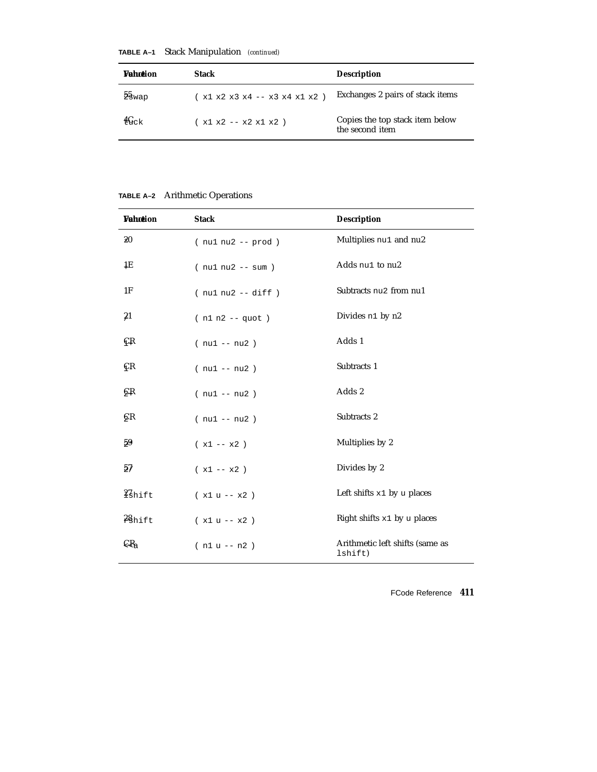**TABLE A–1** Stack Manipulation *(continued)*

| Value | Function | Stack | Description |
|---|---|---|---|
| 55 | `2swap` | `( x1 x2 x3 x4 -- x3 x4 x1 x2 )` | Exchanges 2 pairs of stack items |
| 4C | `tuck` | `( x1 x2 -- x2 x1 x2 )` | Copies the top stack item below the second item |

**TABLE A–2** Arithmetic Operations

| Value | Function | Stack | Description |
|---|---|---|---|
| 20 | `*` | `( nu1 nu2 -- prod )` | Multiplies `nu1` and `nu2` |
| 1E | `+` | `( nu1 nu2 -- sum )` | Adds `nu1` to `nu2` |
| 1F | `-` | `( nu1 nu2 -- diff )` | Subtracts `nu2` from `nu1` |
| 21 | `/` | `( n1 n2 -- quot )` | Divides `n1` by `n2` |
| CR | `1+` | `( nu1 -- nu2 )` | Adds 1 |
| CR | `1-` | `( nu1 -- nu2 )` | Subtracts 1 |
| CR | `2+` | `( nu1 -- nu2 )` | Adds 2 |
| CR | `2-` | `( nu1 -- nu2 )` | Subtracts 2 |
| 59 | `2*` | `( x1 -- x2 )` | Multiplies by 2 |
| 57 | `2/` | `( x1 -- x2 )` | Divides by 2 |
| 27 | `lshift` | `( x1 u -- x2 )` | Left shifts `x1` by `u` places |
| 28 | `rshift` | `( x1 u -- x2 )` | Right shifts `x1` by `u` places |
| CR | `<<a` | `( n1 u -- n2 )` | Arithmetic left shifts (same as `lshift`) |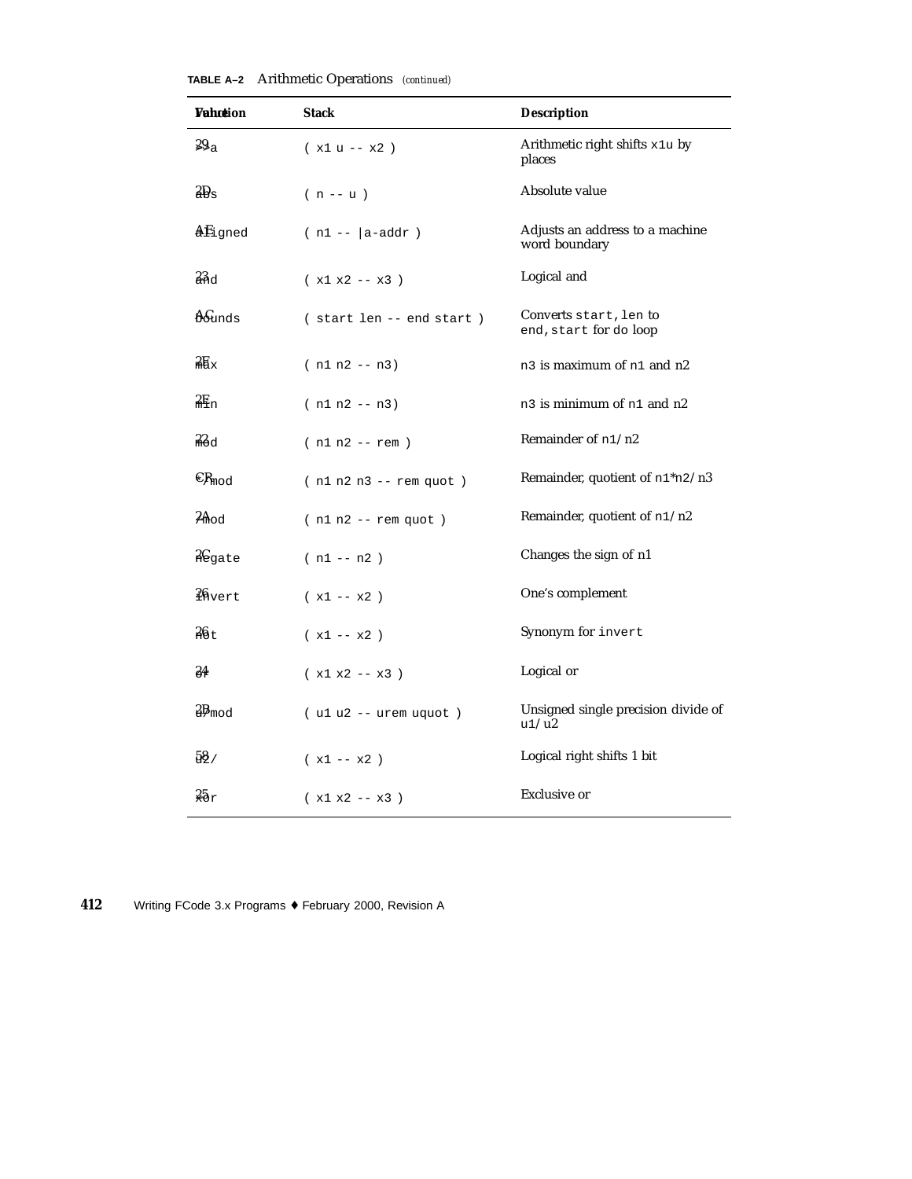**TABLE A–2** Arithmetic Operations *(continued)*

| Value | Function | Stack | Description |
|---|---|---|---|
| 29 | `>>a` | `( x1 u -- x2 )` | Arithmetic right shifts `x1u` by places |
| 2D | `abs` | `( n -- u )` | Absolute value |
| AE | `aligned` | `( n1 -- |a-addr )` | Adjusts an address to a machine word boundary |
| 23 | `and` | `( x1 x2 -- x3 )` | Logical and |
| AC | `bounds` | `( start len -- end start )` | Converts `start,len` to `end,start` for `do` loop |
| 2F | `max` | `( n1 n2 -- n3)` | `n3` is maximum of `n1` and n2 |
| 2E | `min` | `( n1 n2 -- n3)` | `n3` is minimum of `n1` and n2 |
| 22 | `mod` | `( n1 n2 -- rem )` | Remainder of `n1/n2` |
| CR | `*/mod` | `( n1 n2 n3 -- rem quot )` | Remainder, quotient of `n1*n2/n3` |
| 2A | `/mod` | `( n1 n2 -- rem quot )` | Remainder, quotient of `n1/n2` |
| 2C | `negate` | `( n1 -- n2 )` | Changes the sign of n1 |
| 26 | `invert` | `( x1 -- x2 )` | One's complement |
| 26 | `not` | `( x1 -- x2 )` | Synonym for `invert` |
| 24 | `or` | `( x1 x2 -- x3 )` | Logical or |
| 2B | `u/mod` | `( u1 u2 -- urem uquot )` | Unsigned single precision divide of `u1/u2` |
| 58 | `u2/` | `( x1 -- x2 )` | Logical right shifts 1 bit |
| 25 | `xor` | `( x1 x2 -- x3 )` | Exclusive or |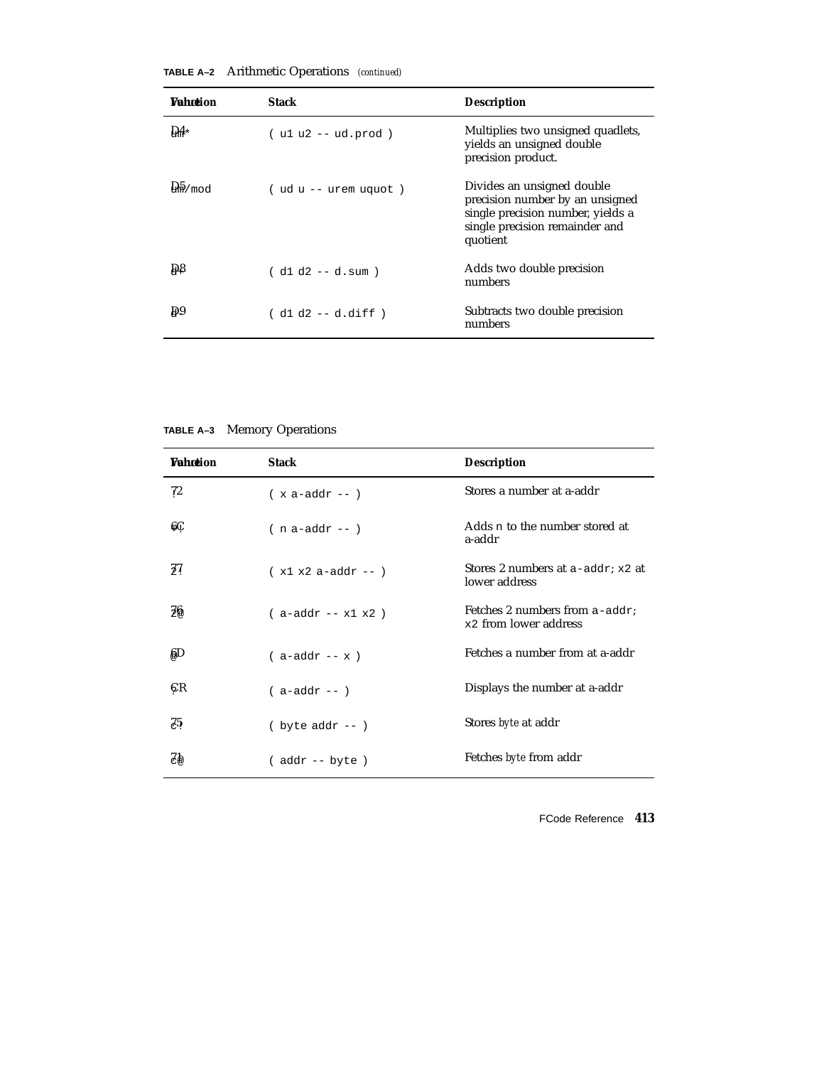**TABLE A–2** Arithmetic Operations *(continued)*

| Value | Function | Stack | Description |
|---|---|---|---|
| D4 | um* | ( u1 u2 -- ud.prod ) | Multiplies two unsigned quadlets, yields an unsigned double precision product. |
| D5 | um/mod | ( ud u -- urem uquot ) | Divides an unsigned double precision number by an unsigned single precision number, yields a single precision remainder and quotient |
| D8 | d+ | ( d1 d2 -- d.sum ) | Adds two double precision numbers |
| D9 | d- | ( d1 d2 -- d.diff ) | Subtracts two double precision numbers |

**TABLE A–3** Memory Operations

| Value | Function | Stack | Description |
|---|---|---|---|
| 72 | ! | ( x a-addr -- ) | Stores a number at a-addr |
| 6C | +! | ( n a-addr -- ) | Adds n to the number stored at a-addr |
| 77 | 2! | ( x1 x2 a-addr -- ) | Stores 2 numbers at a-addr; x2 at lower address |
| 76 | 2@ | ( a-addr -- x1 x2 ) | Fetches 2 numbers from a-addr; x2 from lower address |
| 6D | @ | ( a-addr -- x ) | Fetches a number from at a-addr |
| CR | ? | ( a-addr -- ) | Displays the number at a-addr |
| 75 | c! | ( byte addr -- ) | Stores *byte* at addr |
| 71 | c@ | ( addr -- byte ) | Fetches *byte* from addr |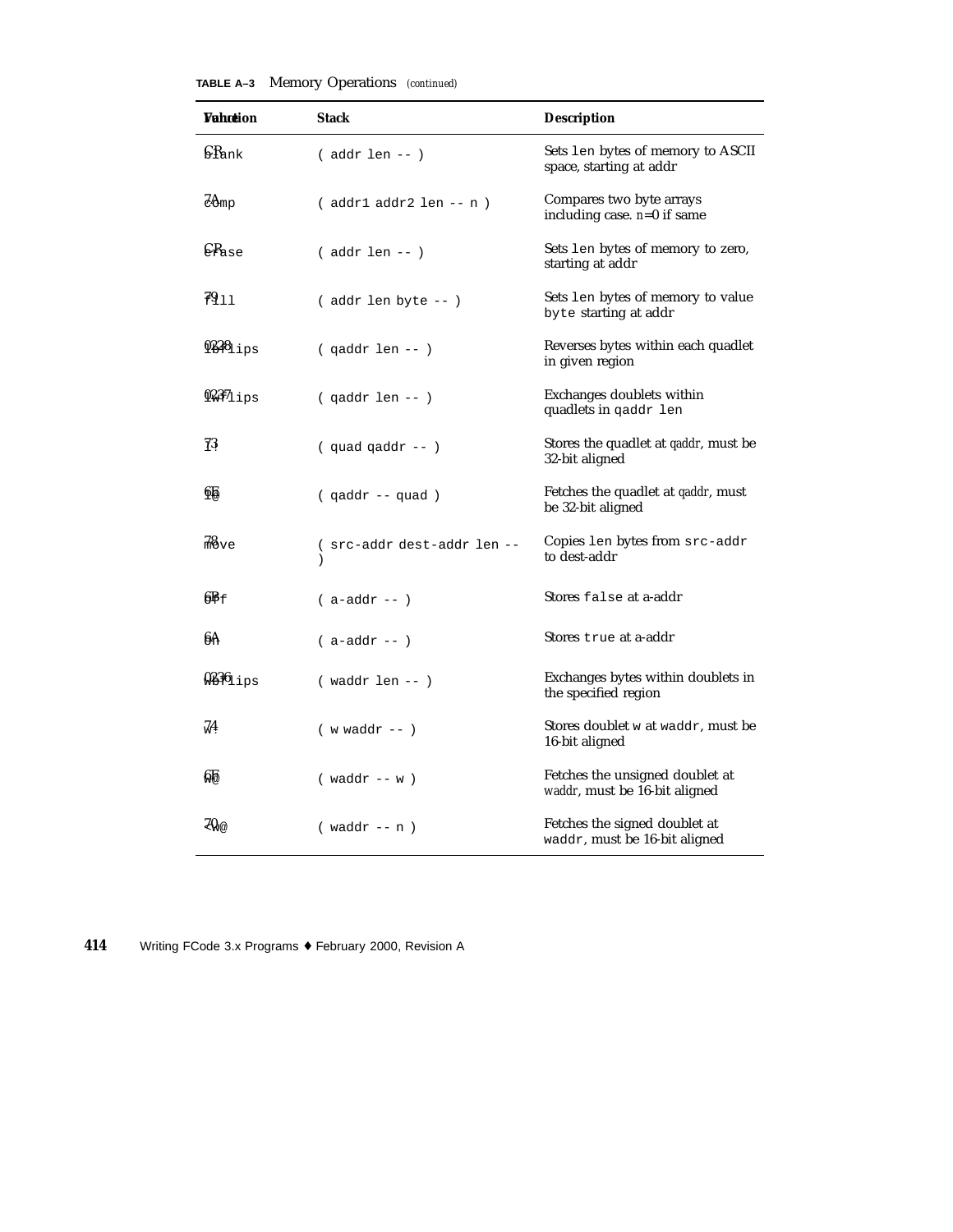**TABLE A–3** Memory Operations *(continued)*

| Value | Function | Stack | Description |
|---|---|---|---|
| CR | `blank` | `( addr len -- )` | Sets `len` bytes of memory to ASCII space, starting at addr |
| 7A | `comp` | `( addr1 addr2 len -- n )` | Compares two byte arrays including case. *n*=0 if same |
| CR | `erase` | `( addr len -- )` | Sets `len` bytes of memory to zero, starting at addr |
| 79 | `fill` | `( addr len byte -- )` | Sets `len` bytes of memory to value `byte` starting at addr |
| 0228 | `lbflips` | `( qaddr len -- )` | Reverses bytes within each quadlet in given region |
| 0237 | `lwflips` | `( qaddr len -- )` | Exchanges doublets within quadlets in `qaddr len` |
| 73 | `l!` | `( quad qaddr -- )` | Stores the quadlet at *qaddr*, must be 32-bit aligned |
| 6E | `l@` | `( qaddr -- quad )` | Fetches the quadlet at *qaddr*, must be 32-bit aligned |
| 78 | `move` | `( src-addr dest-addr len -- )` | Copies `len` bytes from `src-addr` to dest-addr |
| 6B | `off` | `( a-addr -- )` | Stores `false` at a-addr |
| 6A | `on` | `( a-addr -- )` | Stores `true` at a-addr |
| 0236 | `wbflips` | `( waddr len -- )` | Exchanges bytes within doublets in the specified region |
| 74 | `w!` | `( w waddr -- )` | Stores doublet `w` at `waddr`, must be 16-bit aligned |
| 6F | `w@` | `( waddr -- w )` | Fetches the unsigned doublet at *waddr*, must be 16-bit aligned |
| 70 | `<w@` | `( waddr -- n )` | Fetches the signed doublet at `waddr`, must be 16-bit aligned |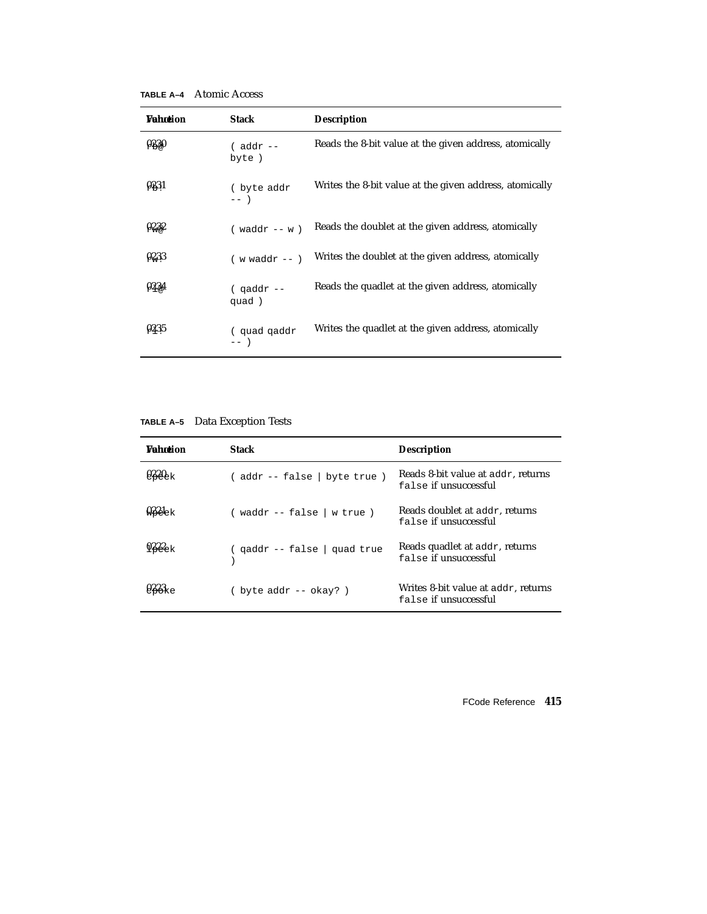**TABLE A–4** Atomic Access

| Value | Function | Stack | Description |
|---|---|---|---|
| 0230 | rb@ | ( addr -- byte ) | Reads the 8-bit value at the given address, atomically |
| 0231 | rb! | ( byte addr -- ) | Writes the 8-bit value at the given address, atomically |
| 0232 | rw@ | ( waddr -- w ) | Reads the doublet at the given address, atomically |
| 0233 | rw! | ( w waddr -- ) | Writes the doublet at the given address, atomically |
| 0234 | rl@ | ( qaddr -- quad ) | Reads the quadlet at the given address, atomically |
| 0235 | rl! | ( quad qaddr -- ) | Writes the quadlet at the given address, atomically |

**TABLE A–5** Data Exception Tests

| Value | Function | Stack | Description |
|---|---|---|---|
| 0220 | cpeek | ( addr -- false \| byte true ) | Reads 8-bit value at addr, returns false if unsuccessful |
| 0221 | wpeek | ( waddr -- false \| w true ) | Reads doublet at addr, returns false if unsuccessful |
| 0222 | lpeek | ( qaddr -- false \| quad true ) | Reads quadlet at addr, returns false if unsuccessful |
| 0223 | cpoke | ( byte addr -- okay? ) | Writes 8-bit value at addr, returns false if unsuccessful |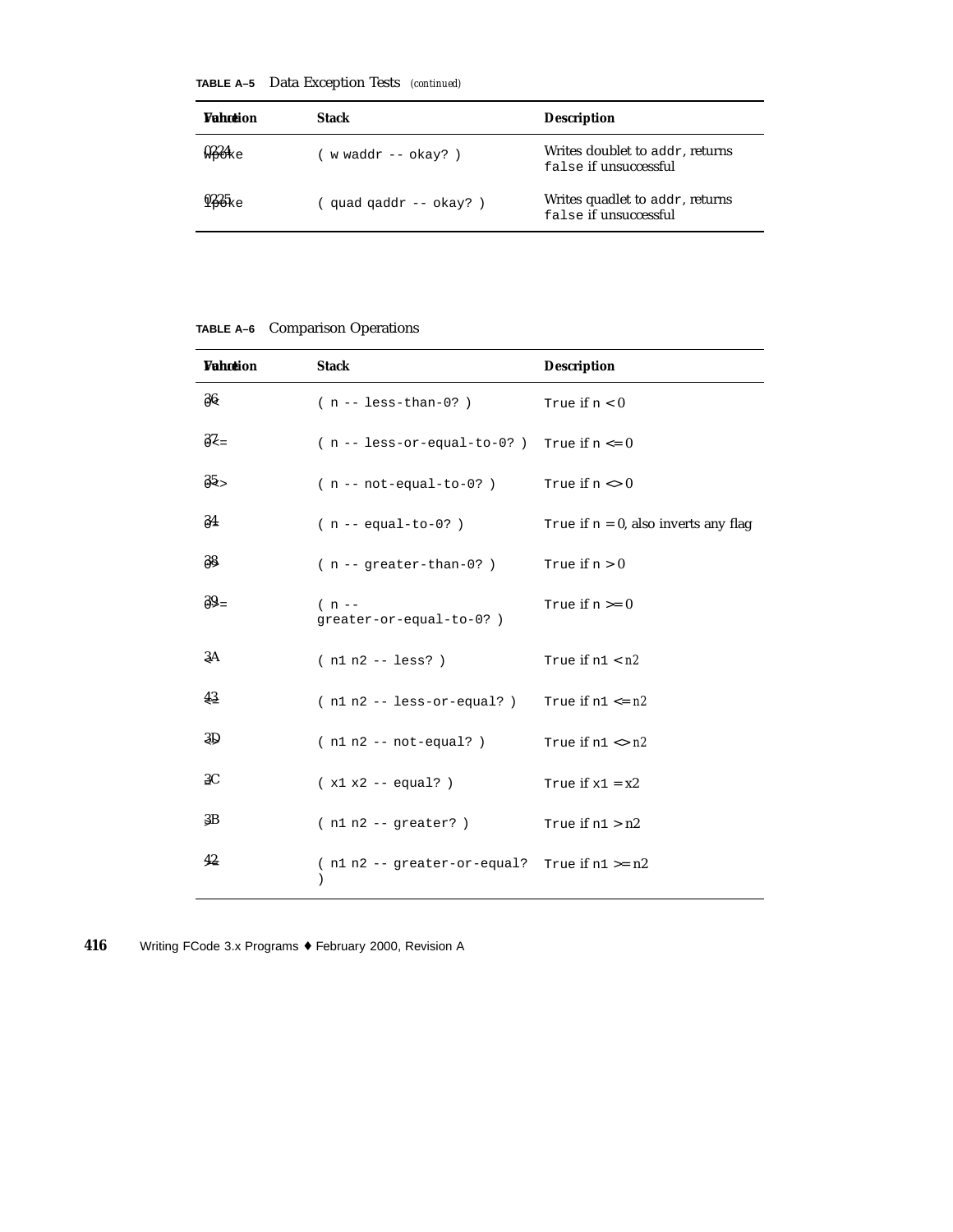**TABLE A–5** Data Exception Tests *(continued)*

| Value | Function | Stack | Description |
|---|---|---|---|
| 0224 | wpoke | ( w waddr -- okay? ) | Writes doublet to addr, returns false if unsuccessful |
| 0225 | lpoke | ( quad qaddr -- okay? ) | Writes quadlet to addr, returns false if unsuccessful |

**TABLE A–6** Comparison Operations

| Value | Function | Stack | Description |
|---|---|---|---|
| 36 | 0< | ( n -- less-than-0? ) | True if n < 0 |
| 37 | 0<= | ( n -- less-or-equal-to-0? ) | True if n <= 0 |
| 35 | 0<> | ( n -- not-equal-to-0? ) | True if n <> 0 |
| 34 | 0= | ( n -- equal-to-0? ) | True if n = 0, also inverts any flag |
| 38 | 0> | ( n -- greater-than-0? ) | True if n > 0 |
| 39 | 0>= | ( n -- greater-or-equal-to-0? ) | True if n >= 0 |
| 3A | < | ( n1 n2 -- less? ) | True if n1 < n2 |
| 43 | <= | ( n1 n2 -- less-or-equal? ) | True if n1 <= n2 |
| 3D | <> | ( n1 n2 -- not-equal? ) | True if n1 <> n2 |
| 3C | = | ( x1 x2 -- equal? ) | True if x1 = x2 |
| 3B | > | ( n1 n2 -- greater? ) | True if n1 > n2 |
| 42 | >= | ( n1 n2 -- greater-or-equal? ) | True if n1 >= n2 |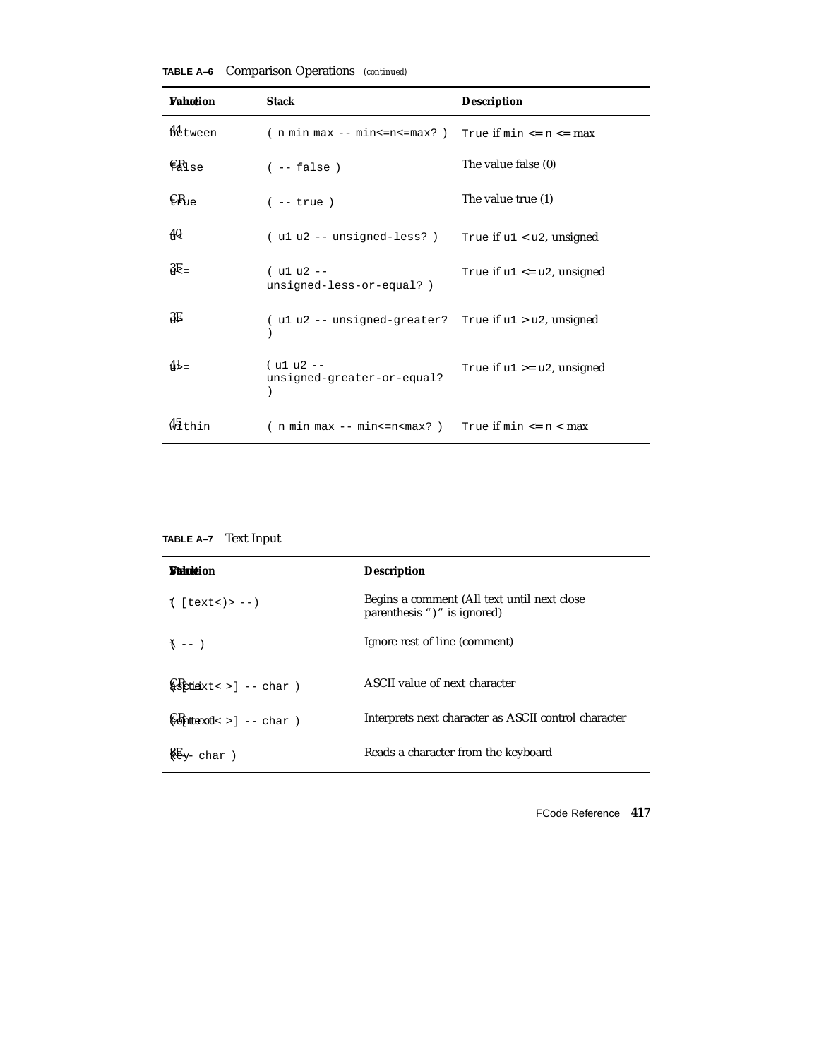**TABLE A–6** Comparison Operations *(continued)*

| Value | Function | Stack | Description |
|---|---|---|---|
| 44 | between | ( n min max -- min<=n<=max? ) | True if min <= n <= max |
| CR | false | ( -- false ) | The value false (0) |
| CR | true | ( -- true ) | The value true (1) |
| 40 | u< | ( u1 u2 -- unsigned-less? ) | True if u1 < u2, unsigned |
| 3F | u<= | ( u1 u2 -- unsigned-less-or-equal? ) | True if u1 <= u2, unsigned |
| 3E | u> | ( u1 u2 -- unsigned-greater? ) | True if u1 > u2, unsigned |
| 41 | u>= | ( u1 u2 -- unsigned-greater-or-equal? ) | True if u1 >= u2, unsigned |
| 45 | within | ( n min max -- min<=n<max? ) | True if min <= n < max |

**TABLE A–7** Text Input

| Value | Function | Stack | Description |
|---|---|---|---|
| | ( | [text<)> --) | Begins a comment (All text until next close parenthesis ")" is ignored) |
| | \ | ( -- ) | Ignore rest of line (comment) |
| CR | ascii | ( [text< >] -- char ) | ASCII value of next character |
| CR | control | ( [text< >] -- char ) | Interprets next character as ASCII control character |
| 8E | key | ( -- char ) | Reads a character from the keyboard |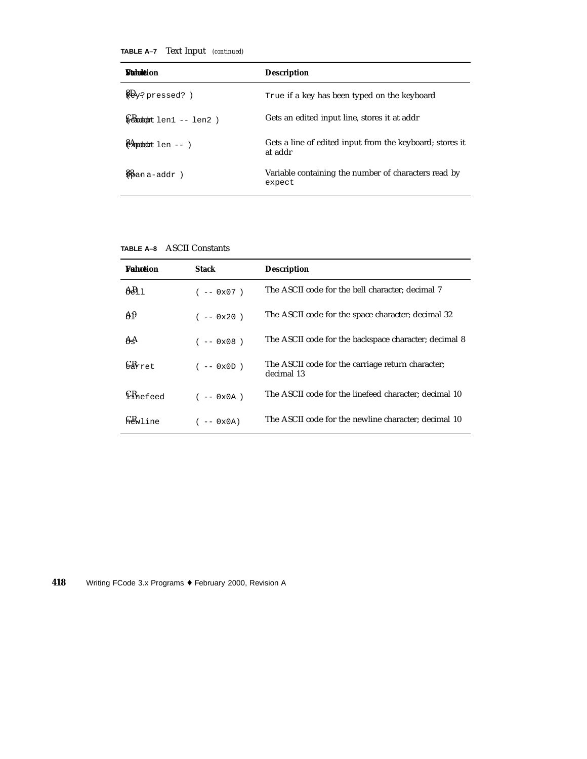**TABLE A–7** Text Input *(continued)*

| Value | Function | Stack | Description |
|---|---|---|---|
| 8D | key? | ( -- pressed? ) | True if a key has been typed on the keyboard |
| CB | accept | ( addr len1 -- len2 ) | Gets an edited input line, stores it at addr |
| 8A | expect | ( addr len -- ) | Gets a line of edited input from the keyboard; stores it at addr |
| 88 | span | ( -- a-addr ) | Variable containing the number of characters read by expect |

**TABLE A–8** ASCII Constants

| Value | Function | Stack | Description |
|---|---|---|---|
| AB | bell | ( -- 0x07 ) | The ASCII code for the bell character; decimal 7 |
| A9 | bl | ( -- 0x20 ) | The ASCII code for the space character; decimal 32 |
| AA | bs | ( -- 0x08 ) | The ASCII code for the backspace character; decimal 8 |
| CR | carret | ( -- 0x0D ) | The ASCII code for the carriage return character; decimal 13 |
| CR | linefeed | ( -- 0x0A ) | The ASCII code for the linefeed character; decimal 10 |
| CR | newline | ( -- 0x0A) | The ASCII code for the newline character; decimal 10 |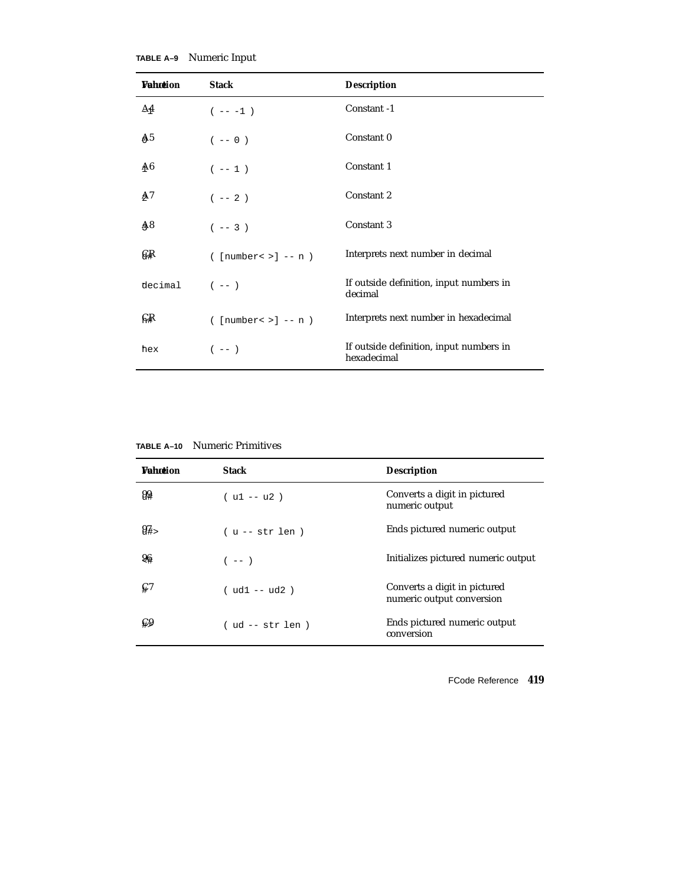**TABLE A–9** Numeric Input

| Function | Value | Stack | Description |
|---|---|---|---|
| -1 | A4 | ( -- -1 ) | Constant -1 |
| 0 | A5 | ( -- 0 ) | Constant 0 |
| 1 | A6 | ( -- 1 ) | Constant 1 |
| 2 | A7 | ( -- 2 ) | Constant 2 |
| 3 | A8 | ( -- 3 ) | Constant 3 |
| d# | | ( [number< >] -- n ) | Interprets next number in decimal |
| decimal | | ( -- ) | If outside definition, input numbers in decimal |
| h# | | ( [number< >] -- n ) | Interprets next number in hexadecimal |
| hex | | ( -- ) | If outside definition, input numbers in hexadecimal |

**TABLE A–10** Numeric Primitives

| Function | Value | Stack | Description |
|---|---|---|---|
| u# | 99 | ( u1 -- u2 ) | Converts a digit in pictured numeric output |
| u#> | 97 | ( u -- str len ) | Ends pictured numeric output |
| <# | 96 | ( -- ) | Initializes pictured numeric output |
| # | C7 | ( ud1 -- ud2 ) | Converts a digit in pictured numeric output conversion |
| #> | C9 | ( ud -- str len ) | Ends pictured numeric output conversion |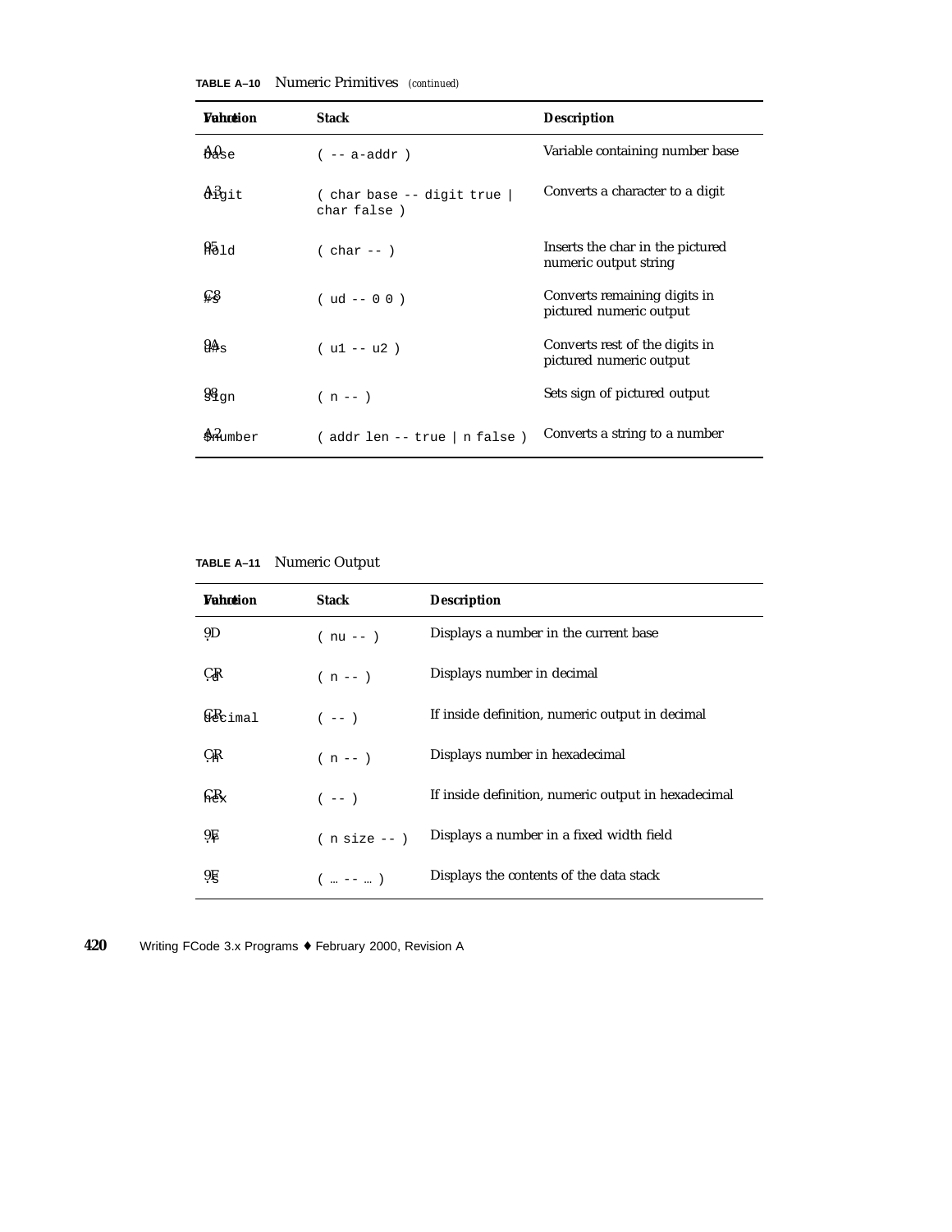**TABLE A–10** Numeric Primitives *(continued)*

| Value | Function | Stack | Description |
|---|---|---|---|
| A0 | `base` | `( -- a-addr )` | Variable containing number base |
| A3 | `digit` | `( char base -- digit true \| char false )` | Converts a character to a digit |
| 95 | `hold` | `( char -- )` | Inserts the char in the pictured numeric output string |
| C8 | `#s` | `( ud -- 0 0 )` | Converts remaining digits in pictured numeric output |
| 9A | `u#s` | `( u1 -- u2 )` | Converts rest of the digits in pictured numeric output |
| 98 | `sign` | `( n -- )` | Sets sign of pictured output |
| A2 | `$number` | `( addr len -- true \| n false )` | Converts a string to a number |

**TABLE A–11** Numeric Output

| Value | Function | Stack | Description |
|---|---|---|---|
| 9D | `.` | `( nu -- )` | Displays a number in the current base |
| CR | `.d` | `( n -- )` | Displays number in decimal |
| CR | `decimal` | `( -- )` | If inside definition, numeric output in decimal |
| CR | `.h` | `( n -- )` | Displays number in hexadecimal |
| CR | `hex` | `( -- )` | If inside definition, numeric output in hexadecimal |
| 9E | `.r` | `( n size -- )` | Displays a number in a fixed width field |
| 9F | `.s` | `( … -- … )` | Displays the contents of the data stack |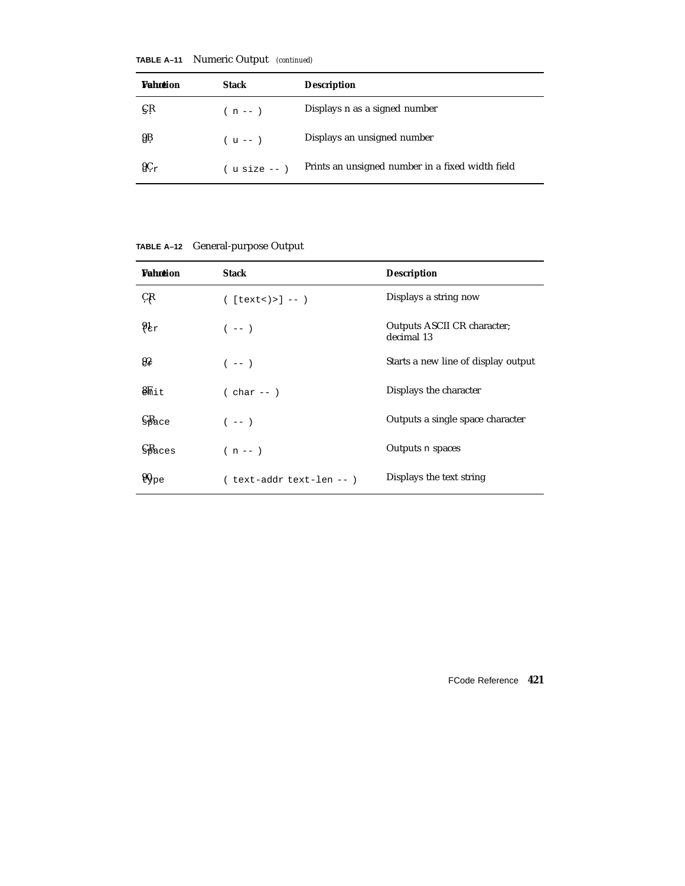**TABLE A–11** Numeric Output *(continued)*

| Function | Value | Stack | Description |
|---|---|---|---|
| `s.` | CR | `( n -- )` | Displays n as a signed number |
| `u.` | 9B | `( u -- )` | Displays an unsigned number |
| `u.r` | 9C | `( u size -- )` | Prints an unsigned number in a fixed width field |

**TABLE A–12** General-purpose Output

| Function | Value | Stack | Description |
|---|---|---|---|
| `.(` | CR | `( [text<)>] -- )` | Displays a string now |
| `(cr` | 91 | `( -- )` | Outputs ASCII CR character; decimal 13 |
| `cr` | 92 | `( -- )` | Starts a new line of display output |
| `emit` | 8F | `( char -- )` | Displays the character |
| `space` | CR | `( -- )` | Outputs a single space character |
| `spaces` | CR | `( n -- )` | Outputs n spaces |
| `type` | 90 | `( text-addr text-len -- )` | Displays the text string |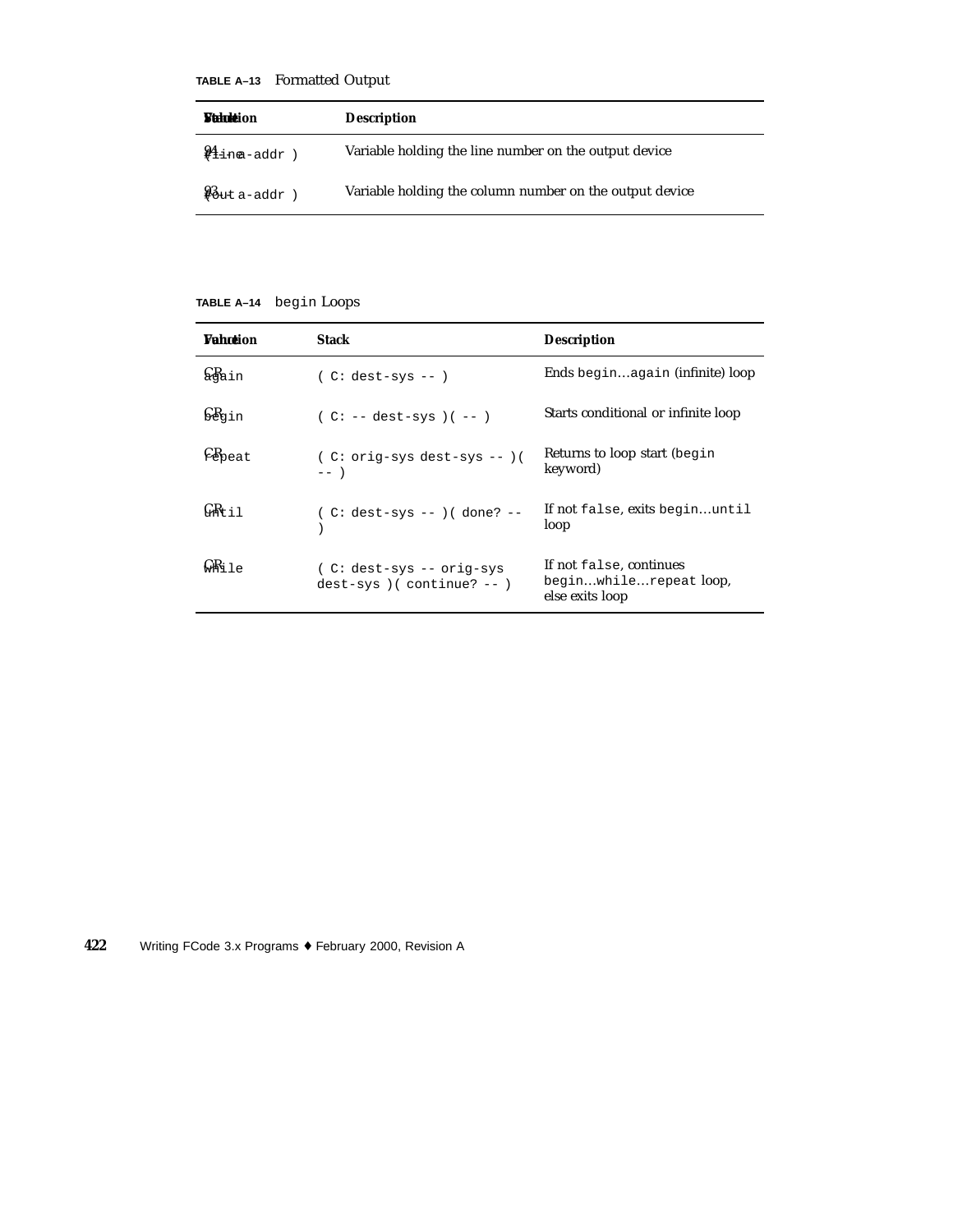**TABLE A–13** Formatted Output

| Value | Function | Stack | Description |
| --- | --- | --- | --- |
| 94 | #line | ( -- a-addr ) | Variable holding the line number on the output device |
| 93 | #out | ( -- a-addr ) | Variable holding the column number on the output device |

**TABLE A–14** `begin` Loops

| Value | Function | Stack | Description |
| --- | --- | --- | --- |
| CR | `again` | `( C: dest-sys -- )` | Ends `begin`...`again` (infinite) loop |
| CR | `begin` | `( C: -- dest-sys )( -- )` | Starts conditional or infinite loop |
| CR | `repeat` | `( C: orig-sys dest-sys -- )( -- )` | Returns to loop start (`begin` keyword) |
| CR | `until` | `( C: dest-sys -- )( done? -- )` | If not `false`, exits `begin`...`until` loop |
| CR | `while` | `( C: dest-sys -- orig-sys dest-sys )( continue? -- )` | If not `false`, continues `begin`...`while`...`repeat` loop, else exits loop |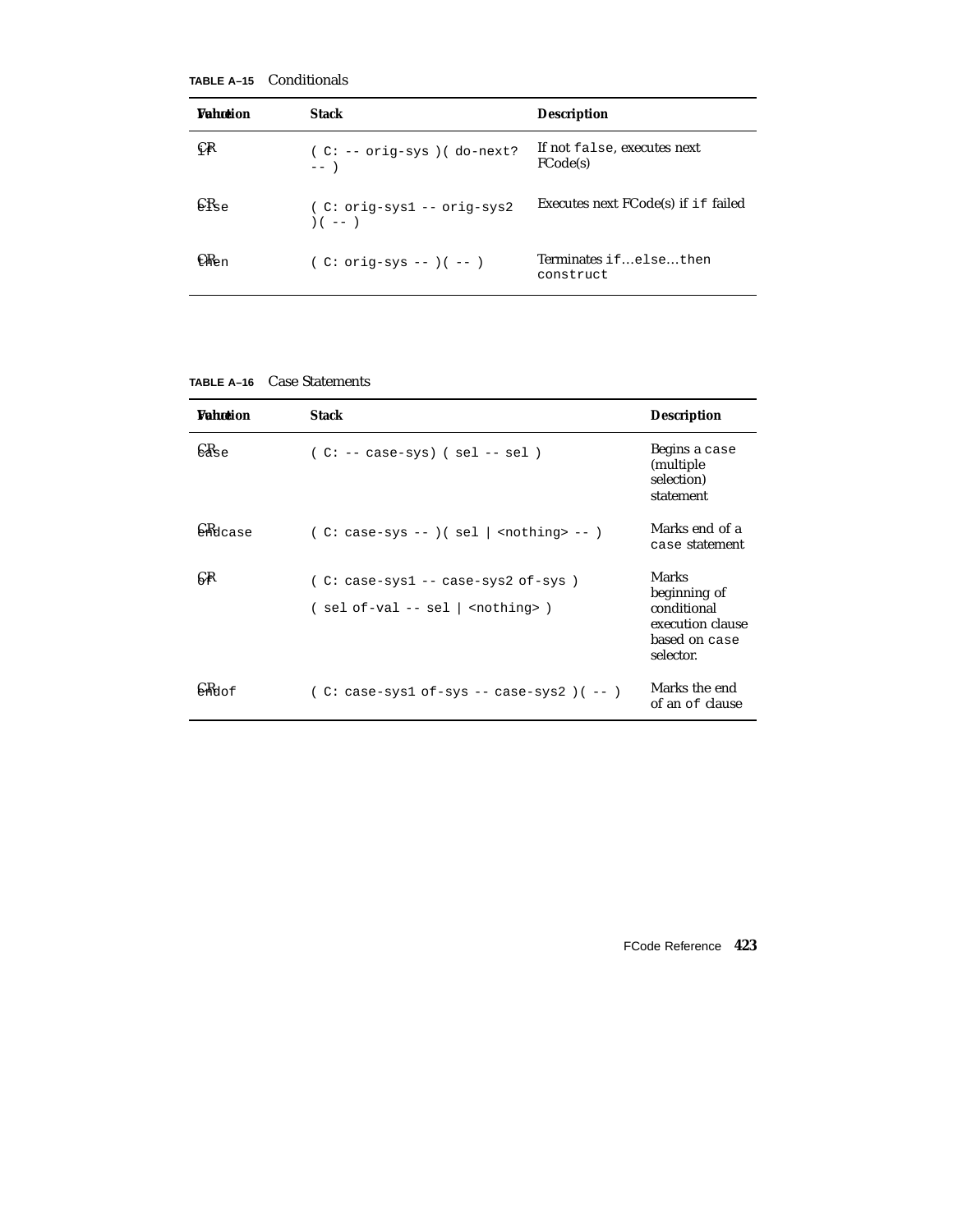**TABLE A–15** Conditionals

| Function | Value | Stack | Description |
|---|---|---|---|
| if | CR | ( C: -- orig-sys )( do-next? -- ) | If not false, executes next FCode(s) |
| else | CR | ( C: orig-sys1 -- orig-sys2 )( -- ) | Executes next FCode(s) if if failed |
| then | CR | ( C: orig-sys -- )( -- ) | Terminates if…else…then construct |

**TABLE A–16** Case Statements

| Function | Value | Stack | Description |
|---|---|---|---|
| case | CR | ( C: -- case-sys) ( sel -- sel ) | Begins a case (multiple selection) statement |
| endcase | CR | ( C: case-sys -- )( sel \| <nothing> -- ) | Marks end of a case statement |
| of | CR | ( C: case-sys1 -- case-sys2 of-sys ) ( sel of-val -- sel \| <nothing> ) | Marks beginning of conditional execution clause based on case selector. |
| endof | CR | ( C: case-sys1 of-sys -- case-sys2 )( -- ) | Marks the end of an of clause |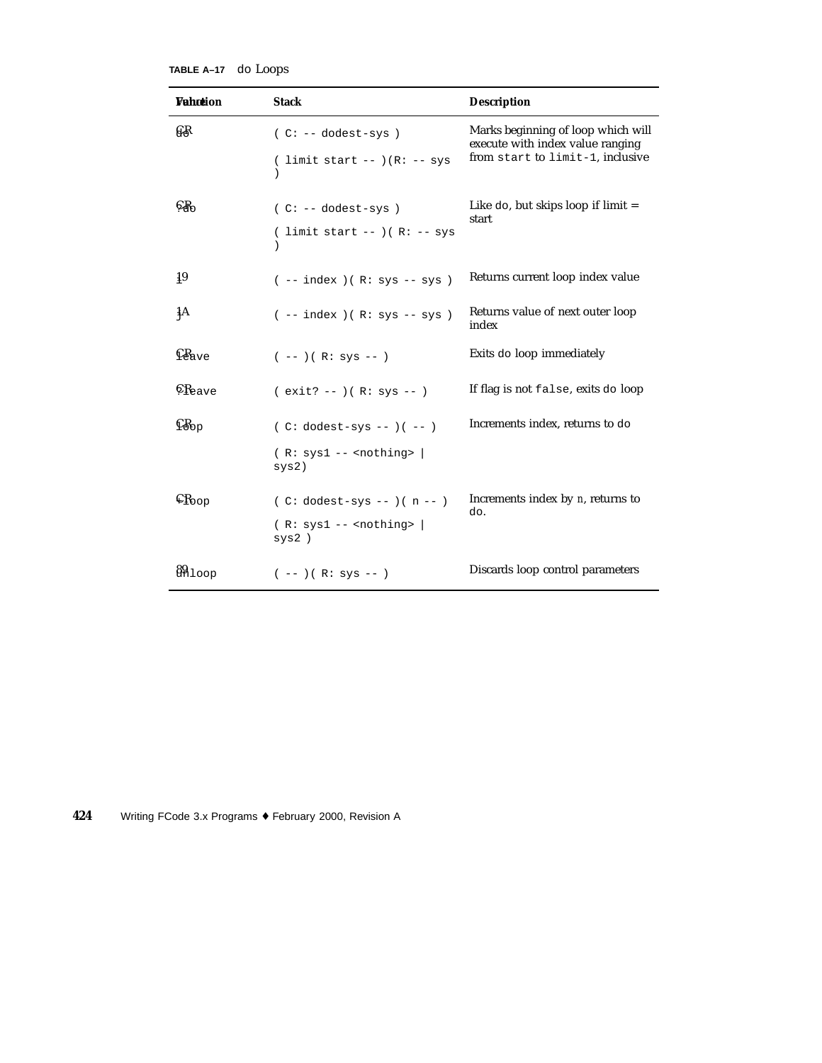**TABLE A–17** do Loops

| Value | Function | Stack | Description |
|---|---|---|---|
| CR | do | ( C: -- dodest-sys ) ( limit start -- )(R: -- sys ) | Marks beginning of loop which will execute with index value ranging from start to limit-1, inclusive |
| CR | ?do | ( C: -- dodest-sys ) ( limit start -- )( R: -- sys ) | Like do, but skips loop if limit = start |
| 19 | i | ( -- index )( R: sys -- sys ) | Returns current loop index value |
| 1A | j | ( -- index )( R: sys -- sys ) | Returns value of next outer loop index |
| CR | leave | ( -- )( R: sys -- ) | Exits do loop immediately |
| CR | ?leave | ( exit? -- )( R: sys -- ) | If flag is not false, exits do loop |
| CR | loop | ( C: dodest-sys -- )( -- ) ( R: sys1 -- <nothing> \| sys2) | Increments index, returns to do |
| CR | +loop | ( C: dodest-sys -- )( n -- ) ( R: sys1 -- <nothing> \| sys2 ) | Increments index by n, returns to do. |
| 89 | unloop | ( -- )( R: sys -- ) | Discards loop control parameters |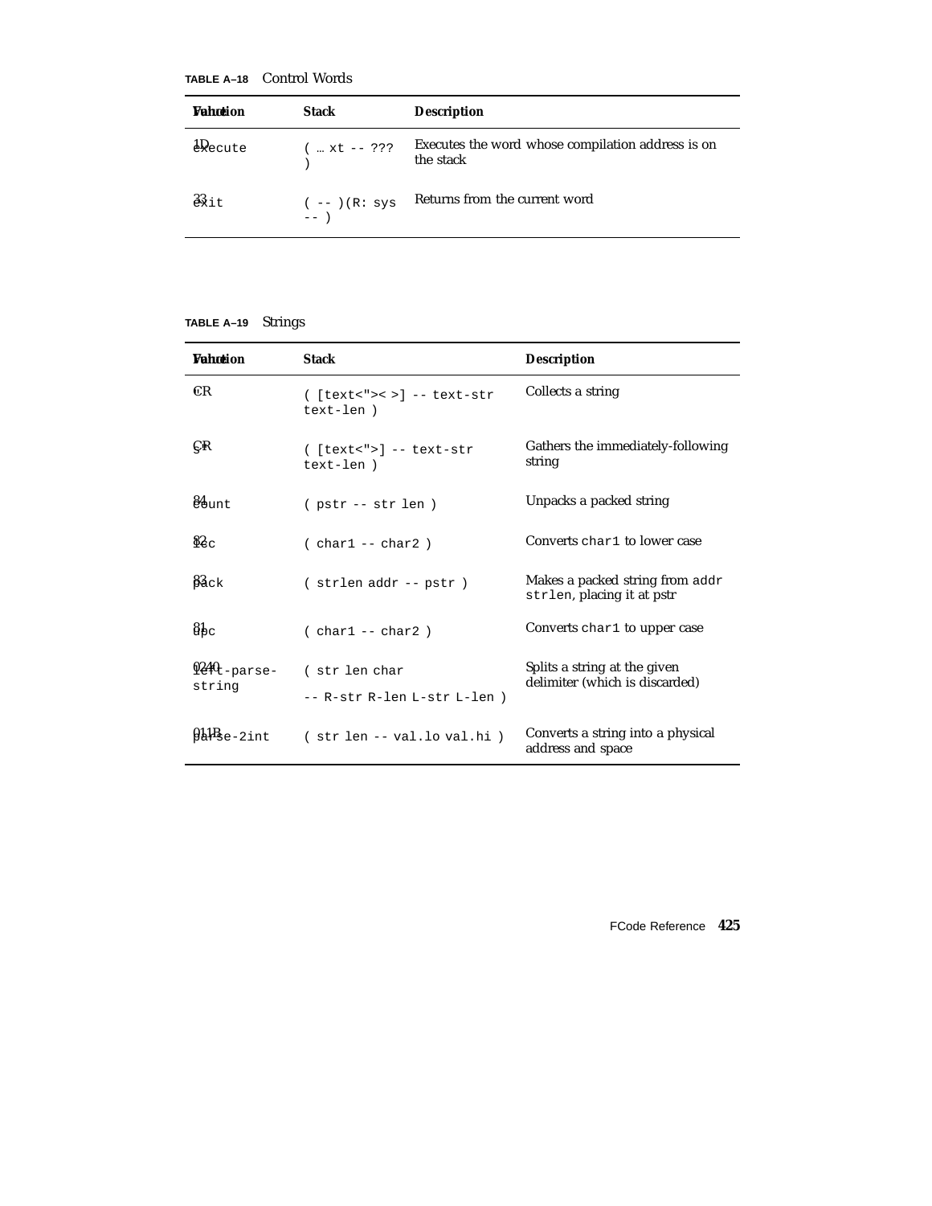**TABLE A–18** Control Words

| Value | Function | Stack | Description |
|---|---|---|---|
| 1D | execute | ( … xt -- ??? ) | Executes the word whose compilation address is on the stack |
| 33 | exit | ( -- )(R: sys -- ) | Returns from the current word |

**TABLE A–19** Strings

| Value | Function | Stack | Description |
|---|---|---|---|
| C | " | ( [text<"><  >] -- text-str text-len ) | Collects a string |
| C | s" | ( [text<">] -- text-str text-len ) | Gathers the immediately-following string |
| 84 | count | ( pstr -- str len ) | Unpacks a packed string |
| 82 | lcc | ( char1 -- char2 ) | Converts char1 to lower case |
| 83 | pack | ( strlen addr -- pstr ) | Makes a packed string from addr strlen, placing it at pstr |
| 81 | upc | ( char1 -- char2 ) | Converts char1 to upper case |
| 0240 | left-parse-string | ( str len char -- R-str R-len L-str L-len ) | Splits a string at the given delimiter (which is discarded) |
| 011B | parse-2int | ( str len -- val.lo val.hi ) | Converts a string into a physical address and space |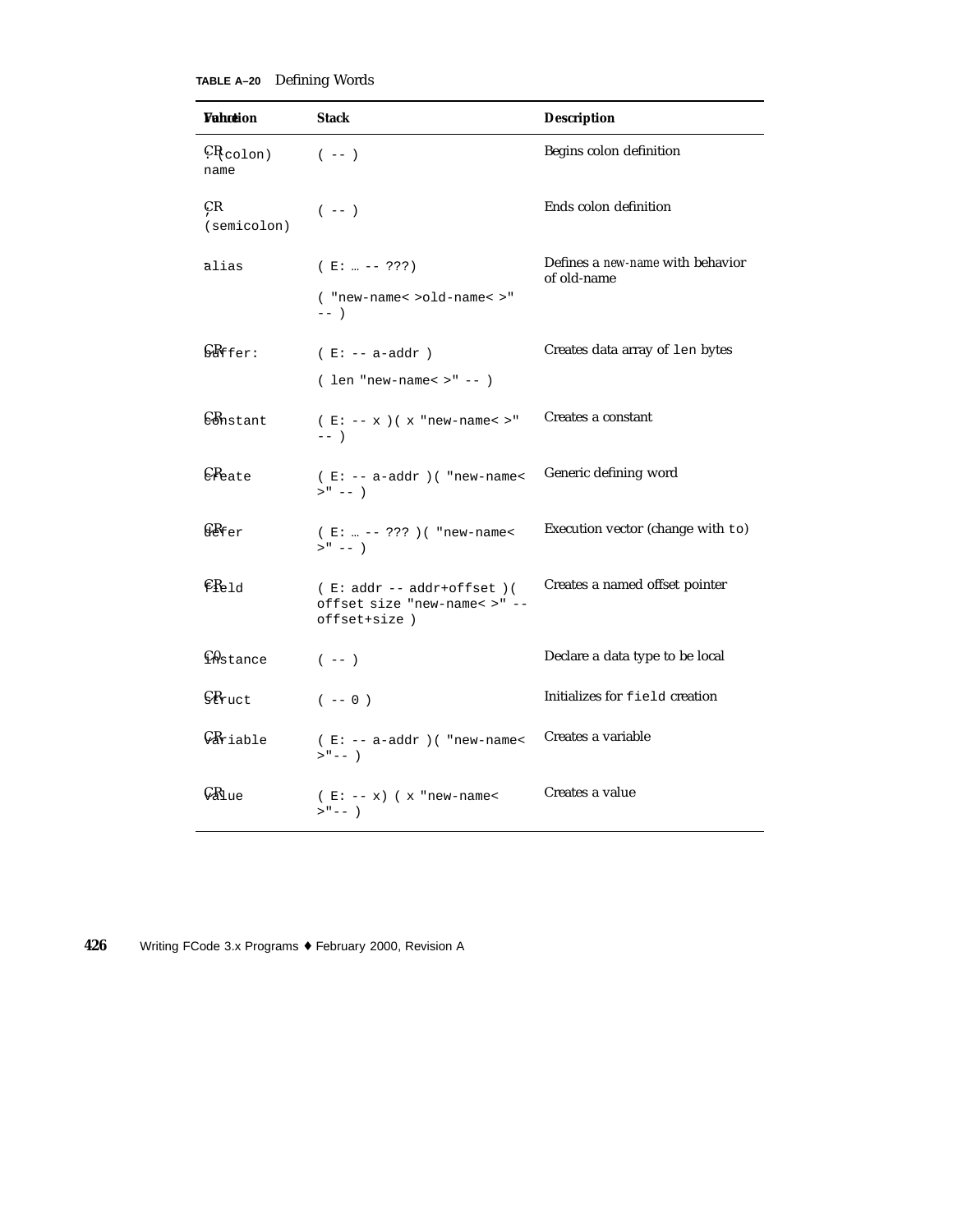**TABLE A–20** Defining Words

| Value Function | Stack | Description |
|---|---|---|
| CR : (colon) name | ( -- ) | Begins colon definition |
| CR ; (semicolon) | ( -- ) | Ends colon definition |
| alias | ( E: … -- ???)<br>( "new-name< >old-name< >" -- ) | Defines a *new-name* with behavior of old-name |
| CR buffer: | ( E: -- a-addr )<br>( len "new-name< >" -- ) | Creates data array of `len` bytes |
| CR constant | ( E: -- x )( x "new-name< >" -- ) | Creates a constant |
| CR create | ( E: -- a-addr )( "new-name< >" -- ) | Generic defining word |
| CR defer | ( E: … -- ??? )( "new-name< >" -- ) | Execution vector (change with `to`) |
| CR field | ( E: addr -- addr+offset )( offset size "new-name< >" -- offset+size ) | Creates a named offset pointer |
| C0 instance | ( -- ) | Declare a data type to be local |
| CR struct | ( -- 0 ) | Initializes for `field` creation |
| CR variable | ( E: -- a-addr )( "new-name< >"-- ) | Creates a variable |
| CR value | ( E: -- x) ( x "new-name< >"-- ) | Creates a value |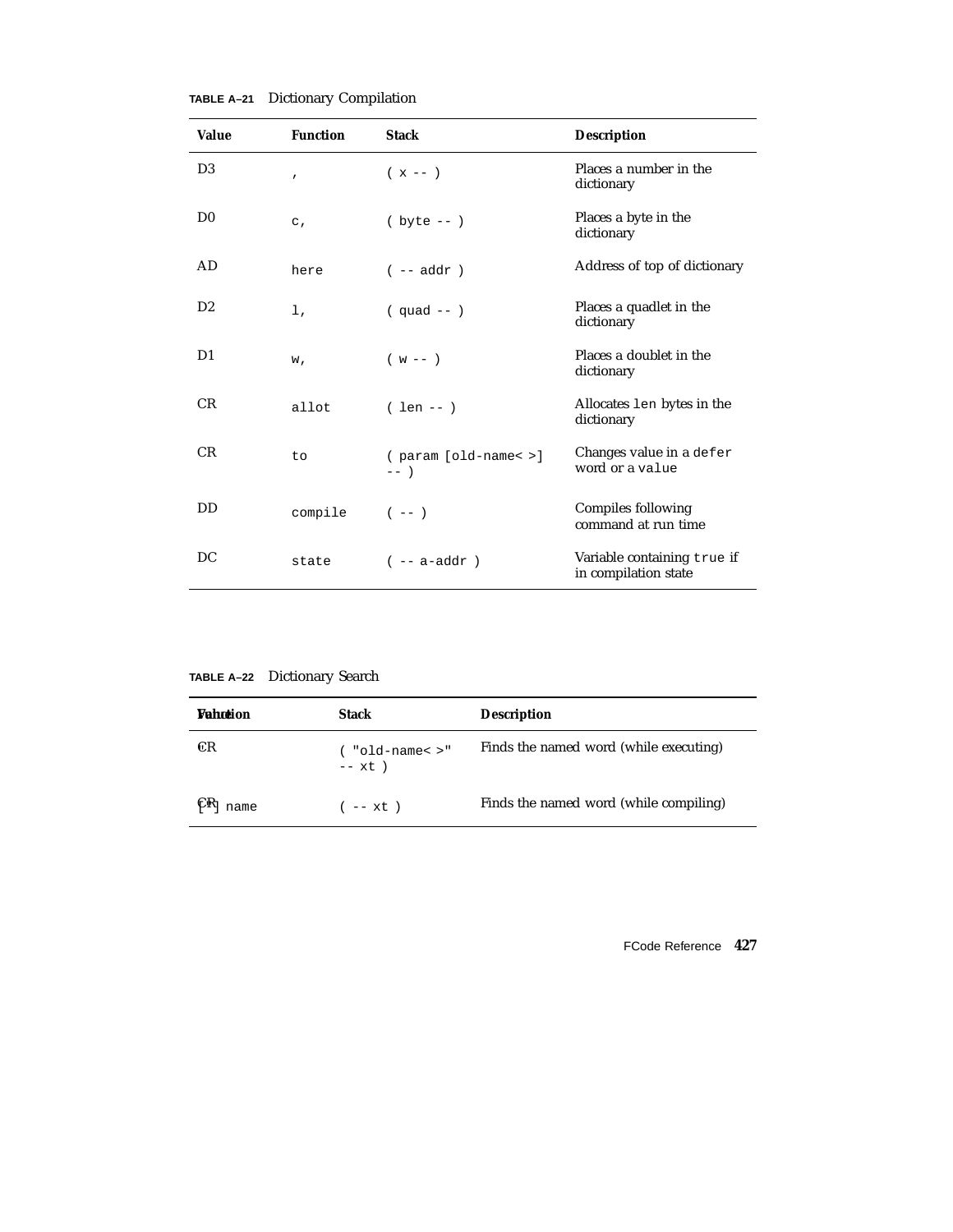**TABLE A–21** Dictionary Compilation

| Value | Function | Stack | Description |
|---|---|---|---|
| D3 | `,` | `( x -- )` | Places a number in the dictionary |
| D0 | `c,` | `( byte -- )` | Places a byte in the dictionary |
| AD | `here` | `( -- addr )` | Address of top of dictionary |
| D2 | `l,` | `( quad -- )` | Places a quadlet in the dictionary |
| D1 | `w,` | `( w -- )` | Places a doublet in the dictionary |
| CR | `allot` | `( len -- )` | Allocates `len` bytes in the dictionary |
| CR | `to` | `( param [old-name< >] -- )` | Changes value in a `defer` word or a `value` |
| DD | `compile` | `( -- )` | Compiles following command at run time |
| DC | `state` | `( -- a-addr )` | Variable containing `true` if in compilation state |

**TABLE A–22** Dictionary Search

| Value | Function | Stack | Description |
|---|---|---|---|
| CR | `'` | `( "old-name< >" -- xt )` | Finds the named word (while executing) |
| CR | `['] name` | `( -- xt )` | Finds the named word (while compiling) |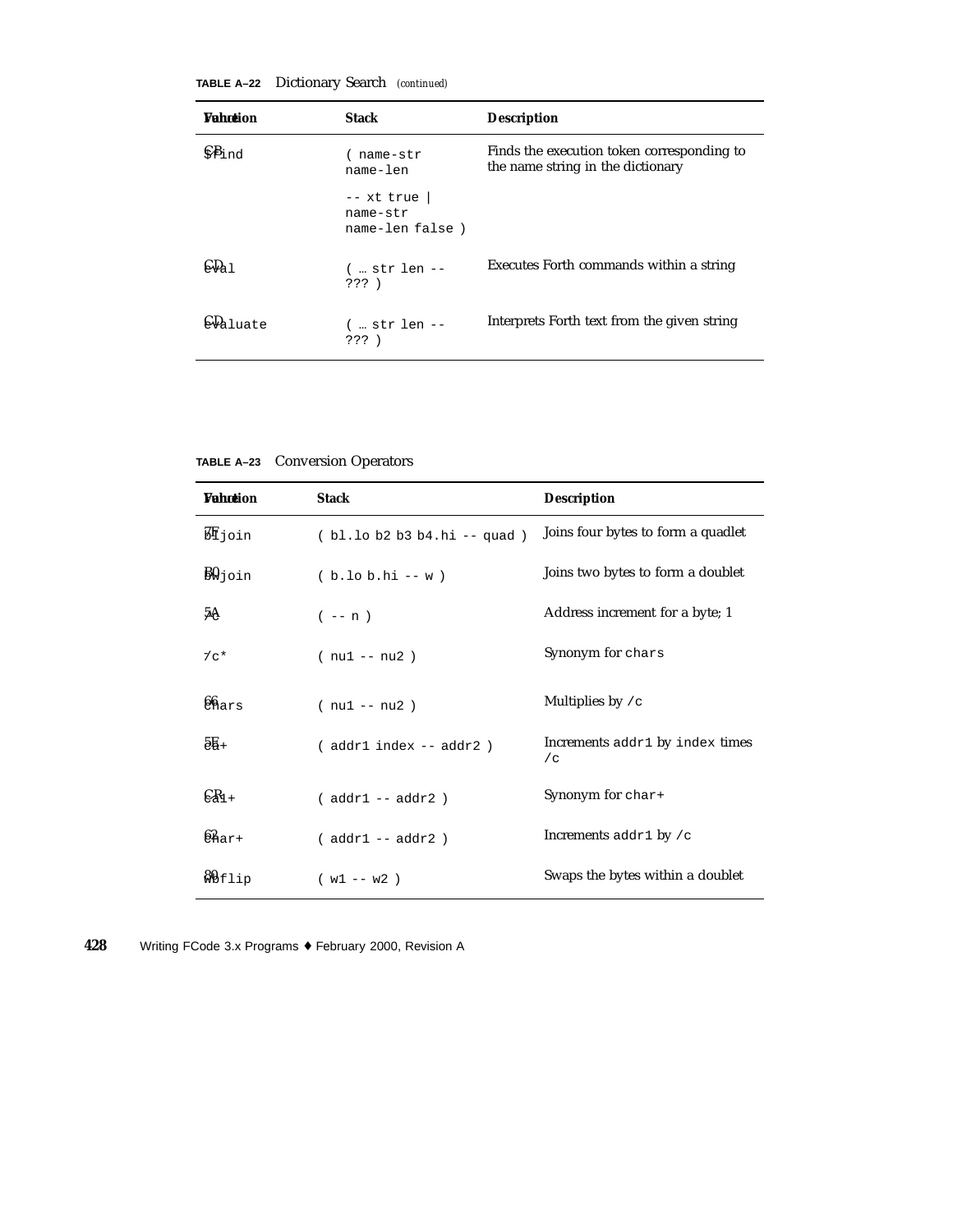**TABLE A–22** Dictionary Search *(continued)*

| Value | Function | Stack | Description |
|---|---|---|---|
| CB | `$find` | `( name-str name-len -- xt true \| name-str name-len false )` | Finds the execution token corresponding to the name string in the dictionary |
| CD | `eval` | `( … str len -- ??? )` | Executes Forth commands within a string |
| CD | `evaluate` | `( … str len -- ??? )` | Interprets Forth text from the given string |

**TABLE A–23** Conversion Operators

| Value | Function | Stack | Description |
|---|---|---|---|
| 7F | `bljoin` | `( bl.lo b2 b3 b4.hi -- quad )` | Joins four bytes to form a quadlet |
| B0 | `bwjoin` | `( b.lo b.hi -- w )` | Joins two bytes to form a doublet |
| 5A | `/c` | `( -- n )` | Address increment for a byte; 1 |
| | `/c*` | `( nu1 -- nu2 )` | Synonym for `chars` |
| 66 | `chars` | `( nu1 -- nu2 )` | Multiplies by `/c` |
| 5E | `ca+` | `( addr1 index -- addr2 )` | Increments `addr1` by `index` times `/c` |
| 62 | `ca1+` | `( addr1 -- addr2 )` | Synonym for `char+` |
| 62 | `char+` | `( addr1 -- addr2 )` | Increments `addr1` by `/c` |
| 80 | `wbflip` | `( w1 -- w2 )` | Swaps the bytes within a doublet |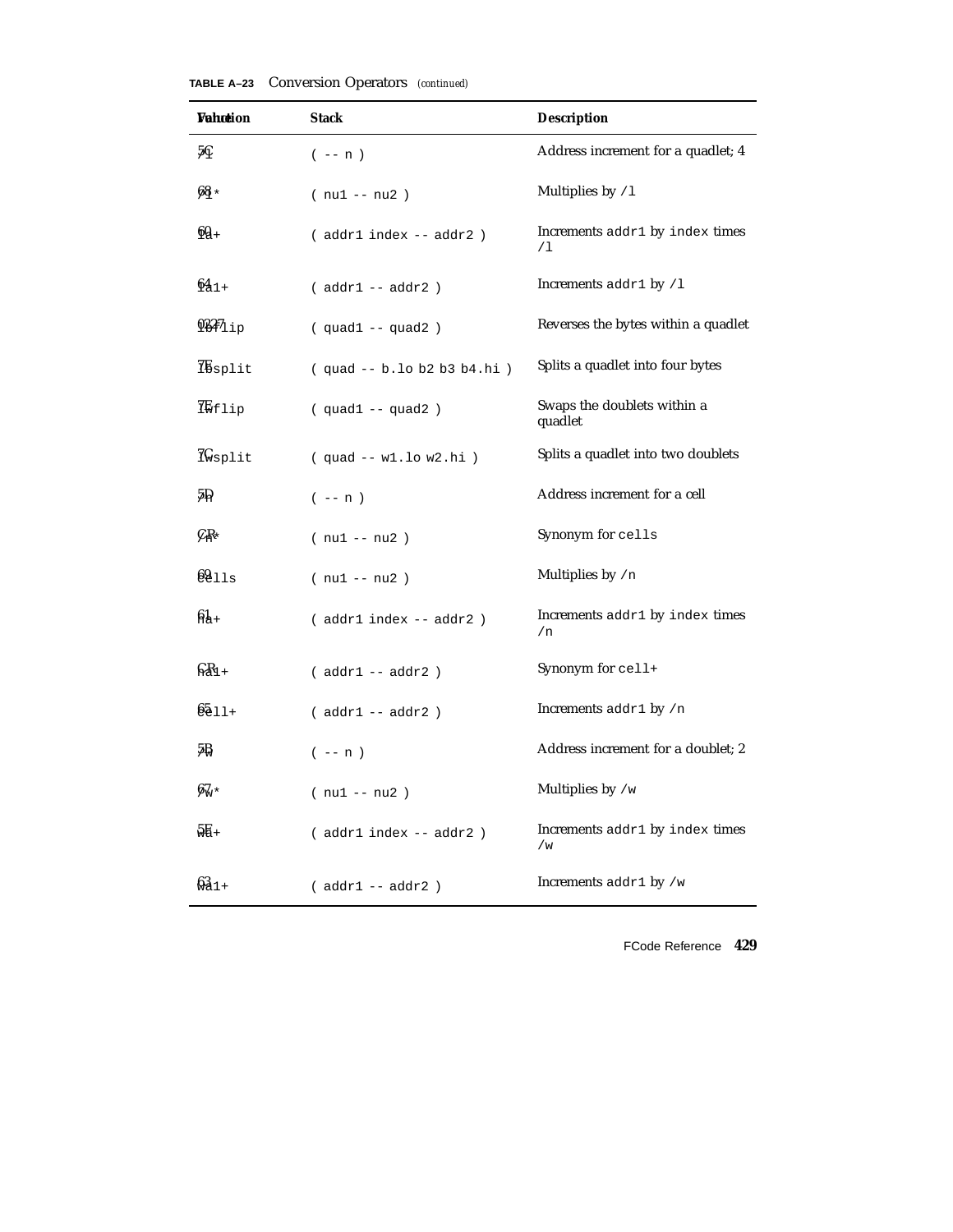**TABLE A–23** Conversion Operators *(continued)*

| Function | Value | Stack | Description |
|---|---|---|---|
| /l | 5C | ( -- n ) | Address increment for a quadlet; 4 |
| /l* | 68 | ( nu1 -- nu2 ) | Multiplies by /l |
| la+ | 60 | ( addr1 index -- addr2 ) | Increments addr1 by index times /l |
| la1+ | 64 | ( addr1 -- addr2 ) | Increments addr1 by /l |
| lbflip | 0227 | ( quad1 -- quad2 ) | Reverses the bytes within a quadlet |
| lbsplit | 7E | ( quad -- b.lo b2 b3 b4.hi ) | Splits a quadlet into four bytes |
| lwflip | 7E | ( quad1 -- quad2 ) | Swaps the doublets within a quadlet |
| lwsplit | 7C | ( quad -- w1.lo w2.hi ) | Splits a quadlet into two doublets |
| /n | 5D | ( -- n ) | Address increment for a cell |
| /n* | CR | ( nu1 -- nu2 ) | Synonym for cells |
| cells | 69 | ( nu1 -- nu2 ) | Multiplies by /n |
| na+ | 61 | ( addr1 index -- addr2 ) | Increments addr1 by index times /n |
| na1+ | CR | ( addr1 -- addr2 ) | Synonym for cell+ |
| cell+ | 65 | ( addr1 -- addr2 ) | Increments addr1 by /n |
| /w | 5B | ( -- n ) | Address increment for a doublet; 2 |
| /w* | 67 | ( nu1 -- nu2 ) | Multiplies by /w |
| wa+ | 5F | ( addr1 index -- addr2 ) | Increments addr1 by index times /w |
| wa1+ | 63 | ( addr1 -- addr2 ) | Increments addr1 by /w |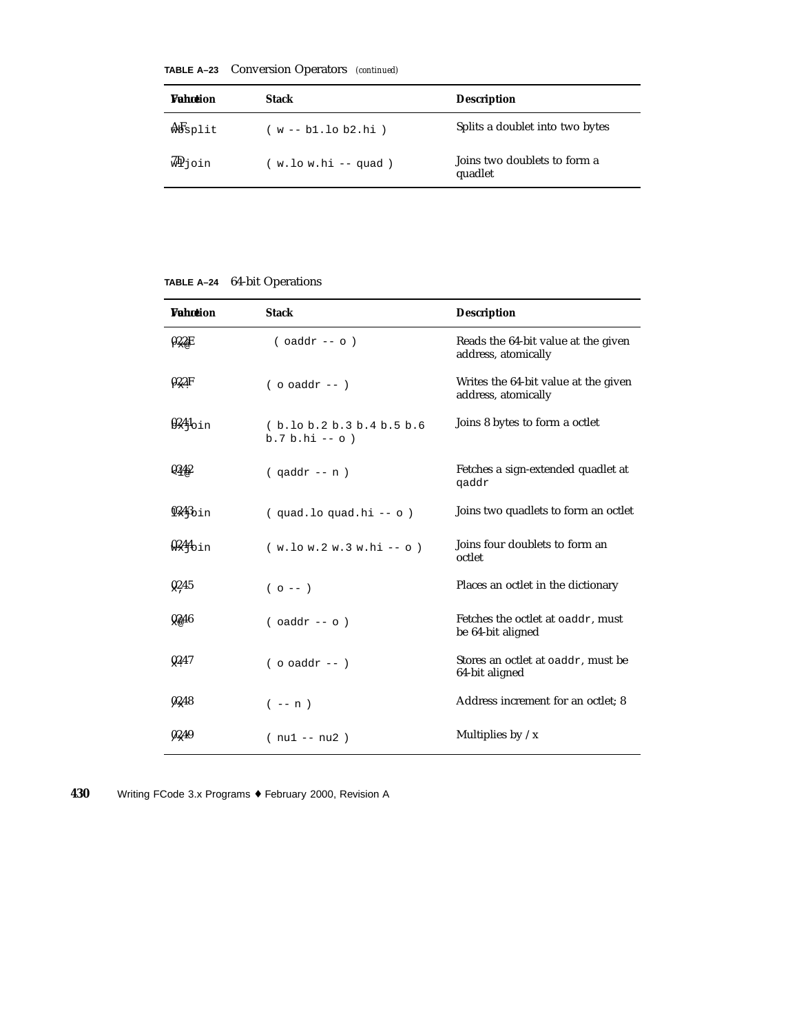**TABLE A–23** Conversion Operators *(continued)*

| Value | Function | Stack | Description |
|---|---|---|---|
| AF | `wbsplit` | `( w -- b1.lo b2.hi )` | Splits a doublet into two bytes |
| 7D | `wljoin` | `( w.lo w.hi -- quad )` | Joins two doublets to form a quadlet |

**TABLE A–24** 64-bit Operations

| Value | Function | Stack | Description |
|---|---|---|---|
| 022E | `rx@` | `( oaddr -- o )` | Reads the 64-bit value at the given address, atomically |
| 022F | `rx!` | `( o oaddr -- )` | Writes the 64-bit value at the given address, atomically |
| 0241 | `bxjoin` | `( b.lo b.2 b.3 b.4 b.5 b.6 b.7 b.hi -- o )` | Joins 8 bytes to form a octlet |
| 0242 | `<l@` | `( qaddr -- n )` | Fetches a sign-extended quadlet at `qaddr` |
| 0243 | `lxjoin` | `( quad.lo quad.hi -- o )` | Joins two quadlets to form an octlet |
| 0244 | `wxjoin` | `( w.lo w.2 w.3 w.hi -- o )` | Joins four doublets to form an octlet |
| 0245 | `x,` | `( o -- )` | Places an octlet in the dictionary |
| 0246 | `x@` | `( oaddr -- o )` | Fetches the octlet at `oaddr`, must be 64-bit aligned |
| 0247 | `x!` | `( o oaddr -- )` | Stores an octlet at `oaddr`, must be 64-bit aligned |
| 0248 | `/x` | `( -- n )` | Address increment for an octlet; 8 |
| 0249 | `/x*` | `( nu1 -- nu2 )` | Multiplies by /x |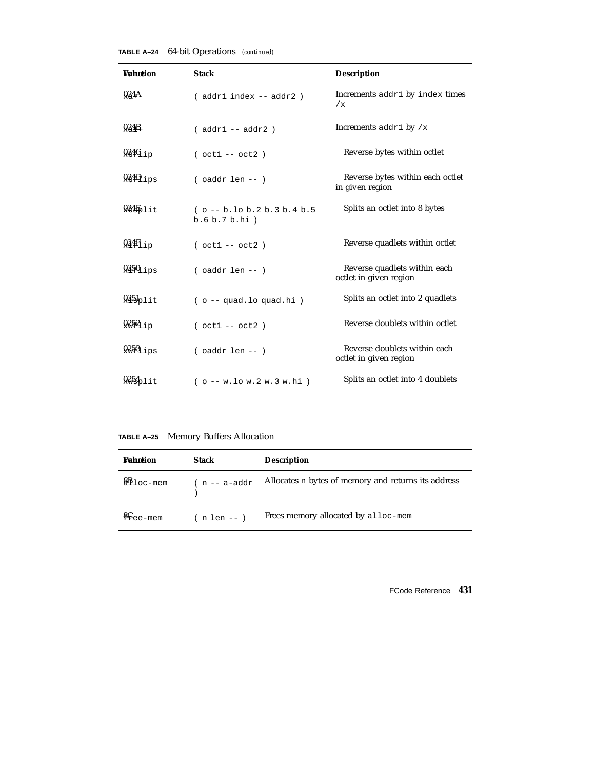**TABLE A–24** 64-bit Operations *(continued)*

| Value | Function | Stack | Description |
|---|---|---|---|
| 024A | xa+ | ( addr1 index -- addr2 ) | Increments addr1 by index times /x |
| 024B | xa1+ | ( addr1 -- addr2 ) | Increments addr1 by /x |
| 024C | xbflip | ( oct1 -- oct2 ) | Reverse bytes within octlet |
| 024D | xbflips | ( oaddr len -- ) | Reverse bytes within each octlet in given region |
| 024E | xbsplit | ( o -- b.lo b.2 b.3 b.4 b.5 b.6 b.7 b.hi ) | Splits an octlet into 8 bytes |
| 024F | xlflip | ( oct1 -- oct2 ) | Reverse quadlets within octlet |
| 0250 | xlflips | ( oaddr len -- ) | Reverse quadlets within each octlet in given region |
| 0251 | xlsplit | ( o -- quad.lo quad.hi ) | Splits an octlet into 2 quadlets |
| 0252 | xwflip | ( oct1 -- oct2 ) | Reverse doublets within octlet |
| 0253 | xwflips | ( oaddr len -- ) | Reverse doublets within each octlet in given region |
| 0254 | xwsplit | ( o -- w.lo w.2 w.3 w.hi ) | Splits an octlet into 4 doublets |

**TABLE A–25** Memory Buffers Allocation

| Value | Function | Stack | Description |
|---|---|---|---|
| 8B | alloc-mem | ( n -- a-addr ) | Allocates n bytes of memory and returns its address |
| 8C | free-mem | ( n len -- ) | Frees memory allocated by alloc-mem |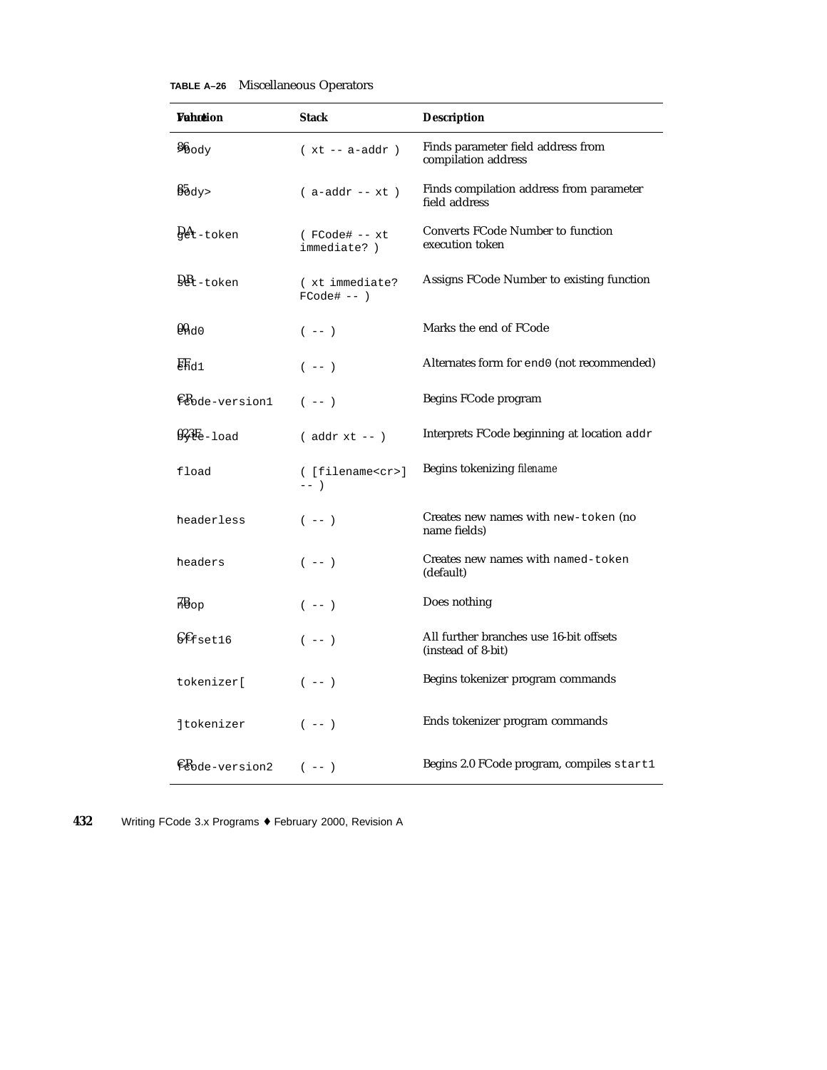**TABLE A–26** Miscellaneous Operators

| Value | Function | Stack | Description |
|---|---|---|---|
| 86 | >body | ( xt -- a-addr ) | Finds parameter field address from compilation address |
| 85 | body> | ( a-addr -- xt ) | Finds compilation address from parameter field address |
| DA | get-token | ( FCode# -- xt immediate? ) | Converts FCode Number to function execution token |
| DB | set-token | ( xt immediate? FCode# -- ) | Assigns FCode Number to existing function |
| 00 | end0 | ( -- ) | Marks the end of FCode |
| FF | end1 | ( -- ) | Alternates form for end0 (not recommended) |
| CB | fcode-version1 | ( -- ) | Begins FCode program |
| 023E | byte-load | ( addr xt -- ) | Interprets FCode beginning at location addr |
| | fload | ( [filename<cr>] -- ) | Begins tokenizing *filename* |
| | headerless | ( -- ) | Creates new names with new-token (no name fields) |
| | headers | ( -- ) | Creates new names with named-token (default) |
| 7B | noop | ( -- ) | Does nothing |
| CC | offset16 | ( -- ) | All further branches use 16-bit offsets (instead of 8-bit) |
| | tokenizer[ | ( -- ) | Begins tokenizer program commands |
| | ]tokenizer | ( -- ) | Ends tokenizer program commands |
| CB | fcode-version2 | ( -- ) | Begins 2.0 FCode program, compiles start1 |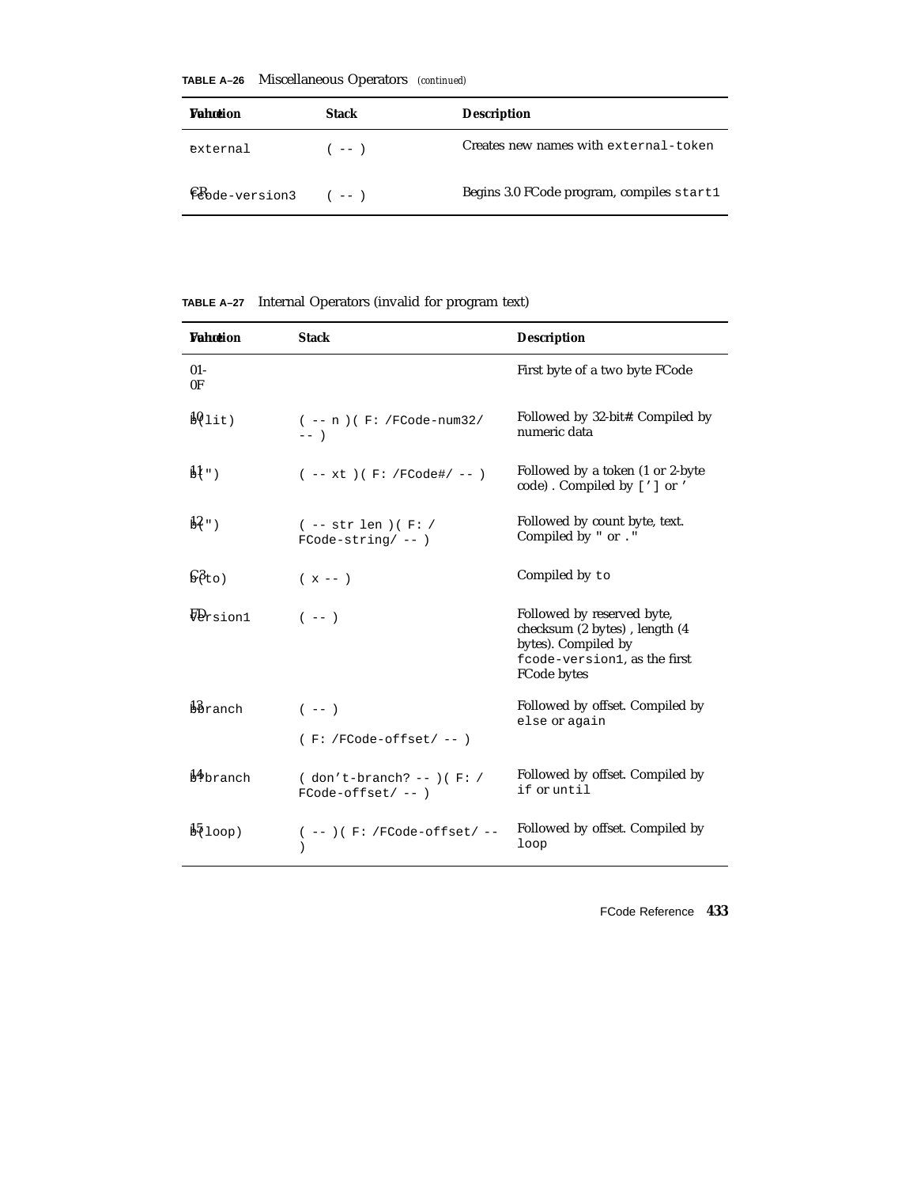**TABLE A–26** Miscellaneous Operators *(continued)*

| Value | Function | Stack | Description |
|---|---|---|---|
| | external | ( -- ) | Creates new names with `external-token` |
| CB | fcode-version3 | ( -- ) | Begins 3.0 FCode program, compiles `start1` |

**TABLE A–27** Internal Operators (invalid for program text)

| Value | Function | Stack | Description |
|---|---|---|---|
| 01-0F | | | First byte of a two byte FCode |
| 10 | b(lit) | ( -- n )( F: /FCode-num32/ -- ) | Followed by 32-bit#. Compiled by numeric data |
| 11 | b(') | ( -- xt )( F: /FCode#/ -- ) | Followed by a token (1 or 2-byte code) . Compiled by `[']` or `'` |
| 12 | b(") | ( -- str len )( F: /FCode-string/ -- ) | Followed by count byte, text. Compiled by `"` or `."` |
| C3 | b(to) | ( x -- ) | Compiled by `to` |
| FD | version1 | ( -- ) | Followed by reserved byte, checksum (2 bytes) , length (4 bytes). Compiled by `fcode-version1`, as the first FCode bytes |
| 13 | bbranch | ( -- ) ( F: /FCode-offset/ -- ) | Followed by offset. Compiled by `else` or `again` |
| 14 | b?branch | ( don't-branch? -- )( F: /FCode-offset/ -- ) | Followed by offset. Compiled by `if` or `until` |
| 15 | b(loop) | ( -- )( F: /FCode-offset/ -- ) | Followed by offset. Compiled by `loop` |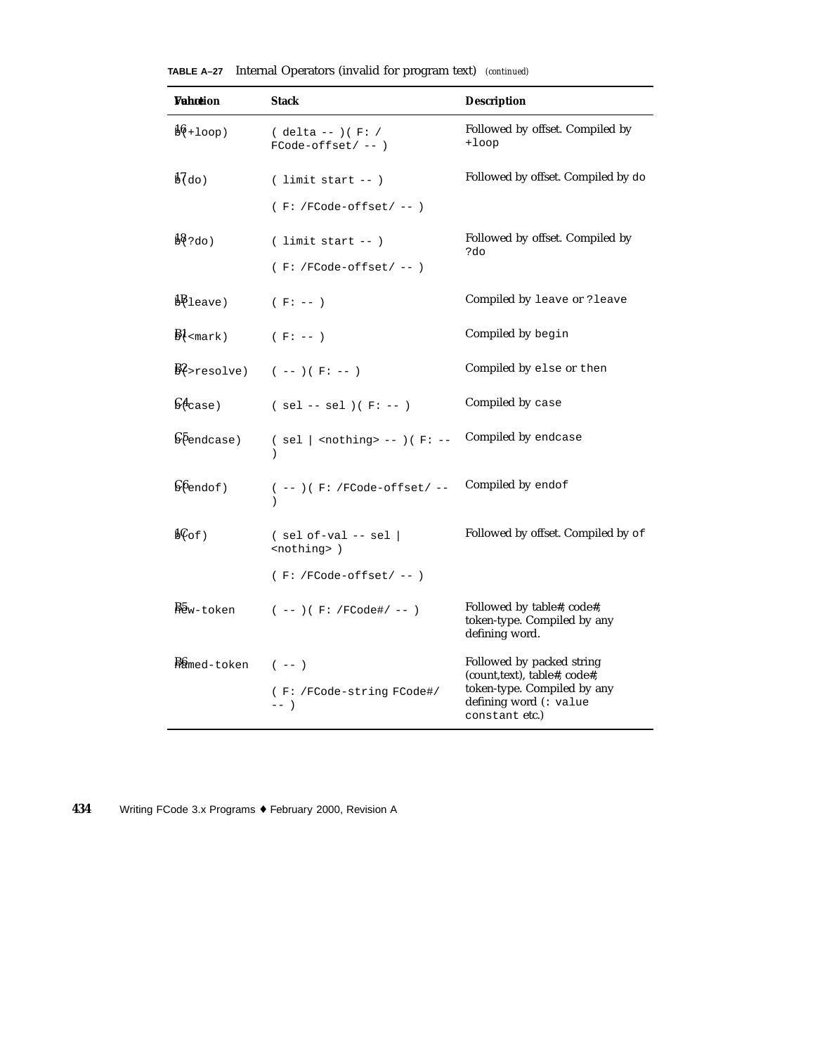**TABLE A–27** Internal Operators (invalid for program text) *(continued)*

| Value | Function | Stack | Description |
|---|---|---|---|
| 16 | b(+loop) | ( delta -- )( F: /FCode-offset/ -- ) | Followed by offset. Compiled by +loop |
| 17 | b(do) | ( limit start -- )<br>( F: /FCode-offset/ -- ) | Followed by offset. Compiled by do |
| 18 | b(?do) | ( limit start -- )<br>( F: /FCode-offset/ -- ) | Followed by offset. Compiled by ?do |
| 1B | b(leave) | ( F: -- ) | Compiled by leave or ?leave |
| B1 | b(<mark) | ( F: -- ) | Compiled by begin |
| B2 | b(>resolve) | ( -- )( F: -- ) | Compiled by else or then |
| C4 | b(case) | ( sel -- sel )( F: -- ) | Compiled by case |
| C5 | b(endcase) | ( sel \| <nothing> -- )( F: -- ) | Compiled by endcase |
| C6 | b(endof) | ( -- )( F: /FCode-offset/ -- ) | Compiled by endof |
| 1C | b(of) | ( sel of-val -- sel \| <nothing> )<br>( F: /FCode-offset/ -- ) | Followed by offset. Compiled by of |
| B5 | new-token | ( -- )( F: /FCode#/ -- ) | Followed by table#, code#, token-type. Compiled by any defining word. |
| B6 | named-token | ( -- )<br>( F: /FCode-string FCode#/ -- ) | Followed by packed string (count,text), table#, code#, token-type. Compiled by any defining word (: value constant etc.) |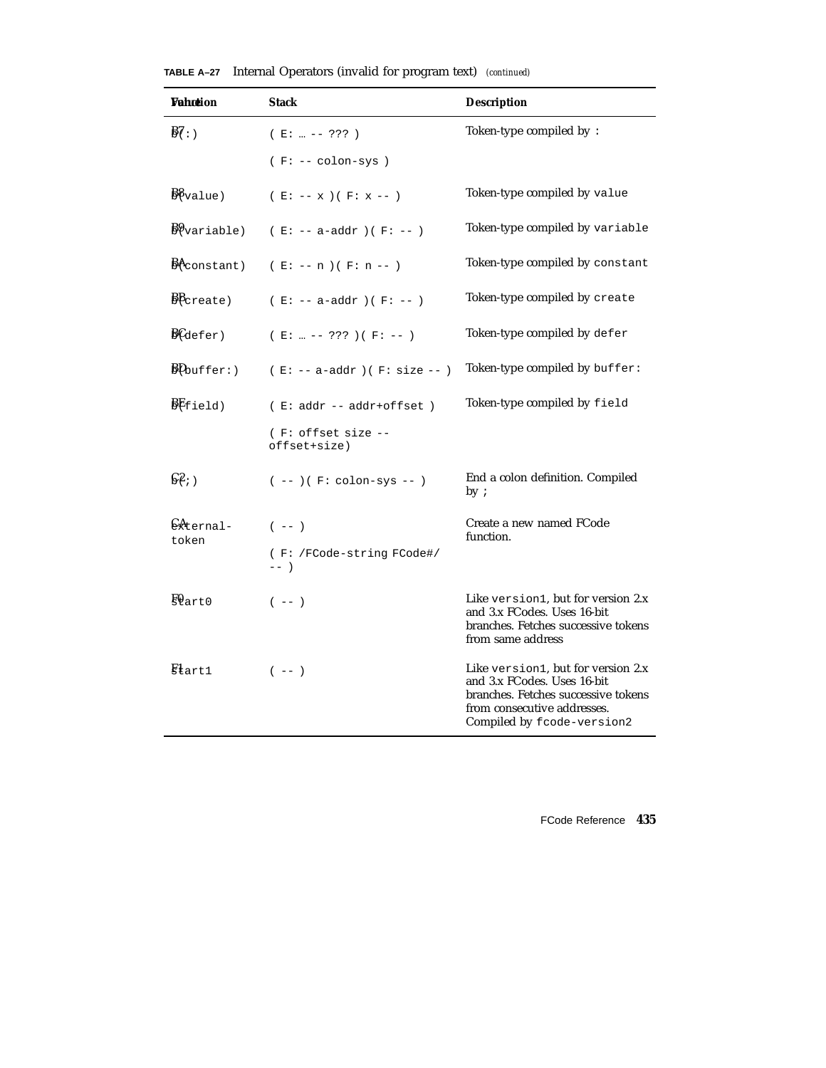**TABLE A–27** Internal Operators (invalid for program text) *(continued)*

| Value | Function | Stack | Description |
|---|---|---|---|
| B7 | b(:) | ( E: … -- ??? )<br>( F: -- colon-sys ) | Token-type compiled by : |
| B8 | b(value) | ( E: -- x )( F: x -- ) | Token-type compiled by value |
| B9 | b(variable) | ( E: -- a-addr )( F: -- ) | Token-type compiled by variable |
| BA | b(constant) | ( E: -- n )( F: n -- ) | Token-type compiled by constant |
| BB | b(create) | ( E: -- a-addr )( F: -- ) | Token-type compiled by create |
| BC | b(defer) | ( E: … -- ??? )( F: -- ) | Token-type compiled by defer |
| BD | b(buffer:) | ( E: -- a-addr )( F: size -- ) | Token-type compiled by buffer: |
| BE | b(field) | ( E: addr -- addr+offset )<br>( F: offset size -- offset+size) | Token-type compiled by field |
| C2 | b(;) | ( -- )( F: colon-sys -- ) | End a colon definition. Compiled by ; |
| CA | external-token | ( -- )<br>( F: /FCode-string FCode#/ -- ) | Create a new named FCode function. |
| F0 | start0 | ( -- ) | Like version1, but for version 2.x and 3.x FCodes. Uses 16-bit branches. Fetches successive tokens from same address |
| F1 | start1 | ( -- ) | Like version1, but for version 2.x and 3.x FCodes. Uses 16-bit branches. Fetches successive tokens from consecutive addresses. Compiled by fcode-version2 |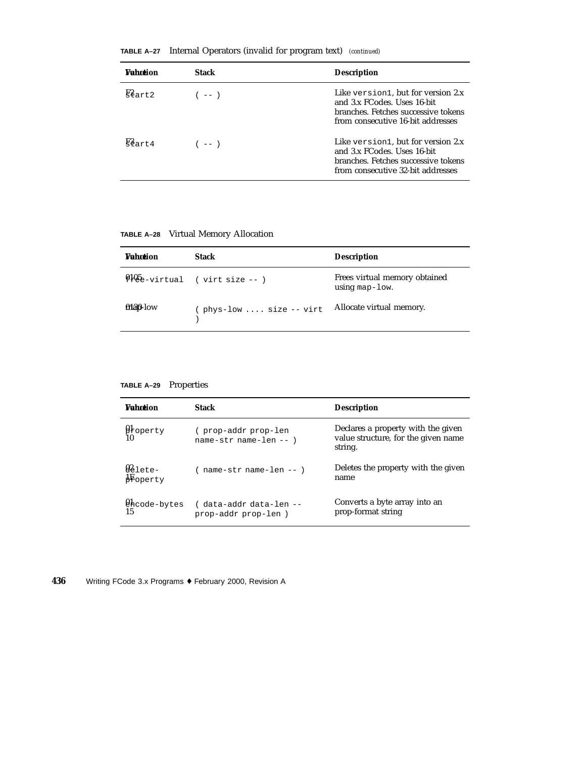**TABLE A–27** Internal Operators (invalid for program text) *(continued)*

| Value | Function | Stack | Description |
|---|---|---|---|
| F2 | `start2` | `( -- )` | Like `version1`, but for version 2.x and 3.x FCodes. Uses 16-bit branches. Fetches successive tokens from consecutive 16-bit addresses |
| F3 | `start4` | `( -- )` | Like `version1`, but for version 2.x and 3.x FCodes. Uses 16-bit branches. Fetches successive tokens from consecutive 32-bit addresses |

**TABLE A–28** Virtual Memory Allocation

| Value | Function | Stack | Description |
|---|---|---|---|
| 0105 | `free-virtual` | `( virt size -- )` | Frees virtual memory obtained using `map-low`. |
| 0130 | map-low | `( phys-low .... size -- virt )` | Allocate virtual memory. |

**TABLE A–29** Properties

| Value | Function | Stack | Description |
|---|---|---|---|
| 01 10 | `property` | `( prop-addr prop-len name-str name-len -- )` | Declares a property with the given value structure, for the given name string. |
| 02 1E | `delete-property` | `( name-str name-len -- )` | Deletes the property with the given name |
| 01 15 | `encode-bytes` | `( data-addr data-len -- prop-addr prop-len )` | Converts a byte array into an prop-format string |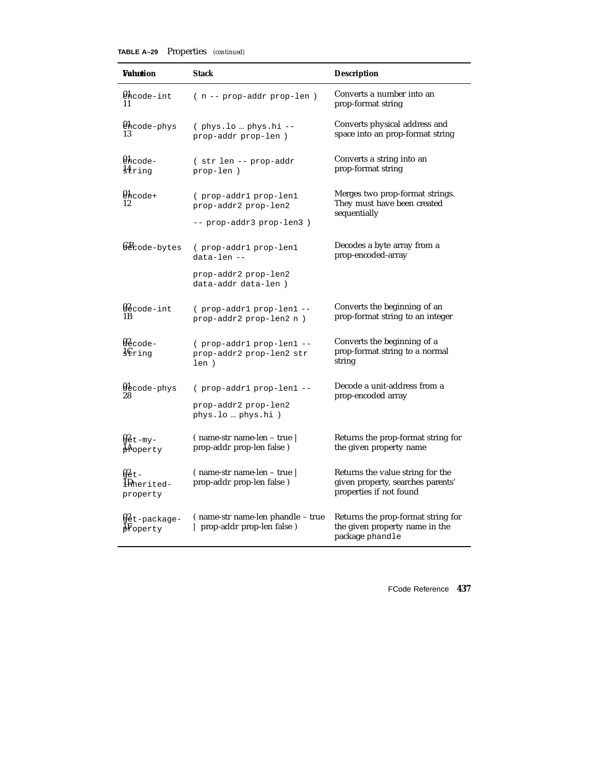**TABLE A–29** Properties *(continued)*

| Value | Function | Stack | Description |
|---|---|---|---|
| 01 11 | encode-int | ( n -- prop-addr prop-len ) | Converts a number into an prop-format string |
| 01 13 | encode-phys | ( phys.lo … phys.hi -- prop-addr prop-len ) | Converts physical address and space into an prop-format string |
| 01 14 | encode-string | ( str len -- prop-addr prop-len ) | Converts a string into an prop-format string |
| 01 12 | encode+ | ( prop-addr1 prop-len1 prop-addr2 prop-len2 -- prop-addr3 prop-len3 ) | Merges two prop-format strings. They must have been created sequentially |
| CR | decode-bytes | ( prop-addr1 prop-len1 data-len -- prop-addr2 prop-len2 data-addr data-len ) | Decodes a byte array from a prop-encoded-array |
| 02 1B | decode-int | ( prop-addr1 prop-len1 -- prop-addr2 prop-len2 n ) | Converts the beginning of an prop-format string to an integer |
| 02 1C | decode-string | ( prop-addr1 prop-len1 -- prop-addr2 prop-len2 str len ) | Converts the beginning of a prop-format string to a normal string |
| 01 28 | decode-phys | ( prop-addr1 prop-len1 -- prop-addr2 prop-len2 phys.lo … phys.hi ) | Decode a unit-address from a prop-encoded array |
| 02 1A | get-my-property | ( name-str name-len – true \| prop-addr prop-len false ) | Returns the prop-format string for the given property name |
| 02 1D | get-inherited-property | ( name-str name-len – true \| prop-addr prop-len false ) | Returns the value string for the given property, searches parents' properties if not found |
| 02 1F | get-package-property | ( name-str name-len phandle – true \| prop-addr prop-len false ) | Returns the prop-format string for the given property name in the package phandle |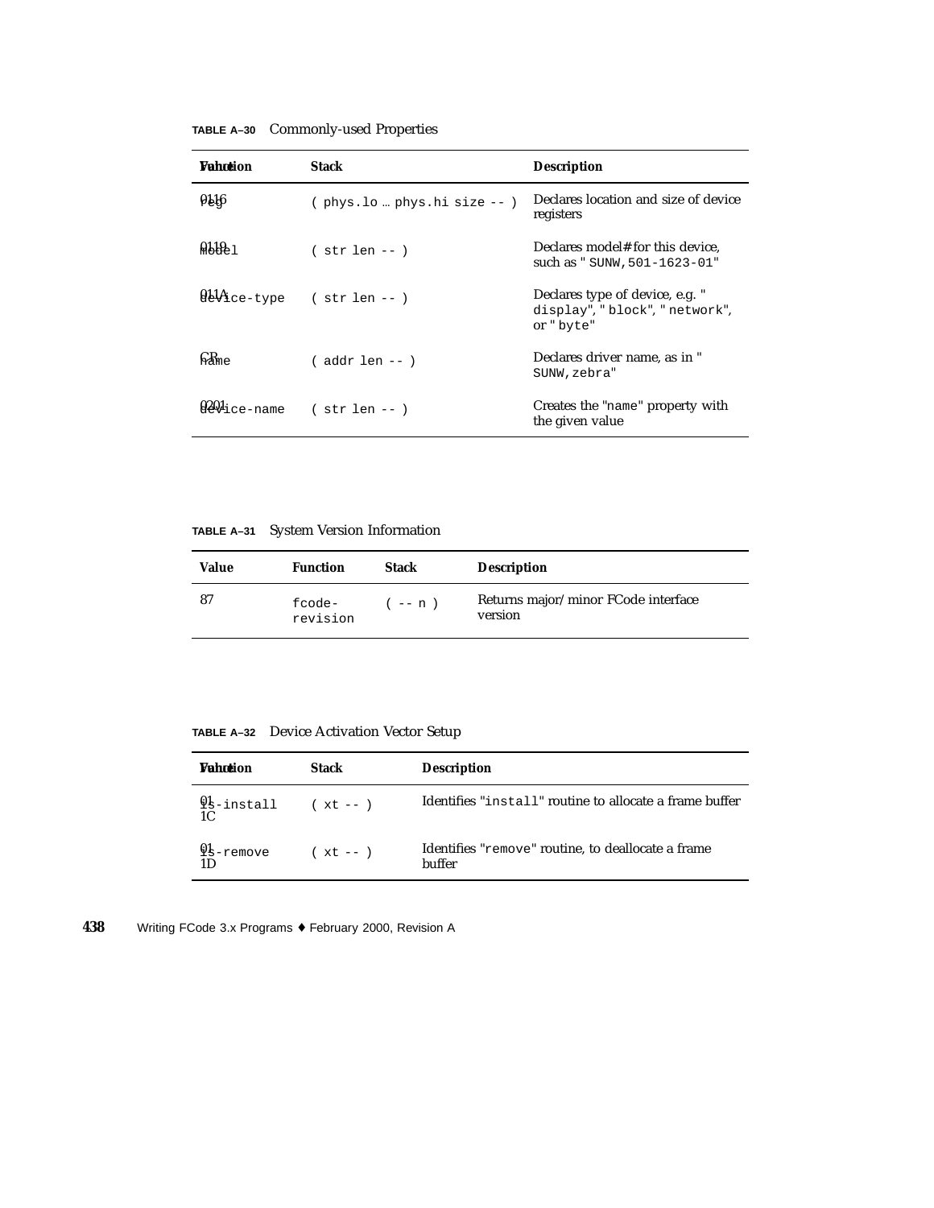**TABLE A–30** Commonly-used Properties

| Value | Function | Stack | Description |
| --- | --- | --- | --- |
| 0116 | reg | ( phys.lo … phys.hi size -- ) | Declares location and size of device registers |
| 0119 | model | ( str len -- ) | Declares model# for this device, such as " SUNW,501-1623-01" |
| 011A | device-type | ( str len -- ) | Declares type of device, e.g. " display", " block", " network", or " byte" |
| CR | name | ( addr len -- ) | Declares driver name, as in " SUNW,zebra" |
| 0201 | device-name | ( str len -- ) | Creates the "name" property with the given value |

**TABLE A–31** System Version Information

| Value | Function | Stack | Description |
| --- | --- | --- | --- |
| 87 | fcode-revision | ( -- n ) | Returns major/minor FCode interface version |

**TABLE A–32** Device Activation Vector Setup

| Value | Function | Stack | Description |
| --- | --- | --- | --- |
| 01 1C | is-install | ( xt -- ) | Identifies "install" routine to allocate a frame buffer |
| 01 1D | is-remove | ( xt -- ) | Identifies "remove" routine, to deallocate a frame buffer |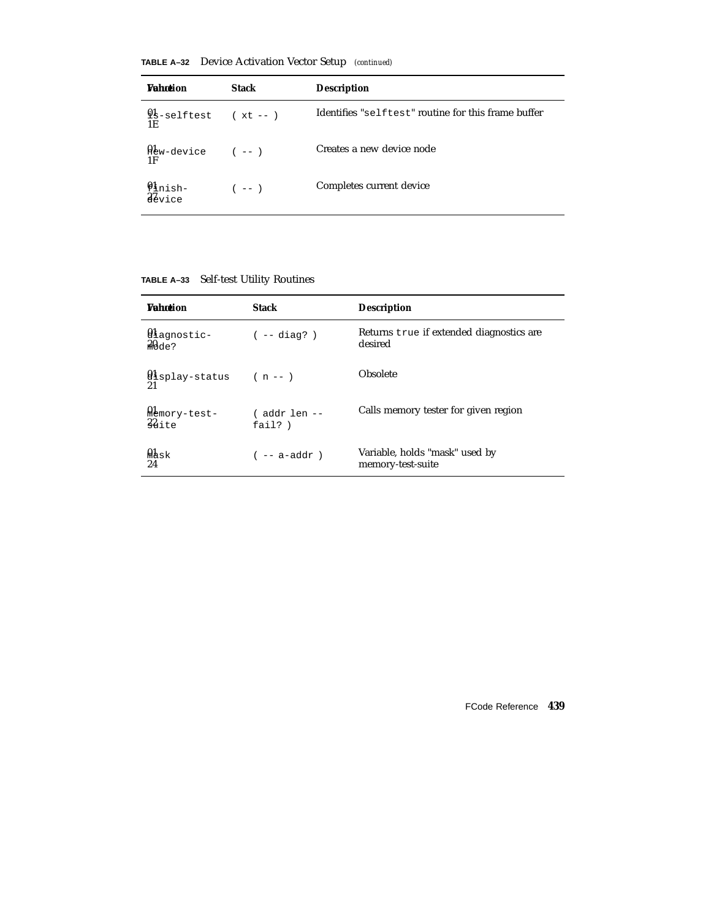**TABLE A–32** Device Activation Vector Setup *(continued)*

| Value | Function | Stack | Description |
|---|---|---|---|
| 01 1E | is-selftest | ( xt -- ) | Identifies "selftest" routine for this frame buffer |
| 01 1F | new-device | ( -- ) | Creates a new device node |
| 01 27 | finish-device | ( -- ) | Completes current device |

**TABLE A–33** Self-test Utility Routines

| Value | Function | Stack | Description |
|---|---|---|---|
| 01 20 | diagnostic-mode? | ( -- diag? ) | Returns true if extended diagnostics are desired |
| 01 21 | display-status | ( n -- ) | Obsolete |
| 01 22 | memory-test-suite | ( addr len -- fail? ) | Calls memory tester for given region |
| 01 24 | mask | ( -- a-addr ) | Variable, holds "mask" used by memory-test-suite |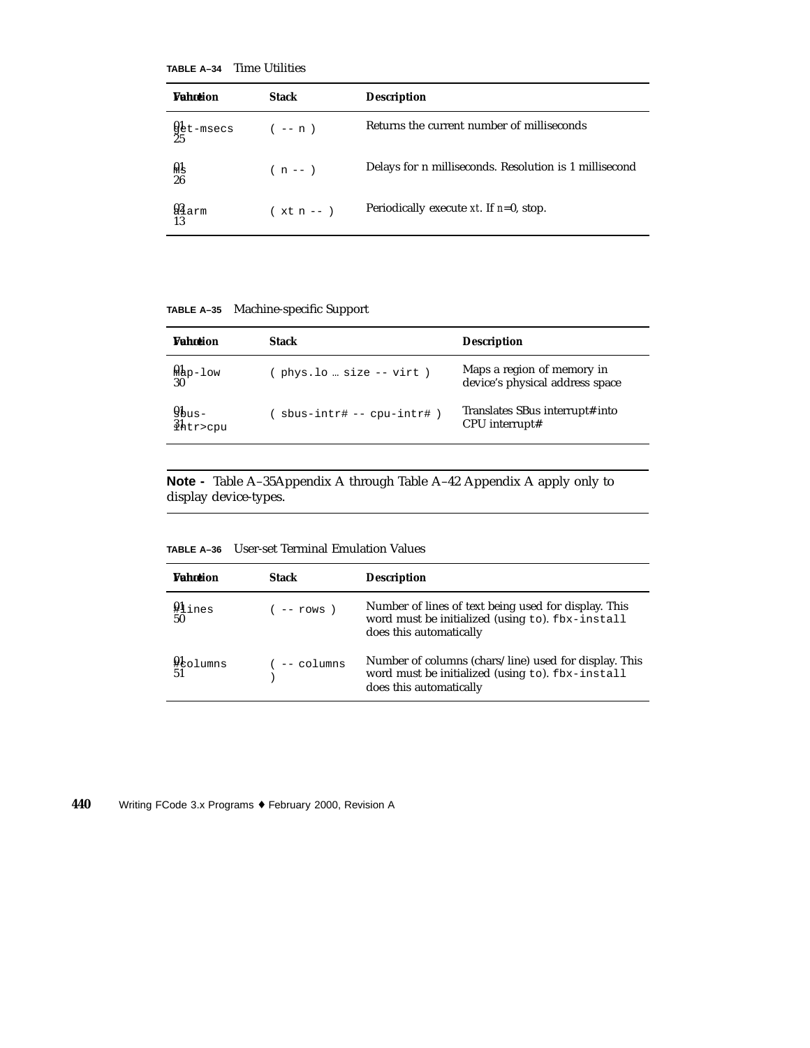**TABLE A–34** Time Utilities

| Value | Function | Stack | Description |
|---|---|---|---|
| 01 25 | get-msecs | ( -- n ) | Returns the current number of milliseconds |
| 01 26 | ms | ( n -- ) | Delays for n milliseconds. Resolution is 1 millisecond |
| 02 13 | alarm | ( xt n -- ) | Periodically execute *xt*. If *n*=0, stop. |

**TABLE A–35** Machine-specific Support

| Value | Function | Stack | Description |
|---|---|---|---|
| 01 30 | map-low | ( phys.lo … size -- virt ) | Maps a region of memory in device's physical address space |
| 01 31 | sbus-intr>cpu | ( sbus-intr# -- cpu-intr# ) | Translates SBus interrupt# into CPU interrupt# |

**Note -** Table A–35Appendix A through Table A–42 Appendix A apply only to display device-types.

**TABLE A–36** User-set Terminal Emulation Values

| Value | Function | Stack | Description |
|---|---|---|---|
| 01 50 | #lines | ( -- rows ) | Number of lines of text being used for display. This word must be initialized (using `to`). `fbx-install` does this automatically |
| 01 51 | #columns | ( -- columns ) | Number of columns (chars/line) used for display. This word must be initialized (using `to`). `fbx-install` does this automatically |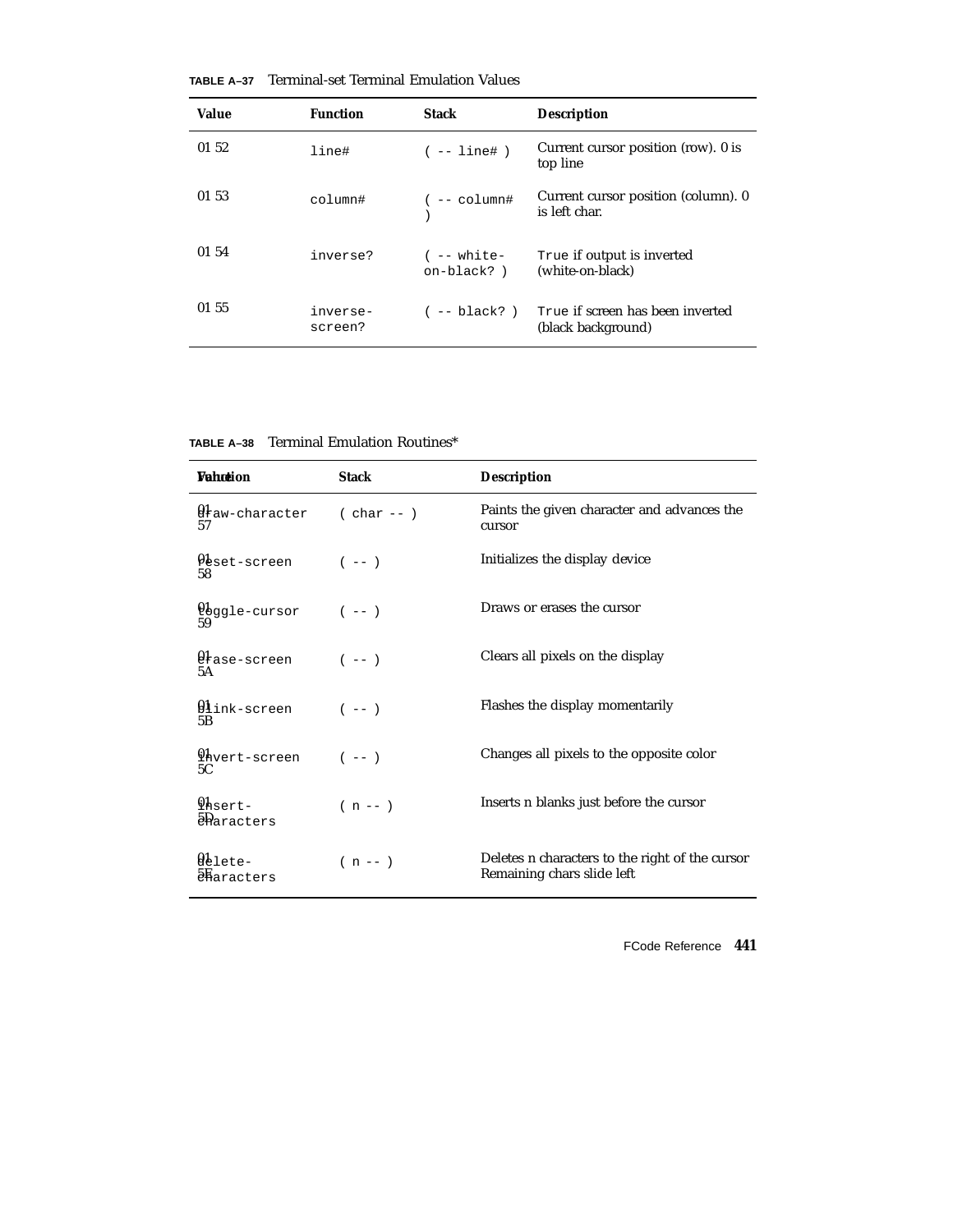**TABLE A–37** Terminal-set Terminal Emulation Values

| Value | Function | Stack | Description |
|---|---|---|---|
| 01 52 | `line#` | `( -- line# )` | Current cursor position (row). 0 is top line |
| 01 53 | `column#` | `( -- column# )` | Current cursor position (column). 0 is left char. |
| 01 54 | `inverse?` | `( -- white-on-black? )` | `True` if output is inverted (white-on-black) |
| 01 55 | `inverse-screen?` | `( -- black? )` | `True` if screen has been inverted (black background) |

**TABLE A–38** Terminal Emulation Routines*

| Value | Function | Stack | Description |
|---|---|---|---|
| 01 57 | `draw-character` | `( char -- )` | Paints the given character and advances the cursor |
| 01 58 | `reset-screen` | `( -- )` | Initializes the display device |
| 01 59 | `toggle-cursor` | `( -- )` | Draws or erases the cursor |
| 01 5A | `erase-screen` | `( -- )` | Clears all pixels on the display |
| 01 5B | `blink-screen` | `( -- )` | Flashes the display momentarily |
| 01 5C | `invert-screen` | `( -- )` | Changes all pixels to the opposite color |
| 01 5D | `insert-characters` | `( n -- )` | Inserts n blanks just before the cursor |
| 01 5E | `delete-characters` | `( n -- )` | Deletes n characters to the right of the cursor Remaining chars slide left |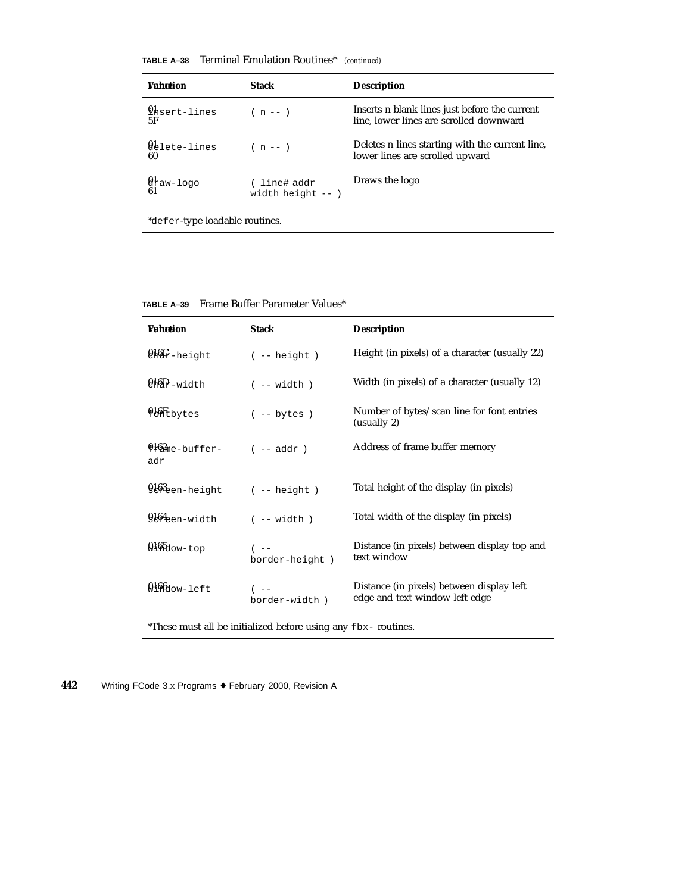**TABLE A–38** Terminal Emulation Routines* *(continued)*

| Value | Function | Stack | Description |
|---|---|---|---|
| 01 5F | `insert-lines` | `( n -- )` | Inserts n blank lines just before the current line, lower lines are scrolled downward |
| 01 60 | `delete-lines` | `( n -- )` | Deletes n lines starting with the current line, lower lines are scrolled upward |
| 01 61 | `draw-logo` | `( line# addr width height -- )` | Draws the logo |

*`defer`-type loadable routines.

**TABLE A–39** Frame Buffer Parameter Values*

| Value | Function | Stack | Description |
|---|---|---|---|
| 016C | `char-height` | `( -- height )` | Height (in pixels) of a character (usually 22) |
| 016D | `char-width` | `( -- width )` | Width (in pixels) of a character (usually 12) |
| 016F | `fontbytes` | `( -- bytes )` | Number of bytes/scan line for font entries (usually 2) |
| 0162 | `frame-buffer-adr` | `( -- addr )` | Address of frame buffer memory |
| 0163 | `screen-height` | `( -- height )` | Total height of the display (in pixels) |
| 0164 | `screen-width` | `( -- width )` | Total width of the display (in pixels) |
| 0165 | `window-top` | `( -- border-height )` | Distance (in pixels) between display top and text window |
| 0166 | `window-left` | `( -- border-width )` | Distance (in pixels) between display left edge and text window left edge |

*These must all be initialized before using any `fbx-` routines.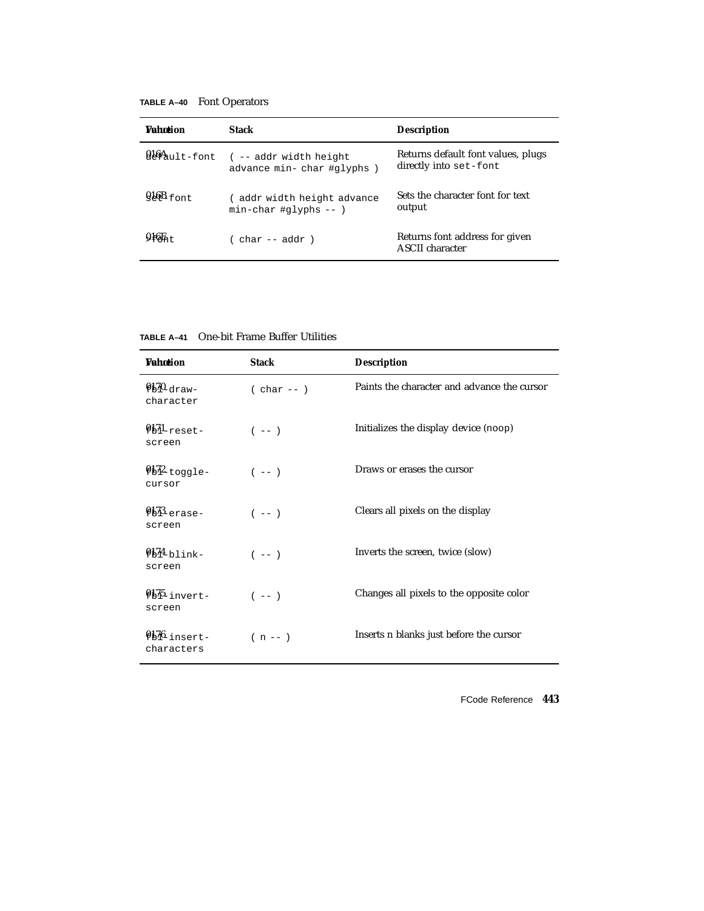**TABLE A–40** Font Operators

| Value | Function | Stack | Description |
|---|---|---|---|
| 016A | default-font | ( -- addr width height advance min- char #glyphs ) | Returns default font values, plugs directly into set-font |
| 016B | set-font | ( addr width height advance min-char #glyphs -- ) | Sets the character font for text output |
| 016E | >font | ( char -- addr ) | Returns font address for given ASCII character |

**TABLE A–41** One-bit Frame Buffer Utilities

| Value | Function | Stack | Description |
|---|---|---|---|
| 0170 | fb1-draw-character | ( char -- ) | Paints the character and advance the cursor |
| 0171 | fb1-reset-screen | ( -- ) | Initializes the display device (noop) |
| 0172 | fb1-toggle-cursor | ( -- ) | Draws or erases the cursor |
| 0173 | fb1-erase-screen | ( -- ) | Clears all pixels on the display |
| 0174 | fb1-blink-screen | ( -- ) | Inverts the screen, twice (slow) |
| 0175 | fb1-invert-screen | ( -- ) | Changes all pixels to the opposite color |
| 0176 | fb1-insert-characters | ( n -- ) | Inserts n blanks just before the cursor |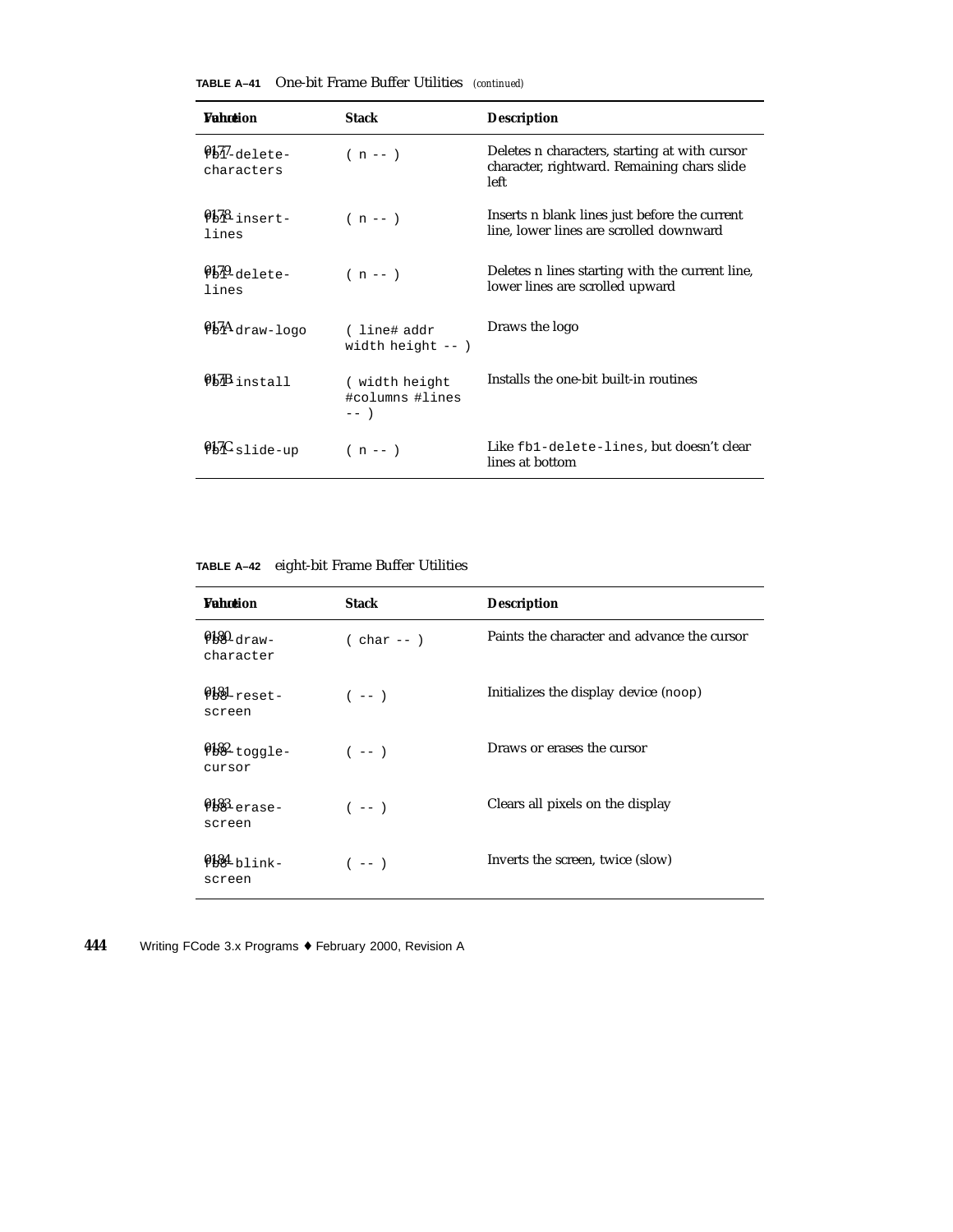**TABLE A–41** One-bit Frame Buffer Utilities *(continued)*

| Value | Function | Stack | Description |
|---|---|---|---|
| 0177 | fb1-delete-characters | ( n -- ) | Deletes n characters, starting at with cursor character, rightward. Remaining chars slide left |
| 0178 | fb1-insert-lines | ( n -- ) | Inserts n blank lines just before the current line, lower lines are scrolled downward |
| 0179 | fb1-delete-lines | ( n -- ) | Deletes n lines starting with the current line, lower lines are scrolled upward |
| 017A | fb1-draw-logo | ( line# addr width height -- ) | Draws the logo |
| 017B | fb1-install | ( width height #columns #lines -- ) | Installs the one-bit built-in routines |
| 017C | fb1-slide-up | ( n -- ) | Like `fb1-delete-lines`, but doesn't clear lines at bottom |

**TABLE A–42** eight-bit Frame Buffer Utilities

| Value | Function | Stack | Description |
|---|---|---|---|
| 0180 | fb8-draw-character | ( char -- ) | Paints the character and advance the cursor |
| 0181 | fb8-reset-screen | ( -- ) | Initializes the display device (`noop`) |
| 0182 | fb8-toggle-cursor | ( -- ) | Draws or erases the cursor |
| 0183 | fb8-erase-screen | ( -- ) | Clears all pixels on the display |
| 0184 | fb8-blink-screen | ( -- ) | Inverts the screen, twice (slow) |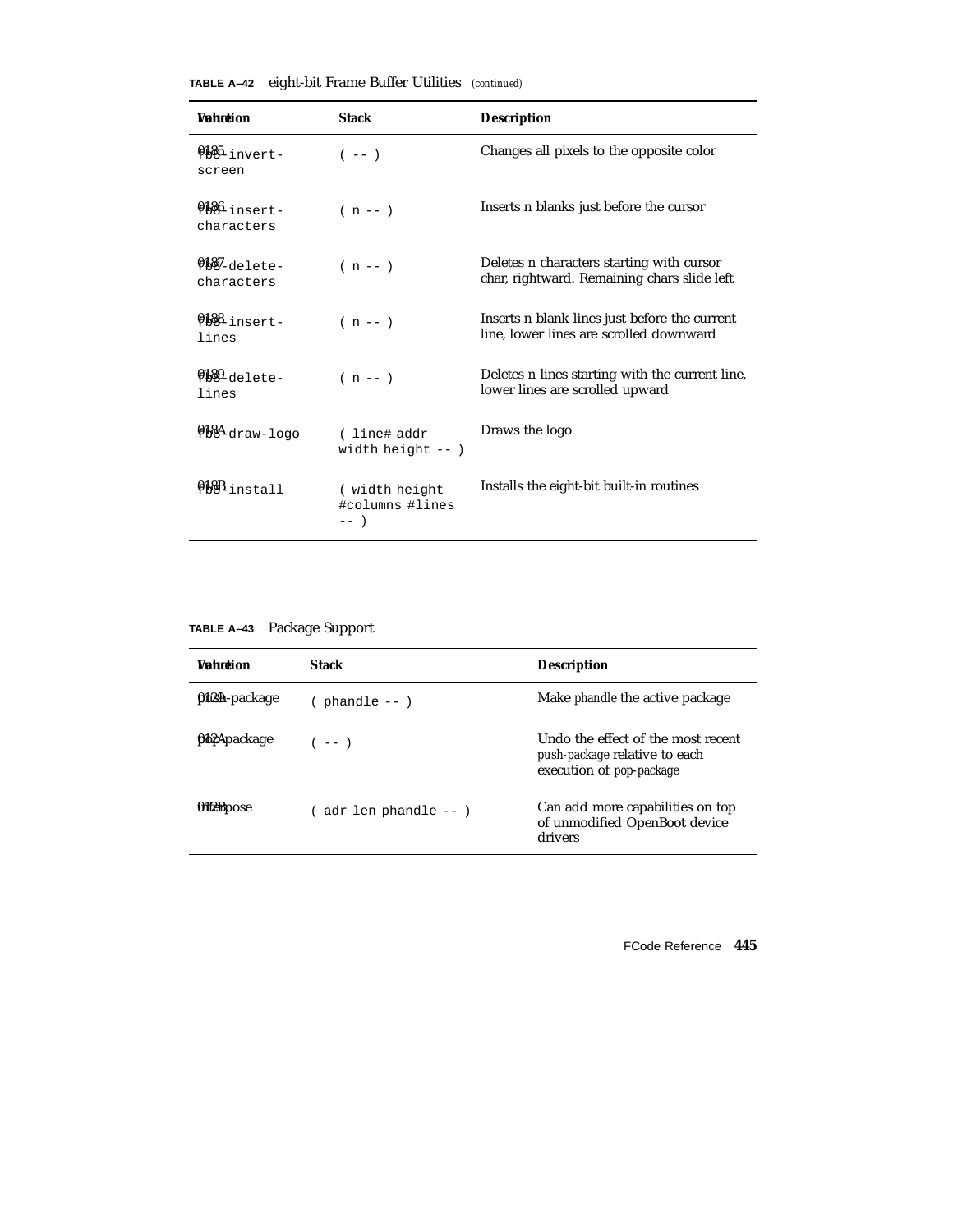**TABLE A–42** eight-bit Frame Buffer Utilities *(continued)*

| Value | Function | Stack | Description |
|---|---|---|---|
| 0185 | fb8-invert-screen | ( -- ) | Changes all pixels to the opposite color |
| 0186 | fb8-insert-characters | ( n -- ) | Inserts n blanks just before the cursor |
| 0187 | fb8-delete-characters | ( n -- ) | Deletes n characters starting with cursor char, rightward. Remaining chars slide left |
| 0188 | fb8-insert-lines | ( n -- ) | Inserts n blank lines just before the current line, lower lines are scrolled downward |
| 0189 | fb8-delete-lines | ( n -- ) | Deletes n lines starting with the current line, lower lines are scrolled upward |
| 018A | fb8-draw-logo | ( line# addr width height -- ) | Draws the logo |
| 018B | fb8-install | ( width height #columns #lines -- ) | Installs the eight-bit built-in routines |

**TABLE A–43** Package Support

| Value | Function | Stack | Description |
|---|---|---|---|
| 0129 | push-package | ( phandle -- ) | Make *phandle* the active package |
| 012A | pop-package | ( -- ) | Undo the effect of the most recent *push-package* relative to each execution of *pop-package* |
| 012B | interpose | ( adr len phandle -- ) | Can add more capabilities on top of unmodified OpenBoot device drivers |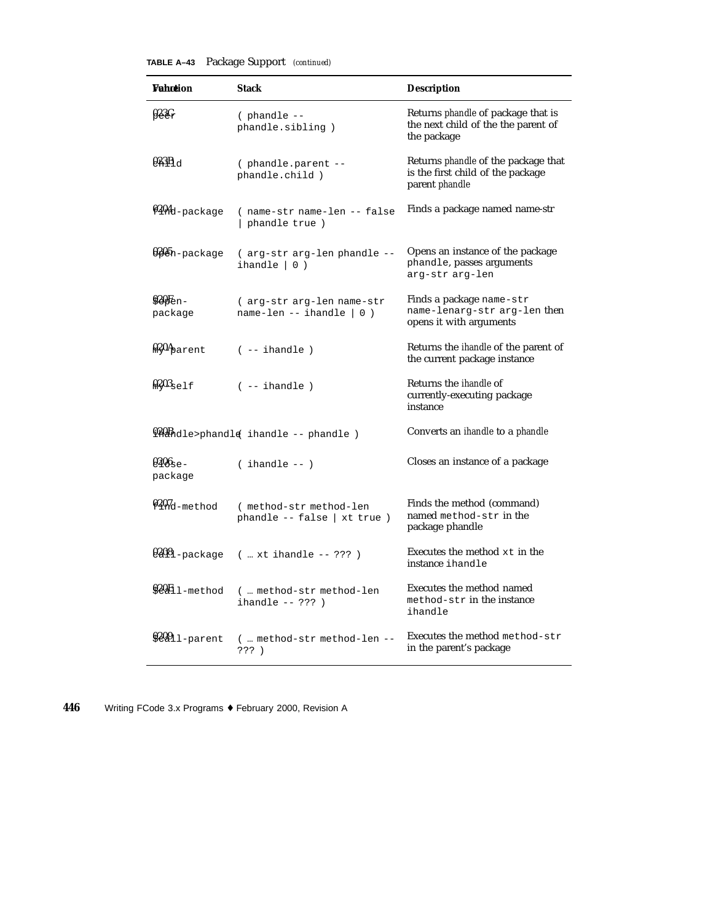**TABLE A–43** Package Support *(continued)*

| Value | Function | Stack | Description |
|---|---|---|---|
| 023C | peer | ( phandle -- phandle.sibling ) | Returns *phandle* of package that is the next child of the the parent of the package |
| 023B | child | ( phandle.parent -- phandle.child ) | Returns *phandle* of the package that is the first child of the package parent *phandle* |
| 0204 | find-package | ( name-str name-len -- false \| phandle true ) | Finds a package named name-str |
| 0205 | open-package | ( arg-str arg-len phandle -- ihandle \| 0 ) | Opens an instance of the package `phandle`, passes arguments `arg-str arg-len` |
| 020F | $open-package | ( arg-str arg-len name-str name-len -- ihandle \| 0 ) | Finds a package `name-str name-lenarg-str arg-len` then opens it with arguments |
| 020A | my-parent | ( -- ihandle ) | Returns the *ihandle* of the parent of the current package instance |
| 0203 | my-self | ( -- ihandle ) | Returns the *ihandle* of currently-executing package instance |
| 020B | ihandle>phandle | ( ihandle -- phandle ) | Converts an *ihandle* to a *phandle* |
| 0206 | close-package | ( ihandle -- ) | Closes an instance of a package |
| 0207 | find-method | ( method-str method-len phandle -- false \| xt true ) | Finds the method (command) named `method-str` in the package phandle |
| 0208 | call-package | ( … xt ihandle -- ??? ) | Executes the method `xt` in the instance `ihandle` |
| 020E | $call-method | ( … method-str method-len ihandle -- ??? ) | Executes the method named `method-str` in the instance `ihandle` |
| 0209 | $call-parent | ( … method-str method-len -- ??? ) | Executes the method `method-str` in the parent's package |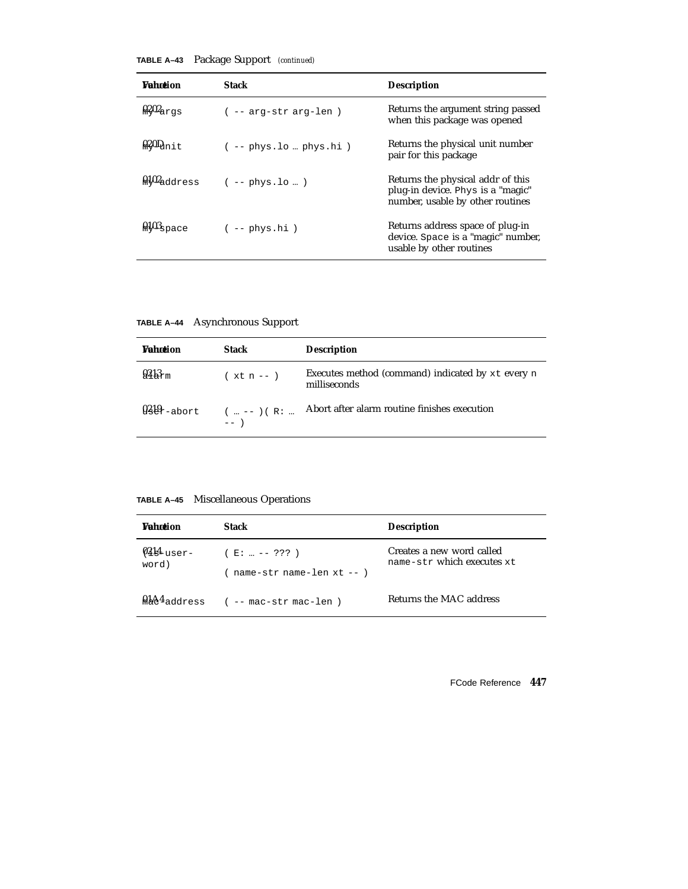**TABLE A–43** Package Support *(continued)*

| Value | Function | Stack | Description |
|---|---|---|---|
| 0202 | my-args | ( -- arg-str arg-len ) | Returns the argument string passed when this package was opened |
| 020D | my-unit | ( -- phys.lo … phys.hi ) | Returns the physical unit number pair for this package |
| 0102 | my-address | ( -- phys.lo … ) | Returns the physical addr of this plug-in device. Phys is a "magic" number, usable by other routines |
| 0103 | my-space | ( -- phys.hi ) | Returns address space of plug-in device. Space is a "magic" number, usable by other routines |

**TABLE A–44** Asynchronous Support

| Value | Function | Stack | Description |
|---|---|---|---|
| 0213 | alarm | ( xt n -- ) | Executes method (command) indicated by xt every n milliseconds |
| 0219 | user-abort | ( … -- ) ( R: … -- ) | Abort after alarm routine finishes execution |

**TABLE A–45** Miscellaneous Operations

| Value | Function | Stack | Description |
|---|---|---|---|
| 0214 | (is-user-word) | ( E: … -- ??? ) ( name-str name-len xt -- ) | Creates a new word called name-str which executes xt |
| 01A4 | mac-address | ( -- mac-str mac-len ) | Returns the MAC address |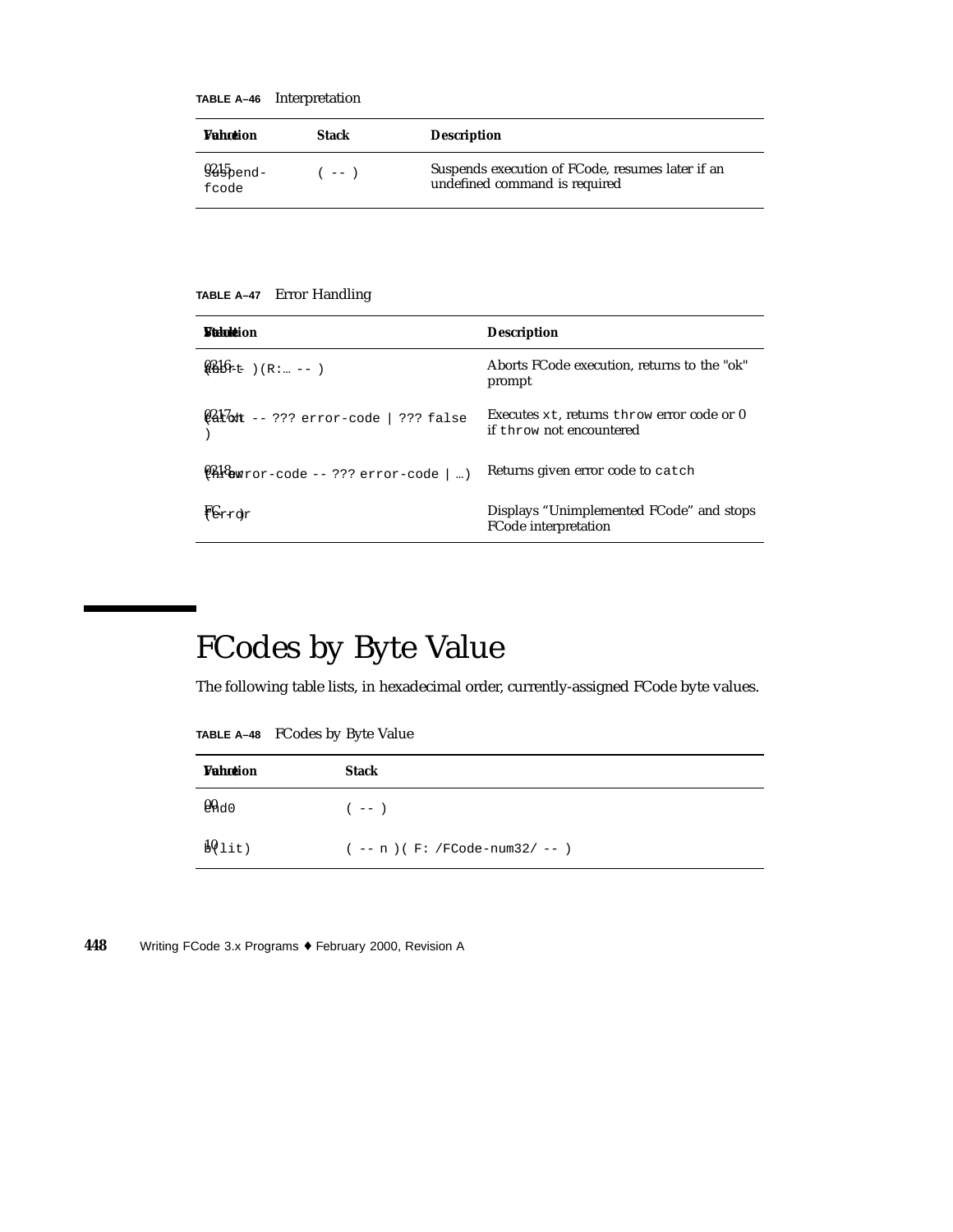**TABLE A–46** Interpretation

| Value | Function | Stack | Description |
|---|---|---|---|
| 0215 | suspend-fcode | ( -- ) | Suspends execution of FCode, resumes later if an undefined command is required |

**TABLE A–47** Error Handling

| Value | Function | Stack | Description |
|---|---|---|---|
| 0216 | abort | ( ... -- ) ( R: ... -- ) | Aborts FCode execution, returns to the "ok" prompt |
| 0217 | catch | ( ... xt -- ??? error-code \| ??? false ) | Executes xt, returns throw error code or 0 if throw not encountered |
| 0218 | throw | ( ... error-code -- ??? error-code \| ... ) | Returns given error code to catch |
| FC | ferror | ( -- ) | Displays "Unimplemented FCode" and stops FCode interpretation |

# FCodes by Byte Value

The following table lists, in hexadecimal order, currently-assigned FCode byte values.

**TABLE A–48** FCodes by Byte Value

| Value | Function | Stack |
|---|---|---|
| 00 | end0 | ( -- ) |
| 10 | b(lit) | ( -- n ) ( F: /FCode-num32/ -- ) |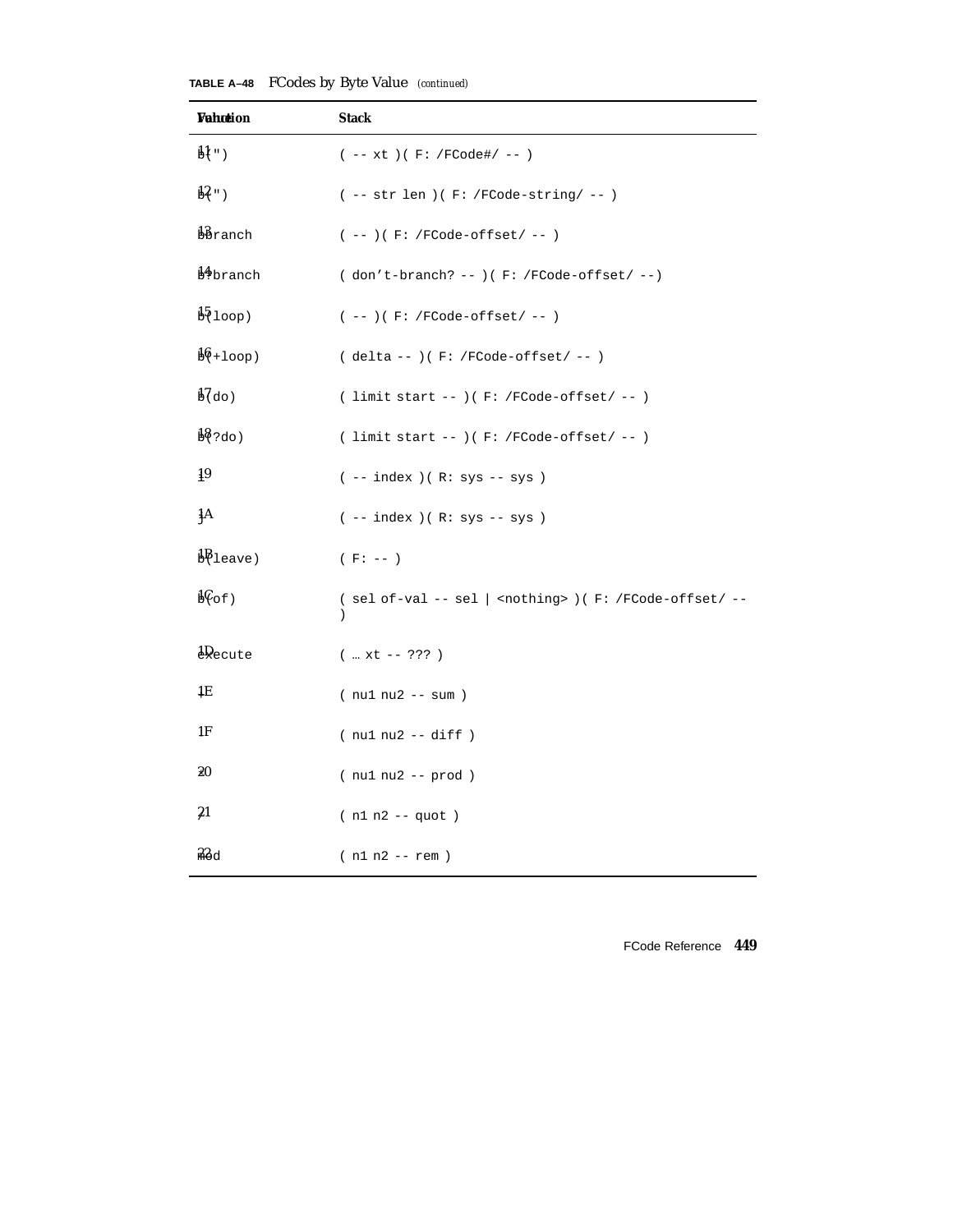**TABLE A–48** FCodes by Byte Value *(continued)*

| Value | Function | Stack |
|---|---|---|
| 11 | b(') | ( -- xt )( F: /FCode#/ -- ) |
| 12 | b(") | ( -- str len )( F: /FCode-string/ -- ) |
| 13 | bbranch | ( -- )( F: /FCode-offset/ -- ) |
| 14 | b?branch | ( don't-branch? -- )( F: /FCode-offset/ --) |
| 15 | b(loop) | ( -- )( F: /FCode-offset/ -- ) |
| 16 | b(+loop) | ( delta -- )( F: /FCode-offset/ -- ) |
| 17 | b(do) | ( limit start -- )( F: /FCode-offset/ -- ) |
| 18 | b(?do) | ( limit start -- )( F: /FCode-offset/ -- ) |
| 19 | i | ( -- index )( R: sys -- sys ) |
| 1A | j | ( -- index )( R: sys -- sys ) |
| 1B | b(leave) | ( F: -- ) |
| 1C | b(of) | ( sel of-val -- sel \| <nothing> )( F: /FCode-offset/ -- ) |
| 1D | execute | ( … xt -- ??? ) |
| 1E | + | ( nu1 nu2 -- sum ) |
| 1F | - | ( nu1 nu2 -- diff ) |
| 20 | * | ( nu1 nu2 -- prod ) |
| 21 | / | ( n1 n2 -- quot ) |
| 22 | mod | ( n1 n2 -- rem ) |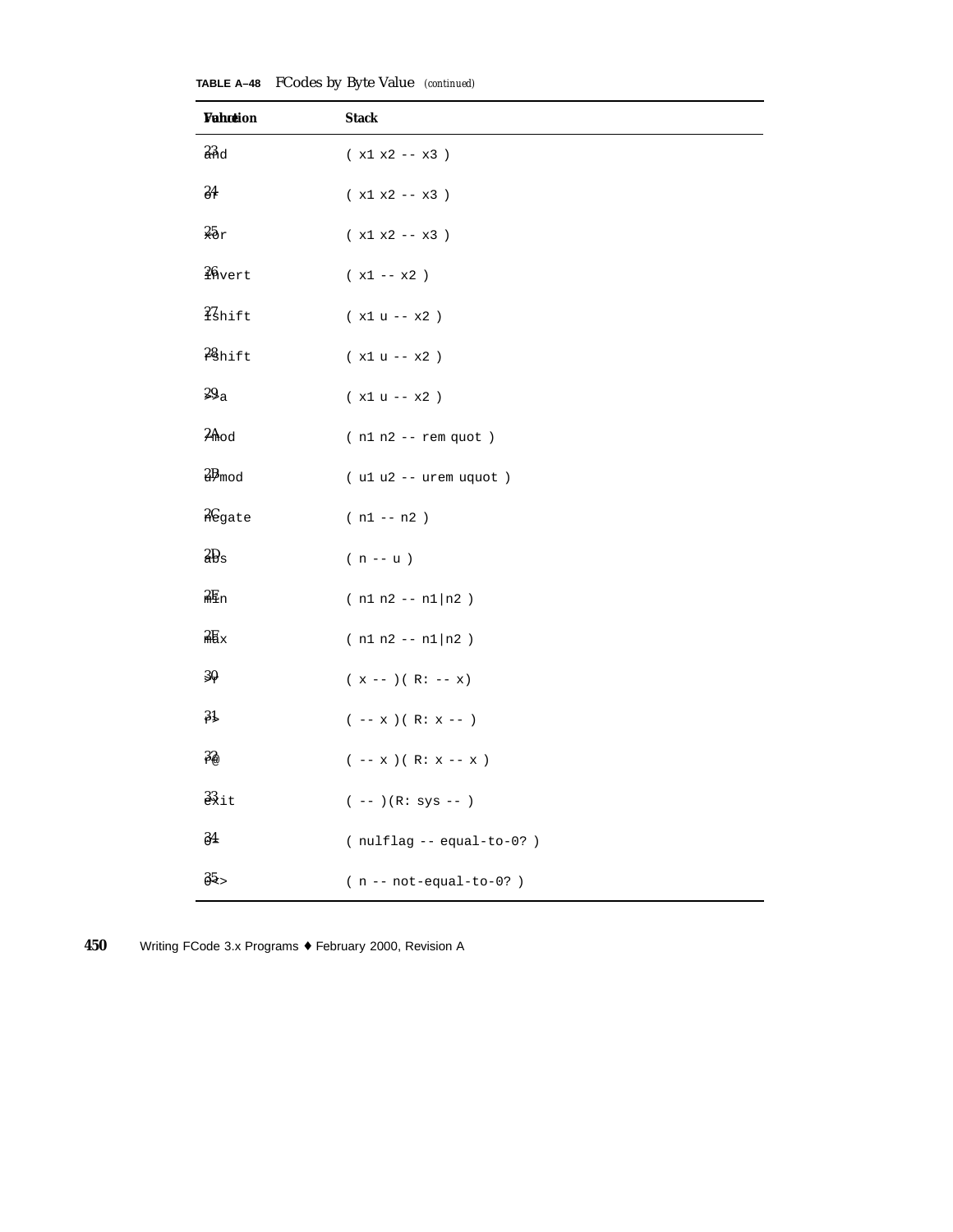**TABLE A–48** FCodes by Byte Value *(continued)*

| Value | Function | Stack |
|---|---|---|
| 23 | and | ( x1 x2 -- x3 ) |
| 24 | or | ( x1 x2 -- x3 ) |
| 25 | xor | ( x1 x2 -- x3 ) |
| 26 | invert | ( x1 -- x2 ) |
| 27 | lshift | ( x1 u -- x2 ) |
| 28 | rshift | ( x1 u -- x2 ) |
| 29 | >>a | ( x1 u -- x2 ) |
| 2A | /mod | ( n1 n2 -- rem quot ) |
| 2B | u/mod | ( u1 u2 -- urem uquot ) |
| 2C | negate | ( n1 -- n2 ) |
| 2D | abs | ( n -- u ) |
| 2E | min | ( n1 n2 -- n1\|n2 ) |
| 2F | max | ( n1 n2 -- n1\|n2 ) |
| 30 | >r | ( x -- )( R: -- x) |
| 31 | r> | ( -- x )( R: x -- ) |
| 32 | r@ | ( -- x )( R: x -- x ) |
| 33 | exit | ( -- )(R: sys -- ) |
| 34 | 0= | ( nulflag -- equal-to-0? ) |
| 35 | 0<> | ( n -- not-equal-to-0? ) |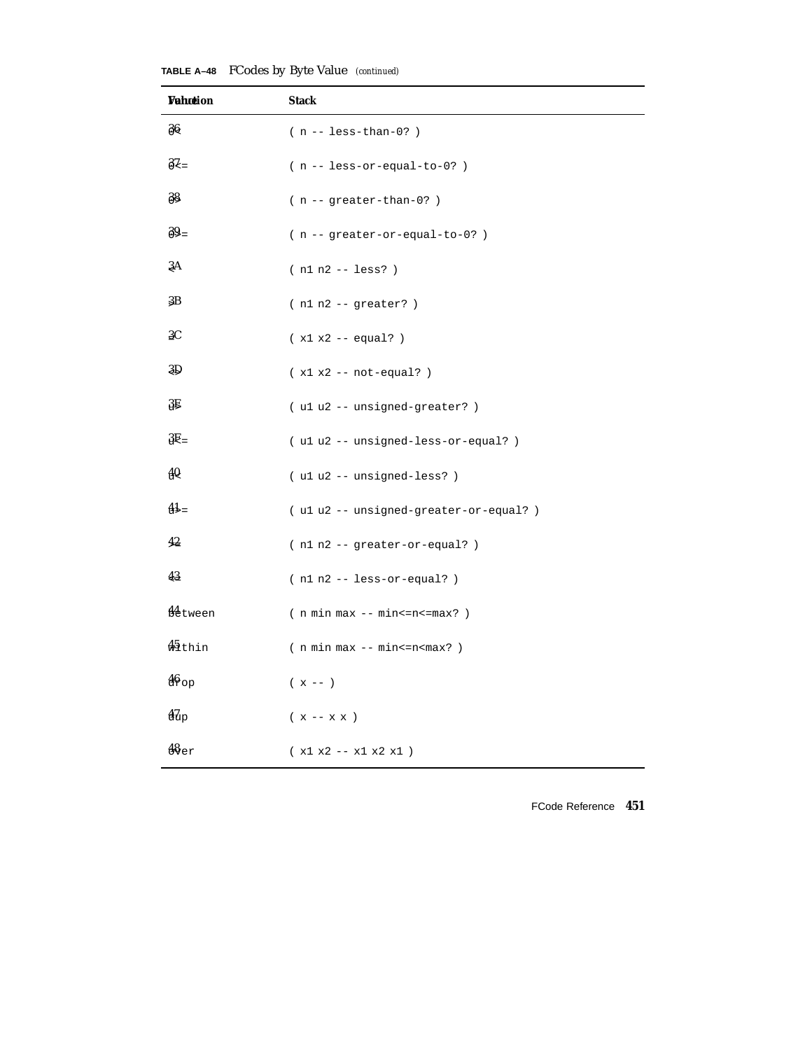**TABLE A–48** FCodes by Byte Value *(continued)*

| Value | Function | Stack |
|---|---|---|
| 36 | 0< | ( n -- less-than-0? ) |
| 37 | 0<= | ( n -- less-or-equal-to-0? ) |
| 38 | 0> | ( n -- greater-than-0? ) |
| 39 | 0>= | ( n -- greater-or-equal-to-0? ) |
| 3A | < | ( n1 n2 -- less? ) |
| 3B | > | ( n1 n2 -- greater? ) |
| 3C | = | ( x1 x2 -- equal? ) |
| 3D | <> | ( x1 x2 -- not-equal? ) |
| 3E | u> | ( u1 u2 -- unsigned-greater? ) |
| 3F | u<= | ( u1 u2 -- unsigned-less-or-equal? ) |
| 40 | u< | ( u1 u2 -- unsigned-less? ) |
| 41 | u>= | ( u1 u2 -- unsigned-greater-or-equal? ) |
| 42 | >= | ( n1 n2 -- greater-or-equal? ) |
| 43 | <= | ( n1 n2 -- less-or-equal? ) |
| 44 | between | ( n min max -- min<=n<=max? ) |
| 45 | within | ( n min max -- min<=n<max? ) |
| 46 | drop | ( x -- ) |
| 47 | dup | ( x -- x x ) |
| 48 | over | ( x1 x2 -- x1 x2 x1 ) |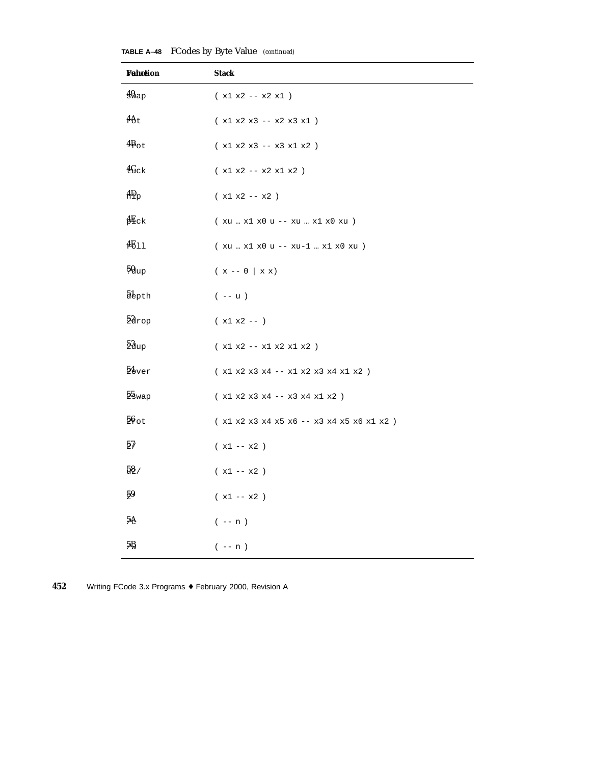**TABLE A–48** FCodes by Byte Value *(continued)*

| Value | Function | Stack |
|---|---|---|
| 49 | swap | ( x1 x2 -- x2 x1 ) |
| 4A | rot | ( x1 x2 x3 -- x2 x3 x1 ) |
| 4B | -rot | ( x1 x2 x3 -- x3 x1 x2 ) |
| 4C | tuck | ( x1 x2 -- x2 x1 x2 ) |
| 4D | nip | ( x1 x2 -- x2 ) |
| 4E | pick | ( xu … x1 x0 u -- xu … x1 x0 xu ) |
| 4F | roll | ( xu … x1 x0 u -- xu-1 … x1 x0 xu ) |
| 50 | ?dup | ( x -- 0 \| x x) |
| 51 | depth | ( -- u ) |
| 52 | 2drop | ( x1 x2 -- ) |
| 53 | 2dup | ( x1 x2 -- x1 x2 x1 x2 ) |
| 54 | 2over | ( x1 x2 x3 x4 -- x1 x2 x3 x4 x1 x2 ) |
| 55 | 2swap | ( x1 x2 x3 x4 -- x3 x4 x1 x2 ) |
| 56 | 2rot | ( x1 x2 x3 x4 x5 x6 -- x3 x4 x5 x6 x1 x2 ) |
| 57 | 2/ | ( x1 -- x2 ) |
| 58 | u2/ | ( x1 -- x2 ) |
| 59 | 2* | ( x1 -- x2 ) |
| 5A | /c | ( -- n ) |
| 5B | /w | ( -- n ) |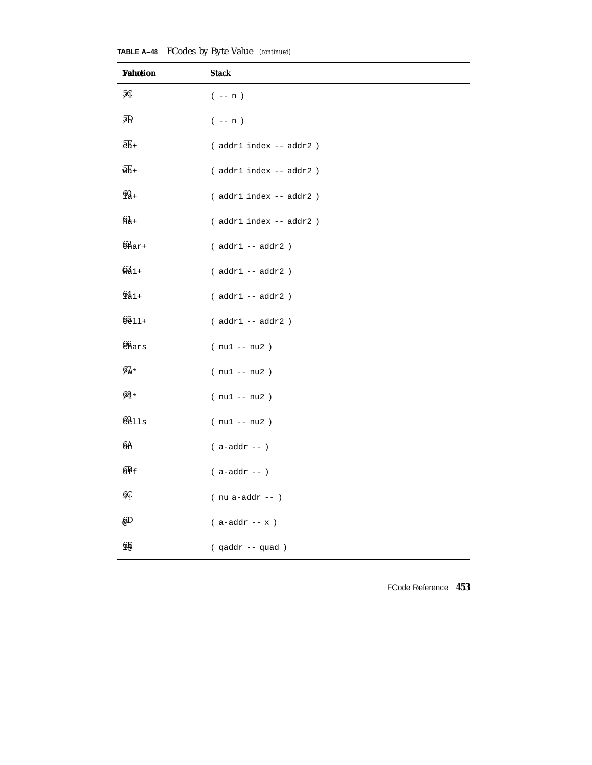**TABLE A–48** FCodes by Byte Value *(continued)*

| Value | Function | Stack |
|---|---|---|
| 5C | `/l` | `( -- n )` |
| 5D | `/n` | `( -- n )` |
| 5E | `ca+` | `( addr1 index -- addr2 )` |
| 5F | `wa+` | `( addr1 index -- addr2 )` |
| 60 | `la+` | `( addr1 index -- addr2 )` |
| 61 | `na+` | `( addr1 index -- addr2 )` |
| 62 | `char+` | `( addr1 -- addr2 )` |
| 63 | `wa1+` | `( addr1 -- addr2 )` |
| 64 | `la1+` | `( addr1 -- addr2 )` |
| 65 | `cell+` | `( addr1 -- addr2 )` |
| 66 | `chars` | `( nu1 -- nu2 )` |
| 67 | `/w*` | `( nu1 -- nu2 )` |
| 68 | `/l*` | `( nu1 -- nu2 )` |
| 69 | `cells` | `( nu1 -- nu2 )` |
| 6A | `on` | `( a-addr -- )` |
| 6B | `off` | `( a-addr -- )` |
| 6C | `+!` | `( nu a-addr -- )` |
| 6D | `@` | `( a-addr -- x )` |
| 6E | `l@` | `( qaddr -- quad )` |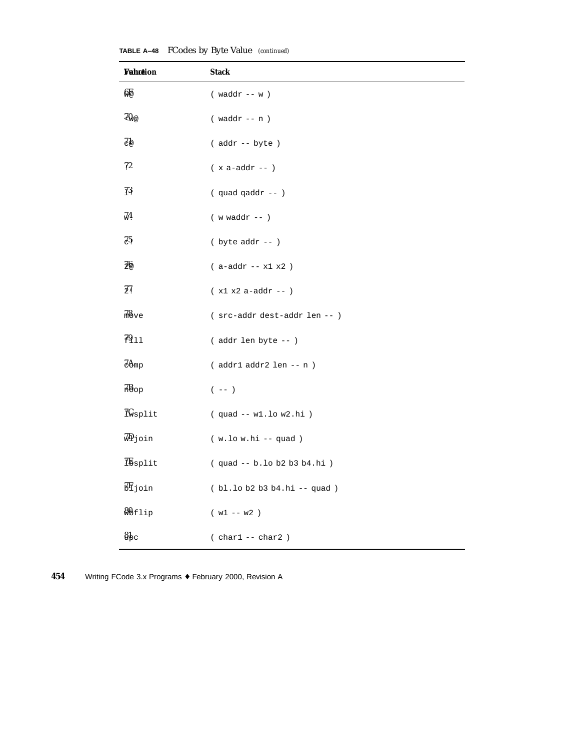**TABLE A–48** FCodes by Byte Value *(continued)*

| Value | Function | Stack |
|---|---|---|
| 6F | w@ | ( waddr -- w ) |
| 70 | <w@ | ( waddr -- n ) |
| 71 | c@ | ( addr -- byte ) |
| 72 | ! | ( x a-addr -- ) |
| 73 | l! | ( quad qaddr -- ) |
| 74 | w! | ( w waddr -- ) |
| 75 | c! | ( byte addr -- ) |
| 76 | 2@ | ( a-addr -- x1 x2 ) |
| 77 | 2! | ( x1 x2 a-addr -- ) |
| 78 | move | ( src-addr dest-addr len -- ) |
| 79 | fill | ( addr len byte -- ) |
| 7A | comp | ( addr1 addr2 len -- n ) |
| 7B | noop | ( -- ) |
| 7C | lwsplit | ( quad -- w1.lo w2.hi ) |
| 7D | wljoin | ( w.lo w.hi -- quad ) |
| 7E | lbsplit | ( quad -- b.lo b2 b3 b4.hi ) |
| 7F | bljoin | ( bl.lo b2 b3 b4.hi -- quad ) |
| 80 | wbflip | ( w1 -- w2 ) |
| 81 | upc | ( char1 -- char2 ) |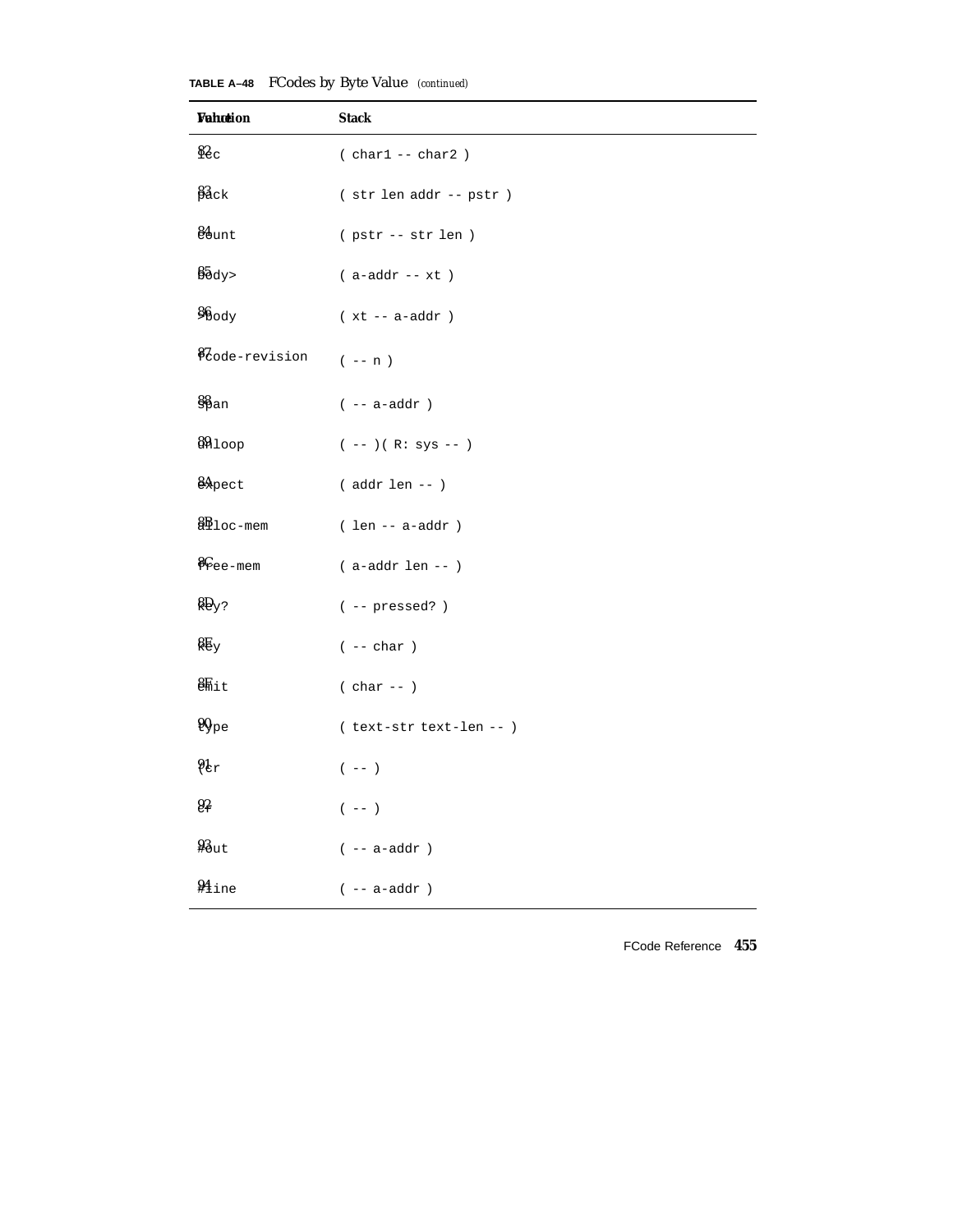**TABLE A–48** FCodes by Byte Value *(continued)*

| Value | Function | Stack |
|---|---|---|
| 82 | `lcc` | `( char1 -- char2 )` |
| 83 | `pack` | `( str len addr -- pstr )` |
| 84 | `count` | `( pstr -- str len )` |
| 85 | `body>` | `( a-addr -- xt )` |
| 86 | `>body` | `( xt -- a-addr )` |
| 87 | `fcode-revision` | `( -- n )` |
| 88 | `span` | `( -- a-addr )` |
| 89 | `unloop` | `( -- )( R: sys -- )` |
| 8A | `expect` | `( addr len -- )` |
| 8B | `alloc-mem` | `( len -- a-addr )` |
| 8C | `free-mem` | `( a-addr len -- )` |
| 8D | `key?` | `( -- pressed? )` |
| 8E | `key` | `( -- char )` |
| 8F | `emit` | `( char -- )` |
| 90 | `type` | `( text-str text-len -- )` |
| 91 | `(cr` | `( -- )` |
| 92 | `cr` | `( -- )` |
| 93 | `#out` | `( -- a-addr )` |
| 94 | `#line` | `( -- a-addr )` |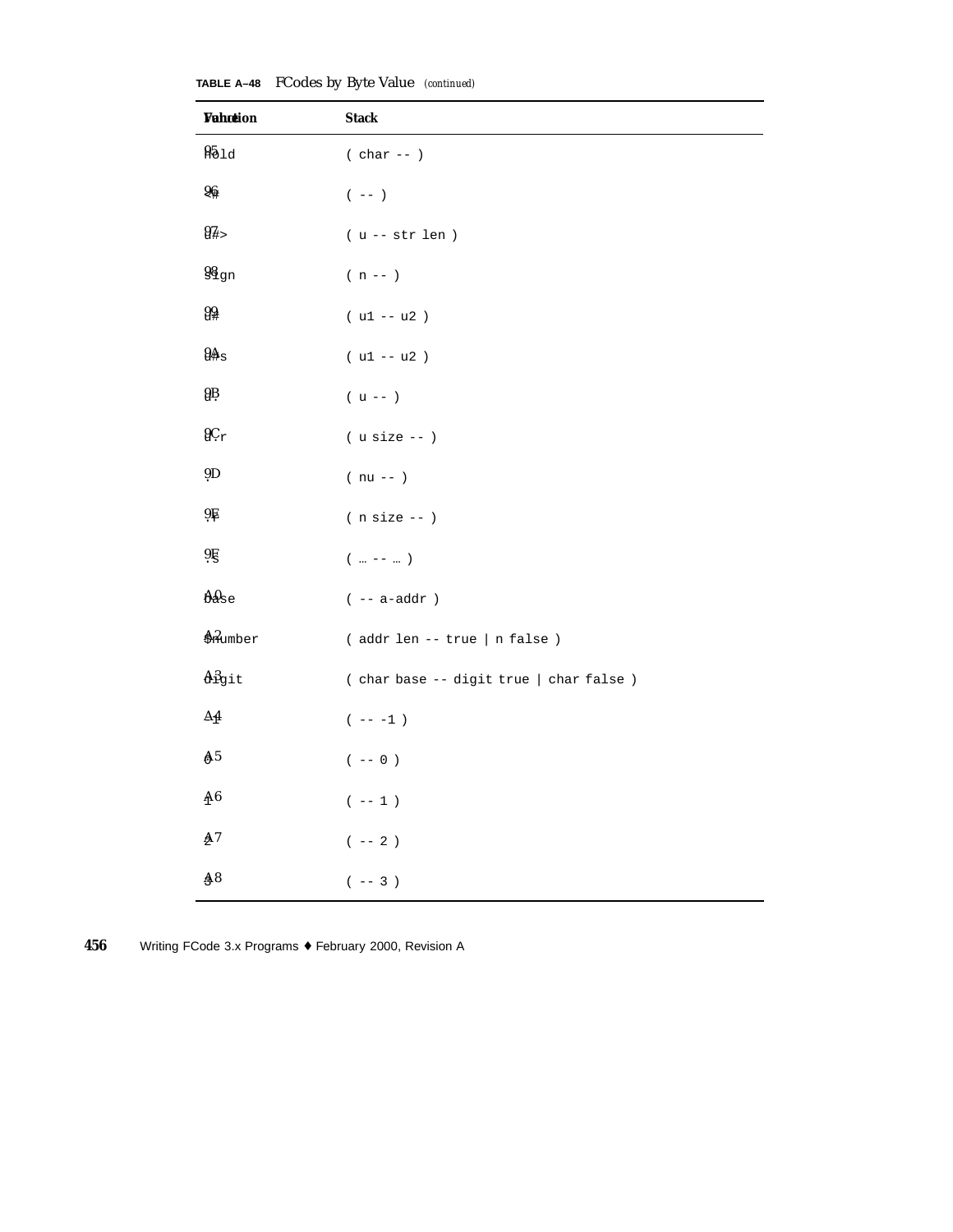**TABLE A–48** FCodes by Byte Value *(continued)*

| Value | Function | Stack |
|---|---|---|
| 95 | hold | ( char -- ) |
| 96 | <# | ( -- ) |
| 97 | u#> | ( u -- str len ) |
| 98 | sign | ( n -- ) |
| 99 | u# | ( u1 -- u2 ) |
| 9A | u#s | ( u1 -- u2 ) |
| 9B | u. | ( u -- ) |
| 9C | u.r | ( u size -- ) |
| 9D | . | ( nu -- ) |
| 9E | .r | ( n size -- ) |
| 9F | .s | ( … -- … ) |
| A0 | base | ( -- a-addr ) |
| A2 | $number | ( addr len -- true \| n false ) |
| A3 | digit | ( char base -- digit true \| char false ) |
| A4 | -1 | ( -- -1 ) |
| A5 | 0 | ( -- 0 ) |
| A6 | 1 | ( -- 1 ) |
| A7 | 2 | ( -- 2 ) |
| A8 | 3 | ( -- 3 ) |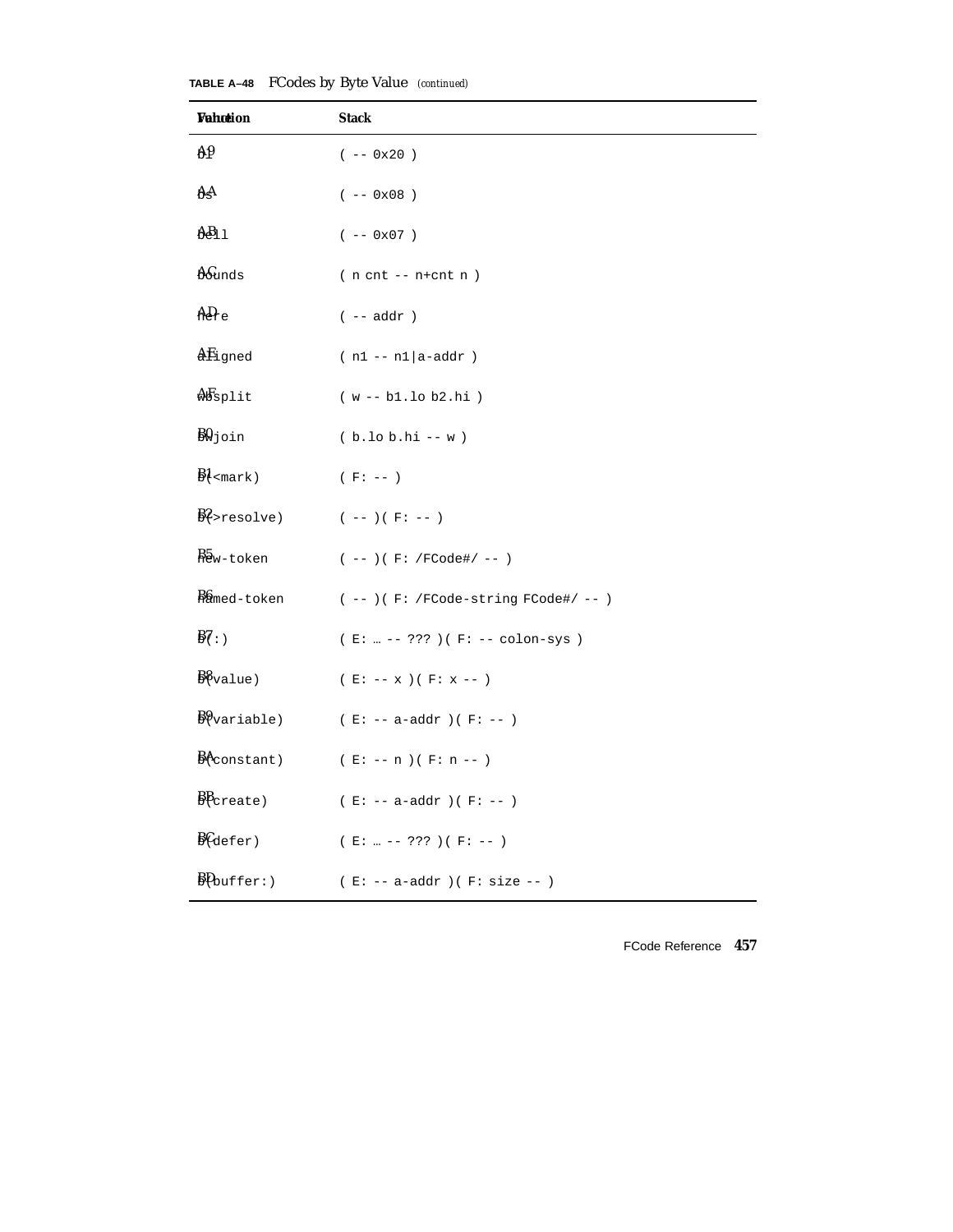TABLE A–48 FCodes by Byte Value *(continued)*

| Value | Function | Stack |
|---|---|---|
| A9 | `bl` | `( -- 0x20 )` |
| AA | `bs` | `( -- 0x08 )` |
| AB | `bell` | `( -- 0x07 )` |
| AC | `bounds` | `( n cnt -- n+cnt n )` |
| AD | `here` | `( -- addr )` |
| AE | `aligned` | `( n1 -- n1\|a-addr )` |
| AF | `wbsplit` | `( w -- b1.lo b2.hi )` |
| B0 | `bwjoin` | `( b.lo b.hi -- w )` |
| B1 | `b(<mark)` | `( F: -- )` |
| B2 | `b(>resolve)` | `( -- )( F: -- )` |
| B5 | `new-token` | `( -- )( F: /FCode#/ -- )` |
| B6 | `named-token` | `( -- )( F: /FCode-string FCode#/ -- )` |
| B7 | `b(:)` | `( E: … -- ??? )( F: -- colon-sys )` |
| B8 | `b(value)` | `( E: -- x )( F: x -- )` |
| B9 | `b(variable)` | `( E: -- a-addr )( F: -- )` |
| BA | `b(constant)` | `( E: -- n )( F: n -- )` |
| BB | `b(create)` | `( E: -- a-addr )( F: -- )` |
| BC | `b(defer)` | `( E: … -- ??? )( F: -- )` |
| BD | `b(buffer:)` | `( E: -- a-addr )( F: size -- )` |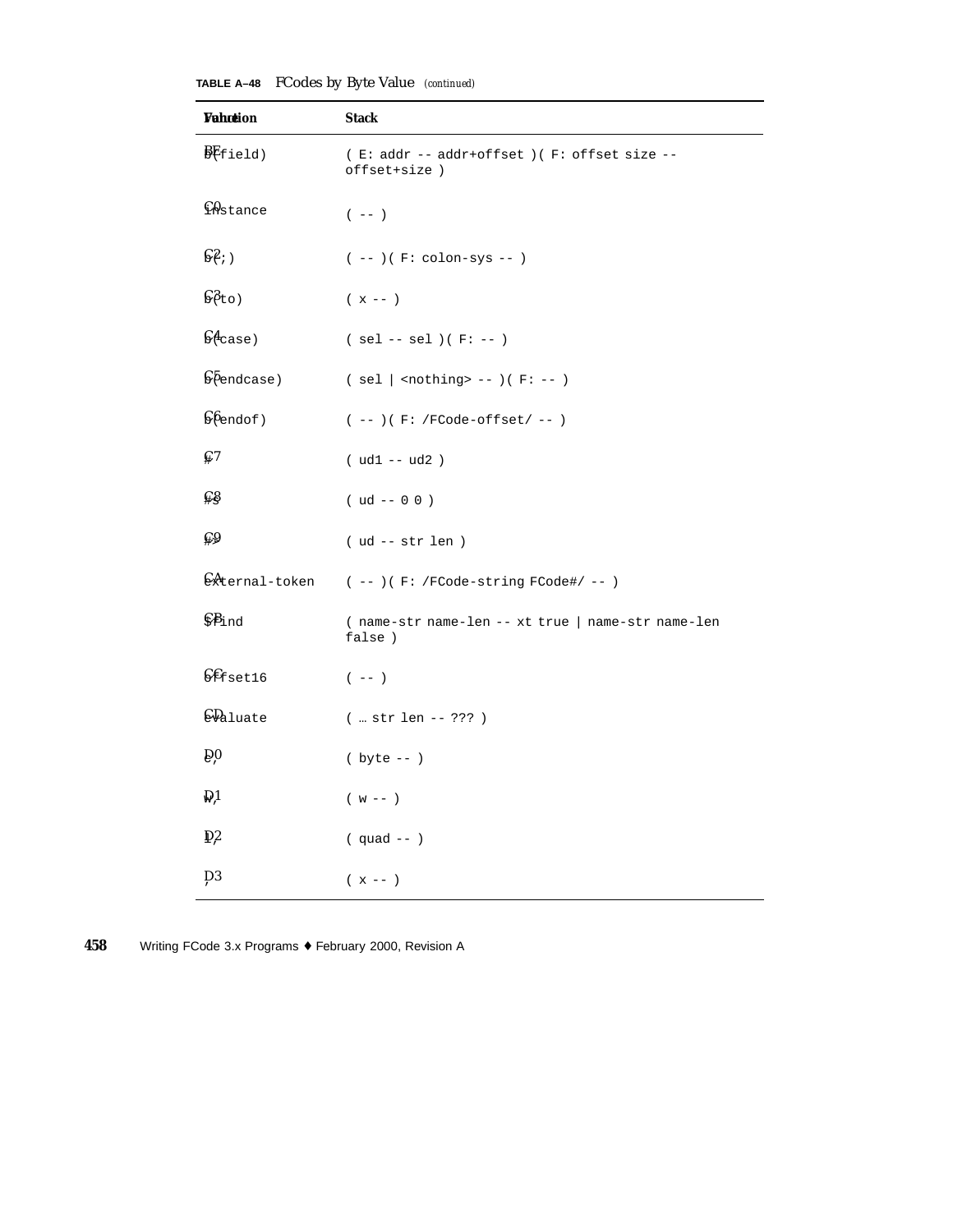**TABLE A–48** FCodes by Byte Value *(continued)*

| Value | Function | Stack |
|---|---|---|
| BE | b(field) | ( E: addr -- addr+offset )( F: offset size -- offset+size ) |
| C0 | instance | ( -- ) |
| C2 | b(;) | ( -- )( F: colon-sys -- ) |
| C3 | b(to) | ( x -- ) |
| C4 | b(case) | ( sel -- sel )( F: -- ) |
| C5 | b(endcase) | ( sel \| <nothing> -- )( F: -- ) |
| C6 | b(endof) | ( -- )( F: /FCode-offset/ -- ) |
| C7 | # | ( ud1 -- ud2 ) |
| C8 | #s | ( ud -- 0 0 ) |
| C9 | #> | ( ud -- str len ) |
| CA | external-token | ( -- )( F: /FCode-string FCode#/ -- ) |
| CB | $find | ( name-str name-len -- xt true \| name-str name-len false ) |
| CC | offset16 | ( -- ) |
| CD | evaluate | ( … str len -- ??? ) |
| D0 | c, | ( byte -- ) |
| D1 | w, | ( w -- ) |
| D2 | l, | ( quad -- ) |
| D3 | , | ( x -- ) |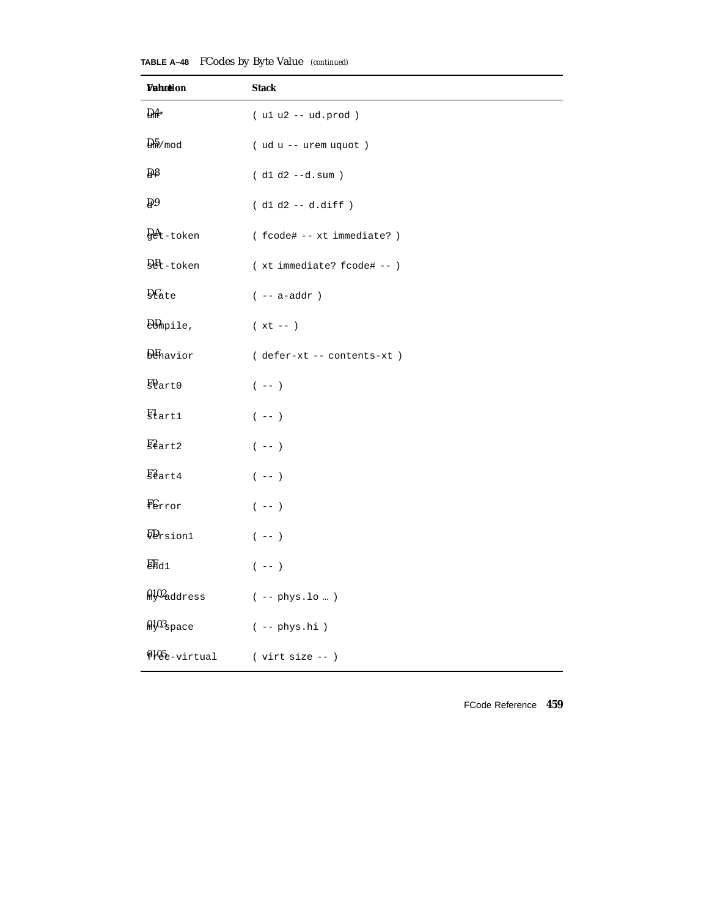**TABLE A–48** FCodes by Byte Value *(continued)*

| Value | Function | Stack |
|---|---|---|
| D4 | um* | ( u1 u2 -- ud.prod ) |
| D5 | um/mod | ( ud u -- urem uquot ) |
| D8 | d+ | ( d1 d2 --d.sum ) |
| D9 | d- | ( d1 d2 -- d.diff ) |
| DA | get-token | ( fcode# -- xt immediate? ) |
| DB | set-token | ( xt immediate? fcode# -- ) |
| DC | state | ( -- a-addr ) |
| DD | compile, | ( xt -- ) |
| DE | behavior | ( defer-xt -- contents-xt ) |
| F0 | start0 | ( -- ) |
| F1 | start1 | ( -- ) |
| F2 | start2 | ( -- ) |
| F3 | start4 | ( -- ) |
| FC | ferror | ( -- ) |
| FD | version1 | ( -- ) |
| FF | end1 | ( -- ) |
| 0102 | my-address | ( -- phys.lo … ) |
| 0103 | my-space | ( -- phys.hi ) |
| 0105 | free-virtual | ( virt size -- ) |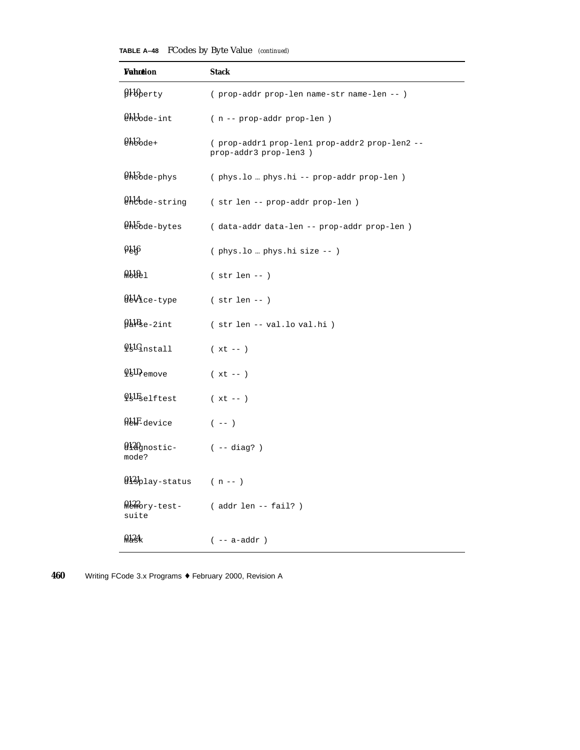**TABLE A–48** FCodes by Byte Value *(continued)*

| Value | Function | Stack |
|---|---|---|
| 0110 | property | ( prop-addr prop-len name-str name-len -- ) |
| 0111 | encode-int | ( n -- prop-addr prop-len ) |
| 0112 | encode+ | ( prop-addr1 prop-len1 prop-addr2 prop-len2 -- prop-addr3 prop-len3 ) |
| 0113 | encode-phys | ( phys.lo … phys.hi -- prop-addr prop-len ) |
| 0114 | encode-string | ( str len -- prop-addr prop-len ) |
| 0115 | encode-bytes | ( data-addr data-len -- prop-addr prop-len ) |
| 0116 | reg | ( phys.lo … phys.hi size -- ) |
| 0119 | model | ( str len -- ) |
| 011A | device-type | ( str len -- ) |
| 011B | parse-2int | ( str len -- val.lo val.hi ) |
| 011C | is-install | ( xt -- ) |
| 011D | is-remove | ( xt -- ) |
| 011E | is-selftest | ( xt -- ) |
| 011F | new-device | ( -- ) |
| 0120 | diagnostic-mode? | ( -- diag? ) |
| 0121 | display-status | ( n -- ) |
| 0122 | memory-test-suite | ( addr len -- fail? ) |
| 0124 | mask | ( -- a-addr ) |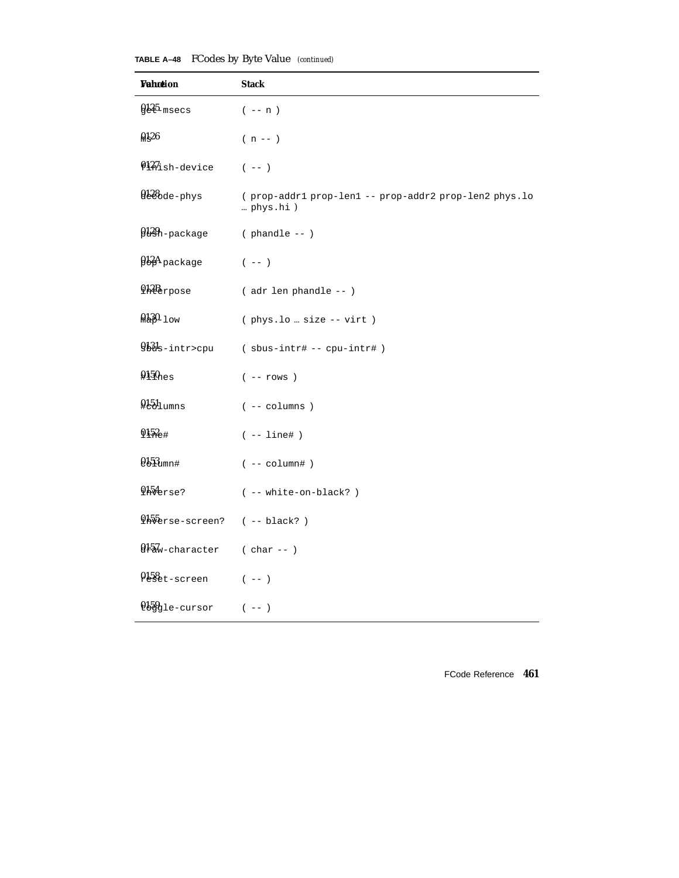**TABLE A–48** FCodes by Byte Value *(continued)*

| Value | Function | Stack |
|---|---|---|
| 0125 | get-msecs | ( -- n ) |
| 0126 | ms | ( n -- ) |
| 0127 | finish-device | ( -- ) |
| 0128 | decode-phys | ( prop-addr1 prop-len1 -- prop-addr2 prop-len2 phys.lo … phys.hi ) |
| 0129 | push-package | ( phandle -- ) |
| 012A | pop-package | ( -- ) |
| 012B | interpose | ( adr len phandle -- ) |
| 0130 | map-low | ( phys.lo … size -- virt ) |
| 0131 | sbus-intr>cpu | ( sbus-intr# -- cpu-intr# ) |
| 0150 | #lines | ( -- rows ) |
| 0151 | #columns | ( -- columns ) |
| 0152 | line# | ( -- line# ) |
| 0153 | column# | ( -- column# ) |
| 0154 | inverse? | ( -- white-on-black? ) |
| 0155 | inverse-screen? | ( -- black? ) |
| 0157 | draw-character | ( char -- ) |
| 0158 | reset-screen | ( -- ) |
| 0159 | toggle-cursor | ( -- ) |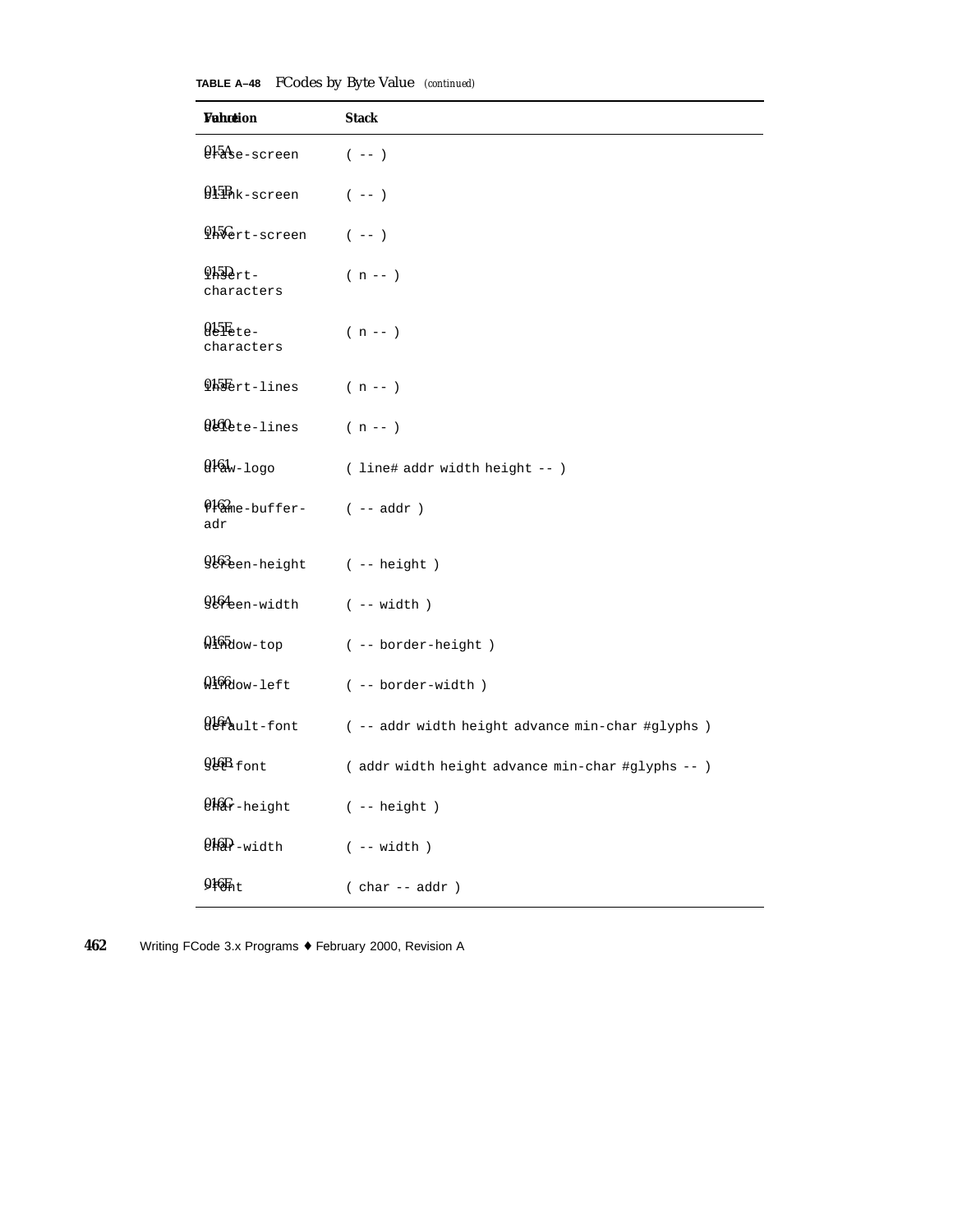**TABLE A–48** FCodes by Byte Value *(continued)*

| Value | Function | Stack |
|---|---|---|
| 015A | erase-screen | ( -- ) |
| 015B | blink-screen | ( -- ) |
| 015C | invert-screen | ( -- ) |
| 015D | insert-characters | ( n -- ) |
| 015E | delete-characters | ( n -- ) |
| 015F | insert-lines | ( n -- ) |
| 0160 | delete-lines | ( n -- ) |
| 0161 | draw-logo | ( line# addr width height -- ) |
| 0162 | frame-buffer-adr | ( -- addr ) |
| 0163 | screen-height | ( -- height ) |
| 0164 | screen-width | ( -- width ) |
| 0165 | window-top | ( -- border-height ) |
| 0166 | window-left | ( -- border-width ) |
| 016A | default-font | ( -- addr width height advance min-char #glyphs ) |
| 016B | set-font | ( addr width height advance min-char #glyphs -- ) |
| 016C | char-height | ( -- height ) |
| 016D | char-width | ( -- width ) |
| 016E | >font | ( char -- addr ) |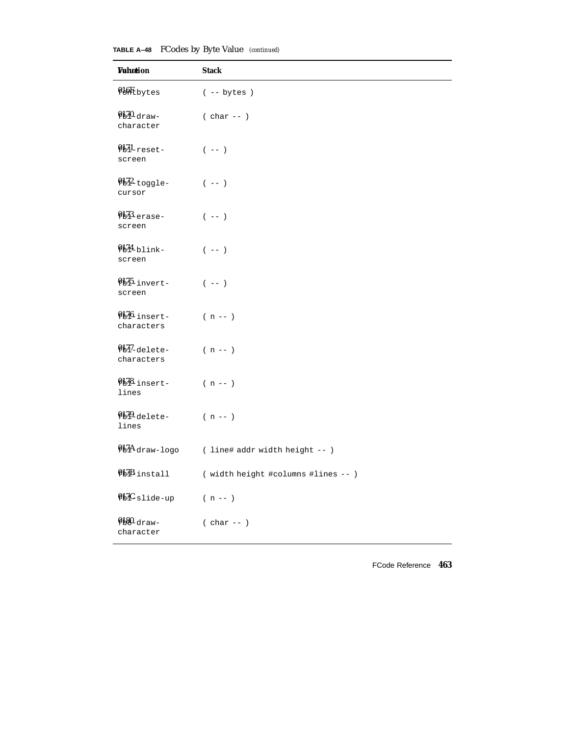**TABLE A–48** FCodes by Byte Value *(continued)*

| Value | Function | Stack |
|---|---|---|
| 016F | fontbytes | ( -- bytes ) |
| 0170 | fb1-draw-character | ( char -- ) |
| 0171 | fb1-reset-screen | ( -- ) |
| 0172 | fb1-toggle-cursor | ( -- ) |
| 0173 | fb1-erase-screen | ( -- ) |
| 0174 | fb1-blink-screen | ( -- ) |
| 0175 | fb1-invert-screen | ( -- ) |
| 0176 | fb1-insert-characters | ( n -- ) |
| 0177 | fb1-delete-characters | ( n -- ) |
| 0178 | fb1-insert-lines | ( n -- ) |
| 0179 | fb1-delete-lines | ( n -- ) |
| 017A | fb1-draw-logo | ( line# addr width height -- ) |
| 017B | fb1-install | ( width height #columns #lines -- ) |
| 017C | fb1-slide-up | ( n -- ) |
| 0180 | fb8-draw-character | ( char -- ) |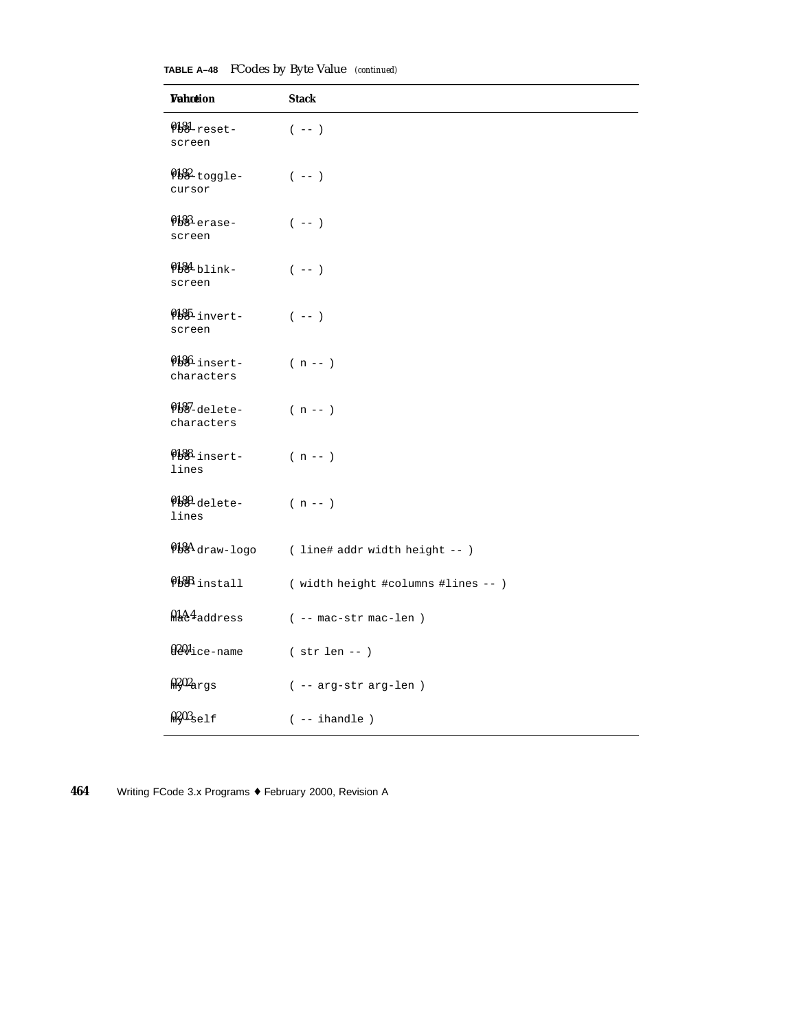**TABLE A–48** FCodes by Byte Value *(continued)*

| Value | Function | Stack |
|---|---|---|
| 0181 | fb8-reset-screen | ( -- ) |
| 0182 | fb8-toggle-cursor | ( -- ) |
| 0183 | fb8-erase-screen | ( -- ) |
| 0184 | fb8-blink-screen | ( -- ) |
| 0185 | fb8-invert-screen | ( -- ) |
| 0186 | fb8-insert-characters | ( n -- ) |
| 0187 | fb8-delete-characters | ( n -- ) |
| 0188 | fb8-insert-lines | ( n -- ) |
| 0189 | fb8-delete-lines | ( n -- ) |
| 018A | fb8-draw-logo | ( line# addr width height -- ) |
| 018B | fb8-install | ( width height #columns #lines -- ) |
| 01A4 | mac-address | ( -- mac-str mac-len ) |
| 0201 | device-name | ( str len -- ) |
| 0202 | my-args | ( -- arg-str arg-len ) |
| 0203 | my-self | ( -- ihandle ) |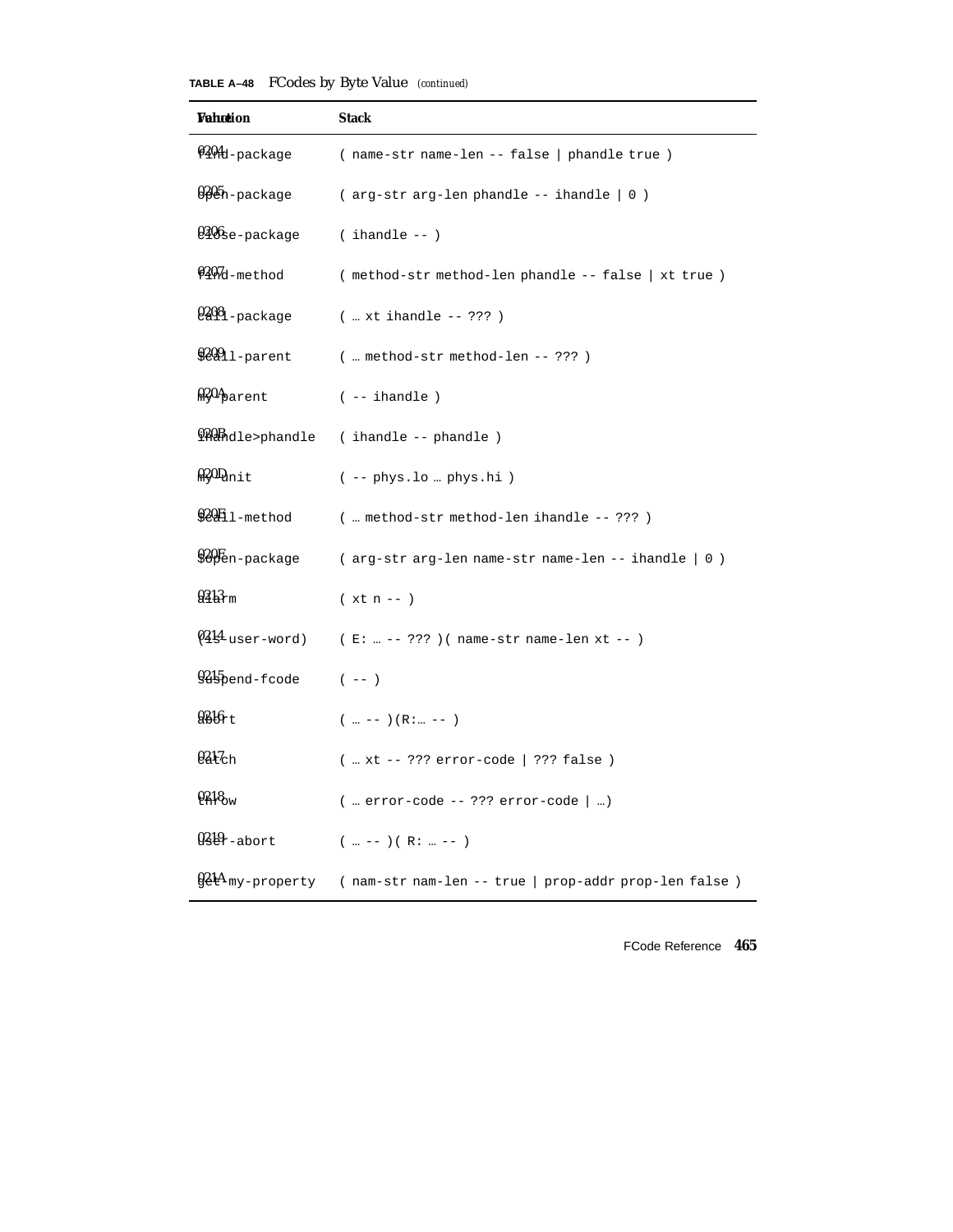**TABLE A–48** FCodes by Byte Value *(continued)*

| Value | Function | Stack |
|---|---|---|
| 0204 | find-package | ( name-str name-len -- false \| phandle true ) |
| 0205 | open-package | ( arg-str arg-len phandle -- ihandle \| 0 ) |
| 0206 | close-package | ( ihandle -- ) |
| 0207 | find-method | ( method-str method-len phandle -- false \| xt true ) |
| 0208 | call-package | ( … xt ihandle -- ??? ) |
| 0209 | $call-parent | ( … method-str method-len -- ??? ) |
| 020A | my-parent | ( -- ihandle ) |
| 020B | ihandle>phandle | ( ihandle -- phandle ) |
| 020D | my-unit | ( -- phys.lo … phys.hi ) |
| 020E | $call-method | ( … method-str method-len ihandle -- ??? ) |
| 020F | $open-package | ( arg-str arg-len name-str name-len -- ihandle \| 0 ) |
| 0213 | alarm | ( xt n -- ) |
| 0214 | (is-user-word) | ( E: … -- ??? )( name-str name-len xt -- ) |
| 0215 | suspend-fcode | ( -- ) |
| 0216 | abort | ( … -- )(R:… -- ) |
| 0217 | catch | ( … xt -- ??? error-code \| ??? false ) |
| 0218 | throw | ( … error-code -- ??? error-code \| …) |
| 0219 | user-abort | ( … -- )( R: … -- ) |
| 021A | get-my-property | ( nam-str nam-len -- true \| prop-addr prop-len false ) |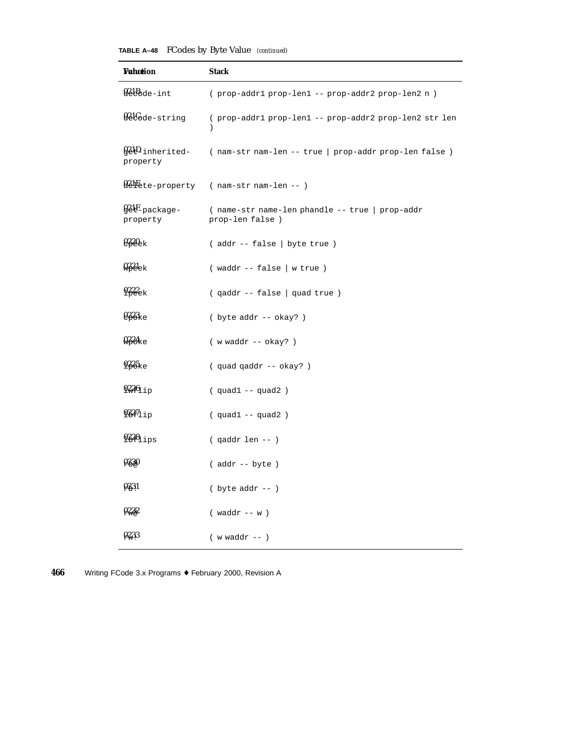**TABLE A–48** FCodes by Byte Value *(continued)*

| Value | Function | Stack |
|---|---|---|
| 021B | decode-int | ( prop-addr1 prop-len1 -- prop-addr2 prop-len2 n ) |
| 021C | decode-string | ( prop-addr1 prop-len1 -- prop-addr2 prop-len2 str len ) |
| 021D | get-inherited-property | ( nam-str nam-len -- true \| prop-addr prop-len false ) |
| 021E | delete-property | ( nam-str nam-len -- ) |
| 021F | get-package-property | ( name-str name-len phandle -- true \| prop-addr prop-len false ) |
| 0220 | cpeek | ( addr -- false \| byte true ) |
| 0221 | wpeek | ( waddr -- false \| w true ) |
| 0222 | lpeek | ( qaddr -- false \| quad true ) |
| 0223 | cpoke | ( byte addr -- okay? ) |
| 0224 | wpoke | ( w waddr -- okay? ) |
| 0225 | lpoke | ( quad qaddr -- okay? ) |
| 0226 | lwflip | ( quad1 -- quad2 ) |
| 0227 | lbflip | ( quad1 -- quad2 ) |
| 0228 | lbflips | ( qaddr len -- ) |
| 0230 | rb@ | ( addr -- byte ) |
| 0231 | rb! | ( byte addr -- ) |
| 0232 | rw@ | ( waddr -- w ) |
| 0233 | rw! | ( w waddr -- ) |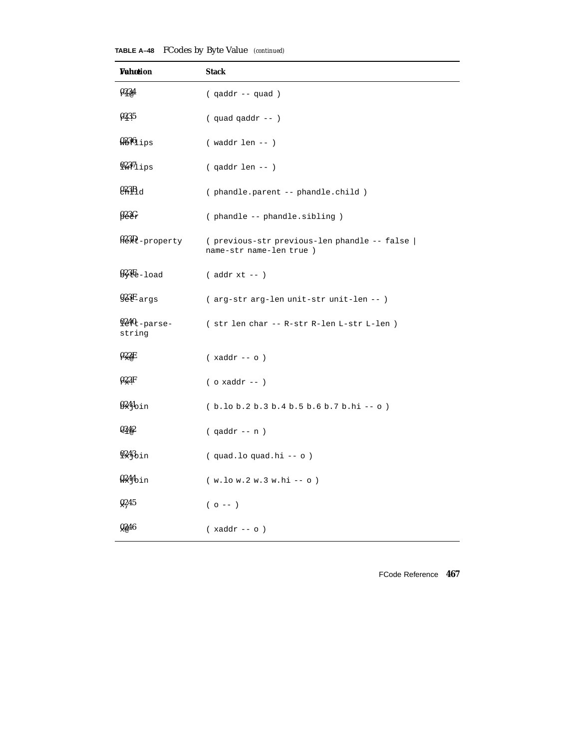**TABLE A–48** FCodes by Byte Value *(continued)*

| Value | Function | Stack |
|---|---|---|
| 0234 | rl@ | ( qaddr -- quad ) |
| 0235 | rl! | ( quad qaddr -- ) |
| 0236 | wbflips | ( waddr len -- ) |
| 0237 | lwflips | ( qaddr len -- ) |
| 023B | child | ( phandle.parent -- phandle.child ) |
| 023C | peer | ( phandle -- phandle.sibling ) |
| 023D | next-property | ( previous-str previous-len phandle -- false \| name-str name-len true ) |
| 023E | byte-load | ( addr xt -- ) |
| 023F | set-args | ( arg-str arg-len unit-str unit-len -- ) |
| 0240 | left-parse-string | ( str len char -- R-str R-len L-str L-len ) |
| 022E | rx@ | ( xaddr -- o ) |
| 022F | rx! | ( o xaddr -- ) |
| 0241 | bxjoin | ( b.lo b.2 b.3 b.4 b.5 b.6 b.7 b.hi -- o ) |
| 0242 | <l@ | ( qaddr -- n ) |
| 0243 | lxjoin | ( quad.lo quad.hi -- o ) |
| 0244 | wxjoin | ( w.lo w.2 w.3 w.hi -- o ) |
| 0245 | x, | ( o -- ) |
| 0246 | x@ | ( xaddr -- o ) |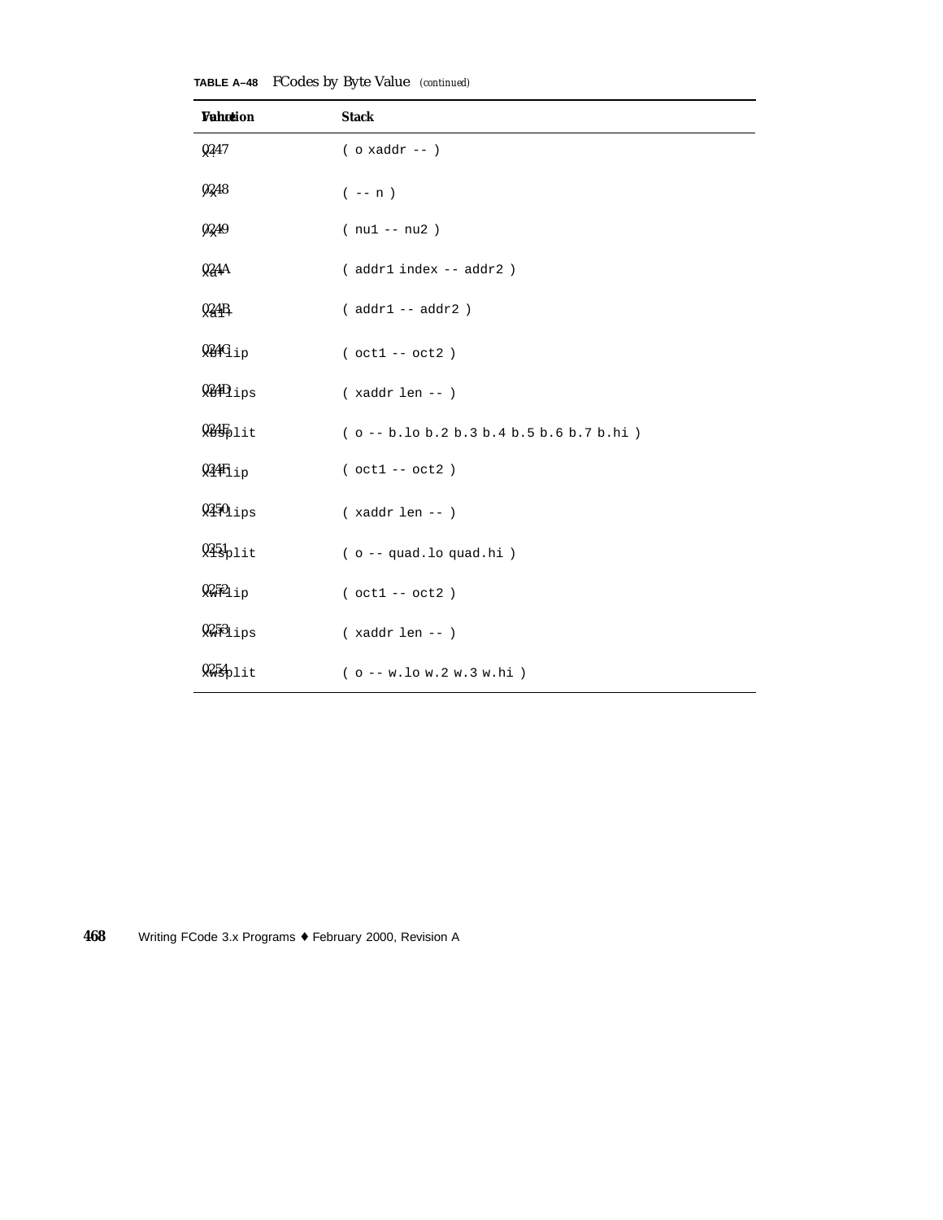**TABLE A–48** FCodes by Byte Value *(continued)*

| Value | Function | Stack |
|---|---|---|
| 0247 | `x!` | `( o xaddr -- )` |
| 0248 | `/x` | `( -- n )` |
| 0249 | `/x*` | `( nu1 -- nu2 )` |
| 024A | `xa+` | `( addr1 index -- addr2 )` |
| 024B | `xa1+` | `( addr1 -- addr2 )` |
| 024C | `xbflip` | `( oct1 -- oct2 )` |
| 024D | `xbflips` | `( xaddr len -- )` |
| 024E | `xbsplit` | `( o -- b.lo b.2 b.3 b.4 b.5 b.6 b.7 b.hi )` |
| 024F | `xlflip` | `( oct1 -- oct2 )` |
| 0250 | `xlflips` | `( xaddr len -- )` |
| 0251 | `xlsplit` | `( o -- quad.lo quad.hi )` |
| 0252 | `xwflip` | `( oct1 -- oct2 )` |
| 0253 | `xwflips` | `( xaddr len -- )` |
| 0254 | `xwsplit` | `( o -- w.lo w.2 w.3 w.hi )` |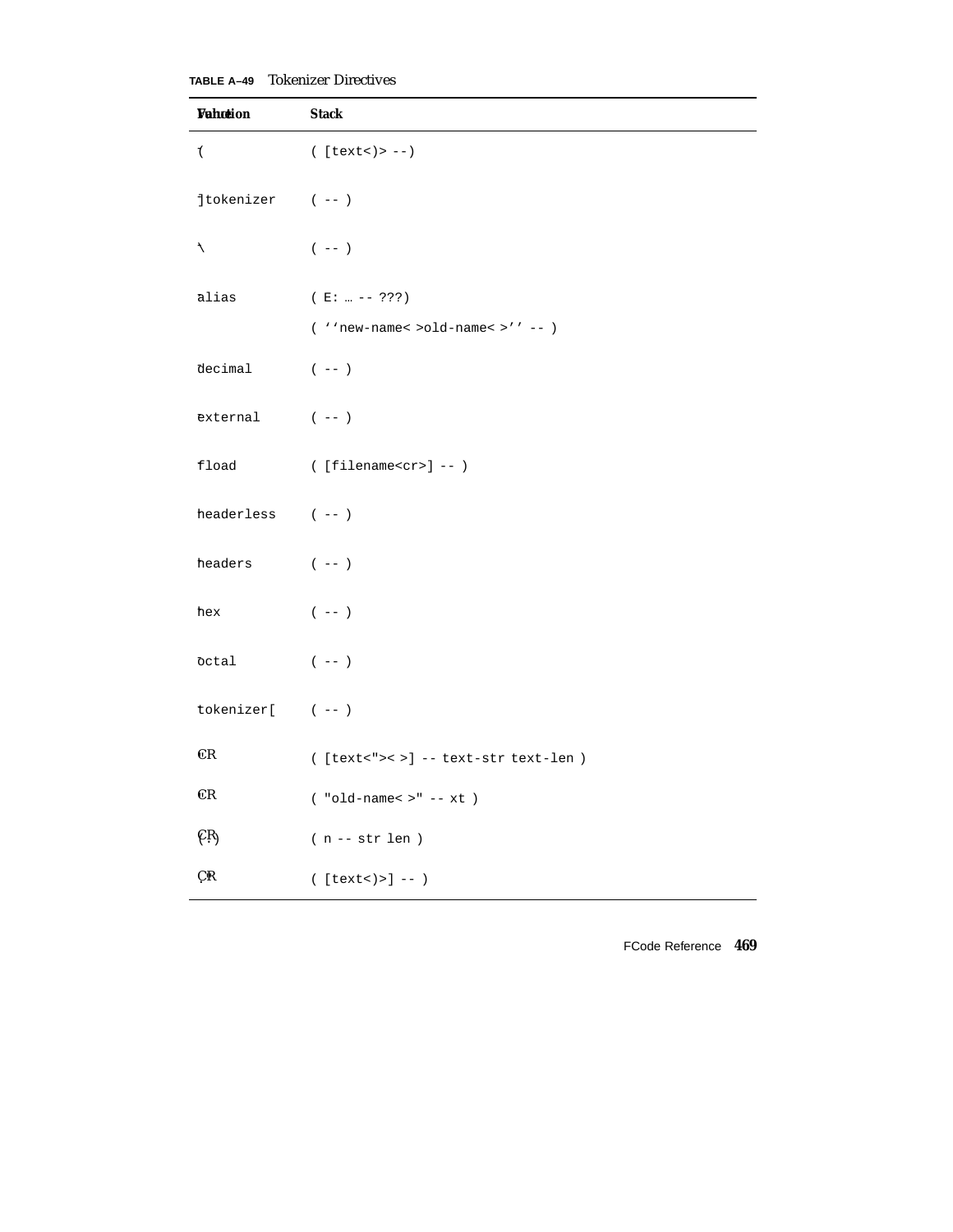**TABLE A–49** Tokenizer Directives

| Function | Stack |
|---|---|
| ( | ( [text<)> --) |
| ]tokenizer | ( -- ) |
| \ | ( -- ) |
| alias | ( E: … -- ???)<br>( ‘‘new-name< >old-name< >’’ -- ) |
| decimal | ( -- ) |
| external | ( -- ) |
| fload | ( [filename<cr>] -- ) |
| headerless | ( -- ) |
| headers | ( -- ) |
| hex | ( -- ) |
| octal | ( -- ) |
| tokenizer[ | ( -- ) |
| CR | ( [text<"> < >] -- text-str text-len ) |
| CR | ( "old-name< >" -- xt ) |
| (.) | ( n -- str len ) |
| CR | ( [text<)>] -- ) |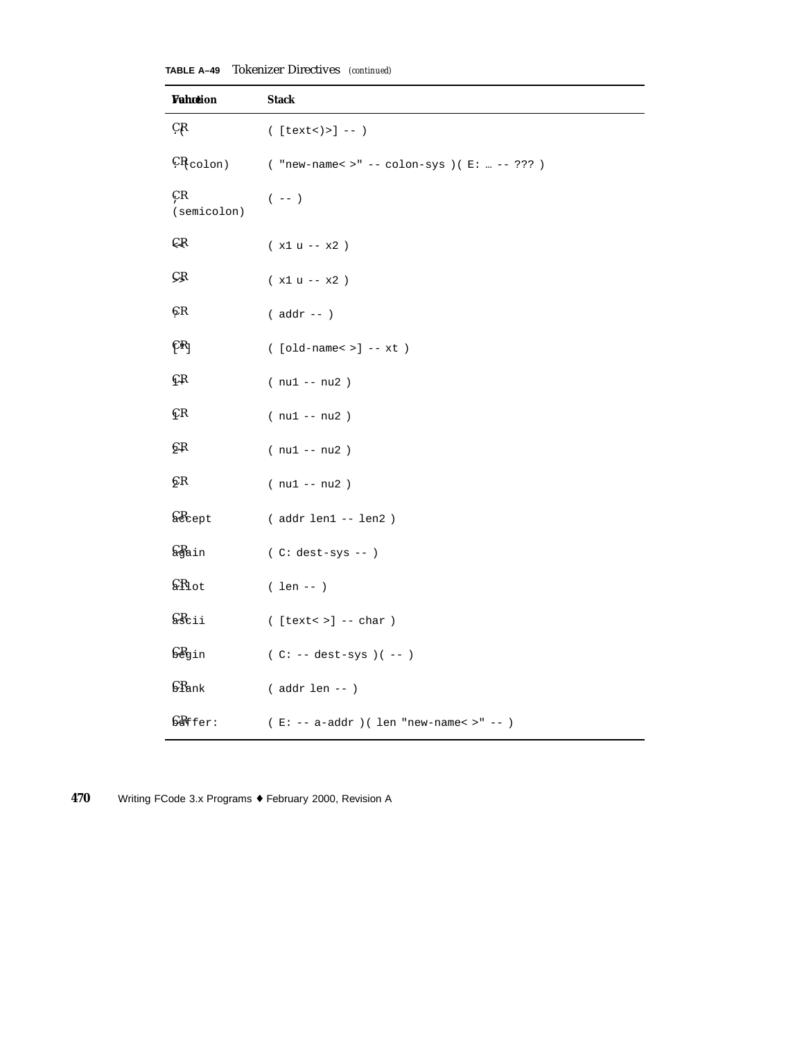**TABLE A–49** Tokenizer Directives *(continued)*

| Function | Value | Stack |
|---|---|---|
| `.(` | CR | `( [text<)>] -- )` |
| `: (colon)` | CR | `( "new-name< >" -- colon-sys )( E: … -- ??? )` |
| `; (semicolon)` | CR | `( -- )` |
| `<<` | CR | `( x1 u -- x2 )` |
| `>>` | CR | `( x1 u -- x2 )` |
| `?` | CR | `( addr -- )` |
| `[']` | CR | `( [old-name< >] -- xt )` |
| `1+` | CR | `( nu1 -- nu2 )` |
| `1-` | CR | `( nu1 -- nu2 )` |
| `2+` | CR | `( nu1 -- nu2 )` |
| `2-` | CR | `( nu1 -- nu2 )` |
| `accept` | CR | `( addr len1 -- len2 )` |
| `again` | CR | `( C: dest-sys -- )` |
| `allot` | CR | `( len -- )` |
| `ascii` | CR | `( [text< >] -- char )` |
| `begin` | CR | `( C: -- dest-sys )( -- )` |
| `blank` | CR | `( addr len -- )` |
| `buffer:` | CR | `( E: -- a-addr )( len "new-name< >" -- )` |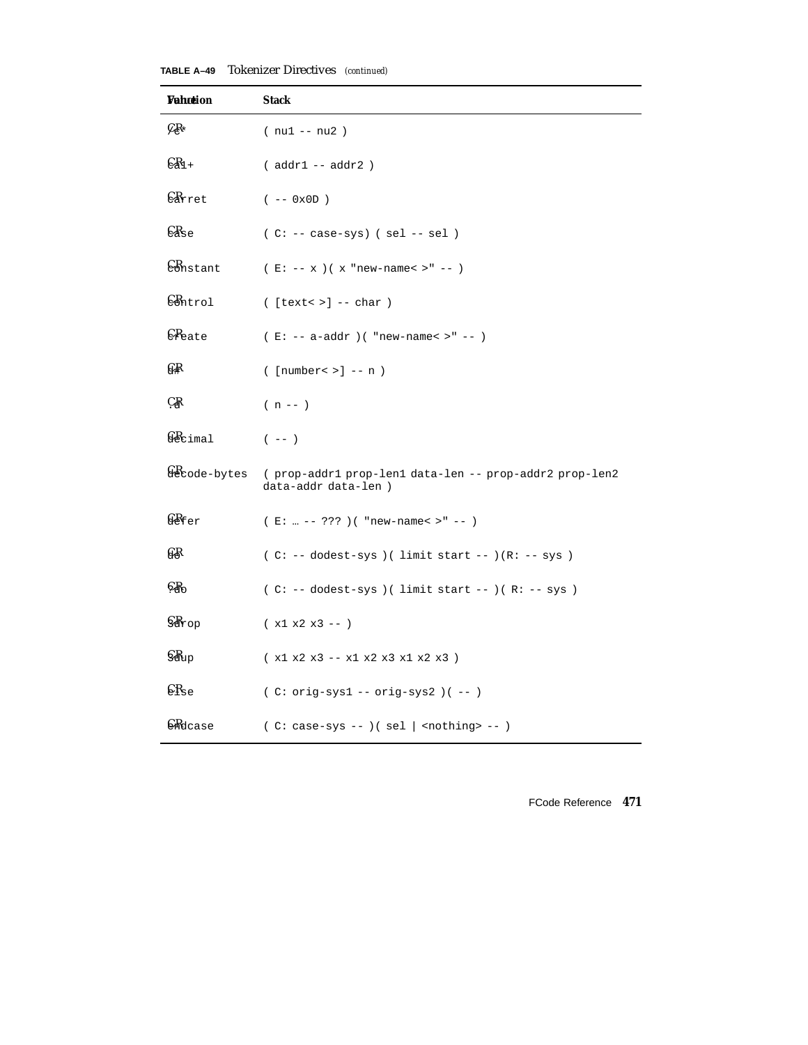**TABLE A–49** Tokenizer Directives *(continued)*

| Function | Stack |
|---|---|
| /c* | ( nu1 -- nu2 ) |
| ca1+ | ( addr1 -- addr2 ) |
| carret | ( -- 0x0D ) |
| case | ( C: -- case-sys) ( sel -- sel ) |
| constant | ( E: -- x )( x "new-name< >" -- ) |
| control | ( [text< >] -- char ) |
| create | ( E: -- a-addr )( "new-name< >" -- ) |
| d# | ( [number< >] -- n ) |
| .d | ( n -- ) |
| decimal | ( -- ) |
| decode-bytes | ( prop-addr1 prop-len1 data-len -- prop-addr2 prop-len2 data-addr data-len ) |
| defer | ( E: … -- ??? )( "new-name< >" -- ) |
| do | ( C: -- dodest-sys )( limit start -- )(R: -- sys ) |
| ?do | ( C: -- dodest-sys )( limit start -- )( R: -- sys ) |
| 3drop | ( x1 x2 x3 -- ) |
| 3dup | ( x1 x2 x3 -- x1 x2 x3 x1 x2 x3 ) |
| else | ( C: orig-sys1 -- orig-sys2 )( -- ) |
| endcase | ( C: case-sys -- )( sel \| <nothing> -- ) |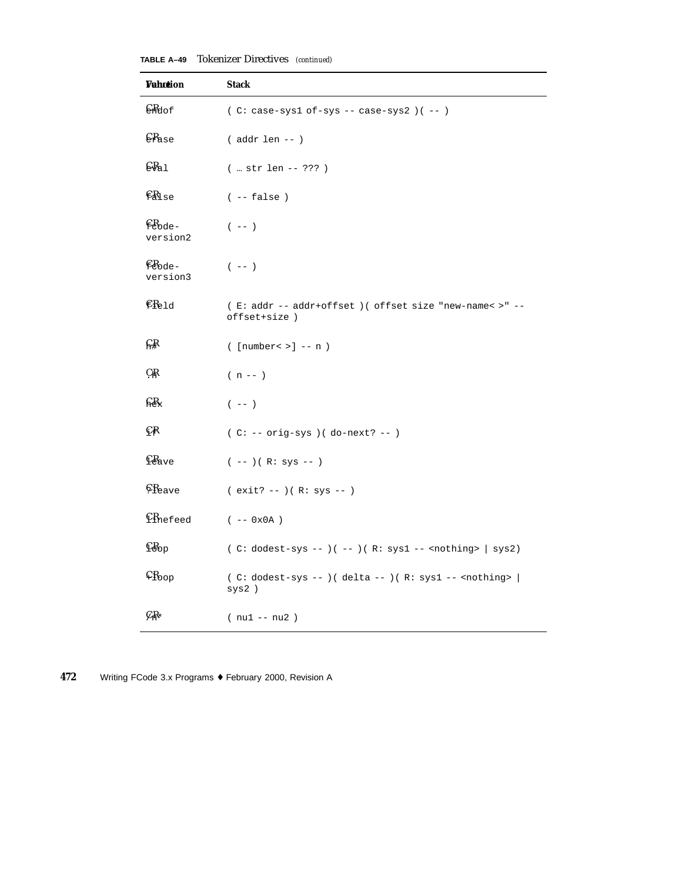**TABLE A–49** Tokenizer Directives *(continued)*

| Function | Stack |
|---|---|
| endof | ( C: case-sys1 of-sys -- case-sys2 )( -- ) |
| erase | ( addr len -- ) |
| eval | ( … str len -- ??? ) |
| false | ( -- false ) |
| fcode-version2 | ( -- ) |
| fcode-version3 | ( -- ) |
| field | ( E: addr -- addr+offset )( offset size "new-name< >" -- offset+size ) |
| h# | ( [number< >] -- n ) |
| .h | ( n -- ) |
| hex | ( -- ) |
| if | ( C: -- orig-sys )( do-next? -- ) |
| leave | ( -- )( R: sys -- ) |
| ?leave | ( exit? -- )( R: sys -- ) |
| linefeed | ( -- 0x0A ) |
| loop | ( C: dodest-sys -- )( -- )( R: sys1 -- <nothing> \| sys2) |
| +loop | ( C: dodest-sys -- )( delta -- )( R: sys1 -- <nothing> \| sys2 ) |
| /n* | ( nu1 -- nu2 ) |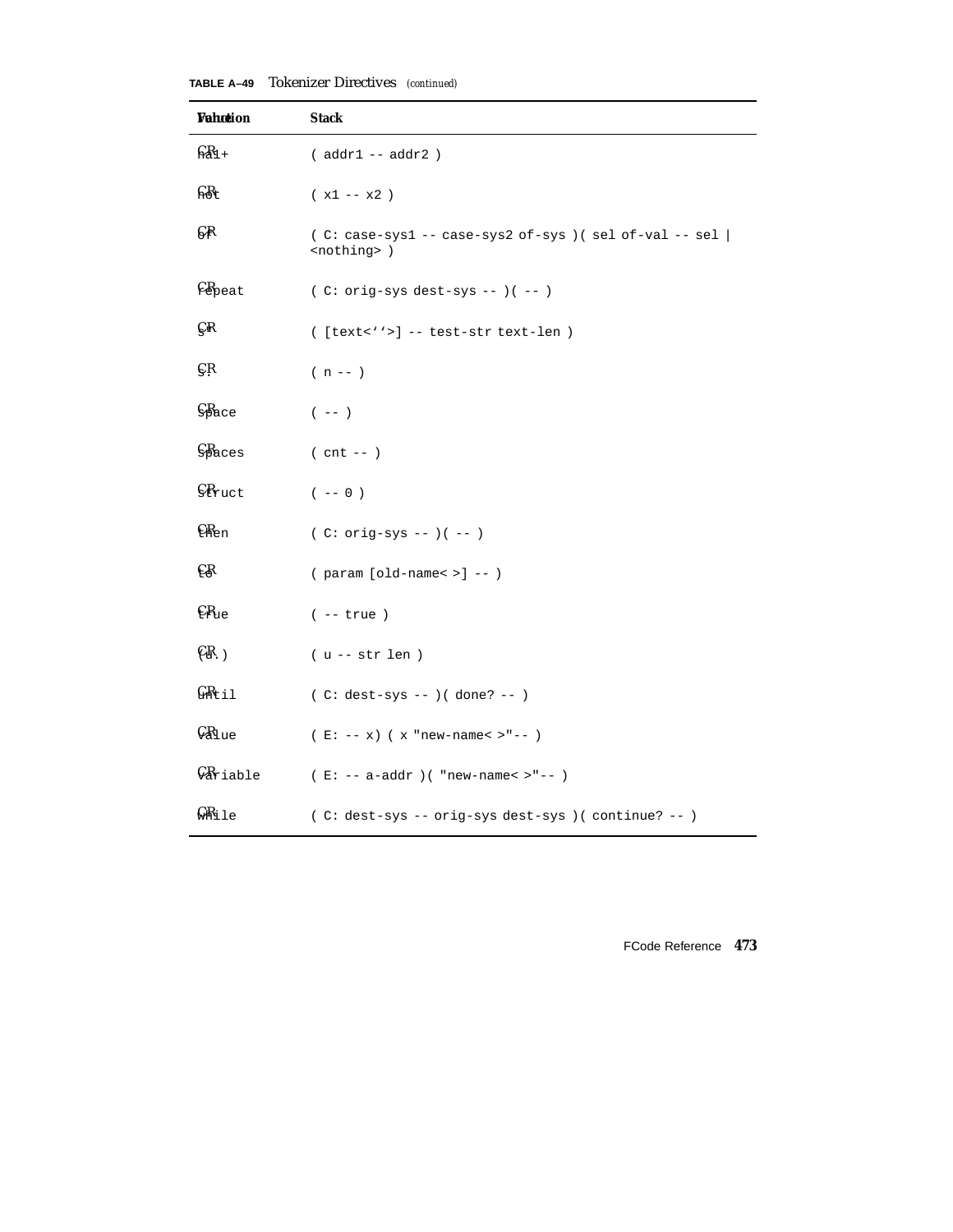**TABLE A–49** Tokenizer Directives *(continued)*

| Function | Stack |
|---|---|
| na1+ | ( addr1 -- addr2 ) |
| not | ( x1 -- x2 ) |
| of | ( C: case-sys1 -- case-sys2 of-sys )( sel of-val -- sel \| <nothing> ) |
| repeat | ( C: orig-sys dest-sys -- )( -- ) |
| s" | ( [text<''>] -- test-str text-len ) |
| s. | ( n -- ) |
| space | ( -- ) |
| spaces | ( cnt -- ) |
| struct | ( -- 0 ) |
| then | ( C: orig-sys -- )( -- ) |
| to | ( param [old-name< >] -- ) |
| true | ( -- true ) |
| (u.) | ( u -- str len ) |
| until | ( C: dest-sys -- )( done? -- ) |
| value | ( E: -- x) ( x "new-name< >"-- ) |
| variable | ( E: -- a-addr )( "new-name< >"-- ) |
| while | ( C: dest-sys -- orig-sys dest-sys )( continue? -- ) |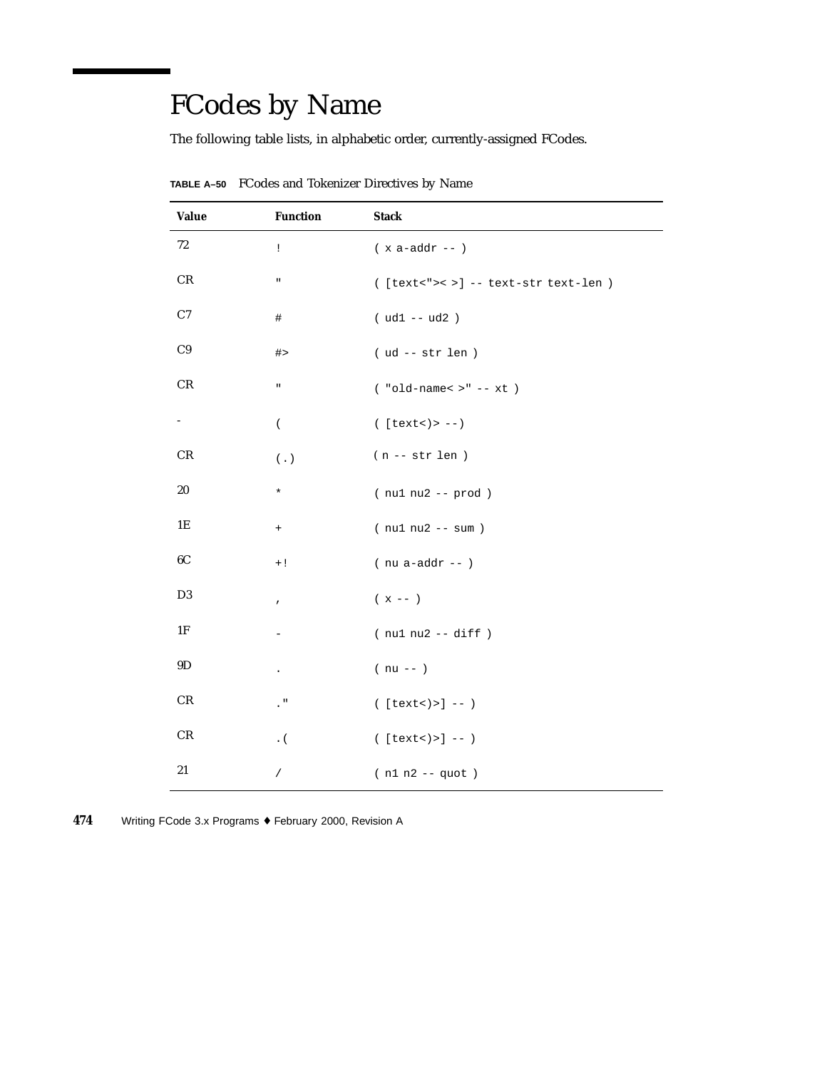# FCodes by Name

The following table lists, in alphabetic order, currently-assigned FCodes.

**TABLE A–50** FCodes and Tokenizer Directives by Name

| Value | Function | Stack |
|---|---|---|
| 72 | `!` | `( x a-addr -- )` |
| CR | `"` | `( [text<"">< >] -- text-str text-len )` |
| C7 | `#` | `( ud1 -- ud2 )` |
| C9 | `#>` | `( ud -- str len )` |
| CR | `"` | `( "old-name< >" -- xt )` |
| - | `(` | `( [text<)> --)` |
| CR | `(.)` | `( n -- str len )` |
| 20 | `*` | `( nu1 nu2 -- prod )` |
| 1E | `+` | `( nu1 nu2 -- sum )` |
| 6C | `+!` | `( nu a-addr -- )` |
| D3 | `,` | `( x -- )` |
| 1F | `-` | `( nu1 nu2 -- diff )` |
| 9D | `.` | `( nu -- )` |
| CR | `."` | `( [text<)>] -- )` |
| CR | `.(` | `( [text<)>] -- )` |
| 21 | `/` | `( n1 n2 -- quot )` |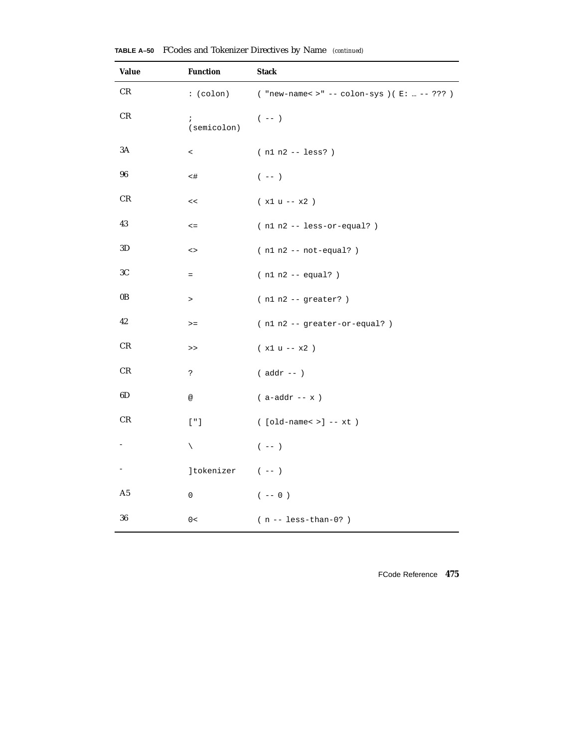**TABLE A–50** FCodes and Tokenizer Directives by Name *(continued)*

| Value | Function | Stack |
|---|---|---|
| CR | : (colon) | ( "new-name< >" -- colon-sys )( E: … -- ??? ) |
| CR | ; (semicolon) | ( -- ) |
| 3A | < | ( n1 n2 -- less? ) |
| 96 | <# | ( -- ) |
| CR | << | ( x1 u -- x2 ) |
| 43 | <= | ( n1 n2 -- less-or-equal? ) |
| 3D | <> | ( n1 n2 -- not-equal? ) |
| 3C | = | ( n1 n2 -- equal? ) |
| 0B | > | ( n1 n2 -- greater? ) |
| 42 | >= | ( n1 n2 -- greater-or-equal? ) |
| CR | >> | ( x1 u -- x2 ) |
| CR | ? | ( addr -- ) |
| 6D | @ | ( a-addr -- x ) |
| CR | ["] | ( [old-name< >] -- xt ) |
| - | \ | ( -- ) |
| - | ]tokenizer | ( -- ) |
| A5 | 0 | ( -- 0 ) |
| 36 | 0< | ( n -- less-than-0? ) |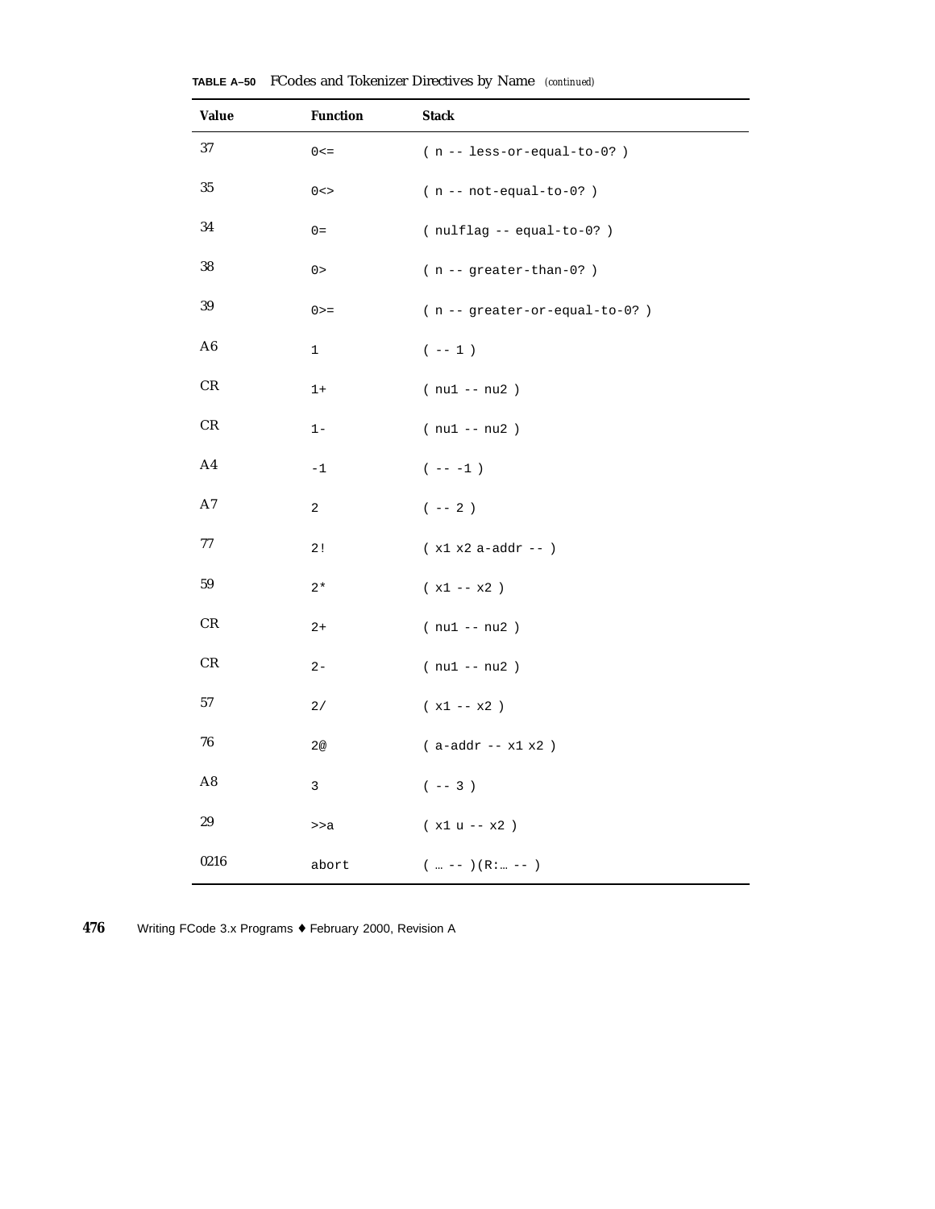**TABLE A–50** FCodes and Tokenizer Directives by Name *(continued)*

| Value | Function | Stack |
|---|---|---|
| 37 | `0<=` | `( n -- less-or-equal-to-0? )` |
| 35 | `0<>` | `( n -- not-equal-to-0? )` |
| 34 | `0=` | `( nulflag -- equal-to-0? )` |
| 38 | `0>` | `( n -- greater-than-0? )` |
| 39 | `0>=` | `( n -- greater-or-equal-to-0? )` |
| A6 | `1` | `( -- 1 )` |
| CR | `1+` | `( nu1 -- nu2 )` |
| CR | `1-` | `( nu1 -- nu2 )` |
| A4 | `-1` | `( -- -1 )` |
| A7 | `2` | `( -- 2 )` |
| 77 | `2!` | `( x1 x2 a-addr -- )` |
| 59 | `2*` | `( x1 -- x2 )` |
| CR | `2+` | `( nu1 -- nu2 )` |
| CR | `2-` | `( nu1 -- nu2 )` |
| 57 | `2/` | `( x1 -- x2 )` |
| 76 | `2@` | `( a-addr -- x1 x2 )` |
| A8 | `3` | `( -- 3 )` |
| 29 | `>>a` | `( x1 u -- x2 )` |
| 0216 | `abort` | `( … -- )(R:… -- )` |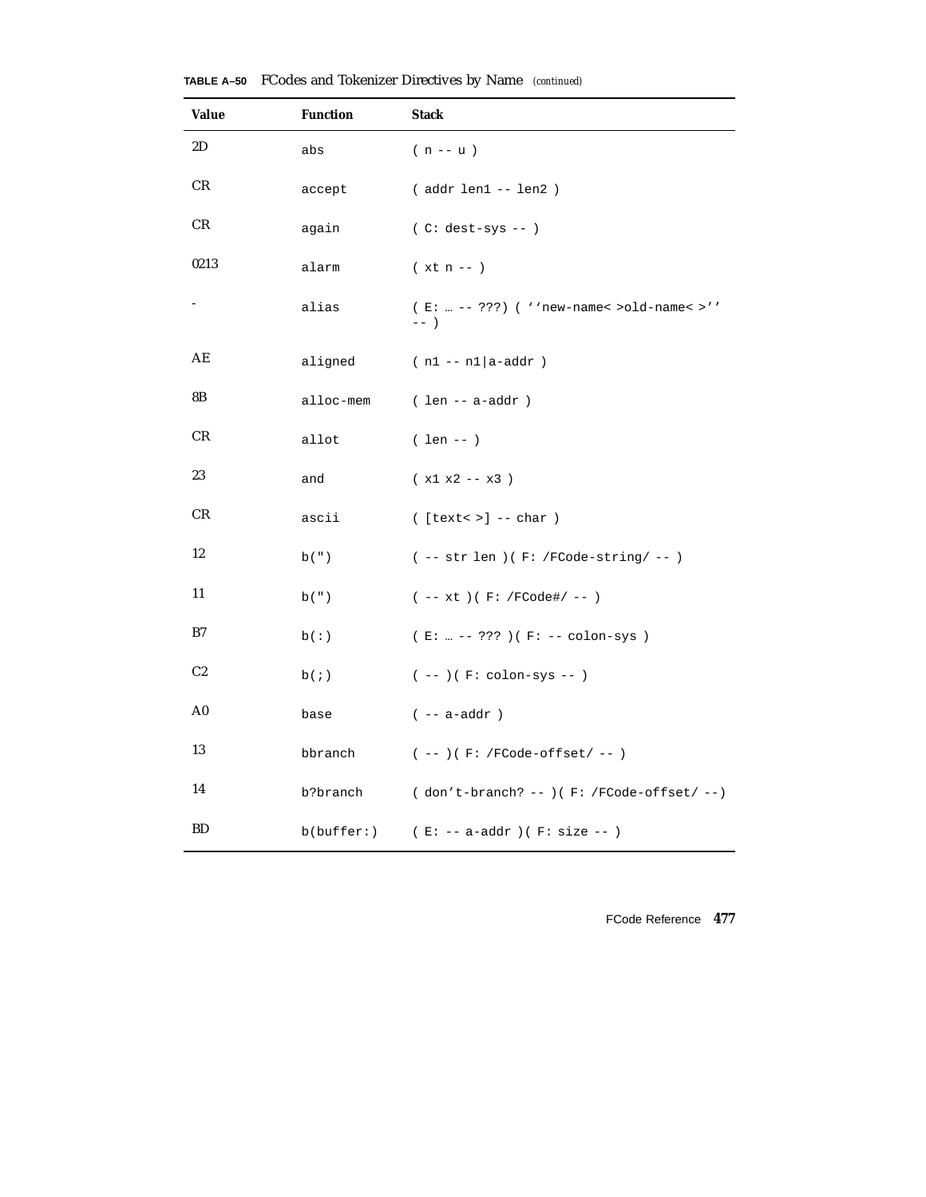**TABLE A–50** FCodes and Tokenizer Directives by Name *(continued)*

| Value | Function | Stack |
|---|---|---|
| 2D | `abs` | `( n -- u )` |
| CR | `accept` | `( addr len1 -- len2 )` |
| CR | `again` | `( C: dest-sys -- )` |
| 0213 | `alarm` | `( xt n -- )` |
| - | `alias` | `( E: … -- ???) ( ‘‘new-name< >old-name< >’’ -- )` |
| AE | `aligned` | `( n1 -- n1\|a-addr )` |
| 8B | `alloc-mem` | `( len -- a-addr )` |
| CR | `allot` | `( len -- )` |
| 23 | `and` | `( x1 x2 -- x3 )` |
| CR | `ascii` | `( [text< >] -- char )` |
| 12 | `b(")` | `( -- str len )( F: /FCode-string/ -- )` |
| 11 | `b(")` | `( -- xt )( F: /FCode#/ -- )` |
| B7 | `b(:)` | `( E: … -- ??? )( F: -- colon-sys )` |
| C2 | `b(;)` | `( -- )( F: colon-sys -- )` |
| A0 | `base` | `( -- a-addr )` |
| 13 | `bbranch` | `( -- )( F: /FCode-offset/ -- )` |
| 14 | `b?branch` | `( don’t-branch? -- )( F: /FCode-offset/ --)` |
| BD | `b(buffer:)` | `( E: -- a-addr )( F: size -- )` |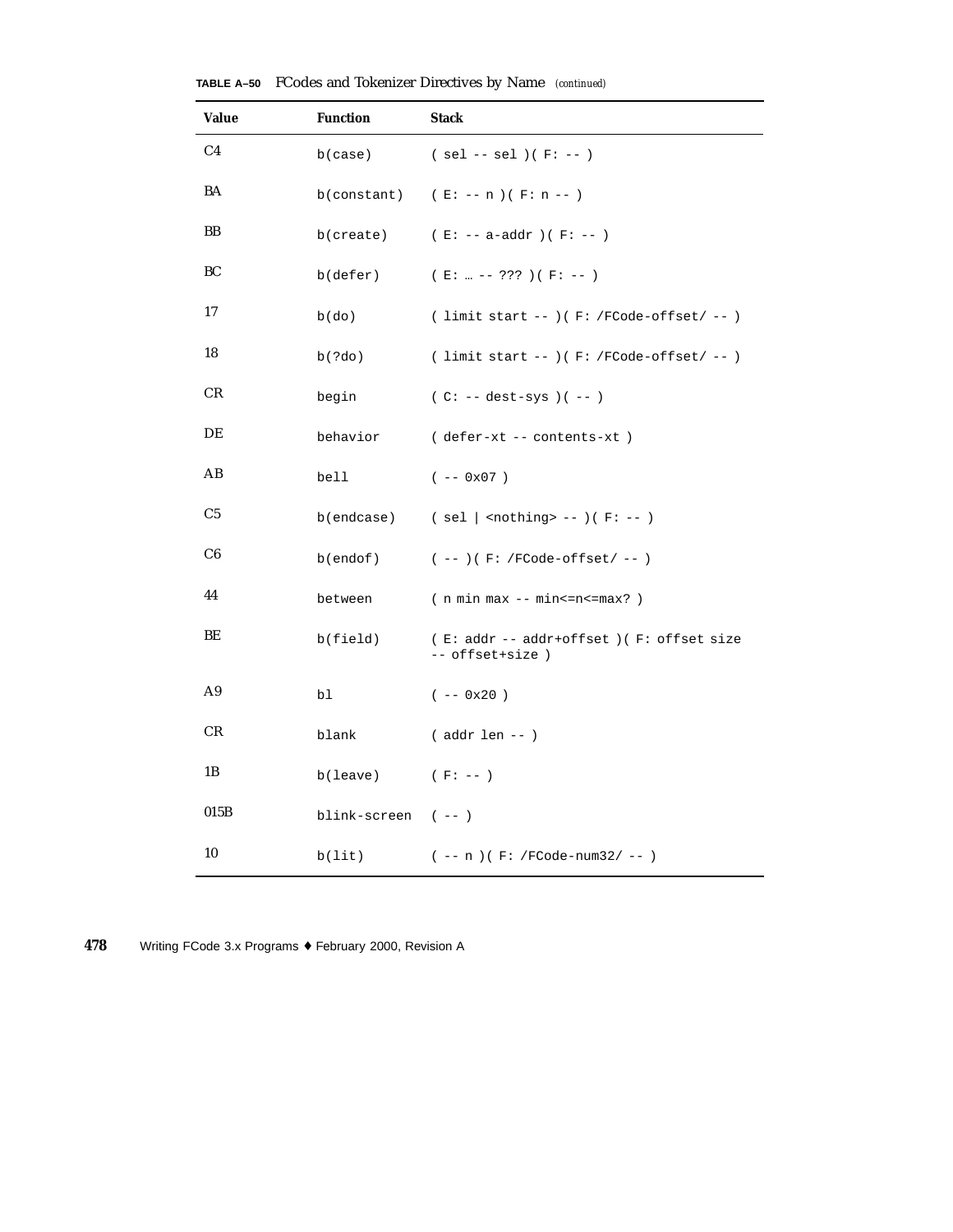**TABLE A–50** FCodes and Tokenizer Directives by Name *(continued)*

| Value | Function | Stack |
|---|---|---|
| C4 | `b(case)` | `( sel -- sel )( F: -- )` |
| BA | `b(constant)` | `( E: -- n )( F: n -- )` |
| BB | `b(create)` | `( E: -- a-addr )( F: -- )` |
| BC | `b(defer)` | `( E: … -- ??? )( F: -- )` |
| 17 | `b(do)` | `( limit start -- )( F: /FCode-offset/ -- )` |
| 18 | `b(?do)` | `( limit start -- )( F: /FCode-offset/ -- )` |
| CR | `begin` | `( C: -- dest-sys )( -- )` |
| DE | `behavior` | `( defer-xt -- contents-xt )` |
| AB | `bell` | `( -- 0x07 )` |
| C5 | `b(endcase)` | `( sel \| <nothing> -- )( F: -- )` |
| C6 | `b(endof)` | `( -- )( F: /FCode-offset/ -- )` |
| 44 | `between` | `( n min max -- min<=n<=max? )` |
| BE | `b(field)` | `( E: addr -- addr+offset )( F: offset size -- offset+size )` |
| A9 | `bl` | `( -- 0x20 )` |
| CR | `blank` | `( addr len -- )` |
| 1B | `b(leave)` | `( F: -- )` |
| 015B | `blink-screen` | `( -- )` |
| 10 | `b(lit)` | `( -- n )( F: /FCode-num32/ -- )` |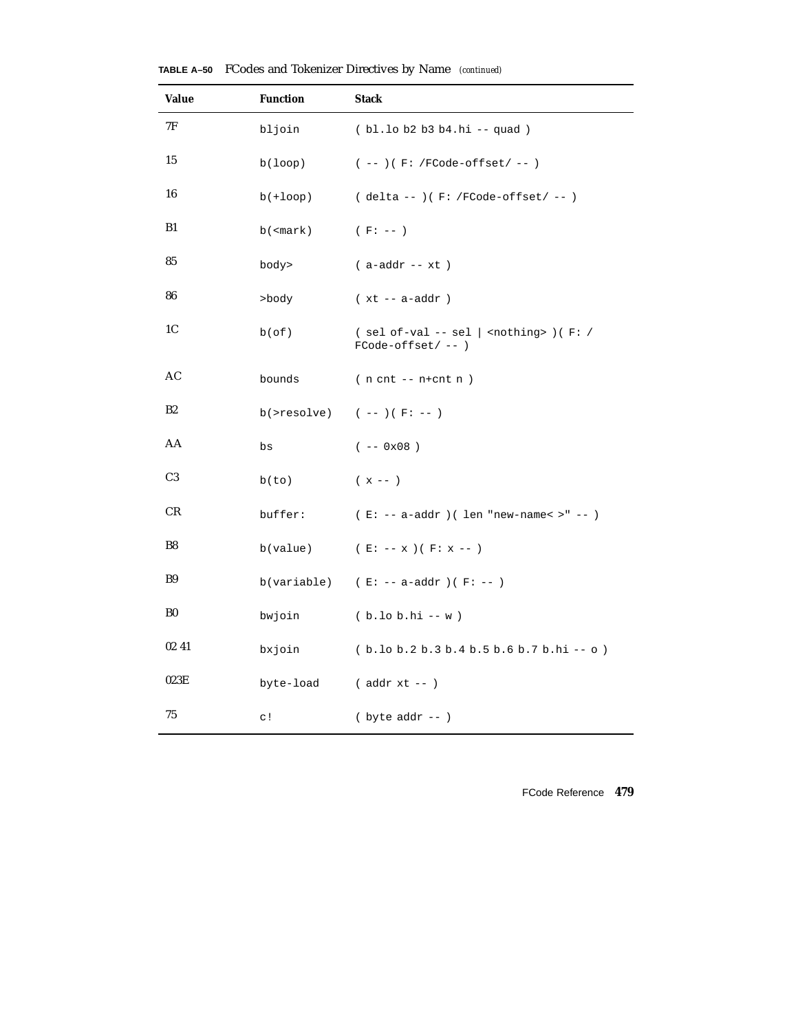**TABLE A–50** FCodes and Tokenizer Directives by Name *(continued)*

| Value | Function | Stack |
|---|---|---|
| 7F | bljoin | ( bl.lo b2 b3 b4.hi -- quad ) |
| 15 | b(loop) | ( -- )( F: /FCode-offset/ -- ) |
| 16 | b(+loop) | ( delta -- )( F: /FCode-offset/ -- ) |
| B1 | b(<mark) | ( F: -- ) |
| 85 | body> | ( a-addr -- xt ) |
| 86 | >body | ( xt -- a-addr ) |
| 1C | b(of) | ( sel of-val -- sel \| <nothing> )( F: /FCode-offset/ -- ) |
| AC | bounds | ( n cnt -- n+cnt n ) |
| B2 | b(>resolve) | ( -- )( F: -- ) |
| AA | bs | ( -- 0x08 ) |
| C3 | b(to) | ( x -- ) |
| CR | buffer: | ( E: -- a-addr )( len "new-name< >" -- ) |
| B8 | b(value) | ( E: -- x )( F: x -- ) |
| B9 | b(variable) | ( E: -- a-addr )( F: -- ) |
| B0 | bwjoin | ( b.lo b.hi -- w ) |
| 02 41 | bxjoin | ( b.lo b.2 b.3 b.4 b.5 b.6 b.7 b.hi -- o ) |
| 023E | byte-load | ( addr xt -- ) |
| 75 | c! | ( byte addr -- ) |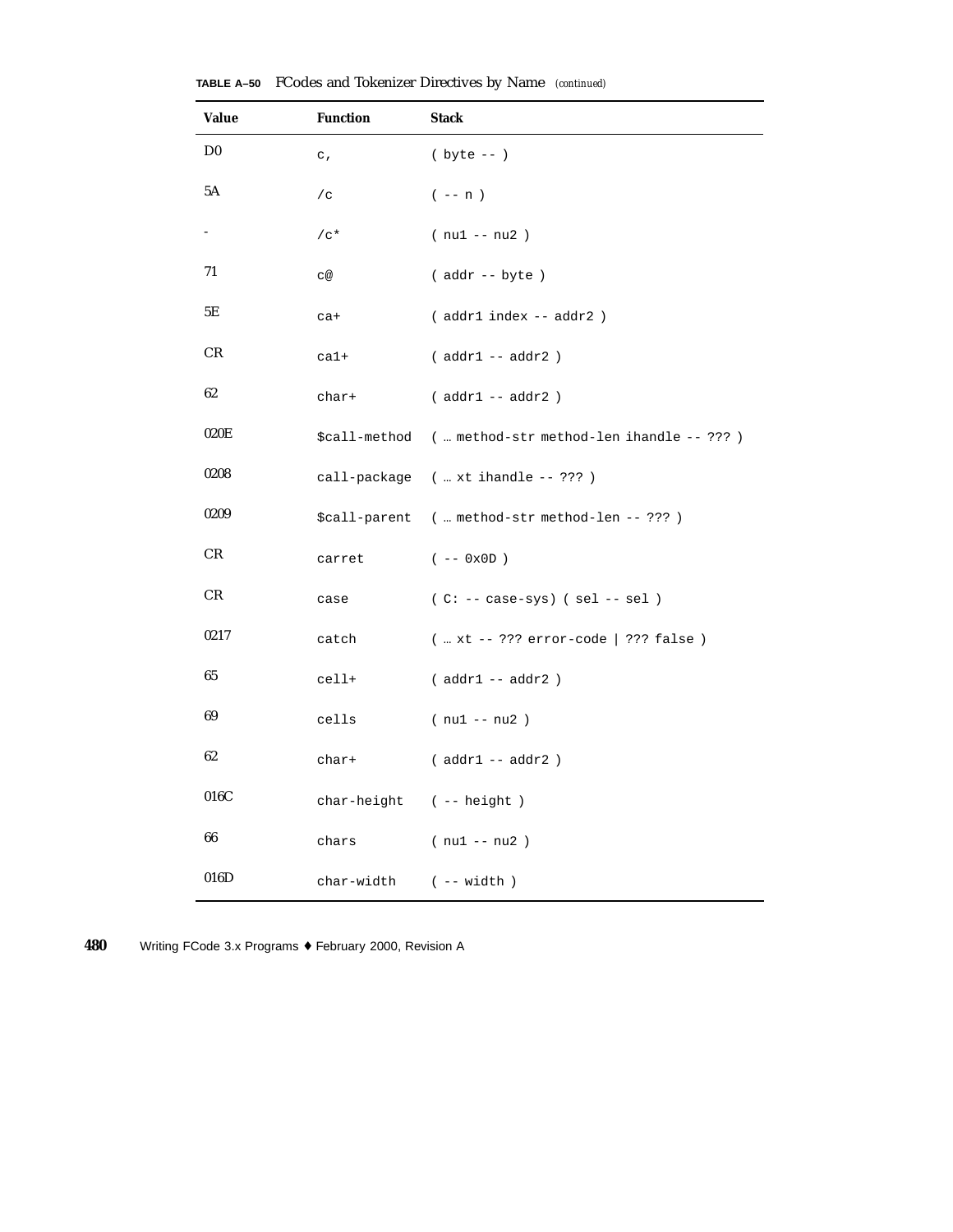**TABLE A–50** FCodes and Tokenizer Directives by Name *(continued)*

| Value | Function | Stack |
|---|---|---|
| D0 | `c,` | `( byte -- )` |
| 5A | `/c` | `( -- n )` |
| - | `/c*` | `( nu1 -- nu2 )` |
| 71 | `c@` | `( addr -- byte )` |
| 5E | `ca+` | `( addr1 index -- addr2 )` |
| CR | `ca1+` | `( addr1 -- addr2 )` |
| 62 | `char+` | `( addr1 -- addr2 )` |
| 020E | `$call-method` | `( … method-str method-len ihandle -- ??? )` |
| 0208 | `call-package` | `( … xt ihandle -- ??? )` |
| 0209 | `$call-parent` | `( … method-str method-len -- ??? )` |
| CR | `carret` | `( -- 0x0D )` |
| CR | `case` | `( C: -- case-sys) ( sel -- sel )` |
| 0217 | `catch` | `( … xt -- ??? error-code \| ??? false )` |
| 65 | `cell+` | `( addr1 -- addr2 )` |
| 69 | `cells` | `( nu1 -- nu2 )` |
| 62 | `char+` | `( addr1 -- addr2 )` |
| 016C | `char-height` | `( -- height )` |
| 66 | `chars` | `( nu1 -- nu2 )` |
| 016D | `char-width` | `( -- width )` |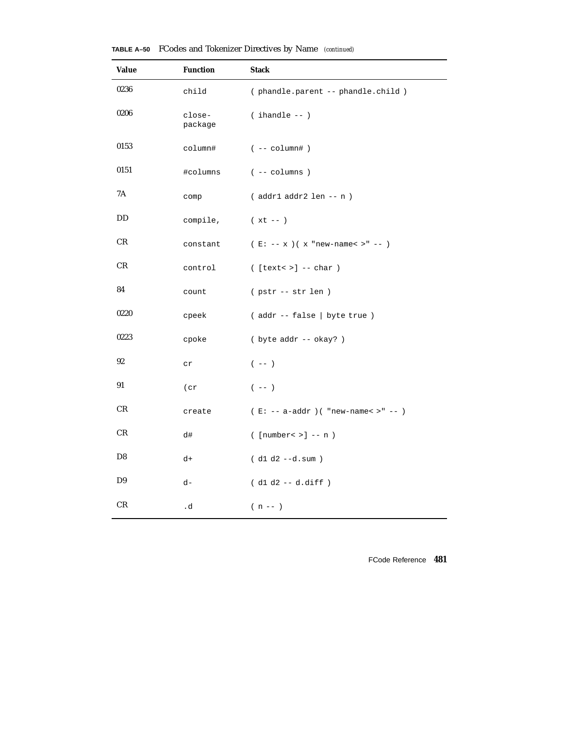**TABLE A–50** FCodes and Tokenizer Directives by Name *(continued)*

| Value | Function | Stack |
|---|---|---|
| 0236 | `child` | `( phandle.parent -- phandle.child )` |
| 0206 | `close-package` | `( ihandle -- )` |
| 0153 | `column#` | `( -- column# )` |
| 0151 | `#columns` | `( -- columns )` |
| 7A | `comp` | `( addr1 addr2 len -- n )` |
| DD | `compile,` | `( xt -- )` |
| CR | `constant` | `( E: -- x )( x "new-name< >" -- )` |
| CR | `control` | `( [text< >] -- char )` |
| 84 | `count` | `( pstr -- str len )` |
| 0220 | `cpeek` | `( addr -- false | byte true )` |
| 0223 | `cpoke` | `( byte addr -- okay? )` |
| 92 | `cr` | `( -- )` |
| 91 | `(cr` | `( -- )` |
| CR | `create` | `( E: -- a-addr )( "new-name< >" -- )` |
| CR | `d#` | `( [number< >] -- n )` |
| D8 | `d+` | `( d1 d2 --d.sum )` |
| D9 | `d-` | `( d1 d2 -- d.diff )` |
| CR | `.d` | `( n -- )` |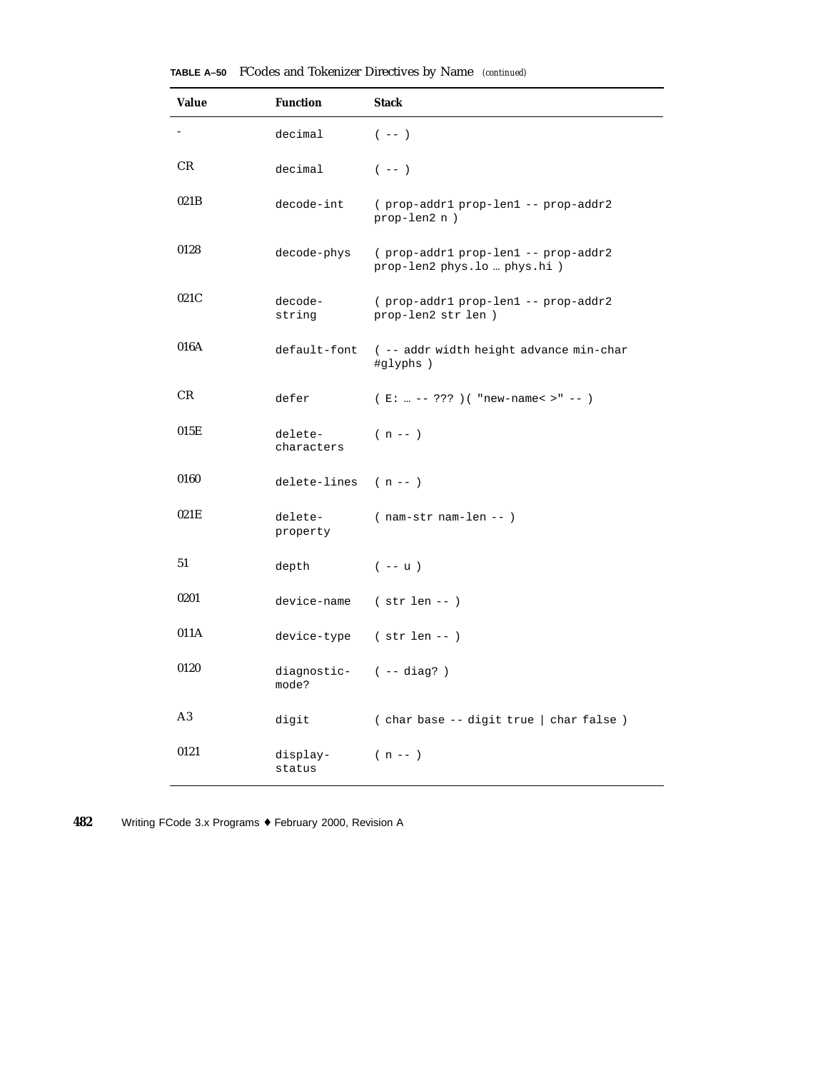**TABLE A–50** FCodes and Tokenizer Directives by Name *(continued)*

| Value | Function | Stack |
|---|---|---|
| - | decimal | ( -- ) |
| CR | decimal | ( -- ) |
| 021B | decode-int | ( prop-addr1 prop-len1 -- prop-addr2 prop-len2 n ) |
| 0128 | decode-phys | ( prop-addr1 prop-len1 -- prop-addr2 prop-len2 phys.lo … phys.hi ) |
| 021C | decode-string | ( prop-addr1 prop-len1 -- prop-addr2 prop-len2 str len ) |
| 016A | default-font | ( -- addr width height advance min-char #glyphs ) |
| CR | defer | ( E: … -- ??? )( "new-name< >" -- ) |
| 015E | delete-characters | ( n -- ) |
| 0160 | delete-lines | ( n -- ) |
| 021E | delete-property | ( nam-str nam-len -- ) |
| 51 | depth | ( -- u ) |
| 0201 | device-name | ( str len -- ) |
| 011A | device-type | ( str len -- ) |
| 0120 | diagnostic-mode? | ( -- diag? ) |
| A3 | digit | ( char base -- digit true \| char false ) |
| 0121 | display-status | ( n -- ) |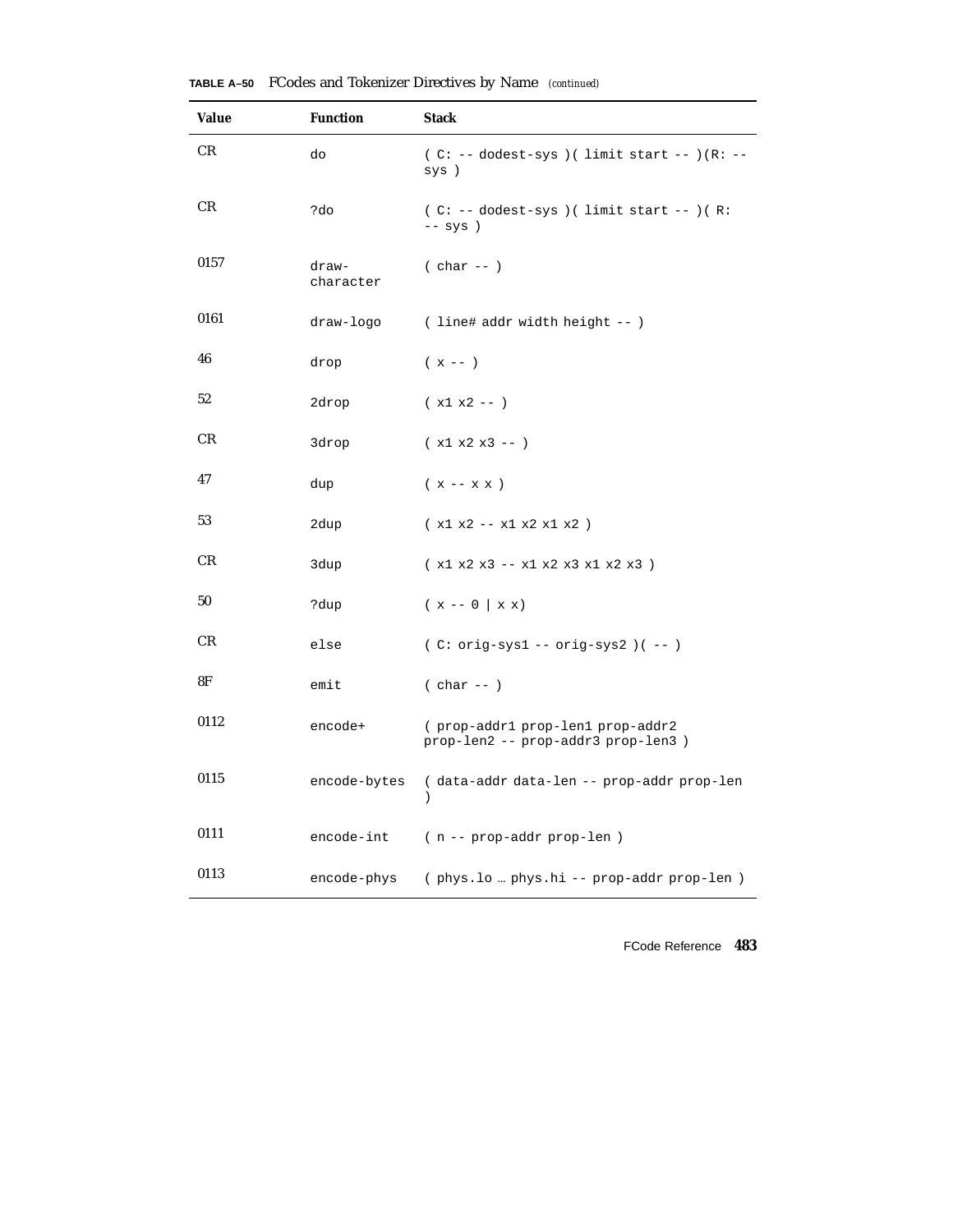**TABLE A–50** FCodes and Tokenizer Directives by Name *(continued)*

| Value | Function | Stack |
|---|---|---|
| CR | `do` | `( C: -- dodest-sys )( limit start -- )(R: -- sys )` |
| CR | `?do` | `( C: -- dodest-sys )( limit start -- )( R: -- sys )` |
| 0157 | `draw-character` | `( char -- )` |
| 0161 | `draw-logo` | `( line# addr width height -- )` |
| 46 | `drop` | `( x -- )` |
| 52 | `2drop` | `( x1 x2 -- )` |
| CR | `3drop` | `( x1 x2 x3 -- )` |
| 47 | `dup` | `( x -- x x )` |
| 53 | `2dup` | `( x1 x2 -- x1 x2 x1 x2 )` |
| CR | `3dup` | `( x1 x2 x3 -- x1 x2 x3 x1 x2 x3 )` |
| 50 | `?dup` | `( x -- 0 \| x x)` |
| CR | `else` | `( C: orig-sys1 -- orig-sys2 )( -- )` |
| 8F | `emit` | `( char -- )` |
| 0112 | `encode+` | `( prop-addr1 prop-len1 prop-addr2 prop-len2 -- prop-addr3 prop-len3 )` |
| 0115 | `encode-bytes` | `( data-addr data-len -- prop-addr prop-len )` |
| 0111 | `encode-int` | `( n -- prop-addr prop-len )` |
| 0113 | `encode-phys` | `( phys.lo … phys.hi -- prop-addr prop-len )` |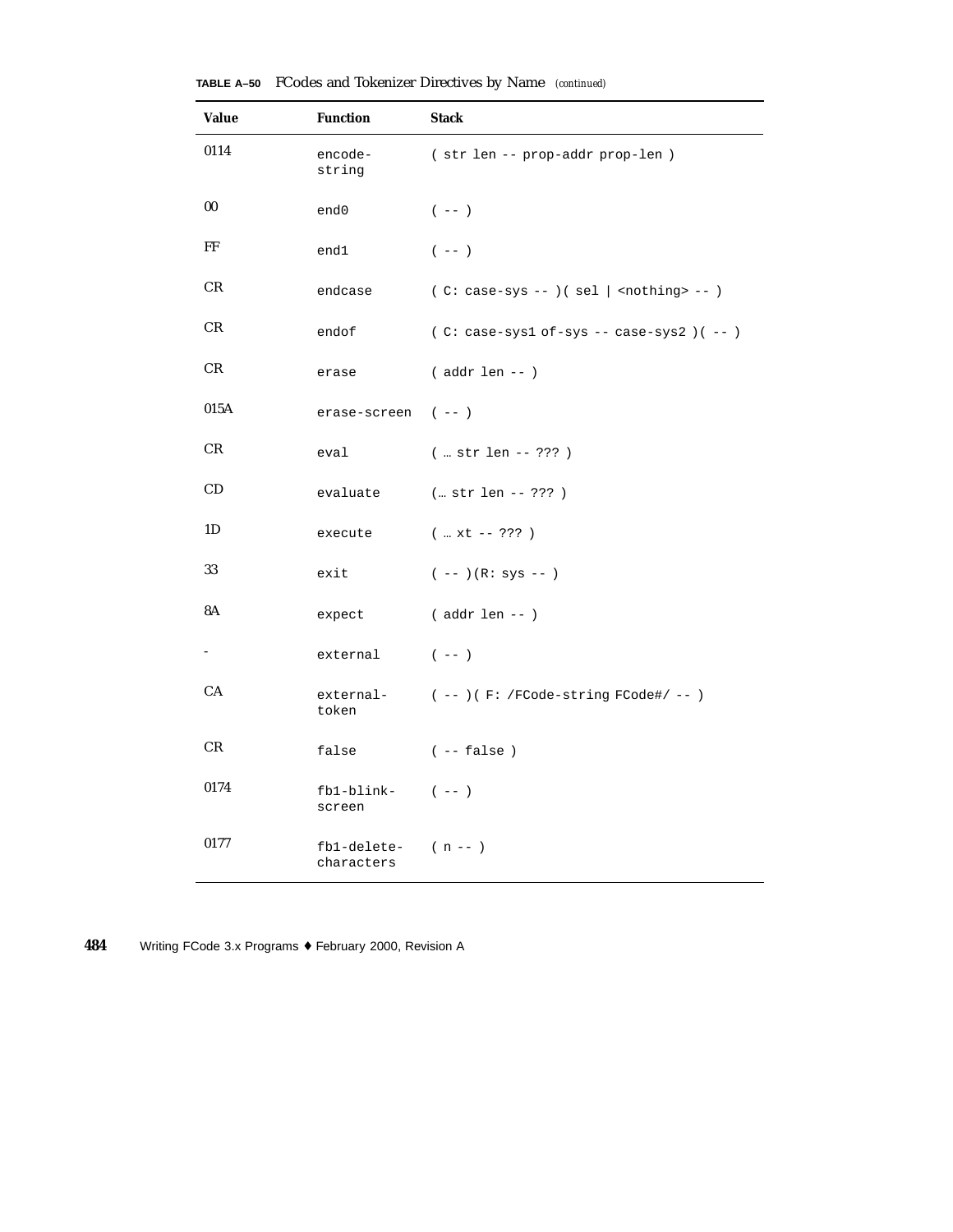**TABLE A–50** FCodes and Tokenizer Directives by Name *(continued)*

| Value | Function | Stack |
|---|---|---|
| 0114 | encode-string | ( str len -- prop-addr prop-len ) |
| 00 | end0 | ( -- ) |
| FF | end1 | ( -- ) |
| CR | endcase | ( C: case-sys -- )( sel \| <nothing> -- ) |
| CR | endof | ( C: case-sys1 of-sys -- case-sys2 )( -- ) |
| CR | erase | ( addr len -- ) |
| 015A | erase-screen | ( -- ) |
| CR | eval | ( … str len -- ??? ) |
| CD | evaluate | (… str len -- ??? ) |
| 1D | execute | ( … xt -- ??? ) |
| 33 | exit | ( -- )(R: sys -- ) |
| 8A | expect | ( addr len -- ) |
| - | external | ( -- ) |
| CA | external-token | ( -- )( F: /FCode-string FCode#/ -- ) |
| CR | false | ( -- false ) |
| 0174 | fb1-blink-screen | ( -- ) |
| 0177 | fb1-delete-characters | ( n -- ) |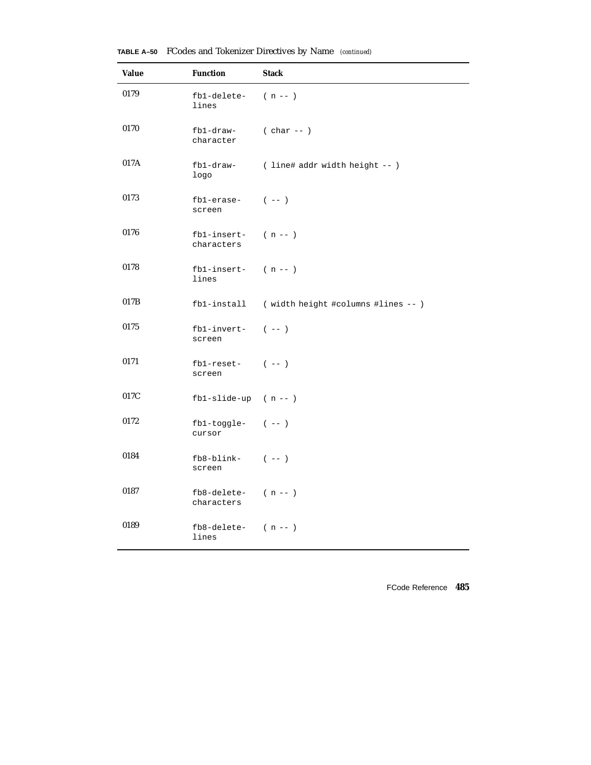**TABLE A–50** FCodes and Tokenizer Directives by Name *(continued)*

| Value | Function | Stack |
|---|---|---|
| 0179 | `fb1-delete-lines` | `( n -- )` |
| 0170 | `fb1-draw-character` | `( char -- )` |
| 017A | `fb1-draw-logo` | `( line# addr width height -- )` |
| 0173 | `fb1-erase-screen` | `( -- )` |
| 0176 | `fb1-insert-characters` | `( n -- )` |
| 0178 | `fb1-insert-lines` | `( n -- )` |
| 017B | `fb1-install` | `( width height #columns #lines -- )` |
| 0175 | `fb1-invert-screen` | `( -- )` |
| 0171 | `fb1-reset-screen` | `( -- )` |
| 017C | `fb1-slide-up` | `( n -- )` |
| 0172 | `fb1-toggle-cursor` | `( -- )` |
| 0184 | `fb8-blink-screen` | `( -- )` |
| 0187 | `fb8-delete-characters` | `( n -- )` |
| 0189 | `fb8-delete-lines` | `( n -- )` |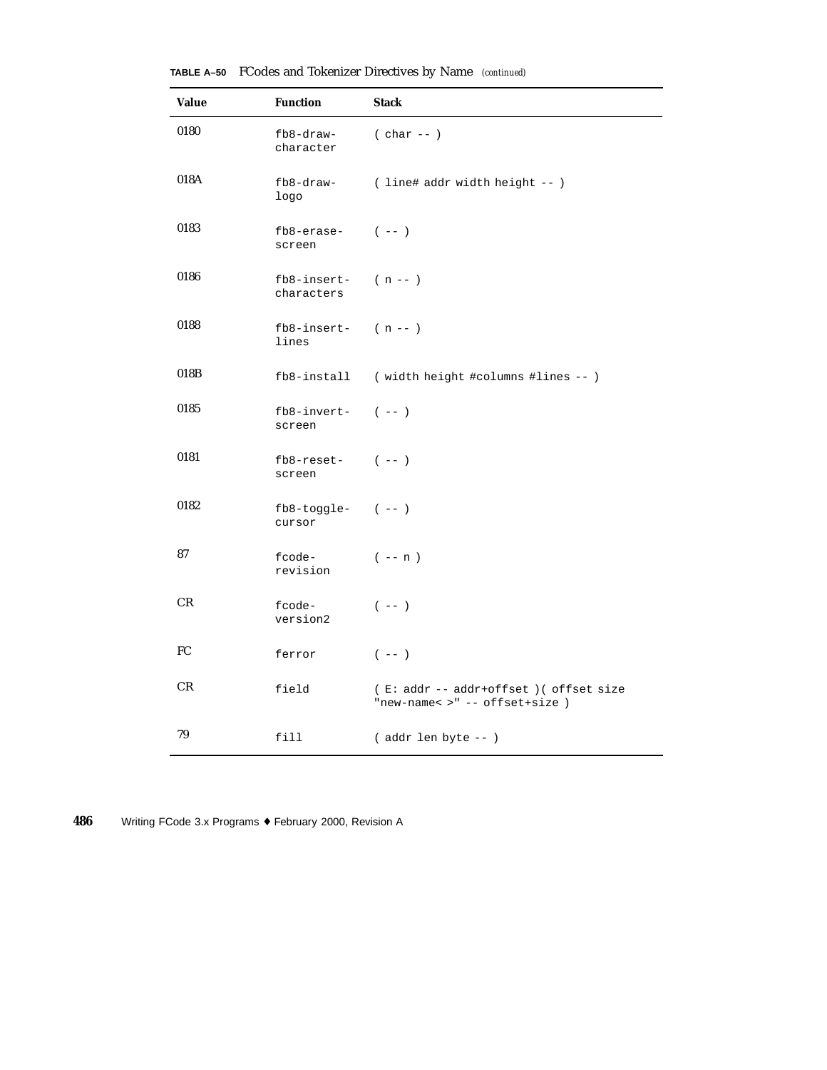**TABLE A–50** FCodes and Tokenizer Directives by Name *(continued)*

| Value | Function | Stack |
|---|---|---|
| 0180 | `fb8-draw-character` | `( char -- )` |
| 018A | `fb8-draw-logo` | `( line# addr width height -- )` |
| 0183 | `fb8-erase-screen` | `( -- )` |
| 0186 | `fb8-insert-characters` | `( n -- )` |
| 0188 | `fb8-insert-lines` | `( n -- )` |
| 018B | `fb8-install` | `( width height #columns #lines -- )` |
| 0185 | `fb8-invert-screen` | `( -- )` |
| 0181 | `fb8-reset-screen` | `( -- )` |
| 0182 | `fb8-toggle-cursor` | `( -- )` |
| 87 | `fcode-revision` | `( -- n )` |
| CR | `fcode-version2` | `( -- )` |
| FC | `ferror` | `( -- )` |
| CR | `field` | `( E: addr -- addr+offset )( offset size "new-name< >" -- offset+size )` |
| 79 | `fill` | `( addr len byte -- )` |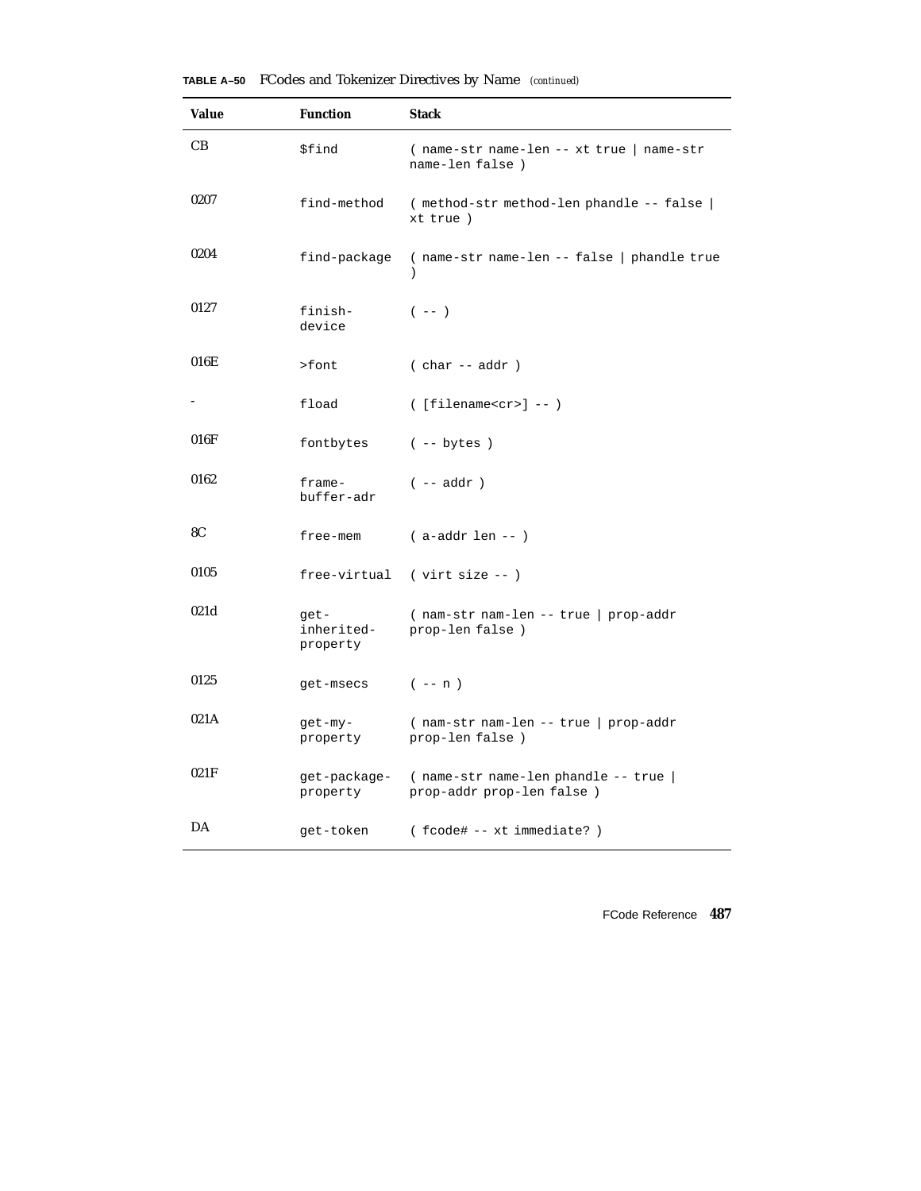**TABLE A–50** FCodes and Tokenizer Directives by Name *(continued)*

| Value | Function | Stack |
|---|---|---|
| CB | `$find` | `( name-str name-len -- xt true \| name-str name-len false )` |
| 0207 | `find-method` | `( method-str method-len phandle -- false \| xt true )` |
| 0204 | `find-package` | `( name-str name-len -- false \| phandle true )` |
| 0127 | `finish-device` | `( -- )` |
| 016E | `>font` | `( char -- addr )` |
| - | `fload` | `( [filename<cr>] -- )` |
| 016F | `fontbytes` | `( -- bytes )` |
| 0162 | `frame-buffer-adr` | `( -- addr )` |
| 8C | `free-mem` | `( a-addr len -- )` |
| 0105 | `free-virtual` | `( virt size -- )` |
| 021d | `get-inherited-property` | `( nam-str nam-len -- true \| prop-addr prop-len false )` |
| 0125 | `get-msecs` | `( -- n )` |
| 021A | `get-my-property` | `( nam-str nam-len -- true \| prop-addr prop-len false )` |
| 021F | `get-package-property` | `( name-str name-len phandle -- true \| prop-addr prop-len false )` |
| DA | `get-token` | `( fcode# -- xt immediate? )` |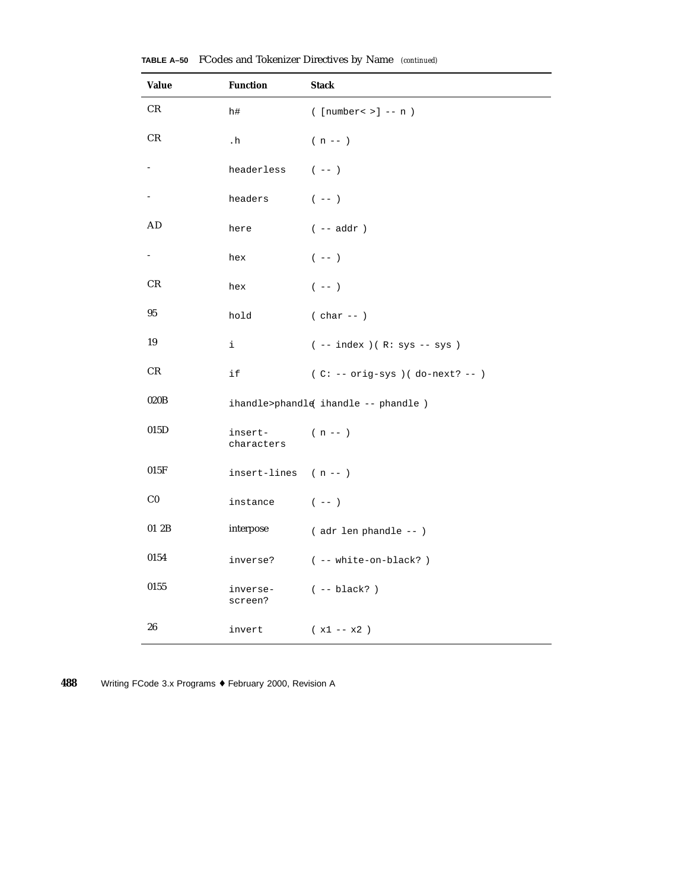**TABLE A–50** FCodes and Tokenizer Directives by Name *(continued)*

| Value | Function | Stack |
|---|---|---|
| CR | h# | ( [number< >] -- n ) |
| CR | .h | ( n -- ) |
| - | headerless | ( -- ) |
| - | headers | ( -- ) |
| AD | here | ( -- addr ) |
| - | hex | ( -- ) |
| CR | hex | ( -- ) |
| 95 | hold | ( char -- ) |
| 19 | i | ( -- index )( R: sys -- sys ) |
| CR | if | ( C: -- orig-sys )( do-next? -- ) |
| 020B | ihandle>phandle | ( ihandle -- phandle ) |
| 015D | insert-characters | ( n -- ) |
| 015F | insert-lines | ( n -- ) |
| C0 | instance | ( -- ) |
| 01 2B | interpose | ( adr len phandle -- ) |
| 0154 | inverse? | ( -- white-on-black? ) |
| 0155 | inverse-screen? | ( -- black? ) |
| 26 | invert | ( x1 -- x2 ) |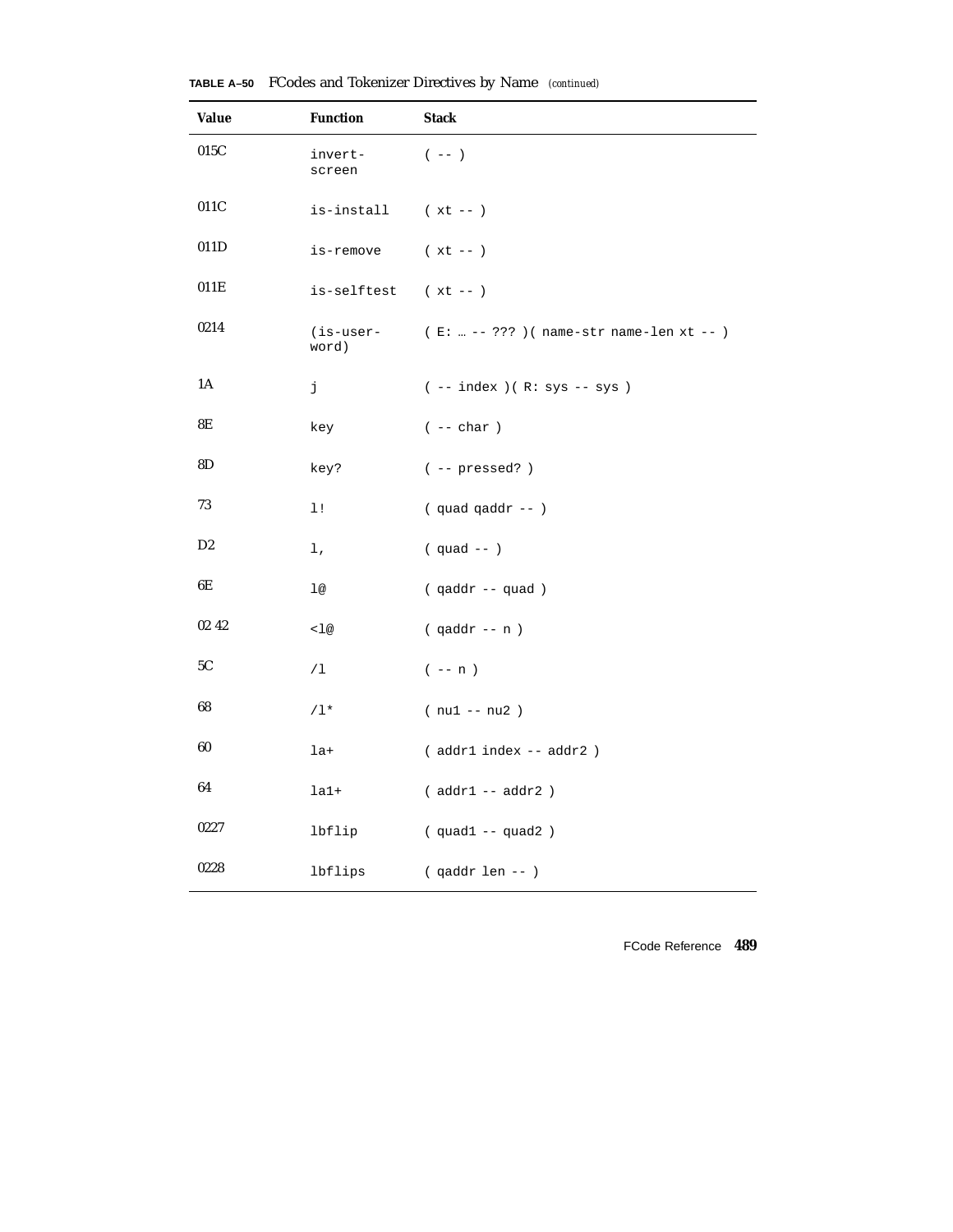**TABLE A–50** FCodes and Tokenizer Directives by Name *(continued)*

| Value | Function | Stack |
|---|---|---|
| 015C | invert-screen | ( -- ) |
| 011C | is-install | ( xt -- ) |
| 011D | is-remove | ( xt -- ) |
| 011E | is-selftest | ( xt -- ) |
| 0214 | (is-user-word) | ( E: … -- ??? )( name-str name-len xt -- ) |
| 1A | j | ( -- index )( R: sys -- sys ) |
| 8E | key | ( -- char ) |
| 8D | key? | ( -- pressed? ) |
| 73 | l! | ( quad qaddr -- ) |
| D2 | l, | ( quad -- ) |
| 6E | l@ | ( qaddr -- quad ) |
| 02 42 | <l@ | ( qaddr -- n ) |
| 5C | /l | ( -- n ) |
| 68 | /l* | ( nu1 -- nu2 ) |
| 60 | la+ | ( addr1 index -- addr2 ) |
| 64 | la1+ | ( addr1 -- addr2 ) |
| 0227 | lbflip | ( quad1 -- quad2 ) |
| 0228 | lbflips | ( qaddr len -- ) |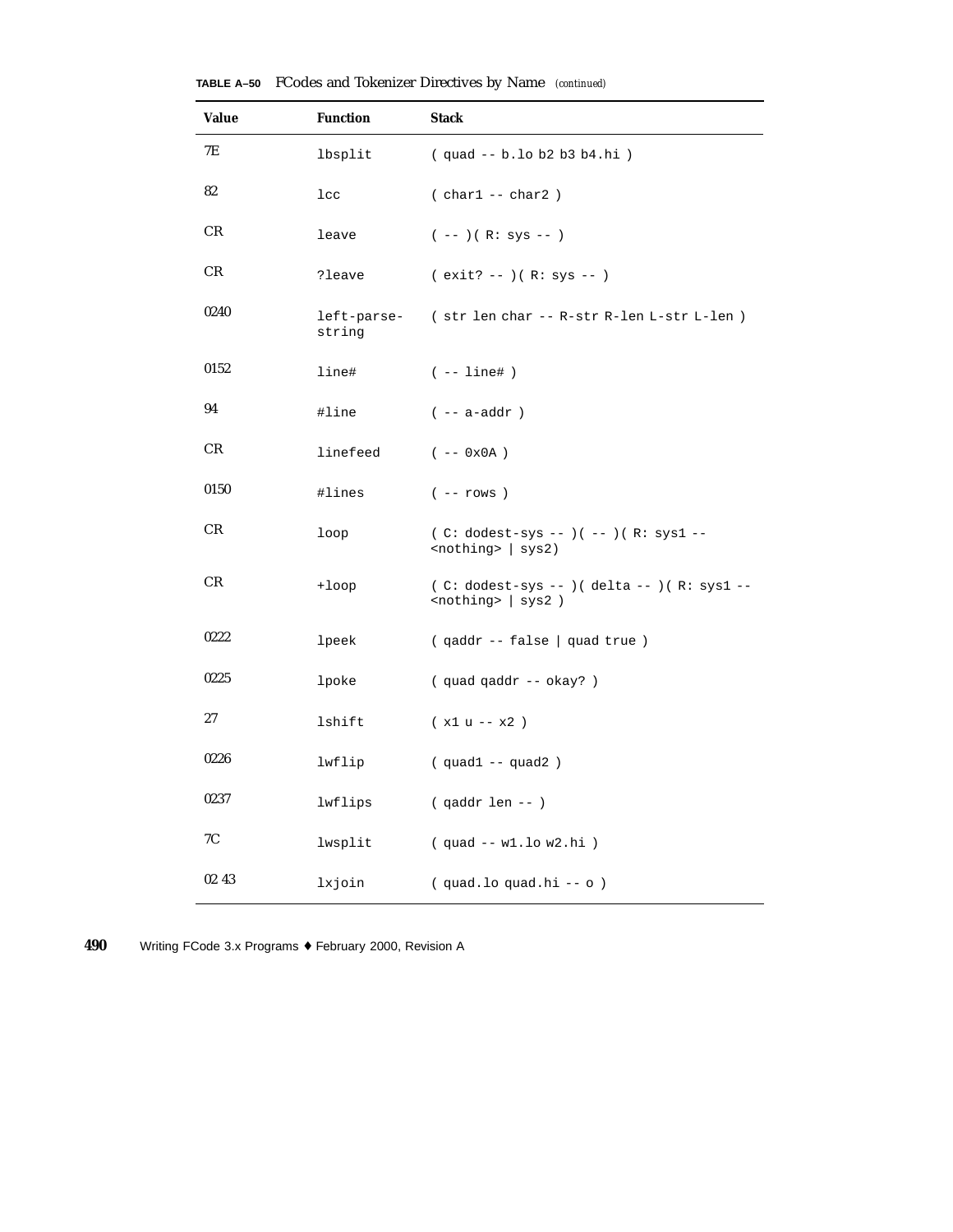**TABLE A–50** FCodes and Tokenizer Directives by Name *(continued)*

| Value | Function | Stack |
|---|---|---|
| 7E | lbsplit | ( quad -- b.lo b2 b3 b4.hi ) |
| 82 | lcc | ( char1 -- char2 ) |
| CR | leave | ( -- )( R: sys -- ) |
| CR | ?leave | ( exit? -- )( R: sys -- ) |
| 0240 | left-parse-string | ( str len char -- R-str R-len L-str L-len ) |
| 0152 | line# | ( -- line# ) |
| 94 | #line | ( -- a-addr ) |
| CR | linefeed | ( -- 0x0A ) |
| 0150 | #lines | ( -- rows ) |
| CR | loop | ( C: dodest-sys -- )( -- )( R: sys1 -- <nothing> \| sys2) |
| CR | +loop | ( C: dodest-sys -- )( delta -- )( R: sys1 -- <nothing> \| sys2 ) |
| 0222 | lpeek | ( qaddr -- false \| quad true ) |
| 0225 | lpoke | ( quad qaddr -- okay? ) |
| 27 | lshift | ( x1 u -- x2 ) |
| 0226 | lwflip | ( quad1 -- quad2 ) |
| 0237 | lwflips | ( qaddr len -- ) |
| 7C | lwsplit | ( quad -- w1.lo w2.hi ) |
| 02 43 | lxjoin | ( quad.lo quad.hi -- o ) |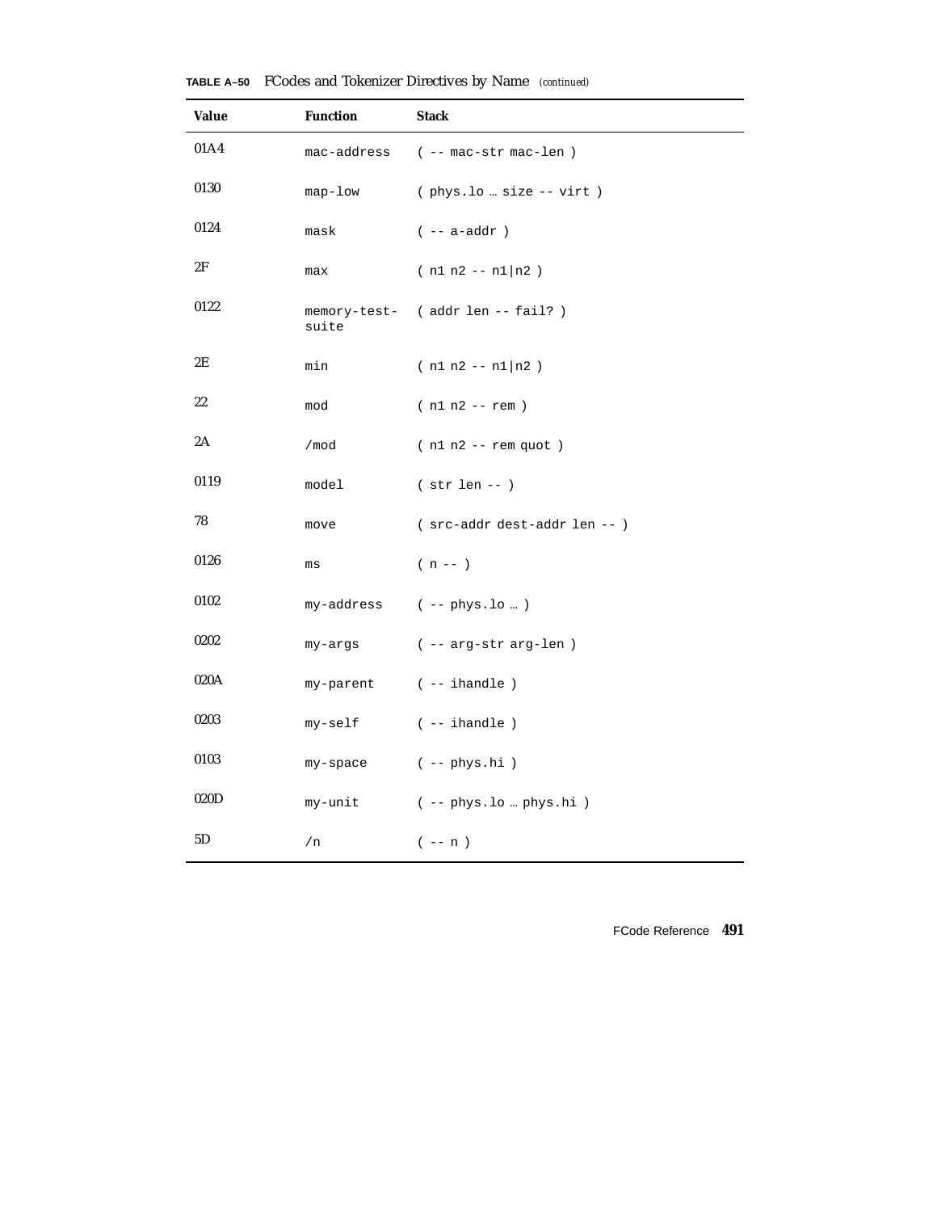**TABLE A–50** FCodes and Tokenizer Directives by Name *(continued)*

| Value | Function | Stack |
|---|---|---|
| 01A4 | `mac-address` | `( -- mac-str mac-len )` |
| 0130 | `map-low` | `( phys.lo … size -- virt )` |
| 0124 | `mask` | `( -- a-addr )` |
| 2F | `max` | `( n1 n2 -- n1\|n2 )` |
| 0122 | `memory-test-suite` | `( addr len -- fail? )` |
| 2E | `min` | `( n1 n2 -- n1\|n2 )` |
| 22 | `mod` | `( n1 n2 -- rem )` |
| 2A | `/mod` | `( n1 n2 -- rem quot )` |
| 0119 | `model` | `( str len -- )` |
| 78 | `move` | `( src-addr dest-addr len -- )` |
| 0126 | `ms` | `( n -- )` |
| 0102 | `my-address` | `( -- phys.lo … )` |
| 0202 | `my-args` | `( -- arg-str arg-len )` |
| 020A | `my-parent` | `( -- ihandle )` |
| 0203 | `my-self` | `( -- ihandle )` |
| 0103 | `my-space` | `( -- phys.hi )` |
| 020D | `my-unit` | `( -- phys.lo … phys.hi )` |
| 5D | `/n` | `( -- n )` |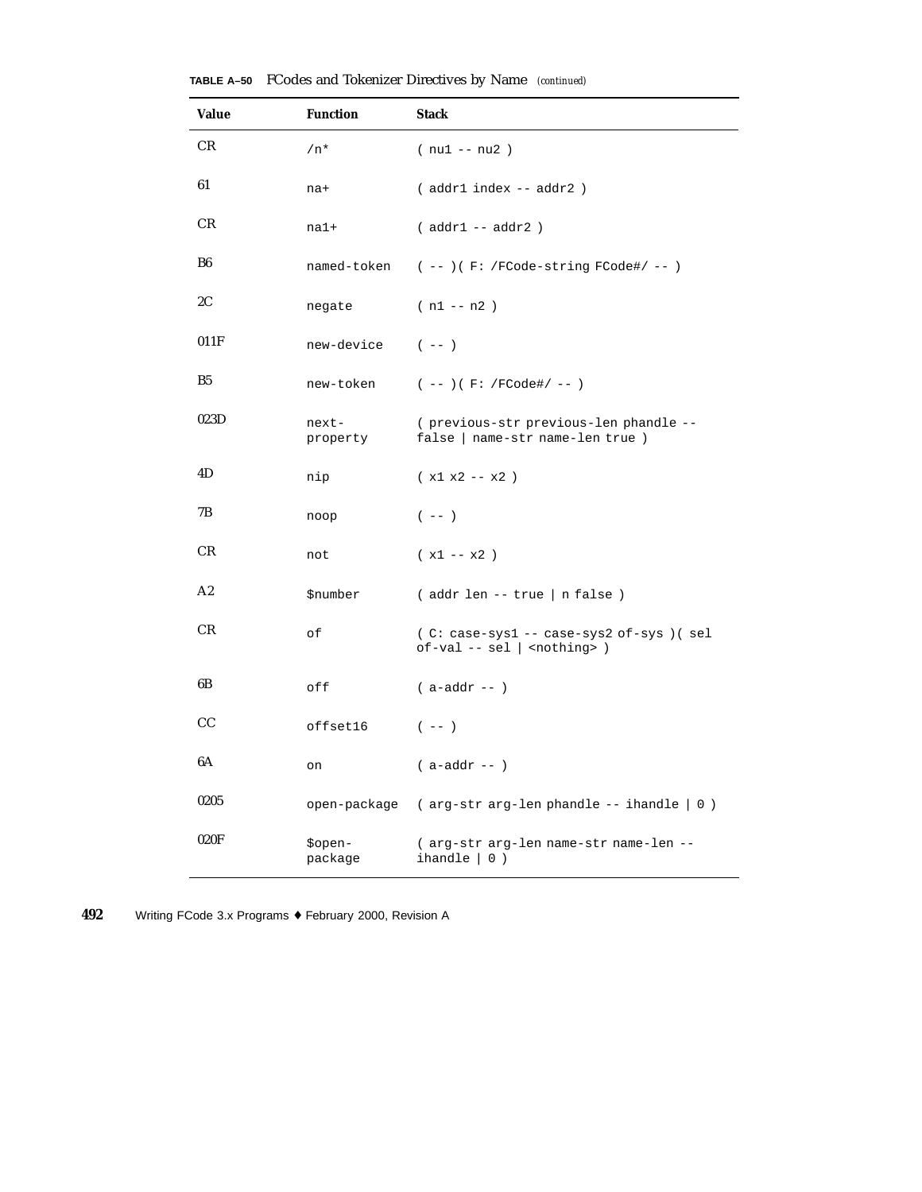**TABLE A–50** FCodes and Tokenizer Directives by Name *(continued)*

| Value | Function | Stack |
|---|---|---|
| CR | `/n*` | `( nu1 -- nu2 )` |
| 61 | `na+` | `( addr1 index -- addr2 )` |
| CR | `na1+` | `( addr1 -- addr2 )` |
| B6 | `named-token` | `( -- )( F: /FCode-string FCode#/ -- )` |
| 2C | `negate` | `( n1 -- n2 )` |
| 011F | `new-device` | `( -- )` |
| B5 | `new-token` | `( -- )( F: /FCode#/ -- )` |
| 023D | `next-property` | `( previous-str previous-len phandle -- false \| name-str name-len true )` |
| 4D | `nip` | `( x1 x2 -- x2 )` |
| 7B | `noop` | `( -- )` |
| CR | `not` | `( x1 -- x2 )` |
| A2 | `$number` | `( addr len -- true \| n false )` |
| CR | `of` | `( C: case-sys1 -- case-sys2 of-sys )( sel of-val -- sel \| <nothing> )` |
| 6B | `off` | `( a-addr -- )` |
| CC | `offset16` | `( -- )` |
| 6A | `on` | `( a-addr -- )` |
| 0205 | `open-package` | `( arg-str arg-len phandle -- ihandle \| 0 )` |
| 020F | `$open-package` | `( arg-str arg-len name-str name-len -- ihandle \| 0 )` |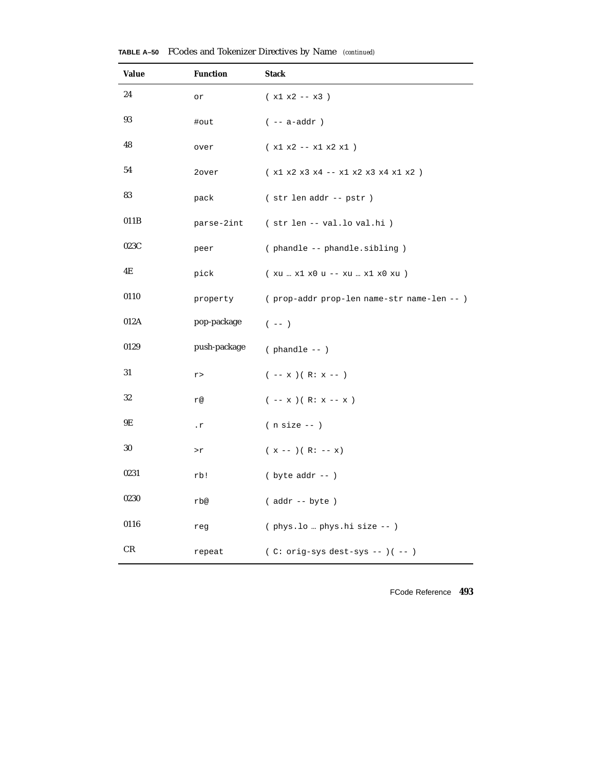**TABLE A–50** FCodes and Tokenizer Directives by Name *(continued)*

| Value | Function | Stack |
| --- | --- | --- |
| 24 | or | ( x1 x2 -- x3 ) |
| 93 | #out | ( -- a-addr ) |
| 48 | over | ( x1 x2 -- x1 x2 x1 ) |
| 54 | 2over | ( x1 x2 x3 x4 -- x1 x2 x3 x4 x1 x2 ) |
| 83 | pack | ( str len addr -- pstr ) |
| 011B | parse-2int | ( str len -- val.lo val.hi ) |
| 023C | peer | ( phandle -- phandle.sibling ) |
| 4E | pick | ( xu … x1 x0 u -- xu … x1 x0 xu ) |
| 0110 | property | ( prop-addr prop-len name-str name-len -- ) |
| 012A | pop-package | ( -- ) |
| 0129 | push-package | ( phandle -- ) |
| 31 | r> | ( -- x )( R: x -- ) |
| 32 | r@ | ( -- x )( R: x -- x ) |
| 9E | .r | ( n size -- ) |
| 30 | >r | ( x -- )( R: -- x) |
| 0231 | rb! | ( byte addr -- ) |
| 0230 | rb@ | ( addr -- byte ) |
| 0116 | reg | ( phys.lo … phys.hi size -- ) |
| CR | repeat | ( C: orig-sys dest-sys -- )( -- ) |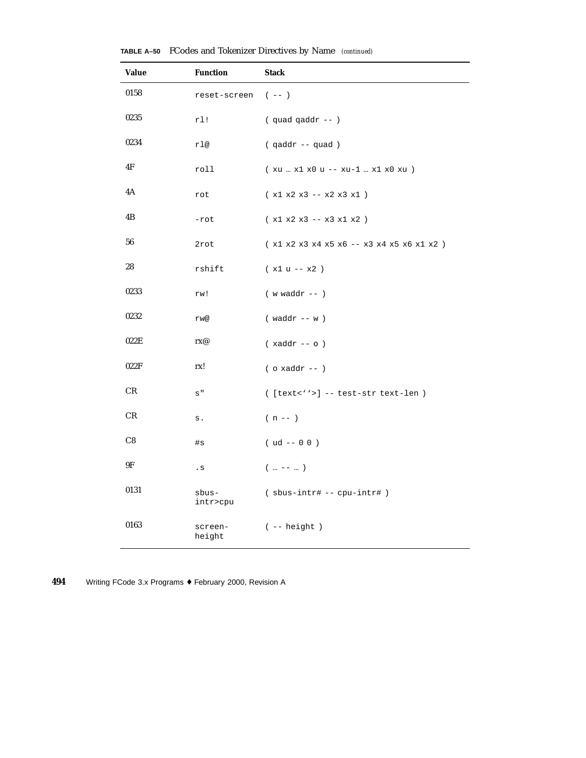**TABLE A–50** FCodes and Tokenizer Directives by Name *(continued)*

| Value | Function | Stack |
| --- | --- | --- |
| 0158 | `reset-screen` | `( -- )` |
| 0235 | `rl!` | `( quad qaddr -- )` |
| 0234 | `rl@` | `( qaddr -- quad )` |
| 4F | `roll` | `( xu … x1 x0 u -- xu-1 … x1 x0 xu )` |
| 4A | `rot` | `( x1 x2 x3 -- x2 x3 x1 )` |
| 4B | `-rot` | `( x1 x2 x3 -- x3 x1 x2 )` |
| 56 | `2rot` | `( x1 x2 x3 x4 x5 x6 -- x3 x4 x5 x6 x1 x2 )` |
| 28 | `rshift` | `( x1 u -- x2 )` |
| 0233 | `rw!` | `( w waddr -- )` |
| 0232 | `rw@` | `( waddr -- w )` |
| 022E | rx@ | `( xaddr -- o )` |
| 022F | rx! | `( o xaddr -- )` |
| CR | `s"` | `( [text<''>] -- test-str text-len )` |
| CR | `s.` | `( n -- )` |
| C8 | `#s` | `( ud -- 0 0 )` |
| 9F | `.s` | `( … -- … )` |
| 0131 | `sbus-intr>cpu` | `( sbus-intr# -- cpu-intr# )` |
| 0163 | `screen-height` | `( -- height )` |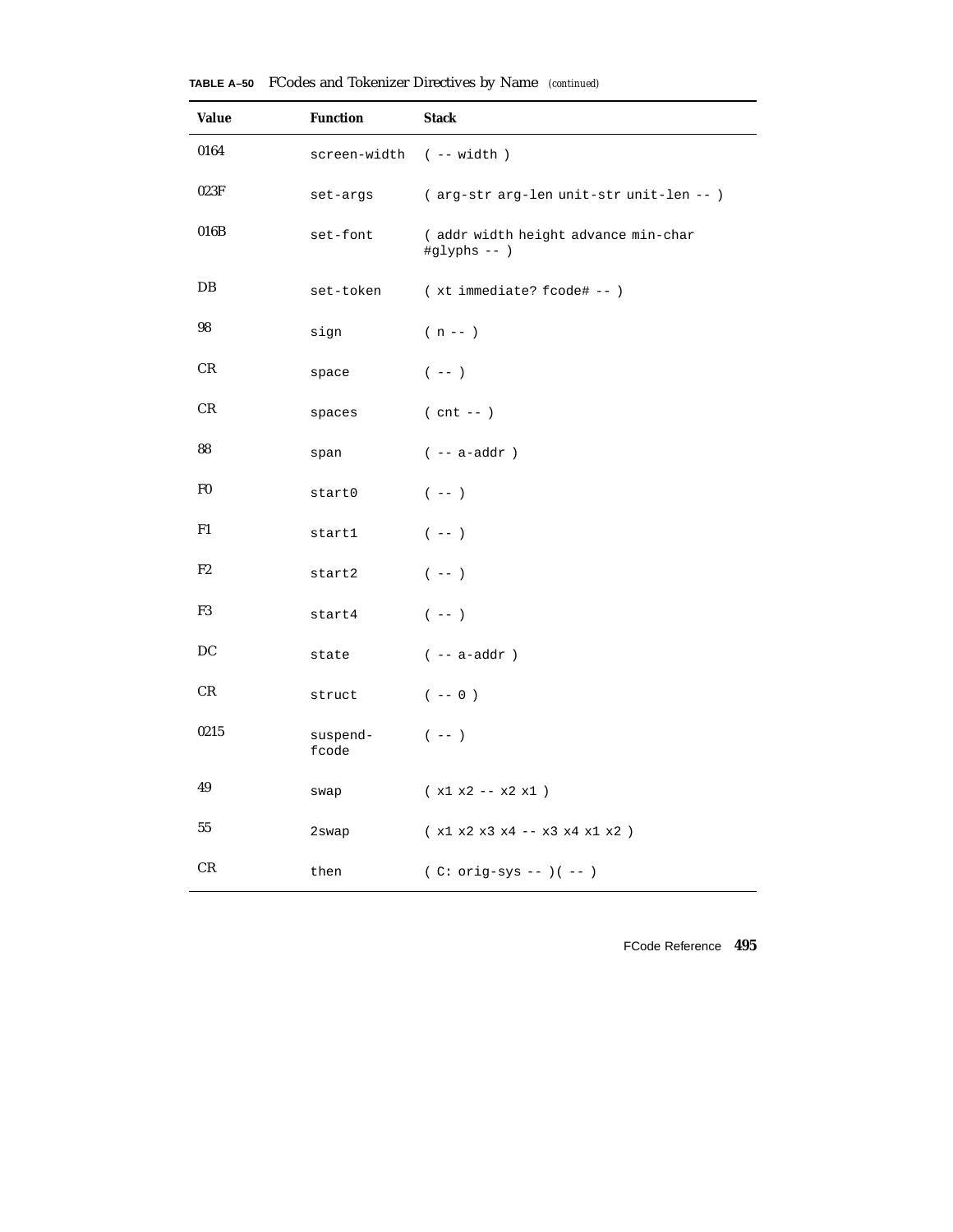**TABLE A–50** FCodes and Tokenizer Directives by Name *(continued)*

| Value | Function | Stack |
| --- | --- | --- |
| 0164 | screen-width | ( -- width ) |
| 023F | set-args | ( arg-str arg-len unit-str unit-len -- ) |
| 016B | set-font | ( addr width height advance min-char #glyphs -- ) |
| DB | set-token | ( xt immediate? fcode# -- ) |
| 98 | sign | ( n -- ) |
| CR | space | ( -- ) |
| CR | spaces | ( cnt -- ) |
| 88 | span | ( -- a-addr ) |
| F0 | start0 | ( -- ) |
| F1 | start1 | ( -- ) |
| F2 | start2 | ( -- ) |
| F3 | start4 | ( -- ) |
| DC | state | ( -- a-addr ) |
| CR | struct | ( -- 0 ) |
| 0215 | suspend-fcode | ( -- ) |
| 49 | swap | ( x1 x2 -- x2 x1 ) |
| 55 | 2swap | ( x1 x2 x3 x4 -- x3 x4 x1 x2 ) |
| CR | then | ( C: orig-sys -- )( -- ) |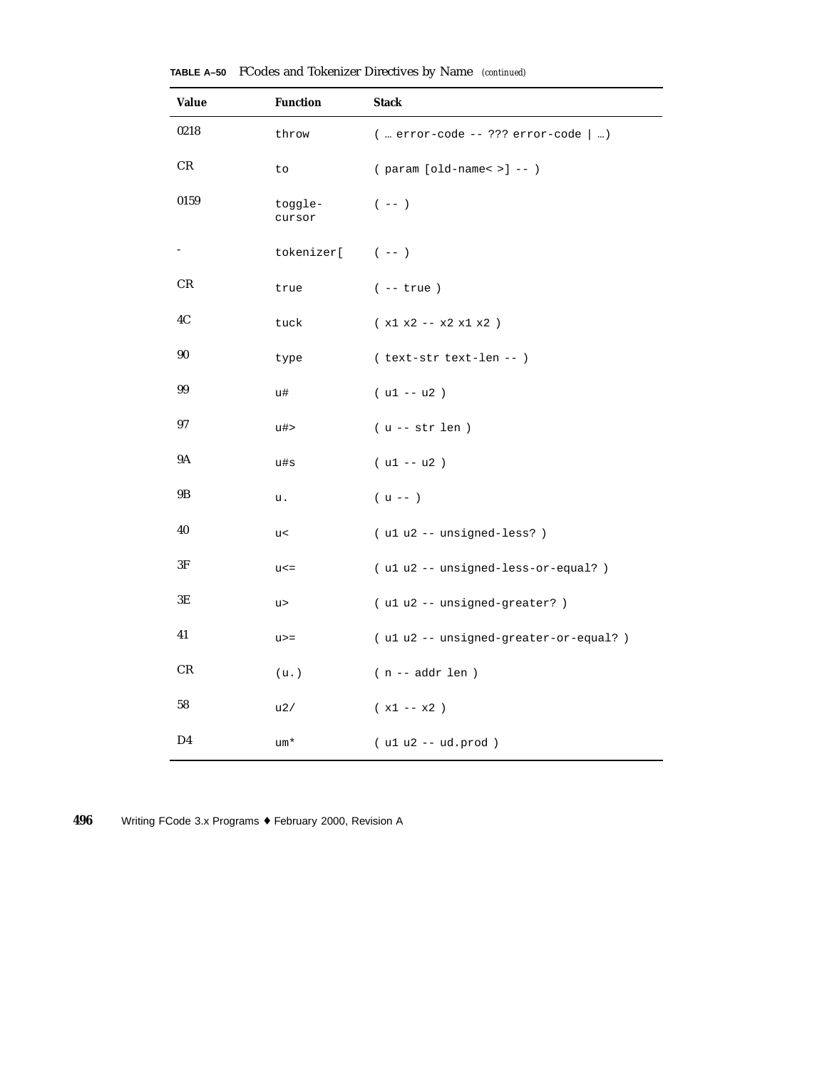**TABLE A–50** FCodes and Tokenizer Directives by Name *(continued)*

| Value | Function | Stack |
|---|---|---|
| 0218 | `throw` | `( … error-code -- ??? error-code | …)` |
| CR | `to` | `( param [old-name< >] -- )` |
| 0159 | `toggle-cursor` | `( -- )` |
| - | `tokenizer[` | `( -- )` |
| CR | `true` | `( -- true )` |
| 4C | `tuck` | `( x1 x2 -- x2 x1 x2 )` |
| 90 | `type` | `( text-str text-len -- )` |
| 99 | `u#` | `( u1 -- u2 )` |
| 97 | `u#>` | `( u -- str len )` |
| 9A | `u#s` | `( u1 -- u2 )` |
| 9B | `u.` | `( u -- )` |
| 40 | `u<` | `( u1 u2 -- unsigned-less? )` |
| 3F | `u<=` | `( u1 u2 -- unsigned-less-or-equal? )` |
| 3E | `u>` | `( u1 u2 -- unsigned-greater? )` |
| 41 | `u>=` | `( u1 u2 -- unsigned-greater-or-equal? )` |
| CR | `(u.)` | `( n -- addr len )` |
| 58 | `u2/` | `( x1 -- x2 )` |
| D4 | `um*` | `( u1 u2 -- ud.prod )` |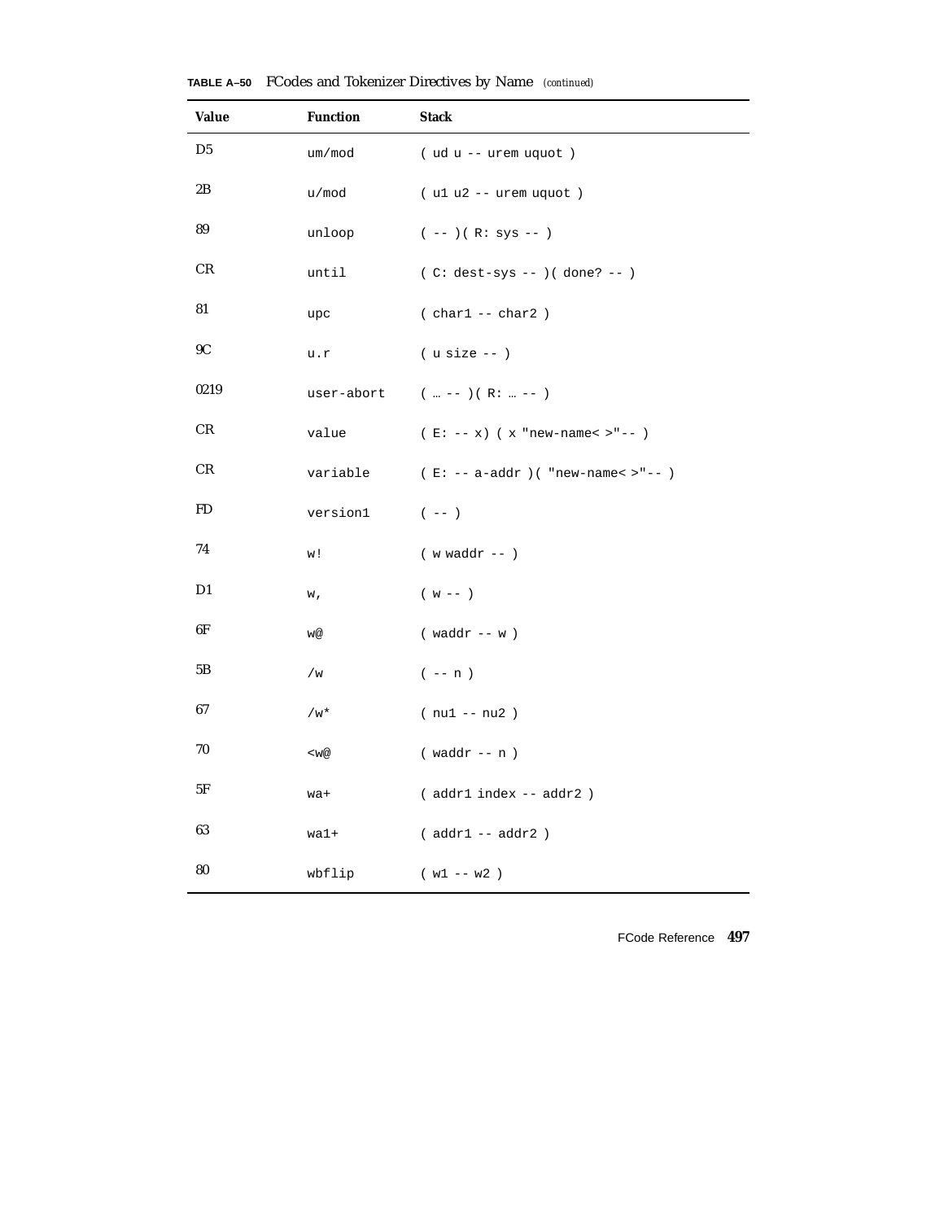**TABLE A–50** FCodes and Tokenizer Directives by Name *(continued)*

| Value | Function | Stack |
|---|---|---|
| D5 | um/mod | ( ud u -- urem uquot ) |
| 2B | u/mod | ( u1 u2 -- urem uquot ) |
| 89 | unloop | ( -- )( R: sys -- ) |
| CR | until | ( C: dest-sys -- )( done? -- ) |
| 81 | upc | ( char1 -- char2 ) |
| 9C | u.r | ( u size -- ) |
| 0219 | user-abort | ( … -- )( R: … -- ) |
| CR | value | ( E: -- x) ( x "new-name< >"-- ) |
| CR | variable | ( E: -- a-addr )( "new-name< >"-- ) |
| FD | version1 | ( -- ) |
| 74 | w! | ( w waddr -- ) |
| D1 | w, | ( w -- ) |
| 6F | w@ | ( waddr -- w ) |
| 5B | /w | ( -- n ) |
| 67 | /w* | ( nu1 -- nu2 ) |
| 70 | <w@ | ( waddr -- n ) |
| 5F | wa+ | ( addr1 index -- addr2 ) |
| 63 | wa1+ | ( addr1 -- addr2 ) |
| 80 | wbflip | ( w1 -- w2 ) |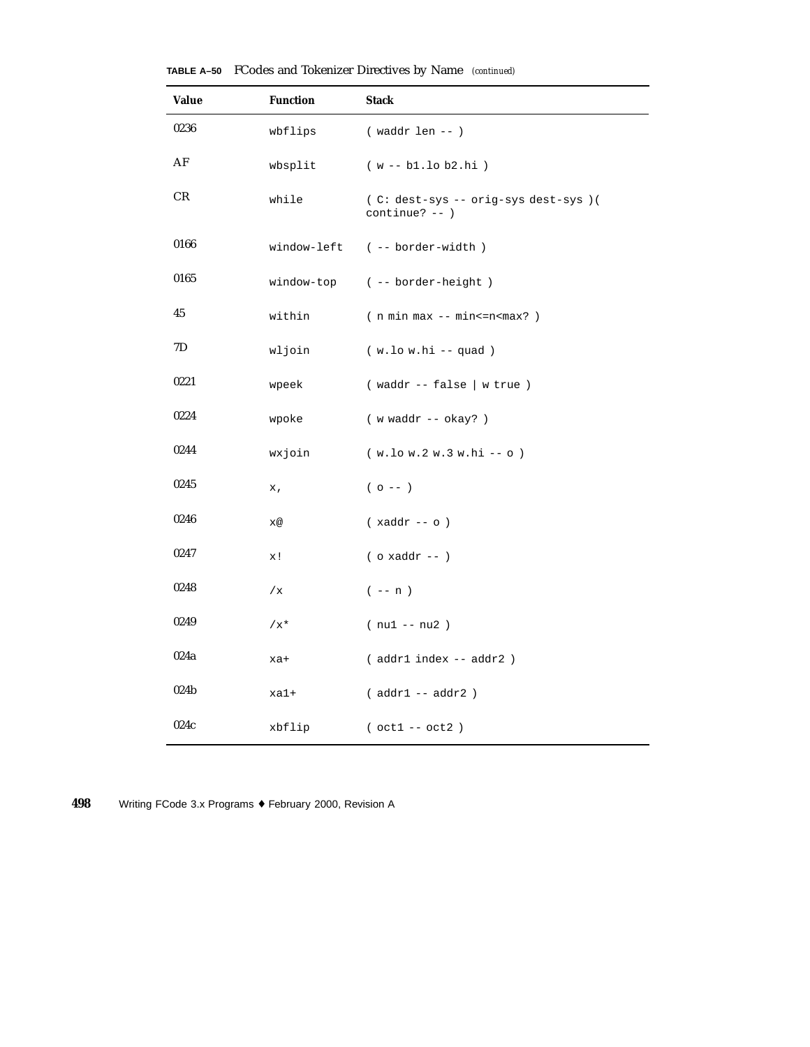**TABLE A–50** FCodes and Tokenizer Directives by Name *(continued)*

| Value | Function | Stack |
|---|---|---|
| 0236 | wbflips | ( waddr len -- ) |
| AF | wbsplit | ( w -- b1.lo b2.hi ) |
| CR | while | ( C: dest-sys -- orig-sys dest-sys )( continue? -- ) |
| 0166 | window-left | ( -- border-width ) |
| 0165 | window-top | ( -- border-height ) |
| 45 | within | ( n min max -- min<=n<max? ) |
| 7D | wljoin | ( w.lo w.hi -- quad ) |
| 0221 | wpeek | ( waddr -- false \| w true ) |
| 0224 | wpoke | ( w waddr -- okay? ) |
| 0244 | wxjoin | ( w.lo w.2 w.3 w.hi -- o ) |
| 0245 | x, | ( o -- ) |
| 0246 | x@ | ( xaddr -- o ) |
| 0247 | x! | ( o xaddr -- ) |
| 0248 | /x | ( -- n ) |
| 0249 | /x* | ( nu1 -- nu2 ) |
| 024a | xa+ | ( addr1 index -- addr2 ) |
| 024b | xa1+ | ( addr1 -- addr2 ) |
| 024c | xbflip | ( oct1 -- oct2 ) |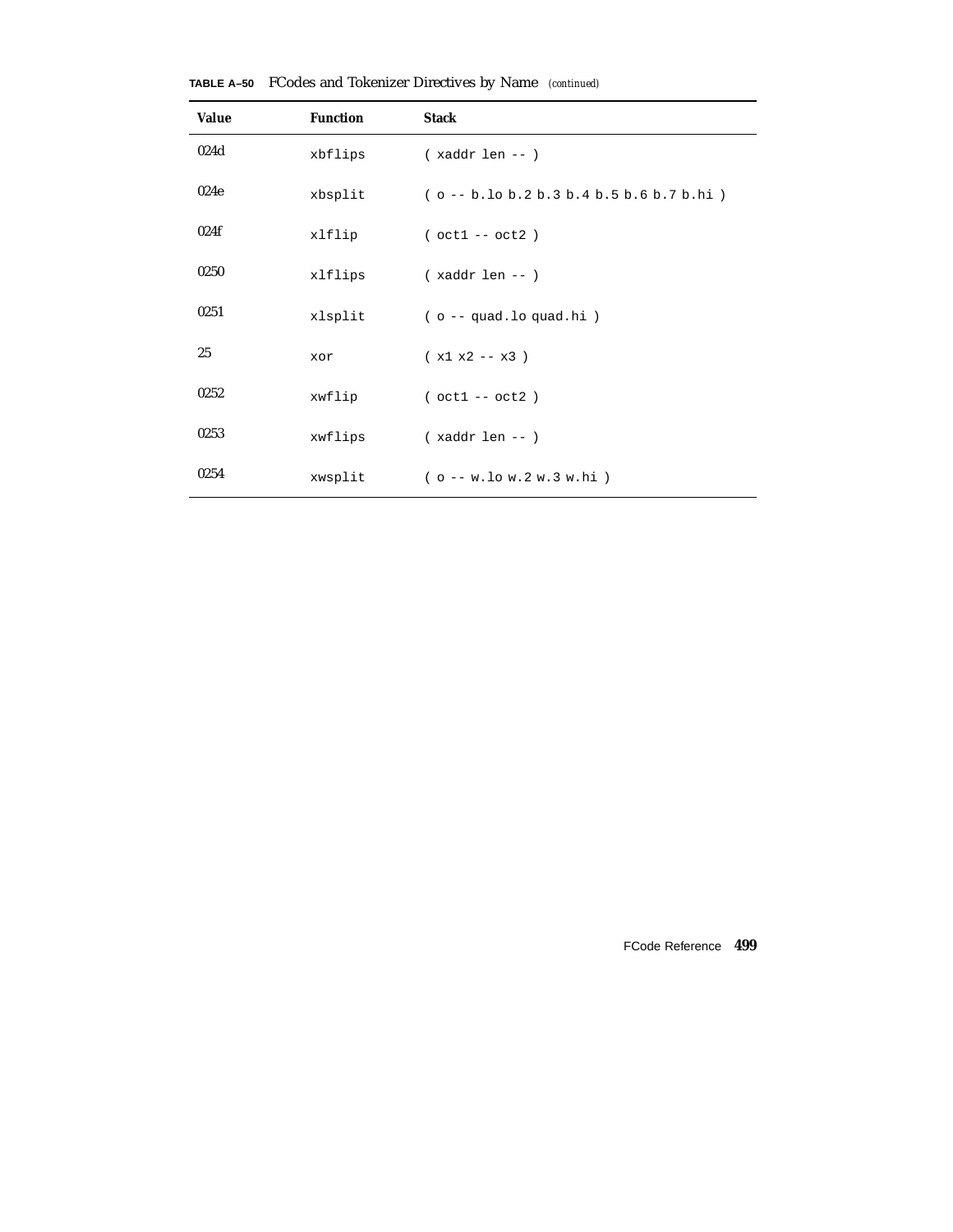**TABLE A–50** FCodes and Tokenizer Directives by Name *(continued)*

| Value | Function | Stack |
|---|---|---|
| 024d | `xbflips` | `( xaddr len -- )` |
| 024e | `xbsplit` | `( o -- b.lo b.2 b.3 b.4 b.5 b.6 b.7 b.hi )` |
| 024f | `xlflip` | `( oct1 -- oct2 )` |
| 0250 | `xlflips` | `( xaddr len -- )` |
| 0251 | `xlsplit` | `( o -- quad.lo quad.hi )` |
| 25 | `xor` | `( x1 x2 -- x3 )` |
| 0252 | `xwflip` | `( oct1 -- oct2 )` |
| 0253 | `xwflips` | `( xaddr len -- )` |
| 0254 | `xwsplit` | `( o -- w.lo w.2 w.3 w.hi )` |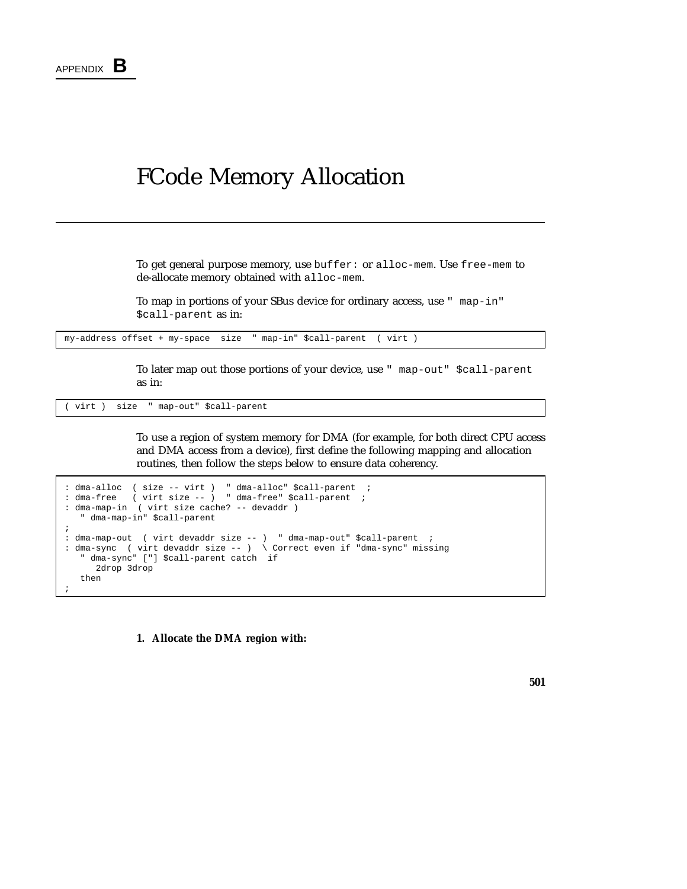APPENDIX **B**

# FCode Memory Allocation

To get general purpose memory, use `buffer:` or `alloc-mem`. Use `free-mem` to de-allocate memory obtained with `alloc-mem`.

To map in portions of your SBus device for ordinary access, use `" map-in" $call-parent` as in:

```
my-address offset + my-space  size  " map-in" $call-parent  ( virt )
```

To later map out those portions of your device, use `" map-out" $call-parent` as in:

```
( virt )  size  " map-out" $call-parent
```

To use a region of system memory for DMA (for example, for both direct CPU access and DMA access from a device), first define the following mapping and allocation routines, then follow the steps below to ensure data coherency.

```
: dma-alloc  ( size -- virt )  " dma-alloc" $call-parent  ;
: dma-free   ( virt size -- )  " dma-free" $call-parent  ;
: dma-map-in  ( virt size cache? -- devaddr )
   " dma-map-in" $call-parent
;
: dma-map-out  ( virt devaddr size -- )  " dma-map-out" $call-parent  ;
: dma-sync  ( virt devaddr size -- )  \ Correct even if "dma-sync" missing
   " dma-sync" ["] $call-parent catch  if
      2drop 3drop
   then
;
```

**1. Allocate the DMA region with:**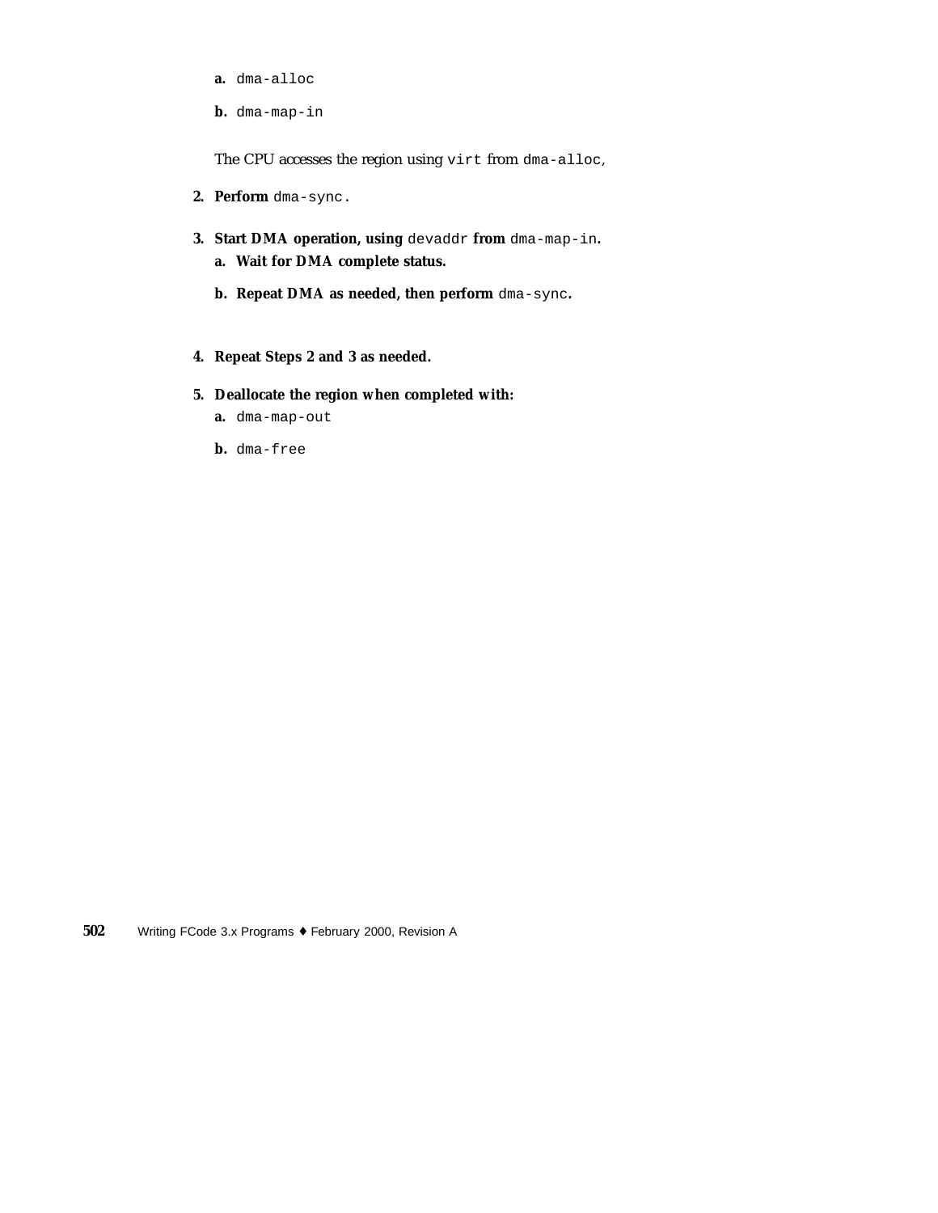a. `dma-alloc`

b. `dma-map-in`

The CPU accesses the region using `virt` from `dma-alloc`,

2. **Perform** `dma-sync`.

3. **Start DMA operation, using** `devaddr` **from** `dma-map-in`**.**

   a. **Wait for DMA complete status.**

   b. **Repeat DMA as needed, then perform** `dma-sync`**.**

4. **Repeat Steps 2 and 3 as needed.**

5. **Deallocate the region when completed with:**

   a. `dma-map-out`

   b. `dma-free`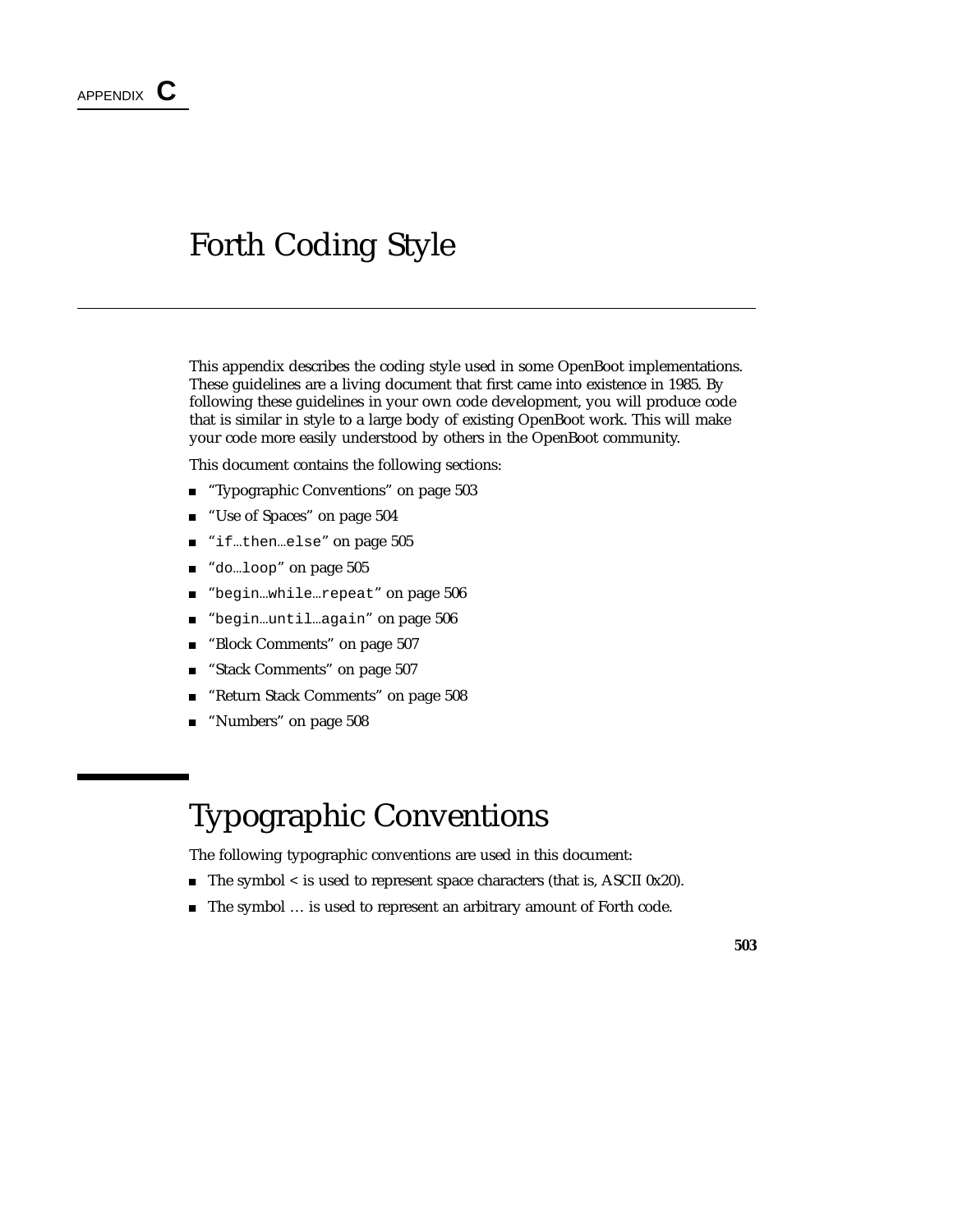APPENDIX **C**

# Forth Coding Style

This appendix describes the coding style used in some OpenBoot implementations. These guidelines are a living document that first came into existence in 1985. By following these guidelines in your own code development, you will produce code that is similar in style to a large body of existing OpenBoot work. This will make your code more easily understood by others in the OpenBoot community.

This document contains the following sections:

- "Typographic Conventions" on page 503
- "Use of Spaces" on page 504
- "`if`…`then`…`else`" on page 505
- "`do`…`loop`" on page 505
- "`begin`…`while`…`repeat`" on page 506
- "`begin`…`until`…`again`" on page 506
- "Block Comments" on page 507
- "Stack Comments" on page 507
- "Return Stack Comments" on page 508
- "Numbers" on page 508

## Typographic Conventions

The following typographic conventions are used in this document:

- The symbol < is used to represent space characters (that is, ASCII 0x20).
- The symbol … is used to represent an arbitrary amount of Forth code.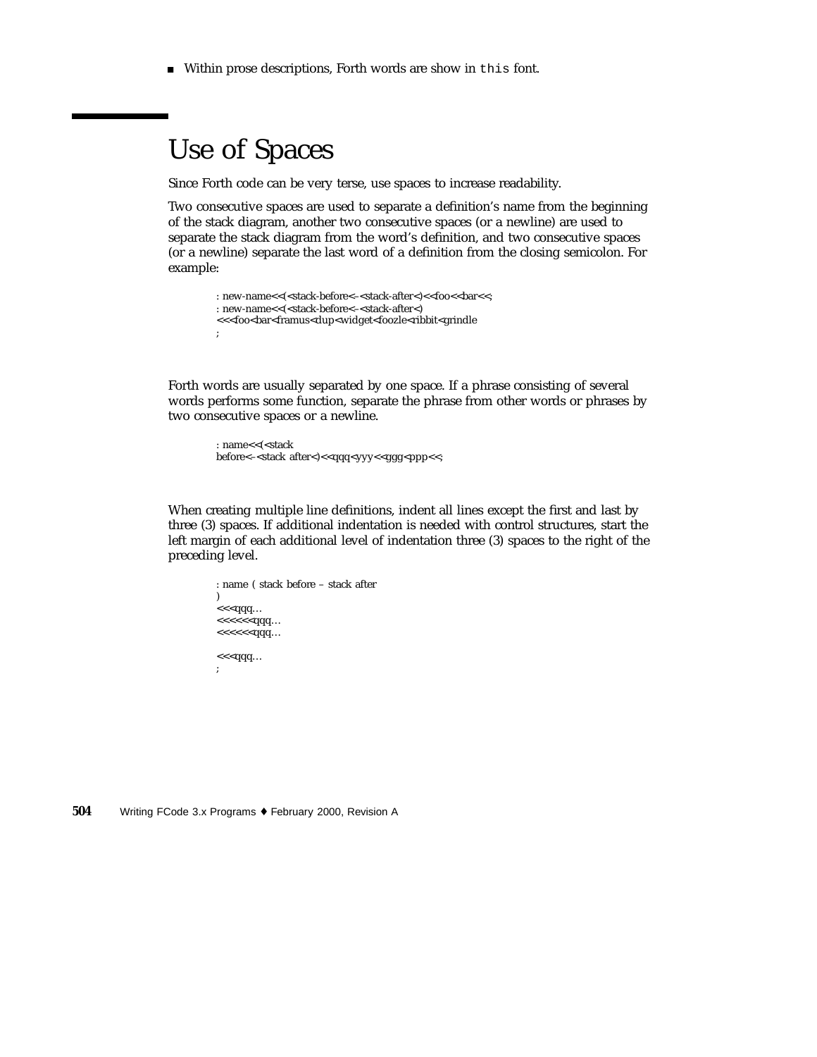- Within prose descriptions, Forth words are show in `this` font.

# Use of Spaces

Since Forth code can be very terse, use spaces to increase readability.

Two consecutive spaces are used to separate a definition's name from the beginning of the stack diagram, another two consecutive spaces (or a newline) are used to separate the stack diagram from the word's definition, and two consecutive spaces (or a newline) separate the last word of a definition from the closing semicolon. For example:

```
: new-name<<(<stack-before<-<stack-after<)<<foo<<bar<<;
: new-name<<(<stack-before<-<stack-after<)
<<<foo<bar<framus<dup<widget<foozle<ribbit<grindle
;
```

Forth words are usually separated by one space. If a phrase consisting of several words performs some function, separate the phrase from other words or phrases by two consecutive spaces or a newline.

```
: name<<(<stack
before<-<stack after<)<<qqq<yyy<<ggg<ppp<<;
```

When creating multiple line definitions, indent all lines except the first and last by three (3) spaces. If additional indentation is needed with control structures, start the left margin of each additional level of indentation three (3) spaces to the right of the preceding level.

```
: name ( stack before – stack after
)
<<<qqq…
<<<<<<qqq…
<<<<<<qqq…

<<<qqq…
;
```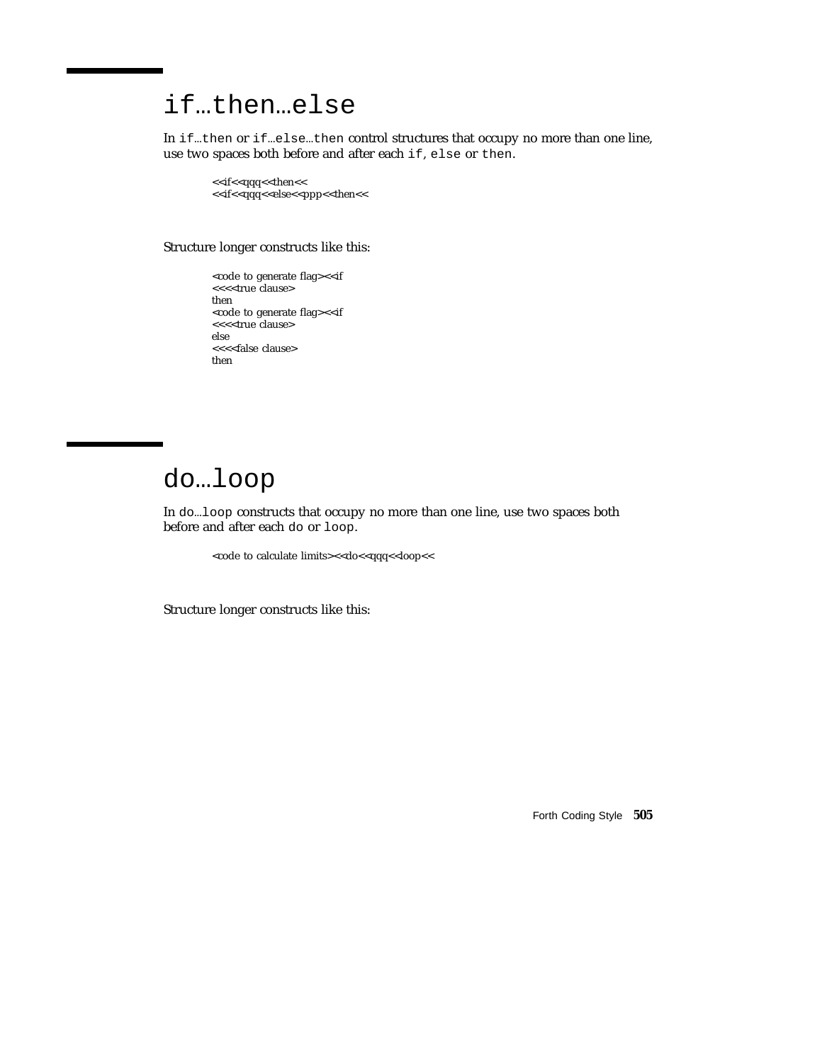## if…then…else

In if…then or if…else…then control structures that occupy no more than one line, use two spaces both before and after each if, else or then.

```
<<if<<qqq<<then<<
<<if<<qqq<<else<<ppp<<then<<
```

Structure longer constructs like this:

```
<code to generate flag><<if
<<<<true clause>
then
<code to generate flag><<if
<<<<true clause>
else
<<<<false clause>
then
```

## do…loop

In do…loop constructs that occupy no more than one line, use two spaces both before and after each do or loop.

```
<code to calculate limits><<do<<qqq<<loop<<
```

Structure longer constructs like this: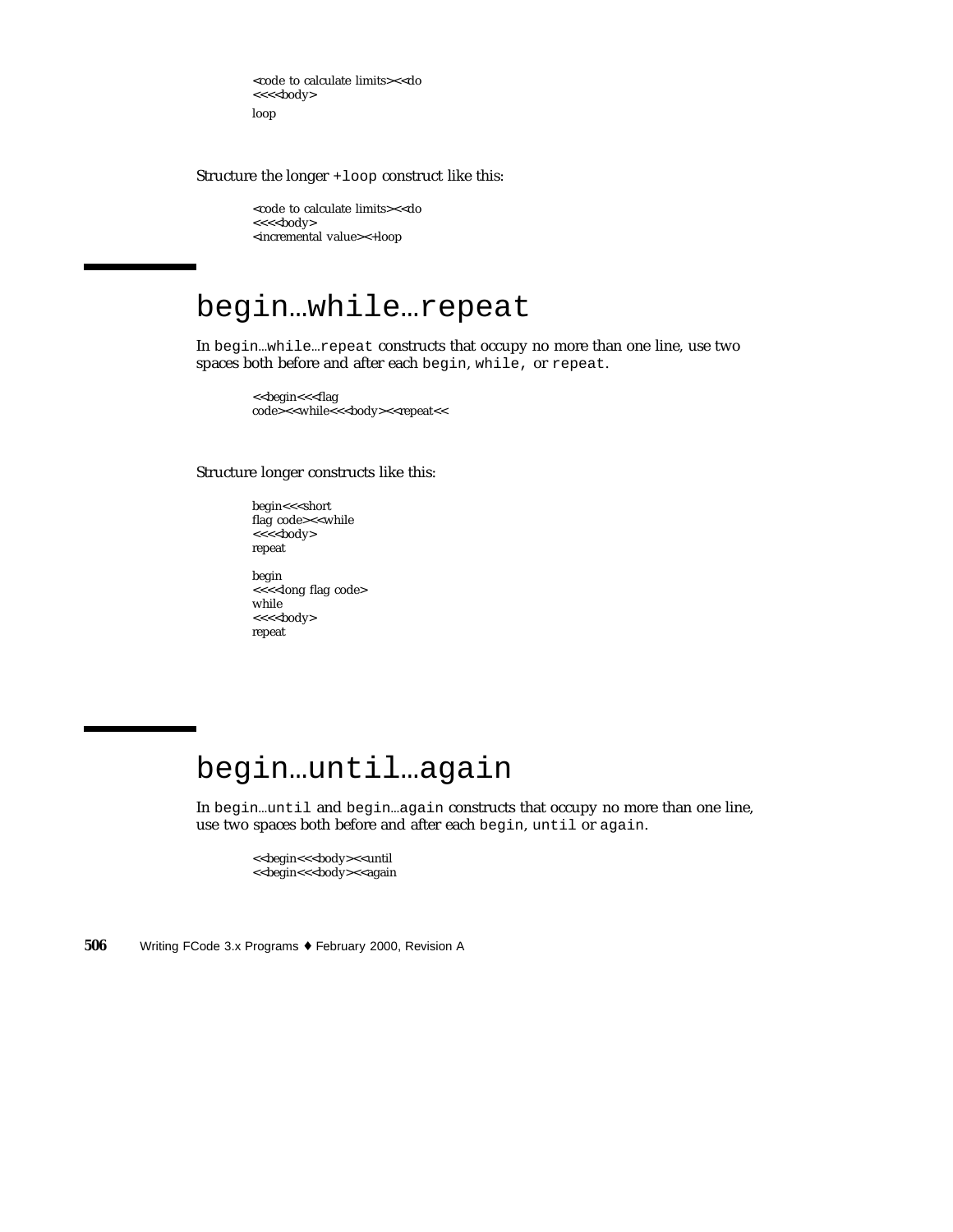```
<code to calculate limits><<do
<<<<body>
loop
```

Structure the longer `+loop` construct like this:

```
<code to calculate limits><<do
<<<<body>
<incremental value><+loop
```

## begin...while...repeat

In `begin`...`while`...`repeat` constructs that occupy no more than one line, use two spaces both before and after each `begin`, `while`, or `repeat`.

```
<<begin<<<flag
code><<while<<<body><<repeat<<
```

Structure longer constructs like this:

```
begin<<<short
flag code><<while
<<<<body>
repeat

begin
<<<<long flag code>
while
<<<<body>
repeat
```

## begin...until...again

In `begin`...`until` and `begin`...`again` constructs that occupy no more than one line, use two spaces both before and after each `begin`, `until` or `again`.

```
<<begin<<<body><<until
<<begin<<<body><<again
```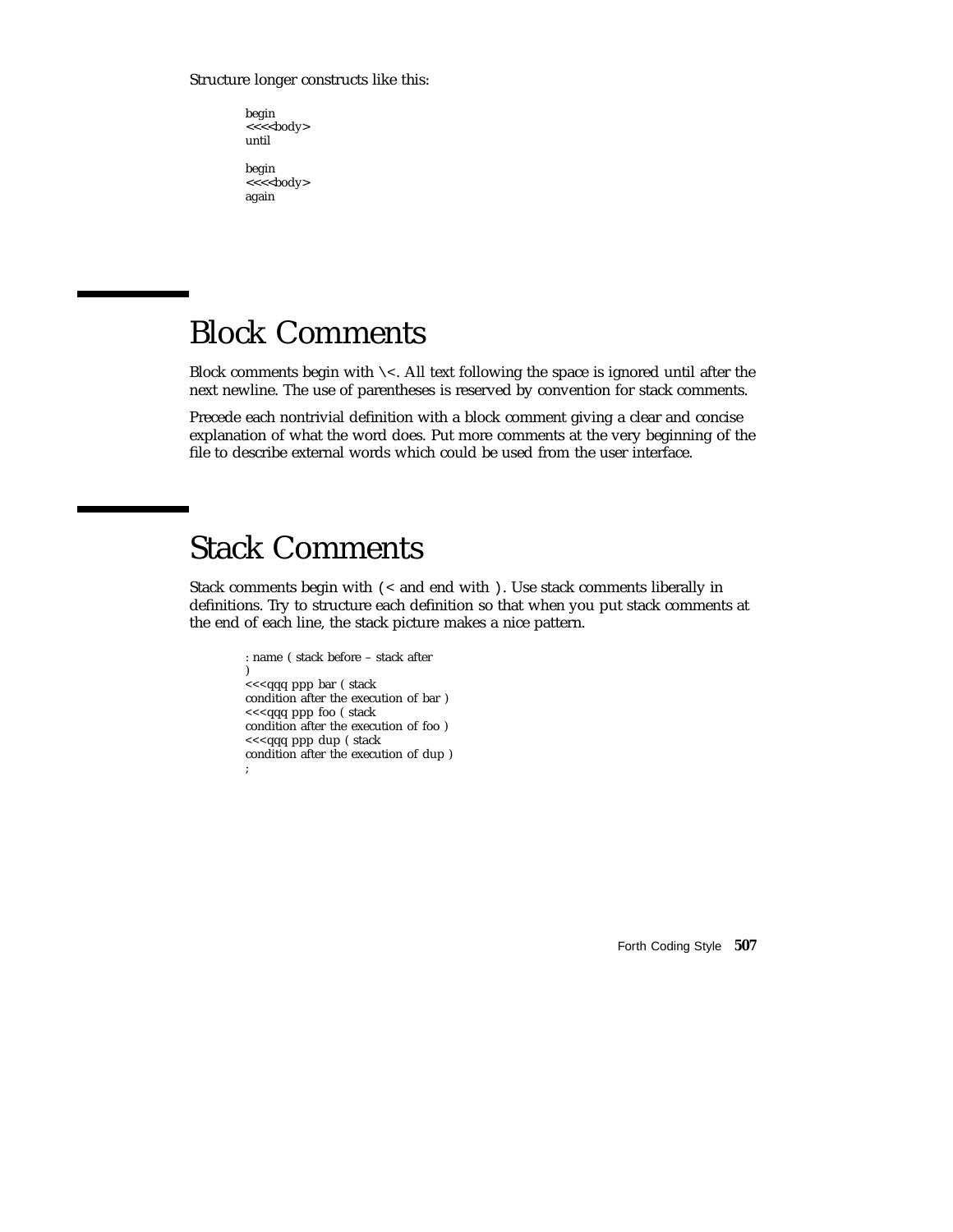Structure longer constructs like this:

```
begin
<<<<body>
until

begin
<<<<body>
again
```

# Block Comments

Block comments begin with \<. All text following the space is ignored until after the next newline. The use of parentheses is reserved by convention for stack comments.

Precede each nontrivial definition with a block comment giving a clear and concise explanation of what the word does. Put more comments at the very beginning of the file to describe external words which could be used from the user interface.

# Stack Comments

Stack comments begin with (< and end with ). Use stack comments liberally in definitions. Try to structure each definition so that when you put stack comments at the end of each line, the stack picture makes a nice pattern.

```
: name ( stack before – stack after
)
<<<qqq ppp bar ( stack
condition after the execution of bar )
<<<qqq ppp foo ( stack
condition after the execution of foo )
<<<qqq ppp dup ( stack
condition after the execution of dup )
;
```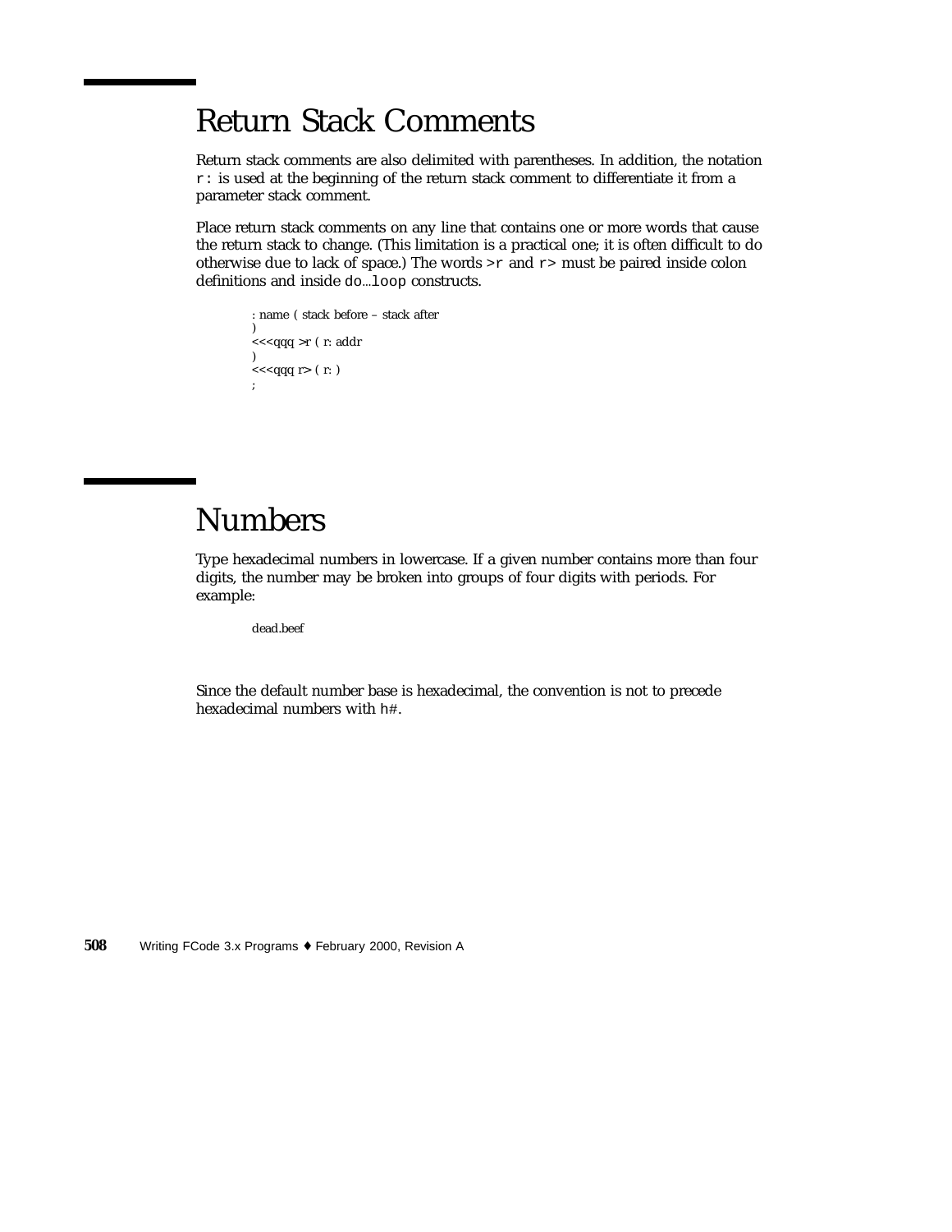## Return Stack Comments

Return stack comments are also delimited with parentheses. In addition, the notation `r:` is used at the beginning of the return stack comment to differentiate it from a parameter stack comment.

Place return stack comments on any line that contains one or more words that cause the return stack to change. (This limitation is a practical one; it is often difficult to do otherwise due to lack of space.) The words `>r` and `r>` must be paired inside colon definitions and inside `do...loop` constructs.

```
: name ( stack before – stack after
)
<<<qqq >r ( r: addr
)
<<<qqq r> ( r: )
;
```

## Numbers

Type hexadecimal numbers in lowercase. If a given number contains more than four digits, the number may be broken into groups of four digits with periods. For example:

```
dead.beef
```

Since the default number base is hexadecimal, the convention is not to precede hexadecimal numbers with `h#`.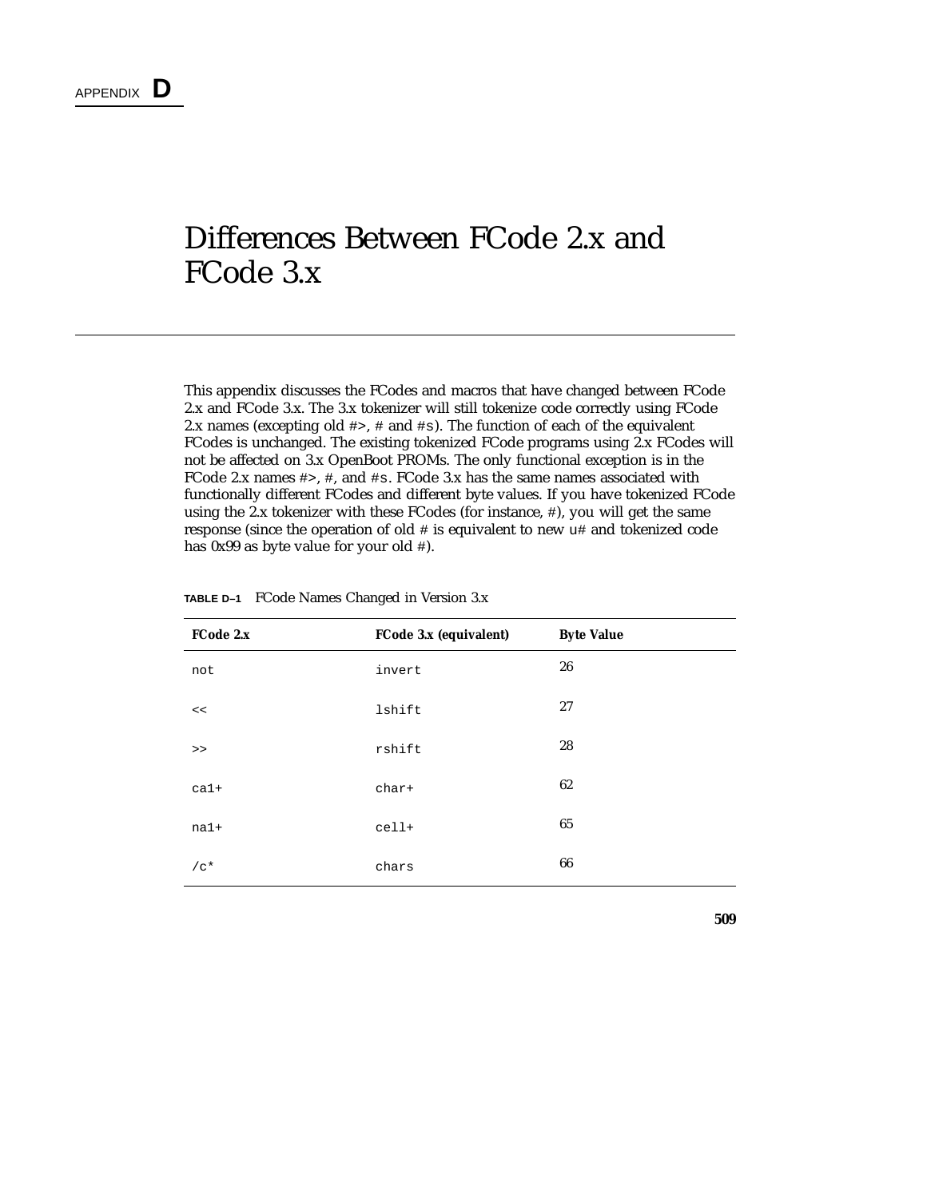APPENDIX **D**

# Differences Between FCode 2.x and FCode 3.x

This appendix discusses the FCodes and macros that have changed between FCode 2.x and FCode 3.x. The 3.x tokenizer will still tokenize code correctly using FCode 2.x names (excepting old `#>`, `#` and `#s`). The function of each of the equivalent FCodes is unchanged. The existing tokenized FCode programs using 2.x FCodes will not be affected on 3.x OpenBoot PROMs. The only functional exception is in the FCode 2.x names `#>`, `#`, and `#s`. FCode 3.x has the same names associated with functionally different FCodes and different byte values. If you have tokenized FCode using the 2.x tokenizer with these FCodes (for instance, `#`), you will get the same response (since the operation of old `#` is equivalent to new `u#` and tokenized code has 0x99 as byte value for your old `#`).

**TABLE D–1** FCode Names Changed in Version 3.x

| FCode 2.x | FCode 3.x (equivalent) | Byte Value |
|---|---|---|
| `not` | `invert` | 26 |
| `<<` | `lshift` | 27 |
| `>>` | `rshift` | 28 |
| `ca1+` | `char+` | 62 |
| `na1+` | `cell+` | 65 |
| `/c*` | `chars` | 66 |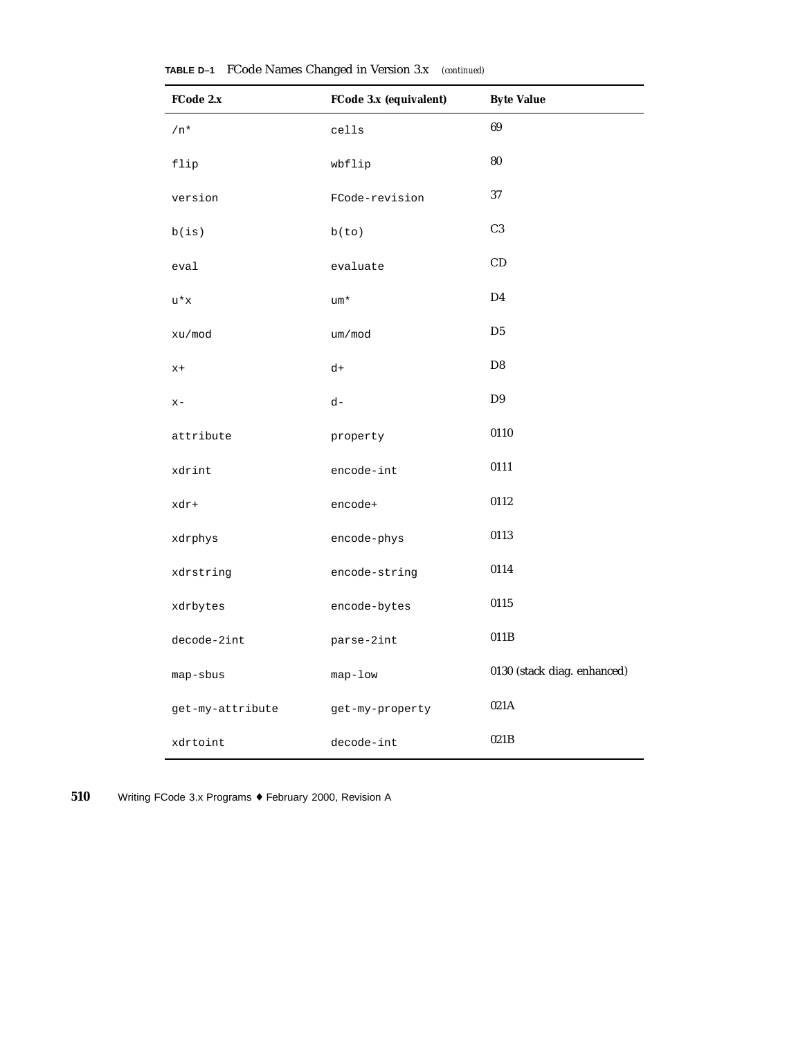**TABLE D–1** FCode Names Changed in Version 3.x *(continued)*

| FCode 2.x | FCode 3.x (equivalent) | Byte Value |
|---|---|---|
| `/n*` | `cells` | 69 |
| `flip` | `wbflip` | 80 |
| `version` | `FCode-revision` | 37 |
| `b(is)` | `b(to)` | C3 |
| `eval` | `evaluate` | CD |
| `u*x` | `um*` | D4 |
| `xu/mod` | `um/mod` | D5 |
| `x+` | `d+` | D8 |
| `x-` | `d-` | D9 |
| `attribute` | `property` | 0110 |
| `xdrint` | `encode-int` | 0111 |
| `xdr+` | `encode+` | 0112 |
| `xdrphys` | `encode-phys` | 0113 |
| `xdrstring` | `encode-string` | 0114 |
| `xdrbytes` | `encode-bytes` | 0115 |
| `decode-2int` | `parse-2int` | 011B |
| `map-sbus` | `map-low` | 0130 (stack diag. enhanced) |
| `get-my-attribute` | `get-my-property` | 021A |
| `xdrtoint` | `decode-int` | 021B |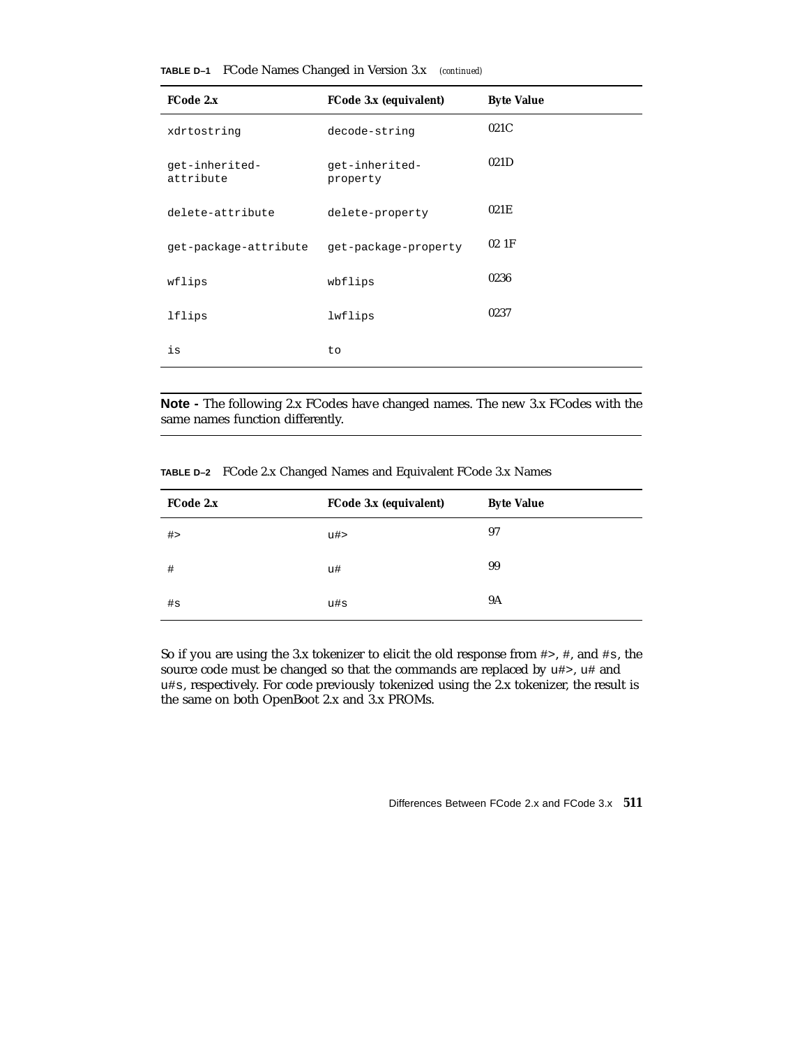**TABLE D–1** FCode Names Changed in Version 3.x *(continued)*

| FCode 2.x | FCode 3.x (equivalent) | Byte Value |
|---|---|---|
| `xdrtostring` | `decode-string` | 021C |
| `get-inherited-attribute` | `get-inherited-property` | 021D |
| `delete-attribute` | `delete-property` | 021E |
| `get-package-attribute` | `get-package-property` | 02 1F |
| `wflips` | `wbflips` | 0236 |
| `lflips` | `lwflips` | 0237 |
| `is` | `to` | |

---

**Note -** The following 2.x FCodes have changed names. The new 3.x FCodes with the same names function differently.

---

**TABLE D–2** FCode 2.x Changed Names and Equivalent FCode 3.x Names

| FCode 2.x | FCode 3.x (equivalent) | Byte Value |
|---|---|---|
| `#>` | `u#>` | 97 |
| `#` | `u#` | 99 |
| `#s` | `u#s` | 9A |

So if you are using the 3.x tokenizer to elicit the old response from `#>`, `#`, and `#s`, the source code must be changed so that the commands are replaced by `u#>`, `u#` and `u#s`, respectively. For code previously tokenized using the 2.x tokenizer, the result is the same on both OpenBoot 2.x and 3.x PROMs.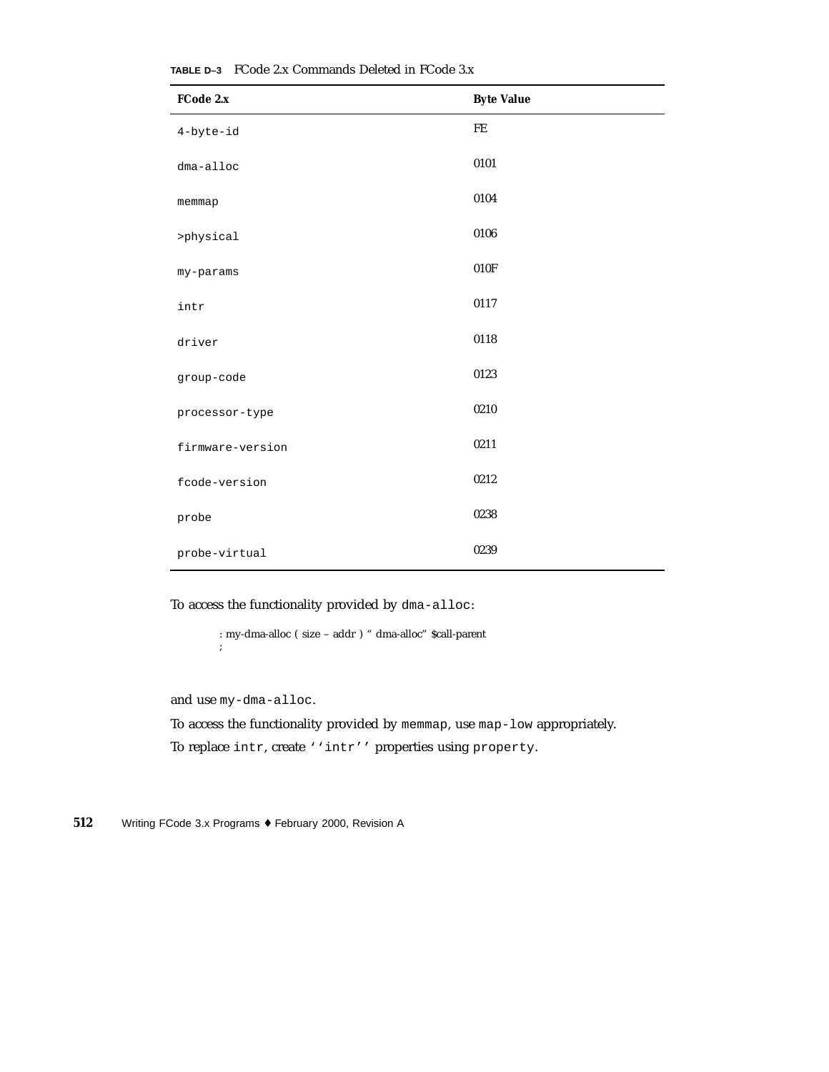**TABLE D–3** FCode 2.x Commands Deleted in FCode 3.x

| FCode 2.x | Byte Value |
| --- | --- |
| `4-byte-id` | FE |
| `dma-alloc` | 0101 |
| `memmap` | 0104 |
| `>physical` | 0106 |
| `my-params` | 010F |
| `intr` | 0117 |
| `driver` | 0118 |
| `group-code` | 0123 |
| `processor-type` | 0210 |
| `firmware-version` | 0211 |
| `fcode-version` | 0212 |
| `probe` | 0238 |
| `probe-virtual` | 0239 |

To access the functionality provided by `dma-alloc`:

```
: my-dma-alloc ( size – addr ) " dma-alloc" $call-parent
;
```

and use `my-dma-alloc`.

To access the functionality provided by `memmap`, use `map-low` appropriately.

To replace `intr`, create `''intr''` properties using `property`.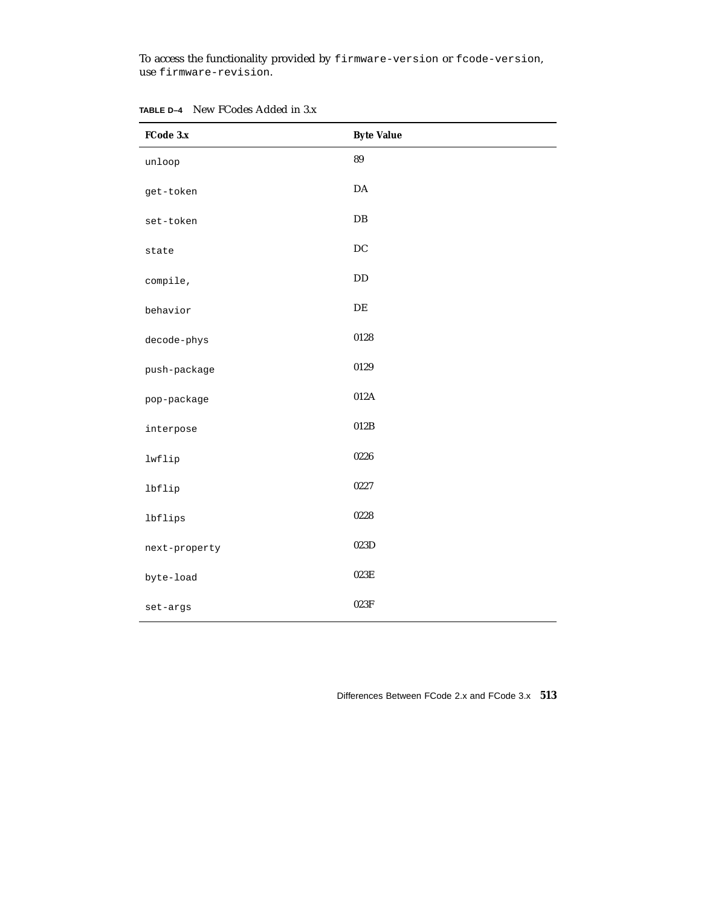To access the functionality provided by `firmware-version` or `fcode-version`, use `firmware-revision`.

**TABLE D–4** New FCodes Added in 3.x

| FCode 3.x | Byte Value |
|---|---|
| `unloop` | 89 |
| `get-token` | DA |
| `set-token` | DB |
| `state` | DC |
| `compile,` | DD |
| `behavior` | DE |
| `decode-phys` | 0128 |
| `push-package` | 0129 |
| `pop-package` | 012A |
| `interpose` | 012B |
| `lwflip` | 0226 |
| `lbflip` | 0227 |
| `lbflips` | 0228 |
| `next-property` | 023D |
| `byte-load` | 023E |
| `set-args` | 023F |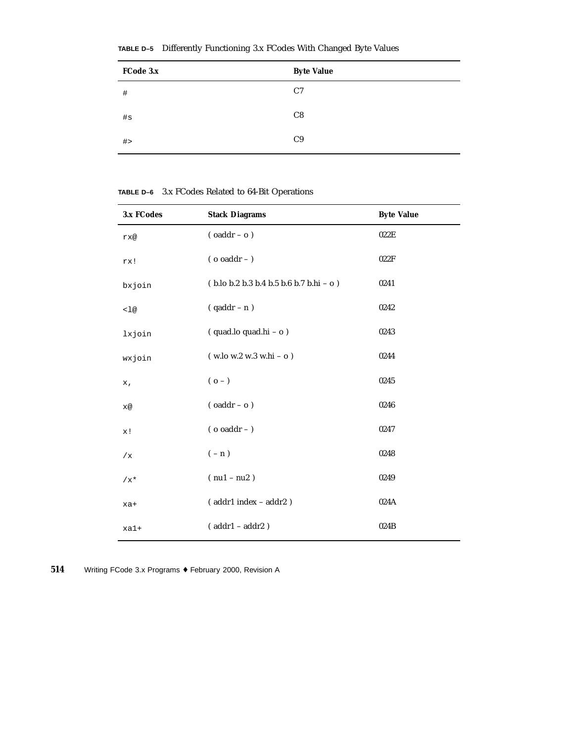**TABLE D–5** Differently Functioning 3.x FCodes With Changed Byte Values

| FCode 3.x | Byte Value |
|---|---|
| `#` | C7 |
| `#s` | C8 |
| `#>` | C9 |

**TABLE D–6** 3.x FCodes Related to 64-Bit Operations

| 3.x FCodes | Stack Diagrams | Byte Value |
|---|---|---|
| `rx@` | ( oaddr – o ) | 022E |
| `rx!` | ( o oaddr – ) | 022F |
| `bxjoin` | ( b.lo b.2 b.3 b.4 b.5 b.6 b.7 b.hi – o ) | 0241 |
| `<l@` | ( qaddr – n ) | 0242 |
| `lxjoin` | ( quad.lo quad.hi – o ) | 0243 |
| `wxjoin` | ( w.lo w.2 w.3 w.hi – o ) | 0244 |
| `x,` | ( o – ) | 0245 |
| `x@` | ( oaddr – o ) | 0246 |
| `x!` | ( o oaddr – ) | 0247 |
| `/x` | ( – n ) | 0248 |
| `/x*` | ( nu1 – nu2 ) | 0249 |
| `xa+` | ( addr1 index – addr2 ) | 024A |
| `xa1+` | ( addr1 – addr2 ) | 024B |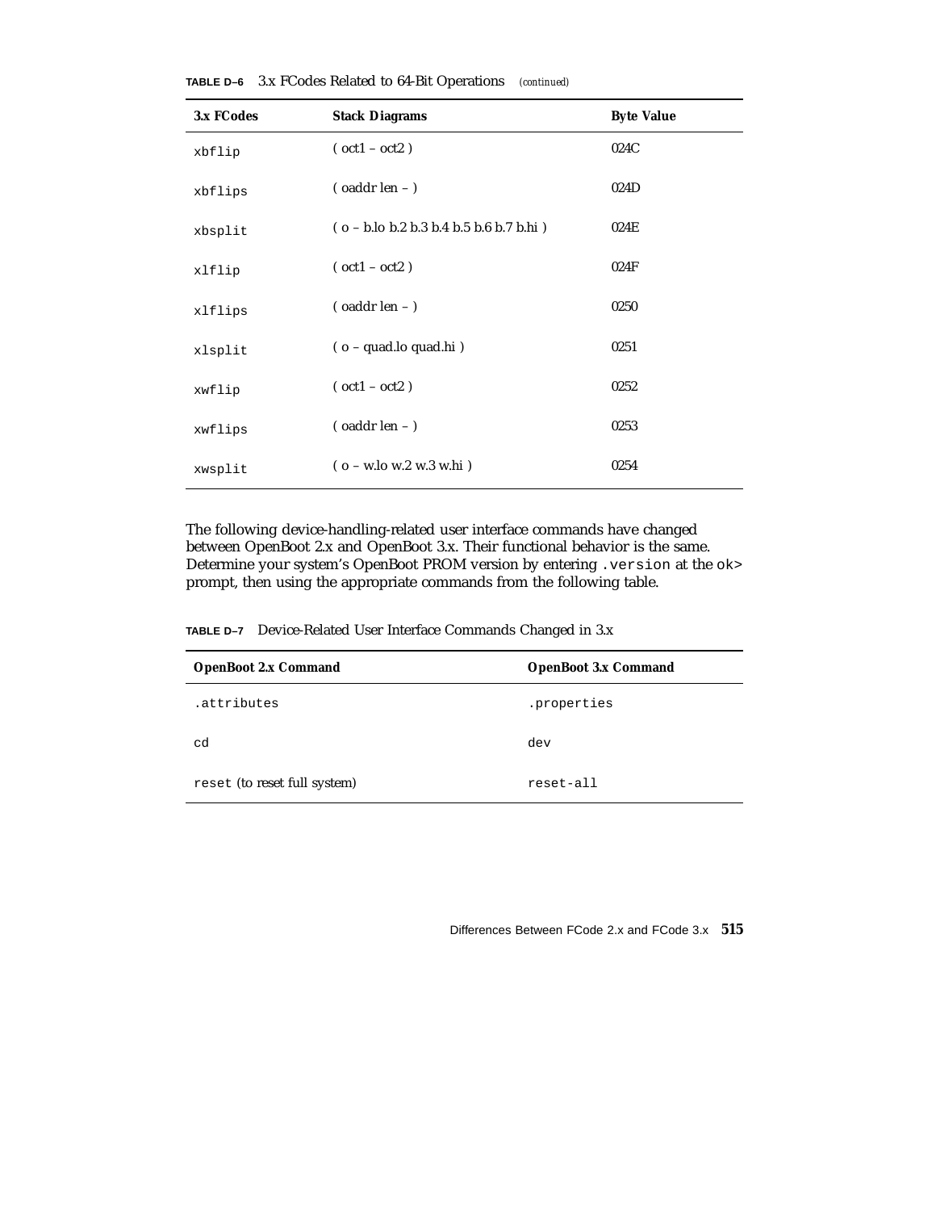**TABLE D–6** 3.x FCodes Related to 64-Bit Operations *(continued)*

| 3.x FCodes | Stack Diagrams | Byte Value |
|---|---|---|
| `xbflip` | ( oct1 – oct2 ) | 024C |
| `xbflips` | ( oaddr len – ) | 024D |
| `xbsplit` | ( o – b.lo b.2 b.3 b.4 b.5 b.6 b.7 b.hi ) | 024E |
| `xlflip` | ( oct1 – oct2 ) | 024F |
| `xlflips` | ( oaddr len – ) | 0250 |
| `xlsplit` | ( o – quad.lo quad.hi ) | 0251 |
| `xwflip` | ( oct1 – oct2 ) | 0252 |
| `xwflips` | ( oaddr len – ) | 0253 |
| `xwsplit` | ( o – w.lo w.2 w.3 w.hi ) | 0254 |

The following device-handling-related user interface commands have changed between OpenBoot 2.x and OpenBoot 3.x. Their functional behavior is the same. Determine your system's OpenBoot PROM version by entering `.version` at the `ok>` prompt, then using the appropriate commands from the following table.

**TABLE D–7** Device-Related User Interface Commands Changed in 3.x

| OpenBoot 2.x Command | OpenBoot 3.x Command |
|---|---|
| `.attributes` | `.properties` |
| `cd` | `dev` |
| `reset` (to reset full system) | `reset-all` |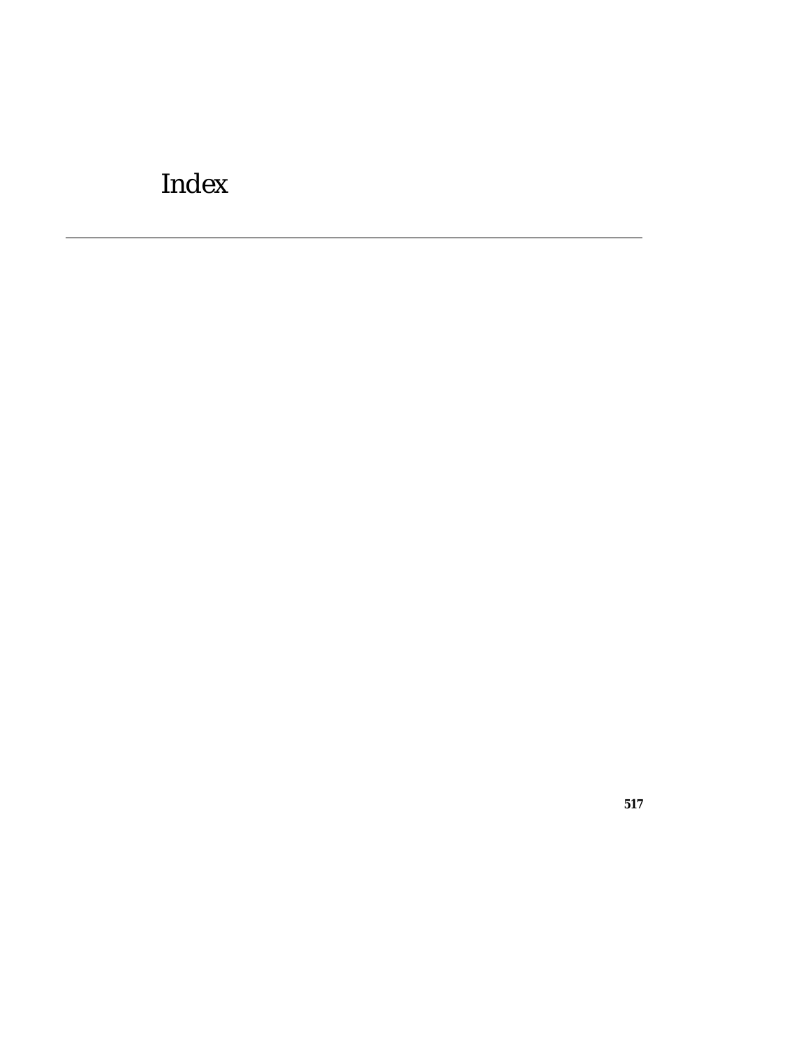# Index